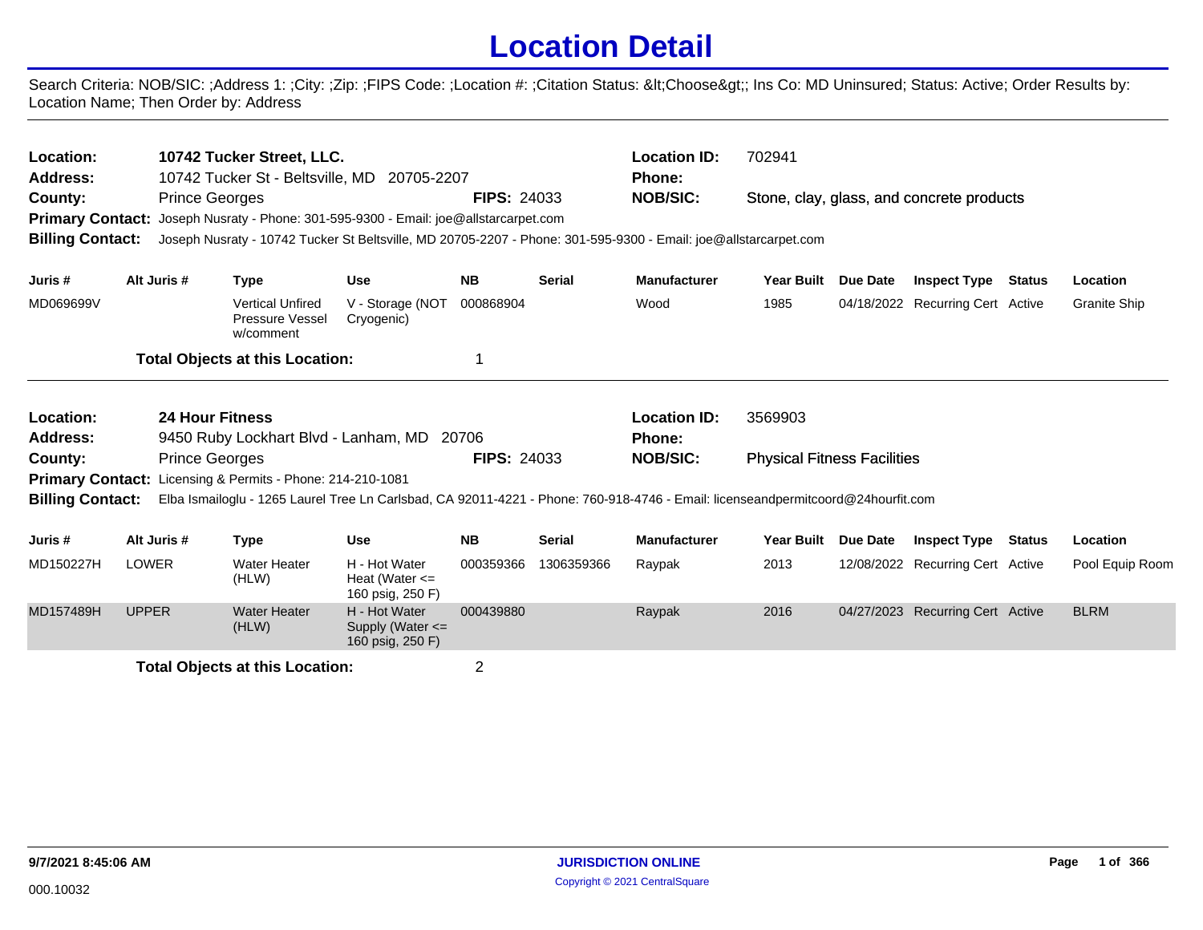# Location Detail

Search Criteria: NOB/SIC: ;Address 1: ;City: ;Zip: ;FIPS Code: ;Location #: ;Citation Status: &lt;Choose&gt;; Ins Co: MD Uninsured; Status: Active; Order Results by: Location Name; Then Order by: Address

---

**Location:** 10742 Tucker Street, LLC.
**Address:** 10742 Tucker St - Beltsville, MD 20705-2207
**County:** Prince Georges **FIPS:** 24033
**Location ID:** 702941
**Phone:**
**NOB/SIC:** Stone, clay, glass, and concrete products
**Primary Contact:** Joseph Nusraty - Phone: 301-595-9300 - Email: joe@allstarcarpet.com
**Billing Contact:** Joseph Nusraty - 10742 Tucker St Beltsville, MD 20705-2207 - Phone: 301-595-9300 - Email: joe@allstarcarpet.com

| Juris # | Alt Juris # | Type | Use | NB | Serial | Manufacturer | Year Built | Due Date | Inspect Type | Status | Location |
|---|---|---|---|---|---|---|---|---|---|---|---|
| MD069699V | | Vertical Unfired Pressure Vessel w/comment | V - Storage (NOT Cryogenic) | 000868904 | | Wood | 1985 | 04/18/2022 | Recurring Cert | Active | Granite Ship |

**Total Objects at this Location:** 1

---

**Location:** 24 Hour Fitness
**Address:** 9450 Ruby Lockhart Blvd - Lanham, MD 20706
**County:** Prince Georges **FIPS:** 24033
**Location ID:** 3569903
**Phone:**
**NOB/SIC:** Physical Fitness Facilities
**Primary Contact:** Licensing & Permits - Phone: 214-210-1081
**Billing Contact:** Elba Ismailoglu - 1265 Laurel Tree Ln Carlsbad, CA 92011-4221 - Phone: 760-918-4746 - Email: licenseandpermitcoord@24hourfit.com

| Juris # | Alt Juris # | Type | Use | NB | Serial | Manufacturer | Year Built | Due Date | Inspect Type | Status | Location |
|---|---|---|---|---|---|---|---|---|---|---|---|
| MD150227H | LOWER | Water Heater (HLW) | H - Hot Water Heat (Water <= 160 psig, 250 F) | 000359366 | 1306359366 | Raypak | 2013 | 12/08/2022 | Recurring Cert | Active | Pool Equip Room |
| MD157489H | UPPER | Water Heater (HLW) | H - Hot Water Supply (Water <= 160 psig, 250 F) | 000439880 | | Raypak | 2016 | 04/27/2023 | Recurring Cert | Active | BLRM |

**Total Objects at this Location:** 2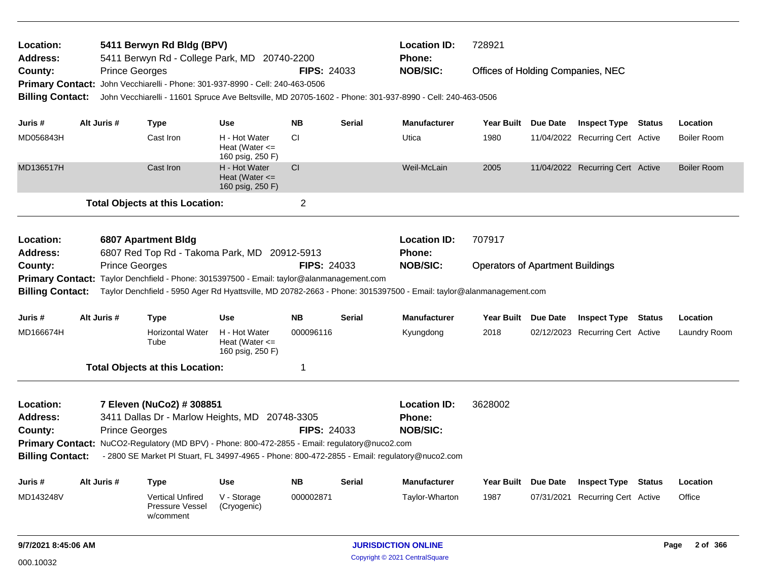**Location:** 5411 Berwyn Rd Bldg (BPV)
**Address:** 5411 Berwyn Rd - College Park, MD 20740-2200
**County:** Prince Georges
**FIPS:** 24033
**Location ID:** 728921
**Phone:**
**NOB/SIC:** Offices of Holding Companies, NEC
**Primary Contact:** John Vecchiarelli - Phone: 301-937-8990 - Cell: 240-463-0506
**Billing Contact:** John Vecchiarelli - 11601 Spruce Ave Beltsville, MD 20705-1602 - Phone: 301-937-8990 - Cell: 240-463-0506

| Juris # | Alt Juris # | Type | Use | NB | Serial | Manufacturer | Year Built | Due Date | Inspect Type | Status | Location |
|---|---|---|---|---|---|---|---|---|---|---|---|
| MD056843H | | Cast Iron | H - Hot Water Heat (Water <= 160 psig, 250 F) | CI | | Utica | 1980 | 11/04/2022 | Recurring Cert | Active | Boiler Room |
| MD136517H | | Cast Iron | H - Hot Water Heat (Water <= 160 psig, 250 F) | CI | | Weil-McLain | 2005 | 11/04/2022 | Recurring Cert | Active | Boiler Room |

**Total Objects at this Location:** 2

---

**Location:** 6807 Apartment Bldg
**Address:** 6807 Red Top Rd - Takoma Park, MD 20912-5913
**County:** Prince Georges
**FIPS:** 24033
**Location ID:** 707917
**Phone:**
**NOB/SIC:** Operators of Apartment Buildings
**Primary Contact:** Taylor Denchfield - Phone: 3015397500 - Email: taylor@alanmanagement.com
**Billing Contact:** Taylor Denchfield - 5950 Ager Rd Hyattsville, MD 20782-2663 - Phone: 3015397500 - Email: taylor@alanmanagement.com

| Juris # | Alt Juris # | Type | Use | NB | Serial | Manufacturer | Year Built | Due Date | Inspect Type | Status | Location |
|---|---|---|---|---|---|---|---|---|---|---|---|
| MD166674H | | Horizontal Water Tube | H - Hot Water Heat (Water <= 160 psig, 250 F) | 000096116 | | Kyungdong | 2018 | 02/12/2023 | Recurring Cert | Active | Laundry Room |

**Total Objects at this Location:** 1

---

**Location:** 7 Eleven (NuCo2) # 308851
**Address:** 3411 Dallas Dr - Marlow Heights, MD 20748-3305
**County:** Prince Georges
**FIPS:** 24033
**Location ID:** 3628002
**Phone:**
**NOB/SIC:**
**Primary Contact:** NuCO2-Regulatory (MD BPV) - Phone: 800-472-2855 - Email: regulatory@nuco2.com
**Billing Contact:** - 2800 SE Market Pl Stuart, FL 34997-4965 - Phone: 800-472-2855 - Email: regulatory@nuco2.com

| Juris # | Alt Juris # | Type | Use | NB | Serial | Manufacturer | Year Built | Due Date | Inspect Type | Status | Location |
|---|---|---|---|---|---|---|---|---|---|---|---|
| MD143248V | | Vertical Unfired Pressure Vessel w/comment | V - Storage (Cryogenic) | 000002871 | | Taylor-Wharton | 1987 | 07/31/2021 | Recurring Cert | Active | Office |

9/7/2021 8:45:06 AM

000.10032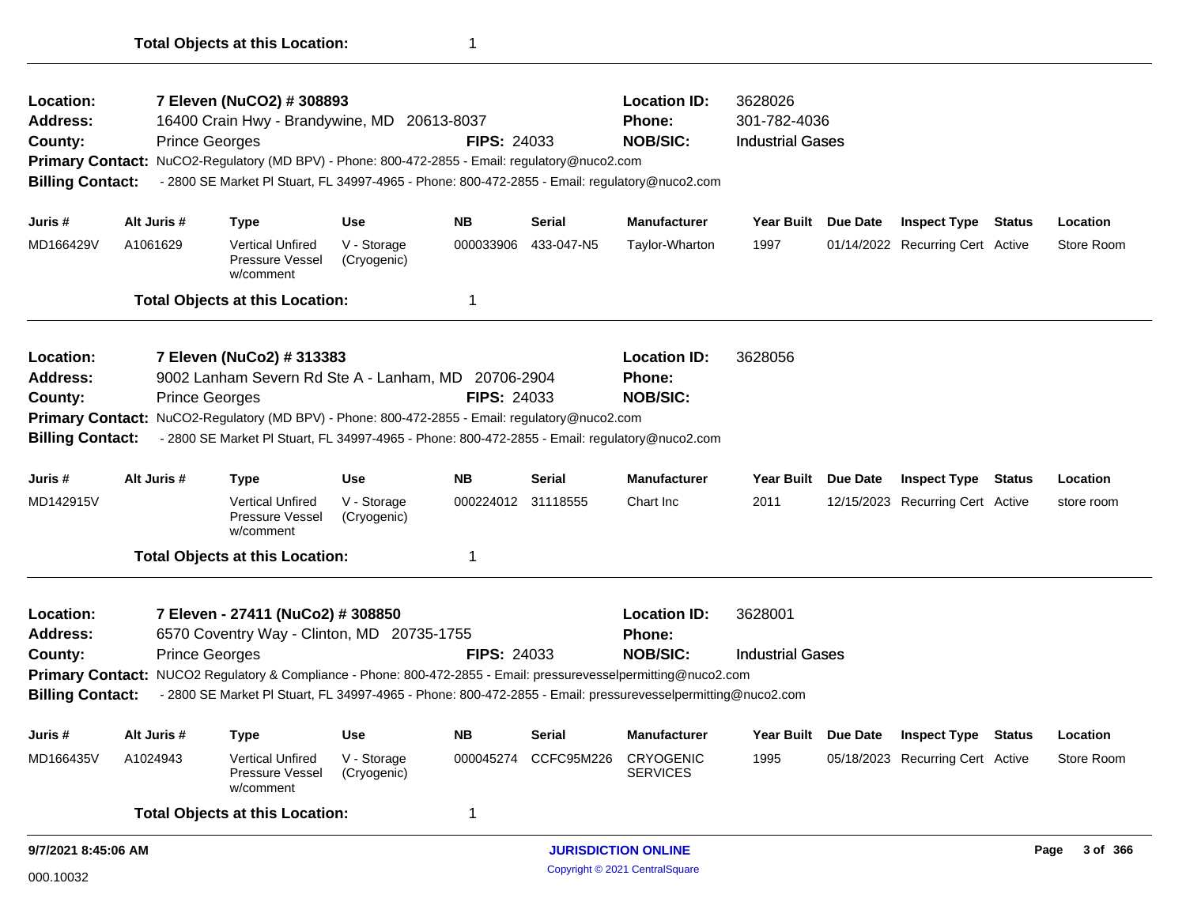**Total Objects at this Location:** 1

---

**Location:** 7 Eleven (NuCO2) # 308893
**Location ID:** 3628026
**Address:** 16400 Crain Hwy - Brandywine, MD 20613-8037
**Phone:** 301-782-4036
**County:** Prince Georges
**FIPS:** 24033
**NOB/SIC:** Industrial Gases
**Primary Contact:** NuCO2-Regulatory (MD BPV) - Phone: 800-472-2855 - Email: regulatory@nuco2.com
**Billing Contact:** - 2800 SE Market Pl Stuart, FL 34997-4965 - Phone: 800-472-2855 - Email: regulatory@nuco2.com

| Juris # | Alt Juris # | Type | Use | NB | Serial | Manufacturer | Year Built | Due Date | Inspect Type | Status | Location |
|---|---|---|---|---|---|---|---|---|---|---|---|
| MD166429V | A1061629 | Vertical Unfired Pressure Vessel w/comment | V - Storage (Cryogenic) | 000033906 | 433-047-N5 | Taylor-Wharton | 1997 | 01/14/2022 | Recurring Cert | Active | Store Room |

**Total Objects at this Location:** 1

---

**Location:** 7 Eleven (NuCo2) # 313383
**Location ID:** 3628056
**Address:** 9002 Lanham Severn Rd Ste A - Lanham, MD 20706-2904
**Phone:**
**County:** Prince Georges
**FIPS:** 24033
**NOB/SIC:**
**Primary Contact:** NuCO2-Regulatory (MD BPV) - Phone: 800-472-2855 - Email: regulatory@nuco2.com
**Billing Contact:** - 2800 SE Market Pl Stuart, FL 34997-4965 - Phone: 800-472-2855 - Email: regulatory@nuco2.com

| Juris # | Alt Juris # | Type | Use | NB | Serial | Manufacturer | Year Built | Due Date | Inspect Type | Status | Location |
|---|---|---|---|---|---|---|---|---|---|---|---|
| MD142915V | | Vertical Unfired Pressure Vessel w/comment | V - Storage (Cryogenic) | 000224012 | 31118555 | Chart Inc | 2011 | 12/15/2023 | Recurring Cert | Active | store room |

**Total Objects at this Location:** 1

---

**Location:** 7 Eleven - 27411 (NuCo2) # 308850
**Location ID:** 3628001
**Address:** 6570 Coventry Way - Clinton, MD 20735-1755
**Phone:**
**County:** Prince Georges
**FIPS:** 24033
**NOB/SIC:** Industrial Gases
**Primary Contact:** NUCO2 Regulatory & Compliance - Phone: 800-472-2855 - Email: pressurevesselpermitting@nuco2.com
**Billing Contact:** - 2800 SE Market Pl Stuart, FL 34997-4965 - Phone: 800-472-2855 - Email: pressurevesselpermitting@nuco2.com

| Juris # | Alt Juris # | Type | Use | NB | Serial | Manufacturer | Year Built | Due Date | Inspect Type | Status | Location |
|---|---|---|---|---|---|---|---|---|---|---|---|
| MD166435V | A1024943 | Vertical Unfired Pressure Vessel w/comment | V - Storage (Cryogenic) | 000045274 | CCFC95M226 | CRYOGENIC SERVICES | 1995 | 05/18/2023 | Recurring Cert | Active | Store Room |

**Total Objects at this Location:** 1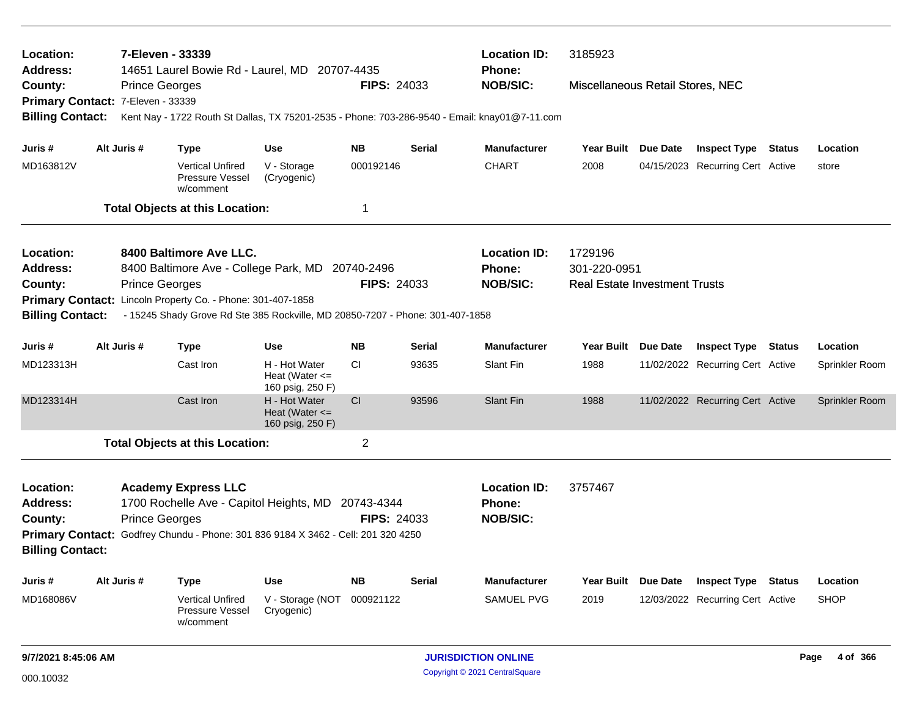**Location:** 7-Eleven - 33339
**Address:** 14651 Laurel Bowie Rd - Laurel, MD 20707-4435
**County:** Prince Georges **FIPS:** 24033
**Primary Contact:** 7-Eleven - 33339
**Billing Contact:** Kent Nay - 1722 Routh St Dallas, TX 75201-2535 - Phone: 703-286-9540 - Email: knay01@7-11.com
**Location ID:** 3185923
**Phone:**
**NOB/SIC:** Miscellaneous Retail Stores, NEC

| Juris # | Alt Juris # | Type | Use | NB | Serial | Manufacturer | Year Built | Due Date | Inspect Type | Status | Location |
|---|---|---|---|---|---|---|---|---|---|---|---|
| MD163812V | | Vertical Unfired Pressure Vessel w/comment | V - Storage (Cryogenic) | 000192146 | | CHART | 2008 | 04/15/2023 | Recurring Cert | Active | store |

**Total Objects at this Location:** 1

---

**Location:** 8400 Baltimore Ave LLC.
**Address:** 8400 Baltimore Ave - College Park, MD 20740-2496
**County:** Prince Georges **FIPS:** 24033
**Primary Contact:** Lincoln Property Co. - Phone: 301-407-1858
**Billing Contact:** - 15245 Shady Grove Rd Ste 385 Rockville, MD 20850-7207 - Phone: 301-407-1858
**Location ID:** 1729196
**Phone:** 301-220-0951
**NOB/SIC:** Real Estate Investment Trusts

| Juris # | Alt Juris # | Type | Use | NB | Serial | Manufacturer | Year Built | Due Date | Inspect Type | Status | Location |
|---|---|---|---|---|---|---|---|---|---|---|---|
| MD123313H | | Cast Iron | H - Hot Water Heat (Water <= 160 psig, 250 F) | CI | 93635 | Slant Fin | 1988 | 11/02/2022 | Recurring Cert | Active | Sprinkler Room |
| MD123314H | | Cast Iron | H - Hot Water Heat (Water <= 160 psig, 250 F) | CI | 93596 | Slant Fin | 1988 | 11/02/2022 | Recurring Cert | Active | Sprinkler Room |

**Total Objects at this Location:** 2

---

**Location:** Academy Express LLC
**Address:** 1700 Rochelle Ave - Capitol Heights, MD 20743-4344
**County:** Prince Georges **FIPS:** 24033
**Primary Contact:** Godfrey Chundu - Phone: 301 836 9184 X 3462 - Cell: 201 320 4250
**Billing Contact:**
**Location ID:** 3757467
**Phone:**
**NOB/SIC:**

| Juris # | Alt Juris # | Type | Use | NB | Serial | Manufacturer | Year Built | Due Date | Inspect Type | Status | Location |
|---|---|---|---|---|---|---|---|---|---|---|---|
| MD168086V | | Vertical Unfired Pressure Vessel w/comment | V - Storage (NOT Cryogenic) | 000921122 | | SAMUEL PVG | 2019 | 12/03/2022 | Recurring Cert | Active | SHOP |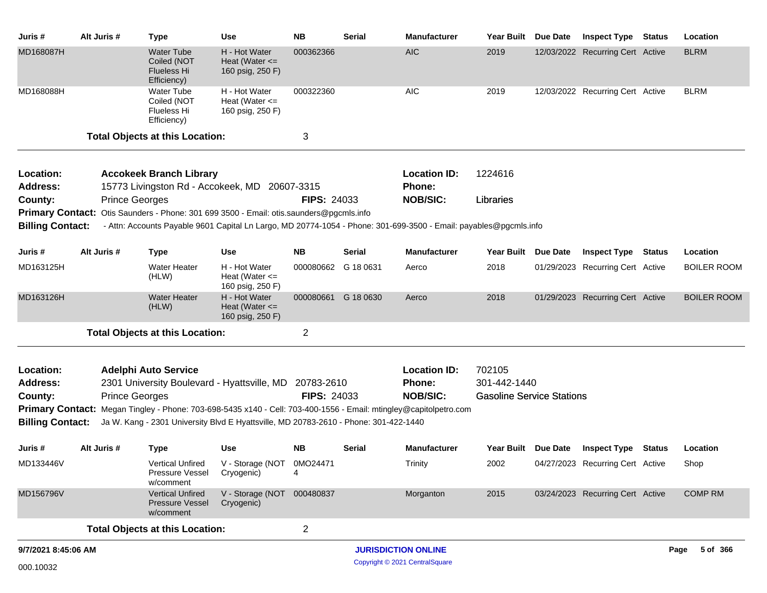| Juris # | Alt Juris # | Type | Use | NB | Serial | Manufacturer | Year Built | Due Date | Inspect Type | Status | Location |
|---|---|---|---|---|---|---|---|---|---|---|---|
| MD168087H | | Water Tube Coiled (NOT Flueless Hi Efficiency) | H - Hot Water Heat (Water <= 160 psig, 250 F) | 000362366 | | AIC | 2019 | 12/03/2022 | Recurring Cert | Active | BLRM |
| MD168088H | | Water Tube Coiled (NOT Flueless Hi Efficiency) | H - Hot Water Heat (Water <= 160 psig, 250 F) | 000322360 | | AIC | 2019 | 12/03/2022 | Recurring Cert | Active | BLRM |

**Total Objects at this Location:** 3

---

**Location:** **Accokeek Branch Library** — **Location ID:** 1224616
**Address:** 15773 Livingston Rd - Accokeek, MD 20607-3315 — **Phone:**
**County:** Prince Georges — **FIPS:** 24033 — **NOB/SIC:** Libraries
**Primary Contact:** Otis Saunders - Phone: 301 699 3500 - Email: otis.saunders@pgcmls.info
**Billing Contact:** - Attn: Accounts Payable 9601 Capital Ln Largo, MD 20774-1054 - Phone: 301-699-3500 - Email: payables@pgcmls.info

| Juris # | Alt Juris # | Type | Use | NB | Serial | Manufacturer | Year Built | Due Date | Inspect Type | Status | Location |
|---|---|---|---|---|---|---|---|---|---|---|---|
| MD163125H | | Water Heater (HLW) | H - Hot Water Heat (Water <= 160 psig, 250 F) | 000080662 | G 18 0631 | Aerco | 2018 | 01/29/2023 | Recurring Cert | Active | BOILER ROOM |
| MD163126H | | Water Heater (HLW) | H - Hot Water Heat (Water <= 160 psig, 250 F) | 000080661 | G 18 0630 | Aerco | 2018 | 01/29/2023 | Recurring Cert | Active | BOILER ROOM |

**Total Objects at this Location:** 2

---

**Location:** **Adelphi Auto Service** — **Location ID:** 702105
**Address:** 2301 University Boulevard - Hyattsville, MD 20783-2610 — **Phone:** 301-442-1440
**County:** Prince Georges — **FIPS:** 24033 — **NOB/SIC:** Gasoline Service Stations
**Primary Contact:** Megan Tingley - Phone: 703-698-5435 x140 - Cell: 703-400-1556 - Email: mtingley@capitolpetro.com
**Billing Contact:** Ja W. Kang - 2301 University Blvd E Hyattsville, MD 20783-2610 - Phone: 301-422-1440

| Juris # | Alt Juris # | Type | Use | NB | Serial | Manufacturer | Year Built | Due Date | Inspect Type | Status | Location |
|---|---|---|---|---|---|---|---|---|---|---|---|
| MD133446V | | Vertical Unfired Pressure Vessel w/comment | V - Storage (NOT Cryogenic) | 0MO244714 | | Trinity | 2002 | 04/27/2023 | Recurring Cert | Active | Shop |
| MD156796V | | Vertical Unfired Pressure Vessel w/comment | V - Storage (NOT Cryogenic) | 000480837 | | Morganton | 2015 | 03/24/2023 | Recurring Cert | Active | COMP RM |

**Total Objects at this Location:** 2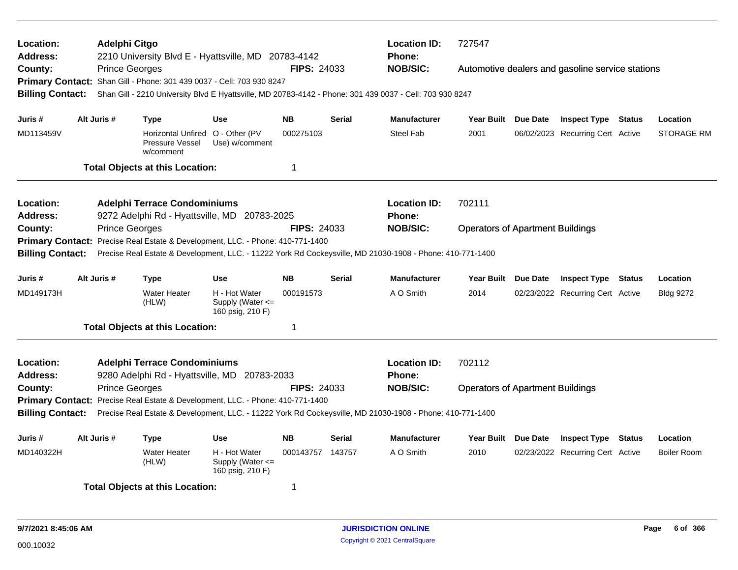**Location:** Adelphi Citgo
**Location ID:** 727547
**Address:** 2210 University Blvd E - Hyattsville, MD 20783-4142
**Phone:**
**County:** Prince Georges
**FIPS:** 24033
**NOB/SIC:** Automotive dealers and gasoline service stations
**Primary Contact:** Shan Gill - Phone: 301 439 0037 - Cell: 703 930 8247
**Billing Contact:** Shan Gill - 2210 University Blvd E Hyattsville, MD 20783-4142 - Phone: 301 439 0037 - Cell: 703 930 8247

| Juris # | Alt Juris # | Type | Use | NB | Serial | Manufacturer | Year Built | Due Date | Inspect Type | Status | Location |
|---|---|---|---|---|---|---|---|---|---|---|---|
| MD113459V | | Horizontal Unfired Pressure Vessel w/comment | O - Other (PV Use) w/comment | 000275103 | | Steel Fab | 2001 | 06/02/2023 | Recurring Cert | Active | STORAGE RM |

**Total Objects at this Location:** 1

---

**Location:** Adelphi Terrace Condominiums
**Location ID:** 702111
**Address:** 9272 Adelphi Rd - Hyattsville, MD 20783-2025
**Phone:**
**County:** Prince Georges
**FIPS:** 24033
**NOB/SIC:** Operators of Apartment Buildings
**Primary Contact:** Precise Real Estate & Development, LLC. - Phone: 410-771-1400
**Billing Contact:** Precise Real Estate & Development, LLC. - 11222 York Rd Cockeysville, MD 21030-1908 - Phone: 410-771-1400

| Juris # | Alt Juris # | Type | Use | NB | Serial | Manufacturer | Year Built | Due Date | Inspect Type | Status | Location |
|---|---|---|---|---|---|---|---|---|---|---|---|
| MD149173H | | Water Heater (HLW) | H - Hot Water Supply (Water <= 160 psig, 210 F) | 000191573 | | A O Smith | 2014 | 02/23/2022 | Recurring Cert | Active | Bldg 9272 |

**Total Objects at this Location:** 1

---

**Location:** Adelphi Terrace Condominiums
**Location ID:** 702112
**Address:** 9280 Adelphi Rd - Hyattsville, MD 20783-2033
**Phone:**
**County:** Prince Georges
**FIPS:** 24033
**NOB/SIC:** Operators of Apartment Buildings
**Primary Contact:** Precise Real Estate & Development, LLC. - Phone: 410-771-1400
**Billing Contact:** Precise Real Estate & Development, LLC. - 11222 York Rd Cockeysville, MD 21030-1908 - Phone: 410-771-1400

| Juris # | Alt Juris # | Type | Use | NB | Serial | Manufacturer | Year Built | Due Date | Inspect Type | Status | Location |
|---|---|---|---|---|---|---|---|---|---|---|---|
| MD140322H | | Water Heater (HLW) | H - Hot Water Supply (Water <= 160 psig, 210 F) | 000143757 | 143757 | A O Smith | 2010 | 02/23/2022 | Recurring Cert | Active | Boiler Room |

**Total Objects at this Location:** 1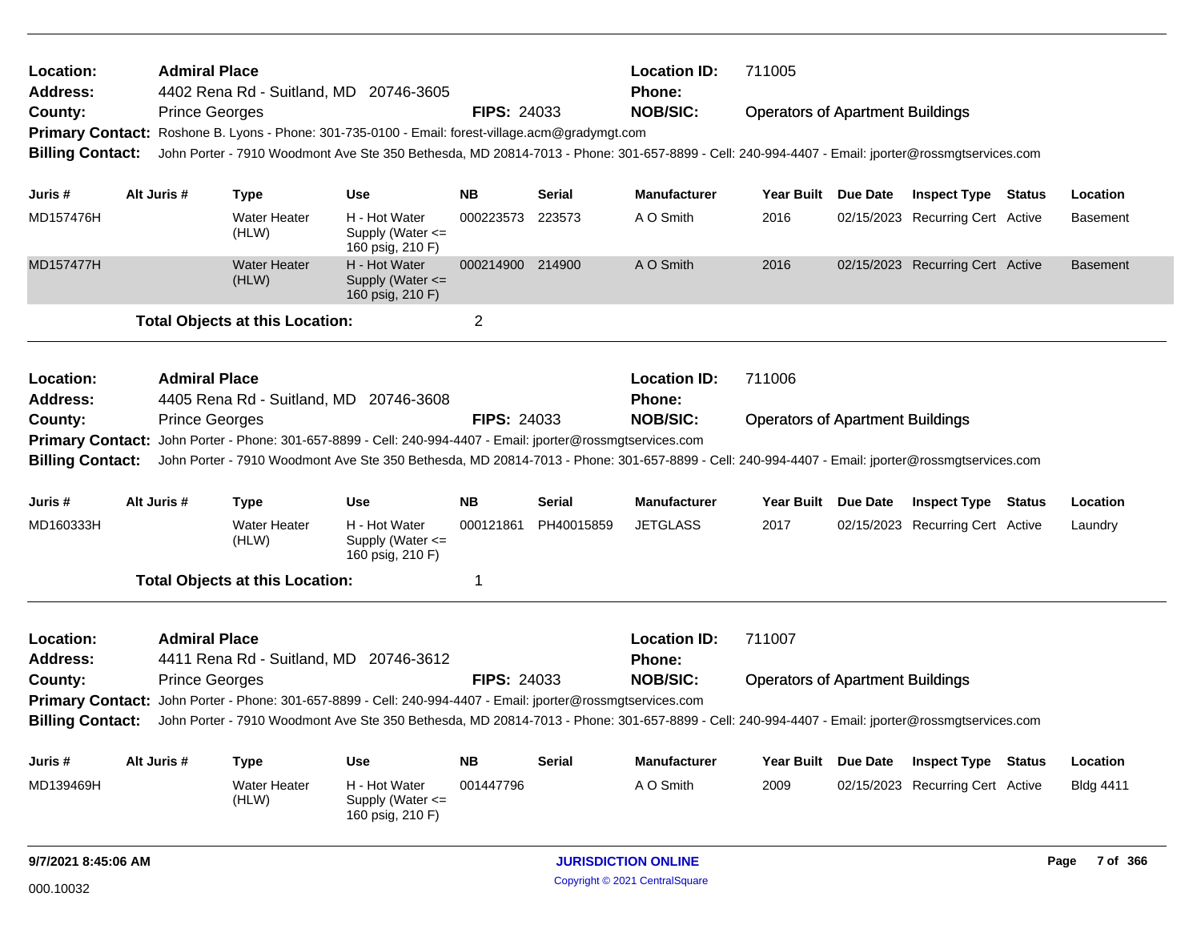**Location:** Admiral Place
**Address:** 4402 Rena Rd - Suitland, MD 20746-3605
**County:** Prince Georges
**FIPS:** 24033
**Location ID:** 711005
**Phone:**
**NOB/SIC:** Operators of Apartment Buildings
**Primary Contact:** Roshone B. Lyons - Phone: 301-735-0100 - Email: forest-village.acm@gradymgt.com
**Billing Contact:** John Porter - 7910 Woodmont Ave Ste 350 Bethesda, MD 20814-7013 - Phone: 301-657-8899 - Cell: 240-994-4407 - Email: jporter@rossmgtservices.com

| Juris # | Alt Juris # | Type | Use | NB | Serial | Manufacturer | Year Built | Due Date | Inspect Type | Status | Location |
|---|---|---|---|---|---|---|---|---|---|---|---|
| MD157476H | | Water Heater (HLW) | H - Hot Water Supply (Water <= 160 psig, 210 F) | 000223573 | 223573 | A O Smith | 2016 | 02/15/2023 | Recurring Cert | Active | Basement |
| MD157477H | | Water Heater (HLW) | H - Hot Water Supply (Water <= 160 psig, 210 F) | 000214900 | 214900 | A O Smith | 2016 | 02/15/2023 | Recurring Cert | Active | Basement |

**Total Objects at this Location:** 2

---

**Location:** Admiral Place
**Address:** 4405 Rena Rd - Suitland, MD 20746-3608
**County:** Prince Georges
**FIPS:** 24033
**Location ID:** 711006
**Phone:**
**NOB/SIC:** Operators of Apartment Buildings
**Primary Contact:** John Porter - Phone: 301-657-8899 - Cell: 240-994-4407 - Email: jporter@rossmgtservices.com
**Billing Contact:** John Porter - 7910 Woodmont Ave Ste 350 Bethesda, MD 20814-7013 - Phone: 301-657-8899 - Cell: 240-994-4407 - Email: jporter@rossmgtservices.com

| Juris # | Alt Juris # | Type | Use | NB | Serial | Manufacturer | Year Built | Due Date | Inspect Type | Status | Location |
|---|---|---|---|---|---|---|---|---|---|---|---|
| MD160333H | | Water Heater (HLW) | H - Hot Water Supply (Water <= 160 psig, 210 F) | 000121861 | PH40015859 | JETGLASS | 2017 | 02/15/2023 | Recurring Cert | Active | Laundry |

**Total Objects at this Location:** 1

---

**Location:** Admiral Place
**Address:** 4411 Rena Rd - Suitland, MD 20746-3612
**County:** Prince Georges
**FIPS:** 24033
**Location ID:** 711007
**Phone:**
**NOB/SIC:** Operators of Apartment Buildings
**Primary Contact:** John Porter - Phone: 301-657-8899 - Cell: 240-994-4407 - Email: jporter@rossmgtservices.com
**Billing Contact:** John Porter - 7910 Woodmont Ave Ste 350 Bethesda, MD 20814-7013 - Phone: 301-657-8899 - Cell: 240-994-4407 - Email: jporter@rossmgtservices.com

| Juris # | Alt Juris # | Type | Use | NB | Serial | Manufacturer | Year Built | Due Date | Inspect Type | Status | Location |
|---|---|---|---|---|---|---|---|---|---|---|---|
| MD139469H | | Water Heater (HLW) | H - Hot Water Supply (Water <= 160 psig, 210 F) | 001447796 | | A O Smith | 2009 | 02/15/2023 | Recurring Cert | Active | Bldg 4411 |

9/7/2021 8:45:06 AM — JURISDICTION ONLINE — Copyright © 2021 CentralSquare

000.10032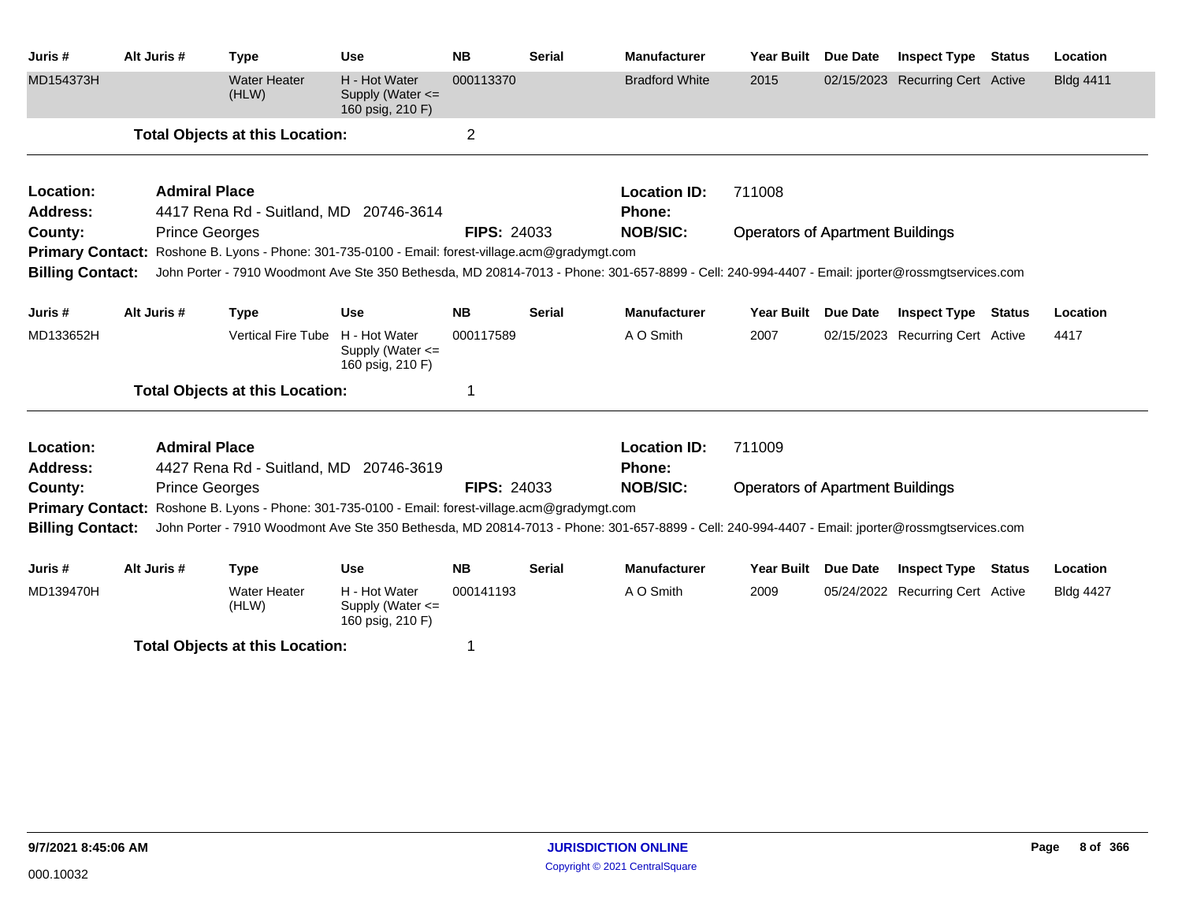| Juris # | Alt Juris # | Type | Use | NB | Serial | Manufacturer | Year Built | Due Date | Inspect Type | Status | Location |
|---|---|---|---|---|---|---|---|---|---|---|---|
| MD154373H | | Water Heater (HLW) | H - Hot Water Supply (Water <= 160 psig, 210 F) | 000113370 | | Bradford White | 2015 | 02/15/2023 | Recurring Cert | Active | Bldg 4411 |

**Total Objects at this Location:** 2

---

**Location:** **Admiral Place**
**Location ID:** 711008
**Address:** 4417 Rena Rd - Suitland, MD 20746-3614
**Phone:**
**County:** Prince Georges
**FIPS:** 24033
**NOB/SIC:** Operators of Apartment Buildings
**Primary Contact:** Roshone B. Lyons - Phone: 301-735-0100 - Email: forest-village.acm@gradymgt.com
**Billing Contact:** John Porter - 7910 Woodmont Ave Ste 350 Bethesda, MD 20814-7013 - Phone: 301-657-8899 - Cell: 240-994-4407 - Email: jporter@rossmgtservices.com

| Juris # | Alt Juris # | Type | Use | NB | Serial | Manufacturer | Year Built | Due Date | Inspect Type | Status | Location |
|---|---|---|---|---|---|---|---|---|---|---|---|
| MD133652H | | Vertical Fire Tube | H - Hot Water Supply (Water <= 160 psig, 210 F) | 000117589 | | A O Smith | 2007 | 02/15/2023 | Recurring Cert | Active | 4417 |

**Total Objects at this Location:** 1

---

**Location:** **Admiral Place**
**Location ID:** 711009
**Address:** 4427 Rena Rd - Suitland, MD 20746-3619
**Phone:**
**County:** Prince Georges
**FIPS:** 24033
**NOB/SIC:** Operators of Apartment Buildings
**Primary Contact:** Roshone B. Lyons - Phone: 301-735-0100 - Email: forest-village.acm@gradymgt.com
**Billing Contact:** John Porter - 7910 Woodmont Ave Ste 350 Bethesda, MD 20814-7013 - Phone: 301-657-8899 - Cell: 240-994-4407 - Email: jporter@rossmgtservices.com

| Juris # | Alt Juris # | Type | Use | NB | Serial | Manufacturer | Year Built | Due Date | Inspect Type | Status | Location |
|---|---|---|---|---|---|---|---|---|---|---|---|
| MD139470H | | Water Heater (HLW) | H - Hot Water Supply (Water <= 160 psig, 210 F) | 000141193 | | A O Smith | 2009 | 05/24/2022 | Recurring Cert | Active | Bldg 4427 |

**Total Objects at this Location:** 1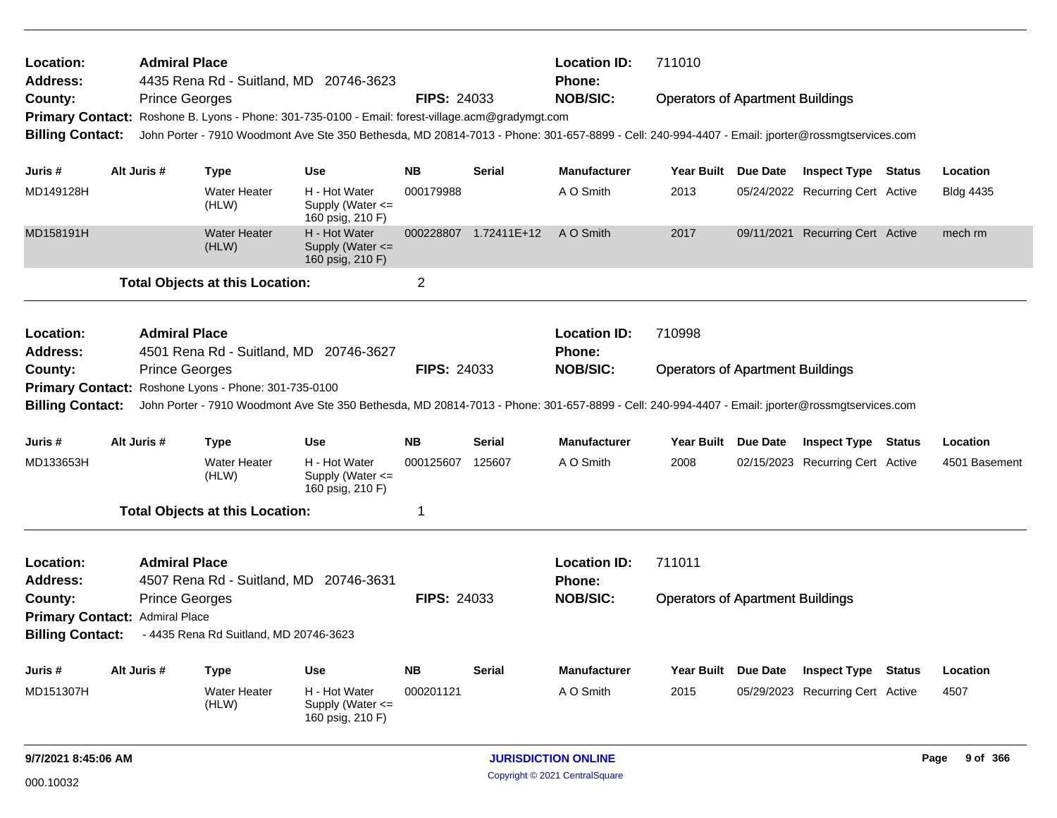**Location:** Admiral Place
**Address:** 4435 Rena Rd - Suitland, MD 20746-3623
**County:** Prince Georges
**FIPS:** 24033
**Location ID:** 711010
**Phone:**
**NOB/SIC:** Operators of Apartment Buildings
**Primary Contact:** Roshone B. Lyons - Phone: 301-735-0100 - Email: forest-village.acm@gradymgt.com
**Billing Contact:** John Porter - 7910 Woodmont Ave Ste 350 Bethesda, MD 20814-7013 - Phone: 301-657-8899 - Cell: 240-994-4407 - Email: jporter@rossmgtservices.com

| Juris # | Alt Juris # | Type | Use | NB | Serial | Manufacturer | Year Built | Due Date | Inspect Type | Status | Location |
|---|---|---|---|---|---|---|---|---|---|---|---|
| MD149128H | | Water Heater (HLW) | H - Hot Water Supply (Water <= 160 psig, 210 F) | 000179988 | | A O Smith | 2013 | 05/24/2022 | Recurring Cert | Active | Bldg 4435 |
| MD158191H | | Water Heater (HLW) | H - Hot Water Supply (Water <= 160 psig, 210 F) | 000228807 | 1.72411E+12 | A O Smith | 2017 | 09/11/2021 | Recurring Cert | Active | mech rm |

**Total Objects at this Location:** 2

---

**Location:** Admiral Place
**Address:** 4501 Rena Rd - Suitland, MD 20746-3627
**County:** Prince Georges
**FIPS:** 24033
**Location ID:** 710998
**Phone:**
**NOB/SIC:** Operators of Apartment Buildings
**Primary Contact:** Roshone Lyons - Phone: 301-735-0100
**Billing Contact:** John Porter - 7910 Woodmont Ave Ste 350 Bethesda, MD 20814-7013 - Phone: 301-657-8899 - Cell: 240-994-4407 - Email: jporter@rossmgtservices.com

| Juris # | Alt Juris # | Type | Use | NB | Serial | Manufacturer | Year Built | Due Date | Inspect Type | Status | Location |
|---|---|---|---|---|---|---|---|---|---|---|---|
| MD133653H | | Water Heater (HLW) | H - Hot Water Supply (Water <= 160 psig, 210 F) | 000125607 | 125607 | A O Smith | 2008 | 02/15/2023 | Recurring Cert | Active | 4501 Basement |

**Total Objects at this Location:** 1

---

**Location:** Admiral Place
**Address:** 4507 Rena Rd - Suitland, MD 20746-3631
**County:** Prince Georges
**FIPS:** 24033
**Location ID:** 711011
**Phone:**
**NOB/SIC:** Operators of Apartment Buildings
**Primary Contact:** Admiral Place
**Billing Contact:** - 4435 Rena Rd Suitland, MD 20746-3623

| Juris # | Alt Juris # | Type | Use | NB | Serial | Manufacturer | Year Built | Due Date | Inspect Type | Status | Location |
|---|---|---|---|---|---|---|---|---|---|---|---|
| MD151307H | | Water Heater (HLW) | H - Hot Water Supply (Water <= 160 psig, 210 F) | 000201121 | | A O Smith | 2015 | 05/29/2023 | Recurring Cert | Active | 4507 |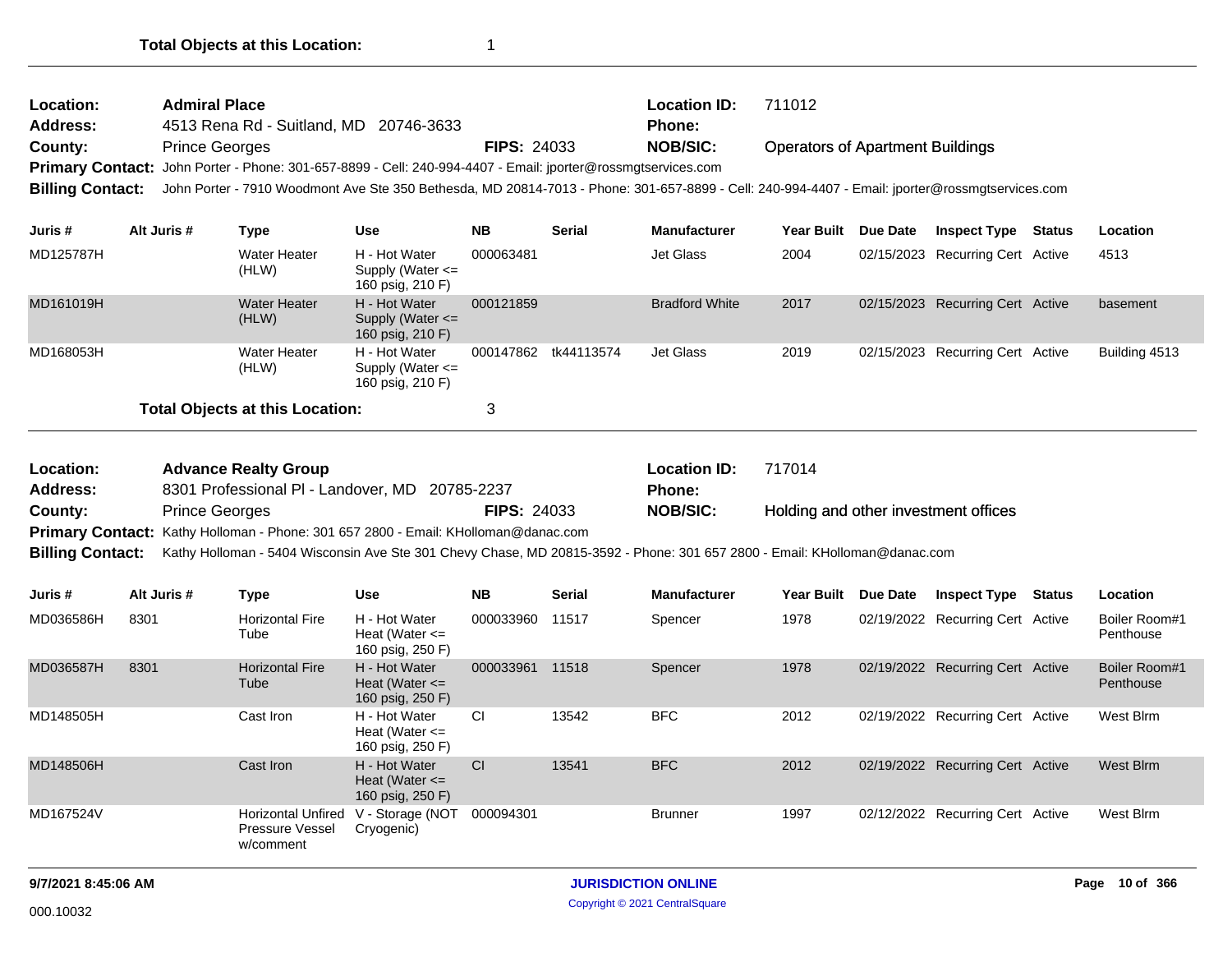**Total Objects at this Location:** 1

---

**Location:** Admiral Place | **Location ID:** 711012
**Address:** 4513 Rena Rd - Suitland, MD 20746-3633 | **Phone:**
**County:** Prince Georges | **FIPS:** 24033 | **NOB/SIC:** Operators of Apartment Buildings
**Primary Contact:** John Porter - Phone: 301-657-8899 - Cell: 240-994-4407 - Email: jporter@rossmgtservices.com
**Billing Contact:** John Porter - 7910 Woodmont Ave Ste 350 Bethesda, MD 20814-7013 - Phone: 301-657-8899 - Cell: 240-994-4407 - Email: jporter@rossmgtservices.com

| Juris # | Alt Juris # | Type | Use | NB | Serial | Manufacturer | Year Built | Due Date | Inspect Type | Status | Location |
|---|---|---|---|---|---|---|---|---|---|---|---|
| MD125787H | | Water Heater (HLW) | H - Hot Water Supply (Water <= 160 psig, 210 F) | 000063481 | | Jet Glass | 2004 | 02/15/2023 | Recurring Cert | Active | 4513 |
| MD161019H | | Water Heater (HLW) | H - Hot Water Supply (Water <= 160 psig, 210 F) | 000121859 | | Bradford White | 2017 | 02/15/2023 | Recurring Cert | Active | basement |
| MD168053H | | Water Heater (HLW) | H - Hot Water Supply (Water <= 160 psig, 210 F) | 000147862 | tk44113574 | Jet Glass | 2019 | 02/15/2023 | Recurring Cert | Active | Building 4513 |

**Total Objects at this Location:** 3

---

**Location:** Advance Realty Group | **Location ID:** 717014
**Address:** 8301 Professional Pl - Landover, MD 20785-2237 | **Phone:**
**County:** Prince Georges | **FIPS:** 24033 | **NOB/SIC:** Holding and other investment offices
**Primary Contact:** Kathy Holloman - Phone: 301 657 2800 - Email: KHolloman@danac.com
**Billing Contact:** Kathy Holloman - 5404 Wisconsin Ave Ste 301 Chevy Chase, MD 20815-3592 - Phone: 301 657 2800 - Email: KHolloman@danac.com

| Juris # | Alt Juris # | Type | Use | NB | Serial | Manufacturer | Year Built | Due Date | Inspect Type | Status | Location |
|---|---|---|---|---|---|---|---|---|---|---|---|
| MD036586H | 8301 | Horizontal Fire Tube | H - Hot Water Heat (Water <= 160 psig, 250 F) | 000033960 | 11517 | Spencer | 1978 | 02/19/2022 | Recurring Cert | Active | Boiler Room#1 Penthouse |
| MD036587H | 8301 | Horizontal Fire Tube | H - Hot Water Heat (Water <= 160 psig, 250 F) | 000033961 | 11518 | Spencer | 1978 | 02/19/2022 | Recurring Cert | Active | Boiler Room#1 Penthouse |
| MD148505H | | Cast Iron | H - Hot Water Heat (Water <= 160 psig, 250 F) | CI | 13542 | BFC | 2012 | 02/19/2022 | Recurring Cert | Active | West Blrm |
| MD148506H | | Cast Iron | H - Hot Water Heat (Water <= 160 psig, 250 F) | CI | 13541 | BFC | 2012 | 02/19/2022 | Recurring Cert | Active | West Blrm |
| MD167524V | | Horizontal Unfired Pressure Vessel w/comment | V - Storage (NOT Cryogenic) | 000094301 | | Brunner | 1997 | 02/12/2022 | Recurring Cert | Active | West Blrm |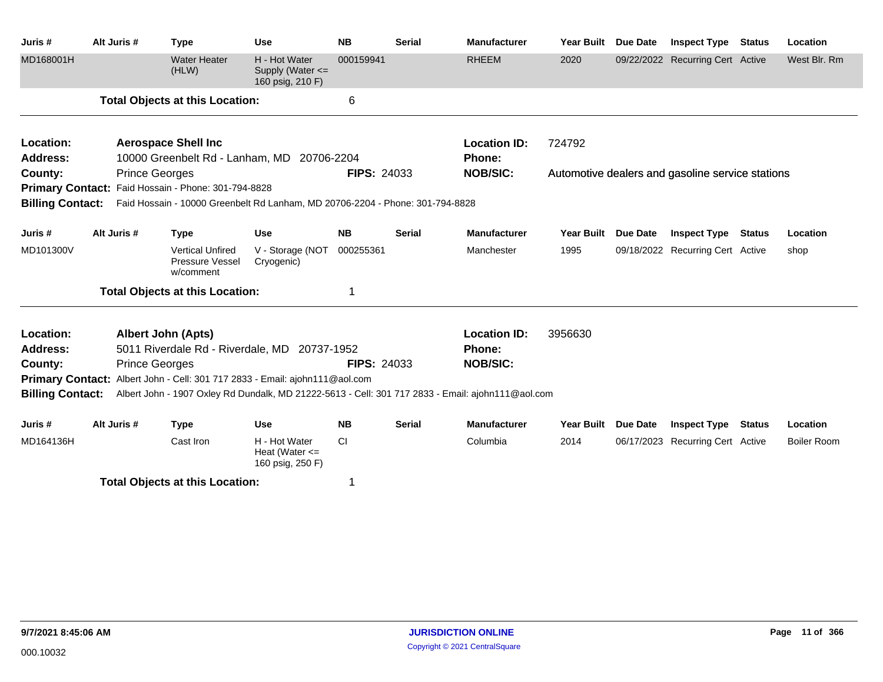| Juris # | Alt Juris # | Type | Use | NB | Serial | Manufacturer | Year Built | Due Date | Inspect Type | Status | Location |
|---|---|---|---|---|---|---|---|---|---|---|---|
| MD168001H | | Water Heater (HLW) | H - Hot Water Supply (Water <= 160 psig, 210 F) | 000159941 | | RHEEM | 2020 | 09/22/2022 | Recurring Cert | Active | West Blr. Rm |

**Total Objects at this Location:** 6

---

**Location:** Aerospace Shell Inc
**Location ID:** 724792
**Address:** 10000 Greenbelt Rd - Lanham, MD 20706-2204
**Phone:**
**County:** Prince Georges
**FIPS:** 24033
**NOB/SIC:** Automotive dealers and gasoline service stations
**Primary Contact:** Faid Hossain - Phone: 301-794-8828
**Billing Contact:** Faid Hossain - 10000 Greenbelt Rd Lanham, MD 20706-2204 - Phone: 301-794-8828

| Juris # | Alt Juris # | Type | Use | NB | Serial | Manufacturer | Year Built | Due Date | Inspect Type | Status | Location |
|---|---|---|---|---|---|---|---|---|---|---|---|
| MD101300V | | Vertical Unfired Pressure Vessel w/comment | V - Storage (NOT Cryogenic) | 000255361 | | Manchester | 1995 | 09/18/2022 | Recurring Cert | Active | shop |

**Total Objects at this Location:** 1

---

**Location:** Albert John (Apts)
**Location ID:** 3956630
**Address:** 5011 Riverdale Rd - Riverdale, MD 20737-1952
**Phone:**
**County:** Prince Georges
**FIPS:** 24033
**NOB/SIC:**
**Primary Contact:** Albert John - Cell: 301 717 2833 - Email: ajohn111@aol.com
**Billing Contact:** Albert John - 1907 Oxley Rd Dundalk, MD 21222-5613 - Cell: 301 717 2833 - Email: ajohn111@aol.com

| Juris # | Alt Juris # | Type | Use | NB | Serial | Manufacturer | Year Built | Due Date | Inspect Type | Status | Location |
|---|---|---|---|---|---|---|---|---|---|---|---|
| MD164136H | | Cast Iron | H - Hot Water Heat (Water <= 160 psig, 250 F) | CI | | Columbia | 2014 | 06/17/2023 | Recurring Cert | Active | Boiler Room |

**Total Objects at this Location:** 1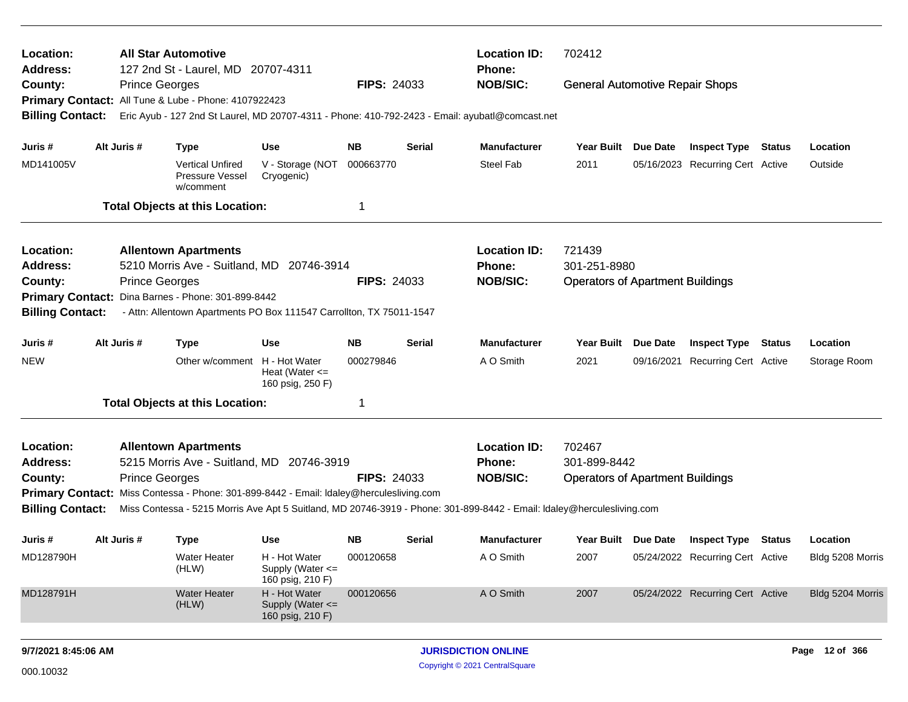**Location:** All Star Automotive
**Location ID:** 702412
**Address:** 127 2nd St - Laurel, MD 20707-4311
**Phone:**
**County:** Prince Georges
**FIPS:** 24033
**NOB/SIC:** General Automotive Repair Shops
**Primary Contact:** All Tune & Lube - Phone: 4107922423
**Billing Contact:** Eric Ayub - 127 2nd St Laurel, MD 20707-4311 - Phone: 410-792-2423 - Email: ayubatl@comcast.net

| Juris # | Alt Juris # | Type | Use | NB | Serial | Manufacturer | Year Built | Due Date | Inspect Type | Status | Location |
|---|---|---|---|---|---|---|---|---|---|---|---|
| MD141005V | | Vertical Unfired Pressure Vessel w/comment | V - Storage (NOT Cryogenic) | 000663770 | | Steel Fab | 2011 | 05/16/2023 | Recurring Cert | Active | Outside |

**Total Objects at this Location:** 1

---

**Location:** Allentown Apartments
**Location ID:** 721439
**Address:** 5210 Morris Ave - Suitland, MD 20746-3914
**Phone:** 301-251-8980
**County:** Prince Georges
**FIPS:** 24033
**NOB/SIC:** Operators of Apartment Buildings
**Primary Contact:** Dina Barnes - Phone: 301-899-8442
**Billing Contact:** - Attn: Allentown Apartments PO Box 111547 Carrollton, TX 75011-1547

| Juris # | Alt Juris # | Type | Use | NB | Serial | Manufacturer | Year Built | Due Date | Inspect Type | Status | Location |
|---|---|---|---|---|---|---|---|---|---|---|---|
| NEW | | Other w/comment | H - Hot Water Heat (Water <= 160 psig, 250 F) | 000279846 | | A O Smith | 2021 | 09/16/2021 | Recurring Cert | Active | Storage Room |

**Total Objects at this Location:** 1

---

**Location:** Allentown Apartments
**Location ID:** 702467
**Address:** 5215 Morris Ave - Suitland, MD 20746-3919
**Phone:** 301-899-8442
**County:** Prince Georges
**FIPS:** 24033
**NOB/SIC:** Operators of Apartment Buildings
**Primary Contact:** Miss Contessa - Phone: 301-899-8442 - Email: ldaley@herculesliving.com
**Billing Contact:** Miss Contessa - 5215 Morris Ave Apt 5 Suitland, MD 20746-3919 - Phone: 301-899-8442 - Email: ldaley@herculesliving.com

| Juris # | Alt Juris # | Type | Use | NB | Serial | Manufacturer | Year Built | Due Date | Inspect Type | Status | Location |
|---|---|---|---|---|---|---|---|---|---|---|---|
| MD128790H | | Water Heater (HLW) | H - Hot Water Supply (Water <= 160 psig, 210 F) | 000120658 | | A O Smith | 2007 | 05/24/2022 | Recurring Cert | Active | Bldg 5208 Morris |
| MD128791H | | Water Heater (HLW) | H - Hot Water Supply (Water <= 160 psig, 210 F) | 000120656 | | A O Smith | 2007 | 05/24/2022 | Recurring Cert | Active | Bldg 5204 Morris |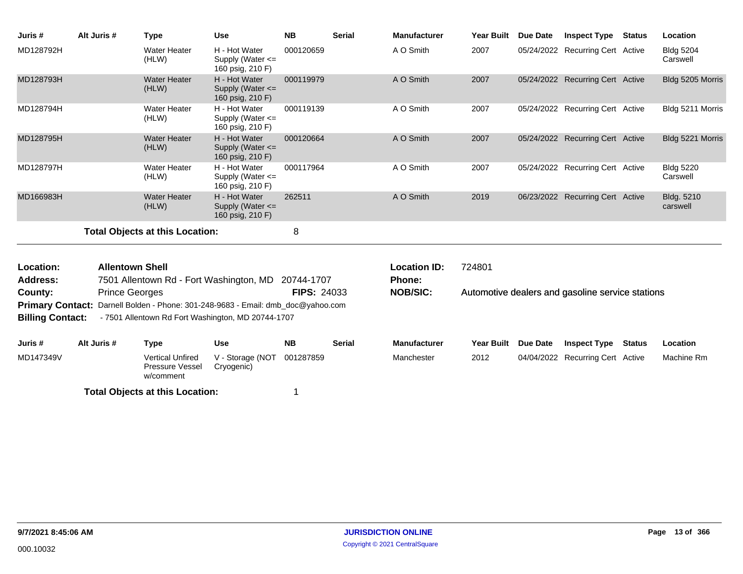| Juris # | Alt Juris # | Type | Use | NB | Serial | Manufacturer | Year Built | Due Date | Inspect Type | Status | Location |
|---|---|---|---|---|---|---|---|---|---|---|---|
| MD128792H | | Water Heater (HLW) | H - Hot Water Supply (Water <= 160 psig, 210 F) | 000120659 | | A O Smith | 2007 | 05/24/2022 | Recurring Cert | Active | Bldg 5204 Carswell |
| MD128793H | | Water Heater (HLW) | H - Hot Water Supply (Water <= 160 psig, 210 F) | 000119979 | | A O Smith | 2007 | 05/24/2022 | Recurring Cert | Active | Bldg 5205 Morris |
| MD128794H | | Water Heater (HLW) | H - Hot Water Supply (Water <= 160 psig, 210 F) | 000119139 | | A O Smith | 2007 | 05/24/2022 | Recurring Cert | Active | Bldg 5211 Morris |
| MD128795H | | Water Heater (HLW) | H - Hot Water Supply (Water <= 160 psig, 210 F) | 000120664 | | A O Smith | 2007 | 05/24/2022 | Recurring Cert | Active | Bldg 5221 Morris |
| MD128797H | | Water Heater (HLW) | H - Hot Water Supply (Water <= 160 psig, 210 F) | 000117964 | | A O Smith | 2007 | 05/24/2022 | Recurring Cert | Active | Bldg 5220 Carswell |
| MD166983H | | Water Heater (HLW) | H - Hot Water Supply (Water <= 160 psig, 210 F) | 262511 | | A O Smith | 2019 | 06/23/2022 | Recurring Cert | Active | Bldg. 5210 carswell |

**Total Objects at this Location:** 8

---

**Location:** Allentown Shell
**Address:** 7501 Allentown Rd - Fort Washington, MD 20744-1707
**County:** Prince Georges **FIPS:** 24033
**Primary Contact:** Darnell Bolden - Phone: 301-248-9683 - Email: dmb_doc@yahoo.com
**Billing Contact:** - 7501 Allentown Rd Fort Washington, MD 20744-1707

**Location ID:** 724801
**Phone:**
**NOB/SIC:** Automotive dealers and gasoline service stations

| Juris # | Alt Juris # | Type | Use | NB | Serial | Manufacturer | Year Built | Due Date | Inspect Type | Status | Location |
|---|---|---|---|---|---|---|---|---|---|---|---|
| MD147349V | | Vertical Unfired Pressure Vessel w/comment | V - Storage (NOT Cryogenic) | 001287859 | | Manchester | 2012 | 04/04/2022 | Recurring Cert | Active | Machine Rm |

**Total Objects at this Location:** 1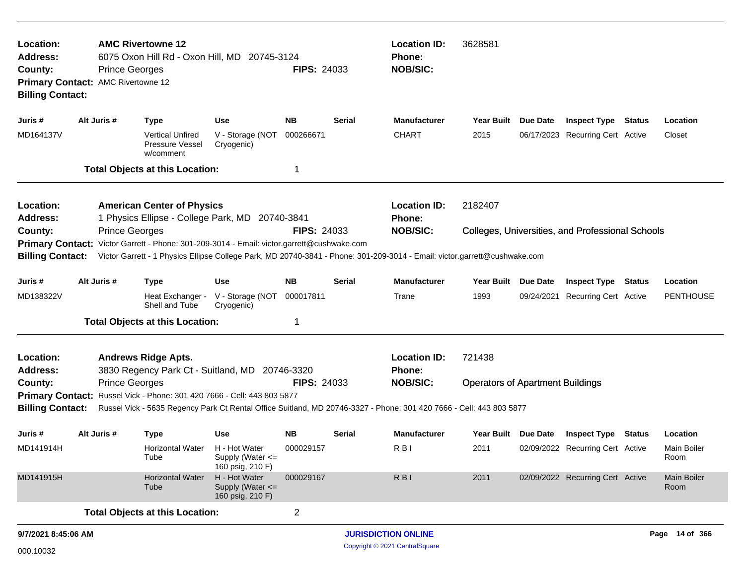**Location:** AMC Rivertowne 12
**Location ID:** 3628581
**Address:** 6075 Oxon Hill Rd - Oxon Hill, MD 20745-3124
**Phone:**
**County:** Prince Georges
**FIPS:** 24033
**NOB/SIC:**
**Primary Contact:** AMC Rivertowne 12
**Billing Contact:**

| Juris # | Alt Juris # | Type | Use | NB | Serial | Manufacturer | Year Built | Due Date | Inspect Type | Status | Location |
|---|---|---|---|---|---|---|---|---|---|---|---|
| MD164137V | | Vertical Unfired Pressure Vessel w/comment | V - Storage (NOT Cryogenic) | 000266671 | | CHART | 2015 | 06/17/2023 | Recurring Cert | Active | Closet |

**Total Objects at this Location:** 1

---

**Location:** American Center of Physics
**Location ID:** 2182407
**Address:** 1 Physics Ellipse - College Park, MD 20740-3841
**Phone:**
**County:** Prince Georges
**FIPS:** 24033
**NOB/SIC:** Colleges, Universities, and Professional Schools
**Primary Contact:** Victor Garrett - Phone: 301-209-3014 - Email: victor.garrett@cushwake.com
**Billing Contact:** Victor Garrett - 1 Physics Ellipse College Park, MD 20740-3841 - Phone: 301-209-3014 - Email: victor.garrett@cushwake.com

| Juris # | Alt Juris # | Type | Use | NB | Serial | Manufacturer | Year Built | Due Date | Inspect Type | Status | Location |
|---|---|---|---|---|---|---|---|---|---|---|---|
| MD138322V | | Heat Exchanger - Shell and Tube | V - Storage (NOT Cryogenic) | 000017811 | | Trane | 1993 | 09/24/2021 | Recurring Cert | Active | PENTHOUSE |

**Total Objects at this Location:** 1

---

**Location:** Andrews Ridge Apts.
**Location ID:** 721438
**Address:** 3830 Regency Park Ct - Suitland, MD 20746-3320
**Phone:**
**County:** Prince Georges
**FIPS:** 24033
**NOB/SIC:** Operators of Apartment Buildings
**Primary Contact:** Russel Vick - Phone: 301 420 7666 - Cell: 443 803 5877
**Billing Contact:** Russel Vick - 5635 Regency Park Ct Rental Office Suitland, MD 20746-3327 - Phone: 301 420 7666 - Cell: 443 803 5877

| Juris # | Alt Juris # | Type | Use | NB | Serial | Manufacturer | Year Built | Due Date | Inspect Type | Status | Location |
|---|---|---|---|---|---|---|---|---|---|---|---|
| MD141914H | | Horizontal Water Tube | H - Hot Water Supply (Water <= 160 psig, 210 F) | 000029157 | | R B I | 2011 | 02/09/2022 | Recurring Cert | Active | Main Boiler Room |
| MD141915H | | Horizontal Water Tube | H - Hot Water Supply (Water <= 160 psig, 210 F) | 000029167 | | R B I | 2011 | 02/09/2022 | Recurring Cert | Active | Main Boiler Room |

**Total Objects at this Location:** 2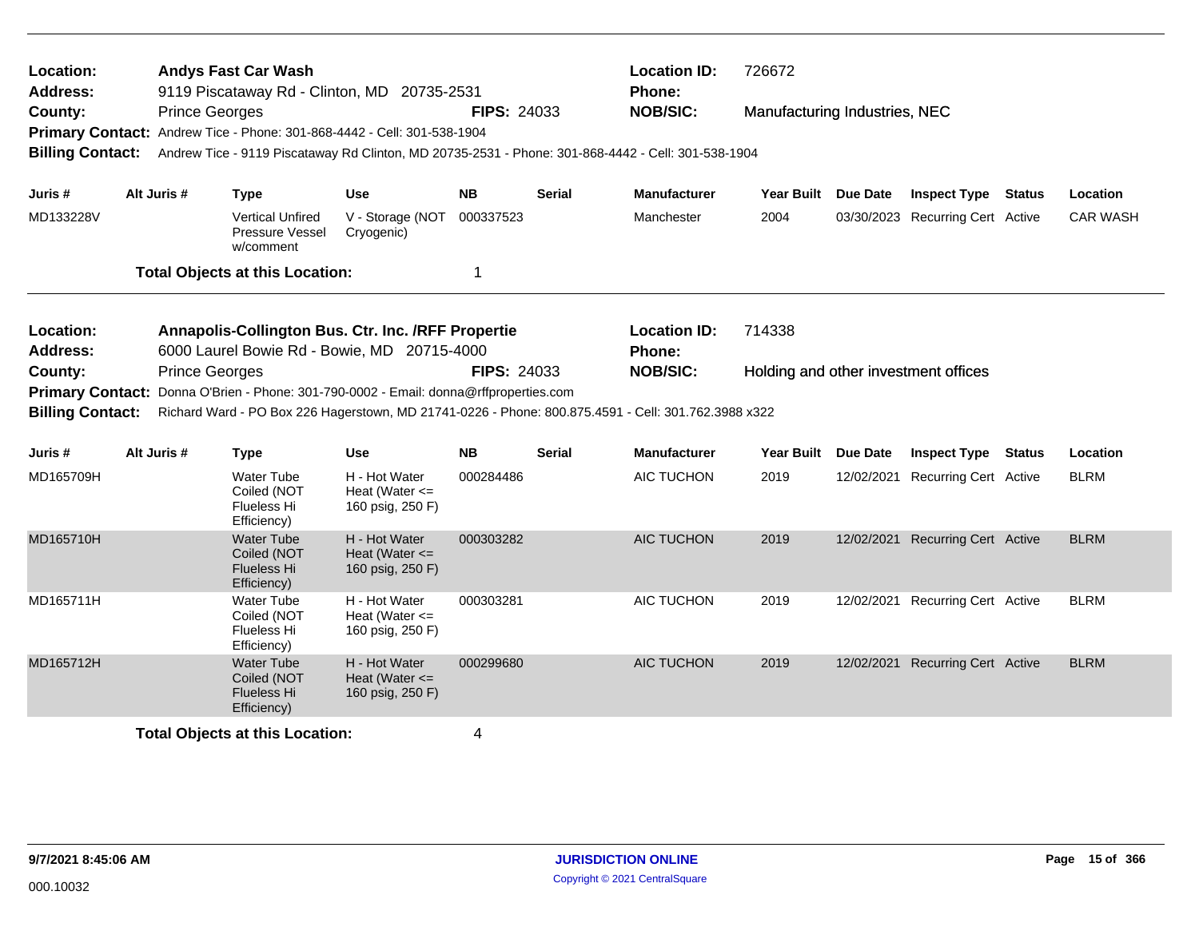**Location:** Andys Fast Car Wash
**Address:** 9119 Piscataway Rd - Clinton, MD 20735-2531
**County:** Prince Georges **FIPS:** 24033
**Location ID:** 726672
**Phone:**
**NOB/SIC:** Manufacturing Industries, NEC
**Primary Contact:** Andrew Tice - Phone: 301-868-4442 - Cell: 301-538-1904
**Billing Contact:** Andrew Tice - 9119 Piscataway Rd Clinton, MD 20735-2531 - Phone: 301-868-4442 - Cell: 301-538-1904

| Juris # | Alt Juris # | Type | Use | NB | Serial | Manufacturer | Year Built | Due Date | Inspect Type | Status | Location |
|---|---|---|---|---|---|---|---|---|---|---|---|
| MD133228V | | Vertical Unfired Pressure Vessel w/comment | V - Storage (NOT Cryogenic) | 000337523 | | Manchester | 2004 | 03/30/2023 | Recurring Cert | Active | CAR WASH |

**Total Objects at this Location:** 1

---

**Location:** Annapolis-Collington Bus. Ctr. Inc. /RFF Propertie
**Address:** 6000 Laurel Bowie Rd - Bowie, MD 20715-4000
**County:** Prince Georges **FIPS:** 24033
**Location ID:** 714338
**Phone:**
**NOB/SIC:** Holding and other investment offices
**Primary Contact:** Donna O'Brien - Phone: 301-790-0002 - Email: donna@rffproperties.com
**Billing Contact:** Richard Ward - PO Box 226 Hagerstown, MD 21741-0226 - Phone: 800.875.4591 - Cell: 301.762.3988 x322

| Juris # | Alt Juris # | Type | Use | NB | Serial | Manufacturer | Year Built | Due Date | Inspect Type | Status | Location |
|---|---|---|---|---|---|---|---|---|---|---|---|
| MD165709H | | Water Tube Coiled (NOT Flueless Hi Efficiency) | H - Hot Water Heat (Water <= 160 psig, 250 F) | 000284486 | | AIC TUCHON | 2019 | 12/02/2021 | Recurring Cert | Active | BLRM |
| MD165710H | | Water Tube Coiled (NOT Flueless Hi Efficiency) | H - Hot Water Heat (Water <= 160 psig, 250 F) | 000303282 | | AIC TUCHON | 2019 | 12/02/2021 | Recurring Cert | Active | BLRM |
| MD165711H | | Water Tube Coiled (NOT Flueless Hi Efficiency) | H - Hot Water Heat (Water <= 160 psig, 250 F) | 000303281 | | AIC TUCHON | 2019 | 12/02/2021 | Recurring Cert | Active | BLRM |
| MD165712H | | Water Tube Coiled (NOT Flueless Hi Efficiency) | H - Hot Water Heat (Water <= 160 psig, 250 F) | 000299680 | | AIC TUCHON | 2019 | 12/02/2021 | Recurring Cert | Active | BLRM |

**Total Objects at this Location:** 4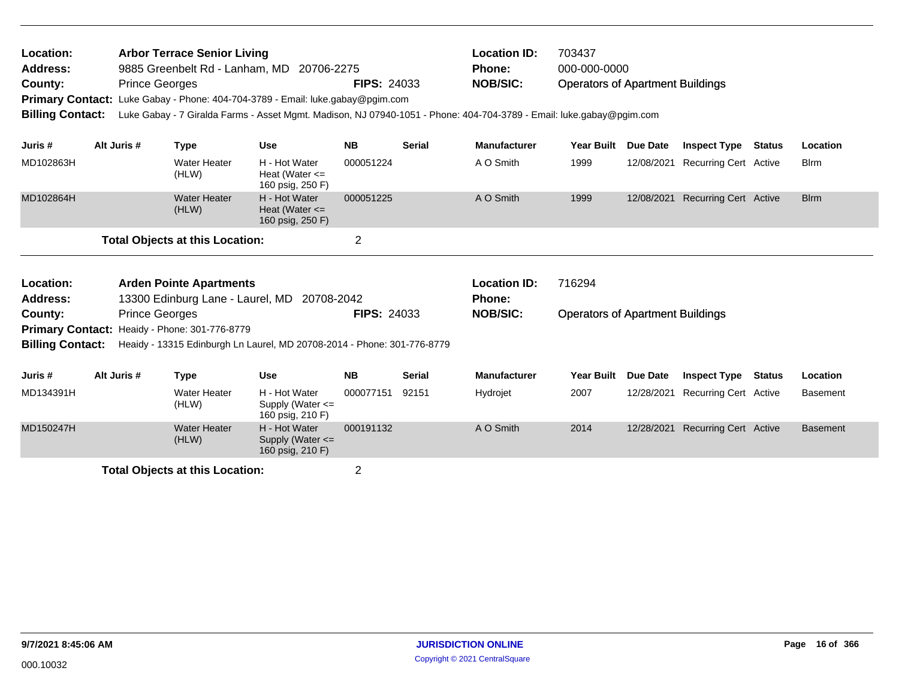**Location:** Arbor Terrace Senior Living
**Address:** 9885 Greenbelt Rd - Lanham, MD 20706-2275
**County:** Prince Georges **FIPS:** 24033
**Location ID:** 703437
**Phone:** 000-000-0000
**NOB/SIC:** Operators of Apartment Buildings
**Primary Contact:** Luke Gabay - Phone: 404-704-3789 - Email: luke.gabay@pgim.com
**Billing Contact:** Luke Gabay - 7 Giralda Farms - Asset Mgmt. Madison, NJ 07940-1051 - Phone: 404-704-3789 - Email: luke.gabay@pgim.com

| Juris # | Alt Juris # | Type | Use | NB | Serial | Manufacturer | Year Built | Due Date | Inspect Type | Status | Location |
|---|---|---|---|---|---|---|---|---|---|---|---|
| MD102863H | | Water Heater (HLW) | H - Hot Water Heat (Water <= 160 psig, 250 F) | 000051224 | | A O Smith | 1999 | 12/08/2021 | Recurring Cert | Active | Blrm |
| MD102864H | | Water Heater (HLW) | H - Hot Water Heat (Water <= 160 psig, 250 F) | 000051225 | | A O Smith | 1999 | 12/08/2021 | Recurring Cert | Active | Blrm |

**Total Objects at this Location:** 2

**Location:** Arden Pointe Apartments
**Address:** 13300 Edinburg Lane - Laurel, MD 20708-2042
**County:** Prince Georges **FIPS:** 24033
**Location ID:** 716294
**Phone:**
**NOB/SIC:** Operators of Apartment Buildings
**Primary Contact:** Heaidy - Phone: 301-776-8779
**Billing Contact:** Heaidy - 13315 Edinburgh Ln Laurel, MD 20708-2014 - Phone: 301-776-8779

| Juris # | Alt Juris # | Type | Use | NB | Serial | Manufacturer | Year Built | Due Date | Inspect Type | Status | Location |
|---|---|---|---|---|---|---|---|---|---|---|---|
| MD134391H | | Water Heater (HLW) | H - Hot Water Supply (Water <= 160 psig, 210 F) | 000077151 | 92151 | Hydrojet | 2007 | 12/28/2021 | Recurring Cert | Active | Basement |
| MD150247H | | Water Heater (HLW) | H - Hot Water Supply (Water <= 160 psig, 210 F) | 000191132 | | A O Smith | 2014 | 12/28/2021 | Recurring Cert | Active | Basement |

**Total Objects at this Location:** 2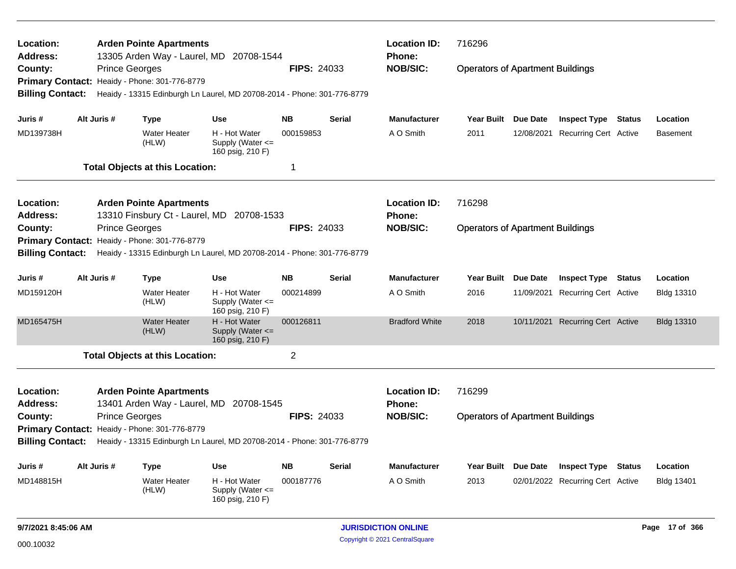| | | | |
|---|---|---|---|
| **Location:** | **Arden Pointe Apartments** | **Location ID:** | 716296 |
| **Address:** | 13305 Arden Way - Laurel, MD 20708-1544 | **Phone:** | |
| **County:** | Prince Georges **FIPS:** 24033 | **NOB/SIC:** | Operators of Apartment Buildings |
| **Primary Contact:** | Heaidy - Phone: 301-776-8779 | | |
| **Billing Contact:** | Heaidy - 13315 Edinburgh Ln Laurel, MD 20708-2014 - Phone: 301-776-8779 | | |

| Juris # | Alt Juris # | Type | Use | NB | Serial | Manufacturer | Year Built | Due Date | Inspect Type | Status | Location |
|---|---|---|---|---|---|---|---|---|---|---|---|
| MD139738H | | Water Heater (HLW) | H - Hot Water Supply (Water <= 160 psig, 210 F) | 000159853 | | A O Smith | 2011 | 12/08/2021 | Recurring Cert | Active | Basement |

**Total Objects at this Location:** 1

| | | | |
|---|---|---|---|
| **Location:** | **Arden Pointe Apartments** | **Location ID:** | 716298 |
| **Address:** | 13310 Finsbury Ct - Laurel, MD 20708-1533 | **Phone:** | |
| **County:** | Prince Georges **FIPS:** 24033 | **NOB/SIC:** | Operators of Apartment Buildings |
| **Primary Contact:** | Heaidy - Phone: 301-776-8779 | | |
| **Billing Contact:** | Heaidy - 13315 Edinburgh Ln Laurel, MD 20708-2014 - Phone: 301-776-8779 | | |

| Juris # | Alt Juris # | Type | Use | NB | Serial | Manufacturer | Year Built | Due Date | Inspect Type | Status | Location |
|---|---|---|---|---|---|---|---|---|---|---|---|
| MD159120H | | Water Heater (HLW) | H - Hot Water Supply (Water <= 160 psig, 210 F) | 000214899 | | A O Smith | 2016 | 11/09/2021 | Recurring Cert | Active | Bldg 13310 |
| MD165475H | | Water Heater (HLW) | H - Hot Water Supply (Water <= 160 psig, 210 F) | 000126811 | | Bradford White | 2018 | 10/11/2021 | Recurring Cert | Active | Bldg 13310 |

**Total Objects at this Location:** 2

| | | | |
|---|---|---|---|
| **Location:** | **Arden Pointe Apartments** | **Location ID:** | 716299 |
| **Address:** | 13401 Arden Way - Laurel, MD 20708-1545 | **Phone:** | |
| **County:** | Prince Georges **FIPS:** 24033 | **NOB/SIC:** | Operators of Apartment Buildings |
| **Primary Contact:** | Heaidy - Phone: 301-776-8779 | | |
| **Billing Contact:** | Heaidy - 13315 Edinburgh Ln Laurel, MD 20708-2014 - Phone: 301-776-8779 | | |

| Juris # | Alt Juris # | Type | Use | NB | Serial | Manufacturer | Year Built | Due Date | Inspect Type | Status | Location |
|---|---|---|---|---|---|---|---|---|---|---|---|
| MD148815H | | Water Heater (HLW) | H - Hot Water Supply (Water <= 160 psig, 210 F) | 000187776 | | A O Smith | 2013 | 02/01/2022 | Recurring Cert | Active | Bldg 13401 |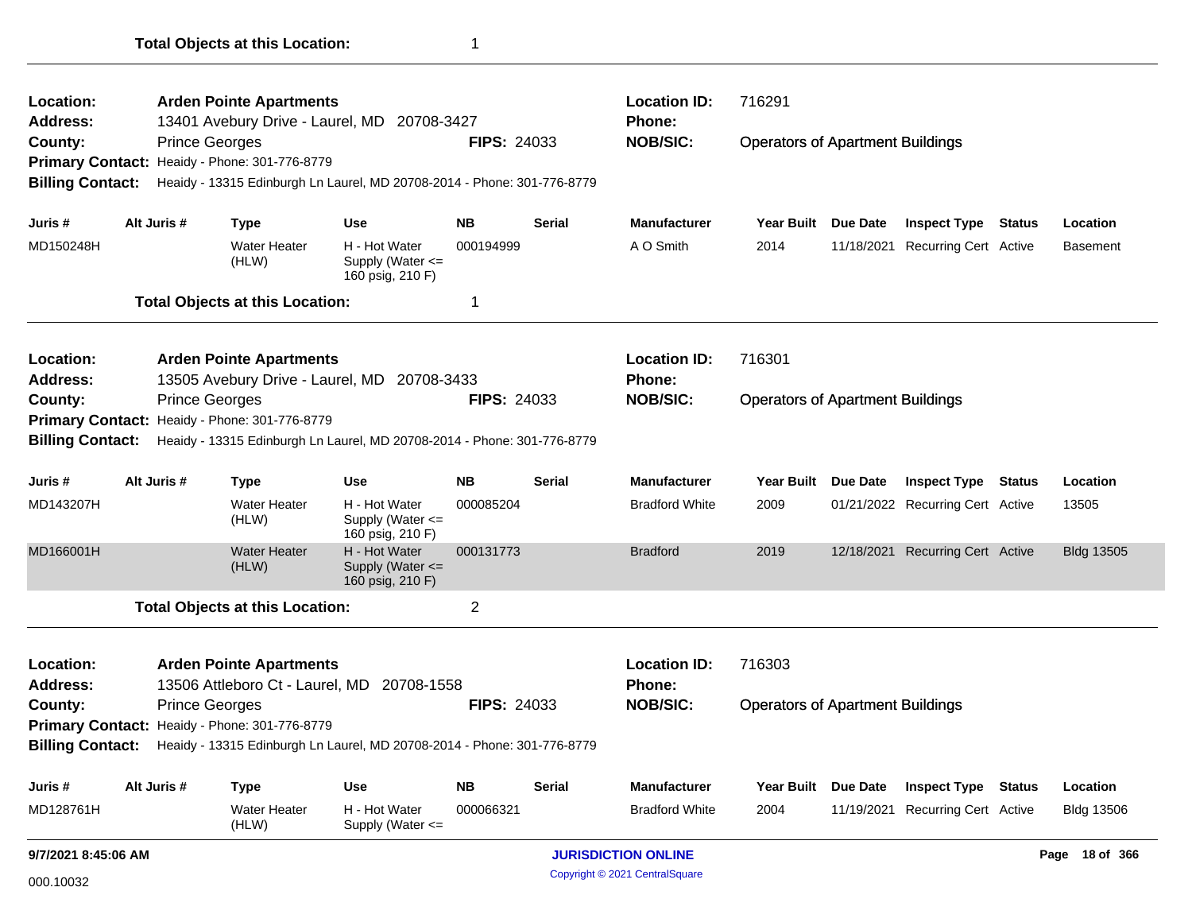**Total Objects at this Location:** 1

---

**Location:** Arden Pointe Apartments
**Address:** 13401 Avebury Drive - Laurel, MD 20708-3427
**County:** Prince Georges
**FIPS:** 24033
**Location ID:** 716291
**Phone:**
**NOB/SIC:** Operators of Apartment Buildings
**Primary Contact:** Heaidy - Phone: 301-776-8779
**Billing Contact:** Heaidy - 13315 Edinburgh Ln Laurel, MD 20708-2014 - Phone: 301-776-8779

| Juris # | Alt Juris # | Type | Use | NB | Serial | Manufacturer | Year Built | Due Date | Inspect Type | Status | Location |
|---|---|---|---|---|---|---|---|---|---|---|---|
| MD150248H | | Water Heater (HLW) | H - Hot Water Supply (Water <= 160 psig, 210 F) | 000194999 | | A O Smith | 2014 | 11/18/2021 | Recurring Cert | Active | Basement |

**Total Objects at this Location:** 1

---

**Location:** Arden Pointe Apartments
**Address:** 13505 Avebury Drive - Laurel, MD 20708-3433
**County:** Prince Georges
**FIPS:** 24033
**Location ID:** 716301
**Phone:**
**NOB/SIC:** Operators of Apartment Buildings
**Primary Contact:** Heaidy - Phone: 301-776-8779
**Billing Contact:** Heaidy - 13315 Edinburgh Ln Laurel, MD 20708-2014 - Phone: 301-776-8779

| Juris # | Alt Juris # | Type | Use | NB | Serial | Manufacturer | Year Built | Due Date | Inspect Type | Status | Location |
|---|---|---|---|---|---|---|---|---|---|---|---|
| MD143207H | | Water Heater (HLW) | H - Hot Water Supply (Water <= 160 psig, 210 F) | 000085204 | | Bradford White | 2009 | 01/21/2022 | Recurring Cert | Active | 13505 |
| MD166001H | | Water Heater (HLW) | H - Hot Water Supply (Water <= 160 psig, 210 F) | 000131773 | | Bradford | 2019 | 12/18/2021 | Recurring Cert | Active | Bldg 13505 |

**Total Objects at this Location:** 2

---

**Location:** Arden Pointe Apartments
**Address:** 13506 Attleboro Ct - Laurel, MD 20708-1558
**County:** Prince Georges
**FIPS:** 24033
**Location ID:** 716303
**Phone:**
**NOB/SIC:** Operators of Apartment Buildings
**Primary Contact:** Heaidy - Phone: 301-776-8779
**Billing Contact:** Heaidy - 13315 Edinburgh Ln Laurel, MD 20708-2014 - Phone: 301-776-8779

| Juris # | Alt Juris # | Type | Use | NB | Serial | Manufacturer | Year Built | Due Date | Inspect Type | Status | Location |
|---|---|---|---|---|---|---|---|---|---|---|---|
| MD128761H | | Water Heater (HLW) | H - Hot Water Supply (Water <= | 000066321 | | Bradford White | 2004 | 11/19/2021 | Recurring Cert | Active | Bldg 13506 |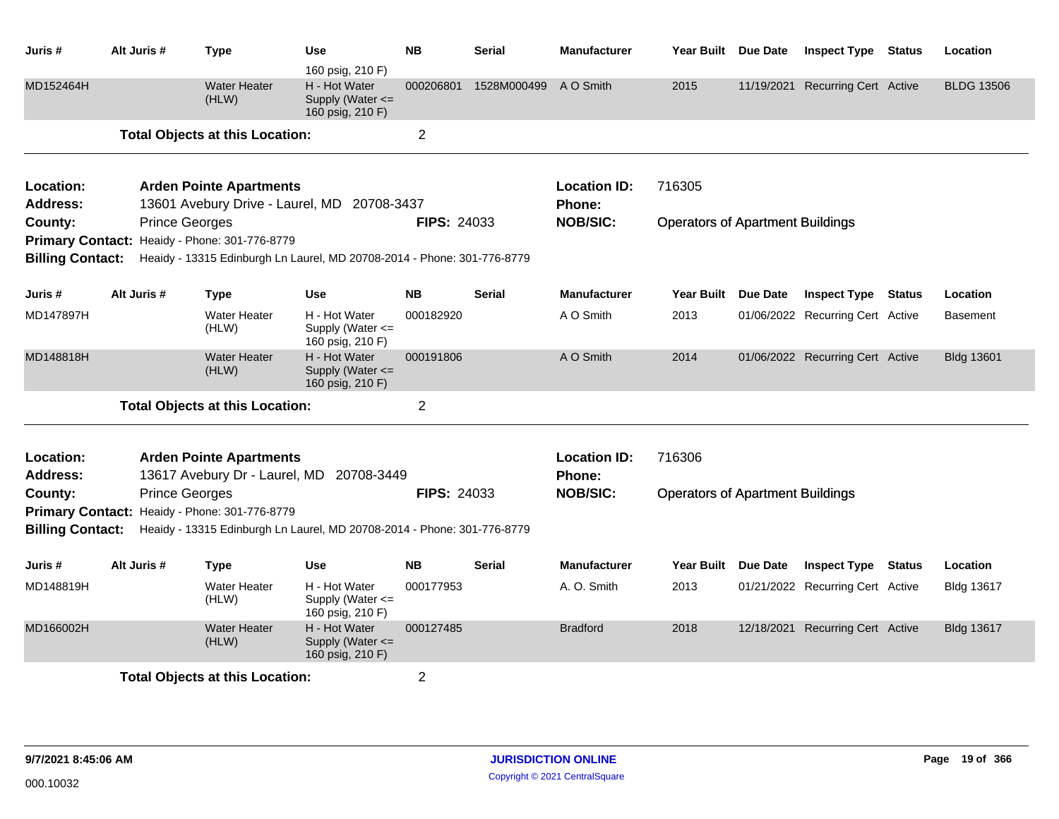| Juris # | Alt Juris # | Type | Use | NB | Serial | Manufacturer | Year Built | Due Date | Inspect Type | Status | Location |
|---|---|---|---|---|---|---|---|---|---|---|---|
| | | | 160 psig, 210 F) | | | | | | | | |
| MD152464H | | Water Heater (HLW) | H - Hot Water Supply (Water <= 160 psig, 210 F) | 000206801 | 1528M000499 | A O Smith | 2015 | 11/19/2021 | Recurring Cert | Active | BLDG 13506 |

**Total Objects at this Location:** 2

---

**Location:** Arden Pointe Apartments  
**Location ID:** 716305  
**Address:** 13601 Avebury Drive - Laurel, MD 20708-3437  
**Phone:**  
**County:** Prince Georges  
**FIPS:** 24033  
**NOB/SIC:** Operators of Apartment Buildings  
**Primary Contact:** Heaidy - Phone: 301-776-8779  
**Billing Contact:** Heaidy - 13315 Edinburgh Ln Laurel, MD 20708-2014 - Phone: 301-776-8779

| Juris # | Alt Juris # | Type | Use | NB | Serial | Manufacturer | Year Built | Due Date | Inspect Type | Status | Location |
|---|---|---|---|---|---|---|---|---|---|---|---|
| MD147897H | | Water Heater (HLW) | H - Hot Water Supply (Water <= 160 psig, 210 F) | 000182920 | | A O Smith | 2013 | 01/06/2022 | Recurring Cert | Active | Basement |
| MD148818H | | Water Heater (HLW) | H - Hot Water Supply (Water <= 160 psig, 210 F) | 000191806 | | A O Smith | 2014 | 01/06/2022 | Recurring Cert | Active | Bldg 13601 |

**Total Objects at this Location:** 2

---

**Location:** Arden Pointe Apartments  
**Location ID:** 716306  
**Address:** 13617 Avebury Dr - Laurel, MD 20708-3449  
**Phone:**  
**County:** Prince Georges  
**FIPS:** 24033  
**NOB/SIC:** Operators of Apartment Buildings  
**Primary Contact:** Heaidy - Phone: 301-776-8779  
**Billing Contact:** Heaidy - 13315 Edinburgh Ln Laurel, MD 20708-2014 - Phone: 301-776-8779

| Juris # | Alt Juris # | Type | Use | NB | Serial | Manufacturer | Year Built | Due Date | Inspect Type | Status | Location |
|---|---|---|---|---|---|---|---|---|---|---|---|
| MD148819H | | Water Heater (HLW) | H - Hot Water Supply (Water <= 160 psig, 210 F) | 000177953 | | A. O. Smith | 2013 | 01/21/2022 | Recurring Cert | Active | Bldg 13617 |
| MD166002H | | Water Heater (HLW) | H - Hot Water Supply (Water <= 160 psig, 210 F) | 000127485 | | Bradford | 2018 | 12/18/2021 | Recurring Cert | Active | Bldg 13617 |

**Total Objects at this Location:** 2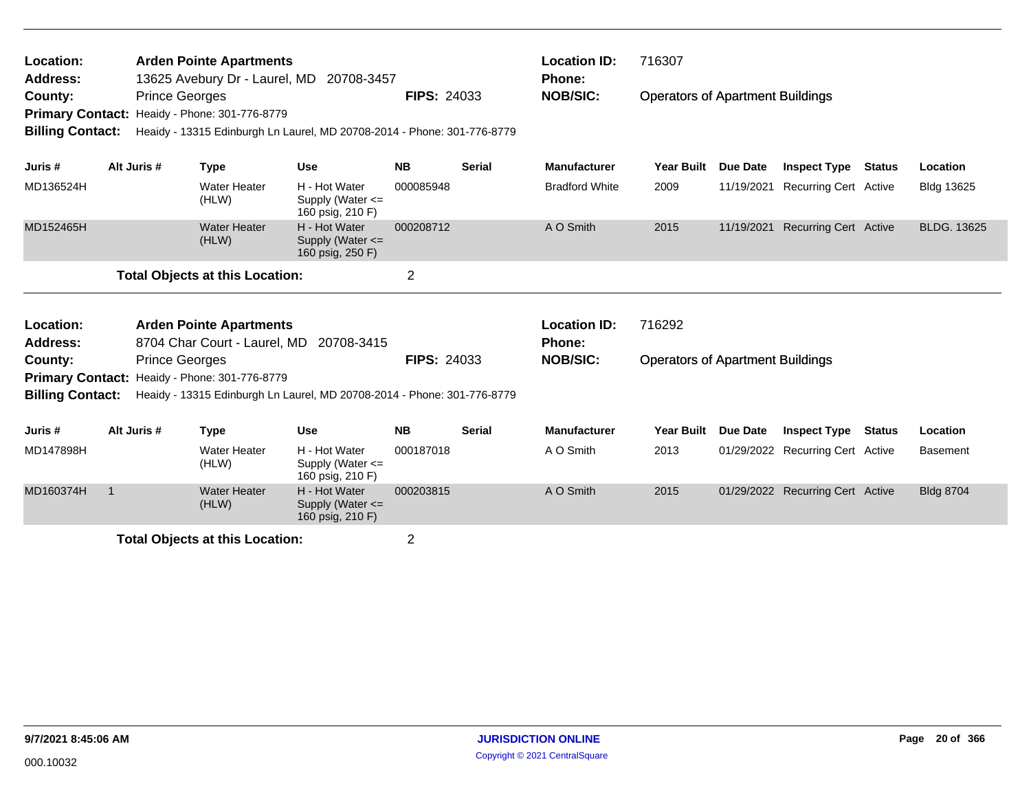| | | | |
|---|---|---|---|
| **Location:** | **Arden Pointe Apartments** | **Location ID:** | 716307 |
| **Address:** | 13625 Avebury Dr - Laurel, MD 20708-3457 | **Phone:** | |
| **County:** | Prince Georges **FIPS:** 24033 | **NOB/SIC:** | Operators of Apartment Buildings |
| **Primary Contact:** | Heaidy - Phone: 301-776-8779 | | |
| **Billing Contact:** | Heaidy - 13315 Edinburgh Ln Laurel, MD 20708-2014 - Phone: 301-776-8779 | | |

| Juris # | Alt Juris # | Type | Use | NB | Serial | Manufacturer | Year Built | Due Date | Inspect Type | Status | Location |
|---|---|---|---|---|---|---|---|---|---|---|---|
| MD136524H | | Water Heater (HLW) | H - Hot Water Supply (Water <= 160 psig, 210 F) | 000085948 | | Bradford White | 2009 | 11/19/2021 | Recurring Cert | Active | Bldg 13625 |
| MD152465H | | Water Heater (HLW) | H - Hot Water Supply (Water <= 160 psig, 250 F) | 000208712 | | A O Smith | 2015 | 11/19/2021 | Recurring Cert | Active | BLDG. 13625 |

**Total Objects at this Location:** 2

| | | | |
|---|---|---|---|
| **Location:** | **Arden Pointe Apartments** | **Location ID:** | 716292 |
| **Address:** | 8704 Char Court - Laurel, MD 20708-3415 | **Phone:** | |
| **County:** | Prince Georges **FIPS:** 24033 | **NOB/SIC:** | Operators of Apartment Buildings |
| **Primary Contact:** | Heaidy - Phone: 301-776-8779 | | |
| **Billing Contact:** | Heaidy - 13315 Edinburgh Ln Laurel, MD 20708-2014 - Phone: 301-776-8779 | | |

| Juris # | Alt Juris # | Type | Use | NB | Serial | Manufacturer | Year Built | Due Date | Inspect Type | Status | Location |
|---|---|---|---|---|---|---|---|---|---|---|---|
| MD147898H | | Water Heater (HLW) | H - Hot Water Supply (Water <= 160 psig, 210 F) | 000187018 | | A O Smith | 2013 | 01/29/2022 | Recurring Cert | Active | Basement |
| MD160374H | 1 | Water Heater (HLW) | H - Hot Water Supply (Water <= 160 psig, 210 F) | 000203815 | | A O Smith | 2015 | 01/29/2022 | Recurring Cert | Active | Bldg 8704 |

**Total Objects at this Location:** 2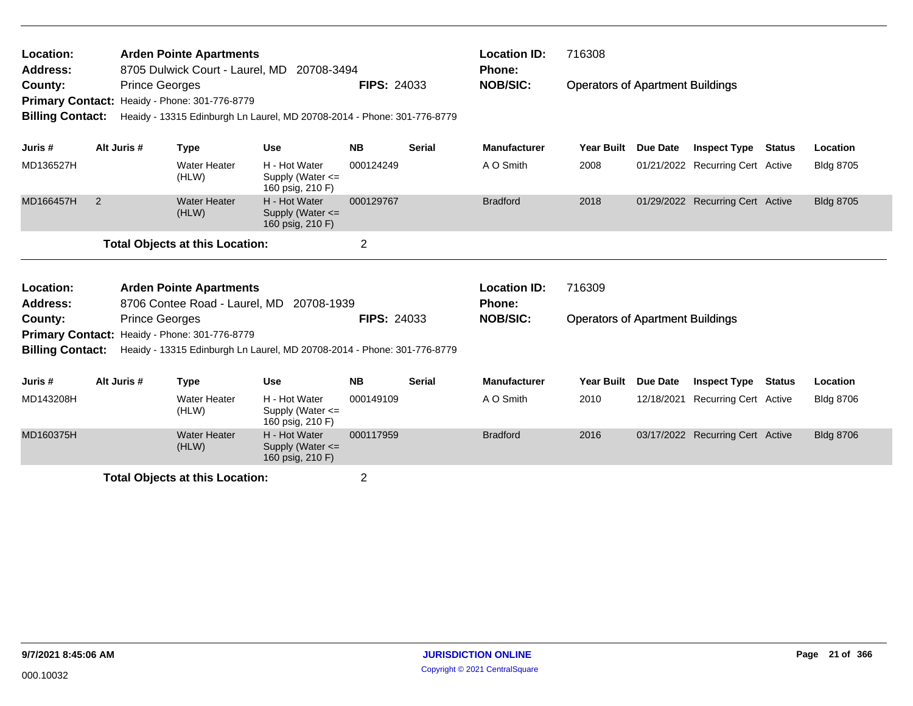**Location:** Arden Pointe Apartments
**Address:** 8705 Dulwick Court - Laurel, MD 20708-3494
**County:** Prince Georges **FIPS:** 24033
**Primary Contact:** Heaidy - Phone: 301-776-8779
**Billing Contact:** Heaidy - 13315 Edinburgh Ln Laurel, MD 20708-2014 - Phone: 301-776-8779

**Location ID:** 716308
**Phone:**
**NOB/SIC:** Operators of Apartment Buildings

| Juris # | Alt Juris # | Type | Use | NB | Serial | Manufacturer | Year Built | Due Date | Inspect Type | Status | Location |
|---|---|---|---|---|---|---|---|---|---|---|---|
| MD136527H | | Water Heater (HLW) | H - Hot Water Supply (Water <= 160 psig, 210 F) | 000124249 | | A O Smith | 2008 | 01/21/2022 | Recurring Cert | Active | Bldg 8705 |
| MD166457H | 2 | Water Heater (HLW) | H - Hot Water Supply (Water <= 160 psig, 210 F) | 000129767 | | Bradford | 2018 | 01/29/2022 | Recurring Cert | Active | Bldg 8705 |

**Total Objects at this Location:** 2

---

**Location:** Arden Pointe Apartments
**Address:** 8706 Contee Road - Laurel, MD 20708-1939
**County:** Prince Georges **FIPS:** 24033
**Primary Contact:** Heaidy - Phone: 301-776-8779
**Billing Contact:** Heaidy - 13315 Edinburgh Ln Laurel, MD 20708-2014 - Phone: 301-776-8779

**Location ID:** 716309
**Phone:**
**NOB/SIC:** Operators of Apartment Buildings

| Juris # | Alt Juris # | Type | Use | NB | Serial | Manufacturer | Year Built | Due Date | Inspect Type | Status | Location |
|---|---|---|---|---|---|---|---|---|---|---|---|
| MD143208H | | Water Heater (HLW) | H - Hot Water Supply (Water <= 160 psig, 210 F) | 000149109 | | A O Smith | 2010 | 12/18/2021 | Recurring Cert | Active | Bldg 8706 |
| MD160375H | | Water Heater (HLW) | H - Hot Water Supply (Water <= 160 psig, 210 F) | 000117959 | | Bradford | 2016 | 03/17/2022 | Recurring Cert | Active | Bldg 8706 |

**Total Objects at this Location:** 2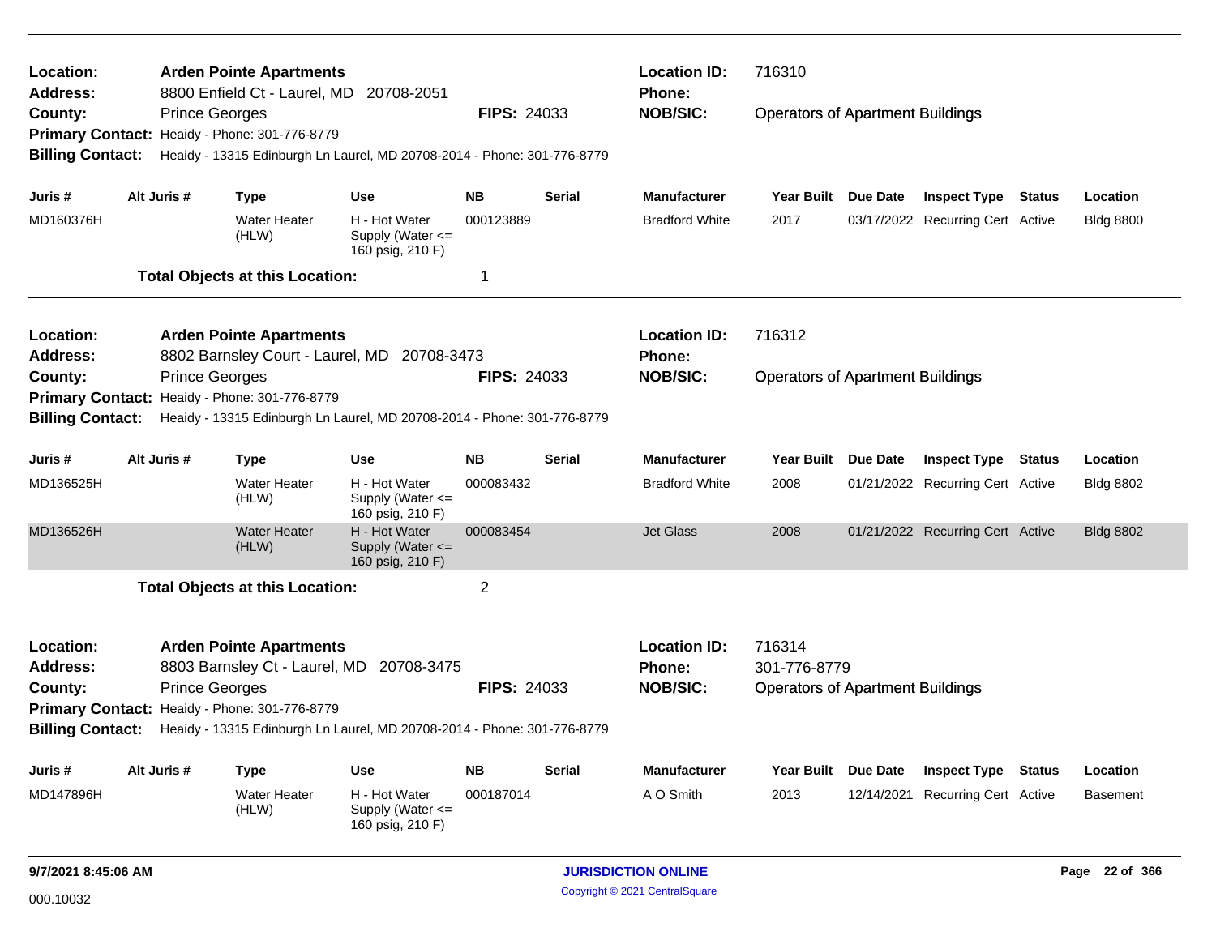**Location:** Arden Pointe Apartments
**Address:** 8800 Enfield Ct - Laurel, MD 20708-2051
**County:** Prince Georges **FIPS:** 24033
**Primary Contact:** Heaidy - Phone: 301-776-8779
**Billing Contact:** Heaidy - 13315 Edinburgh Ln Laurel, MD 20708-2014 - Phone: 301-776-8779

**Location ID:** 716310
**Phone:**
**NOB/SIC:** Operators of Apartment Buildings

| Juris # | Alt Juris # | Type | Use | NB | Serial | Manufacturer | Year Built | Due Date | Inspect Type | Status | Location |
|---|---|---|---|---|---|---|---|---|---|---|---|
| MD160376H | | Water Heater (HLW) | H - Hot Water Supply (Water <= 160 psig, 210 F) | 000123889 | | Bradford White | 2017 | 03/17/2022 | Recurring Cert | Active | Bldg 8800 |

**Total Objects at this Location:** 1

---

**Location:** Arden Pointe Apartments
**Address:** 8802 Barnsley Court - Laurel, MD 20708-3473
**County:** Prince Georges **FIPS:** 24033
**Primary Contact:** Heaidy - Phone: 301-776-8779
**Billing Contact:** Heaidy - 13315 Edinburgh Ln Laurel, MD 20708-2014 - Phone: 301-776-8779

**Location ID:** 716312
**Phone:**
**NOB/SIC:** Operators of Apartment Buildings

| Juris # | Alt Juris # | Type | Use | NB | Serial | Manufacturer | Year Built | Due Date | Inspect Type | Status | Location |
|---|---|---|---|---|---|---|---|---|---|---|---|
| MD136525H | | Water Heater (HLW) | H - Hot Water Supply (Water <= 160 psig, 210 F) | 000083432 | | Bradford White | 2008 | 01/21/2022 | Recurring Cert | Active | Bldg 8802 |
| MD136526H | | Water Heater (HLW) | H - Hot Water Supply (Water <= 160 psig, 210 F) | 000083454 | | Jet Glass | 2008 | 01/21/2022 | Recurring Cert | Active | Bldg 8802 |

**Total Objects at this Location:** 2

---

**Location:** Arden Pointe Apartments
**Address:** 8803 Barnsley Ct - Laurel, MD 20708-3475
**County:** Prince Georges **FIPS:** 24033
**Primary Contact:** Heaidy - Phone: 301-776-8779
**Billing Contact:** Heaidy - 13315 Edinburgh Ln Laurel, MD 20708-2014 - Phone: 301-776-8779

**Location ID:** 716314
**Phone:** 301-776-8779
**NOB/SIC:** Operators of Apartment Buildings

| Juris # | Alt Juris # | Type | Use | NB | Serial | Manufacturer | Year Built | Due Date | Inspect Type | Status | Location |
|---|---|---|---|---|---|---|---|---|---|---|---|
| MD147896H | | Water Heater (HLW) | H - Hot Water Supply (Water <= 160 psig, 210 F) | 000187014 | | A O Smith | 2013 | 12/14/2021 | Recurring Cert | Active | Basement |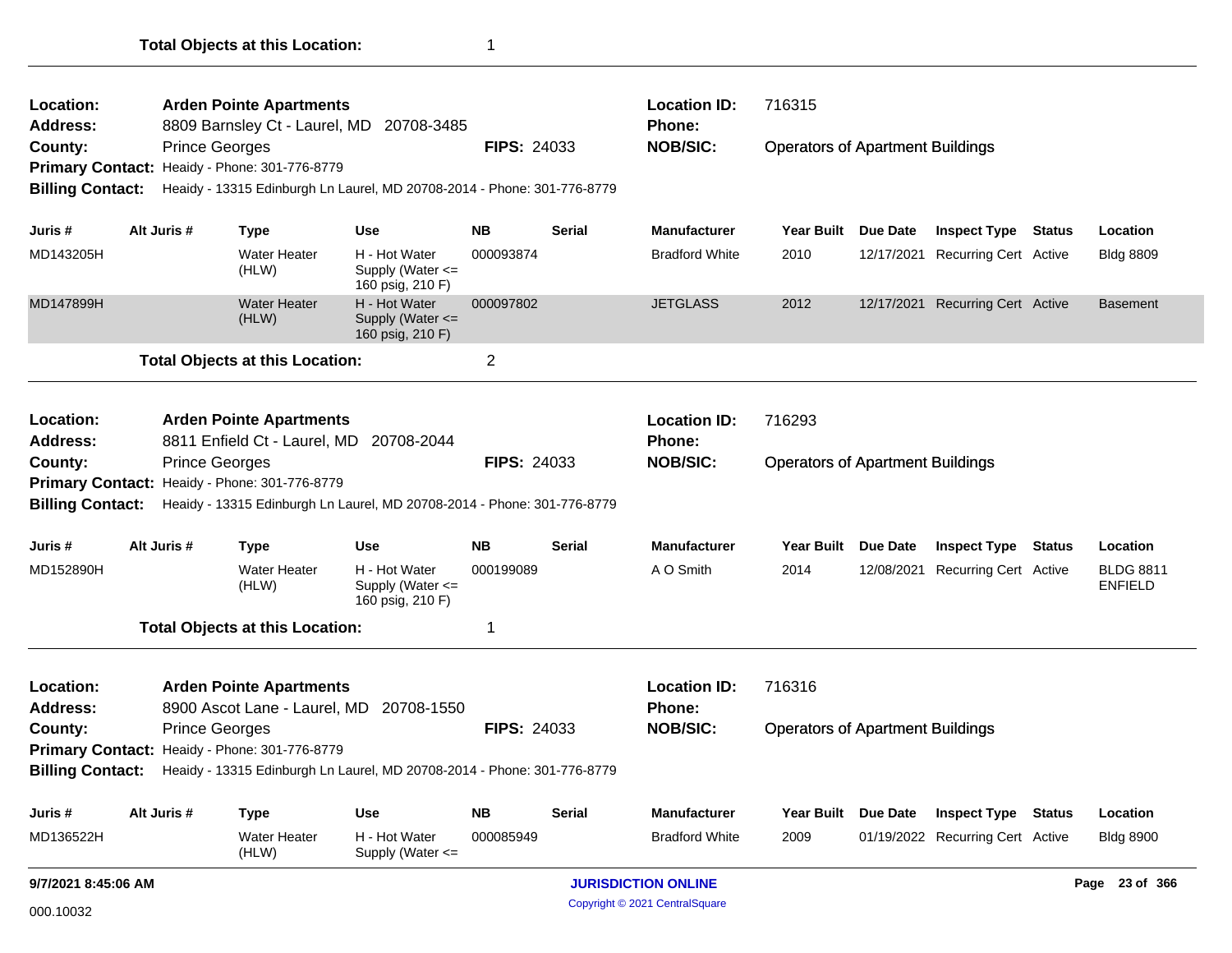**Total Objects at this Location:** 1

---

**Location:** Arden Pointe Apartments
**Location ID:** 716315
**Address:** 8809 Barnsley Ct - Laurel, MD 20708-3485
**Phone:**
**County:** Prince Georges
**FIPS:** 24033
**NOB/SIC:** Operators of Apartment Buildings
**Primary Contact:** Heaidy - Phone: 301-776-8779
**Billing Contact:** Heaidy - 13315 Edinburgh Ln Laurel, MD 20708-2014 - Phone: 301-776-8779

| Juris # | Alt Juris # | Type | Use | NB | Serial | Manufacturer | Year Built | Due Date | Inspect Type | Status | Location |
|---|---|---|---|---|---|---|---|---|---|---|---|
| MD143205H | | Water Heater (HLW) | H - Hot Water Supply (Water <= 160 psig, 210 F) | 000093874 | | Bradford White | 2010 | 12/17/2021 | Recurring Cert | Active | Bldg 8809 |
| MD147899H | | Water Heater (HLW) | H - Hot Water Supply (Water <= 160 psig, 210 F) | 000097802 | | JETGLASS | 2012 | 12/17/2021 | Recurring Cert | Active | Basement |

**Total Objects at this Location:** 2

---

**Location:** Arden Pointe Apartments
**Location ID:** 716293
**Address:** 8811 Enfield Ct - Laurel, MD 20708-2044
**Phone:**
**County:** Prince Georges
**FIPS:** 24033
**NOB/SIC:** Operators of Apartment Buildings
**Primary Contact:** Heaidy - Phone: 301-776-8779
**Billing Contact:** Heaidy - 13315 Edinburgh Ln Laurel, MD 20708-2014 - Phone: 301-776-8779

| Juris # | Alt Juris # | Type | Use | NB | Serial | Manufacturer | Year Built | Due Date | Inspect Type | Status | Location |
|---|---|---|---|---|---|---|---|---|---|---|---|
| MD152890H | | Water Heater (HLW) | H - Hot Water Supply (Water <= 160 psig, 210 F) | 000199089 | | A O Smith | 2014 | 12/08/2021 | Recurring Cert | Active | BLDG 8811 ENFIELD |

**Total Objects at this Location:** 1

---

**Location:** Arden Pointe Apartments
**Location ID:** 716316
**Address:** 8900 Ascot Lane - Laurel, MD 20708-1550
**Phone:**
**County:** Prince Georges
**FIPS:** 24033
**NOB/SIC:** Operators of Apartment Buildings
**Primary Contact:** Heaidy - Phone: 301-776-8779
**Billing Contact:** Heaidy - 13315 Edinburgh Ln Laurel, MD 20708-2014 - Phone: 301-776-8779

| Juris # | Alt Juris # | Type | Use | NB | Serial | Manufacturer | Year Built | Due Date | Inspect Type | Status | Location |
|---|---|---|---|---|---|---|---|---|---|---|---|
| MD136522H | | Water Heater (HLW) | H - Hot Water Supply (Water <= | 000085949 | | Bradford White | 2009 | 01/19/2022 | Recurring Cert | Active | Bldg 8900 |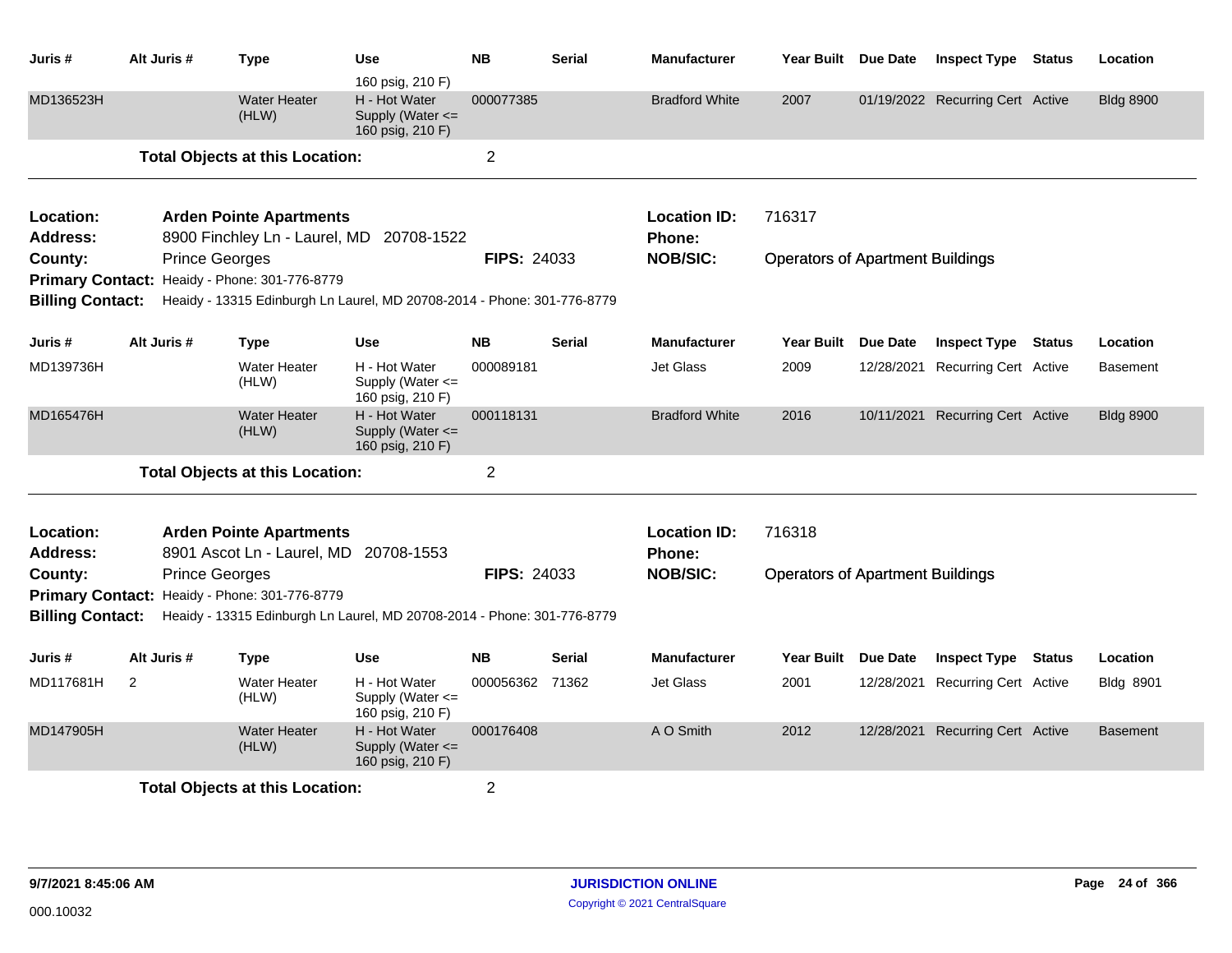| Juris # | Alt Juris # | Type | Use | NB | Serial | Manufacturer | Year Built | Due Date | Inspect Type | Status | Location |
|---|---|---|---|---|---|---|---|---|---|---|---|
| | | | 160 psig, 210 F) | | | | | | | | |
| MD136523H | | Water Heater (HLW) | H - Hot Water Supply (Water <= 160 psig, 210 F) | 000077385 | | Bradford White | 2007 | 01/19/2022 | Recurring Cert | Active | Bldg 8900 |

**Total Objects at this Location:** 2

---

**Location:** Arden Pointe Apartments
**Address:** 8900 Finchley Ln - Laurel, MD 20708-1522
**County:** Prince Georges
**FIPS:** 24033
**Location ID:** 716317
**Phone:**
**NOB/SIC:** Operators of Apartment Buildings
**Primary Contact:** Heaidy - Phone: 301-776-8779
**Billing Contact:** Heaidy - 13315 Edinburgh Ln Laurel, MD 20708-2014 - Phone: 301-776-8779

| Juris # | Alt Juris # | Type | Use | NB | Serial | Manufacturer | Year Built | Due Date | Inspect Type | Status | Location |
|---|---|---|---|---|---|---|---|---|---|---|---|
| MD139736H | | Water Heater (HLW) | H - Hot Water Supply (Water <= 160 psig, 210 F) | 000089181 | | Jet Glass | 2009 | 12/28/2021 | Recurring Cert | Active | Basement |
| MD165476H | | Water Heater (HLW) | H - Hot Water Supply (Water <= 160 psig, 210 F) | 000118131 | | Bradford White | 2016 | 10/11/2021 | Recurring Cert | Active | Bldg 8900 |

**Total Objects at this Location:** 2

---

**Location:** Arden Pointe Apartments
**Address:** 8901 Ascot Ln - Laurel, MD 20708-1553
**County:** Prince Georges
**FIPS:** 24033
**Location ID:** 716318
**Phone:**
**NOB/SIC:** Operators of Apartment Buildings
**Primary Contact:** Heaidy - Phone: 301-776-8779
**Billing Contact:** Heaidy - 13315 Edinburgh Ln Laurel, MD 20708-2014 - Phone: 301-776-8779

| Juris # | Alt Juris # | Type | Use | NB | Serial | Manufacturer | Year Built | Due Date | Inspect Type | Status | Location |
|---|---|---|---|---|---|---|---|---|---|---|---|
| MD117681H | 2 | Water Heater (HLW) | H - Hot Water Supply (Water <= 160 psig, 210 F) | 000056362 | 71362 | Jet Glass | 2001 | 12/28/2021 | Recurring Cert | Active | Bldg 8901 |
| MD147905H | | Water Heater (HLW) | H - Hot Water Supply (Water <= 160 psig, 210 F) | 000176408 | | A O Smith | 2012 | 12/28/2021 | Recurring Cert | Active | Basement |

**Total Objects at this Location:** 2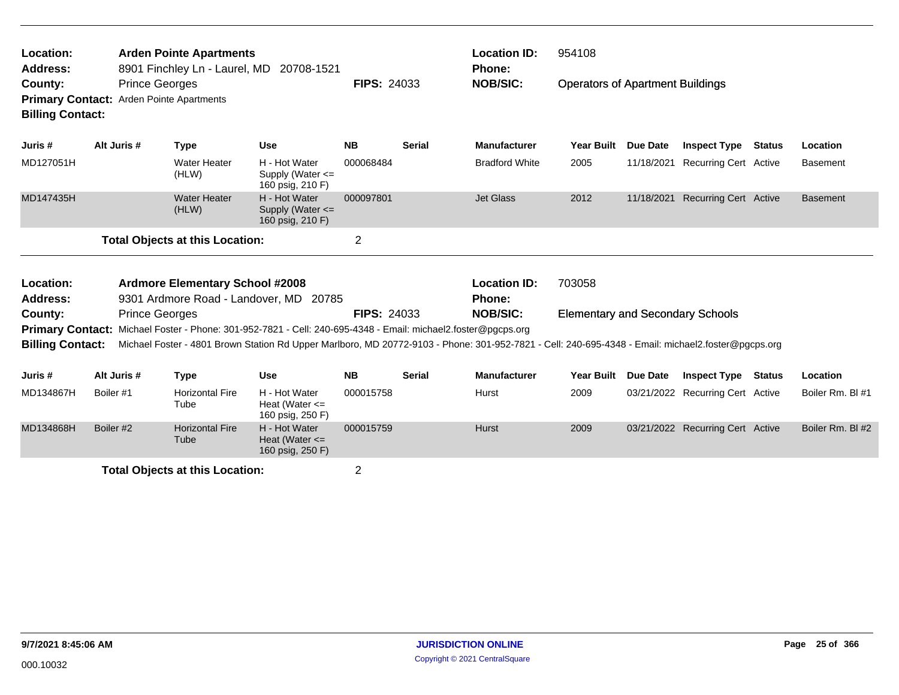**Location:** Arden Pointe Apartments
**Address:** 8901 Finchley Ln - Laurel, MD 20708-1521
**County:** Prince Georges
**FIPS:** 24033
**Location ID:** 954108
**Phone:**
**NOB/SIC:** Operators of Apartment Buildings
**Primary Contact:** Arden Pointe Apartments
**Billing Contact:**

| Juris # | Alt Juris # | Type | Use | NB | Serial | Manufacturer | Year Built | Due Date | Inspect Type | Status | Location |
|---|---|---|---|---|---|---|---|---|---|---|---|
| MD127051H | | Water Heater (HLW) | H - Hot Water Supply (Water <= 160 psig, 210 F) | 000068484 | | Bradford White | 2005 | 11/18/2021 | Recurring Cert | Active | Basement |
| MD147435H | | Water Heater (HLW) | H - Hot Water Supply (Water <= 160 psig, 210 F) | 000097801 | | Jet Glass | 2012 | 11/18/2021 | Recurring Cert | Active | Basement |

**Total Objects at this Location:** 2

**Location:** Ardmore Elementary School #2008
**Address:** 9301 Ardmore Road - Landover, MD 20785
**County:** Prince Georges
**FIPS:** 24033
**Location ID:** 703058
**Phone:**
**NOB/SIC:** Elementary and Secondary Schools
**Primary Contact:** Michael Foster - Phone: 301-952-7821 - Cell: 240-695-4348 - Email: michael2.foster@pgcps.org
**Billing Contact:** Michael Foster - 4801 Brown Station Rd Upper Marlboro, MD 20772-9103 - Phone: 301-952-7821 - Cell: 240-695-4348 - Email: michael2.foster@pgcps.org

| Juris # | Alt Juris # | Type | Use | NB | Serial | Manufacturer | Year Built | Due Date | Inspect Type | Status | Location |
|---|---|---|---|---|---|---|---|---|---|---|---|
| MD134867H | Boiler #1 | Horizontal Fire Tube | H - Hot Water Heat (Water <= 160 psig, 250 F) | 000015758 | | Hurst | 2009 | 03/21/2022 | Recurring Cert | Active | Boiler Rm. Bl #1 |
| MD134868H | Boiler #2 | Horizontal Fire Tube | H - Hot Water Heat (Water <= 160 psig, 250 F) | 000015759 | | Hurst | 2009 | 03/21/2022 | Recurring Cert | Active | Boiler Rm. Bl #2 |

**Total Objects at this Location:** 2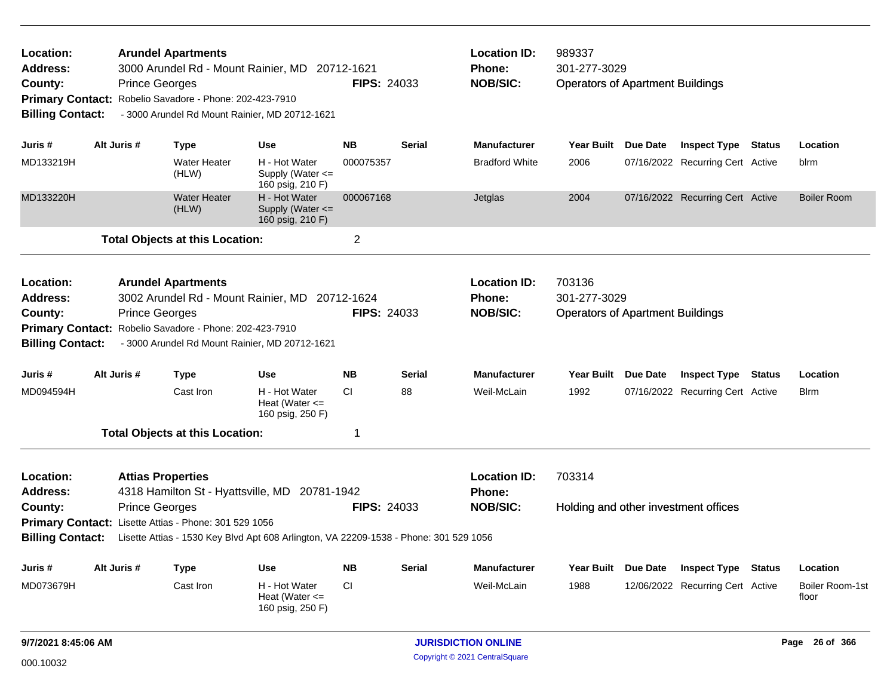**Location:** Arundel Apartments
**Address:** 3000 Arundel Rd - Mount Rainier, MD 20712-1621
**County:** Prince Georges **FIPS:** 24033
**Primary Contact:** Robelio Savadore - Phone: 202-423-7910
**Billing Contact:** - 3000 Arundel Rd Mount Rainier, MD 20712-1621

**Location ID:** 989337
**Phone:** 301-277-3029
**NOB/SIC:** Operators of Apartment Buildings

| Juris # | Alt Juris # | Type | Use | NB | Serial | Manufacturer | Year Built | Due Date | Inspect Type | Status | Location |
|---|---|---|---|---|---|---|---|---|---|---|---|
| MD133219H | | Water Heater (HLW) | H - Hot Water Supply (Water <= 160 psig, 210 F) | 000075357 | | Bradford White | 2006 | 07/16/2022 | Recurring Cert | Active | blrm |
| MD133220H | | Water Heater (HLW) | H - Hot Water Supply (Water <= 160 psig, 210 F) | 000067168 | | Jetglas | 2004 | 07/16/2022 | Recurring Cert | Active | Boiler Room |

**Total Objects at this Location:** 2

---

**Location:** Arundel Apartments
**Address:** 3002 Arundel Rd - Mount Rainier, MD 20712-1624
**County:** Prince Georges **FIPS:** 24033
**Primary Contact:** Robelio Savadore - Phone: 202-423-7910
**Billing Contact:** - 3000 Arundel Rd Mount Rainier, MD 20712-1621

**Location ID:** 703136
**Phone:** 301-277-3029
**NOB/SIC:** Operators of Apartment Buildings

| Juris # | Alt Juris # | Type | Use | NB | Serial | Manufacturer | Year Built | Due Date | Inspect Type | Status | Location |
|---|---|---|---|---|---|---|---|---|---|---|---|
| MD094594H | | Cast Iron | H - Hot Water Heat (Water <= 160 psig, 250 F) | CI | 88 | Weil-McLain | 1992 | 07/16/2022 | Recurring Cert | Active | Blrm |

**Total Objects at this Location:** 1

---

**Location:** Attias Properties
**Address:** 4318 Hamilton St - Hyattsville, MD 20781-1942
**County:** Prince Georges **FIPS:** 24033
**Primary Contact:** Lisette Attias - Phone: 301 529 1056
**Billing Contact:** Lisette Attias - 1530 Key Blvd Apt 608 Arlington, VA 22209-1538 - Phone: 301 529 1056

**Location ID:** 703314
**Phone:**
**NOB/SIC:** Holding and other investment offices

| Juris # | Alt Juris # | Type | Use | NB | Serial | Manufacturer | Year Built | Due Date | Inspect Type | Status | Location |
|---|---|---|---|---|---|---|---|---|---|---|---|
| MD073679H | | Cast Iron | H - Hot Water Heat (Water <= 160 psig, 250 F) | CI | | Weil-McLain | 1988 | 12/06/2022 | Recurring Cert | Active | Boiler Room-1st floor |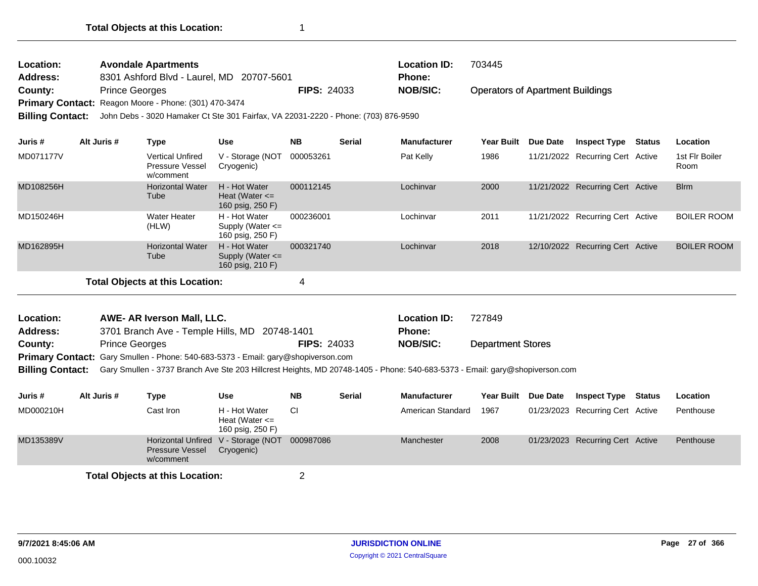**Total Objects at this Location:** 1

---

**Location:** Avondale Apartments
**Location ID:** 703445
**Address:** 8301 Ashford Blvd - Laurel, MD 20707-5601
**Phone:**
**County:** Prince Georges
**FIPS:** 24033
**NOB/SIC:** Operators of Apartment Buildings
**Primary Contact:** Reagon Moore - Phone: (301) 470-3474
**Billing Contact:** John Debs - 3020 Hamaker Ct Ste 301 Fairfax, VA 22031-2220 - Phone: (703) 876-9590

| Juris # | Alt Juris # | Type | Use | NB | Serial | Manufacturer | Year Built | Due Date | Inspect Type | Status | Location |
|---|---|---|---|---|---|---|---|---|---|---|---|
| MD071177V | | Vertical Unfired Pressure Vessel w/comment | V - Storage (NOT Cryogenic) | 000053261 | | Pat Kelly | 1986 | 11/21/2022 | Recurring Cert | Active | 1st Flr Boiler Room |
| MD108256H | | Horizontal Water Tube | H - Hot Water Heat (Water <= 160 psig, 250 F) | 000112145 | | Lochinvar | 2000 | 11/21/2022 | Recurring Cert | Active | Blrm |
| MD150246H | | Water Heater (HLW) | H - Hot Water Supply (Water <= 160 psig, 250 F) | 000236001 | | Lochinvar | 2011 | 11/21/2022 | Recurring Cert | Active | BOILER ROOM |
| MD162895H | | Horizontal Water Tube | H - Hot Water Supply (Water <= 160 psig, 210 F) | 000321740 | | Lochinvar | 2018 | 12/10/2022 | Recurring Cert | Active | BOILER ROOM |

**Total Objects at this Location:** 4

---

**Location:** AWE- AR Iverson Mall, LLC.
**Location ID:** 727849
**Address:** 3701 Branch Ave - Temple Hills, MD 20748-1401
**Phone:**
**County:** Prince Georges
**FIPS:** 24033
**NOB/SIC:** Department Stores
**Primary Contact:** Gary Smullen - Phone: 540-683-5373 - Email: gary@shopiverson.com
**Billing Contact:** Gary Smullen - 3737 Branch Ave Ste 203 Hillcrest Heights, MD 20748-1405 - Phone: 540-683-5373 - Email: gary@shopiverson.com

| Juris # | Alt Juris # | Type | Use | NB | Serial | Manufacturer | Year Built | Due Date | Inspect Type | Status | Location |
|---|---|---|---|---|---|---|---|---|---|---|---|
| MD000210H | | Cast Iron | H - Hot Water Heat (Water <= 160 psig, 250 F) | CI | | American Standard | 1967 | 01/23/2023 | Recurring Cert | Active | Penthouse |
| MD135389V | | Horizontal Unfired Pressure Vessel w/comment | V - Storage (NOT Cryogenic) | 000987086 | | Manchester | 2008 | 01/23/2023 | Recurring Cert | Active | Penthouse |

**Total Objects at this Location:** 2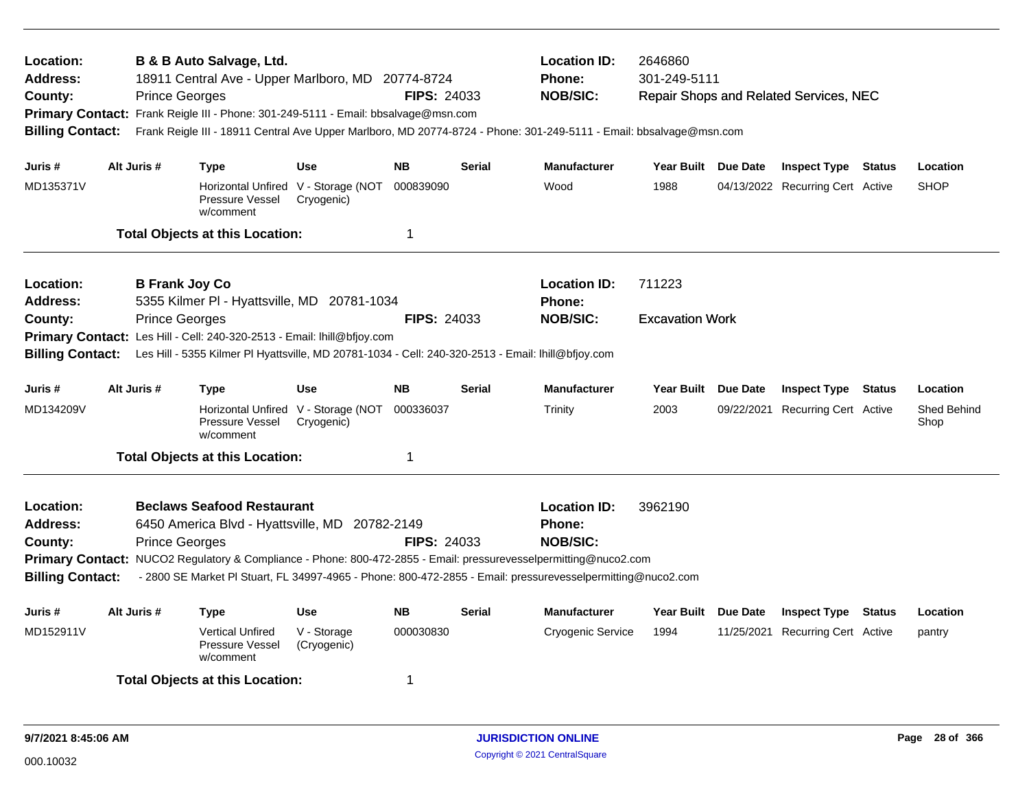**Location:** B & B Auto Salvage, Ltd. **Location ID:** 2646860
**Address:** 18911 Central Ave - Upper Marlboro, MD 20774-8724 **Phone:** 301-249-5111
**County:** Prince Georges **FIPS:** 24033 **NOB/SIC:** Repair Shops and Related Services, NEC
**Primary Contact:** Frank Reigle III - Phone: 301-249-5111 - Email: bbsalvage@msn.com
**Billing Contact:** Frank Reigle III - 18911 Central Ave Upper Marlboro, MD 20774-8724 - Phone: 301-249-5111 - Email: bbsalvage@msn.com

| Juris # | Alt Juris # | Type | Use | NB | Serial | Manufacturer | Year Built | Due Date | Inspect Type | Status | Location |
|---|---|---|---|---|---|---|---|---|---|---|---|
| MD135371V | | Horizontal Unfired Pressure Vessel w/comment | V - Storage (NOT Cryogenic) | 000839090 | | Wood | 1988 | 04/13/2022 | Recurring Cert | Active | SHOP |

**Total Objects at this Location:** 1

---

**Location:** B Frank Joy Co **Location ID:** 711223
**Address:** 5355 Kilmer Pl - Hyattsville, MD 20781-1034 **Phone:**
**County:** Prince Georges **FIPS:** 24033 **NOB/SIC:** Excavation Work
**Primary Contact:** Les Hill - Cell: 240-320-2513 - Email: lhill@bfjoy.com
**Billing Contact:** Les Hill - 5355 Kilmer Pl Hyattsville, MD 20781-1034 - Cell: 240-320-2513 - Email: lhill@bfjoy.com

| Juris # | Alt Juris # | Type | Use | NB | Serial | Manufacturer | Year Built | Due Date | Inspect Type | Status | Location |
|---|---|---|---|---|---|---|---|---|---|---|---|
| MD134209V | | Horizontal Unfired Pressure Vessel w/comment | V - Storage (NOT Cryogenic) | 000336037 | | Trinity | 2003 | 09/22/2021 | Recurring Cert | Active | Shed Behind Shop |

**Total Objects at this Location:** 1

---

**Location:** Beclaws Seafood Restaurant **Location ID:** 3962190
**Address:** 6450 America Blvd - Hyattsville, MD 20782-2149 **Phone:**
**County:** Prince Georges **FIPS:** 24033 **NOB/SIC:**
**Primary Contact:** NUCO2 Regulatory & Compliance - Phone: 800-472-2855 - Email: pressurevesselpermitting@nuco2.com
**Billing Contact:** - 2800 SE Market Pl Stuart, FL 34997-4965 - Phone: 800-472-2855 - Email: pressurevesselpermitting@nuco2.com

| Juris # | Alt Juris # | Type | Use | NB | Serial | Manufacturer | Year Built | Due Date | Inspect Type | Status | Location |
|---|---|---|---|---|---|---|---|---|---|---|---|
| MD152911V | | Vertical Unfired Pressure Vessel w/comment | V - Storage (Cryogenic) | 000030830 | | Cryogenic Service | 1994 | 11/25/2021 | Recurring Cert | Active | pantry |

**Total Objects at this Location:** 1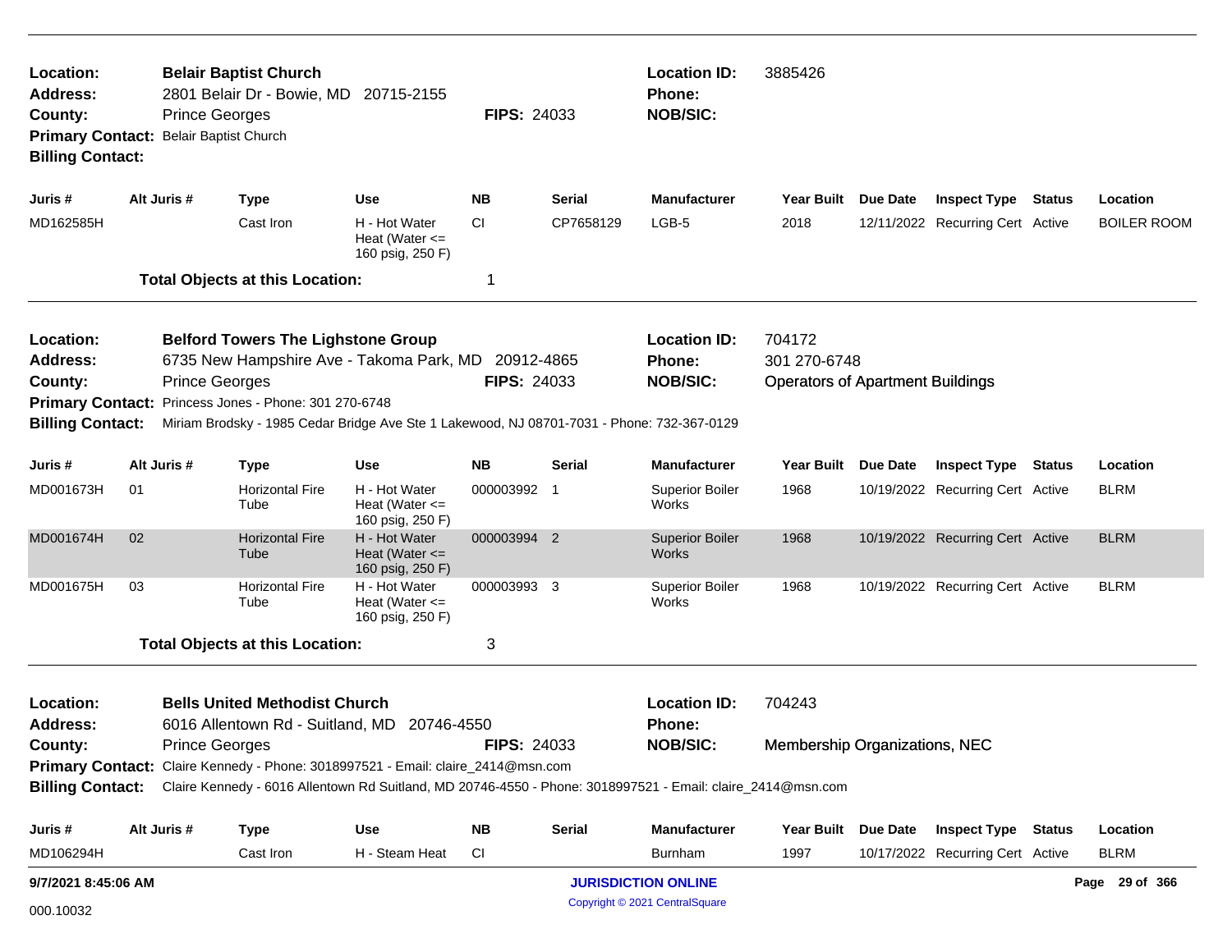**Location:** Belair Baptist Church
**Address:** 2801 Belair Dr - Bowie, MD 20715-2155
**County:** Prince Georges
**FIPS:** 24033
**Location ID:** 3885426
**Phone:**
**NOB/SIC:**
**Primary Contact:** Belair Baptist Church
**Billing Contact:**

| Juris # | Alt Juris # | Type | Use | NB | Serial | Manufacturer | Year Built | Due Date | Inspect Type | Status | Location |
|---|---|---|---|---|---|---|---|---|---|---|---|
| MD162585H | | Cast Iron | H - Hot Water Heat (Water <= 160 psig, 250 F) | CI | CP7658129 | LGB-5 | 2018 | 12/11/2022 | Recurring Cert | Active | BOILER ROOM |

**Total Objects at this Location:** 1

---

**Location:** Belford Towers The Lighstone Group
**Address:** 6735 New Hampshire Ave - Takoma Park, MD 20912-4865
**County:** Prince Georges
**FIPS:** 24033
**Location ID:** 704172
**Phone:** 301 270-6748
**NOB/SIC:** Operators of Apartment Buildings
**Primary Contact:** Princess Jones - Phone: 301 270-6748
**Billing Contact:** Miriam Brodsky - 1985 Cedar Bridge Ave Ste 1 Lakewood, NJ 08701-7031 - Phone: 732-367-0129

| Juris # | Alt Juris # | Type | Use | NB | Serial | Manufacturer | Year Built | Due Date | Inspect Type | Status | Location |
|---|---|---|---|---|---|---|---|---|---|---|---|
| MD001673H | 01 | Horizontal Fire Tube | H - Hot Water Heat (Water <= 160 psig, 250 F) | 000003992 | 1 | Superior Boiler Works | 1968 | 10/19/2022 | Recurring Cert | Active | BLRM |
| MD001674H | 02 | Horizontal Fire Tube | H - Hot Water Heat (Water <= 160 psig, 250 F) | 000003994 | 2 | Superior Boiler Works | 1968 | 10/19/2022 | Recurring Cert | Active | BLRM |
| MD001675H | 03 | Horizontal Fire Tube | H - Hot Water Heat (Water <= 160 psig, 250 F) | 000003993 | 3 | Superior Boiler Works | 1968 | 10/19/2022 | Recurring Cert | Active | BLRM |

**Total Objects at this Location:** 3

---

**Location:** Bells United Methodist Church
**Address:** 6016 Allentown Rd - Suitland, MD 20746-4550
**County:** Prince Georges
**FIPS:** 24033
**Location ID:** 704243
**Phone:**
**NOB/SIC:** Membership Organizations, NEC
**Primary Contact:** Claire Kennedy - Phone: 3018997521 - Email: claire_2414@msn.com
**Billing Contact:** Claire Kennedy - 6016 Allentown Rd Suitland, MD 20746-4550 - Phone: 3018997521 - Email: claire_2414@msn.com

| Juris # | Alt Juris # | Type | Use | NB | Serial | Manufacturer | Year Built | Due Date | Inspect Type | Status | Location |
|---|---|---|---|---|---|---|---|---|---|---|---|
| MD106294H | | Cast Iron | H - Steam Heat | CI | | Burnham | 1997 | 10/17/2022 | Recurring Cert | Active | BLRM |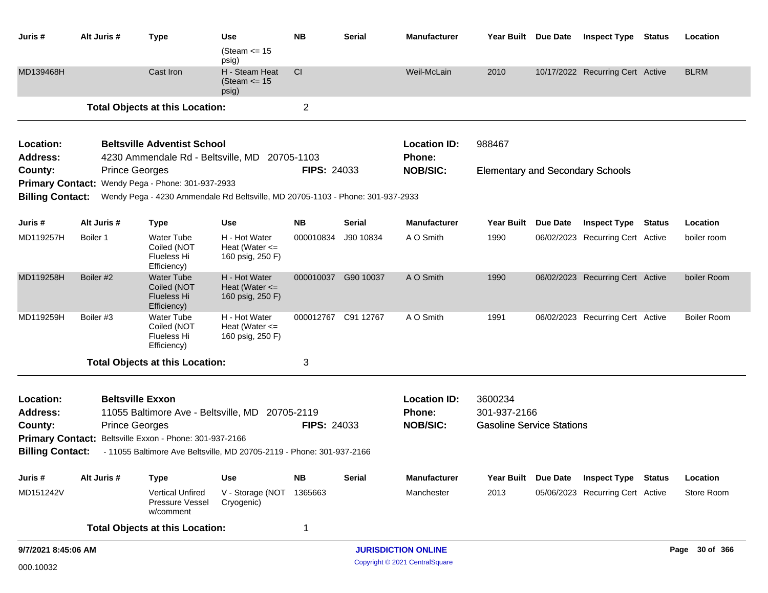| Juris # | Alt Juris # | Type | Use | NB | Serial | Manufacturer | Year Built | Due Date | Inspect Type | Status | Location |
|---|---|---|---|---|---|---|---|---|---|---|---|
| | | | (Steam <= 15 psig) | | | | | | | | |
| MD139468H | | Cast Iron | H - Steam Heat (Steam <= 15 psig) | CI | | Weil-McLain | 2010 | 10/17/2022 | Recurring Cert | Active | BLRM |

**Total Objects at this Location:** 2

---

**Location:** Beltsville Adventist School
**Location ID:** 988467
**Address:** 4230 Ammendale Rd - Beltsville, MD 20705-1103
**Phone:**
**County:** Prince Georges
**FIPS:** 24033
**NOB/SIC:** Elementary and Secondary Schools
**Primary Contact:** Wendy Pega - Phone: 301-937-2933
**Billing Contact:** Wendy Pega - 4230 Ammendale Rd Beltsville, MD 20705-1103 - Phone: 301-937-2933

| Juris # | Alt Juris # | Type | Use | NB | Serial | Manufacturer | Year Built | Due Date | Inspect Type | Status | Location |
|---|---|---|---|---|---|---|---|---|---|---|---|
| MD119257H | Boiler 1 | Water Tube Coiled (NOT Flueless Hi Efficiency) | H - Hot Water Heat (Water <= 160 psig, 250 F) | 000010834 | J90 10834 | A O Smith | 1990 | 06/02/2023 | Recurring Cert | Active | boiler room |
| MD119258H | Boiler #2 | Water Tube Coiled (NOT Flueless Hi Efficiency) | H - Hot Water Heat (Water <= 160 psig, 250 F) | 000010037 | G90 10037 | A O Smith | 1990 | 06/02/2023 | Recurring Cert | Active | boiler Room |
| MD119259H | Boiler #3 | Water Tube Coiled (NOT Flueless Hi Efficiency) | H - Hot Water Heat (Water <= 160 psig, 250 F) | 000012767 | C91 12767 | A O Smith | 1991 | 06/02/2023 | Recurring Cert | Active | Boiler Room |

**Total Objects at this Location:** 3

---

**Location:** Beltsville Exxon
**Location ID:** 3600234
**Address:** 11055 Baltimore Ave - Beltsville, MD 20705-2119
**Phone:** 301-937-2166
**County:** Prince Georges
**FIPS:** 24033
**NOB/SIC:** Gasoline Service Stations
**Primary Contact:** Beltsville Exxon - Phone: 301-937-2166
**Billing Contact:** - 11055 Baltimore Ave Beltsville, MD 20705-2119 - Phone: 301-937-2166

| Juris # | Alt Juris # | Type | Use | NB | Serial | Manufacturer | Year Built | Due Date | Inspect Type | Status | Location |
|---|---|---|---|---|---|---|---|---|---|---|---|
| MD151242V | | Vertical Unfired Pressure Vessel w/comment | V - Storage (NOT Cryogenic) | 1365663 | | Manchester | 2013 | 05/06/2023 | Recurring Cert | Active | Store Room |

**Total Objects at this Location:** 1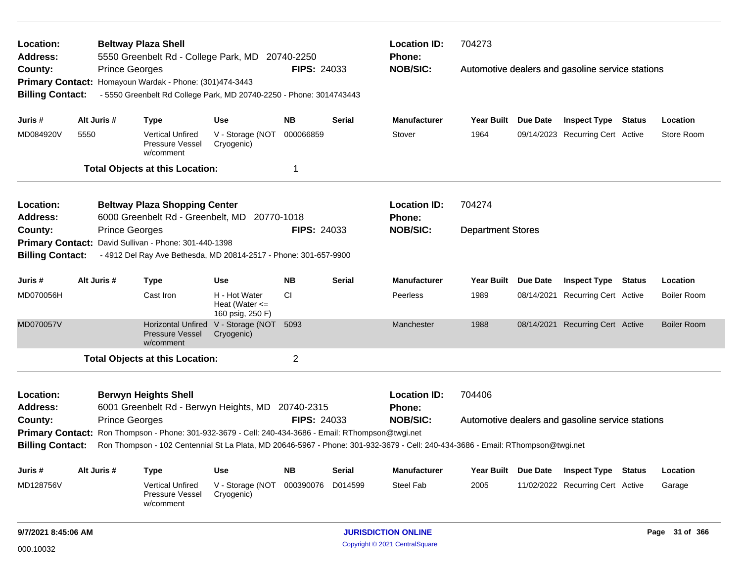**Location:** Beltway Plaza Shell
**Address:** 5550 Greenbelt Rd - College Park, MD 20740-2250
**County:** Prince Georges **FIPS:** 24033
**Primary Contact:** Homayoun Wardak - Phone: (301)474-3443
**Billing Contact:** - 5550 Greenbelt Rd College Park, MD 20740-2250 - Phone: 3014743443
**Location ID:** 704273
**Phone:**
**NOB/SIC:** Automotive dealers and gasoline service stations

| Juris # | Alt Juris # | Type | Use | NB | Serial | Manufacturer | Year Built | Due Date | Inspect Type | Status | Location |
|---|---|---|---|---|---|---|---|---|---|---|---|
| MD084920V | 5550 | Vertical Unfired Pressure Vessel w/comment | V - Storage (NOT Cryogenic) | 000066859 | | Stover | 1964 | 09/14/2023 | Recurring Cert | Active | Store Room |

**Total Objects at this Location:** 1

---

**Location:** Beltway Plaza Shopping Center
**Address:** 6000 Greenbelt Rd - Greenbelt, MD 20770-1018
**County:** Prince Georges **FIPS:** 24033
**Primary Contact:** David Sullivan - Phone: 301-440-1398
**Billing Contact:** - 4912 Del Ray Ave Bethesda, MD 20814-2517 - Phone: 301-657-9900
**Location ID:** 704274
**Phone:**
**NOB/SIC:** Department Stores

| Juris # | Alt Juris # | Type | Use | NB | Serial | Manufacturer | Year Built | Due Date | Inspect Type | Status | Location |
|---|---|---|---|---|---|---|---|---|---|---|---|
| MD070056H | | Cast Iron | H - Hot Water Heat (Water <= 160 psig, 250 F) | CI | | Peerless | 1989 | 08/14/2021 | Recurring Cert | Active | Boiler Room |
| MD070057V | | Horizontal Unfired Pressure Vessel w/comment | V - Storage (NOT Cryogenic) | 5093 | | Manchester | 1988 | 08/14/2021 | Recurring Cert | Active | Boiler Room |

**Total Objects at this Location:** 2

---

**Location:** Berwyn Heights Shell
**Address:** 6001 Greenbelt Rd - Berwyn Heights, MD 20740-2315
**County:** Prince Georges **FIPS:** 24033
**Primary Contact:** Ron Thompson - Phone: 301-932-3679 - Cell: 240-434-3686 - Email: RThompson@twgi.net
**Billing Contact:** Ron Thompson - 102 Centennial St La Plata, MD 20646-5967 - Phone: 301-932-3679 - Cell: 240-434-3686 - Email: RThompson@twgi.net
**Location ID:** 704406
**Phone:**
**NOB/SIC:** Automotive dealers and gasoline service stations

| Juris # | Alt Juris # | Type | Use | NB | Serial | Manufacturer | Year Built | Due Date | Inspect Type | Status | Location |
|---|---|---|---|---|---|---|---|---|---|---|---|
| MD128756V | | Vertical Unfired Pressure Vessel w/comment | V - Storage (NOT Cryogenic) | 000390076 | D014599 | Steel Fab | 2005 | 11/02/2022 | Recurring Cert | Active | Garage |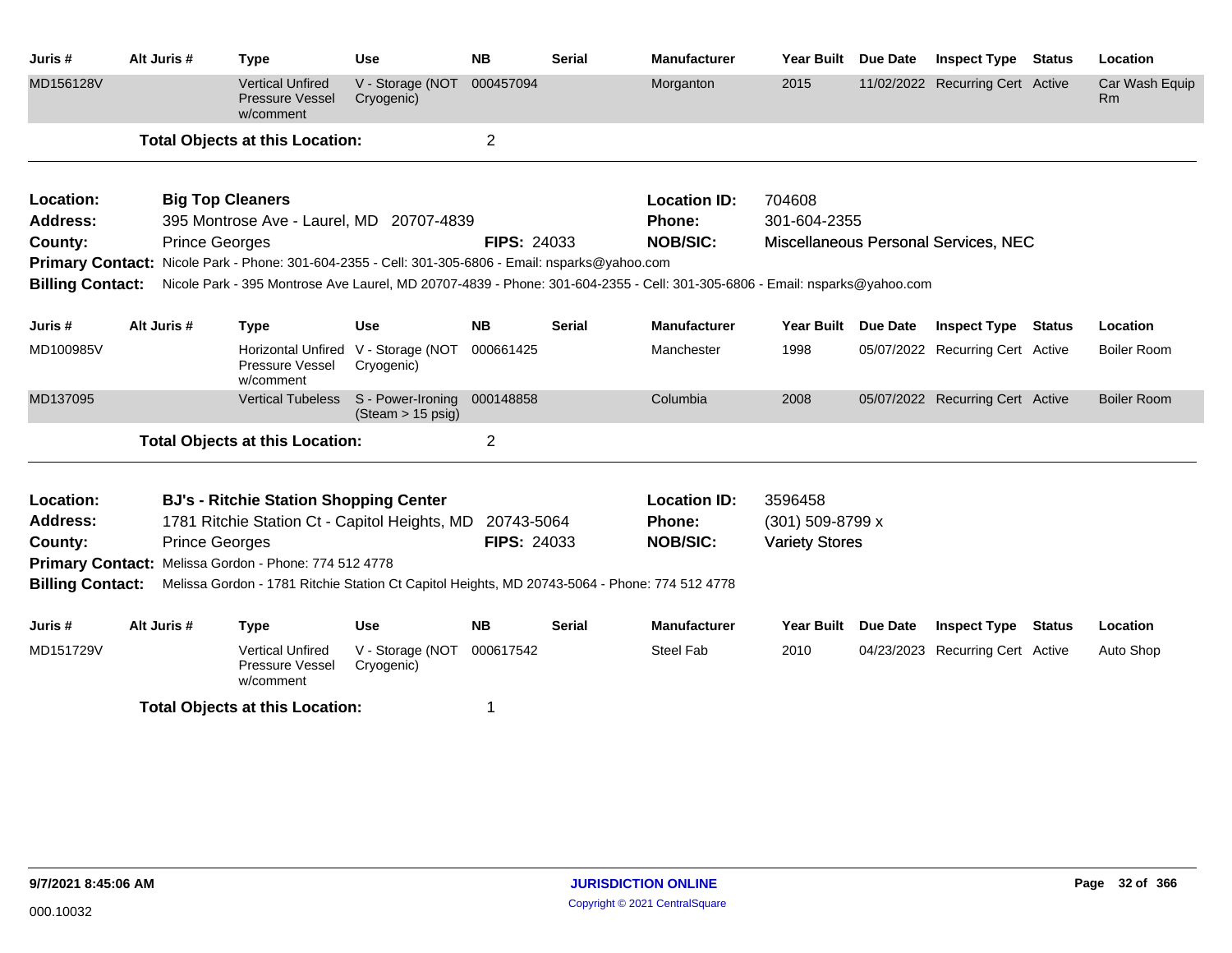| Juris # | Alt Juris # | Type | Use | NB | Serial | Manufacturer | Year Built | Due Date | Inspect Type | Status | Location |
|---|---|---|---|---|---|---|---|---|---|---|---|
| MD156128V | | Vertical Unfired Pressure Vessel w/comment | V - Storage (NOT Cryogenic) | 000457094 | | Morganton | 2015 | 11/02/2022 | Recurring Cert | Active | Car Wash Equip Rm |

**Total Objects at this Location:** 2

---

**Location:** **Big Top Cleaners**
**Location ID:** 704608
**Address:** 395 Montrose Ave - Laurel, MD 20707-4839
**Phone:** 301-604-2355
**County:** Prince Georges
**FIPS:** 24033
**NOB/SIC:** Miscellaneous Personal Services, NEC
**Primary Contact:** Nicole Park - Phone: 301-604-2355 - Cell: 301-305-6806 - Email: nsparks@yahoo.com
**Billing Contact:** Nicole Park - 395 Montrose Ave Laurel, MD 20707-4839 - Phone: 301-604-2355 - Cell: 301-305-6806 - Email: nsparks@yahoo.com

| Juris # | Alt Juris # | Type | Use | NB | Serial | Manufacturer | Year Built | Due Date | Inspect Type | Status | Location |
|---|---|---|---|---|---|---|---|---|---|---|---|
| MD100985V | | Horizontal Unfired Pressure Vessel w/comment | V - Storage (NOT Cryogenic) | 000661425 | | Manchester | 1998 | 05/07/2022 | Recurring Cert | Active | Boiler Room |
| MD137095 | | Vertical Tubeless | S - Power-Ironing (Steam > 15 psig) | 000148858 | | Columbia | 2008 | 05/07/2022 | Recurring Cert | Active | Boiler Room |

**Total Objects at this Location:** 2

---

**Location:** **BJ's - Ritchie Station Shopping Center**
**Location ID:** 3596458
**Address:** 1781 Ritchie Station Ct - Capitol Heights, MD 20743-5064
**Phone:** (301) 509-8799 x
**County:** Prince Georges
**FIPS:** 24033
**NOB/SIC:** Variety Stores
**Primary Contact:** Melissa Gordon - Phone: 774 512 4778
**Billing Contact:** Melissa Gordon - 1781 Ritchie Station Ct Capitol Heights, MD 20743-5064 - Phone: 774 512 4778

| Juris # | Alt Juris # | Type | Use | NB | Serial | Manufacturer | Year Built | Due Date | Inspect Type | Status | Location |
|---|---|---|---|---|---|---|---|---|---|---|---|
| MD151729V | | Vertical Unfired Pressure Vessel w/comment | V - Storage (NOT Cryogenic) | 000617542 | | Steel Fab | 2010 | 04/23/2023 | Recurring Cert | Active | Auto Shop |

**Total Objects at this Location:** 1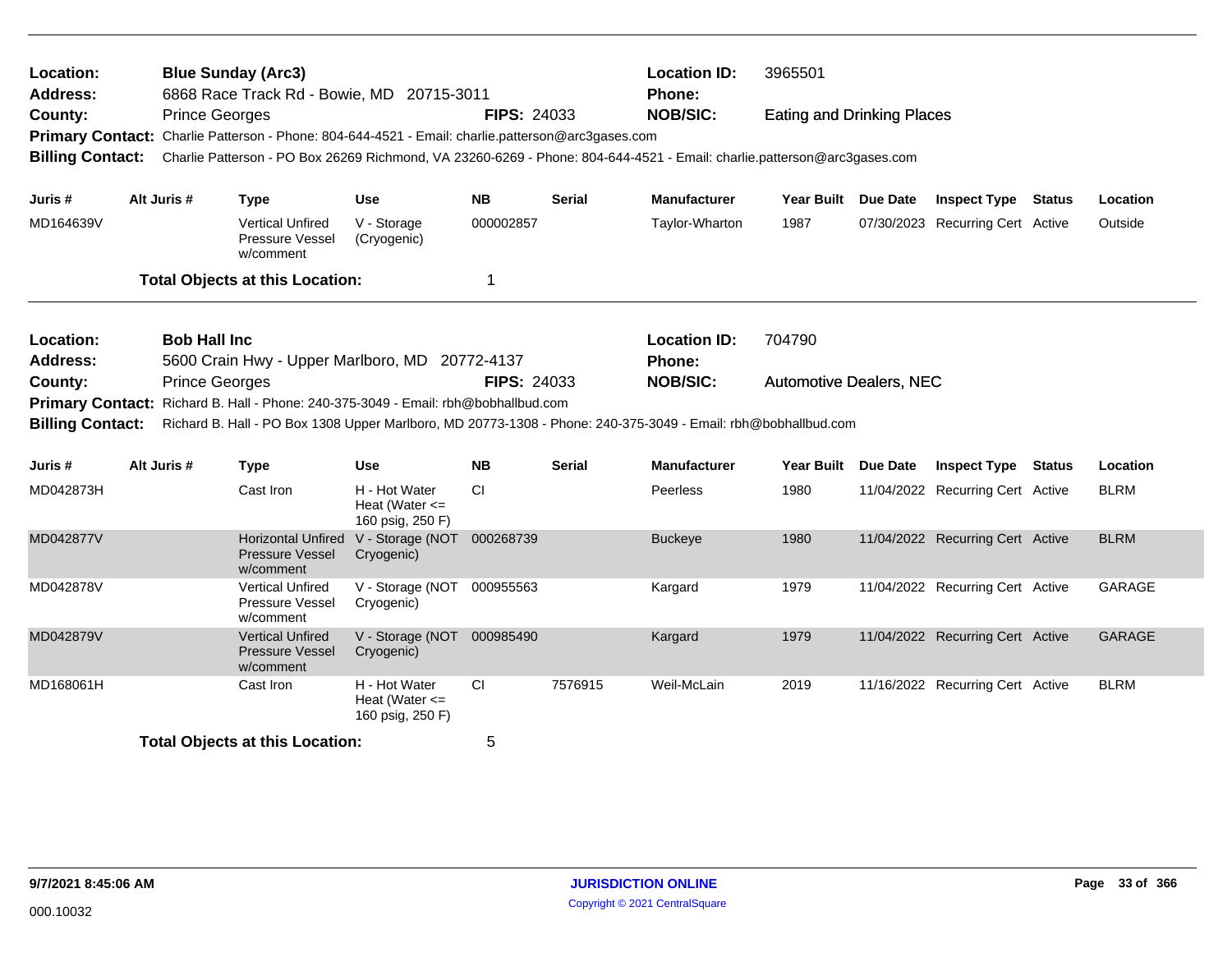**Location:** Blue Sunday (Arc3) **Location ID:** 3965501
**Address:** 6868 Race Track Rd - Bowie, MD 20715-3011 **Phone:**
**County:** Prince Georges **FIPS:** 24033 **NOB/SIC:** Eating and Drinking Places
**Primary Contact:** Charlie Patterson - Phone: 804-644-4521 - Email: charlie.patterson@arc3gases.com
**Billing Contact:** Charlie Patterson - PO Box 26269 Richmond, VA 23260-6269 - Phone: 804-644-4521 - Email: charlie.patterson@arc3gases.com

| Juris # | Alt Juris # | Type | Use | NB | Serial | Manufacturer | Year Built | Due Date | Inspect Type | Status | Location |
|---|---|---|---|---|---|---|---|---|---|---|---|
| MD164639V | | Vertical Unfired Pressure Vessel w/comment | V - Storage (Cryogenic) | 000002857 | | Taylor-Wharton | 1987 | 07/30/2023 | Recurring Cert | Active | Outside |

**Total Objects at this Location:** 1

---

**Location:** Bob Hall Inc **Location ID:** 704790
**Address:** 5600 Crain Hwy - Upper Marlboro, MD 20772-4137 **Phone:**
**County:** Prince Georges **FIPS:** 24033 **NOB/SIC:** Automotive Dealers, NEC
**Primary Contact:** Richard B. Hall - Phone: 240-375-3049 - Email: rbh@bobhallbud.com
**Billing Contact:** Richard B. Hall - PO Box 1308 Upper Marlboro, MD 20773-1308 - Phone: 240-375-3049 - Email: rbh@bobhallbud.com

| Juris # | Alt Juris # | Type | Use | NB | Serial | Manufacturer | Year Built | Due Date | Inspect Type | Status | Location |
|---|---|---|---|---|---|---|---|---|---|---|---|
| MD042873H | | Cast Iron | H - Hot Water Heat (Water <= 160 psig, 250 F) | CI | | Peerless | 1980 | 11/04/2022 | Recurring Cert | Active | BLRM |
| MD042877V | | Horizontal Unfired Pressure Vessel w/comment | V - Storage (NOT Cryogenic) | 000268739 | | Buckeye | 1980 | 11/04/2022 | Recurring Cert | Active | BLRM |
| MD042878V | | Vertical Unfired Pressure Vessel w/comment | V - Storage (NOT Cryogenic) | 000955563 | | Kargard | 1979 | 11/04/2022 | Recurring Cert | Active | GARAGE |
| MD042879V | | Vertical Unfired Pressure Vessel w/comment | V - Storage (NOT Cryogenic) | 000985490 | | Kargard | 1979 | 11/04/2022 | Recurring Cert | Active | GARAGE |
| MD168061H | | Cast Iron | H - Hot Water Heat (Water <= 160 psig, 250 F) | CI | 7576915 | Weil-McLain | 2019 | 11/16/2022 | Recurring Cert | Active | BLRM |

**Total Objects at this Location:** 5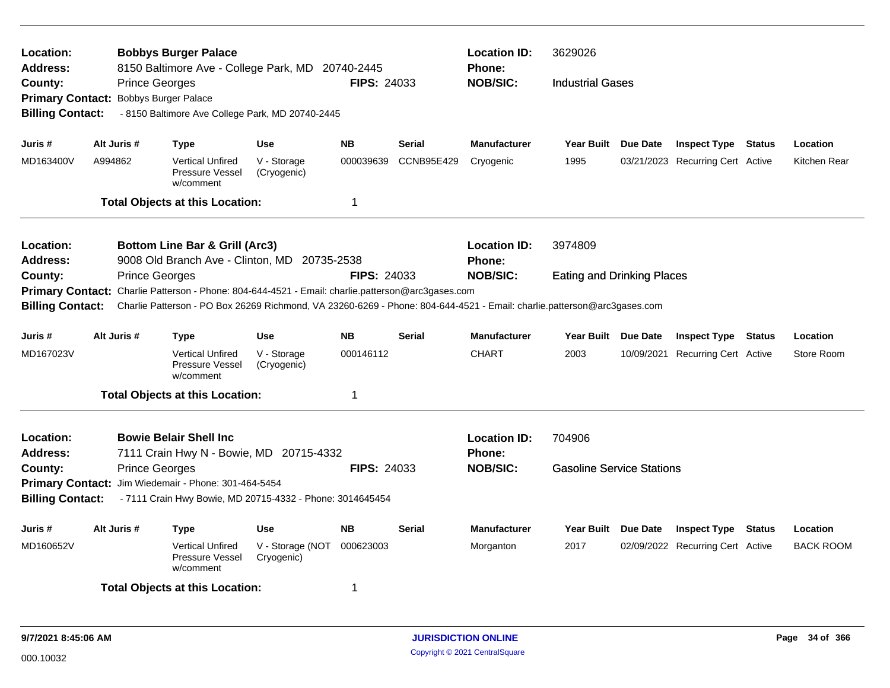**Location:** Bobbys Burger Palace
**Address:** 8150 Baltimore Ave - College Park, MD 20740-2445
**County:** Prince Georges
**FIPS:** 24033
**Location ID:** 3629026
**Phone:**
**NOB/SIC:** Industrial Gases
**Primary Contact:** Bobbys Burger Palace
**Billing Contact:** - 8150 Baltimore Ave College Park, MD 20740-2445

| Juris # | Alt Juris # | Type | Use | NB | Serial | Manufacturer | Year Built | Due Date | Inspect Type | Status | Location |
|---|---|---|---|---|---|---|---|---|---|---|---|
| MD163400V | A994862 | Vertical Unfired Pressure Vessel w/comment | V - Storage (Cryogenic) | 000039639 | CCNB95E429 | Cryogenic | 1995 | 03/21/2023 | Recurring Cert | Active | Kitchen Rear |

**Total Objects at this Location:** 1

---

**Location:** Bottom Line Bar & Grill (Arc3)
**Address:** 9008 Old Branch Ave - Clinton, MD 20735-2538
**County:** Prince Georges
**FIPS:** 24033
**Location ID:** 3974809
**Phone:**
**NOB/SIC:** Eating and Drinking Places
**Primary Contact:** Charlie Patterson - Phone: 804-644-4521 - Email: charlie.patterson@arc3gases.com
**Billing Contact:** Charlie Patterson - PO Box 26269 Richmond, VA 23260-6269 - Phone: 804-644-4521 - Email: charlie.patterson@arc3gases.com

| Juris # | Alt Juris # | Type | Use | NB | Serial | Manufacturer | Year Built | Due Date | Inspect Type | Status | Location |
|---|---|---|---|---|---|---|---|---|---|---|---|
| MD167023V | | Vertical Unfired Pressure Vessel w/comment | V - Storage (Cryogenic) | 000146112 | | CHART | 2003 | 10/09/2021 | Recurring Cert | Active | Store Room |

**Total Objects at this Location:** 1

---

**Location:** Bowie Belair Shell Inc
**Address:** 7111 Crain Hwy N - Bowie, MD 20715-4332
**County:** Prince Georges
**FIPS:** 24033
**Location ID:** 704906
**Phone:**
**NOB/SIC:** Gasoline Service Stations
**Primary Contact:** Jim Wiedemair - Phone: 301-464-5454
**Billing Contact:** - 7111 Crain Hwy Bowie, MD 20715-4332 - Phone: 3014645454

| Juris # | Alt Juris # | Type | Use | NB | Serial | Manufacturer | Year Built | Due Date | Inspect Type | Status | Location |
|---|---|---|---|---|---|---|---|---|---|---|---|
| MD160652V | | Vertical Unfired Pressure Vessel w/comment | V - Storage (NOT Cryogenic) | 000623003 | | Morganton | 2017 | 02/09/2022 | Recurring Cert | Active | BACK ROOM |

**Total Objects at this Location:** 1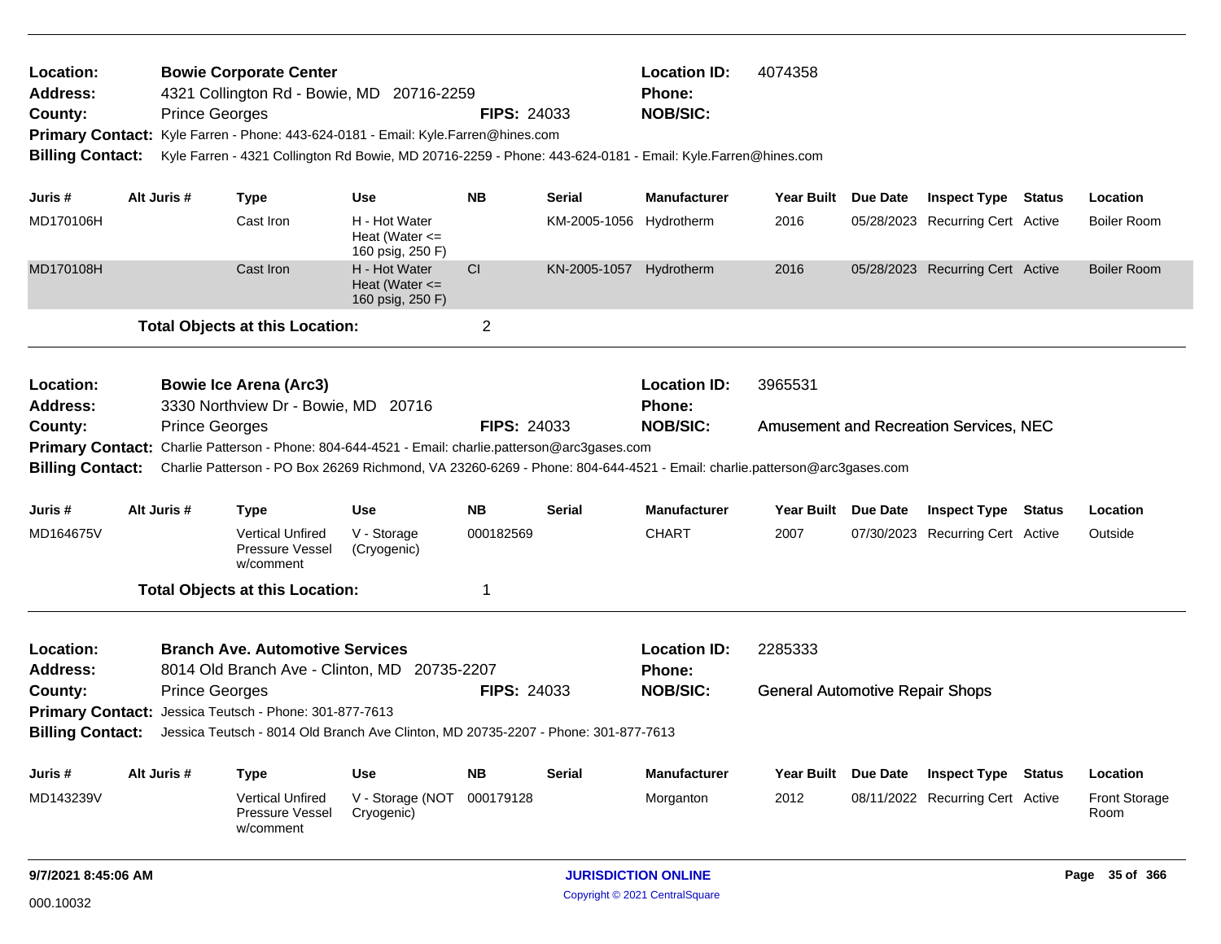**Location:** Bowie Corporate Center
**Address:** 4321 Collington Rd - Bowie, MD 20716-2259
**County:** Prince Georges
**FIPS:** 24033
**Location ID:** 4074358
**Phone:**
**NOB/SIC:**
**Primary Contact:** Kyle Farren - Phone: 443-624-0181 - Email: Kyle.Farren@hines.com
**Billing Contact:** Kyle Farren - 4321 Collington Rd Bowie, MD 20716-2259 - Phone: 443-624-0181 - Email: Kyle.Farren@hines.com

| Juris # | Alt Juris # | Type | Use | NB | Serial | Manufacturer | Year Built | Due Date | Inspect Type | Status | Location |
|---|---|---|---|---|---|---|---|---|---|---|---|
| MD170106H | | Cast Iron | H - Hot Water Heat (Water <= 160 psig, 250 F) | | KM-2005-1056 | Hydrotherm | 2016 | 05/28/2023 | Recurring Cert | Active | Boiler Room |
| MD170108H | | Cast Iron | H - Hot Water Heat (Water <= 160 psig, 250 F) | CI | KN-2005-1057 | Hydrotherm | 2016 | 05/28/2023 | Recurring Cert | Active | Boiler Room |

**Total Objects at this Location:** 2

---

**Location:** Bowie Ice Arena (Arc3)
**Address:** 3330 Northview Dr - Bowie, MD 20716
**County:** Prince Georges
**FIPS:** 24033
**Location ID:** 3965531
**Phone:**
**NOB/SIC:** Amusement and Recreation Services, NEC
**Primary Contact:** Charlie Patterson - Phone: 804-644-4521 - Email: charlie.patterson@arc3gases.com
**Billing Contact:** Charlie Patterson - PO Box 26269 Richmond, VA 23260-6269 - Phone: 804-644-4521 - Email: charlie.patterson@arc3gases.com

| Juris # | Alt Juris # | Type | Use | NB | Serial | Manufacturer | Year Built | Due Date | Inspect Type | Status | Location |
|---|---|---|---|---|---|---|---|---|---|---|---|
| MD164675V | | Vertical Unfired Pressure Vessel w/comment | V - Storage (Cryogenic) | 000182569 | | CHART | 2007 | 07/30/2023 | Recurring Cert | Active | Outside |

**Total Objects at this Location:** 1

---

**Location:** Branch Ave. Automotive Services
**Address:** 8014 Old Branch Ave - Clinton, MD 20735-2207
**County:** Prince Georges
**FIPS:** 24033
**Location ID:** 2285333
**Phone:**
**NOB/SIC:** General Automotive Repair Shops
**Primary Contact:** Jessica Teutsch - Phone: 301-877-7613
**Billing Contact:** Jessica Teutsch - 8014 Old Branch Ave Clinton, MD 20735-2207 - Phone: 301-877-7613

| Juris # | Alt Juris # | Type | Use | NB | Serial | Manufacturer | Year Built | Due Date | Inspect Type | Status | Location |
|---|---|---|---|---|---|---|---|---|---|---|---|
| MD143239V | | Vertical Unfired Pressure Vessel w/comment | V - Storage (NOT Cryogenic) | 000179128 | | Morganton | 2012 | 08/11/2022 | Recurring Cert | Active | Front Storage Room |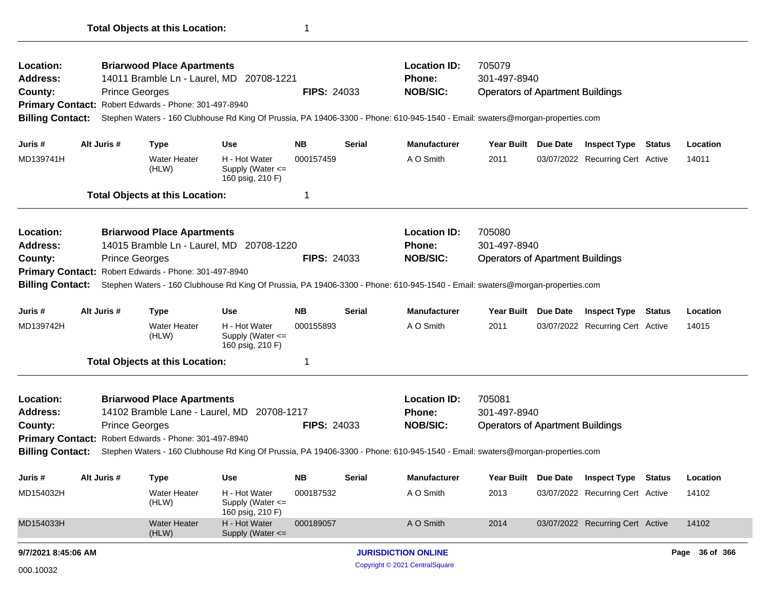**Total Objects at this Location:** 1

---

**Location:** Briarwood Place Apartments  
**Address:** 14011 Bramble Ln - Laurel, MD 20708-1221  
**County:** Prince Georges  
**FIPS:** 24033  
**Location ID:** 705079  
**Phone:** 301-497-8940  
**NOB/SIC:** Operators of Apartment Buildings  
**Primary Contact:** Robert Edwards - Phone: 301-497-8940  
**Billing Contact:** Stephen Waters - 160 Clubhouse Rd King Of Prussia, PA 19406-3300 - Phone: 610-945-1540 - Email: swaters@morgan-properties.com

| Juris # | Alt Juris # | Type | Use | NB | Serial | Manufacturer | Year Built | Due Date | Inspect Type | Status | Location |
|---|---|---|---|---|---|---|---|---|---|---|---|
| MD139741H | | Water Heater (HLW) | H - Hot Water Supply (Water <= 160 psig, 210 F) | 000157459 | | A O Smith | 2011 | 03/07/2022 | Recurring Cert | Active | 14011 |

**Total Objects at this Location:** 1

---

**Location:** Briarwood Place Apartments  
**Address:** 14015 Bramble Ln - Laurel, MD 20708-1220  
**County:** Prince Georges  
**FIPS:** 24033  
**Location ID:** 705080  
**Phone:** 301-497-8940  
**NOB/SIC:** Operators of Apartment Buildings  
**Primary Contact:** Robert Edwards - Phone: 301-497-8940  
**Billing Contact:** Stephen Waters - 160 Clubhouse Rd King Of Prussia, PA 19406-3300 - Phone: 610-945-1540 - Email: swaters@morgan-properties.com

| Juris # | Alt Juris # | Type | Use | NB | Serial | Manufacturer | Year Built | Due Date | Inspect Type | Status | Location |
|---|---|---|---|---|---|---|---|---|---|---|---|
| MD139742H | | Water Heater (HLW) | H - Hot Water Supply (Water <= 160 psig, 210 F) | 000155893 | | A O Smith | 2011 | 03/07/2022 | Recurring Cert | Active | 14015 |

**Total Objects at this Location:** 1

---

**Location:** Briarwood Place Apartments  
**Address:** 14102 Bramble Lane - Laurel, MD 20708-1217  
**County:** Prince Georges  
**FIPS:** 24033  
**Location ID:** 705081  
**Phone:** 301-497-8940  
**NOB/SIC:** Operators of Apartment Buildings  
**Primary Contact:** Robert Edwards - Phone: 301-497-8940  
**Billing Contact:** Stephen Waters - 160 Clubhouse Rd King Of Prussia, PA 19406-3300 - Phone: 610-945-1540 - Email: swaters@morgan-properties.com

| Juris # | Alt Juris # | Type | Use | NB | Serial | Manufacturer | Year Built | Due Date | Inspect Type | Status | Location |
|---|---|---|---|---|---|---|---|---|---|---|---|
| MD154032H | | Water Heater (HLW) | H - Hot Water Supply (Water <= 160 psig, 210 F) | 000187532 | | A O Smith | 2013 | 03/07/2022 | Recurring Cert | Active | 14102 |
| MD154033H | | Water Heater (HLW) | H - Hot Water Supply (Water <= | 000189057 | | A O Smith | 2014 | 03/07/2022 | Recurring Cert | Active | 14102 |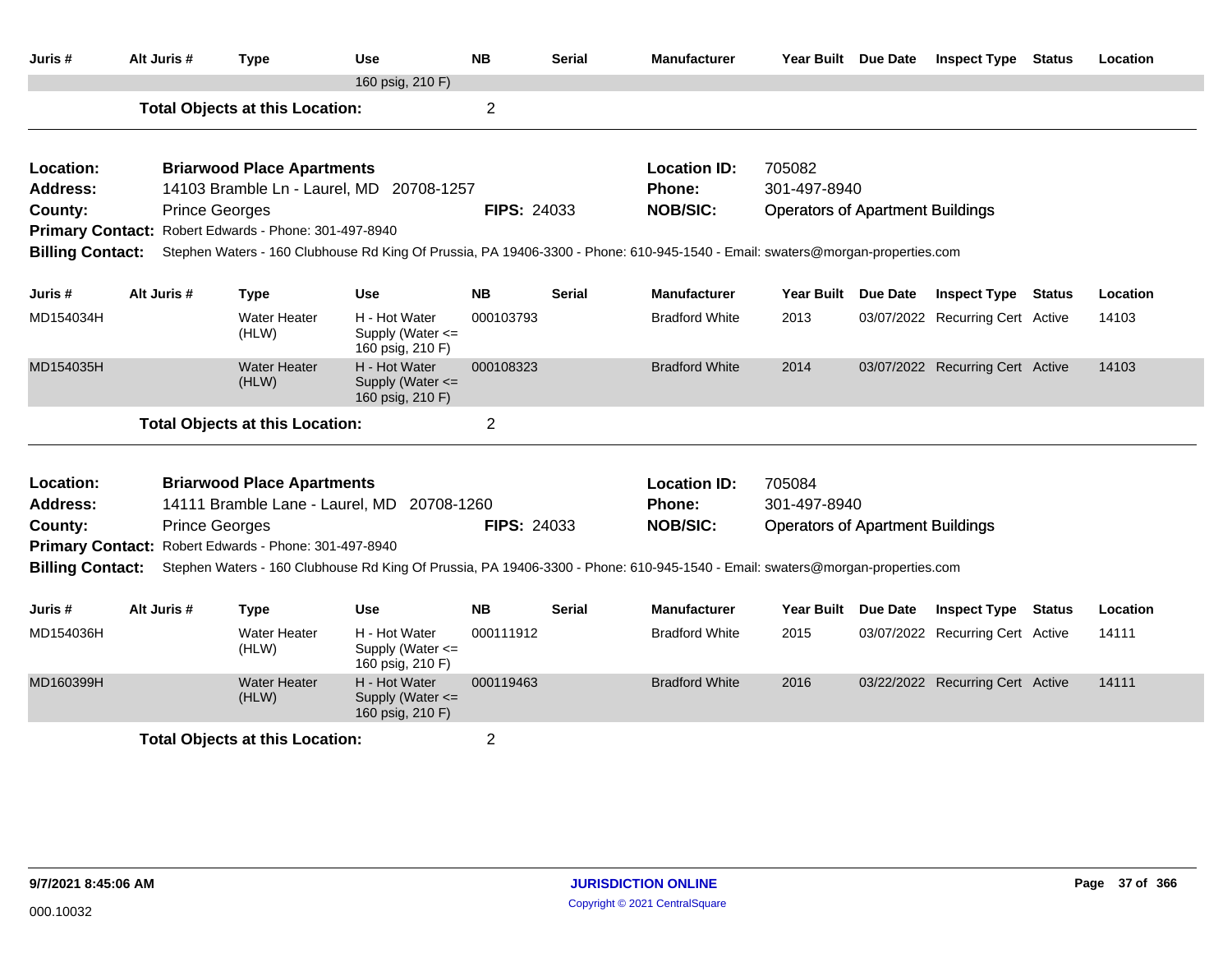| Juris # | Alt Juris # | Type | Use | NB | Serial | Manufacturer | Year Built | Due Date | Inspect Type | Status | Location |
|---|---|---|---|---|---|---|---|---|---|---|---|
| | | | 160 psig, 210 F) | | | | | | | | |

**Total Objects at this Location:** 2

---

**Location:** Briarwood Place Apartments
**Address:** 14103 Bramble Ln - Laurel, MD 20708-1257
**County:** Prince Georges
**FIPS:** 24033
**Location ID:** 705082
**Phone:** 301-497-8940
**NOB/SIC:** Operators of Apartment Buildings
**Primary Contact:** Robert Edwards - Phone: 301-497-8940
**Billing Contact:** Stephen Waters - 160 Clubhouse Rd King Of Prussia, PA 19406-3300 - Phone: 610-945-1540 - Email: swaters@morgan-properties.com

| Juris # | Alt Juris # | Type | Use | NB | Serial | Manufacturer | Year Built | Due Date | Inspect Type | Status | Location |
|---|---|---|---|---|---|---|---|---|---|---|---|
| MD154034H | | Water Heater (HLW) | H - Hot Water Supply (Water <= 160 psig, 210 F) | 000103793 | | Bradford White | 2013 | 03/07/2022 | Recurring Cert | Active | 14103 |
| MD154035H | | Water Heater (HLW) | H - Hot Water Supply (Water <= 160 psig, 210 F) | 000108323 | | Bradford White | 2014 | 03/07/2022 | Recurring Cert | Active | 14103 |

**Total Objects at this Location:** 2

---

**Location:** Briarwood Place Apartments
**Address:** 14111 Bramble Lane - Laurel, MD 20708-1260
**County:** Prince Georges
**FIPS:** 24033
**Location ID:** 705084
**Phone:** 301-497-8940
**NOB/SIC:** Operators of Apartment Buildings
**Primary Contact:** Robert Edwards - Phone: 301-497-8940
**Billing Contact:** Stephen Waters - 160 Clubhouse Rd King Of Prussia, PA 19406-3300 - Phone: 610-945-1540 - Email: swaters@morgan-properties.com

| Juris # | Alt Juris # | Type | Use | NB | Serial | Manufacturer | Year Built | Due Date | Inspect Type | Status | Location |
|---|---|---|---|---|---|---|---|---|---|---|---|
| MD154036H | | Water Heater (HLW) | H - Hot Water Supply (Water <= 160 psig, 210 F) | 000111912 | | Bradford White | 2015 | 03/07/2022 | Recurring Cert | Active | 14111 |
| MD160399H | | Water Heater (HLW) | H - Hot Water Supply (Water <= 160 psig, 210 F) | 000119463 | | Bradford White | 2016 | 03/22/2022 | Recurring Cert | Active | 14111 |

**Total Objects at this Location:** 2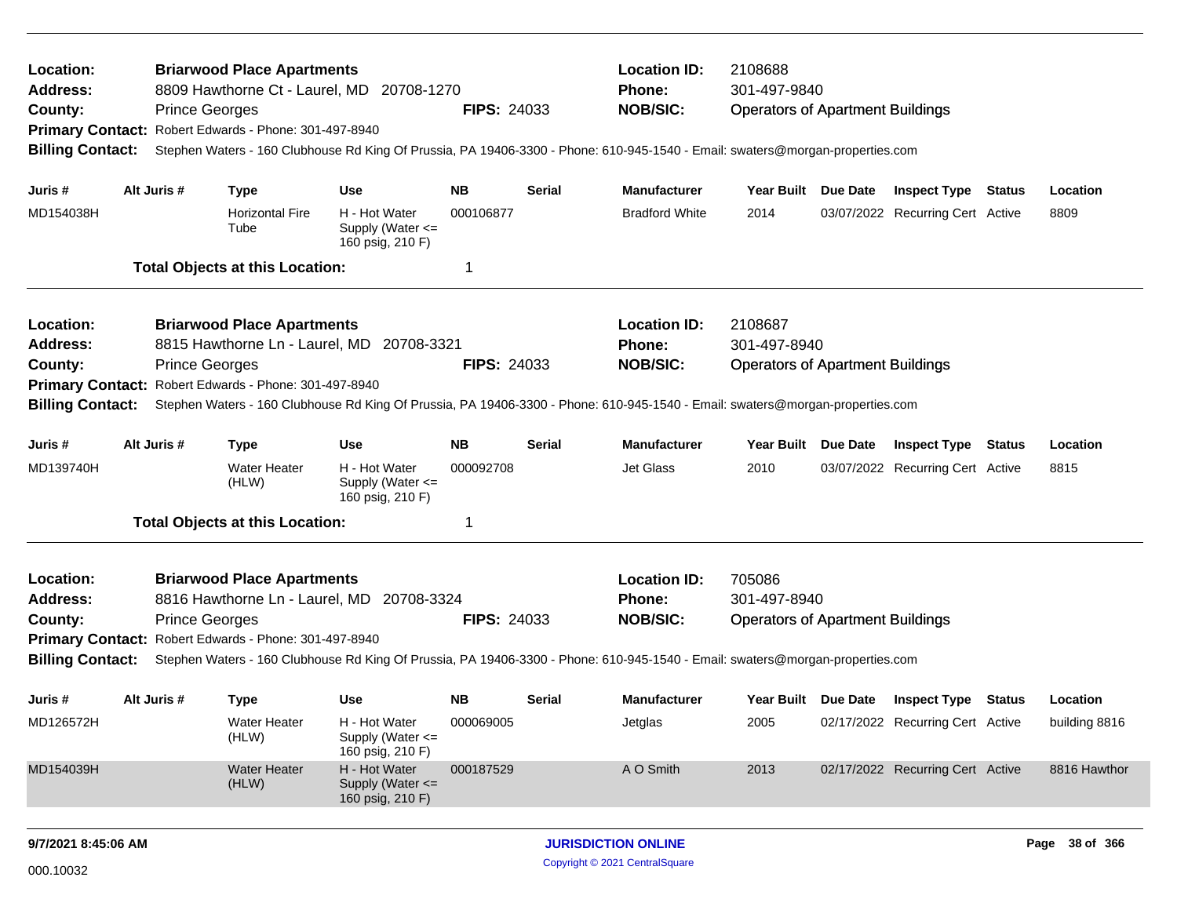**Location:** Briarwood Place Apartments
**Address:** 8809 Hawthorne Ct - Laurel, MD 20708-1270
**County:** Prince Georges **FIPS:** 24033
**Location ID:** 2108688
**Phone:** 301-497-9840
**NOB/SIC:** Operators of Apartment Buildings
**Primary Contact:** Robert Edwards - Phone: 301-497-8940
**Billing Contact:** Stephen Waters - 160 Clubhouse Rd King Of Prussia, PA 19406-3300 - Phone: 610-945-1540 - Email: swaters@morgan-properties.com

| Juris # | Alt Juris # | Type | Use | NB | Serial | Manufacturer | Year Built | Due Date | Inspect Type | Status | Location |
|---|---|---|---|---|---|---|---|---|---|---|---|
| MD154038H | | Horizontal Fire Tube | H - Hot Water Supply (Water <= 160 psig, 210 F) | 000106877 | | Bradford White | 2014 | 03/07/2022 | Recurring Cert | Active | 8809 |

**Total Objects at this Location:** 1

---

**Location:** Briarwood Place Apartments
**Address:** 8815 Hawthorne Ln - Laurel, MD 20708-3321
**County:** Prince Georges **FIPS:** 24033
**Location ID:** 2108687
**Phone:** 301-497-8940
**NOB/SIC:** Operators of Apartment Buildings
**Primary Contact:** Robert Edwards - Phone: 301-497-8940
**Billing Contact:** Stephen Waters - 160 Clubhouse Rd King Of Prussia, PA 19406-3300 - Phone: 610-945-1540 - Email: swaters@morgan-properties.com

| Juris # | Alt Juris # | Type | Use | NB | Serial | Manufacturer | Year Built | Due Date | Inspect Type | Status | Location |
|---|---|---|---|---|---|---|---|---|---|---|---|
| MD139740H | | Water Heater (HLW) | H - Hot Water Supply (Water <= 160 psig, 210 F) | 000092708 | | Jet Glass | 2010 | 03/07/2022 | Recurring Cert | Active | 8815 |

**Total Objects at this Location:** 1

---

**Location:** Briarwood Place Apartments
**Address:** 8816 Hawthorne Ln - Laurel, MD 20708-3324
**County:** Prince Georges **FIPS:** 24033
**Location ID:** 705086
**Phone:** 301-497-8940
**NOB/SIC:** Operators of Apartment Buildings
**Primary Contact:** Robert Edwards - Phone: 301-497-8940
**Billing Contact:** Stephen Waters - 160 Clubhouse Rd King Of Prussia, PA 19406-3300 - Phone: 610-945-1540 - Email: swaters@morgan-properties.com

| Juris # | Alt Juris # | Type | Use | NB | Serial | Manufacturer | Year Built | Due Date | Inspect Type | Status | Location |
|---|---|---|---|---|---|---|---|---|---|---|---|
| MD126572H | | Water Heater (HLW) | H - Hot Water Supply (Water <= 160 psig, 210 F) | 000069005 | | Jetglas | 2005 | 02/17/2022 | Recurring Cert | Active | building 8816 |
| MD154039H | | Water Heater (HLW) | H - Hot Water Supply (Water <= 160 psig, 210 F) | 000187529 | | A O Smith | 2013 | 02/17/2022 | Recurring Cert | Active | 8816 Hawthor |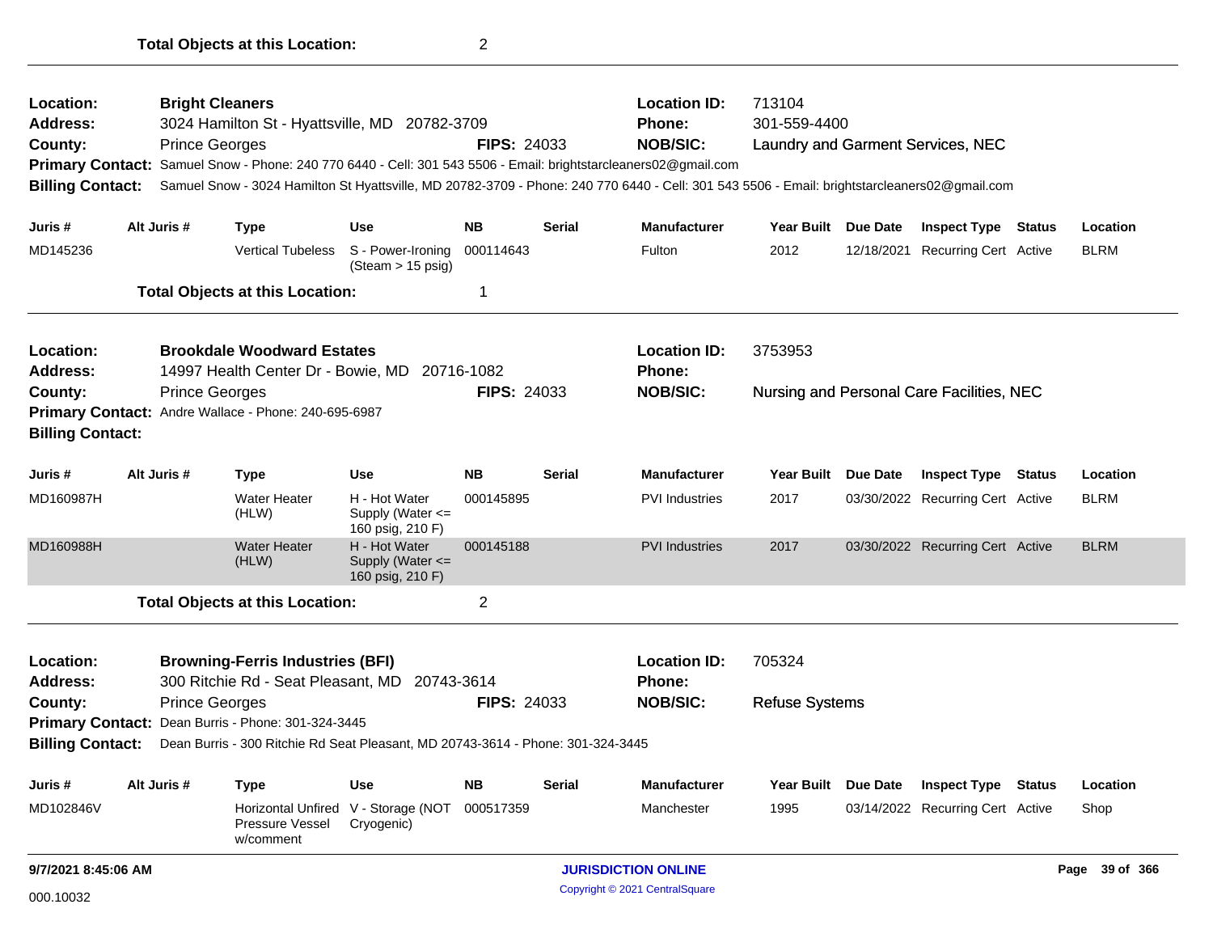**Total Objects at this Location:** 2

---

**Location:** Bright Cleaners
**Address:** 3024 Hamilton St - Hyattsville, MD 20782-3709
**County:** Prince Georges
**FIPS:** 24033
**Location ID:** 713104
**Phone:** 301-559-4400
**NOB/SIC:** Laundry and Garment Services, NEC
**Primary Contact:** Samuel Snow - Phone: 240 770 6440 - Cell: 301 543 5506 - Email: brightstarcleaners02@gmail.com
**Billing Contact:** Samuel Snow - 3024 Hamilton St Hyattsville, MD 20782-3709 - Phone: 240 770 6440 - Cell: 301 543 5506 - Email: brightstarcleaners02@gmail.com

| Juris # | Alt Juris # | Type | Use | NB | Serial | Manufacturer | Year Built | Due Date | Inspect Type | Status | Location |
|---|---|---|---|---|---|---|---|---|---|---|---|
| MD145236 | | Vertical Tubeless | S - Power-Ironing (Steam > 15 psig) | 000114643 | | Fulton | 2012 | 12/18/2021 | Recurring Cert | Active | BLRM |

**Total Objects at this Location:** 1

---

**Location:** Brookdale Woodward Estates
**Address:** 14997 Health Center Dr - Bowie, MD 20716-1082
**County:** Prince Georges
**FIPS:** 24033
**Location ID:** 3753953
**Phone:**
**NOB/SIC:** Nursing and Personal Care Facilities, NEC
**Primary Contact:** Andre Wallace - Phone: 240-695-6987
**Billing Contact:**

| Juris # | Alt Juris # | Type | Use | NB | Serial | Manufacturer | Year Built | Due Date | Inspect Type | Status | Location |
|---|---|---|---|---|---|---|---|---|---|---|---|
| MD160987H | | Water Heater (HLW) | H - Hot Water Supply (Water <= 160 psig, 210 F) | 000145895 | | PVI Industries | 2017 | 03/30/2022 | Recurring Cert | Active | BLRM |
| MD160988H | | Water Heater (HLW) | H - Hot Water Supply (Water <= 160 psig, 210 F) | 000145188 | | PVI Industries | 2017 | 03/30/2022 | Recurring Cert | Active | BLRM |

**Total Objects at this Location:** 2

---

**Location:** Browning-Ferris Industries (BFI)
**Address:** 300 Ritchie Rd - Seat Pleasant, MD 20743-3614
**County:** Prince Georges
**FIPS:** 24033
**Location ID:** 705324
**Phone:**
**NOB/SIC:** Refuse Systems
**Primary Contact:** Dean Burris - Phone: 301-324-3445
**Billing Contact:** Dean Burris - 300 Ritchie Rd Seat Pleasant, MD 20743-3614 - Phone: 301-324-3445

| Juris # | Alt Juris # | Type | Use | NB | Serial | Manufacturer | Year Built | Due Date | Inspect Type | Status | Location |
|---|---|---|---|---|---|---|---|---|---|---|---|
| MD102846V | | Horizontal Unfired Pressure Vessel w/comment | V - Storage (NOT Cryogenic) | 000517359 | | Manchester | 1995 | 03/14/2022 | Recurring Cert | Active | Shop |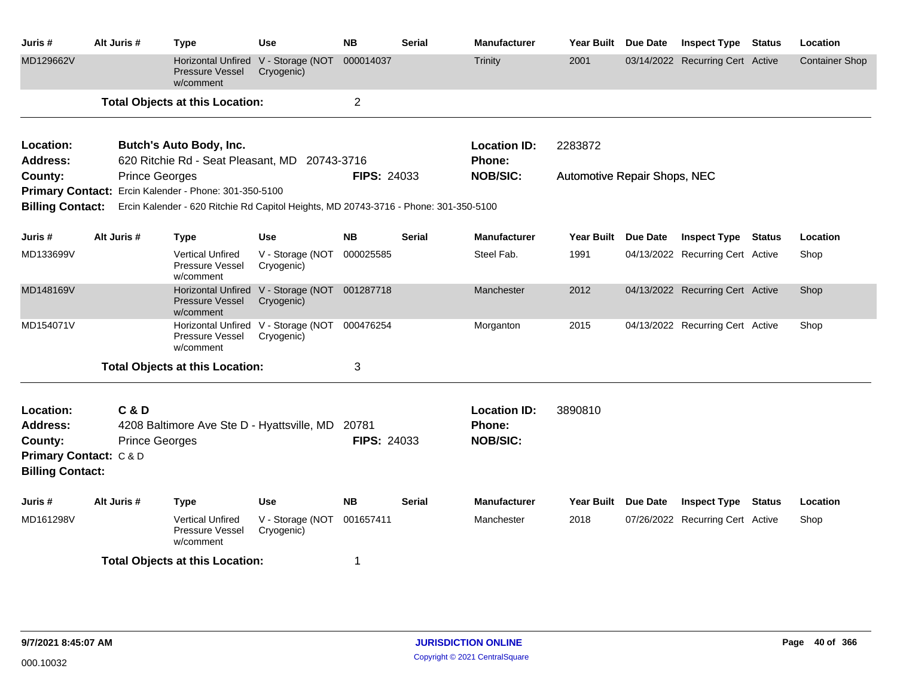| Juris # | Alt Juris # | Type | Use | NB | Serial | Manufacturer | Year Built | Due Date | Inspect Type | Status | Location |
|---|---|---|---|---|---|---|---|---|---|---|---|
| MD129662V | | Horizontal Unfired Pressure Vessel w/comment | V - Storage (NOT Cryogenic) | 000014037 | | Trinity | 2001 | 03/14/2022 | Recurring Cert | Active | Container Shop |

**Total Objects at this Location:** 2

---

**Location:** Butch's Auto Body, Inc.
**Location ID:** 2283872
**Address:** 620 Ritchie Rd - Seat Pleasant, MD 20743-3716
**Phone:**
**County:** Prince Georges
**FIPS:** 24033
**NOB/SIC:** Automotive Repair Shops, NEC
**Primary Contact:** Ercin Kalender - Phone: 301-350-5100
**Billing Contact:** Ercin Kalender - 620 Ritchie Rd Capitol Heights, MD 20743-3716 - Phone: 301-350-5100

| Juris # | Alt Juris # | Type | Use | NB | Serial | Manufacturer | Year Built | Due Date | Inspect Type | Status | Location |
|---|---|---|---|---|---|---|---|---|---|---|---|
| MD133699V | | Vertical Unfired Pressure Vessel w/comment | V - Storage (NOT Cryogenic) | 000025585 | | Steel Fab. | 1991 | 04/13/2022 | Recurring Cert | Active | Shop |
| MD148169V | | Horizontal Unfired Pressure Vessel w/comment | V - Storage (NOT Cryogenic) | 001287718 | | Manchester | 2012 | 04/13/2022 | Recurring Cert | Active | Shop |
| MD154071V | | Horizontal Unfired Pressure Vessel w/comment | V - Storage (NOT Cryogenic) | 000476254 | | Morganton | 2015 | 04/13/2022 | Recurring Cert | Active | Shop |

**Total Objects at this Location:** 3

---

**Location:** C & D
**Location ID:** 3890810
**Address:** 4208 Baltimore Ave Ste D - Hyattsville, MD 20781
**Phone:**
**County:** Prince Georges
**FIPS:** 24033
**NOB/SIC:**
**Primary Contact:** C & D
**Billing Contact:**

| Juris # | Alt Juris # | Type | Use | NB | Serial | Manufacturer | Year Built | Due Date | Inspect Type | Status | Location |
|---|---|---|---|---|---|---|---|---|---|---|---|
| MD161298V | | Vertical Unfired Pressure Vessel w/comment | V - Storage (NOT Cryogenic) | 001657411 | | Manchester | 2018 | 07/26/2022 | Recurring Cert | Active | Shop |

**Total Objects at this Location:** 1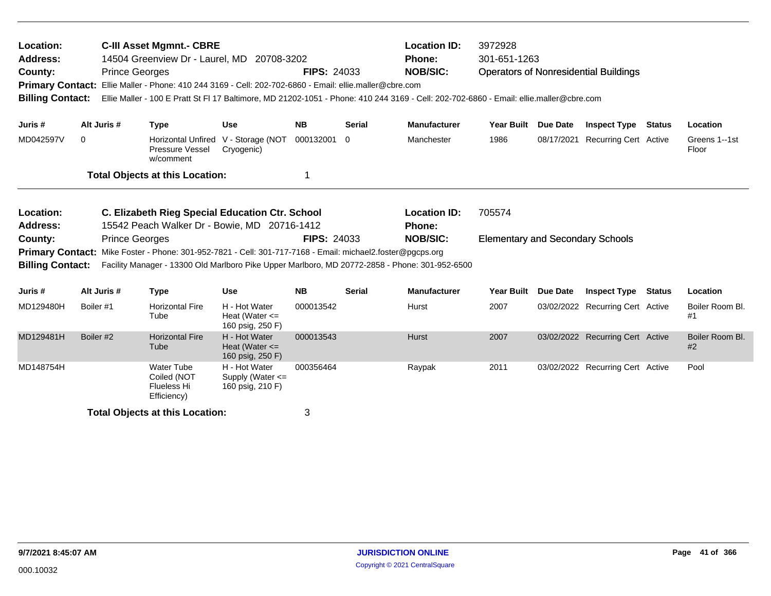**Location:** C-III Asset Mgmnt.- CBRE
**Location ID:** 3972928
**Address:** 14504 Greenview Dr - Laurel, MD 20708-3202
**Phone:** 301-651-1263
**County:** Prince Georges
**FIPS:** 24033
**NOB/SIC:** Operators of Nonresidential Buildings
**Primary Contact:** Ellie Maller - Phone: 410 244 3169 - Cell: 202-702-6860 - Email: ellie.maller@cbre.com
**Billing Contact:** Ellie Maller - 100 E Pratt St Fl 17 Baltimore, MD 21202-1051 - Phone: 410 244 3169 - Cell: 202-702-6860 - Email: ellie.maller@cbre.com

| Juris # | Alt Juris # | Type | Use | NB | Serial | Manufacturer | Year Built | Due Date | Inspect Type | Status | Location |
|---|---|---|---|---|---|---|---|---|---|---|---|
| MD042597V | 0 | Horizontal Unfired Pressure Vessel w/comment | V - Storage (NOT Cryogenic) | 000132001 | 0 | Manchester | 1986 | 08/17/2021 | Recurring Cert | Active | Greens 1--1st Floor |

**Total Objects at this Location:** 1

**Location:** C. Elizabeth Rieg Special Education Ctr. School
**Location ID:** 705574
**Address:** 15542 Peach Walker Dr - Bowie, MD 20716-1412
**Phone:**
**County:** Prince Georges
**FIPS:** 24033
**NOB/SIC:** Elementary and Secondary Schools
**Primary Contact:** Mike Foster - Phone: 301-952-7821 - Cell: 301-717-7168 - Email: michael2.foster@pgcps.org
**Billing Contact:** Facility Manager - 13300 Old Marlboro Pike Upper Marlboro, MD 20772-2858 - Phone: 301-952-6500

| Juris # | Alt Juris # | Type | Use | NB | Serial | Manufacturer | Year Built | Due Date | Inspect Type | Status | Location |
|---|---|---|---|---|---|---|---|---|---|---|---|
| MD129480H | Boiler #1 | Horizontal Fire Tube | H - Hot Water Heat (Water <= 160 psig, 250 F) | 000013542 | | Hurst | 2007 | 03/02/2022 | Recurring Cert | Active | Boiler Room Bl. #1 |
| MD129481H | Boiler #2 | Horizontal Fire Tube | H - Hot Water Heat (Water <= 160 psig, 250 F) | 000013543 | | Hurst | 2007 | 03/02/2022 | Recurring Cert | Active | Boiler Room Bl. #2 |
| MD148754H | | Water Tube Coiled (NOT Flueless Hi Efficiency) | H - Hot Water Supply (Water <= 160 psig, 210 F) | 000356464 | | Raypak | 2011 | 03/02/2022 | Recurring Cert | Active | Pool |

**Total Objects at this Location:** 3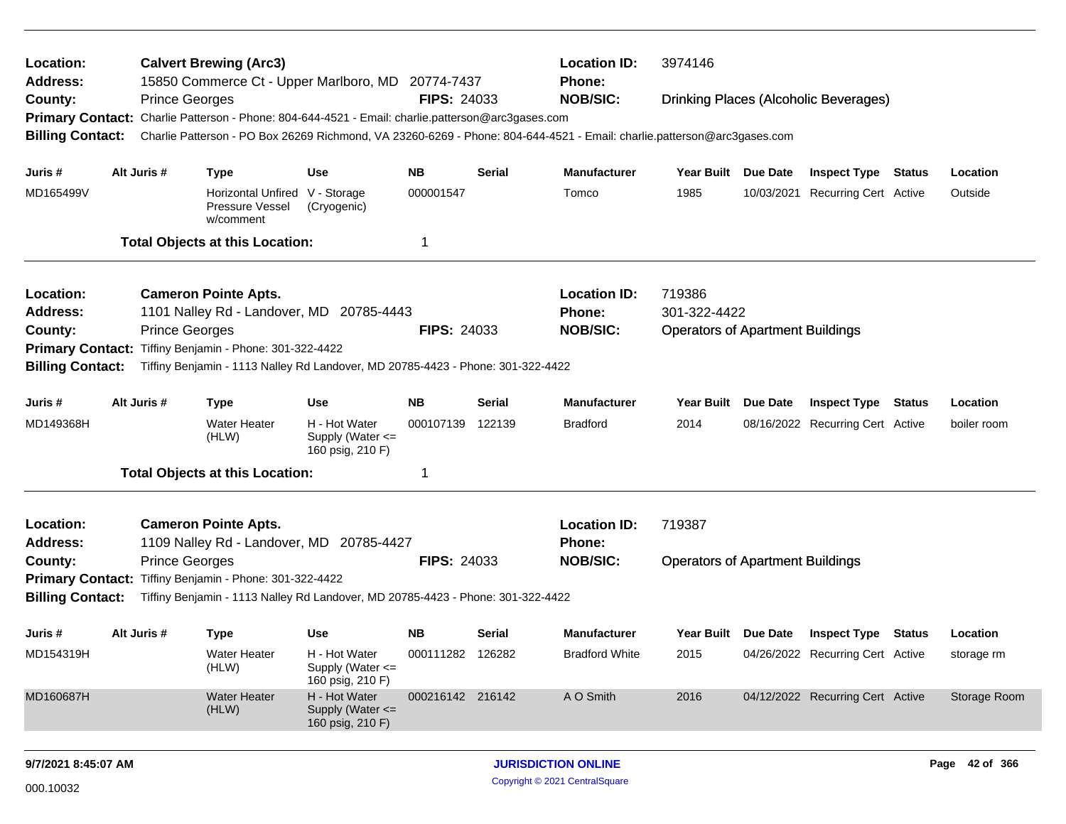**Location:** Calvert Brewing (Arc3) **Location ID:** 3974146
**Address:** 15850 Commerce Ct - Upper Marlboro, MD 20774-7437 **Phone:**
**County:** Prince Georges **FIPS:** 24033 **NOB/SIC:** Drinking Places (Alcoholic Beverages)
**Primary Contact:** Charlie Patterson - Phone: 804-644-4521 - Email: charlie.patterson@arc3gases.com
**Billing Contact:** Charlie Patterson - PO Box 26269 Richmond, VA 23260-6269 - Phone: 804-644-4521 - Email: charlie.patterson@arc3gases.com

| Juris # | Alt Juris # | Type | Use | NB | Serial | Manufacturer | Year Built | Due Date | Inspect Type | Status | Location |
|---|---|---|---|---|---|---|---|---|---|---|---|
| MD165499V | | Horizontal Unfired Pressure Vessel w/comment | V - Storage (Cryogenic) | 000001547 | | Tomco | 1985 | 10/03/2021 | Recurring Cert | Active | Outside |

**Total Objects at this Location:** 1

---

**Location:** Cameron Pointe Apts. **Location ID:** 719386
**Address:** 1101 Nalley Rd - Landover, MD 20785-4443 **Phone:** 301-322-4422
**County:** Prince Georges **FIPS:** 24033 **NOB/SIC:** Operators of Apartment Buildings
**Primary Contact:** Tiffiny Benjamin - Phone: 301-322-4422
**Billing Contact:** Tiffiny Benjamin - 1113 Nalley Rd Landover, MD 20785-4423 - Phone: 301-322-4422

| Juris # | Alt Juris # | Type | Use | NB | Serial | Manufacturer | Year Built | Due Date | Inspect Type | Status | Location |
|---|---|---|---|---|---|---|---|---|---|---|---|
| MD149368H | | Water Heater (HLW) | H - Hot Water Supply (Water <= 160 psig, 210 F) | 000107139 | 122139 | Bradford | 2014 | 08/16/2022 | Recurring Cert | Active | boiler room |

**Total Objects at this Location:** 1

---

**Location:** Cameron Pointe Apts. **Location ID:** 719387
**Address:** 1109 Nalley Rd - Landover, MD 20785-4427 **Phone:**
**County:** Prince Georges **FIPS:** 24033 **NOB/SIC:** Operators of Apartment Buildings
**Primary Contact:** Tiffiny Benjamin - Phone: 301-322-4422
**Billing Contact:** Tiffiny Benjamin - 1113 Nalley Rd Landover, MD 20785-4423 - Phone: 301-322-4422

| Juris # | Alt Juris # | Type | Use | NB | Serial | Manufacturer | Year Built | Due Date | Inspect Type | Status | Location |
|---|---|---|---|---|---|---|---|---|---|---|---|
| MD154319H | | Water Heater (HLW) | H - Hot Water Supply (Water <= 160 psig, 210 F) | 000111282 | 126282 | Bradford White | 2015 | 04/26/2022 | Recurring Cert | Active | storage rm |
| MD160687H | | Water Heater (HLW) | H - Hot Water Supply (Water <= 160 psig, 210 F) | 000216142 | 216142 | A O Smith | 2016 | 04/12/2022 | Recurring Cert | Active | Storage Room |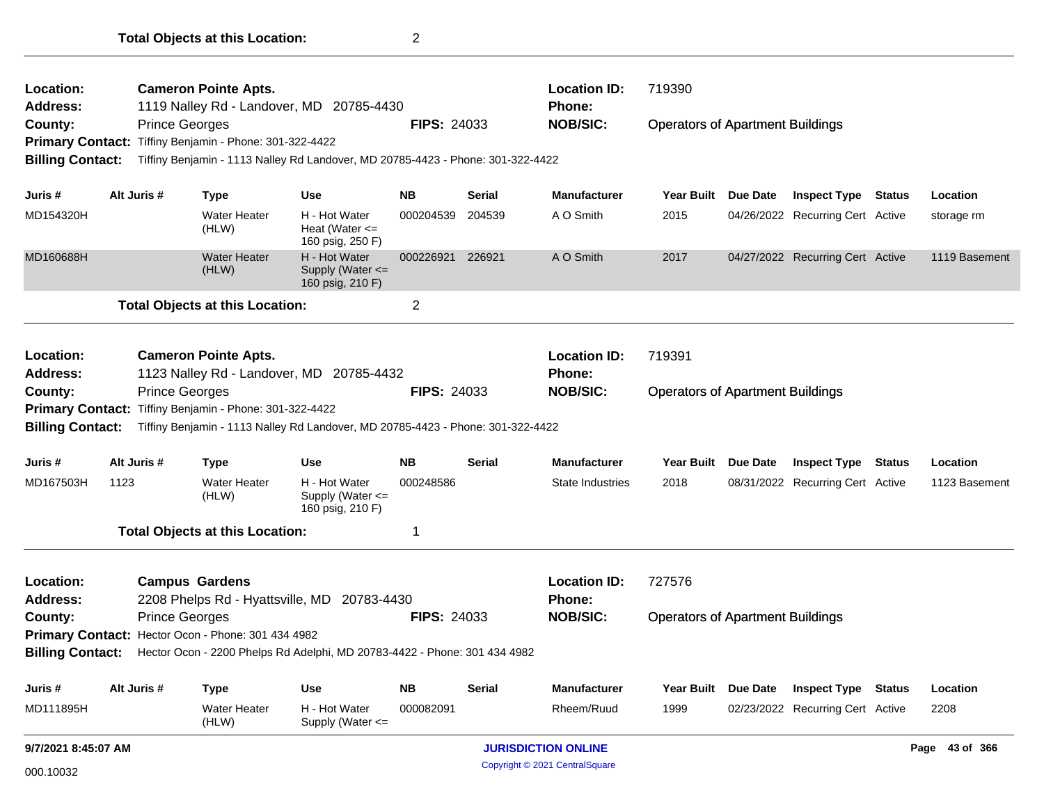**Total Objects at this Location:** 2

---

| | | | |
|---|---|---|---|
| **Location:** | **Cameron Pointe Apts.** | **Location ID:** | 719390 |
| **Address:** | 1119 Nalley Rd - Landover, MD 20785-4430 | **Phone:** | |
| **County:** | Prince Georges **FIPS:** 24033 | **NOB/SIC:** | Operators of Apartment Buildings |
| **Primary Contact:** | Tiffiny Benjamin - Phone: 301-322-4422 | | |
| **Billing Contact:** | Tiffiny Benjamin - 1113 Nalley Rd Landover, MD 20785-4423 - Phone: 301-322-4422 | | |

| Juris # | Alt Juris # | Type | Use | NB | Serial | Manufacturer | Year Built | Due Date | Inspect Type | Status | Location |
|---|---|---|---|---|---|---|---|---|---|---|---|
| MD154320H | | Water Heater (HLW) | H - Hot Water Heat (Water <= 160 psig, 250 F) | 000204539 | 204539 | A O Smith | 2015 | 04/26/2022 | Recurring Cert | Active | storage rm |
| MD160688H | | Water Heater (HLW) | H - Hot Water Supply (Water <= 160 psig, 210 F) | 000226921 | 226921 | A O Smith | 2017 | 04/27/2022 | Recurring Cert | Active | 1119 Basement |

**Total Objects at this Location:** 2

---

| | | | |
|---|---|---|---|
| **Location:** | **Cameron Pointe Apts.** | **Location ID:** | 719391 |
| **Address:** | 1123 Nalley Rd - Landover, MD 20785-4432 | **Phone:** | |
| **County:** | Prince Georges **FIPS:** 24033 | **NOB/SIC:** | Operators of Apartment Buildings |
| **Primary Contact:** | Tiffiny Benjamin - Phone: 301-322-4422 | | |
| **Billing Contact:** | Tiffiny Benjamin - 1113 Nalley Rd Landover, MD 20785-4423 - Phone: 301-322-4422 | | |

| Juris # | Alt Juris # | Type | Use | NB | Serial | Manufacturer | Year Built | Due Date | Inspect Type | Status | Location |
|---|---|---|---|---|---|---|---|---|---|---|---|
| MD167503H | 1123 | Water Heater (HLW) | H - Hot Water Supply (Water <= 160 psig, 210 F) | 000248586 | | State Industries | 2018 | 08/31/2022 | Recurring Cert | Active | 1123 Basement |

**Total Objects at this Location:** 1

---

| | | | |
|---|---|---|---|
| **Location:** | **Campus Gardens** | **Location ID:** | 727576 |
| **Address:** | 2208 Phelps Rd - Hyattsville, MD 20783-4430 | **Phone:** | |
| **County:** | Prince Georges **FIPS:** 24033 | **NOB/SIC:** | Operators of Apartment Buildings |
| **Primary Contact:** | Hector Ocon - Phone: 301 434 4982 | | |
| **Billing Contact:** | Hector Ocon - 2200 Phelps Rd Adelphi, MD 20783-4422 - Phone: 301 434 4982 | | |

| Juris # | Alt Juris # | Type | Use | NB | Serial | Manufacturer | Year Built | Due Date | Inspect Type | Status | Location |
|---|---|---|---|---|---|---|---|---|---|---|---|
| MD111895H | | Water Heater (HLW) | H - Hot Water Supply (Water <= | 000082091 | | Rheem/Ruud | 1999 | 02/23/2022 | Recurring Cert | Active | 2208 |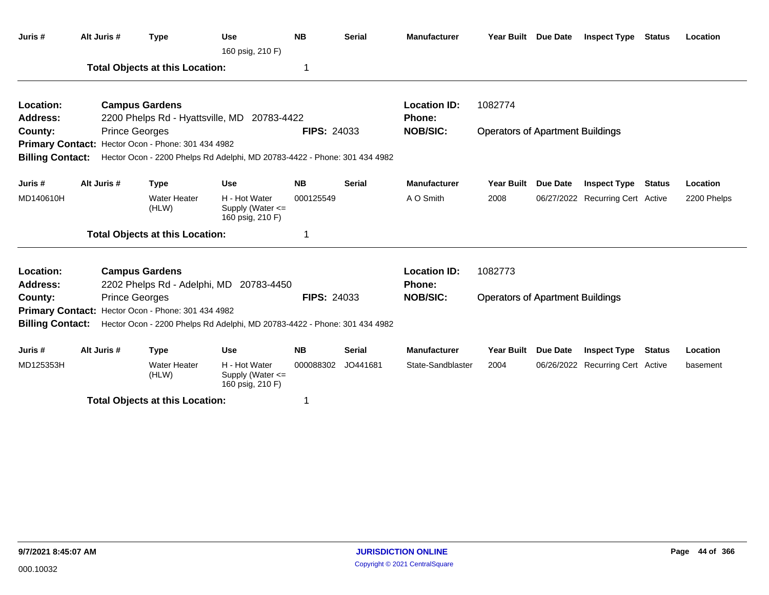| Juris # | Alt Juris # | Type | Use | NB | Serial | Manufacturer | Year Built | Due Date | Inspect Type | Status | Location |
|---|---|---|---|---|---|---|---|---|---|---|---|
| | | | 160 psig, 210 F) | | | | | | | | |

**Total Objects at this Location:** 1

---

**Location:** Campus Gardens
**Address:** 2200 Phelps Rd - Hyattsville, MD 20783-4422
**County:** Prince Georges
**FIPS:** 24033
**Location ID:** 1082774
**Phone:**
**NOB/SIC:** Operators of Apartment Buildings
**Primary Contact:** Hector Ocon - Phone: 301 434 4982
**Billing Contact:** Hector Ocon - 2200 Phelps Rd Adelphi, MD 20783-4422 - Phone: 301 434 4982

| Juris # | Alt Juris # | Type | Use | NB | Serial | Manufacturer | Year Built | Due Date | Inspect Type | Status | Location |
|---|---|---|---|---|---|---|---|---|---|---|---|
| MD140610H | | Water Heater (HLW) | H - Hot Water Supply (Water <= 160 psig, 210 F) | 000125549 | | A O Smith | 2008 | 06/27/2022 | Recurring Cert | Active | 2200 Phelps |

**Total Objects at this Location:** 1

---

**Location:** Campus Gardens
**Address:** 2202 Phelps Rd - Adelphi, MD 20783-4450
**County:** Prince Georges
**FIPS:** 24033
**Location ID:** 1082773
**Phone:**
**NOB/SIC:** Operators of Apartment Buildings
**Primary Contact:** Hector Ocon - Phone: 301 434 4982
**Billing Contact:** Hector Ocon - 2200 Phelps Rd Adelphi, MD 20783-4422 - Phone: 301 434 4982

| Juris # | Alt Juris # | Type | Use | NB | Serial | Manufacturer | Year Built | Due Date | Inspect Type | Status | Location |
|---|---|---|---|---|---|---|---|---|---|---|---|
| MD125353H | | Water Heater (HLW) | H - Hot Water Supply (Water <= 160 psig, 210 F) | 000088302 | JO441681 | State-Sandblaster | 2004 | 06/26/2022 | Recurring Cert | Active | basement |

**Total Objects at this Location:** 1

9/7/2021 8:45:07 AM
000.10032
JURISDICTION ONLINE
Copyright © 2021 CentralSquare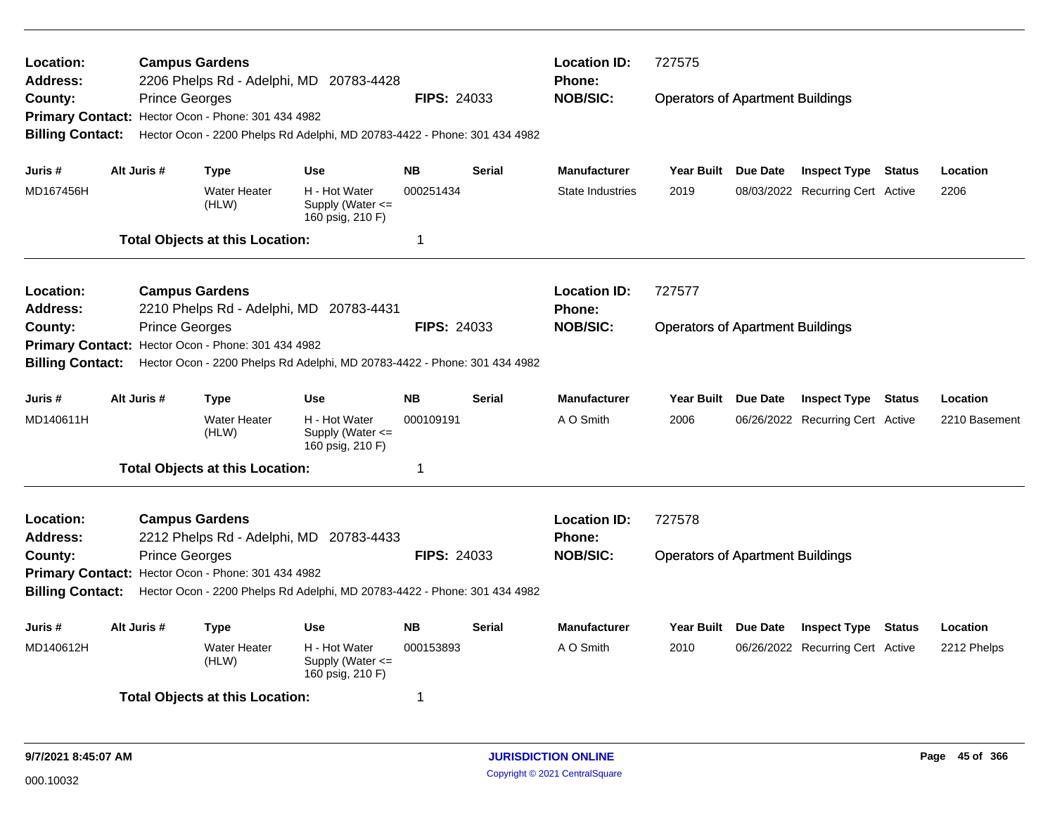**Location:** **Campus Gardens**
**Address:** 2206 Phelps Rd - Adelphi, MD 20783-4428
**County:** Prince Georges **FIPS:** 24033
**Primary Contact:** Hector Ocon - Phone: 301 434 4982
**Billing Contact:** Hector Ocon - 2200 Phelps Rd Adelphi, MD 20783-4422 - Phone: 301 434 4982
**Location ID:** 727575
**Phone:**
**NOB/SIC:** Operators of Apartment Buildings

| Juris # | Alt Juris # | Type | Use | NB | Serial | Manufacturer | Year Built | Due Date | Inspect Type | Status | Location |
|---|---|---|---|---|---|---|---|---|---|---|---|
| MD167456H | | Water Heater (HLW) | H - Hot Water Supply (Water <= 160 psig, 210 F) | 000251434 | | State Industries | 2019 | 08/03/2022 | Recurring Cert | Active | 2206 |

**Total Objects at this Location:** 1

---

**Location:** **Campus Gardens**
**Address:** 2210 Phelps Rd - Adelphi, MD 20783-4431
**County:** Prince Georges **FIPS:** 24033
**Primary Contact:** Hector Ocon - Phone: 301 434 4982
**Billing Contact:** Hector Ocon - 2200 Phelps Rd Adelphi, MD 20783-4422 - Phone: 301 434 4982
**Location ID:** 727577
**Phone:**
**NOB/SIC:** Operators of Apartment Buildings

| Juris # | Alt Juris # | Type | Use | NB | Serial | Manufacturer | Year Built | Due Date | Inspect Type | Status | Location |
|---|---|---|---|---|---|---|---|---|---|---|---|
| MD140611H | | Water Heater (HLW) | H - Hot Water Supply (Water <= 160 psig, 210 F) | 000109191 | | A O Smith | 2006 | 06/26/2022 | Recurring Cert | Active | 2210 Basement |

**Total Objects at this Location:** 1

---

**Location:** **Campus Gardens**
**Address:** 2212 Phelps Rd - Adelphi, MD 20783-4433
**County:** Prince Georges **FIPS:** 24033
**Primary Contact:** Hector Ocon - Phone: 301 434 4982
**Billing Contact:** Hector Ocon - 2200 Phelps Rd Adelphi, MD 20783-4422 - Phone: 301 434 4982
**Location ID:** 727578
**Phone:**
**NOB/SIC:** Operators of Apartment Buildings

| Juris # | Alt Juris # | Type | Use | NB | Serial | Manufacturer | Year Built | Due Date | Inspect Type | Status | Location |
|---|---|---|---|---|---|---|---|---|---|---|---|
| MD140612H | | Water Heater (HLW) | H - Hot Water Supply (Water <= 160 psig, 210 F) | 000153893 | | A O Smith | 2010 | 06/26/2022 | Recurring Cert | Active | 2212 Phelps |

**Total Objects at this Location:** 1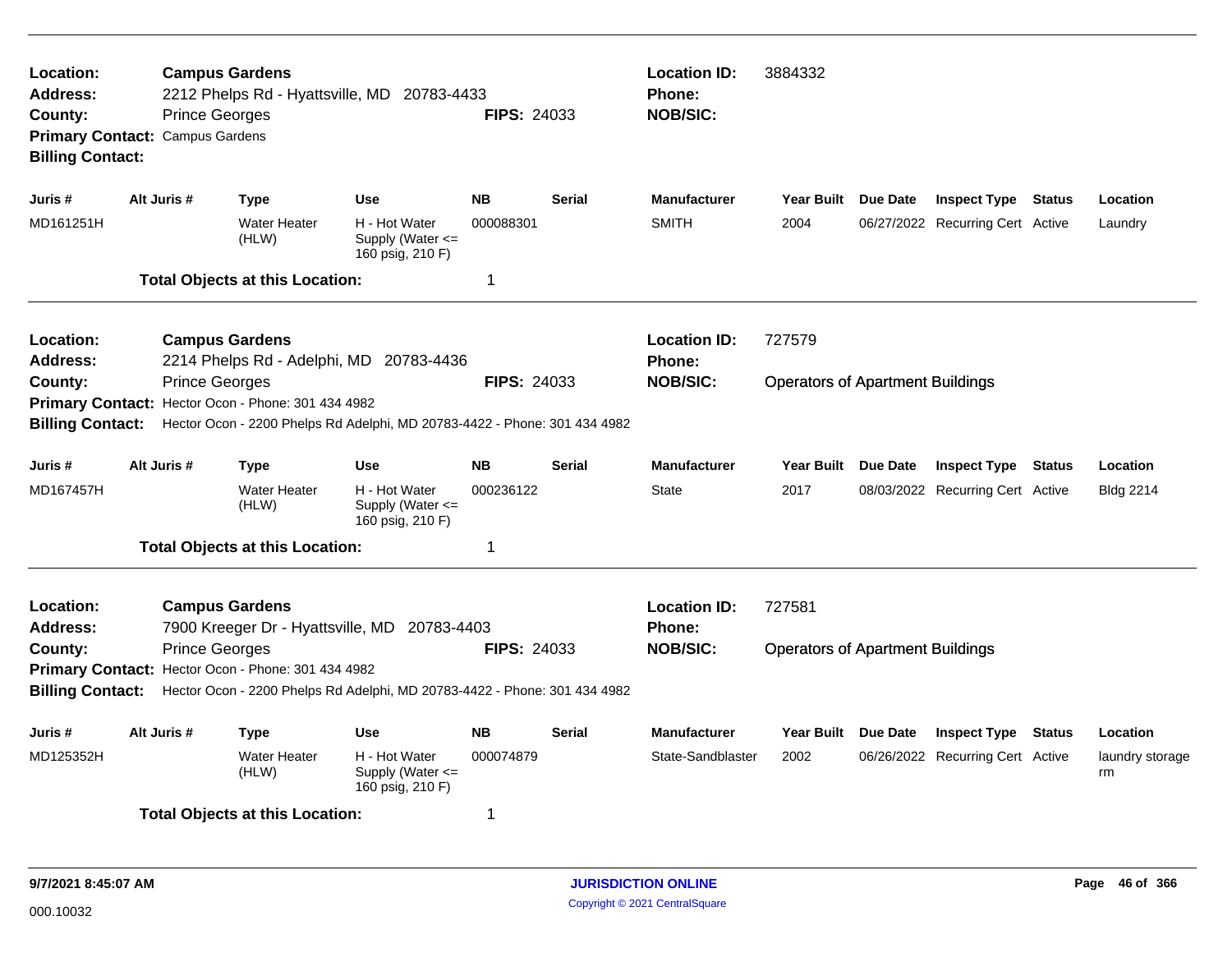**Location:** Campus Gardens
**Address:** 2212 Phelps Rd - Hyattsville, MD 20783-4433
**County:** Prince Georges
**FIPS:** 24033
**Primary Contact:** Campus Gardens
**Billing Contact:**

**Location ID:** 3884332
**Phone:**
**NOB/SIC:**

| Juris # | Alt Juris # | Type | Use | NB | Serial | Manufacturer | Year Built | Due Date | Inspect Type | Status | Location |
|---|---|---|---|---|---|---|---|---|---|---|---|
| MD161251H | | Water Heater (HLW) | H - Hot Water Supply (Water <= 160 psig, 210 F) | 000088301 | | SMITH | 2004 | 06/27/2022 | Recurring Cert | Active | Laundry |

**Total Objects at this Location:** 1

---

**Location:** Campus Gardens
**Address:** 2214 Phelps Rd - Adelphi, MD 20783-4436
**County:** Prince Georges
**FIPS:** 24033
**Primary Contact:** Hector Ocon - Phone: 301 434 4982
**Billing Contact:** Hector Ocon - 2200 Phelps Rd Adelphi, MD 20783-4422 - Phone: 301 434 4982

**Location ID:** 727579
**Phone:**
**NOB/SIC:** Operators of Apartment Buildings

| Juris # | Alt Juris # | Type | Use | NB | Serial | Manufacturer | Year Built | Due Date | Inspect Type | Status | Location |
|---|---|---|---|---|---|---|---|---|---|---|---|
| MD167457H | | Water Heater (HLW) | H - Hot Water Supply (Water <= 160 psig, 210 F) | 000236122 | | State | 2017 | 08/03/2022 | Recurring Cert | Active | Bldg 2214 |

**Total Objects at this Location:** 1

---

**Location:** Campus Gardens
**Address:** 7900 Kreeger Dr - Hyattsville, MD 20783-4403
**County:** Prince Georges
**FIPS:** 24033
**Primary Contact:** Hector Ocon - Phone: 301 434 4982
**Billing Contact:** Hector Ocon - 2200 Phelps Rd Adelphi, MD 20783-4422 - Phone: 301 434 4982

**Location ID:** 727581
**Phone:**
**NOB/SIC:** Operators of Apartment Buildings

| Juris # | Alt Juris # | Type | Use | NB | Serial | Manufacturer | Year Built | Due Date | Inspect Type | Status | Location |
|---|---|---|---|---|---|---|---|---|---|---|---|
| MD125352H | | Water Heater (HLW) | H - Hot Water Supply (Water <= 160 psig, 210 F) | 000074879 | | State-Sandblaster | 2002 | 06/26/2022 | Recurring Cert | Active | laundry storage rm |

**Total Objects at this Location:** 1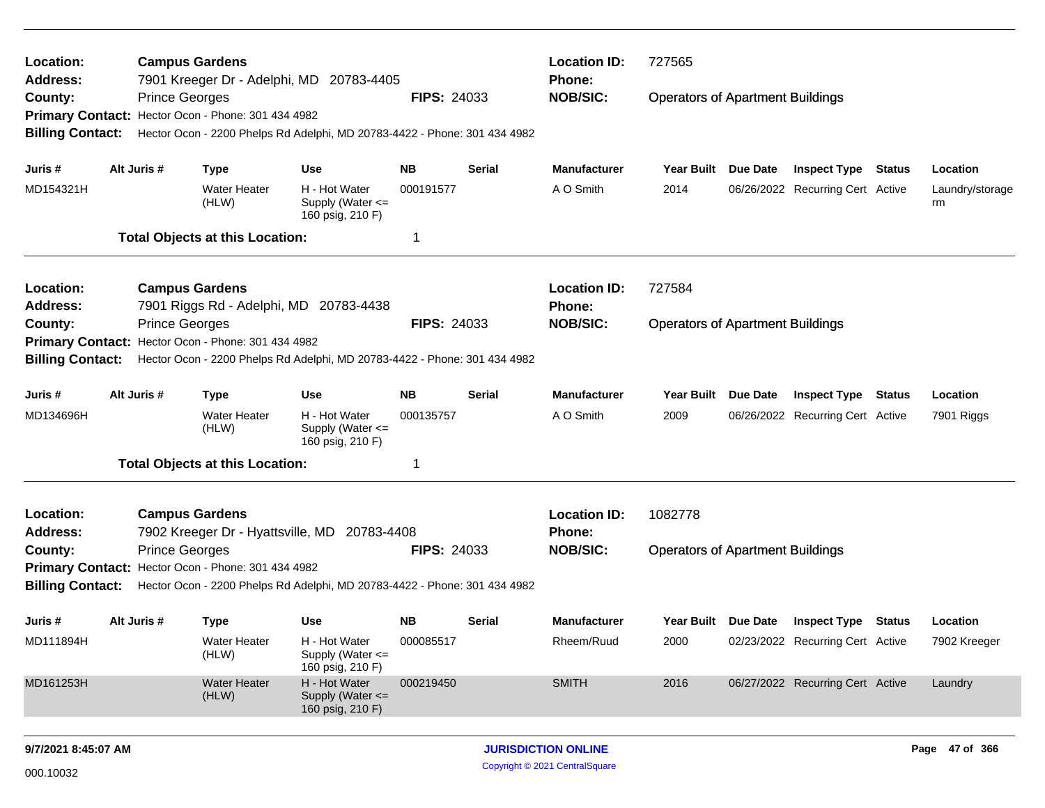**Location:** Campus Gardens
**Address:** 7901 Kreeger Dr - Adelphi, MD 20783-4405
**County:** Prince Georges
**FIPS:** 24033
**Location ID:** 727565
**Phone:**
**NOB/SIC:** Operators of Apartment Buildings
**Primary Contact:** Hector Ocon - Phone: 301 434 4982
**Billing Contact:** Hector Ocon - 2200 Phelps Rd Adelphi, MD 20783-4422 - Phone: 301 434 4982

| Juris # | Alt Juris # | Type | Use | NB | Serial | Manufacturer | Year Built | Due Date | Inspect Type | Status | Location |
|---|---|---|---|---|---|---|---|---|---|---|---|
| MD154321H | | Water Heater (HLW) | H - Hot Water Supply (Water <= 160 psig, 210 F) | 000191577 | | A O Smith | 2014 | 06/26/2022 | Recurring Cert | Active | Laundry/storage rm |

**Total Objects at this Location:** 1

---

**Location:** Campus Gardens
**Address:** 7901 Riggs Rd - Adelphi, MD 20783-4438
**County:** Prince Georges
**FIPS:** 24033
**Location ID:** 727584
**Phone:**
**NOB/SIC:** Operators of Apartment Buildings
**Primary Contact:** Hector Ocon - Phone: 301 434 4982
**Billing Contact:** Hector Ocon - 2200 Phelps Rd Adelphi, MD 20783-4422 - Phone: 301 434 4982

| Juris # | Alt Juris # | Type | Use | NB | Serial | Manufacturer | Year Built | Due Date | Inspect Type | Status | Location |
|---|---|---|---|---|---|---|---|---|---|---|---|
| MD134696H | | Water Heater (HLW) | H - Hot Water Supply (Water <= 160 psig, 210 F) | 000135757 | | A O Smith | 2009 | 06/26/2022 | Recurring Cert | Active | 7901 Riggs |

**Total Objects at this Location:** 1

---

**Location:** Campus Gardens
**Address:** 7902 Kreeger Dr - Hyattsville, MD 20783-4408
**County:** Prince Georges
**FIPS:** 24033
**Location ID:** 1082778
**Phone:**
**NOB/SIC:** Operators of Apartment Buildings
**Primary Contact:** Hector Ocon - Phone: 301 434 4982
**Billing Contact:** Hector Ocon - 2200 Phelps Rd Adelphi, MD 20783-4422 - Phone: 301 434 4982

| Juris # | Alt Juris # | Type | Use | NB | Serial | Manufacturer | Year Built | Due Date | Inspect Type | Status | Location |
|---|---|---|---|---|---|---|---|---|---|---|---|
| MD111894H | | Water Heater (HLW) | H - Hot Water Supply (Water <= 160 psig, 210 F) | 000085517 | | Rheem/Ruud | 2000 | 02/23/2022 | Recurring Cert | Active | 7902 Kreeger |
| MD161253H | | Water Heater (HLW) | H - Hot Water Supply (Water <= 160 psig, 210 F) | 000219450 | | SMITH | 2016 | 06/27/2022 | Recurring Cert | Active | Laundry |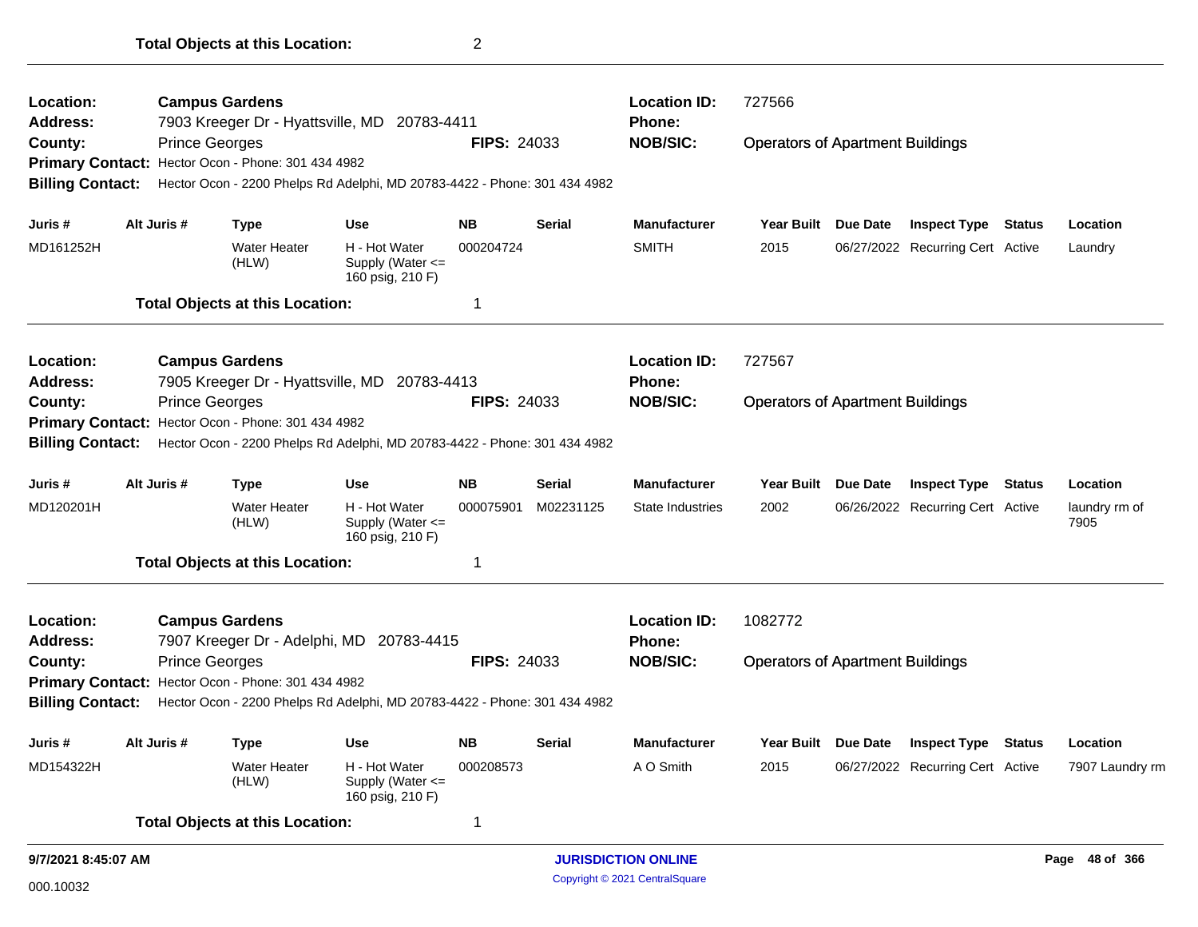**Total Objects at this Location:** 2

---

**Location:** Campus Gardens
**Address:** 7903 Kreeger Dr - Hyattsville, MD 20783-4411
**County:** Prince Georges
**FIPS:** 24033
**Location ID:** 727566
**Phone:**
**NOB/SIC:** Operators of Apartment Buildings
**Primary Contact:** Hector Ocon - Phone: 301 434 4982
**Billing Contact:** Hector Ocon - 2200 Phelps Rd Adelphi, MD 20783-4422 - Phone: 301 434 4982

| Juris # | Alt Juris # | Type | Use | NB | Serial | Manufacturer | Year Built | Due Date | Inspect Type | Status | Location |
|---|---|---|---|---|---|---|---|---|---|---|---|
| MD161252H | | Water Heater (HLW) | H - Hot Water Supply (Water <= 160 psig, 210 F) | 000204724 | | SMITH | 2015 | 06/27/2022 | Recurring Cert | Active | Laundry |

**Total Objects at this Location:** 1

---

**Location:** Campus Gardens
**Address:** 7905 Kreeger Dr - Hyattsville, MD 20783-4413
**County:** Prince Georges
**FIPS:** 24033
**Location ID:** 727567
**Phone:**
**NOB/SIC:** Operators of Apartment Buildings
**Primary Contact:** Hector Ocon - Phone: 301 434 4982
**Billing Contact:** Hector Ocon - 2200 Phelps Rd Adelphi, MD 20783-4422 - Phone: 301 434 4982

| Juris # | Alt Juris # | Type | Use | NB | Serial | Manufacturer | Year Built | Due Date | Inspect Type | Status | Location |
|---|---|---|---|---|---|---|---|---|---|---|---|
| MD120201H | | Water Heater (HLW) | H - Hot Water Supply (Water <= 160 psig, 210 F) | 000075901 | M02231125 | State Industries | 2002 | 06/26/2022 | Recurring Cert | Active | laundry rm of 7905 |

**Total Objects at this Location:** 1

---

**Location:** Campus Gardens
**Address:** 7907 Kreeger Dr - Adelphi, MD 20783-4415
**County:** Prince Georges
**FIPS:** 24033
**Location ID:** 1082772
**Phone:**
**NOB/SIC:** Operators of Apartment Buildings
**Primary Contact:** Hector Ocon - Phone: 301 434 4982
**Billing Contact:** Hector Ocon - 2200 Phelps Rd Adelphi, MD 20783-4422 - Phone: 301 434 4982

| Juris # | Alt Juris # | Type | Use | NB | Serial | Manufacturer | Year Built | Due Date | Inspect Type | Status | Location |
|---|---|---|---|---|---|---|---|---|---|---|---|
| MD154322H | | Water Heater (HLW) | H - Hot Water Supply (Water <= 160 psig, 210 F) | 000208573 | | A O Smith | 2015 | 06/27/2022 | Recurring Cert | Active | 7907 Laundry rm |

**Total Objects at this Location:** 1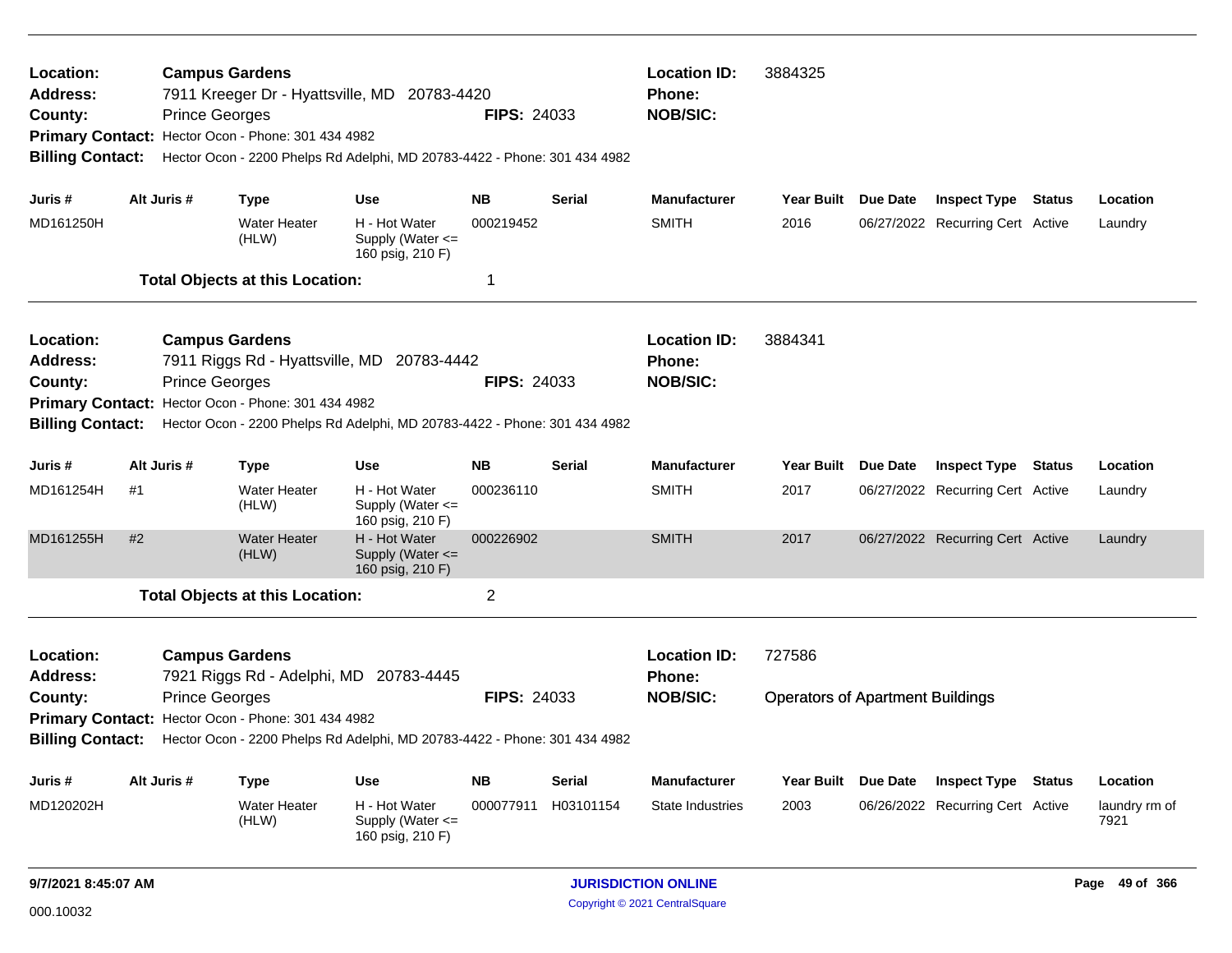**Location:** Campus Gardens
**Address:** 7911 Kreeger Dr - Hyattsville, MD 20783-4420
**County:** Prince Georges
**FIPS:** 24033
**Location ID:** 3884325
**Phone:**
**NOB/SIC:**
**Primary Contact:** Hector Ocon - Phone: 301 434 4982
**Billing Contact:** Hector Ocon - 2200 Phelps Rd Adelphi, MD 20783-4422 - Phone: 301 434 4982

| Juris # | Alt Juris # | Type | Use | NB | Serial | Manufacturer | Year Built | Due Date | Inspect Type | Status | Location |
|---|---|---|---|---|---|---|---|---|---|---|---|
| MD161250H | | Water Heater (HLW) | H - Hot Water Supply (Water <= 160 psig, 210 F) | 000219452 | | SMITH | 2016 | 06/27/2022 | Recurring Cert | Active | Laundry |

**Total Objects at this Location:** 1

---

**Location:** Campus Gardens
**Address:** 7911 Riggs Rd - Hyattsville, MD 20783-4442
**County:** Prince Georges
**FIPS:** 24033
**Location ID:** 3884341
**Phone:**
**NOB/SIC:**
**Primary Contact:** Hector Ocon - Phone: 301 434 4982
**Billing Contact:** Hector Ocon - 2200 Phelps Rd Adelphi, MD 20783-4422 - Phone: 301 434 4982

| Juris # | Alt Juris # | Type | Use | NB | Serial | Manufacturer | Year Built | Due Date | Inspect Type | Status | Location |
|---|---|---|---|---|---|---|---|---|---|---|---|
| MD161254H | #1 | Water Heater (HLW) | H - Hot Water Supply (Water <= 160 psig, 210 F) | 000236110 | | SMITH | 2017 | 06/27/2022 | Recurring Cert | Active | Laundry |
| MD161255H | #2 | Water Heater (HLW) | H - Hot Water Supply (Water <= 160 psig, 210 F) | 000226902 | | SMITH | 2017 | 06/27/2022 | Recurring Cert | Active | Laundry |

**Total Objects at this Location:** 2

---

**Location:** Campus Gardens
**Address:** 7921 Riggs Rd - Adelphi, MD 20783-4445
**County:** Prince Georges
**FIPS:** 24033
**Location ID:** 727586
**Phone:**
**NOB/SIC:** Operators of Apartment Buildings
**Primary Contact:** Hector Ocon - Phone: 301 434 4982
**Billing Contact:** Hector Ocon - 2200 Phelps Rd Adelphi, MD 20783-4422 - Phone: 301 434 4982

| Juris # | Alt Juris # | Type | Use | NB | Serial | Manufacturer | Year Built | Due Date | Inspect Type | Status | Location |
|---|---|---|---|---|---|---|---|---|---|---|---|
| MD120202H | | Water Heater (HLW) | H - Hot Water Supply (Water <= 160 psig, 210 F) | 000077911 | H03101154 | State Industries | 2003 | 06/26/2022 | Recurring Cert | Active | laundry rm of 7921 |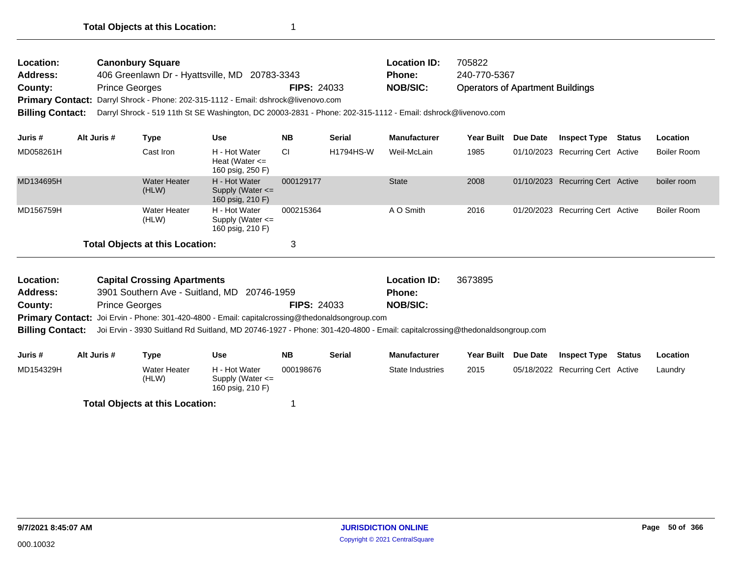**Total Objects at this Location:** 1

---

**Location:** Canonbury Square
**Location ID:** 705822
**Address:** 406 Greenlawn Dr - Hyattsville, MD 20783-3343
**Phone:** 240-770-5367
**County:** Prince Georges
**FIPS:** 24033
**NOB/SIC:** Operators of Apartment Buildings
**Primary Contact:** Darryl Shrock - Phone: 202-315-1112 - Email: dshrock@livenovo.com
**Billing Contact:** Darryl Shrock - 519 11th St SE Washington, DC 20003-2831 - Phone: 202-315-1112 - Email: dshrock@livenovo.com

| Juris # | Alt Juris # | Type | Use | NB | Serial | Manufacturer | Year Built | Due Date | Inspect Type | Status | Location |
|---|---|---|---|---|---|---|---|---|---|---|---|
| MD058261H | | Cast Iron | H - Hot Water Heat (Water <= 160 psig, 250 F) | CI | H1794HS-W | Weil-McLain | 1985 | 01/10/2023 | Recurring Cert | Active | Boiler Room |
| MD134695H | | Water Heater (HLW) | H - Hot Water Supply (Water <= 160 psig, 210 F) | 000129177 | | State | 2008 | 01/10/2023 | Recurring Cert | Active | boiler room |
| MD156759H | | Water Heater (HLW) | H - Hot Water Supply (Water <= 160 psig, 210 F) | 000215364 | | A O Smith | 2016 | 01/20/2023 | Recurring Cert | Active | Boiler Room |

**Total Objects at this Location:** 3

---

**Location:** Capital Crossing Apartments
**Location ID:** 3673895
**Address:** 3901 Southern Ave - Suitland, MD 20746-1959
**Phone:**
**County:** Prince Georges
**FIPS:** 24033
**NOB/SIC:**
**Primary Contact:** Joi Ervin - Phone: 301-420-4800 - Email: capitalcrossing@thedonaldsongroup.com
**Billing Contact:** Joi Ervin - 3930 Suitland Rd Suitland, MD 20746-1927 - Phone: 301-420-4800 - Email: capitalcrossing@thedonaldsongroup.com

| Juris # | Alt Juris # | Type | Use | NB | Serial | Manufacturer | Year Built | Due Date | Inspect Type | Status | Location |
|---|---|---|---|---|---|---|---|---|---|---|---|
| MD154329H | | Water Heater (HLW) | H - Hot Water Supply (Water <= 160 psig, 210 F) | 000198676 | | State Industries | 2015 | 05/18/2022 | Recurring Cert | Active | Laundry |

**Total Objects at this Location:** 1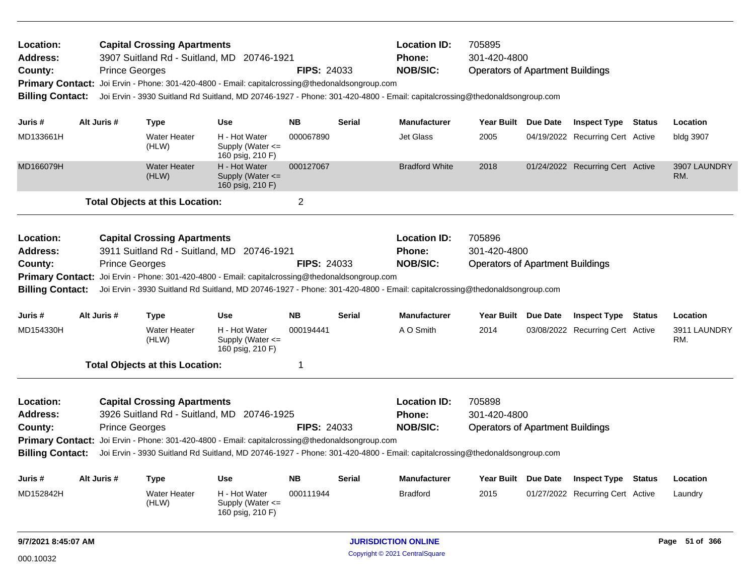**Location:** Capital Crossing Apartments
**Address:** 3907 Suitland Rd - Suitland, MD 20746-1921
**County:** Prince Georges **FIPS:** 24033
**Location ID:** 705895
**Phone:** 301-420-4800
**NOB/SIC:** Operators of Apartment Buildings
**Primary Contact:** Joi Ervin - Phone: 301-420-4800 - Email: capitalcrossing@thedonaldsongroup.com
**Billing Contact:** Joi Ervin - 3930 Suitland Rd Suitland, MD 20746-1927 - Phone: 301-420-4800 - Email: capitalcrossing@thedonaldsongroup.com

| Juris # | Alt Juris # | Type | Use | NB | Serial | Manufacturer | Year Built | Due Date | Inspect Type | Status | Location |
|---|---|---|---|---|---|---|---|---|---|---|---|
| MD133661H | | Water Heater (HLW) | H - Hot Water Supply (Water <= 160 psig, 210 F) | 000067890 | | Jet Glass | 2005 | 04/19/2022 | Recurring Cert | Active | bldg 3907 |
| MD166079H | | Water Heater (HLW) | H - Hot Water Supply (Water <= 160 psig, 210 F) | 000127067 | | Bradford White | 2018 | 01/24/2022 | Recurring Cert | Active | 3907 LAUNDRY RM. |

**Total Objects at this Location:** 2

---

**Location:** Capital Crossing Apartments
**Address:** 3911 Suitland Rd - Suitland, MD 20746-1921
**County:** Prince Georges **FIPS:** 24033
**Location ID:** 705896
**Phone:** 301-420-4800
**NOB/SIC:** Operators of Apartment Buildings
**Primary Contact:** Joi Ervin - Phone: 301-420-4800 - Email: capitalcrossing@thedonaldsongroup.com
**Billing Contact:** Joi Ervin - 3930 Suitland Rd Suitland, MD 20746-1927 - Phone: 301-420-4800 - Email: capitalcrossing@thedonaldsongroup.com

| Juris # | Alt Juris # | Type | Use | NB | Serial | Manufacturer | Year Built | Due Date | Inspect Type | Status | Location |
|---|---|---|---|---|---|---|---|---|---|---|---|
| MD154330H | | Water Heater (HLW) | H - Hot Water Supply (Water <= 160 psig, 210 F) | 000194441 | | A O Smith | 2014 | 03/08/2022 | Recurring Cert | Active | 3911 LAUNDRY RM. |

**Total Objects at this Location:** 1

---

**Location:** Capital Crossing Apartments
**Address:** 3926 Suitland Rd - Suitland, MD 20746-1925
**County:** Prince Georges **FIPS:** 24033
**Location ID:** 705898
**Phone:** 301-420-4800
**NOB/SIC:** Operators of Apartment Buildings
**Primary Contact:** Joi Ervin - Phone: 301-420-4800 - Email: capitalcrossing@thedonaldsongroup.com
**Billing Contact:** Joi Ervin - 3930 Suitland Rd Suitland, MD 20746-1927 - Phone: 301-420-4800 - Email: capitalcrossing@thedonaldsongroup.com

| Juris # | Alt Juris # | Type | Use | NB | Serial | Manufacturer | Year Built | Due Date | Inspect Type | Status | Location |
|---|---|---|---|---|---|---|---|---|---|---|---|
| MD152842H | | Water Heater (HLW) | H - Hot Water Supply (Water <= 160 psig, 210 F) | 000111944 | | Bradford | 2015 | 01/27/2022 | Recurring Cert | Active | Laundry |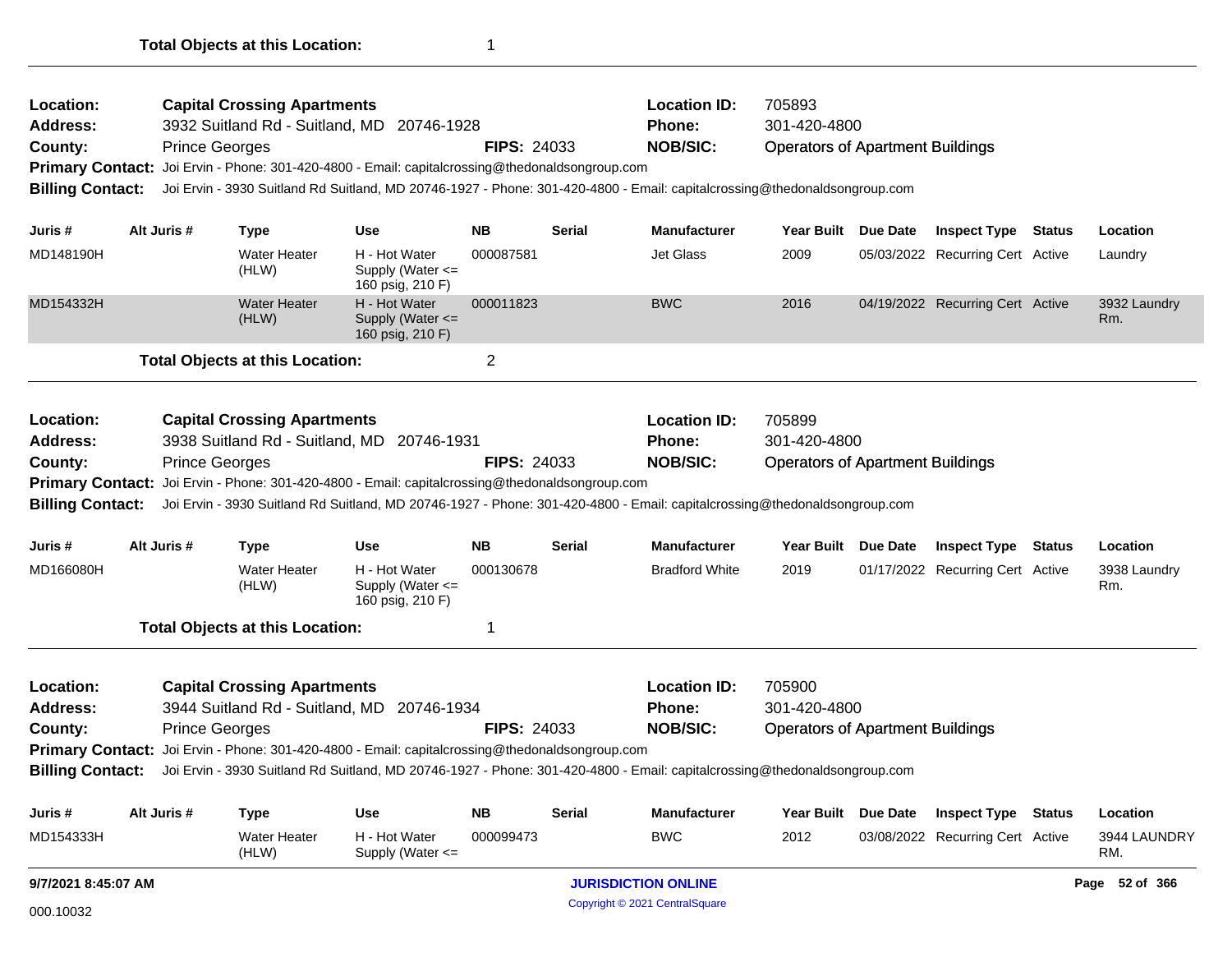**Total Objects at this Location:** 1

---

**Location:** Capital Crossing Apartments
**Location ID:** 705893
**Address:** 3932 Suitland Rd - Suitland, MD 20746-1928
**Phone:** 301-420-4800
**County:** Prince Georges
**FIPS:** 24033
**NOB/SIC:** Operators of Apartment Buildings
**Primary Contact:** Joi Ervin - Phone: 301-420-4800 - Email: capitalcrossing@thedonaldsongroup.com
**Billing Contact:** Joi Ervin - 3930 Suitland Rd Suitland, MD 20746-1927 - Phone: 301-420-4800 - Email: capitalcrossing@thedonaldsongroup.com

| Juris # | Alt Juris # | Type | Use | NB | Serial | Manufacturer | Year Built | Due Date | Inspect Type | Status | Location |
|---|---|---|---|---|---|---|---|---|---|---|---|
| MD148190H | | Water Heater (HLW) | H - Hot Water Supply (Water <= 160 psig, 210 F) | 000087581 | | Jet Glass | 2009 | 05/03/2022 | Recurring Cert | Active | Laundry |
| MD154332H | | Water Heater (HLW) | H - Hot Water Supply (Water <= 160 psig, 210 F) | 000011823 | | BWC | 2016 | 04/19/2022 | Recurring Cert | Active | 3932 Laundry Rm. |

**Total Objects at this Location:** 2

---

**Location:** Capital Crossing Apartments
**Location ID:** 705899
**Address:** 3938 Suitland Rd - Suitland, MD 20746-1931
**Phone:** 301-420-4800
**County:** Prince Georges
**FIPS:** 24033
**NOB/SIC:** Operators of Apartment Buildings
**Primary Contact:** Joi Ervin - Phone: 301-420-4800 - Email: capitalcrossing@thedonaldsongroup.com
**Billing Contact:** Joi Ervin - 3930 Suitland Rd Suitland, MD 20746-1927 - Phone: 301-420-4800 - Email: capitalcrossing@thedonaldsongroup.com

| Juris # | Alt Juris # | Type | Use | NB | Serial | Manufacturer | Year Built | Due Date | Inspect Type | Status | Location |
|---|---|---|---|---|---|---|---|---|---|---|---|
| MD166080H | | Water Heater (HLW) | H - Hot Water Supply (Water <= 160 psig, 210 F) | 000130678 | | Bradford White | 2019 | 01/17/2022 | Recurring Cert | Active | 3938 Laundry Rm. |

**Total Objects at this Location:** 1

---

**Location:** Capital Crossing Apartments
**Location ID:** 705900
**Address:** 3944 Suitland Rd - Suitland, MD 20746-1934
**Phone:** 301-420-4800
**County:** Prince Georges
**FIPS:** 24033
**NOB/SIC:** Operators of Apartment Buildings
**Primary Contact:** Joi Ervin - Phone: 301-420-4800 - Email: capitalcrossing@thedonaldsongroup.com
**Billing Contact:** Joi Ervin - 3930 Suitland Rd Suitland, MD 20746-1927 - Phone: 301-420-4800 - Email: capitalcrossing@thedonaldsongroup.com

| Juris # | Alt Juris # | Type | Use | NB | Serial | Manufacturer | Year Built | Due Date | Inspect Type | Status | Location |
|---|---|---|---|---|---|---|---|---|---|---|---|
| MD154333H | | Water Heater (HLW) | H - Hot Water Supply (Water <= | 000099473 | | BWC | 2012 | 03/08/2022 | Recurring Cert | Active | 3944 LAUNDRY RM. |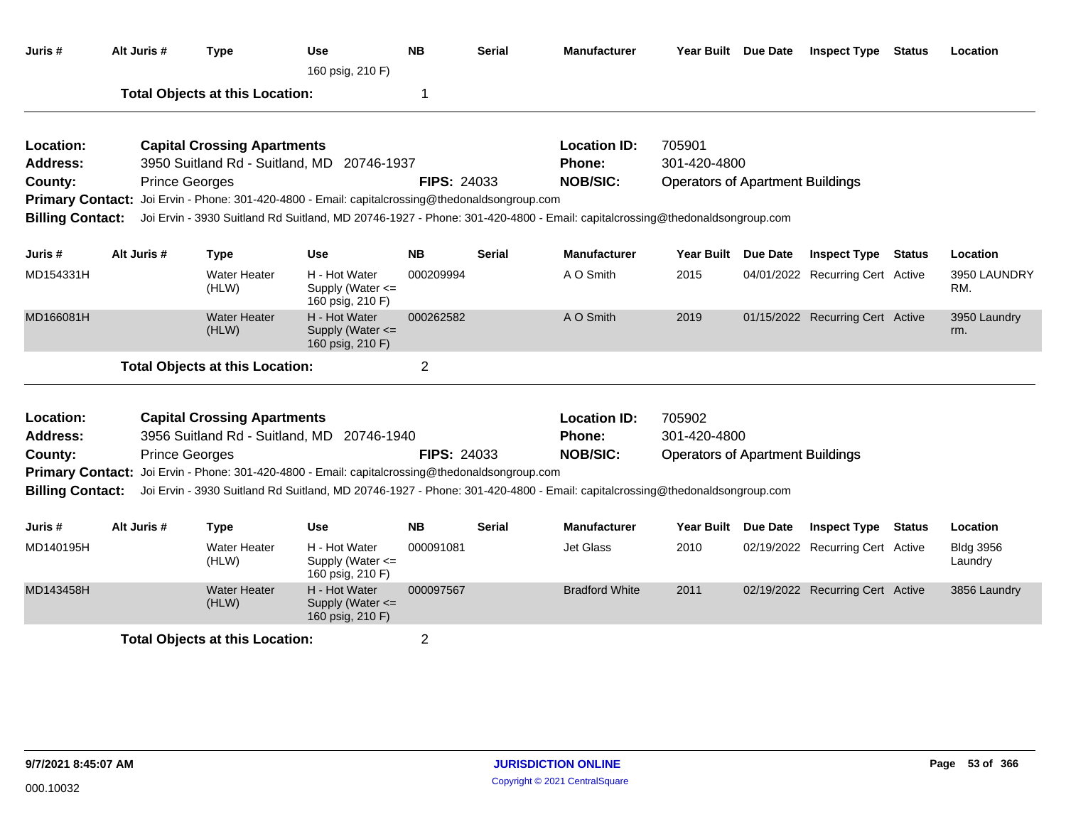| Juris # | Alt Juris # | Type | Use | NB | Serial | Manufacturer | Year Built | Due Date | Inspect Type | Status | Location |
|---|---|---|---|---|---|---|---|---|---|---|---|
| | | | 160 psig, 210 F) | | | | | | | | |

**Total Objects at this Location:** 1

---

**Location:** Capital Crossing Apartments
**Address:** 3950 Suitland Rd - Suitland, MD 20746-1937
**County:** Prince Georges
**FIPS:** 24033
**Location ID:** 705901
**Phone:** 301-420-4800
**NOB/SIC:** Operators of Apartment Buildings
**Primary Contact:** Joi Ervin - Phone: 301-420-4800 - Email: capitalcrossing@thedonaldsongroup.com
**Billing Contact:** Joi Ervin - 3930 Suitland Rd Suitland, MD 20746-1927 - Phone: 301-420-4800 - Email: capitalcrossing@thedonaldsongroup.com

| Juris # | Alt Juris # | Type | Use | NB | Serial | Manufacturer | Year Built | Due Date | Inspect Type | Status | Location |
|---|---|---|---|---|---|---|---|---|---|---|---|
| MD154331H | | Water Heater (HLW) | H - Hot Water Supply (Water <= 160 psig, 210 F) | 000209994 | | A O Smith | 2015 | 04/01/2022 | Recurring Cert | Active | 3950 LAUNDRY RM. |
| MD166081H | | Water Heater (HLW) | H - Hot Water Supply (Water <= 160 psig, 210 F) | 000262582 | | A O Smith | 2019 | 01/15/2022 | Recurring Cert | Active | 3950 Laundry rm. |

**Total Objects at this Location:** 2

---

**Location:** Capital Crossing Apartments
**Address:** 3956 Suitland Rd - Suitland, MD 20746-1940
**County:** Prince Georges
**FIPS:** 24033
**Location ID:** 705902
**Phone:** 301-420-4800
**NOB/SIC:** Operators of Apartment Buildings
**Primary Contact:** Joi Ervin - Phone: 301-420-4800 - Email: capitalcrossing@thedonaldsongroup.com
**Billing Contact:** Joi Ervin - 3930 Suitland Rd Suitland, MD 20746-1927 - Phone: 301-420-4800 - Email: capitalcrossing@thedonaldsongroup.com

| Juris # | Alt Juris # | Type | Use | NB | Serial | Manufacturer | Year Built | Due Date | Inspect Type | Status | Location |
|---|---|---|---|---|---|---|---|---|---|---|---|
| MD140195H | | Water Heater (HLW) | H - Hot Water Supply (Water <= 160 psig, 210 F) | 000091081 | | Jet Glass | 2010 | 02/19/2022 | Recurring Cert | Active | Bldg 3956 Laundry |
| MD143458H | | Water Heater (HLW) | H - Hot Water Supply (Water <= 160 psig, 210 F) | 000097567 | | Bradford White | 2011 | 02/19/2022 | Recurring Cert | Active | 3856 Laundry |

**Total Objects at this Location:** 2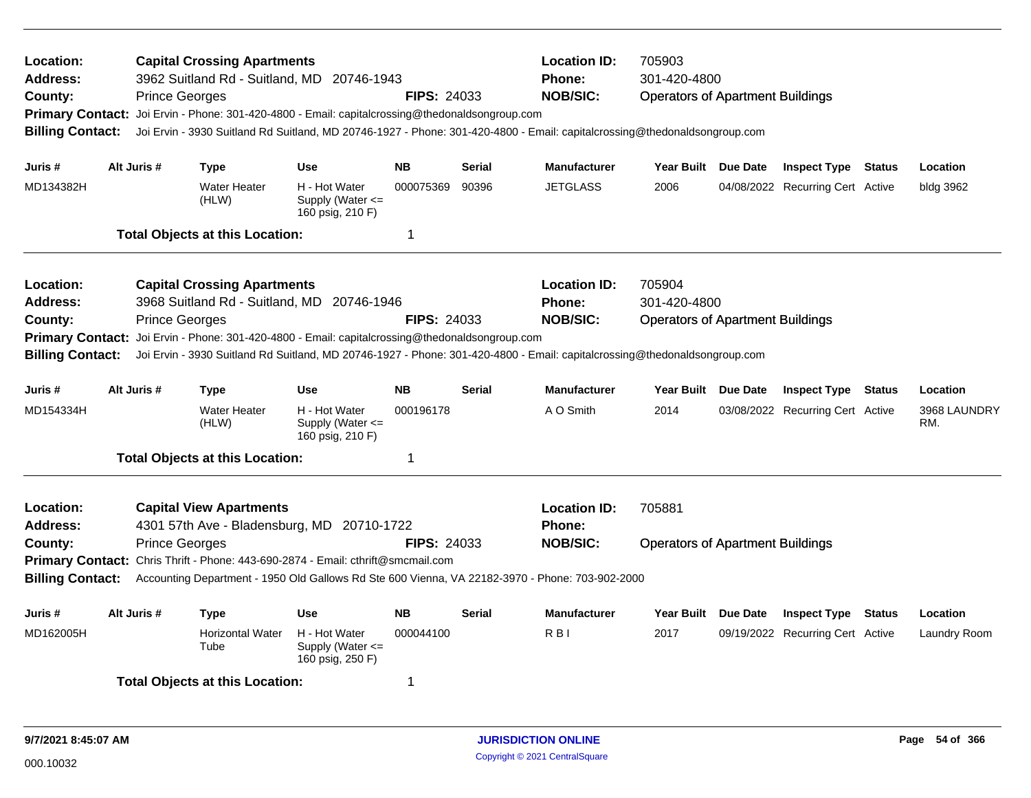**Location:** Capital Crossing Apartments | **Location ID:** 705903
**Address:** 3962 Suitland Rd - Suitland, MD 20746-1943 | **Phone:** 301-420-4800
**County:** Prince Georges | **FIPS:** 24033 | **NOB/SIC:** Operators of Apartment Buildings
**Primary Contact:** Joi Ervin - Phone: 301-420-4800 - Email: capitalcrossing@thedonaldsongroup.com
**Billing Contact:** Joi Ervin - 3930 Suitland Rd Suitland, MD 20746-1927 - Phone: 301-420-4800 - Email: capitalcrossing@thedonaldsongroup.com

| Juris # | Alt Juris # | Type | Use | NB | Serial | Manufacturer | Year Built | Due Date | Inspect Type | Status | Location |
|---|---|---|---|---|---|---|---|---|---|---|---|
| MD134382H | | Water Heater (HLW) | H - Hot Water Supply (Water <= 160 psig, 210 F) | 000075369 | 90396 | JETGLASS | 2006 | 04/08/2022 | Recurring Cert | Active | bldg 3962 |

**Total Objects at this Location:** 1

---

**Location:** Capital Crossing Apartments | **Location ID:** 705904
**Address:** 3968 Suitland Rd - Suitland, MD 20746-1946 | **Phone:** 301-420-4800
**County:** Prince Georges | **FIPS:** 24033 | **NOB/SIC:** Operators of Apartment Buildings
**Primary Contact:** Joi Ervin - Phone: 301-420-4800 - Email: capitalcrossing@thedonaldsongroup.com
**Billing Contact:** Joi Ervin - 3930 Suitland Rd Suitland, MD 20746-1927 - Phone: 301-420-4800 - Email: capitalcrossing@thedonaldsongroup.com

| Juris # | Alt Juris # | Type | Use | NB | Serial | Manufacturer | Year Built | Due Date | Inspect Type | Status | Location |
|---|---|---|---|---|---|---|---|---|---|---|---|
| MD154334H | | Water Heater (HLW) | H - Hot Water Supply (Water <= 160 psig, 210 F) | 000196178 | | A O Smith | 2014 | 03/08/2022 | Recurring Cert | Active | 3968 LAUNDRY RM. |

**Total Objects at this Location:** 1

---

**Location:** Capital View Apartments | **Location ID:** 705881
**Address:** 4301 57th Ave - Bladensburg, MD 20710-1722 | **Phone:**
**County:** Prince Georges | **FIPS:** 24033 | **NOB/SIC:** Operators of Apartment Buildings
**Primary Contact:** Chris Thrift - Phone: 443-690-2874 - Email: cthrift@smcmail.com
**Billing Contact:** Accounting Department - 1950 Old Gallows Rd Ste 600 Vienna, VA 22182-3970 - Phone: 703-902-2000

| Juris # | Alt Juris # | Type | Use | NB | Serial | Manufacturer | Year Built | Due Date | Inspect Type | Status | Location |
|---|---|---|---|---|---|---|---|---|---|---|---|
| MD162005H | | Horizontal Water Tube | H - Hot Water Supply (Water <= 160 psig, 250 F) | 000044100 | | R B I | 2017 | 09/19/2022 | Recurring Cert | Active | Laundry Room |

**Total Objects at this Location:** 1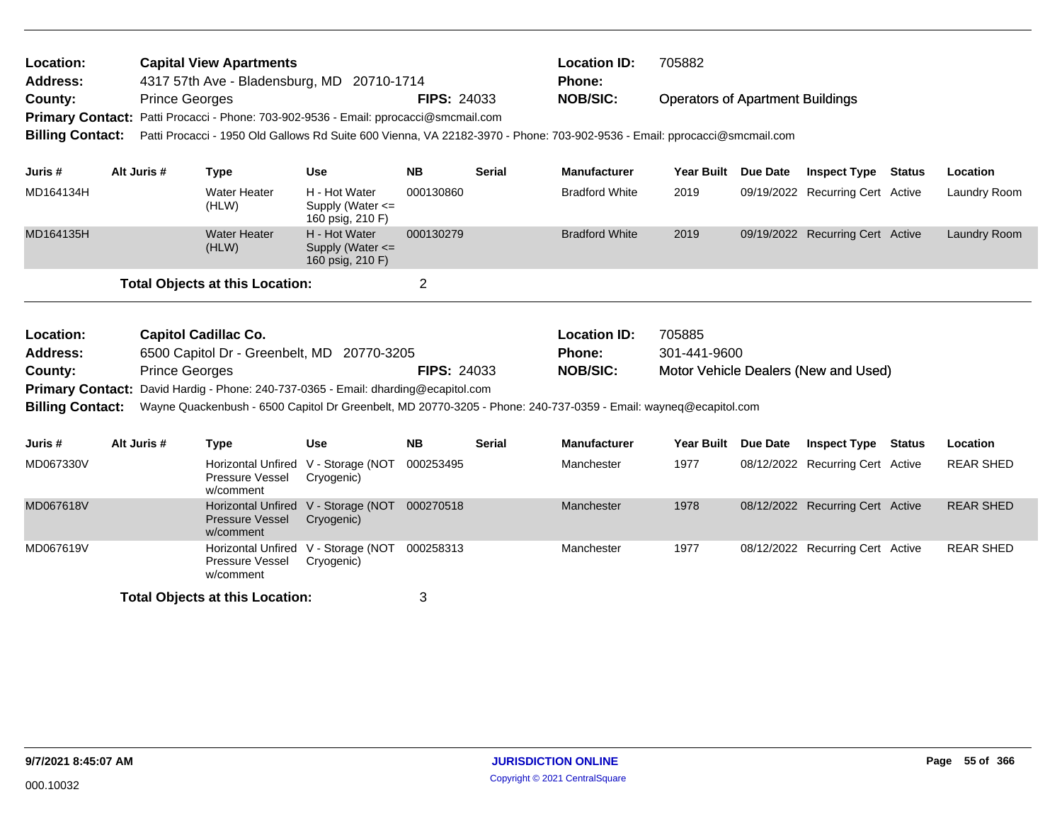**Location:** Capital View Apartments
**Address:** 4317 57th Ave - Bladensburg, MD 20710-1714
**County:** Prince Georges **FIPS:** 24033
**Location ID:** 705882
**Phone:**
**NOB/SIC:** Operators of Apartment Buildings
**Primary Contact:** Patti Procacci - Phone: 703-902-9536 - Email: pprocacci@smcmail.com
**Billing Contact:** Patti Procacci - 1950 Old Gallows Rd Suite 600 Vienna, VA 22182-3970 - Phone: 703-902-9536 - Email: pprocacci@smcmail.com

| Juris # | Alt Juris # | Type | Use | NB | Serial | Manufacturer | Year Built | Due Date | Inspect Type | Status | Location |
|---|---|---|---|---|---|---|---|---|---|---|---|
| MD164134H | | Water Heater (HLW) | H - Hot Water Supply (Water <= 160 psig, 210 F) | 000130860 | | Bradford White | 2019 | 09/19/2022 | Recurring Cert | Active | Laundry Room |
| MD164135H | | Water Heater (HLW) | H - Hot Water Supply (Water <= 160 psig, 210 F) | 000130279 | | Bradford White | 2019 | 09/19/2022 | Recurring Cert | Active | Laundry Room |

**Total Objects at this Location:** 2

**Location:** Capitol Cadillac Co.
**Address:** 6500 Capitol Dr - Greenbelt, MD 20770-3205
**County:** Prince Georges **FIPS:** 24033
**Location ID:** 705885
**Phone:** 301-441-9600
**NOB/SIC:** Motor Vehicle Dealers (New and Used)
**Primary Contact:** David Hardig - Phone: 240-737-0365 - Email: dharding@ecapitol.com
**Billing Contact:** Wayne Quackenbush - 6500 Capitol Dr Greenbelt, MD 20770-3205 - Phone: 240-737-0359 - Email: wayneq@ecapitol.com

| Juris # | Alt Juris # | Type | Use | NB | Serial | Manufacturer | Year Built | Due Date | Inspect Type | Status | Location |
|---|---|---|---|---|---|---|---|---|---|---|---|
| MD067330V | | Horizontal Unfired Pressure Vessel w/comment | V - Storage (NOT Cryogenic) | 000253495 | | Manchester | 1977 | 08/12/2022 | Recurring Cert | Active | REAR SHED |
| MD067618V | | Horizontal Unfired Pressure Vessel w/comment | V - Storage (NOT Cryogenic) | 000270518 | | Manchester | 1978 | 08/12/2022 | Recurring Cert | Active | REAR SHED |
| MD067619V | | Horizontal Unfired Pressure Vessel w/comment | V - Storage (NOT Cryogenic) | 000258313 | | Manchester | 1977 | 08/12/2022 | Recurring Cert | Active | REAR SHED |

**Total Objects at this Location:** 3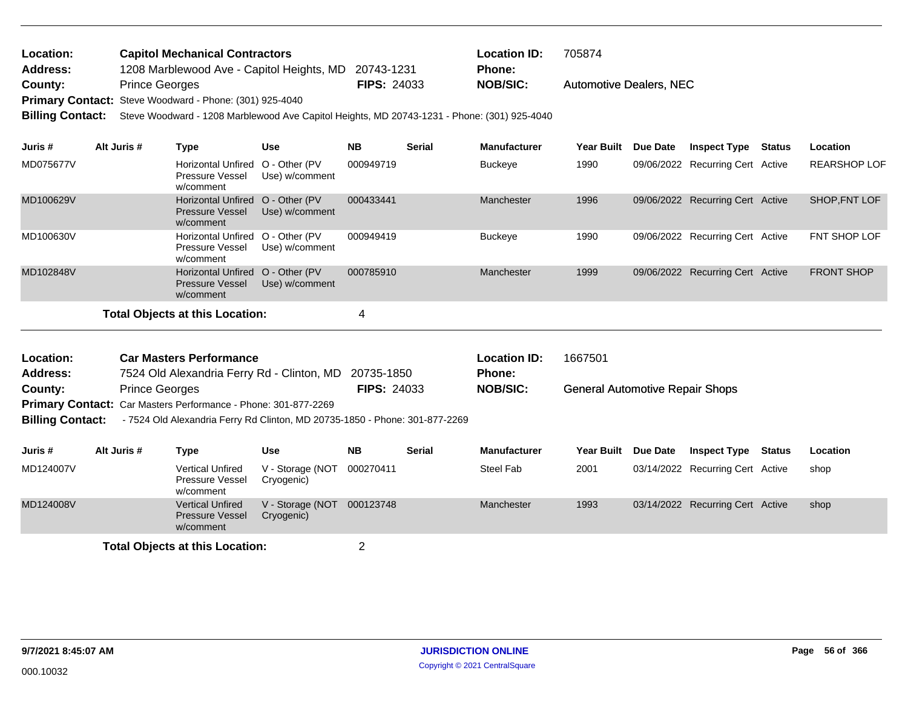**Location:** Capitol Mechanical Contractors
**Address:** 1208 Marblewood Ave - Capitol Heights, MD 20743-1231
**County:** Prince Georges
**FIPS:** 24033
**Location ID:** 705874
**Phone:**
**NOB/SIC:** Automotive Dealers, NEC
**Primary Contact:** Steve Woodward - Phone: (301) 925-4040
**Billing Contact:** Steve Woodward - 1208 Marblewood Ave Capitol Heights, MD 20743-1231 - Phone: (301) 925-4040

| Juris # | Alt Juris # | Type | Use | NB | Serial | Manufacturer | Year Built | Due Date | Inspect Type | Status | Location |
|---|---|---|---|---|---|---|---|---|---|---|---|
| MD075677V | | Horizontal Unfired Pressure Vessel w/comment | O - Other (PV Use) w/comment | 000949719 | | Buckeye | 1990 | 09/06/2022 | Recurring Cert | Active | REARSHOP LOF |
| MD100629V | | Horizontal Unfired Pressure Vessel w/comment | O - Other (PV Use) w/comment | 000433441 | | Manchester | 1996 | 09/06/2022 | Recurring Cert | Active | SHOP,FNT LOF |
| MD100630V | | Horizontal Unfired Pressure Vessel w/comment | O - Other (PV Use) w/comment | 000949419 | | Buckeye | 1990 | 09/06/2022 | Recurring Cert | Active | FNT SHOP LOF |
| MD102848V | | Horizontal Unfired Pressure Vessel w/comment | O - Other (PV Use) w/comment | 000785910 | | Manchester | 1999 | 09/06/2022 | Recurring Cert | Active | FRONT SHOP |

**Total Objects at this Location:** 4

---

**Location:** Car Masters Performance
**Address:** 7524 Old Alexandria Ferry Rd - Clinton, MD 20735-1850
**County:** Prince Georges
**FIPS:** 24033
**Location ID:** 1667501
**Phone:**
**NOB/SIC:** General Automotive Repair Shops
**Primary Contact:** Car Masters Performance - Phone: 301-877-2269
**Billing Contact:** - 7524 Old Alexandria Ferry Rd Clinton, MD 20735-1850 - Phone: 301-877-2269

| Juris # | Alt Juris # | Type | Use | NB | Serial | Manufacturer | Year Built | Due Date | Inspect Type | Status | Location |
|---|---|---|---|---|---|---|---|---|---|---|---|
| MD124007V | | Vertical Unfired Pressure Vessel w/comment | V - Storage (NOT Cryogenic) | 000270411 | | Steel Fab | 2001 | 03/14/2022 | Recurring Cert | Active | shop |
| MD124008V | | Vertical Unfired Pressure Vessel w/comment | V - Storage (NOT Cryogenic) | 000123748 | | Manchester | 1993 | 03/14/2022 | Recurring Cert | Active | shop |

**Total Objects at this Location:** 2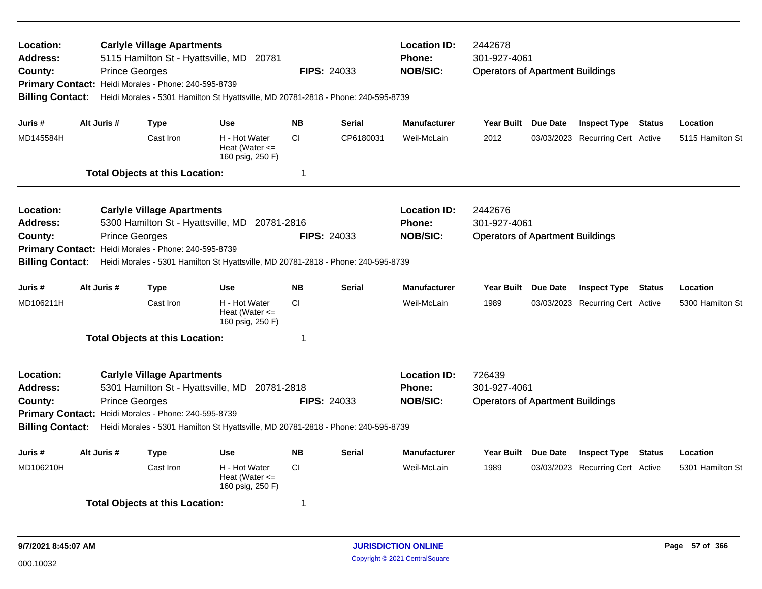**Location:** Carlyle Village Apartments
**Address:** 5115 Hamilton St - Hyattsville, MD 20781
**County:** Prince Georges
**FIPS:** 24033
**Location ID:** 2442678
**Phone:** 301-927-4061
**NOB/SIC:** Operators of Apartment Buildings
**Primary Contact:** Heidi Morales - Phone: 240-595-8739
**Billing Contact:** Heidi Morales - 5301 Hamilton St Hyattsville, MD 20781-2818 - Phone: 240-595-8739

| Juris # | Alt Juris # | Type | Use | NB | Serial | Manufacturer | Year Built | Due Date | Inspect Type | Status | Location |
|---|---|---|---|---|---|---|---|---|---|---|---|
| MD145584H | | Cast Iron | H - Hot Water Heat (Water <= 160 psig, 250 F) | CI | CP6180031 | Weil-McLain | 2012 | 03/03/2023 | Recurring Cert | Active | 5115 Hamilton St |

**Total Objects at this Location:** 1

---

**Location:** Carlyle Village Apartments
**Address:** 5300 Hamilton St - Hyattsville, MD 20781-2816
**County:** Prince Georges
**FIPS:** 24033
**Location ID:** 2442676
**Phone:** 301-927-4061
**NOB/SIC:** Operators of Apartment Buildings
**Primary Contact:** Heidi Morales - Phone: 240-595-8739
**Billing Contact:** Heidi Morales - 5301 Hamilton St Hyattsville, MD 20781-2818 - Phone: 240-595-8739

| Juris # | Alt Juris # | Type | Use | NB | Serial | Manufacturer | Year Built | Due Date | Inspect Type | Status | Location |
|---|---|---|---|---|---|---|---|---|---|---|---|
| MD106211H | | Cast Iron | H - Hot Water Heat (Water <= 160 psig, 250 F) | CI | | Weil-McLain | 1989 | 03/03/2023 | Recurring Cert | Active | 5300 Hamilton St |

**Total Objects at this Location:** 1

---

**Location:** Carlyle Village Apartments
**Address:** 5301 Hamilton St - Hyattsville, MD 20781-2818
**County:** Prince Georges
**FIPS:** 24033
**Location ID:** 726439
**Phone:** 301-927-4061
**NOB/SIC:** Operators of Apartment Buildings
**Primary Contact:** Heidi Morales - Phone: 240-595-8739
**Billing Contact:** Heidi Morales - 5301 Hamilton St Hyattsville, MD 20781-2818 - Phone: 240-595-8739

| Juris # | Alt Juris # | Type | Use | NB | Serial | Manufacturer | Year Built | Due Date | Inspect Type | Status | Location |
|---|---|---|---|---|---|---|---|---|---|---|---|
| MD106210H | | Cast Iron | H - Hot Water Heat (Water <= 160 psig, 250 F) | CI | | Weil-McLain | 1989 | 03/03/2023 | Recurring Cert | Active | 5301 Hamilton St |

**Total Objects at this Location:** 1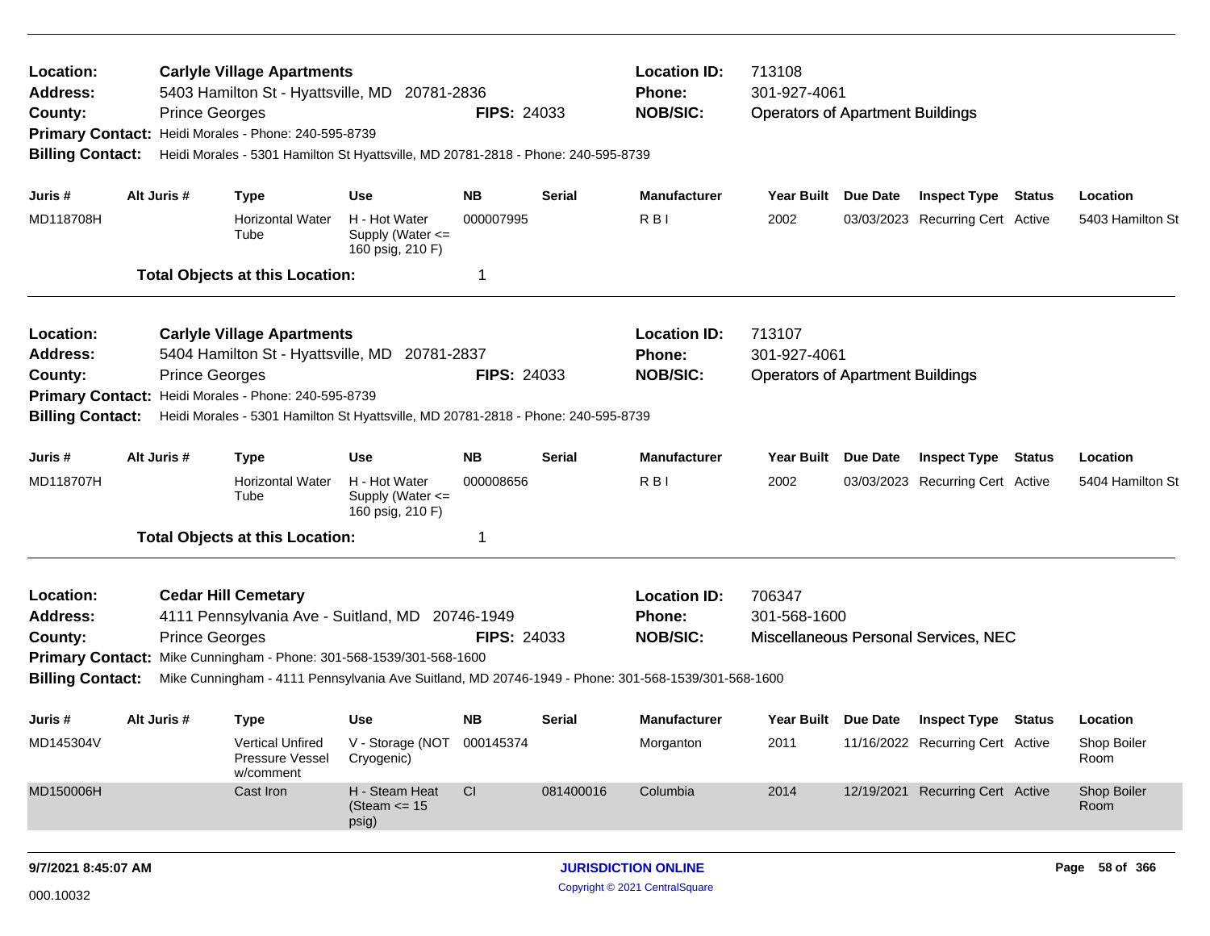**Location:** Carlyle Village Apartments
**Address:** 5403 Hamilton St - Hyattsville, MD 20781-2836
**County:** Prince Georges **FIPS:** 24033
**Location ID:** 713108
**Phone:** 301-927-4061
**NOB/SIC:** Operators of Apartment Buildings
**Primary Contact:** Heidi Morales - Phone: 240-595-8739
**Billing Contact:** Heidi Morales - 5301 Hamilton St Hyattsville, MD 20781-2818 - Phone: 240-595-8739

| Juris # | Alt Juris # | Type | Use | NB | Serial | Manufacturer | Year Built | Due Date | Inspect Type | Status | Location |
|---|---|---|---|---|---|---|---|---|---|---|---|
| MD118708H | | Horizontal Water Tube | H - Hot Water Supply (Water <= 160 psig, 210 F) | 000007995 | | R B I | 2002 | 03/03/2023 | Recurring Cert | Active | 5403 Hamilton St |

**Total Objects at this Location:** 1

---

**Location:** Carlyle Village Apartments
**Address:** 5404 Hamilton St - Hyattsville, MD 20781-2837
**County:** Prince Georges **FIPS:** 24033
**Location ID:** 713107
**Phone:** 301-927-4061
**NOB/SIC:** Operators of Apartment Buildings
**Primary Contact:** Heidi Morales - Phone: 240-595-8739
**Billing Contact:** Heidi Morales - 5301 Hamilton St Hyattsville, MD 20781-2818 - Phone: 240-595-8739

| Juris # | Alt Juris # | Type | Use | NB | Serial | Manufacturer | Year Built | Due Date | Inspect Type | Status | Location |
|---|---|---|---|---|---|---|---|---|---|---|---|
| MD118707H | | Horizontal Water Tube | H - Hot Water Supply (Water <= 160 psig, 210 F) | 000008656 | | R B I | 2002 | 03/03/2023 | Recurring Cert | Active | 5404 Hamilton St |

**Total Objects at this Location:** 1

---

**Location:** Cedar Hill Cemetary
**Address:** 4111 Pennsylvania Ave - Suitland, MD 20746-1949
**County:** Prince Georges **FIPS:** 24033
**Location ID:** 706347
**Phone:** 301-568-1600
**NOB/SIC:** Miscellaneous Personal Services, NEC
**Primary Contact:** Mike Cunningham - Phone: 301-568-1539/301-568-1600
**Billing Contact:** Mike Cunningham - 4111 Pennsylvania Ave Suitland, MD 20746-1949 - Phone: 301-568-1539/301-568-1600

| Juris # | Alt Juris # | Type | Use | NB | Serial | Manufacturer | Year Built | Due Date | Inspect Type | Status | Location |
|---|---|---|---|---|---|---|---|---|---|---|---|
| MD145304V | | Vertical Unfired Pressure Vessel w/comment | V - Storage (NOT Cryogenic) | 000145374 | | Morganton | 2011 | 11/16/2022 | Recurring Cert | Active | Shop Boiler Room |
| MD150006H | | Cast Iron | H - Steam Heat (Steam <= 15 psig) | CI | 081400016 | Columbia | 2014 | 12/19/2021 | Recurring Cert | Active | Shop Boiler Room |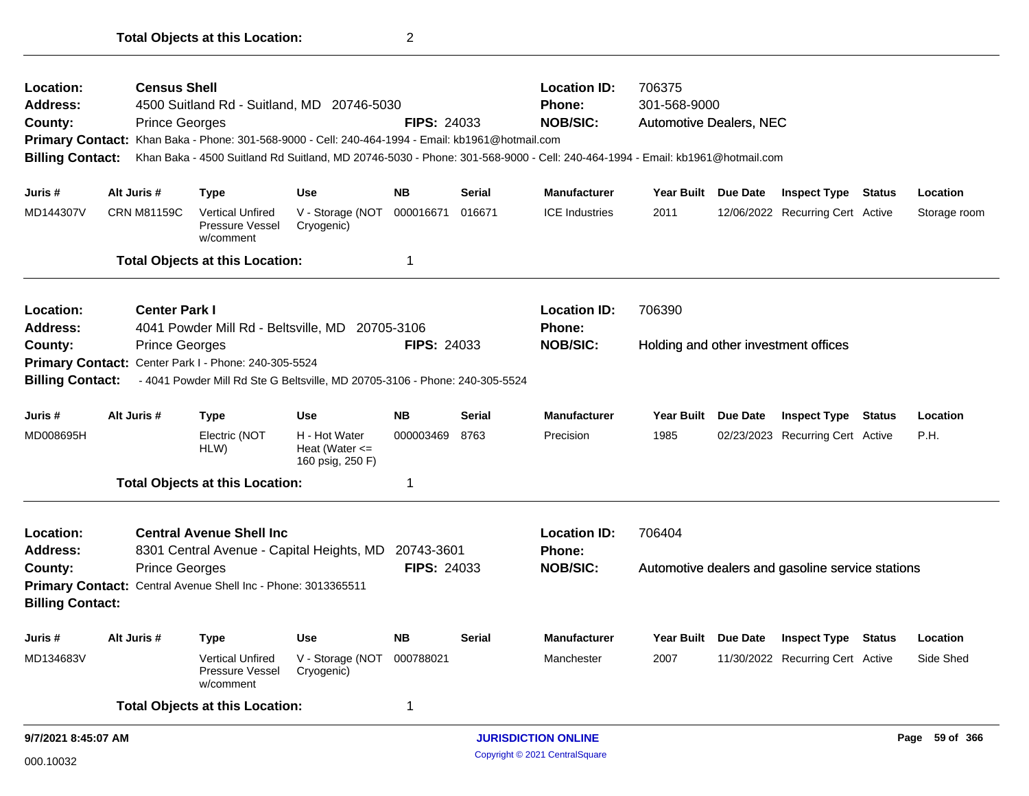**Total Objects at this Location:** 2

---

**Location:** **Census Shell**
**Address:** 4500 Suitland Rd - Suitland, MD 20746-5030
**County:** Prince Georges
**FIPS:** 24033
**Location ID:** 706375
**Phone:** 301-568-9000
**NOB/SIC:** Automotive Dealers, NEC
**Primary Contact:** Khan Baka - Phone: 301-568-9000 - Cell: 240-464-1994 - Email: kb1961@hotmail.com
**Billing Contact:** Khan Baka - 4500 Suitland Rd Suitland, MD 20746-5030 - Phone: 301-568-9000 - Cell: 240-464-1994 - Email: kb1961@hotmail.com

| Juris # | Alt Juris # | Type | Use | NB | Serial | Manufacturer | Year Built | Due Date | Inspect Type | Status | Location |
|---|---|---|---|---|---|---|---|---|---|---|---|
| MD144307V | CRN M81159C | Vertical Unfired Pressure Vessel w/comment | V - Storage (NOT Cryogenic) | 000016671 | 016671 | ICE Industries | 2011 | 12/06/2022 | Recurring Cert | Active | Storage room |

**Total Objects at this Location:** 1

---

**Location:** **Center Park I**
**Address:** 4041 Powder Mill Rd - Beltsville, MD 20705-3106
**County:** Prince Georges
**FIPS:** 24033
**Location ID:** 706390
**Phone:**
**NOB/SIC:** Holding and other investment offices
**Primary Contact:** Center Park I - Phone: 240-305-5524
**Billing Contact:** - 4041 Powder Mill Rd Ste G Beltsville, MD 20705-3106 - Phone: 240-305-5524

| Juris # | Alt Juris # | Type | Use | NB | Serial | Manufacturer | Year Built | Due Date | Inspect Type | Status | Location |
|---|---|---|---|---|---|---|---|---|---|---|---|
| MD008695H | | Electric (NOT HLW) | H - Hot Water Heat (Water <= 160 psig, 250 F) | 000003469 | 8763 | Precision | 1985 | 02/23/2023 | Recurring Cert | Active | P.H. |

**Total Objects at this Location:** 1

---

**Location:** **Central Avenue Shell Inc**
**Address:** 8301 Central Avenue - Capital Heights, MD 20743-3601
**County:** Prince Georges
**FIPS:** 24033
**Location ID:** 706404
**Phone:**
**NOB/SIC:** Automotive dealers and gasoline service stations
**Primary Contact:** Central Avenue Shell Inc - Phone: 3013365511
**Billing Contact:**

| Juris # | Alt Juris # | Type | Use | NB | Serial | Manufacturer | Year Built | Due Date | Inspect Type | Status | Location |
|---|---|---|---|---|---|---|---|---|---|---|---|
| MD134683V | | Vertical Unfired Pressure Vessel w/comment | V - Storage (NOT Cryogenic) | 000788021 | | Manchester | 2007 | 11/30/2022 | Recurring Cert | Active | Side Shed |

**Total Objects at this Location:** 1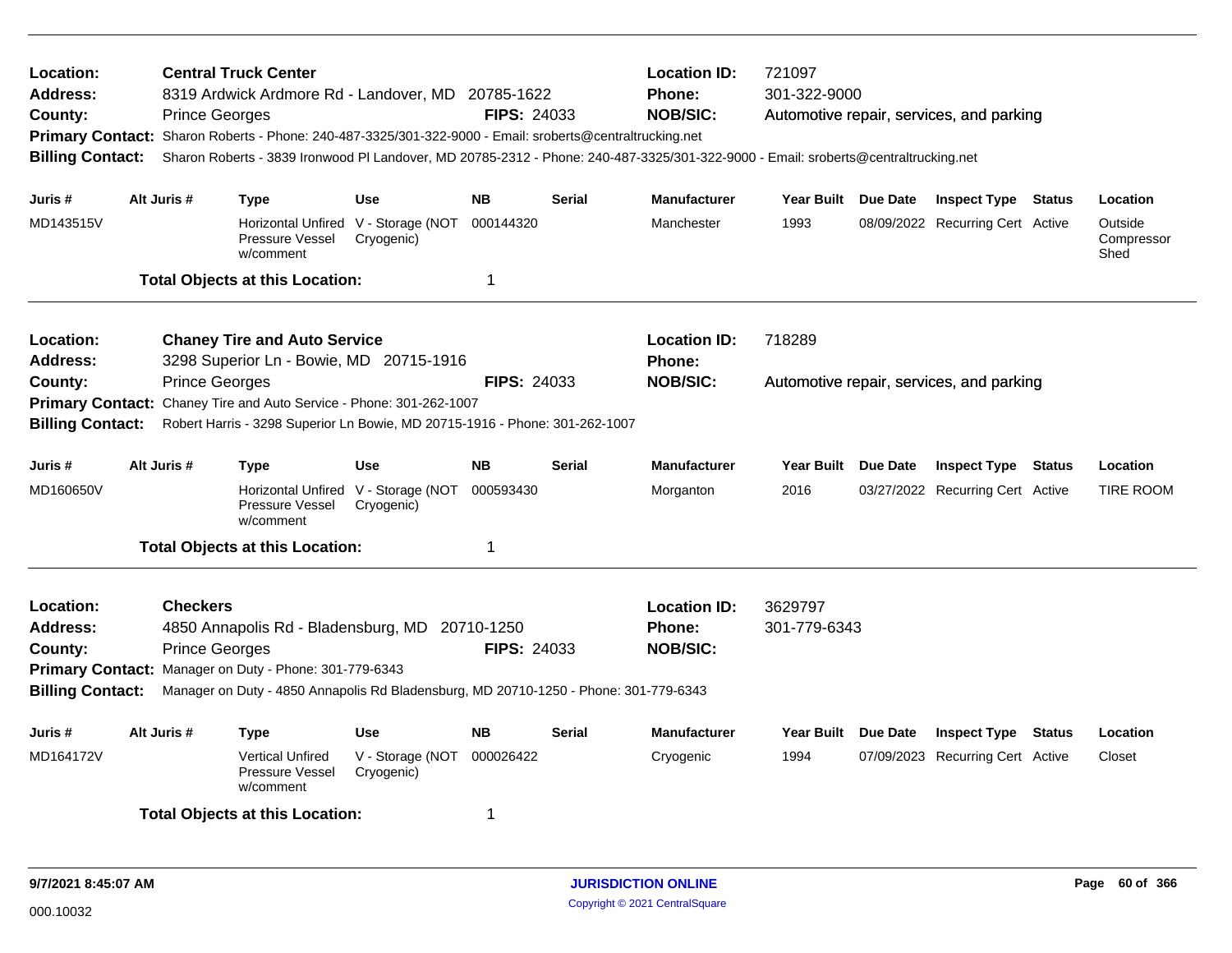**Location:** Central Truck Center  
**Address:** 8319 Ardwick Ardmore Rd - Landover, MD 20785-1622  
**County:** Prince Georges  
**FIPS:** 24033  
**Location ID:** 721097  
**Phone:** 301-322-9000  
**NOB/SIC:** Automotive repair, services, and parking  
**Primary Contact:** Sharon Roberts - Phone: 240-487-3325/301-322-9000 - Email: sroberts@centraltrucking.net  
**Billing Contact:** Sharon Roberts - 3839 Ironwood Pl Landover, MD 20785-2312 - Phone: 240-487-3325/301-322-9000 - Email: sroberts@centraltrucking.net

| Juris # | Alt Juris # | Type | Use | NB | Serial | Manufacturer | Year Built | Due Date | Inspect Type | Status | Location |
|---|---|---|---|---|---|---|---|---|---|---|---|
| MD143515V | | Horizontal Unfired Pressure Vessel w/comment | V - Storage (NOT Cryogenic) | 000144320 | | Manchester | 1993 | 08/09/2022 | Recurring Cert | Active | Outside Compressor Shed |

**Total Objects at this Location:** 1

---

**Location:** Chaney Tire and Auto Service  
**Address:** 3298 Superior Ln - Bowie, MD 20715-1916  
**County:** Prince Georges  
**FIPS:** 24033  
**Location ID:** 718289  
**Phone:**  
**NOB/SIC:** Automotive repair, services, and parking  
**Primary Contact:** Chaney Tire and Auto Service - Phone: 301-262-1007  
**Billing Contact:** Robert Harris - 3298 Superior Ln Bowie, MD 20715-1916 - Phone: 301-262-1007

| Juris # | Alt Juris # | Type | Use | NB | Serial | Manufacturer | Year Built | Due Date | Inspect Type | Status | Location |
|---|---|---|---|---|---|---|---|---|---|---|---|
| MD160650V | | Horizontal Unfired Pressure Vessel w/comment | V - Storage (NOT Cryogenic) | 000593430 | | Morganton | 2016 | 03/27/2022 | Recurring Cert | Active | TIRE ROOM |

**Total Objects at this Location:** 1

---

**Location:** Checkers  
**Address:** 4850 Annapolis Rd - Bladensburg, MD 20710-1250  
**County:** Prince Georges  
**FIPS:** 24033  
**Location ID:** 3629797  
**Phone:** 301-779-6343  
**NOB/SIC:**  
**Primary Contact:** Manager on Duty - Phone: 301-779-6343  
**Billing Contact:** Manager on Duty - 4850 Annapolis Rd Bladensburg, MD 20710-1250 - Phone: 301-779-6343

| Juris # | Alt Juris # | Type | Use | NB | Serial | Manufacturer | Year Built | Due Date | Inspect Type | Status | Location |
|---|---|---|---|---|---|---|---|---|---|---|---|
| MD164172V | | Vertical Unfired Pressure Vessel w/comment | V - Storage (NOT Cryogenic) | 000026422 | | Cryogenic | 1994 | 07/09/2023 | Recurring Cert | Active | Closet |

**Total Objects at this Location:** 1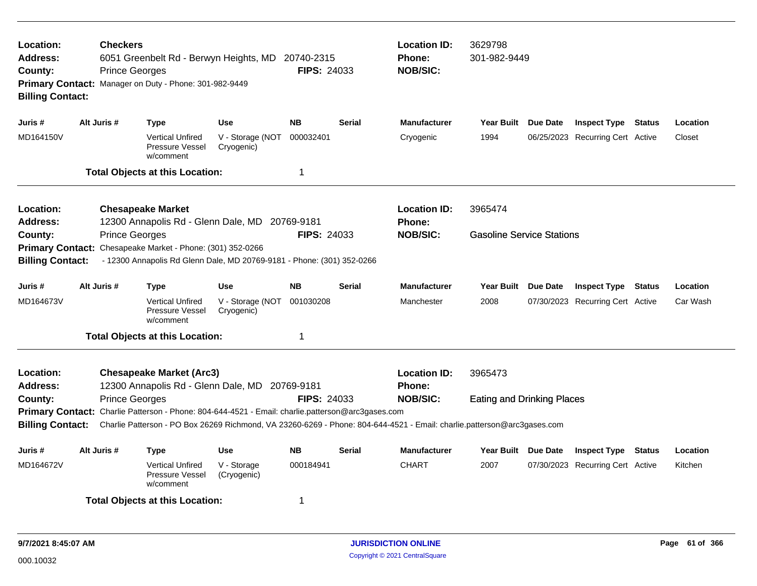**Location:** **Checkers**
**Address:** 6051 Greenbelt Rd - Berwyn Heights, MD 20740-2315
**County:** Prince Georges **FIPS:** 24033
**Primary Contact:** Manager on Duty - Phone: 301-982-9449
**Billing Contact:**

**Location ID:** 3629798
**Phone:** 301-982-9449
**NOB/SIC:**

| Juris # | Alt Juris # | Type | Use | NB | Serial | Manufacturer | Year Built | Due Date | Inspect Type | Status | Location |
|---|---|---|---|---|---|---|---|---|---|---|---|
| MD164150V | | Vertical Unfired Pressure Vessel w/comment | V - Storage (NOT Cryogenic) | 000032401 | | Cryogenic | 1994 | 06/25/2023 | Recurring Cert | Active | Closet |

**Total Objects at this Location:** 1

---

**Location:** **Chesapeake Market**
**Address:** 12300 Annapolis Rd - Glenn Dale, MD 20769-9181
**County:** Prince Georges **FIPS:** 24033
**Primary Contact:** Chesapeake Market - Phone: (301) 352-0266
**Billing Contact:** - 12300 Annapolis Rd Glenn Dale, MD 20769-9181 - Phone: (301) 352-0266

**Location ID:** 3965474
**Phone:**
**NOB/SIC:** Gasoline Service Stations

| Juris # | Alt Juris # | Type | Use | NB | Serial | Manufacturer | Year Built | Due Date | Inspect Type | Status | Location |
|---|---|---|---|---|---|---|---|---|---|---|---|
| MD164673V | | Vertical Unfired Pressure Vessel w/comment | V - Storage (NOT Cryogenic) | 001030208 | | Manchester | 2008 | 07/30/2023 | Recurring Cert | Active | Car Wash |

**Total Objects at this Location:** 1

---

**Location:** **Chesapeake Market (Arc3)**
**Address:** 12300 Annapolis Rd - Glenn Dale, MD 20769-9181
**County:** Prince Georges **FIPS:** 24033
**Primary Contact:** Charlie Patterson - Phone: 804-644-4521 - Email: charlie.patterson@arc3gases.com
**Billing Contact:** Charlie Patterson - PO Box 26269 Richmond, VA 23260-6269 - Phone: 804-644-4521 - Email: charlie.patterson@arc3gases.com

**Location ID:** 3965473
**Phone:**
**NOB/SIC:** Eating and Drinking Places

| Juris # | Alt Juris # | Type | Use | NB | Serial | Manufacturer | Year Built | Due Date | Inspect Type | Status | Location |
|---|---|---|---|---|---|---|---|---|---|---|---|
| MD164672V | | Vertical Unfired Pressure Vessel w/comment | V - Storage (Cryogenic) | 000184941 | | CHART | 2007 | 07/30/2023 | Recurring Cert | Active | Kitchen |

**Total Objects at this Location:** 1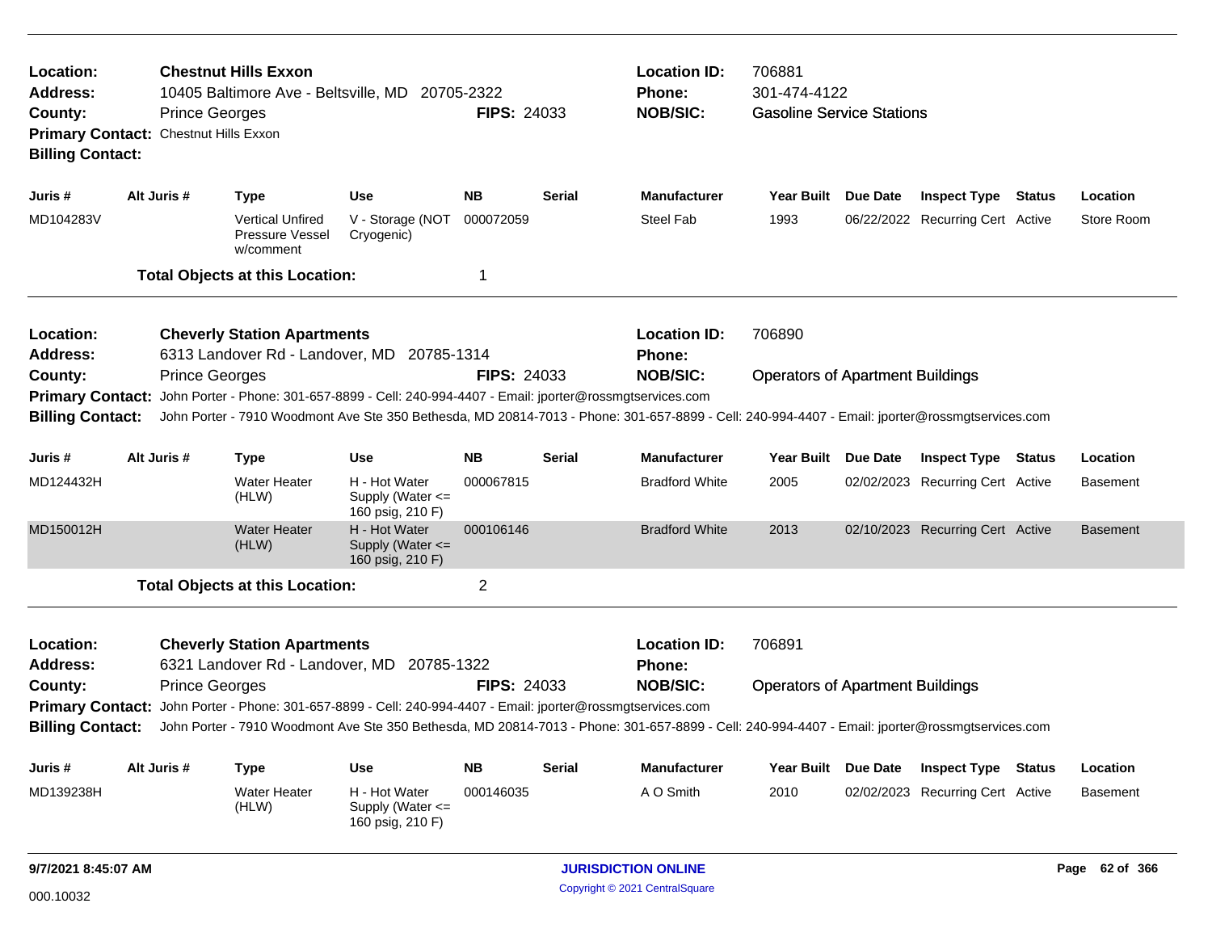**Location:** Chestnut Hills Exxon
**Address:** 10405 Baltimore Ave - Beltsville, MD 20705-2322
**County:** Prince Georges **FIPS:** 24033
**Primary Contact:** Chestnut Hills Exxon
**Billing Contact:**

**Location ID:** 706881
**Phone:** 301-474-4122
**NOB/SIC:** Gasoline Service Stations

| Juris # | Alt Juris # | Type | Use | NB | Serial | Manufacturer | Year Built | Due Date | Inspect Type | Status | Location |
|---|---|---|---|---|---|---|---|---|---|---|---|
| MD104283V | | Vertical Unfired Pressure Vessel w/comment | V - Storage (NOT Cryogenic) | 000072059 | | Steel Fab | 1993 | 06/22/2022 | Recurring Cert | Active | Store Room |

**Total Objects at this Location:** 1

---

**Location:** Cheverly Station Apartments
**Address:** 6313 Landover Rd - Landover, MD 20785-1314
**County:** Prince Georges **FIPS:** 24033
**Primary Contact:** John Porter - Phone: 301-657-8899 - Cell: 240-994-4407 - Email: jporter@rossmgtservices.com
**Billing Contact:** John Porter - 7910 Woodmont Ave Ste 350 Bethesda, MD 20814-7013 - Phone: 301-657-8899 - Cell: 240-994-4407 - Email: jporter@rossmgtservices.com

**Location ID:** 706890
**Phone:**
**NOB/SIC:** Operators of Apartment Buildings

| Juris # | Alt Juris # | Type | Use | NB | Serial | Manufacturer | Year Built | Due Date | Inspect Type | Status | Location |
|---|---|---|---|---|---|---|---|---|---|---|---|
| MD124432H | | Water Heater (HLW) | H - Hot Water Supply (Water <= 160 psig, 210 F) | 000067815 | | Bradford White | 2005 | 02/02/2023 | Recurring Cert | Active | Basement |
| MD150012H | | Water Heater (HLW) | H - Hot Water Supply (Water <= 160 psig, 210 F) | 000106146 | | Bradford White | 2013 | 02/10/2023 | Recurring Cert | Active | Basement |

**Total Objects at this Location:** 2

---

**Location:** Cheverly Station Apartments
**Address:** 6321 Landover Rd - Landover, MD 20785-1322
**County:** Prince Georges **FIPS:** 24033
**Primary Contact:** John Porter - Phone: 301-657-8899 - Cell: 240-994-4407 - Email: jporter@rossmgtservices.com
**Billing Contact:** John Porter - 7910 Woodmont Ave Ste 350 Bethesda, MD 20814-7013 - Phone: 301-657-8899 - Cell: 240-994-4407 - Email: jporter@rossmgtservices.com

**Location ID:** 706891
**Phone:**
**NOB/SIC:** Operators of Apartment Buildings

| Juris # | Alt Juris # | Type | Use | NB | Serial | Manufacturer | Year Built | Due Date | Inspect Type | Status | Location |
|---|---|---|---|---|---|---|---|---|---|---|---|
| MD139238H | | Water Heater (HLW) | H - Hot Water Supply (Water <= 160 psig, 210 F) | 000146035 | | A O Smith | 2010 | 02/02/2023 | Recurring Cert | Active | Basement |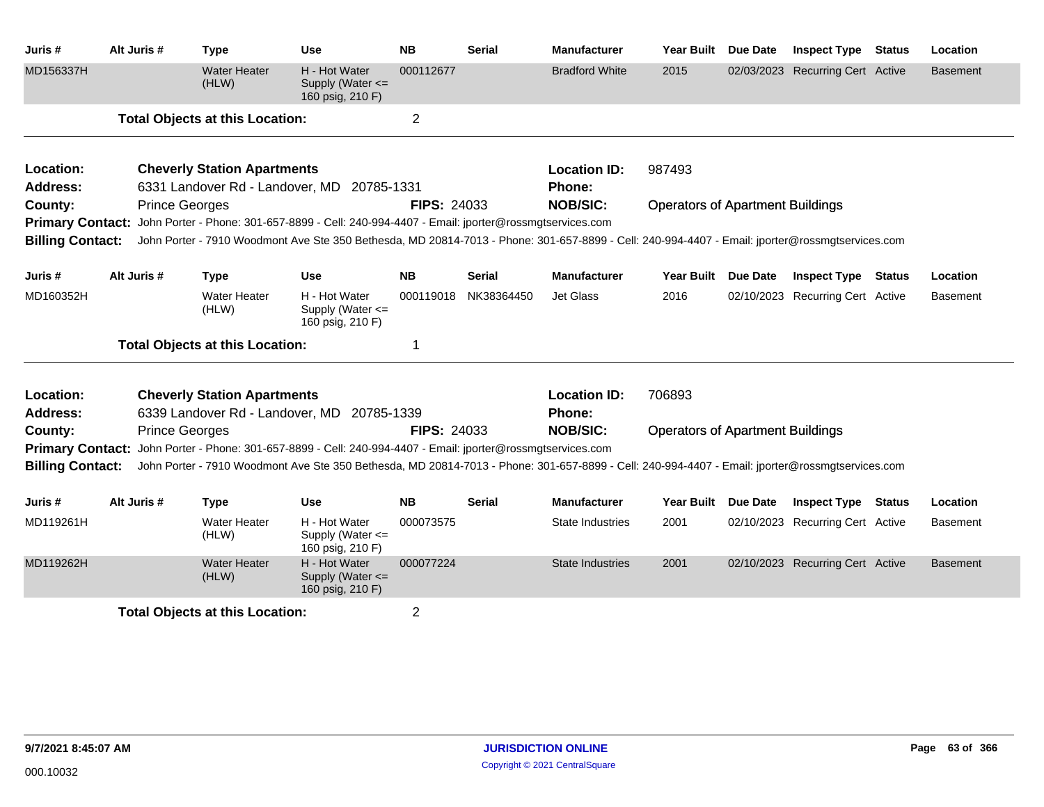| Juris # | Alt Juris # | Type | Use | NB | Serial | Manufacturer | Year Built | Due Date | Inspect Type | Status | Location |
|---|---|---|---|---|---|---|---|---|---|---|---|
| MD156337H | | Water Heater (HLW) | H - Hot Water Supply (Water <= 160 psig, 210 F) | 000112677 | | Bradford White | 2015 | 02/03/2023 | Recurring Cert | Active | Basement |

**Total Objects at this Location:** 2

---

**Location:** **Cheverly Station Apartments** **Location ID:** 987493
**Address:** 6331 Landover Rd - Landover, MD 20785-1331 **Phone:**
**County:** Prince Georges **FIPS:** 24033 **NOB/SIC:** Operators of Apartment Buildings
**Primary Contact:** John Porter - Phone: 301-657-8899 - Cell: 240-994-4407 - Email: jporter@rossmgtservices.com
**Billing Contact:** John Porter - 7910 Woodmont Ave Ste 350 Bethesda, MD 20814-7013 - Phone: 301-657-8899 - Cell: 240-994-4407 - Email: jporter@rossmgtservices.com

| Juris # | Alt Juris # | Type | Use | NB | Serial | Manufacturer | Year Built | Due Date | Inspect Type | Status | Location |
|---|---|---|---|---|---|---|---|---|---|---|---|
| MD160352H | | Water Heater (HLW) | H - Hot Water Supply (Water <= 160 psig, 210 F) | 000119018 | NK38364450 | Jet Glass | 2016 | 02/10/2023 | Recurring Cert | Active | Basement |

**Total Objects at this Location:** 1

---

**Location:** **Cheverly Station Apartments** **Location ID:** 706893
**Address:** 6339 Landover Rd - Landover, MD 20785-1339 **Phone:**
**County:** Prince Georges **FIPS:** 24033 **NOB/SIC:** Operators of Apartment Buildings
**Primary Contact:** John Porter - Phone: 301-657-8899 - Cell: 240-994-4407 - Email: jporter@rossmgtservices.com
**Billing Contact:** John Porter - 7910 Woodmont Ave Ste 350 Bethesda, MD 20814-7013 - Phone: 301-657-8899 - Cell: 240-994-4407 - Email: jporter@rossmgtservices.com

| Juris # | Alt Juris # | Type | Use | NB | Serial | Manufacturer | Year Built | Due Date | Inspect Type | Status | Location |
|---|---|---|---|---|---|---|---|---|---|---|---|
| MD119261H | | Water Heater (HLW) | H - Hot Water Supply (Water <= 160 psig, 210 F) | 000073575 | | State Industries | 2001 | 02/10/2023 | Recurring Cert | Active | Basement |
| MD119262H | | Water Heater (HLW) | H - Hot Water Supply (Water <= 160 psig, 210 F) | 000077224 | | State Industries | 2001 | 02/10/2023 | Recurring Cert | Active | Basement |

**Total Objects at this Location:** 2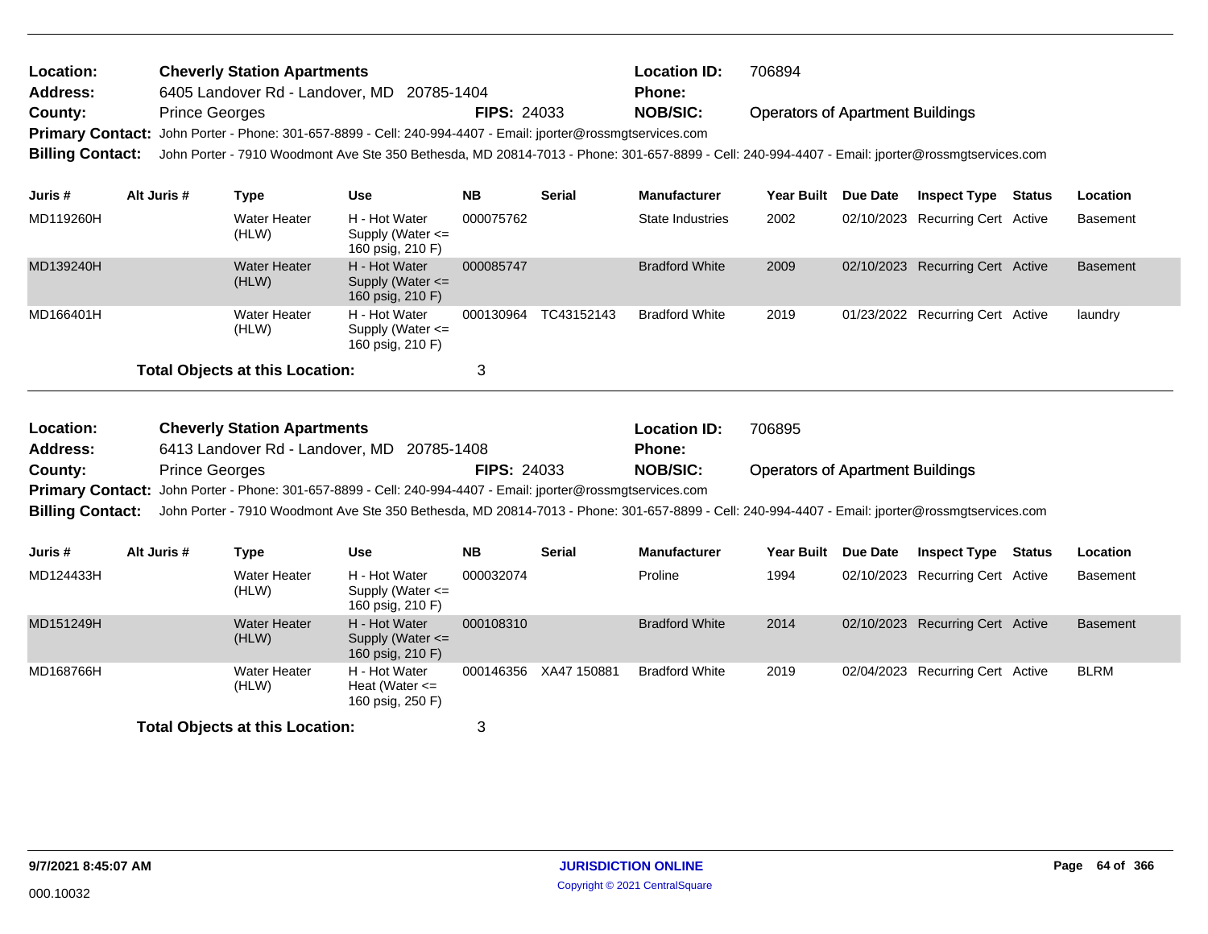| | | | | | |
|---|---|---|---|---|---|
| **Location:** | **Cheverly Station Apartments** | | **Location ID:** | 706894 | |
| **Address:** | 6405 Landover Rd - Landover, MD 20785-1404 | | **Phone:** | | |
| **County:** | Prince Georges | **FIPS:** 24033 | **NOB/SIC:** | Operators of Apartment Buildings | |

**Primary Contact:** John Porter - Phone: 301-657-8899 - Cell: 240-994-4407 - Email: jporter@rossmgtservices.com

**Billing Contact:** John Porter - 7910 Woodmont Ave Ste 350 Bethesda, MD 20814-7013 - Phone: 301-657-8899 - Cell: 240-994-4407 - Email: jporter@rossmgtservices.com

| Juris # | Alt Juris # | Type | Use | NB | Serial | Manufacturer | Year Built | Due Date | Inspect Type | Status | Location |
|---|---|---|---|---|---|---|---|---|---|---|---|
| MD119260H | | Water Heater (HLW) | H - Hot Water Supply (Water <= 160 psig, 210 F) | 000075762 | | State Industries | 2002 | 02/10/2023 | Recurring Cert | Active | Basement |
| MD139240H | | Water Heater (HLW) | H - Hot Water Supply (Water <= 160 psig, 210 F) | 000085747 | | Bradford White | 2009 | 02/10/2023 | Recurring Cert | Active | Basement |
| MD166401H | | Water Heater (HLW) | H - Hot Water Supply (Water <= 160 psig, 210 F) | 000130964 | TC43152143 | Bradford White | 2019 | 01/23/2022 | Recurring Cert | Active | laundry |

**Total Objects at this Location:** 3

| | | | | | |
|---|---|---|---|---|---|
| **Location:** | **Cheverly Station Apartments** | | **Location ID:** | 706895 | |
| **Address:** | 6413 Landover Rd - Landover, MD 20785-1408 | | **Phone:** | | |
| **County:** | Prince Georges | **FIPS:** 24033 | **NOB/SIC:** | Operators of Apartment Buildings | |

**Primary Contact:** John Porter - Phone: 301-657-8899 - Cell: 240-994-4407 - Email: jporter@rossmgtservices.com

**Billing Contact:** John Porter - 7910 Woodmont Ave Ste 350 Bethesda, MD 20814-7013 - Phone: 301-657-8899 - Cell: 240-994-4407 - Email: jporter@rossmgtservices.com

| Juris # | Alt Juris # | Type | Use | NB | Serial | Manufacturer | Year Built | Due Date | Inspect Type | Status | Location |
|---|---|---|---|---|---|---|---|---|---|---|---|
| MD124433H | | Water Heater (HLW) | H - Hot Water Supply (Water <= 160 psig, 210 F) | 000032074 | | Proline | 1994 | 02/10/2023 | Recurring Cert | Active | Basement |
| MD151249H | | Water Heater (HLW) | H - Hot Water Supply (Water <= 160 psig, 210 F) | 000108310 | | Bradford White | 2014 | 02/10/2023 | Recurring Cert | Active | Basement |
| MD168766H | | Water Heater (HLW) | H - Hot Water Heat (Water <= 160 psig, 250 F) | 000146356 | XA47 150881 | Bradford White | 2019 | 02/04/2023 | Recurring Cert | Active | BLRM |

**Total Objects at this Location:** 3

9/7/2021 8:45:07 AM

000.10032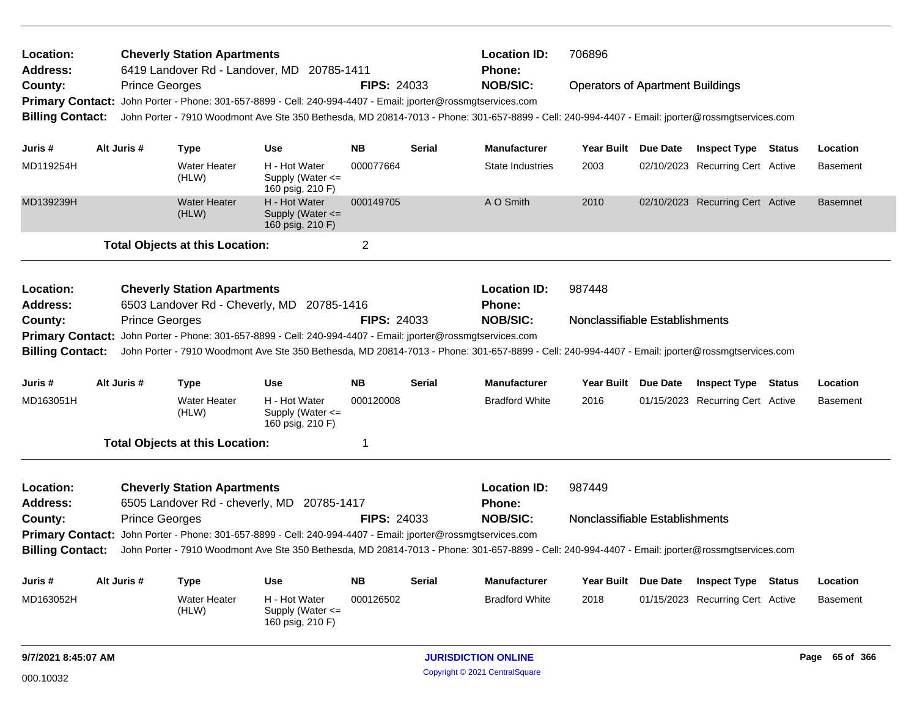**Location:** Cheverly Station Apartments
**Address:** 6419 Landover Rd - Landover, MD 20785-1411
**County:** Prince Georges
**FIPS:** 24033
**Location ID:** 706896
**Phone:**
**NOB/SIC:** Operators of Apartment Buildings
**Primary Contact:** John Porter - Phone: 301-657-8899 - Cell: 240-994-4407 - Email: jporter@rossmgtservices.com
**Billing Contact:** John Porter - 7910 Woodmont Ave Ste 350 Bethesda, MD 20814-7013 - Phone: 301-657-8899 - Cell: 240-994-4407 - Email: jporter@rossmgtservices.com

| Juris # | Alt Juris # | Type | Use | NB | Serial | Manufacturer | Year Built | Due Date | Inspect Type | Status | Location |
|---|---|---|---|---|---|---|---|---|---|---|---|
| MD119254H | | Water Heater (HLW) | H - Hot Water Supply (Water <= 160 psig, 210 F) | 000077664 | | State Industries | 2003 | 02/10/2023 | Recurring Cert | Active | Basement |
| MD139239H | | Water Heater (HLW) | H - Hot Water Supply (Water <= 160 psig, 210 F) | 000149705 | | A O Smith | 2010 | 02/10/2023 | Recurring Cert | Active | Basemnet |

**Total Objects at this Location:** 2

---

**Location:** Cheverly Station Apartments
**Address:** 6503 Landover Rd - Cheverly, MD 20785-1416
**County:** Prince Georges
**FIPS:** 24033
**Location ID:** 987448
**Phone:**
**NOB/SIC:** Nonclassifiable Establishments
**Primary Contact:** John Porter - Phone: 301-657-8899 - Cell: 240-994-4407 - Email: jporter@rossmgtservices.com
**Billing Contact:** John Porter - 7910 Woodmont Ave Ste 350 Bethesda, MD 20814-7013 - Phone: 301-657-8899 - Cell: 240-994-4407 - Email: jporter@rossmgtservices.com

| Juris # | Alt Juris # | Type | Use | NB | Serial | Manufacturer | Year Built | Due Date | Inspect Type | Status | Location |
|---|---|---|---|---|---|---|---|---|---|---|---|
| MD163051H | | Water Heater (HLW) | H - Hot Water Supply (Water <= 160 psig, 210 F) | 000120008 | | Bradford White | 2016 | 01/15/2023 | Recurring Cert | Active | Basement |

**Total Objects at this Location:** 1

---

**Location:** Cheverly Station Apartments
**Address:** 6505 Landover Rd - cheverly, MD 20785-1417
**County:** Prince Georges
**FIPS:** 24033
**Location ID:** 987449
**Phone:**
**NOB/SIC:** Nonclassifiable Establishments
**Primary Contact:** John Porter - Phone: 301-657-8899 - Cell: 240-994-4407 - Email: jporter@rossmgtservices.com
**Billing Contact:** John Porter - 7910 Woodmont Ave Ste 350 Bethesda, MD 20814-7013 - Phone: 301-657-8899 - Cell: 240-994-4407 - Email: jporter@rossmgtservices.com

| Juris # | Alt Juris # | Type | Use | NB | Serial | Manufacturer | Year Built | Due Date | Inspect Type | Status | Location |
|---|---|---|---|---|---|---|---|---|---|---|---|
| MD163052H | | Water Heater (HLW) | H - Hot Water Supply (Water <= 160 psig, 210 F) | 000126502 | | Bradford White | 2018 | 01/15/2023 | Recurring Cert | Active | Basement |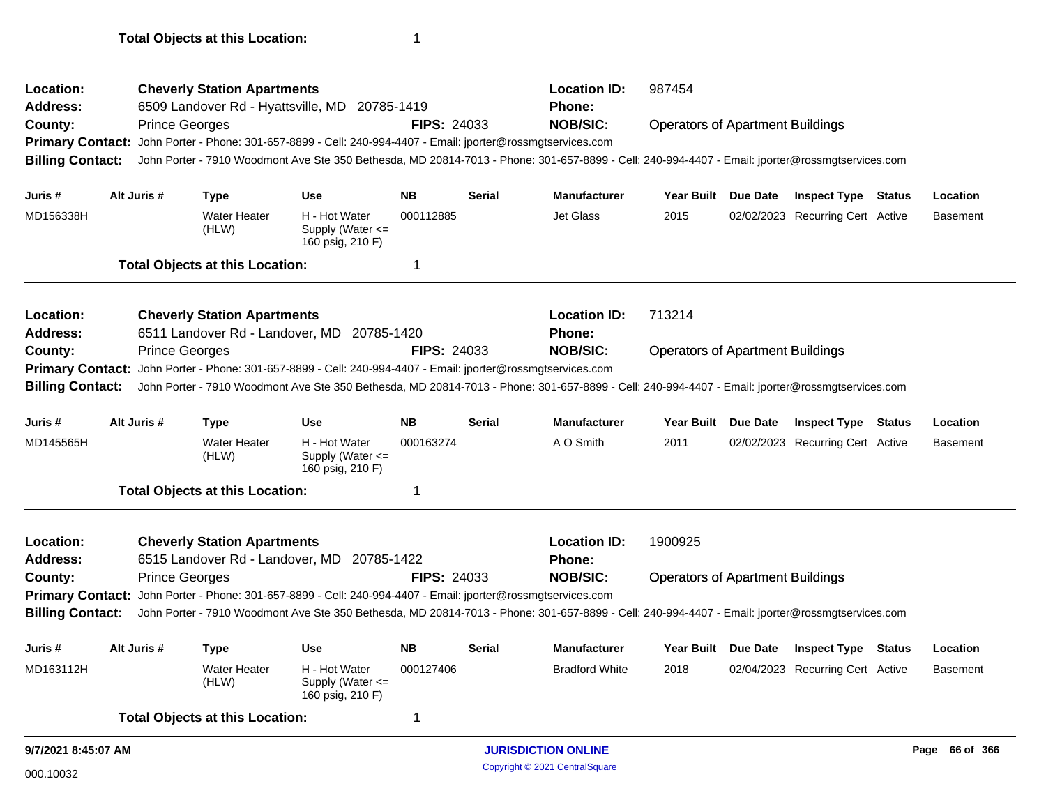**Total Objects at this Location:** 1

---

**Location:** Cheverly Station Apartments
**Location ID:** 987454
**Address:** 6509 Landover Rd - Hyattsville, MD 20785-1419
**Phone:**
**County:** Prince Georges
**FIPS:** 24033
**NOB/SIC:** Operators of Apartment Buildings
**Primary Contact:** John Porter - Phone: 301-657-8899 - Cell: 240-994-4407 - Email: jporter@rossmgtservices.com
**Billing Contact:** John Porter - 7910 Woodmont Ave Ste 350 Bethesda, MD 20814-7013 - Phone: 301-657-8899 - Cell: 240-994-4407 - Email: jporter@rossmgtservices.com

| Juris # | Alt Juris # | Type | Use | NB | Serial | Manufacturer | Year Built | Due Date | Inspect Type | Status | Location |
|---|---|---|---|---|---|---|---|---|---|---|---|
| MD156338H | | Water Heater (HLW) | H - Hot Water Supply (Water <= 160 psig, 210 F) | 000112885 | | Jet Glass | 2015 | 02/02/2023 | Recurring Cert | Active | Basement |

**Total Objects at this Location:** 1

---

**Location:** Cheverly Station Apartments
**Location ID:** 713214
**Address:** 6511 Landover Rd - Landover, MD 20785-1420
**Phone:**
**County:** Prince Georges
**FIPS:** 24033
**NOB/SIC:** Operators of Apartment Buildings
**Primary Contact:** John Porter - Phone: 301-657-8899 - Cell: 240-994-4407 - Email: jporter@rossmgtservices.com
**Billing Contact:** John Porter - 7910 Woodmont Ave Ste 350 Bethesda, MD 20814-7013 - Phone: 301-657-8899 - Cell: 240-994-4407 - Email: jporter@rossmgtservices.com

| Juris # | Alt Juris # | Type | Use | NB | Serial | Manufacturer | Year Built | Due Date | Inspect Type | Status | Location |
|---|---|---|---|---|---|---|---|---|---|---|---|
| MD145565H | | Water Heater (HLW) | H - Hot Water Supply (Water <= 160 psig, 210 F) | 000163274 | | A O Smith | 2011 | 02/02/2023 | Recurring Cert | Active | Basement |

**Total Objects at this Location:** 1

---

**Location:** Cheverly Station Apartments
**Location ID:** 1900925
**Address:** 6515 Landover Rd - Landover, MD 20785-1422
**Phone:**
**County:** Prince Georges
**FIPS:** 24033
**NOB/SIC:** Operators of Apartment Buildings
**Primary Contact:** John Porter - Phone: 301-657-8899 - Cell: 240-994-4407 - Email: jporter@rossmgtservices.com
**Billing Contact:** John Porter - 7910 Woodmont Ave Ste 350 Bethesda, MD 20814-7013 - Phone: 301-657-8899 - Cell: 240-994-4407 - Email: jporter@rossmgtservices.com

| Juris # | Alt Juris # | Type | Use | NB | Serial | Manufacturer | Year Built | Due Date | Inspect Type | Status | Location |
|---|---|---|---|---|---|---|---|---|---|---|---|
| MD163112H | | Water Heater (HLW) | H - Hot Water Supply (Water <= 160 psig, 210 F) | 000127406 | | Bradford White | 2018 | 02/04/2023 | Recurring Cert | Active | Basement |

**Total Objects at this Location:** 1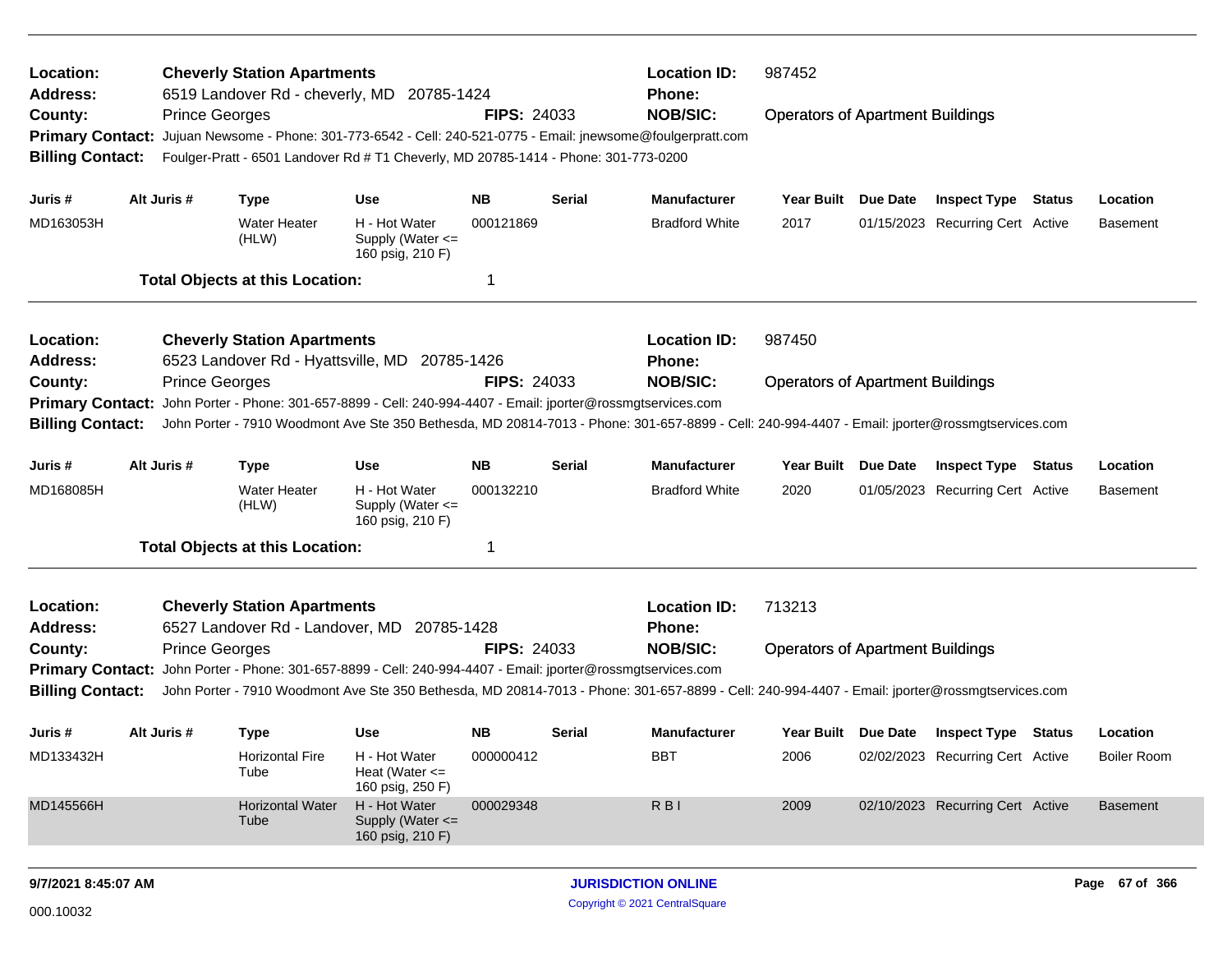**Location:** Cheverly Station Apartments
**Address:** 6519 Landover Rd - cheverly, MD 20785-1424
**County:** Prince Georges **FIPS:** 24033
**Location ID:** 987452
**Phone:**
**NOB/SIC:** Operators of Apartment Buildings
**Primary Contact:** Jujuan Newsome - Phone: 301-773-6542 - Cell: 240-521-0775 - Email: jnewsome@foulgerpratt.com
**Billing Contact:** Foulger-Pratt - 6501 Landover Rd # T1 Cheverly, MD 20785-1414 - Phone: 301-773-0200

| Juris # | Alt Juris # | Type | Use | NB | Serial | Manufacturer | Year Built | Due Date | Inspect Type | Status | Location |
|---|---|---|---|---|---|---|---|---|---|---|---|
| MD163053H | | Water Heater (HLW) | H - Hot Water Supply (Water <= 160 psig, 210 F) | 000121869 | | Bradford White | 2017 | 01/15/2023 | Recurring Cert | Active | Basement |

**Total Objects at this Location:** 1

---

**Location:** Cheverly Station Apartments
**Address:** 6523 Landover Rd - Hyattsville, MD 20785-1426
**County:** Prince Georges **FIPS:** 24033
**Location ID:** 987450
**Phone:**
**NOB/SIC:** Operators of Apartment Buildings
**Primary Contact:** John Porter - Phone: 301-657-8899 - Cell: 240-994-4407 - Email: jporter@rossmgtservices.com
**Billing Contact:** John Porter - 7910 Woodmont Ave Ste 350 Bethesda, MD 20814-7013 - Phone: 301-657-8899 - Cell: 240-994-4407 - Email: jporter@rossmgtservices.com

| Juris # | Alt Juris # | Type | Use | NB | Serial | Manufacturer | Year Built | Due Date | Inspect Type | Status | Location |
|---|---|---|---|---|---|---|---|---|---|---|---|
| MD168085H | | Water Heater (HLW) | H - Hot Water Supply (Water <= 160 psig, 210 F) | 000132210 | | Bradford White | 2020 | 01/05/2023 | Recurring Cert | Active | Basement |

**Total Objects at this Location:** 1

---

**Location:** Cheverly Station Apartments
**Address:** 6527 Landover Rd - Landover, MD 20785-1428
**County:** Prince Georges **FIPS:** 24033
**Location ID:** 713213
**Phone:**
**NOB/SIC:** Operators of Apartment Buildings
**Primary Contact:** John Porter - Phone: 301-657-8899 - Cell: 240-994-4407 - Email: jporter@rossmgtservices.com
**Billing Contact:** John Porter - 7910 Woodmont Ave Ste 350 Bethesda, MD 20814-7013 - Phone: 301-657-8899 - Cell: 240-994-4407 - Email: jporter@rossmgtservices.com

| Juris # | Alt Juris # | Type | Use | NB | Serial | Manufacturer | Year Built | Due Date | Inspect Type | Status | Location |
|---|---|---|---|---|---|---|---|---|---|---|---|
| MD133432H | | Horizontal Fire Tube | H - Hot Water Heat (Water <= 160 psig, 250 F) | 000000412 | | BBT | 2006 | 02/02/2023 | Recurring Cert | Active | Boiler Room |
| MD145566H | | Horizontal Water Tube | H - Hot Water Supply (Water <= 160 psig, 210 F) | 000029348 | | R B I | 2009 | 02/10/2023 | Recurring Cert | Active | Basement |

9/7/2021 8:45:07 AM

000.10032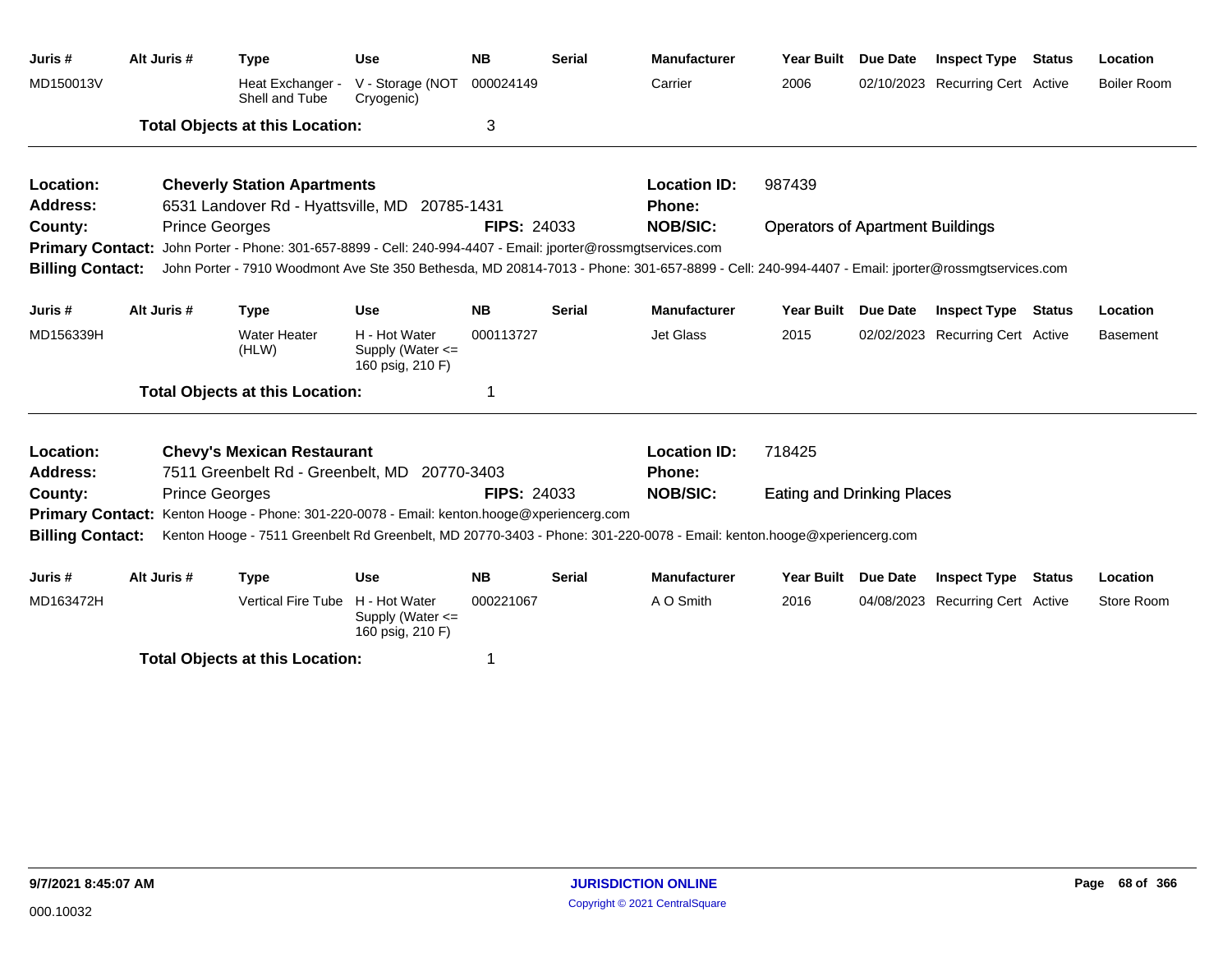| Juris # | Alt Juris # | Type | Use | NB | Serial | Manufacturer | Year Built | Due Date | Inspect Type | Status | Location |
|---|---|---|---|---|---|---|---|---|---|---|---|
| MD150013V | | Heat Exchanger - Shell and Tube | V - Storage (NOT Cryogenic) | 000024149 | | Carrier | 2006 | 02/10/2023 | Recurring Cert | Active | Boiler Room |

**Total Objects at this Location:** 3

---

**Location:** **Cheverly Station Apartments** **Location ID:** 987439
**Address:** 6531 Landover Rd - Hyattsville, MD 20785-1431 **Phone:**
**County:** Prince Georges **FIPS:** 24033 **NOB/SIC:** Operators of Apartment Buildings
**Primary Contact:** John Porter - Phone: 301-657-8899 - Cell: 240-994-4407 - Email: jporter@rossmgtservices.com
**Billing Contact:** John Porter - 7910 Woodmont Ave Ste 350 Bethesda, MD 20814-7013 - Phone: 301-657-8899 - Cell: 240-994-4407 - Email: jporter@rossmgtservices.com

| Juris # | Alt Juris # | Type | Use | NB | Serial | Manufacturer | Year Built | Due Date | Inspect Type | Status | Location |
|---|---|---|---|---|---|---|---|---|---|---|---|
| MD156339H | | Water Heater (HLW) | H - Hot Water Supply (Water <= 160 psig, 210 F) | 000113727 | | Jet Glass | 2015 | 02/02/2023 | Recurring Cert | Active | Basement |

**Total Objects at this Location:** 1

---

**Location:** **Chevy's Mexican Restaurant** **Location ID:** 718425
**Address:** 7511 Greenbelt Rd - Greenbelt, MD 20770-3403 **Phone:**
**County:** Prince Georges **FIPS:** 24033 **NOB/SIC:** Eating and Drinking Places
**Primary Contact:** Kenton Hooge - Phone: 301-220-0078 - Email: kenton.hooge@xperiencerg.com
**Billing Contact:** Kenton Hooge - 7511 Greenbelt Rd Greenbelt, MD 20770-3403 - Phone: 301-220-0078 - Email: kenton.hooge@xperiencerg.com

| Juris # | Alt Juris # | Type | Use | NB | Serial | Manufacturer | Year Built | Due Date | Inspect Type | Status | Location |
|---|---|---|---|---|---|---|---|---|---|---|---|
| MD163472H | | Vertical Fire Tube | H - Hot Water Supply (Water <= 160 psig, 210 F) | 000221067 | | A O Smith | 2016 | 04/08/2023 | Recurring Cert | Active | Store Room |

**Total Objects at this Location:** 1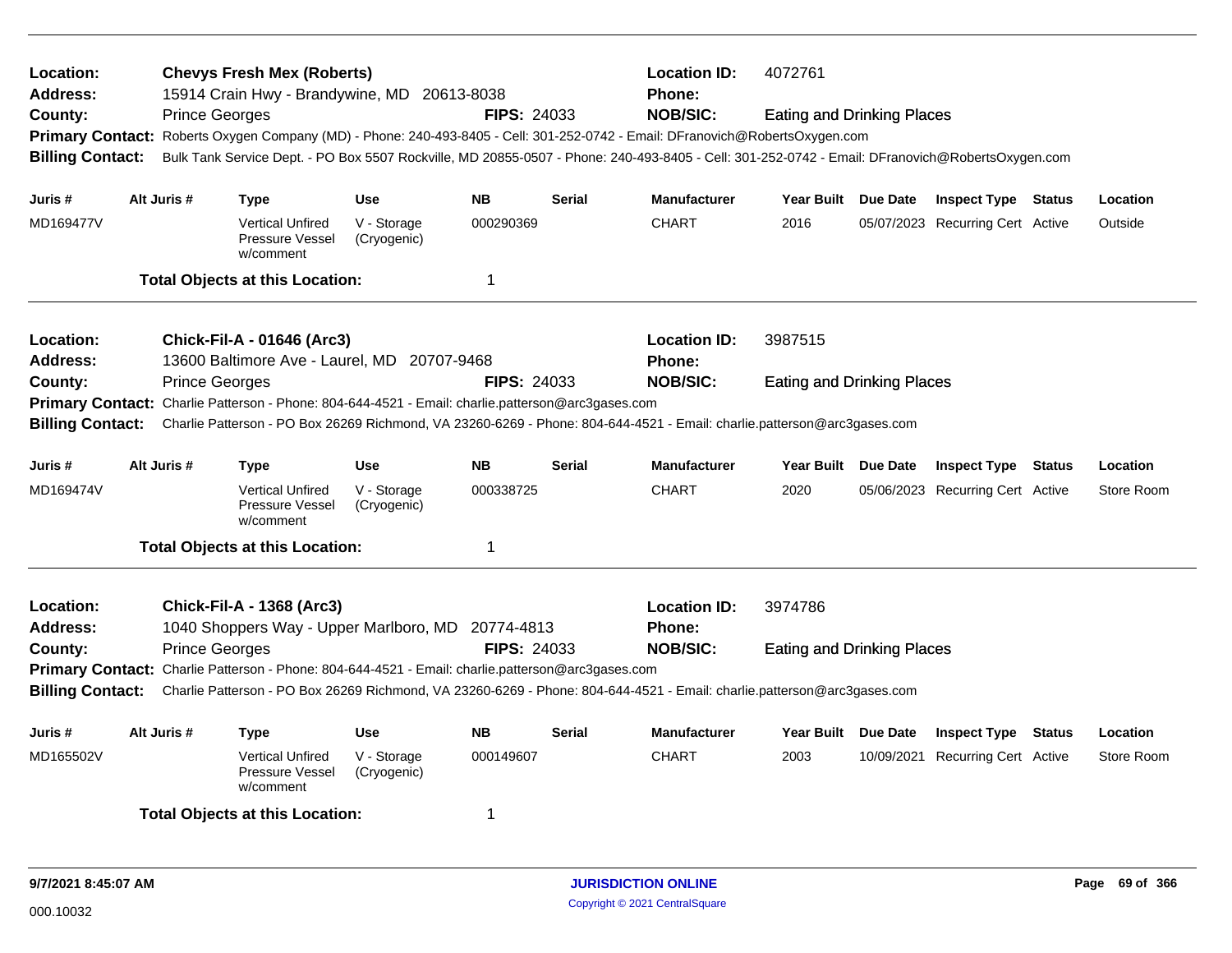**Location:** Chevys Fresh Mex (Roberts) **Location ID:** 4072761
**Address:** 15914 Crain Hwy - Brandywine, MD 20613-8038 **Phone:**
**County:** Prince Georges **FIPS:** 24033 **NOB/SIC:** Eating and Drinking Places
**Primary Contact:** Roberts Oxygen Company (MD) - Phone: 240-493-8405 - Cell: 301-252-0742 - Email: DFranovich@RobertsOxygen.com
**Billing Contact:** Bulk Tank Service Dept. - PO Box 5507 Rockville, MD 20855-0507 - Phone: 240-493-8405 - Cell: 301-252-0742 - Email: DFranovich@RobertsOxygen.com

| Juris # | Alt Juris # | Type | Use | NB | Serial | Manufacturer | Year Built | Due Date | Inspect Type | Status | Location |
|---|---|---|---|---|---|---|---|---|---|---|---|
| MD169477V | | Vertical Unfired Pressure Vessel w/comment | V - Storage (Cryogenic) | 000290369 | | CHART | 2016 | 05/07/2023 | Recurring Cert | Active | Outside |

**Total Objects at this Location:** 1

---

**Location:** Chick-Fil-A - 01646 (Arc3) **Location ID:** 3987515
**Address:** 13600 Baltimore Ave - Laurel, MD 20707-9468 **Phone:**
**County:** Prince Georges **FIPS:** 24033 **NOB/SIC:** Eating and Drinking Places
**Primary Contact:** Charlie Patterson - Phone: 804-644-4521 - Email: charlie.patterson@arc3gases.com
**Billing Contact:** Charlie Patterson - PO Box 26269 Richmond, VA 23260-6269 - Phone: 804-644-4521 - Email: charlie.patterson@arc3gases.com

| Juris # | Alt Juris # | Type | Use | NB | Serial | Manufacturer | Year Built | Due Date | Inspect Type | Status | Location |
|---|---|---|---|---|---|---|---|---|---|---|---|
| MD169474V | | Vertical Unfired Pressure Vessel w/comment | V - Storage (Cryogenic) | 000338725 | | CHART | 2020 | 05/06/2023 | Recurring Cert | Active | Store Room |

**Total Objects at this Location:** 1

---

**Location:** Chick-Fil-A - 1368 (Arc3) **Location ID:** 3974786
**Address:** 1040 Shoppers Way - Upper Marlboro, MD 20774-4813 **Phone:**
**County:** Prince Georges **FIPS:** 24033 **NOB/SIC:** Eating and Drinking Places
**Primary Contact:** Charlie Patterson - Phone: 804-644-4521 - Email: charlie.patterson@arc3gases.com
**Billing Contact:** Charlie Patterson - PO Box 26269 Richmond, VA 23260-6269 - Phone: 804-644-4521 - Email: charlie.patterson@arc3gases.com

| Juris # | Alt Juris # | Type | Use | NB | Serial | Manufacturer | Year Built | Due Date | Inspect Type | Status | Location |
|---|---|---|---|---|---|---|---|---|---|---|---|
| MD165502V | | Vertical Unfired Pressure Vessel w/comment | V - Storage (Cryogenic) | 000149607 | | CHART | 2003 | 10/09/2021 | Recurring Cert | Active | Store Room |

**Total Objects at this Location:** 1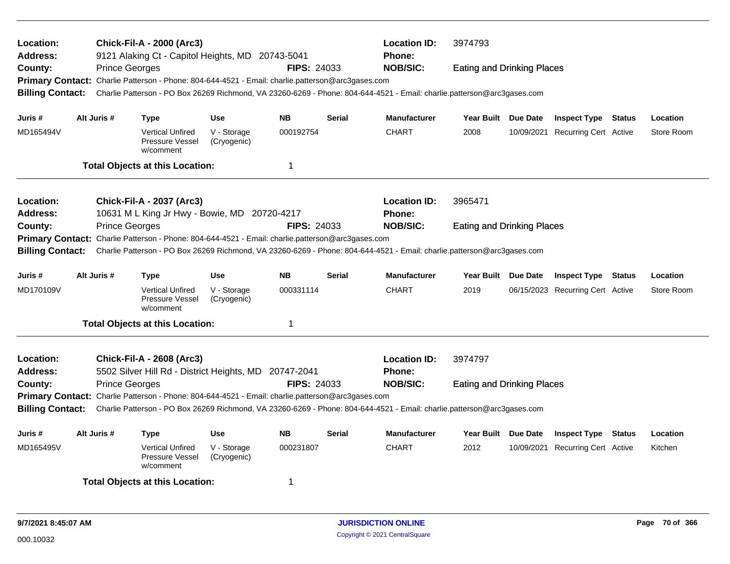**Location:** Chick-Fil-A - 2000 (Arc3) **Location ID:** 3974793
**Address:** 9121 Alaking Ct - Capitol Heights, MD 20743-5041 **Phone:**
**County:** Prince Georges **FIPS:** 24033 **NOB/SIC:** Eating and Drinking Places
**Primary Contact:** Charlie Patterson - Phone: 804-644-4521 - Email: charlie.patterson@arc3gases.com
**Billing Contact:** Charlie Patterson - PO Box 26269 Richmond, VA 23260-6269 - Phone: 804-644-4521 - Email: charlie.patterson@arc3gases.com

| Juris # | Alt Juris # | Type | Use | NB | Serial | Manufacturer | Year Built | Due Date | Inspect Type | Status | Location |
|---|---|---|---|---|---|---|---|---|---|---|---|
| MD165494V | | Vertical Unfired Pressure Vessel w/comment | V - Storage (Cryogenic) | 000192754 | | CHART | 2008 | 10/09/2021 | Recurring Cert | Active | Store Room |

**Total Objects at this Location:** 1

---

**Location:** Chick-Fil-A - 2037 (Arc3) **Location ID:** 3965471
**Address:** 10631 M L King Jr Hwy - Bowie, MD 20720-4217 **Phone:**
**County:** Prince Georges **FIPS:** 24033 **NOB/SIC:** Eating and Drinking Places
**Primary Contact:** Charlie Patterson - Phone: 804-644-4521 - Email: charlie.patterson@arc3gases.com
**Billing Contact:** Charlie Patterson - PO Box 26269 Richmond, VA 23260-6269 - Phone: 804-644-4521 - Email: charlie.patterson@arc3gases.com

| Juris # | Alt Juris # | Type | Use | NB | Serial | Manufacturer | Year Built | Due Date | Inspect Type | Status | Location |
|---|---|---|---|---|---|---|---|---|---|---|---|
| MD170109V | | Vertical Unfired Pressure Vessel w/comment | V - Storage (Cryogenic) | 000331114 | | CHART | 2019 | 06/15/2023 | Recurring Cert | Active | Store Room |

**Total Objects at this Location:** 1

---

**Location:** Chick-Fil-A - 2608 (Arc3) **Location ID:** 3974797
**Address:** 5502 Silver Hill Rd - District Heights, MD 20747-2041 **Phone:**
**County:** Prince Georges **FIPS:** 24033 **NOB/SIC:** Eating and Drinking Places
**Primary Contact:** Charlie Patterson - Phone: 804-644-4521 - Email: charlie.patterson@arc3gases.com
**Billing Contact:** Charlie Patterson - PO Box 26269 Richmond, VA 23260-6269 - Phone: 804-644-4521 - Email: charlie.patterson@arc3gases.com

| Juris # | Alt Juris # | Type | Use | NB | Serial | Manufacturer | Year Built | Due Date | Inspect Type | Status | Location |
|---|---|---|---|---|---|---|---|---|---|---|---|
| MD165495V | | Vertical Unfired Pressure Vessel w/comment | V - Storage (Cryogenic) | 000231807 | | CHART | 2012 | 10/09/2021 | Recurring Cert | Active | Kitchen |

**Total Objects at this Location:** 1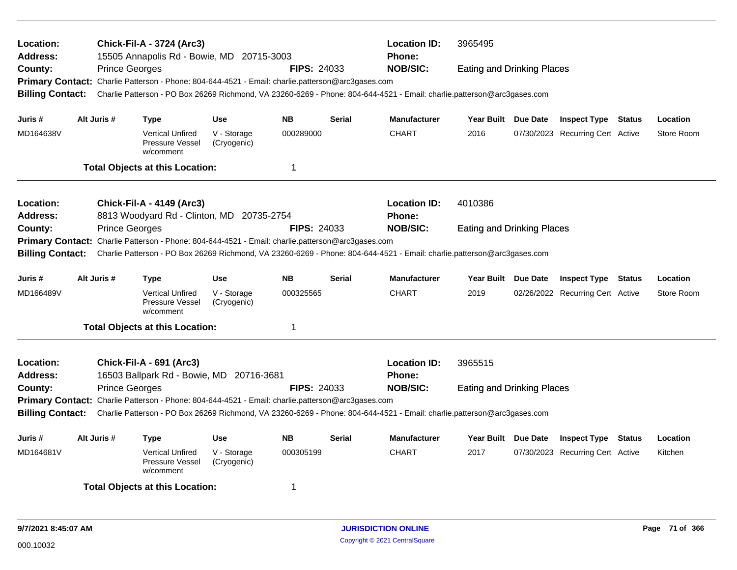**Location:** Chick-Fil-A - 3724 (Arc3)
**Location ID:** 3965495
**Address:** 15505 Annapolis Rd - Bowie, MD 20715-3003
**Phone:**
**County:** Prince Georges
**FIPS:** 24033
**NOB/SIC:** Eating and Drinking Places
**Primary Contact:** Charlie Patterson - Phone: 804-644-4521 - Email: charlie.patterson@arc3gases.com
**Billing Contact:** Charlie Patterson - PO Box 26269 Richmond, VA 23260-6269 - Phone: 804-644-4521 - Email: charlie.patterson@arc3gases.com

| Juris # | Alt Juris # | Type | Use | NB | Serial | Manufacturer | Year Built | Due Date | Inspect Type | Status | Location |
|---|---|---|---|---|---|---|---|---|---|---|---|
| MD164638V | | Vertical Unfired Pressure Vessel w/comment | V - Storage (Cryogenic) | 000289000 | | CHART | 2016 | 07/30/2023 | Recurring Cert | Active | Store Room |

**Total Objects at this Location:** 1

---

**Location:** Chick-Fil-A - 4149 (Arc3)
**Location ID:** 4010386
**Address:** 8813 Woodyard Rd - Clinton, MD 20735-2754
**Phone:**
**County:** Prince Georges
**FIPS:** 24033
**NOB/SIC:** Eating and Drinking Places
**Primary Contact:** Charlie Patterson - Phone: 804-644-4521 - Email: charlie.patterson@arc3gases.com
**Billing Contact:** Charlie Patterson - PO Box 26269 Richmond, VA 23260-6269 - Phone: 804-644-4521 - Email: charlie.patterson@arc3gases.com

| Juris # | Alt Juris # | Type | Use | NB | Serial | Manufacturer | Year Built | Due Date | Inspect Type | Status | Location |
|---|---|---|---|---|---|---|---|---|---|---|---|
| MD166489V | | Vertical Unfired Pressure Vessel w/comment | V - Storage (Cryogenic) | 000325565 | | CHART | 2019 | 02/26/2022 | Recurring Cert | Active | Store Room |

**Total Objects at this Location:** 1

---

**Location:** Chick-Fil-A - 691 (Arc3)
**Location ID:** 3965515
**Address:** 16503 Ballpark Rd - Bowie, MD 20716-3681
**Phone:**
**County:** Prince Georges
**FIPS:** 24033
**NOB/SIC:** Eating and Drinking Places
**Primary Contact:** Charlie Patterson - Phone: 804-644-4521 - Email: charlie.patterson@arc3gases.com
**Billing Contact:** Charlie Patterson - PO Box 26269 Richmond, VA 23260-6269 - Phone: 804-644-4521 - Email: charlie.patterson@arc3gases.com

| Juris # | Alt Juris # | Type | Use | NB | Serial | Manufacturer | Year Built | Due Date | Inspect Type | Status | Location |
|---|---|---|---|---|---|---|---|---|---|---|---|
| MD164681V | | Vertical Unfired Pressure Vessel w/comment | V - Storage (Cryogenic) | 000305199 | | CHART | 2017 | 07/30/2023 | Recurring Cert | Active | Kitchen |

**Total Objects at this Location:** 1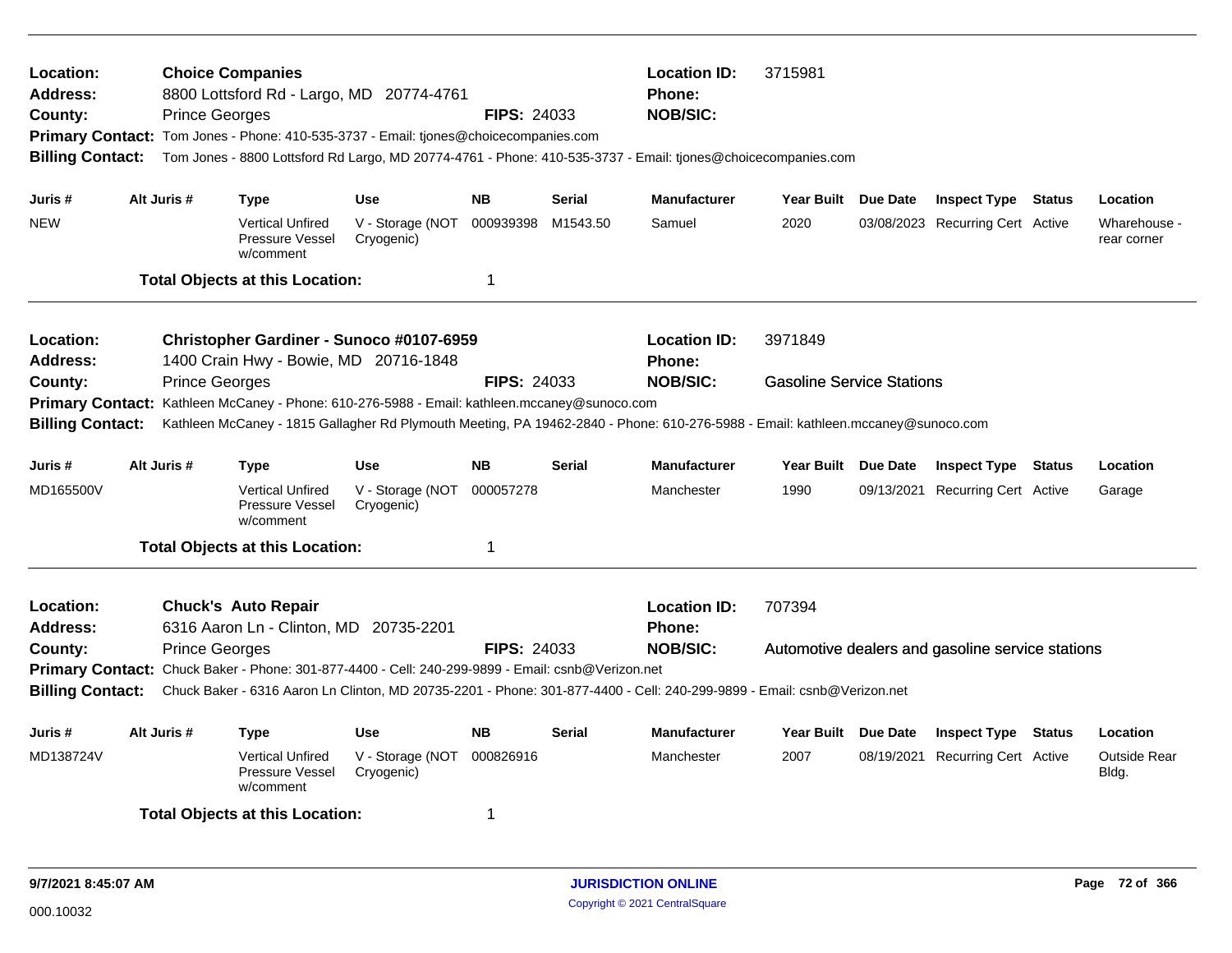**Location:** Choice Companies
**Address:** 8800 Lottsford Rd - Largo, MD 20774-4761
**County:** Prince Georges **FIPS:** 24033
**Location ID:** 3715981
**Phone:**
**NOB/SIC:**
**Primary Contact:** Tom Jones - Phone: 410-535-3737 - Email: tjones@choicecompanies.com
**Billing Contact:** Tom Jones - 8800 Lottsford Rd Largo, MD 20774-4761 - Phone: 410-535-3737 - Email: tjones@choicecompanies.com

| Juris # | Alt Juris # | Type | Use | NB | Serial | Manufacturer | Year Built | Due Date | Inspect Type | Status | Location |
|---|---|---|---|---|---|---|---|---|---|---|---|
| NEW | | Vertical Unfired Pressure Vessel w/comment | V - Storage (NOT Cryogenic) | 000939398 | M1543.50 | Samuel | 2020 | 03/08/2023 | Recurring Cert | Active | Wharehouse - rear corner |

**Total Objects at this Location:** 1

---

**Location:** Christopher Gardiner - Sunoco #0107-6959
**Address:** 1400 Crain Hwy - Bowie, MD 20716-1848
**County:** Prince Georges **FIPS:** 24033
**Location ID:** 3971849
**Phone:**
**NOB/SIC:** Gasoline Service Stations
**Primary Contact:** Kathleen McCaney - Phone: 610-276-5988 - Email: kathleen.mccaney@sunoco.com
**Billing Contact:** Kathleen McCaney - 1815 Gallagher Rd Plymouth Meeting, PA 19462-2840 - Phone: 610-276-5988 - Email: kathleen.mccaney@sunoco.com

| Juris # | Alt Juris # | Type | Use | NB | Serial | Manufacturer | Year Built | Due Date | Inspect Type | Status | Location |
|---|---|---|---|---|---|---|---|---|---|---|---|
| MD165500V | | Vertical Unfired Pressure Vessel w/comment | V - Storage (NOT Cryogenic) | 000057278 | | Manchester | 1990 | 09/13/2021 | Recurring Cert | Active | Garage |

**Total Objects at this Location:** 1

---

**Location:** Chuck's Auto Repair
**Address:** 6316 Aaron Ln - Clinton, MD 20735-2201
**County:** Prince Georges **FIPS:** 24033
**Location ID:** 707394
**Phone:**
**NOB/SIC:** Automotive dealers and gasoline service stations
**Primary Contact:** Chuck Baker - Phone: 301-877-4400 - Cell: 240-299-9899 - Email: csnb@Verizon.net
**Billing Contact:** Chuck Baker - 6316 Aaron Ln Clinton, MD 20735-2201 - Phone: 301-877-4400 - Cell: 240-299-9899 - Email: csnb@Verizon.net

| Juris # | Alt Juris # | Type | Use | NB | Serial | Manufacturer | Year Built | Due Date | Inspect Type | Status | Location |
|---|---|---|---|---|---|---|---|---|---|---|---|
| MD138724V | | Vertical Unfired Pressure Vessel w/comment | V - Storage (NOT Cryogenic) | 000826916 | | Manchester | 2007 | 08/19/2021 | Recurring Cert | Active | Outside Rear Bldg. |

**Total Objects at this Location:** 1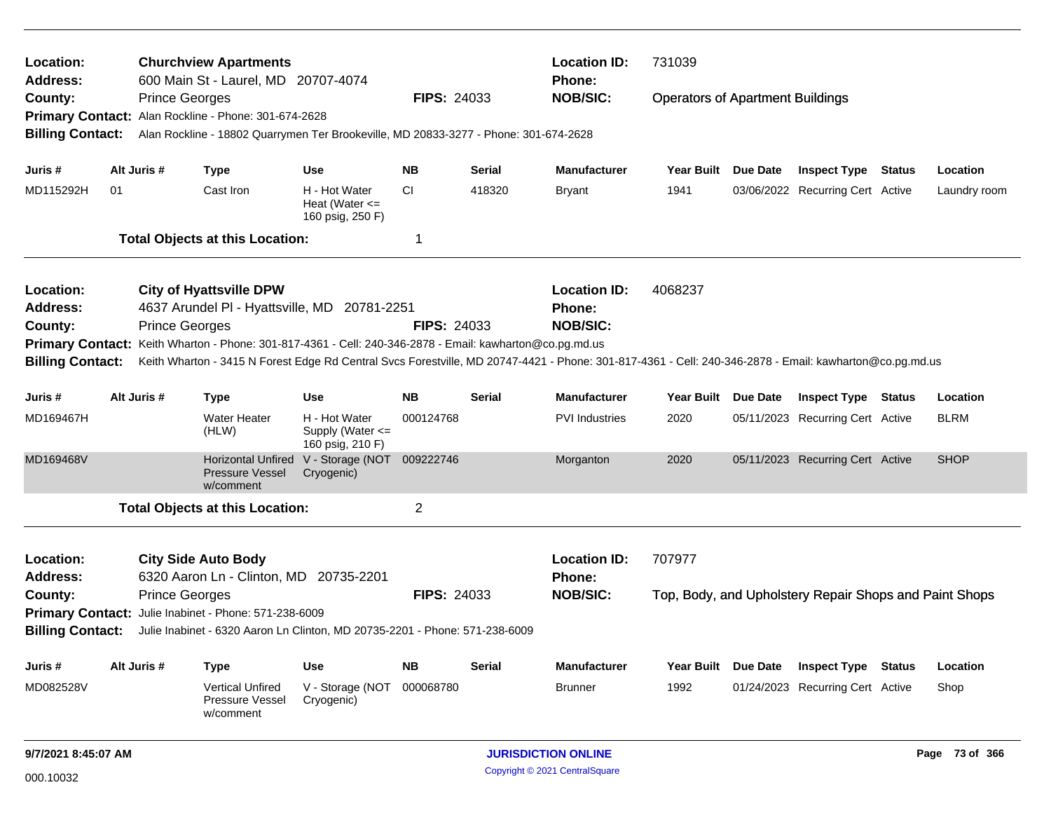**Location:** Churchview Apartments
**Address:** 600 Main St - Laurel, MD 20707-4074
**County:** Prince Georges
**FIPS:** 24033
**Location ID:** 731039
**Phone:**
**NOB/SIC:** Operators of Apartment Buildings
**Primary Contact:** Alan Rockline - Phone: 301-674-2628
**Billing Contact:** Alan Rockline - 18802 Quarrymen Ter Brookeville, MD 20833-3277 - Phone: 301-674-2628

| Juris # | Alt Juris # | Type | Use | NB | Serial | Manufacturer | Year Built | Due Date | Inspect Type | Status | Location |
|---|---|---|---|---|---|---|---|---|---|---|---|
| MD115292H | 01 | Cast Iron | H - Hot Water Heat (Water <= 160 psig, 250 F) | CI | 418320 | Bryant | 1941 | 03/06/2022 | Recurring Cert | Active | Laundry room |

**Total Objects at this Location:** 1

---

**Location:** City of Hyattsville DPW
**Address:** 4637 Arundel Pl - Hyattsville, MD 20781-2251
**County:** Prince Georges
**FIPS:** 24033
**Location ID:** 4068237
**Phone:**
**NOB/SIC:**
**Primary Contact:** Keith Wharton - Phone: 301-817-4361 - Cell: 240-346-2878 - Email: kawharton@co.pg.md.us
**Billing Contact:** Keith Wharton - 3415 N Forest Edge Rd Central Svcs Forestville, MD 20747-4421 - Phone: 301-817-4361 - Cell: 240-346-2878 - Email: kawharton@co.pg.md.us

| Juris # | Alt Juris # | Type | Use | NB | Serial | Manufacturer | Year Built | Due Date | Inspect Type | Status | Location |
|---|---|---|---|---|---|---|---|---|---|---|---|
| MD169467H | | Water Heater (HLW) | H - Hot Water Supply (Water <= 160 psig, 210 F) | 000124768 | | PVI Industries | 2020 | 05/11/2023 | Recurring Cert | Active | BLRM |
| MD169468V | | Horizontal Unfired Pressure Vessel w/comment | V - Storage (NOT Cryogenic) | 009222746 | | Morganton | 2020 | 05/11/2023 | Recurring Cert | Active | SHOP |

**Total Objects at this Location:** 2

---

**Location:** City Side Auto Body
**Address:** 6320 Aaron Ln - Clinton, MD 20735-2201
**County:** Prince Georges
**FIPS:** 24033
**Location ID:** 707977
**Phone:**
**NOB/SIC:** Top, Body, and Upholstery Repair Shops and Paint Shops
**Primary Contact:** Julie Inabinet - Phone: 571-238-6009
**Billing Contact:** Julie Inabinet - 6320 Aaron Ln Clinton, MD 20735-2201 - Phone: 571-238-6009

| Juris # | Alt Juris # | Type | Use | NB | Serial | Manufacturer | Year Built | Due Date | Inspect Type | Status | Location |
|---|---|---|---|---|---|---|---|---|---|---|---|
| MD082528V | | Vertical Unfired Pressure Vessel w/comment | V - Storage (NOT Cryogenic) | 000068780 | | Brunner | 1992 | 01/24/2023 | Recurring Cert | Active | Shop |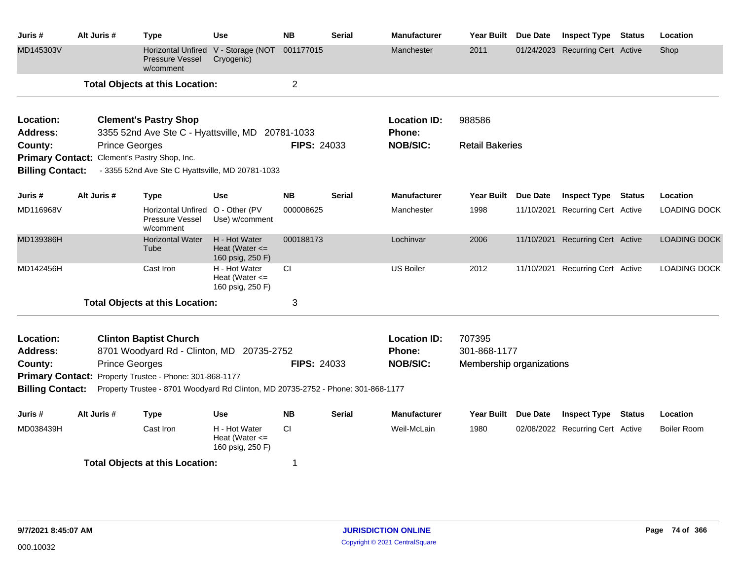| Juris # | Alt Juris # | Type | Use | NB | Serial | Manufacturer | Year Built | Due Date | Inspect Type | Status | Location |
|---|---|---|---|---|---|---|---|---|---|---|---|
| MD145303V | | Horizontal Unfired Pressure Vessel w/comment | V - Storage (NOT Cryogenic) | 001177015 | | Manchester | 2011 | 01/24/2023 | Recurring Cert | Active | Shop |

**Total Objects at this Location:** 2

---

**Location:** Clement's Pastry Shop
**Location ID:** 988586
**Address:** 3355 52nd Ave Ste C - Hyattsville, MD 20781-1033
**Phone:**
**County:** Prince Georges
**FIPS:** 24033
**NOB/SIC:** Retail Bakeries
**Primary Contact:** Clement's Pastry Shop, Inc.
**Billing Contact:** - 3355 52nd Ave Ste C Hyattsville, MD 20781-1033

| Juris # | Alt Juris # | Type | Use | NB | Serial | Manufacturer | Year Built | Due Date | Inspect Type | Status | Location |
|---|---|---|---|---|---|---|---|---|---|---|---|
| MD116968V | | Horizontal Unfired Pressure Vessel w/comment | O - Other (PV Use) w/comment | 000008625 | | Manchester | 1998 | 11/10/2021 | Recurring Cert | Active | LOADING DOCK |
| MD139386H | | Horizontal Water Tube | H - Hot Water Heat (Water <= 160 psig, 250 F) | 000188173 | | Lochinvar | 2006 | 11/10/2021 | Recurring Cert | Active | LOADING DOCK |
| MD142456H | | Cast Iron | H - Hot Water Heat (Water <= 160 psig, 250 F) | CI | | US Boiler | 2012 | 11/10/2021 | Recurring Cert | Active | LOADING DOCK |

**Total Objects at this Location:** 3

---

**Location:** Clinton Baptist Church
**Location ID:** 707395
**Address:** 8701 Woodyard Rd - Clinton, MD 20735-2752
**Phone:** 301-868-1177
**County:** Prince Georges
**FIPS:** 24033
**NOB/SIC:** Membership organizations
**Primary Contact:** Property Trustee - Phone: 301-868-1177
**Billing Contact:** Property Trustee - 8701 Woodyard Rd Clinton, MD 20735-2752 - Phone: 301-868-1177

| Juris # | Alt Juris # | Type | Use | NB | Serial | Manufacturer | Year Built | Due Date | Inspect Type | Status | Location |
|---|---|---|---|---|---|---|---|---|---|---|---|
| MD038439H | | Cast Iron | H - Hot Water Heat (Water <= 160 psig, 250 F) | CI | | Weil-McLain | 1980 | 02/08/2022 | Recurring Cert | Active | Boiler Room |

**Total Objects at this Location:** 1

9/7/2021 8:45:07 AM
000.10032
JURISDICTION ONLINE
Copyright © 2021 CentralSquare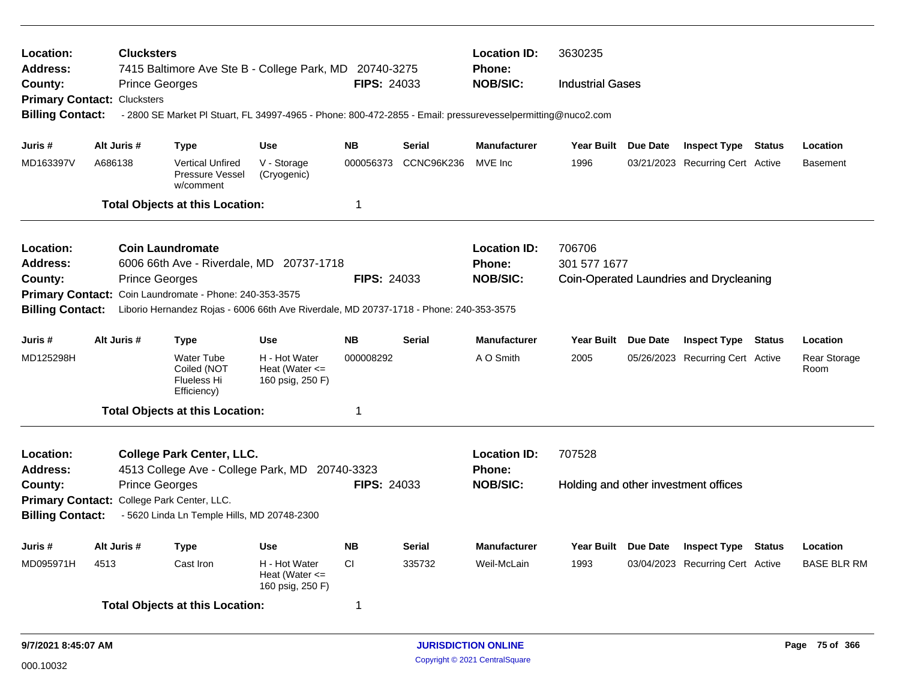**Location:** Clucksters  
**Address:** 7415 Baltimore Ave Ste B - College Park, MD 20740-3275  
**County:** Prince Georges  
**FIPS:** 24033  
**Location ID:** 3630235  
**Phone:**  
**NOB/SIC:** Industrial Gases  
**Primary Contact:** Clucksters  
**Billing Contact:** - 2800 SE Market Pl Stuart, FL 34997-4965 - Phone: 800-472-2855 - Email: pressurevesselpermitting@nuco2.com

| Juris # | Alt Juris # | Type | Use | NB | Serial | Manufacturer | Year Built | Due Date | Inspect Type | Status | Location |
|---|---|---|---|---|---|---|---|---|---|---|---|
| MD163397V | A686138 | Vertical Unfired Pressure Vessel w/comment | V - Storage (Cryogenic) | 000056373 | CCNC96K236 | MVE Inc | 1996 | 03/21/2023 | Recurring Cert | Active | Basement |

**Total Objects at this Location:** 1

---

**Location:** Coin Laundromate  
**Address:** 6006 66th Ave - Riverdale, MD 20737-1718  
**County:** Prince Georges  
**FIPS:** 24033  
**Location ID:** 706706  
**Phone:** 301 577 1677  
**NOB/SIC:** Coin-Operated Laundries and Drycleaning  
**Primary Contact:** Coin Laundromate - Phone: 240-353-3575  
**Billing Contact:** Liborio Hernandez Rojas - 6006 66th Ave Riverdale, MD 20737-1718 - Phone: 240-353-3575

| Juris # | Alt Juris # | Type | Use | NB | Serial | Manufacturer | Year Built | Due Date | Inspect Type | Status | Location |
|---|---|---|---|---|---|---|---|---|---|---|---|
| MD125298H | | Water Tube Coiled (NOT Flueless Hi Efficiency) | H - Hot Water Heat (Water <= 160 psig, 250 F) | 000008292 | | A O Smith | 2005 | 05/26/2023 | Recurring Cert | Active | Rear Storage Room |

**Total Objects at this Location:** 1

---

**Location:** College Park Center, LLC.  
**Address:** 4513 College Ave - College Park, MD 20740-3323  
**County:** Prince Georges  
**FIPS:** 24033  
**Location ID:** 707528  
**Phone:**  
**NOB/SIC:** Holding and other investment offices  
**Primary Contact:** College Park Center, LLC.  
**Billing Contact:** - 5620 Linda Ln Temple Hills, MD 20748-2300

| Juris # | Alt Juris # | Type | Use | NB | Serial | Manufacturer | Year Built | Due Date | Inspect Type | Status | Location |
|---|---|---|---|---|---|---|---|---|---|---|---|
| MD095971H | 4513 | Cast Iron | H - Hot Water Heat (Water <= 160 psig, 250 F) | CI | 335732 | Weil-McLain | 1993 | 03/04/2023 | Recurring Cert | Active | BASE BLR RM |

**Total Objects at this Location:** 1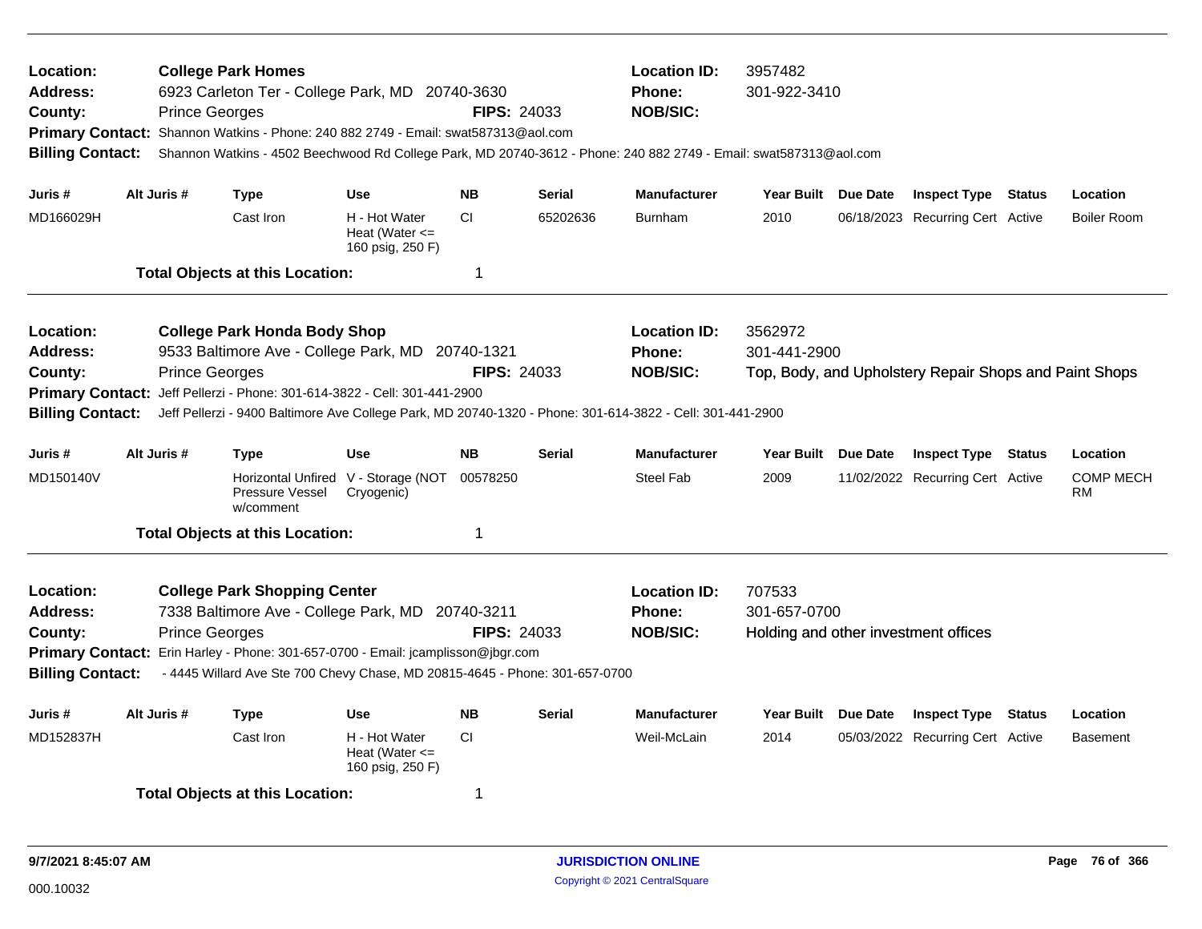**Location:** College Park Homes
**Address:** 6923 Carleton Ter - College Park, MD 20740-3630
**County:** Prince Georges **FIPS:** 24033
**Location ID:** 3957482
**Phone:** 301-922-3410
**NOB/SIC:**
**Primary Contact:** Shannon Watkins - Phone: 240 882 2749 - Email: swat587313@aol.com
**Billing Contact:** Shannon Watkins - 4502 Beechwood Rd College Park, MD 20740-3612 - Phone: 240 882 2749 - Email: swat587313@aol.com

| Juris # | Alt Juris # | Type | Use | NB | Serial | Manufacturer | Year Built | Due Date | Inspect Type | Status | Location |
|---|---|---|---|---|---|---|---|---|---|---|---|
| MD166029H | | Cast Iron | H - Hot Water Heat (Water <= 160 psig, 250 F) | CI | 65202636 | Burnham | 2010 | 06/18/2023 | Recurring Cert | Active | Boiler Room |

**Total Objects at this Location:** 1

---

**Location:** College Park Honda Body Shop
**Address:** 9533 Baltimore Ave - College Park, MD 20740-1321
**County:** Prince Georges **FIPS:** 24033
**Location ID:** 3562972
**Phone:** 301-441-2900
**NOB/SIC:** Top, Body, and Upholstery Repair Shops and Paint Shops
**Primary Contact:** Jeff Pellerzi - Phone: 301-614-3822 - Cell: 301-441-2900
**Billing Contact:** Jeff Pellerzi - 9400 Baltimore Ave College Park, MD 20740-1320 - Phone: 301-614-3822 - Cell: 301-441-2900

| Juris # | Alt Juris # | Type | Use | NB | Serial | Manufacturer | Year Built | Due Date | Inspect Type | Status | Location |
|---|---|---|---|---|---|---|---|---|---|---|---|
| MD150140V | | Horizontal Unfired Pressure Vessel w/comment | V - Storage (NOT Cryogenic) | 00578250 | | Steel Fab | 2009 | 11/02/2022 | Recurring Cert | Active | COMP MECH RM |

**Total Objects at this Location:** 1

---

**Location:** College Park Shopping Center
**Address:** 7338 Baltimore Ave - College Park, MD 20740-3211
**County:** Prince Georges **FIPS:** 24033
**Location ID:** 707533
**Phone:** 301-657-0700
**NOB/SIC:** Holding and other investment offices
**Primary Contact:** Erin Harley - Phone: 301-657-0700 - Email: jcamplisson@jbgr.com
**Billing Contact:** - 4445 Willard Ave Ste 700 Chevy Chase, MD 20815-4645 - Phone: 301-657-0700

| Juris # | Alt Juris # | Type | Use | NB | Serial | Manufacturer | Year Built | Due Date | Inspect Type | Status | Location |
|---|---|---|---|---|---|---|---|---|---|---|---|
| MD152837H | | Cast Iron | H - Hot Water Heat (Water <= 160 psig, 250 F) | CI | | Weil-McLain | 2014 | 05/03/2022 | Recurring Cert | Active | Basement |

**Total Objects at this Location:** 1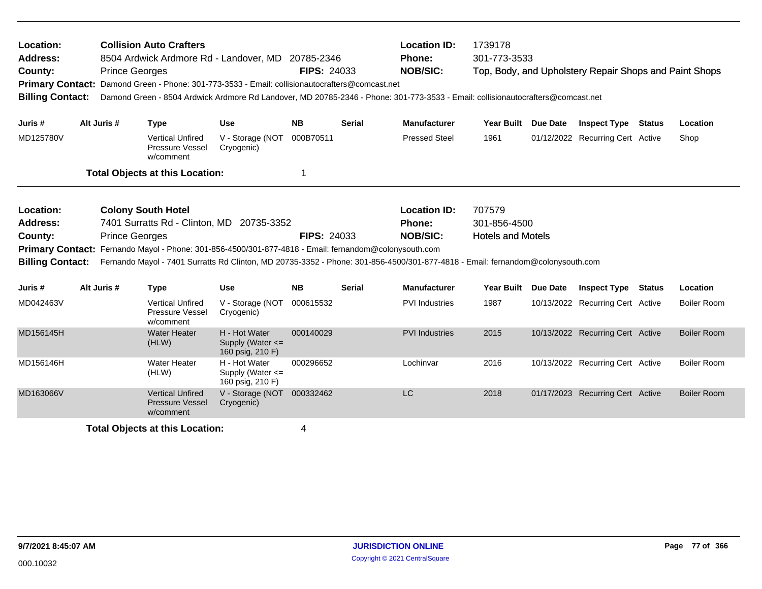**Location:** Collision Auto Crafters
**Address:** 8504 Ardwick Ardmore Rd - Landover, MD 20785-2346
**County:** Prince Georges **FIPS:** 24033
**Location ID:** 1739178
**Phone:** 301-773-3533
**NOB/SIC:** Top, Body, and Upholstery Repair Shops and Paint Shops
**Primary Contact:** Damond Green - Phone: 301-773-3533 - Email: collisionautocrafters@comcast.net
**Billing Contact:** Damond Green - 8504 Ardwick Ardmore Rd Landover, MD 20785-2346 - Phone: 301-773-3533 - Email: collisionautocrafters@comcast.net

| Juris # | Alt Juris # | Type | Use | NB | Serial | Manufacturer | Year Built | Due Date | Inspect Type | Status | Location |
|---|---|---|---|---|---|---|---|---|---|---|---|
| MD125780V | | Vertical Unfired Pressure Vessel w/comment | V - Storage (NOT Cryogenic) | 000B70511 | | Pressed Steel | 1961 | 01/12/2022 | Recurring Cert | Active | Shop |

**Total Objects at this Location:** 1

---

**Location:** Colony South Hotel
**Address:** 7401 Surratts Rd - Clinton, MD 20735-3352
**County:** Prince Georges **FIPS:** 24033
**Location ID:** 707579
**Phone:** 301-856-4500
**NOB/SIC:** Hotels and Motels
**Primary Contact:** Fernando Mayol - Phone: 301-856-4500/301-877-4818 - Email: fernandom@colonysouth.com
**Billing Contact:** Fernando Mayol - 7401 Surratts Rd Clinton, MD 20735-3352 - Phone: 301-856-4500/301-877-4818 - Email: fernandom@colonysouth.com

| Juris # | Alt Juris # | Type | Use | NB | Serial | Manufacturer | Year Built | Due Date | Inspect Type | Status | Location |
|---|---|---|---|---|---|---|---|---|---|---|---|
| MD042463V | | Vertical Unfired Pressure Vessel w/comment | V - Storage (NOT Cryogenic) | 000615532 | | PVI Industries | 1987 | 10/13/2022 | Recurring Cert | Active | Boiler Room |
| MD156145H | | Water Heater (HLW) | H - Hot Water Supply (Water <= 160 psig, 210 F) | 000140029 | | PVI Industries | 2015 | 10/13/2022 | Recurring Cert | Active | Boiler Room |
| MD156146H | | Water Heater (HLW) | H - Hot Water Supply (Water <= 160 psig, 210 F) | 000296652 | | Lochinvar | 2016 | 10/13/2022 | Recurring Cert | Active | Boiler Room |
| MD163066V | | Vertical Unfired Pressure Vessel w/comment | V - Storage (NOT Cryogenic) | 000332462 | | LC | 2018 | 01/17/2023 | Recurring Cert | Active | Boiler Room |

**Total Objects at this Location:** 4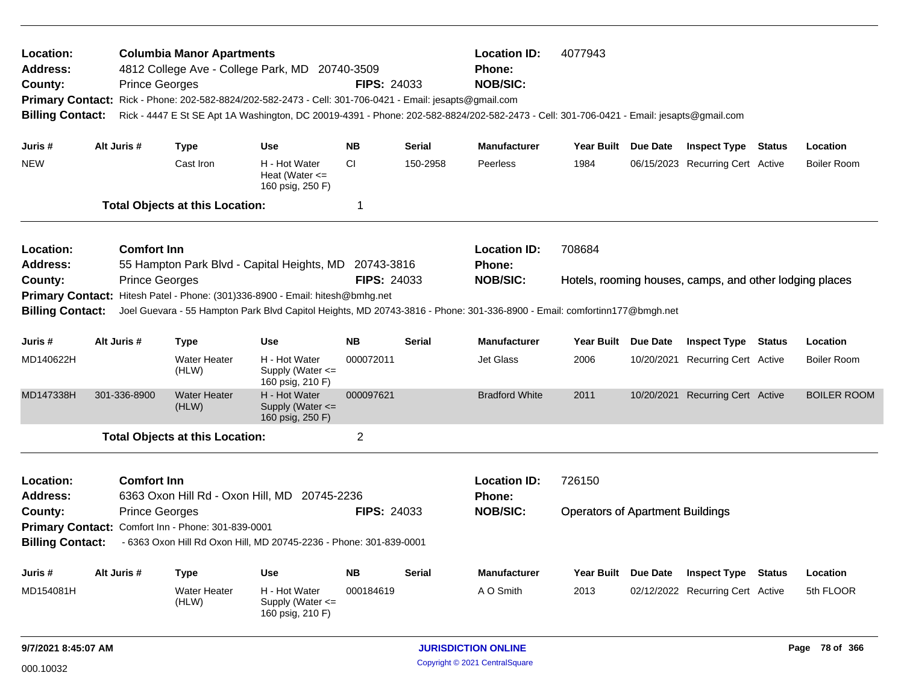**Location:** Columbia Manor Apartments
**Location ID:** 4077943
**Address:** 4812 College Ave - College Park, MD 20740-3509
**Phone:**
**County:** Prince Georges
**FIPS:** 24033
**NOB/SIC:**
**Primary Contact:** Rick - Phone: 202-582-8824/202-582-2473 - Cell: 301-706-0421 - Email: jesapts@gmail.com
**Billing Contact:** Rick - 4447 E St SE Apt 1A Washington, DC 20019-4391 - Phone: 202-582-8824/202-582-2473 - Cell: 301-706-0421 - Email: jesapts@gmail.com

| Juris # | Alt Juris # | Type | Use | NB | Serial | Manufacturer | Year Built | Due Date | Inspect Type | Status | Location |
|---|---|---|---|---|---|---|---|---|---|---|---|
| NEW | | Cast Iron | H - Hot Water Heat (Water <= 160 psig, 250 F) | CI | 150-2958 | Peerless | 1984 | 06/15/2023 | Recurring Cert | Active | Boiler Room |

**Total Objects at this Location:** 1

---

**Location:** Comfort Inn
**Location ID:** 708684
**Address:** 55 Hampton Park Blvd - Capital Heights, MD 20743-3816
**Phone:**
**County:** Prince Georges
**FIPS:** 24033
**NOB/SIC:** Hotels, rooming houses, camps, and other lodging places
**Primary Contact:** Hitesh Patel - Phone: (301)336-8900 - Email: hitesh@bmhg.net
**Billing Contact:** Joel Guevara - 55 Hampton Park Blvd Capitol Heights, MD 20743-3816 - Phone: 301-336-8900 - Email: comfortinn177@bmgh.net

| Juris # | Alt Juris # | Type | Use | NB | Serial | Manufacturer | Year Built | Due Date | Inspect Type | Status | Location |
|---|---|---|---|---|---|---|---|---|---|---|---|
| MD140622H | | Water Heater (HLW) | H - Hot Water Supply (Water <= 160 psig, 210 F) | 000072011 | | Jet Glass | 2006 | 10/20/2021 | Recurring Cert | Active | Boiler Room |
| MD147338H | 301-336-8900 | Water Heater (HLW) | H - Hot Water Supply (Water <= 160 psig, 250 F) | 000097621 | | Bradford White | 2011 | 10/20/2021 | Recurring Cert | Active | BOILER ROOM |

**Total Objects at this Location:** 2

---

**Location:** Comfort Inn
**Location ID:** 726150
**Address:** 6363 Oxon Hill Rd - Oxon Hill, MD 20745-2236
**Phone:**
**County:** Prince Georges
**FIPS:** 24033
**NOB/SIC:** Operators of Apartment Buildings
**Primary Contact:** Comfort Inn - Phone: 301-839-0001
**Billing Contact:** - 6363 Oxon Hill Rd Oxon Hill, MD 20745-2236 - Phone: 301-839-0001

| Juris # | Alt Juris # | Type | Use | NB | Serial | Manufacturer | Year Built | Due Date | Inspect Type | Status | Location |
|---|---|---|---|---|---|---|---|---|---|---|---|
| MD154081H | | Water Heater (HLW) | H - Hot Water Supply (Water <= 160 psig, 210 F) | 000184619 | | A O Smith | 2013 | 02/12/2022 | Recurring Cert | Active | 5th FLOOR |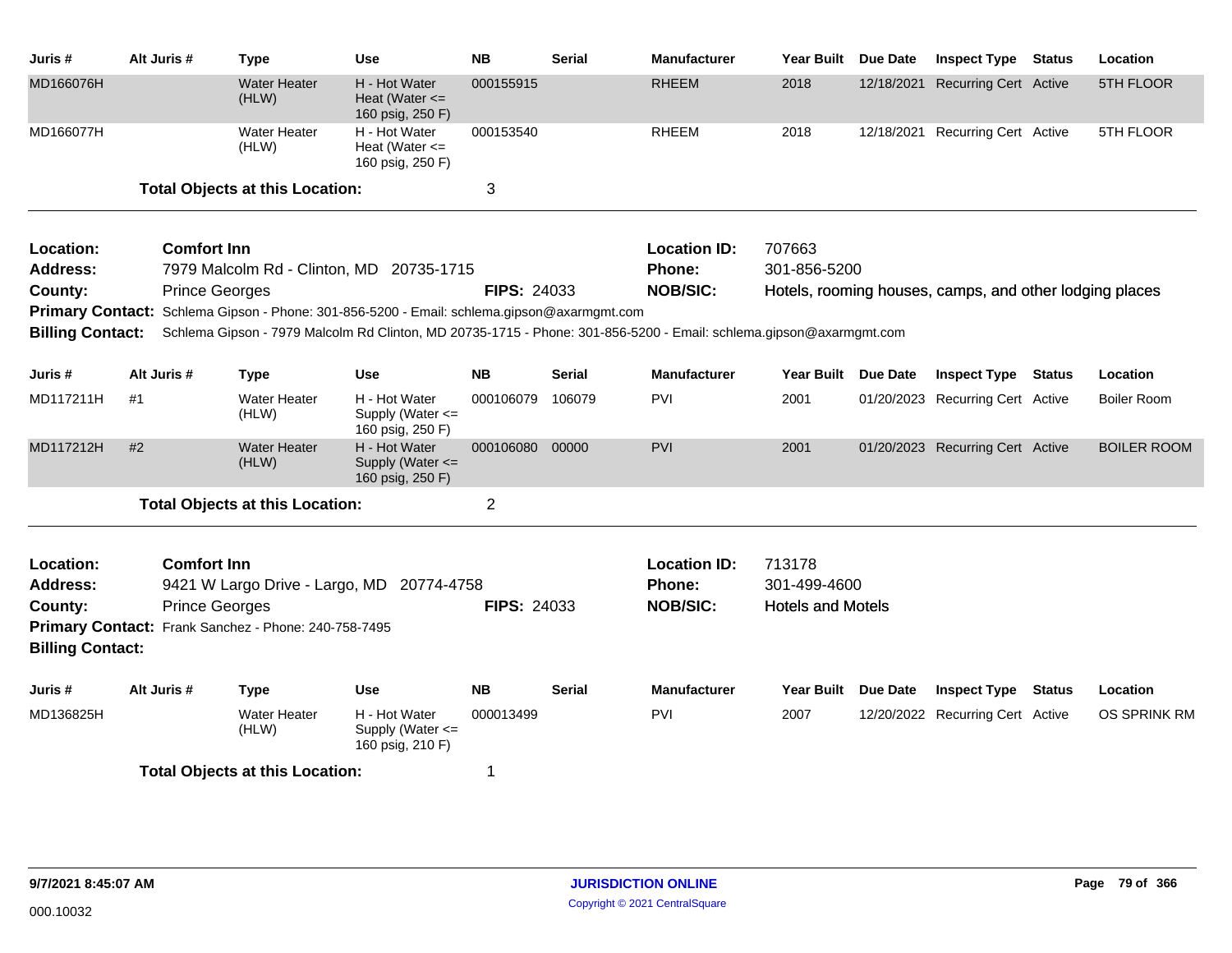| Juris # | Alt Juris # | Type | Use | NB | Serial | Manufacturer | Year Built | Due Date | Inspect Type | Status | Location |
|---|---|---|---|---|---|---|---|---|---|---|---|
| MD166076H | | Water Heater (HLW) | H - Hot Water Heat (Water <= 160 psig, 250 F) | 000155915 | | RHEEM | 2018 | 12/18/2021 | Recurring Cert | Active | 5TH FLOOR |
| MD166077H | | Water Heater (HLW) | H - Hot Water Heat (Water <= 160 psig, 250 F) | 000153540 | | RHEEM | 2018 | 12/18/2021 | Recurring Cert | Active | 5TH FLOOR |

**Total Objects at this Location:** 3

---

**Location:** Comfort Inn
**Location ID:** 707663
**Address:** 7979 Malcolm Rd - Clinton, MD 20735-1715
**Phone:** 301-856-5200
**County:** Prince Georges
**FIPS:** 24033
**NOB/SIC:** Hotels, rooming houses, camps, and other lodging places
**Primary Contact:** Schlema Gipson - Phone: 301-856-5200 - Email: schlema.gipson@axarmgmt.com
**Billing Contact:** Schlema Gipson - 7979 Malcolm Rd Clinton, MD 20735-1715 - Phone: 301-856-5200 - Email: schlema.gipson@axarmgmt.com

| Juris # | Alt Juris # | Type | Use | NB | Serial | Manufacturer | Year Built | Due Date | Inspect Type | Status | Location |
|---|---|---|---|---|---|---|---|---|---|---|---|
| MD117211H | #1 | Water Heater (HLW) | H - Hot Water Supply (Water <= 160 psig, 250 F) | 000106079 | 106079 | PVI | 2001 | 01/20/2023 | Recurring Cert | Active | Boiler Room |
| MD117212H | #2 | Water Heater (HLW) | H - Hot Water Supply (Water <= 160 psig, 250 F) | 000106080 | 00000 | PVI | 2001 | 01/20/2023 | Recurring Cert | Active | BOILER ROOM |

**Total Objects at this Location:** 2

---

**Location:** Comfort Inn
**Location ID:** 713178
**Address:** 9421 W Largo Drive - Largo, MD 20774-4758
**Phone:** 301-499-4600
**County:** Prince Georges
**FIPS:** 24033
**NOB/SIC:** Hotels and Motels
**Primary Contact:** Frank Sanchez - Phone: 240-758-7495
**Billing Contact:**

| Juris # | Alt Juris # | Type | Use | NB | Serial | Manufacturer | Year Built | Due Date | Inspect Type | Status | Location |
|---|---|---|---|---|---|---|---|---|---|---|---|
| MD136825H | | Water Heater (HLW) | H - Hot Water Supply (Water <= 160 psig, 210 F) | 000013499 | | PVI | 2007 | 12/20/2022 | Recurring Cert | Active | OS SPRINK RM |

**Total Objects at this Location:** 1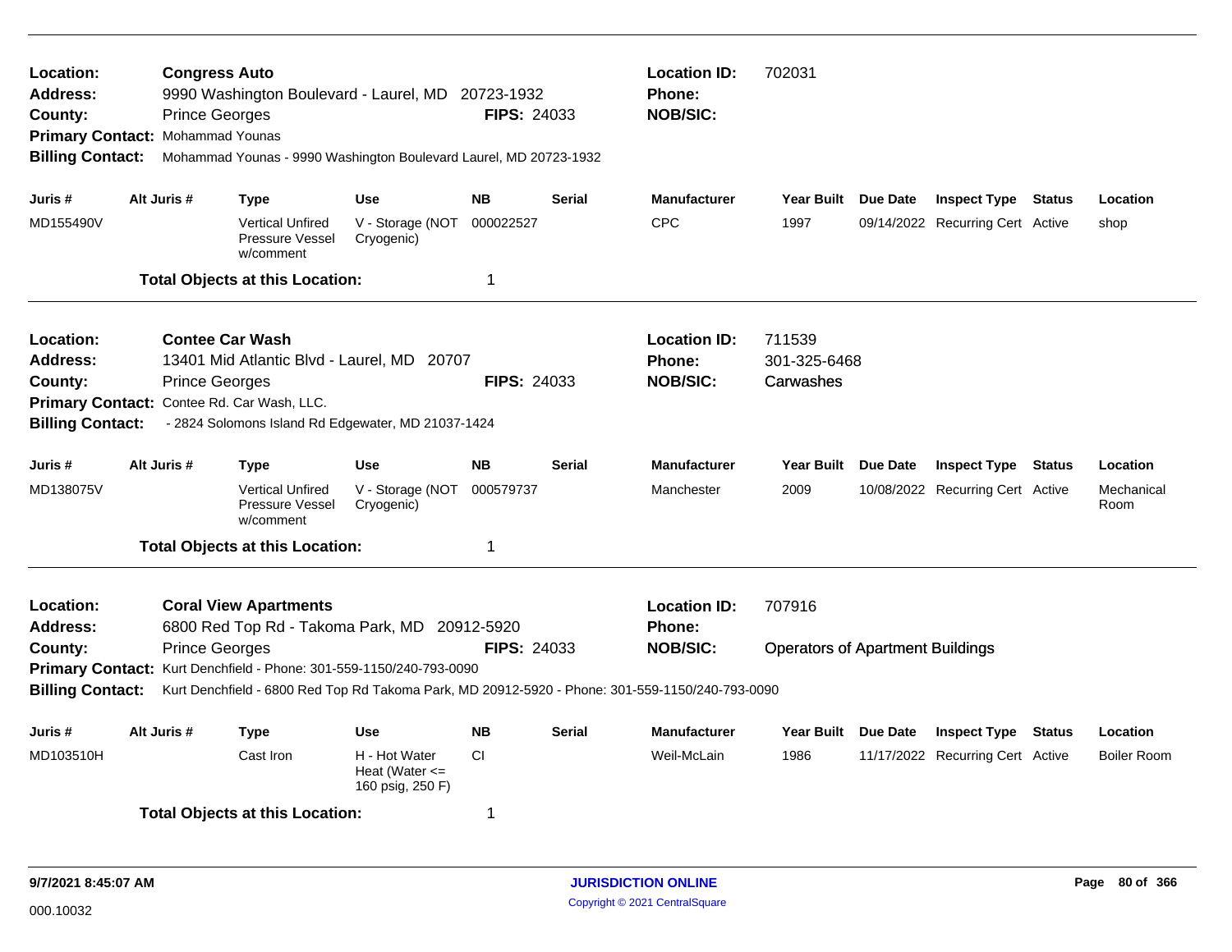**Location:** **Congress Auto** | **Location ID:** 702031
**Address:** 9990 Washington Boulevard - Laurel, MD 20723-1932 | **Phone:**
**County:** Prince Georges | **FIPS:** 24033 | **NOB/SIC:**
**Primary Contact:** Mohammad Younas
**Billing Contact:** Mohammad Younas - 9990 Washington Boulevard Laurel, MD 20723-1932

| Juris # | Alt Juris # | Type | Use | NB | Serial | Manufacturer | Year Built | Due Date | Inspect Type | Status | Location |
|---|---|---|---|---|---|---|---|---|---|---|---|
| MD155490V | | Vertical Unfired Pressure Vessel w/comment | V - Storage (NOT Cryogenic) | 000022527 | | CPC | 1997 | 09/14/2022 | Recurring Cert | Active | shop |

**Total Objects at this Location:** 1

---

**Location:** **Contee Car Wash** | **Location ID:** 711539
**Address:** 13401 Mid Atlantic Blvd - Laurel, MD 20707 | **Phone:** 301-325-6468
**County:** Prince Georges | **FIPS:** 24033 | **NOB/SIC:** Carwashes
**Primary Contact:** Contee Rd. Car Wash, LLC.
**Billing Contact:** - 2824 Solomons Island Rd Edgewater, MD 21037-1424

| Juris # | Alt Juris # | Type | Use | NB | Serial | Manufacturer | Year Built | Due Date | Inspect Type | Status | Location |
|---|---|---|---|---|---|---|---|---|---|---|---|
| MD138075V | | Vertical Unfired Pressure Vessel w/comment | V - Storage (NOT Cryogenic) | 000579737 | | Manchester | 2009 | 10/08/2022 | Recurring Cert | Active | Mechanical Room |

**Total Objects at this Location:** 1

---

**Location:** **Coral View Apartments** | **Location ID:** 707916
**Address:** 6800 Red Top Rd - Takoma Park, MD 20912-5920 | **Phone:**
**County:** Prince Georges | **FIPS:** 24033 | **NOB/SIC:** Operators of Apartment Buildings
**Primary Contact:** Kurt Denchfield - Phone: 301-559-1150/240-793-0090
**Billing Contact:** Kurt Denchfield - 6800 Red Top Rd Takoma Park, MD 20912-5920 - Phone: 301-559-1150/240-793-0090

| Juris # | Alt Juris # | Type | Use | NB | Serial | Manufacturer | Year Built | Due Date | Inspect Type | Status | Location |
|---|---|---|---|---|---|---|---|---|---|---|---|
| MD103510H | | Cast Iron | H - Hot Water Heat (Water <= 160 psig, 250 F) | CI | | Weil-McLain | 1986 | 11/17/2022 | Recurring Cert | Active | Boiler Room |

**Total Objects at this Location:** 1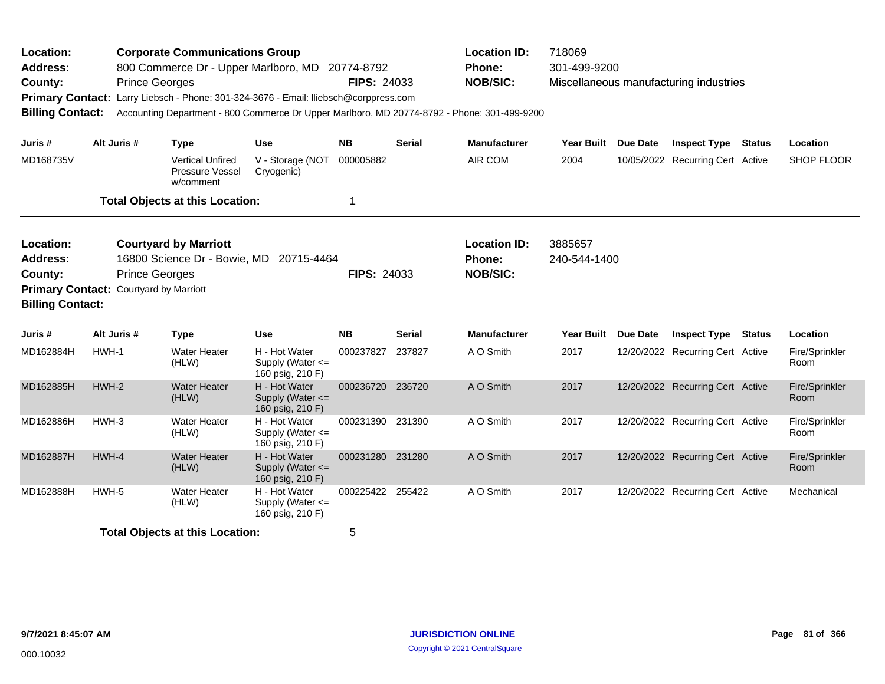**Location:** Corporate Communications Group
**Address:** 800 Commerce Dr - Upper Marlboro, MD 20774-8792
**County:** Prince Georges **FIPS:** 24033
**Location ID:** 718069
**Phone:** 301-499-9200
**NOB/SIC:** Miscellaneous manufacturing industries
**Primary Contact:** Larry Liebsch - Phone: 301-324-3676 - Email: lliebsch@corppress.com
**Billing Contact:** Accounting Department - 800 Commerce Dr Upper Marlboro, MD 20774-8792 - Phone: 301-499-9200

| Juris # | Alt Juris # | Type | Use | NB | Serial | Manufacturer | Year Built | Due Date | Inspect Type | Status | Location |
|---|---|---|---|---|---|---|---|---|---|---|---|
| MD168735V | | Vertical Unfired Pressure Vessel w/comment | V - Storage (NOT Cryogenic) | 000005882 | | AIR COM | 2004 | 10/05/2022 | Recurring Cert | Active | SHOP FLOOR |

**Total Objects at this Location:** 1

---

**Location:** Courtyard by Marriott
**Address:** 16800 Science Dr - Bowie, MD 20715-4464
**County:** Prince Georges **FIPS:** 24033
**Location ID:** 3885657
**Phone:** 240-544-1400
**NOB/SIC:**
**Primary Contact:** Courtyard by Marriott
**Billing Contact:**

| Juris # | Alt Juris # | Type | Use | NB | Serial | Manufacturer | Year Built | Due Date | Inspect Type | Status | Location |
|---|---|---|---|---|---|---|---|---|---|---|---|
| MD162884H | HWH-1 | Water Heater (HLW) | H - Hot Water Supply (Water <= 160 psig, 210 F) | 000237827 | 237827 | A O Smith | 2017 | 12/20/2022 | Recurring Cert | Active | Fire/Sprinkler Room |
| MD162885H | HWH-2 | Water Heater (HLW) | H - Hot Water Supply (Water <= 160 psig, 210 F) | 000236720 | 236720 | A O Smith | 2017 | 12/20/2022 | Recurring Cert | Active | Fire/Sprinkler Room |
| MD162886H | HWH-3 | Water Heater (HLW) | H - Hot Water Supply (Water <= 160 psig, 210 F) | 000231390 | 231390 | A O Smith | 2017 | 12/20/2022 | Recurring Cert | Active | Fire/Sprinkler Room |
| MD162887H | HWH-4 | Water Heater (HLW) | H - Hot Water Supply (Water <= 160 psig, 210 F) | 000231280 | 231280 | A O Smith | 2017 | 12/20/2022 | Recurring Cert | Active | Fire/Sprinkler Room |
| MD162888H | HWH-5 | Water Heater (HLW) | H - Hot Water Supply (Water <= 160 psig, 210 F) | 000225422 | 255422 | A O Smith | 2017 | 12/20/2022 | Recurring Cert | Active | Mechanical |

**Total Objects at this Location:** 5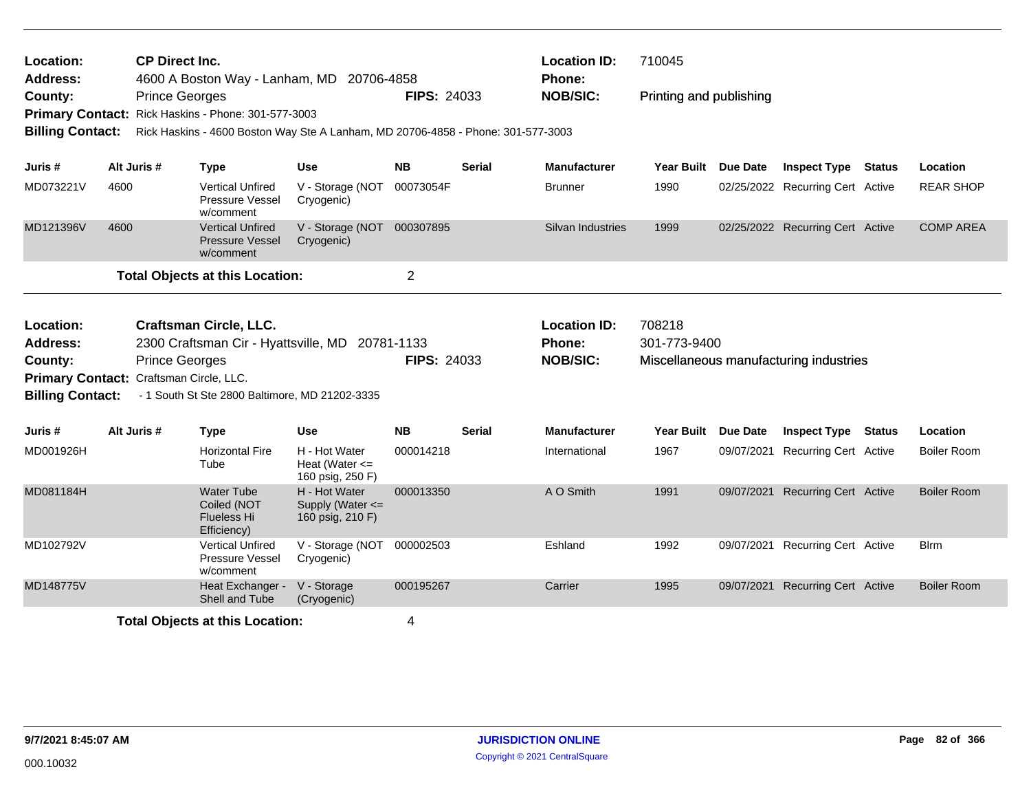**Location:** CP Direct Inc.
**Address:** 4600 A Boston Way - Lanham, MD 20706-4858
**County:** Prince Georges
**FIPS:** 24033
**Location ID:** 710045
**Phone:**
**NOB/SIC:** Printing and publishing
**Primary Contact:** Rick Haskins - Phone: 301-577-3003
**Billing Contact:** Rick Haskins - 4600 Boston Way Ste A Lanham, MD 20706-4858 - Phone: 301-577-3003

| Juris # | Alt Juris # | Type | Use | NB | Serial | Manufacturer | Year Built | Due Date | Inspect Type | Status | Location |
|---|---|---|---|---|---|---|---|---|---|---|---|
| MD073221V | 4600 | Vertical Unfired Pressure Vessel w/comment | V - Storage (NOT Cryogenic) | 00073054F | | Brunner | 1990 | 02/25/2022 | Recurring Cert | Active | REAR SHOP |
| MD121396V | 4600 | Vertical Unfired Pressure Vessel w/comment | V - Storage (NOT Cryogenic) | 000307895 | | Silvan Industries | 1999 | 02/25/2022 | Recurring Cert | Active | COMP AREA |

**Total Objects at this Location:** 2

**Location:** Craftsman Circle, LLC.
**Address:** 2300 Craftsman Cir - Hyattsville, MD 20781-1133
**County:** Prince Georges
**FIPS:** 24033
**Location ID:** 708218
**Phone:** 301-773-9400
**NOB/SIC:** Miscellaneous manufacturing industries
**Primary Contact:** Craftsman Circle, LLC.
**Billing Contact:** - 1 South St Ste 2800 Baltimore, MD 21202-3335

| Juris # | Alt Juris # | Type | Use | NB | Serial | Manufacturer | Year Built | Due Date | Inspect Type | Status | Location |
|---|---|---|---|---|---|---|---|---|---|---|---|
| MD001926H | | Horizontal Fire Tube | H - Hot Water Heat (Water <= 160 psig, 250 F) | 000014218 | | International | 1967 | 09/07/2021 | Recurring Cert | Active | Boiler Room |
| MD081184H | | Water Tube Coiled (NOT Flueless Hi Efficiency) | H - Hot Water Supply (Water <= 160 psig, 210 F) | 000013350 | | A O Smith | 1991 | 09/07/2021 | Recurring Cert | Active | Boiler Room |
| MD102792V | | Vertical Unfired Pressure Vessel w/comment | V - Storage (NOT Cryogenic) | 000002503 | | Eshland | 1992 | 09/07/2021 | Recurring Cert | Active | Blrm |
| MD148775V | | Heat Exchanger - Shell and Tube | V - Storage (Cryogenic) | 000195267 | | Carrier | 1995 | 09/07/2021 | Recurring Cert | Active | Boiler Room |

**Total Objects at this Location:** 4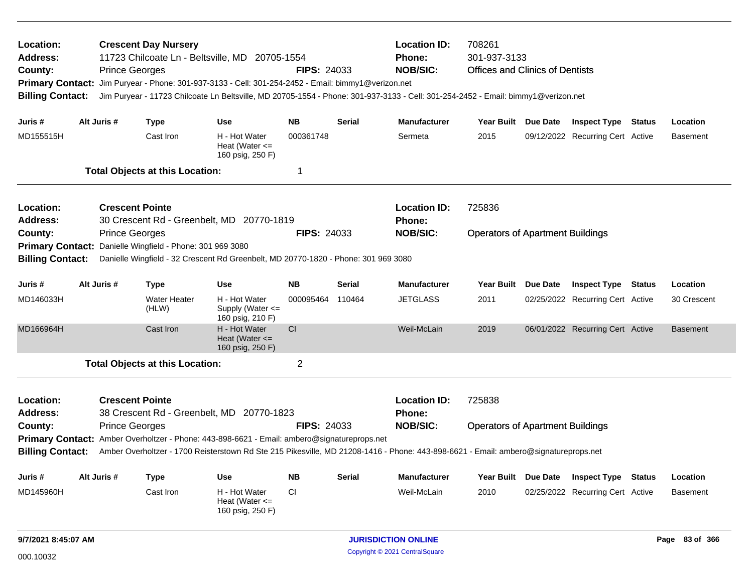**Location:** Crescent Day Nursery | **Location ID:** 708261
**Address:** 11723 Chilcoate Ln - Beltsville, MD 20705-1554 | **Phone:** 301-937-3133
**County:** Prince Georges | **FIPS:** 24033 | **NOB/SIC:** Offices and Clinics of Dentists
**Primary Contact:** Jim Puryear - Phone: 301-937-3133 - Cell: 301-254-2452 - Email: bimmy1@verizon.net
**Billing Contact:** Jim Puryear - 11723 Chilcoate Ln Beltsville, MD 20705-1554 - Phone: 301-937-3133 - Cell: 301-254-2452 - Email: bimmy1@verizon.net

| Juris # | Alt Juris # | Type | Use | NB | Serial | Manufacturer | Year Built | Due Date | Inspect Type | Status | Location |
|---|---|---|---|---|---|---|---|---|---|---|---|
| MD155515H | | Cast Iron | H - Hot Water Heat (Water <= 160 psig, 250 F) | 000361748 | | Sermeta | 2015 | 09/12/2022 | Recurring Cert | Active | Basement |

**Total Objects at this Location:** 1

---

**Location:** Crescent Pointe | **Location ID:** 725836
**Address:** 30 Crescent Rd - Greenbelt, MD 20770-1819 | **Phone:**
**County:** Prince Georges | **FIPS:** 24033 | **NOB/SIC:** Operators of Apartment Buildings
**Primary Contact:** Danielle Wingfield - Phone: 301 969 3080
**Billing Contact:** Danielle Wingfield - 32 Crescent Rd Greenbelt, MD 20770-1820 - Phone: 301 969 3080

| Juris # | Alt Juris # | Type | Use | NB | Serial | Manufacturer | Year Built | Due Date | Inspect Type | Status | Location |
|---|---|---|---|---|---|---|---|---|---|---|---|
| MD146033H | | Water Heater (HLW) | H - Hot Water Supply (Water <= 160 psig, 210 F) | 000095464 | 110464 | JETGLASS | 2011 | 02/25/2022 | Recurring Cert | Active | 30 Crescent |
| MD166964H | | Cast Iron | H - Hot Water Heat (Water <= 160 psig, 250 F) | CI | | Weil-McLain | 2019 | 06/01/2022 | Recurring Cert | Active | Basement |

**Total Objects at this Location:** 2

---

**Location:** Crescent Pointe | **Location ID:** 725838
**Address:** 38 Crescent Rd - Greenbelt, MD 20770-1823 | **Phone:**
**County:** Prince Georges | **FIPS:** 24033 | **NOB/SIC:** Operators of Apartment Buildings
**Primary Contact:** Amber Overholtzer - Phone: 443-898-6621 - Email: ambero@signatureprops.net
**Billing Contact:** Amber Overholtzer - 1700 Reisterstown Rd Ste 215 Pikesville, MD 21208-1416 - Phone: 443-898-6621 - Email: ambero@signatureprops.net

| Juris # | Alt Juris # | Type | Use | NB | Serial | Manufacturer | Year Built | Due Date | Inspect Type | Status | Location |
|---|---|---|---|---|---|---|---|---|---|---|---|
| MD145960H | | Cast Iron | H - Hot Water Heat (Water <= 160 psig, 250 F) | CI | | Weil-McLain | 2010 | 02/25/2022 | Recurring Cert | Active | Basement |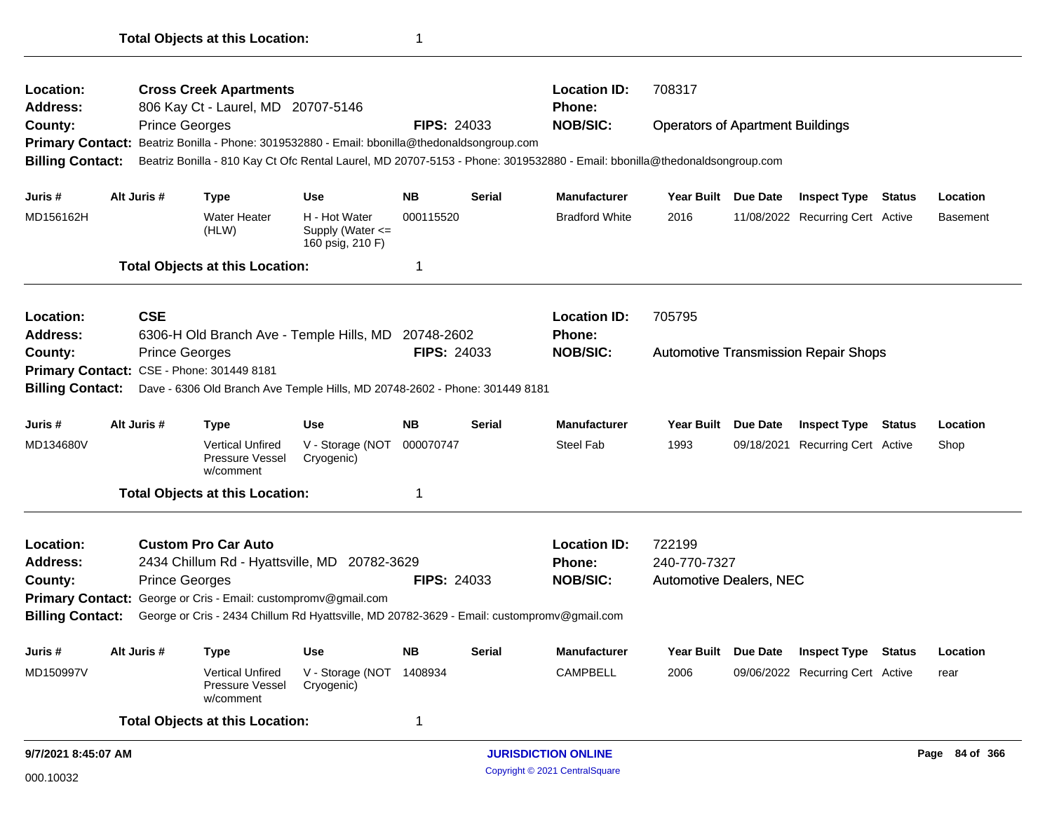**Total Objects at this Location:** 1

---

**Location:** Cross Creek Apartments
**Location ID:** 708317
**Address:** 806 Kay Ct - Laurel, MD 20707-5146
**Phone:**
**County:** Prince Georges
**FIPS:** 24033
**NOB/SIC:** Operators of Apartment Buildings
**Primary Contact:** Beatriz Bonilla - Phone: 3019532880 - Email: bbonilla@thedonaldsongroup.com
**Billing Contact:** Beatriz Bonilla - 810 Kay Ct Ofc Rental Laurel, MD 20707-5153 - Phone: 3019532880 - Email: bbonilla@thedonaldsongroup.com

| Juris # | Alt Juris # | Type | Use | NB | Serial | Manufacturer | Year Built | Due Date | Inspect Type | Status | Location |
|---|---|---|---|---|---|---|---|---|---|---|---|
| MD156162H | | Water Heater (HLW) | H - Hot Water Supply (Water <= 160 psig, 210 F) | 000115520 | | Bradford White | 2016 | 11/08/2022 | Recurring Cert | Active | Basement |

**Total Objects at this Location:** 1

---

**Location:** CSE
**Location ID:** 705795
**Address:** 6306-H Old Branch Ave - Temple Hills, MD 20748-2602
**Phone:**
**County:** Prince Georges
**FIPS:** 24033
**NOB/SIC:** Automotive Transmission Repair Shops
**Primary Contact:** CSE - Phone: 301449 8181
**Billing Contact:** Dave - 6306 Old Branch Ave Temple Hills, MD 20748-2602 - Phone: 301449 8181

| Juris # | Alt Juris # | Type | Use | NB | Serial | Manufacturer | Year Built | Due Date | Inspect Type | Status | Location |
|---|---|---|---|---|---|---|---|---|---|---|---|
| MD134680V | | Vertical Unfired Pressure Vessel w/comment | V - Storage (NOT Cryogenic) | 000070747 | | Steel Fab | 1993 | 09/18/2021 | Recurring Cert | Active | Shop |

**Total Objects at this Location:** 1

---

**Location:** Custom Pro Car Auto
**Location ID:** 722199
**Address:** 2434 Chillum Rd - Hyattsville, MD 20782-3629
**Phone:** 240-770-7327
**County:** Prince Georges
**FIPS:** 24033
**NOB/SIC:** Automotive Dealers, NEC
**Primary Contact:** George or Cris - Email: custompromv@gmail.com
**Billing Contact:** George or Cris - 2434 Chillum Rd Hyattsville, MD 20782-3629 - Email: custompromv@gmail.com

| Juris # | Alt Juris # | Type | Use | NB | Serial | Manufacturer | Year Built | Due Date | Inspect Type | Status | Location |
|---|---|---|---|---|---|---|---|---|---|---|---|
| MD150997V | | Vertical Unfired Pressure Vessel w/comment | V - Storage (NOT Cryogenic) | 1408934 | | CAMPBELL | 2006 | 09/06/2022 | Recurring Cert | Active | rear |

**Total Objects at this Location:** 1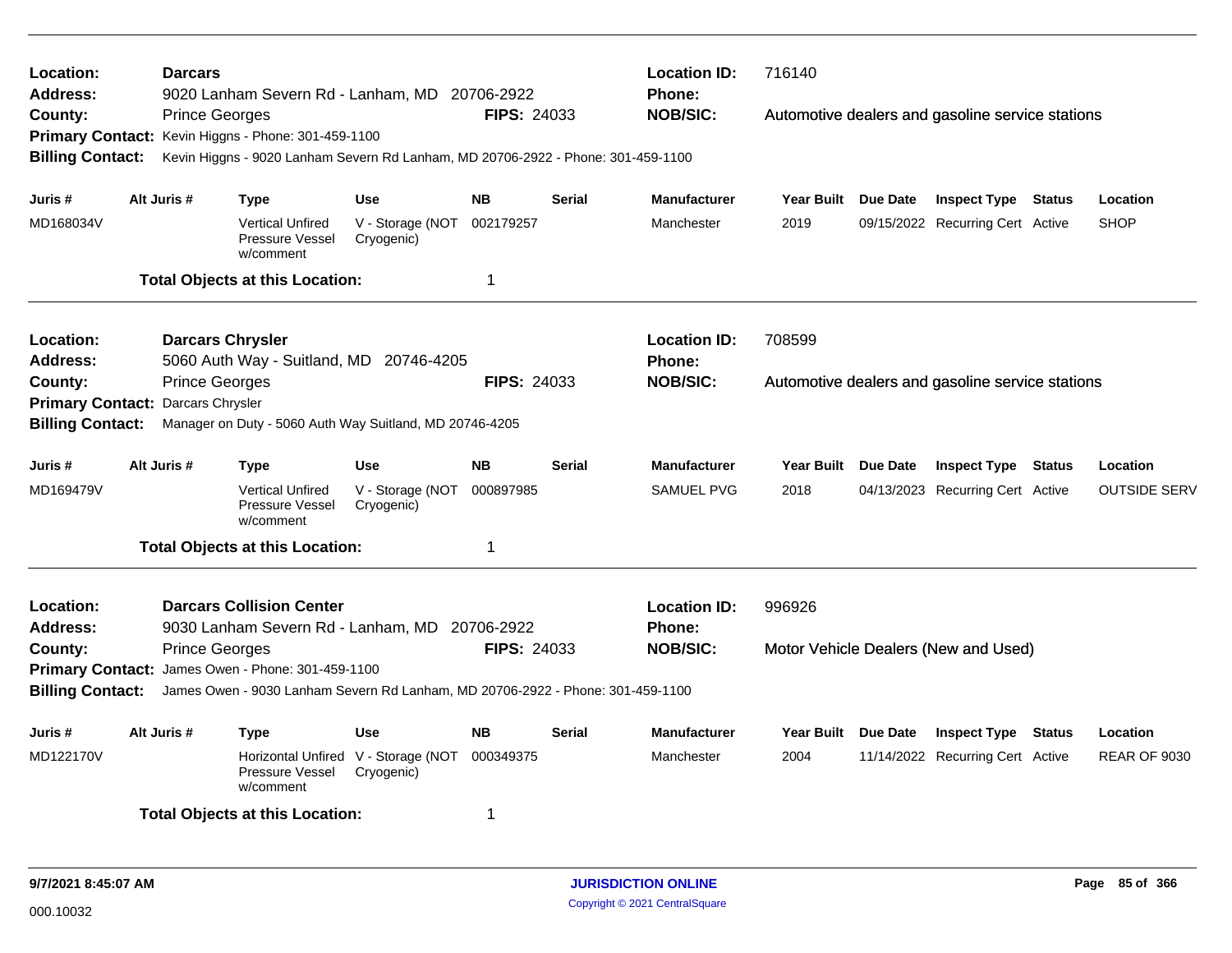**Location:** Darcars
**Address:** 9020 Lanham Severn Rd - Lanham, MD 20706-2922
**County:** Prince Georges
**FIPS:** 24033
**Location ID:** 716140
**Phone:**
**NOB/SIC:** Automotive dealers and gasoline service stations
**Primary Contact:** Kevin Higgns - Phone: 301-459-1100
**Billing Contact:** Kevin Higgns - 9020 Lanham Severn Rd Lanham, MD 20706-2922 - Phone: 301-459-1100

| Juris # | Alt Juris # | Type | Use | NB | Serial | Manufacturer | Year Built | Due Date | Inspect Type | Status | Location |
|---|---|---|---|---|---|---|---|---|---|---|---|
| MD168034V | | Vertical Unfired Pressure Vessel w/comment | V - Storage (NOT Cryogenic) | 002179257 | | Manchester | 2019 | 09/15/2022 | Recurring Cert | Active | SHOP |

**Total Objects at this Location:** 1

---

**Location:** Darcars Chrysler
**Address:** 5060 Auth Way - Suitland, MD 20746-4205
**County:** Prince Georges
**FIPS:** 24033
**Location ID:** 708599
**Phone:**
**NOB/SIC:** Automotive dealers and gasoline service stations
**Primary Contact:** Darcars Chrysler
**Billing Contact:** Manager on Duty - 5060 Auth Way Suitland, MD 20746-4205

| Juris # | Alt Juris # | Type | Use | NB | Serial | Manufacturer | Year Built | Due Date | Inspect Type | Status | Location |
|---|---|---|---|---|---|---|---|---|---|---|---|
| MD169479V | | Vertical Unfired Pressure Vessel w/comment | V - Storage (NOT Cryogenic) | 000897985 | | SAMUEL PVG | 2018 | 04/13/2023 | Recurring Cert | Active | OUTSIDE SERV |

**Total Objects at this Location:** 1

---

**Location:** Darcars Collision Center
**Address:** 9030 Lanham Severn Rd - Lanham, MD 20706-2922
**County:** Prince Georges
**FIPS:** 24033
**Location ID:** 996926
**Phone:**
**NOB/SIC:** Motor Vehicle Dealers (New and Used)
**Primary Contact:** James Owen - Phone: 301-459-1100
**Billing Contact:** James Owen - 9030 Lanham Severn Rd Lanham, MD 20706-2922 - Phone: 301-459-1100

| Juris # | Alt Juris # | Type | Use | NB | Serial | Manufacturer | Year Built | Due Date | Inspect Type | Status | Location |
|---|---|---|---|---|---|---|---|---|---|---|---|
| MD122170V | | Horizontal Unfired Pressure Vessel w/comment | V - Storage (NOT Cryogenic) | 000349375 | | Manchester | 2004 | 11/14/2022 | Recurring Cert | Active | REAR OF 9030 |

**Total Objects at this Location:** 1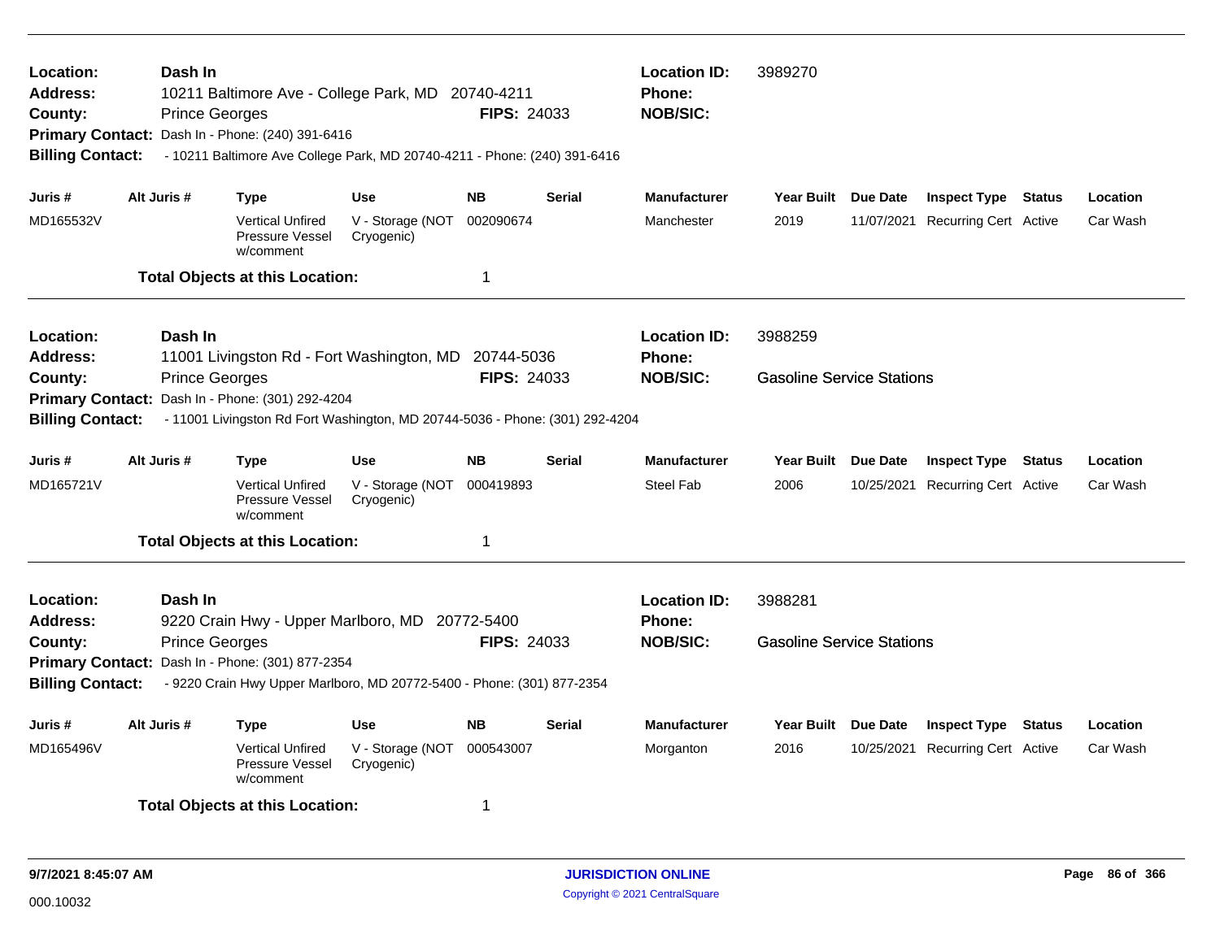**Location:** Dash In
**Address:** 10211 Baltimore Ave - College Park, MD 20740-4211
**County:** Prince Georges **FIPS:** 24033
**Primary Contact:** Dash In - Phone: (240) 391-6416
**Billing Contact:** - 10211 Baltimore Ave College Park, MD 20740-4211 - Phone: (240) 391-6416

**Location ID:** 3989270
**Phone:**
**NOB/SIC:**

| Juris # | Alt Juris # | Type | Use | NB | Serial | Manufacturer | Year Built | Due Date | Inspect Type | Status | Location |
|---|---|---|---|---|---|---|---|---|---|---|---|
| MD165532V | | Vertical Unfired Pressure Vessel w/comment | V - Storage (NOT Cryogenic) | 002090674 | | Manchester | 2019 | 11/07/2021 | Recurring Cert | Active | Car Wash |

**Total Objects at this Location:** 1

---

**Location:** Dash In
**Address:** 11001 Livingston Rd - Fort Washington, MD 20744-5036
**County:** Prince Georges **FIPS:** 24033
**Primary Contact:** Dash In - Phone: (301) 292-4204
**Billing Contact:** - 11001 Livingston Rd Fort Washington, MD 20744-5036 - Phone: (301) 292-4204

**Location ID:** 3988259
**Phone:**
**NOB/SIC:** Gasoline Service Stations

| Juris # | Alt Juris # | Type | Use | NB | Serial | Manufacturer | Year Built | Due Date | Inspect Type | Status | Location |
|---|---|---|---|---|---|---|---|---|---|---|---|
| MD165721V | | Vertical Unfired Pressure Vessel w/comment | V - Storage (NOT Cryogenic) | 000419893 | | Steel Fab | 2006 | 10/25/2021 | Recurring Cert | Active | Car Wash |

**Total Objects at this Location:** 1

---

**Location:** Dash In
**Address:** 9220 Crain Hwy - Upper Marlboro, MD 20772-5400
**County:** Prince Georges **FIPS:** 24033
**Primary Contact:** Dash In - Phone: (301) 877-2354
**Billing Contact:** - 9220 Crain Hwy Upper Marlboro, MD 20772-5400 - Phone: (301) 877-2354

**Location ID:** 3988281
**Phone:**
**NOB/SIC:** Gasoline Service Stations

| Juris # | Alt Juris # | Type | Use | NB | Serial | Manufacturer | Year Built | Due Date | Inspect Type | Status | Location |
|---|---|---|---|---|---|---|---|---|---|---|---|
| MD165496V | | Vertical Unfired Pressure Vessel w/comment | V - Storage (NOT Cryogenic) | 000543007 | | Morganton | 2016 | 10/25/2021 | Recurring Cert | Active | Car Wash |

**Total Objects at this Location:** 1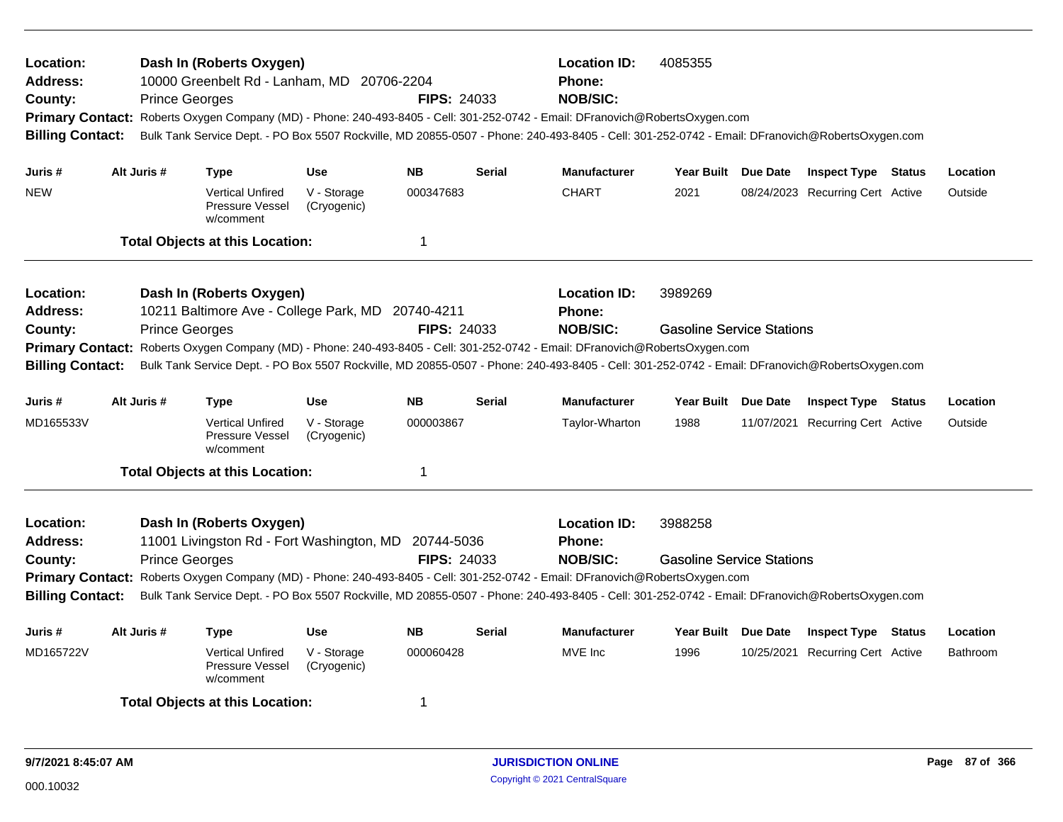**Location:** Dash In (Roberts Oxygen) **Location ID:** 4085355
**Address:** 10000 Greenbelt Rd - Lanham, MD 20706-2204 **Phone:**
**County:** Prince Georges **FIPS:** 24033 **NOB/SIC:**
**Primary Contact:** Roberts Oxygen Company (MD) - Phone: 240-493-8405 - Cell: 301-252-0742 - Email: DFranovich@RobertsOxygen.com
**Billing Contact:** Bulk Tank Service Dept. - PO Box 5507 Rockville, MD 20855-0507 - Phone: 240-493-8405 - Cell: 301-252-0742 - Email: DFranovich@RobertsOxygen.com

| Juris # | Alt Juris # | Type | Use | NB | Serial | Manufacturer | Year Built | Due Date | Inspect Type | Status | Location |
|---|---|---|---|---|---|---|---|---|---|---|---|
| NEW | | Vertical Unfired Pressure Vessel w/comment | V - Storage (Cryogenic) | 000347683 | | CHART | 2021 | 08/24/2023 | Recurring Cert | Active | Outside |

**Total Objects at this Location:** 1

---

**Location:** Dash In (Roberts Oxygen) **Location ID:** 3989269
**Address:** 10211 Baltimore Ave - College Park, MD 20740-4211 **Phone:**
**County:** Prince Georges **FIPS:** 24033 **NOB/SIC:** Gasoline Service Stations
**Primary Contact:** Roberts Oxygen Company (MD) - Phone: 240-493-8405 - Cell: 301-252-0742 - Email: DFranovich@RobertsOxygen.com
**Billing Contact:** Bulk Tank Service Dept. - PO Box 5507 Rockville, MD 20855-0507 - Phone: 240-493-8405 - Cell: 301-252-0742 - Email: DFranovich@RobertsOxygen.com

| Juris # | Alt Juris # | Type | Use | NB | Serial | Manufacturer | Year Built | Due Date | Inspect Type | Status | Location |
|---|---|---|---|---|---|---|---|---|---|---|---|
| MD165533V | | Vertical Unfired Pressure Vessel w/comment | V - Storage (Cryogenic) | 000003867 | | Taylor-Wharton | 1988 | 11/07/2021 | Recurring Cert | Active | Outside |

**Total Objects at this Location:** 1

---

**Location:** Dash In (Roberts Oxygen) **Location ID:** 3988258
**Address:** 11001 Livingston Rd - Fort Washington, MD 20744-5036 **Phone:**
**County:** Prince Georges **FIPS:** 24033 **NOB/SIC:** Gasoline Service Stations
**Primary Contact:** Roberts Oxygen Company (MD) - Phone: 240-493-8405 - Cell: 301-252-0742 - Email: DFranovich@RobertsOxygen.com
**Billing Contact:** Bulk Tank Service Dept. - PO Box 5507 Rockville, MD 20855-0507 - Phone: 240-493-8405 - Cell: 301-252-0742 - Email: DFranovich@RobertsOxygen.com

| Juris # | Alt Juris # | Type | Use | NB | Serial | Manufacturer | Year Built | Due Date | Inspect Type | Status | Location |
|---|---|---|---|---|---|---|---|---|---|---|---|
| MD165722V | | Vertical Unfired Pressure Vessel w/comment | V - Storage (Cryogenic) | 000060428 | | MVE Inc | 1996 | 10/25/2021 | Recurring Cert | Active | Bathroom |

**Total Objects at this Location:** 1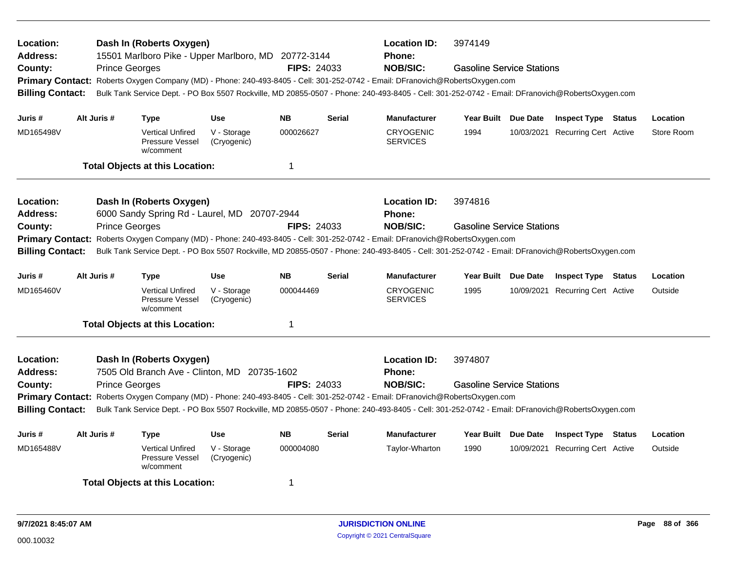**Location:** Dash In (Roberts Oxygen) **Location ID:** 3974149
**Address:** 15501 Marlboro Pike - Upper Marlboro, MD 20772-3144 **Phone:**
**County:** Prince Georges **FIPS:** 24033 **NOB/SIC:** Gasoline Service Stations
**Primary Contact:** Roberts Oxygen Company (MD) - Phone: 240-493-8405 - Cell: 301-252-0742 - Email: DFranovich@RobertsOxygen.com
**Billing Contact:** Bulk Tank Service Dept. - PO Box 5507 Rockville, MD 20855-0507 - Phone: 240-493-8405 - Cell: 301-252-0742 - Email: DFranovich@RobertsOxygen.com

| Juris # | Alt Juris # | Type | Use | NB | Serial | Manufacturer | Year Built | Due Date | Inspect Type | Status | Location |
|---|---|---|---|---|---|---|---|---|---|---|---|
| MD165498V | | Vertical Unfired Pressure Vessel w/comment | V - Storage (Cryogenic) | 000026627 | | CRYOGENIC SERVICES | 1994 | 10/03/2021 | Recurring Cert | Active | Store Room |

**Total Objects at this Location:** 1

---

**Location:** Dash In (Roberts Oxygen) **Location ID:** 3974816
**Address:** 6000 Sandy Spring Rd - Laurel, MD 20707-2944 **Phone:**
**County:** Prince Georges **FIPS:** 24033 **NOB/SIC:** Gasoline Service Stations
**Primary Contact:** Roberts Oxygen Company (MD) - Phone: 240-493-8405 - Cell: 301-252-0742 - Email: DFranovich@RobertsOxygen.com
**Billing Contact:** Bulk Tank Service Dept. - PO Box 5507 Rockville, MD 20855-0507 - Phone: 240-493-8405 - Cell: 301-252-0742 - Email: DFranovich@RobertsOxygen.com

| Juris # | Alt Juris # | Type | Use | NB | Serial | Manufacturer | Year Built | Due Date | Inspect Type | Status | Location |
|---|---|---|---|---|---|---|---|---|---|---|---|
| MD165460V | | Vertical Unfired Pressure Vessel w/comment | V - Storage (Cryogenic) | 000044469 | | CRYOGENIC SERVICES | 1995 | 10/09/2021 | Recurring Cert | Active | Outside |

**Total Objects at this Location:** 1

---

**Location:** Dash In (Roberts Oxygen) **Location ID:** 3974807
**Address:** 7505 Old Branch Ave - Clinton, MD 20735-1602 **Phone:**
**County:** Prince Georges **FIPS:** 24033 **NOB/SIC:** Gasoline Service Stations
**Primary Contact:** Roberts Oxygen Company (MD) - Phone: 240-493-8405 - Cell: 301-252-0742 - Email: DFranovich@RobertsOxygen.com
**Billing Contact:** Bulk Tank Service Dept. - PO Box 5507 Rockville, MD 20855-0507 - Phone: 240-493-8405 - Cell: 301-252-0742 - Email: DFranovich@RobertsOxygen.com

| Juris # | Alt Juris # | Type | Use | NB | Serial | Manufacturer | Year Built | Due Date | Inspect Type | Status | Location |
|---|---|---|---|---|---|---|---|---|---|---|---|
| MD165488V | | Vertical Unfired Pressure Vessel w/comment | V - Storage (Cryogenic) | 000004080 | | Taylor-Wharton | 1990 | 10/09/2021 | Recurring Cert | Active | Outside |

**Total Objects at this Location:** 1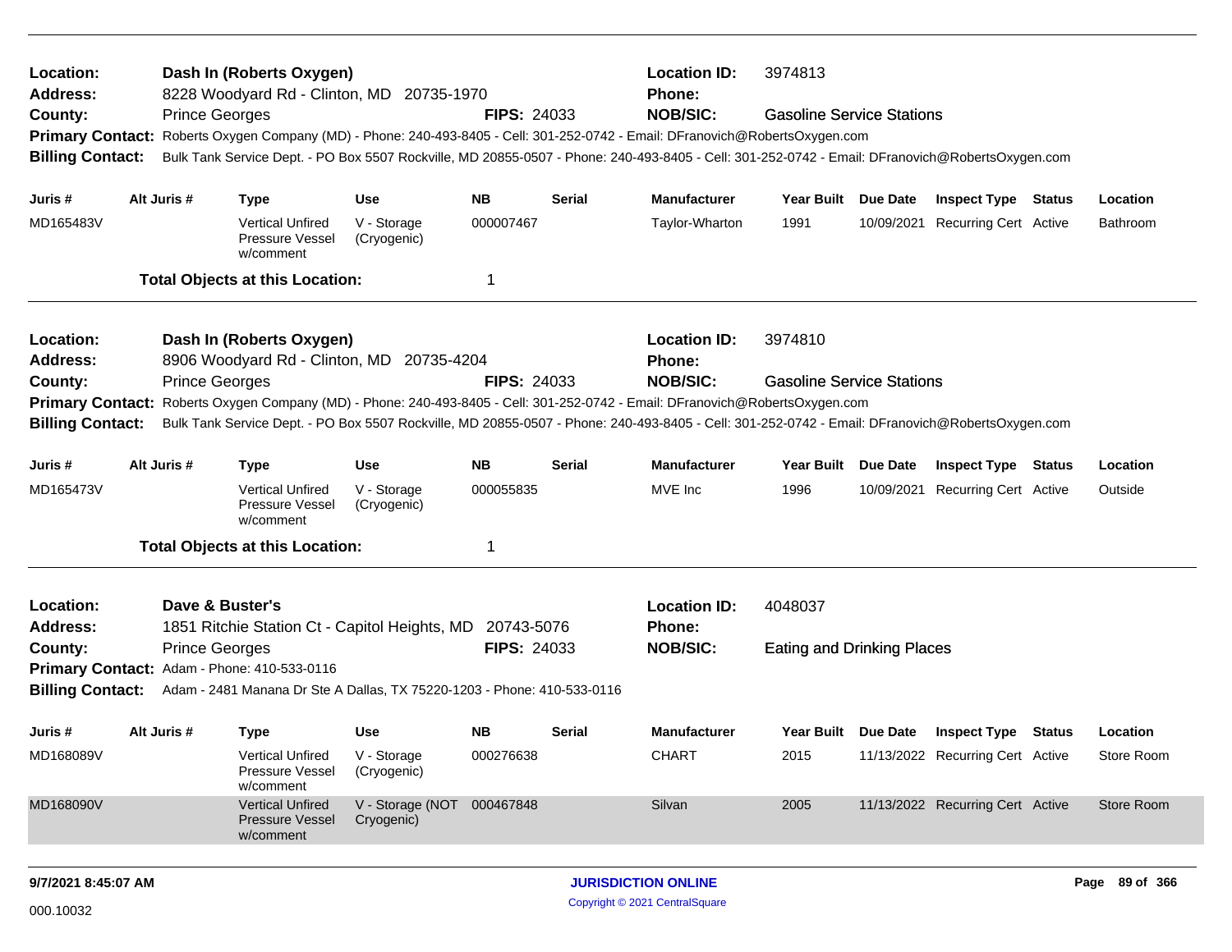**Location:** Dash In (Roberts Oxygen)
**Address:** 8228 Woodyard Rd - Clinton, MD 20735-1970
**County:** Prince Georges
**FIPS:** 24033
**Location ID:** 3974813
**Phone:**
**NOB/SIC:** Gasoline Service Stations
**Primary Contact:** Roberts Oxygen Company (MD) - Phone: 240-493-8405 - Cell: 301-252-0742 - Email: DFranovich@RobertsOxygen.com
**Billing Contact:** Bulk Tank Service Dept. - PO Box 5507 Rockville, MD 20855-0507 - Phone: 240-493-8405 - Cell: 301-252-0742 - Email: DFranovich@RobertsOxygen.com

| Juris # | Alt Juris # | Type | Use | NB | Serial | Manufacturer | Year Built | Due Date | Inspect Type | Status | Location |
|---|---|---|---|---|---|---|---|---|---|---|---|
| MD165483V | | Vertical Unfired Pressure Vessel w/comment | V - Storage (Cryogenic) | 000007467 | | Taylor-Wharton | 1991 | 10/09/2021 | Recurring Cert | Active | Bathroom |

**Total Objects at this Location:** 1

---

**Location:** Dash In (Roberts Oxygen)
**Address:** 8906 Woodyard Rd - Clinton, MD 20735-4204
**County:** Prince Georges
**FIPS:** 24033
**Location ID:** 3974810
**Phone:**
**NOB/SIC:** Gasoline Service Stations
**Primary Contact:** Roberts Oxygen Company (MD) - Phone: 240-493-8405 - Cell: 301-252-0742 - Email: DFranovich@RobertsOxygen.com
**Billing Contact:** Bulk Tank Service Dept. - PO Box 5507 Rockville, MD 20855-0507 - Phone: 240-493-8405 - Cell: 301-252-0742 - Email: DFranovich@RobertsOxygen.com

| Juris # | Alt Juris # | Type | Use | NB | Serial | Manufacturer | Year Built | Due Date | Inspect Type | Status | Location |
|---|---|---|---|---|---|---|---|---|---|---|---|
| MD165473V | | Vertical Unfired Pressure Vessel w/comment | V - Storage (Cryogenic) | 000055835 | | MVE Inc | 1996 | 10/09/2021 | Recurring Cert | Active | Outside |

**Total Objects at this Location:** 1

---

**Location:** Dave & Buster's
**Address:** 1851 Ritchie Station Ct - Capitol Heights, MD 20743-5076
**County:** Prince Georges
**FIPS:** 24033
**Location ID:** 4048037
**Phone:**
**NOB/SIC:** Eating and Drinking Places
**Primary Contact:** Adam - Phone: 410-533-0116
**Billing Contact:** Adam - 2481 Manana Dr Ste A Dallas, TX 75220-1203 - Phone: 410-533-0116

| Juris # | Alt Juris # | Type | Use | NB | Serial | Manufacturer | Year Built | Due Date | Inspect Type | Status | Location |
|---|---|---|---|---|---|---|---|---|---|---|---|
| MD168089V | | Vertical Unfired Pressure Vessel w/comment | V - Storage (Cryogenic) | 000276638 | | CHART | 2015 | 11/13/2022 | Recurring Cert | Active | Store Room |
| MD168090V | | Vertical Unfired Pressure Vessel w/comment | V - Storage (NOT Cryogenic) | 000467848 | | Silvan | 2005 | 11/13/2022 | Recurring Cert | Active | Store Room |

9/7/2021 8:45:07 AM

000.10032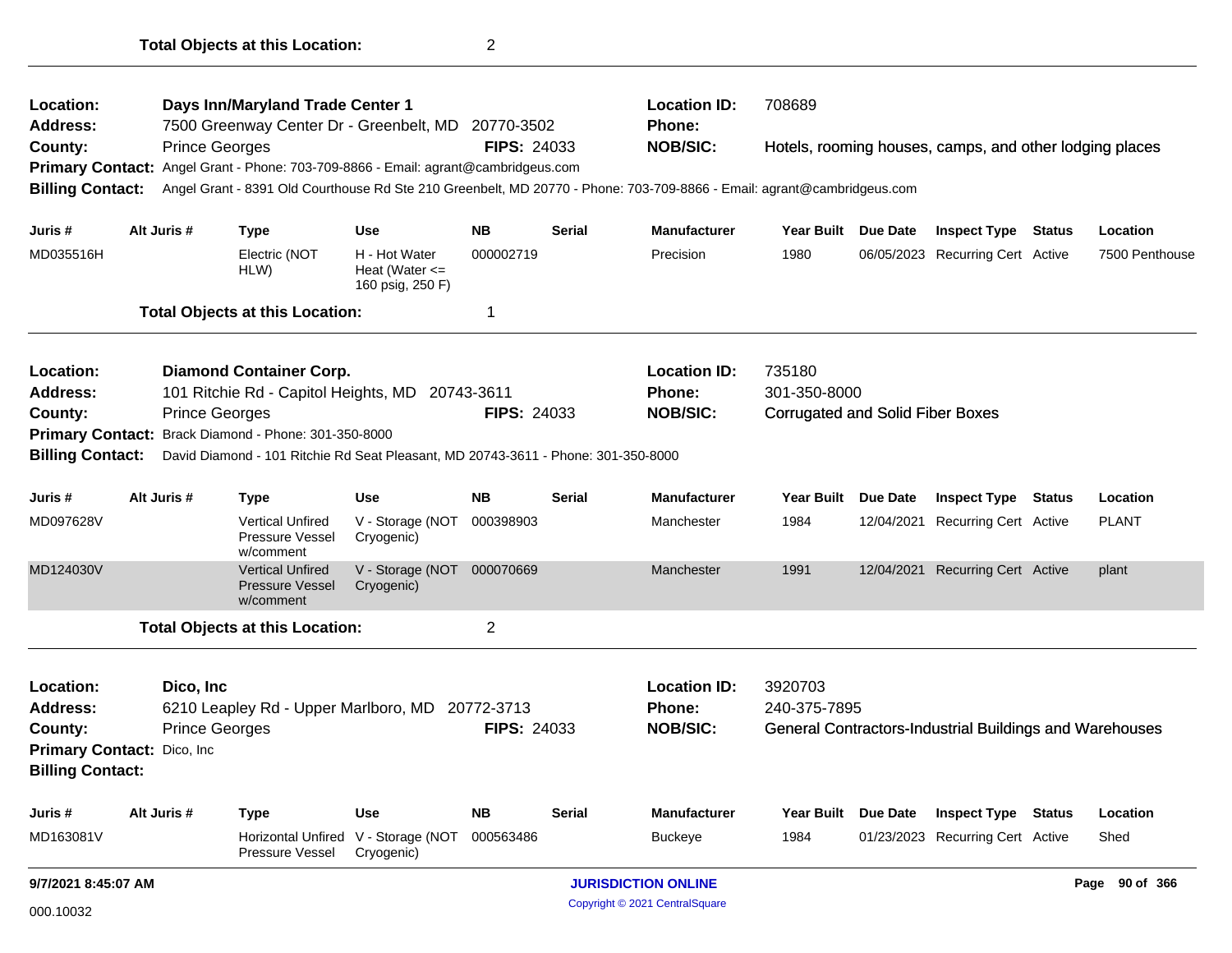**Total Objects at this Location:** 2

---

**Location:** Days Inn/Maryland Trade Center 1
**Address:** 7500 Greenway Center Dr - Greenbelt, MD 20770-3502
**County:** Prince Georges
**FIPS:** 24033
**Location ID:** 708689
**Phone:**
**NOB/SIC:** Hotels, rooming houses, camps, and other lodging places
**Primary Contact:** Angel Grant - Phone: 703-709-8866 - Email: agrant@cambridgeus.com
**Billing Contact:** Angel Grant - 8391 Old Courthouse Rd Ste 210 Greenbelt, MD 20770 - Phone: 703-709-8866 - Email: agrant@cambridgeus.com

| Juris # | Alt Juris # | Type | Use | NB | Serial | Manufacturer | Year Built | Due Date | Inspect Type | Status | Location |
|---|---|---|---|---|---|---|---|---|---|---|---|
| MD035516H | | Electric (NOT HLW) | H - Hot Water Heat (Water <= 160 psig, 250 F) | 000002719 | | Precision | 1980 | 06/05/2023 | Recurring Cert | Active | 7500 Penthouse |

**Total Objects at this Location:** 1

---

**Location:** Diamond Container Corp.
**Address:** 101 Ritchie Rd - Capitol Heights, MD 20743-3611
**County:** Prince Georges
**FIPS:** 24033
**Location ID:** 735180
**Phone:** 301-350-8000
**NOB/SIC:** Corrugated and Solid Fiber Boxes
**Primary Contact:** Brack Diamond - Phone: 301-350-8000
**Billing Contact:** David Diamond - 101 Ritchie Rd Seat Pleasant, MD 20743-3611 - Phone: 301-350-8000

| Juris # | Alt Juris # | Type | Use | NB | Serial | Manufacturer | Year Built | Due Date | Inspect Type | Status | Location |
|---|---|---|---|---|---|---|---|---|---|---|---|
| MD097628V | | Vertical Unfired Pressure Vessel w/comment | V - Storage (NOT Cryogenic) | 000398903 | | Manchester | 1984 | 12/04/2021 | Recurring Cert | Active | PLANT |
| MD124030V | | Vertical Unfired Pressure Vessel w/comment | V - Storage (NOT Cryogenic) | 000070669 | | Manchester | 1991 | 12/04/2021 | Recurring Cert | Active | plant |

**Total Objects at this Location:** 2

---

**Location:** Dico, Inc
**Address:** 6210 Leapley Rd - Upper Marlboro, MD 20772-3713
**County:** Prince Georges
**FIPS:** 24033
**Location ID:** 3920703
**Phone:** 240-375-7895
**NOB/SIC:** General Contractors-Industrial Buildings and Warehouses
**Primary Contact:** Dico, Inc
**Billing Contact:**

| Juris # | Alt Juris # | Type | Use | NB | Serial | Manufacturer | Year Built | Due Date | Inspect Type | Status | Location |
|---|---|---|---|---|---|---|---|---|---|---|---|
| MD163081V | | Horizontal Unfired Pressure Vessel | V - Storage (NOT Cryogenic) | 000563486 | | Buckeye | 1984 | 01/23/2023 | Recurring Cert | Active | Shed |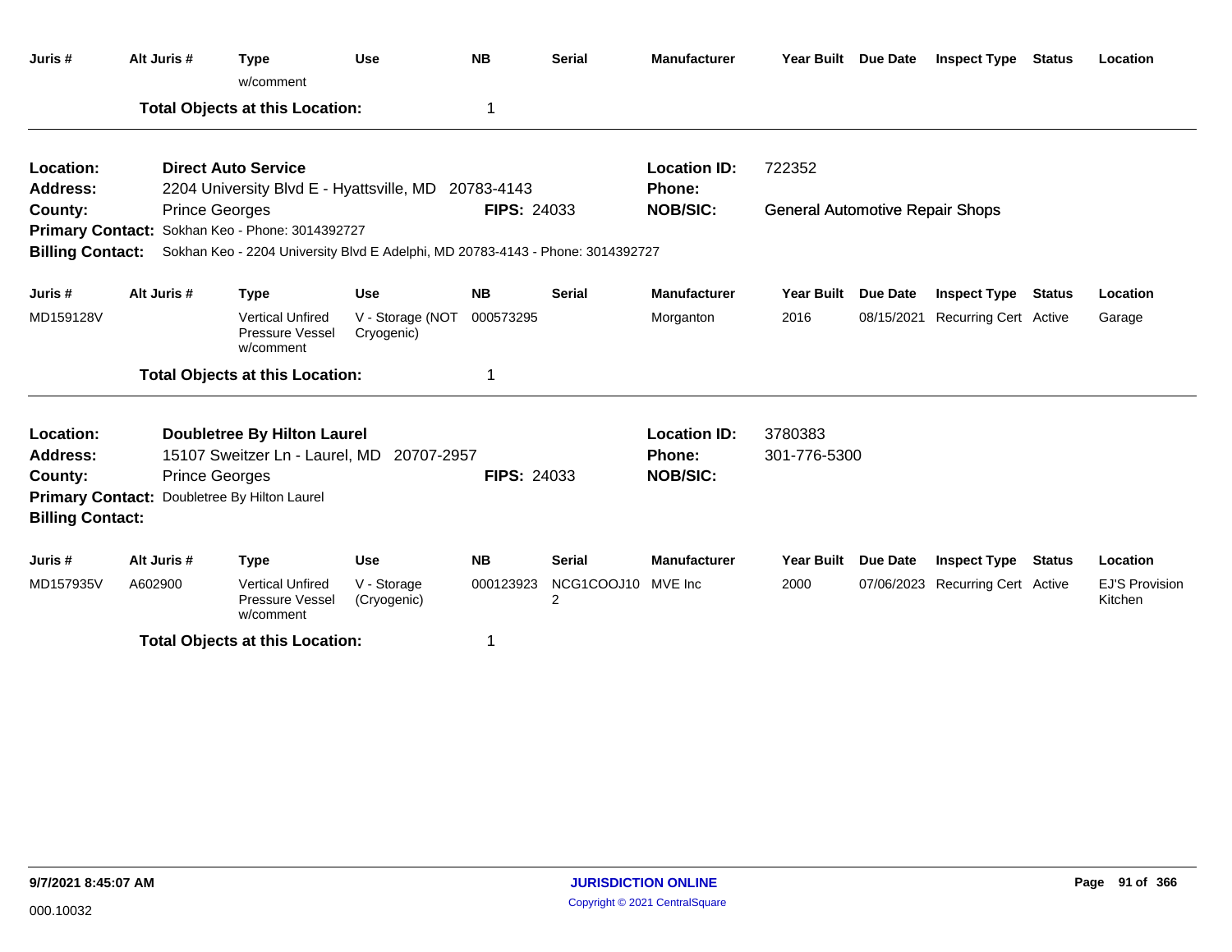| Juris # | Alt Juris # | Type | Use | NB | Serial | Manufacturer | Year Built | Due Date | Inspect Type | Status | Location |
|---|---|---|---|---|---|---|---|---|---|---|---|
| | | w/comment | | | | | | | | | |

**Total Objects at this Location:** 1

---

**Location:** **Direct Auto Service** | **Location ID:** 722352
**Address:** 2204 University Blvd E - Hyattsville, MD 20783-4143 | **Phone:**
**County:** Prince Georges | **FIPS:** 24033 | **NOB/SIC:** General Automotive Repair Shops
**Primary Contact:** Sokhan Keo - Phone: 3014392727
**Billing Contact:** Sokhan Keo - 2204 University Blvd E Adelphi, MD 20783-4143 - Phone: 3014392727

| Juris # | Alt Juris # | Type | Use | NB | Serial | Manufacturer | Year Built | Due Date | Inspect Type | Status | Location |
|---|---|---|---|---|---|---|---|---|---|---|---|
| MD159128V | | Vertical Unfired Pressure Vessel w/comment | V - Storage (NOT Cryogenic) | 000573295 | | Morganton | 2016 | 08/15/2021 | Recurring Cert | Active | Garage |

**Total Objects at this Location:** 1

---

**Location:** **Doubletree By Hilton Laurel** | **Location ID:** 3780383
**Address:** 15107 Sweitzer Ln - Laurel, MD 20707-2957 | **Phone:** 301-776-5300
**County:** Prince Georges | **FIPS:** 24033 | **NOB/SIC:**
**Primary Contact:** Doubletree By Hilton Laurel
**Billing Contact:**

| Juris # | Alt Juris # | Type | Use | NB | Serial | Manufacturer | Year Built | Due Date | Inspect Type | Status | Location |
|---|---|---|---|---|---|---|---|---|---|---|---|
| MD157935V | A602900 | Vertical Unfired Pressure Vessel w/comment | V - Storage (Cryogenic) | 000123923 | NCG1COOJ10 2 | MVE Inc | 2000 | 07/06/2023 | Recurring Cert | Active | EJ'S Provision Kitchen |

**Total Objects at this Location:** 1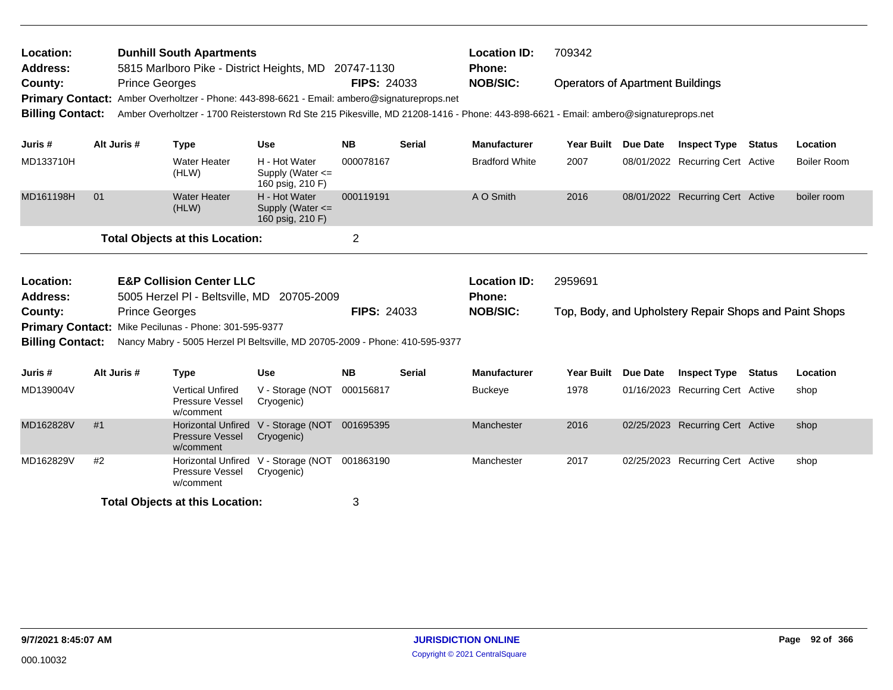| | | | |
|---|---|---|---|
| **Location:** | **Dunhill South Apartments** | **Location ID:** | 709342 |
| **Address:** | 5815 Marlboro Pike - District Heights, MD 20747-1130 | **Phone:** | |
| **County:** | Prince Georges **FIPS:** 24033 | **NOB/SIC:** | Operators of Apartment Buildings |

**Primary Contact:** Amber Overholtzer - Phone: 443-898-6621 - Email: ambero@signatureprops.net

**Billing Contact:** Amber Overholtzer - 1700 Reisterstown Rd Ste 215 Pikesville, MD 21208-1416 - Phone: 443-898-6621 - Email: ambero@signatureprops.net

| Juris # | Alt Juris # | Type | Use | NB | Serial | Manufacturer | Year Built | Due Date | Inspect Type | Status | Location |
|---|---|---|---|---|---|---|---|---|---|---|---|
| MD133710H | | Water Heater (HLW) | H - Hot Water Supply (Water <= 160 psig, 210 F) | 000078167 | | Bradford White | 2007 | 08/01/2022 | Recurring Cert | Active | Boiler Room |
| MD161198H | 01 | Water Heater (HLW) | H - Hot Water Supply (Water <= 160 psig, 210 F) | 000119191 | | A O Smith | 2016 | 08/01/2022 | Recurring Cert | Active | boiler room |

**Total Objects at this Location:** 2

| | | | |
|---|---|---|---|
| **Location:** | **E&P Collision Center LLC** | **Location ID:** | 2959691 |
| **Address:** | 5005 Herzel Pl - Beltsville, MD 20705-2009 | **Phone:** | |
| **County:** | Prince Georges **FIPS:** 24033 | **NOB/SIC:** | Top, Body, and Upholstery Repair Shops and Paint Shops |

**Primary Contact:** Mike Pecilunas - Phone: 301-595-9377

**Billing Contact:** Nancy Mabry - 5005 Herzel Pl Beltsville, MD 20705-2009 - Phone: 410-595-9377

| Juris # | Alt Juris # | Type | Use | NB | Serial | Manufacturer | Year Built | Due Date | Inspect Type | Status | Location |
|---|---|---|---|---|---|---|---|---|---|---|---|
| MD139004V | | Vertical Unfired Pressure Vessel w/comment | V - Storage (NOT Cryogenic) | 000156817 | | Buckeye | 1978 | 01/16/2023 | Recurring Cert | Active | shop |
| MD162828V | #1 | Horizontal Unfired Pressure Vessel w/comment | V - Storage (NOT Cryogenic) | 001695395 | | Manchester | 2016 | 02/25/2023 | Recurring Cert | Active | shop |
| MD162829V | #2 | Horizontal Unfired Pressure Vessel w/comment | V - Storage (NOT Cryogenic) | 001863190 | | Manchester | 2017 | 02/25/2023 | Recurring Cert | Active | shop |

**Total Objects at this Location:** 3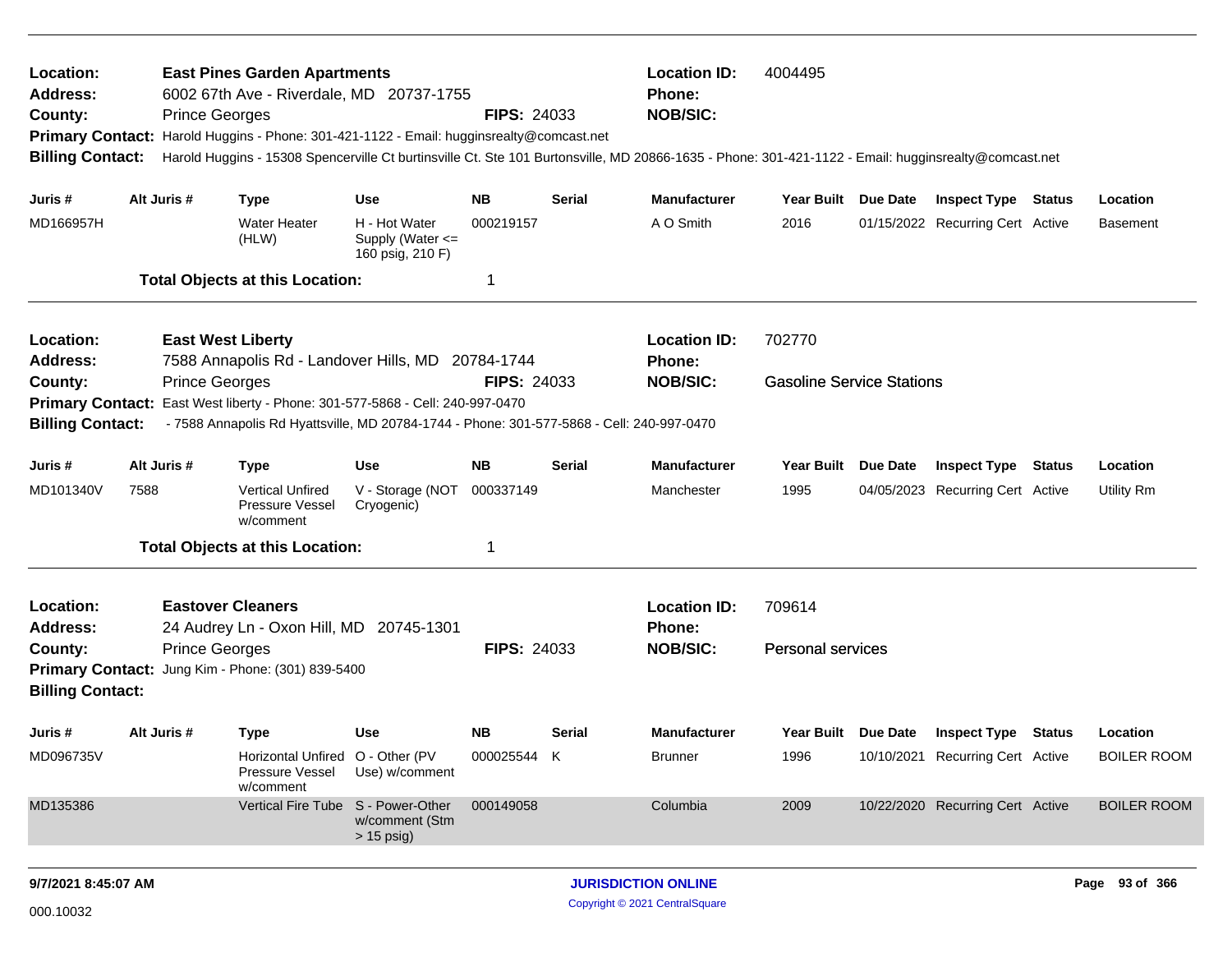**Location:** East Pines Garden Apartments
**Address:** 6002 67th Ave - Riverdale, MD 20737-1755
**County:** Prince Georges **FIPS:** 24033
**Location ID:** 4004495
**Phone:**
**NOB/SIC:**
**Primary Contact:** Harold Huggins - Phone: 301-421-1122 - Email: hugginsrealty@comcast.net
**Billing Contact:** Harold Huggins - 15308 Spencerville Ct burtinsville Ct. Ste 101 Burtonsville, MD 20866-1635 - Phone: 301-421-1122 - Email: hugginsrealty@comcast.net

| Juris # | Alt Juris # | Type | Use | NB | Serial | Manufacturer | Year Built | Due Date | Inspect Type | Status | Location |
|---|---|---|---|---|---|---|---|---|---|---|---|
| MD166957H | | Water Heater (HLW) | H - Hot Water Supply (Water <= 160 psig, 210 F) | 000219157 | | A O Smith | 2016 | 01/15/2022 | Recurring Cert | Active | Basement |

**Total Objects at this Location:** 1

---

**Location:** East West Liberty
**Address:** 7588 Annapolis Rd - Landover Hills, MD 20784-1744
**County:** Prince Georges **FIPS:** 24033
**Location ID:** 702770
**Phone:**
**NOB/SIC:** Gasoline Service Stations
**Primary Contact:** East West liberty - Phone: 301-577-5868 - Cell: 240-997-0470
**Billing Contact:** - 7588 Annapolis Rd Hyattsville, MD 20784-1744 - Phone: 301-577-5868 - Cell: 240-997-0470

| Juris # | Alt Juris # | Type | Use | NB | Serial | Manufacturer | Year Built | Due Date | Inspect Type | Status | Location |
|---|---|---|---|---|---|---|---|---|---|---|---|
| MD101340V | 7588 | Vertical Unfired Pressure Vessel w/comment | V - Storage (NOT Cryogenic) | 000337149 | | Manchester | 1995 | 04/05/2023 | Recurring Cert | Active | Utility Rm |

**Total Objects at this Location:** 1

---

**Location:** Eastover Cleaners
**Address:** 24 Audrey Ln - Oxon Hill, MD 20745-1301
**County:** Prince Georges **FIPS:** 24033
**Location ID:** 709614
**Phone:**
**NOB/SIC:** Personal services
**Primary Contact:** Jung Kim - Phone: (301) 839-5400
**Billing Contact:**

| Juris # | Alt Juris # | Type | Use | NB | Serial | Manufacturer | Year Built | Due Date | Inspect Type | Status | Location |
|---|---|---|---|---|---|---|---|---|---|---|---|
| MD096735V | | Horizontal Unfired Pressure Vessel w/comment | O - Other (PV Use) w/comment | 000025544 | K | Brunner | 1996 | 10/10/2021 | Recurring Cert | Active | BOILER ROOM |
| MD135386 | | Vertical Fire Tube | S - Power-Other w/comment (Stm > 15 psig) | 000149058 | | Columbia | 2009 | 10/22/2020 | Recurring Cert | Active | BOILER ROOM |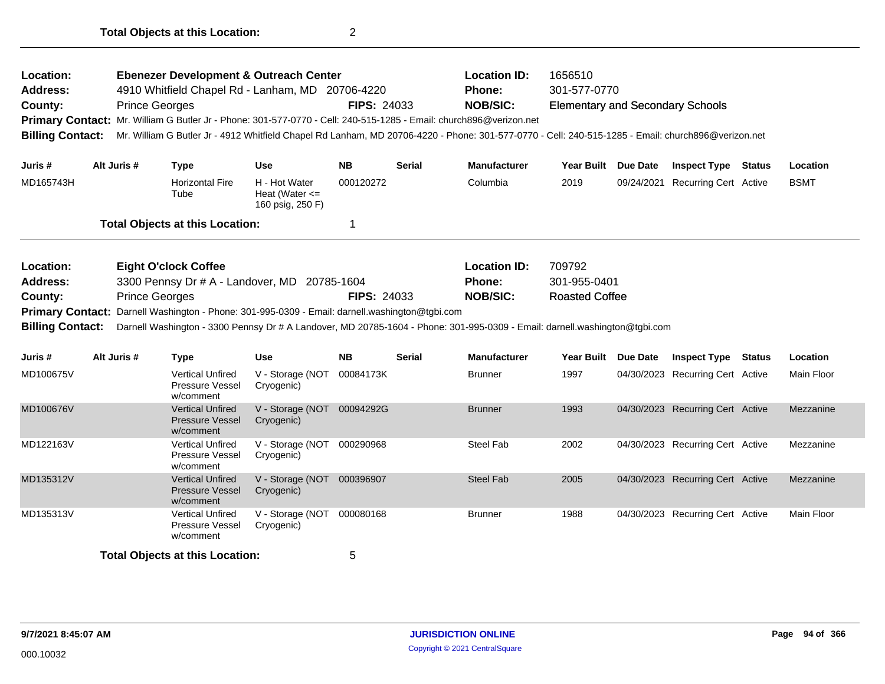**Total Objects at this Location:** 2

---

| | | | |
|---|---|---|---|
| **Location:** | Ebenezer Development & Outreach Center | **Location ID:** | 1656510 |
| **Address:** | 4910 Whitfield Chapel Rd - Lanham, MD 20706-4220 | **Phone:** | 301-577-0770 |
| **County:** | Prince Georges **FIPS:** 24033 | **NOB/SIC:** | Elementary and Secondary Schools |

**Primary Contact:** Mr. William G Butler Jr - Phone: 301-577-0770 - Cell: 240-515-1285 - Email: church896@verizon.net

**Billing Contact:** Mr. William G Butler Jr - 4912 Whitfield Chapel Rd Lanham, MD 20706-4220 - Phone: 301-577-0770 - Cell: 240-515-1285 - Email: church896@verizon.net

| Juris # | Alt Juris # | Type | Use | NB | Serial | Manufacturer | Year Built | Due Date | Inspect Type | Status | Location |
|---|---|---|---|---|---|---|---|---|---|---|---|
| MD165743H | | Horizontal Fire Tube | H - Hot Water Heat (Water <= 160 psig, 250 F) | 000120272 | | Columbia | 2019 | 09/24/2021 | Recurring Cert | Active | BSMT |

**Total Objects at this Location:** 1

---

| | | | |
|---|---|---|---|
| **Location:** | Eight O'clock Coffee | **Location ID:** | 709792 |
| **Address:** | 3300 Pennsy Dr # A - Landover, MD 20785-1604 | **Phone:** | 301-955-0401 |
| **County:** | Prince Georges **FIPS:** 24033 | **NOB/SIC:** | Roasted Coffee |

**Primary Contact:** Darnell Washington - Phone: 301-995-0309 - Email: darnell.washington@tgbi.com

**Billing Contact:** Darnell Washington - 3300 Pennsy Dr # A Landover, MD 20785-1604 - Phone: 301-995-0309 - Email: darnell.washington@tgbi.com

| Juris # | Alt Juris # | Type | Use | NB | Serial | Manufacturer | Year Built | Due Date | Inspect Type | Status | Location |
|---|---|---|---|---|---|---|---|---|---|---|---|
| MD100675V | | Vertical Unfired Pressure Vessel w/comment | V - Storage (NOT Cryogenic) | 00084173K | | Brunner | 1997 | 04/30/2023 | Recurring Cert | Active | Main Floor |
| MD100676V | | Vertical Unfired Pressure Vessel w/comment | V - Storage (NOT Cryogenic) | 00094292G | | Brunner | 1993 | 04/30/2023 | Recurring Cert | Active | Mezzanine |
| MD122163V | | Vertical Unfired Pressure Vessel w/comment | V - Storage (NOT Cryogenic) | 000290968 | | Steel Fab | 2002 | 04/30/2023 | Recurring Cert | Active | Mezzanine |
| MD135312V | | Vertical Unfired Pressure Vessel w/comment | V - Storage (NOT Cryogenic) | 000396907 | | Steel Fab | 2005 | 04/30/2023 | Recurring Cert | Active | Mezzanine |
| MD135313V | | Vertical Unfired Pressure Vessel w/comment | V - Storage (NOT Cryogenic) | 000080168 | | Brunner | 1988 | 04/30/2023 | Recurring Cert | Active | Main Floor |

**Total Objects at this Location:** 5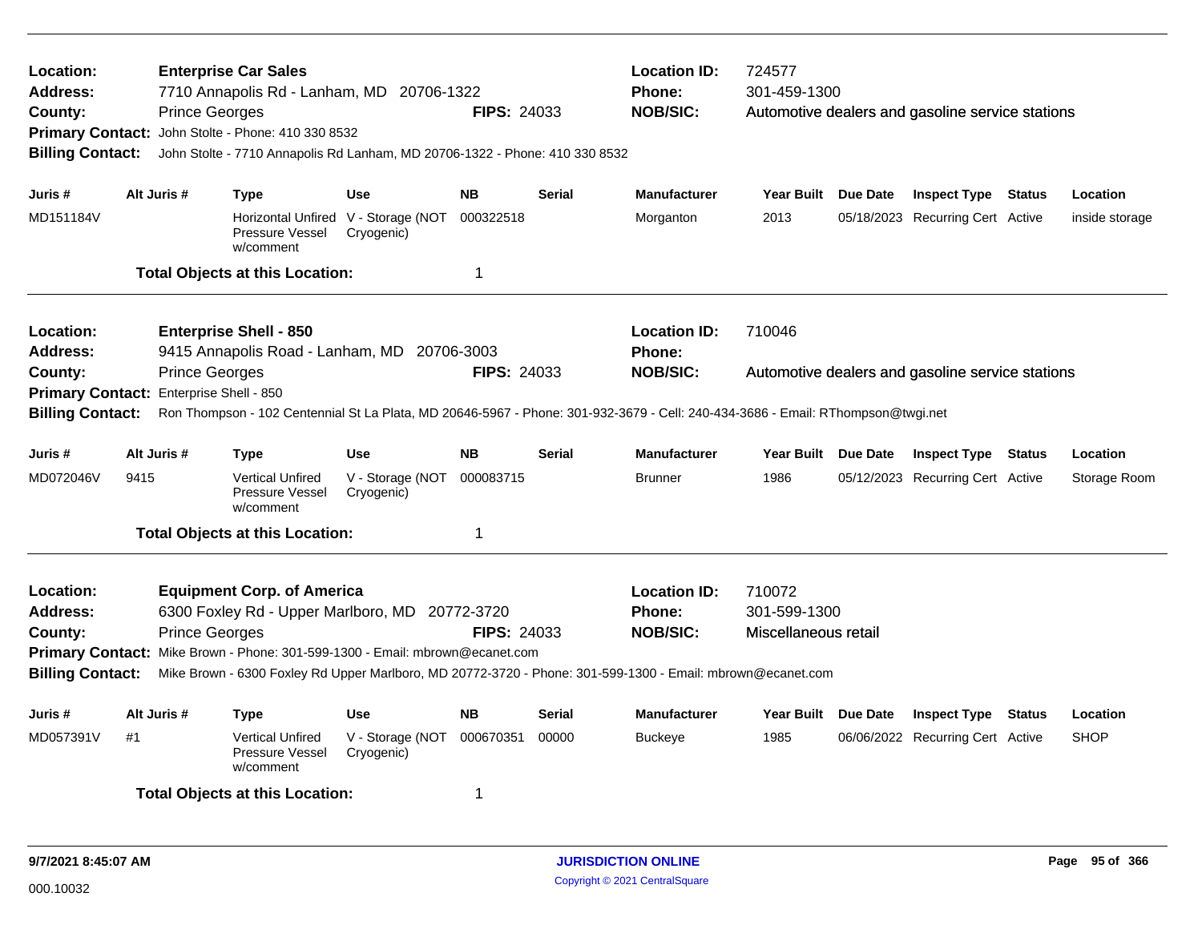**Location:** Enterprise Car Sales
**Address:** 7710 Annapolis Rd - Lanham, MD 20706-1322
**County:** Prince Georges **FIPS:** 24033
**Location ID:** 724577
**Phone:** 301-459-1300
**NOB/SIC:** Automotive dealers and gasoline service stations
**Primary Contact:** John Stolte - Phone: 410 330 8532
**Billing Contact:** John Stolte - 7710 Annapolis Rd Lanham, MD 20706-1322 - Phone: 410 330 8532

| Juris # | Alt Juris # | Type | Use | NB | Serial | Manufacturer | Year Built | Due Date | Inspect Type | Status | Location |
|---|---|---|---|---|---|---|---|---|---|---|---|
| MD151184V | | Horizontal Unfired Pressure Vessel w/comment | V - Storage (NOT Cryogenic) | 000322518 | | Morganton | 2013 | 05/18/2023 | Recurring Cert | Active | inside storage |

**Total Objects at this Location:** 1

---

**Location:** Enterprise Shell - 850
**Address:** 9415 Annapolis Road - Lanham, MD 20706-3003
**County:** Prince Georges **FIPS:** 24033
**Location ID:** 710046
**Phone:**
**NOB/SIC:** Automotive dealers and gasoline service stations
**Primary Contact:** Enterprise Shell - 850
**Billing Contact:** Ron Thompson - 102 Centennial St La Plata, MD 20646-5967 - Phone: 301-932-3679 - Cell: 240-434-3686 - Email: RThompson@twgi.net

| Juris # | Alt Juris # | Type | Use | NB | Serial | Manufacturer | Year Built | Due Date | Inspect Type | Status | Location |
|---|---|---|---|---|---|---|---|---|---|---|---|
| MD072046V | 9415 | Vertical Unfired Pressure Vessel w/comment | V - Storage (NOT Cryogenic) | 000083715 | | Brunner | 1986 | 05/12/2023 | Recurring Cert | Active | Storage Room |

**Total Objects at this Location:** 1

---

**Location:** Equipment Corp. of America
**Address:** 6300 Foxley Rd - Upper Marlboro, MD 20772-3720
**County:** Prince Georges **FIPS:** 24033
**Location ID:** 710072
**Phone:** 301-599-1300
**NOB/SIC:** Miscellaneous retail
**Primary Contact:** Mike Brown - Phone: 301-599-1300 - Email: mbrown@ecanet.com
**Billing Contact:** Mike Brown - 6300 Foxley Rd Upper Marlboro, MD 20772-3720 - Phone: 301-599-1300 - Email: mbrown@ecanet.com

| Juris # | Alt Juris # | Type | Use | NB | Serial | Manufacturer | Year Built | Due Date | Inspect Type | Status | Location |
|---|---|---|---|---|---|---|---|---|---|---|---|
| MD057391V | #1 | Vertical Unfired Pressure Vessel w/comment | V - Storage (NOT Cryogenic) | 000670351 | 00000 | Buckeye | 1985 | 06/06/2022 | Recurring Cert | Active | SHOP |

**Total Objects at this Location:** 1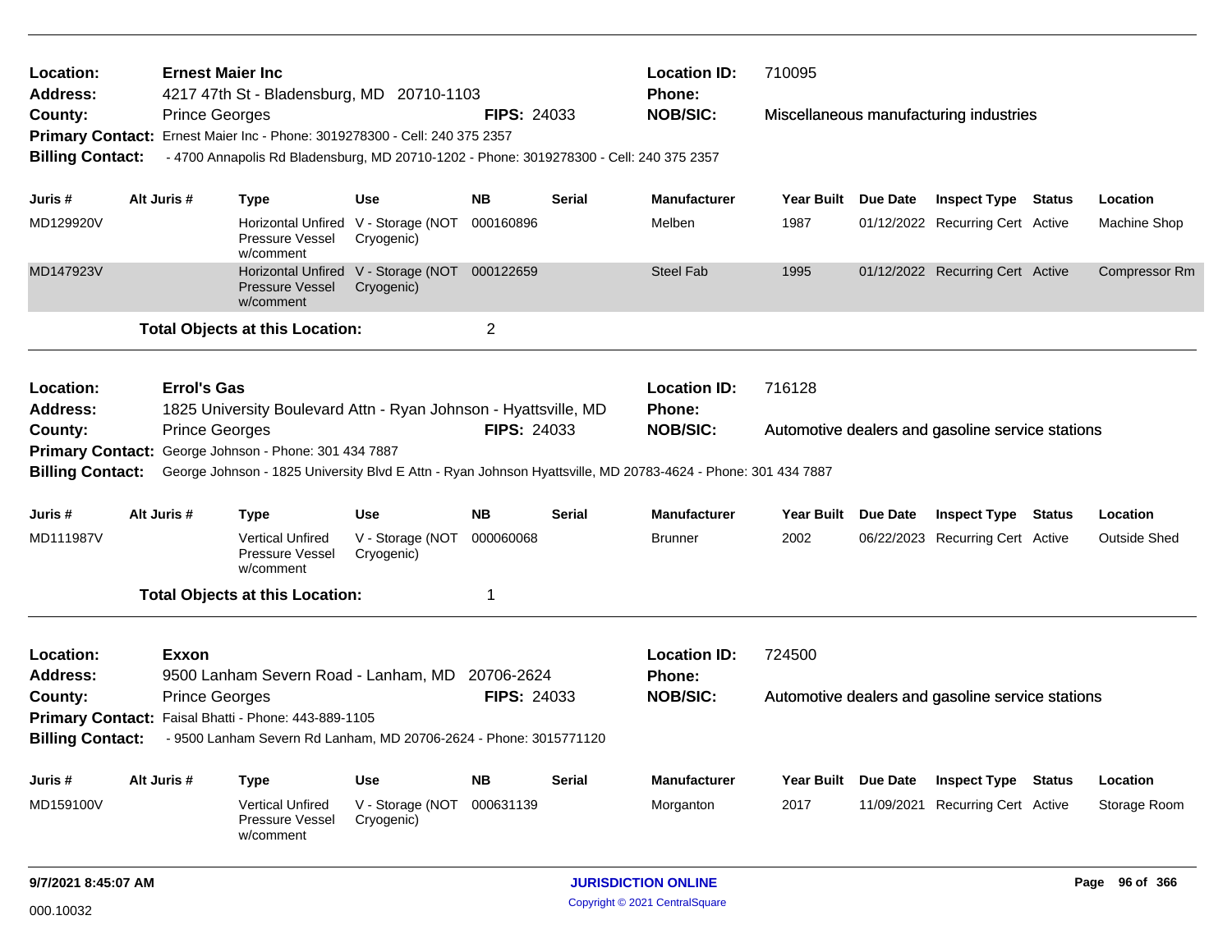**Location:** Ernest Maier Inc
**Address:** 4217 47th St - Bladensburg, MD 20710-1103
**County:** Prince Georges **FIPS:** 24033
**Location ID:** 710095
**Phone:**
**NOB/SIC:** Miscellaneous manufacturing industries
**Primary Contact:** Ernest Maier Inc - Phone: 3019278300 - Cell: 240 375 2357
**Billing Contact:** - 4700 Annapolis Rd Bladensburg, MD 20710-1202 - Phone: 3019278300 - Cell: 240 375 2357

| Juris # | Alt Juris # | Type | Use | NB | Serial | Manufacturer | Year Built | Due Date | Inspect Type | Status | Location |
|---|---|---|---|---|---|---|---|---|---|---|---|
| MD129920V | | Horizontal Unfired Pressure Vessel w/comment | V - Storage (NOT Cryogenic) | 000160896 | | Melben | 1987 | 01/12/2022 | Recurring Cert | Active | Machine Shop |
| MD147923V | | Horizontal Unfired Pressure Vessel w/comment | V - Storage (NOT Cryogenic) | 000122659 | | Steel Fab | 1995 | 01/12/2022 | Recurring Cert | Active | Compressor Rm |

**Total Objects at this Location:** 2

---

**Location:** Errol's Gas
**Address:** 1825 University Boulevard Attn - Ryan Johnson - Hyattsville, MD
**County:** Prince Georges **FIPS:** 24033
**Location ID:** 716128
**Phone:**
**NOB/SIC:** Automotive dealers and gasoline service stations
**Primary Contact:** George Johnson - Phone: 301 434 7887
**Billing Contact:** George Johnson - 1825 University Blvd E Attn - Ryan Johnson Hyattsville, MD 20783-4624 - Phone: 301 434 7887

| Juris # | Alt Juris # | Type | Use | NB | Serial | Manufacturer | Year Built | Due Date | Inspect Type | Status | Location |
|---|---|---|---|---|---|---|---|---|---|---|---|
| MD111987V | | Vertical Unfired Pressure Vessel w/comment | V - Storage (NOT Cryogenic) | 000060068 | | Brunner | 2002 | 06/22/2023 | Recurring Cert | Active | Outside Shed |

**Total Objects at this Location:** 1

---

**Location:** Exxon
**Address:** 9500 Lanham Severn Road - Lanham, MD 20706-2624
**County:** Prince Georges **FIPS:** 24033
**Location ID:** 724500
**Phone:**
**NOB/SIC:** Automotive dealers and gasoline service stations
**Primary Contact:** Faisal Bhatti - Phone: 443-889-1105
**Billing Contact:** - 9500 Lanham Severn Rd Lanham, MD 20706-2624 - Phone: 3015771120

| Juris # | Alt Juris # | Type | Use | NB | Serial | Manufacturer | Year Built | Due Date | Inspect Type | Status | Location |
|---|---|---|---|---|---|---|---|---|---|---|---|
| MD159100V | | Vertical Unfired Pressure Vessel w/comment | V - Storage (NOT Cryogenic) | 000631139 | | Morganton | 2017 | 11/09/2021 | Recurring Cert | Active | Storage Room |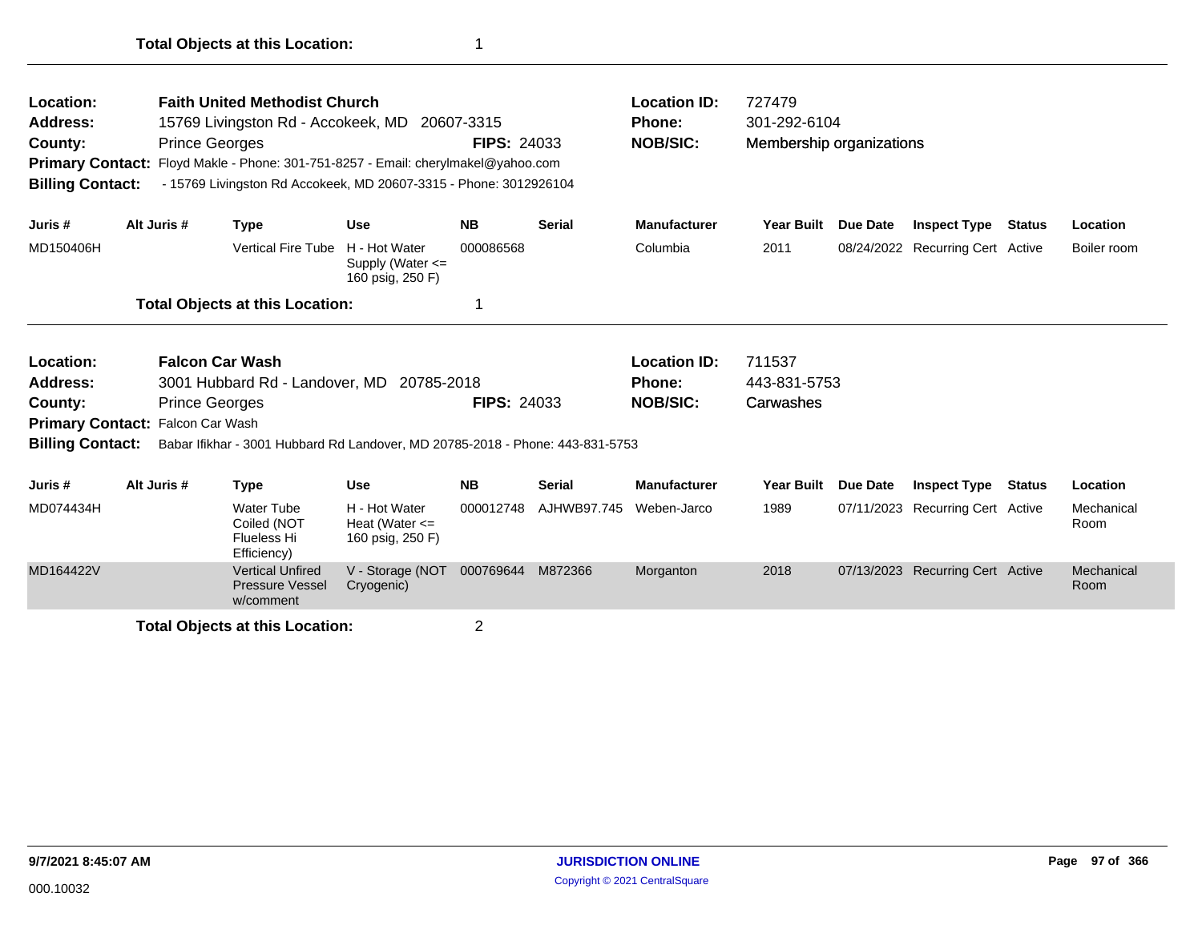**Total Objects at this Location:** 1

---

**Location:** Faith United Methodist Church
**Address:** 15769 Livingston Rd - Accokeek, MD 20607-3315
**County:** Prince Georges **FIPS:** 24033
**Primary Contact:** Floyd Makle - Phone: 301-751-8257 - Email: cherylmakel@yahoo.com
**Billing Contact:** - 15769 Livingston Rd Accokeek, MD 20607-3315 - Phone: 3012926104

**Location ID:** 727479
**Phone:** 301-292-6104
**NOB/SIC:** Membership organizations

| Juris # | Alt Juris # | Type | Use | NB | Serial | Manufacturer | Year Built | Due Date | Inspect Type | Status | Location |
|---|---|---|---|---|---|---|---|---|---|---|---|
| MD150406H | | Vertical Fire Tube | H - Hot Water Supply (Water <= 160 psig, 250 F) | 000086568 | | Columbia | 2011 | 08/24/2022 | Recurring Cert | Active | Boiler room |

**Total Objects at this Location:** 1

---

**Location:** Falcon Car Wash
**Address:** 3001 Hubbard Rd - Landover, MD 20785-2018
**County:** Prince Georges **FIPS:** 24033
**Primary Contact:** Falcon Car Wash
**Billing Contact:** Babar Ifikhar - 3001 Hubbard Rd Landover, MD 20785-2018 - Phone: 443-831-5753

**Location ID:** 711537
**Phone:** 443-831-5753
**NOB/SIC:** Carwashes

| Juris # | Alt Juris # | Type | Use | NB | Serial | Manufacturer | Year Built | Due Date | Inspect Type | Status | Location |
|---|---|---|---|---|---|---|---|---|---|---|---|
| MD074434H | | Water Tube Coiled (NOT Flueless Hi Efficiency) | H - Hot Water Heat (Water <= 160 psig, 250 F) | 000012748 | AJHWB97.745 | Weben-Jarco | 1989 | 07/11/2023 | Recurring Cert | Active | Mechanical Room |
| MD164422V | | Vertical Unfired Pressure Vessel w/comment | V - Storage (NOT Cryogenic) | 000769644 | M872366 | Morganton | 2018 | 07/13/2023 | Recurring Cert | Active | Mechanical Room |

**Total Objects at this Location:** 2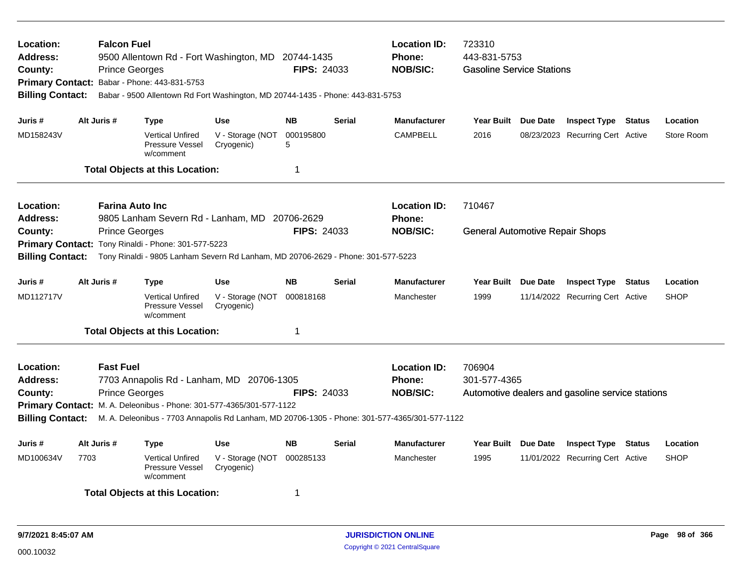**Location:** **Falcon Fuel**
**Address:** 9500 Allentown Rd - Fort Washington, MD 20744-1435
**County:** Prince Georges **FIPS:** 24033
**Primary Contact:** Babar - Phone: 443-831-5753
**Billing Contact:** Babar - 9500 Allentown Rd Fort Washington, MD 20744-1435 - Phone: 443-831-5753

**Location ID:** 723310
**Phone:** 443-831-5753
**NOB/SIC:** Gasoline Service Stations

| Juris # | Alt Juris # | Type | Use | NB | Serial | Manufacturer | Year Built | Due Date | Inspect Type | Status | Location |
|---|---|---|---|---|---|---|---|---|---|---|---|
| MD158243V | | Vertical Unfired Pressure Vessel w/comment | V - Storage (NOT Cryogenic) | 0001958005 | | CAMPBELL | 2016 | 08/23/2023 | Recurring Cert | Active | Store Room |

**Total Objects at this Location:** 1

---

**Location:** **Farina Auto Inc**
**Address:** 9805 Lanham Severn Rd - Lanham, MD 20706-2629
**County:** Prince Georges **FIPS:** 24033
**Primary Contact:** Tony Rinaldi - Phone: 301-577-5223
**Billing Contact:** Tony Rinaldi - 9805 Lanham Severn Rd Lanham, MD 20706-2629 - Phone: 301-577-5223

**Location ID:** 710467
**Phone:**
**NOB/SIC:** General Automotive Repair Shops

| Juris # | Alt Juris # | Type | Use | NB | Serial | Manufacturer | Year Built | Due Date | Inspect Type | Status | Location |
|---|---|---|---|---|---|---|---|---|---|---|---|
| MD112717V | | Vertical Unfired Pressure Vessel w/comment | V - Storage (NOT Cryogenic) | 000818168 | | Manchester | 1999 | 11/14/2022 | Recurring Cert | Active | SHOP |

**Total Objects at this Location:** 1

---

**Location:** **Fast Fuel**
**Address:** 7703 Annapolis Rd - Lanham, MD 20706-1305
**County:** Prince Georges **FIPS:** 24033
**Primary Contact:** M. A. Deleonibus - Phone: 301-577-4365/301-577-1122
**Billing Contact:** M. A. Deleonibus - 7703 Annapolis Rd Lanham, MD 20706-1305 - Phone: 301-577-4365/301-577-1122

**Location ID:** 706904
**Phone:** 301-577-4365
**NOB/SIC:** Automotive dealers and gasoline service stations

| Juris # | Alt Juris # | Type | Use | NB | Serial | Manufacturer | Year Built | Due Date | Inspect Type | Status | Location |
|---|---|---|---|---|---|---|---|---|---|---|---|
| MD100634V | 7703 | Vertical Unfired Pressure Vessel w/comment | V - Storage (NOT Cryogenic) | 000285133 | | Manchester | 1995 | 11/01/2022 | Recurring Cert | Active | SHOP |

**Total Objects at this Location:** 1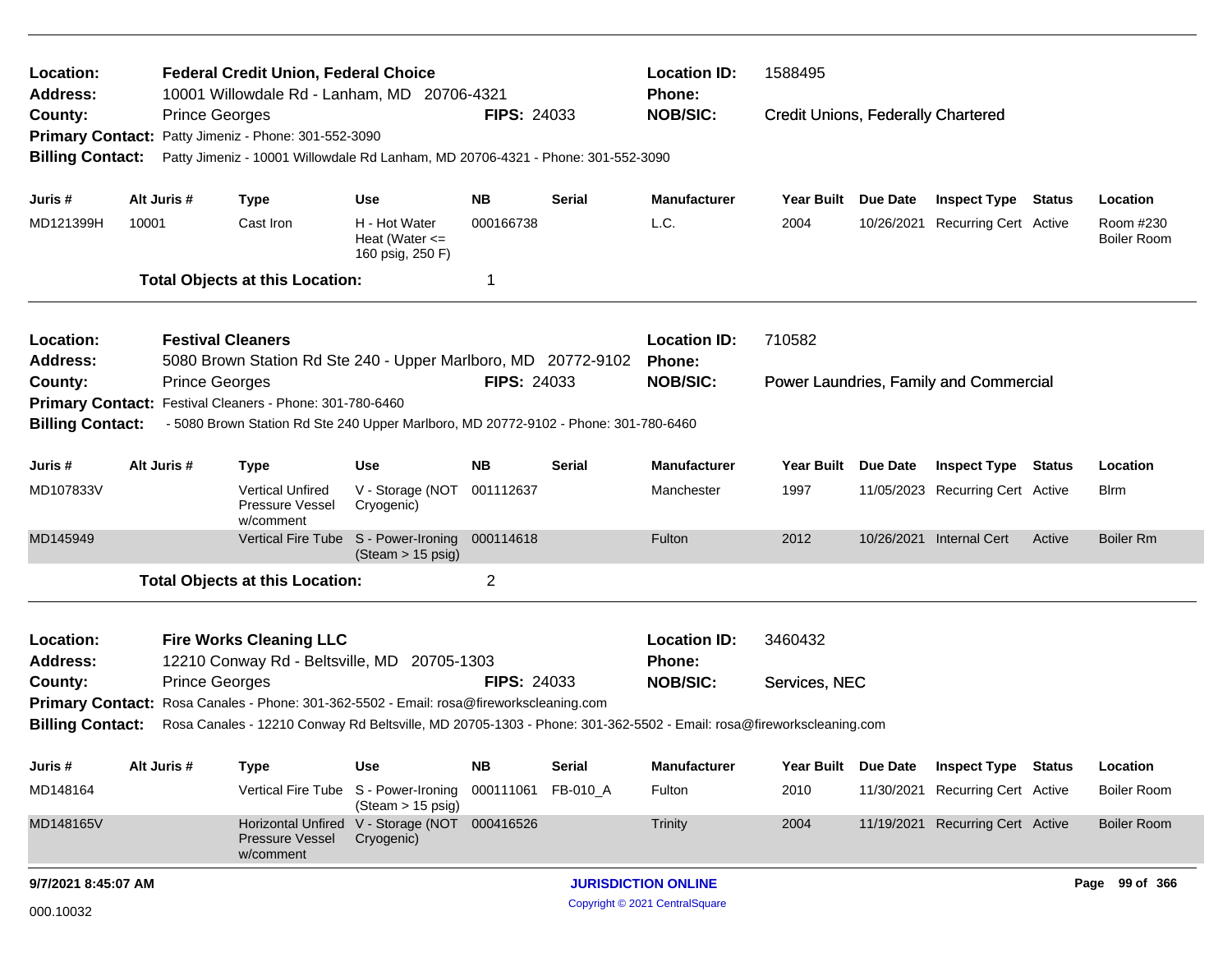| | | | |
|---|---|---|---|
| **Location:** | **Federal Credit Union, Federal Choice** | **Location ID:** | 1588495 |
| **Address:** | 10001 Willowdale Rd - Lanham, MD 20706-4321 | **Phone:** | |
| **County:** | Prince Georges **FIPS:** 24033 | **NOB/SIC:** | Credit Unions, Federally Chartered |
| **Primary Contact:** | Patty Jimeniz - Phone: 301-552-3090 | | |
| **Billing Contact:** | Patty Jimeniz - 10001 Willowdale Rd Lanham, MD 20706-4321 - Phone: 301-552-3090 | | |

| Juris # | Alt Juris # | Type | Use | NB | Serial | Manufacturer | Year Built | Due Date | Inspect Type | Status | Location |
|---|---|---|---|---|---|---|---|---|---|---|---|
| MD121399H | 10001 | Cast Iron | H - Hot Water Heat (Water <= 160 psig, 250 F) | 000166738 | | L.C. | 2004 | 10/26/2021 | Recurring Cert | Active | Room #230 Boiler Room |

**Total Objects at this Location:** 1

| | | | |
|---|---|---|---|
| **Location:** | **Festival Cleaners** | **Location ID:** | 710582 |
| **Address:** | 5080 Brown Station Rd Ste 240 - Upper Marlboro, MD 20772-9102 | **Phone:** | |
| **County:** | Prince Georges **FIPS:** 24033 | **NOB/SIC:** | Power Laundries, Family and Commercial |
| **Primary Contact:** | Festival Cleaners - Phone: 301-780-6460 | | |
| **Billing Contact:** | - 5080 Brown Station Rd Ste 240 Upper Marlboro, MD 20772-9102 - Phone: 301-780-6460 | | |

| Juris # | Alt Juris # | Type | Use | NB | Serial | Manufacturer | Year Built | Due Date | Inspect Type | Status | Location |
|---|---|---|---|---|---|---|---|---|---|---|---|
| MD107833V | | Vertical Unfired Pressure Vessel w/comment | V - Storage (NOT Cryogenic) | 001112637 | | Manchester | 1997 | 11/05/2023 | Recurring Cert | Active | Blrm |
| MD145949 | | Vertical Fire Tube | S - Power-Ironing (Steam > 15 psig) | 000114618 | | Fulton | 2012 | 10/26/2021 | Internal Cert | Active | Boiler Rm |

**Total Objects at this Location:** 2

| | | | |
|---|---|---|---|
| **Location:** | **Fire Works Cleaning LLC** | **Location ID:** | 3460432 |
| **Address:** | 12210 Conway Rd - Beltsville, MD 20705-1303 | **Phone:** | |
| **County:** | Prince Georges **FIPS:** 24033 | **NOB/SIC:** | Services, NEC |
| **Primary Contact:** | Rosa Canales - Phone: 301-362-5502 - Email: rosa@fireworkscleaning.com | | |
| **Billing Contact:** | Rosa Canales - 12210 Conway Rd Beltsville, MD 20705-1303 - Phone: 301-362-5502 - Email: rosa@fireworkscleaning.com | | |

| Juris # | Alt Juris # | Type | Use | NB | Serial | Manufacturer | Year Built | Due Date | Inspect Type | Status | Location |
|---|---|---|---|---|---|---|---|---|---|---|---|
| MD148164 | | Vertical Fire Tube | S - Power-Ironing (Steam > 15 psig) | 000111061 | FB-010_A | Fulton | 2010 | 11/30/2021 | Recurring Cert | Active | Boiler Room |
| MD148165V | | Horizontal Unfired Pressure Vessel w/comment | V - Storage (NOT Cryogenic) | 000416526 | | Trinity | 2004 | 11/19/2021 | Recurring Cert | Active | Boiler Room |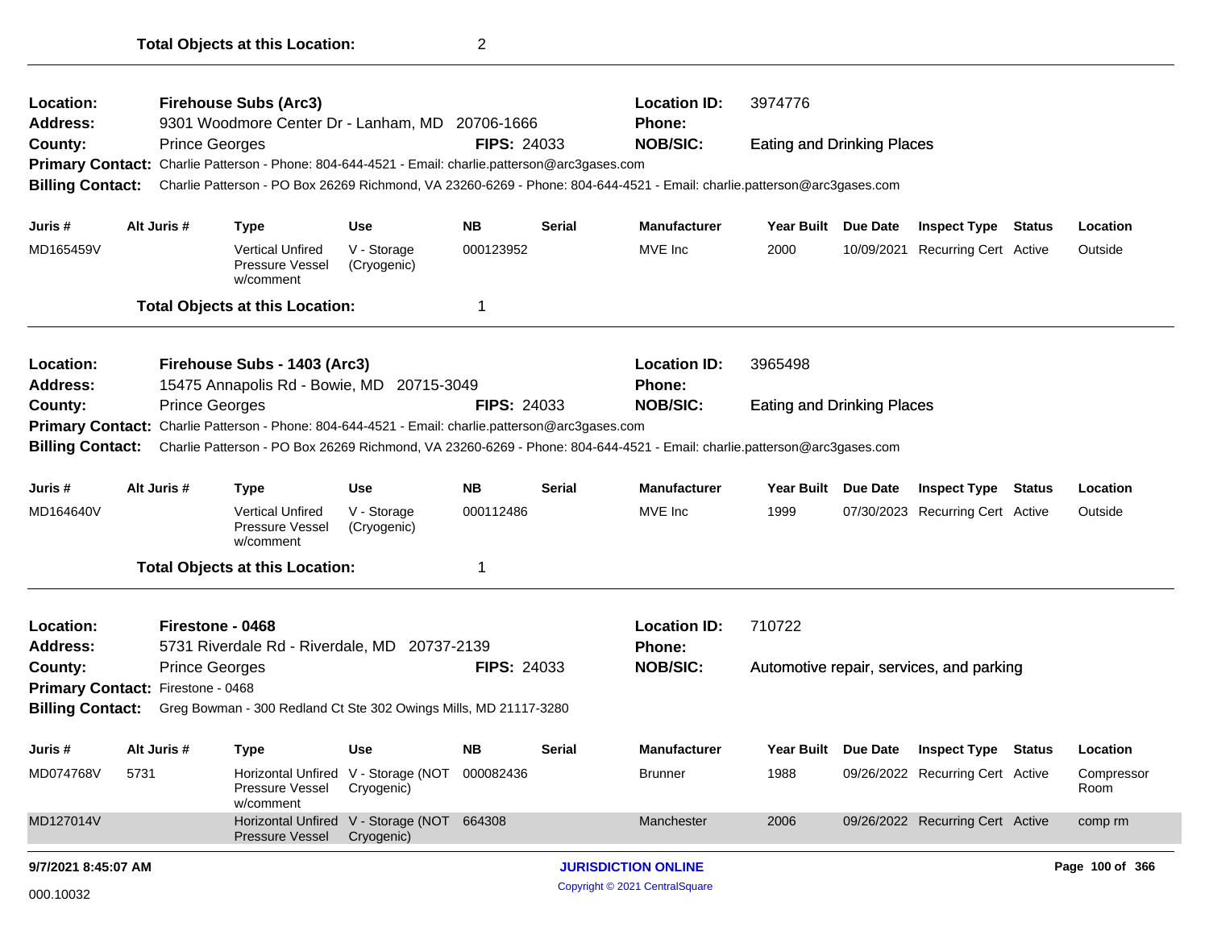**Total Objects at this Location:** 2

---

**Location:** Firehouse Subs (Arc3) **Location ID:** 3974776
**Address:** 9301 Woodmore Center Dr - Lanham, MD 20706-1666 **Phone:**
**County:** Prince Georges **FIPS:** 24033 **NOB/SIC:** Eating and Drinking Places
**Primary Contact:** Charlie Patterson - Phone: 804-644-4521 - Email: charlie.patterson@arc3gases.com
**Billing Contact:** Charlie Patterson - PO Box 26269 Richmond, VA 23260-6269 - Phone: 804-644-4521 - Email: charlie.patterson@arc3gases.com

| Juris # | Alt Juris # | Type | Use | NB | Serial | Manufacturer | Year Built | Due Date | Inspect Type | Status | Location |
|---|---|---|---|---|---|---|---|---|---|---|---|
| MD165459V | | Vertical Unfired Pressure Vessel w/comment | V - Storage (Cryogenic) | 000123952 | | MVE Inc | 2000 | 10/09/2021 | Recurring Cert | Active | Outside |

**Total Objects at this Location:** 1

---

**Location:** Firehouse Subs - 1403 (Arc3) **Location ID:** 3965498
**Address:** 15475 Annapolis Rd - Bowie, MD 20715-3049 **Phone:**
**County:** Prince Georges **FIPS:** 24033 **NOB/SIC:** Eating and Drinking Places
**Primary Contact:** Charlie Patterson - Phone: 804-644-4521 - Email: charlie.patterson@arc3gases.com
**Billing Contact:** Charlie Patterson - PO Box 26269 Richmond, VA 23260-6269 - Phone: 804-644-4521 - Email: charlie.patterson@arc3gases.com

| Juris # | Alt Juris # | Type | Use | NB | Serial | Manufacturer | Year Built | Due Date | Inspect Type | Status | Location |
|---|---|---|---|---|---|---|---|---|---|---|---|
| MD164640V | | Vertical Unfired Pressure Vessel w/comment | V - Storage (Cryogenic) | 000112486 | | MVE Inc | 1999 | 07/30/2023 | Recurring Cert | Active | Outside |

**Total Objects at this Location:** 1

---

**Location:** Firestone - 0468 **Location ID:** 710722
**Address:** 5731 Riverdale Rd - Riverdale, MD 20737-2139 **Phone:**
**County:** Prince Georges **FIPS:** 24033 **NOB/SIC:** Automotive repair, services, and parking
**Primary Contact:** Firestone - 0468
**Billing Contact:** Greg Bowman - 300 Redland Ct Ste 302 Owings Mills, MD 21117-3280

| Juris # | Alt Juris # | Type | Use | NB | Serial | Manufacturer | Year Built | Due Date | Inspect Type | Status | Location |
|---|---|---|---|---|---|---|---|---|---|---|---|
| MD074768V | 5731 | Horizontal Unfired Pressure Vessel w/comment | V - Storage (NOT Cryogenic) | 000082436 | | Brunner | 1988 | 09/26/2022 | Recurring Cert | Active | Compressor Room |
| MD127014V | | Horizontal Unfired Pressure Vessel | V - Storage (NOT Cryogenic) | 664308 | | Manchester | 2006 | 09/26/2022 | Recurring Cert | Active | comp rm |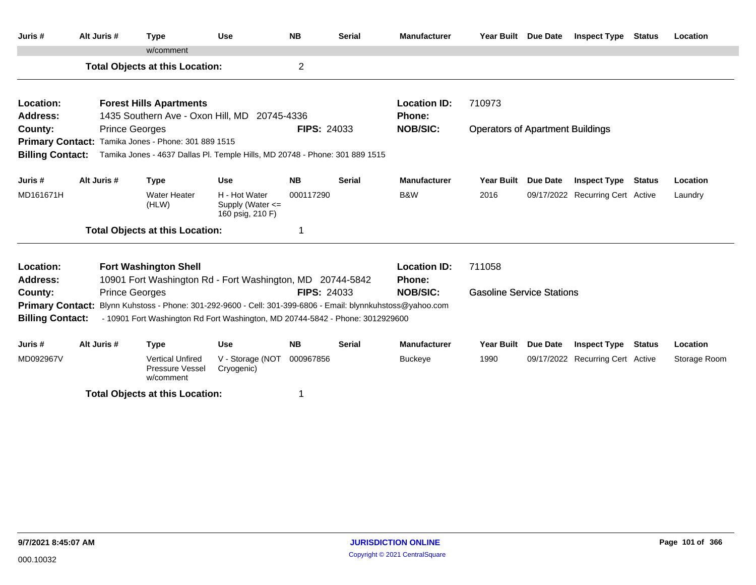| Juris # | Alt Juris # | Type | Use | NB | Serial | Manufacturer | Year Built | Due Date | Inspect Type | Status | Location |
|---|---|---|---|---|---|---|---|---|---|---|---|
| | | w/comment | | | | | | | | | |

**Total Objects at this Location:** 2

---

**Location:** Forest Hills Apartments
**Address:** 1435 Southern Ave - Oxon Hill, MD 20745-4336
**County:** Prince Georges
**FIPS:** 24033
**Location ID:** 710973
**Phone:**
**NOB/SIC:** Operators of Apartment Buildings
**Primary Contact:** Tamika Jones - Phone: 301 889 1515
**Billing Contact:** Tamika Jones - 4637 Dallas Pl. Temple Hills, MD 20748 - Phone: 301 889 1515

| Juris # | Alt Juris # | Type | Use | NB | Serial | Manufacturer | Year Built | Due Date | Inspect Type | Status | Location |
|---|---|---|---|---|---|---|---|---|---|---|---|
| MD161671H | | Water Heater (HLW) | H - Hot Water Supply (Water <= 160 psig, 210 F) | 000117290 | | B&W | 2016 | 09/17/2022 | Recurring Cert | Active | Laundry |

**Total Objects at this Location:** 1

---

**Location:** Fort Washington Shell
**Address:** 10901 Fort Washington Rd - Fort Washington, MD 20744-5842
**County:** Prince Georges
**FIPS:** 24033
**Location ID:** 711058
**Phone:**
**NOB/SIC:** Gasoline Service Stations
**Primary Contact:** Blynn Kuhstoss - Phone: 301-292-9600 - Cell: 301-399-6806 - Email: blynnkuhstoss@yahoo.com
**Billing Contact:** - 10901 Fort Washington Rd Fort Washington, MD 20744-5842 - Phone: 3012929600

| Juris # | Alt Juris # | Type | Use | NB | Serial | Manufacturer | Year Built | Due Date | Inspect Type | Status | Location |
|---|---|---|---|---|---|---|---|---|---|---|---|
| MD092967V | | Vertical Unfired Pressure Vessel w/comment | V - Storage (NOT Cryogenic) | 000967856 | | Buckeye | 1990 | 09/17/2022 | Recurring Cert | Active | Storage Room |

**Total Objects at this Location:** 1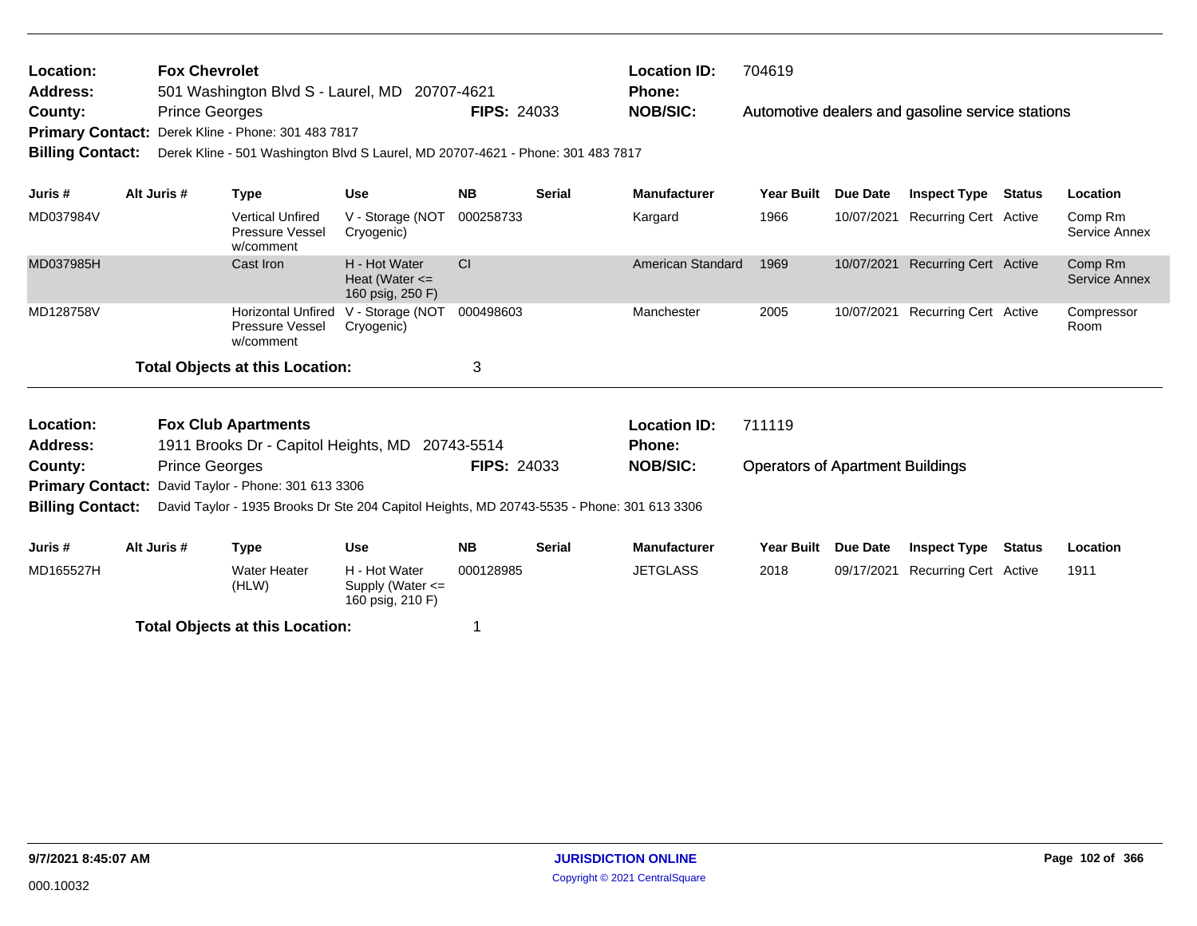**Location:** Fox Chevrolet  
**Address:** 501 Washington Blvd S - Laurel, MD 20707-4621  
**County:** Prince Georges  **FIPS:** 24033  
**Primary Contact:** Derek Kline - Phone: 301 483 7817  
**Billing Contact:** Derek Kline - 501 Washington Blvd S Laurel, MD 20707-4621 - Phone: 301 483 7817  
**Location ID:** 704619  
**Phone:**  
**NOB/SIC:** Automotive dealers and gasoline service stations

| Juris # | Alt Juris # | Type | Use | NB | Serial | Manufacturer | Year Built | Due Date | Inspect Type | Status | Location |
|---|---|---|---|---|---|---|---|---|---|---|---|
| MD037984V | | Vertical Unfired Pressure Vessel w/comment | V - Storage (NOT Cryogenic) | 000258733 | | Kargard | 1966 | 10/07/2021 | Recurring Cert | Active | Comp Rm Service Annex |
| MD037985H | | Cast Iron | H - Hot Water Heat (Water <= 160 psig, 250 F) | CI | | American Standard | 1969 | 10/07/2021 | Recurring Cert | Active | Comp Rm Service Annex |
| MD128758V | | Horizontal Unfired Pressure Vessel w/comment | V - Storage (NOT Cryogenic) | 000498603 | | Manchester | 2005 | 10/07/2021 | Recurring Cert | Active | Compressor Room |

**Total Objects at this Location:** 3

---

**Location:** Fox Club Apartments  
**Address:** 1911 Brooks Dr - Capitol Heights, MD 20743-5514  
**County:** Prince Georges  **FIPS:** 24033  
**Primary Contact:** David Taylor - Phone: 301 613 3306  
**Billing Contact:** David Taylor - 1935 Brooks Dr Ste 204 Capitol Heights, MD 20743-5535 - Phone: 301 613 3306  
**Location ID:** 711119  
**Phone:**  
**NOB/SIC:** Operators of Apartment Buildings

| Juris # | Alt Juris # | Type | Use | NB | Serial | Manufacturer | Year Built | Due Date | Inspect Type | Status | Location |
|---|---|---|---|---|---|---|---|---|---|---|---|
| MD165527H | | Water Heater (HLW) | H - Hot Water Supply (Water <= 160 psig, 210 F) | 000128985 | | JETGLASS | 2018 | 09/17/2021 | Recurring Cert | Active | 1911 |

**Total Objects at this Location:** 1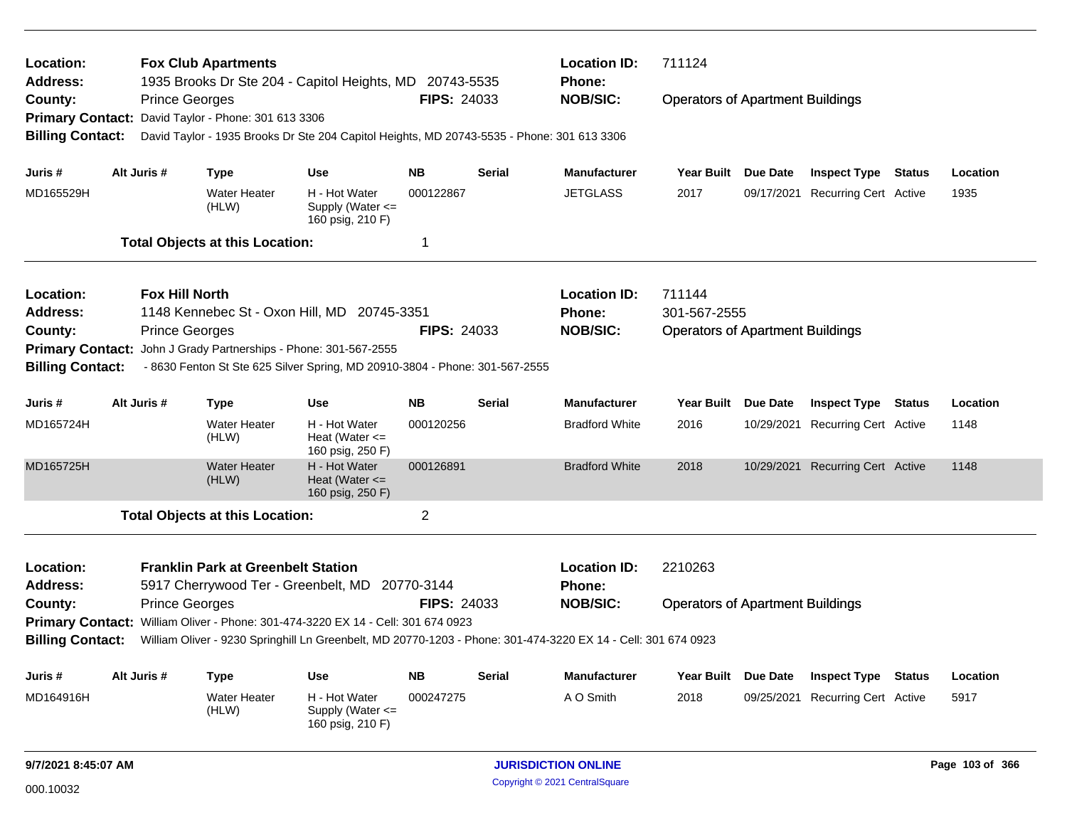**Location:** **Fox Club Apartments**
**Address:** 1935 Brooks Dr Ste 204 - Capitol Heights, MD 20743-5535
**County:** Prince Georges **FIPS:** 24033
**Primary Contact:** David Taylor - Phone: 301 613 3306
**Billing Contact:** David Taylor - 1935 Brooks Dr Ste 204 Capitol Heights, MD 20743-5535 - Phone: 301 613 3306
**Location ID:** 711124
**Phone:**
**NOB/SIC:** Operators of Apartment Buildings

| Juris # | Alt Juris # | Type | Use | NB | Serial | Manufacturer | Year Built | Due Date | Inspect Type | Status | Location |
|---|---|---|---|---|---|---|---|---|---|---|---|
| MD165529H | | Water Heater (HLW) | H - Hot Water Supply (Water <= 160 psig, 210 F) | 000122867 | | JETGLASS | 2017 | 09/17/2021 | Recurring Cert | Active | 1935 |

**Total Objects at this Location:** 1

**Location:** **Fox Hill North**
**Address:** 1148 Kennebec St - Oxon Hill, MD 20745-3351
**County:** Prince Georges **FIPS:** 24033
**Primary Contact:** John J Grady Partnerships - Phone: 301-567-2555
**Billing Contact:** - 8630 Fenton St Ste 625 Silver Spring, MD 20910-3804 - Phone: 301-567-2555
**Location ID:** 711144
**Phone:** 301-567-2555
**NOB/SIC:** Operators of Apartment Buildings

| Juris # | Alt Juris # | Type | Use | NB | Serial | Manufacturer | Year Built | Due Date | Inspect Type | Status | Location |
|---|---|---|---|---|---|---|---|---|---|---|---|
| MD165724H | | Water Heater (HLW) | H - Hot Water Heat (Water <= 160 psig, 250 F) | 000120256 | | Bradford White | 2016 | 10/29/2021 | Recurring Cert | Active | 1148 |
| MD165725H | | Water Heater (HLW) | H - Hot Water Heat (Water <= 160 psig, 250 F) | 000126891 | | Bradford White | 2018 | 10/29/2021 | Recurring Cert | Active | 1148 |

**Total Objects at this Location:** 2

**Location:** **Franklin Park at Greenbelt Station**
**Address:** 5917 Cherrywood Ter - Greenbelt, MD 20770-3144
**County:** Prince Georges **FIPS:** 24033
**Primary Contact:** William Oliver - Phone: 301-474-3220 EX 14 - Cell: 301 674 0923
**Billing Contact:** William Oliver - 9230 Springhill Ln Greenbelt, MD 20770-1203 - Phone: 301-474-3220 EX 14 - Cell: 301 674 0923
**Location ID:** 2210263
**Phone:**
**NOB/SIC:** Operators of Apartment Buildings

| Juris # | Alt Juris # | Type | Use | NB | Serial | Manufacturer | Year Built | Due Date | Inspect Type | Status | Location |
|---|---|---|---|---|---|---|---|---|---|---|---|
| MD164916H | | Water Heater (HLW) | H - Hot Water Supply (Water <= 160 psig, 210 F) | 000247275 | | A O Smith | 2018 | 09/25/2021 | Recurring Cert | Active | 5917 |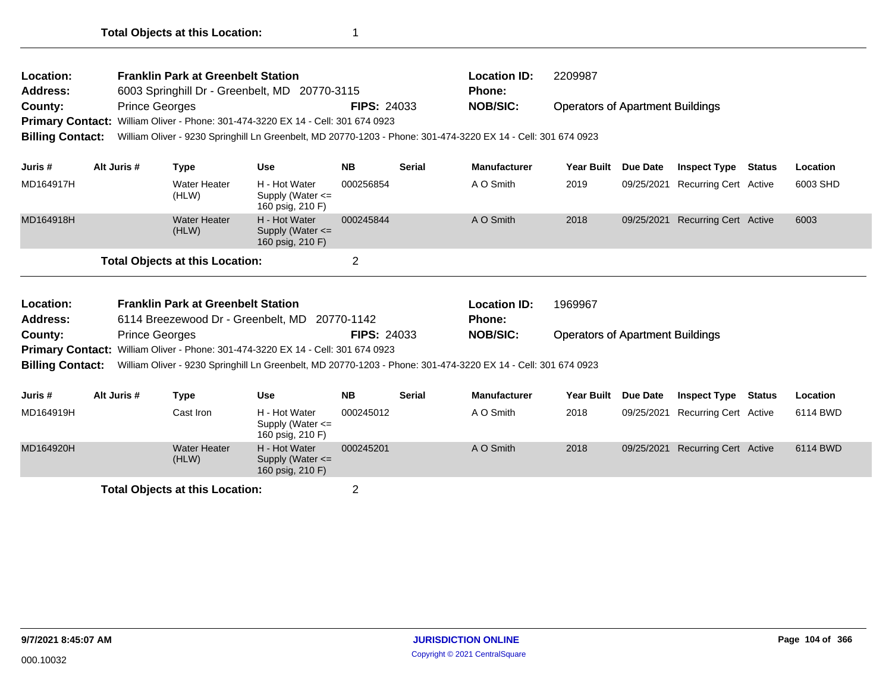**Total Objects at this Location:** 1

---

**Location:** Franklin Park at Greenbelt Station
**Location ID:** 2209987
**Address:** 6003 Springhill Dr - Greenbelt, MD 20770-3115
**Phone:**
**County:** Prince Georges
**FIPS:** 24033
**NOB/SIC:** Operators of Apartment Buildings
**Primary Contact:** William Oliver - Phone: 301-474-3220 EX 14 - Cell: 301 674 0923
**Billing Contact:** William Oliver - 9230 Springhill Ln Greenbelt, MD 20770-1203 - Phone: 301-474-3220 EX 14 - Cell: 301 674 0923

| Juris # | Alt Juris # | Type | Use | NB | Serial | Manufacturer | Year Built | Due Date | Inspect Type | Status | Location |
|---|---|---|---|---|---|---|---|---|---|---|---|
| MD164917H | | Water Heater (HLW) | H - Hot Water Supply (Water <= 160 psig, 210 F) | 000256854 | | A O Smith | 2019 | 09/25/2021 | Recurring Cert | Active | 6003 SHD |
| MD164918H | | Water Heater (HLW) | H - Hot Water Supply (Water <= 160 psig, 210 F) | 000245844 | | A O Smith | 2018 | 09/25/2021 | Recurring Cert | Active | 6003 |

**Total Objects at this Location:** 2

---

**Location:** Franklin Park at Greenbelt Station
**Location ID:** 1969967
**Address:** 6114 Breezewood Dr - Greenbelt, MD 20770-1142
**Phone:**
**County:** Prince Georges
**FIPS:** 24033
**NOB/SIC:** Operators of Apartment Buildings
**Primary Contact:** William Oliver - Phone: 301-474-3220 EX 14 - Cell: 301 674 0923
**Billing Contact:** William Oliver - 9230 Springhill Ln Greenbelt, MD 20770-1203 - Phone: 301-474-3220 EX 14 - Cell: 301 674 0923

| Juris # | Alt Juris # | Type | Use | NB | Serial | Manufacturer | Year Built | Due Date | Inspect Type | Status | Location |
|---|---|---|---|---|---|---|---|---|---|---|---|
| MD164919H | | Cast Iron | H - Hot Water Supply (Water <= 160 psig, 210 F) | 000245012 | | A O Smith | 2018 | 09/25/2021 | Recurring Cert | Active | 6114 BWD |
| MD164920H | | Water Heater (HLW) | H - Hot Water Supply (Water <= 160 psig, 210 F) | 000245201 | | A O Smith | 2018 | 09/25/2021 | Recurring Cert | Active | 6114 BWD |

**Total Objects at this Location:** 2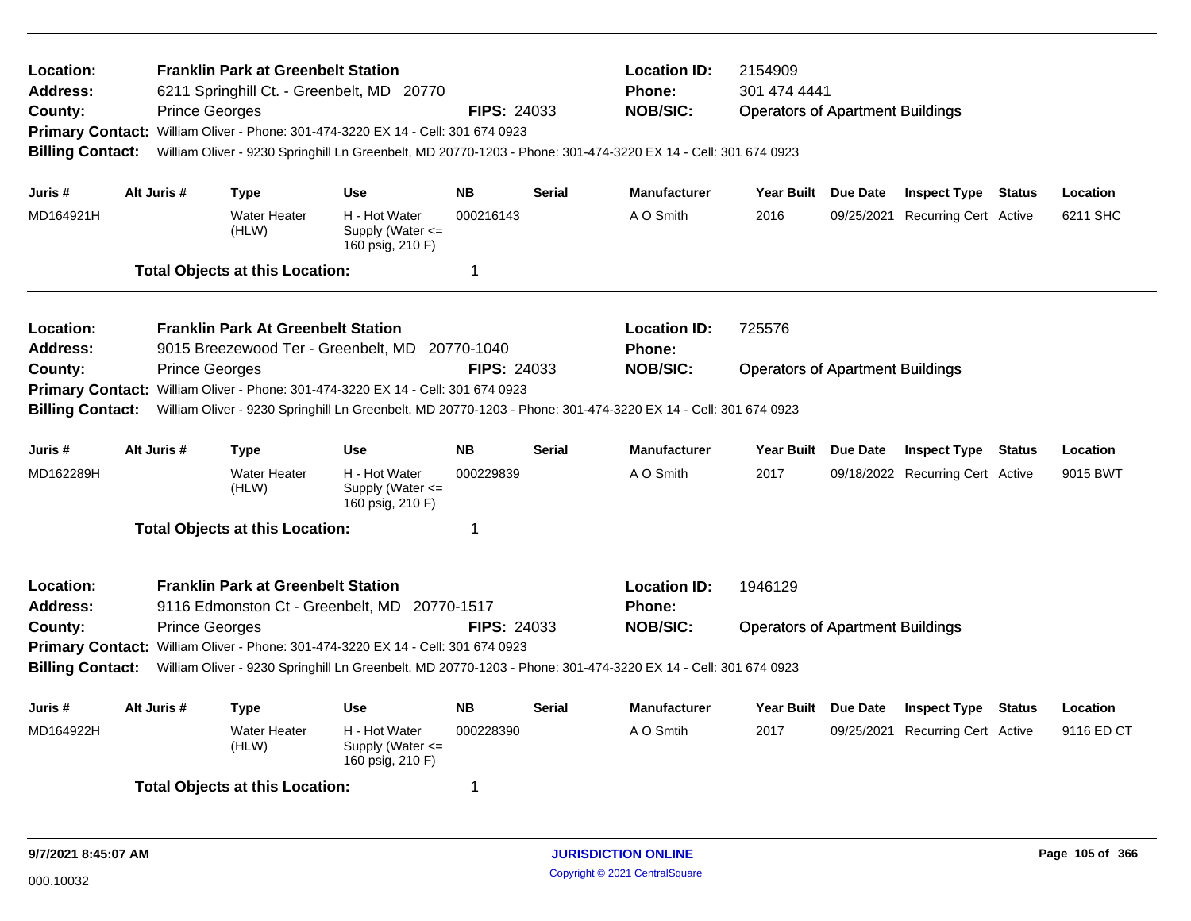**Location:** Franklin Park at Greenbelt Station
**Address:** 6211 Springhill Ct. - Greenbelt, MD 20770
**County:** Prince Georges
**FIPS:** 24033
**Location ID:** 2154909
**Phone:** 301 474 4441
**NOB/SIC:** Operators of Apartment Buildings
**Primary Contact:** William Oliver - Phone: 301-474-3220 EX 14 - Cell: 301 674 0923
**Billing Contact:** William Oliver - 9230 Springhill Ln Greenbelt, MD 20770-1203 - Phone: 301-474-3220 EX 14 - Cell: 301 674 0923

| Juris # | Alt Juris # | Type | Use | NB | Serial | Manufacturer | Year Built | Due Date | Inspect Type | Status | Location |
|---|---|---|---|---|---|---|---|---|---|---|---|
| MD164921H | | Water Heater (HLW) | H - Hot Water Supply (Water <= 160 psig, 210 F) | 000216143 | | A O Smith | 2016 | 09/25/2021 | Recurring Cert | Active | 6211 SHC |

**Total Objects at this Location:** 1

---

**Location:** Franklin Park At Greenbelt Station
**Address:** 9015 Breezewood Ter - Greenbelt, MD 20770-1040
**County:** Prince Georges
**FIPS:** 24033
**Location ID:** 725576
**Phone:**
**NOB/SIC:** Operators of Apartment Buildings
**Primary Contact:** William Oliver - Phone: 301-474-3220 EX 14 - Cell: 301 674 0923
**Billing Contact:** William Oliver - 9230 Springhill Ln Greenbelt, MD 20770-1203 - Phone: 301-474-3220 EX 14 - Cell: 301 674 0923

| Juris # | Alt Juris # | Type | Use | NB | Serial | Manufacturer | Year Built | Due Date | Inspect Type | Status | Location |
|---|---|---|---|---|---|---|---|---|---|---|---|
| MD162289H | | Water Heater (HLW) | H - Hot Water Supply (Water <= 160 psig, 210 F) | 000229839 | | A O Smith | 2017 | 09/18/2022 | Recurring Cert | Active | 9015 BWT |

**Total Objects at this Location:** 1

---

**Location:** Franklin Park at Greenbelt Station
**Address:** 9116 Edmonston Ct - Greenbelt, MD 20770-1517
**County:** Prince Georges
**FIPS:** 24033
**Location ID:** 1946129
**Phone:**
**NOB/SIC:** Operators of Apartment Buildings
**Primary Contact:** William Oliver - Phone: 301-474-3220 EX 14 - Cell: 301 674 0923
**Billing Contact:** William Oliver - 9230 Springhill Ln Greenbelt, MD 20770-1203 - Phone: 301-474-3220 EX 14 - Cell: 301 674 0923

| Juris # | Alt Juris # | Type | Use | NB | Serial | Manufacturer | Year Built | Due Date | Inspect Type | Status | Location |
|---|---|---|---|---|---|---|---|---|---|---|---|
| MD164922H | | Water Heater (HLW) | H - Hot Water Supply (Water <= 160 psig, 210 F) | 000228390 | | A O Smtih | 2017 | 09/25/2021 | Recurring Cert | Active | 9116 ED CT |

**Total Objects at this Location:** 1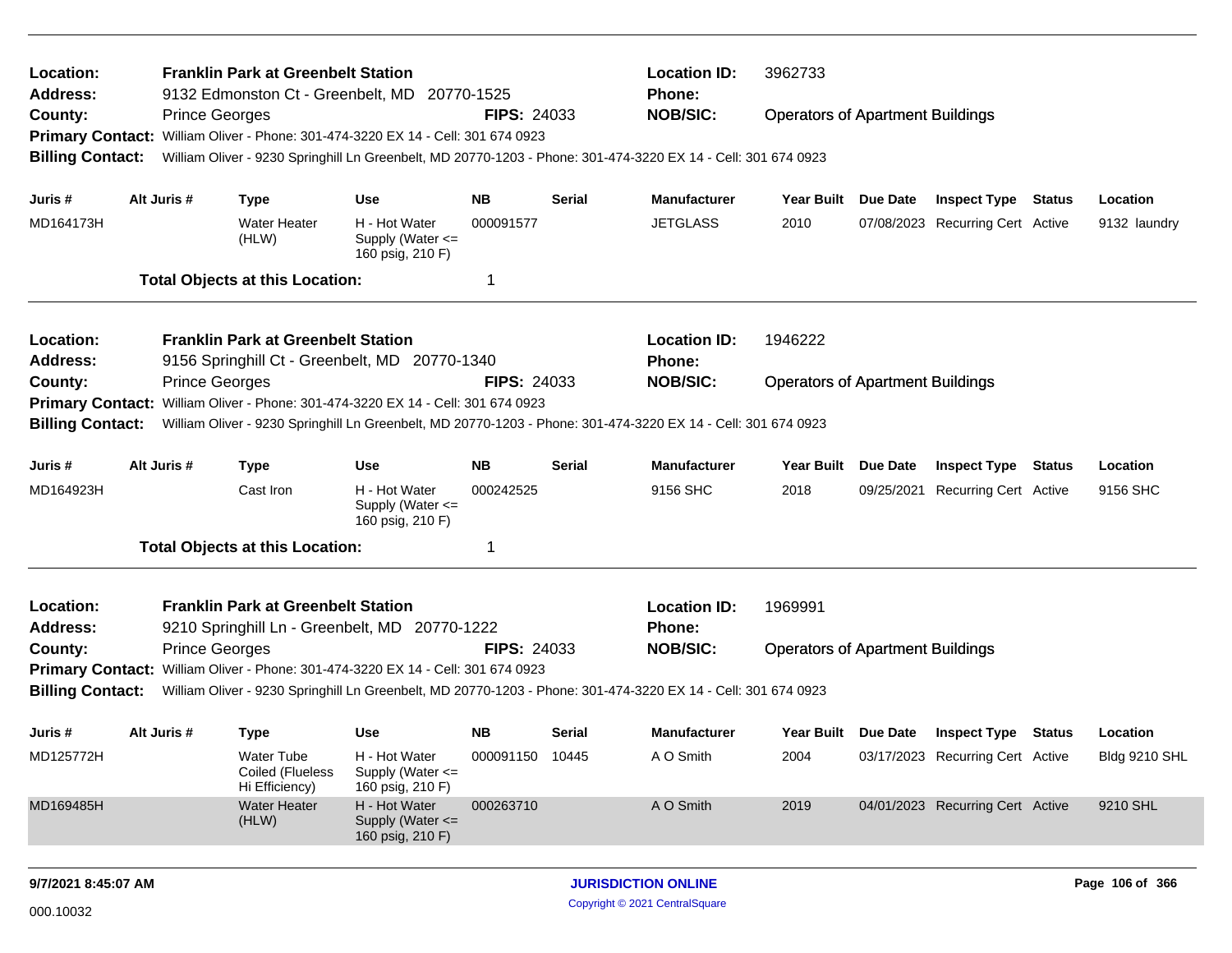**Location:** Franklin Park at Greenbelt Station
**Location ID:** 3962733
**Address:** 9132 Edmonston Ct - Greenbelt, MD 20770-1525
**Phone:**
**County:** Prince Georges
**FIPS:** 24033
**NOB/SIC:** Operators of Apartment Buildings
**Primary Contact:** William Oliver - Phone: 301-474-3220 EX 14 - Cell: 301 674 0923
**Billing Contact:** William Oliver - 9230 Springhill Ln Greenbelt, MD 20770-1203 - Phone: 301-474-3220 EX 14 - Cell: 301 674 0923

| Juris # | Alt Juris # | Type | Use | NB | Serial | Manufacturer | Year Built | Due Date | Inspect Type | Status | Location |
|---|---|---|---|---|---|---|---|---|---|---|---|
| MD164173H | | Water Heater (HLW) | H - Hot Water Supply (Water <= 160 psig, 210 F) | 000091577 | | JETGLASS | 2010 | 07/08/2023 | Recurring Cert | Active | 9132 laundry |

**Total Objects at this Location:** 1

---

**Location:** Franklin Park at Greenbelt Station
**Location ID:** 1946222
**Address:** 9156 Springhill Ct - Greenbelt, MD 20770-1340
**Phone:**
**County:** Prince Georges
**FIPS:** 24033
**NOB/SIC:** Operators of Apartment Buildings
**Primary Contact:** William Oliver - Phone: 301-474-3220 EX 14 - Cell: 301 674 0923
**Billing Contact:** William Oliver - 9230 Springhill Ln Greenbelt, MD 20770-1203 - Phone: 301-474-3220 EX 14 - Cell: 301 674 0923

| Juris # | Alt Juris # | Type | Use | NB | Serial | Manufacturer | Year Built | Due Date | Inspect Type | Status | Location |
|---|---|---|---|---|---|---|---|---|---|---|---|
| MD164923H | | Cast Iron | H - Hot Water Supply (Water <= 160 psig, 210 F) | 000242525 | | 9156 SHC | 2018 | 09/25/2021 | Recurring Cert | Active | 9156 SHC |

**Total Objects at this Location:** 1

---

**Location:** Franklin Park at Greenbelt Station
**Location ID:** 1969991
**Address:** 9210 Springhill Ln - Greenbelt, MD 20770-1222
**Phone:**
**County:** Prince Georges
**FIPS:** 24033
**NOB/SIC:** Operators of Apartment Buildings
**Primary Contact:** William Oliver - Phone: 301-474-3220 EX 14 - Cell: 301 674 0923
**Billing Contact:** William Oliver - 9230 Springhill Ln Greenbelt, MD 20770-1203 - Phone: 301-474-3220 EX 14 - Cell: 301 674 0923

| Juris # | Alt Juris # | Type | Use | NB | Serial | Manufacturer | Year Built | Due Date | Inspect Type | Status | Location |
|---|---|---|---|---|---|---|---|---|---|---|---|
| MD125772H | | Water Tube Coiled (Flueless Hi Efficiency) | H - Hot Water Supply (Water <= 160 psig, 210 F) | 000091150 | 10445 | A O Smith | 2004 | 03/17/2023 | Recurring Cert | Active | Bldg 9210 SHL |
| MD169485H | | Water Heater (HLW) | H - Hot Water Supply (Water <= 160 psig, 210 F) | 000263710 | | A O Smith | 2019 | 04/01/2023 | Recurring Cert | Active | 9210 SHL |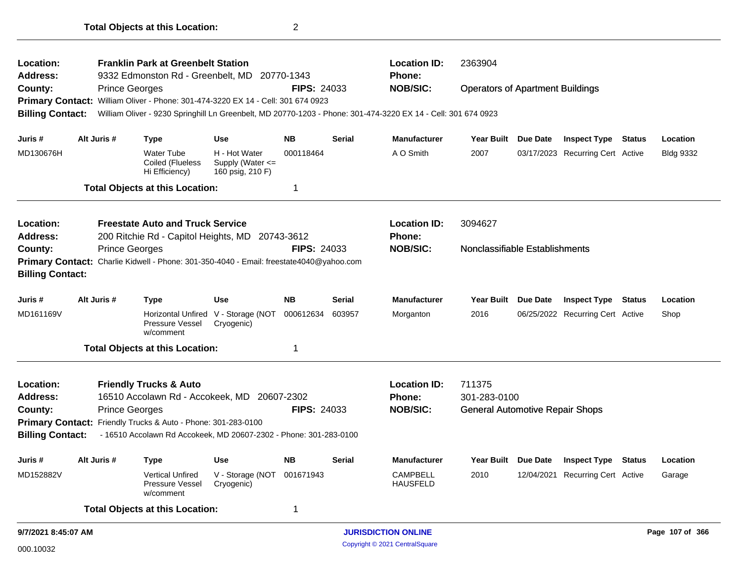**Total Objects at this Location:** 2

---

**Location:** Franklin Park at Greenbelt Station
**Address:** 9332 Edmonston Rd - Greenbelt, MD 20770-1343
**County:** Prince Georges **FIPS:** 24033
**Location ID:** 2363904
**Phone:**
**NOB/SIC:** Operators of Apartment Buildings
**Primary Contact:** William Oliver - Phone: 301-474-3220 EX 14 - Cell: 301 674 0923
**Billing Contact:** William Oliver - 9230 Springhill Ln Greenbelt, MD 20770-1203 - Phone: 301-474-3220 EX 14 - Cell: 301 674 0923

| Juris # | Alt Juris # | Type | Use | NB | Serial | Manufacturer | Year Built | Due Date | Inspect Type | Status | Location |
|---|---|---|---|---|---|---|---|---|---|---|---|
| MD130676H | | Water Tube Coiled (Flueless Hi Efficiency) | H - Hot Water Supply (Water <= 160 psig, 210 F) | 000118464 | | A O Smith | 2007 | 03/17/2023 | Recurring Cert | Active | Bldg 9332 |

**Total Objects at this Location:** 1

---

**Location:** Freestate Auto and Truck Service
**Address:** 200 Ritchie Rd - Capitol Heights, MD 20743-3612
**County:** Prince Georges **FIPS:** 24033
**Location ID:** 3094627
**Phone:**
**NOB/SIC:** Nonclassifiable Establishments
**Primary Contact:** Charlie Kidwell - Phone: 301-350-4040 - Email: freestate4040@yahoo.com
**Billing Contact:**

| Juris # | Alt Juris # | Type | Use | NB | Serial | Manufacturer | Year Built | Due Date | Inspect Type | Status | Location |
|---|---|---|---|---|---|---|---|---|---|---|---|
| MD161169V | | Horizontal Unfired Pressure Vessel w/comment | V - Storage (NOT Cryogenic) | 000612634 | 603957 | Morganton | 2016 | 06/25/2022 | Recurring Cert | Active | Shop |

**Total Objects at this Location:** 1

---

**Location:** Friendly Trucks & Auto
**Address:** 16510 Accolawn Rd - Accokeek, MD 20607-2302
**County:** Prince Georges **FIPS:** 24033
**Location ID:** 711375
**Phone:** 301-283-0100
**NOB/SIC:** General Automotive Repair Shops
**Primary Contact:** Friendly Trucks & Auto - Phone: 301-283-0100
**Billing Contact:** - 16510 Accolawn Rd Accokeek, MD 20607-2302 - Phone: 301-283-0100

| Juris # | Alt Juris # | Type | Use | NB | Serial | Manufacturer | Year Built | Due Date | Inspect Type | Status | Location |
|---|---|---|---|---|---|---|---|---|---|---|---|
| MD152882V | | Vertical Unfired Pressure Vessel w/comment | V - Storage (NOT Cryogenic) | 001671943 | | CAMPBELL HAUSFELD | 2010 | 12/04/2021 | Recurring Cert | Active | Garage |

**Total Objects at this Location:** 1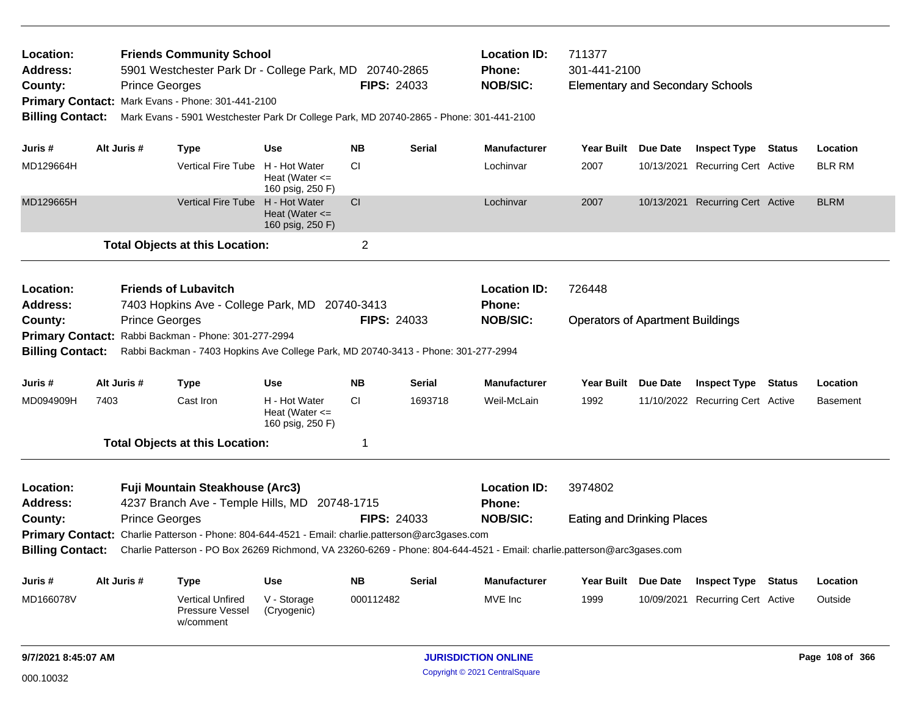**Location:** Friends Community School
**Address:** 5901 Westchester Park Dr - College Park, MD 20740-2865
**County:** Prince Georges **FIPS:** 24033
**Location ID:** 711377
**Phone:** 301-441-2100
**NOB/SIC:** Elementary and Secondary Schools
**Primary Contact:** Mark Evans - Phone: 301-441-2100
**Billing Contact:** Mark Evans - 5901 Westchester Park Dr College Park, MD 20740-2865 - Phone: 301-441-2100

| Juris # | Alt Juris # | Type | Use | NB | Serial | Manufacturer | Year Built | Due Date | Inspect Type | Status | Location |
|---|---|---|---|---|---|---|---|---|---|---|---|
| MD129664H | | Vertical Fire Tube | H - Hot Water Heat (Water <= 160 psig, 250 F) | CI | | Lochinvar | 2007 | 10/13/2021 | Recurring Cert | Active | BLR RM |
| MD129665H | | Vertical Fire Tube | H - Hot Water Heat (Water <= 160 psig, 250 F) | CI | | Lochinvar | 2007 | 10/13/2021 | Recurring Cert | Active | BLRM |

**Total Objects at this Location:** 2

---

**Location:** Friends of Lubavitch
**Address:** 7403 Hopkins Ave - College Park, MD 20740-3413
**County:** Prince Georges **FIPS:** 24033
**Location ID:** 726448
**Phone:**
**NOB/SIC:** Operators of Apartment Buildings
**Primary Contact:** Rabbi Backman - Phone: 301-277-2994
**Billing Contact:** Rabbi Backman - 7403 Hopkins Ave College Park, MD 20740-3413 - Phone: 301-277-2994

| Juris # | Alt Juris # | Type | Use | NB | Serial | Manufacturer | Year Built | Due Date | Inspect Type | Status | Location |
|---|---|---|---|---|---|---|---|---|---|---|---|
| MD094909H | 7403 | Cast Iron | H - Hot Water Heat (Water <= 160 psig, 250 F) | CI | 1693718 | Weil-McLain | 1992 | 11/10/2022 | Recurring Cert | Active | Basement |

**Total Objects at this Location:** 1

---

**Location:** Fuji Mountain Steakhouse (Arc3)
**Address:** 4237 Branch Ave - Temple Hills, MD 20748-1715
**County:** Prince Georges **FIPS:** 24033
**Location ID:** 3974802
**Phone:**
**NOB/SIC:** Eating and Drinking Places
**Primary Contact:** Charlie Patterson - Phone: 804-644-4521 - Email: charlie.patterson@arc3gases.com
**Billing Contact:** Charlie Patterson - PO Box 26269 Richmond, VA 23260-6269 - Phone: 804-644-4521 - Email: charlie.patterson@arc3gases.com

| Juris # | Alt Juris # | Type | Use | NB | Serial | Manufacturer | Year Built | Due Date | Inspect Type | Status | Location |
|---|---|---|---|---|---|---|---|---|---|---|---|
| MD166078V | | Vertical Unfired Pressure Vessel w/comment | V - Storage (Cryogenic) | 000112482 | | MVE Inc | 1999 | 10/09/2021 | Recurring Cert | Active | Outside |

9/7/2021 8:45:07 AM

000.10032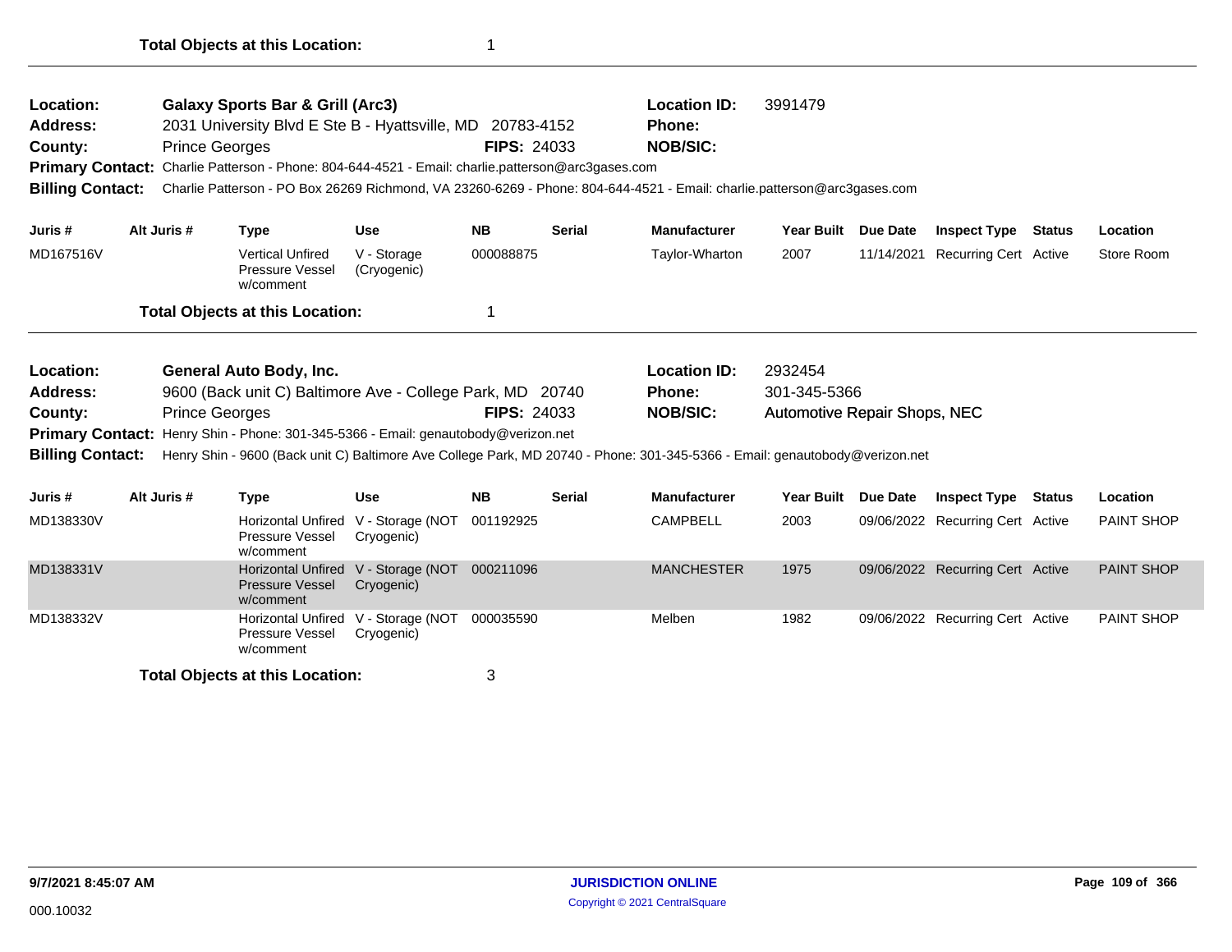**Total Objects at this Location:** 1

---

| | | | | |
|---|---|---|---|---|
| **Location:** | **Galaxy Sports Bar & Grill (Arc3)** | | **Location ID:** | 3991479 |
| **Address:** | 2031 University Blvd E Ste B - Hyattsville, MD 20783-4152 | | **Phone:** | |
| **County:** | Prince Georges | **FIPS:** 24033 | **NOB/SIC:** | |

**Primary Contact:** Charlie Patterson - Phone: 804-644-4521 - Email: charlie.patterson@arc3gases.com

**Billing Contact:** Charlie Patterson - PO Box 26269 Richmond, VA 23260-6269 - Phone: 804-644-4521 - Email: charlie.patterson@arc3gases.com

| Juris # | Alt Juris # | Type | Use | NB | Serial | Manufacturer | Year Built | Due Date | Inspect Type | Status | Location |
|---|---|---|---|---|---|---|---|---|---|---|---|
| MD167516V | | Vertical Unfired Pressure Vessel w/comment | V - Storage (Cryogenic) | 000088875 | | Taylor-Wharton | 2007 | 11/14/2021 | Recurring Cert | Active | Store Room |

**Total Objects at this Location:** 1

---

| | | | | |
|---|---|---|---|---|
| **Location:** | **General Auto Body, Inc.** | | **Location ID:** | 2932454 |
| **Address:** | 9600 (Back unit C) Baltimore Ave - College Park, MD 20740 | | **Phone:** | 301-345-5366 |
| **County:** | Prince Georges | **FIPS:** 24033 | **NOB/SIC:** | Automotive Repair Shops, NEC |

**Primary Contact:** Henry Shin - Phone: 301-345-5366 - Email: genautobody@verizon.net

**Billing Contact:** Henry Shin - 9600 (Back unit C) Baltimore Ave College Park, MD 20740 - Phone: 301-345-5366 - Email: genautobody@verizon.net

| Juris # | Alt Juris # | Type | Use | NB | Serial | Manufacturer | Year Built | Due Date | Inspect Type | Status | Location |
|---|---|---|---|---|---|---|---|---|---|---|---|
| MD138330V | | Horizontal Unfired Pressure Vessel w/comment | V - Storage (NOT Cryogenic) | 001192925 | | CAMPBELL | 2003 | 09/06/2022 | Recurring Cert | Active | PAINT SHOP |
| MD138331V | | Horizontal Unfired Pressure Vessel w/comment | V - Storage (NOT Cryogenic) | 000211096 | | MANCHESTER | 1975 | 09/06/2022 | Recurring Cert | Active | PAINT SHOP |
| MD138332V | | Horizontal Unfired Pressure Vessel w/comment | V - Storage (NOT Cryogenic) | 000035590 | | Melben | 1982 | 09/06/2022 | Recurring Cert | Active | PAINT SHOP |

**Total Objects at this Location:** 3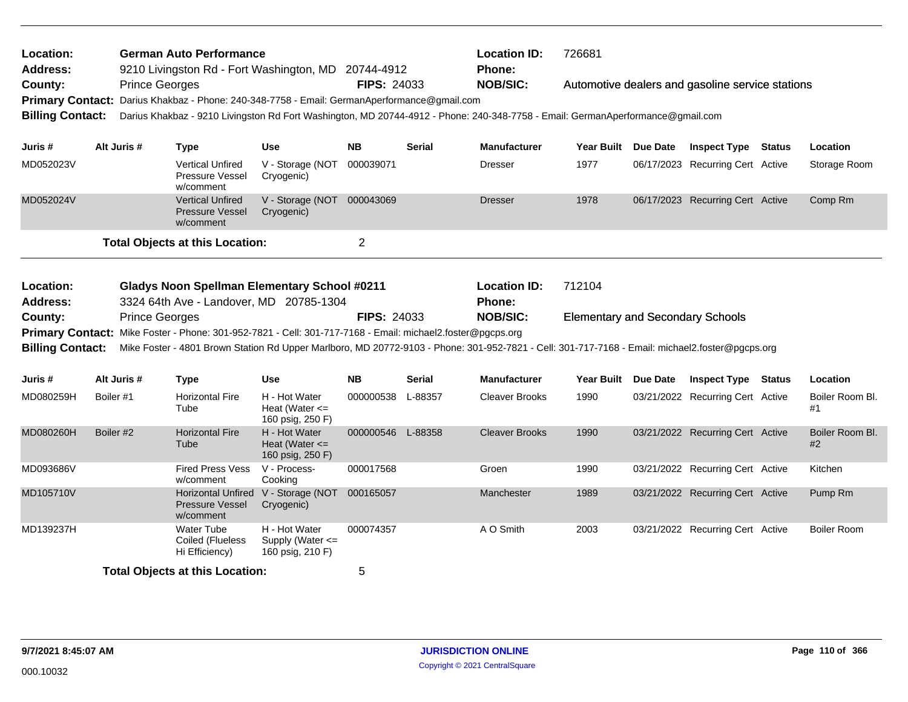**Location:** German Auto Performance  **Location ID:** 726681
**Address:** 9210 Livingston Rd - Fort Washington, MD 20744-4912  **Phone:**
**County:** Prince Georges  **FIPS:** 24033  **NOB/SIC:** Automotive dealers and gasoline service stations
**Primary Contact:** Darius Khakbaz - Phone: 240-348-7758 - Email: GermanAperformance@gmail.com
**Billing Contact:** Darius Khakbaz - 9210 Livingston Rd Fort Washington, MD 20744-4912 - Phone: 240-348-7758 - Email: GermanAperformance@gmail.com

| Juris # | Alt Juris # | Type | Use | NB | Serial | Manufacturer | Year Built | Due Date | Inspect Type | Status | Location |
|---|---|---|---|---|---|---|---|---|---|---|---|
| MD052023V | | Vertical Unfired Pressure Vessel w/comment | V - Storage (NOT Cryogenic) | 000039071 | | Dresser | 1977 | 06/17/2023 | Recurring Cert | Active | Storage Room |
| MD052024V | | Vertical Unfired Pressure Vessel w/comment | V - Storage (NOT Cryogenic) | 000043069 | | Dresser | 1978 | 06/17/2023 | Recurring Cert | Active | Comp Rm |

**Total Objects at this Location:** 2

**Location:** Gladys Noon Spellman Elementary School #0211  **Location ID:** 712104
**Address:** 3324 64th Ave - Landover, MD 20785-1304  **Phone:**
**County:** Prince Georges  **FIPS:** 24033  **NOB/SIC:** Elementary and Secondary Schools
**Primary Contact:** Mike Foster - Phone: 301-952-7821 - Cell: 301-717-7168 - Email: michael2.foster@pgcps.org
**Billing Contact:** Mike Foster - 4801 Brown Station Rd Upper Marlboro, MD 20772-9103 - Phone: 301-952-7821 - Cell: 301-717-7168 - Email: michael2.foster@pgcps.org

| Juris # | Alt Juris # | Type | Use | NB | Serial | Manufacturer | Year Built | Due Date | Inspect Type | Status | Location |
|---|---|---|---|---|---|---|---|---|---|---|---|
| MD080259H | Boiler #1 | Horizontal Fire Tube | H - Hot Water Heat (Water <= 160 psig, 250 F) | 000000538 | L-88357 | Cleaver Brooks | 1990 | 03/21/2022 | Recurring Cert | Active | Boiler Room Bl. #1 |
| MD080260H | Boiler #2 | Horizontal Fire Tube | H - Hot Water Heat (Water <= 160 psig, 250 F) | 000000546 | L-88358 | Cleaver Brooks | 1990 | 03/21/2022 | Recurring Cert | Active | Boiler Room Bl. #2 |
| MD093686V | | Fired Press Vess w/comment | V - Process-Cooking | 000017568 | | Groen | 1990 | 03/21/2022 | Recurring Cert | Active | Kitchen |
| MD105710V | | Horizontal Unfired Pressure Vessel w/comment | V - Storage (NOT Cryogenic) | 000165057 | | Manchester | 1989 | 03/21/2022 | Recurring Cert | Active | Pump Rm |
| MD139237H | | Water Tube Coiled (Flueless Hi Efficiency) | H - Hot Water Supply (Water <= 160 psig, 210 F) | 000074357 | | A O Smith | 2003 | 03/21/2022 | Recurring Cert | Active | Boiler Room |

**Total Objects at this Location:** 5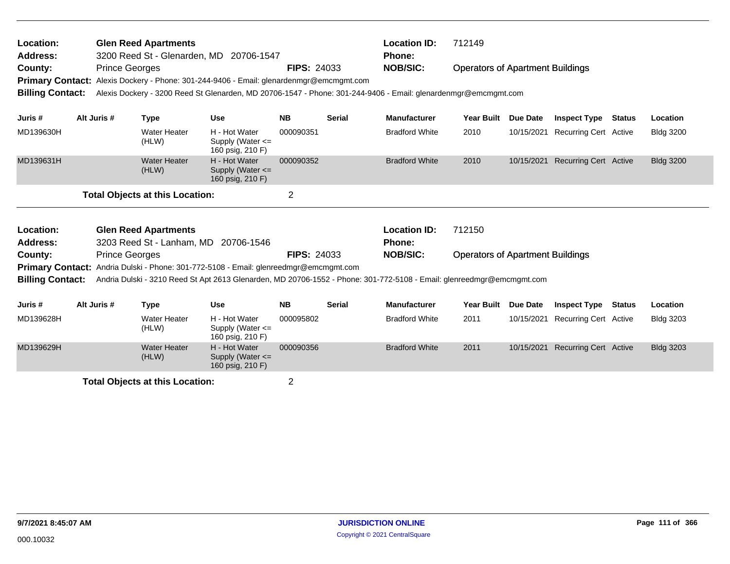**Location:** Glen Reed Apartments
**Location ID:** 712149
**Address:** 3200 Reed St - Glenarden, MD 20706-1547
**Phone:**
**County:** Prince Georges
**FIPS:** 24033
**NOB/SIC:** Operators of Apartment Buildings
**Primary Contact:** Alexis Dockery - Phone: 301-244-9406 - Email: glenardenmgr@emcmgmt.com
**Billing Contact:** Alexis Dockery - 3200 Reed St Glenarden, MD 20706-1547 - Phone: 301-244-9406 - Email: glenardenmgr@emcmgmt.com

| Juris # | Alt Juris # | Type | Use | NB | Serial | Manufacturer | Year Built | Due Date | Inspect Type | Status | Location |
|---|---|---|---|---|---|---|---|---|---|---|---|
| MD139630H | | Water Heater (HLW) | H - Hot Water Supply (Water <= 160 psig, 210 F) | 000090351 | | Bradford White | 2010 | 10/15/2021 | Recurring Cert | Active | Bldg 3200 |
| MD139631H | | Water Heater (HLW) | H - Hot Water Supply (Water <= 160 psig, 210 F) | 000090352 | | Bradford White | 2010 | 10/15/2021 | Recurring Cert | Active | Bldg 3200 |

**Total Objects at this Location:** 2

---

**Location:** Glen Reed Apartments
**Location ID:** 712150
**Address:** 3203 Reed St - Lanham, MD 20706-1546
**Phone:**
**County:** Prince Georges
**FIPS:** 24033
**NOB/SIC:** Operators of Apartment Buildings
**Primary Contact:** Andria Dulski - Phone: 301-772-5108 - Email: glenreedmgr@emcmgmt.com
**Billing Contact:** Andria Dulski - 3210 Reed St Apt 2613 Glenarden, MD 20706-1552 - Phone: 301-772-5108 - Email: glenreedmgr@emcmgmt.com

| Juris # | Alt Juris # | Type | Use | NB | Serial | Manufacturer | Year Built | Due Date | Inspect Type | Status | Location |
|---|---|---|---|---|---|---|---|---|---|---|---|
| MD139628H | | Water Heater (HLW) | H - Hot Water Supply (Water <= 160 psig, 210 F) | 000095802 | | Bradford White | 2011 | 10/15/2021 | Recurring Cert | Active | Bldg 3203 |
| MD139629H | | Water Heater (HLW) | H - Hot Water Supply (Water <= 160 psig, 210 F) | 000090356 | | Bradford White | 2011 | 10/15/2021 | Recurring Cert | Active | Bldg 3203 |

**Total Objects at this Location:** 2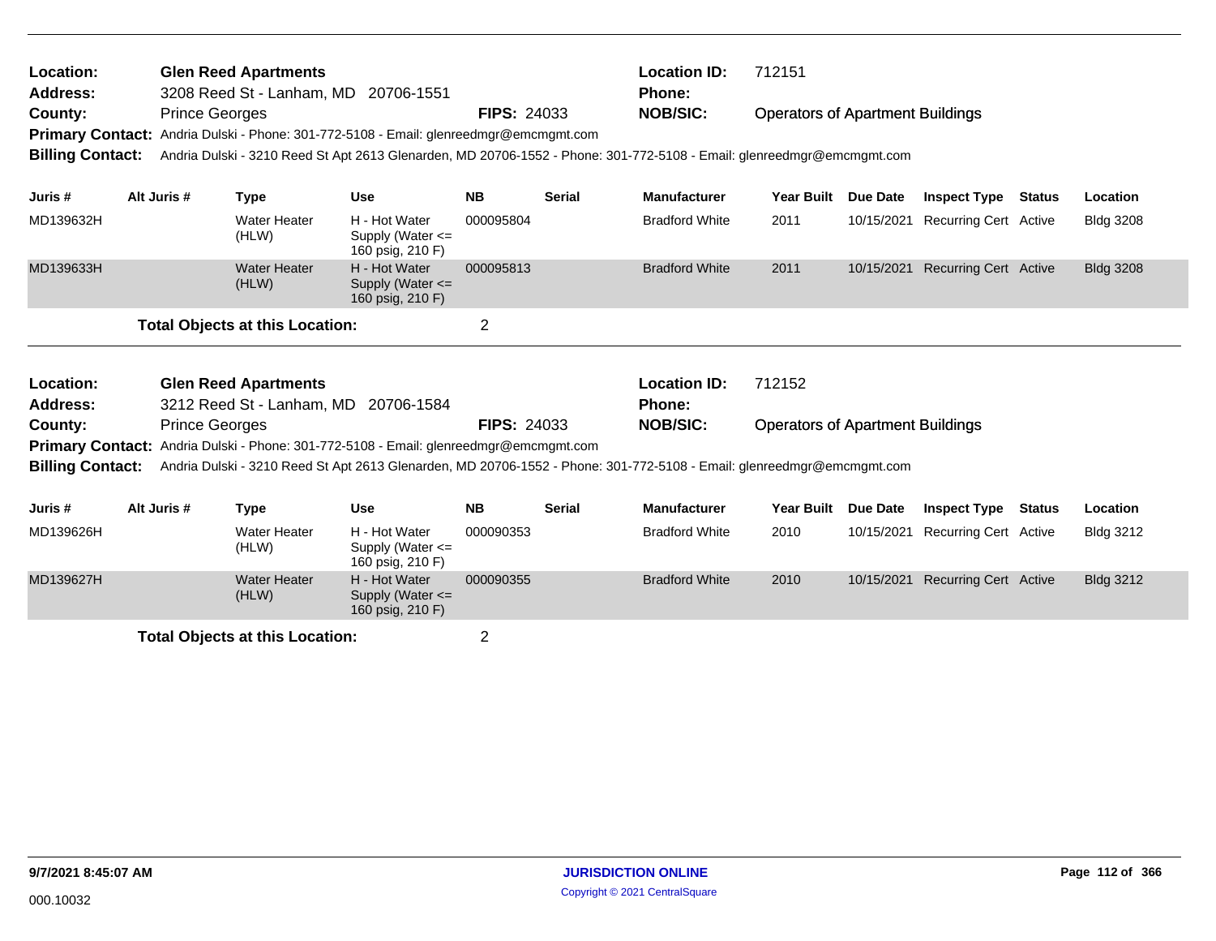**Location:** Glen Reed Apartments
**Address:** 3208 Reed St - Lanham, MD 20706-1551
**County:** Prince Georges
**FIPS:** 24033
**Location ID:** 712151
**Phone:**
**NOB/SIC:** Operators of Apartment Buildings
**Primary Contact:** Andria Dulski - Phone: 301-772-5108 - Email: glenreedmgr@emcmgmt.com
**Billing Contact:** Andria Dulski - 3210 Reed St Apt 2613 Glenarden, MD 20706-1552 - Phone: 301-772-5108 - Email: glenreedmgr@emcmgmt.com

| Juris # | Alt Juris # | Type | Use | NB | Serial | Manufacturer | Year Built | Due Date | Inspect Type | Status | Location |
|---|---|---|---|---|---|---|---|---|---|---|---|
| MD139632H | | Water Heater (HLW) | H - Hot Water Supply (Water <= 160 psig, 210 F) | 000095804 | | Bradford White | 2011 | 10/15/2021 | Recurring Cert | Active | Bldg 3208 |
| MD139633H | | Water Heater (HLW) | H - Hot Water Supply (Water <= 160 psig, 210 F) | 000095813 | | Bradford White | 2011 | 10/15/2021 | Recurring Cert | Active | Bldg 3208 |

**Total Objects at this Location:** 2

---

**Location:** Glen Reed Apartments
**Address:** 3212 Reed St - Lanham, MD 20706-1584
**County:** Prince Georges
**FIPS:** 24033
**Location ID:** 712152
**Phone:**
**NOB/SIC:** Operators of Apartment Buildings
**Primary Contact:** Andria Dulski - Phone: 301-772-5108 - Email: glenreedmgr@emcmgmt.com
**Billing Contact:** Andria Dulski - 3210 Reed St Apt 2613 Glenarden, MD 20706-1552 - Phone: 301-772-5108 - Email: glenreedmgr@emcmgmt.com

| Juris # | Alt Juris # | Type | Use | NB | Serial | Manufacturer | Year Built | Due Date | Inspect Type | Status | Location |
|---|---|---|---|---|---|---|---|---|---|---|---|
| MD139626H | | Water Heater (HLW) | H - Hot Water Supply (Water <= 160 psig, 210 F) | 000090353 | | Bradford White | 2010 | 10/15/2021 | Recurring Cert | Active | Bldg 3212 |
| MD139627H | | Water Heater (HLW) | H - Hot Water Supply (Water <= 160 psig, 210 F) | 000090355 | | Bradford White | 2010 | 10/15/2021 | Recurring Cert | Active | Bldg 3212 |

**Total Objects at this Location:** 2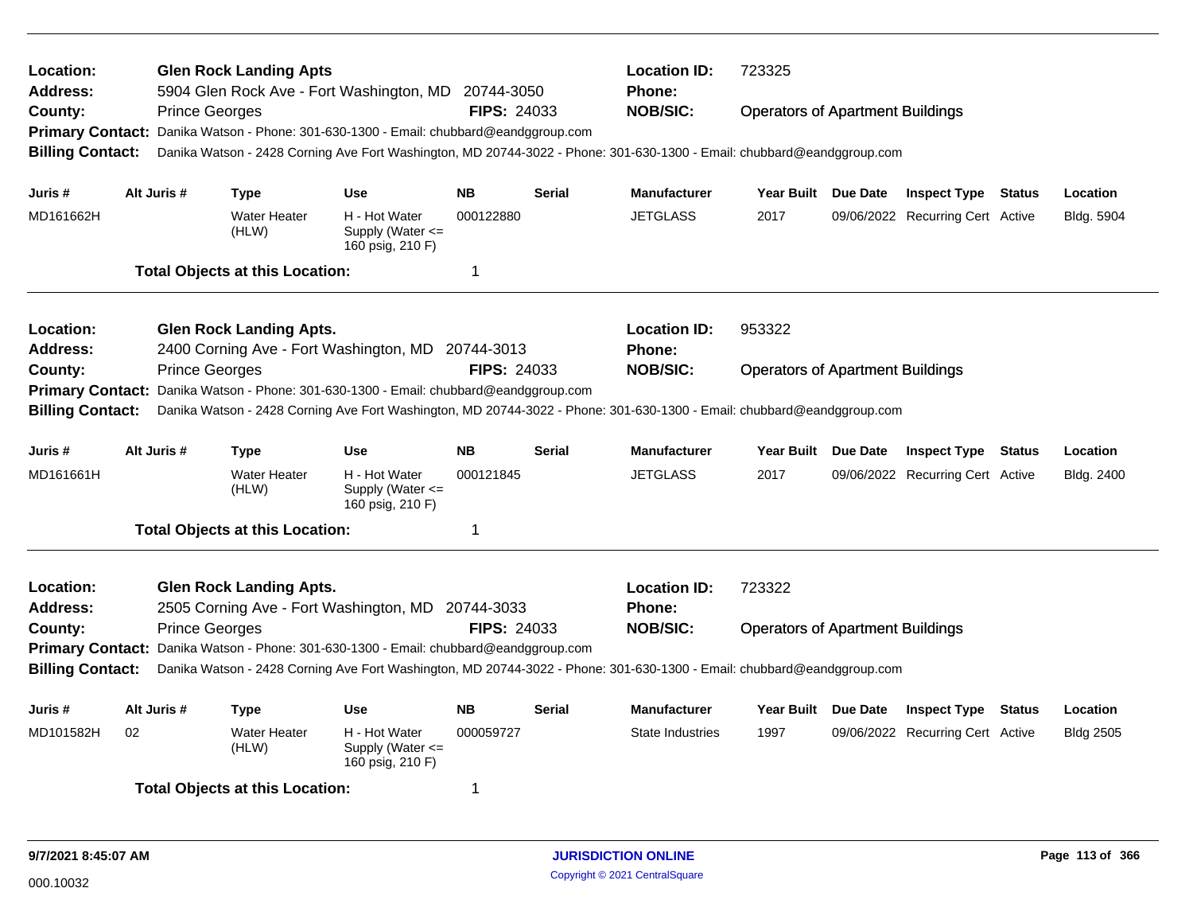**Location:** Glen Rock Landing Apts
**Address:** 5904 Glen Rock Ave - Fort Washington, MD 20744-3050
**County:** Prince Georges **FIPS:** 24033
**Location ID:** 723325
**Phone:**
**NOB/SIC:** Operators of Apartment Buildings
**Primary Contact:** Danika Watson - Phone: 301-630-1300 - Email: chubbard@eandggroup.com
**Billing Contact:** Danika Watson - 2428 Corning Ave Fort Washington, MD 20744-3022 - Phone: 301-630-1300 - Email: chubbard@eandggroup.com

| Juris # | Alt Juris # | Type | Use | NB | Serial | Manufacturer | Year Built | Due Date | Inspect Type | Status | Location |
|---|---|---|---|---|---|---|---|---|---|---|---|
| MD161662H | | Water Heater (HLW) | H - Hot Water Supply (Water <= 160 psig, 210 F) | 000122880 | | JETGLASS | 2017 | 09/06/2022 | Recurring Cert | Active | Bldg. 5904 |

**Total Objects at this Location:** 1

---

**Location:** Glen Rock Landing Apts.
**Address:** 2400 Corning Ave - Fort Washington, MD 20744-3013
**County:** Prince Georges **FIPS:** 24033
**Location ID:** 953322
**Phone:**
**NOB/SIC:** Operators of Apartment Buildings
**Primary Contact:** Danika Watson - Phone: 301-630-1300 - Email: chubbard@eandggroup.com
**Billing Contact:** Danika Watson - 2428 Corning Ave Fort Washington, MD 20744-3022 - Phone: 301-630-1300 - Email: chubbard@eandggroup.com

| Juris # | Alt Juris # | Type | Use | NB | Serial | Manufacturer | Year Built | Due Date | Inspect Type | Status | Location |
|---|---|---|---|---|---|---|---|---|---|---|---|
| MD161661H | | Water Heater (HLW) | H - Hot Water Supply (Water <= 160 psig, 210 F) | 000121845 | | JETGLASS | 2017 | 09/06/2022 | Recurring Cert | Active | Bldg. 2400 |

**Total Objects at this Location:** 1

---

**Location:** Glen Rock Landing Apts.
**Address:** 2505 Corning Ave - Fort Washington, MD 20744-3033
**County:** Prince Georges **FIPS:** 24033
**Location ID:** 723322
**Phone:**
**NOB/SIC:** Operators of Apartment Buildings
**Primary Contact:** Danika Watson - Phone: 301-630-1300 - Email: chubbard@eandggroup.com
**Billing Contact:** Danika Watson - 2428 Corning Ave Fort Washington, MD 20744-3022 - Phone: 301-630-1300 - Email: chubbard@eandggroup.com

| Juris # | Alt Juris # | Type | Use | NB | Serial | Manufacturer | Year Built | Due Date | Inspect Type | Status | Location |
|---|---|---|---|---|---|---|---|---|---|---|---|
| MD101582H | 02 | Water Heater (HLW) | H - Hot Water Supply (Water <= 160 psig, 210 F) | 000059727 | | State Industries | 1997 | 09/06/2022 | Recurring Cert | Active | Bldg 2505 |

**Total Objects at this Location:** 1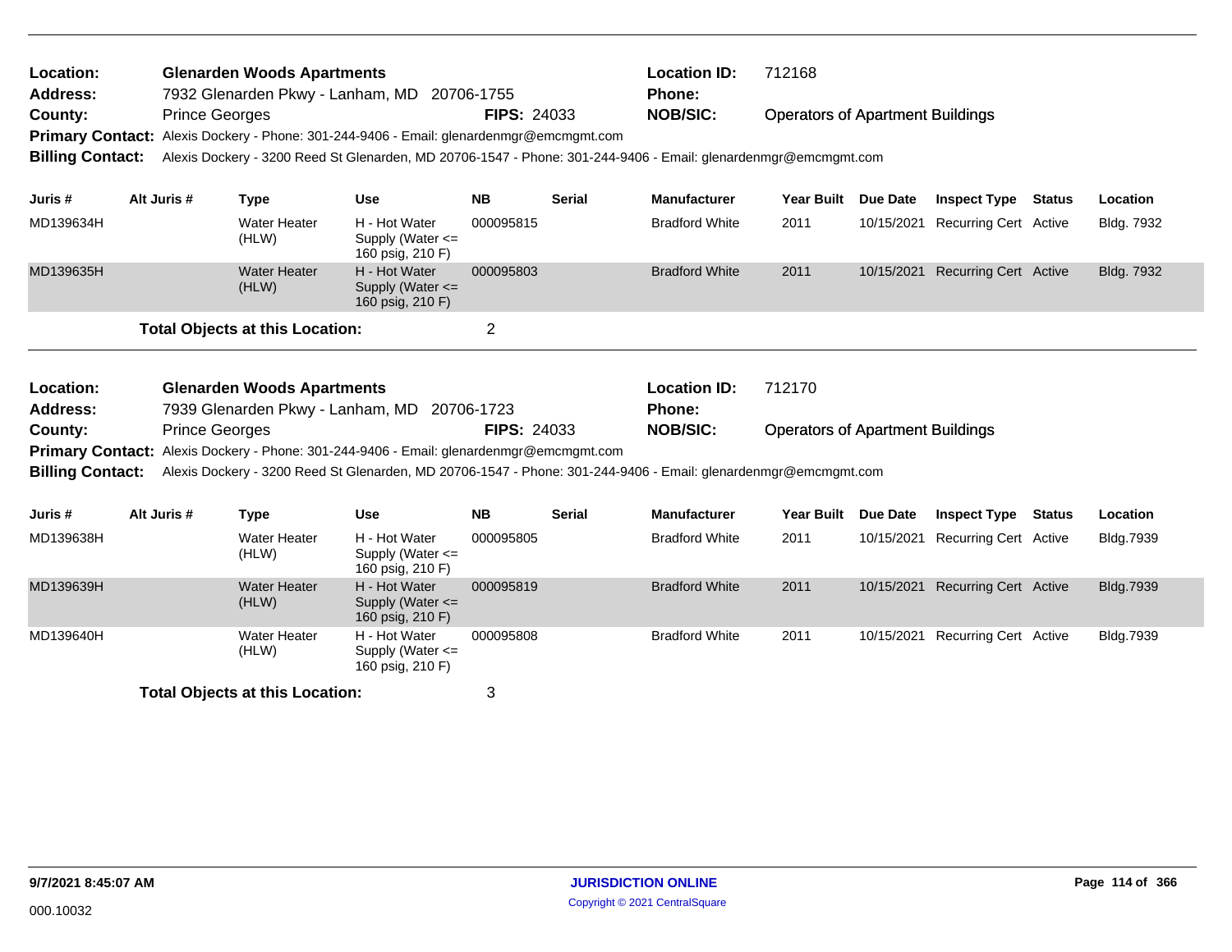**Location:** Glenarden Woods Apartments
**Address:** 7932 Glenarden Pkwy - Lanham, MD 20706-1755
**County:** Prince Georges **FIPS:** 24033
**Location ID:** 712168
**Phone:**
**NOB/SIC:** Operators of Apartment Buildings
**Primary Contact:** Alexis Dockery - Phone: 301-244-9406 - Email: glenardenmgr@emcmgmt.com
**Billing Contact:** Alexis Dockery - 3200 Reed St Glenarden, MD 20706-1547 - Phone: 301-244-9406 - Email: glenardenmgr@emcmgmt.com

| Juris # | Alt Juris # | Type | Use | NB | Serial | Manufacturer | Year Built | Due Date | Inspect Type | Status | Location |
|---|---|---|---|---|---|---|---|---|---|---|---|
| MD139634H | | Water Heater (HLW) | H - Hot Water Supply (Water <= 160 psig, 210 F) | 000095815 | | Bradford White | 2011 | 10/15/2021 | Recurring Cert | Active | Bldg. 7932 |
| MD139635H | | Water Heater (HLW) | H - Hot Water Supply (Water <= 160 psig, 210 F) | 000095803 | | Bradford White | 2011 | 10/15/2021 | Recurring Cert | Active | Bldg. 7932 |

**Total Objects at this Location:** 2

**Location:** Glenarden Woods Apartments
**Address:** 7939 Glenarden Pkwy - Lanham, MD 20706-1723
**County:** Prince Georges **FIPS:** 24033
**Location ID:** 712170
**Phone:**
**NOB/SIC:** Operators of Apartment Buildings
**Primary Contact:** Alexis Dockery - Phone: 301-244-9406 - Email: glenardenmgr@emcmgmt.com
**Billing Contact:** Alexis Dockery - 3200 Reed St Glenarden, MD 20706-1547 - Phone: 301-244-9406 - Email: glenardenmgr@emcmgmt.com

| Juris # | Alt Juris # | Type | Use | NB | Serial | Manufacturer | Year Built | Due Date | Inspect Type | Status | Location |
|---|---|---|---|---|---|---|---|---|---|---|---|
| MD139638H | | Water Heater (HLW) | H - Hot Water Supply (Water <= 160 psig, 210 F) | 000095805 | | Bradford White | 2011 | 10/15/2021 | Recurring Cert | Active | Bldg.7939 |
| MD139639H | | Water Heater (HLW) | H - Hot Water Supply (Water <= 160 psig, 210 F) | 000095819 | | Bradford White | 2011 | 10/15/2021 | Recurring Cert | Active | Bldg.7939 |
| MD139640H | | Water Heater (HLW) | H - Hot Water Supply (Water <= 160 psig, 210 F) | 000095808 | | Bradford White | 2011 | 10/15/2021 | Recurring Cert | Active | Bldg.7939 |

**Total Objects at this Location:** 3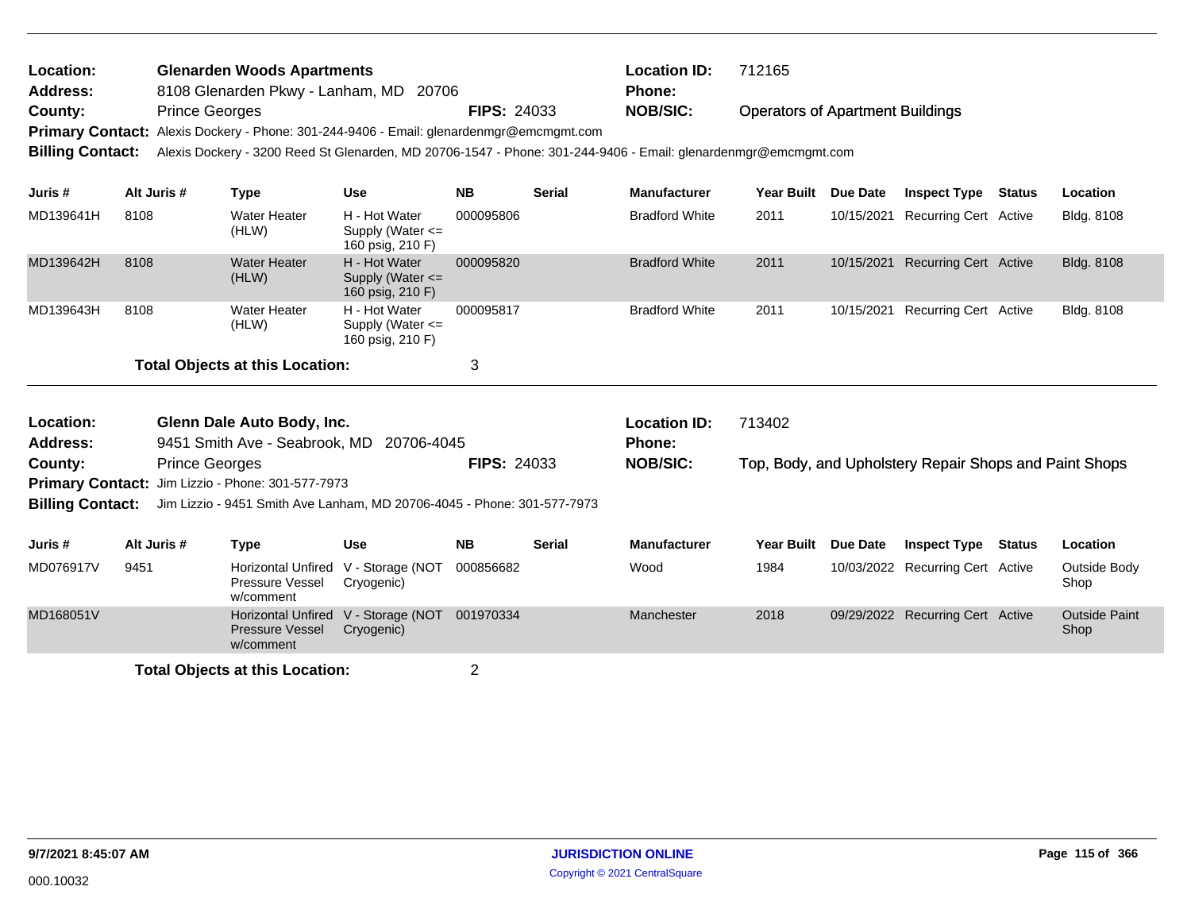**Location:** Glenarden Woods Apartments
**Address:** 8108 Glenarden Pkwy - Lanham, MD 20706
**County:** Prince Georges **FIPS:** 24033
**Location ID:** 712165
**Phone:**
**NOB/SIC:** Operators of Apartment Buildings
**Primary Contact:** Alexis Dockery - Phone: 301-244-9406 - Email: glenardenmgr@emcmgmt.com
**Billing Contact:** Alexis Dockery - 3200 Reed St Glenarden, MD 20706-1547 - Phone: 301-244-9406 - Email: glenardenmgr@emcmgmt.com

| Juris # | Alt Juris # | Type | Use | NB | Serial | Manufacturer | Year Built | Due Date | Inspect Type | Status | Location |
|---|---|---|---|---|---|---|---|---|---|---|---|
| MD139641H | 8108 | Water Heater (HLW) | H - Hot Water Supply (Water <= 160 psig, 210 F) | 000095806 | | Bradford White | 2011 | 10/15/2021 | Recurring Cert | Active | Bldg. 8108 |
| MD139642H | 8108 | Water Heater (HLW) | H - Hot Water Supply (Water <= 160 psig, 210 F) | 000095820 | | Bradford White | 2011 | 10/15/2021 | Recurring Cert | Active | Bldg. 8108 |
| MD139643H | 8108 | Water Heater (HLW) | H - Hot Water Supply (Water <= 160 psig, 210 F) | 000095817 | | Bradford White | 2011 | 10/15/2021 | Recurring Cert | Active | Bldg. 8108 |

**Total Objects at this Location:** 3

**Location:** Glenn Dale Auto Body, Inc.
**Address:** 9451 Smith Ave - Seabrook, MD 20706-4045
**County:** Prince Georges **FIPS:** 24033
**Location ID:** 713402
**Phone:**
**NOB/SIC:** Top, Body, and Upholstery Repair Shops and Paint Shops
**Primary Contact:** Jim Lizzio - Phone: 301-577-7973
**Billing Contact:** Jim Lizzio - 9451 Smith Ave Lanham, MD 20706-4045 - Phone: 301-577-7973

| Juris # | Alt Juris # | Type | Use | NB | Serial | Manufacturer | Year Built | Due Date | Inspect Type | Status | Location |
|---|---|---|---|---|---|---|---|---|---|---|---|
| MD076917V | 9451 | Horizontal Unfired Pressure Vessel w/comment | V - Storage (NOT Cryogenic) | 000856682 | | Wood | 1984 | 10/03/2022 | Recurring Cert | Active | Outside Body Shop |
| MD168051V | | Horizontal Unfired Pressure Vessel w/comment | V - Storage (NOT Cryogenic) | 001970334 | | Manchester | 2018 | 09/29/2022 | Recurring Cert | Active | Outside Paint Shop |

**Total Objects at this Location:** 2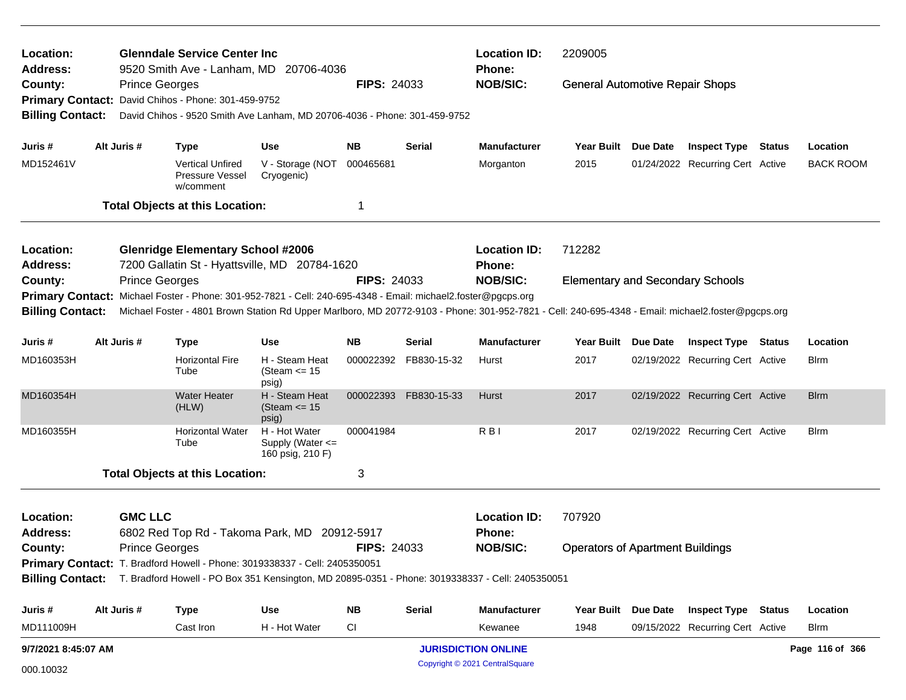**Location:** Glenndale Service Center Inc | **Location ID:** 2209005
**Address:** 9520 Smith Ave - Lanham, MD 20706-4036 | **Phone:**
**County:** Prince Georges | **FIPS:** 24033 | **NOB/SIC:** General Automotive Repair Shops
**Primary Contact:** David Chihos - Phone: 301-459-9752
**Billing Contact:** David Chihos - 9520 Smith Ave Lanham, MD 20706-4036 - Phone: 301-459-9752

| Juris # | Alt Juris # | Type | Use | NB | Serial | Manufacturer | Year Built | Due Date | Inspect Type | Status | Location |
|---|---|---|---|---|---|---|---|---|---|---|---|
| MD152461V | | Vertical Unfired Pressure Vessel w/comment | V - Storage (NOT Cryogenic) | 000465681 | | Morganton | 2015 | 01/24/2022 | Recurring Cert | Active | BACK ROOM |

**Total Objects at this Location:** 1

---

**Location:** Glenridge Elementary School #2006 | **Location ID:** 712282
**Address:** 7200 Gallatin St - Hyattsville, MD 20784-1620 | **Phone:**
**County:** Prince Georges | **FIPS:** 24033 | **NOB/SIC:** Elementary and Secondary Schools
**Primary Contact:** Michael Foster - Phone: 301-952-7821 - Cell: 240-695-4348 - Email: michael2.foster@pgcps.org
**Billing Contact:** Michael Foster - 4801 Brown Station Rd Upper Marlboro, MD 20772-9103 - Phone: 301-952-7821 - Cell: 240-695-4348 - Email: michael2.foster@pgcps.org

| Juris # | Alt Juris # | Type | Use | NB | Serial | Manufacturer | Year Built | Due Date | Inspect Type | Status | Location |
|---|---|---|---|---|---|---|---|---|---|---|---|
| MD160353H | | Horizontal Fire Tube | H - Steam Heat (Steam <= 15 psig) | 000022392 | FB830-15-32 | Hurst | 2017 | 02/19/2022 | Recurring Cert | Active | Blrm |
| MD160354H | | Water Heater (HLW) | H - Steam Heat (Steam <= 15 psig) | 000022393 | FB830-15-33 | Hurst | 2017 | 02/19/2022 | Recurring Cert | Active | Blrm |
| MD160355H | | Horizontal Water Tube | H - Hot Water Supply (Water <= 160 psig, 210 F) | 000041984 | | R B I | 2017 | 02/19/2022 | Recurring Cert | Active | Blrm |

**Total Objects at this Location:** 3

---

**Location:** GMC LLC | **Location ID:** 707920
**Address:** 6802 Red Top Rd - Takoma Park, MD 20912-5917 | **Phone:**
**County:** Prince Georges | **FIPS:** 24033 | **NOB/SIC:** Operators of Apartment Buildings
**Primary Contact:** T. Bradford Howell - Phone: 3019338337 - Cell: 2405350051
**Billing Contact:** T. Bradford Howell - PO Box 351 Kensington, MD 20895-0351 - Phone: 3019338337 - Cell: 2405350051

| Juris # | Alt Juris # | Type | Use | NB | Serial | Manufacturer | Year Built | Due Date | Inspect Type | Status | Location |
|---|---|---|---|---|---|---|---|---|---|---|---|
| MD111009H | | Cast Iron | H - Hot Water | CI | | Kewanee | 1948 | 09/15/2022 | Recurring Cert | Active | Blrm |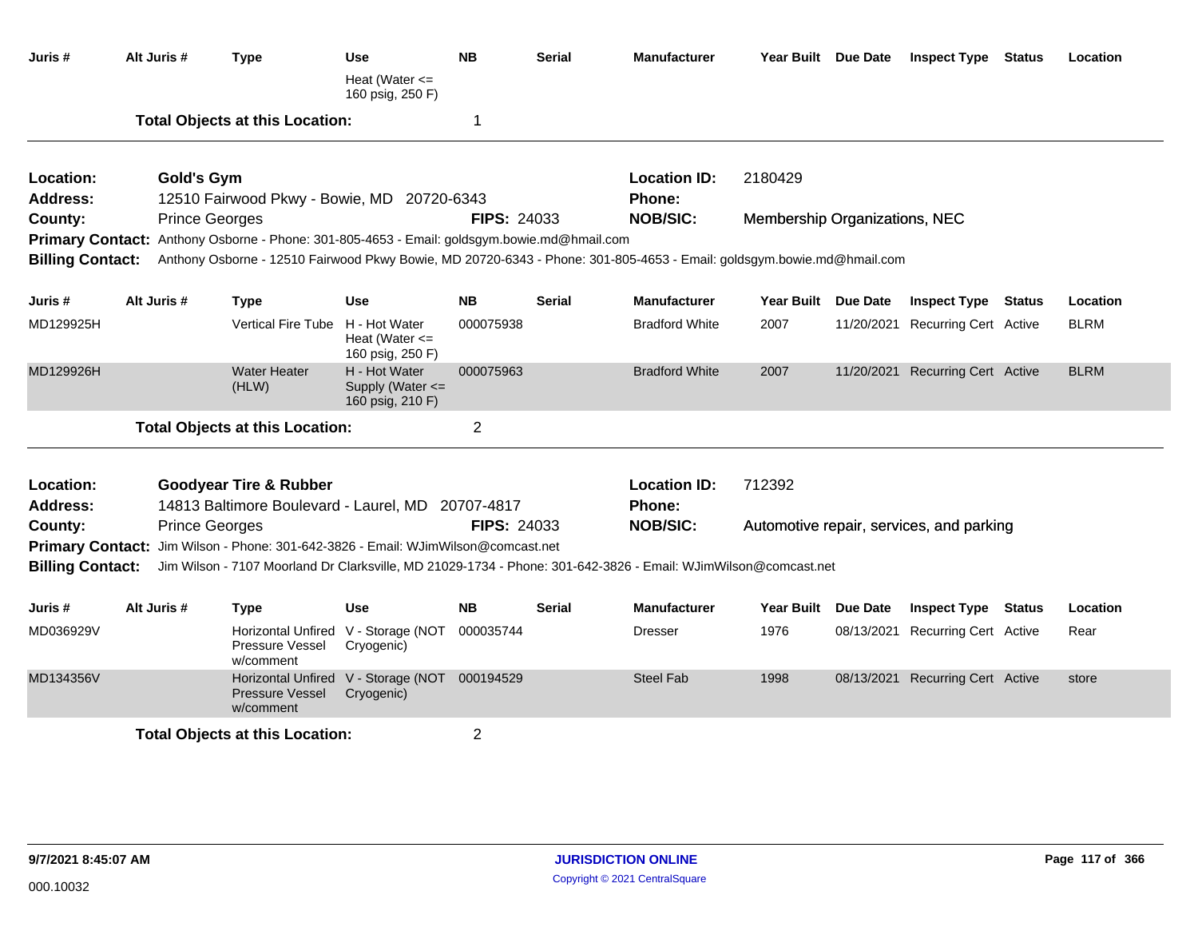| Juris # | Alt Juris # | Type | Use | NB | Serial | Manufacturer | Year Built | Due Date | Inspect Type | Status | Location |
|---|---|---|---|---|---|---|---|---|---|---|---|
| | | | Heat (Water <= 160 psig, 250 F) | | | | | | | | |

**Total Objects at this Location:** 1

---

**Location:** Gold's Gym
**Location ID:** 2180429
**Address:** 12510 Fairwood Pkwy - Bowie, MD 20720-6343
**Phone:**
**County:** Prince Georges
**FIPS:** 24033
**NOB/SIC:** Membership Organizations, NEC
**Primary Contact:** Anthony Osborne - Phone: 301-805-4653 - Email: goldsgym.bowie.md@hmail.com
**Billing Contact:** Anthony Osborne - 12510 Fairwood Pkwy Bowie, MD 20720-6343 - Phone: 301-805-4653 - Email: goldsgym.bowie.md@hmail.com

| Juris # | Alt Juris # | Type | Use | NB | Serial | Manufacturer | Year Built | Due Date | Inspect Type | Status | Location |
|---|---|---|---|---|---|---|---|---|---|---|---|
| MD129925H | | Vertical Fire Tube | H - Hot Water Heat (Water <= 160 psig, 250 F) | 000075938 | | Bradford White | 2007 | 11/20/2021 | Recurring Cert | Active | BLRM |
| MD129926H | | Water Heater (HLW) | H - Hot Water Supply (Water <= 160 psig, 210 F) | 000075963 | | Bradford White | 2007 | 11/20/2021 | Recurring Cert | Active | BLRM |

**Total Objects at this Location:** 2

---

**Location:** Goodyear Tire & Rubber
**Location ID:** 712392
**Address:** 14813 Baltimore Boulevard - Laurel, MD 20707-4817
**Phone:**
**County:** Prince Georges
**FIPS:** 24033
**NOB/SIC:** Automotive repair, services, and parking
**Primary Contact:** Jim Wilson - Phone: 301-642-3826 - Email: WJimWilson@comcast.net
**Billing Contact:** Jim Wilson - 7107 Moorland Dr Clarksville, MD 21029-1734 - Phone: 301-642-3826 - Email: WJimWilson@comcast.net

| Juris # | Alt Juris # | Type | Use | NB | Serial | Manufacturer | Year Built | Due Date | Inspect Type | Status | Location |
|---|---|---|---|---|---|---|---|---|---|---|---|
| MD036929V | | Horizontal Unfired Pressure Vessel w/comment | V - Storage (NOT Cryogenic) | 000035744 | | Dresser | 1976 | 08/13/2021 | Recurring Cert | Active | Rear |
| MD134356V | | Horizontal Unfired Pressure Vessel w/comment | V - Storage (NOT Cryogenic) | 000194529 | | Steel Fab | 1998 | 08/13/2021 | Recurring Cert | Active | store |

**Total Objects at this Location:** 2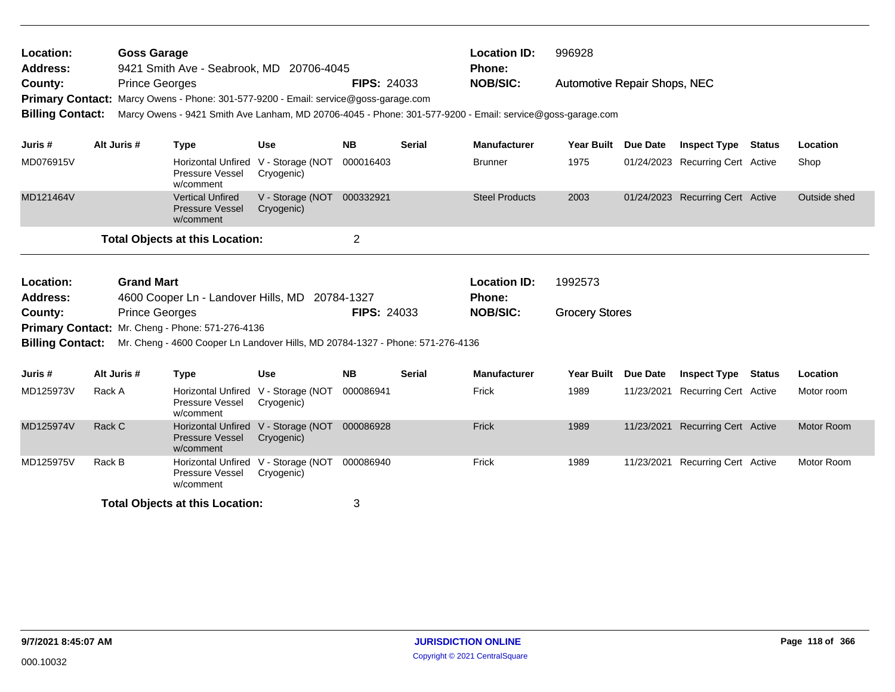**Location:** Goss Garage
**Address:** 9421 Smith Ave - Seabrook, MD 20706-4045
**County:** Prince Georges **FIPS:** 24033
**Location ID:** 996928
**Phone:**
**NOB/SIC:** Automotive Repair Shops, NEC
**Primary Contact:** Marcy Owens - Phone: 301-577-9200 - Email: service@goss-garage.com
**Billing Contact:** Marcy Owens - 9421 Smith Ave Lanham, MD 20706-4045 - Phone: 301-577-9200 - Email: service@goss-garage.com

| Juris # | Alt Juris # | Type | Use | NB | Serial | Manufacturer | Year Built | Due Date | Inspect Type | Status | Location |
|---|---|---|---|---|---|---|---|---|---|---|---|
| MD076915V | | Horizontal Unfired Pressure Vessel w/comment | V - Storage (NOT Cryogenic) | 000016403 | | Brunner | 1975 | 01/24/2023 | Recurring Cert | Active | Shop |
| MD121464V | | Vertical Unfired Pressure Vessel w/comment | V - Storage (NOT Cryogenic) | 000332921 | | Steel Products | 2003 | 01/24/2023 | Recurring Cert | Active | Outside shed |

**Total Objects at this Location:** 2

**Location:** Grand Mart
**Address:** 4600 Cooper Ln - Landover Hills, MD 20784-1327
**County:** Prince Georges **FIPS:** 24033
**Location ID:** 1992573
**Phone:**
**NOB/SIC:** Grocery Stores
**Primary Contact:** Mr. Cheng - Phone: 571-276-4136
**Billing Contact:** Mr. Cheng - 4600 Cooper Ln Landover Hills, MD 20784-1327 - Phone: 571-276-4136

| Juris # | Alt Juris # | Type | Use | NB | Serial | Manufacturer | Year Built | Due Date | Inspect Type | Status | Location |
|---|---|---|---|---|---|---|---|---|---|---|---|
| MD125973V | Rack A | Horizontal Unfired Pressure Vessel w/comment | V - Storage (NOT Cryogenic) | 000086941 | | Frick | 1989 | 11/23/2021 | Recurring Cert | Active | Motor room |
| MD125974V | Rack C | Horizontal Unfired Pressure Vessel w/comment | V - Storage (NOT Cryogenic) | 000086928 | | Frick | 1989 | 11/23/2021 | Recurring Cert | Active | Motor Room |
| MD125975V | Rack B | Horizontal Unfired Pressure Vessel w/comment | V - Storage (NOT Cryogenic) | 000086940 | | Frick | 1989 | 11/23/2021 | Recurring Cert | Active | Motor Room |

**Total Objects at this Location:** 3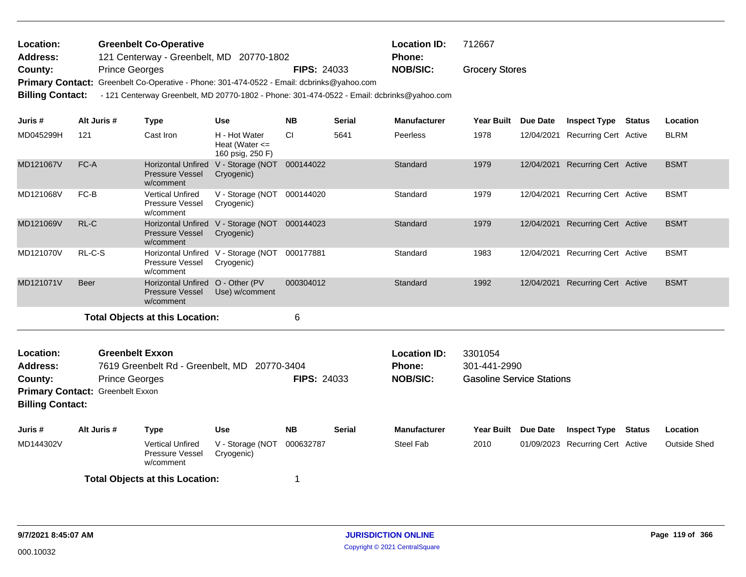**Location:** Greenbelt Co-Operative
**Address:** 121 Centerway - Greenbelt, MD 20770-1802
**County:** Prince Georges
**FIPS:** 24033
**Location ID:** 712667
**Phone:**
**NOB/SIC:** Grocery Stores
**Primary Contact:** Greenbelt Co-Operative - Phone: 301-474-0522 - Email: dcbrinks@yahoo.com
**Billing Contact:** - 121 Centerway Greenbelt, MD 20770-1802 - Phone: 301-474-0522 - Email: dcbrinks@yahoo.com

| Juris # | Alt Juris # | Type | Use | NB | Serial | Manufacturer | Year Built | Due Date | Inspect Type | Status | Location |
|---|---|---|---|---|---|---|---|---|---|---|---|
| MD045299H | 121 | Cast Iron | H - Hot Water Heat (Water <= 160 psig, 250 F) | CI | 5641 | Peerless | 1978 | 12/04/2021 | Recurring Cert | Active | BLRM |
| MD121067V | FC-A | Horizontal Unfired Pressure Vessel w/comment | V - Storage (NOT Cryogenic) | 000144022 | | Standard | 1979 | 12/04/2021 | Recurring Cert | Active | BSMT |
| MD121068V | FC-B | Vertical Unfired Pressure Vessel w/comment | V - Storage (NOT Cryogenic) | 000144020 | | Standard | 1979 | 12/04/2021 | Recurring Cert | Active | BSMT |
| MD121069V | RL-C | Horizontal Unfired Pressure Vessel w/comment | V - Storage (NOT Cryogenic) | 000144023 | | Standard | 1979 | 12/04/2021 | Recurring Cert | Active | BSMT |
| MD121070V | RL-C-S | Horizontal Unfired Pressure Vessel w/comment | V - Storage (NOT Cryogenic) | 000177881 | | Standard | 1983 | 12/04/2021 | Recurring Cert | Active | BSMT |
| MD121071V | Beer | Horizontal Unfired Pressure Vessel w/comment | O - Other (PV Use) w/comment | 000304012 | | Standard | 1992 | 12/04/2021 | Recurring Cert | Active | BSMT |

**Total Objects at this Location:** 6

**Location:** Greenbelt Exxon
**Address:** 7619 Greenbelt Rd - Greenbelt, MD 20770-3404
**County:** Prince Georges
**FIPS:** 24033
**Location ID:** 3301054
**Phone:** 301-441-2990
**NOB/SIC:** Gasoline Service Stations
**Primary Contact:** Greenbelt Exxon
**Billing Contact:**

| Juris # | Alt Juris # | Type | Use | NB | Serial | Manufacturer | Year Built | Due Date | Inspect Type | Status | Location |
|---|---|---|---|---|---|---|---|---|---|---|---|
| MD144302V | | Vertical Unfired Pressure Vessel w/comment | V - Storage (NOT Cryogenic) | 000632787 | | Steel Fab | 2010 | 01/09/2023 | Recurring Cert | Active | Outside Shed |

**Total Objects at this Location:** 1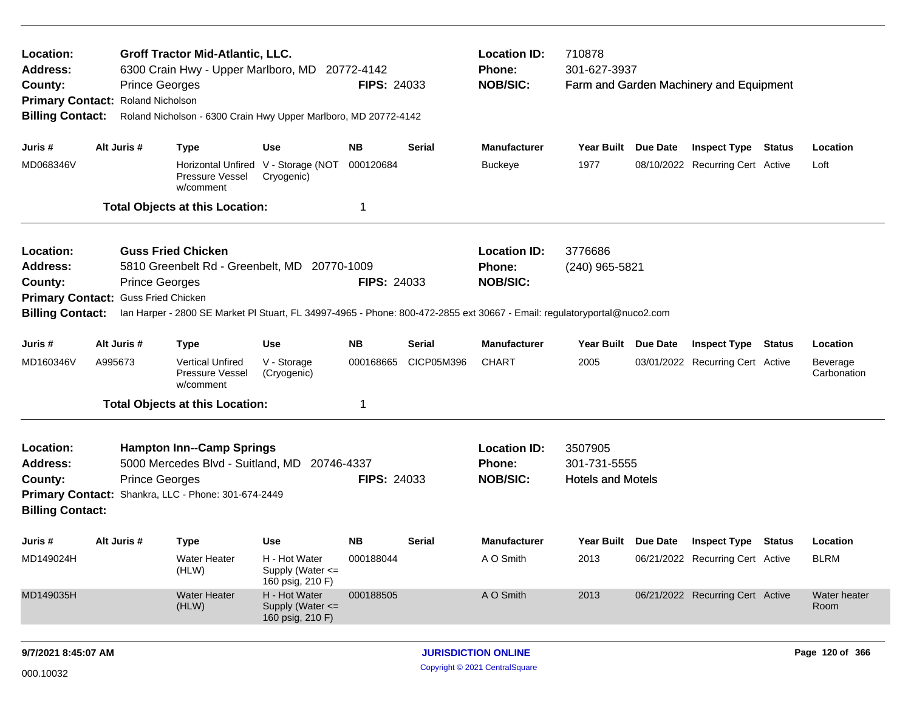**Location:** Groff Tractor Mid-Atlantic, LLC. **Location ID:** 710878
**Address:** 6300 Crain Hwy - Upper Marlboro, MD 20772-4142 **Phone:** 301-627-3937
**County:** Prince Georges **FIPS:** 24033 **NOB/SIC:** Farm and Garden Machinery and Equipment
**Primary Contact:** Roland Nicholson
**Billing Contact:** Roland Nicholson - 6300 Crain Hwy Upper Marlboro, MD 20772-4142

| Juris # | Alt Juris # | Type | Use | NB | Serial | Manufacturer | Year Built | Due Date | Inspect Type | Status | Location |
|---|---|---|---|---|---|---|---|---|---|---|---|
| MD068346V | | Horizontal Unfired Pressure Vessel w/comment | V - Storage (NOT Cryogenic) | 000120684 | | Buckeye | 1977 | 08/10/2022 | Recurring Cert | Active | Loft |

**Total Objects at this Location:** 1

---

**Location:** Guss Fried Chicken **Location ID:** 3776686
**Address:** 5810 Greenbelt Rd - Greenbelt, MD 20770-1009 **Phone:** (240) 965-5821
**County:** Prince Georges **FIPS:** 24033 **NOB/SIC:**
**Primary Contact:** Guss Fried Chicken
**Billing Contact:** Ian Harper - 2800 SE Market Pl Stuart, FL 34997-4965 - Phone: 800-472-2855 ext 30667 - Email: regulatoryportal@nuco2.com

| Juris # | Alt Juris # | Type | Use | NB | Serial | Manufacturer | Year Built | Due Date | Inspect Type | Status | Location |
|---|---|---|---|---|---|---|---|---|---|---|---|
| MD160346V | A995673 | Vertical Unfired Pressure Vessel w/comment | V - Storage (Cryogenic) | 000168665 | CICP05M396 | CHART | 2005 | 03/01/2022 | Recurring Cert | Active | Beverage Carbonation |

**Total Objects at this Location:** 1

---

**Location:** Hampton Inn--Camp Springs **Location ID:** 3507905
**Address:** 5000 Mercedes Blvd - Suitland, MD 20746-4337 **Phone:** 301-731-5555
**County:** Prince Georges **FIPS:** 24033 **NOB/SIC:** Hotels and Motels
**Primary Contact:** Shankra, LLC - Phone: 301-674-2449
**Billing Contact:**

| Juris # | Alt Juris # | Type | Use | NB | Serial | Manufacturer | Year Built | Due Date | Inspect Type | Status | Location |
|---|---|---|---|---|---|---|---|---|---|---|---|
| MD149024H | | Water Heater (HLW) | H - Hot Water Supply (Water <= 160 psig, 210 F) | 000188044 | | A O Smith | 2013 | 06/21/2022 | Recurring Cert | Active | BLRM |
| MD149035H | | Water Heater (HLW) | H - Hot Water Supply (Water <= 160 psig, 210 F) | 000188505 | | A O Smith | 2013 | 06/21/2022 | Recurring Cert | Active | Water heater Room |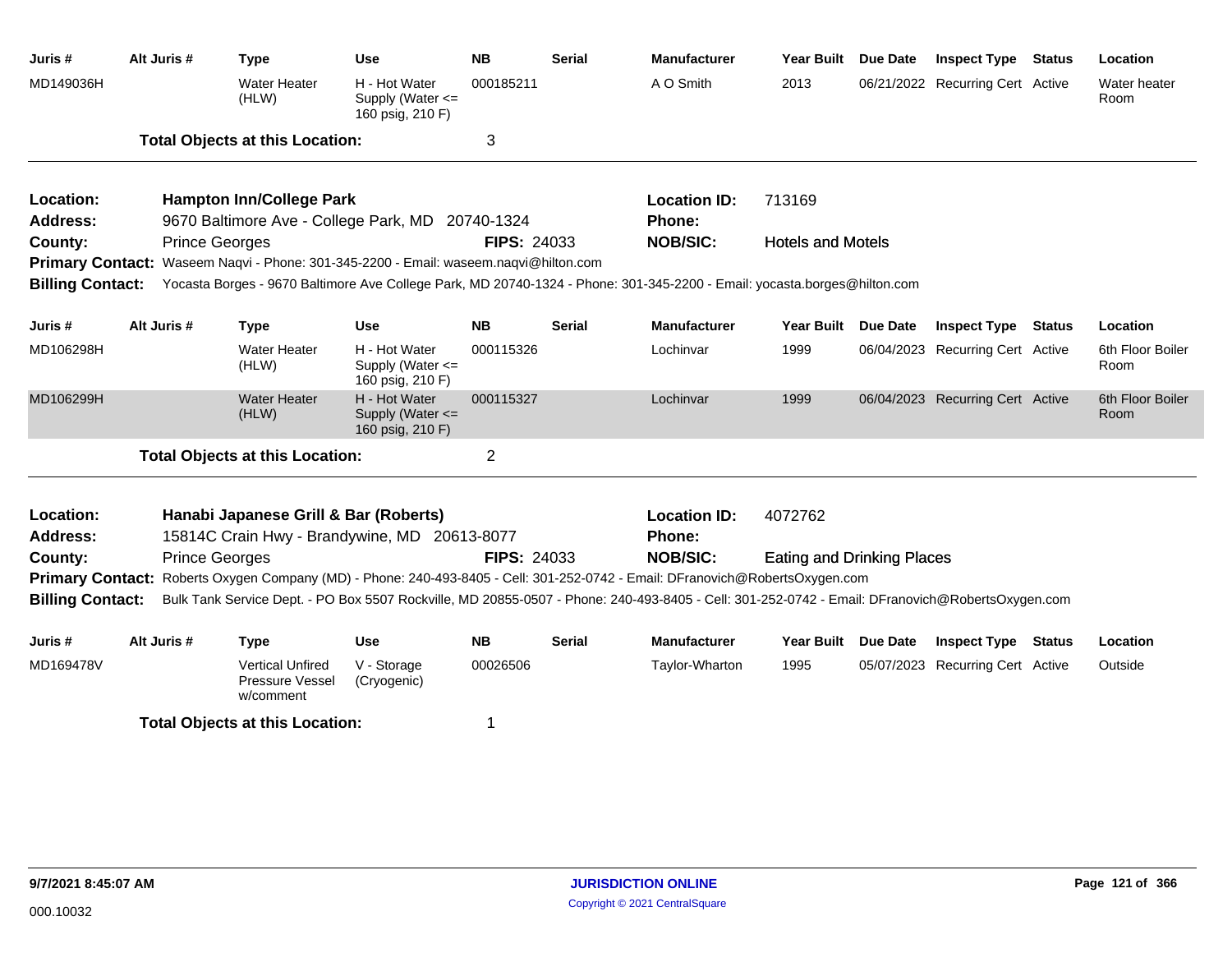| Juris # | Alt Juris # | Type | Use | NB | Serial | Manufacturer | Year Built | Due Date | Inspect Type | Status | Location |
|---|---|---|---|---|---|---|---|---|---|---|---|
| MD149036H | | Water Heater (HLW) | H - Hot Water Supply (Water <= 160 psig, 210 F) | 000185211 | | A O Smith | 2013 | 06/21/2022 | Recurring Cert | Active | Water heater Room |

**Total Objects at this Location:** 3

---

**Location:** Hampton Inn/College Park
**Location ID:** 713169
**Address:** 9670 Baltimore Ave - College Park, MD 20740-1324
**Phone:**
**County:** Prince Georges
**FIPS:** 24033
**NOB/SIC:** Hotels and Motels
**Primary Contact:** Waseem Naqvi - Phone: 301-345-2200 - Email: waseem.naqvi@hilton.com
**Billing Contact:** Yocasta Borges - 9670 Baltimore Ave College Park, MD 20740-1324 - Phone: 301-345-2200 - Email: yocasta.borges@hilton.com

| Juris # | Alt Juris # | Type | Use | NB | Serial | Manufacturer | Year Built | Due Date | Inspect Type | Status | Location |
|---|---|---|---|---|---|---|---|---|---|---|---|
| MD106298H | | Water Heater (HLW) | H - Hot Water Supply (Water <= 160 psig, 210 F) | 000115326 | | Lochinvar | 1999 | 06/04/2023 | Recurring Cert | Active | 6th Floor Boiler Room |
| MD106299H | | Water Heater (HLW) | H - Hot Water Supply (Water <= 160 psig, 210 F) | 000115327 | | Lochinvar | 1999 | 06/04/2023 | Recurring Cert | Active | 6th Floor Boiler Room |

**Total Objects at this Location:** 2

---

**Location:** Hanabi Japanese Grill & Bar (Roberts)
**Location ID:** 4072762
**Address:** 15814C Crain Hwy - Brandywine, MD 20613-8077
**Phone:**
**County:** Prince Georges
**FIPS:** 24033
**NOB/SIC:** Eating and Drinking Places
**Primary Contact:** Roberts Oxygen Company (MD) - Phone: 240-493-8405 - Cell: 301-252-0742 - Email: DFranovich@RobertsOxygen.com
**Billing Contact:** Bulk Tank Service Dept. - PO Box 5507 Rockville, MD 20855-0507 - Phone: 240-493-8405 - Cell: 301-252-0742 - Email: DFranovich@RobertsOxygen.com

| Juris # | Alt Juris # | Type | Use | NB | Serial | Manufacturer | Year Built | Due Date | Inspect Type | Status | Location |
|---|---|---|---|---|---|---|---|---|---|---|---|
| MD169478V | | Vertical Unfired Pressure Vessel w/comment | V - Storage (Cryogenic) | 00026506 | | Taylor-Wharton | 1995 | 05/07/2023 | Recurring Cert | Active | Outside |

**Total Objects at this Location:** 1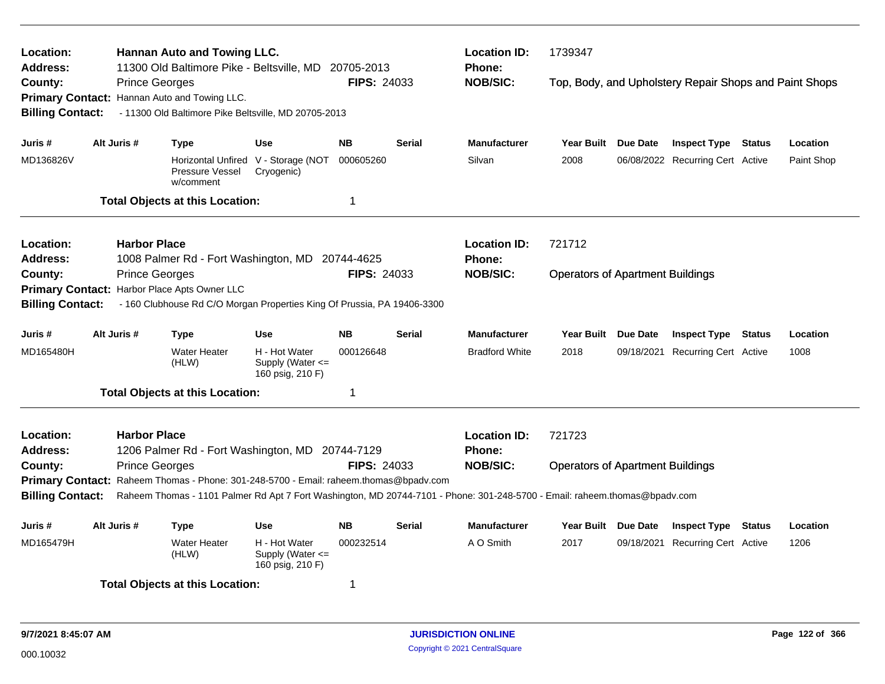**Location:** Hannan Auto and Towing LLC.
**Address:** 11300 Old Baltimore Pike - Beltsville, MD 20705-2013
**County:** Prince Georges **FIPS:** 24033
**Primary Contact:** Hannan Auto and Towing LLC.
**Billing Contact:** - 11300 Old Baltimore Pike Beltsville, MD 20705-2013

**Location ID:** 1739347
**Phone:**
**NOB/SIC:** Top, Body, and Upholstery Repair Shops and Paint Shops

| Juris # | Alt Juris # | Type | Use | NB | Serial | Manufacturer | Year Built | Due Date | Inspect Type | Status | Location |
|---|---|---|---|---|---|---|---|---|---|---|---|
| MD136826V | | Horizontal Unfired Pressure Vessel w/comment | V - Storage (NOT Cryogenic) | 000605260 | | Silvan | 2008 | 06/08/2022 | Recurring Cert | Active | Paint Shop |

**Total Objects at this Location:** 1

---

**Location:** Harbor Place
**Address:** 1008 Palmer Rd - Fort Washington, MD 20744-4625
**County:** Prince Georges **FIPS:** 24033
**Primary Contact:** Harbor Place Apts Owner LLC
**Billing Contact:** - 160 Clubhouse Rd C/O Morgan Properties King Of Prussia, PA 19406-3300

**Location ID:** 721712
**Phone:**
**NOB/SIC:** Operators of Apartment Buildings

| Juris # | Alt Juris # | Type | Use | NB | Serial | Manufacturer | Year Built | Due Date | Inspect Type | Status | Location |
|---|---|---|---|---|---|---|---|---|---|---|---|
| MD165480H | | Water Heater (HLW) | H - Hot Water Supply (Water <= 160 psig, 210 F) | 000126648 | | Bradford White | 2018 | 09/18/2021 | Recurring Cert | Active | 1008 |

**Total Objects at this Location:** 1

---

**Location:** Harbor Place
**Address:** 1206 Palmer Rd - Fort Washington, MD 20744-7129
**County:** Prince Georges **FIPS:** 24033
**Primary Contact:** Raheem Thomas - Phone: 301-248-5700 - Email: raheem.thomas@bpadv.com
**Billing Contact:** Raheem Thomas - 1101 Palmer Rd Apt 7 Fort Washington, MD 20744-7101 - Phone: 301-248-5700 - Email: raheem.thomas@bpadv.com

**Location ID:** 721723
**Phone:**
**NOB/SIC:** Operators of Apartment Buildings

| Juris # | Alt Juris # | Type | Use | NB | Serial | Manufacturer | Year Built | Due Date | Inspect Type | Status | Location |
|---|---|---|---|---|---|---|---|---|---|---|---|
| MD165479H | | Water Heater (HLW) | H - Hot Water Supply (Water <= 160 psig, 210 F) | 000232514 | | A O Smith | 2017 | 09/18/2021 | Recurring Cert | Active | 1206 |

**Total Objects at this Location:** 1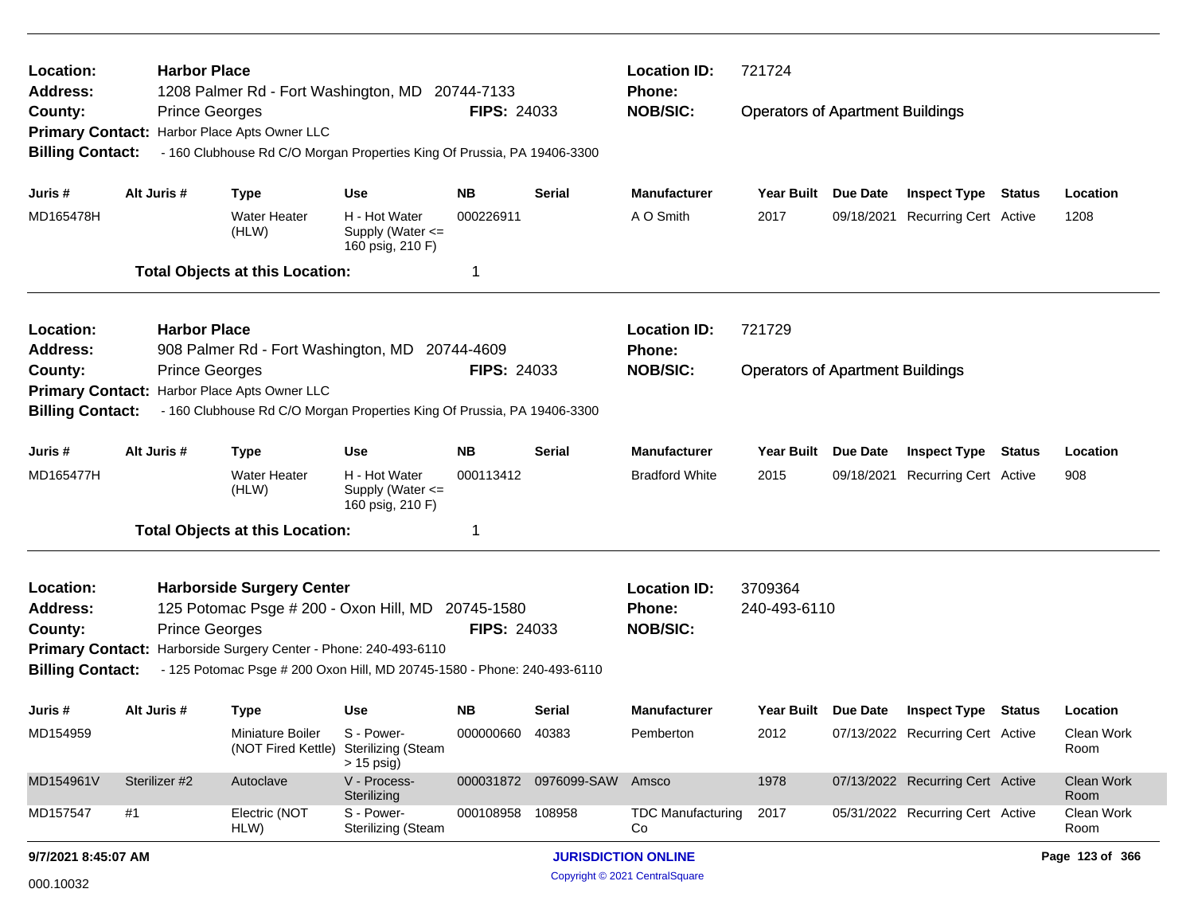**Location:** Harbor Place | **Location ID:** 721724
**Address:** 1208 Palmer Rd - Fort Washington, MD 20744-7133 | **Phone:**
**County:** Prince Georges | **FIPS:** 24033 | **NOB/SIC:** Operators of Apartment Buildings
**Primary Contact:** Harbor Place Apts Owner LLC
**Billing Contact:** - 160 Clubhouse Rd C/O Morgan Properties King Of Prussia, PA 19406-3300

| Juris # | Alt Juris # | Type | Use | NB | Serial | Manufacturer | Year Built | Due Date | Inspect Type | Status | Location |
|---|---|---|---|---|---|---|---|---|---|---|---|
| MD165478H | | Water Heater (HLW) | H - Hot Water Supply (Water <= 160 psig, 210 F) | 000226911 | | A O Smith | 2017 | 09/18/2021 | Recurring Cert | Active | 1208 |

**Total Objects at this Location:** 1

---

**Location:** Harbor Place | **Location ID:** 721729
**Address:** 908 Palmer Rd - Fort Washington, MD 20744-4609 | **Phone:**
**County:** Prince Georges | **FIPS:** 24033 | **NOB/SIC:** Operators of Apartment Buildings
**Primary Contact:** Harbor Place Apts Owner LLC
**Billing Contact:** - 160 Clubhouse Rd C/O Morgan Properties King Of Prussia, PA 19406-3300

| Juris # | Alt Juris # | Type | Use | NB | Serial | Manufacturer | Year Built | Due Date | Inspect Type | Status | Location |
|---|---|---|---|---|---|---|---|---|---|---|---|
| MD165477H | | Water Heater (HLW) | H - Hot Water Supply (Water <= 160 psig, 210 F) | 000113412 | | Bradford White | 2015 | 09/18/2021 | Recurring Cert | Active | 908 |

**Total Objects at this Location:** 1

---

**Location:** Harborside Surgery Center | **Location ID:** 3709364
**Address:** 125 Potomac Psge # 200 - Oxon Hill, MD 20745-1580 | **Phone:** 240-493-6110
**County:** Prince Georges | **FIPS:** 24033 | **NOB/SIC:**
**Primary Contact:** Harborside Surgery Center - Phone: 240-493-6110
**Billing Contact:** - 125 Potomac Psge # 200 Oxon Hill, MD 20745-1580 - Phone: 240-493-6110

| Juris # | Alt Juris # | Type | Use | NB | Serial | Manufacturer | Year Built | Due Date | Inspect Type | Status | Location |
|---|---|---|---|---|---|---|---|---|---|---|---|
| MD154959 | | Miniature Boiler (NOT Fired Kettle) | S - Power-Sterilizing (Steam > 15 psig) | 000000660 | 40383 | Pemberton | 2012 | 07/13/2022 | Recurring Cert | Active | Clean Work Room |
| MD154961V | Sterilizer #2 | Autoclave | V - Process-Sterilizing | 000031872 | 0976099-SAW | Amsco | 1978 | 07/13/2022 | Recurring Cert | Active | Clean Work Room |
| MD157547 | #1 | Electric (NOT HLW) | S - Power-Sterilizing (Steam | 000108958 | 108958 | TDC Manufacturing Co | 2017 | 05/31/2022 | Recurring Cert | Active | Clean Work Room |

9/7/2021 8:45:07 AM

000.10032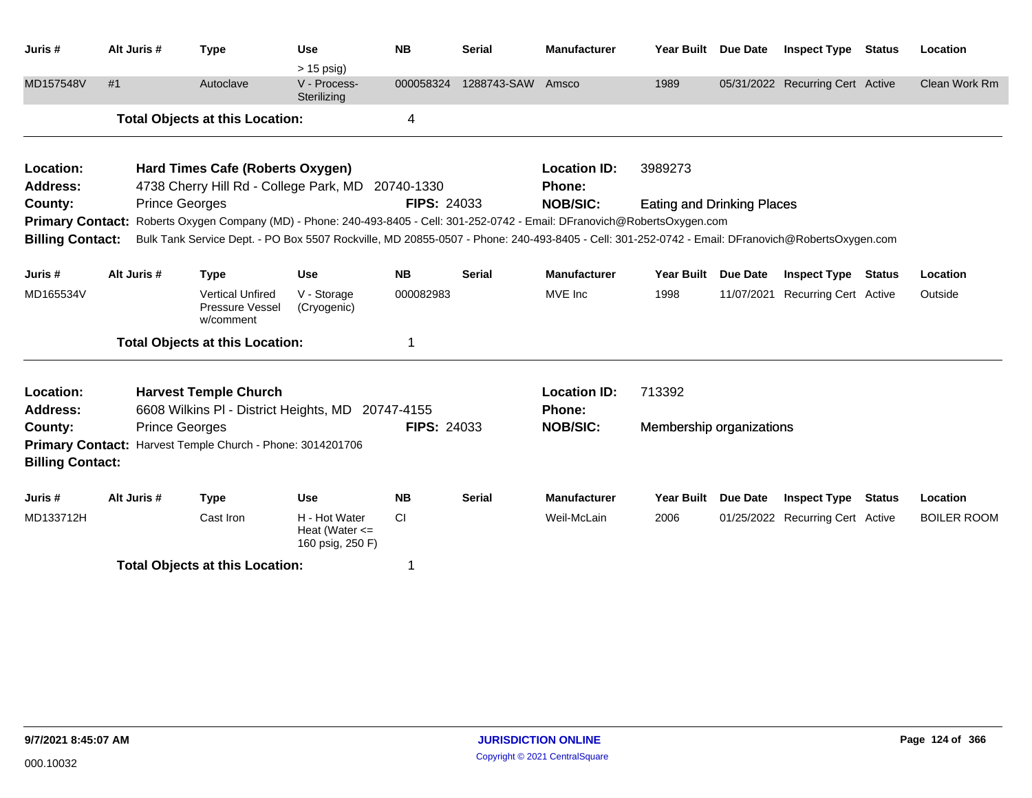| Juris # | Alt Juris # | Type | Use | NB | Serial | Manufacturer | Year Built | Due Date | Inspect Type | Status | Location |
|---|---|---|---|---|---|---|---|---|---|---|---|
| | | | > 15 psig) | | | | | | | | |
| MD157548V | #1 | Autoclave | V - Process-Sterilizing | 000058324 | 1288743-SAW | Amsco | 1989 | 05/31/2022 | Recurring Cert | Active | Clean Work Rm |

**Total Objects at this Location:** 4

---

**Location:** Hard Times Cafe (Roberts Oxygen)
**Location ID:** 3989273
**Address:** 4738 Cherry Hill Rd - College Park, MD 20740-1330
**Phone:**
**County:** Prince Georges
**FIPS:** 24033
**NOB/SIC:** Eating and Drinking Places
**Primary Contact:** Roberts Oxygen Company (MD) - Phone: 240-493-8405 - Cell: 301-252-0742 - Email: DFranovich@RobertsOxygen.com
**Billing Contact:** Bulk Tank Service Dept. - PO Box 5507 Rockville, MD 20855-0507 - Phone: 240-493-8405 - Cell: 301-252-0742 - Email: DFranovich@RobertsOxygen.com

| Juris # | Alt Juris # | Type | Use | NB | Serial | Manufacturer | Year Built | Due Date | Inspect Type | Status | Location |
|---|---|---|---|---|---|---|---|---|---|---|---|
| MD165534V | | Vertical Unfired Pressure Vessel w/comment | V - Storage (Cryogenic) | 000082983 | | MVE Inc | 1998 | 11/07/2021 | Recurring Cert | Active | Outside |

**Total Objects at this Location:** 1

---

**Location:** Harvest Temple Church
**Location ID:** 713392
**Address:** 6608 Wilkins Pl - District Heights, MD 20747-4155
**Phone:**
**County:** Prince Georges
**FIPS:** 24033
**NOB/SIC:** Membership organizations
**Primary Contact:** Harvest Temple Church - Phone: 3014201706
**Billing Contact:**

| Juris # | Alt Juris # | Type | Use | NB | Serial | Manufacturer | Year Built | Due Date | Inspect Type | Status | Location |
|---|---|---|---|---|---|---|---|---|---|---|---|
| MD133712H | | Cast Iron | H - Hot Water Heat (Water <= 160 psig, 250 F) | CI | | Weil-McLain | 2006 | 01/25/2022 | Recurring Cert | Active | BOILER ROOM |

**Total Objects at this Location:** 1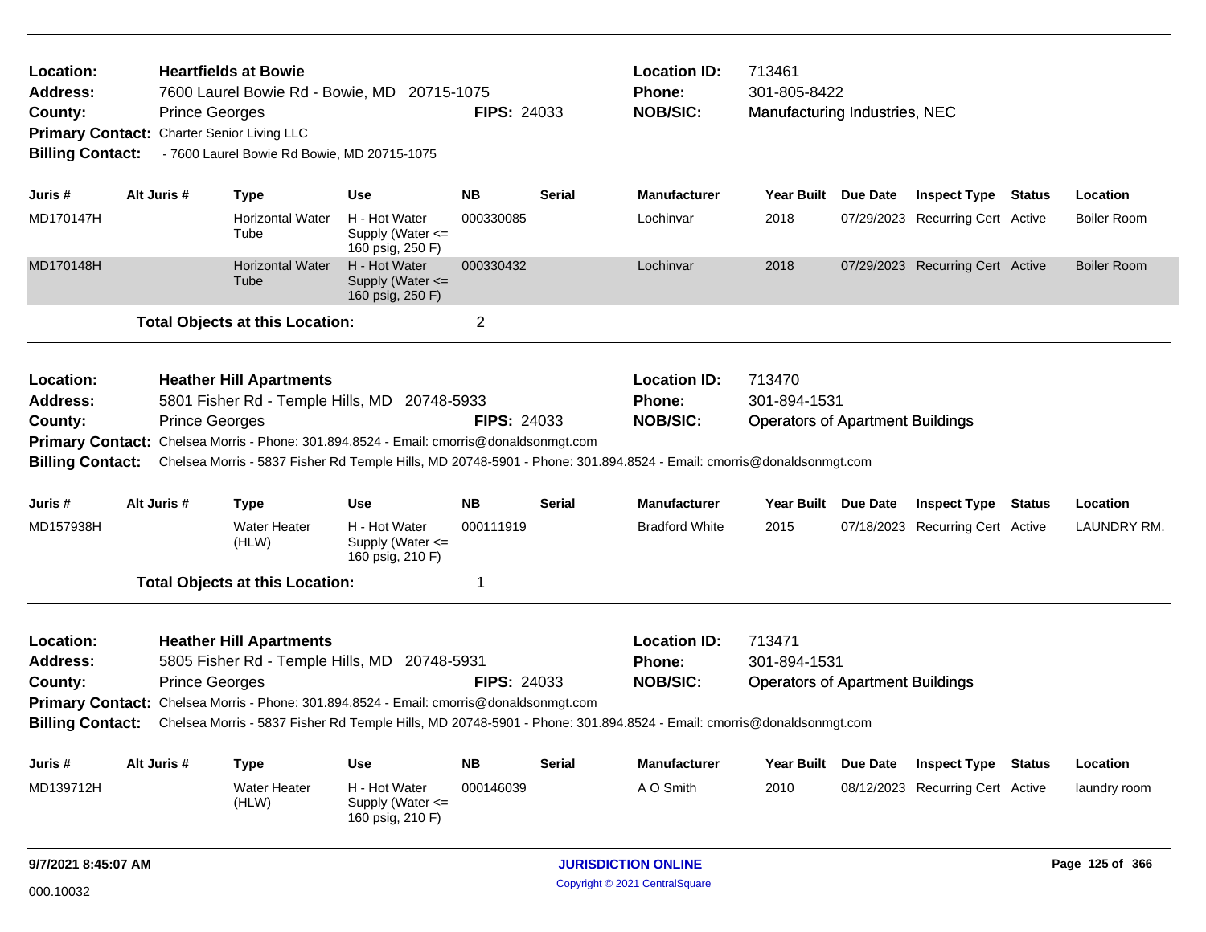**Location:** Heartfields at Bowie
**Address:** 7600 Laurel Bowie Rd - Bowie, MD 20715-1075
**County:** Prince Georges **FIPS:** 24033
**Primary Contact:** Charter Senior Living LLC
**Billing Contact:** - 7600 Laurel Bowie Rd Bowie, MD 20715-1075

**Location ID:** 713461
**Phone:** 301-805-8422
**NOB/SIC:** Manufacturing Industries, NEC

| Juris # | Alt Juris # | Type | Use | NB | Serial | Manufacturer | Year Built | Due Date | Inspect Type | Status | Location |
|---|---|---|---|---|---|---|---|---|---|---|---|
| MD170147H | | Horizontal Water Tube | H - Hot Water Supply (Water <= 160 psig, 250 F) | 000330085 | | Lochinvar | 2018 | 07/29/2023 | Recurring Cert | Active | Boiler Room |
| MD170148H | | Horizontal Water Tube | H - Hot Water Supply (Water <= 160 psig, 250 F) | 000330432 | | Lochinvar | 2018 | 07/29/2023 | Recurring Cert | Active | Boiler Room |

**Total Objects at this Location:** 2

---

**Location:** Heather Hill Apartments
**Address:** 5801 Fisher Rd - Temple Hills, MD 20748-5933
**County:** Prince Georges **FIPS:** 24033
**Primary Contact:** Chelsea Morris - Phone: 301.894.8524 - Email: cmorris@donaldsonmgt.com
**Billing Contact:** Chelsea Morris - 5837 Fisher Rd Temple Hills, MD 20748-5901 - Phone: 301.894.8524 - Email: cmorris@donaldsonmgt.com

**Location ID:** 713470
**Phone:** 301-894-1531
**NOB/SIC:** Operators of Apartment Buildings

| Juris # | Alt Juris # | Type | Use | NB | Serial | Manufacturer | Year Built | Due Date | Inspect Type | Status | Location |
|---|---|---|---|---|---|---|---|---|---|---|---|
| MD157938H | | Water Heater (HLW) | H - Hot Water Supply (Water <= 160 psig, 210 F) | 000111919 | | Bradford White | 2015 | 07/18/2023 | Recurring Cert | Active | LAUNDRY RM. |

**Total Objects at this Location:** 1

---

**Location:** Heather Hill Apartments
**Address:** 5805 Fisher Rd - Temple Hills, MD 20748-5931
**County:** Prince Georges **FIPS:** 24033
**Primary Contact:** Chelsea Morris - Phone: 301.894.8524 - Email: cmorris@donaldsonmgt.com
**Billing Contact:** Chelsea Morris - 5837 Fisher Rd Temple Hills, MD 20748-5901 - Phone: 301.894.8524 - Email: cmorris@donaldsonmgt.com

**Location ID:** 713471
**Phone:** 301-894-1531
**NOB/SIC:** Operators of Apartment Buildings

| Juris # | Alt Juris # | Type | Use | NB | Serial | Manufacturer | Year Built | Due Date | Inspect Type | Status | Location |
|---|---|---|---|---|---|---|---|---|---|---|---|
| MD139712H | | Water Heater (HLW) | H - Hot Water Supply (Water <= 160 psig, 210 F) | 000146039 | | A O Smith | 2010 | 08/12/2023 | Recurring Cert | Active | laundry room |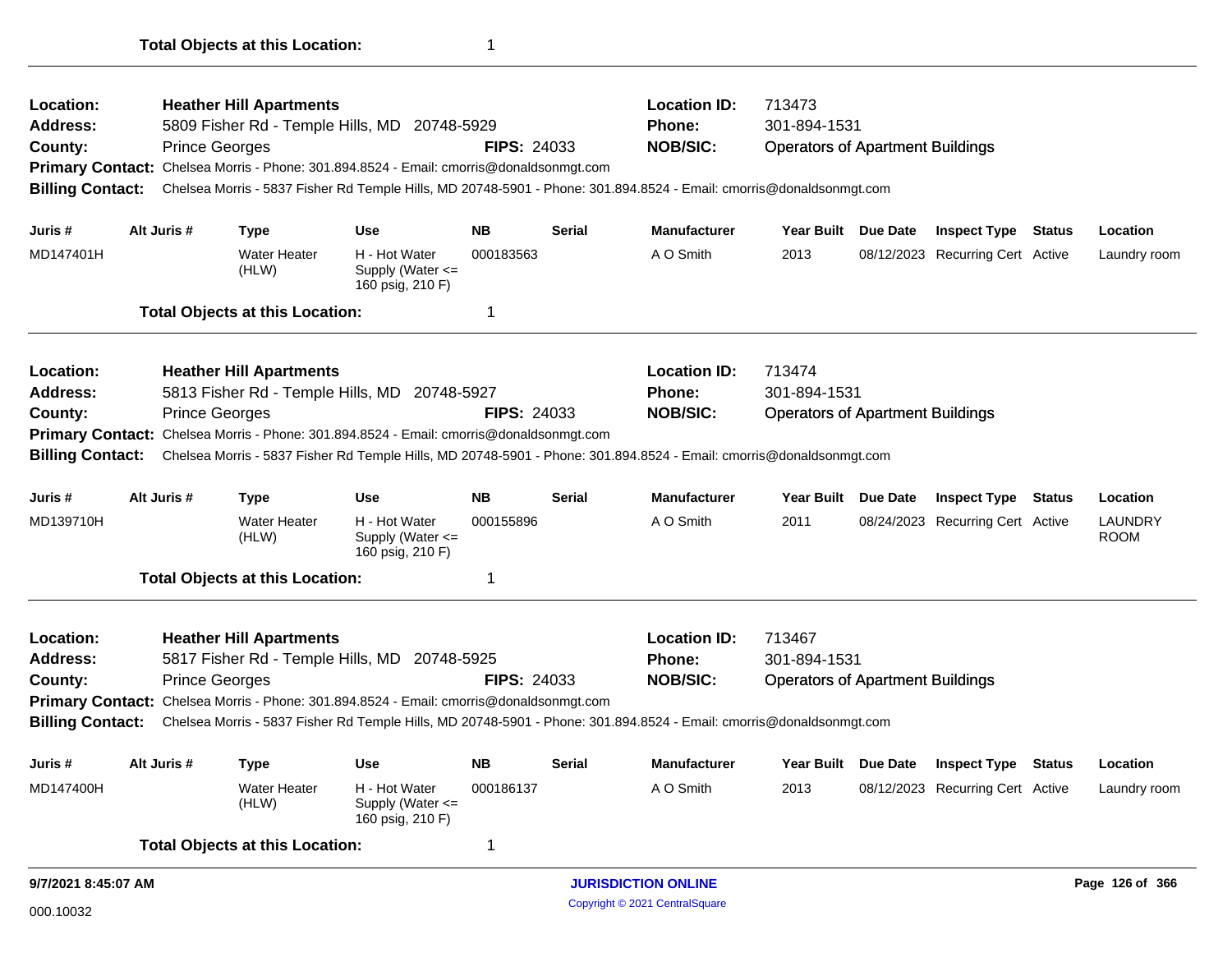**Total Objects at this Location:** 1

---

**Location:** Heather Hill Apartments | **Location ID:** 713473
**Address:** 5809 Fisher Rd - Temple Hills, MD 20748-5929 | **Phone:** 301-894-1531
**County:** Prince Georges | **FIPS:** 24033 | **NOB/SIC:** Operators of Apartment Buildings
**Primary Contact:** Chelsea Morris - Phone: 301.894.8524 - Email: cmorris@donaldsonmgt.com
**Billing Contact:** Chelsea Morris - 5837 Fisher Rd Temple Hills, MD 20748-5901 - Phone: 301.894.8524 - Email: cmorris@donaldsonmgt.com

| Juris # | Alt Juris # | Type | Use | NB | Serial | Manufacturer | Year Built | Due Date | Inspect Type | Status | Location |
|---|---|---|---|---|---|---|---|---|---|---|---|
| MD147401H | | Water Heater (HLW) | H - Hot Water Supply (Water <= 160 psig, 210 F) | 000183563 | | A O Smith | 2013 | 08/12/2023 | Recurring Cert | Active | Laundry room |

**Total Objects at this Location:** 1

---

**Location:** Heather Hill Apartments | **Location ID:** 713474
**Address:** 5813 Fisher Rd - Temple Hills, MD 20748-5927 | **Phone:** 301-894-1531
**County:** Prince Georges | **FIPS:** 24033 | **NOB/SIC:** Operators of Apartment Buildings
**Primary Contact:** Chelsea Morris - Phone: 301.894.8524 - Email: cmorris@donaldsonmgt.com
**Billing Contact:** Chelsea Morris - 5837 Fisher Rd Temple Hills, MD 20748-5901 - Phone: 301.894.8524 - Email: cmorris@donaldsonmgt.com

| Juris # | Alt Juris # | Type | Use | NB | Serial | Manufacturer | Year Built | Due Date | Inspect Type | Status | Location |
|---|---|---|---|---|---|---|---|---|---|---|---|
| MD139710H | | Water Heater (HLW) | H - Hot Water Supply (Water <= 160 psig, 210 F) | 000155896 | | A O Smith | 2011 | 08/24/2023 | Recurring Cert | Active | LAUNDRY ROOM |

**Total Objects at this Location:** 1

---

**Location:** Heather Hill Apartments | **Location ID:** 713467
**Address:** 5817 Fisher Rd - Temple Hills, MD 20748-5925 | **Phone:** 301-894-1531
**County:** Prince Georges | **FIPS:** 24033 | **NOB/SIC:** Operators of Apartment Buildings
**Primary Contact:** Chelsea Morris - Phone: 301.894.8524 - Email: cmorris@donaldsonmgt.com
**Billing Contact:** Chelsea Morris - 5837 Fisher Rd Temple Hills, MD 20748-5901 - Phone: 301.894.8524 - Email: cmorris@donaldsonmgt.com

| Juris # | Alt Juris # | Type | Use | NB | Serial | Manufacturer | Year Built | Due Date | Inspect Type | Status | Location |
|---|---|---|---|---|---|---|---|---|---|---|---|
| MD147400H | | Water Heater (HLW) | H - Hot Water Supply (Water <= 160 psig, 210 F) | 000186137 | | A O Smith | 2013 | 08/12/2023 | Recurring Cert | Active | Laundry room |

**Total Objects at this Location:** 1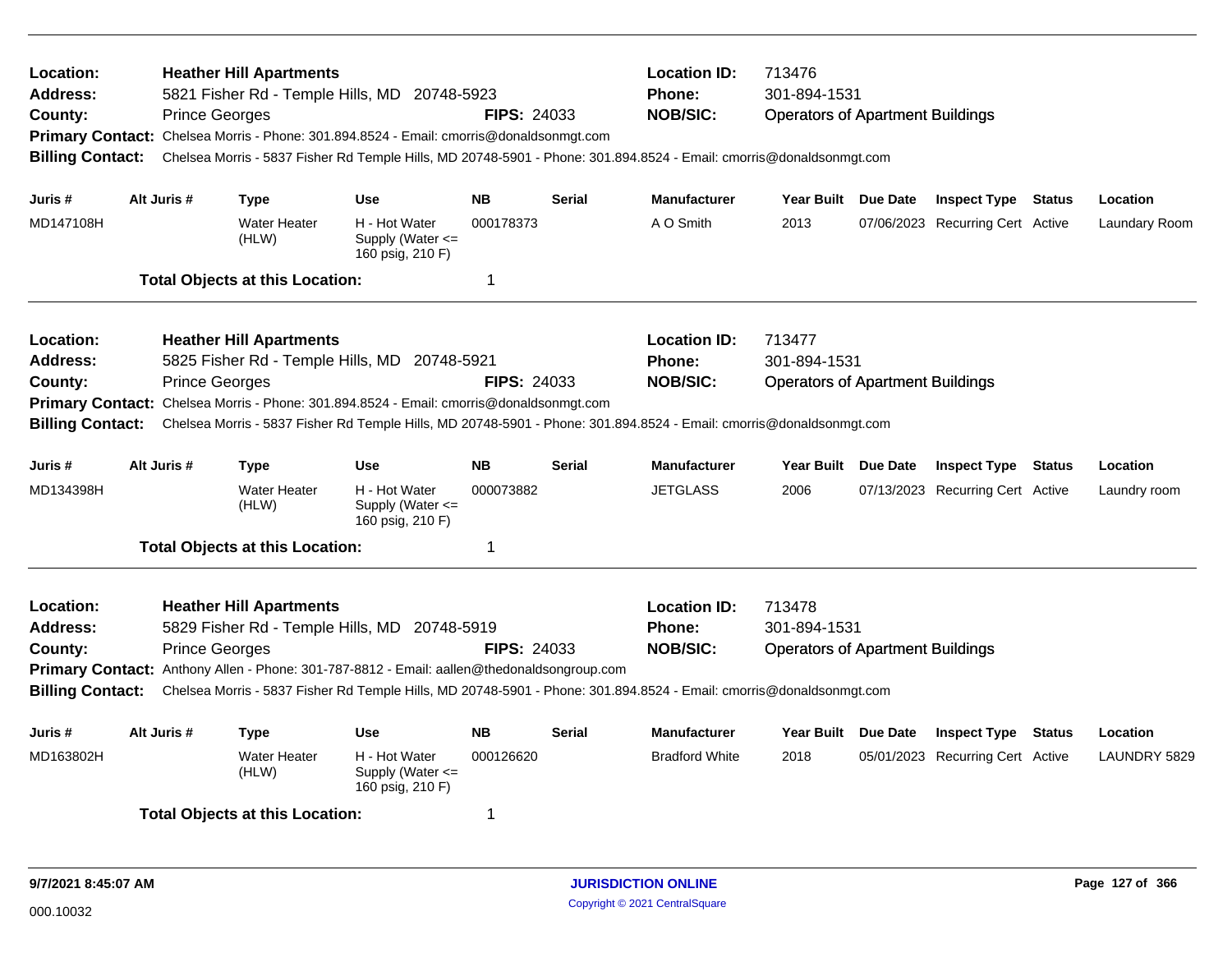**Location:** Heather Hill Apartments
**Address:** 5821 Fisher Rd - Temple Hills, MD 20748-5923
**County:** Prince Georges **FIPS:** 24033
**Location ID:** 713476
**Phone:** 301-894-1531
**NOB/SIC:** Operators of Apartment Buildings
**Primary Contact:** Chelsea Morris - Phone: 301.894.8524 - Email: cmorris@donaldsonmgt.com
**Billing Contact:** Chelsea Morris - 5837 Fisher Rd Temple Hills, MD 20748-5901 - Phone: 301.894.8524 - Email: cmorris@donaldsonmgt.com

| Juris # | Alt Juris # | Type | Use | NB | Serial | Manufacturer | Year Built | Due Date | Inspect Type | Status | Location |
|---|---|---|---|---|---|---|---|---|---|---|---|
| MD147108H | | Water Heater (HLW) | H - Hot Water Supply (Water <= 160 psig, 210 F) | 000178373 | | A O Smith | 2013 | 07/06/2023 | Recurring Cert | Active | Laundary Room |

**Total Objects at this Location:** 1

---

**Location:** Heather Hill Apartments
**Address:** 5825 Fisher Rd - Temple Hills, MD 20748-5921
**County:** Prince Georges **FIPS:** 24033
**Location ID:** 713477
**Phone:** 301-894-1531
**NOB/SIC:** Operators of Apartment Buildings
**Primary Contact:** Chelsea Morris - Phone: 301.894.8524 - Email: cmorris@donaldsonmgt.com
**Billing Contact:** Chelsea Morris - 5837 Fisher Rd Temple Hills, MD 20748-5901 - Phone: 301.894.8524 - Email: cmorris@donaldsonmgt.com

| Juris # | Alt Juris # | Type | Use | NB | Serial | Manufacturer | Year Built | Due Date | Inspect Type | Status | Location |
|---|---|---|---|---|---|---|---|---|---|---|---|
| MD134398H | | Water Heater (HLW) | H - Hot Water Supply (Water <= 160 psig, 210 F) | 000073882 | | JETGLASS | 2006 | 07/13/2023 | Recurring Cert | Active | Laundry room |

**Total Objects at this Location:** 1

---

**Location:** Heather Hill Apartments
**Address:** 5829 Fisher Rd - Temple Hills, MD 20748-5919
**County:** Prince Georges **FIPS:** 24033
**Location ID:** 713478
**Phone:** 301-894-1531
**NOB/SIC:** Operators of Apartment Buildings
**Primary Contact:** Anthony Allen - Phone: 301-787-8812 - Email: aallen@thedonaldsongroup.com
**Billing Contact:** Chelsea Morris - 5837 Fisher Rd Temple Hills, MD 20748-5901 - Phone: 301.894.8524 - Email: cmorris@donaldsonmgt.com

| Juris # | Alt Juris # | Type | Use | NB | Serial | Manufacturer | Year Built | Due Date | Inspect Type | Status | Location |
|---|---|---|---|---|---|---|---|---|---|---|---|
| MD163802H | | Water Heater (HLW) | H - Hot Water Supply (Water <= 160 psig, 210 F) | 000126620 | | Bradford White | 2018 | 05/01/2023 | Recurring Cert | Active | LAUNDRY 5829 |

**Total Objects at this Location:** 1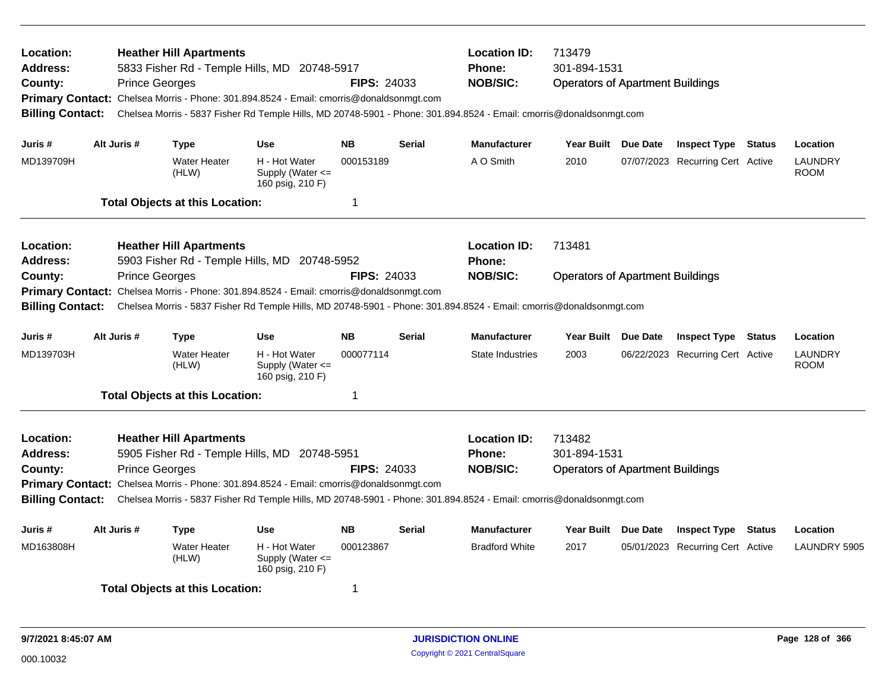**Location:** Heather Hill Apartments
**Address:** 5833 Fisher Rd - Temple Hills, MD 20748-5917
**County:** Prince Georges **FIPS:** 24033
**Location ID:** 713479
**Phone:** 301-894-1531
**NOB/SIC:** Operators of Apartment Buildings
**Primary Contact:** Chelsea Morris - Phone: 301.894.8524 - Email: cmorris@donaldsonmgt.com
**Billing Contact:** Chelsea Morris - 5837 Fisher Rd Temple Hills, MD 20748-5901 - Phone: 301.894.8524 - Email: cmorris@donaldsonmgt.com

| Juris # | Alt Juris # | Type | Use | NB | Serial | Manufacturer | Year Built | Due Date | Inspect Type | Status | Location |
|---|---|---|---|---|---|---|---|---|---|---|---|
| MD139709H | | Water Heater (HLW) | H - Hot Water Supply (Water <= 160 psig, 210 F) | 000153189 | | A O Smith | 2010 | 07/07/2023 | Recurring Cert | Active | LAUNDRY ROOM |

**Total Objects at this Location:** 1

---

**Location:** Heather Hill Apartments
**Address:** 5903 Fisher Rd - Temple Hills, MD 20748-5952
**County:** Prince Georges **FIPS:** 24033
**Location ID:** 713481
**Phone:**
**NOB/SIC:** Operators of Apartment Buildings
**Primary Contact:** Chelsea Morris - Phone: 301.894.8524 - Email: cmorris@donaldsonmgt.com
**Billing Contact:** Chelsea Morris - 5837 Fisher Rd Temple Hills, MD 20748-5901 - Phone: 301.894.8524 - Email: cmorris@donaldsonmgt.com

| Juris # | Alt Juris # | Type | Use | NB | Serial | Manufacturer | Year Built | Due Date | Inspect Type | Status | Location |
|---|---|---|---|---|---|---|---|---|---|---|---|
| MD139703H | | Water Heater (HLW) | H - Hot Water Supply (Water <= 160 psig, 210 F) | 000077114 | | State Industries | 2003 | 06/22/2023 | Recurring Cert | Active | LAUNDRY ROOM |

**Total Objects at this Location:** 1

---

**Location:** Heather Hill Apartments
**Address:** 5905 Fisher Rd - Temple Hills, MD 20748-5951
**County:** Prince Georges **FIPS:** 24033
**Location ID:** 713482
**Phone:** 301-894-1531
**NOB/SIC:** Operators of Apartment Buildings
**Primary Contact:** Chelsea Morris - Phone: 301.894.8524 - Email: cmorris@donaldsonmgt.com
**Billing Contact:** Chelsea Morris - 5837 Fisher Rd Temple Hills, MD 20748-5901 - Phone: 301.894.8524 - Email: cmorris@donaldsonmgt.com

| Juris # | Alt Juris # | Type | Use | NB | Serial | Manufacturer | Year Built | Due Date | Inspect Type | Status | Location |
|---|---|---|---|---|---|---|---|---|---|---|---|
| MD163808H | | Water Heater (HLW) | H - Hot Water Supply (Water <= 160 psig, 210 F) | 000123867 | | Bradford White | 2017 | 05/01/2023 | Recurring Cert | Active | LAUNDRY 5905 |

**Total Objects at this Location:** 1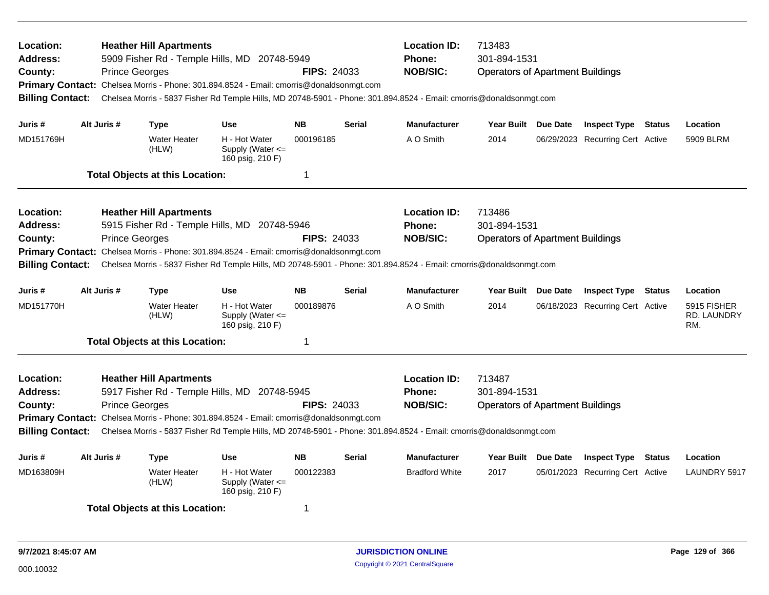**Location:** Heather Hill Apartments
**Address:** 5909 Fisher Rd - Temple Hills, MD 20748-5949
**County:** Prince Georges **FIPS:** 24033
**Location ID:** 713483
**Phone:** 301-894-1531
**NOB/SIC:** Operators of Apartment Buildings
**Primary Contact:** Chelsea Morris - Phone: 301.894.8524 - Email: cmorris@donaldsonmgt.com
**Billing Contact:** Chelsea Morris - 5837 Fisher Rd Temple Hills, MD 20748-5901 - Phone: 301.894.8524 - Email: cmorris@donaldsonmgt.com

| Juris # | Alt Juris # | Type | Use | NB | Serial | Manufacturer | Year Built | Due Date | Inspect Type | Status | Location |
|---|---|---|---|---|---|---|---|---|---|---|---|
| MD151769H | | Water Heater (HLW) | H - Hot Water Supply (Water <= 160 psig, 210 F) | 000196185 | | A O Smith | 2014 | 06/29/2023 | Recurring Cert | Active | 5909 BLRM |

**Total Objects at this Location:** 1

---

**Location:** Heather Hill Apartments
**Address:** 5915 Fisher Rd - Temple Hills, MD 20748-5946
**County:** Prince Georges **FIPS:** 24033
**Location ID:** 713486
**Phone:** 301-894-1531
**NOB/SIC:** Operators of Apartment Buildings
**Primary Contact:** Chelsea Morris - Phone: 301.894.8524 - Email: cmorris@donaldsonmgt.com
**Billing Contact:** Chelsea Morris - 5837 Fisher Rd Temple Hills, MD 20748-5901 - Phone: 301.894.8524 - Email: cmorris@donaldsonmgt.com

| Juris # | Alt Juris # | Type | Use | NB | Serial | Manufacturer | Year Built | Due Date | Inspect Type | Status | Location |
|---|---|---|---|---|---|---|---|---|---|---|---|
| MD151770H | | Water Heater (HLW) | H - Hot Water Supply (Water <= 160 psig, 210 F) | 000189876 | | A O Smith | 2014 | 06/18/2023 | Recurring Cert | Active | 5915 FISHER RD. LAUNDRY RM. |

**Total Objects at this Location:** 1

---

**Location:** Heather Hill Apartments
**Address:** 5917 Fisher Rd - Temple Hills, MD 20748-5945
**County:** Prince Georges **FIPS:** 24033
**Location ID:** 713487
**Phone:** 301-894-1531
**NOB/SIC:** Operators of Apartment Buildings
**Primary Contact:** Chelsea Morris - Phone: 301.894.8524 - Email: cmorris@donaldsonmgt.com
**Billing Contact:** Chelsea Morris - 5837 Fisher Rd Temple Hills, MD 20748-5901 - Phone: 301.894.8524 - Email: cmorris@donaldsonmgt.com

| Juris # | Alt Juris # | Type | Use | NB | Serial | Manufacturer | Year Built | Due Date | Inspect Type | Status | Location |
|---|---|---|---|---|---|---|---|---|---|---|---|
| MD163809H | | Water Heater (HLW) | H - Hot Water Supply (Water <= 160 psig, 210 F) | 000122383 | | Bradford White | 2017 | 05/01/2023 | Recurring Cert | Active | LAUNDRY 5917 |

**Total Objects at this Location:** 1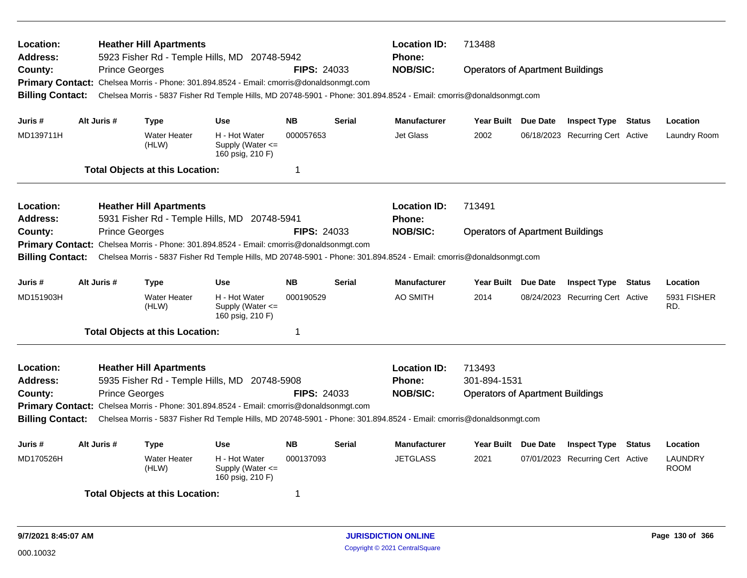**Location:** Heather Hill Apartments | **Location ID:** 713488
**Address:** 5923 Fisher Rd - Temple Hills, MD 20748-5942 | **Phone:**
**County:** Prince Georges | **FIPS:** 24033 | **NOB/SIC:** Operators of Apartment Buildings
**Primary Contact:** Chelsea Morris - Phone: 301.894.8524 - Email: cmorris@donaldsonmgt.com
**Billing Contact:** Chelsea Morris - 5837 Fisher Rd Temple Hills, MD 20748-5901 - Phone: 301.894.8524 - Email: cmorris@donaldsonmgt.com

| Juris # | Alt Juris # | Type | Use | NB | Serial | Manufacturer | Year Built | Due Date | Inspect Type | Status | Location |
|---|---|---|---|---|---|---|---|---|---|---|---|
| MD139711H | | Water Heater (HLW) | H - Hot Water Supply (Water <= 160 psig, 210 F) | 000057653 | | Jet Glass | 2002 | 06/18/2023 | Recurring Cert | Active | Laundry Room |

**Total Objects at this Location:** 1

---

**Location:** Heather Hill Apartments | **Location ID:** 713491
**Address:** 5931 Fisher Rd - Temple Hills, MD 20748-5941 | **Phone:**
**County:** Prince Georges | **FIPS:** 24033 | **NOB/SIC:** Operators of Apartment Buildings
**Primary Contact:** Chelsea Morris - Phone: 301.894.8524 - Email: cmorris@donaldsonmgt.com
**Billing Contact:** Chelsea Morris - 5837 Fisher Rd Temple Hills, MD 20748-5901 - Phone: 301.894.8524 - Email: cmorris@donaldsonmgt.com

| Juris # | Alt Juris # | Type | Use | NB | Serial | Manufacturer | Year Built | Due Date | Inspect Type | Status | Location |
|---|---|---|---|---|---|---|---|---|---|---|---|
| MD151903H | | Water Heater (HLW) | H - Hot Water Supply (Water <= 160 psig, 210 F) | 000190529 | | AO SMITH | 2014 | 08/24/2023 | Recurring Cert | Active | 5931 FISHER RD. |

**Total Objects at this Location:** 1

---

**Location:** Heather Hill Apartments | **Location ID:** 713493
**Address:** 5935 Fisher Rd - Temple Hills, MD 20748-5908 | **Phone:** 301-894-1531
**County:** Prince Georges | **FIPS:** 24033 | **NOB/SIC:** Operators of Apartment Buildings
**Primary Contact:** Chelsea Morris - Phone: 301.894.8524 - Email: cmorris@donaldsonmgt.com
**Billing Contact:** Chelsea Morris - 5837 Fisher Rd Temple Hills, MD 20748-5901 - Phone: 301.894.8524 - Email: cmorris@donaldsonmgt.com

| Juris # | Alt Juris # | Type | Use | NB | Serial | Manufacturer | Year Built | Due Date | Inspect Type | Status | Location |
|---|---|---|---|---|---|---|---|---|---|---|---|
| MD170526H | | Water Heater (HLW) | H - Hot Water Supply (Water <= 160 psig, 210 F) | 000137093 | | JETGLASS | 2021 | 07/01/2023 | Recurring Cert | Active | LAUNDRY ROOM |

**Total Objects at this Location:** 1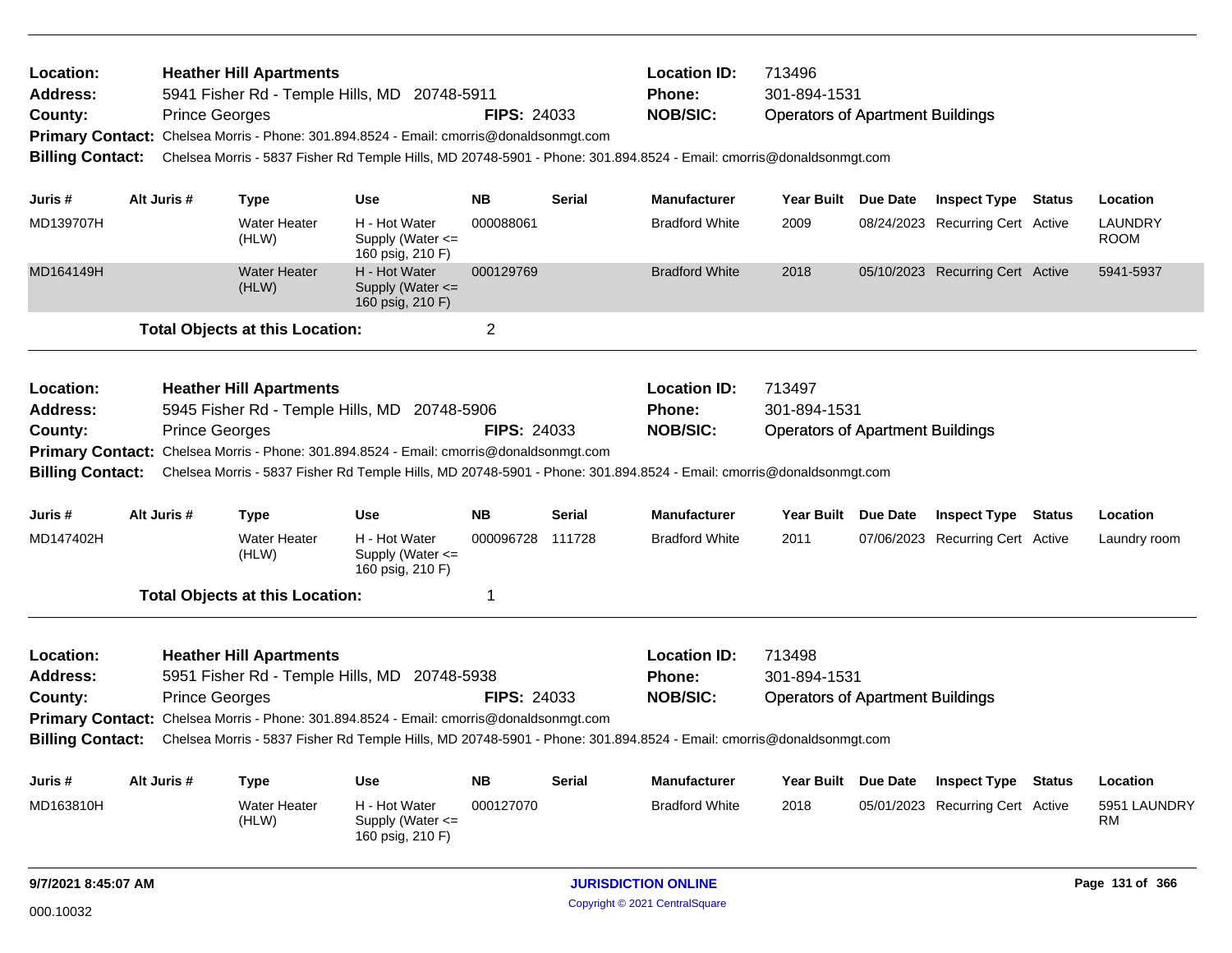**Location:** Heather Hill Apartments
**Address:** 5941 Fisher Rd - Temple Hills, MD 20748-5911
**County:** Prince Georges **FIPS:** 24033
**Location ID:** 713496
**Phone:** 301-894-1531
**NOB/SIC:** Operators of Apartment Buildings
**Primary Contact:** Chelsea Morris - Phone: 301.894.8524 - Email: cmorris@donaldsonmgt.com
**Billing Contact:** Chelsea Morris - 5837 Fisher Rd Temple Hills, MD 20748-5901 - Phone: 301.894.8524 - Email: cmorris@donaldsonmgt.com

| Juris # | Alt Juris # | Type | Use | NB | Serial | Manufacturer | Year Built | Due Date | Inspect Type | Status | Location |
|---|---|---|---|---|---|---|---|---|---|---|---|
| MD139707H | | Water Heater (HLW) | H - Hot Water Supply (Water <= 160 psig, 210 F) | 000088061 | | Bradford White | 2009 | 08/24/2023 | Recurring Cert | Active | LAUNDRY ROOM |
| MD164149H | | Water Heater (HLW) | H - Hot Water Supply (Water <= 160 psig, 210 F) | 000129769 | | Bradford White | 2018 | 05/10/2023 | Recurring Cert | Active | 5941-5937 |

**Total Objects at this Location:** 2

**Location:** Heather Hill Apartments
**Address:** 5945 Fisher Rd - Temple Hills, MD 20748-5906
**County:** Prince Georges **FIPS:** 24033
**Location ID:** 713497
**Phone:** 301-894-1531
**NOB/SIC:** Operators of Apartment Buildings
**Primary Contact:** Chelsea Morris - Phone: 301.894.8524 - Email: cmorris@donaldsonmgt.com
**Billing Contact:** Chelsea Morris - 5837 Fisher Rd Temple Hills, MD 20748-5901 - Phone: 301.894.8524 - Email: cmorris@donaldsonmgt.com

| Juris # | Alt Juris # | Type | Use | NB | Serial | Manufacturer | Year Built | Due Date | Inspect Type | Status | Location |
|---|---|---|---|---|---|---|---|---|---|---|---|
| MD147402H | | Water Heater (HLW) | H - Hot Water Supply (Water <= 160 psig, 210 F) | 000096728 | 111728 | Bradford White | 2011 | 07/06/2023 | Recurring Cert | Active | Laundry room |

**Total Objects at this Location:** 1

**Location:** Heather Hill Apartments
**Address:** 5951 Fisher Rd - Temple Hills, MD 20748-5938
**County:** Prince Georges **FIPS:** 24033
**Location ID:** 713498
**Phone:** 301-894-1531
**NOB/SIC:** Operators of Apartment Buildings
**Primary Contact:** Chelsea Morris - Phone: 301.894.8524 - Email: cmorris@donaldsonmgt.com
**Billing Contact:** Chelsea Morris - 5837 Fisher Rd Temple Hills, MD 20748-5901 - Phone: 301.894.8524 - Email: cmorris@donaldsonmgt.com

| Juris # | Alt Juris # | Type | Use | NB | Serial | Manufacturer | Year Built | Due Date | Inspect Type | Status | Location |
|---|---|---|---|---|---|---|---|---|---|---|---|
| MD163810H | | Water Heater (HLW) | H - Hot Water Supply (Water <= 160 psig, 210 F) | 000127070 | | Bradford White | 2018 | 05/01/2023 | Recurring Cert | Active | 5951 LAUNDRY RM |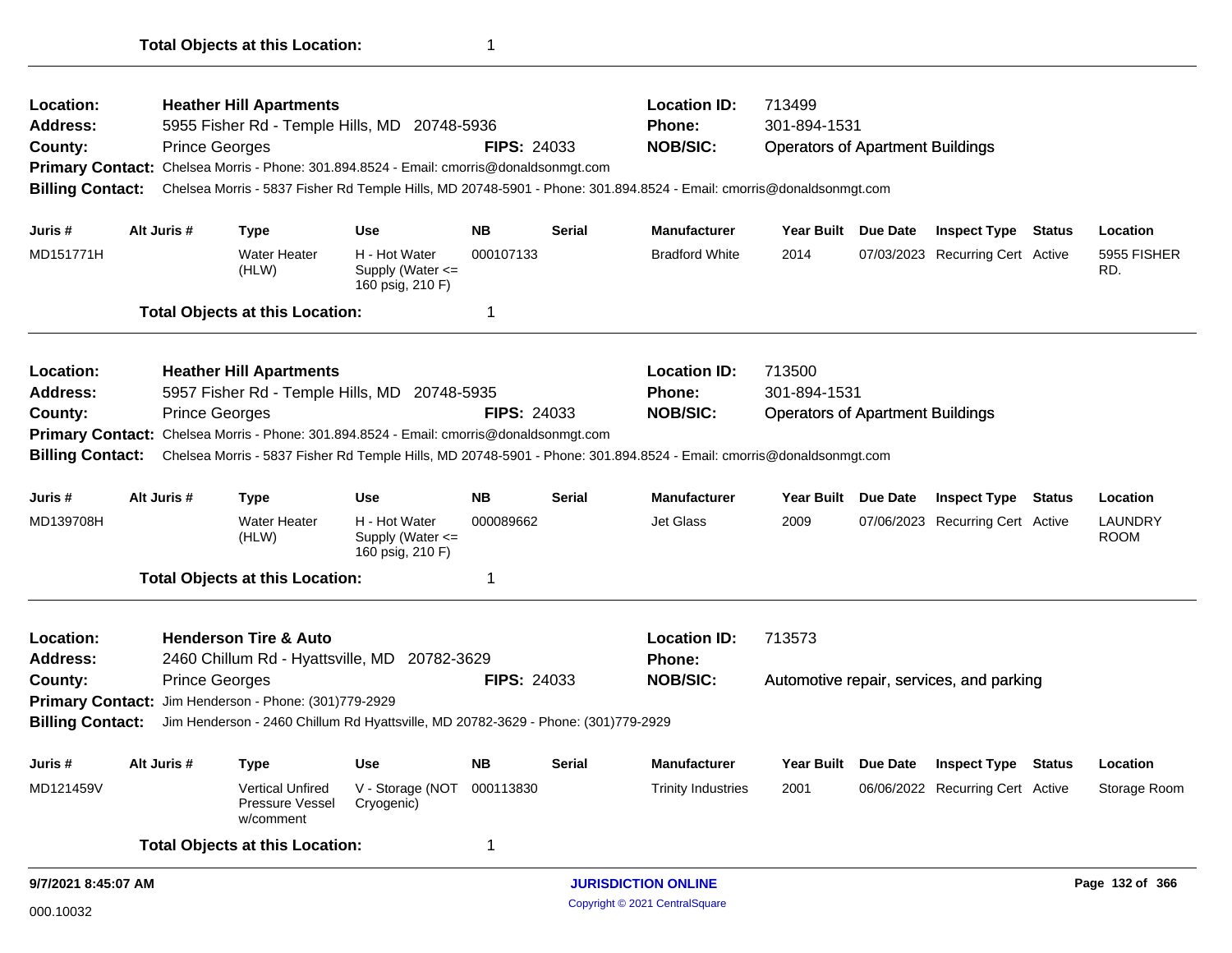**Total Objects at this Location:** 1

---

**Location:** **Heather Hill Apartments**
**Address:** 5955 Fisher Rd - Temple Hills, MD 20748-5936
**County:** Prince Georges  **FIPS:** 24033
**Location ID:** 713499
**Phone:** 301-894-1531
**NOB/SIC:** Operators of Apartment Buildings
**Primary Contact:** Chelsea Morris - Phone: 301.894.8524 - Email: cmorris@donaldsonmgt.com
**Billing Contact:** Chelsea Morris - 5837 Fisher Rd Temple Hills, MD 20748-5901 - Phone: 301.894.8524 - Email: cmorris@donaldsonmgt.com

| Juris # | Alt Juris # | Type | Use | NB | Serial | Manufacturer | Year Built | Due Date | Inspect Type | Status | Location |
|---|---|---|---|---|---|---|---|---|---|---|---|
| MD151771H | | Water Heater (HLW) | H - Hot Water Supply (Water <= 160 psig, 210 F) | 000107133 | | Bradford White | 2014 | 07/03/2023 | Recurring Cert | Active | 5955 FISHER RD. |

**Total Objects at this Location:** 1

---

**Location:** **Heather Hill Apartments**
**Address:** 5957 Fisher Rd - Temple Hills, MD 20748-5935
**County:** Prince Georges  **FIPS:** 24033
**Location ID:** 713500
**Phone:** 301-894-1531
**NOB/SIC:** Operators of Apartment Buildings
**Primary Contact:** Chelsea Morris - Phone: 301.894.8524 - Email: cmorris@donaldsonmgt.com
**Billing Contact:** Chelsea Morris - 5837 Fisher Rd Temple Hills, MD 20748-5901 - Phone: 301.894.8524 - Email: cmorris@donaldsonmgt.com

| Juris # | Alt Juris # | Type | Use | NB | Serial | Manufacturer | Year Built | Due Date | Inspect Type | Status | Location |
|---|---|---|---|---|---|---|---|---|---|---|---|
| MD139708H | | Water Heater (HLW) | H - Hot Water Supply (Water <= 160 psig, 210 F) | 000089662 | | Jet Glass | 2009 | 07/06/2023 | Recurring Cert | Active | LAUNDRY ROOM |

**Total Objects at this Location:** 1

---

**Location:** **Henderson Tire & Auto**
**Address:** 2460 Chillum Rd - Hyattsville, MD 20782-3629
**County:** Prince Georges  **FIPS:** 24033
**Location ID:** 713573
**Phone:**
**NOB/SIC:** Automotive repair, services, and parking
**Primary Contact:** Jim Henderson - Phone: (301)779-2929
**Billing Contact:** Jim Henderson - 2460 Chillum Rd Hyattsville, MD 20782-3629 - Phone: (301)779-2929

| Juris # | Alt Juris # | Type | Use | NB | Serial | Manufacturer | Year Built | Due Date | Inspect Type | Status | Location |
|---|---|---|---|---|---|---|---|---|---|---|---|
| MD121459V | | Vertical Unfired Pressure Vessel w/comment | V - Storage (NOT Cryogenic) | 000113830 | | Trinity Industries | 2001 | 06/06/2022 | Recurring Cert | Active | Storage Room |

**Total Objects at this Location:** 1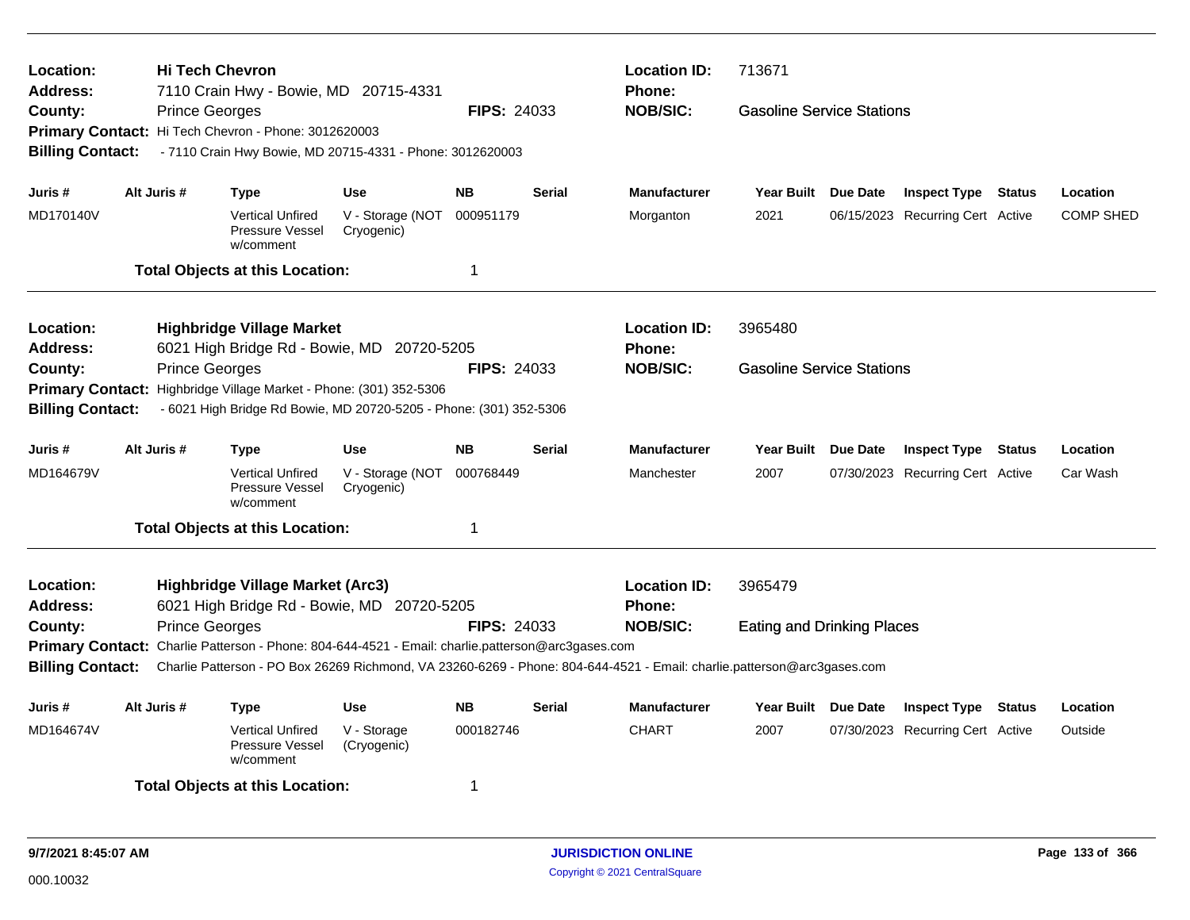**Location:** Hi Tech Chevron
**Address:** 7110 Crain Hwy - Bowie, MD 20715-4331
**County:** Prince Georges **FIPS:** 24033
**Primary Contact:** Hi Tech Chevron - Phone: 3012620003
**Billing Contact:** - 7110 Crain Hwy Bowie, MD 20715-4331 - Phone: 3012620003

**Location ID:** 713671
**Phone:**
**NOB/SIC:** Gasoline Service Stations

| Juris # | Alt Juris # | Type | Use | NB | Serial | Manufacturer | Year Built | Due Date | Inspect Type | Status | Location |
|---|---|---|---|---|---|---|---|---|---|---|---|
| MD170140V | | Vertical Unfired Pressure Vessel w/comment | V - Storage (NOT Cryogenic) | 000951179 | | Morganton | 2021 | 06/15/2023 | Recurring Cert | Active | COMP SHED |

**Total Objects at this Location:** 1

---

**Location:** Highbridge Village Market
**Address:** 6021 High Bridge Rd - Bowie, MD 20720-5205
**County:** Prince Georges **FIPS:** 24033
**Primary Contact:** Highbridge Village Market - Phone: (301) 352-5306
**Billing Contact:** - 6021 High Bridge Rd Bowie, MD 20720-5205 - Phone: (301) 352-5306

**Location ID:** 3965480
**Phone:**
**NOB/SIC:** Gasoline Service Stations

| Juris # | Alt Juris # | Type | Use | NB | Serial | Manufacturer | Year Built | Due Date | Inspect Type | Status | Location |
|---|---|---|---|---|---|---|---|---|---|---|---|
| MD164679V | | Vertical Unfired Pressure Vessel w/comment | V - Storage (NOT Cryogenic) | 000768449 | | Manchester | 2007 | 07/30/2023 | Recurring Cert | Active | Car Wash |

**Total Objects at this Location:** 1

---

**Location:** Highbridge Village Market (Arc3)
**Address:** 6021 High Bridge Rd - Bowie, MD 20720-5205
**County:** Prince Georges **FIPS:** 24033
**Primary Contact:** Charlie Patterson - Phone: 804-644-4521 - Email: charlie.patterson@arc3gases.com
**Billing Contact:** Charlie Patterson - PO Box 26269 Richmond, VA 23260-6269 - Phone: 804-644-4521 - Email: charlie.patterson@arc3gases.com

**Location ID:** 3965479
**Phone:**
**NOB/SIC:** Eating and Drinking Places

| Juris # | Alt Juris # | Type | Use | NB | Serial | Manufacturer | Year Built | Due Date | Inspect Type | Status | Location |
|---|---|---|---|---|---|---|---|---|---|---|---|
| MD164674V | | Vertical Unfired Pressure Vessel w/comment | V - Storage (Cryogenic) | 000182746 | | CHART | 2007 | 07/30/2023 | Recurring Cert | Active | Outside |

**Total Objects at this Location:** 1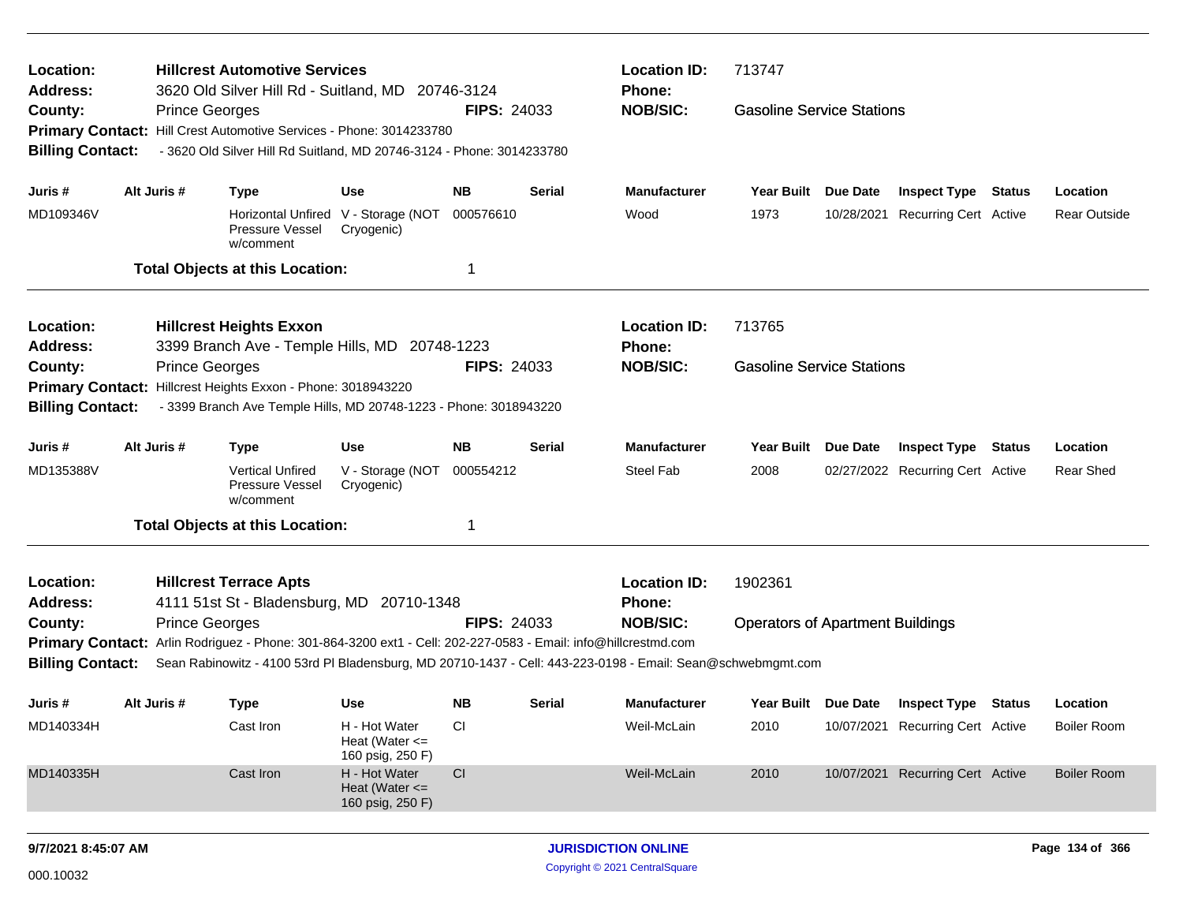**Location:** Hillcrest Automotive Services
**Address:** 3620 Old Silver Hill Rd - Suitland, MD 20746-3124
**County:** Prince Georges **FIPS:** 24033
**Primary Contact:** Hill Crest Automotive Services - Phone: 3014233780
**Billing Contact:** - 3620 Old Silver Hill Rd Suitland, MD 20746-3124 - Phone: 3014233780

**Location ID:** 713747
**Phone:**
**NOB/SIC:** Gasoline Service Stations

| Juris # | Alt Juris # | Type | Use | NB | Serial | Manufacturer | Year Built | Due Date | Inspect Type | Status | Location |
|---|---|---|---|---|---|---|---|---|---|---|---|
| MD109346V | | Horizontal Unfired Pressure Vessel w/comment | V - Storage (NOT Cryogenic) | 000576610 | | Wood | 1973 | 10/28/2021 | Recurring Cert | Active | Rear Outside |

**Total Objects at this Location:** 1

---

**Location:** Hillcrest Heights Exxon
**Address:** 3399 Branch Ave - Temple Hills, MD 20748-1223
**County:** Prince Georges **FIPS:** 24033
**Primary Contact:** Hillcrest Heights Exxon - Phone: 3018943220
**Billing Contact:** - 3399 Branch Ave Temple Hills, MD 20748-1223 - Phone: 3018943220

**Location ID:** 713765
**Phone:**
**NOB/SIC:** Gasoline Service Stations

| Juris # | Alt Juris # | Type | Use | NB | Serial | Manufacturer | Year Built | Due Date | Inspect Type | Status | Location |
|---|---|---|---|---|---|---|---|---|---|---|---|
| MD135388V | | Vertical Unfired Pressure Vessel w/comment | V - Storage (NOT Cryogenic) | 000554212 | | Steel Fab | 2008 | 02/27/2022 | Recurring Cert | Active | Rear Shed |

**Total Objects at this Location:** 1

---

**Location:** Hillcrest Terrace Apts
**Address:** 4111 51st St - Bladensburg, MD 20710-1348
**County:** Prince Georges **FIPS:** 24033
**Primary Contact:** Arlin Rodriguez - Phone: 301-864-3200 ext1 - Cell: 202-227-0583 - Email: info@hillcrestmd.com
**Billing Contact:** Sean Rabinowitz - 4100 53rd Pl Bladensburg, MD 20710-1437 - Cell: 443-223-0198 - Email: Sean@schwebmgmt.com

**Location ID:** 1902361
**Phone:**
**NOB/SIC:** Operators of Apartment Buildings

| Juris # | Alt Juris # | Type | Use | NB | Serial | Manufacturer | Year Built | Due Date | Inspect Type | Status | Location |
|---|---|---|---|---|---|---|---|---|---|---|---|
| MD140334H | | Cast Iron | H - Hot Water Heat (Water <= 160 psig, 250 F) | CI | | Weil-McLain | 2010 | 10/07/2021 | Recurring Cert | Active | Boiler Room |
| MD140335H | | Cast Iron | H - Hot Water Heat (Water <= 160 psig, 250 F) | CI | | Weil-McLain | 2010 | 10/07/2021 | Recurring Cert | Active | Boiler Room |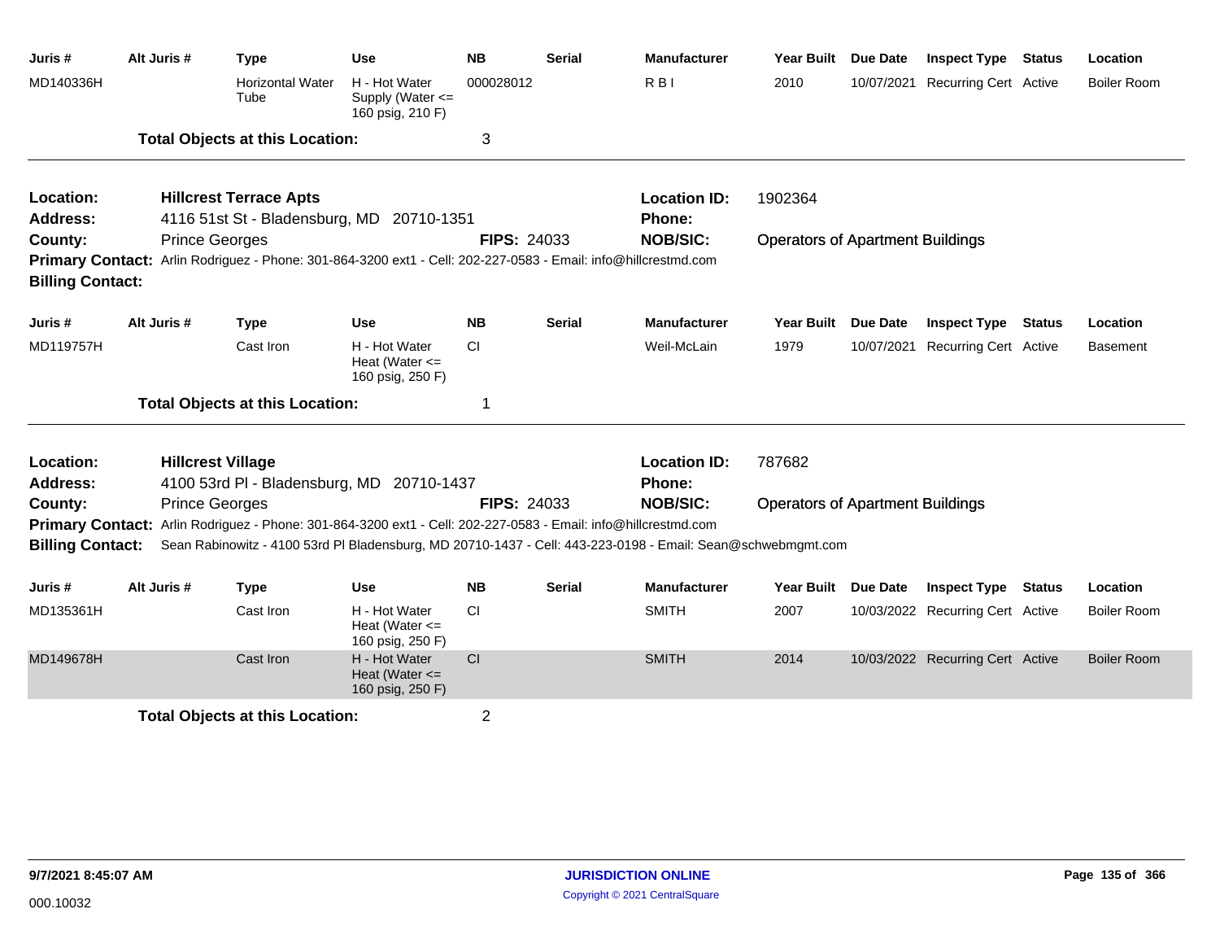| Juris # | Alt Juris # | Type | Use | NB | Serial | Manufacturer | Year Built | Due Date | Inspect Type | Status | Location |
|---|---|---|---|---|---|---|---|---|---|---|---|
| MD140336H | | Horizontal Water Tube | H - Hot Water Supply (Water <= 160 psig, 210 F) | 000028012 | | R B I | 2010 | 10/07/2021 | Recurring Cert | Active | Boiler Room |

**Total Objects at this Location:** 3

---

**Location:** **Hillcrest Terrace Apts**
**Location ID:** 1902364
**Address:** 4116 51st St - Bladensburg, MD 20710-1351
**Phone:**
**County:** Prince Georges
**FIPS:** 24033
**NOB/SIC:** Operators of Apartment Buildings
**Primary Contact:** Arlin Rodriguez - Phone: 301-864-3200 ext1 - Cell: 202-227-0583 - Email: info@hillcrestmd.com
**Billing Contact:**

| Juris # | Alt Juris # | Type | Use | NB | Serial | Manufacturer | Year Built | Due Date | Inspect Type | Status | Location |
|---|---|---|---|---|---|---|---|---|---|---|---|
| MD119757H | | Cast Iron | H - Hot Water Heat (Water <= 160 psig, 250 F) | CI | | Weil-McLain | 1979 | 10/07/2021 | Recurring Cert | Active | Basement |

**Total Objects at this Location:** 1

---

**Location:** **Hillcrest Village**
**Location ID:** 787682
**Address:** 4100 53rd Pl - Bladensburg, MD 20710-1437
**Phone:**
**County:** Prince Georges
**FIPS:** 24033
**NOB/SIC:** Operators of Apartment Buildings
**Primary Contact:** Arlin Rodriguez - Phone: 301-864-3200 ext1 - Cell: 202-227-0583 - Email: info@hillcrestmd.com
**Billing Contact:** Sean Rabinowitz - 4100 53rd Pl Bladensburg, MD 20710-1437 - Cell: 443-223-0198 - Email: Sean@schwebmgmt.com

| Juris # | Alt Juris # | Type | Use | NB | Serial | Manufacturer | Year Built | Due Date | Inspect Type | Status | Location |
|---|---|---|---|---|---|---|---|---|---|---|---|
| MD135361H | | Cast Iron | H - Hot Water Heat (Water <= 160 psig, 250 F) | CI | | SMITH | 2007 | 10/03/2022 | Recurring Cert | Active | Boiler Room |
| MD149678H | | Cast Iron | H - Hot Water Heat (Water <= 160 psig, 250 F) | CI | | SMITH | 2014 | 10/03/2022 | Recurring Cert | Active | Boiler Room |

**Total Objects at this Location:** 2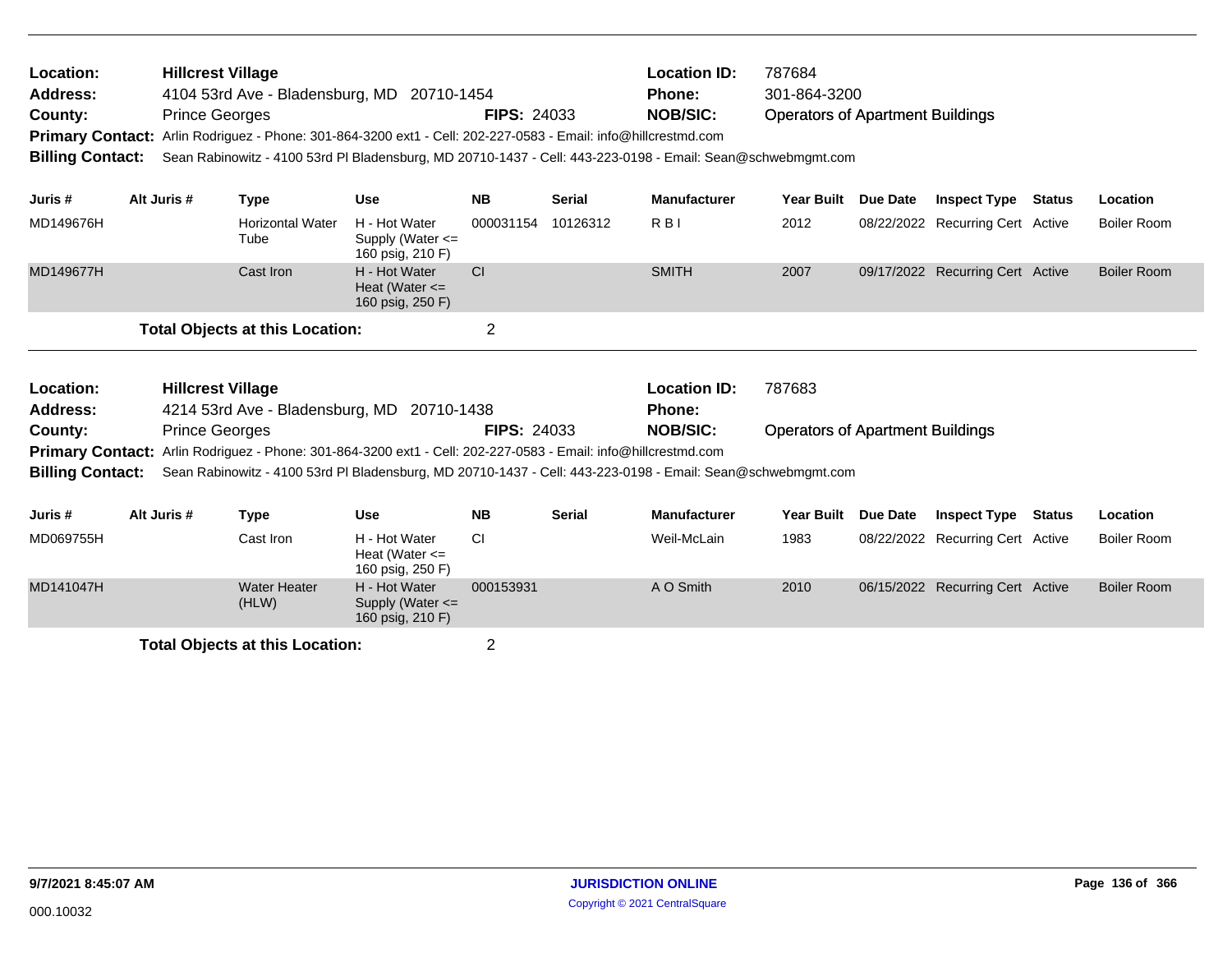**Location:** Hillcrest Village **Location ID:** 787684
**Address:** 4104 53rd Ave - Bladensburg, MD 20710-1454 **Phone:** 301-864-3200
**County:** Prince Georges **FIPS:** 24033 **NOB/SIC:** Operators of Apartment Buildings
**Primary Contact:** Arlin Rodriguez - Phone: 301-864-3200 ext1 - Cell: 202-227-0583 - Email: info@hillcrestmd.com
**Billing Contact:** Sean Rabinowitz - 4100 53rd Pl Bladensburg, MD 20710-1437 - Cell: 443-223-0198 - Email: Sean@schwebmgmt.com

| Juris # | Alt Juris # | Type | Use | NB | Serial | Manufacturer | Year Built | Due Date | Inspect Type | Status | Location |
|---|---|---|---|---|---|---|---|---|---|---|---|
| MD149676H | | Horizontal Water Tube | H - Hot Water Supply (Water <= 160 psig, 210 F) | 000031154 | 10126312 | R B I | 2012 | 08/22/2022 | Recurring Cert | Active | Boiler Room |
| MD149677H | | Cast Iron | H - Hot Water Heat (Water <= 160 psig, 250 F) | CI | | SMITH | 2007 | 09/17/2022 | Recurring Cert | Active | Boiler Room |

**Total Objects at this Location:** 2

**Location:** Hillcrest Village **Location ID:** 787683
**Address:** 4214 53rd Ave - Bladensburg, MD 20710-1438 **Phone:**
**County:** Prince Georges **FIPS:** 24033 **NOB/SIC:** Operators of Apartment Buildings
**Primary Contact:** Arlin Rodriguez - Phone: 301-864-3200 ext1 - Cell: 202-227-0583 - Email: info@hillcrestmd.com
**Billing Contact:** Sean Rabinowitz - 4100 53rd Pl Bladensburg, MD 20710-1437 - Cell: 443-223-0198 - Email: Sean@schwebmgmt.com

| Juris # | Alt Juris # | Type | Use | NB | Serial | Manufacturer | Year Built | Due Date | Inspect Type | Status | Location |
|---|---|---|---|---|---|---|---|---|---|---|---|
| MD069755H | | Cast Iron | H - Hot Water Heat (Water <= 160 psig, 250 F) | CI | | Weil-McLain | 1983 | 08/22/2022 | Recurring Cert | Active | Boiler Room |
| MD141047H | | Water Heater (HLW) | H - Hot Water Supply (Water <= 160 psig, 210 F) | 000153931 | | A O Smith | 2010 | 06/15/2022 | Recurring Cert | Active | Boiler Room |

**Total Objects at this Location:** 2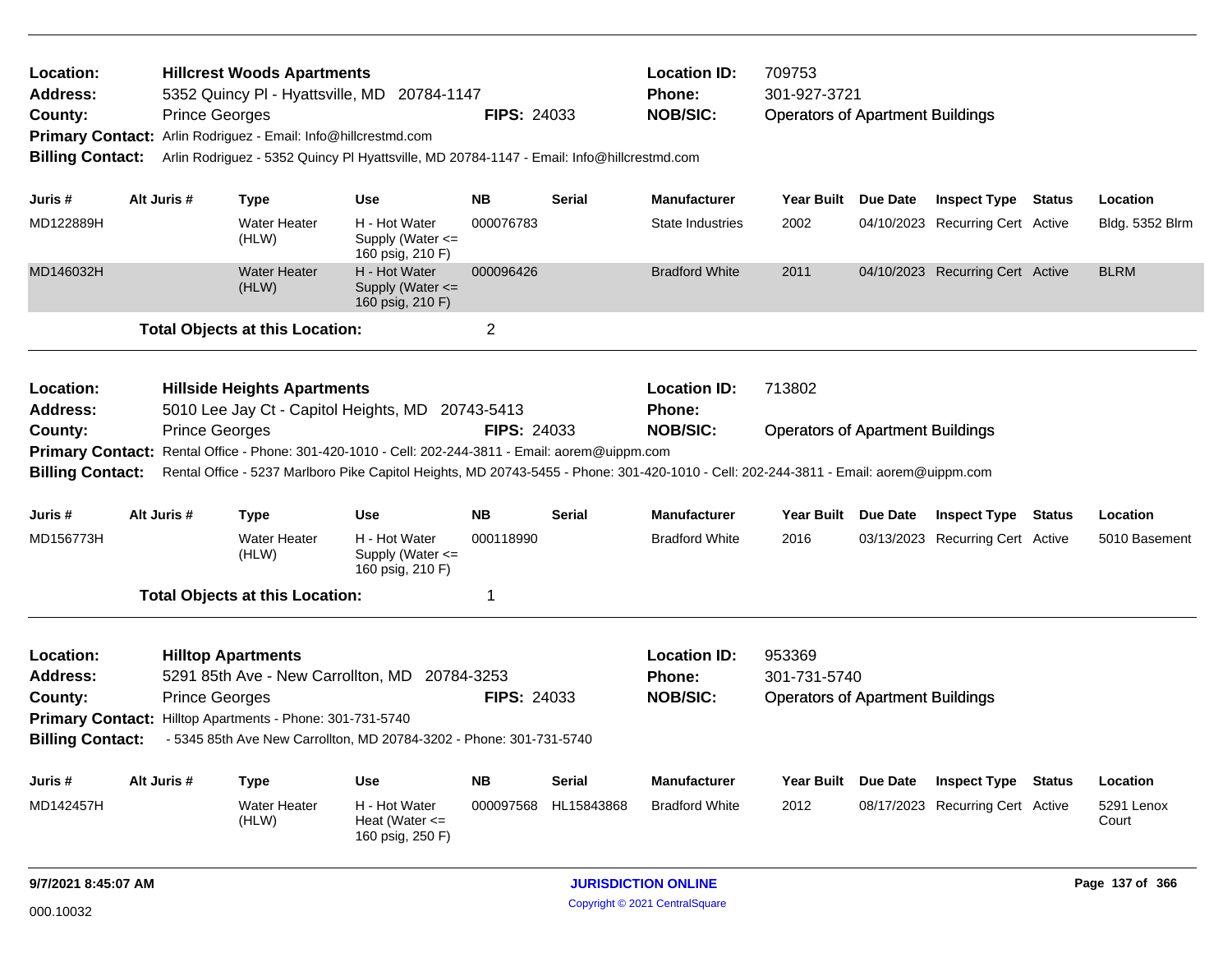**Location:** Hillcrest Woods Apartments
**Address:** 5352 Quincy Pl - Hyattsville, MD 20784-1147
**County:** Prince Georges **FIPS:** 24033
**Location ID:** 709753
**Phone:** 301-927-3721
**NOB/SIC:** Operators of Apartment Buildings
**Primary Contact:** Arlin Rodriguez - Email: Info@hillcrestmd.com
**Billing Contact:** Arlin Rodriguez - 5352 Quincy Pl Hyattsville, MD 20784-1147 - Email: Info@hillcrestmd.com

| Juris # | Alt Juris # | Type | Use | NB | Serial | Manufacturer | Year Built | Due Date | Inspect Type | Status | Location |
|---|---|---|---|---|---|---|---|---|---|---|---|
| MD122889H | | Water Heater (HLW) | H - Hot Water Supply (Water <= 160 psig, 210 F) | 000076783 | | State Industries | 2002 | 04/10/2023 | Recurring Cert | Active | Bldg. 5352 Blrm |
| MD146032H | | Water Heater (HLW) | H - Hot Water Supply (Water <= 160 psig, 210 F) | 000096426 | | Bradford White | 2011 | 04/10/2023 | Recurring Cert | Active | BLRM |

**Total Objects at this Location:** 2

---

**Location:** Hillside Heights Apartments
**Address:** 5010 Lee Jay Ct - Capitol Heights, MD 20743-5413
**County:** Prince Georges **FIPS:** 24033
**Location ID:** 713802
**Phone:**
**NOB/SIC:** Operators of Apartment Buildings
**Primary Contact:** Rental Office - Phone: 301-420-1010 - Cell: 202-244-3811 - Email: aorem@uippm.com
**Billing Contact:** Rental Office - 5237 Marlboro Pike Capitol Heights, MD 20743-5455 - Phone: 301-420-1010 - Cell: 202-244-3811 - Email: aorem@uippm.com

| Juris # | Alt Juris # | Type | Use | NB | Serial | Manufacturer | Year Built | Due Date | Inspect Type | Status | Location |
|---|---|---|---|---|---|---|---|---|---|---|---|
| MD156773H | | Water Heater (HLW) | H - Hot Water Supply (Water <= 160 psig, 210 F) | 000118990 | | Bradford White | 2016 | 03/13/2023 | Recurring Cert | Active | 5010 Basement |

**Total Objects at this Location:** 1

---

**Location:** Hilltop Apartments
**Address:** 5291 85th Ave - New Carrollton, MD 20784-3253
**County:** Prince Georges **FIPS:** 24033
**Location ID:** 953369
**Phone:** 301-731-5740
**NOB/SIC:** Operators of Apartment Buildings
**Primary Contact:** Hilltop Apartments - Phone: 301-731-5740
**Billing Contact:** - 5345 85th Ave New Carrollton, MD 20784-3202 - Phone: 301-731-5740

| Juris # | Alt Juris # | Type | Use | NB | Serial | Manufacturer | Year Built | Due Date | Inspect Type | Status | Location |
|---|---|---|---|---|---|---|---|---|---|---|---|
| MD142457H | | Water Heater (HLW) | H - Hot Water Heat (Water <= 160 psig, 250 F) | 000097568 | HL15843868 | Bradford White | 2012 | 08/17/2023 | Recurring Cert | Active | 5291 Lenox Court |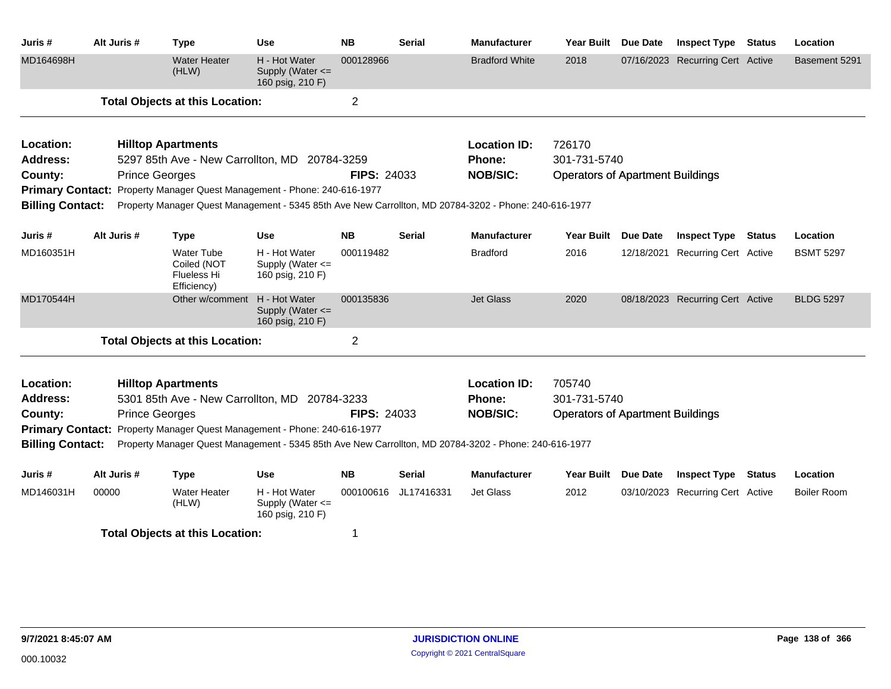| Juris # | Alt Juris # | Type | Use | NB | Serial | Manufacturer | Year Built | Due Date | Inspect Type | Status | Location |
|---|---|---|---|---|---|---|---|---|---|---|---|
| MD164698H | | Water Heater (HLW) | H - Hot Water Supply (Water <= 160 psig, 210 F) | 000128966 | | Bradford White | 2018 | 07/16/2023 | Recurring Cert | Active | Basement 5291 |

**Total Objects at this Location:** 2

---

**Location:** Hilltop Apartments
**Location ID:** 726170
**Address:** 5297 85th Ave - New Carrollton, MD 20784-3259
**Phone:** 301-731-5740
**County:** Prince Georges
**FIPS:** 24033
**NOB/SIC:** Operators of Apartment Buildings
**Primary Contact:** Property Manager Quest Management - Phone: 240-616-1977
**Billing Contact:** Property Manager Quest Management - 5345 85th Ave New Carrollton, MD 20784-3202 - Phone: 240-616-1977

| Juris # | Alt Juris # | Type | Use | NB | Serial | Manufacturer | Year Built | Due Date | Inspect Type | Status | Location |
|---|---|---|---|---|---|---|---|---|---|---|---|
| MD160351H | | Water Tube Coiled (NOT Flueless Hi Efficiency) | H - Hot Water Supply (Water <= 160 psig, 210 F) | 000119482 | | Bradford | 2016 | 12/18/2021 | Recurring Cert | Active | BSMT 5297 |
| MD170544H | | Other w/comment | H - Hot Water Supply (Water <= 160 psig, 210 F) | 000135836 | | Jet Glass | 2020 | 08/18/2023 | Recurring Cert | Active | BLDG 5297 |

**Total Objects at this Location:** 2

---

**Location:** Hilltop Apartments
**Location ID:** 705740
**Address:** 5301 85th Ave - New Carrollton, MD 20784-3233
**Phone:** 301-731-5740
**County:** Prince Georges
**FIPS:** 24033
**NOB/SIC:** Operators of Apartment Buildings
**Primary Contact:** Property Manager Quest Management - Phone: 240-616-1977
**Billing Contact:** Property Manager Quest Management - 5345 85th Ave New Carrollton, MD 20784-3202 - Phone: 240-616-1977

| Juris # | Alt Juris # | Type | Use | NB | Serial | Manufacturer | Year Built | Due Date | Inspect Type | Status | Location |
|---|---|---|---|---|---|---|---|---|---|---|---|
| MD146031H | 00000 | Water Heater (HLW) | H - Hot Water Supply (Water <= 160 psig, 210 F) | 000100616 | JL17416331 | Jet Glass | 2012 | 03/10/2023 | Recurring Cert | Active | Boiler Room |

**Total Objects at this Location:** 1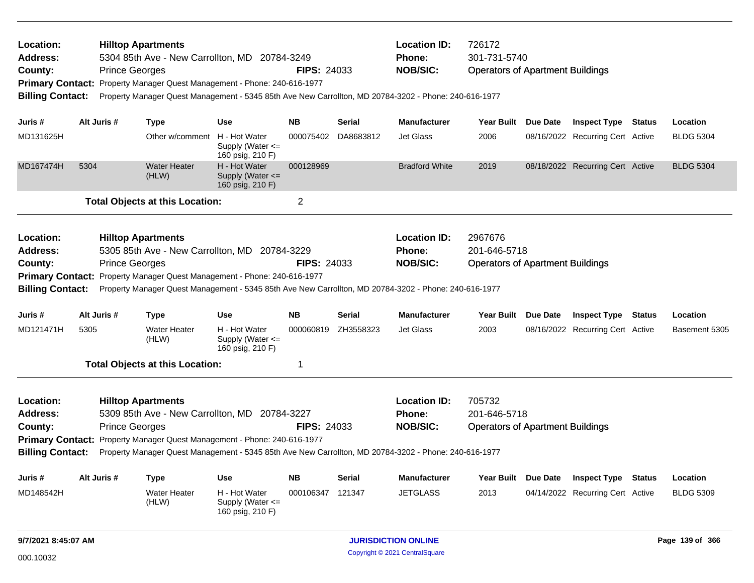**Location:** Hilltop Apartments
**Address:** 5304 85th Ave - New Carrollton, MD 20784-3249
**County:** Prince Georges
**FIPS:** 24033
**Location ID:** 726172
**Phone:** 301-731-5740
**NOB/SIC:** Operators of Apartment Buildings
**Primary Contact:** Property Manager Quest Management - Phone: 240-616-1977
**Billing Contact:** Property Manager Quest Management - 5345 85th Ave New Carrollton, MD 20784-3202 - Phone: 240-616-1977

| Juris # | Alt Juris # | Type | Use | NB | Serial | Manufacturer | Year Built | Due Date | Inspect Type | Status | Location |
|---|---|---|---|---|---|---|---|---|---|---|---|
| MD131625H | | Other w/comment | H - Hot Water Supply (Water <= 160 psig, 210 F) | 000075402 | DA8683812 | Jet Glass | 2006 | 08/16/2022 | Recurring Cert | Active | BLDG 5304 |
| MD167474H | 5304 | Water Heater (HLW) | H - Hot Water Supply (Water <= 160 psig, 210 F) | 000128969 | | Bradford White | 2019 | 08/18/2022 | Recurring Cert | Active | BLDG 5304 |

**Total Objects at this Location:** 2

**Location:** Hilltop Apartments
**Address:** 5305 85th Ave - New Carrollton, MD 20784-3229
**County:** Prince Georges
**FIPS:** 24033
**Location ID:** 2967676
**Phone:** 201-646-5718
**NOB/SIC:** Operators of Apartment Buildings
**Primary Contact:** Property Manager Quest Management - Phone: 240-616-1977
**Billing Contact:** Property Manager Quest Management - 5345 85th Ave New Carrollton, MD 20784-3202 - Phone: 240-616-1977

| Juris # | Alt Juris # | Type | Use | NB | Serial | Manufacturer | Year Built | Due Date | Inspect Type | Status | Location |
|---|---|---|---|---|---|---|---|---|---|---|---|
| MD121471H | 5305 | Water Heater (HLW) | H - Hot Water Supply (Water <= 160 psig, 210 F) | 000060819 | ZH3558323 | Jet Glass | 2003 | 08/16/2022 | Recurring Cert | Active | Basement 5305 |

**Total Objects at this Location:** 1

**Location:** Hilltop Apartments
**Address:** 5309 85th Ave - New Carrollton, MD 20784-3227
**County:** Prince Georges
**FIPS:** 24033
**Location ID:** 705732
**Phone:** 201-646-5718
**NOB/SIC:** Operators of Apartment Buildings
**Primary Contact:** Property Manager Quest Management - Phone: 240-616-1977
**Billing Contact:** Property Manager Quest Management - 5345 85th Ave New Carrollton, MD 20784-3202 - Phone: 240-616-1977

| Juris # | Alt Juris # | Type | Use | NB | Serial | Manufacturer | Year Built | Due Date | Inspect Type | Status | Location |
|---|---|---|---|---|---|---|---|---|---|---|---|
| MD148542H | | Water Heater (HLW) | H - Hot Water Supply (Water <= 160 psig, 210 F) | 000106347 | 121347 | JETGLASS | 2013 | 04/14/2022 | Recurring Cert | Active | BLDG 5309 |

9/7/2021 8:45:07 AM

000.10032

JURISDICTION ONLINE

Copyright © 2021 CentralSquare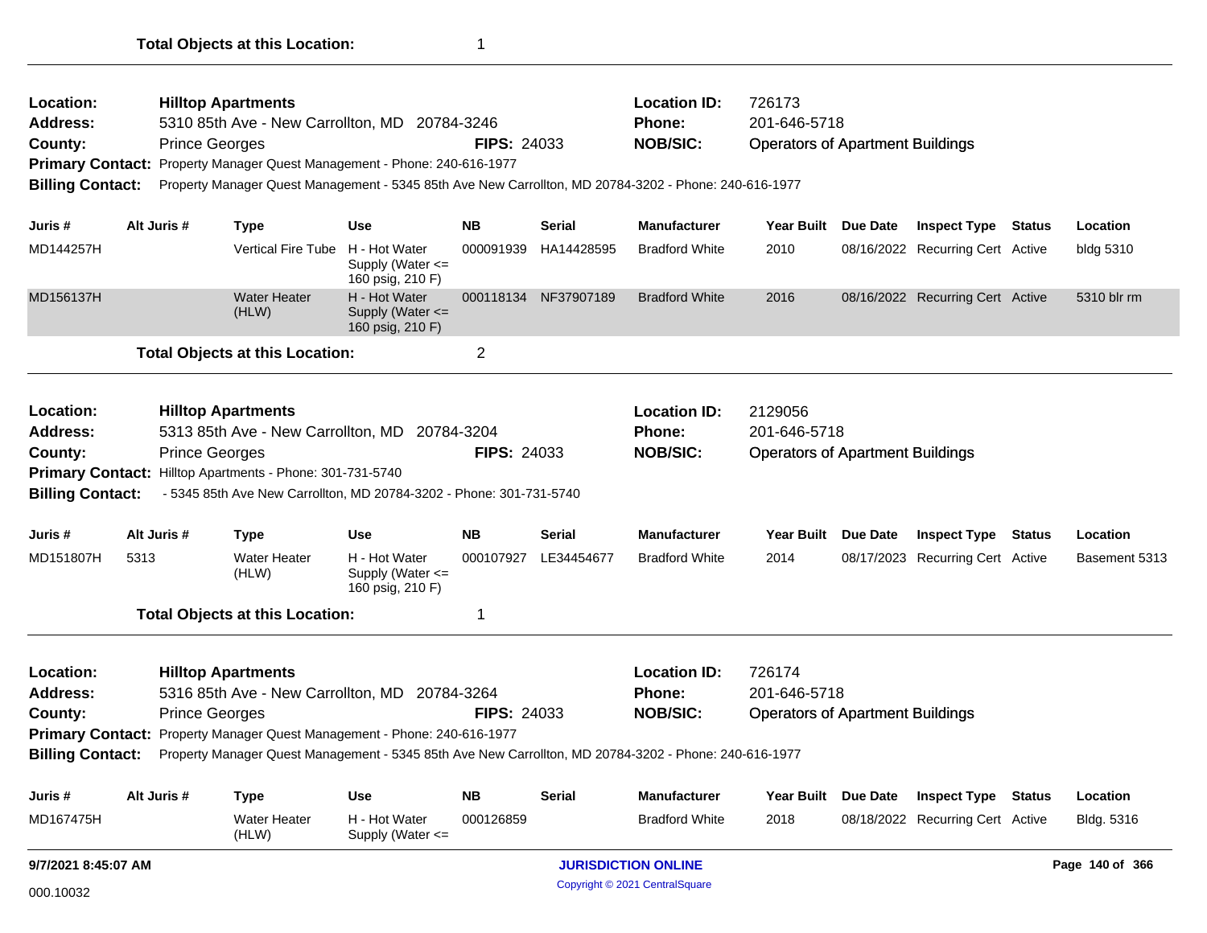**Total Objects at this Location:** 1

---

**Location:** Hilltop Apartments
**Address:** 5310 85th Ave - New Carrollton, MD 20784-3246
**County:** Prince Georges
**FIPS:** 24033
**Location ID:** 726173
**Phone:** 201-646-5718
**NOB/SIC:** Operators of Apartment Buildings
**Primary Contact:** Property Manager Quest Management - Phone: 240-616-1977
**Billing Contact:** Property Manager Quest Management - 5345 85th Ave New Carrollton, MD 20784-3202 - Phone: 240-616-1977

| Juris # | Alt Juris # | Type | Use | NB | Serial | Manufacturer | Year Built | Due Date | Inspect Type | Status | Location |
|---|---|---|---|---|---|---|---|---|---|---|---|
| MD144257H | | Vertical Fire Tube | H - Hot Water Supply (Water <= 160 psig, 210 F) | 000091939 | HA14428595 | Bradford White | 2010 | 08/16/2022 | Recurring Cert | Active | bldg 5310 |
| MD156137H | | Water Heater (HLW) | H - Hot Water Supply (Water <= 160 psig, 210 F) | 000118134 | NF37907189 | Bradford White | 2016 | 08/16/2022 | Recurring Cert | Active | 5310 blr rm |

**Total Objects at this Location:** 2

---

**Location:** Hilltop Apartments
**Address:** 5313 85th Ave - New Carrollton, MD 20784-3204
**County:** Prince Georges
**FIPS:** 24033
**Location ID:** 2129056
**Phone:** 201-646-5718
**NOB/SIC:** Operators of Apartment Buildings
**Primary Contact:** Hilltop Apartments - Phone: 301-731-5740
**Billing Contact:** - 5345 85th Ave New Carrollton, MD 20784-3202 - Phone: 301-731-5740

| Juris # | Alt Juris # | Type | Use | NB | Serial | Manufacturer | Year Built | Due Date | Inspect Type | Status | Location |
|---|---|---|---|---|---|---|---|---|---|---|---|
| MD151807H | 5313 | Water Heater (HLW) | H - Hot Water Supply (Water <= 160 psig, 210 F) | 000107927 | LE34454677 | Bradford White | 2014 | 08/17/2023 | Recurring Cert | Active | Basement 5313 |

**Total Objects at this Location:** 1

---

**Location:** Hilltop Apartments
**Address:** 5316 85th Ave - New Carrollton, MD 20784-3264
**County:** Prince Georges
**FIPS:** 24033
**Location ID:** 726174
**Phone:** 201-646-5718
**NOB/SIC:** Operators of Apartment Buildings
**Primary Contact:** Property Manager Quest Management - Phone: 240-616-1977
**Billing Contact:** Property Manager Quest Management - 5345 85th Ave New Carrollton, MD 20784-3202 - Phone: 240-616-1977

| Juris # | Alt Juris # | Type | Use | NB | Serial | Manufacturer | Year Built | Due Date | Inspect Type | Status | Location |
|---|---|---|---|---|---|---|---|---|---|---|---|
| MD167475H | | Water Heater (HLW) | H - Hot Water Supply (Water <= | 000126859 | | Bradford White | 2018 | 08/18/2022 | Recurring Cert | Active | Bldg. 5316 |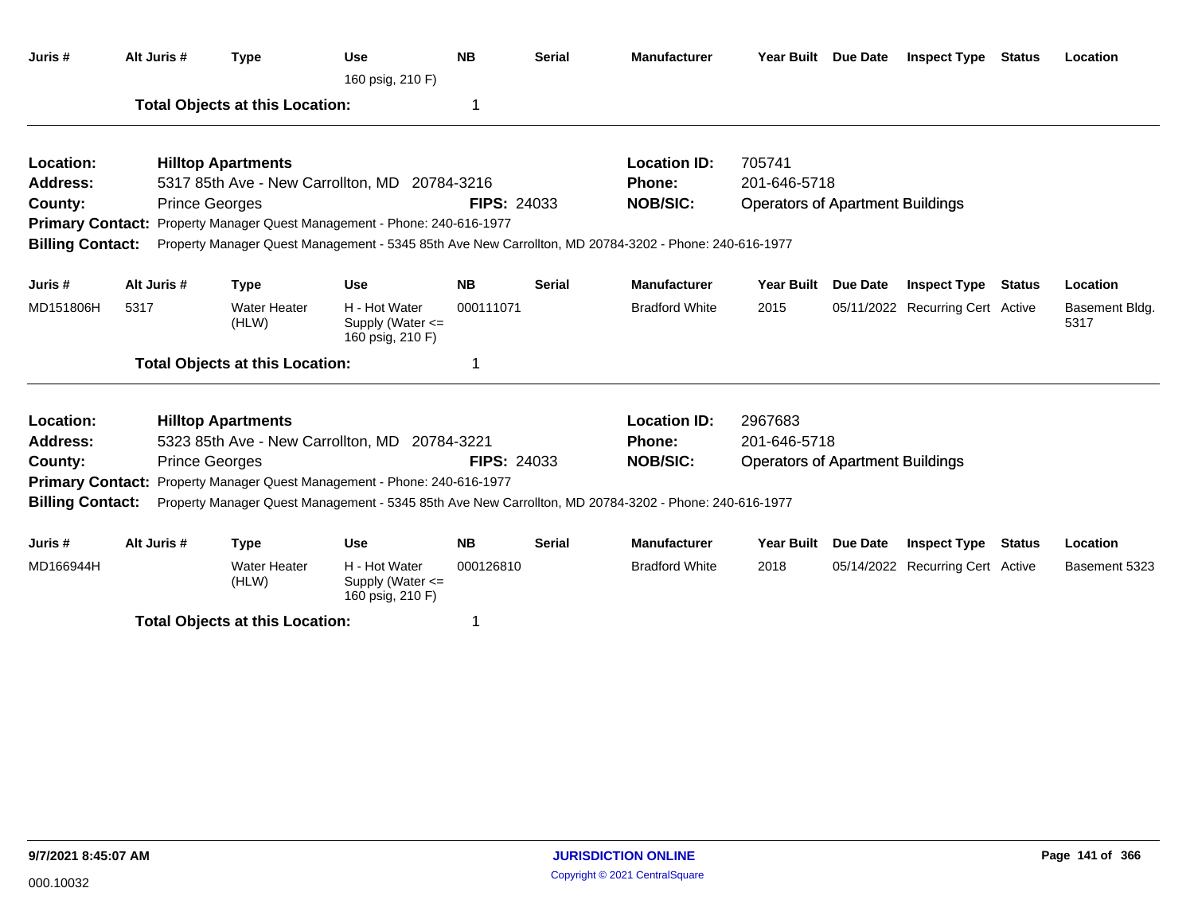| Juris # | Alt Juris # | Type | Use | NB | Serial | Manufacturer | Year Built | Due Date | Inspect Type | Status | Location |
|---|---|---|---|---|---|---|---|---|---|---|---|
| | | | 160 psig, 210 F) | | | | | | | | |

**Total Objects at this Location:** 1

---

**Location:** Hilltop Apartments
**Address:** 5317 85th Ave - New Carrollton, MD 20784-3216
**County:** Prince Georges
**FIPS:** 24033
**Location ID:** 705741
**Phone:** 201-646-5718
**NOB/SIC:** Operators of Apartment Buildings
**Primary Contact:** Property Manager Quest Management - Phone: 240-616-1977
**Billing Contact:** Property Manager Quest Management - 5345 85th Ave New Carrollton, MD 20784-3202 - Phone: 240-616-1977

| Juris # | Alt Juris # | Type | Use | NB | Serial | Manufacturer | Year Built | Due Date | Inspect Type | Status | Location |
|---|---|---|---|---|---|---|---|---|---|---|---|
| MD151806H | 5317 | Water Heater (HLW) | H - Hot Water Supply (Water <= 160 psig, 210 F) | 000111071 | | Bradford White | 2015 | 05/11/2022 | Recurring Cert | Active | Basement Bldg. 5317 |

**Total Objects at this Location:** 1

---

**Location:** Hilltop Apartments
**Address:** 5323 85th Ave - New Carrollton, MD 20784-3221
**County:** Prince Georges
**FIPS:** 24033
**Location ID:** 2967683
**Phone:** 201-646-5718
**NOB/SIC:** Operators of Apartment Buildings
**Primary Contact:** Property Manager Quest Management - Phone: 240-616-1977
**Billing Contact:** Property Manager Quest Management - 5345 85th Ave New Carrollton, MD 20784-3202 - Phone: 240-616-1977

| Juris # | Alt Juris # | Type | Use | NB | Serial | Manufacturer | Year Built | Due Date | Inspect Type | Status | Location |
|---|---|---|---|---|---|---|---|---|---|---|---|
| MD166944H | | Water Heater (HLW) | H - Hot Water Supply (Water <= 160 psig, 210 F) | 000126810 | | Bradford White | 2018 | 05/14/2022 | Recurring Cert | Active | Basement 5323 |

**Total Objects at this Location:** 1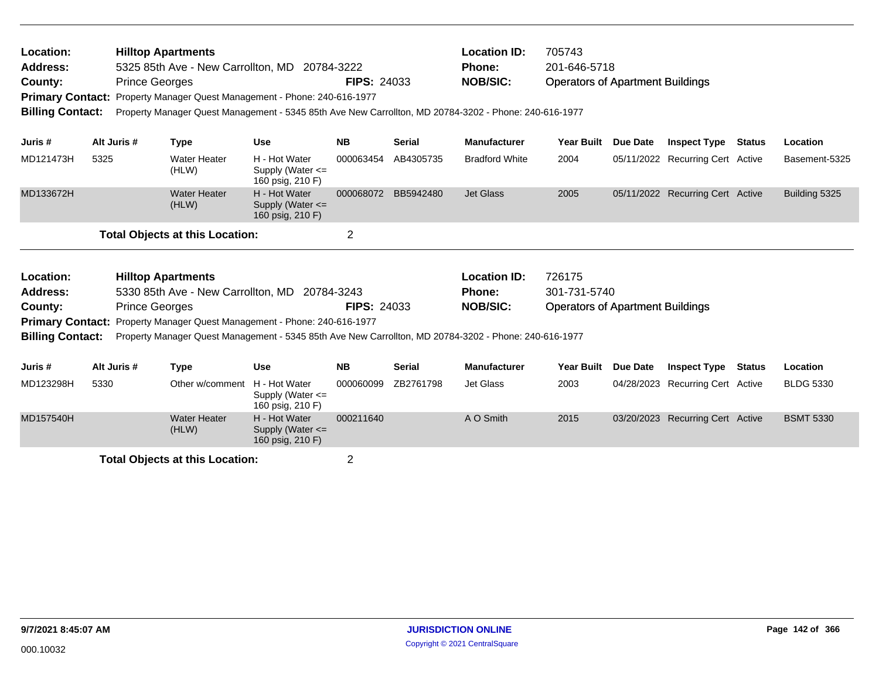**Location:** Hilltop Apartments
**Address:** 5325 85th Ave - New Carrollton, MD 20784-3222
**County:** Prince Georges **FIPS:** 24033
**Location ID:** 705743
**Phone:** 201-646-5718
**NOB/SIC:** Operators of Apartment Buildings
**Primary Contact:** Property Manager Quest Management - Phone: 240-616-1977
**Billing Contact:** Property Manager Quest Management - 5345 85th Ave New Carrollton, MD 20784-3202 - Phone: 240-616-1977

| Juris # | Alt Juris # | Type | Use | NB | Serial | Manufacturer | Year Built | Due Date | Inspect Type | Status | Location |
|---|---|---|---|---|---|---|---|---|---|---|---|
| MD121473H | 5325 | Water Heater (HLW) | H - Hot Water Supply (Water <= 160 psig, 210 F) | 000063454 | AB4305735 | Bradford White | 2004 | 05/11/2022 | Recurring Cert | Active | Basement-5325 |
| MD133672H | | Water Heater (HLW) | H - Hot Water Supply (Water <= 160 psig, 210 F) | 000068072 | BB5942480 | Jet Glass | 2005 | 05/11/2022 | Recurring Cert | Active | Building 5325 |

**Total Objects at this Location:** 2

**Location:** Hilltop Apartments
**Address:** 5330 85th Ave - New Carrollton, MD 20784-3243
**County:** Prince Georges **FIPS:** 24033
**Location ID:** 726175
**Phone:** 301-731-5740
**NOB/SIC:** Operators of Apartment Buildings
**Primary Contact:** Property Manager Quest Management - Phone: 240-616-1977
**Billing Contact:** Property Manager Quest Management - 5345 85th Ave New Carrollton, MD 20784-3202 - Phone: 240-616-1977

| Juris # | Alt Juris # | Type | Use | NB | Serial | Manufacturer | Year Built | Due Date | Inspect Type | Status | Location |
|---|---|---|---|---|---|---|---|---|---|---|---|
| MD123298H | 5330 | Other w/comment | H - Hot Water Supply (Water <= 160 psig, 210 F) | 000060099 | ZB2761798 | Jet Glass | 2003 | 04/28/2023 | Recurring Cert | Active | BLDG 5330 |
| MD157540H | | Water Heater (HLW) | H - Hot Water Supply (Water <= 160 psig, 210 F) | 000211640 | | A O Smith | 2015 | 03/20/2023 | Recurring Cert | Active | BSMT 5330 |

**Total Objects at this Location:** 2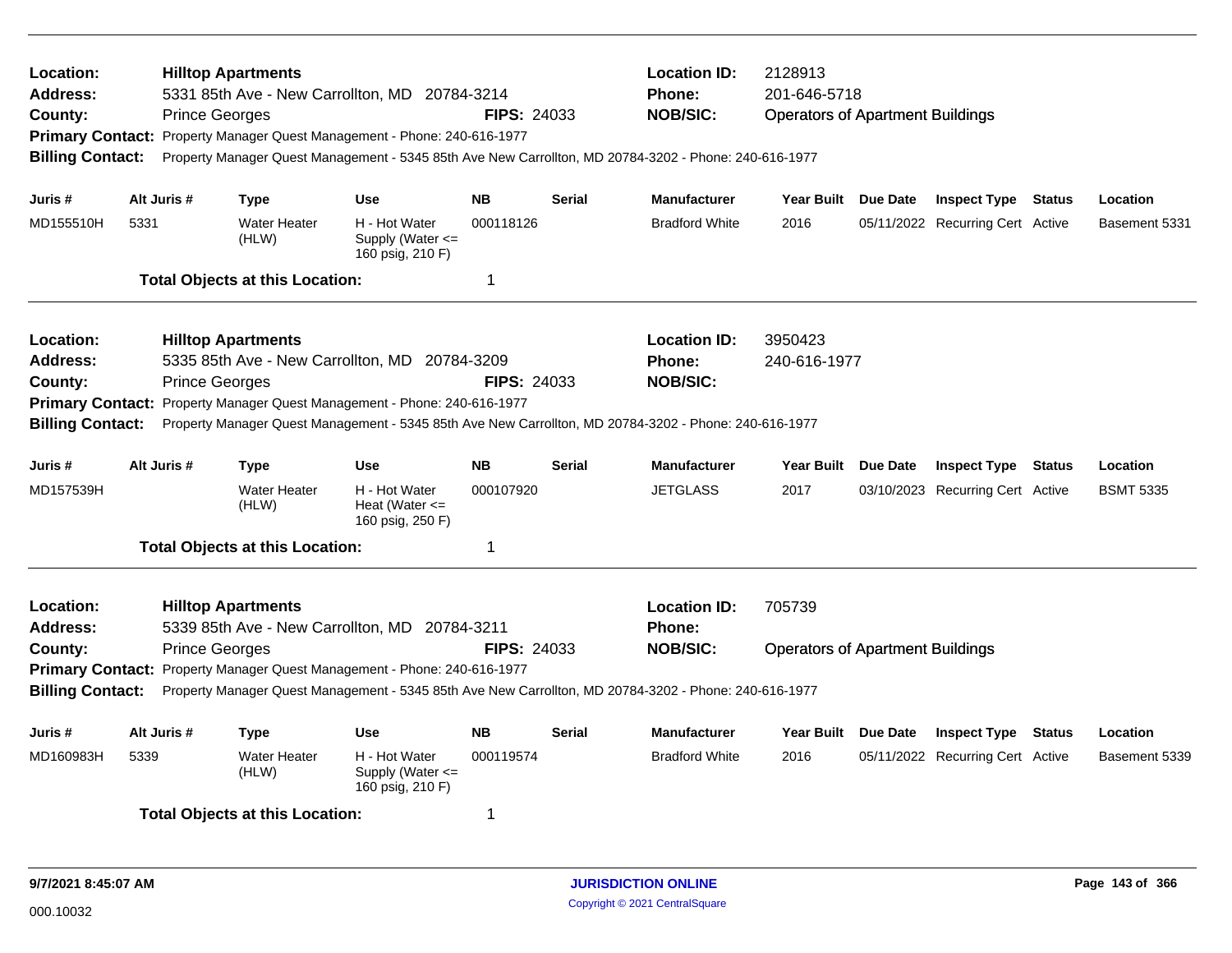**Location:** Hilltop Apartments
**Address:** 5331 85th Ave - New Carrollton, MD 20784-3214
**County:** Prince Georges **FIPS:** 24033
**Location ID:** 2128913
**Phone:** 201-646-5718
**NOB/SIC:** Operators of Apartment Buildings
**Primary Contact:** Property Manager Quest Management - Phone: 240-616-1977
**Billing Contact:** Property Manager Quest Management - 5345 85th Ave New Carrollton, MD 20784-3202 - Phone: 240-616-1977

| Juris # | Alt Juris # | Type | Use | NB | Serial | Manufacturer | Year Built | Due Date | Inspect Type | Status | Location |
|---|---|---|---|---|---|---|---|---|---|---|---|
| MD155510H | 5331 | Water Heater (HLW) | H - Hot Water Supply (Water <= 160 psig, 210 F) | 000118126 | | Bradford White | 2016 | 05/11/2022 | Recurring Cert | Active | Basement 5331 |

**Total Objects at this Location:** 1

---

**Location:** Hilltop Apartments
**Address:** 5335 85th Ave - New Carrollton, MD 20784-3209
**County:** Prince Georges **FIPS:** 24033
**Location ID:** 3950423
**Phone:** 240-616-1977
**NOB/SIC:**
**Primary Contact:** Property Manager Quest Management - Phone: 240-616-1977
**Billing Contact:** Property Manager Quest Management - 5345 85th Ave New Carrollton, MD 20784-3202 - Phone: 240-616-1977

| Juris # | Alt Juris # | Type | Use | NB | Serial | Manufacturer | Year Built | Due Date | Inspect Type | Status | Location |
|---|---|---|---|---|---|---|---|---|---|---|---|
| MD157539H | | Water Heater (HLW) | H - Hot Water Heat (Water <= 160 psig, 250 F) | 000107920 | | JETGLASS | 2017 | 03/10/2023 | Recurring Cert | Active | BSMT 5335 |

**Total Objects at this Location:** 1

---

**Location:** Hilltop Apartments
**Address:** 5339 85th Ave - New Carrollton, MD 20784-3211
**County:** Prince Georges **FIPS:** 24033
**Location ID:** 705739
**Phone:**
**NOB/SIC:** Operators of Apartment Buildings
**Primary Contact:** Property Manager Quest Management - Phone: 240-616-1977
**Billing Contact:** Property Manager Quest Management - 5345 85th Ave New Carrollton, MD 20784-3202 - Phone: 240-616-1977

| Juris # | Alt Juris # | Type | Use | NB | Serial | Manufacturer | Year Built | Due Date | Inspect Type | Status | Location |
|---|---|---|---|---|---|---|---|---|---|---|---|
| MD160983H | 5339 | Water Heater (HLW) | H - Hot Water Supply (Water <= 160 psig, 210 F) | 000119574 | | Bradford White | 2016 | 05/11/2022 | Recurring Cert | Active | Basement 5339 |

**Total Objects at this Location:** 1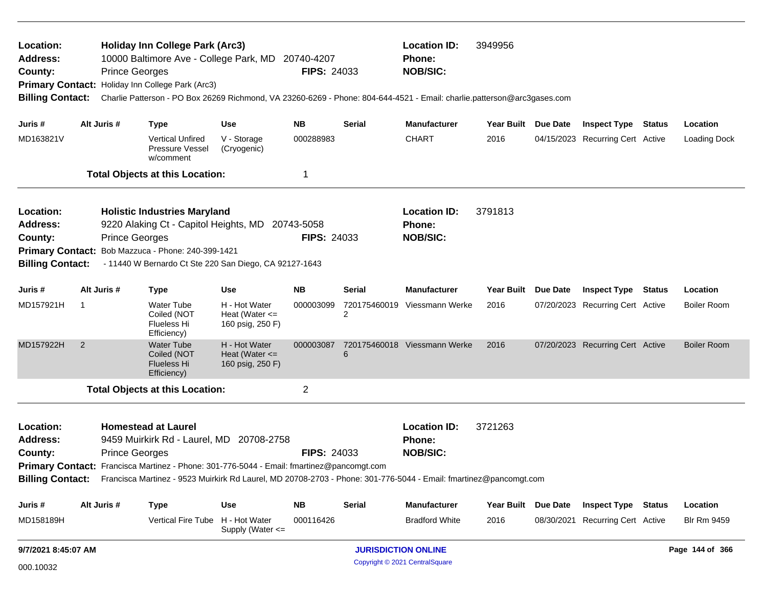**Location:** Holiday Inn College Park (Arc3) **Location ID:** 3949956
**Address:** 10000 Baltimore Ave - College Park, MD 20740-4207 **Phone:**
**County:** Prince Georges **FIPS:** 24033 **NOB/SIC:**
**Primary Contact:** Holiday Inn College Park (Arc3)
**Billing Contact:** Charlie Patterson - PO Box 26269 Richmond, VA 23260-6269 - Phone: 804-644-4521 - Email: charlie.patterson@arc3gases.com

| Juris # | Alt Juris # | Type | Use | NB | Serial | Manufacturer | Year Built | Due Date | Inspect Type | Status | Location |
|---|---|---|---|---|---|---|---|---|---|---|---|
| MD163821V | | Vertical Unfired Pressure Vessel w/comment | V - Storage (Cryogenic) | 000288983 | | CHART | 2016 | 04/15/2023 | Recurring Cert | Active | Loading Dock |

**Total Objects at this Location:** 1

---

**Location:** Holistic Industries Maryland **Location ID:** 3791813
**Address:** 9220 Alaking Ct - Capitol Heights, MD 20743-5058 **Phone:**
**County:** Prince Georges **FIPS:** 24033 **NOB/SIC:**
**Primary Contact:** Bob Mazzuca - Phone: 240-399-1421
**Billing Contact:** - 11440 W Bernardo Ct Ste 220 San Diego, CA 92127-1643

| Juris # | Alt Juris # | Type | Use | NB | Serial | Manufacturer | Year Built | Due Date | Inspect Type | Status | Location |
|---|---|---|---|---|---|---|---|---|---|---|---|
| MD157921H | 1 | Water Tube Coiled (NOT Flueless Hi Efficiency) | H - Hot Water Heat (Water <= 160 psig, 250 F) | 000003099 | 7201754600192 | Viessmann Werke | 2016 | 07/20/2023 | Recurring Cert | Active | Boiler Room |
| MD157922H | 2 | Water Tube Coiled (NOT Flueless Hi Efficiency) | H - Hot Water Heat (Water <= 160 psig, 250 F) | 000003087 | 7201754600186 | Viessmann Werke | 2016 | 07/20/2023 | Recurring Cert | Active | Boiler Room |

**Total Objects at this Location:** 2

---

**Location:** Homestead at Laurel **Location ID:** 3721263
**Address:** 9459 Muirkirk Rd - Laurel, MD 20708-2758 **Phone:**
**County:** Prince Georges **FIPS:** 24033 **NOB/SIC:**
**Primary Contact:** Francisca Martinez - Phone: 301-776-5044 - Email: fmartinez@pancomgt.com
**Billing Contact:** Francisca Martinez - 9523 Muirkirk Rd Laurel, MD 20708-2703 - Phone: 301-776-5044 - Email: fmartinez@pancomgt.com

| Juris # | Alt Juris # | Type | Use | NB | Serial | Manufacturer | Year Built | Due Date | Inspect Type | Status | Location |
|---|---|---|---|---|---|---|---|---|---|---|---|
| MD158189H | | Vertical Fire Tube | H - Hot Water Supply (Water <= | 000116426 | | Bradford White | 2016 | 08/30/2021 | Recurring Cert | Active | Blr Rm 9459 |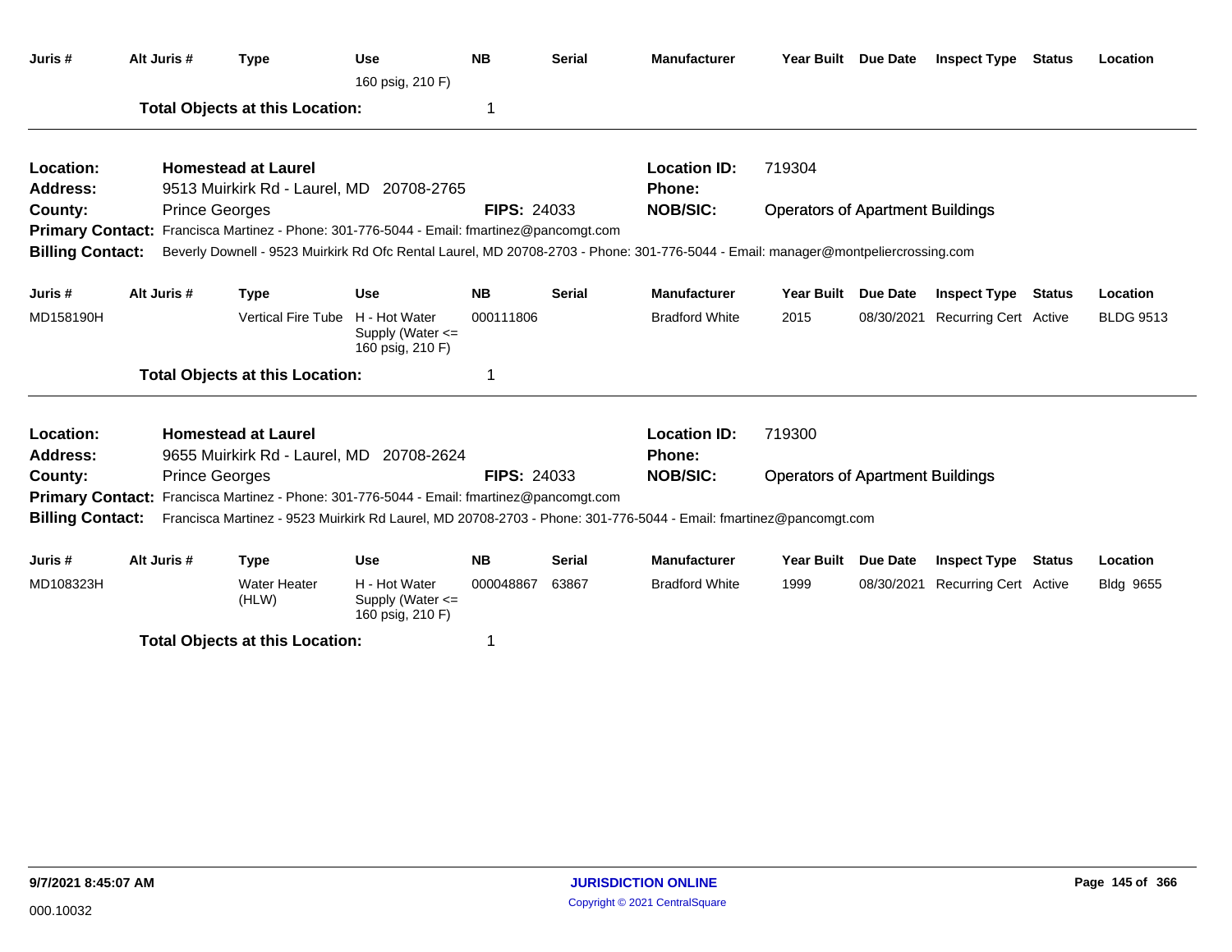| Juris # | Alt Juris # | Type | Use | NB | Serial | Manufacturer | Year Built | Due Date | Inspect Type | Status | Location |
|---|---|---|---|---|---|---|---|---|---|---|---|
| | | | 160 psig, 210 F) | | | | | | | | |

**Total Objects at this Location:** 1

---

**Location:** Homestead at Laurel
**Address:** 9513 Muirkirk Rd - Laurel, MD 20708-2765
**County:** Prince Georges
**FIPS:** 24033
**Location ID:** 719304
**Phone:**
**NOB/SIC:** Operators of Apartment Buildings
**Primary Contact:** Francisca Martinez - Phone: 301-776-5044 - Email: fmartinez@pancomgt.com
**Billing Contact:** Beverly Downell - 9523 Muirkirk Rd Ofc Rental Laurel, MD 20708-2703 - Phone: 301-776-5044 - Email: manager@montpeliercrossing.com

| Juris # | Alt Juris # | Type | Use | NB | Serial | Manufacturer | Year Built | Due Date | Inspect Type | Status | Location |
|---|---|---|---|---|---|---|---|---|---|---|---|
| MD158190H | | Vertical Fire Tube | H - Hot Water Supply (Water <= 160 psig, 210 F) | 000111806 | | Bradford White | 2015 | 08/30/2021 | Recurring Cert | Active | BLDG 9513 |

**Total Objects at this Location:** 1

---

**Location:** Homestead at Laurel
**Address:** 9655 Muirkirk Rd - Laurel, MD 20708-2624
**County:** Prince Georges
**FIPS:** 24033
**Location ID:** 719300
**Phone:**
**NOB/SIC:** Operators of Apartment Buildings
**Primary Contact:** Francisca Martinez - Phone: 301-776-5044 - Email: fmartinez@pancomgt.com
**Billing Contact:** Francisca Martinez - 9523 Muirkirk Rd Laurel, MD 20708-2703 - Phone: 301-776-5044 - Email: fmartinez@pancomgt.com

| Juris # | Alt Juris # | Type | Use | NB | Serial | Manufacturer | Year Built | Due Date | Inspect Type | Status | Location |
|---|---|---|---|---|---|---|---|---|---|---|---|
| MD108323H | | Water Heater (HLW) | H - Hot Water Supply (Water <= 160 psig, 210 F) | 000048867 | 63867 | Bradford White | 1999 | 08/30/2021 | Recurring Cert | Active | Bldg 9655 |

**Total Objects at this Location:** 1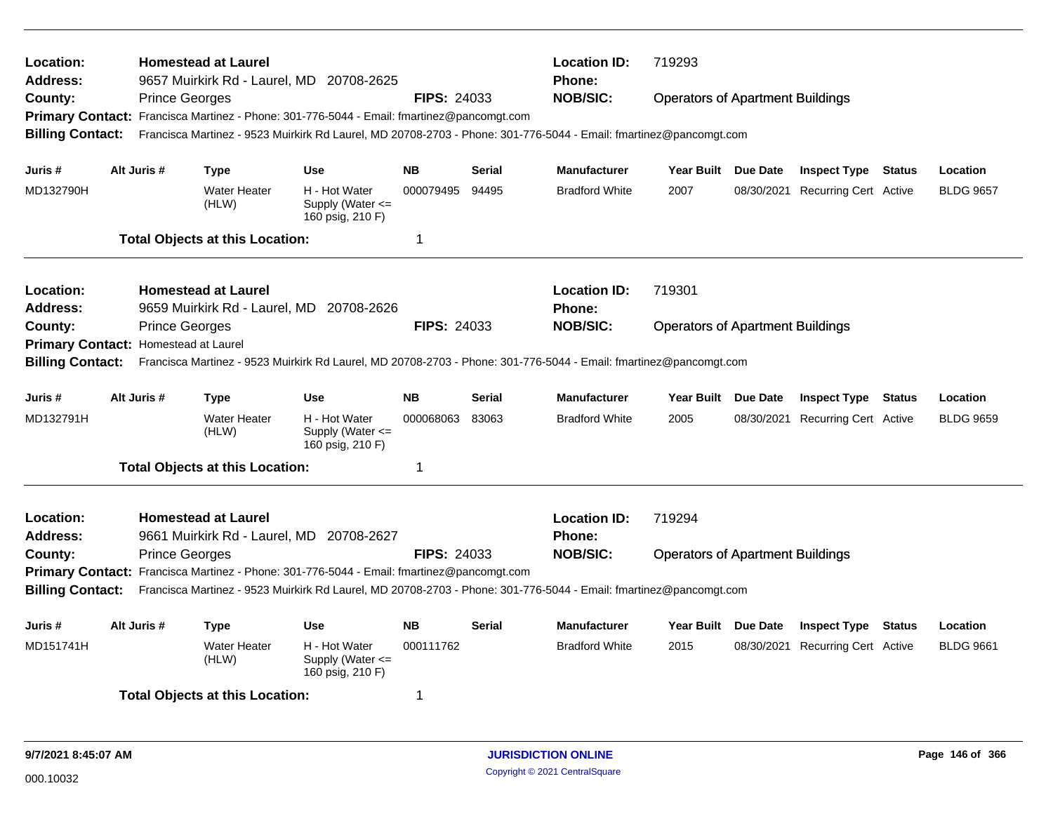**Location:** Homestead at Laurel
**Address:** 9657 Muirkirk Rd - Laurel, MD 20708-2625
**County:** Prince Georges
**FIPS:** 24033
**Location ID:** 719293
**Phone:**
**NOB/SIC:** Operators of Apartment Buildings
**Primary Contact:** Francisca Martinez - Phone: 301-776-5044 - Email: fmartinez@pancomgt.com
**Billing Contact:** Francisca Martinez - 9523 Muirkirk Rd Laurel, MD 20708-2703 - Phone: 301-776-5044 - Email: fmartinez@pancomgt.com

| Juris # | Alt Juris # | Type | Use | NB | Serial | Manufacturer | Year Built | Due Date | Inspect Type | Status | Location |
|---|---|---|---|---|---|---|---|---|---|---|---|
| MD132790H | | Water Heater (HLW) | H - Hot Water Supply (Water <= 160 psig, 210 F) | 000079495 | 94495 | Bradford White | 2007 | 08/30/2021 | Recurring Cert | Active | BLDG 9657 |

**Total Objects at this Location:** 1

---

**Location:** Homestead at Laurel
**Address:** 9659 Muirkirk Rd - Laurel, MD 20708-2626
**County:** Prince Georges
**FIPS:** 24033
**Location ID:** 719301
**Phone:**
**NOB/SIC:** Operators of Apartment Buildings
**Primary Contact:** Homestead at Laurel
**Billing Contact:** Francisca Martinez - 9523 Muirkirk Rd Laurel, MD 20708-2703 - Phone: 301-776-5044 - Email: fmartinez@pancomgt.com

| Juris # | Alt Juris # | Type | Use | NB | Serial | Manufacturer | Year Built | Due Date | Inspect Type | Status | Location |
|---|---|---|---|---|---|---|---|---|---|---|---|
| MD132791H | | Water Heater (HLW) | H - Hot Water Supply (Water <= 160 psig, 210 F) | 000068063 | 83063 | Bradford White | 2005 | 08/30/2021 | Recurring Cert | Active | BLDG 9659 |

**Total Objects at this Location:** 1

---

**Location:** Homestead at Laurel
**Address:** 9661 Muirkirk Rd - Laurel, MD 20708-2627
**County:** Prince Georges
**FIPS:** 24033
**Location ID:** 719294
**Phone:**
**NOB/SIC:** Operators of Apartment Buildings
**Primary Contact:** Francisca Martinez - Phone: 301-776-5044 - Email: fmartinez@pancomgt.com
**Billing Contact:** Francisca Martinez - 9523 Muirkirk Rd Laurel, MD 20708-2703 - Phone: 301-776-5044 - Email: fmartinez@pancomgt.com

| Juris # | Alt Juris # | Type | Use | NB | Serial | Manufacturer | Year Built | Due Date | Inspect Type | Status | Location |
|---|---|---|---|---|---|---|---|---|---|---|---|
| MD151741H | | Water Heater (HLW) | H - Hot Water Supply (Water <= 160 psig, 210 F) | 000111762 | | Bradford White | 2015 | 08/30/2021 | Recurring Cert | Active | BLDG 9661 |

**Total Objects at this Location:** 1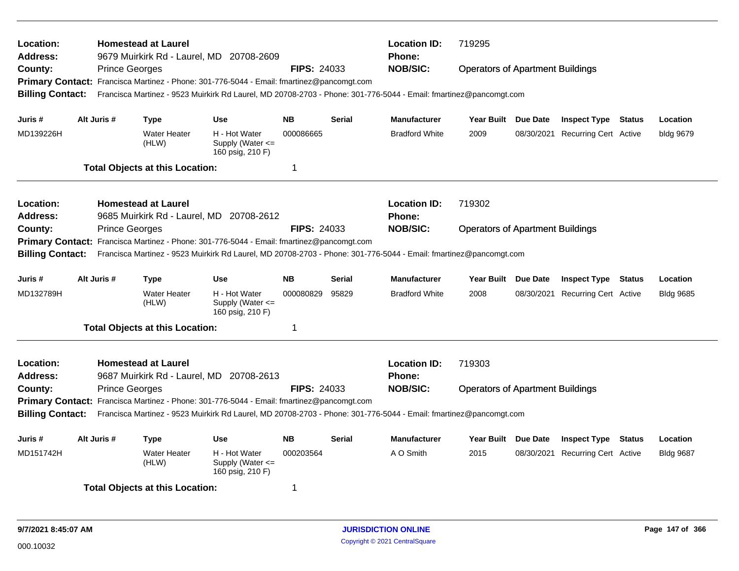**Location:** Homestead at Laurel
**Location ID:** 719295
**Address:** 9679 Muirkirk Rd - Laurel, MD 20708-2609
**Phone:**
**County:** Prince Georges
**FIPS:** 24033
**NOB/SIC:** Operators of Apartment Buildings
**Primary Contact:** Francisca Martinez - Phone: 301-776-5044 - Email: fmartinez@pancomgt.com
**Billing Contact:** Francisca Martinez - 9523 Muirkirk Rd Laurel, MD 20708-2703 - Phone: 301-776-5044 - Email: fmartinez@pancomgt.com

| Juris # | Alt Juris # | Type | Use | NB | Serial | Manufacturer | Year Built | Due Date | Inspect Type | Status | Location |
|---|---|---|---|---|---|---|---|---|---|---|---|
| MD139226H | | Water Heater (HLW) | H - Hot Water Supply (Water <= 160 psig, 210 F) | 000086665 | | Bradford White | 2009 | 08/30/2021 | Recurring Cert | Active | bldg 9679 |

**Total Objects at this Location:** 1

---

**Location:** Homestead at Laurel
**Location ID:** 719302
**Address:** 9685 Muirkirk Rd - Laurel, MD 20708-2612
**Phone:**
**County:** Prince Georges
**FIPS:** 24033
**NOB/SIC:** Operators of Apartment Buildings
**Primary Contact:** Francisca Martinez - Phone: 301-776-5044 - Email: fmartinez@pancomgt.com
**Billing Contact:** Francisca Martinez - 9523 Muirkirk Rd Laurel, MD 20708-2703 - Phone: 301-776-5044 - Email: fmartinez@pancomgt.com

| Juris # | Alt Juris # | Type | Use | NB | Serial | Manufacturer | Year Built | Due Date | Inspect Type | Status | Location |
|---|---|---|---|---|---|---|---|---|---|---|---|
| MD132789H | | Water Heater (HLW) | H - Hot Water Supply (Water <= 160 psig, 210 F) | 000080829 | 95829 | Bradford White | 2008 | 08/30/2021 | Recurring Cert | Active | Bldg 9685 |

**Total Objects at this Location:** 1

---

**Location:** Homestead at Laurel
**Location ID:** 719303
**Address:** 9687 Muirkirk Rd - Laurel, MD 20708-2613
**Phone:**
**County:** Prince Georges
**FIPS:** 24033
**NOB/SIC:** Operators of Apartment Buildings
**Primary Contact:** Francisca Martinez - Phone: 301-776-5044 - Email: fmartinez@pancomgt.com
**Billing Contact:** Francisca Martinez - 9523 Muirkirk Rd Laurel, MD 20708-2703 - Phone: 301-776-5044 - Email: fmartinez@pancomgt.com

| Juris # | Alt Juris # | Type | Use | NB | Serial | Manufacturer | Year Built | Due Date | Inspect Type | Status | Location |
|---|---|---|---|---|---|---|---|---|---|---|---|
| MD151742H | | Water Heater (HLW) | H - Hot Water Supply (Water <= 160 psig, 210 F) | 000203564 | | A O Smith | 2015 | 08/30/2021 | Recurring Cert | Active | Bldg 9687 |

**Total Objects at this Location:** 1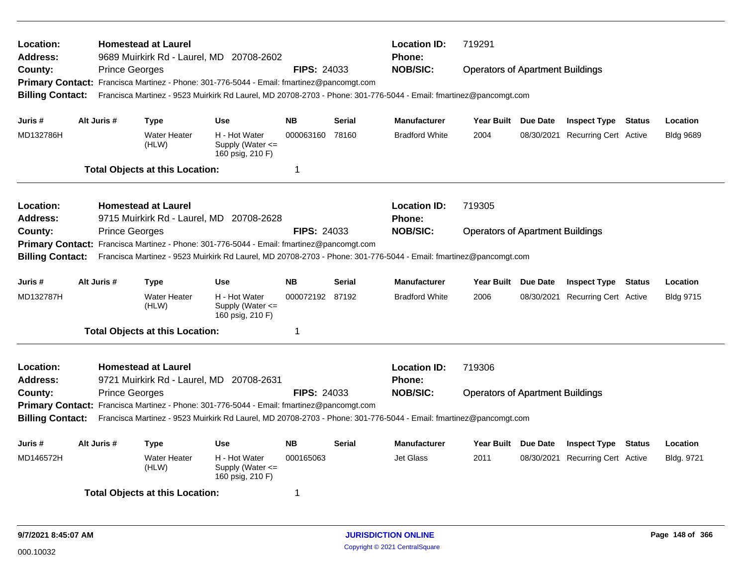**Location:** Homestead at Laurel
**Location ID:** 719291
**Address:** 9689 Muirkirk Rd - Laurel, MD 20708-2602
**Phone:**
**County:** Prince Georges
**FIPS:** 24033
**NOB/SIC:** Operators of Apartment Buildings
**Primary Contact:** Francisca Martinez - Phone: 301-776-5044 - Email: fmartinez@pancomgt.com
**Billing Contact:** Francisca Martinez - 9523 Muirkirk Rd Laurel, MD 20708-2703 - Phone: 301-776-5044 - Email: fmartinez@pancomgt.com

| Juris # | Alt Juris # | Type | Use | NB | Serial | Manufacturer | Year Built | Due Date | Inspect Type | Status | Location |
|---|---|---|---|---|---|---|---|---|---|---|---|
| MD132786H | | Water Heater (HLW) | H - Hot Water Supply (Water <= 160 psig, 210 F) | 000063160 | 78160 | Bradford White | 2004 | 08/30/2021 | Recurring Cert | Active | Bldg 9689 |

**Total Objects at this Location:** 1

---

**Location:** Homestead at Laurel
**Location ID:** 719305
**Address:** 9715 Muirkirk Rd - Laurel, MD 20708-2628
**Phone:**
**County:** Prince Georges
**FIPS:** 24033
**NOB/SIC:** Operators of Apartment Buildings
**Primary Contact:** Francisca Martinez - Phone: 301-776-5044 - Email: fmartinez@pancomgt.com
**Billing Contact:** Francisca Martinez - 9523 Muirkirk Rd Laurel, MD 20708-2703 - Phone: 301-776-5044 - Email: fmartinez@pancomgt.com

| Juris # | Alt Juris # | Type | Use | NB | Serial | Manufacturer | Year Built | Due Date | Inspect Type | Status | Location |
|---|---|---|---|---|---|---|---|---|---|---|---|
| MD132787H | | Water Heater (HLW) | H - Hot Water Supply (Water <= 160 psig, 210 F) | 000072192 | 87192 | Bradford White | 2006 | 08/30/2021 | Recurring Cert | Active | Bldg 9715 |

**Total Objects at this Location:** 1

---

**Location:** Homestead at Laurel
**Location ID:** 719306
**Address:** 9721 Muirkirk Rd - Laurel, MD 20708-2631
**Phone:**
**County:** Prince Georges
**FIPS:** 24033
**NOB/SIC:** Operators of Apartment Buildings
**Primary Contact:** Francisca Martinez - Phone: 301-776-5044 - Email: fmartinez@pancomgt.com
**Billing Contact:** Francisca Martinez - 9523 Muirkirk Rd Laurel, MD 20708-2703 - Phone: 301-776-5044 - Email: fmartinez@pancomgt.com

| Juris # | Alt Juris # | Type | Use | NB | Serial | Manufacturer | Year Built | Due Date | Inspect Type | Status | Location |
|---|---|---|---|---|---|---|---|---|---|---|---|
| MD146572H | | Water Heater (HLW) | H - Hot Water Supply (Water <= 160 psig, 210 F) | 000165063 | | Jet Glass | 2011 | 08/30/2021 | Recurring Cert | Active | Bldg. 9721 |

**Total Objects at this Location:** 1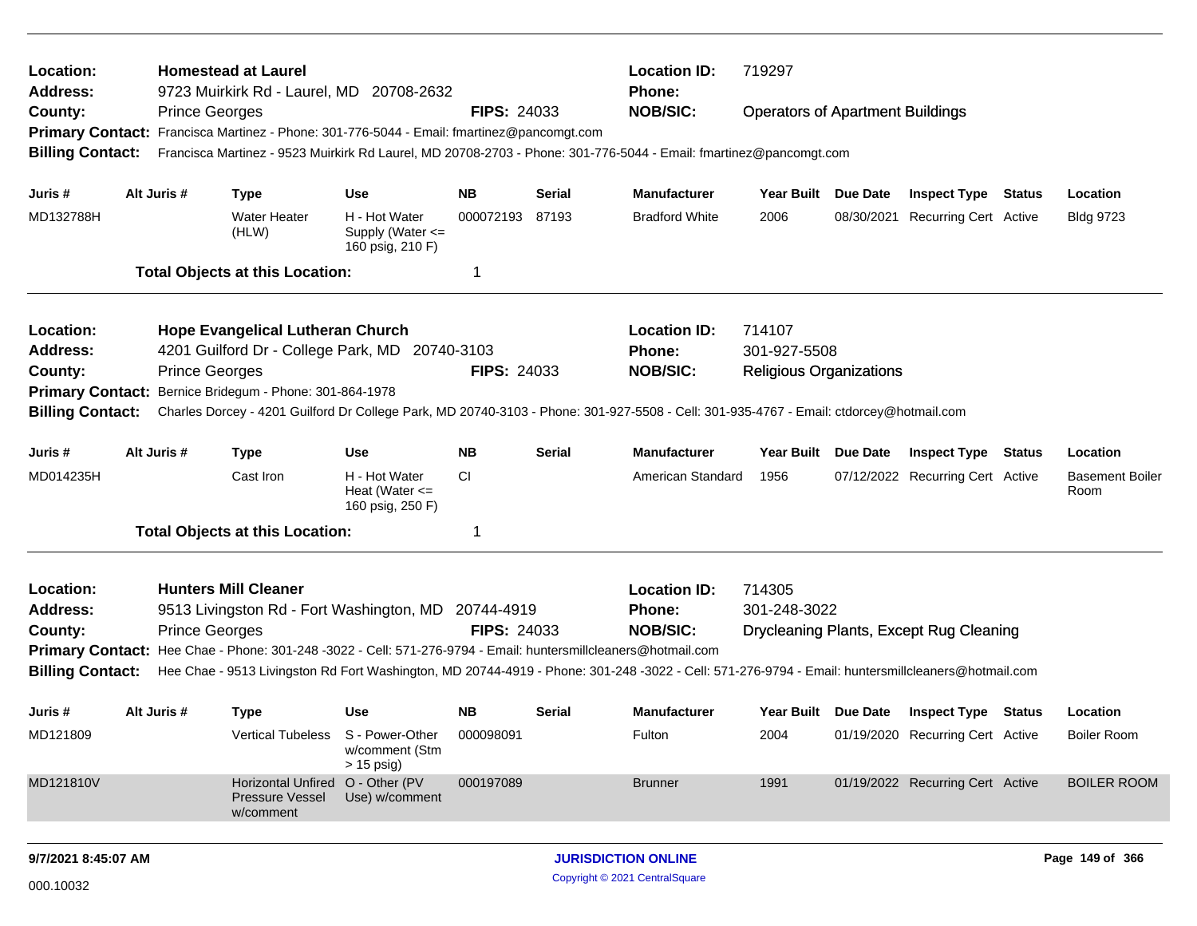**Location:** Homestead at Laurel | **Location ID:** 719297
**Address:** 9723 Muirkirk Rd - Laurel, MD 20708-2632 | **Phone:**
**County:** Prince Georges | **FIPS:** 24033 | **NOB/SIC:** Operators of Apartment Buildings
**Primary Contact:** Francisca Martinez - Phone: 301-776-5044 - Email: fmartinez@pancomgt.com
**Billing Contact:** Francisca Martinez - 9523 Muirkirk Rd Laurel, MD 20708-2703 - Phone: 301-776-5044 - Email: fmartinez@pancomgt.com

| Juris # | Alt Juris # | Type | Use | NB | Serial | Manufacturer | Year Built | Due Date | Inspect Type | Status | Location |
|---|---|---|---|---|---|---|---|---|---|---|---|
| MD132788H | | Water Heater (HLW) | H - Hot Water Supply (Water <= 160 psig, 210 F) | 000072193 | 87193 | Bradford White | 2006 | 08/30/2021 | Recurring Cert | Active | Bldg 9723 |

**Total Objects at this Location:** 1

---

**Location:** Hope Evangelical Lutheran Church | **Location ID:** 714107
**Address:** 4201 Guilford Dr - College Park, MD 20740-3103 | **Phone:** 301-927-5508
**County:** Prince Georges | **FIPS:** 24033 | **NOB/SIC:** Religious Organizations
**Primary Contact:** Bernice Bridegum - Phone: 301-864-1978
**Billing Contact:** Charles Dorcey - 4201 Guilford Dr College Park, MD 20740-3103 - Phone: 301-927-5508 - Cell: 301-935-4767 - Email: ctdorcey@hotmail.com

| Juris # | Alt Juris # | Type | Use | NB | Serial | Manufacturer | Year Built | Due Date | Inspect Type | Status | Location |
|---|---|---|---|---|---|---|---|---|---|---|---|
| MD014235H | | Cast Iron | H - Hot Water Heat (Water <= 160 psig, 250 F) | CI | | American Standard | 1956 | 07/12/2022 | Recurring Cert | Active | Basement Boiler Room |

**Total Objects at this Location:** 1

---

**Location:** Hunters Mill Cleaner | **Location ID:** 714305
**Address:** 9513 Livingston Rd - Fort Washington, MD 20744-4919 | **Phone:** 301-248-3022
**County:** Prince Georges | **FIPS:** 24033 | **NOB/SIC:** Drycleaning Plants, Except Rug Cleaning
**Primary Contact:** Hee Chae - Phone: 301-248 -3022 - Cell: 571-276-9794 - Email: huntersmillcleaners@hotmail.com
**Billing Contact:** Hee Chae - 9513 Livingston Rd Fort Washington, MD 20744-4919 - Phone: 301-248 -3022 - Cell: 571-276-9794 - Email: huntersmillcleaners@hotmail.com

| Juris # | Alt Juris # | Type | Use | NB | Serial | Manufacturer | Year Built | Due Date | Inspect Type | Status | Location |
|---|---|---|---|---|---|---|---|---|---|---|---|
| MD121809 | | Vertical Tubeless | S - Power-Other w/comment (Stm > 15 psig) | 000098091 | | Fulton | 2004 | 01/19/2020 | Recurring Cert | Active | Boiler Room |
| MD121810V | | Horizontal Unfired Pressure Vessel w/comment | O - Other (PV Use) w/comment | 000197089 | | Brunner | 1991 | 01/19/2022 | Recurring Cert | Active | BOILER ROOM |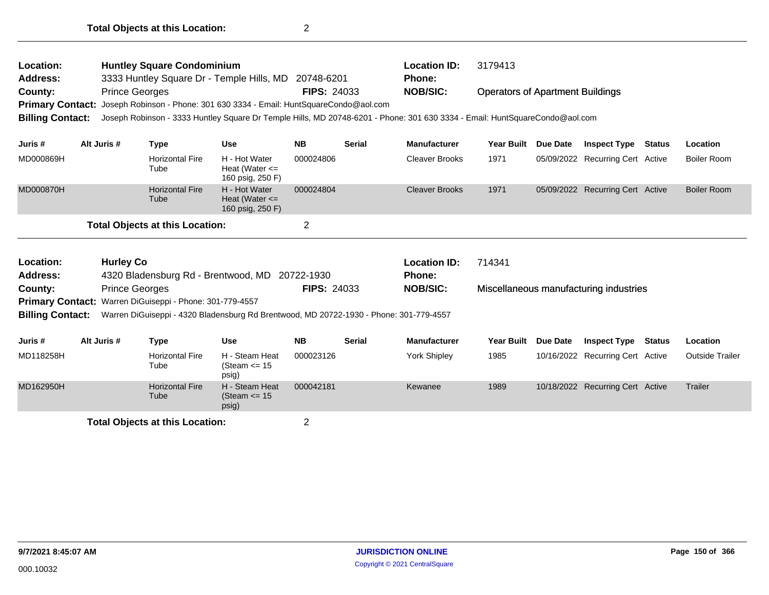**Total Objects at this Location:** 2

---

**Location:** Huntley Square Condominium  
**Address:** 3333 Huntley Square Dr - Temple Hills, MD 20748-6201  
**County:** Prince Georges  
**FIPS:** 24033  
**Location ID:** 3179413  
**Phone:**  
**NOB/SIC:** Operators of Apartment Buildings  
**Primary Contact:** Joseph Robinson - Phone: 301 630 3334 - Email: HuntSquareCondo@aol.com  
**Billing Contact:** Joseph Robinson - 3333 Huntley Square Dr Temple Hills, MD 20748-6201 - Phone: 301 630 3334 - Email: HuntSquareCondo@aol.com

| Juris # | Alt Juris # | Type | Use | NB | Serial | Manufacturer | Year Built | Due Date | Inspect Type | Status | Location |
|---|---|---|---|---|---|---|---|---|---|---|---|
| MD000869H | | Horizontal Fire Tube | H - Hot Water Heat (Water <= 160 psig, 250 F) | 000024806 | | Cleaver Brooks | 1971 | 05/09/2022 | Recurring Cert | Active | Boiler Room |
| MD000870H | | Horizontal Fire Tube | H - Hot Water Heat (Water <= 160 psig, 250 F) | 000024804 | | Cleaver Brooks | 1971 | 05/09/2022 | Recurring Cert | Active | Boiler Room |

**Total Objects at this Location:** 2

---

**Location:** Hurley Co  
**Address:** 4320 Bladensburg Rd - Brentwood, MD 20722-1930  
**County:** Prince Georges  
**FIPS:** 24033  
**Location ID:** 714341  
**Phone:**  
**NOB/SIC:** Miscellaneous manufacturing industries  
**Primary Contact:** Warren DiGuiseppi - Phone: 301-779-4557  
**Billing Contact:** Warren DiGuiseppi - 4320 Bladensburg Rd Brentwood, MD 20722-1930 - Phone: 301-779-4557

| Juris # | Alt Juris # | Type | Use | NB | Serial | Manufacturer | Year Built | Due Date | Inspect Type | Status | Location |
|---|---|---|---|---|---|---|---|---|---|---|---|
| MD118258H | | Horizontal Fire Tube | H - Steam Heat (Steam <= 15 psig) | 000023126 | | York Shipley | 1985 | 10/16/2022 | Recurring Cert | Active | Outside Trailer |
| MD162950H | | Horizontal Fire Tube | H - Steam Heat (Steam <= 15 psig) | 000042181 | | Kewanee | 1989 | 10/18/2022 | Recurring Cert | Active | Trailer |

**Total Objects at this Location:** 2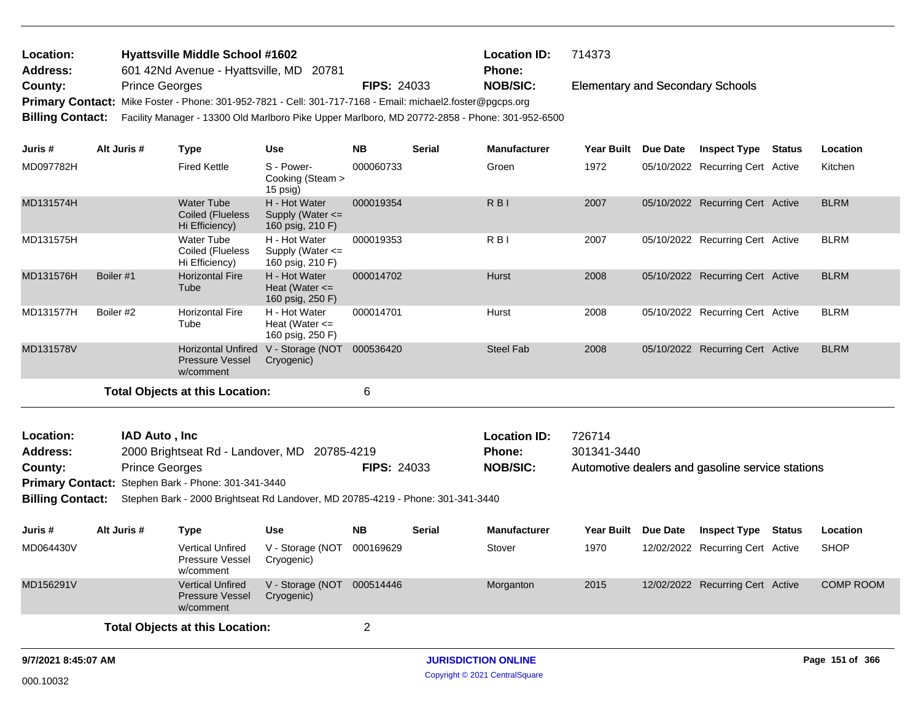**Location:** **Hyattsville Middle School #1602** **Location ID:** 714373
**Address:** 601 42Nd Avenue - Hyattsville, MD 20781 **Phone:**
**County:** Prince Georges **FIPS:** 24033 **NOB/SIC:** Elementary and Secondary Schools
**Primary Contact:** Mike Foster - Phone: 301-952-7821 - Cell: 301-717-7168 - Email: michael2.foster@pgcps.org
**Billing Contact:** Facility Manager - 13300 Old Marlboro Pike Upper Marlboro, MD 20772-2858 - Phone: 301-952-6500

| Juris # | Alt Juris # | Type | Use | NB | Serial | Manufacturer | Year Built | Due Date | Inspect Type | Status | Location |
|---|---|---|---|---|---|---|---|---|---|---|---|
| MD097782H | | Fired Kettle | S - Power-Cooking (Steam > 15 psig) | 000060733 | | Groen | 1972 | 05/10/2022 | Recurring Cert | Active | Kitchen |
| MD131574H | | Water Tube Coiled (Flueless Hi Efficiency) | H - Hot Water Supply (Water <= 160 psig, 210 F) | 000019354 | | R B I | 2007 | 05/10/2022 | Recurring Cert | Active | BLRM |
| MD131575H | | Water Tube Coiled (Flueless Hi Efficiency) | H - Hot Water Supply (Water <= 160 psig, 210 F) | 000019353 | | R B I | 2007 | 05/10/2022 | Recurring Cert | Active | BLRM |
| MD131576H | Boiler #1 | Horizontal Fire Tube | H - Hot Water Heat (Water <= 160 psig, 250 F) | 000014702 | | Hurst | 2008 | 05/10/2022 | Recurring Cert | Active | BLRM |
| MD131577H | Boiler #2 | Horizontal Fire Tube | H - Hot Water Heat (Water <= 160 psig, 250 F) | 000014701 | | Hurst | 2008 | 05/10/2022 | Recurring Cert | Active | BLRM |
| MD131578V | | Horizontal Unfired Pressure Vessel w/comment | V - Storage (NOT Cryogenic) | 000536420 | | Steel Fab | 2008 | 05/10/2022 | Recurring Cert | Active | BLRM |

**Total Objects at this Location:** 6

**Location:** **IAD Auto , Inc** **Location ID:** 726714
**Address:** 2000 Brightseat Rd - Landover, MD 20785-4219 **Phone:** 301341-3440
**County:** Prince Georges **FIPS:** 24033 **NOB/SIC:** Automotive dealers and gasoline service stations
**Primary Contact:** Stephen Bark - Phone: 301-341-3440
**Billing Contact:** Stephen Bark - 2000 Brightseat Rd Landover, MD 20785-4219 - Phone: 301-341-3440

| Juris # | Alt Juris # | Type | Use | NB | Serial | Manufacturer | Year Built | Due Date | Inspect Type | Status | Location |
|---|---|---|---|---|---|---|---|---|---|---|---|
| MD064430V | | Vertical Unfired Pressure Vessel w/comment | V - Storage (NOT Cryogenic) | 000169629 | | Stover | 1970 | 12/02/2022 | Recurring Cert | Active | SHOP |
| MD156291V | | Vertical Unfired Pressure Vessel w/comment | V - Storage (NOT Cryogenic) | 000514446 | | Morganton | 2015 | 12/02/2022 | Recurring Cert | Active | COMP ROOM |

**Total Objects at this Location:** 2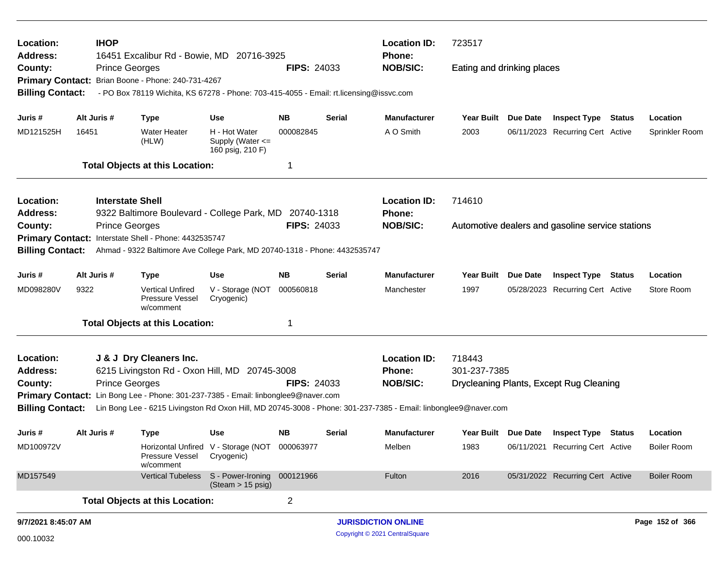**Location:** IHOP
**Address:** 16451 Excalibur Rd - Bowie, MD 20716-3925
**County:** Prince Georges **FIPS:** 24033
**Primary Contact:** Brian Boone - Phone: 240-731-4267
**Billing Contact:** - PO Box 78119 Wichita, KS 67278 - Phone: 703-415-4055 - Email: rt.licensing@issvc.com

**Location ID:** 723517
**Phone:**
**NOB/SIC:** Eating and drinking places

| Juris # | Alt Juris # | Type | Use | NB | Serial | Manufacturer | Year Built | Due Date | Inspect Type | Status | Location |
|---|---|---|---|---|---|---|---|---|---|---|---|
| MD121525H | 16451 | Water Heater (HLW) | H - Hot Water Supply (Water <= 160 psig, 210 F) | 000082845 | | A O Smith | 2003 | 06/11/2023 | Recurring Cert | Active | Sprinkler Room |

**Total Objects at this Location:** 1

---

**Location:** Interstate Shell
**Address:** 9322 Baltimore Boulevard - College Park, MD 20740-1318
**County:** Prince Georges **FIPS:** 24033
**Primary Contact:** Interstate Shell - Phone: 4432535747
**Billing Contact:** Ahmad - 9322 Baltimore Ave College Park, MD 20740-1318 - Phone: 4432535747

**Location ID:** 714610
**Phone:**
**NOB/SIC:** Automotive dealers and gasoline service stations

| Juris # | Alt Juris # | Type | Use | NB | Serial | Manufacturer | Year Built | Due Date | Inspect Type | Status | Location |
|---|---|---|---|---|---|---|---|---|---|---|---|
| MD098280V | 9322 | Vertical Unfired Pressure Vessel w/comment | V - Storage (NOT Cryogenic) | 000560818 | | Manchester | 1997 | 05/28/2023 | Recurring Cert | Active | Store Room |

**Total Objects at this Location:** 1

---

**Location:** J & J Dry Cleaners Inc.
**Address:** 6215 Livingston Rd - Oxon Hill, MD 20745-3008
**County:** Prince Georges **FIPS:** 24033
**Primary Contact:** Lin Bong Lee - Phone: 301-237-7385 - Email: linbonglee9@naver.com
**Billing Contact:** Lin Bong Lee - 6215 Livingston Rd Oxon Hill, MD 20745-3008 - Phone: 301-237-7385 - Email: linbonglee9@naver.com

**Location ID:** 718443
**Phone:** 301-237-7385
**NOB/SIC:** Drycleaning Plants, Except Rug Cleaning

| Juris # | Alt Juris # | Type | Use | NB | Serial | Manufacturer | Year Built | Due Date | Inspect Type | Status | Location |
|---|---|---|---|---|---|---|---|---|---|---|---|
| MD100972V | | Horizontal Unfired Pressure Vessel w/comment | V - Storage (NOT Cryogenic) | 000063977 | | Melben | 1983 | 06/11/2021 | Recurring Cert | Active | Boiler Room |
| MD157549 | | Vertical Tubeless | S - Power-Ironing (Steam > 15 psig) | 000121966 | | Fulton | 2016 | 05/31/2022 | Recurring Cert | Active | Boiler Room |

**Total Objects at this Location:** 2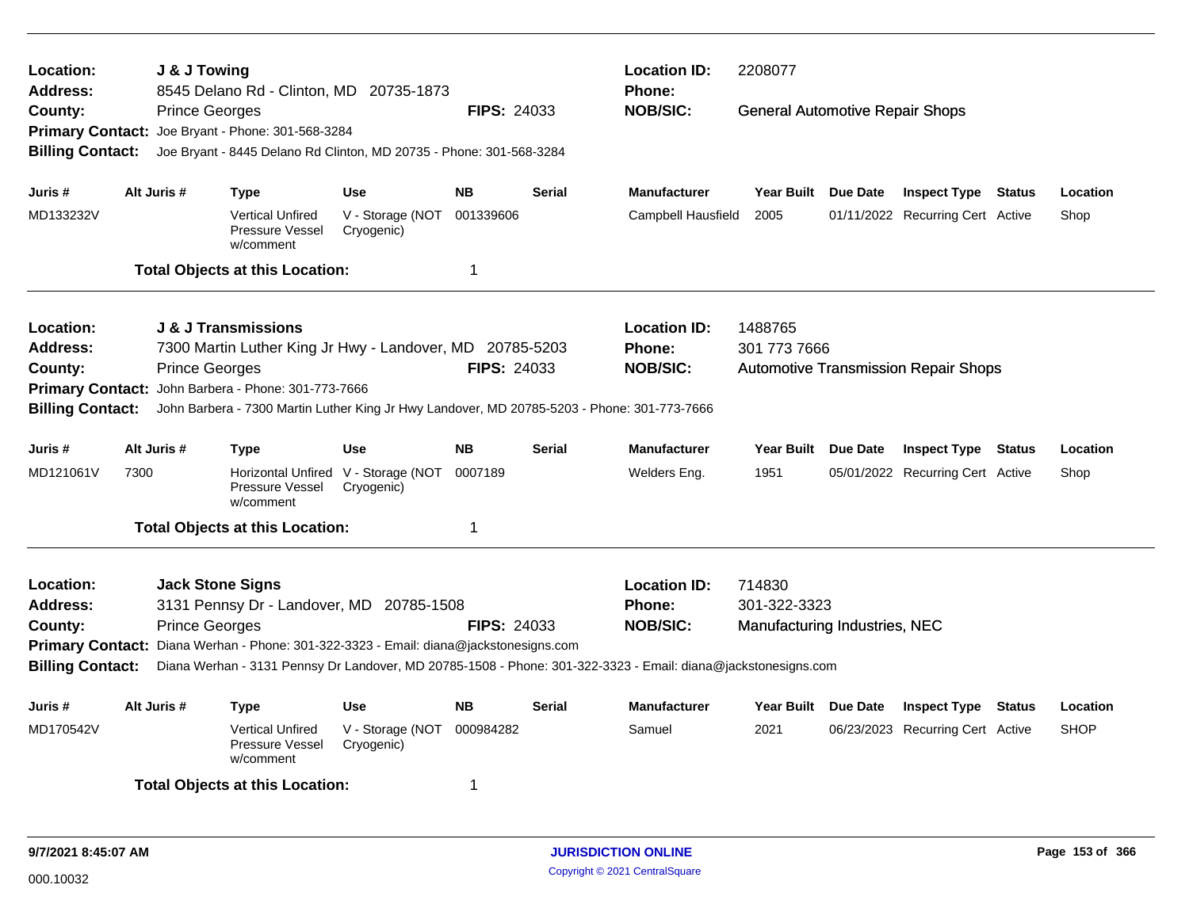**Location:** J & J Towing
**Address:** 8545 Delano Rd - Clinton, MD 20735-1873
**County:** Prince Georges **FIPS:** 24033
**Location ID:** 2208077
**Phone:**
**NOB/SIC:** General Automotive Repair Shops
**Primary Contact:** Joe Bryant - Phone: 301-568-3284
**Billing Contact:** Joe Bryant - 8445 Delano Rd Clinton, MD 20735 - Phone: 301-568-3284

| Juris # | Alt Juris # | Type | Use | NB | Serial | Manufacturer | Year Built | Due Date | Inspect Type | Status | Location |
|---|---|---|---|---|---|---|---|---|---|---|---|
| MD133232V | | Vertical Unfired Pressure Vessel w/comment | V - Storage (NOT Cryogenic) | 001339606 | | Campbell Hausfield | 2005 | 01/11/2022 | Recurring Cert | Active | Shop |

**Total Objects at this Location:** 1

---

**Location:** J & J Transmissions
**Address:** 7300 Martin Luther King Jr Hwy - Landover, MD 20785-5203
**County:** Prince Georges **FIPS:** 24033
**Location ID:** 1488765
**Phone:** 301 773 7666
**NOB/SIC:** Automotive Transmission Repair Shops
**Primary Contact:** John Barbera - Phone: 301-773-7666
**Billing Contact:** John Barbera - 7300 Martin Luther King Jr Hwy Landover, MD 20785-5203 - Phone: 301-773-7666

| Juris # | Alt Juris # | Type | Use | NB | Serial | Manufacturer | Year Built | Due Date | Inspect Type | Status | Location |
|---|---|---|---|---|---|---|---|---|---|---|---|
| MD121061V | 7300 | Horizontal Unfired Pressure Vessel w/comment | V - Storage (NOT Cryogenic) | 0007189 | | Welders Eng. | 1951 | 05/01/2022 | Recurring Cert | Active | Shop |

**Total Objects at this Location:** 1

---

**Location:** Jack Stone Signs
**Address:** 3131 Pennsy Dr - Landover, MD 20785-1508
**County:** Prince Georges **FIPS:** 24033
**Location ID:** 714830
**Phone:** 301-322-3323
**NOB/SIC:** Manufacturing Industries, NEC
**Primary Contact:** Diana Werhan - Phone: 301-322-3323 - Email: diana@jackstonesigns.com
**Billing Contact:** Diana Werhan - 3131 Pennsy Dr Landover, MD 20785-1508 - Phone: 301-322-3323 - Email: diana@jackstonesigns.com

| Juris # | Alt Juris # | Type | Use | NB | Serial | Manufacturer | Year Built | Due Date | Inspect Type | Status | Location |
|---|---|---|---|---|---|---|---|---|---|---|---|
| MD170542V | | Vertical Unfired Pressure Vessel w/comment | V - Storage (NOT Cryogenic) | 000984282 | | Samuel | 2021 | 06/23/2023 | Recurring Cert | Active | SHOP |

**Total Objects at this Location:** 1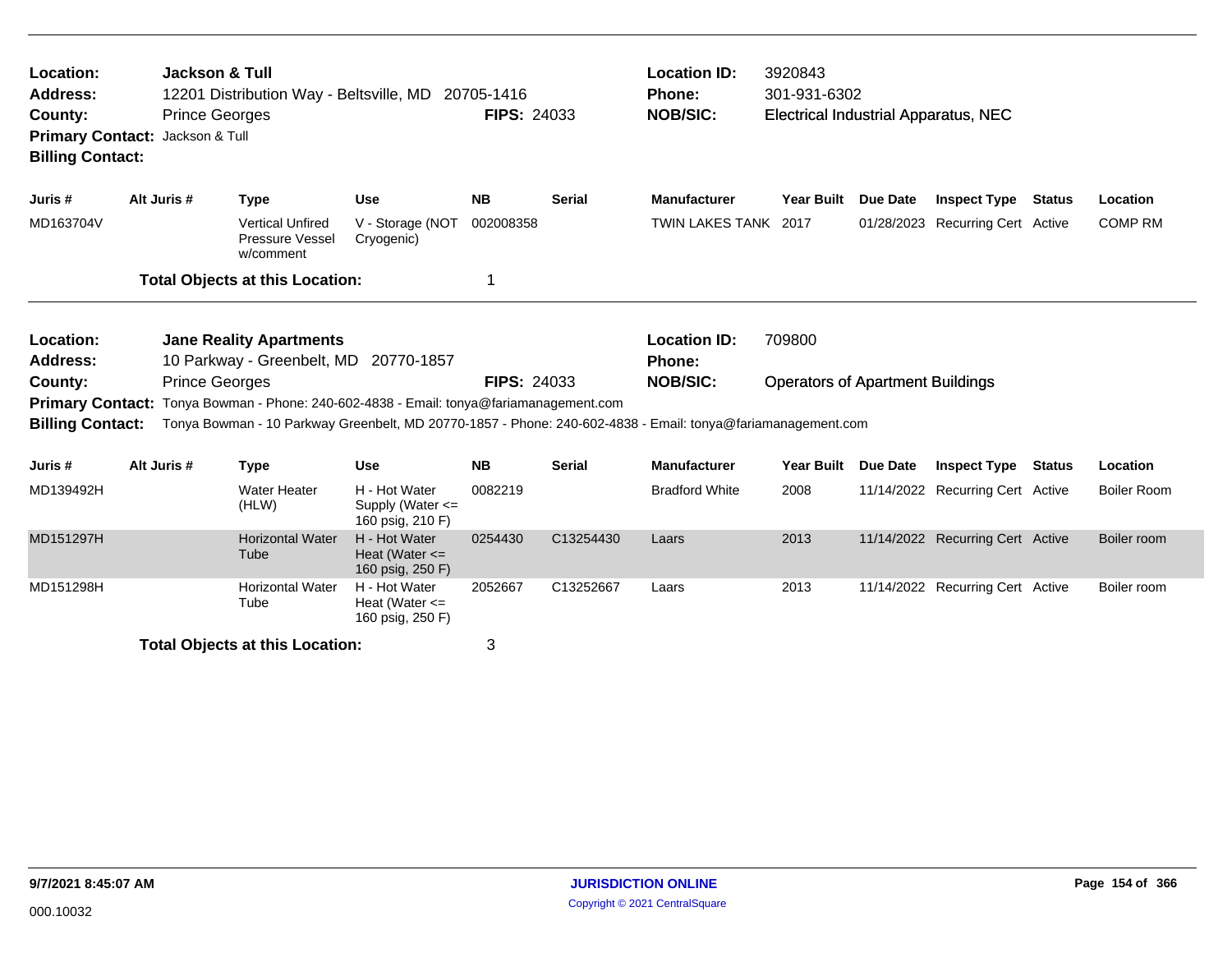**Location:** Jackson & Tull
**Address:** 12201 Distribution Way - Beltsville, MD 20705-1416
**County:** Prince Georges **FIPS:** 24033
**Primary Contact:** Jackson & Tull
**Billing Contact:**

**Location ID:** 3920843
**Phone:** 301-931-6302
**NOB/SIC:** Electrical Industrial Apparatus, NEC

| Juris # | Alt Juris # | Type | Use | NB | Serial | Manufacturer | Year Built | Due Date | Inspect Type | Status | Location |
|---|---|---|---|---|---|---|---|---|---|---|---|
| MD163704V | | Vertical Unfired Pressure Vessel w/comment | V - Storage (NOT Cryogenic) | 002008358 | | TWIN LAKES TANK | 2017 | 01/28/2023 | Recurring Cert | Active | COMP RM |

**Total Objects at this Location:** 1

---

**Location:** Jane Reality Apartments
**Address:** 10 Parkway - Greenbelt, MD 20770-1857
**County:** Prince Georges **FIPS:** 24033
**Primary Contact:** Tonya Bowman - Phone: 240-602-4838 - Email: tonya@fariamanagement.com
**Billing Contact:** Tonya Bowman - 10 Parkway Greenbelt, MD 20770-1857 - Phone: 240-602-4838 - Email: tonya@fariamanagement.com

**Location ID:** 709800
**Phone:**
**NOB/SIC:** Operators of Apartment Buildings

| Juris # | Alt Juris # | Type | Use | NB | Serial | Manufacturer | Year Built | Due Date | Inspect Type | Status | Location |
|---|---|---|---|---|---|---|---|---|---|---|---|
| MD139492H | | Water Heater (HLW) | H - Hot Water Supply (Water <= 160 psig, 210 F) | 0082219 | | Bradford White | 2008 | 11/14/2022 | Recurring Cert | Active | Boiler Room |
| MD151297H | | Horizontal Water Tube | H - Hot Water Heat (Water <= 160 psig, 250 F) | 0254430 | C13254430 | Laars | 2013 | 11/14/2022 | Recurring Cert | Active | Boiler room |
| MD151298H | | Horizontal Water Tube | H - Hot Water Heat (Water <= 160 psig, 250 F) | 2052667 | C13252667 | Laars | 2013 | 11/14/2022 | Recurring Cert | Active | Boiler room |

**Total Objects at this Location:** 3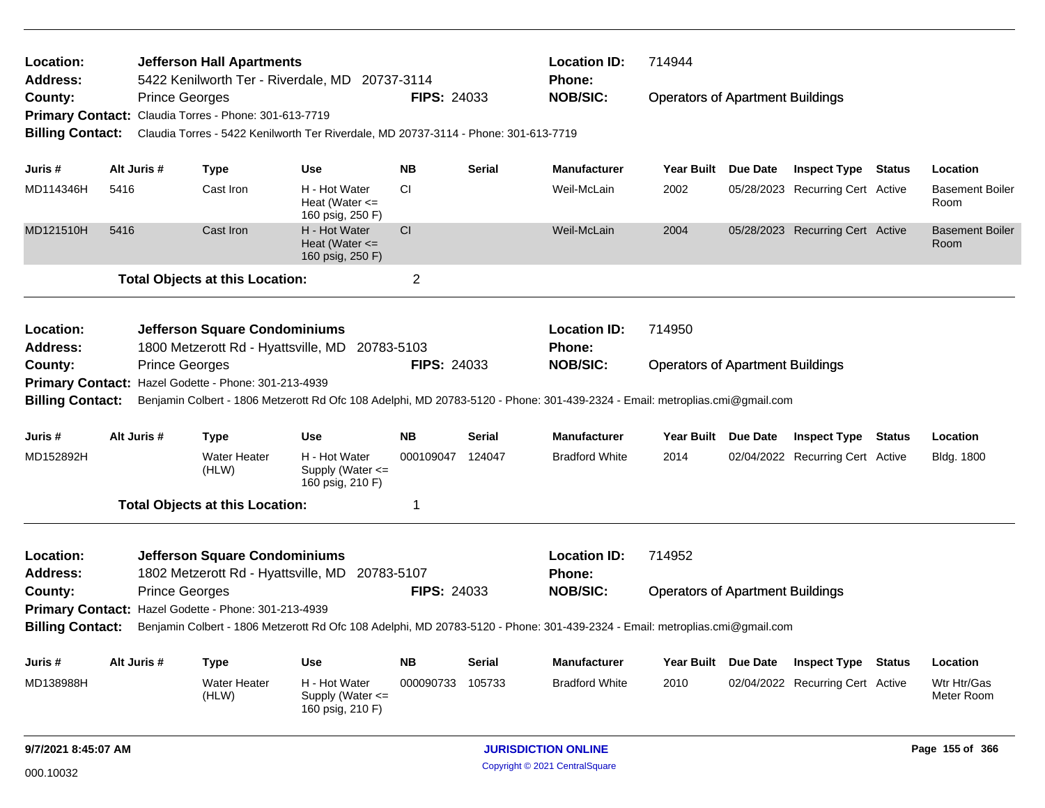**Location:** Jefferson Hall Apartments
**Address:** 5422 Kenilworth Ter - Riverdale, MD 20737-3114
**County:** Prince Georges
**FIPS:** 24033
**Location ID:** 714944
**Phone:**
**NOB/SIC:** Operators of Apartment Buildings
**Primary Contact:** Claudia Torres - Phone: 301-613-7719
**Billing Contact:** Claudia Torres - 5422 Kenilworth Ter Riverdale, MD 20737-3114 - Phone: 301-613-7719

| Juris # | Alt Juris # | Type | Use | NB | Serial | Manufacturer | Year Built | Due Date | Inspect Type | Status | Location |
|---|---|---|---|---|---|---|---|---|---|---|---|
| MD114346H | 5416 | Cast Iron | H - Hot Water Heat (Water <= 160 psig, 250 F) | CI | | Weil-McLain | 2002 | 05/28/2023 | Recurring Cert | Active | Basement Boiler Room |
| MD121510H | 5416 | Cast Iron | H - Hot Water Heat (Water <= 160 psig, 250 F) | CI | | Weil-McLain | 2004 | 05/28/2023 | Recurring Cert | Active | Basement Boiler Room |

**Total Objects at this Location:** 2

---

**Location:** Jefferson Square Condominiums
**Address:** 1800 Metzerott Rd - Hyattsville, MD 20783-5103
**County:** Prince Georges
**FIPS:** 24033
**Location ID:** 714950
**Phone:**
**NOB/SIC:** Operators of Apartment Buildings
**Primary Contact:** Hazel Godette - Phone: 301-213-4939
**Billing Contact:** Benjamin Colbert - 1806 Metzerott Rd Ofc 108 Adelphi, MD 20783-5120 - Phone: 301-439-2324 - Email: metroplias.cmi@gmail.com

| Juris # | Alt Juris # | Type | Use | NB | Serial | Manufacturer | Year Built | Due Date | Inspect Type | Status | Location |
|---|---|---|---|---|---|---|---|---|---|---|---|
| MD152892H | | Water Heater (HLW) | H - Hot Water Supply (Water <= 160 psig, 210 F) | 000109047 | 124047 | Bradford White | 2014 | 02/04/2022 | Recurring Cert | Active | Bldg. 1800 |

**Total Objects at this Location:** 1

---

**Location:** Jefferson Square Condominiums
**Address:** 1802 Metzerott Rd - Hyattsville, MD 20783-5107
**County:** Prince Georges
**FIPS:** 24033
**Location ID:** 714952
**Phone:**
**NOB/SIC:** Operators of Apartment Buildings
**Primary Contact:** Hazel Godette - Phone: 301-213-4939
**Billing Contact:** Benjamin Colbert - 1806 Metzerott Rd Ofc 108 Adelphi, MD 20783-5120 - Phone: 301-439-2324 - Email: metroplias.cmi@gmail.com

| Juris # | Alt Juris # | Type | Use | NB | Serial | Manufacturer | Year Built | Due Date | Inspect Type | Status | Location |
|---|---|---|---|---|---|---|---|---|---|---|---|
| MD138988H | | Water Heater (HLW) | H - Hot Water Supply (Water <= 160 psig, 210 F) | 000090733 | 105733 | Bradford White | 2010 | 02/04/2022 | Recurring Cert | Active | Wtr Htr/Gas Meter Room |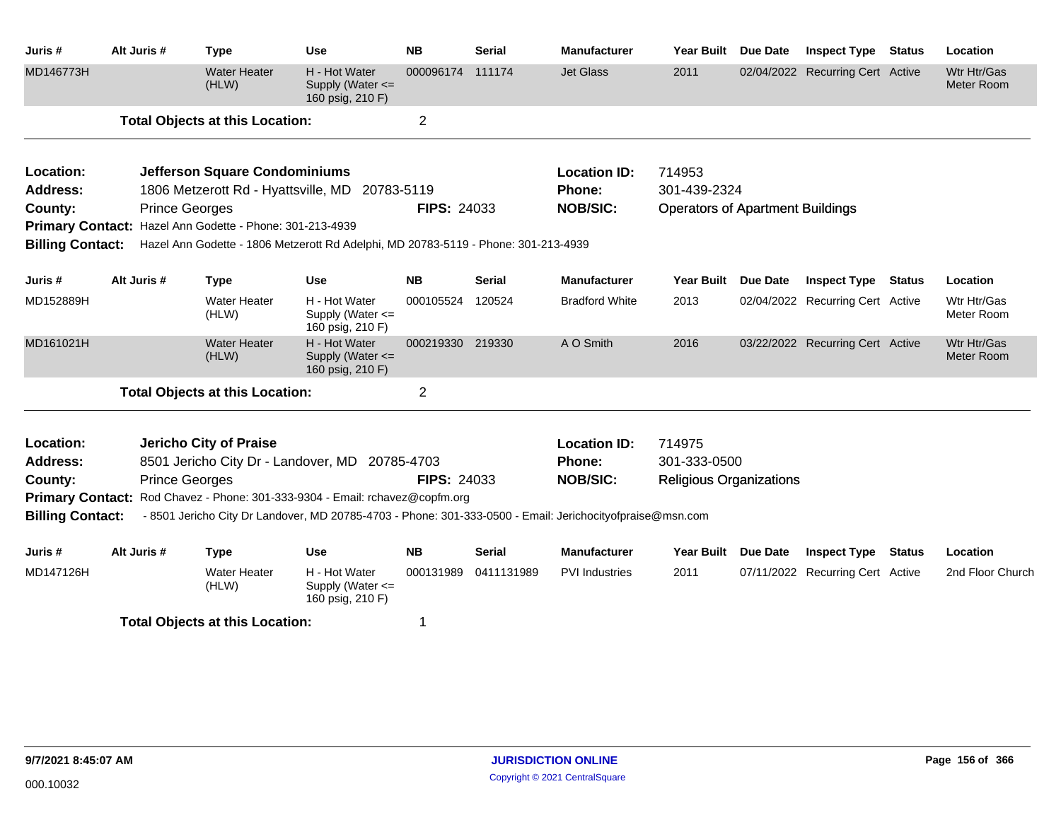| Juris # | Alt Juris # | Type | Use | NB | Serial | Manufacturer | Year Built | Due Date | Inspect Type | Status | Location |
|---|---|---|---|---|---|---|---|---|---|---|---|
| MD146773H | | Water Heater (HLW) | H - Hot Water Supply (Water <= 160 psig, 210 F) | 000096174 | 111174 | Jet Glass | 2011 | 02/04/2022 | Recurring Cert | Active | Wtr Htr/Gas Meter Room |

**Total Objects at this Location:** 2

---

**Location:** Jefferson Square Condominiums
**Location ID:** 714953
**Address:** 1806 Metzerott Rd - Hyattsville, MD 20783-5119
**Phone:** 301-439-2324
**County:** Prince Georges
**FIPS:** 24033
**NOB/SIC:** Operators of Apartment Buildings
**Primary Contact:** Hazel Ann Godette - Phone: 301-213-4939
**Billing Contact:** Hazel Ann Godette - 1806 Metzerott Rd Adelphi, MD 20783-5119 - Phone: 301-213-4939

| Juris # | Alt Juris # | Type | Use | NB | Serial | Manufacturer | Year Built | Due Date | Inspect Type | Status | Location |
|---|---|---|---|---|---|---|---|---|---|---|---|
| MD152889H | | Water Heater (HLW) | H - Hot Water Supply (Water <= 160 psig, 210 F) | 000105524 | 120524 | Bradford White | 2013 | 02/04/2022 | Recurring Cert | Active | Wtr Htr/Gas Meter Room |
| MD161021H | | Water Heater (HLW) | H - Hot Water Supply (Water <= 160 psig, 210 F) | 000219330 | 219330 | A O Smith | 2016 | 03/22/2022 | Recurring Cert | Active | Wtr Htr/Gas Meter Room |

**Total Objects at this Location:** 2

---

**Location:** Jericho City of Praise
**Location ID:** 714975
**Address:** 8501 Jericho City Dr - Landover, MD 20785-4703
**Phone:** 301-333-0500
**County:** Prince Georges
**FIPS:** 24033
**NOB/SIC:** Religious Organizations
**Primary Contact:** Rod Chavez - Phone: 301-333-9304 - Email: rchavez@copfm.org
**Billing Contact:** - 8501 Jericho City Dr Landover, MD 20785-4703 - Phone: 301-333-0500 - Email: Jerichocityofpraise@msn.com

| Juris # | Alt Juris # | Type | Use | NB | Serial | Manufacturer | Year Built | Due Date | Inspect Type | Status | Location |
|---|---|---|---|---|---|---|---|---|---|---|---|
| MD147126H | | Water Heater (HLW) | H - Hot Water Supply (Water <= 160 psig, 210 F) | 000131989 | 0411131989 | PVI Industries | 2011 | 07/11/2022 | Recurring Cert | Active | 2nd Floor Church |

**Total Objects at this Location:** 1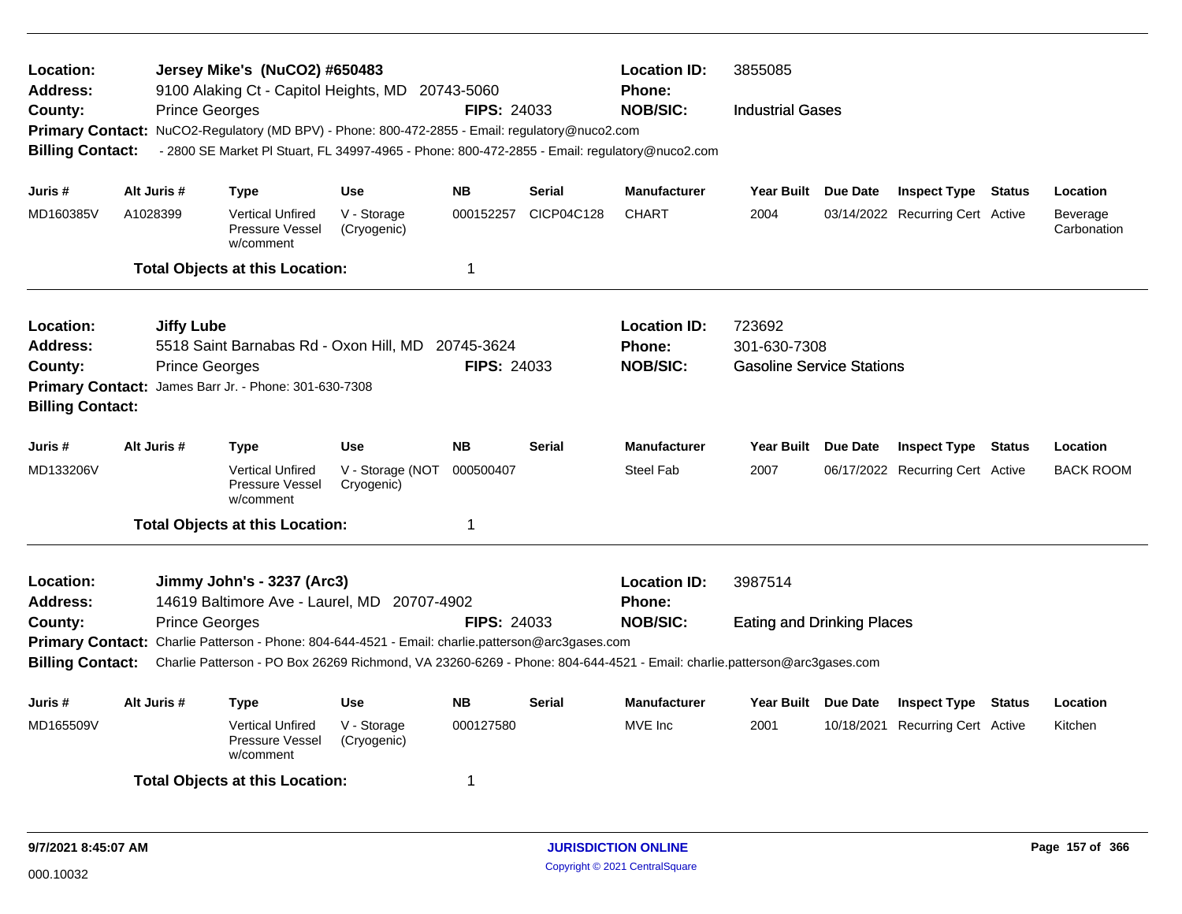**Location:** Jersey Mike's (NuCO2) #650483
**Address:** 9100 Alaking Ct - Capitol Heights, MD 20743-5060
**County:** Prince Georges
**FIPS:** 24033
**Location ID:** 3855085
**Phone:**
**NOB/SIC:** Industrial Gases
**Primary Contact:** NuCO2-Regulatory (MD BPV) - Phone: 800-472-2855 - Email: regulatory@nuco2.com
**Billing Contact:** - 2800 SE Market Pl Stuart, FL 34997-4965 - Phone: 800-472-2855 - Email: regulatory@nuco2.com

| Juris # | Alt Juris # | Type | Use | NB | Serial | Manufacturer | Year Built | Due Date | Inspect Type | Status | Location |
|---|---|---|---|---|---|---|---|---|---|---|---|
| MD160385V | A1028399 | Vertical Unfired Pressure Vessel w/comment | V - Storage (Cryogenic) | 000152257 | CICP04C128 | CHART | 2004 | 03/14/2022 | Recurring Cert | Active | Beverage Carbonation |

**Total Objects at this Location:** 1

---

**Location:** Jiffy Lube
**Address:** 5518 Saint Barnabas Rd - Oxon Hill, MD 20745-3624
**County:** Prince Georges
**FIPS:** 24033
**Location ID:** 723692
**Phone:** 301-630-7308
**NOB/SIC:** Gasoline Service Stations
**Primary Contact:** James Barr Jr. - Phone: 301-630-7308
**Billing Contact:**

| Juris # | Alt Juris # | Type | Use | NB | Serial | Manufacturer | Year Built | Due Date | Inspect Type | Status | Location |
|---|---|---|---|---|---|---|---|---|---|---|---|
| MD133206V | | Vertical Unfired Pressure Vessel w/comment | V - Storage (NOT Cryogenic) | 000500407 | | Steel Fab | 2007 | 06/17/2022 | Recurring Cert | Active | BACK ROOM |

**Total Objects at this Location:** 1

---

**Location:** Jimmy John's - 3237 (Arc3)
**Address:** 14619 Baltimore Ave - Laurel, MD 20707-4902
**County:** Prince Georges
**FIPS:** 24033
**Location ID:** 3987514
**Phone:**
**NOB/SIC:** Eating and Drinking Places
**Primary Contact:** Charlie Patterson - Phone: 804-644-4521 - Email: charlie.patterson@arc3gases.com
**Billing Contact:** Charlie Patterson - PO Box 26269 Richmond, VA 23260-6269 - Phone: 804-644-4521 - Email: charlie.patterson@arc3gases.com

| Juris # | Alt Juris # | Type | Use | NB | Serial | Manufacturer | Year Built | Due Date | Inspect Type | Status | Location |
|---|---|---|---|---|---|---|---|---|---|---|---|
| MD165509V | | Vertical Unfired Pressure Vessel w/comment | V - Storage (Cryogenic) | 000127580 | | MVE Inc | 2001 | 10/18/2021 | Recurring Cert | Active | Kitchen |

**Total Objects at this Location:** 1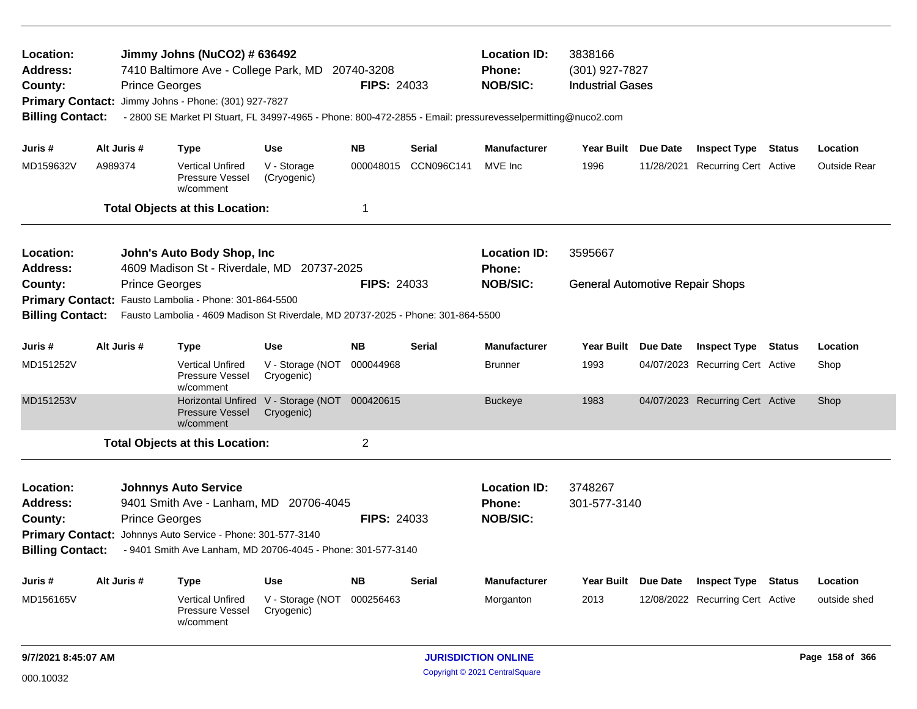**Location:** Jimmy Johns (NuCO2) # 636492 **Location ID:** 3838166
**Address:** 7410 Baltimore Ave - College Park, MD 20740-3208 **Phone:** (301) 927-7827
**County:** Prince Georges **FIPS:** 24033 **NOB/SIC:** Industrial Gases
**Primary Contact:** Jimmy Johns - Phone: (301) 927-7827
**Billing Contact:** - 2800 SE Market Pl Stuart, FL 34997-4965 - Phone: 800-472-2855 - Email: pressurevesselpermitting@nuco2.com

| Juris # | Alt Juris # | Type | Use | NB | Serial | Manufacturer | Year Built | Due Date | Inspect Type | Status | Location |
|---|---|---|---|---|---|---|---|---|---|---|---|
| MD159632V | A989374 | Vertical Unfired Pressure Vessel w/comment | V - Storage (Cryogenic) | 000048015 | CCN096C141 | MVE Inc | 1996 | 11/28/2021 | Recurring Cert | Active | Outside Rear |

**Total Objects at this Location:** 1

---

**Location:** John's Auto Body Shop, Inc **Location ID:** 3595667
**Address:** 4609 Madison St - Riverdale, MD 20737-2025 **Phone:**
**County:** Prince Georges **FIPS:** 24033 **NOB/SIC:** General Automotive Repair Shops
**Primary Contact:** Fausto Lambolia - Phone: 301-864-5500
**Billing Contact:** Fausto Lambolia - 4609 Madison St Riverdale, MD 20737-2025 - Phone: 301-864-5500

| Juris # | Alt Juris # | Type | Use | NB | Serial | Manufacturer | Year Built | Due Date | Inspect Type | Status | Location |
|---|---|---|---|---|---|---|---|---|---|---|---|
| MD151252V | | Vertical Unfired Pressure Vessel w/comment | V - Storage (NOT Cryogenic) | 000044968 | | Brunner | 1993 | 04/07/2023 | Recurring Cert | Active | Shop |
| MD151253V | | Horizontal Unfired Pressure Vessel w/comment | V - Storage (NOT Cryogenic) | 000420615 | | Buckeye | 1983 | 04/07/2023 | Recurring Cert | Active | Shop |

**Total Objects at this Location:** 2

---

**Location:** Johnnys Auto Service **Location ID:** 3748267
**Address:** 9401 Smith Ave - Lanham, MD 20706-4045 **Phone:** 301-577-3140
**County:** Prince Georges **FIPS:** 24033 **NOB/SIC:**
**Primary Contact:** Johnnys Auto Service - Phone: 301-577-3140
**Billing Contact:** - 9401 Smith Ave Lanham, MD 20706-4045 - Phone: 301-577-3140

| Juris # | Alt Juris # | Type | Use | NB | Serial | Manufacturer | Year Built | Due Date | Inspect Type | Status | Location |
|---|---|---|---|---|---|---|---|---|---|---|---|
| MD156165V | | Vertical Unfired Pressure Vessel w/comment | V - Storage (NOT Cryogenic) | 000256463 | | Morganton | 2013 | 12/08/2022 | Recurring Cert | Active | outside shed |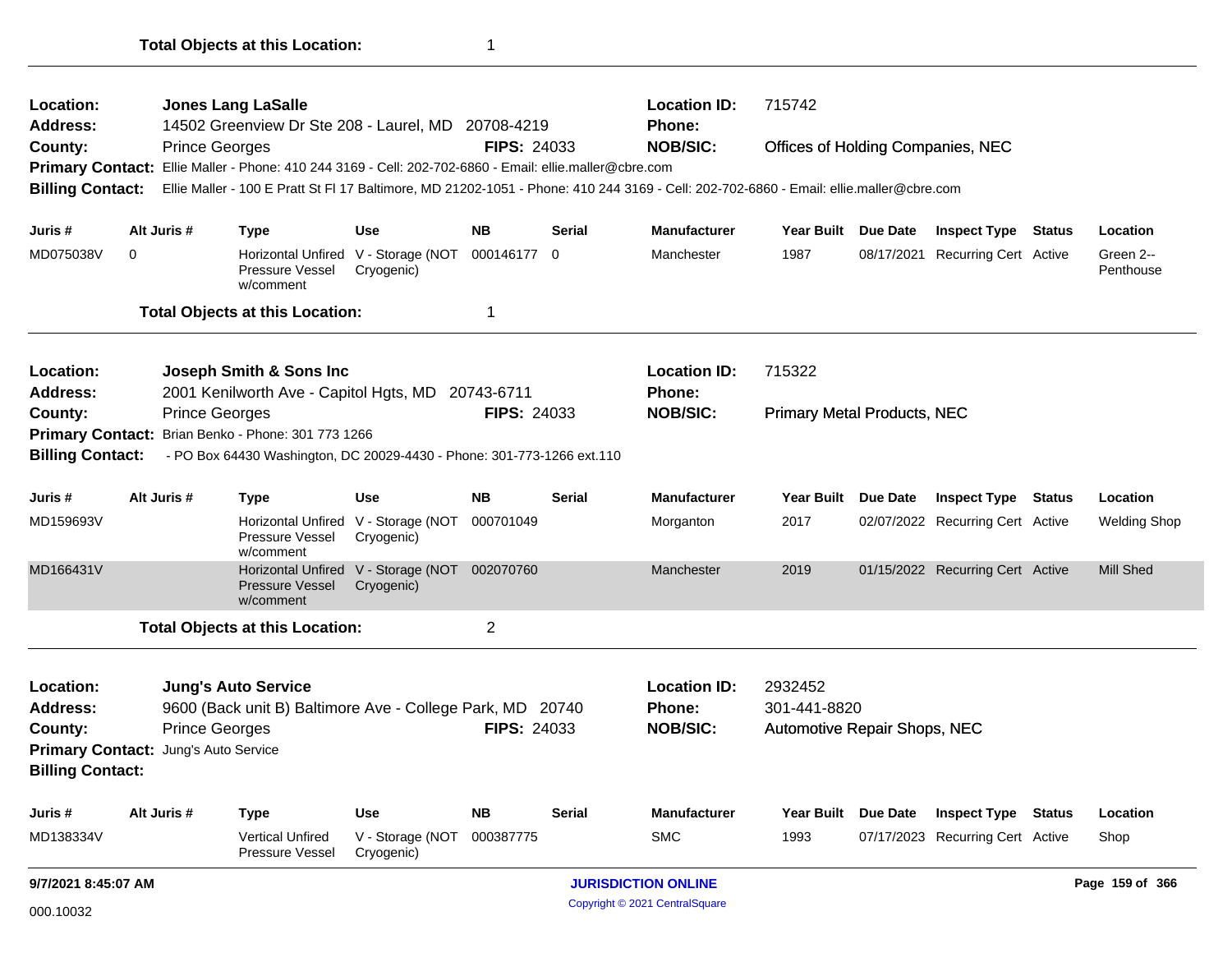**Total Objects at this Location:** 1

---

**Location:** Jones Lang LaSalle
**Address:** 14502 Greenview Dr Ste 208 - Laurel, MD 20708-4219
**County:** Prince Georges
**FIPS:** 24033
**Location ID:** 715742
**Phone:**
**NOB/SIC:** Offices of Holding Companies, NEC
**Primary Contact:** Ellie Maller - Phone: 410 244 3169 - Cell: 202-702-6860 - Email: ellie.maller@cbre.com
**Billing Contact:** Ellie Maller - 100 E Pratt St Fl 17 Baltimore, MD 21202-1051 - Phone: 410 244 3169 - Cell: 202-702-6860 - Email: ellie.maller@cbre.com

| Juris # | Alt Juris # | Type | Use | NB | Serial | Manufacturer | Year Built | Due Date | Inspect Type | Status | Location |
|---|---|---|---|---|---|---|---|---|---|---|---|
| MD075038V | 0 | Horizontal Unfired Pressure Vessel w/comment | V - Storage (NOT Cryogenic) | 000146177 | 0 | Manchester | 1987 | 08/17/2021 | Recurring Cert | Active | Green 2--Penthouse |

**Total Objects at this Location:** 1

---

**Location:** Joseph Smith & Sons Inc
**Address:** 2001 Kenilworth Ave - Capitol Hgts, MD 20743-6711
**County:** Prince Georges
**FIPS:** 24033
**Location ID:** 715322
**Phone:**
**NOB/SIC:** Primary Metal Products, NEC
**Primary Contact:** Brian Benko - Phone: 301 773 1266
**Billing Contact:** - PO Box 64430 Washington, DC 20029-4430 - Phone: 301-773-1266 ext.110

| Juris # | Alt Juris # | Type | Use | NB | Serial | Manufacturer | Year Built | Due Date | Inspect Type | Status | Location |
|---|---|---|---|---|---|---|---|---|---|---|---|
| MD159693V | | Horizontal Unfired Pressure Vessel w/comment | V - Storage (NOT Cryogenic) | 000701049 | | Morganton | 2017 | 02/07/2022 | Recurring Cert | Active | Welding Shop |
| MD166431V | | Horizontal Unfired Pressure Vessel w/comment | V - Storage (NOT Cryogenic) | 002070760 | | Manchester | 2019 | 01/15/2022 | Recurring Cert | Active | Mill Shed |

**Total Objects at this Location:** 2

---

**Location:** Jung's Auto Service
**Address:** 9600 (Back unit B) Baltimore Ave - College Park, MD 20740
**County:** Prince Georges
**FIPS:** 24033
**Location ID:** 2932452
**Phone:** 301-441-8820
**NOB/SIC:** Automotive Repair Shops, NEC
**Primary Contact:** Jung's Auto Service
**Billing Contact:**

| Juris # | Alt Juris # | Type | Use | NB | Serial | Manufacturer | Year Built | Due Date | Inspect Type | Status | Location |
|---|---|---|---|---|---|---|---|---|---|---|---|
| MD138334V | | Vertical Unfired Pressure Vessel | V - Storage (NOT Cryogenic) | 000387775 | | SMC | 1993 | 07/17/2023 | Recurring Cert | Active | Shop |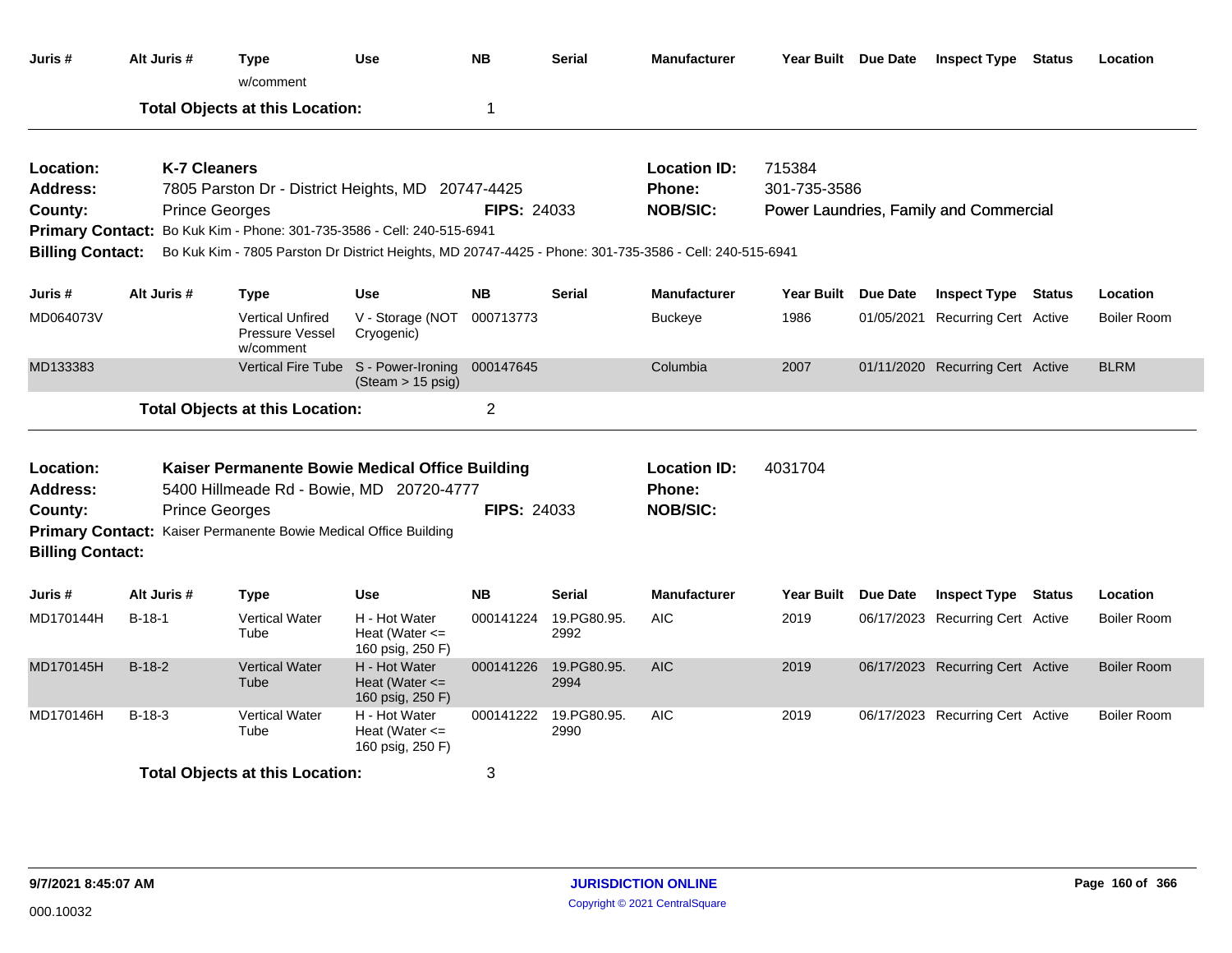| Juris # | Alt Juris # | Type | Use | NB | Serial | Manufacturer | Year Built | Due Date | Inspect Type | Status | Location |
|---|---|---|---|---|---|---|---|---|---|---|---|
| | | w/comment | | | | | | | | | |

**Total Objects at this Location:** 1

---

**Location:** K-7 Cleaners
**Location ID:** 715384
**Address:** 7805 Parston Dr - District Heights, MD 20747-4425
**Phone:** 301-735-3586
**County:** Prince Georges
**FIPS:** 24033
**NOB/SIC:** Power Laundries, Family and Commercial
**Primary Contact:** Bo Kuk Kim - Phone: 301-735-3586 - Cell: 240-515-6941
**Billing Contact:** Bo Kuk Kim - 7805 Parston Dr District Heights, MD 20747-4425 - Phone: 301-735-3586 - Cell: 240-515-6941

| Juris # | Alt Juris # | Type | Use | NB | Serial | Manufacturer | Year Built | Due Date | Inspect Type | Status | Location |
|---|---|---|---|---|---|---|---|---|---|---|---|
| MD064073V | | Vertical Unfired Pressure Vessel w/comment | V - Storage (NOT Cryogenic) | 000713773 | | Buckeye | 1986 | 01/05/2021 | Recurring Cert | Active | Boiler Room |
| MD133383 | | Vertical Fire Tube | S - Power-Ironing (Steam > 15 psig) | 000147645 | | Columbia | 2007 | 01/11/2020 | Recurring Cert | Active | BLRM |

**Total Objects at this Location:** 2

---

**Location:** Kaiser Permanente Bowie Medical Office Building
**Location ID:** 4031704
**Address:** 5400 Hillmeade Rd - Bowie, MD 20720-4777
**Phone:**
**County:** Prince Georges
**FIPS:** 24033
**NOB/SIC:**
**Primary Contact:** Kaiser Permanente Bowie Medical Office Building
**Billing Contact:**

| Juris # | Alt Juris # | Type | Use | NB | Serial | Manufacturer | Year Built | Due Date | Inspect Type | Status | Location |
|---|---|---|---|---|---|---|---|---|---|---|---|
| MD170144H | B-18-1 | Vertical Water Tube | H - Hot Water Heat (Water <= 160 psig, 250 F) | 000141224 | 19.PG80.95.2992 | AIC | 2019 | 06/17/2023 | Recurring Cert | Active | Boiler Room |
| MD170145H | B-18-2 | Vertical Water Tube | H - Hot Water Heat (Water <= 160 psig, 250 F) | 000141226 | 19.PG80.95.2994 | AIC | 2019 | 06/17/2023 | Recurring Cert | Active | Boiler Room |
| MD170146H | B-18-3 | Vertical Water Tube | H - Hot Water Heat (Water <= 160 psig, 250 F) | 000141222 | 19.PG80.95.2990 | AIC | 2019 | 06/17/2023 | Recurring Cert | Active | Boiler Room |

**Total Objects at this Location:** 3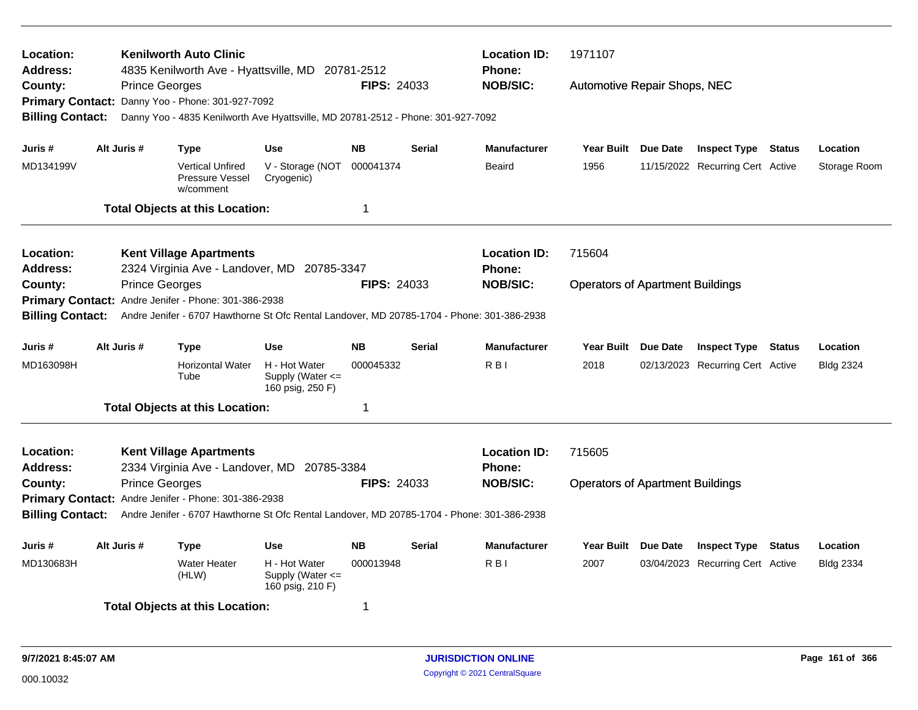**Location:** Kenilworth Auto Clinic
**Location ID:** 1971107
**Address:** 4835 Kenilworth Ave - Hyattsville, MD 20781-2512
**Phone:**
**County:** Prince Georges
**FIPS:** 24033
**NOB/SIC:** Automotive Repair Shops, NEC
**Primary Contact:** Danny Yoo - Phone: 301-927-7092
**Billing Contact:** Danny Yoo - 4835 Kenilworth Ave Hyattsville, MD 20781-2512 - Phone: 301-927-7092

| Juris # | Alt Juris # | Type | Use | NB | Serial | Manufacturer | Year Built | Due Date | Inspect Type | Status | Location |
|---|---|---|---|---|---|---|---|---|---|---|---|
| MD134199V | | Vertical Unfired Pressure Vessel w/comment | V - Storage (NOT Cryogenic) | 000041374 | | Beaird | 1956 | 11/15/2022 | Recurring Cert | Active | Storage Room |

**Total Objects at this Location:** 1

---

**Location:** Kent Village Apartments
**Location ID:** 715604
**Address:** 2324 Virginia Ave - Landover, MD 20785-3347
**Phone:**
**County:** Prince Georges
**FIPS:** 24033
**NOB/SIC:** Operators of Apartment Buildings
**Primary Contact:** Andre Jenifer - Phone: 301-386-2938
**Billing Contact:** Andre Jenifer - 6707 Hawthorne St Ofc Rental Landover, MD 20785-1704 - Phone: 301-386-2938

| Juris # | Alt Juris # | Type | Use | NB | Serial | Manufacturer | Year Built | Due Date | Inspect Type | Status | Location |
|---|---|---|---|---|---|---|---|---|---|---|---|
| MD163098H | | Horizontal Water Tube | H - Hot Water Supply (Water <= 160 psig, 250 F) | 000045332 | | R B I | 2018 | 02/13/2023 | Recurring Cert | Active | Bldg 2324 |

**Total Objects at this Location:** 1

---

**Location:** Kent Village Apartments
**Location ID:** 715605
**Address:** 2334 Virginia Ave - Landover, MD 20785-3384
**Phone:**
**County:** Prince Georges
**FIPS:** 24033
**NOB/SIC:** Operators of Apartment Buildings
**Primary Contact:** Andre Jenifer - Phone: 301-386-2938
**Billing Contact:** Andre Jenifer - 6707 Hawthorne St Ofc Rental Landover, MD 20785-1704 - Phone: 301-386-2938

| Juris # | Alt Juris # | Type | Use | NB | Serial | Manufacturer | Year Built | Due Date | Inspect Type | Status | Location |
|---|---|---|---|---|---|---|---|---|---|---|---|
| MD130683H | | Water Heater (HLW) | H - Hot Water Supply (Water <= 160 psig, 210 F) | 000013948 | | R B I | 2007 | 03/04/2023 | Recurring Cert | Active | Bldg 2334 |

**Total Objects at this Location:** 1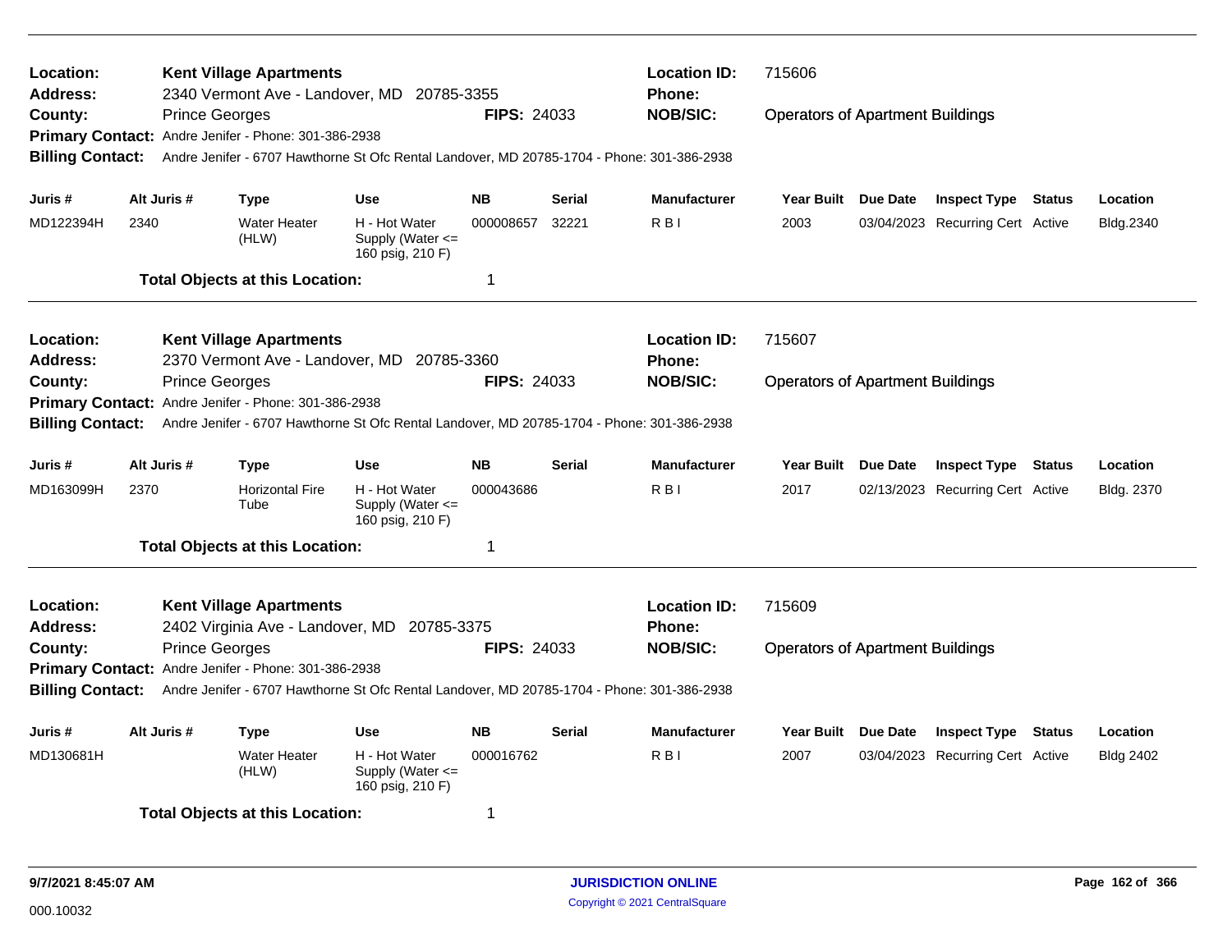**Location:** Kent Village Apartments  
**Address:** 2340 Vermont Ave - Landover, MD 20785-3355  
**County:** Prince Georges  
**FIPS:** 24033  
**Location ID:** 715606  
**Phone:**  
**NOB/SIC:** Operators of Apartment Buildings  
**Primary Contact:** Andre Jenifer - Phone: 301-386-2938  
**Billing Contact:** Andre Jenifer - 6707 Hawthorne St Ofc Rental Landover, MD 20785-1704 - Phone: 301-386-2938

| Juris # | Alt Juris # | Type | Use | NB | Serial | Manufacturer | Year Built | Due Date | Inspect Type | Status | Location |
|---|---|---|---|---|---|---|---|---|---|---|---|
| MD122394H | 2340 | Water Heater (HLW) | H - Hot Water Supply (Water <= 160 psig, 210 F) | 000008657 | 32221 | R B I | 2003 | 03/04/2023 | Recurring Cert | Active | Bldg.2340 |

**Total Objects at this Location:** 1

---

**Location:** Kent Village Apartments  
**Address:** 2370 Vermont Ave - Landover, MD 20785-3360  
**County:** Prince Georges  
**FIPS:** 24033  
**Location ID:** 715607  
**Phone:**  
**NOB/SIC:** Operators of Apartment Buildings  
**Primary Contact:** Andre Jenifer - Phone: 301-386-2938  
**Billing Contact:** Andre Jenifer - 6707 Hawthorne St Ofc Rental Landover, MD 20785-1704 - Phone: 301-386-2938

| Juris # | Alt Juris # | Type | Use | NB | Serial | Manufacturer | Year Built | Due Date | Inspect Type | Status | Location |
|---|---|---|---|---|---|---|---|---|---|---|---|
| MD163099H | 2370 | Horizontal Fire Tube | H - Hot Water Supply (Water <= 160 psig, 210 F) | 000043686 | | R B I | 2017 | 02/13/2023 | Recurring Cert | Active | Bldg. 2370 |

**Total Objects at this Location:** 1

---

**Location:** Kent Village Apartments  
**Address:** 2402 Virginia Ave - Landover, MD 20785-3375  
**County:** Prince Georges  
**FIPS:** 24033  
**Location ID:** 715609  
**Phone:**  
**NOB/SIC:** Operators of Apartment Buildings  
**Primary Contact:** Andre Jenifer - Phone: 301-386-2938  
**Billing Contact:** Andre Jenifer - 6707 Hawthorne St Ofc Rental Landover, MD 20785-1704 - Phone: 301-386-2938

| Juris # | Alt Juris # | Type | Use | NB | Serial | Manufacturer | Year Built | Due Date | Inspect Type | Status | Location |
|---|---|---|---|---|---|---|---|---|---|---|---|
| MD130681H | | Water Heater (HLW) | H - Hot Water Supply (Water <= 160 psig, 210 F) | 000016762 | | R B I | 2007 | 03/04/2023 | Recurring Cert | Active | Bldg 2402 |

**Total Objects at this Location:** 1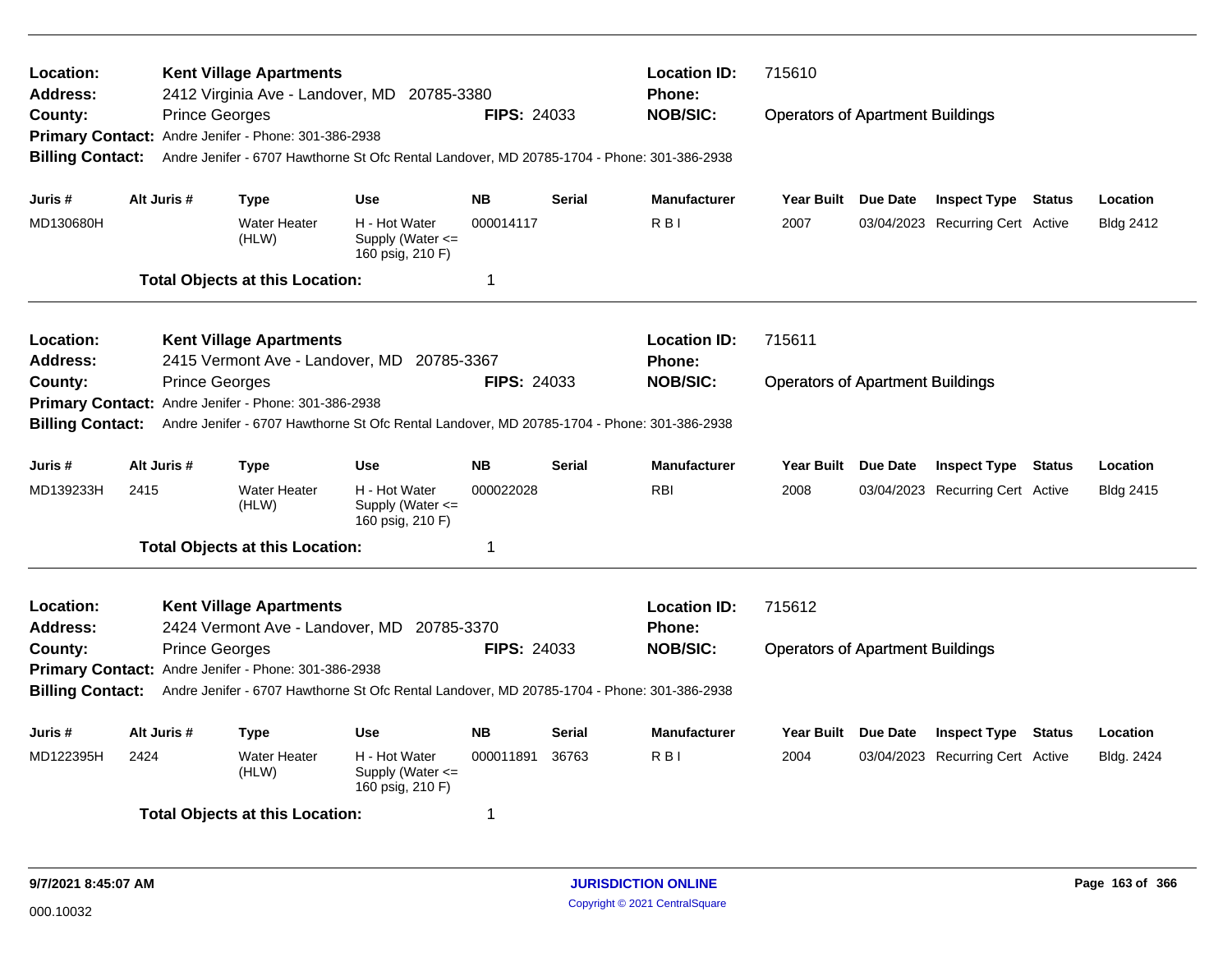**Location:** Kent Village Apartments **Location ID:** 715610
**Address:** 2412 Virginia Ave - Landover, MD 20785-3380 **Phone:**
**County:** Prince Georges **FIPS:** 24033 **NOB/SIC:** Operators of Apartment Buildings
**Primary Contact:** Andre Jenifer - Phone: 301-386-2938
**Billing Contact:** Andre Jenifer - 6707 Hawthorne St Ofc Rental Landover, MD 20785-1704 - Phone: 301-386-2938

| Juris # | Alt Juris # | Type | Use | NB | Serial | Manufacturer | Year Built | Due Date | Inspect Type | Status | Location |
|---|---|---|---|---|---|---|---|---|---|---|---|
| MD130680H | | Water Heater (HLW) | H - Hot Water Supply (Water <= 160 psig, 210 F) | 000014117 | | R B I | 2007 | 03/04/2023 | Recurring Cert | Active | Bldg 2412 |

**Total Objects at this Location:** 1

---

**Location:** Kent Village Apartments **Location ID:** 715611
**Address:** 2415 Vermont Ave - Landover, MD 20785-3367 **Phone:**
**County:** Prince Georges **FIPS:** 24033 **NOB/SIC:** Operators of Apartment Buildings
**Primary Contact:** Andre Jenifer - Phone: 301-386-2938
**Billing Contact:** Andre Jenifer - 6707 Hawthorne St Ofc Rental Landover, MD 20785-1704 - Phone: 301-386-2938

| Juris # | Alt Juris # | Type | Use | NB | Serial | Manufacturer | Year Built | Due Date | Inspect Type | Status | Location |
|---|---|---|---|---|---|---|---|---|---|---|---|
| MD139233H | 2415 | Water Heater (HLW) | H - Hot Water Supply (Water <= 160 psig, 210 F) | 000022028 | | RBI | 2008 | 03/04/2023 | Recurring Cert | Active | Bldg 2415 |

**Total Objects at this Location:** 1

---

**Location:** Kent Village Apartments **Location ID:** 715612
**Address:** 2424 Vermont Ave - Landover, MD 20785-3370 **Phone:**
**County:** Prince Georges **FIPS:** 24033 **NOB/SIC:** Operators of Apartment Buildings
**Primary Contact:** Andre Jenifer - Phone: 301-386-2938
**Billing Contact:** Andre Jenifer - 6707 Hawthorne St Ofc Rental Landover, MD 20785-1704 - Phone: 301-386-2938

| Juris # | Alt Juris # | Type | Use | NB | Serial | Manufacturer | Year Built | Due Date | Inspect Type | Status | Location |
|---|---|---|---|---|---|---|---|---|---|---|---|
| MD122395H | 2424 | Water Heater (HLW) | H - Hot Water Supply (Water <= 160 psig, 210 F) | 000011891 | 36763 | R B I | 2004 | 03/04/2023 | Recurring Cert | Active | Bldg. 2424 |

**Total Objects at this Location:** 1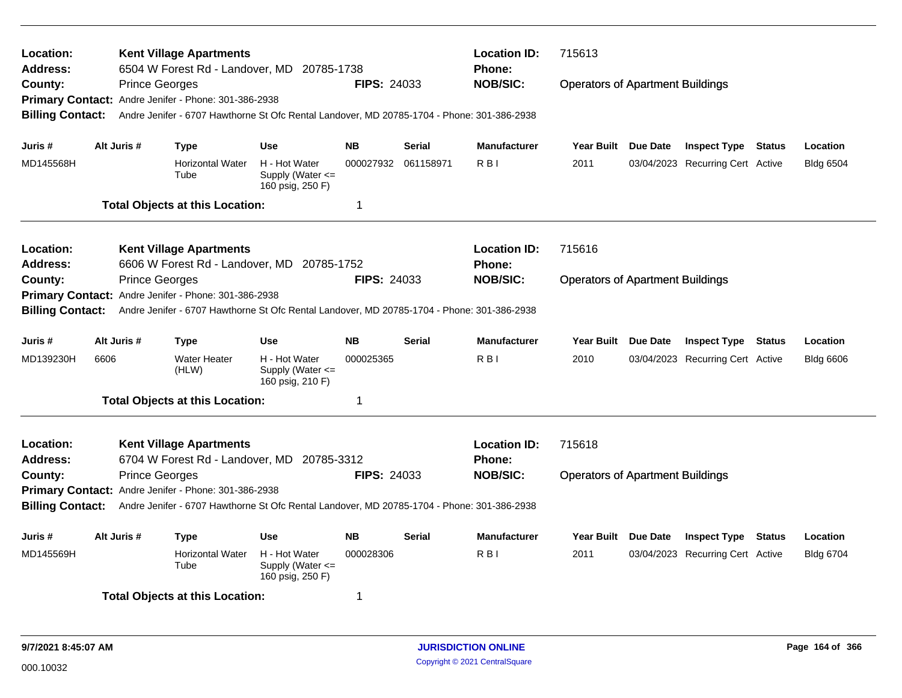**Location:** Kent Village Apartments
**Address:** 6504 W Forest Rd - Landover, MD 20785-1738
**County:** Prince Georges
**FIPS:** 24033
**Location ID:** 715613
**Phone:**
**NOB/SIC:** Operators of Apartment Buildings
**Primary Contact:** Andre Jenifer - Phone: 301-386-2938
**Billing Contact:** Andre Jenifer - 6707 Hawthorne St Ofc Rental Landover, MD 20785-1704 - Phone: 301-386-2938

| Juris # | Alt Juris # | Type | Use | NB | Serial | Manufacturer | Year Built | Due Date | Inspect Type | Status | Location |
|---|---|---|---|---|---|---|---|---|---|---|---|
| MD145568H | | Horizontal Water Tube | H - Hot Water Supply (Water <= 160 psig, 250 F) | 000027932 | 061158971 | R B I | 2011 | 03/04/2023 | Recurring Cert | Active | Bldg 6504 |

**Total Objects at this Location:** 1

---

**Location:** Kent Village Apartments
**Address:** 6606 W Forest Rd - Landover, MD 20785-1752
**County:** Prince Georges
**FIPS:** 24033
**Location ID:** 715616
**Phone:**
**NOB/SIC:** Operators of Apartment Buildings
**Primary Contact:** Andre Jenifer - Phone: 301-386-2938
**Billing Contact:** Andre Jenifer - 6707 Hawthorne St Ofc Rental Landover, MD 20785-1704 - Phone: 301-386-2938

| Juris # | Alt Juris # | Type | Use | NB | Serial | Manufacturer | Year Built | Due Date | Inspect Type | Status | Location |
|---|---|---|---|---|---|---|---|---|---|---|---|
| MD139230H | 6606 | Water Heater (HLW) | H - Hot Water Supply (Water <= 160 psig, 210 F) | 000025365 | | R B I | 2010 | 03/04/2023 | Recurring Cert | Active | Bldg 6606 |

**Total Objects at this Location:** 1

---

**Location:** Kent Village Apartments
**Address:** 6704 W Forest Rd - Landover, MD 20785-3312
**County:** Prince Georges
**FIPS:** 24033
**Location ID:** 715618
**Phone:**
**NOB/SIC:** Operators of Apartment Buildings
**Primary Contact:** Andre Jenifer - Phone: 301-386-2938
**Billing Contact:** Andre Jenifer - 6707 Hawthorne St Ofc Rental Landover, MD 20785-1704 - Phone: 301-386-2938

| Juris # | Alt Juris # | Type | Use | NB | Serial | Manufacturer | Year Built | Due Date | Inspect Type | Status | Location |
|---|---|---|---|---|---|---|---|---|---|---|---|
| MD145569H | | Horizontal Water Tube | H - Hot Water Supply (Water <= 160 psig, 250 F) | 000028306 | | R B I | 2011 | 03/04/2023 | Recurring Cert | Active | Bldg 6704 |

**Total Objects at this Location:** 1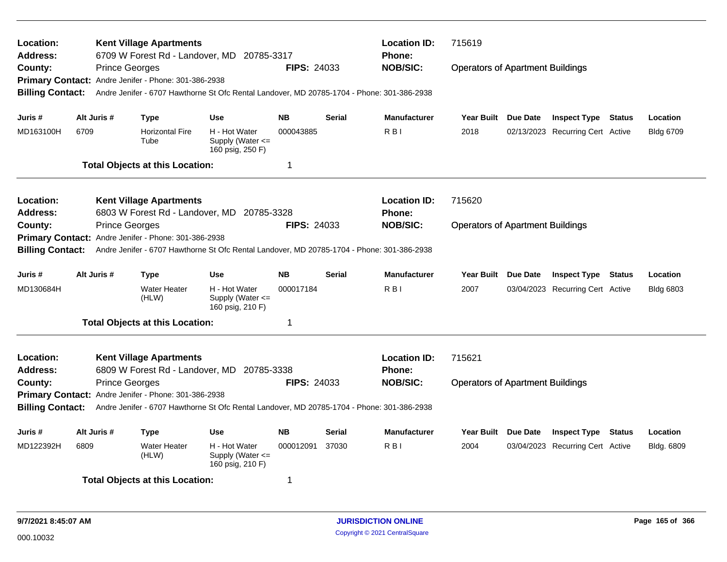**Location:** Kent Village Apartments
**Address:** 6709 W Forest Rd - Landover, MD 20785-3317
**County:** Prince Georges
**FIPS:** 24033
**Location ID:** 715619
**Phone:**
**NOB/SIC:** Operators of Apartment Buildings
**Primary Contact:** Andre Jenifer - Phone: 301-386-2938
**Billing Contact:** Andre Jenifer - 6707 Hawthorne St Ofc Rental Landover, MD 20785-1704 - Phone: 301-386-2938

| Juris # | Alt Juris # | Type | Use | NB | Serial | Manufacturer | Year Built | Due Date | Inspect Type | Status | Location |
|---|---|---|---|---|---|---|---|---|---|---|---|
| MD163100H | 6709 | Horizontal Fire Tube | H - Hot Water Supply (Water <= 160 psig, 250 F) | 000043885 | | R B I | 2018 | 02/13/2023 | Recurring Cert | Active | Bldg 6709 |

**Total Objects at this Location:** 1

---

**Location:** Kent Village Apartments
**Address:** 6803 W Forest Rd - Landover, MD 20785-3328
**County:** Prince Georges
**FIPS:** 24033
**Location ID:** 715620
**Phone:**
**NOB/SIC:** Operators of Apartment Buildings
**Primary Contact:** Andre Jenifer - Phone: 301-386-2938
**Billing Contact:** Andre Jenifer - 6707 Hawthorne St Ofc Rental Landover, MD 20785-1704 - Phone: 301-386-2938

| Juris # | Alt Juris # | Type | Use | NB | Serial | Manufacturer | Year Built | Due Date | Inspect Type | Status | Location |
|---|---|---|---|---|---|---|---|---|---|---|---|
| MD130684H | | Water Heater (HLW) | H - Hot Water Supply (Water <= 160 psig, 210 F) | 000017184 | | R B I | 2007 | 03/04/2023 | Recurring Cert | Active | Bldg 6803 |

**Total Objects at this Location:** 1

---

**Location:** Kent Village Apartments
**Address:** 6809 W Forest Rd - Landover, MD 20785-3338
**County:** Prince Georges
**FIPS:** 24033
**Location ID:** 715621
**Phone:**
**NOB/SIC:** Operators of Apartment Buildings
**Primary Contact:** Andre Jenifer - Phone: 301-386-2938
**Billing Contact:** Andre Jenifer - 6707 Hawthorne St Ofc Rental Landover, MD 20785-1704 - Phone: 301-386-2938

| Juris # | Alt Juris # | Type | Use | NB | Serial | Manufacturer | Year Built | Due Date | Inspect Type | Status | Location |
|---|---|---|---|---|---|---|---|---|---|---|---|
| MD122392H | 6809 | Water Heater (HLW) | H - Hot Water Supply (Water <= 160 psig, 210 F) | 000012091 | 37030 | R B I | 2004 | 03/04/2023 | Recurring Cert | Active | Bldg. 6809 |

**Total Objects at this Location:** 1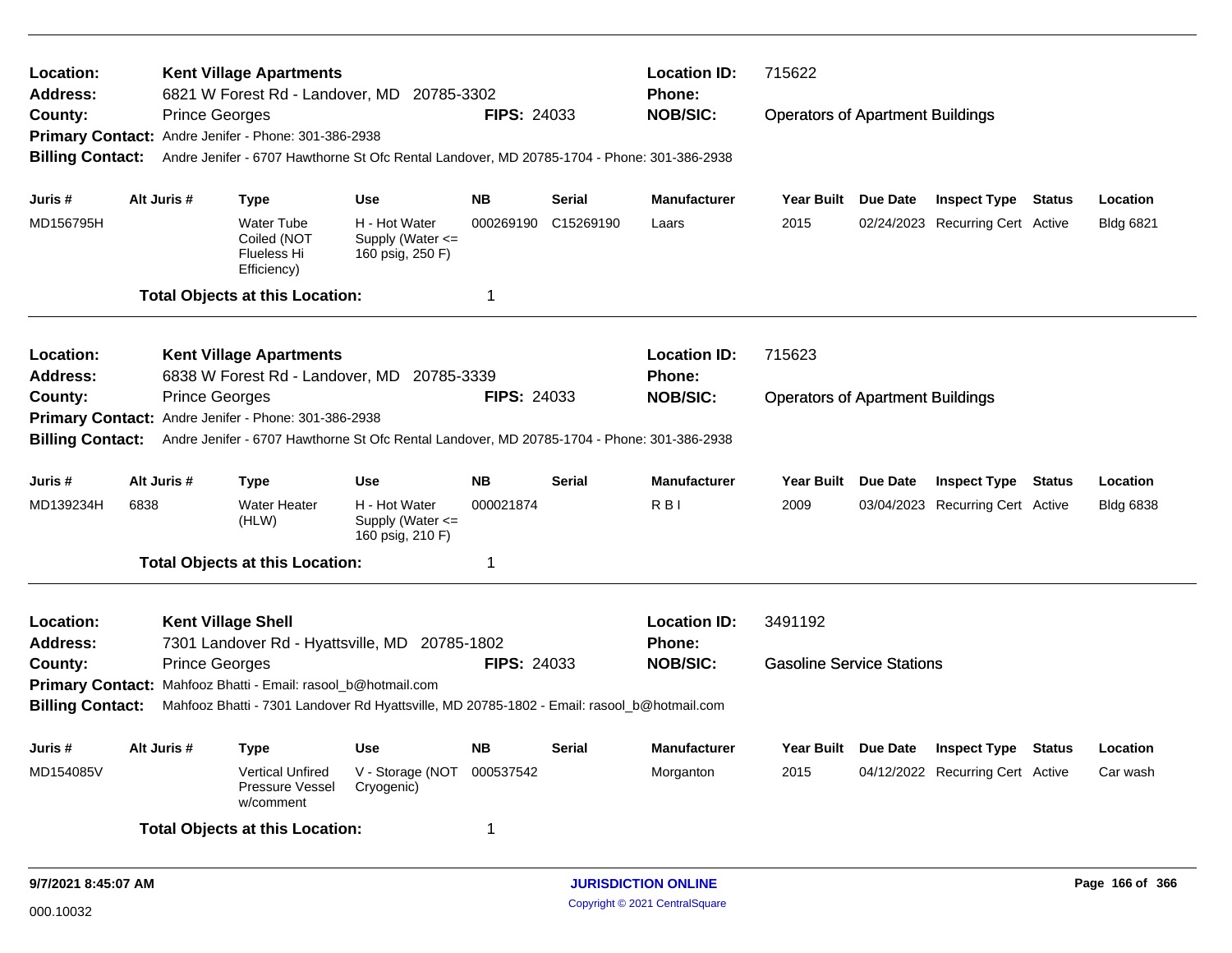**Location:** Kent Village Apartments **Location ID:** 715622
**Address:** 6821 W Forest Rd - Landover, MD 20785-3302 **Phone:**
**County:** Prince Georges **FIPS:** 24033 **NOB/SIC:** Operators of Apartment Buildings
**Primary Contact:** Andre Jenifer - Phone: 301-386-2938
**Billing Contact:** Andre Jenifer - 6707 Hawthorne St Ofc Rental Landover, MD 20785-1704 - Phone: 301-386-2938

| Juris # | Alt Juris # | Type | Use | NB | Serial | Manufacturer | Year Built | Due Date | Inspect Type | Status | Location |
|---|---|---|---|---|---|---|---|---|---|---|---|
| MD156795H | | Water Tube Coiled (NOT Flueless Hi Efficiency) | H - Hot Water Supply (Water <= 160 psig, 250 F) | 000269190 | C15269190 | Laars | 2015 | 02/24/2023 | Recurring Cert | Active | Bldg 6821 |

**Total Objects at this Location:** 1

**Location:** Kent Village Apartments **Location ID:** 715623
**Address:** 6838 W Forest Rd - Landover, MD 20785-3339 **Phone:**
**County:** Prince Georges **FIPS:** 24033 **NOB/SIC:** Operators of Apartment Buildings
**Primary Contact:** Andre Jenifer - Phone: 301-386-2938
**Billing Contact:** Andre Jenifer - 6707 Hawthorne St Ofc Rental Landover, MD 20785-1704 - Phone: 301-386-2938

| Juris # | Alt Juris # | Type | Use | NB | Serial | Manufacturer | Year Built | Due Date | Inspect Type | Status | Location |
|---|---|---|---|---|---|---|---|---|---|---|---|
| MD139234H | 6838 | Water Heater (HLW) | H - Hot Water Supply (Water <= 160 psig, 210 F) | 000021874 | | R B I | 2009 | 03/04/2023 | Recurring Cert | Active | Bldg 6838 |

**Total Objects at this Location:** 1

**Location:** Kent Village Shell **Location ID:** 3491192
**Address:** 7301 Landover Rd - Hyattsville, MD 20785-1802 **Phone:**
**County:** Prince Georges **FIPS:** 24033 **NOB/SIC:** Gasoline Service Stations
**Primary Contact:** Mahfooz Bhatti - Email: rasool_b@hotmail.com
**Billing Contact:** Mahfooz Bhatti - 7301 Landover Rd Hyattsville, MD 20785-1802 - Email: rasool_b@hotmail.com

| Juris # | Alt Juris # | Type | Use | NB | Serial | Manufacturer | Year Built | Due Date | Inspect Type | Status | Location |
|---|---|---|---|---|---|---|---|---|---|---|---|
| MD154085V | | Vertical Unfired Pressure Vessel w/comment | V - Storage (NOT Cryogenic) | 000537542 | | Morganton | 2015 | 04/12/2022 | Recurring Cert | Active | Car wash |

**Total Objects at this Location:** 1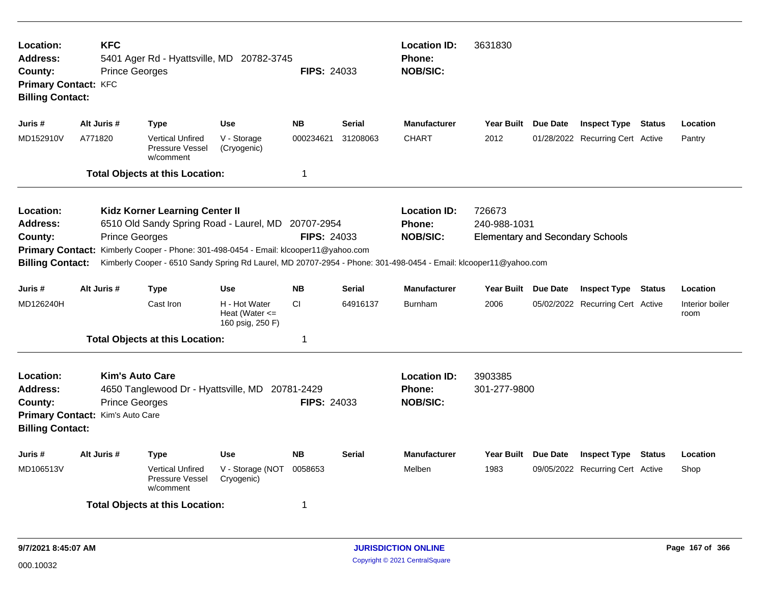**Location:** **KFC**
**Address:** 5401 Ager Rd - Hyattsville, MD 20782-3745
**County:** Prince Georges
**FIPS:** 24033
**Primary Contact:** KFC
**Billing Contact:**
**Location ID:** 3631830
**Phone:**
**NOB/SIC:**

| Juris # | Alt Juris # | Type | Use | NB | Serial | Manufacturer | Year Built | Due Date | Inspect Type | Status | Location |
|---|---|---|---|---|---|---|---|---|---|---|---|
| MD152910V | A771820 | Vertical Unfired Pressure Vessel w/comment | V - Storage (Cryogenic) | 000234621 | 31208063 | CHART | 2012 | 01/28/2022 | Recurring Cert | Active | Pantry |

**Total Objects at this Location:** 1

---

**Location:** **Kidz Korner Learning Center II**
**Address:** 6510 Old Sandy Spring Road - Laurel, MD 20707-2954
**County:** Prince Georges
**FIPS:** 24033
**Primary Contact:** Kimberly Cooper - Phone: 301-498-0454 - Email: klcooper11@yahoo.com
**Billing Contact:** Kimberly Cooper - 6510 Sandy Spring Rd Laurel, MD 20707-2954 - Phone: 301-498-0454 - Email: klcooper11@yahoo.com
**Location ID:** 726673
**Phone:** 240-988-1031
**NOB/SIC:** Elementary and Secondary Schools

| Juris # | Alt Juris # | Type | Use | NB | Serial | Manufacturer | Year Built | Due Date | Inspect Type | Status | Location |
|---|---|---|---|---|---|---|---|---|---|---|---|
| MD126240H | | Cast Iron | H - Hot Water Heat (Water <= 160 psig, 250 F) | CI | 64916137 | Burnham | 2006 | 05/02/2022 | Recurring Cert | Active | Interior boiler room |

**Total Objects at this Location:** 1

---

**Location:** **Kim's Auto Care**
**Address:** 4650 Tanglewood Dr - Hyattsville, MD 20781-2429
**County:** Prince Georges
**FIPS:** 24033
**Primary Contact:** Kim's Auto Care
**Billing Contact:**
**Location ID:** 3903385
**Phone:** 301-277-9800
**NOB/SIC:**

| Juris # | Alt Juris # | Type | Use | NB | Serial | Manufacturer | Year Built | Due Date | Inspect Type | Status | Location |
|---|---|---|---|---|---|---|---|---|---|---|---|
| MD106513V | | Vertical Unfired Pressure Vessel w/comment | V - Storage (NOT Cryogenic) | 0058653 | | Melben | 1983 | 09/05/2022 | Recurring Cert | Active | Shop |

**Total Objects at this Location:** 1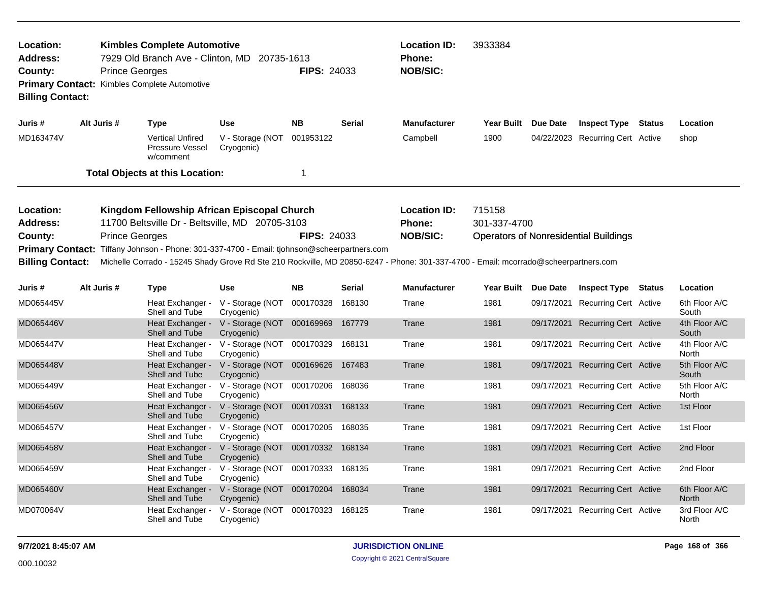**Location:** Kimbles Complete Automotive
**Address:** 7929 Old Branch Ave - Clinton, MD 20735-1613
**County:** Prince Georges **FIPS:** 24033
**Primary Contact:** Kimbles Complete Automotive
**Billing Contact:**
**Location ID:** 3933384
**Phone:**
**NOB/SIC:**

| Juris # | Alt Juris # | Type | Use | NB | Serial | Manufacturer | Year Built | Due Date | Inspect Type | Status | Location |
|---|---|---|---|---|---|---|---|---|---|---|---|
| MD163474V | | Vertical Unfired Pressure Vessel w/comment | V - Storage (NOT Cryogenic) | 001953122 | | Campbell | 1900 | 04/22/2023 | Recurring Cert | Active | shop |

**Total Objects at this Location:** 1

**Location:** Kingdom Fellowship African Episcopal Church
**Address:** 11700 Beltsville Dr - Beltsville, MD 20705-3103
**County:** Prince Georges **FIPS:** 24033
**Primary Contact:** Tiffany Johnson - Phone: 301-337-4700 - Email: tjohnson@scheerpartners.com
**Billing Contact:** Michelle Corrado - 15245 Shady Grove Rd Ste 210 Rockville, MD 20850-6247 - Phone: 301-337-4700 - Email: mcorrado@scheerpartners.com
**Location ID:** 715158
**Phone:** 301-337-4700
**NOB/SIC:** Operators of Nonresidential Buildings

| Juris # | Alt Juris # | Type | Use | NB | Serial | Manufacturer | Year Built | Due Date | Inspect Type | Status | Location |
|---|---|---|---|---|---|---|---|---|---|---|---|
| MD065445V | | Heat Exchanger - Shell and Tube | V - Storage (NOT Cryogenic) | 000170328 | 168130 | Trane | 1981 | 09/17/2021 | Recurring Cert | Active | 6th Floor A/C South |
| MD065446V | | Heat Exchanger - Shell and Tube | V - Storage (NOT Cryogenic) | 000169969 | 167779 | Trane | 1981 | 09/17/2021 | Recurring Cert | Active | 4th Floor A/C South |
| MD065447V | | Heat Exchanger - Shell and Tube | V - Storage (NOT Cryogenic) | 000170329 | 168131 | Trane | 1981 | 09/17/2021 | Recurring Cert | Active | 4th Floor A/C North |
| MD065448V | | Heat Exchanger - Shell and Tube | V - Storage (NOT Cryogenic) | 000169626 | 167483 | Trane | 1981 | 09/17/2021 | Recurring Cert | Active | 5th Floor A/C South |
| MD065449V | | Heat Exchanger - Shell and Tube | V - Storage (NOT Cryogenic) | 000170206 | 168036 | Trane | 1981 | 09/17/2021 | Recurring Cert | Active | 5th Floor A/C North |
| MD065456V | | Heat Exchanger - Shell and Tube | V - Storage (NOT Cryogenic) | 000170331 | 168133 | Trane | 1981 | 09/17/2021 | Recurring Cert | Active | 1st Floor |
| MD065457V | | Heat Exchanger - Shell and Tube | V - Storage (NOT Cryogenic) | 000170205 | 168035 | Trane | 1981 | 09/17/2021 | Recurring Cert | Active | 1st Floor |
| MD065458V | | Heat Exchanger - Shell and Tube | V - Storage (NOT Cryogenic) | 000170332 | 168134 | Trane | 1981 | 09/17/2021 | Recurring Cert | Active | 2nd Floor |
| MD065459V | | Heat Exchanger - Shell and Tube | V - Storage (NOT Cryogenic) | 000170333 | 168135 | Trane | 1981 | 09/17/2021 | Recurring Cert | Active | 2nd Floor |
| MD065460V | | Heat Exchanger - Shell and Tube | V - Storage (NOT Cryogenic) | 000170204 | 168034 | Trane | 1981 | 09/17/2021 | Recurring Cert | Active | 6th Floor A/C North |
| MD070064V | | Heat Exchanger - Shell and Tube | V - Storage (NOT Cryogenic) | 000170323 | 168125 | Trane | 1981 | 09/17/2021 | Recurring Cert | Active | 3rd Floor A/C North |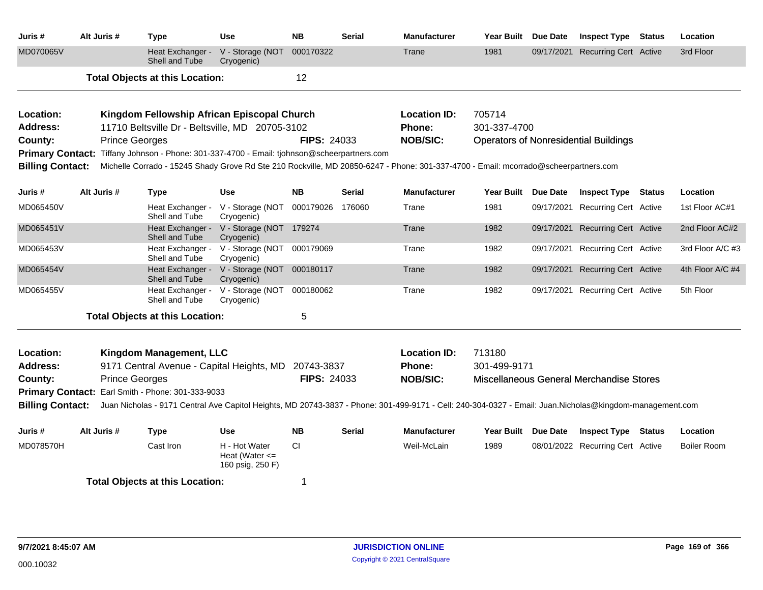| Juris # | Alt Juris # | Type | Use | NB | Serial | Manufacturer | Year Built | Due Date | Inspect Type | Status | Location |
|---|---|---|---|---|---|---|---|---|---|---|---|
| MD070065V | | Heat Exchanger - Shell and Tube | V - Storage (NOT Cryogenic) | 000170322 | | Trane | 1981 | 09/17/2021 | Recurring Cert | Active | 3rd Floor |

**Total Objects at this Location:** 12

---

**Location:** Kingdom Fellowship African Episcopal Church
**Location ID:** 705714
**Address:** 11710 Beltsville Dr - Beltsville, MD 20705-3102
**Phone:** 301-337-4700
**County:** Prince Georges
**FIPS:** 24033
**NOB/SIC:** Operators of Nonresidential Buildings
**Primary Contact:** Tiffany Johnson - Phone: 301-337-4700 - Email: tjohnson@scheerpartners.com
**Billing Contact:** Michelle Corrado - 15245 Shady Grove Rd Ste 210 Rockville, MD 20850-6247 - Phone: 301-337-4700 - Email: mcorrado@scheerpartners.com

| Juris # | Alt Juris # | Type | Use | NB | Serial | Manufacturer | Year Built | Due Date | Inspect Type | Status | Location |
|---|---|---|---|---|---|---|---|---|---|---|---|
| MD065450V | | Heat Exchanger - Shell and Tube | V - Storage (NOT Cryogenic) | 000179026 | 176060 | Trane | 1981 | 09/17/2021 | Recurring Cert | Active | 1st Floor AC#1 |
| MD065451V | | Heat Exchanger - Shell and Tube | V - Storage (NOT Cryogenic) | 179274 | | Trane | 1982 | 09/17/2021 | Recurring Cert | Active | 2nd Floor AC#2 |
| MD065453V | | Heat Exchanger - Shell and Tube | V - Storage (NOT Cryogenic) | 000179069 | | Trane | 1982 | 09/17/2021 | Recurring Cert | Active | 3rd Floor A/C #3 |
| MD065454V | | Heat Exchanger - Shell and Tube | V - Storage (NOT Cryogenic) | 000180117 | | Trane | 1982 | 09/17/2021 | Recurring Cert | Active | 4th Floor A/C #4 |
| MD065455V | | Heat Exchanger - Shell and Tube | V - Storage (NOT Cryogenic) | 000180062 | | Trane | 1982 | 09/17/2021 | Recurring Cert | Active | 5th Floor |

**Total Objects at this Location:** 5

---

**Location:** Kingdom Management, LLC
**Location ID:** 713180
**Address:** 9171 Central Avenue - Capital Heights, MD 20743-3837
**Phone:** 301-499-9171
**County:** Prince Georges
**FIPS:** 24033
**NOB/SIC:** Miscellaneous General Merchandise Stores
**Primary Contact:** Earl Smith - Phone: 301-333-9033
**Billing Contact:** Juan Nicholas - 9171 Central Ave Capitol Heights, MD 20743-3837 - Phone: 301-499-9171 - Cell: 240-304-0327 - Email: Juan.Nicholas@kingdom-management.com

| Juris # | Alt Juris # | Type | Use | NB | Serial | Manufacturer | Year Built | Due Date | Inspect Type | Status | Location |
|---|---|---|---|---|---|---|---|---|---|---|---|
| MD078570H | | Cast Iron | H - Hot Water Heat (Water <= 160 psig, 250 F) | CI | | Weil-McLain | 1989 | 08/01/2022 | Recurring Cert | Active | Boiler Room |

**Total Objects at this Location:** 1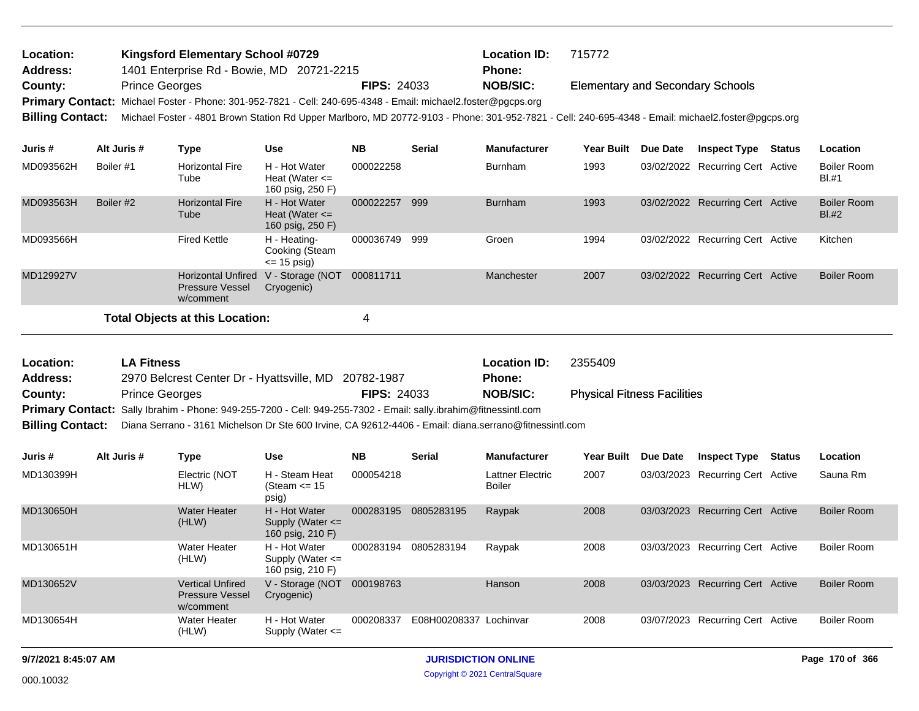**Location:** Kingsford Elementary School #0729 | **Location ID:** 715772
**Address:** 1401 Enterprise Rd - Bowie, MD 20721-2215 | **Phone:**
**County:** Prince Georges | **FIPS:** 24033 | **NOB/SIC:** Elementary and Secondary Schools
**Primary Contact:** Michael Foster - Phone: 301-952-7821 - Cell: 240-695-4348 - Email: michael2.foster@pgcps.org
**Billing Contact:** Michael Foster - 4801 Brown Station Rd Upper Marlboro, MD 20772-9103 - Phone: 301-952-7821 - Cell: 240-695-4348 - Email: michael2.foster@pgcps.org

| Juris # | Alt Juris # | Type | Use | NB | Serial | Manufacturer | Year Built | Due Date | Inspect Type | Status | Location |
|---|---|---|---|---|---|---|---|---|---|---|---|
| MD093562H | Boiler #1 | Horizontal Fire Tube | H - Hot Water Heat (Water <= 160 psig, 250 F) | 000022258 | | Burnham | 1993 | 03/02/2022 | Recurring Cert | Active | Boiler Room Bl.#1 |
| MD093563H | Boiler #2 | Horizontal Fire Tube | H - Hot Water Heat (Water <= 160 psig, 250 F) | 000022257 | 999 | Burnham | 1993 | 03/02/2022 | Recurring Cert | Active | Boiler Room Bl.#2 |
| MD093566H | | Fired Kettle | H - Heating-Cooking (Steam <= 15 psig) | 000036749 | 999 | Groen | 1994 | 03/02/2022 | Recurring Cert | Active | Kitchen |
| MD129927V | | Horizontal Unfired Pressure Vessel w/comment | V - Storage (NOT Cryogenic) | 000811711 | | Manchester | 2007 | 03/02/2022 | Recurring Cert | Active | Boiler Room |

**Total Objects at this Location:** 4

---

**Location:** LA Fitness | **Location ID:** 2355409
**Address:** 2970 Belcrest Center Dr - Hyattsville, MD 20782-1987 | **Phone:**
**County:** Prince Georges | **FIPS:** 24033 | **NOB/SIC:** Physical Fitness Facilities
**Primary Contact:** Sally Ibrahim - Phone: 949-255-7200 - Cell: 949-255-7302 - Email: sally.ibrahim@fitnessintl.com
**Billing Contact:** Diana Serrano - 3161 Michelson Dr Ste 600 Irvine, CA 92612-4406 - Email: diana.serrano@fitnessintl.com

| Juris # | Alt Juris # | Type | Use | NB | Serial | Manufacturer | Year Built | Due Date | Inspect Type | Status | Location |
|---|---|---|---|---|---|---|---|---|---|---|---|
| MD130399H | | Electric (NOT HLW) | H - Steam Heat (Steam <= 15 psig) | 000054218 | | Lattner Electric Boiler | 2007 | 03/03/2023 | Recurring Cert | Active | Sauna Rm |
| MD130650H | | Water Heater (HLW) | H - Hot Water Supply (Water <= 160 psig, 210 F) | 000283195 | 0805283195 | Raypak | 2008 | 03/03/2023 | Recurring Cert | Active | Boiler Room |
| MD130651H | | Water Heater (HLW) | H - Hot Water Supply (Water <= 160 psig, 210 F) | 000283194 | 0805283194 | Raypak | 2008 | 03/03/2023 | Recurring Cert | Active | Boiler Room |
| MD130652V | | Vertical Unfired Pressure Vessel w/comment | V - Storage (NOT Cryogenic) | 000198763 | | Hanson | 2008 | 03/03/2023 | Recurring Cert | Active | Boiler Room |
| MD130654H | | Water Heater (HLW) | H - Hot Water Supply (Water <= | 000208337 | E08H00208337 | Lochinvar | 2008 | 03/07/2023 | Recurring Cert | Active | Boiler Room |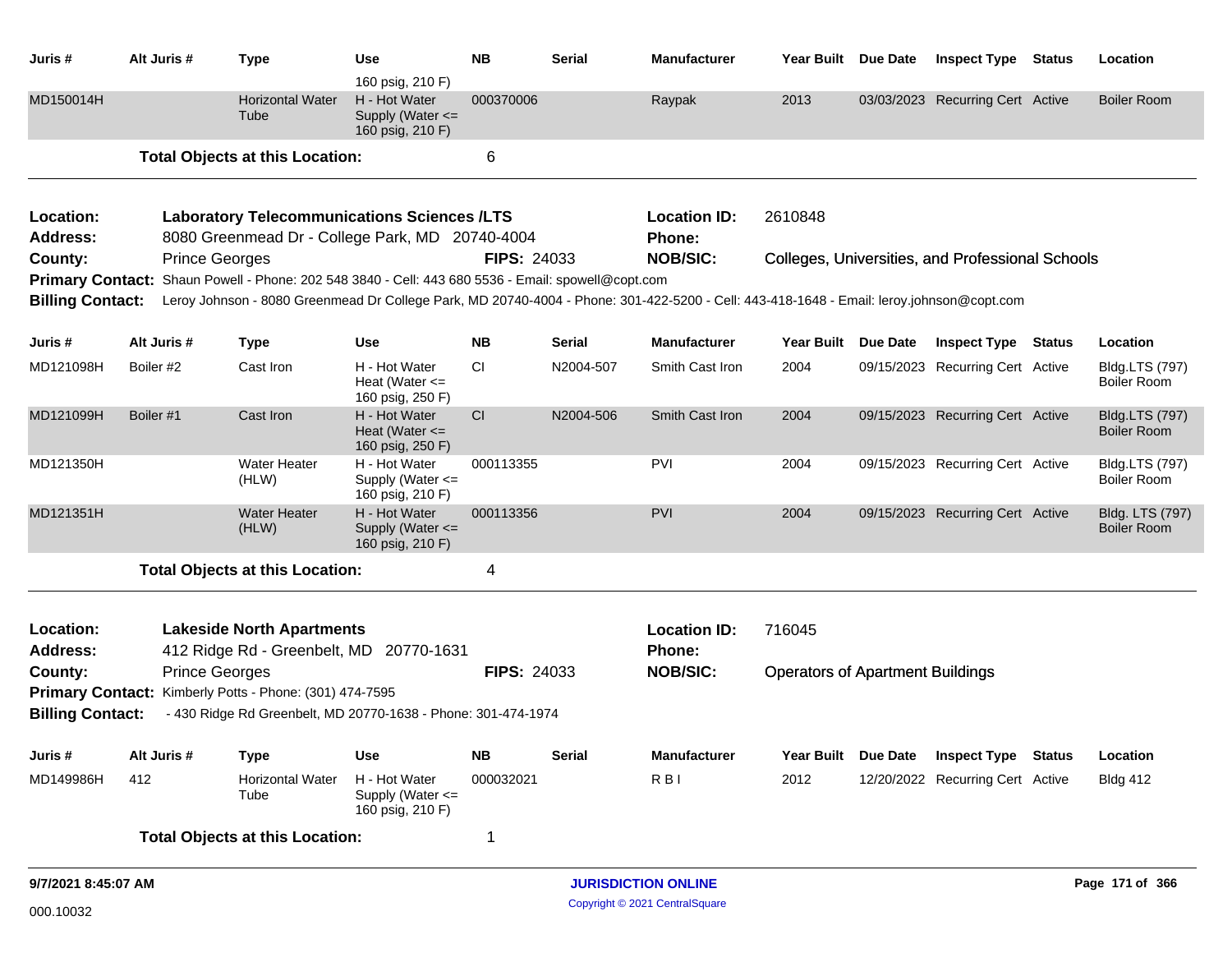| Juris # | Alt Juris # | Type | Use | NB | Serial | Manufacturer | Year Built | Due Date | Inspect Type | Status | Location |
|---|---|---|---|---|---|---|---|---|---|---|---|
| | | | 160 psig, 210 F) | | | | | | | | |
| MD150014H | | Horizontal Water Tube | H - Hot Water Supply (Water <= 160 psig, 210 F) | 000370006 | | Raypak | 2013 | 03/03/2023 | Recurring Cert | Active | Boiler Room |

**Total Objects at this Location:** 6

---

**Location:** **Laboratory Telecommunications Sciences /LTS** **Location ID:** 2610848
**Address:** 8080 Greenmead Dr - College Park, MD 20740-4004 **Phone:**
**County:** Prince Georges **FIPS:** 24033 **NOB/SIC:** Colleges, Universities, and Professional Schools
**Primary Contact:** Shaun Powell - Phone: 202 548 3840 - Cell: 443 680 5536 - Email: spowell@copt.com
**Billing Contact:** Leroy Johnson - 8080 Greenmead Dr College Park, MD 20740-4004 - Phone: 301-422-5200 - Cell: 443-418-1648 - Email: leroy.johnson@copt.com

| Juris # | Alt Juris # | Type | Use | NB | Serial | Manufacturer | Year Built | Due Date | Inspect Type | Status | Location |
|---|---|---|---|---|---|---|---|---|---|---|---|
| MD121098H | Boiler #2 | Cast Iron | H - Hot Water Heat (Water <= 160 psig, 250 F) | CI | N2004-507 | Smith Cast Iron | 2004 | 09/15/2023 | Recurring Cert | Active | Bldg.LTS (797) Boiler Room |
| MD121099H | Boiler #1 | Cast Iron | H - Hot Water Heat (Water <= 160 psig, 250 F) | CI | N2004-506 | Smith Cast Iron | 2004 | 09/15/2023 | Recurring Cert | Active | Bldg.LTS (797) Boiler Room |
| MD121350H | | Water Heater (HLW) | H - Hot Water Supply (Water <= 160 psig, 210 F) | 000113355 | | PVI | 2004 | 09/15/2023 | Recurring Cert | Active | Bldg.LTS (797) Boiler Room |
| MD121351H | | Water Heater (HLW) | H - Hot Water Supply (Water <= 160 psig, 210 F) | 000113356 | | PVI | 2004 | 09/15/2023 | Recurring Cert | Active | Bldg. LTS (797) Boiler Room |

**Total Objects at this Location:** 4

---

**Location:** **Lakeside North Apartments** **Location ID:** 716045
**Address:** 412 Ridge Rd - Greenbelt, MD 20770-1631 **Phone:**
**County:** Prince Georges **FIPS:** 24033 **NOB/SIC:** Operators of Apartment Buildings
**Primary Contact:** Kimberly Potts - Phone: (301) 474-7595
**Billing Contact:** - 430 Ridge Rd Greenbelt, MD 20770-1638 - Phone: 301-474-1974

| Juris # | Alt Juris # | Type | Use | NB | Serial | Manufacturer | Year Built | Due Date | Inspect Type | Status | Location |
|---|---|---|---|---|---|---|---|---|---|---|---|
| MD149986H | 412 | Horizontal Water Tube | H - Hot Water Supply (Water <= 160 psig, 210 F) | 000032021 | | R B I | 2012 | 12/20/2022 | Recurring Cert | Active | Bldg 412 |

**Total Objects at this Location:** 1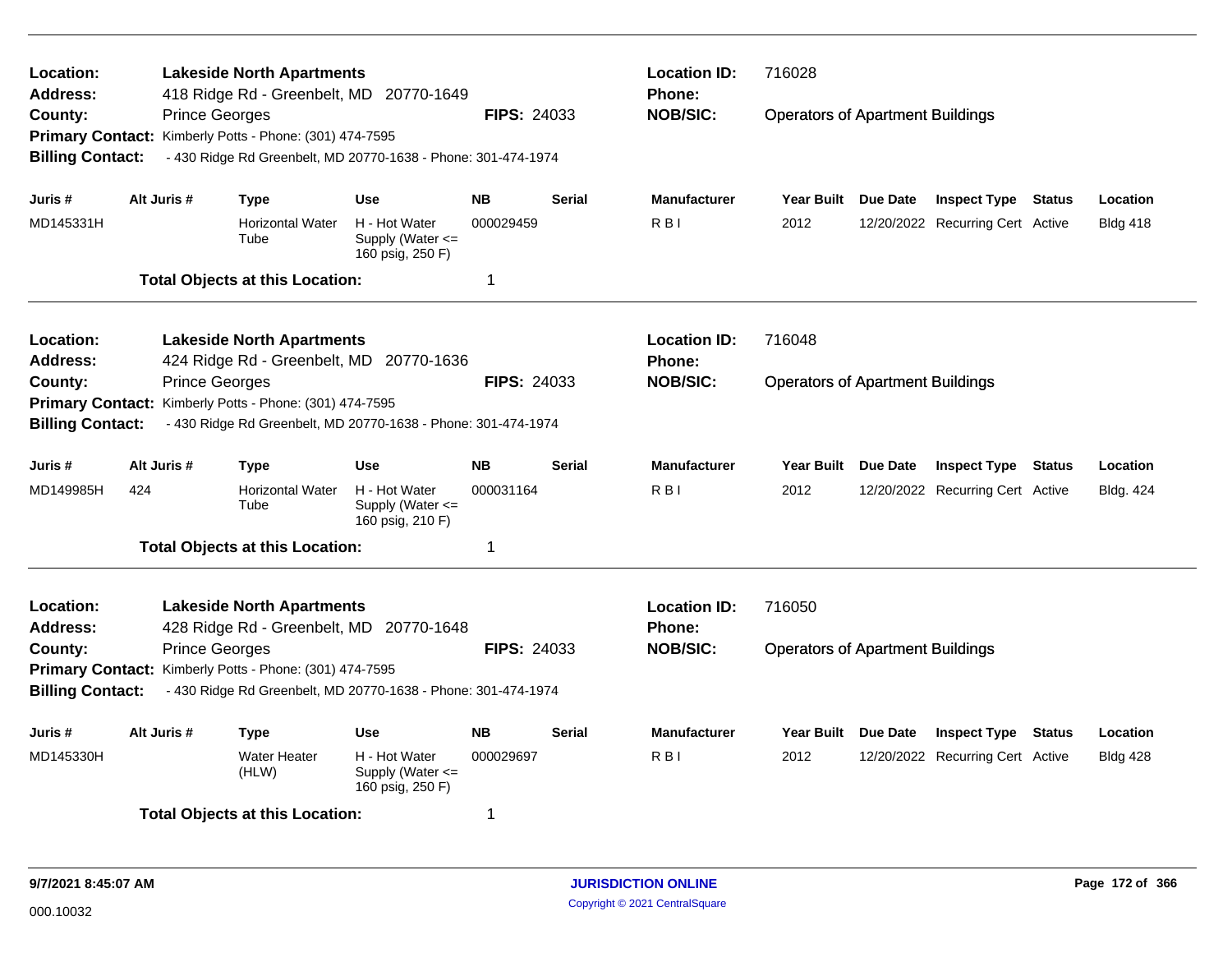**Location:** Lakeside North Apartments
**Address:** 418 Ridge Rd - Greenbelt, MD 20770-1649
**County:** Prince Georges
**FIPS:** 24033
**Primary Contact:** Kimberly Potts - Phone: (301) 474-7595
**Billing Contact:** - 430 Ridge Rd Greenbelt, MD 20770-1638 - Phone: 301-474-1974
**Location ID:** 716028
**Phone:**
**NOB/SIC:** Operators of Apartment Buildings

| Juris # | Alt Juris # | Type | Use | NB | Serial | Manufacturer | Year Built | Due Date | Inspect Type | Status | Location |
|---|---|---|---|---|---|---|---|---|---|---|---|
| MD145331H | | Horizontal Water Tube | H - Hot Water Supply (Water <= 160 psig, 250 F) | 000029459 | | R B I | 2012 | 12/20/2022 | Recurring Cert | Active | Bldg 418 |

**Total Objects at this Location:** 1

---

**Location:** Lakeside North Apartments
**Address:** 424 Ridge Rd - Greenbelt, MD 20770-1636
**County:** Prince Georges
**FIPS:** 24033
**Primary Contact:** Kimberly Potts - Phone: (301) 474-7595
**Billing Contact:** - 430 Ridge Rd Greenbelt, MD 20770-1638 - Phone: 301-474-1974
**Location ID:** 716048
**Phone:**
**NOB/SIC:** Operators of Apartment Buildings

| Juris # | Alt Juris # | Type | Use | NB | Serial | Manufacturer | Year Built | Due Date | Inspect Type | Status | Location |
|---|---|---|---|---|---|---|---|---|---|---|---|
| MD149985H | 424 | Horizontal Water Tube | H - Hot Water Supply (Water <= 160 psig, 210 F) | 000031164 | | R B I | 2012 | 12/20/2022 | Recurring Cert | Active | Bldg. 424 |

**Total Objects at this Location:** 1

---

**Location:** Lakeside North Apartments
**Address:** 428 Ridge Rd - Greenbelt, MD 20770-1648
**County:** Prince Georges
**FIPS:** 24033
**Primary Contact:** Kimberly Potts - Phone: (301) 474-7595
**Billing Contact:** - 430 Ridge Rd Greenbelt, MD 20770-1638 - Phone: 301-474-1974
**Location ID:** 716050
**Phone:**
**NOB/SIC:** Operators of Apartment Buildings

| Juris # | Alt Juris # | Type | Use | NB | Serial | Manufacturer | Year Built | Due Date | Inspect Type | Status | Location |
|---|---|---|---|---|---|---|---|---|---|---|---|
| MD145330H | | Water Heater (HLW) | H - Hot Water Supply (Water <= 160 psig, 250 F) | 000029697 | | R B I | 2012 | 12/20/2022 | Recurring Cert | Active | Bldg 428 |

**Total Objects at this Location:** 1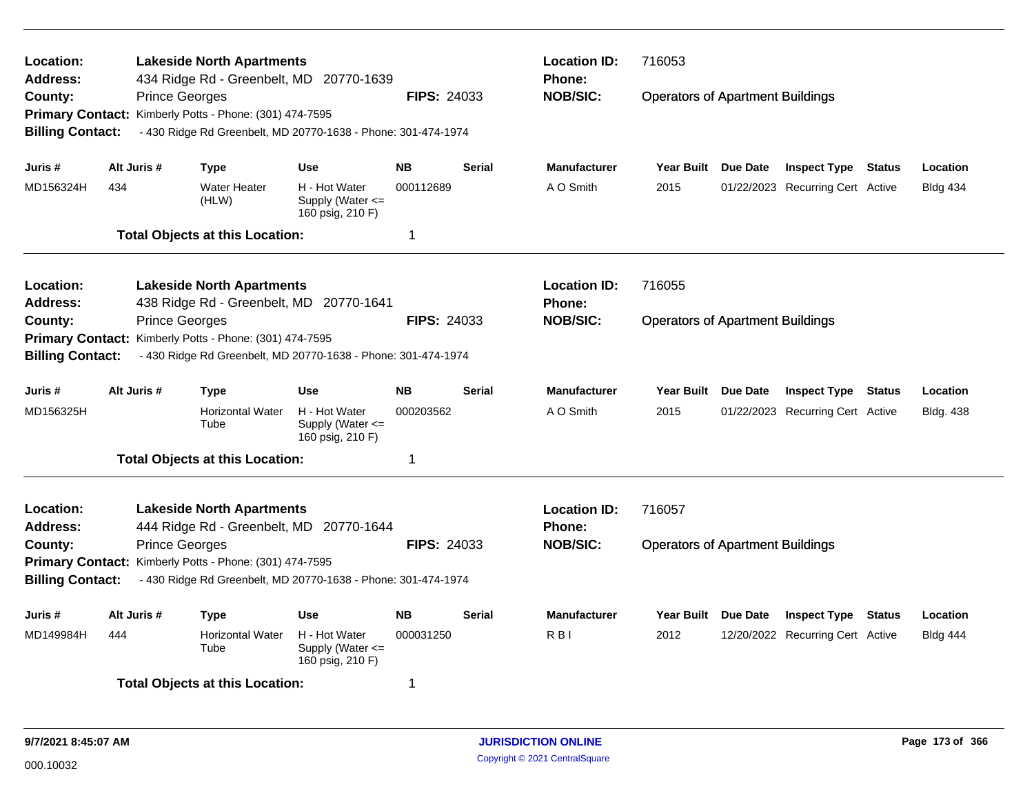| | | | | | |
|---|---|---|---|---|---|
| **Location:** | **Lakeside North Apartments** | | **Location ID:** | 716053 | |
| **Address:** | 434 Ridge Rd - Greenbelt, MD 20770-1639 | | **Phone:** | | |
| **County:** | Prince Georges | **FIPS:** 24033 | **NOB/SIC:** | Operators of Apartment Buildings | |
| **Primary Contact:** | Kimberly Potts - Phone: (301) 474-7595 | | | | |
| **Billing Contact:** | - 430 Ridge Rd Greenbelt, MD 20770-1638 - Phone: 301-474-1974 | | | | |

| Juris # | Alt Juris # | Type | Use | NB | Serial | Manufacturer | Year Built | Due Date | Inspect Type | Status | Location |
|---|---|---|---|---|---|---|---|---|---|---|---|
| MD156324H | 434 | Water Heater (HLW) | H - Hot Water Supply (Water <= 160 psig, 210 F) | 000112689 | | A O Smith | 2015 | 01/22/2023 | Recurring Cert | Active | Bldg 434 |

**Total Objects at this Location:** 1

---

| | | | | | |
|---|---|---|---|---|---|
| **Location:** | **Lakeside North Apartments** | | **Location ID:** | 716055 | |
| **Address:** | 438 Ridge Rd - Greenbelt, MD 20770-1641 | | **Phone:** | | |
| **County:** | Prince Georges | **FIPS:** 24033 | **NOB/SIC:** | Operators of Apartment Buildings | |
| **Primary Contact:** | Kimberly Potts - Phone: (301) 474-7595 | | | | |
| **Billing Contact:** | - 430 Ridge Rd Greenbelt, MD 20770-1638 - Phone: 301-474-1974 | | | | |

| Juris # | Alt Juris # | Type | Use | NB | Serial | Manufacturer | Year Built | Due Date | Inspect Type | Status | Location |
|---|---|---|---|---|---|---|---|---|---|---|---|
| MD156325H | | Horizontal Water Tube | H - Hot Water Supply (Water <= 160 psig, 210 F) | 000203562 | | A O Smith | 2015 | 01/22/2023 | Recurring Cert | Active | Bldg. 438 |

**Total Objects at this Location:** 1

---

| | | | | | |
|---|---|---|---|---|---|
| **Location:** | **Lakeside North Apartments** | | **Location ID:** | 716057 | |
| **Address:** | 444 Ridge Rd - Greenbelt, MD 20770-1644 | | **Phone:** | | |
| **County:** | Prince Georges | **FIPS:** 24033 | **NOB/SIC:** | Operators of Apartment Buildings | |
| **Primary Contact:** | Kimberly Potts - Phone: (301) 474-7595 | | | | |
| **Billing Contact:** | - 430 Ridge Rd Greenbelt, MD 20770-1638 - Phone: 301-474-1974 | | | | |

| Juris # | Alt Juris # | Type | Use | NB | Serial | Manufacturer | Year Built | Due Date | Inspect Type | Status | Location |
|---|---|---|---|---|---|---|---|---|---|---|---|
| MD149984H | 444 | Horizontal Water Tube | H - Hot Water Supply (Water <= 160 psig, 210 F) | 000031250 | | R B I | 2012 | 12/20/2022 | Recurring Cert | Active | Bldg 444 |

**Total Objects at this Location:** 1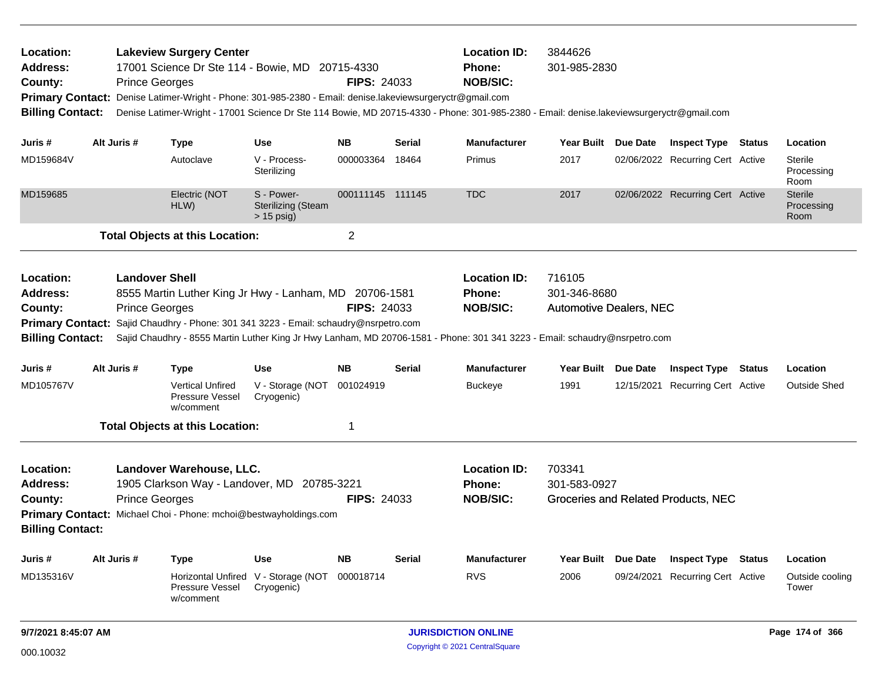**Location:** Lakeview Surgery Center
**Address:** 17001 Science Dr Ste 114 - Bowie, MD 20715-4330
**County:** Prince Georges **FIPS:** 24033
**Location ID:** 3844626
**Phone:** 301-985-2830
**NOB/SIC:**
**Primary Contact:** Denise Latimer-Wright - Phone: 301-985-2380 - Email: denise.lakeviewsurgeryctr@gmail.com
**Billing Contact:** Denise Latimer-Wright - 17001 Science Dr Ste 114 Bowie, MD 20715-4330 - Phone: 301-985-2380 - Email: denise.lakeviewsurgeryctr@gmail.com

| Juris # | Alt Juris # | Type | Use | NB | Serial | Manufacturer | Year Built | Due Date | Inspect Type | Status | Location |
|---|---|---|---|---|---|---|---|---|---|---|---|
| MD159684V | | Autoclave | V - Process-Sterilizing | 000003364 | 18464 | Primus | 2017 | 02/06/2022 | Recurring Cert | Active | Sterile Processing Room |
| MD159685 | | Electric (NOT HLW) | S - Power-Sterilizing (Steam > 15 psig) | 000111145 | 111145 | TDC | 2017 | 02/06/2022 | Recurring Cert | Active | Sterile Processing Room |

**Total Objects at this Location:** 2

---

**Location:** Landover Shell
**Address:** 8555 Martin Luther King Jr Hwy - Lanham, MD 20706-1581
**County:** Prince Georges **FIPS:** 24033
**Location ID:** 716105
**Phone:** 301-346-8680
**NOB/SIC:** Automotive Dealers, NEC
**Primary Contact:** Sajid Chaudhry - Phone: 301 341 3223 - Email: schaudry@nsrpetro.com
**Billing Contact:** Sajid Chaudhry - 8555 Martin Luther King Jr Hwy Lanham, MD 20706-1581 - Phone: 301 341 3223 - Email: schaudry@nsrpetro.com

| Juris # | Alt Juris # | Type | Use | NB | Serial | Manufacturer | Year Built | Due Date | Inspect Type | Status | Location |
|---|---|---|---|---|---|---|---|---|---|---|---|
| MD105767V | | Vertical Unfired Pressure Vessel w/comment | V - Storage (NOT Cryogenic) | 001024919 | | Buckeye | 1991 | 12/15/2021 | Recurring Cert | Active | Outside Shed |

**Total Objects at this Location:** 1

---

**Location:** Landover Warehouse, LLC.
**Address:** 1905 Clarkson Way - Landover, MD 20785-3221
**County:** Prince Georges **FIPS:** 24033
**Location ID:** 703341
**Phone:** 301-583-0927
**NOB/SIC:** Groceries and Related Products, NEC
**Primary Contact:** Michael Choi - Phone: mchoi@bestwayholdings.com
**Billing Contact:**

| Juris # | Alt Juris # | Type | Use | NB | Serial | Manufacturer | Year Built | Due Date | Inspect Type | Status | Location |
|---|---|---|---|---|---|---|---|---|---|---|---|
| MD135316V | | Horizontal Unfired Pressure Vessel w/comment | V - Storage (NOT Cryogenic) | 000018714 | | RVS | 2006 | 09/24/2021 | Recurring Cert | Active | Outside cooling Tower |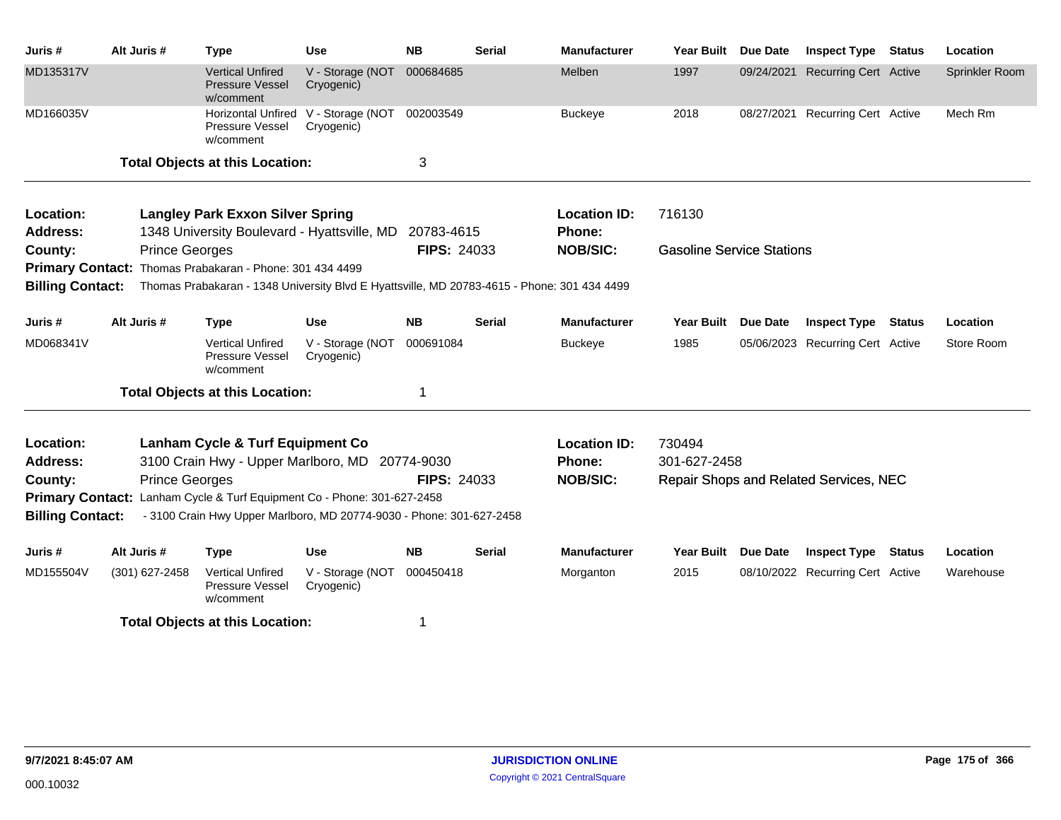| Juris # | Alt Juris # | Type | Use | NB | Serial | Manufacturer | Year Built | Due Date | Inspect Type | Status | Location |
|---|---|---|---|---|---|---|---|---|---|---|---|
| MD135317V | | Vertical Unfired Pressure Vessel w/comment | V - Storage (NOT Cryogenic) | 000684685 | | Melben | 1997 | 09/24/2021 | Recurring Cert | Active | Sprinkler Room |
| MD166035V | | Horizontal Unfired Pressure Vessel w/comment | V - Storage (NOT Cryogenic) | 002003549 | | Buckeye | 2018 | 08/27/2021 | Recurring Cert | Active | Mech Rm |

**Total Objects at this Location:** 3

---

**Location:** Langley Park Exxon Silver Spring
**Location ID:** 716130
**Address:** 1348 University Boulevard - Hyattsville, MD 20783-4615
**Phone:**
**County:** Prince Georges
**FIPS:** 24033
**NOB/SIC:** Gasoline Service Stations
**Primary Contact:** Thomas Prabakaran - Phone: 301 434 4499
**Billing Contact:** Thomas Prabakaran - 1348 University Blvd E Hyattsville, MD 20783-4615 - Phone: 301 434 4499

| Juris # | Alt Juris # | Type | Use | NB | Serial | Manufacturer | Year Built | Due Date | Inspect Type | Status | Location |
|---|---|---|---|---|---|---|---|---|---|---|---|
| MD068341V | | Vertical Unfired Pressure Vessel w/comment | V - Storage (NOT Cryogenic) | 000691084 | | Buckeye | 1985 | 05/06/2023 | Recurring Cert | Active | Store Room |

**Total Objects at this Location:** 1

---

**Location:** Lanham Cycle & Turf Equipment Co
**Location ID:** 730494
**Address:** 3100 Crain Hwy - Upper Marlboro, MD 20774-9030
**Phone:** 301-627-2458
**County:** Prince Georges
**FIPS:** 24033
**NOB/SIC:** Repair Shops and Related Services, NEC
**Primary Contact:** Lanham Cycle & Turf Equipment Co - Phone: 301-627-2458
**Billing Contact:** - 3100 Crain Hwy Upper Marlboro, MD 20774-9030 - Phone: 301-627-2458

| Juris # | Alt Juris # | Type | Use | NB | Serial | Manufacturer | Year Built | Due Date | Inspect Type | Status | Location |
|---|---|---|---|---|---|---|---|---|---|---|---|
| MD155504V | (301) 627-2458 | Vertical Unfired Pressure Vessel w/comment | V - Storage (NOT Cryogenic) | 000450418 | | Morganton | 2015 | 08/10/2022 | Recurring Cert | Active | Warehouse |

**Total Objects at this Location:** 1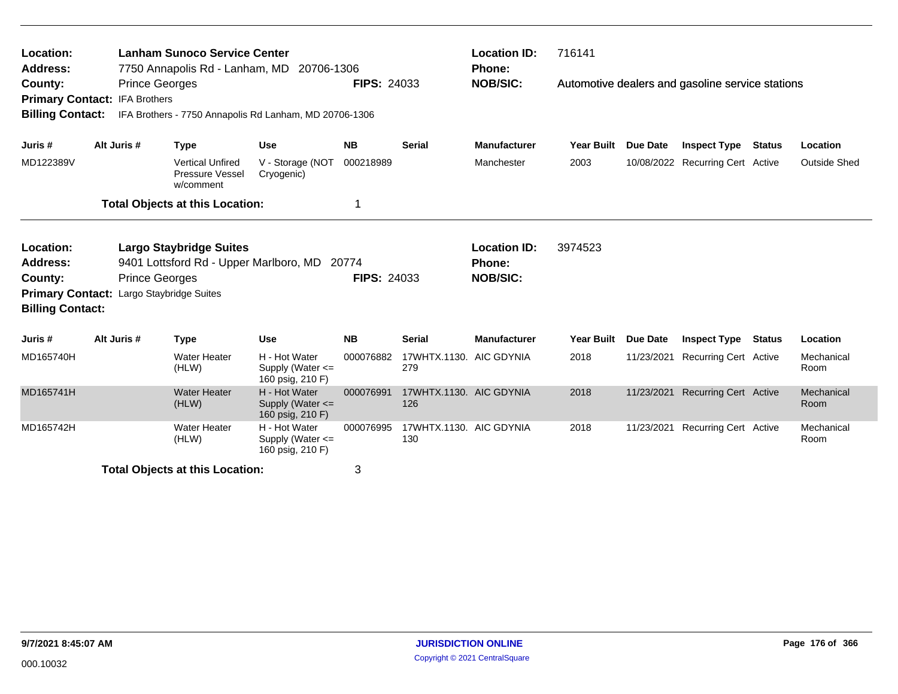**Location:** Lanham Sunoco Service Center
**Address:** 7750 Annapolis Rd - Lanham, MD 20706-1306
**County:** Prince Georges **FIPS:** 24033
**Primary Contact:** IFA Brothers
**Billing Contact:** IFA Brothers - 7750 Annapolis Rd Lanham, MD 20706-1306
**Location ID:** 716141
**Phone:**
**NOB/SIC:** Automotive dealers and gasoline service stations

| Juris # | Alt Juris # | Type | Use | NB | Serial | Manufacturer | Year Built | Due Date | Inspect Type | Status | Location |
|---|---|---|---|---|---|---|---|---|---|---|---|
| MD122389V | | Vertical Unfired Pressure Vessel w/comment | V - Storage (NOT Cryogenic) | 000218989 | | Manchester | 2003 | 10/08/2022 | Recurring Cert | Active | Outside Shed |

**Total Objects at this Location:** 1

**Location:** Largo Staybridge Suites
**Address:** 9401 Lottsford Rd - Upper Marlboro, MD 20774
**County:** Prince Georges **FIPS:** 24033
**Primary Contact:** Largo Staybridge Suites
**Billing Contact:**
**Location ID:** 3974523
**Phone:**
**NOB/SIC:**

| Juris # | Alt Juris # | Type | Use | NB | Serial | Manufacturer | Year Built | Due Date | Inspect Type | Status | Location |
|---|---|---|---|---|---|---|---|---|---|---|---|
| MD165740H | | Water Heater (HLW) | H - Hot Water Supply (Water <= 160 psig, 210 F) | 000076882 | 17WHTX.1130.279 | AIC GDYNIA | 2018 | 11/23/2021 | Recurring Cert | Active | Mechanical Room |
| MD165741H | | Water Heater (HLW) | H - Hot Water Supply (Water <= 160 psig, 210 F) | 000076991 | 17WHTX.1130.126 | AIC GDYNIA | 2018 | 11/23/2021 | Recurring Cert | Active | Mechanical Room |
| MD165742H | | Water Heater (HLW) | H - Hot Water Supply (Water <= 160 psig, 210 F) | 000076995 | 17WHTX.1130.130 | AIC GDYNIA | 2018 | 11/23/2021 | Recurring Cert | Active | Mechanical Room |

**Total Objects at this Location:** 3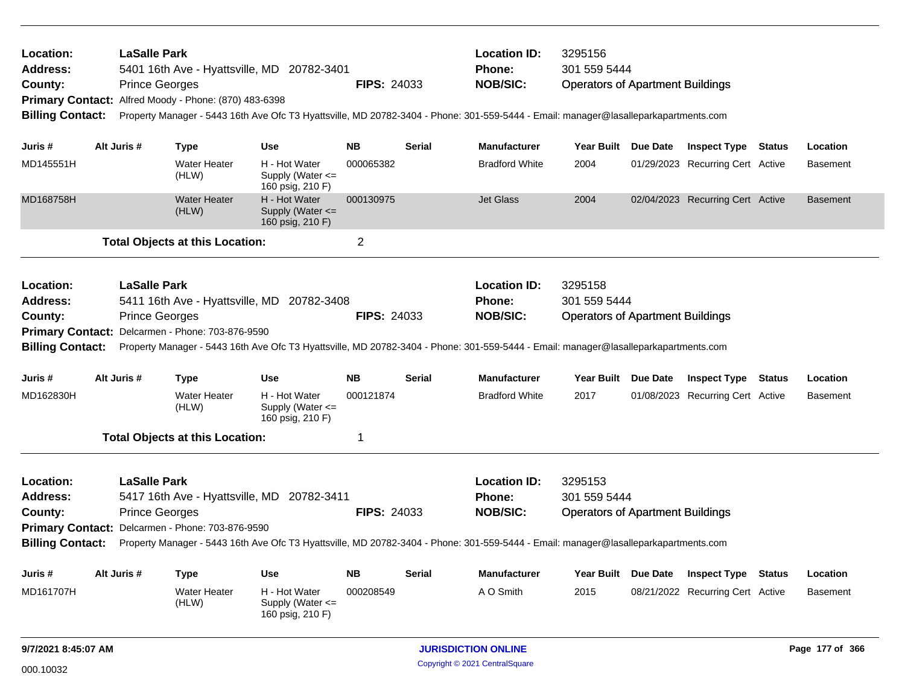**Location:** LaSalle Park
**Address:** 5401 16th Ave - Hyattsville, MD 20782-3401
**County:** Prince Georges **FIPS:** 24033
**Location ID:** 3295156
**Phone:** 301 559 5444
**NOB/SIC:** Operators of Apartment Buildings
**Primary Contact:** Alfred Moody - Phone: (870) 483-6398
**Billing Contact:** Property Manager - 5443 16th Ave Ofc T3 Hyattsville, MD 20782-3404 - Phone: 301-559-5444 - Email: manager@lasalleparkapartments.com

| Juris # | Alt Juris # | Type | Use | NB | Serial | Manufacturer | Year Built | Due Date | Inspect Type | Status | Location |
|---|---|---|---|---|---|---|---|---|---|---|---|
| MD145551H | | Water Heater (HLW) | H - Hot Water Supply (Water <= 160 psig, 210 F) | 000065382 | | Bradford White | 2004 | 01/29/2023 | Recurring Cert | Active | Basement |
| MD168758H | | Water Heater (HLW) | H - Hot Water Supply (Water <= 160 psig, 210 F) | 000130975 | | Jet Glass | 2004 | 02/04/2023 | Recurring Cert | Active | Basement |

**Total Objects at this Location:** 2

**Location:** LaSalle Park
**Address:** 5411 16th Ave - Hyattsville, MD 20782-3408
**County:** Prince Georges **FIPS:** 24033
**Location ID:** 3295158
**Phone:** 301 559 5444
**NOB/SIC:** Operators of Apartment Buildings
**Primary Contact:** Delcarmen - Phone: 703-876-9590
**Billing Contact:** Property Manager - 5443 16th Ave Ofc T3 Hyattsville, MD 20782-3404 - Phone: 301-559-5444 - Email: manager@lasalleparkapartments.com

| Juris # | Alt Juris # | Type | Use | NB | Serial | Manufacturer | Year Built | Due Date | Inspect Type | Status | Location |
|---|---|---|---|---|---|---|---|---|---|---|---|
| MD162830H | | Water Heater (HLW) | H - Hot Water Supply (Water <= 160 psig, 210 F) | 000121874 | | Bradford White | 2017 | 01/08/2023 | Recurring Cert | Active | Basement |

**Total Objects at this Location:** 1

**Location:** LaSalle Park
**Address:** 5417 16th Ave - Hyattsville, MD 20782-3411
**County:** Prince Georges **FIPS:** 24033
**Location ID:** 3295153
**Phone:** 301 559 5444
**NOB/SIC:** Operators of Apartment Buildings
**Primary Contact:** Delcarmen - Phone: 703-876-9590
**Billing Contact:** Property Manager - 5443 16th Ave Ofc T3 Hyattsville, MD 20782-3404 - Phone: 301-559-5444 - Email: manager@lasalleparkapartments.com

| Juris # | Alt Juris # | Type | Use | NB | Serial | Manufacturer | Year Built | Due Date | Inspect Type | Status | Location |
|---|---|---|---|---|---|---|---|---|---|---|---|
| MD161707H | | Water Heater (HLW) | H - Hot Water Supply (Water <= 160 psig, 210 F) | 000208549 | | A O Smith | 2015 | 08/21/2022 | Recurring Cert | Active | Basement |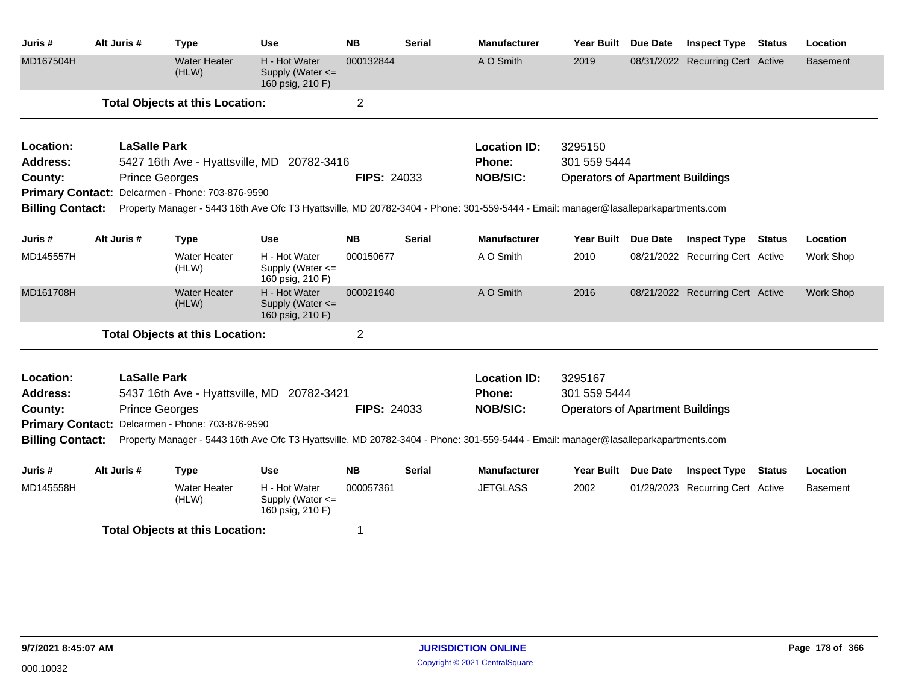| Juris # | Alt Juris # | Type | Use | NB | Serial | Manufacturer | Year Built | Due Date | Inspect Type | Status | Location |
|---|---|---|---|---|---|---|---|---|---|---|---|
| MD167504H | | Water Heater (HLW) | H - Hot Water Supply (Water <= 160 psig, 210 F) | 000132844 | | A O Smith | 2019 | 08/31/2022 | Recurring Cert | Active | Basement |

**Total Objects at this Location:** 2

---

**Location:** LaSalle Park
**Location ID:** 3295150
**Address:** 5427 16th Ave - Hyattsville, MD 20782-3416
**Phone:** 301 559 5444
**County:** Prince Georges
**FIPS:** 24033
**NOB/SIC:** Operators of Apartment Buildings
**Primary Contact:** Delcarmen - Phone: 703-876-9590
**Billing Contact:** Property Manager - 5443 16th Ave Ofc T3 Hyattsville, MD 20782-3404 - Phone: 301-559-5444 - Email: manager@lasalleparkapartments.com

| Juris # | Alt Juris # | Type | Use | NB | Serial | Manufacturer | Year Built | Due Date | Inspect Type | Status | Location |
|---|---|---|---|---|---|---|---|---|---|---|---|
| MD145557H | | Water Heater (HLW) | H - Hot Water Supply (Water <= 160 psig, 210 F) | 000150677 | | A O Smith | 2010 | 08/21/2022 | Recurring Cert | Active | Work Shop |
| MD161708H | | Water Heater (HLW) | H - Hot Water Supply (Water <= 160 psig, 210 F) | 000021940 | | A O Smith | 2016 | 08/21/2022 | Recurring Cert | Active | Work Shop |

**Total Objects at this Location:** 2

---

**Location:** LaSalle Park
**Location ID:** 3295167
**Address:** 5437 16th Ave - Hyattsville, MD 20782-3421
**Phone:** 301 559 5444
**County:** Prince Georges
**FIPS:** 24033
**NOB/SIC:** Operators of Apartment Buildings
**Primary Contact:** Delcarmen - Phone: 703-876-9590
**Billing Contact:** Property Manager - 5443 16th Ave Ofc T3 Hyattsville, MD 20782-3404 - Phone: 301-559-5444 - Email: manager@lasalleparkapartments.com

| Juris # | Alt Juris # | Type | Use | NB | Serial | Manufacturer | Year Built | Due Date | Inspect Type | Status | Location |
|---|---|---|---|---|---|---|---|---|---|---|---|
| MD145558H | | Water Heater (HLW) | H - Hot Water Supply (Water <= 160 psig, 210 F) | 000057361 | | JETGLASS | 2002 | 01/29/2023 | Recurring Cert | Active | Basement |

**Total Objects at this Location:** 1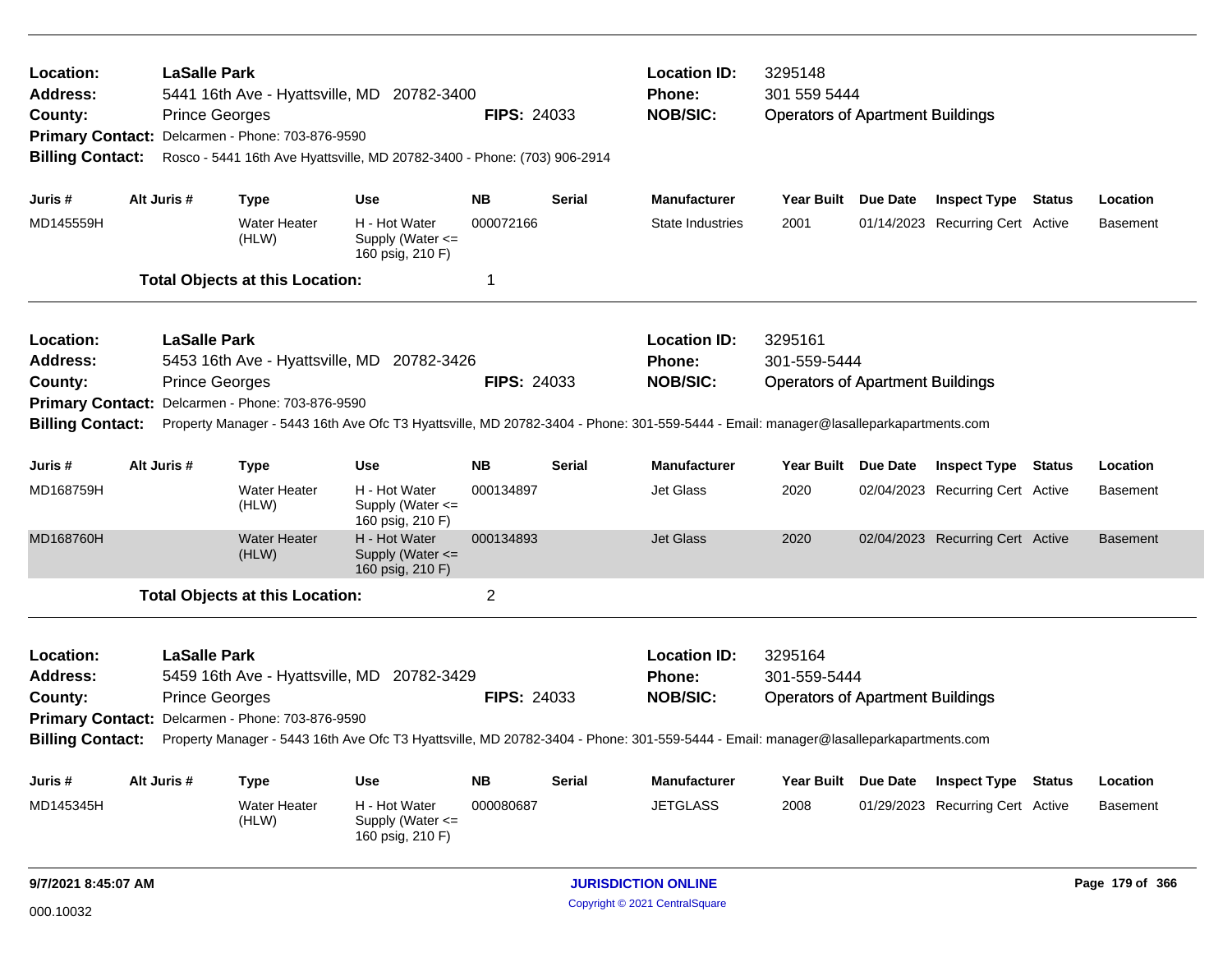**Location:** LaSalle Park
**Address:** 5441 16th Ave - Hyattsville, MD 20782-3400
**County:** Prince Georges **FIPS:** 24033
**Primary Contact:** Delcarmen - Phone: 703-876-9590
**Billing Contact:** Rosco - 5441 16th Ave Hyattsville, MD 20782-3400 - Phone: (703) 906-2914

**Location ID:** 3295148
**Phone:** 301 559 5444
**NOB/SIC:** Operators of Apartment Buildings

| Juris # | Alt Juris # | Type | Use | NB | Serial | Manufacturer | Year Built | Due Date | Inspect Type | Status | Location |
|---|---|---|---|---|---|---|---|---|---|---|---|
| MD145559H | | Water Heater (HLW) | H - Hot Water Supply (Water <= 160 psig, 210 F) | 000072166 | | State Industries | 2001 | 01/14/2023 | Recurring Cert | Active | Basement |

**Total Objects at this Location:** 1

---

**Location:** LaSalle Park
**Address:** 5453 16th Ave - Hyattsville, MD 20782-3426
**County:** Prince Georges **FIPS:** 24033
**Primary Contact:** Delcarmen - Phone: 703-876-9590
**Billing Contact:** Property Manager - 5443 16th Ave Ofc T3 Hyattsville, MD 20782-3404 - Phone: 301-559-5444 - Email: manager@lasalleparkapartments.com

**Location ID:** 3295161
**Phone:** 301-559-5444
**NOB/SIC:** Operators of Apartment Buildings

| Juris # | Alt Juris # | Type | Use | NB | Serial | Manufacturer | Year Built | Due Date | Inspect Type | Status | Location |
|---|---|---|---|---|---|---|---|---|---|---|---|
| MD168759H | | Water Heater (HLW) | H - Hot Water Supply (Water <= 160 psig, 210 F) | 000134897 | | Jet Glass | 2020 | 02/04/2023 | Recurring Cert | Active | Basement |
| MD168760H | | Water Heater (HLW) | H - Hot Water Supply (Water <= 160 psig, 210 F) | 000134893 | | Jet Glass | 2020 | 02/04/2023 | Recurring Cert | Active | Basement |

**Total Objects at this Location:** 2

---

**Location:** LaSalle Park
**Address:** 5459 16th Ave - Hyattsville, MD 20782-3429
**County:** Prince Georges **FIPS:** 24033
**Primary Contact:** Delcarmen - Phone: 703-876-9590
**Billing Contact:** Property Manager - 5443 16th Ave Ofc T3 Hyattsville, MD 20782-3404 - Phone: 301-559-5444 - Email: manager@lasalleparkapartments.com

**Location ID:** 3295164
**Phone:** 301-559-5444
**NOB/SIC:** Operators of Apartment Buildings

| Juris # | Alt Juris # | Type | Use | NB | Serial | Manufacturer | Year Built | Due Date | Inspect Type | Status | Location |
|---|---|---|---|---|---|---|---|---|---|---|---|
| MD145345H | | Water Heater (HLW) | H - Hot Water Supply (Water <= 160 psig, 210 F) | 000080687 | | JETGLASS | 2008 | 01/29/2023 | Recurring Cert | Active | Basement |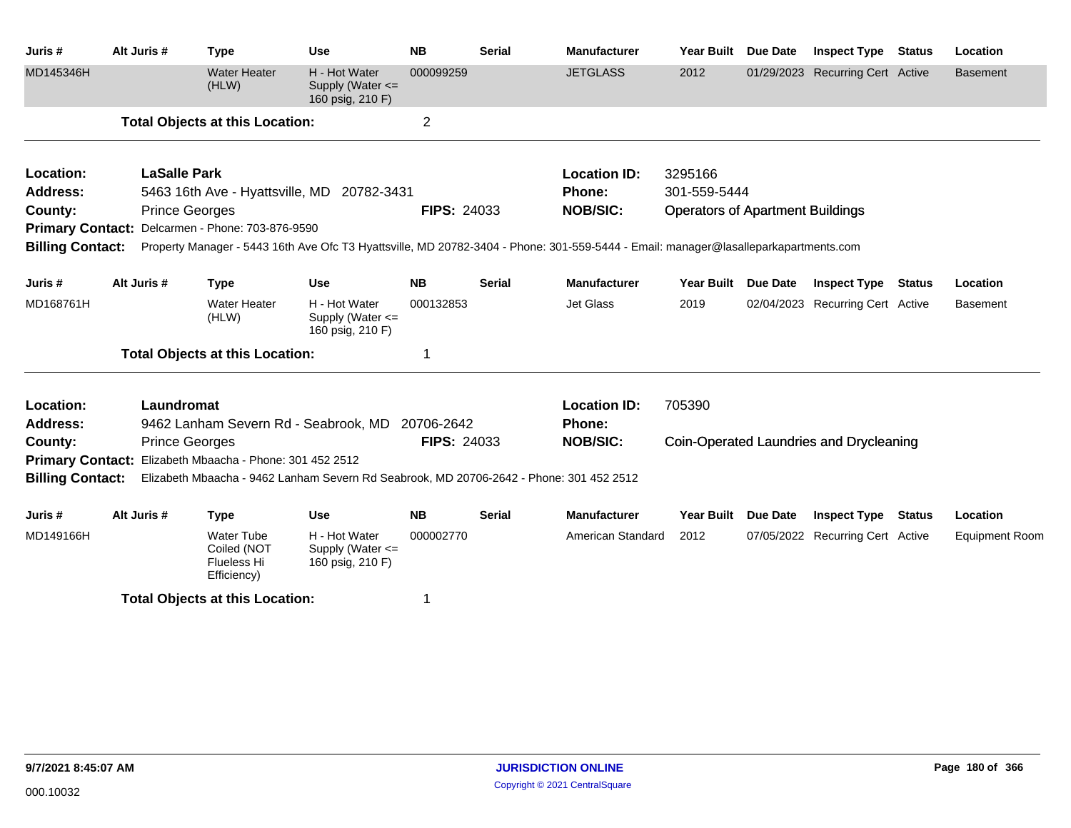| Juris # | Alt Juris # | Type | Use | NB | Serial | Manufacturer | Year Built | Due Date | Inspect Type | Status | Location |
|---|---|---|---|---|---|---|---|---|---|---|---|
| MD145346H | | Water Heater (HLW) | H - Hot Water Supply (Water <= 160 psig, 210 F) | 000099259 | | JETGLASS | 2012 | 01/29/2023 | Recurring Cert | Active | Basement |

**Total Objects at this Location:** 2

---

**Location:** LaSalle Park
**Location ID:** 3295166
**Address:** 5463 16th Ave - Hyattsville, MD 20782-3431
**Phone:** 301-559-5444
**County:** Prince Georges
**FIPS:** 24033
**NOB/SIC:** Operators of Apartment Buildings
**Primary Contact:** Delcarmen - Phone: 703-876-9590
**Billing Contact:** Property Manager - 5443 16th Ave Ofc T3 Hyattsville, MD 20782-3404 - Phone: 301-559-5444 - Email: manager@lasalleparkapartments.com

| Juris # | Alt Juris # | Type | Use | NB | Serial | Manufacturer | Year Built | Due Date | Inspect Type | Status | Location |
|---|---|---|---|---|---|---|---|---|---|---|---|
| MD168761H | | Water Heater (HLW) | H - Hot Water Supply (Water <= 160 psig, 210 F) | 000132853 | | Jet Glass | 2019 | 02/04/2023 | Recurring Cert | Active | Basement |

**Total Objects at this Location:** 1

---

**Location:** Laundromat
**Location ID:** 705390
**Address:** 9462 Lanham Severn Rd - Seabrook, MD 20706-2642
**Phone:**
**County:** Prince Georges
**FIPS:** 24033
**NOB/SIC:** Coin-Operated Laundries and Drycleaning
**Primary Contact:** Elizabeth Mbaacha - Phone: 301 452 2512
**Billing Contact:** Elizabeth Mbaacha - 9462 Lanham Severn Rd Seabrook, MD 20706-2642 - Phone: 301 452 2512

| Juris # | Alt Juris # | Type | Use | NB | Serial | Manufacturer | Year Built | Due Date | Inspect Type | Status | Location |
|---|---|---|---|---|---|---|---|---|---|---|---|
| MD149166H | | Water Tube Coiled (NOT Flueless Hi Efficiency) | H - Hot Water Supply (Water <= 160 psig, 210 F) | 000002770 | | American Standard | 2012 | 07/05/2022 | Recurring Cert | Active | Equipment Room |

**Total Objects at this Location:** 1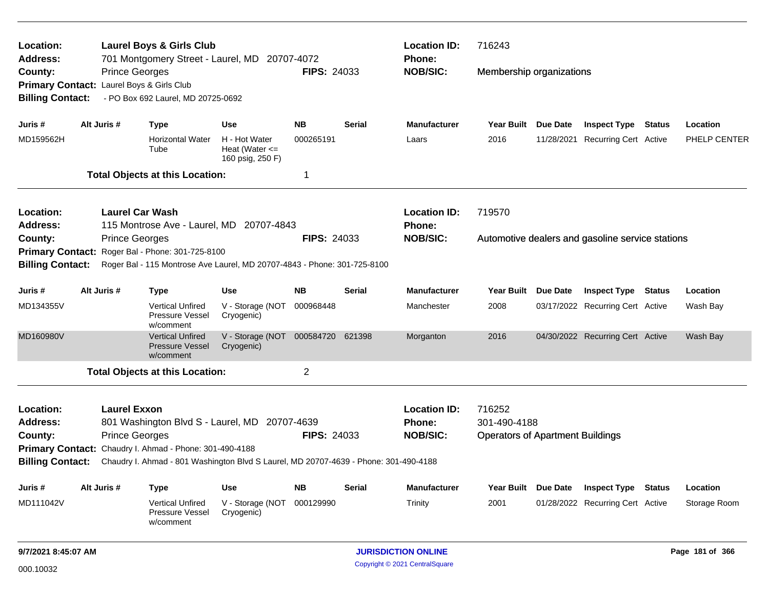**Location:** Laurel Boys & Girls Club
**Address:** 701 Montgomery Street - Laurel, MD 20707-4072
**County:** Prince Georges **FIPS:** 24033
**Primary Contact:** Laurel Boys & Girls Club
**Billing Contact:** - PO Box 692 Laurel, MD 20725-0692

**Location ID:** 716243
**Phone:**
**NOB/SIC:** Membership organizations

| Juris # | Alt Juris # | Type | Use | NB | Serial | Manufacturer | Year Built | Due Date | Inspect Type | Status | Location |
|---|---|---|---|---|---|---|---|---|---|---|---|
| MD159562H | | Horizontal Water Tube | H - Hot Water Heat (Water <= 160 psig, 250 F) | 000265191 | | Laars | 2016 | 11/28/2021 | Recurring Cert | Active | PHELP CENTER |

**Total Objects at this Location:** 1

---

**Location:** Laurel Car Wash
**Address:** 115 Montrose Ave - Laurel, MD 20707-4843
**County:** Prince Georges **FIPS:** 24033
**Primary Contact:** Roger Bal - Phone: 301-725-8100
**Billing Contact:** Roger Bal - 115 Montrose Ave Laurel, MD 20707-4843 - Phone: 301-725-8100

**Location ID:** 719570
**Phone:**
**NOB/SIC:** Automotive dealers and gasoline service stations

| Juris # | Alt Juris # | Type | Use | NB | Serial | Manufacturer | Year Built | Due Date | Inspect Type | Status | Location |
|---|---|---|---|---|---|---|---|---|---|---|---|
| MD134355V | | Vertical Unfired Pressure Vessel w/comment | V - Storage (NOT Cryogenic) | 000968448 | | Manchester | 2008 | 03/17/2022 | Recurring Cert | Active | Wash Bay |
| MD160980V | | Vertical Unfired Pressure Vessel w/comment | V - Storage (NOT Cryogenic) | 000584720 | 621398 | Morganton | 2016 | 04/30/2022 | Recurring Cert | Active | Wash Bay |

**Total Objects at this Location:** 2

---

**Location:** Laurel Exxon
**Address:** 801 Washington Blvd S - Laurel, MD 20707-4639
**County:** Prince Georges **FIPS:** 24033
**Primary Contact:** Chaudry I. Ahmad - Phone: 301-490-4188
**Billing Contact:** Chaudry I. Ahmad - 801 Washington Blvd S Laurel, MD 20707-4639 - Phone: 301-490-4188

**Location ID:** 716252
**Phone:** 301-490-4188
**NOB/SIC:** Operators of Apartment Buildings

| Juris # | Alt Juris # | Type | Use | NB | Serial | Manufacturer | Year Built | Due Date | Inspect Type | Status | Location |
|---|---|---|---|---|---|---|---|---|---|---|---|
| MD111042V | | Vertical Unfired Pressure Vessel w/comment | V - Storage (NOT Cryogenic) | 000129990 | | Trinity | 2001 | 01/28/2022 | Recurring Cert | Active | Storage Room |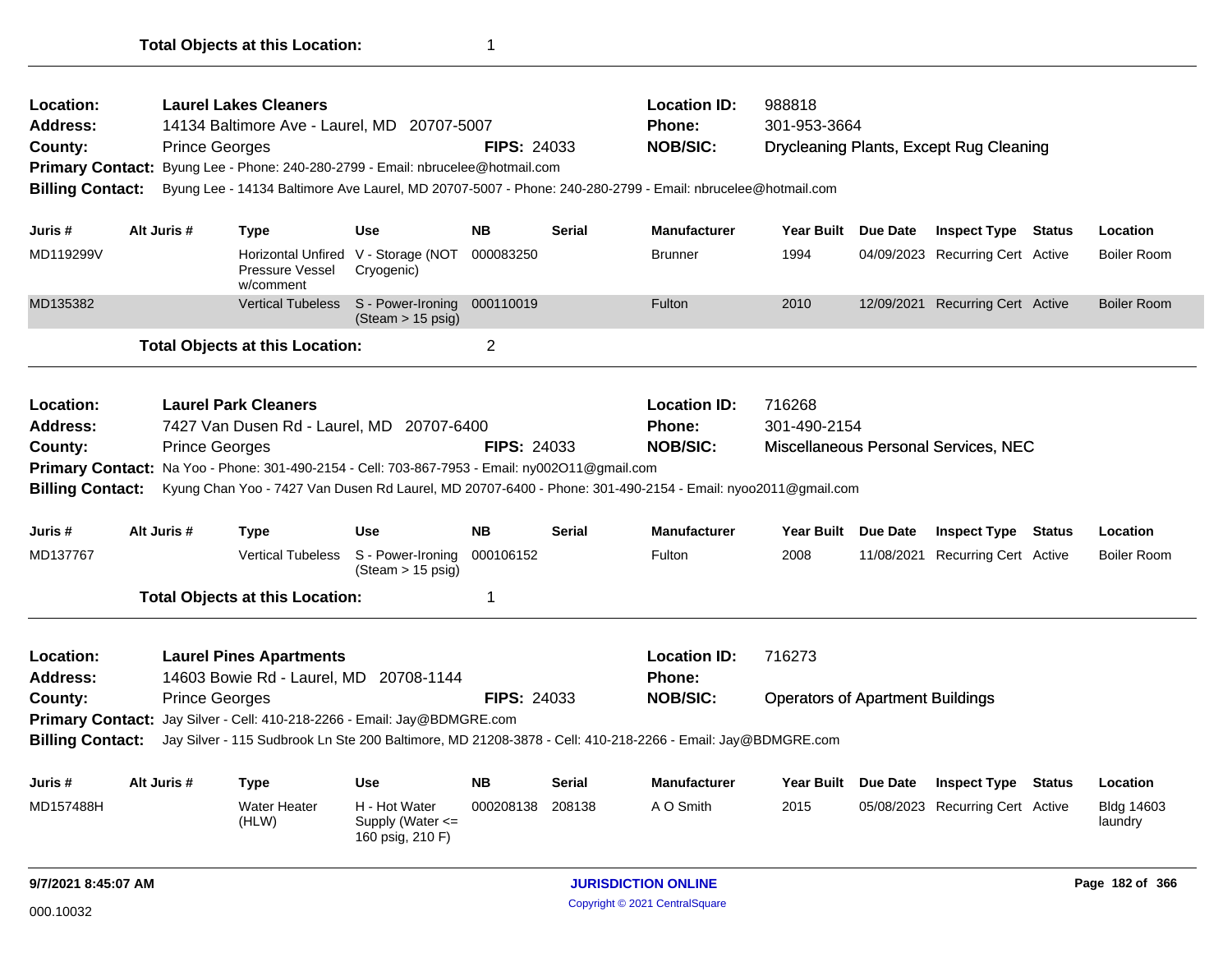**Total Objects at this Location:** 1

---

**Location:** Laurel Lakes Cleaners
**Address:** 14134 Baltimore Ave - Laurel, MD 20707-5007
**County:** Prince Georges **FIPS:** 24033
**Location ID:** 988818
**Phone:** 301-953-3664
**NOB/SIC:** Drycleaning Plants, Except Rug Cleaning
**Primary Contact:** Byung Lee - Phone: 240-280-2799 - Email: nbrucelee@hotmail.com
**Billing Contact:** Byung Lee - 14134 Baltimore Ave Laurel, MD 20707-5007 - Phone: 240-280-2799 - Email: nbrucelee@hotmail.com

| Juris # | Alt Juris # | Type | Use | NB | Serial | Manufacturer | Year Built | Due Date | Inspect Type | Status | Location |
|---|---|---|---|---|---|---|---|---|---|---|---|
| MD119299V | | Horizontal Unfired Pressure Vessel w/comment | V - Storage (NOT Cryogenic) | 000083250 | | Brunner | 1994 | 04/09/2023 | Recurring Cert | Active | Boiler Room |
| MD135382 | | Vertical Tubeless | S - Power-Ironing (Steam > 15 psig) | 000110019 | | Fulton | 2010 | 12/09/2021 | Recurring Cert | Active | Boiler Room |

**Total Objects at this Location:** 2

---

**Location:** Laurel Park Cleaners
**Address:** 7427 Van Dusen Rd - Laurel, MD 20707-6400
**County:** Prince Georges **FIPS:** 24033
**Location ID:** 716268
**Phone:** 301-490-2154
**NOB/SIC:** Miscellaneous Personal Services, NEC
**Primary Contact:** Na Yoo - Phone: 301-490-2154 - Cell: 703-867-7953 - Email: ny002O11@gmail.com
**Billing Contact:** Kyung Chan Yoo - 7427 Van Dusen Rd Laurel, MD 20707-6400 - Phone: 301-490-2154 - Email: nyoo2011@gmail.com

| Juris # | Alt Juris # | Type | Use | NB | Serial | Manufacturer | Year Built | Due Date | Inspect Type | Status | Location |
|---|---|---|---|---|---|---|---|---|---|---|---|
| MD137767 | | Vertical Tubeless | S - Power-Ironing (Steam > 15 psig) | 000106152 | | Fulton | 2008 | 11/08/2021 | Recurring Cert | Active | Boiler Room |

**Total Objects at this Location:** 1

---

**Location:** Laurel Pines Apartments
**Address:** 14603 Bowie Rd - Laurel, MD 20708-1144
**County:** Prince Georges **FIPS:** 24033
**Location ID:** 716273
**Phone:**
**NOB/SIC:** Operators of Apartment Buildings
**Primary Contact:** Jay Silver - Cell: 410-218-2266 - Email: Jay@BDMGRE.com
**Billing Contact:** Jay Silver - 115 Sudbrook Ln Ste 200 Baltimore, MD 21208-3878 - Cell: 410-218-2266 - Email: Jay@BDMGRE.com

| Juris # | Alt Juris # | Type | Use | NB | Serial | Manufacturer | Year Built | Due Date | Inspect Type | Status | Location |
|---|---|---|---|---|---|---|---|---|---|---|---|
| MD157488H | | Water Heater (HLW) | H - Hot Water Supply (Water <= 160 psig, 210 F) | 000208138 | 208138 | A O Smith | 2015 | 05/08/2023 | Recurring Cert | Active | Bldg 14603 laundry |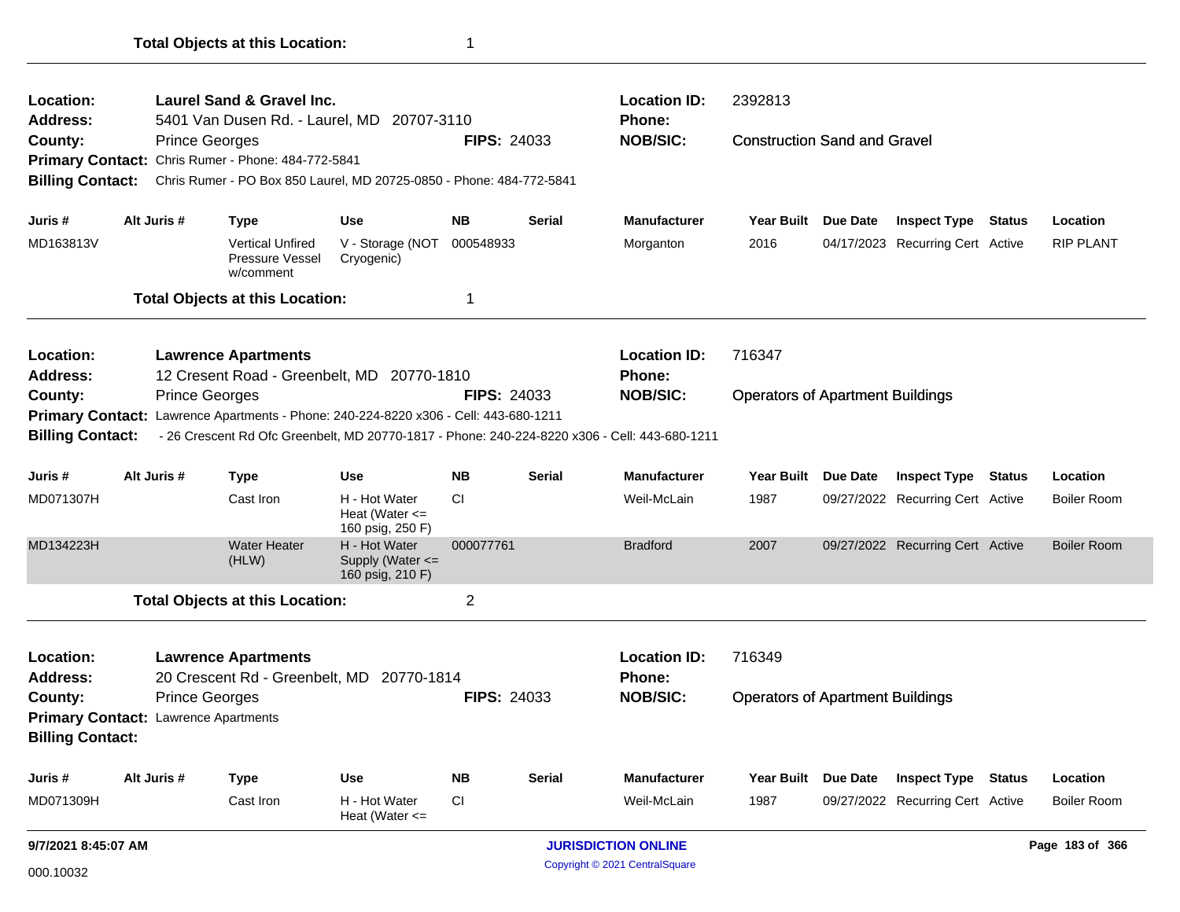**Total Objects at this Location:** 1

---

| | | | |
|---|---|---|---|
| **Location:** | **Laurel Sand & Gravel Inc.** | **Location ID:** | 2392813 |
| **Address:** | 5401 Van Dusen Rd. - Laurel, MD 20707-3110 | **Phone:** | |
| **County:** | Prince Georges **FIPS:** 24033 | **NOB/SIC:** | Construction Sand and Gravel |
| **Primary Contact:** | Chris Rumer - Phone: 484-772-5841 | | |
| **Billing Contact:** | Chris Rumer - PO Box 850 Laurel, MD 20725-0850 - Phone: 484-772-5841 | | |

| Juris # | Alt Juris # | Type | Use | NB | Serial | Manufacturer | Year Built | Due Date | Inspect Type | Status | Location |
|---|---|---|---|---|---|---|---|---|---|---|---|
| MD163813V | | Vertical Unfired Pressure Vessel w/comment | V - Storage (NOT Cryogenic) | 000548933 | | Morganton | 2016 | 04/17/2023 | Recurring Cert | Active | RIP PLANT |

**Total Objects at this Location:** 1

---

| | | | |
|---|---|---|---|
| **Location:** | **Lawrence Apartments** | **Location ID:** | 716347 |
| **Address:** | 12 Cresent Road - Greenbelt, MD 20770-1810 | **Phone:** | |
| **County:** | Prince Georges **FIPS:** 24033 | **NOB/SIC:** | Operators of Apartment Buildings |
| **Primary Contact:** | Lawrence Apartments - Phone: 240-224-8220 x306 - Cell: 443-680-1211 | | |
| **Billing Contact:** | - 26 Crescent Rd Ofc Greenbelt, MD 20770-1817 - Phone: 240-224-8220 x306 - Cell: 443-680-1211 | | |

| Juris # | Alt Juris # | Type | Use | NB | Serial | Manufacturer | Year Built | Due Date | Inspect Type | Status | Location |
|---|---|---|---|---|---|---|---|---|---|---|---|
| MD071307H | | Cast Iron | H - Hot Water Heat (Water <= 160 psig, 250 F) | CI | | Weil-McLain | 1987 | 09/27/2022 | Recurring Cert | Active | Boiler Room |
| MD134223H | | Water Heater (HLW) | H - Hot Water Supply (Water <= 160 psig, 210 F) | 000077761 | | Bradford | 2007 | 09/27/2022 | Recurring Cert | Active | Boiler Room |

**Total Objects at this Location:** 2

---

| | | | |
|---|---|---|---|
| **Location:** | **Lawrence Apartments** | **Location ID:** | 716349 |
| **Address:** | 20 Crescent Rd - Greenbelt, MD 20770-1814 | **Phone:** | |
| **County:** | Prince Georges **FIPS:** 24033 | **NOB/SIC:** | Operators of Apartment Buildings |
| **Primary Contact:** | Lawrence Apartments | | |
| **Billing Contact:** | | | |

| Juris # | Alt Juris # | Type | Use | NB | Serial | Manufacturer | Year Built | Due Date | Inspect Type | Status | Location |
|---|---|---|---|---|---|---|---|---|---|---|---|
| MD071309H | | Cast Iron | H - Hot Water Heat (Water <= | CI | | Weil-McLain | 1987 | 09/27/2022 | Recurring Cert | Active | Boiler Room |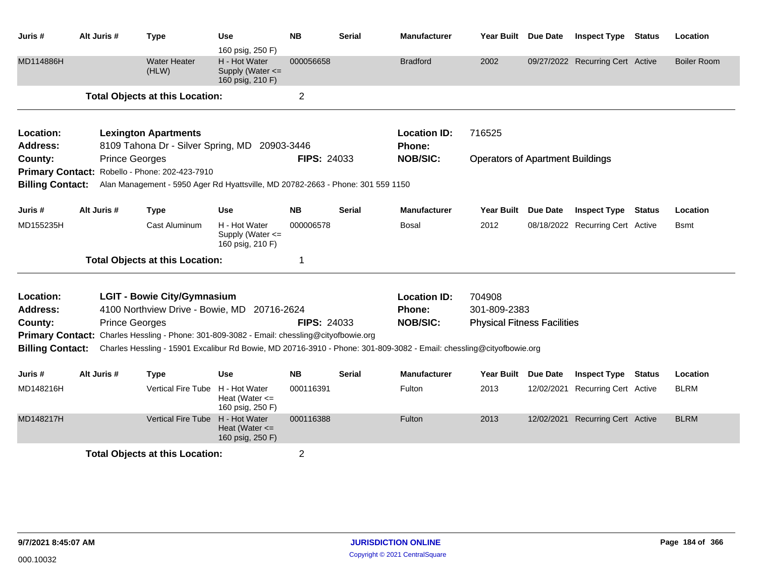| Juris # | Alt Juris # | Type | Use | NB | Serial | Manufacturer | Year Built | Due Date | Inspect Type | Status | Location |
|---|---|---|---|---|---|---|---|---|---|---|---|
| | | | 160 psig, 250 F) | | | | | | | | |
| MD114886H | | Water Heater (HLW) | H - Hot Water Supply (Water <= 160 psig, 210 F) | 000056658 | | Bradford | 2002 | 09/27/2022 | Recurring Cert | Active | Boiler Room |

**Total Objects at this Location:** 2

---

**Location:** **Lexington Apartments**
**Address:** 8109 Tahona Dr - Silver Spring, MD 20903-3446
**County:** Prince Georges
**FIPS:** 24033
**Location ID:** 716525
**Phone:**
**NOB/SIC:** Operators of Apartment Buildings
**Primary Contact:** Robello - Phone: 202-423-7910
**Billing Contact:** Alan Management - 5950 Ager Rd Hyattsville, MD 20782-2663 - Phone: 301 559 1150

| Juris # | Alt Juris # | Type | Use | NB | Serial | Manufacturer | Year Built | Due Date | Inspect Type | Status | Location |
|---|---|---|---|---|---|---|---|---|---|---|---|
| MD155235H | | Cast Aluminum | H - Hot Water Supply (Water <= 160 psig, 210 F) | 000006578 | | Bosal | 2012 | 08/18/2022 | Recurring Cert | Active | Bsmt |

**Total Objects at this Location:** 1

---

**Location:** **LGIT - Bowie City/Gymnasium**
**Address:** 4100 Northview Drive - Bowie, MD 20716-2624
**County:** Prince Georges
**FIPS:** 24033
**Location ID:** 704908
**Phone:** 301-809-2383
**NOB/SIC:** Physical Fitness Facilities
**Primary Contact:** Charles Hessling - Phone: 301-809-3082 - Email: chessling@cityofbowie.org
**Billing Contact:** Charles Hessling - 15901 Excalibur Rd Bowie, MD 20716-3910 - Phone: 301-809-3082 - Email: chessling@cityofbowie.org

| Juris # | Alt Juris # | Type | Use | NB | Serial | Manufacturer | Year Built | Due Date | Inspect Type | Status | Location |
|---|---|---|---|---|---|---|---|---|---|---|---|
| MD148216H | | Vertical Fire Tube | H - Hot Water Heat (Water <= 160 psig, 250 F) | 000116391 | | Fulton | 2013 | 12/02/2021 | Recurring Cert | Active | BLRM |
| MD148217H | | Vertical Fire Tube | H - Hot Water Heat (Water <= 160 psig, 250 F) | 000116388 | | Fulton | 2013 | 12/02/2021 | Recurring Cert | Active | BLRM |

**Total Objects at this Location:** 2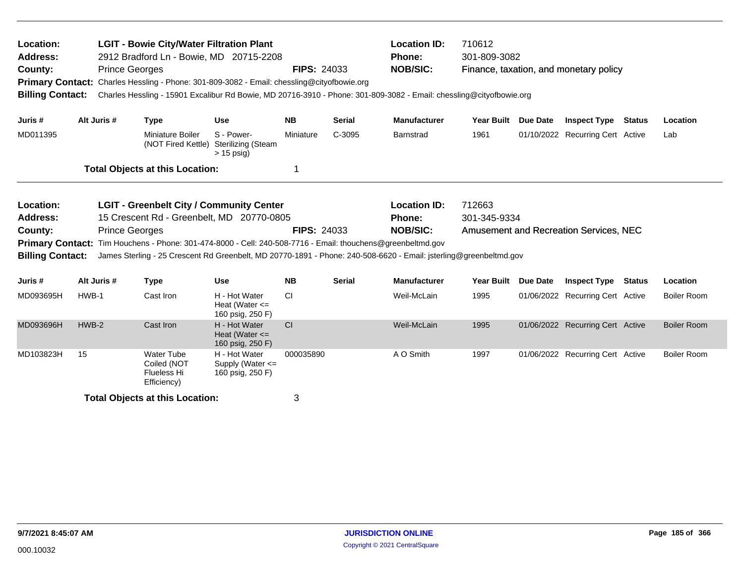**Location:** LGIT - Bowie City/Water Filtration Plant
**Address:** 2912 Bradford Ln - Bowie, MD 20715-2208
**County:** Prince Georges **FIPS:** 24033
**Location ID:** 710612
**Phone:** 301-809-3082
**NOB/SIC:** Finance, taxation, and monetary policy
**Primary Contact:** Charles Hessling - Phone: 301-809-3082 - Email: chessling@cityofbowie.org
**Billing Contact:** Charles Hessling - 15901 Excalibur Rd Bowie, MD 20716-3910 - Phone: 301-809-3082 - Email: chessling@cityofbowie.org

| Juris # | Alt Juris # | Type | Use | NB | Serial | Manufacturer | Year Built | Due Date | Inspect Type | Status | Location |
|---|---|---|---|---|---|---|---|---|---|---|---|
| MD011395 | | Miniature Boiler (NOT Fired Kettle) | S - Power-Sterilizing (Steam > 15 psig) | Miniature | C-3095 | Barnstrad | 1961 | 01/10/2022 | Recurring Cert | Active | Lab |

**Total Objects at this Location:** 1

**Location:** LGIT - Greenbelt City / Community Center
**Address:** 15 Crescent Rd - Greenbelt, MD 20770-0805
**County:** Prince Georges **FIPS:** 24033
**Location ID:** 712663
**Phone:** 301-345-9334
**NOB/SIC:** Amusement and Recreation Services, NEC
**Primary Contact:** Tim Houchens - Phone: 301-474-8000 - Cell: 240-508-7716 - Email: thouchens@greenbeltmd.gov
**Billing Contact:** James Sterling - 25 Crescent Rd Greenbelt, MD 20770-1891 - Phone: 240-508-6620 - Email: jsterling@greenbeltmd.gov

| Juris # | Alt Juris # | Type | Use | NB | Serial | Manufacturer | Year Built | Due Date | Inspect Type | Status | Location |
|---|---|---|---|---|---|---|---|---|---|---|---|
| MD093695H | HWB-1 | Cast Iron | H - Hot Water Heat (Water <= 160 psig, 250 F) | CI | | Weil-McLain | 1995 | 01/06/2022 | Recurring Cert | Active | Boiler Room |
| MD093696H | HWB-2 | Cast Iron | H - Hot Water Heat (Water <= 160 psig, 250 F) | CI | | Weil-McLain | 1995 | 01/06/2022 | Recurring Cert | Active | Boiler Room |
| MD103823H | 15 | Water Tube Coiled (NOT Flueless Hi Efficiency) | H - Hot Water Supply (Water <= 160 psig, 250 F) | 000035890 | | A O Smith | 1997 | 01/06/2022 | Recurring Cert | Active | Boiler Room |

**Total Objects at this Location:** 3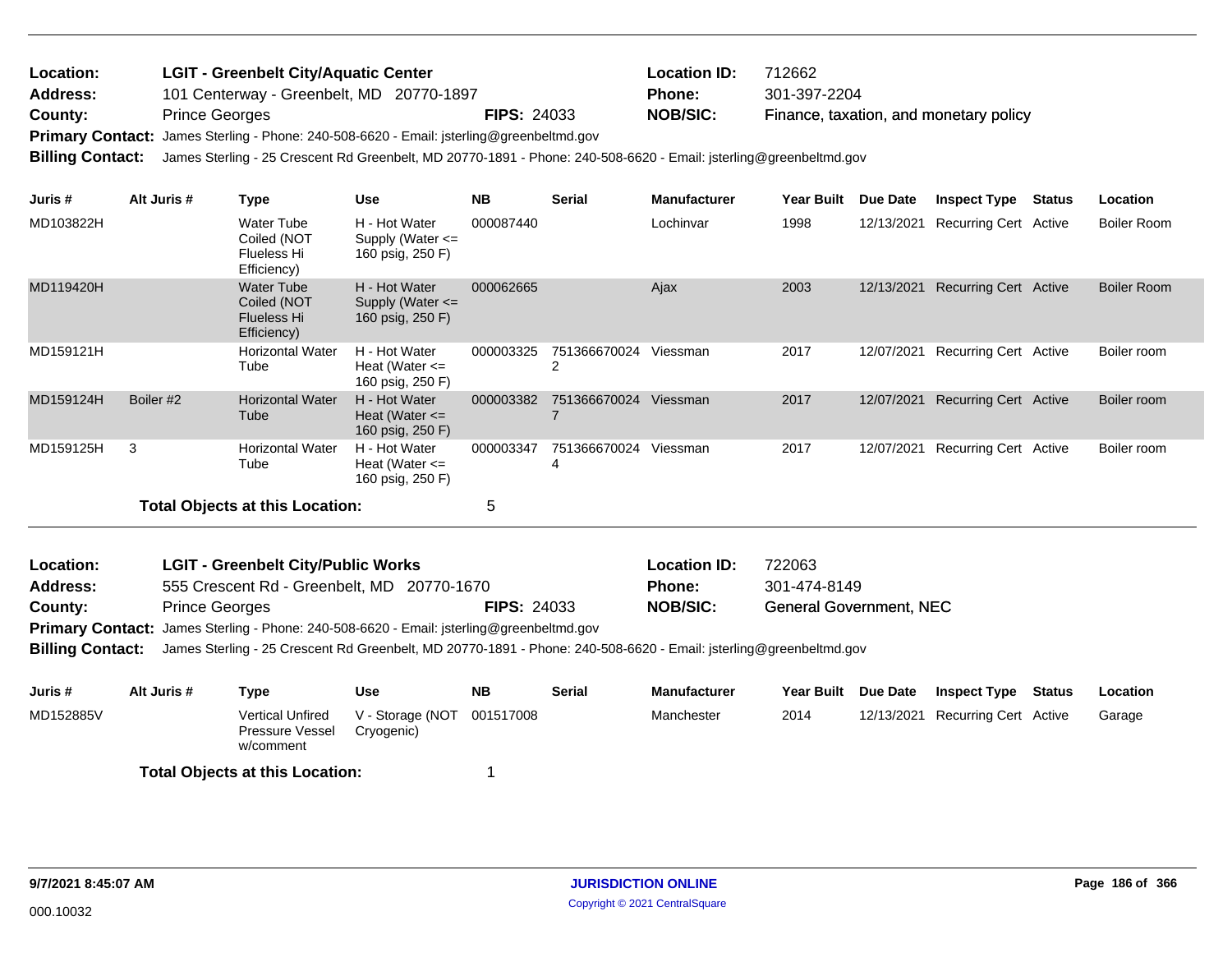**Location:** LGIT - Greenbelt City/Aquatic Center
**Address:** 101 Centerway - Greenbelt, MD 20770-1897
**County:** Prince Georges
**FIPS:** 24033
**Location ID:** 712662
**Phone:** 301-397-2204
**NOB/SIC:** Finance, taxation, and monetary policy
**Primary Contact:** James Sterling - Phone: 240-508-6620 - Email: jsterling@greenbeltmd.gov
**Billing Contact:** James Sterling - 25 Crescent Rd Greenbelt, MD 20770-1891 - Phone: 240-508-6620 - Email: jsterling@greenbeltmd.gov

| Juris # | Alt Juris # | Type | Use | NB | Serial | Manufacturer | Year Built | Due Date | Inspect Type | Status | Location |
|---|---|---|---|---|---|---|---|---|---|---|---|
| MD103822H | | Water Tube Coiled (NOT Flueless Hi Efficiency) | H - Hot Water Supply (Water <= 160 psig, 250 F) | 000087440 | | Lochinvar | 1998 | 12/13/2021 | Recurring Cert | Active | Boiler Room |
| MD119420H | | Water Tube Coiled (NOT Flueless Hi Efficiency) | H - Hot Water Supply (Water <= 160 psig, 250 F) | 000062665 | | Ajax | 2003 | 12/13/2021 | Recurring Cert | Active | Boiler Room |
| MD159121H | | Horizontal Water Tube | H - Hot Water Heat (Water <= 160 psig, 250 F) | 000003325 | 7513666700242 | Viessman | 2017 | 12/07/2021 | Recurring Cert | Active | Boiler room |
| MD159124H | Boiler #2 | Horizontal Water Tube | H - Hot Water Heat (Water <= 160 psig, 250 F) | 000003382 | 7513666700247 | Viessman | 2017 | 12/07/2021 | Recurring Cert | Active | Boiler room |
| MD159125H | 3 | Horizontal Water Tube | H - Hot Water Heat (Water <= 160 psig, 250 F) | 000003347 | 7513666700244 | Viessman | 2017 | 12/07/2021 | Recurring Cert | Active | Boiler room |

**Total Objects at this Location:** 5

**Location:** LGIT - Greenbelt City/Public Works
**Address:** 555 Crescent Rd - Greenbelt, MD 20770-1670
**County:** Prince Georges
**FIPS:** 24033
**Location ID:** 722063
**Phone:** 301-474-8149
**NOB/SIC:** General Government, NEC
**Primary Contact:** James Sterling - Phone: 240-508-6620 - Email: jsterling@greenbeltmd.gov
**Billing Contact:** James Sterling - 25 Crescent Rd Greenbelt, MD 20770-1891 - Phone: 240-508-6620 - Email: jsterling@greenbeltmd.gov

| Juris # | Alt Juris # | Type | Use | NB | Serial | Manufacturer | Year Built | Due Date | Inspect Type | Status | Location |
|---|---|---|---|---|---|---|---|---|---|---|---|
| MD152885V | | Vertical Unfired Pressure Vessel w/comment | V - Storage (NOT Cryogenic) | 001517008 | | Manchester | 2014 | 12/13/2021 | Recurring Cert | Active | Garage |

**Total Objects at this Location:** 1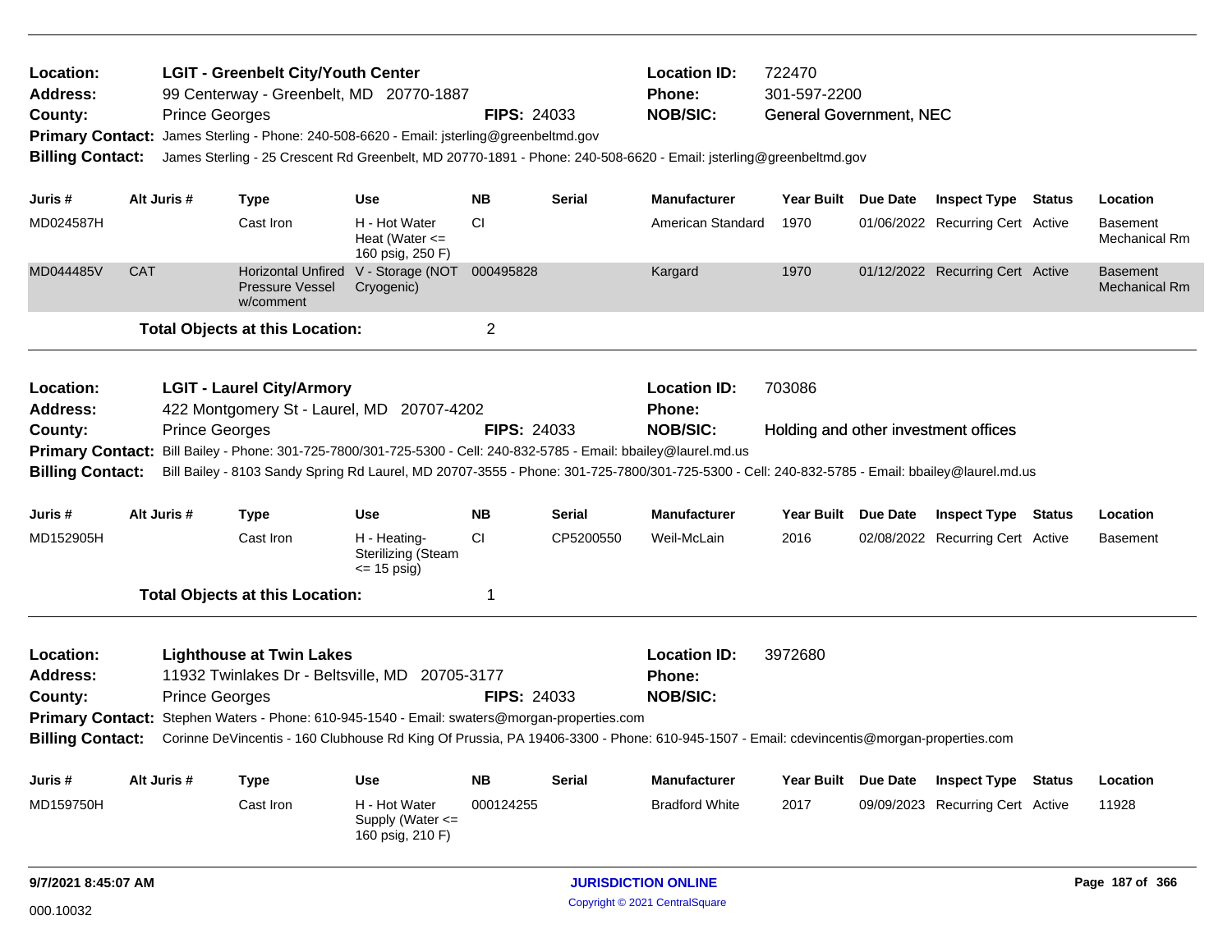**Location:** LGIT - Greenbelt City/Youth Center
**Address:** 99 Centerway - Greenbelt, MD 20770-1887
**County:** Prince Georges
**FIPS:** 24033
**Location ID:** 722470
**Phone:** 301-597-2200
**NOB/SIC:** General Government, NEC
**Primary Contact:** James Sterling - Phone: 240-508-6620 - Email: jsterling@greenbeltmd.gov
**Billing Contact:** James Sterling - 25 Crescent Rd Greenbelt, MD 20770-1891 - Phone: 240-508-6620 - Email: jsterling@greenbeltmd.gov

| Juris # | Alt Juris # | Type | Use | NB | Serial | Manufacturer | Year Built | Due Date | Inspect Type | Status | Location |
|---|---|---|---|---|---|---|---|---|---|---|---|
| MD024587H | | Cast Iron | H - Hot Water Heat (Water <= 160 psig, 250 F) | CI | | American Standard | 1970 | 01/06/2022 | Recurring Cert | Active | Basement Mechanical Rm |
| MD044485V | CAT | Horizontal Unfired Pressure Vessel w/comment | V - Storage (NOT Cryogenic) | 000495828 | | Kargard | 1970 | 01/12/2022 | Recurring Cert | Active | Basement Mechanical Rm |

**Total Objects at this Location:** 2

---

**Location:** LGIT - Laurel City/Armory
**Address:** 422 Montgomery St - Laurel, MD 20707-4202
**County:** Prince Georges
**FIPS:** 24033
**Location ID:** 703086
**Phone:**
**NOB/SIC:** Holding and other investment offices
**Primary Contact:** Bill Bailey - Phone: 301-725-7800/301-725-5300 - Cell: 240-832-5785 - Email: bbailey@laurel.md.us
**Billing Contact:** Bill Bailey - 8103 Sandy Spring Rd Laurel, MD 20707-3555 - Phone: 301-725-7800/301-725-5300 - Cell: 240-832-5785 - Email: bbailey@laurel.md.us

| Juris # | Alt Juris # | Type | Use | NB | Serial | Manufacturer | Year Built | Due Date | Inspect Type | Status | Location |
|---|---|---|---|---|---|---|---|---|---|---|---|
| MD152905H | | Cast Iron | H - Heating-Sterilizing (Steam <= 15 psig) | CI | CP5200550 | Weil-McLain | 2016 | 02/08/2022 | Recurring Cert | Active | Basement |

**Total Objects at this Location:** 1

---

**Location:** Lighthouse at Twin Lakes
**Address:** 11932 Twinlakes Dr - Beltsville, MD 20705-3177
**County:** Prince Georges
**FIPS:** 24033
**Location ID:** 3972680
**Phone:**
**NOB/SIC:**
**Primary Contact:** Stephen Waters - Phone: 610-945-1540 - Email: swaters@morgan-properties.com
**Billing Contact:** Corinne DeVincentis - 160 Clubhouse Rd King Of Prussia, PA 19406-3300 - Phone: 610-945-1507 - Email: cdevincentis@morgan-properties.com

| Juris # | Alt Juris # | Type | Use | NB | Serial | Manufacturer | Year Built | Due Date | Inspect Type | Status | Location |
|---|---|---|---|---|---|---|---|---|---|---|---|
| MD159750H | | Cast Iron | H - Hot Water Supply (Water <= 160 psig, 210 F) | 000124255 | | Bradford White | 2017 | 09/09/2023 | Recurring Cert | Active | 11928 |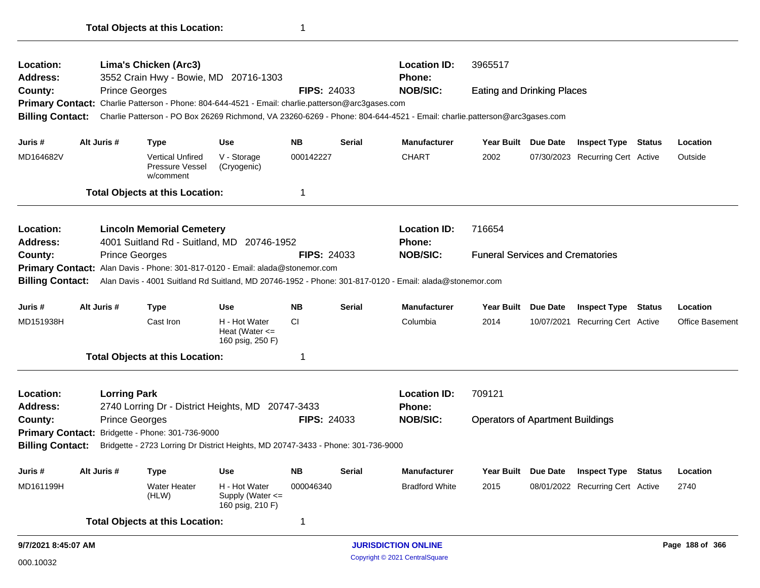**Total Objects at this Location:** 1

---

**Location:** **Lima's Chicken (Arc3)**
**Location ID:** 3965517
**Address:** 3552 Crain Hwy - Bowie, MD 20716-1303
**Phone:**
**County:** Prince Georges
**FIPS:** 24033
**NOB/SIC:** Eating and Drinking Places
**Primary Contact:** Charlie Patterson - Phone: 804-644-4521 - Email: charlie.patterson@arc3gases.com
**Billing Contact:** Charlie Patterson - PO Box 26269 Richmond, VA 23260-6269 - Phone: 804-644-4521 - Email: charlie.patterson@arc3gases.com

| Juris # | Alt Juris # | Type | Use | NB | Serial | Manufacturer | Year Built | Due Date | Inspect Type | Status | Location |
|---|---|---|---|---|---|---|---|---|---|---|---|
| MD164682V | | Vertical Unfired Pressure Vessel w/comment | V - Storage (Cryogenic) | 000142227 | | CHART | 2002 | 07/30/2023 | Recurring Cert | Active | Outside |

**Total Objects at this Location:** 1

---

**Location:** **Lincoln Memorial Cemetery**
**Location ID:** 716654
**Address:** 4001 Suitland Rd - Suitland, MD 20746-1952
**Phone:**
**County:** Prince Georges
**FIPS:** 24033
**NOB/SIC:** Funeral Services and Crematories
**Primary Contact:** Alan Davis - Phone: 301-817-0120 - Email: alada@stonemor.com
**Billing Contact:** Alan Davis - 4001 Suitland Rd Suitland, MD 20746-1952 - Phone: 301-817-0120 - Email: alada@stonemor.com

| Juris # | Alt Juris # | Type | Use | NB | Serial | Manufacturer | Year Built | Due Date | Inspect Type | Status | Location |
|---|---|---|---|---|---|---|---|---|---|---|---|
| MD151938H | | Cast Iron | H - Hot Water Heat (Water <= 160 psig, 250 F) | CI | | Columbia | 2014 | 10/07/2021 | Recurring Cert | Active | Office Basement |

**Total Objects at this Location:** 1

---

**Location:** **Lorring Park**
**Location ID:** 709121
**Address:** 2740 Lorring Dr - District Heights, MD 20747-3433
**Phone:**
**County:** Prince Georges
**FIPS:** 24033
**NOB/SIC:** Operators of Apartment Buildings
**Primary Contact:** Bridgette - Phone: 301-736-9000
**Billing Contact:** Bridgette - 2723 Lorring Dr District Heights, MD 20747-3433 - Phone: 301-736-9000

| Juris # | Alt Juris # | Type | Use | NB | Serial | Manufacturer | Year Built | Due Date | Inspect Type | Status | Location |
|---|---|---|---|---|---|---|---|---|---|---|---|
| MD161199H | | Water Heater (HLW) | H - Hot Water Supply (Water <= 160 psig, 210 F) | 000046340 | | Bradford White | 2015 | 08/01/2022 | Recurring Cert | Active | 2740 |

**Total Objects at this Location:** 1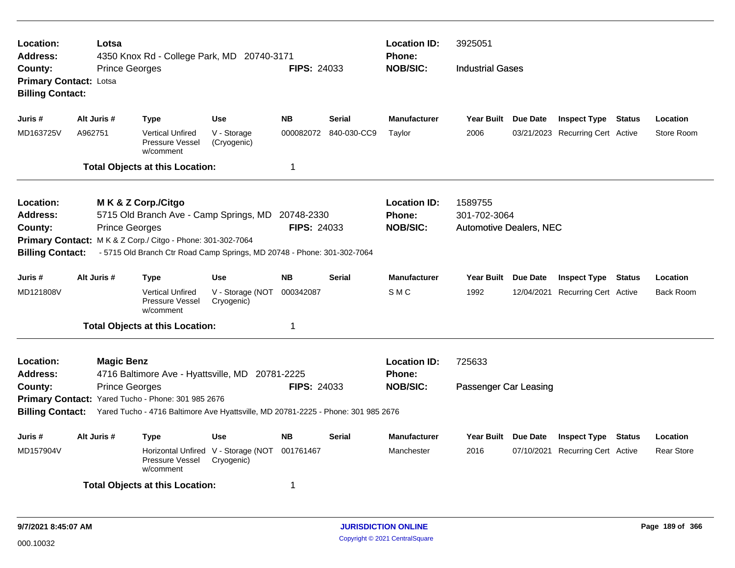**Location:** Lotsa
**Address:** 4350 Knox Rd - College Park, MD 20740-3171
**County:** Prince Georges **FIPS:** 24033
**Primary Contact:** Lotsa
**Billing Contact:**

**Location ID:** 3925051
**Phone:**
**NOB/SIC:** Industrial Gases

| Juris # | Alt Juris # | Type | Use | NB | Serial | Manufacturer | Year Built | Due Date | Inspect Type | Status | Location |
|---|---|---|---|---|---|---|---|---|---|---|---|
| MD163725V | A962751 | Vertical Unfired Pressure Vessel w/comment | V - Storage (Cryogenic) | 000082072 | 840-030-CC9 | Taylor | 2006 | 03/21/2023 | Recurring Cert | Active | Store Room |

**Total Objects at this Location:** 1

---

**Location:** M K & Z Corp./Citgo
**Address:** 5715 Old Branch Ave - Camp Springs, MD 20748-2330
**County:** Prince Georges **FIPS:** 24033
**Primary Contact:** M K & Z Corp./ Citgo - Phone: 301-302-7064
**Billing Contact:** - 5715 Old Branch Ctr Road Camp Springs, MD 20748 - Phone: 301-302-7064

**Location ID:** 1589755
**Phone:** 301-702-3064
**NOB/SIC:** Automotive Dealers, NEC

| Juris # | Alt Juris # | Type | Use | NB | Serial | Manufacturer | Year Built | Due Date | Inspect Type | Status | Location |
|---|---|---|---|---|---|---|---|---|---|---|---|
| MD121808V | | Vertical Unfired Pressure Vessel w/comment | V - Storage (NOT Cryogenic) | 000342087 | | S M C | 1992 | 12/04/2021 | Recurring Cert | Active | Back Room |

**Total Objects at this Location:** 1

---

**Location:** Magic Benz
**Address:** 4716 Baltimore Ave - Hyattsville, MD 20781-2225
**County:** Prince Georges **FIPS:** 24033
**Primary Contact:** Yared Tucho - Phone: 301 985 2676
**Billing Contact:** Yared Tucho - 4716 Baltimore Ave Hyattsville, MD 20781-2225 - Phone: 301 985 2676

**Location ID:** 725633
**Phone:**
**NOB/SIC:** Passenger Car Leasing

| Juris # | Alt Juris # | Type | Use | NB | Serial | Manufacturer | Year Built | Due Date | Inspect Type | Status | Location |
|---|---|---|---|---|---|---|---|---|---|---|---|
| MD157904V | | Horizontal Unfired Pressure Vessel w/comment | V - Storage (NOT Cryogenic) | 001761467 | | Manchester | 2016 | 07/10/2021 | Recurring Cert | Active | Rear Store |

**Total Objects at this Location:** 1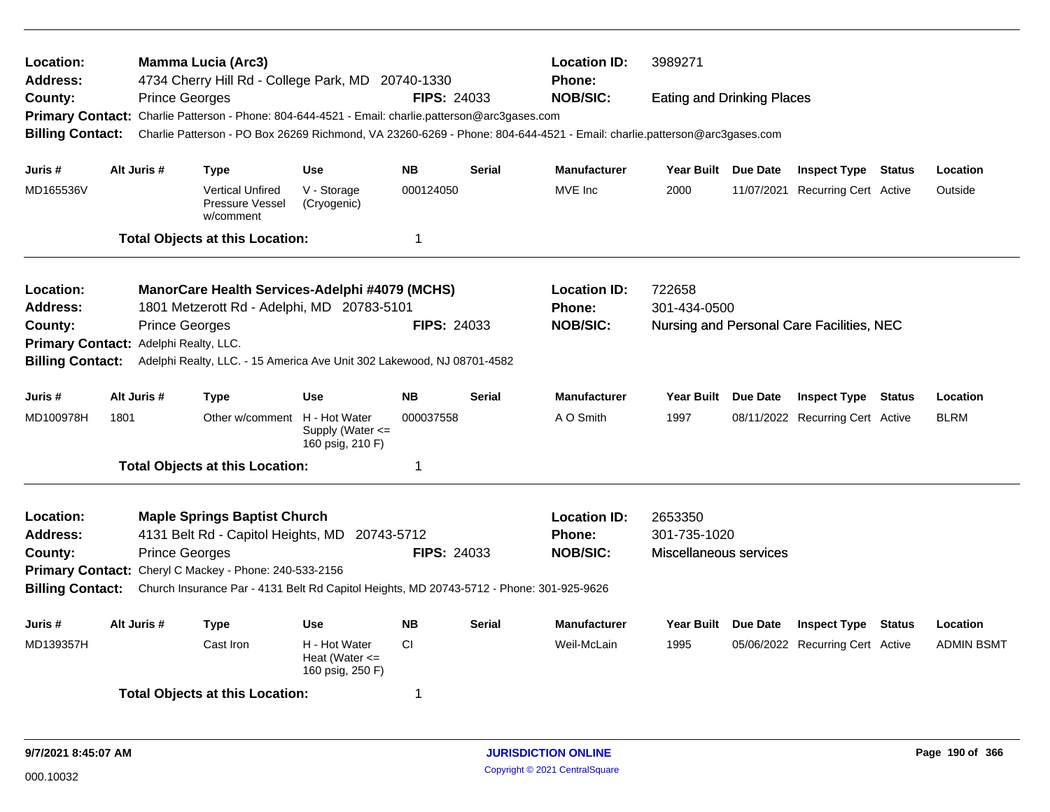**Location:** Mamma Lucia (Arc3) **Location ID:** 3989271
**Address:** 4734 Cherry Hill Rd - College Park, MD 20740-1330 **Phone:**
**County:** Prince Georges **FIPS:** 24033 **NOB/SIC:** Eating and Drinking Places
**Primary Contact:** Charlie Patterson - Phone: 804-644-4521 - Email: charlie.patterson@arc3gases.com
**Billing Contact:** Charlie Patterson - PO Box 26269 Richmond, VA 23260-6269 - Phone: 804-644-4521 - Email: charlie.patterson@arc3gases.com

| Juris # | Alt Juris # | Type | Use | NB | Serial | Manufacturer | Year Built | Due Date | Inspect Type | Status | Location |
|---|---|---|---|---|---|---|---|---|---|---|---|
| MD165536V | | Vertical Unfired Pressure Vessel w/comment | V - Storage (Cryogenic) | 000124050 | | MVE Inc | 2000 | 11/07/2021 | Recurring Cert | Active | Outside |

**Total Objects at this Location:** 1

---

**Location:** ManorCare Health Services-Adelphi #4079 (MCHS) **Location ID:** 722658
**Address:** 1801 Metzerott Rd - Adelphi, MD 20783-5101 **Phone:** 301-434-0500
**County:** Prince Georges **FIPS:** 24033 **NOB/SIC:** Nursing and Personal Care Facilities, NEC
**Primary Contact:** Adelphi Realty, LLC.
**Billing Contact:** Adelphi Realty, LLC. - 15 America Ave Unit 302 Lakewood, NJ 08701-4582

| Juris # | Alt Juris # | Type | Use | NB | Serial | Manufacturer | Year Built | Due Date | Inspect Type | Status | Location |
|---|---|---|---|---|---|---|---|---|---|---|---|
| MD100978H | 1801 | Other w/comment | H - Hot Water Supply (Water <= 160 psig, 210 F) | 000037558 | | A O Smith | 1997 | 08/11/2022 | Recurring Cert | Active | BLRM |

**Total Objects at this Location:** 1

---

**Location:** Maple Springs Baptist Church **Location ID:** 2653350
**Address:** 4131 Belt Rd - Capitol Heights, MD 20743-5712 **Phone:** 301-735-1020
**County:** Prince Georges **FIPS:** 24033 **NOB/SIC:** Miscellaneous services
**Primary Contact:** Cheryl C Mackey - Phone: 240-533-2156
**Billing Contact:** Church Insurance Par - 4131 Belt Rd Capitol Heights, MD 20743-5712 - Phone: 301-925-9626

| Juris # | Alt Juris # | Type | Use | NB | Serial | Manufacturer | Year Built | Due Date | Inspect Type | Status | Location |
|---|---|---|---|---|---|---|---|---|---|---|---|
| MD139357H | | Cast Iron | H - Hot Water Heat (Water <= 160 psig, 250 F) | CI | | Weil-McLain | 1995 | 05/06/2022 | Recurring Cert | Active | ADMIN BSMT |

**Total Objects at this Location:** 1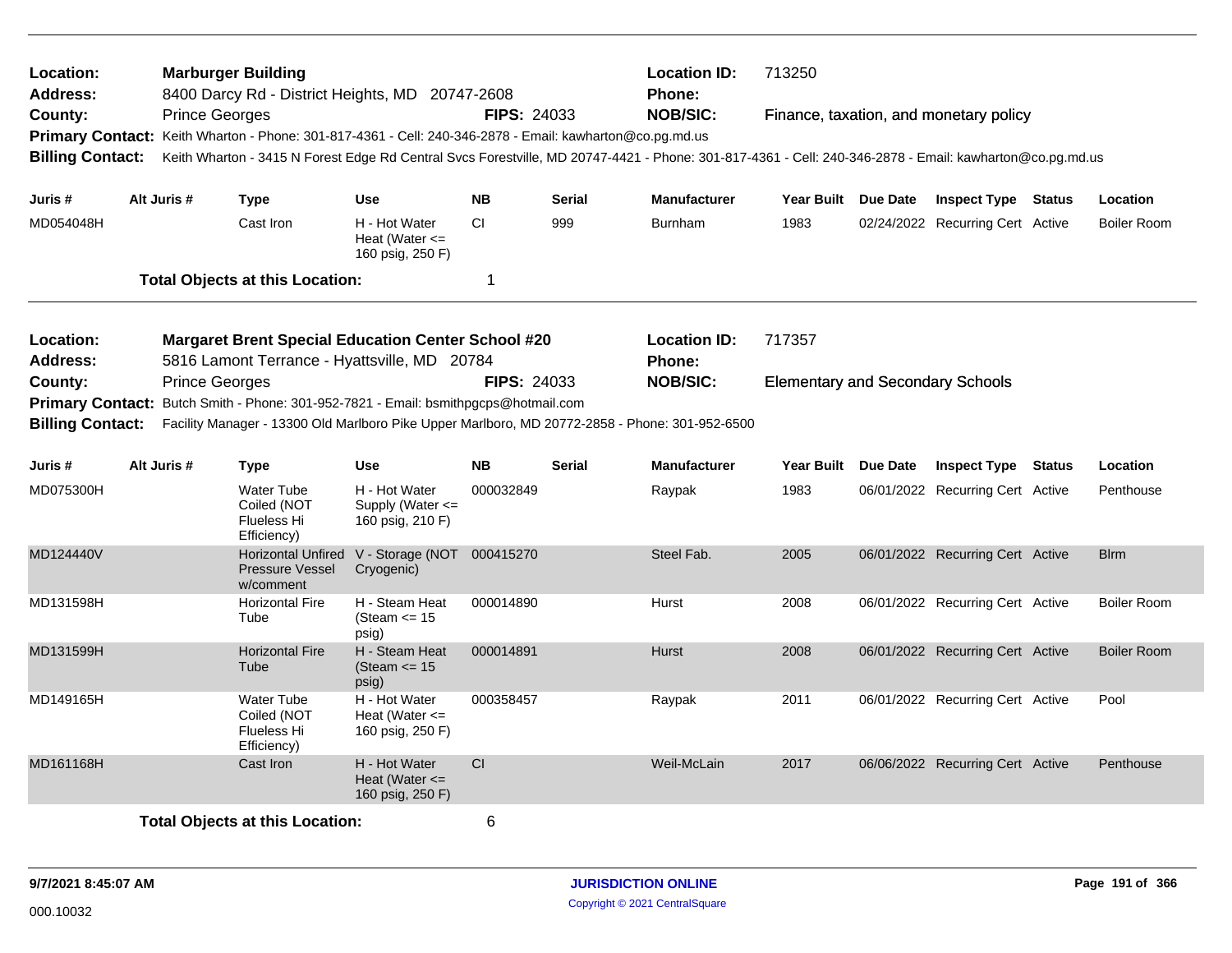**Location:** Marburger Building
**Location ID:** 713250
**Address:** 8400 Darcy Rd - District Heights, MD 20747-2608
**Phone:**
**County:** Prince Georges
**FIPS:** 24033
**NOB/SIC:** Finance, taxation, and monetary policy
**Primary Contact:** Keith Wharton - Phone: 301-817-4361 - Cell: 240-346-2878 - Email: kawharton@co.pg.md.us
**Billing Contact:** Keith Wharton - 3415 N Forest Edge Rd Central Svcs Forestville, MD 20747-4421 - Phone: 301-817-4361 - Cell: 240-346-2878 - Email: kawharton@co.pg.md.us

| Juris # | Alt Juris # | Type | Use | NB | Serial | Manufacturer | Year Built | Due Date | Inspect Type | Status | Location |
|---|---|---|---|---|---|---|---|---|---|---|---|
| MD054048H | | Cast Iron | H - Hot Water Heat (Water <= 160 psig, 250 F) | CI | 999 | Burnham | 1983 | 02/24/2022 | Recurring Cert | Active | Boiler Room |

**Total Objects at this Location:** 1

---

**Location:** Margaret Brent Special Education Center School #20
**Location ID:** 717357
**Address:** 5816 Lamont Terrance - Hyattsville, MD 20784
**Phone:**
**County:** Prince Georges
**FIPS:** 24033
**NOB/SIC:** Elementary and Secondary Schools
**Primary Contact:** Butch Smith - Phone: 301-952-7821 - Email: bsmithpgcps@hotmail.com
**Billing Contact:** Facility Manager - 13300 Old Marlboro Pike Upper Marlboro, MD 20772-2858 - Phone: 301-952-6500

| Juris # | Alt Juris # | Type | Use | NB | Serial | Manufacturer | Year Built | Due Date | Inspect Type | Status | Location |
|---|---|---|---|---|---|---|---|---|---|---|---|
| MD075300H | | Water Tube Coiled (NOT Flueless Hi Efficiency) | H - Hot Water Supply (Water <= 160 psig, 210 F) | 000032849 | | Raypak | 1983 | 06/01/2022 | Recurring Cert | Active | Penthouse |
| MD124440V | | Horizontal Unfired Pressure Vessel w/comment | V - Storage (NOT Cryogenic) | 000415270 | | Steel Fab. | 2005 | 06/01/2022 | Recurring Cert | Active | Blrm |
| MD131598H | | Horizontal Fire Tube | H - Steam Heat (Steam <= 15 psig) | 000014890 | | Hurst | 2008 | 06/01/2022 | Recurring Cert | Active | Boiler Room |
| MD131599H | | Horizontal Fire Tube | H - Steam Heat (Steam <= 15 psig) | 000014891 | | Hurst | 2008 | 06/01/2022 | Recurring Cert | Active | Boiler Room |
| MD149165H | | Water Tube Coiled (NOT Flueless Hi Efficiency) | H - Hot Water Heat (Water <= 160 psig, 250 F) | 000358457 | | Raypak | 2011 | 06/01/2022 | Recurring Cert | Active | Pool |
| MD161168H | | Cast Iron | H - Hot Water Heat (Water <= 160 psig, 250 F) | CI | | Weil-McLain | 2017 | 06/06/2022 | Recurring Cert | Active | Penthouse |

**Total Objects at this Location:** 6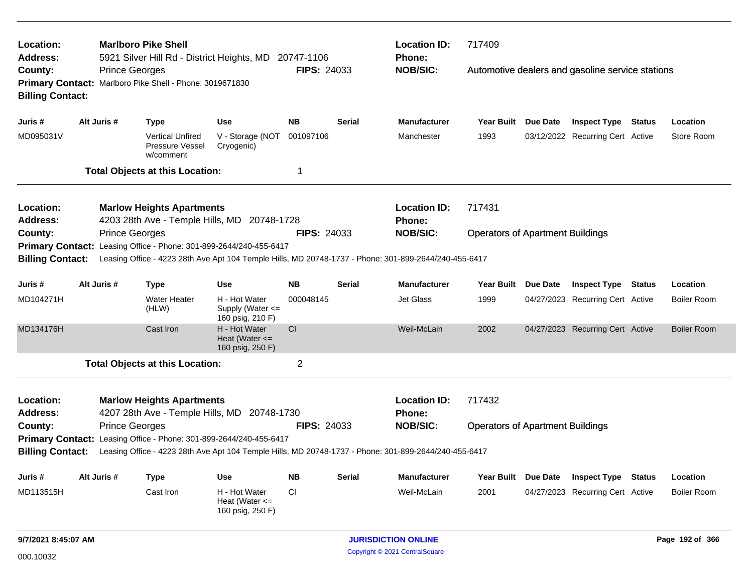**Location:** Marlboro Pike Shell
**Address:** 5921 Silver Hill Rd - District Heights, MD 20747-1106
**County:** Prince Georges
**FIPS:** 24033
**Location ID:** 717409
**Phone:**
**NOB/SIC:** Automotive dealers and gasoline service stations
**Primary Contact:** Marlboro Pike Shell - Phone: 3019671830
**Billing Contact:**

| Juris # | Alt Juris # | Type | Use | NB | Serial | Manufacturer | Year Built | Due Date | Inspect Type | Status | Location |
|---|---|---|---|---|---|---|---|---|---|---|---|
| MD095031V | | Vertical Unfired Pressure Vessel w/comment | V - Storage (NOT Cryogenic) | 001097106 | | Manchester | 1993 | 03/12/2022 | Recurring Cert | Active | Store Room |

**Total Objects at this Location:** 1

---

**Location:** Marlow Heights Apartments
**Address:** 4203 28th Ave - Temple Hills, MD 20748-1728
**County:** Prince Georges
**FIPS:** 24033
**Location ID:** 717431
**Phone:**
**NOB/SIC:** Operators of Apartment Buildings
**Primary Contact:** Leasing Office - Phone: 301-899-2644/240-455-6417
**Billing Contact:** Leasing Office - 4223 28th Ave Apt 104 Temple Hills, MD 20748-1737 - Phone: 301-899-2644/240-455-6417

| Juris # | Alt Juris # | Type | Use | NB | Serial | Manufacturer | Year Built | Due Date | Inspect Type | Status | Location |
|---|---|---|---|---|---|---|---|---|---|---|---|
| MD104271H | | Water Heater (HLW) | H - Hot Water Supply (Water <= 160 psig, 210 F) | 000048145 | | Jet Glass | 1999 | 04/27/2023 | Recurring Cert | Active | Boiler Room |
| MD134176H | | Cast Iron | H - Hot Water Heat (Water <= 160 psig, 250 F) | CI | | Weil-McLain | 2002 | 04/27/2023 | Recurring Cert | Active | Boiler Room |

**Total Objects at this Location:** 2

---

**Location:** Marlow Heights Apartments
**Address:** 4207 28th Ave - Temple Hills, MD 20748-1730
**County:** Prince Georges
**FIPS:** 24033
**Location ID:** 717432
**Phone:**
**NOB/SIC:** Operators of Apartment Buildings
**Primary Contact:** Leasing Office - Phone: 301-899-2644/240-455-6417
**Billing Contact:** Leasing Office - 4223 28th Ave Apt 104 Temple Hills, MD 20748-1737 - Phone: 301-899-2644/240-455-6417

| Juris # | Alt Juris # | Type | Use | NB | Serial | Manufacturer | Year Built | Due Date | Inspect Type | Status | Location |
|---|---|---|---|---|---|---|---|---|---|---|---|
| MD113515H | | Cast Iron | H - Hot Water Heat (Water <= 160 psig, 250 F) | CI | | Weil-McLain | 2001 | 04/27/2023 | Recurring Cert | Active | Boiler Room |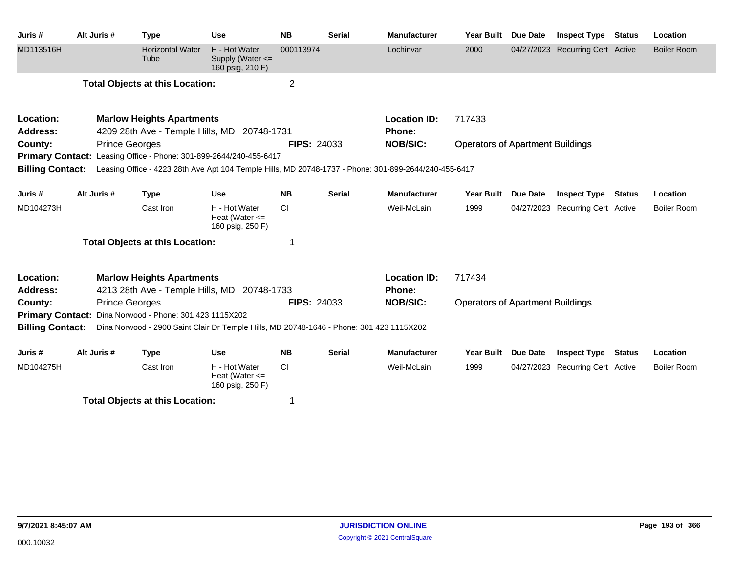| Juris # | Alt Juris # | Type | Use | NB | Serial | Manufacturer | Year Built | Due Date | Inspect Type | Status | Location |
|---|---|---|---|---|---|---|---|---|---|---|---|
| MD113516H | | Horizontal Water Tube | H - Hot Water Supply (Water <= 160 psig, 210 F) | 000113974 | | Lochinvar | 2000 | 04/27/2023 | Recurring Cert | Active | Boiler Room |

**Total Objects at this Location:** 2

---

**Location:** Marlow Heights Apartments
**Location ID:** 717433
**Address:** 4209 28th Ave - Temple Hills, MD 20748-1731
**Phone:**
**County:** Prince Georges
**FIPS:** 24033
**NOB/SIC:** Operators of Apartment Buildings
**Primary Contact:** Leasing Office - Phone: 301-899-2644/240-455-6417
**Billing Contact:** Leasing Office - 4223 28th Ave Apt 104 Temple Hills, MD 20748-1737 - Phone: 301-899-2644/240-455-6417

| Juris # | Alt Juris # | Type | Use | NB | Serial | Manufacturer | Year Built | Due Date | Inspect Type | Status | Location |
|---|---|---|---|---|---|---|---|---|---|---|---|
| MD104273H | | Cast Iron | H - Hot Water Heat (Water <= 160 psig, 250 F) | CI | | Weil-McLain | 1999 | 04/27/2023 | Recurring Cert | Active | Boiler Room |

**Total Objects at this Location:** 1

---

**Location:** Marlow Heights Apartments
**Location ID:** 717434
**Address:** 4213 28th Ave - Temple Hills, MD 20748-1733
**Phone:**
**County:** Prince Georges
**FIPS:** 24033
**NOB/SIC:** Operators of Apartment Buildings
**Primary Contact:** Dina Norwood - Phone: 301 423 1115X202
**Billing Contact:** Dina Norwood - 2900 Saint Clair Dr Temple Hills, MD 20748-1646 - Phone: 301 423 1115X202

| Juris # | Alt Juris # | Type | Use | NB | Serial | Manufacturer | Year Built | Due Date | Inspect Type | Status | Location |
|---|---|---|---|---|---|---|---|---|---|---|---|
| MD104275H | | Cast Iron | H - Hot Water Heat (Water <= 160 psig, 250 F) | CI | | Weil-McLain | 1999 | 04/27/2023 | Recurring Cert | Active | Boiler Room |

**Total Objects at this Location:** 1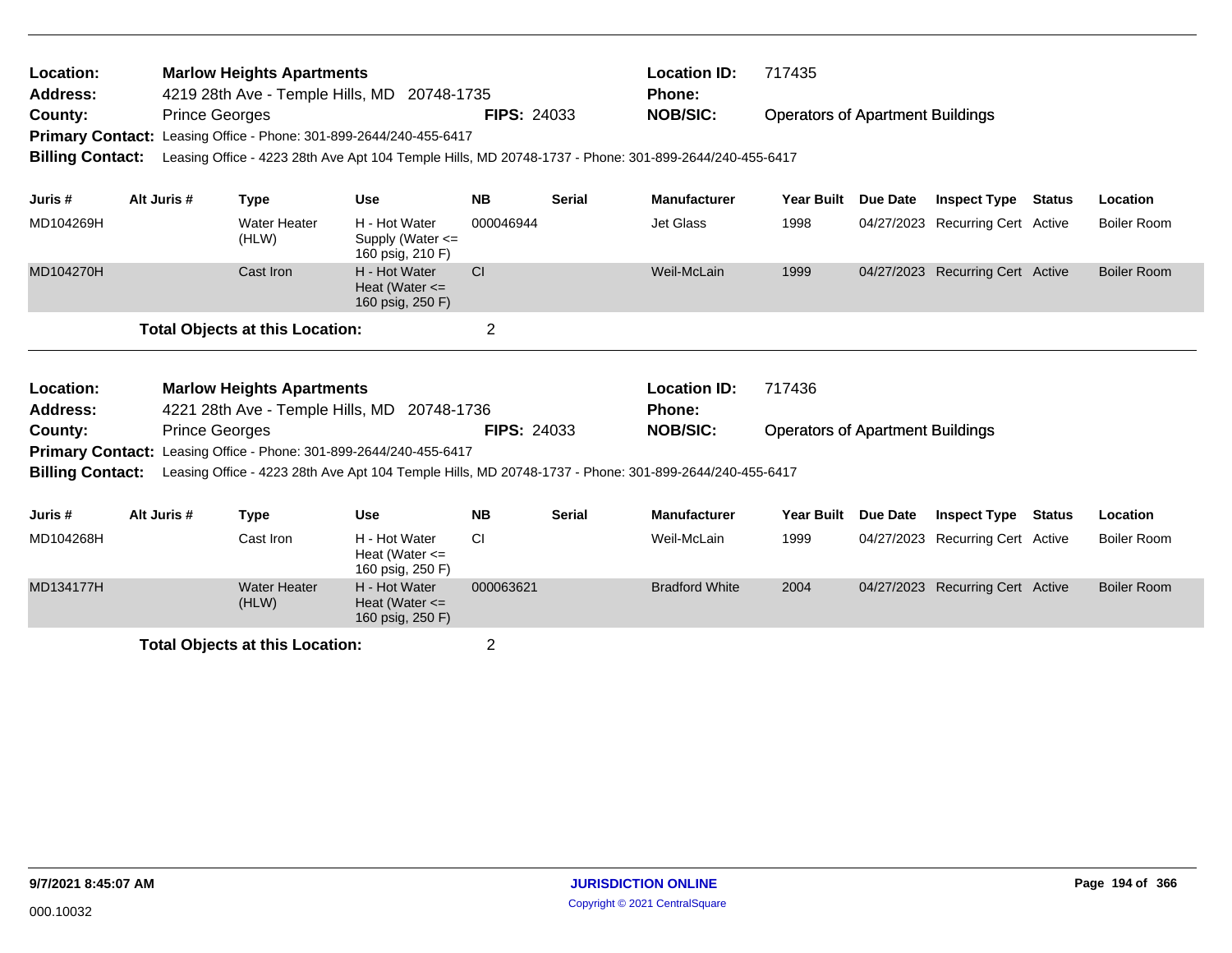**Location:** Marlow Heights Apartments
**Address:** 4219 28th Ave - Temple Hills, MD 20748-1735
**County:** Prince Georges  **FIPS:** 24033
**Location ID:** 717435
**Phone:**
**NOB/SIC:** Operators of Apartment Buildings
**Primary Contact:** Leasing Office - Phone: 301-899-2644/240-455-6417
**Billing Contact:** Leasing Office - 4223 28th Ave Apt 104 Temple Hills, MD 20748-1737 - Phone: 301-899-2644/240-455-6417

| Juris # | Alt Juris # | Type | Use | NB | Serial | Manufacturer | Year Built | Due Date | Inspect Type | Status | Location |
|---|---|---|---|---|---|---|---|---|---|---|---|
| MD104269H | | Water Heater (HLW) | H - Hot Water Supply (Water <= 160 psig, 210 F) | 000046944 | | Jet Glass | 1998 | 04/27/2023 | Recurring Cert | Active | Boiler Room |
| MD104270H | | Cast Iron | H - Hot Water Heat (Water <= 160 psig, 250 F) | CI | | Weil-McLain | 1999 | 04/27/2023 | Recurring Cert | Active | Boiler Room |

**Total Objects at this Location:** 2

---

**Location:** Marlow Heights Apartments
**Address:** 4221 28th Ave - Temple Hills, MD 20748-1736
**County:** Prince Georges  **FIPS:** 24033
**Location ID:** 717436
**Phone:**
**NOB/SIC:** Operators of Apartment Buildings
**Primary Contact:** Leasing Office - Phone: 301-899-2644/240-455-6417
**Billing Contact:** Leasing Office - 4223 28th Ave Apt 104 Temple Hills, MD 20748-1737 - Phone: 301-899-2644/240-455-6417

| Juris # | Alt Juris # | Type | Use | NB | Serial | Manufacturer | Year Built | Due Date | Inspect Type | Status | Location |
|---|---|---|---|---|---|---|---|---|---|---|---|
| MD104268H | | Cast Iron | H - Hot Water Heat (Water <= 160 psig, 250 F) | CI | | Weil-McLain | 1999 | 04/27/2023 | Recurring Cert | Active | Boiler Room |
| MD134177H | | Water Heater (HLW) | H - Hot Water Heat (Water <= 160 psig, 250 F) | 000063621 | | Bradford White | 2004 | 04/27/2023 | Recurring Cert | Active | Boiler Room |

**Total Objects at this Location:** 2

9/7/2021 8:45:07 AM
000.10032
JURISDICTION ONLINE
Copyright © 2021 CentralSquare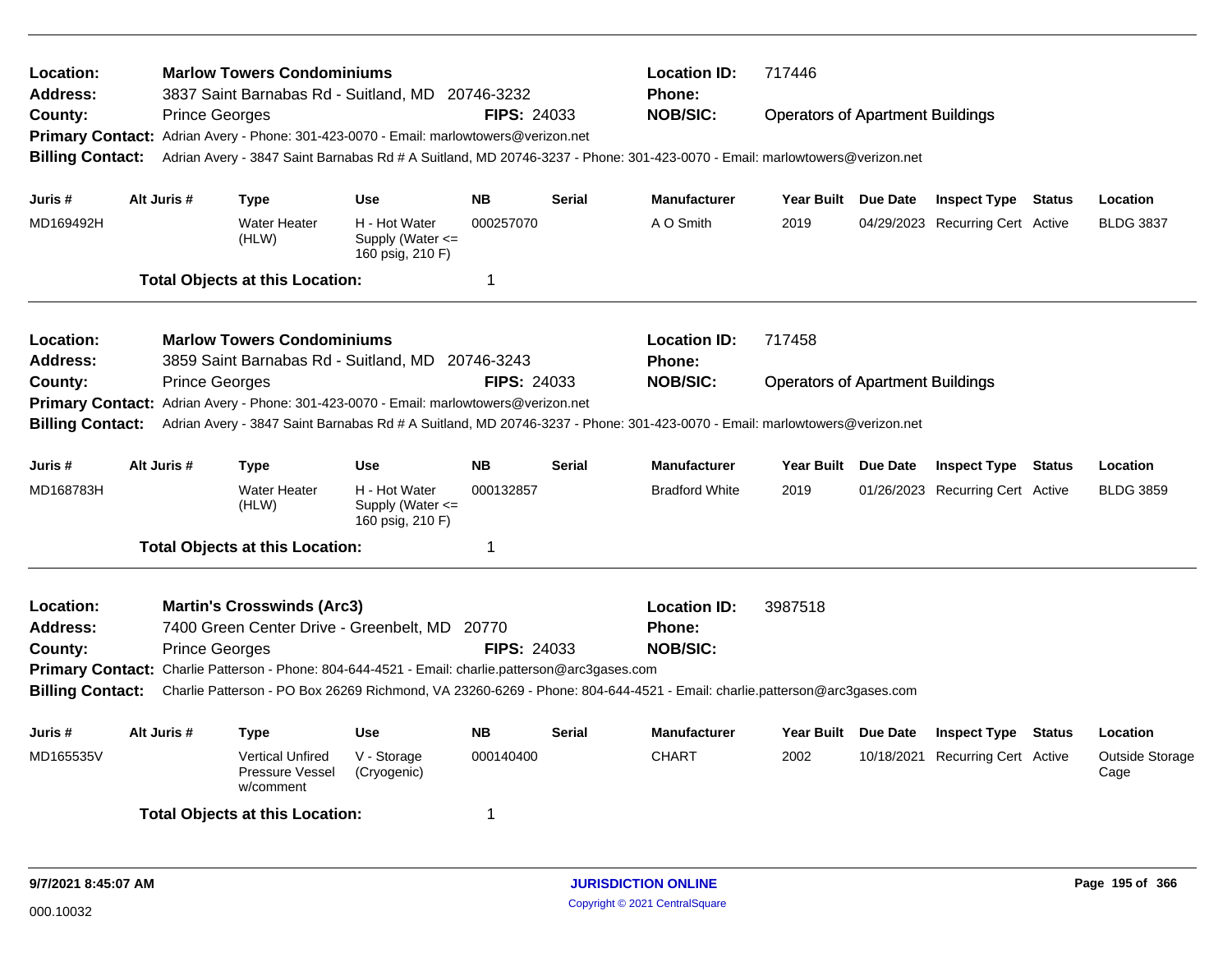**Location:** Marlow Towers Condominiums
**Location ID:** 717446
**Address:** 3837 Saint Barnabas Rd - Suitland, MD 20746-3232
**Phone:**
**County:** Prince Georges
**FIPS:** 24033
**NOB/SIC:** Operators of Apartment Buildings
**Primary Contact:** Adrian Avery - Phone: 301-423-0070 - Email: marlowtowers@verizon.net
**Billing Contact:** Adrian Avery - 3847 Saint Barnabas Rd # A Suitland, MD 20746-3237 - Phone: 301-423-0070 - Email: marlowtowers@verizon.net

| Juris # | Alt Juris # | Type | Use | NB | Serial | Manufacturer | Year Built | Due Date | Inspect Type | Status | Location |
|---|---|---|---|---|---|---|---|---|---|---|---|
| MD169492H | | Water Heater (HLW) | H - Hot Water Supply (Water <= 160 psig, 210 F) | 000257070 | | A O Smith | 2019 | 04/29/2023 | Recurring Cert | Active | BLDG 3837 |

**Total Objects at this Location:** 1

---

**Location:** Marlow Towers Condominiums
**Location ID:** 717458
**Address:** 3859 Saint Barnabas Rd - Suitland, MD 20746-3243
**Phone:**
**County:** Prince Georges
**FIPS:** 24033
**NOB/SIC:** Operators of Apartment Buildings
**Primary Contact:** Adrian Avery - Phone: 301-423-0070 - Email: marlowtowers@verizon.net
**Billing Contact:** Adrian Avery - 3847 Saint Barnabas Rd # A Suitland, MD 20746-3237 - Phone: 301-423-0070 - Email: marlowtowers@verizon.net

| Juris # | Alt Juris # | Type | Use | NB | Serial | Manufacturer | Year Built | Due Date | Inspect Type | Status | Location |
|---|---|---|---|---|---|---|---|---|---|---|---|
| MD168783H | | Water Heater (HLW) | H - Hot Water Supply (Water <= 160 psig, 210 F) | 000132857 | | Bradford White | 2019 | 01/26/2023 | Recurring Cert | Active | BLDG 3859 |

**Total Objects at this Location:** 1

---

**Location:** Martin's Crosswinds (Arc3)
**Location ID:** 3987518
**Address:** 7400 Green Center Drive - Greenbelt, MD 20770
**Phone:**
**County:** Prince Georges
**FIPS:** 24033
**NOB/SIC:**
**Primary Contact:** Charlie Patterson - Phone: 804-644-4521 - Email: charlie.patterson@arc3gases.com
**Billing Contact:** Charlie Patterson - PO Box 26269 Richmond, VA 23260-6269 - Phone: 804-644-4521 - Email: charlie.patterson@arc3gases.com

| Juris # | Alt Juris # | Type | Use | NB | Serial | Manufacturer | Year Built | Due Date | Inspect Type | Status | Location |
|---|---|---|---|---|---|---|---|---|---|---|---|
| MD165535V | | Vertical Unfired Pressure Vessel w/comment | V - Storage (Cryogenic) | 000140400 | | CHART | 2002 | 10/18/2021 | Recurring Cert | Active | Outside Storage Cage |

**Total Objects at this Location:** 1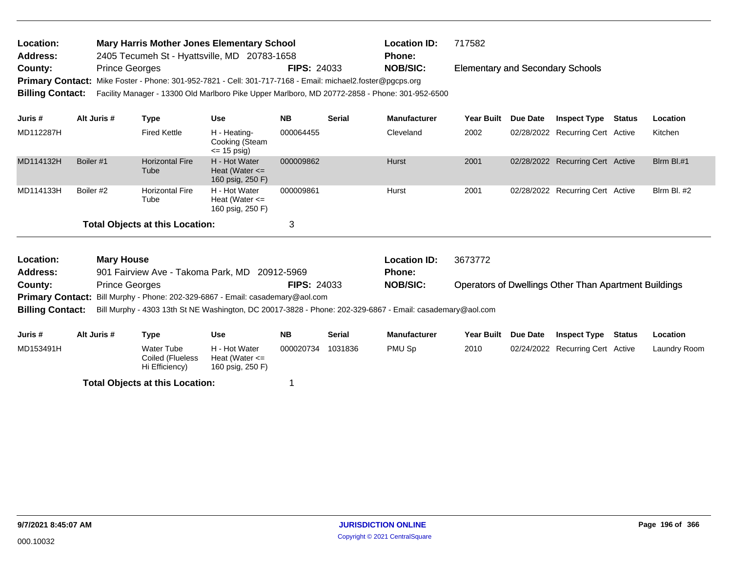**Location:** Mary Harris Mother Jones Elementary School **Location ID:** 717582
**Address:** 2405 Tecumeh St - Hyattsville, MD 20783-1658 **Phone:**
**County:** Prince Georges **FIPS:** 24033 **NOB/SIC:** Elementary and Secondary Schools
**Primary Contact:** Mike Foster - Phone: 301-952-7821 - Cell: 301-717-7168 - Email: michael2.foster@pgcps.org
**Billing Contact:** Facility Manager - 13300 Old Marlboro Pike Upper Marlboro, MD 20772-2858 - Phone: 301-952-6500

| Juris # | Alt Juris # | Type | Use | NB | Serial | Manufacturer | Year Built | Due Date | Inspect Type | Status | Location |
|---|---|---|---|---|---|---|---|---|---|---|---|
| MD112287H | | Fired Kettle | H - Heating-Cooking (Steam <= 15 psig) | 000064455 | | Cleveland | 2002 | 02/28/2022 | Recurring Cert | Active | Kitchen |
| MD114132H | Boiler #1 | Horizontal Fire Tube | H - Hot Water Heat (Water <= 160 psig, 250 F) | 000009862 | | Hurst | 2001 | 02/28/2022 | Recurring Cert | Active | Blrm Bl.#1 |
| MD114133H | Boiler #2 | Horizontal Fire Tube | H - Hot Water Heat (Water <= 160 psig, 250 F) | 000009861 | | Hurst | 2001 | 02/28/2022 | Recurring Cert | Active | Blrm Bl. #2 |

**Total Objects at this Location:** 3

**Location:** Mary House **Location ID:** 3673772
**Address:** 901 Fairview Ave - Takoma Park, MD 20912-5969 **Phone:**
**County:** Prince Georges **FIPS:** 24033 **NOB/SIC:** Operators of Dwellings Other Than Apartment Buildings
**Primary Contact:** Bill Murphy - Phone: 202-329-6867 - Email: casademary@aol.com
**Billing Contact:** Bill Murphy - 4303 13th St NE Washington, DC 20017-3828 - Phone: 202-329-6867 - Email: casademary@aol.com

| Juris # | Alt Juris # | Type | Use | NB | Serial | Manufacturer | Year Built | Due Date | Inspect Type | Status | Location |
|---|---|---|---|---|---|---|---|---|---|---|---|
| MD153491H | | Water Tube Coiled (Flueless Hi Efficiency) | H - Hot Water Heat (Water <= 160 psig, 250 F) | 000020734 | 1031836 | PMU Sp | 2010 | 02/24/2022 | Recurring Cert | Active | Laundry Room |

**Total Objects at this Location:** 1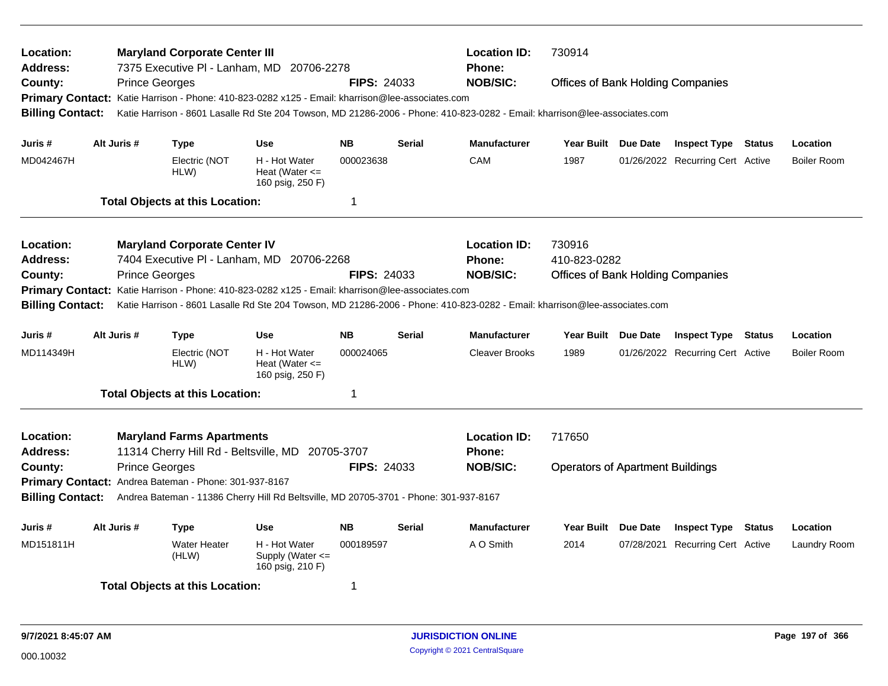**Location:** Maryland Corporate Center III
**Location ID:** 730914
**Address:** 7375 Executive Pl - Lanham, MD 20706-2278
**Phone:**
**County:** Prince Georges
**FIPS:** 24033
**NOB/SIC:** Offices of Bank Holding Companies
**Primary Contact:** Katie Harrison - Phone: 410-823-0282 x125 - Email: kharrison@lee-associates.com
**Billing Contact:** Katie Harrison - 8601 Lasalle Rd Ste 204 Towson, MD 21286-2006 - Phone: 410-823-0282 - Email: kharrison@lee-associates.com

| Juris # | Alt Juris # | Type | Use | NB | Serial | Manufacturer | Year Built | Due Date | Inspect Type | Status | Location |
|---|---|---|---|---|---|---|---|---|---|---|---|
| MD042467H | | Electric (NOT HLW) | H - Hot Water Heat (Water <= 160 psig, 250 F) | 000023638 | | CAM | 1987 | 01/26/2022 | Recurring Cert | Active | Boiler Room |

**Total Objects at this Location:** 1

---

**Location:** Maryland Corporate Center IV
**Location ID:** 730916
**Address:** 7404 Executive Pl - Lanham, MD 20706-2268
**Phone:** 410-823-0282
**County:** Prince Georges
**FIPS:** 24033
**NOB/SIC:** Offices of Bank Holding Companies
**Primary Contact:** Katie Harrison - Phone: 410-823-0282 x125 - Email: kharrison@lee-associates.com
**Billing Contact:** Katie Harrison - 8601 Lasalle Rd Ste 204 Towson, MD 21286-2006 - Phone: 410-823-0282 - Email: kharrison@lee-associates.com

| Juris # | Alt Juris # | Type | Use | NB | Serial | Manufacturer | Year Built | Due Date | Inspect Type | Status | Location |
|---|---|---|---|---|---|---|---|---|---|---|---|
| MD114349H | | Electric (NOT HLW) | H - Hot Water Heat (Water <= 160 psig, 250 F) | 000024065 | | Cleaver Brooks | 1989 | 01/26/2022 | Recurring Cert | Active | Boiler Room |

**Total Objects at this Location:** 1

---

**Location:** Maryland Farms Apartments
**Location ID:** 717650
**Address:** 11314 Cherry Hill Rd - Beltsville, MD 20705-3707
**Phone:**
**County:** Prince Georges
**FIPS:** 24033
**NOB/SIC:** Operators of Apartment Buildings
**Primary Contact:** Andrea Bateman - Phone: 301-937-8167
**Billing Contact:** Andrea Bateman - 11386 Cherry Hill Rd Beltsville, MD 20705-3701 - Phone: 301-937-8167

| Juris # | Alt Juris # | Type | Use | NB | Serial | Manufacturer | Year Built | Due Date | Inspect Type | Status | Location |
|---|---|---|---|---|---|---|---|---|---|---|---|
| MD151811H | | Water Heater (HLW) | H - Hot Water Supply (Water <= 160 psig, 210 F) | 000189597 | | A O Smith | 2014 | 07/28/2021 | Recurring Cert | Active | Laundry Room |

**Total Objects at this Location:** 1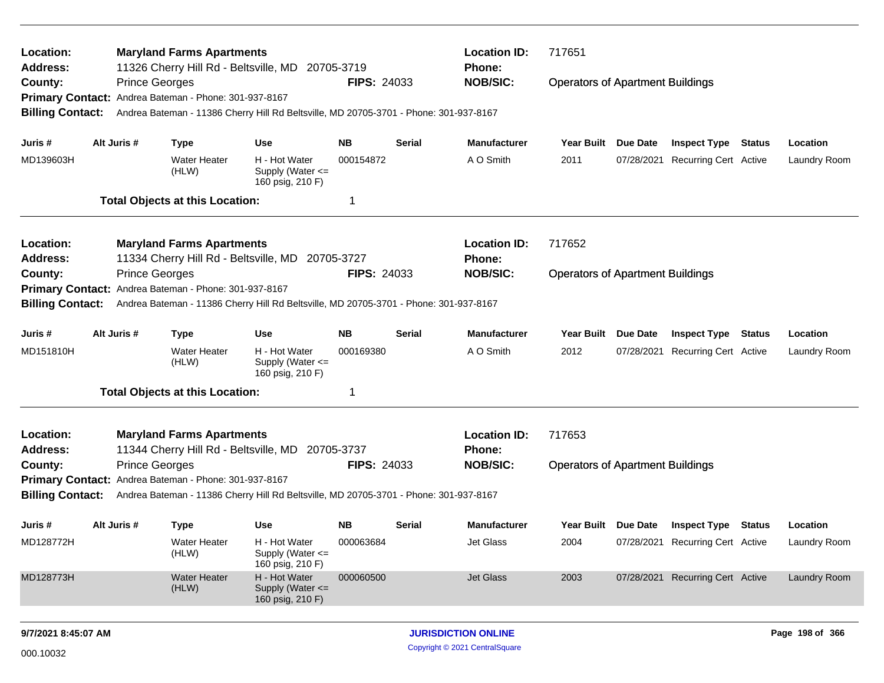**Location:** **Maryland Farms Apartments**
**Address:** 11326 Cherry Hill Rd - Beltsville, MD 20705-3719
**County:** Prince Georges
**FIPS:** 24033
**Location ID:** 717651
**Phone:**
**NOB/SIC:** Operators of Apartment Buildings
**Primary Contact:** Andrea Bateman - Phone: 301-937-8167
**Billing Contact:** Andrea Bateman - 11386 Cherry Hill Rd Beltsville, MD 20705-3701 - Phone: 301-937-8167

| Juris # | Alt Juris # | Type | Use | NB | Serial | Manufacturer | Year Built | Due Date | Inspect Type | Status | Location |
|---|---|---|---|---|---|---|---|---|---|---|---|
| MD139603H | | Water Heater (HLW) | H - Hot Water Supply (Water <= 160 psig, 210 F) | 000154872 | | A O Smith | 2011 | 07/28/2021 | Recurring Cert | Active | Laundry Room |

**Total Objects at this Location:** 1

---

**Location:** **Maryland Farms Apartments**
**Address:** 11334 Cherry Hill Rd - Beltsville, MD 20705-3727
**County:** Prince Georges
**FIPS:** 24033
**Location ID:** 717652
**Phone:**
**NOB/SIC:** Operators of Apartment Buildings
**Primary Contact:** Andrea Bateman - Phone: 301-937-8167
**Billing Contact:** Andrea Bateman - 11386 Cherry Hill Rd Beltsville, MD 20705-3701 - Phone: 301-937-8167

| Juris # | Alt Juris # | Type | Use | NB | Serial | Manufacturer | Year Built | Due Date | Inspect Type | Status | Location |
|---|---|---|---|---|---|---|---|---|---|---|---|
| MD151810H | | Water Heater (HLW) | H - Hot Water Supply (Water <= 160 psig, 210 F) | 000169380 | | A O Smith | 2012 | 07/28/2021 | Recurring Cert | Active | Laundry Room |

**Total Objects at this Location:** 1

---

**Location:** **Maryland Farms Apartments**
**Address:** 11344 Cherry Hill Rd - Beltsville, MD 20705-3737
**County:** Prince Georges
**FIPS:** 24033
**Location ID:** 717653
**Phone:**
**NOB/SIC:** Operators of Apartment Buildings
**Primary Contact:** Andrea Bateman - Phone: 301-937-8167
**Billing Contact:** Andrea Bateman - 11386 Cherry Hill Rd Beltsville, MD 20705-3701 - Phone: 301-937-8167

| Juris # | Alt Juris # | Type | Use | NB | Serial | Manufacturer | Year Built | Due Date | Inspect Type | Status | Location |
|---|---|---|---|---|---|---|---|---|---|---|---|
| MD128772H | | Water Heater (HLW) | H - Hot Water Supply (Water <= 160 psig, 210 F) | 000063684 | | Jet Glass | 2004 | 07/28/2021 | Recurring Cert | Active | Laundry Room |
| MD128773H | | Water Heater (HLW) | H - Hot Water Supply (Water <= 160 psig, 210 F) | 000060500 | | Jet Glass | 2003 | 07/28/2021 | Recurring Cert | Active | Laundry Room |

9/7/2021 8:45:07 AM

**JURISDICTION ONLINE**
Copyright © 2021 CentralSquare

000.10032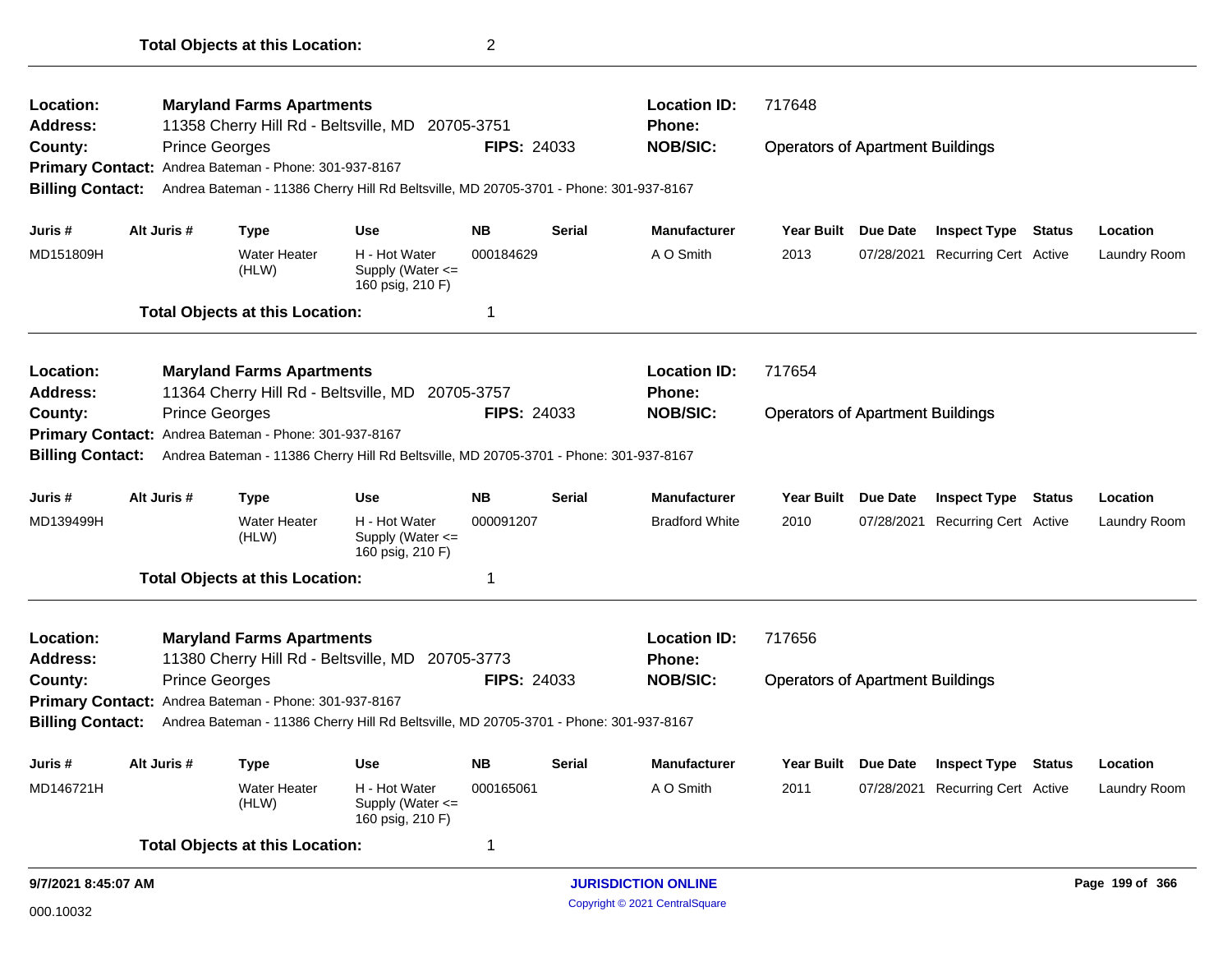**Total Objects at this Location:** 2

---

**Location:** Maryland Farms Apartments
**Location ID:** 717648
**Address:** 11358 Cherry Hill Rd - Beltsville, MD 20705-3751
**Phone:**
**County:** Prince Georges
**FIPS:** 24033
**NOB/SIC:** Operators of Apartment Buildings
**Primary Contact:** Andrea Bateman - Phone: 301-937-8167
**Billing Contact:** Andrea Bateman - 11386 Cherry Hill Rd Beltsville, MD 20705-3701 - Phone: 301-937-8167

| Juris # | Alt Juris # | Type | Use | NB | Serial | Manufacturer | Year Built | Due Date | Inspect Type | Status | Location |
|---|---|---|---|---|---|---|---|---|---|---|---|
| MD151809H | | Water Heater (HLW) | H - Hot Water Supply (Water <= 160 psig, 210 F) | 000184629 | | A O Smith | 2013 | 07/28/2021 | Recurring Cert | Active | Laundry Room |

**Total Objects at this Location:** 1

---

**Location:** Maryland Farms Apartments
**Location ID:** 717654
**Address:** 11364 Cherry Hill Rd - Beltsville, MD 20705-3757
**Phone:**
**County:** Prince Georges
**FIPS:** 24033
**NOB/SIC:** Operators of Apartment Buildings
**Primary Contact:** Andrea Bateman - Phone: 301-937-8167
**Billing Contact:** Andrea Bateman - 11386 Cherry Hill Rd Beltsville, MD 20705-3701 - Phone: 301-937-8167

| Juris # | Alt Juris # | Type | Use | NB | Serial | Manufacturer | Year Built | Due Date | Inspect Type | Status | Location |
|---|---|---|---|---|---|---|---|---|---|---|---|
| MD139499H | | Water Heater (HLW) | H - Hot Water Supply (Water <= 160 psig, 210 F) | 000091207 | | Bradford White | 2010 | 07/28/2021 | Recurring Cert | Active | Laundry Room |

**Total Objects at this Location:** 1

---

**Location:** Maryland Farms Apartments
**Location ID:** 717656
**Address:** 11380 Cherry Hill Rd - Beltsville, MD 20705-3773
**Phone:**
**County:** Prince Georges
**FIPS:** 24033
**NOB/SIC:** Operators of Apartment Buildings
**Primary Contact:** Andrea Bateman - Phone: 301-937-8167
**Billing Contact:** Andrea Bateman - 11386 Cherry Hill Rd Beltsville, MD 20705-3701 - Phone: 301-937-8167

| Juris # | Alt Juris # | Type | Use | NB | Serial | Manufacturer | Year Built | Due Date | Inspect Type | Status | Location |
|---|---|---|---|---|---|---|---|---|---|---|---|
| MD146721H | | Water Heater (HLW) | H - Hot Water Supply (Water <= 160 psig, 210 F) | 000165061 | | A O Smith | 2011 | 07/28/2021 | Recurring Cert | Active | Laundry Room |

**Total Objects at this Location:** 1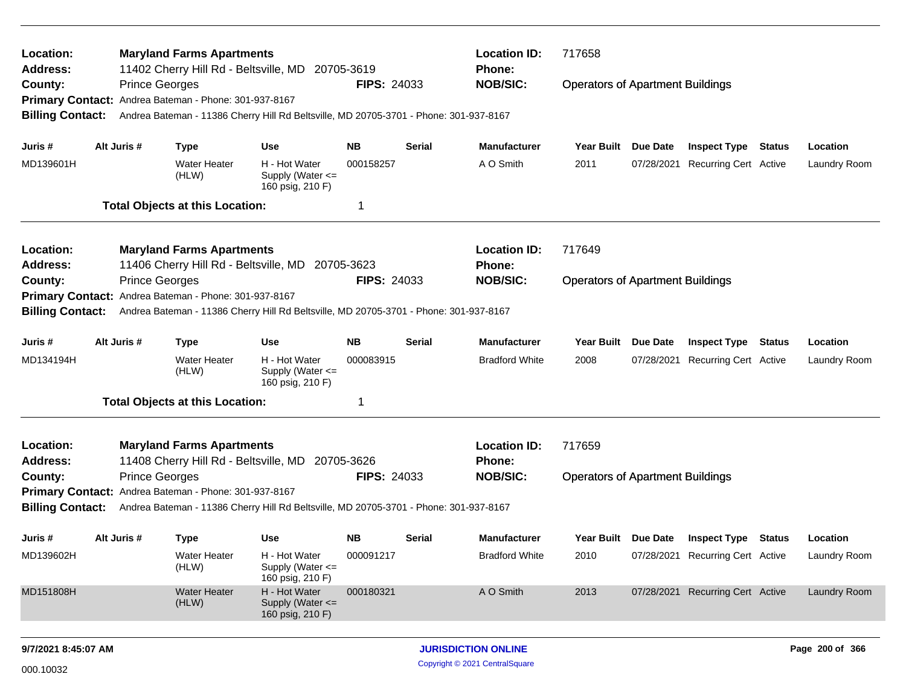**Location:** Maryland Farms Apartments
**Location ID:** 717658
**Address:** 11402 Cherry Hill Rd - Beltsville, MD 20705-3619
**Phone:**
**County:** Prince Georges
**FIPS:** 24033
**NOB/SIC:** Operators of Apartment Buildings
**Primary Contact:** Andrea Bateman - Phone: 301-937-8167
**Billing Contact:** Andrea Bateman - 11386 Cherry Hill Rd Beltsville, MD 20705-3701 - Phone: 301-937-8167

| Juris # | Alt Juris # | Type | Use | NB | Serial | Manufacturer | Year Built | Due Date | Inspect Type | Status | Location |
|---|---|---|---|---|---|---|---|---|---|---|---|
| MD139601H | | Water Heater (HLW) | H - Hot Water Supply (Water <= 160 psig, 210 F) | 000158257 | | A O Smith | 2011 | 07/28/2021 | Recurring Cert | Active | Laundry Room |

**Total Objects at this Location:** 1

---

**Location:** Maryland Farms Apartments
**Location ID:** 717649
**Address:** 11406 Cherry Hill Rd - Beltsville, MD 20705-3623
**Phone:**
**County:** Prince Georges
**FIPS:** 24033
**NOB/SIC:** Operators of Apartment Buildings
**Primary Contact:** Andrea Bateman - Phone: 301-937-8167
**Billing Contact:** Andrea Bateman - 11386 Cherry Hill Rd Beltsville, MD 20705-3701 - Phone: 301-937-8167

| Juris # | Alt Juris # | Type | Use | NB | Serial | Manufacturer | Year Built | Due Date | Inspect Type | Status | Location |
|---|---|---|---|---|---|---|---|---|---|---|---|
| MD134194H | | Water Heater (HLW) | H - Hot Water Supply (Water <= 160 psig, 210 F) | 000083915 | | Bradford White | 2008 | 07/28/2021 | Recurring Cert | Active | Laundry Room |

**Total Objects at this Location:** 1

---

**Location:** Maryland Farms Apartments
**Location ID:** 717659
**Address:** 11408 Cherry Hill Rd - Beltsville, MD 20705-3626
**Phone:**
**County:** Prince Georges
**FIPS:** 24033
**NOB/SIC:** Operators of Apartment Buildings
**Primary Contact:** Andrea Bateman - Phone: 301-937-8167
**Billing Contact:** Andrea Bateman - 11386 Cherry Hill Rd Beltsville, MD 20705-3701 - Phone: 301-937-8167

| Juris # | Alt Juris # | Type | Use | NB | Serial | Manufacturer | Year Built | Due Date | Inspect Type | Status | Location |
|---|---|---|---|---|---|---|---|---|---|---|---|
| MD139602H | | Water Heater (HLW) | H - Hot Water Supply (Water <= 160 psig, 210 F) | 000091217 | | Bradford White | 2010 | 07/28/2021 | Recurring Cert | Active | Laundry Room |
| MD151808H | | Water Heater (HLW) | H - Hot Water Supply (Water <= 160 psig, 210 F) | 000180321 | | A O Smith | 2013 | 07/28/2021 | Recurring Cert | Active | Laundry Room |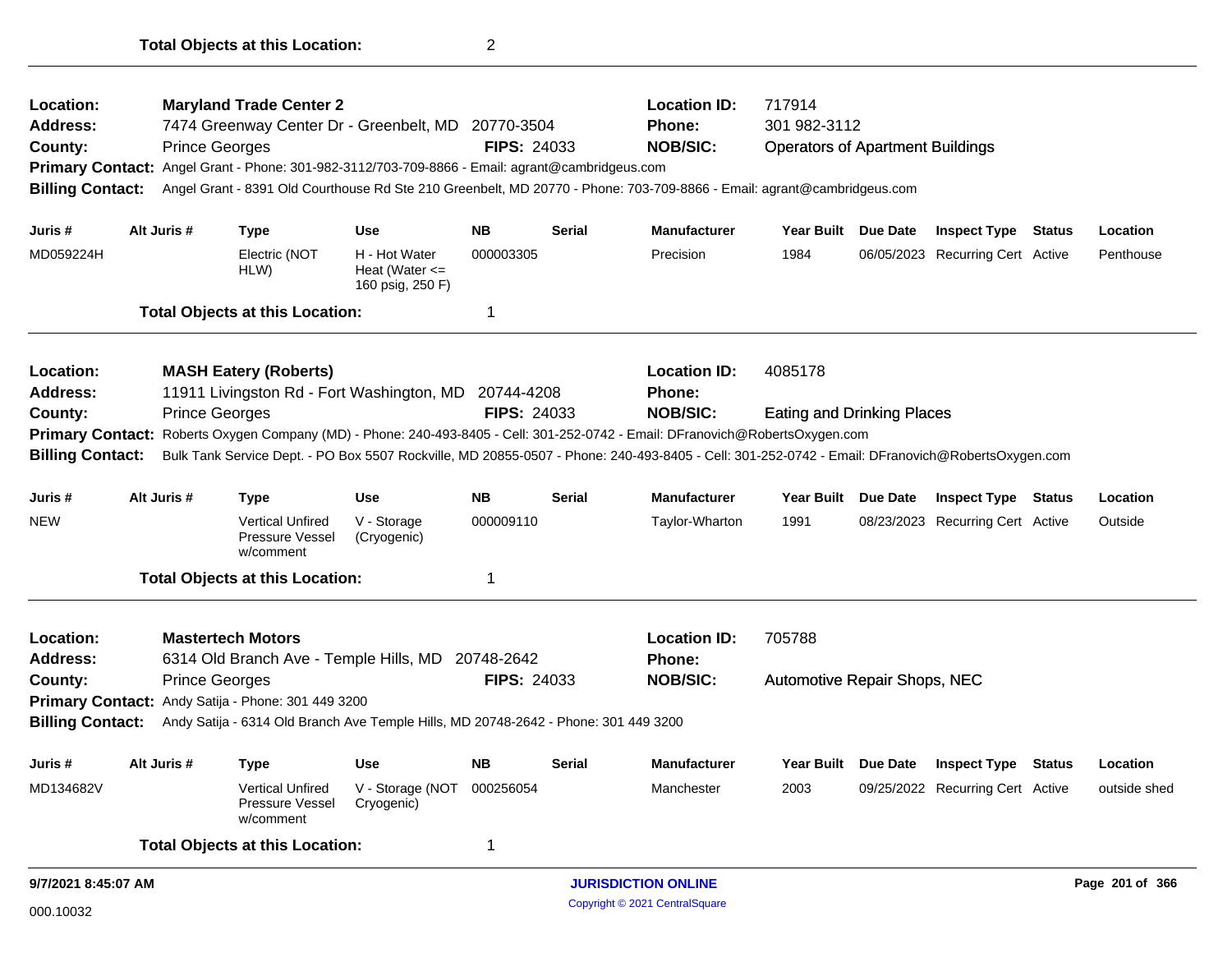**Total Objects at this Location:** 2

---

**Location:** **Maryland Trade Center 2** — **Location ID:** 717914
**Address:** 7474 Greenway Center Dr - Greenbelt, MD 20770-3504 — **Phone:** 301 982-3112
**County:** Prince Georges — **FIPS:** 24033 — **NOB/SIC:** Operators of Apartment Buildings
**Primary Contact:** Angel Grant - Phone: 301-982-3112/703-709-8866 - Email: agrant@cambridgeus.com
**Billing Contact:** Angel Grant - 8391 Old Courthouse Rd Ste 210 Greenbelt, MD 20770 - Phone: 703-709-8866 - Email: agrant@cambridgeus.com

| Juris # | Alt Juris # | Type | Use | NB | Serial | Manufacturer | Year Built | Due Date | Inspect Type | Status | Location |
|---|---|---|---|---|---|---|---|---|---|---|---|
| MD059224H | | Electric (NOT HLW) | H - Hot Water Heat (Water <= 160 psig, 250 F) | 000003305 | | Precision | 1984 | 06/05/2023 | Recurring Cert | Active | Penthouse |

**Total Objects at this Location:** 1

---

**Location:** **MASH Eatery (Roberts)** — **Location ID:** 4085178
**Address:** 11911 Livingston Rd - Fort Washington, MD 20744-4208 — **Phone:**
**County:** Prince Georges — **FIPS:** 24033 — **NOB/SIC:** Eating and Drinking Places
**Primary Contact:** Roberts Oxygen Company (MD) - Phone: 240-493-8405 - Cell: 301-252-0742 - Email: DFranovich@RobertsOxygen.com
**Billing Contact:** Bulk Tank Service Dept. - PO Box 5507 Rockville, MD 20855-0507 - Phone: 240-493-8405 - Cell: 301-252-0742 - Email: DFranovich@RobertsOxygen.com

| Juris # | Alt Juris # | Type | Use | NB | Serial | Manufacturer | Year Built | Due Date | Inspect Type | Status | Location |
|---|---|---|---|---|---|---|---|---|---|---|---|
| NEW | | Vertical Unfired Pressure Vessel w/comment | V - Storage (Cryogenic) | 000009110 | | Taylor-Wharton | 1991 | 08/23/2023 | Recurring Cert | Active | Outside |

**Total Objects at this Location:** 1

---

**Location:** **Mastertech Motors** — **Location ID:** 705788
**Address:** 6314 Old Branch Ave - Temple Hills, MD 20748-2642 — **Phone:**
**County:** Prince Georges — **FIPS:** 24033 — **NOB/SIC:** Automotive Repair Shops, NEC
**Primary Contact:** Andy Satija - Phone: 301 449 3200
**Billing Contact:** Andy Satija - 6314 Old Branch Ave Temple Hills, MD 20748-2642 - Phone: 301 449 3200

| Juris # | Alt Juris # | Type | Use | NB | Serial | Manufacturer | Year Built | Due Date | Inspect Type | Status | Location |
|---|---|---|---|---|---|---|---|---|---|---|---|
| MD134682V | | Vertical Unfired Pressure Vessel w/comment | V - Storage (NOT Cryogenic) | 000256054 | | Manchester | 2003 | 09/25/2022 | Recurring Cert | Active | outside shed |

**Total Objects at this Location:** 1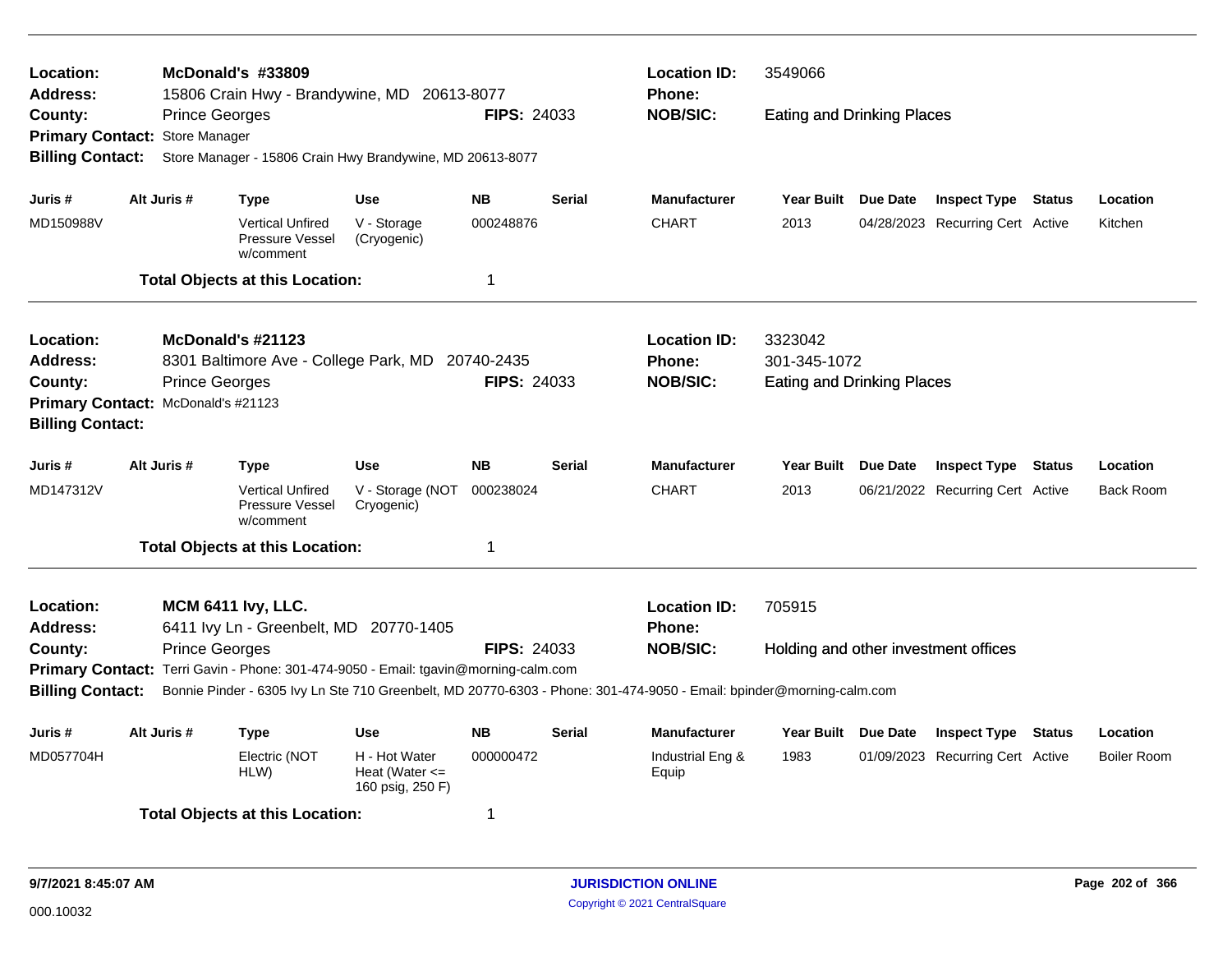**Location:** McDonald's #33809
**Address:** 15806 Crain Hwy - Brandywine, MD 20613-8077
**County:** Prince Georges
**FIPS:** 24033
**Location ID:** 3549066
**Phone:**
**NOB/SIC:** Eating and Drinking Places
**Primary Contact:** Store Manager
**Billing Contact:** Store Manager - 15806 Crain Hwy Brandywine, MD 20613-8077

| Juris # | Alt Juris # | Type | Use | NB | Serial | Manufacturer | Year Built | Due Date | Inspect Type | Status | Location |
|---|---|---|---|---|---|---|---|---|---|---|---|
| MD150988V | | Vertical Unfired Pressure Vessel w/comment | V - Storage (Cryogenic) | 000248876 | | CHART | 2013 | 04/28/2023 | Recurring Cert | Active | Kitchen |

**Total Objects at this Location:** 1

---

**Location:** McDonald's #21123
**Address:** 8301 Baltimore Ave - College Park, MD 20740-2435
**County:** Prince Georges
**FIPS:** 24033
**Location ID:** 3323042
**Phone:** 301-345-1072
**NOB/SIC:** Eating and Drinking Places
**Primary Contact:** McDonald's #21123
**Billing Contact:**

| Juris # | Alt Juris # | Type | Use | NB | Serial | Manufacturer | Year Built | Due Date | Inspect Type | Status | Location |
|---|---|---|---|---|---|---|---|---|---|---|---|
| MD147312V | | Vertical Unfired Pressure Vessel w/comment | V - Storage (NOT Cryogenic) | 000238024 | | CHART | 2013 | 06/21/2022 | Recurring Cert | Active | Back Room |

**Total Objects at this Location:** 1

---

**Location:** MCM 6411 Ivy, LLC.
**Address:** 6411 Ivy Ln - Greenbelt, MD 20770-1405
**County:** Prince Georges
**FIPS:** 24033
**Location ID:** 705915
**Phone:**
**NOB/SIC:** Holding and other investment offices
**Primary Contact:** Terri Gavin - Phone: 301-474-9050 - Email: tgavin@morning-calm.com
**Billing Contact:** Bonnie Pinder - 6305 Ivy Ln Ste 710 Greenbelt, MD 20770-6303 - Phone: 301-474-9050 - Email: bpinder@morning-calm.com

| Juris # | Alt Juris # | Type | Use | NB | Serial | Manufacturer | Year Built | Due Date | Inspect Type | Status | Location |
|---|---|---|---|---|---|---|---|---|---|---|---|
| MD057704H | | Electric (NOT HLW) | H - Hot Water Heat (Water <= 160 psig, 250 F) | 000000472 | | Industrial Eng & Equip | 1983 | 01/09/2023 | Recurring Cert | Active | Boiler Room |

**Total Objects at this Location:** 1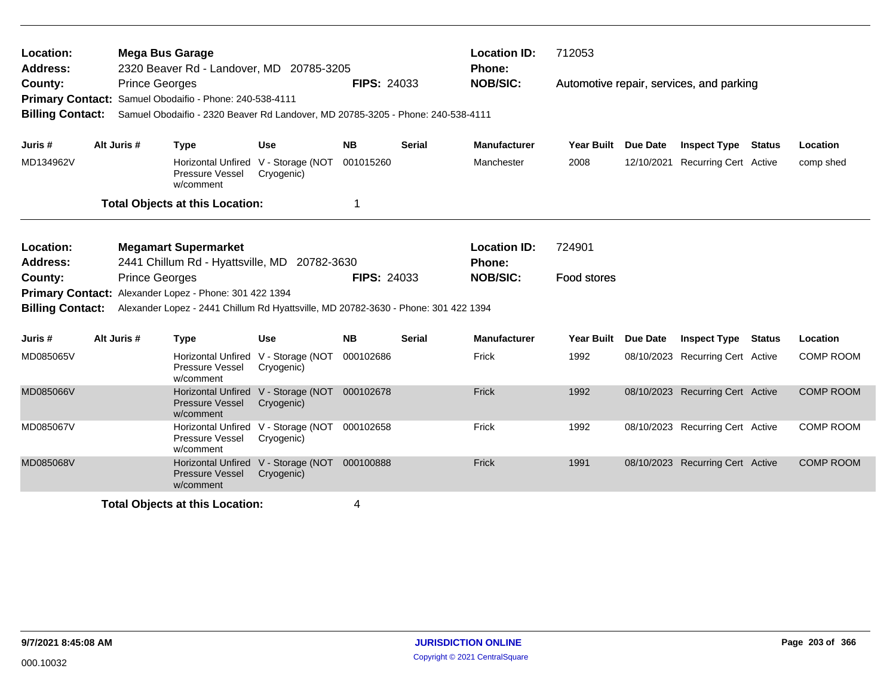**Location:** Mega Bus Garage
**Address:** 2320 Beaver Rd - Landover, MD 20785-3205
**County:** Prince Georges **FIPS:** 24033
**Location ID:** 712053
**Phone:**
**NOB/SIC:** Automotive repair, services, and parking
**Primary Contact:** Samuel Obodaifio - Phone: 240-538-4111
**Billing Contact:** Samuel Obodaifio - 2320 Beaver Rd Landover, MD 20785-3205 - Phone: 240-538-4111

| Juris # | Alt Juris # | Type | Use | NB | Serial | Manufacturer | Year Built | Due Date | Inspect Type | Status | Location |
|---|---|---|---|---|---|---|---|---|---|---|---|
| MD134962V | | Horizontal Unfired Pressure Vessel w/comment | V - Storage (NOT Cryogenic) | 001015260 | | Manchester | 2008 | 12/10/2021 | Recurring Cert | Active | comp shed |

**Total Objects at this Location:** 1

---

**Location:** Megamart Supermarket
**Address:** 2441 Chillum Rd - Hyattsville, MD 20782-3630
**County:** Prince Georges **FIPS:** 24033
**Location ID:** 724901
**Phone:**
**NOB/SIC:** Food stores
**Primary Contact:** Alexander Lopez - Phone: 301 422 1394
**Billing Contact:** Alexander Lopez - 2441 Chillum Rd Hyattsville, MD 20782-3630 - Phone: 301 422 1394

| Juris # | Alt Juris # | Type | Use | NB | Serial | Manufacturer | Year Built | Due Date | Inspect Type | Status | Location |
|---|---|---|---|---|---|---|---|---|---|---|---|
| MD085065V | | Horizontal Unfired Pressure Vessel w/comment | V - Storage (NOT Cryogenic) | 000102686 | | Frick | 1992 | 08/10/2023 | Recurring Cert | Active | COMP ROOM |
| MD085066V | | Horizontal Unfired Pressure Vessel w/comment | V - Storage (NOT Cryogenic) | 000102678 | | Frick | 1992 | 08/10/2023 | Recurring Cert | Active | COMP ROOM |
| MD085067V | | Horizontal Unfired Pressure Vessel w/comment | V - Storage (NOT Cryogenic) | 000102658 | | Frick | 1992 | 08/10/2023 | Recurring Cert | Active | COMP ROOM |
| MD085068V | | Horizontal Unfired Pressure Vessel w/comment | V - Storage (NOT Cryogenic) | 000100888 | | Frick | 1991 | 08/10/2023 | Recurring Cert | Active | COMP ROOM |

**Total Objects at this Location:** 4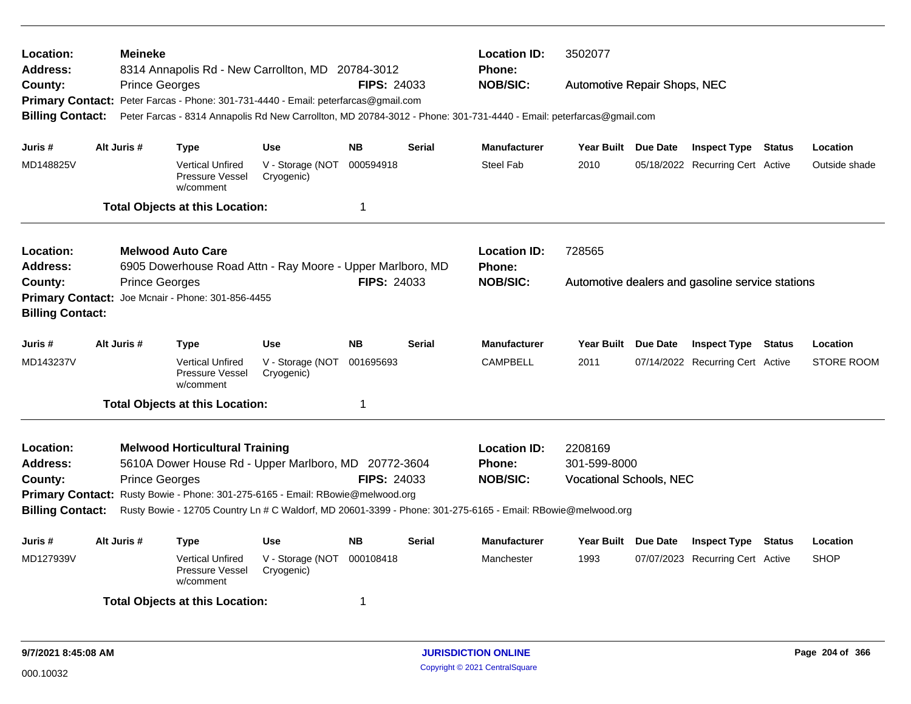**Location:** Meineke
**Address:** 8314 Annapolis Rd - New Carrollton, MD 20784-3012
**County:** Prince Georges **FIPS:** 24033
**Location ID:** 3502077
**Phone:**
**NOB/SIC:** Automotive Repair Shops, NEC
**Primary Contact:** Peter Farcas - Phone: 301-731-4440 - Email: peterfarcas@gmail.com
**Billing Contact:** Peter Farcas - 8314 Annapolis Rd New Carrollton, MD 20784-3012 - Phone: 301-731-4440 - Email: peterfarcas@gmail.com

| Juris # | Alt Juris # | Type | Use | NB | Serial | Manufacturer | Year Built | Due Date | Inspect Type | Status | Location |
|---|---|---|---|---|---|---|---|---|---|---|---|
| MD148825V | | Vertical Unfired Pressure Vessel w/comment | V - Storage (NOT Cryogenic) | 000594918 | | Steel Fab | 2010 | 05/18/2022 | Recurring Cert | Active | Outside shade |

**Total Objects at this Location:** 1

---

**Location:** Melwood Auto Care
**Address:** 6905 Dowerhouse Road Attn - Ray Moore - Upper Marlboro, MD
**County:** Prince Georges **FIPS:** 24033
**Location ID:** 728565
**Phone:**
**NOB/SIC:** Automotive dealers and gasoline service stations
**Primary Contact:** Joe Mcnair - Phone: 301-856-4455
**Billing Contact:**

| Juris # | Alt Juris # | Type | Use | NB | Serial | Manufacturer | Year Built | Due Date | Inspect Type | Status | Location |
|---|---|---|---|---|---|---|---|---|---|---|---|
| MD143237V | | Vertical Unfired Pressure Vessel w/comment | V - Storage (NOT Cryogenic) | 001695693 | | CAMPBELL | 2011 | 07/14/2022 | Recurring Cert | Active | STORE ROOM |

**Total Objects at this Location:** 1

---

**Location:** Melwood Horticultural Training
**Address:** 5610A Dower House Rd - Upper Marlboro, MD 20772-3604
**County:** Prince Georges **FIPS:** 24033
**Location ID:** 2208169
**Phone:** 301-599-8000
**NOB/SIC:** Vocational Schools, NEC
**Primary Contact:** Rusty Bowie - Phone: 301-275-6165 - Email: RBowie@melwood.org
**Billing Contact:** Rusty Bowie - 12705 Country Ln # C Waldorf, MD 20601-3399 - Phone: 301-275-6165 - Email: RBowie@melwood.org

| Juris # | Alt Juris # | Type | Use | NB | Serial | Manufacturer | Year Built | Due Date | Inspect Type | Status | Location |
|---|---|---|---|---|---|---|---|---|---|---|---|
| MD127939V | | Vertical Unfired Pressure Vessel w/comment | V - Storage (NOT Cryogenic) | 000108418 | | Manchester | 1993 | 07/07/2023 | Recurring Cert | Active | SHOP |

**Total Objects at this Location:** 1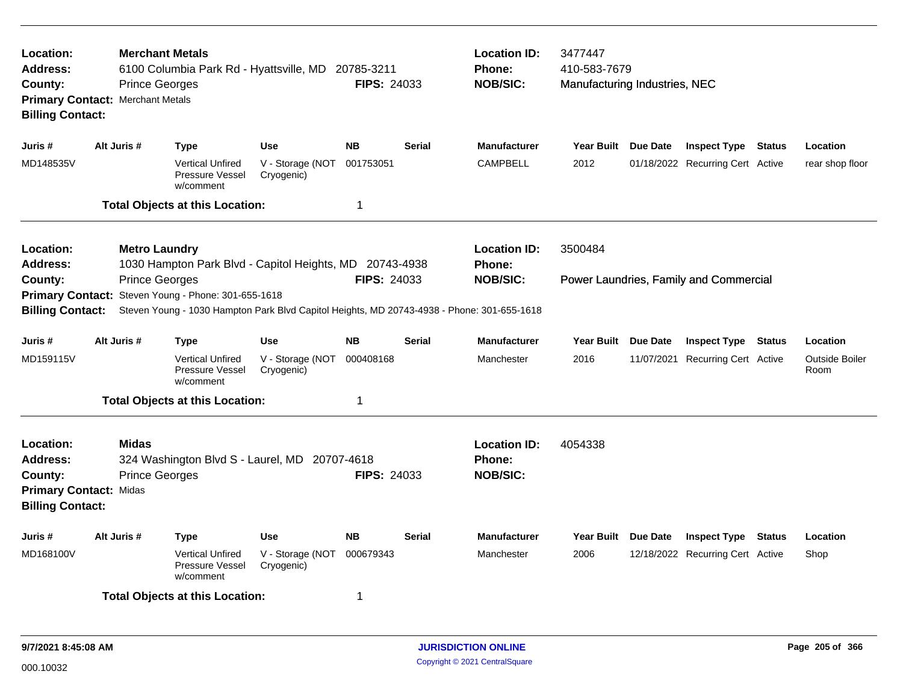**Location:** Merchant Metals
**Address:** 6100 Columbia Park Rd - Hyattsville, MD 20785-3211
**County:** Prince Georges **FIPS:** 24033
**Primary Contact:** Merchant Metals
**Billing Contact:**

**Location ID:** 3477447
**Phone:** 410-583-7679
**NOB/SIC:** Manufacturing Industries, NEC

| Juris # | Alt Juris # | Type | Use | NB | Serial | Manufacturer | Year Built | Due Date | Inspect Type | Status | Location |
|---|---|---|---|---|---|---|---|---|---|---|---|
| MD148535V | | Vertical Unfired Pressure Vessel w/comment | V - Storage (NOT Cryogenic) | 001753051 | | CAMPBELL | 2012 | 01/18/2022 | Recurring Cert | Active | rear shop floor |

**Total Objects at this Location:** 1

---

**Location:** Metro Laundry
**Address:** 1030 Hampton Park Blvd - Capitol Heights, MD 20743-4938
**County:** Prince Georges **FIPS:** 24033
**Primary Contact:** Steven Young - Phone: 301-655-1618
**Billing Contact:** Steven Young - 1030 Hampton Park Blvd Capitol Heights, MD 20743-4938 - Phone: 301-655-1618

**Location ID:** 3500484
**Phone:**
**NOB/SIC:** Power Laundries, Family and Commercial

| Juris # | Alt Juris # | Type | Use | NB | Serial | Manufacturer | Year Built | Due Date | Inspect Type | Status | Location |
|---|---|---|---|---|---|---|---|---|---|---|---|
| MD159115V | | Vertical Unfired Pressure Vessel w/comment | V - Storage (NOT Cryogenic) | 000408168 | | Manchester | 2016 | 11/07/2021 | Recurring Cert | Active | Outside Boiler Room |

**Total Objects at this Location:** 1

---

**Location:** Midas
**Address:** 324 Washington Blvd S - Laurel, MD 20707-4618
**County:** Prince Georges **FIPS:** 24033
**Primary Contact:** Midas
**Billing Contact:**

**Location ID:** 4054338
**Phone:**
**NOB/SIC:**

| Juris # | Alt Juris # | Type | Use | NB | Serial | Manufacturer | Year Built | Due Date | Inspect Type | Status | Location |
|---|---|---|---|---|---|---|---|---|---|---|---|
| MD168100V | | Vertical Unfired Pressure Vessel w/comment | V - Storage (NOT Cryogenic) | 000679343 | | Manchester | 2006 | 12/18/2022 | Recurring Cert | Active | Shop |

**Total Objects at this Location:** 1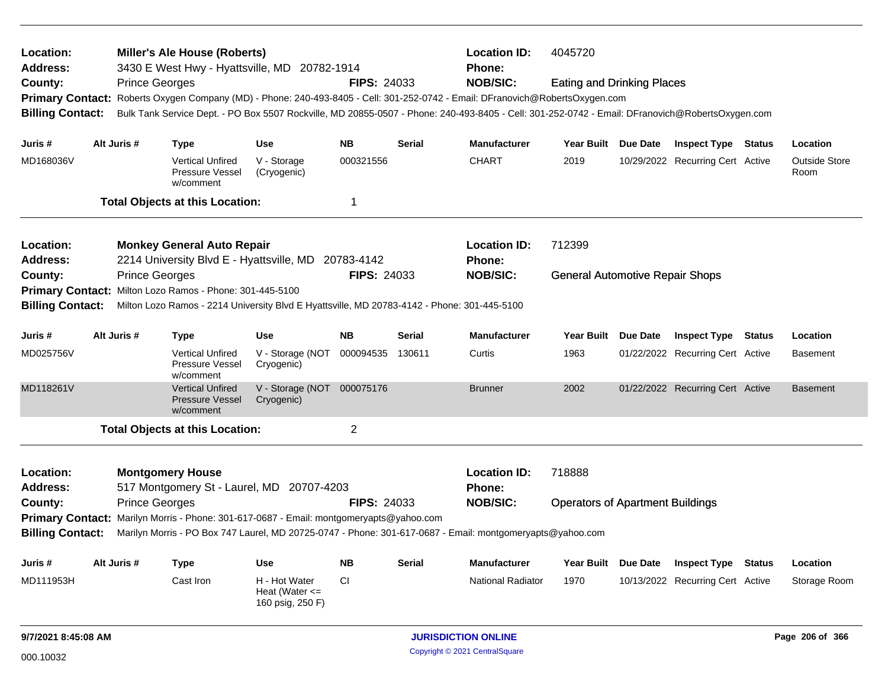**Location:** Miller's Ale House (Roberts) **Location ID:** 4045720
**Address:** 3430 E West Hwy - Hyattsville, MD 20782-1914 **Phone:**
**County:** Prince Georges **FIPS:** 24033 **NOB/SIC:** Eating and Drinking Places
**Primary Contact:** Roberts Oxygen Company (MD) - Phone: 240-493-8405 - Cell: 301-252-0742 - Email: DFranovich@RobertsOxygen.com
**Billing Contact:** Bulk Tank Service Dept. - PO Box 5507 Rockville, MD 20855-0507 - Phone: 240-493-8405 - Cell: 301-252-0742 - Email: DFranovich@RobertsOxygen.com

| Juris # | Alt Juris # | Type | Use | NB | Serial | Manufacturer | Year Built | Due Date | Inspect Type | Status | Location |
|---|---|---|---|---|---|---|---|---|---|---|---|
| MD168036V | | Vertical Unfired Pressure Vessel w/comment | V - Storage (Cryogenic) | 000321556 | | CHART | 2019 | 10/29/2022 | Recurring Cert | Active | Outside Store Room |

**Total Objects at this Location:** 1

---

**Location:** Monkey General Auto Repair **Location ID:** 712399
**Address:** 2214 University Blvd E - Hyattsville, MD 20783-4142 **Phone:**
**County:** Prince Georges **FIPS:** 24033 **NOB/SIC:** General Automotive Repair Shops
**Primary Contact:** Milton Lozo Ramos - Phone: 301-445-5100
**Billing Contact:** Milton Lozo Ramos - 2214 University Blvd E Hyattsville, MD 20783-4142 - Phone: 301-445-5100

| Juris # | Alt Juris # | Type | Use | NB | Serial | Manufacturer | Year Built | Due Date | Inspect Type | Status | Location |
|---|---|---|---|---|---|---|---|---|---|---|---|
| MD025756V | | Vertical Unfired Pressure Vessel w/comment | V - Storage (NOT Cryogenic) | 000094535 | 130611 | Curtis | 1963 | 01/22/2022 | Recurring Cert | Active | Basement |
| MD118261V | | Vertical Unfired Pressure Vessel w/comment | V - Storage (NOT Cryogenic) | 000075176 | | Brunner | 2002 | 01/22/2022 | Recurring Cert | Active | Basement |

**Total Objects at this Location:** 2

---

**Location:** Montgomery House **Location ID:** 718888
**Address:** 517 Montgomery St - Laurel, MD 20707-4203 **Phone:**
**County:** Prince Georges **FIPS:** 24033 **NOB/SIC:** Operators of Apartment Buildings
**Primary Contact:** Marilyn Morris - Phone: 301-617-0687 - Email: montgomeryapts@yahoo.com
**Billing Contact:** Marilyn Morris - PO Box 747 Laurel, MD 20725-0747 - Phone: 301-617-0687 - Email: montgomeryapts@yahoo.com

| Juris # | Alt Juris # | Type | Use | NB | Serial | Manufacturer | Year Built | Due Date | Inspect Type | Status | Location |
|---|---|---|---|---|---|---|---|---|---|---|---|
| MD111953H | | Cast Iron | H - Hot Water Heat (Water <= 160 psig, 250 F) | CI | | National Radiator | 1970 | 10/13/2022 | Recurring Cert | Active | Storage Room |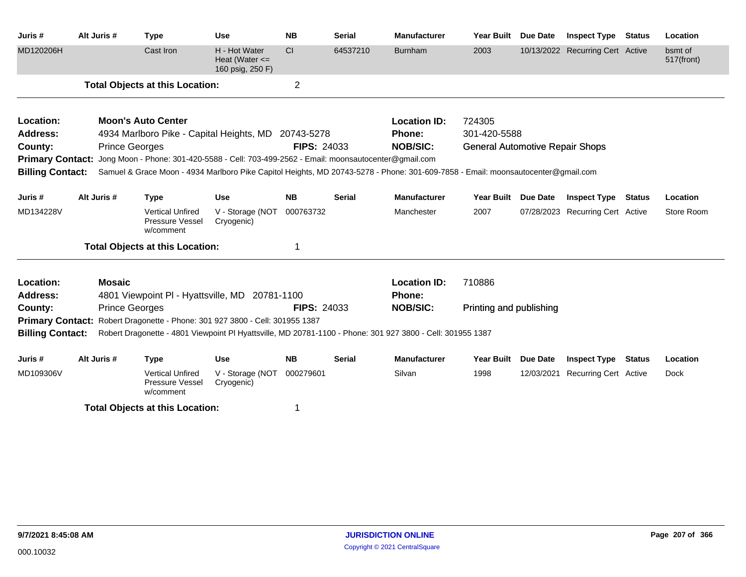| Juris # | Alt Juris # | Type | Use | NB | Serial | Manufacturer | Year Built | Due Date | Inspect Type | Status | Location |
|---|---|---|---|---|---|---|---|---|---|---|---|
| MD120206H | | Cast Iron | H - Hot Water Heat (Water <= 160 psig, 250 F) | CI | 64537210 | Burnham | 2003 | 10/13/2022 | Recurring Cert | Active | bsmt of 517(front) |

**Total Objects at this Location:** 2

---

**Location:** Moon's Auto Center
**Location ID:** 724305
**Address:** 4934 Marlboro Pike - Capital Heights, MD 20743-5278
**Phone:** 301-420-5588
**County:** Prince Georges
**FIPS:** 24033
**NOB/SIC:** General Automotive Repair Shops
**Primary Contact:** Jong Moon - Phone: 301-420-5588 - Cell: 703-499-2562 - Email: moonsautocenter@gmail.com
**Billing Contact:** Samuel & Grace Moon - 4934 Marlboro Pike Capitol Heights, MD 20743-5278 - Phone: 301-609-7858 - Email: moonsautocenter@gmail.com

| Juris # | Alt Juris # | Type | Use | NB | Serial | Manufacturer | Year Built | Due Date | Inspect Type | Status | Location |
|---|---|---|---|---|---|---|---|---|---|---|---|
| MD134228V | | Vertical Unfired Pressure Vessel w/comment | V - Storage (NOT Cryogenic) | 000763732 | | Manchester | 2007 | 07/28/2023 | Recurring Cert | Active | Store Room |

**Total Objects at this Location:** 1

---

**Location:** Mosaic
**Location ID:** 710886
**Address:** 4801 Viewpoint Pl - Hyattsville, MD 20781-1100
**Phone:**
**County:** Prince Georges
**FIPS:** 24033
**NOB/SIC:** Printing and publishing
**Primary Contact:** Robert Dragonette - Phone: 301 927 3800 - Cell: 301955 1387
**Billing Contact:** Robert Dragonette - 4801 Viewpoint Pl Hyattsville, MD 20781-1100 - Phone: 301 927 3800 - Cell: 301955 1387

| Juris # | Alt Juris # | Type | Use | NB | Serial | Manufacturer | Year Built | Due Date | Inspect Type | Status | Location |
|---|---|---|---|---|---|---|---|---|---|---|---|
| MD109306V | | Vertical Unfired Pressure Vessel w/comment | V - Storage (NOT Cryogenic) | 000279601 | | Silvan | 1998 | 12/03/2021 | Recurring Cert | Active | Dock |

**Total Objects at this Location:** 1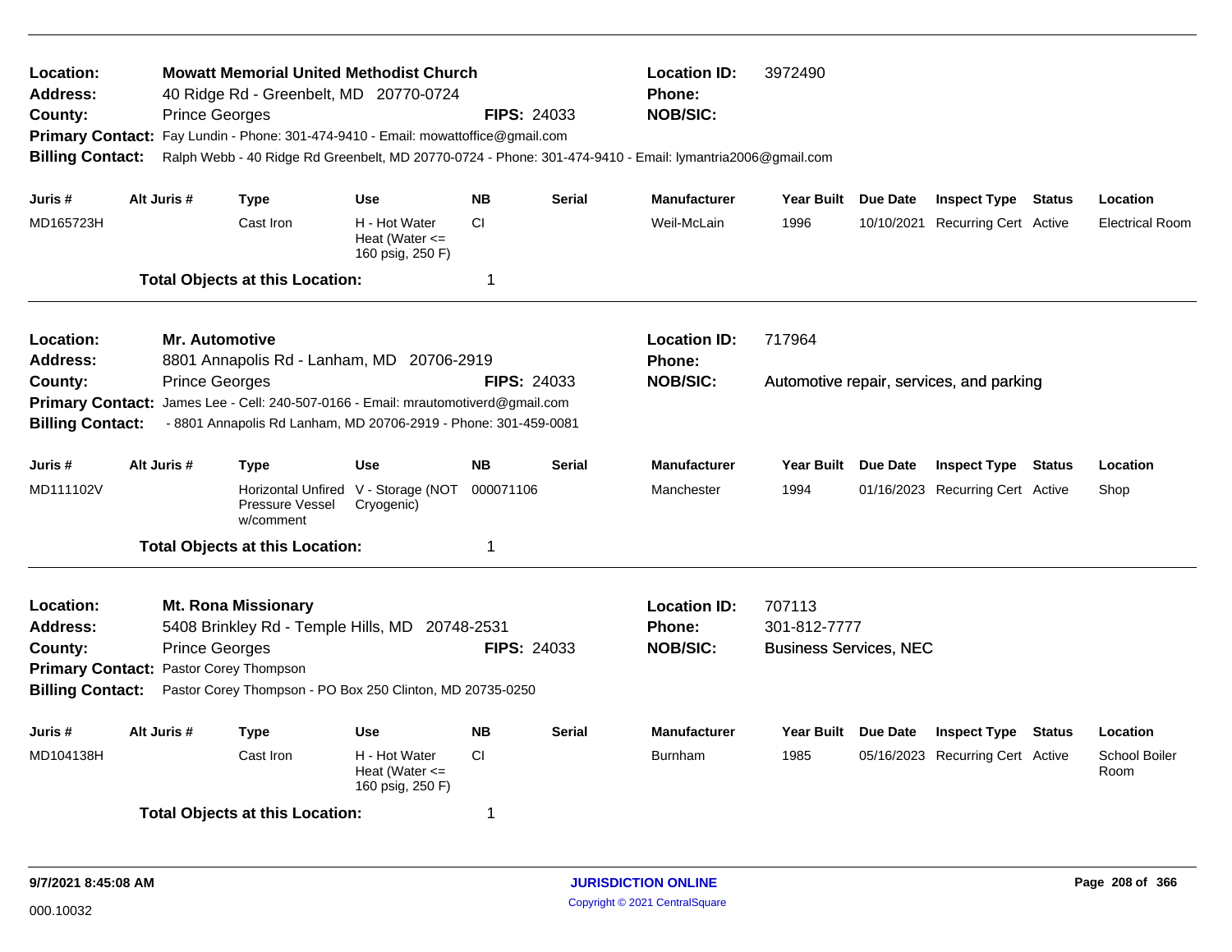**Location:** **Mowatt Memorial United Methodist Church** | **Location ID:** 3972490
**Address:** 40 Ridge Rd - Greenbelt, MD 20770-0724 | **Phone:**
**County:** Prince Georges | **FIPS:** 24033 | **NOB/SIC:**
**Primary Contact:** Fay Lundin - Phone: 301-474-9410 - Email: mowattoffice@gmail.com
**Billing Contact:** Ralph Webb - 40 Ridge Rd Greenbelt, MD 20770-0724 - Phone: 301-474-9410 - Email: lymantria2006@gmail.com

| Juris # | Alt Juris # | Type | Use | NB | Serial | Manufacturer | Year Built | Due Date | Inspect Type | Status | Location |
|---|---|---|---|---|---|---|---|---|---|---|---|
| MD165723H | | Cast Iron | H - Hot Water Heat (Water <= 160 psig, 250 F) | CI | | Weil-McLain | 1996 | 10/10/2021 | Recurring Cert | Active | Electrical Room |

**Total Objects at this Location:** 1

---

**Location:** **Mr. Automotive** | **Location ID:** 717964
**Address:** 8801 Annapolis Rd - Lanham, MD 20706-2919 | **Phone:**
**County:** Prince Georges | **FIPS:** 24033 | **NOB/SIC:** Automotive repair, services, and parking
**Primary Contact:** James Lee - Cell: 240-507-0166 - Email: mrautomotiverd@gmail.com
**Billing Contact:** - 8801 Annapolis Rd Lanham, MD 20706-2919 - Phone: 301-459-0081

| Juris # | Alt Juris # | Type | Use | NB | Serial | Manufacturer | Year Built | Due Date | Inspect Type | Status | Location |
|---|---|---|---|---|---|---|---|---|---|---|---|
| MD111102V | | Horizontal Unfired Pressure Vessel w/comment | V - Storage (NOT Cryogenic) | 000071106 | | Manchester | 1994 | 01/16/2023 | Recurring Cert | Active | Shop |

**Total Objects at this Location:** 1

---

**Location:** **Mt. Rona Missionary** | **Location ID:** 707113
**Address:** 5408 Brinkley Rd - Temple Hills, MD 20748-2531 | **Phone:** 301-812-7777
**County:** Prince Georges | **FIPS:** 24033 | **NOB/SIC:** Business Services, NEC
**Primary Contact:** Pastor Corey Thompson
**Billing Contact:** Pastor Corey Thompson - PO Box 250 Clinton, MD 20735-0250

| Juris # | Alt Juris # | Type | Use | NB | Serial | Manufacturer | Year Built | Due Date | Inspect Type | Status | Location |
|---|---|---|---|---|---|---|---|---|---|---|---|
| MD104138H | | Cast Iron | H - Hot Water Heat (Water <= 160 psig, 250 F) | CI | | Burnham | 1985 | 05/16/2023 | Recurring Cert | Active | School Boiler Room |

**Total Objects at this Location:** 1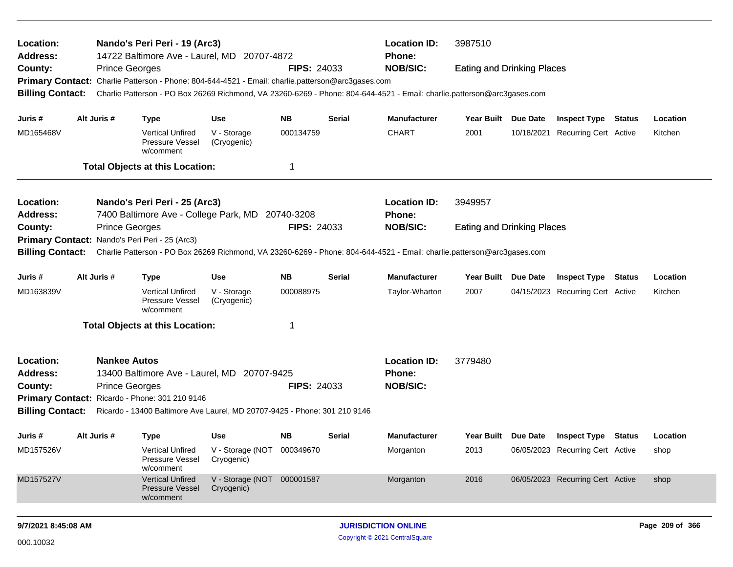**Location:** Nando's Peri Peri - 19 (Arc3)
**Location ID:** 3987510
**Address:** 14722 Baltimore Ave - Laurel, MD 20707-4872
**Phone:**
**County:** Prince Georges
**FIPS:** 24033
**NOB/SIC:** Eating and Drinking Places
**Primary Contact:** Charlie Patterson - Phone: 804-644-4521 - Email: charlie.patterson@arc3gases.com
**Billing Contact:** Charlie Patterson - PO Box 26269 Richmond, VA 23260-6269 - Phone: 804-644-4521 - Email: charlie.patterson@arc3gases.com

| Juris # | Alt Juris # | Type | Use | NB | Serial | Manufacturer | Year Built | Due Date | Inspect Type | Status | Location |
|---|---|---|---|---|---|---|---|---|---|---|---|
| MD165468V | | Vertical Unfired Pressure Vessel w/comment | V - Storage (Cryogenic) | 000134759 | | CHART | 2001 | 10/18/2021 | Recurring Cert | Active | Kitchen |

**Total Objects at this Location:** 1

---

**Location:** Nando's Peri Peri - 25 (Arc3)
**Location ID:** 3949957
**Address:** 7400 Baltimore Ave - College Park, MD 20740-3208
**Phone:**
**County:** Prince Georges
**FIPS:** 24033
**NOB/SIC:** Eating and Drinking Places
**Primary Contact:** Nando's Peri Peri - 25 (Arc3)
**Billing Contact:** Charlie Patterson - PO Box 26269 Richmond, VA 23260-6269 - Phone: 804-644-4521 - Email: charlie.patterson@arc3gases.com

| Juris # | Alt Juris # | Type | Use | NB | Serial | Manufacturer | Year Built | Due Date | Inspect Type | Status | Location |
|---|---|---|---|---|---|---|---|---|---|---|---|
| MD163839V | | Vertical Unfired Pressure Vessel w/comment | V - Storage (Cryogenic) | 000088975 | | Taylor-Wharton | 2007 | 04/15/2023 | Recurring Cert | Active | Kitchen |

**Total Objects at this Location:** 1

---

**Location:** Nankee Autos
**Location ID:** 3779480
**Address:** 13400 Baltimore Ave - Laurel, MD 20707-9425
**Phone:**
**County:** Prince Georges
**FIPS:** 24033
**NOB/SIC:**
**Primary Contact:** Ricardo - Phone: 301 210 9146
**Billing Contact:** Ricardo - 13400 Baltimore Ave Laurel, MD 20707-9425 - Phone: 301 210 9146

| Juris # | Alt Juris # | Type | Use | NB | Serial | Manufacturer | Year Built | Due Date | Inspect Type | Status | Location |
|---|---|---|---|---|---|---|---|---|---|---|---|
| MD157526V | | Vertical Unfired Pressure Vessel w/comment | V - Storage (NOT Cryogenic) | 000349670 | | Morganton | 2013 | 06/05/2023 | Recurring Cert | Active | shop |
| MD157527V | | Vertical Unfired Pressure Vessel w/comment | V - Storage (NOT Cryogenic) | 000001587 | | Morganton | 2016 | 06/05/2023 | Recurring Cert | Active | shop |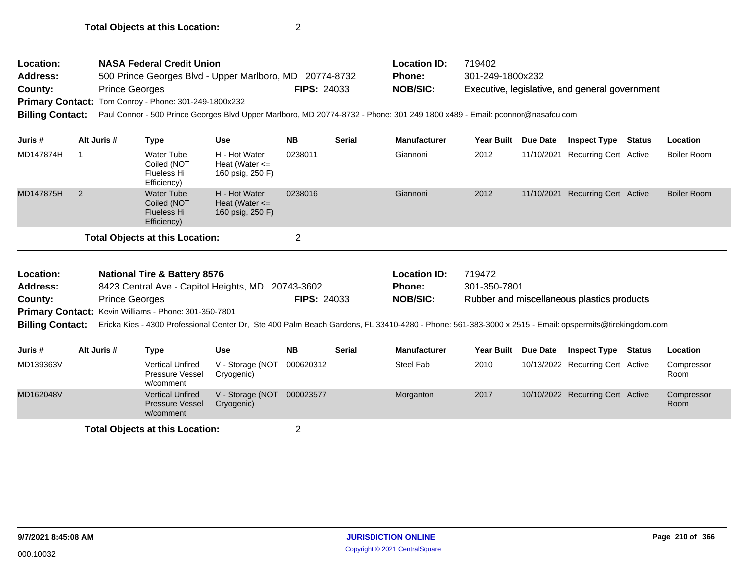**Total Objects at this Location:** 2

---

**Location:** **NASA Federal Credit Union**
**Address:** 500 Prince Georges Blvd - Upper Marlboro, MD 20774-8732
**County:** Prince Georges **FIPS:** 24033
**Primary Contact:** Tom Conroy - Phone: 301-249-1800x232
**Billing Contact:** Paul Connor - 500 Prince Georges Blvd Upper Marlboro, MD 20774-8732 - Phone: 301 249 1800 x489 - Email: pconnor@nasafcu.com

**Location ID:** 719402
**Phone:** 301-249-1800x232
**NOB/SIC:** Executive, legislative, and general government

| Juris # | Alt Juris # | Type | Use | NB | Serial | Manufacturer | Year Built | Due Date | Inspect Type | Status | Location |
|---|---|---|---|---|---|---|---|---|---|---|---|
| MD147874H | 1 | Water Tube Coiled (NOT Flueless Hi Efficiency) | H - Hot Water Heat (Water <= 160 psig, 250 F) | 0238011 | | Giannoni | 2012 | 11/10/2021 | Recurring Cert | Active | Boiler Room |
| MD147875H | 2 | Water Tube Coiled (NOT Flueless Hi Efficiency) | H - Hot Water Heat (Water <= 160 psig, 250 F) | 0238016 | | Giannoni | 2012 | 11/10/2021 | Recurring Cert | Active | Boiler Room |

**Total Objects at this Location:** 2

---

**Location:** **National Tire & Battery 8576**
**Address:** 8423 Central Ave - Capitol Heights, MD 20743-3602
**County:** Prince Georges **FIPS:** 24033
**Primary Contact:** Kevin Williams - Phone: 301-350-7801
**Billing Contact:** Ericka Kies - 4300 Professional Center Dr, Ste 400 Palm Beach Gardens, FL 33410-4280 - Phone: 561-383-3000 x 2515 - Email: opspermits@tirekingdom.com

**Location ID:** 719472
**Phone:** 301-350-7801
**NOB/SIC:** Rubber and miscellaneous plastics products

| Juris # | Alt Juris # | Type | Use | NB | Serial | Manufacturer | Year Built | Due Date | Inspect Type | Status | Location |
|---|---|---|---|---|---|---|---|---|---|---|---|
| MD139363V | | Vertical Unfired Pressure Vessel w/comment | V - Storage (NOT Cryogenic) | 000620312 | | Steel Fab | 2010 | 10/13/2022 | Recurring Cert | Active | Compressor Room |
| MD162048V | | Vertical Unfired Pressure Vessel w/comment | V - Storage (NOT Cryogenic) | 000023577 | | Morganton | 2017 | 10/10/2022 | Recurring Cert | Active | Compressor Room |

**Total Objects at this Location:** 2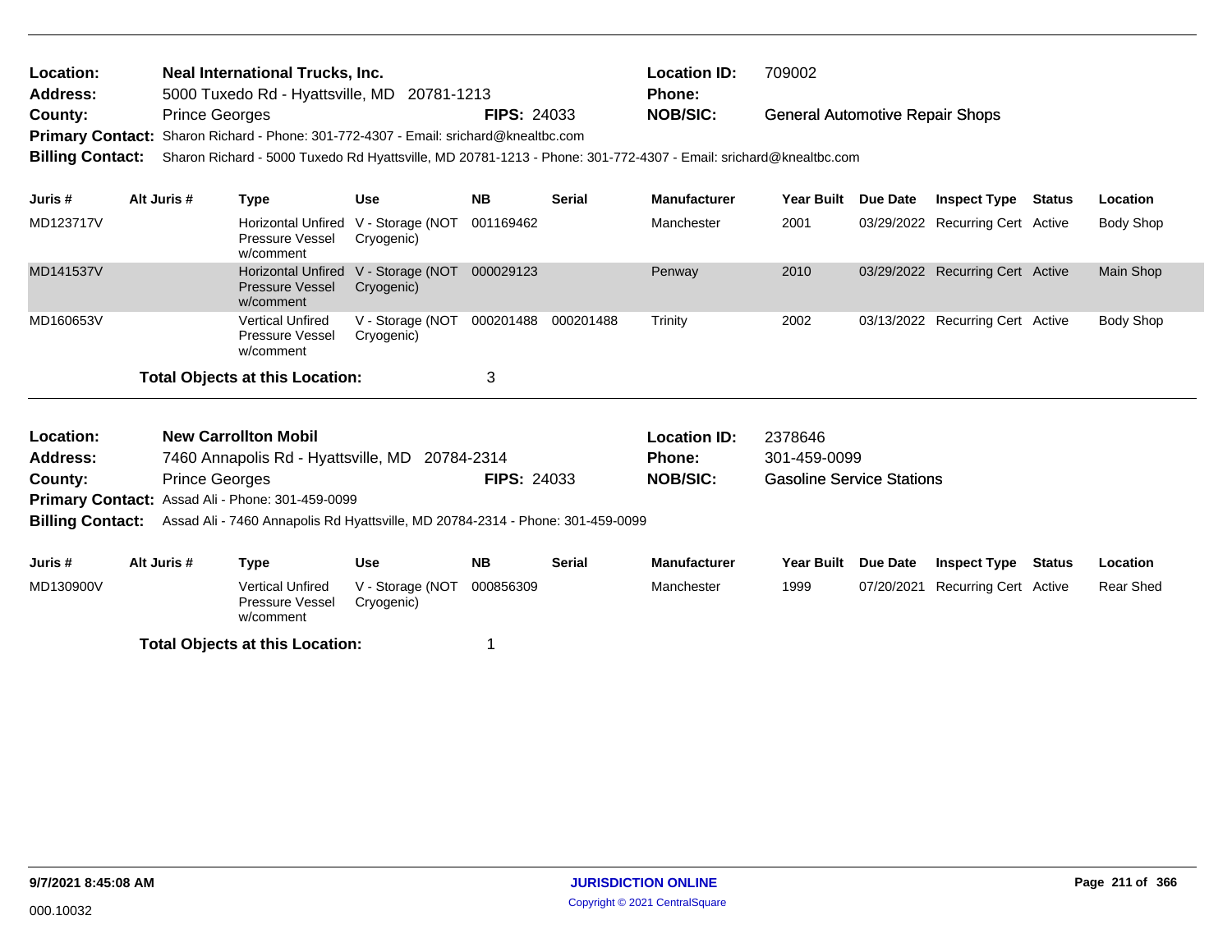**Location:** Neal International Trucks, Inc. **Location ID:** 709002
**Address:** 5000 Tuxedo Rd - Hyattsville, MD 20781-1213 **Phone:**
**County:** Prince Georges **FIPS:** 24033 **NOB/SIC:** General Automotive Repair Shops
**Primary Contact:** Sharon Richard - Phone: 301-772-4307 - Email: srichard@knealtbc.com
**Billing Contact:** Sharon Richard - 5000 Tuxedo Rd Hyattsville, MD 20781-1213 - Phone: 301-772-4307 - Email: srichard@knealtbc.com

| Juris # | Alt Juris # | Type | Use | NB | Serial | Manufacturer | Year Built | Due Date | Inspect Type | Status | Location |
|---|---|---|---|---|---|---|---|---|---|---|---|
| MD123717V | | Horizontal Unfired Pressure Vessel w/comment | V - Storage (NOT Cryogenic) | 001169462 | | Manchester | 2001 | 03/29/2022 | Recurring Cert | Active | Body Shop |
| MD141537V | | Horizontal Unfired Pressure Vessel w/comment | V - Storage (NOT Cryogenic) | 000029123 | | Penway | 2010 | 03/29/2022 | Recurring Cert | Active | Main Shop |
| MD160653V | | Vertical Unfired Pressure Vessel w/comment | V - Storage (NOT Cryogenic) | 000201488 | 000201488 | Trinity | 2002 | 03/13/2022 | Recurring Cert | Active | Body Shop |

**Total Objects at this Location:** 3

---

**Location:** New Carrollton Mobil **Location ID:** 2378646
**Address:** 7460 Annapolis Rd - Hyattsville, MD 20784-2314 **Phone:** 301-459-0099
**County:** Prince Georges **FIPS:** 24033 **NOB/SIC:** Gasoline Service Stations
**Primary Contact:** Assad Ali - Phone: 301-459-0099
**Billing Contact:** Assad Ali - 7460 Annapolis Rd Hyattsville, MD 20784-2314 - Phone: 301-459-0099

| Juris # | Alt Juris # | Type | Use | NB | Serial | Manufacturer | Year Built | Due Date | Inspect Type | Status | Location |
|---|---|---|---|---|---|---|---|---|---|---|---|
| MD130900V | | Vertical Unfired Pressure Vessel w/comment | V - Storage (NOT Cryogenic) | 000856309 | | Manchester | 1999 | 07/20/2021 | Recurring Cert | Active | Rear Shed |

**Total Objects at this Location:** 1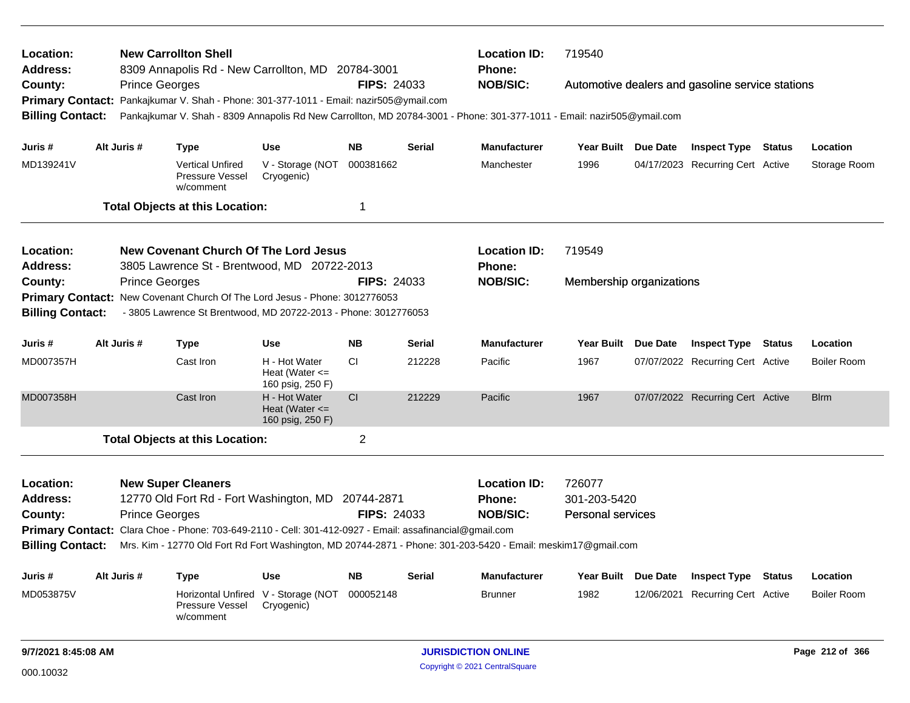| | | | |
|---|---|---|---|
| **Location:** | **New Carrollton Shell** | **Location ID:** | 719540 |
| **Address:** | 8309 Annapolis Rd - New Carrollton, MD 20784-3001 | **Phone:** | |
| **County:** | Prince Georges **FIPS:** 24033 | **NOB/SIC:** | Automotive dealers and gasoline service stations |

**Primary Contact:** Pankajkumar V. Shah - Phone: 301-377-1011 - Email: nazir505@ymail.com

**Billing Contact:** Pankajkumar V. Shah - 8309 Annapolis Rd New Carrollton, MD 20784-3001 - Phone: 301-377-1011 - Email: nazir505@ymail.com

| Juris # | Alt Juris # | Type | Use | NB | Serial | Manufacturer | Year Built | Due Date | Inspect Type | Status | Location |
|---|---|---|---|---|---|---|---|---|---|---|---|
| MD139241V | | Vertical Unfired Pressure Vessel w/comment | V - Storage (NOT Cryogenic) | 000381662 | | Manchester | 1996 | 04/17/2023 | Recurring Cert | Active | Storage Room |

**Total Objects at this Location:** 1

| | | | |
|---|---|---|---|
| **Location:** | **New Covenant Church Of The Lord Jesus** | **Location ID:** | 719549 |
| **Address:** | 3805 Lawrence St - Brentwood, MD 20722-2013 | **Phone:** | |
| **County:** | Prince Georges **FIPS:** 24033 | **NOB/SIC:** | Membership organizations |

**Primary Contact:** New Covenant Church Of The Lord Jesus - Phone: 3012776053

**Billing Contact:** - 3805 Lawrence St Brentwood, MD 20722-2013 - Phone: 3012776053

| Juris # | Alt Juris # | Type | Use | NB | Serial | Manufacturer | Year Built | Due Date | Inspect Type | Status | Location |
|---|---|---|---|---|---|---|---|---|---|---|---|
| MD007357H | | Cast Iron | H - Hot Water Heat (Water <= 160 psig, 250 F) | CI | 212228 | Pacific | 1967 | 07/07/2022 | Recurring Cert | Active | Boiler Room |
| MD007358H | | Cast Iron | H - Hot Water Heat (Water <= 160 psig, 250 F) | CI | 212229 | Pacific | 1967 | 07/07/2022 | Recurring Cert | Active | Blrm |

**Total Objects at this Location:** 2

| | | | |
|---|---|---|---|
| **Location:** | **New Super Cleaners** | **Location ID:** | 726077 |
| **Address:** | 12770 Old Fort Rd - Fort Washington, MD 20744-2871 | **Phone:** | 301-203-5420 |
| **County:** | Prince Georges **FIPS:** 24033 | **NOB/SIC:** | Personal services |

**Primary Contact:** Clara Choe - Phone: 703-649-2110 - Cell: 301-412-0927 - Email: assafinancial@gmail.com

**Billing Contact:** Mrs. Kim - 12770 Old Fort Rd Fort Washington, MD 20744-2871 - Phone: 301-203-5420 - Email: meskim17@gmail.com

| Juris # | Alt Juris # | Type | Use | NB | Serial | Manufacturer | Year Built | Due Date | Inspect Type | Status | Location |
|---|---|---|---|---|---|---|---|---|---|---|---|
| MD053875V | | Horizontal Unfired Pressure Vessel w/comment | V - Storage (NOT Cryogenic) | 000052148 | | Brunner | 1982 | 12/06/2021 | Recurring Cert | Active | Boiler Room |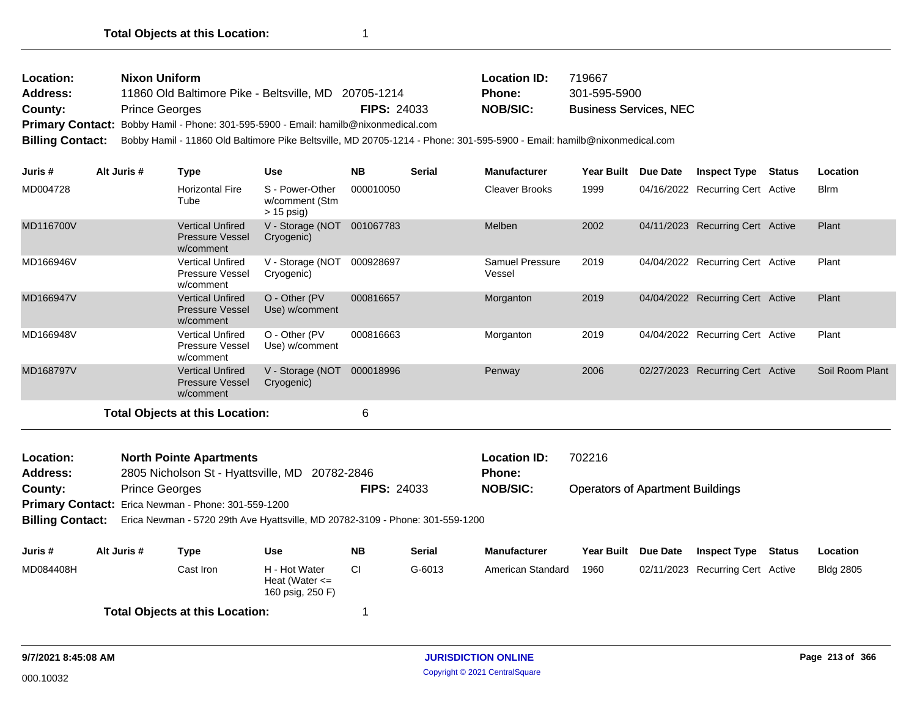**Total Objects at this Location:** 1

---

**Location:** Nixon Uniform | **Location ID:** 719667
**Address:** 11860 Old Baltimore Pike - Beltsville, MD 20705-1214 | **Phone:** 301-595-5900
**County:** Prince Georges | **FIPS:** 24033 | **NOB/SIC:** Business Services, NEC
**Primary Contact:** Bobby Hamil - Phone: 301-595-5900 - Email: hamilb@nixonmedical.com
**Billing Contact:** Bobby Hamil - 11860 Old Baltimore Pike Beltsville, MD 20705-1214 - Phone: 301-595-5900 - Email: hamilb@nixonmedical.com

| Juris # | Alt Juris # | Type | Use | NB | Serial | Manufacturer | Year Built | Due Date | Inspect Type | Status | Location |
|---|---|---|---|---|---|---|---|---|---|---|---|
| MD004728 | | Horizontal Fire Tube | S - Power-Other w/comment (Stm > 15 psig) | 000010050 | | Cleaver Brooks | 1999 | 04/16/2022 | Recurring Cert | Active | Blrm |
| MD116700V | | Vertical Unfired Pressure Vessel w/comment | V - Storage (NOT Cryogenic) | 001067783 | | Melben | 2002 | 04/11/2023 | Recurring Cert | Active | Plant |
| MD166946V | | Vertical Unfired Pressure Vessel w/comment | V - Storage (NOT Cryogenic) | 000928697 | | Samuel Pressure Vessel | 2019 | 04/04/2022 | Recurring Cert | Active | Plant |
| MD166947V | | Vertical Unfired Pressure Vessel w/comment | O - Other (PV Use) w/comment | 000816657 | | Morganton | 2019 | 04/04/2022 | Recurring Cert | Active | Plant |
| MD166948V | | Vertical Unfired Pressure Vessel w/comment | O - Other (PV Use) w/comment | 000816663 | | Morganton | 2019 | 04/04/2022 | Recurring Cert | Active | Plant |
| MD168797V | | Vertical Unfired Pressure Vessel w/comment | V - Storage (NOT Cryogenic) | 000018996 | | Penway | 2006 | 02/27/2023 | Recurring Cert | Active | Soil Room Plant |

**Total Objects at this Location:** 6

---

**Location:** North Pointe Apartments | **Location ID:** 702216
**Address:** 2805 Nicholson St - Hyattsville, MD 20782-2846 | **Phone:**
**County:** Prince Georges | **FIPS:** 24033 | **NOB/SIC:** Operators of Apartment Buildings
**Primary Contact:** Erica Newman - Phone: 301-559-1200
**Billing Contact:** Erica Newman - 5720 29th Ave Hyattsville, MD 20782-3109 - Phone: 301-559-1200

| Juris # | Alt Juris # | Type | Use | NB | Serial | Manufacturer | Year Built | Due Date | Inspect Type | Status | Location |
|---|---|---|---|---|---|---|---|---|---|---|---|
| MD084408H | | Cast Iron | H - Hot Water Heat (Water <= 160 psig, 250 F) | CI | G-6013 | American Standard | 1960 | 02/11/2023 | Recurring Cert | Active | Bldg 2805 |

**Total Objects at this Location:** 1

9/7/2021 8:45:08 AM | JURISDICTION ONLINE | Copyright © 2021 CentralSquare

000.10032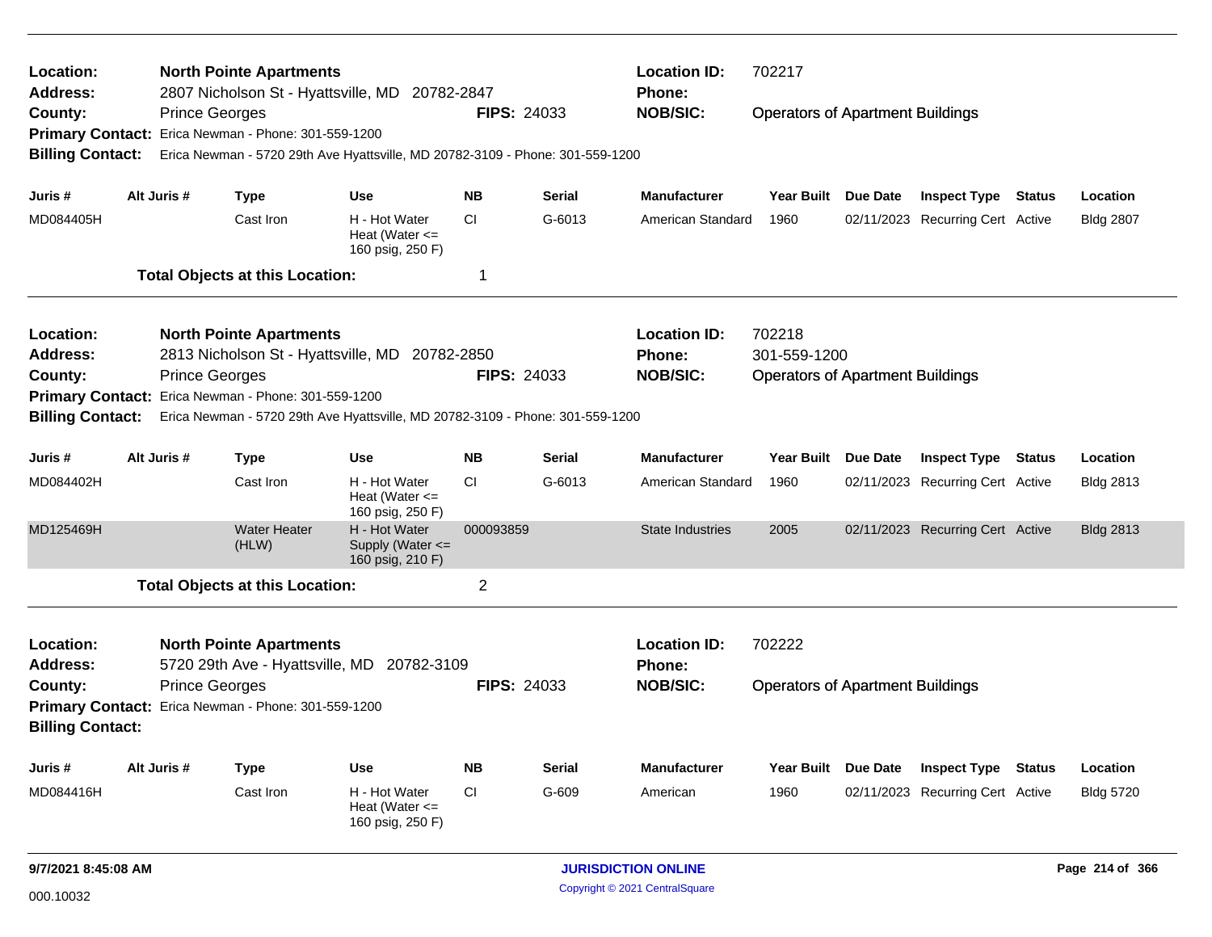**Location:** North Pointe Apartments
**Address:** 2807 Nicholson St - Hyattsville, MD 20782-2847
**County:** Prince Georges **FIPS:** 24033
**Primary Contact:** Erica Newman - Phone: 301-559-1200
**Billing Contact:** Erica Newman - 5720 29th Ave Hyattsville, MD 20782-3109 - Phone: 301-559-1200
**Location ID:** 702217
**Phone:**
**NOB/SIC:** Operators of Apartment Buildings

| Juris # | Alt Juris # | Type | Use | NB | Serial | Manufacturer | Year Built | Due Date | Inspect Type | Status | Location |
|---|---|---|---|---|---|---|---|---|---|---|---|
| MD084405H | | Cast Iron | H - Hot Water Heat (Water <= 160 psig, 250 F) | CI | G-6013 | American Standard | 1960 | 02/11/2023 | Recurring Cert | Active | Bldg 2807 |

**Total Objects at this Location:** 1

---

**Location:** North Pointe Apartments
**Address:** 2813 Nicholson St - Hyattsville, MD 20782-2850
**County:** Prince Georges **FIPS:** 24033
**Primary Contact:** Erica Newman - Phone: 301-559-1200
**Billing Contact:** Erica Newman - 5720 29th Ave Hyattsville, MD 20782-3109 - Phone: 301-559-1200
**Location ID:** 702218
**Phone:** 301-559-1200
**NOB/SIC:** Operators of Apartment Buildings

| Juris # | Alt Juris # | Type | Use | NB | Serial | Manufacturer | Year Built | Due Date | Inspect Type | Status | Location |
|---|---|---|---|---|---|---|---|---|---|---|---|
| MD084402H | | Cast Iron | H - Hot Water Heat (Water <= 160 psig, 250 F) | CI | G-6013 | American Standard | 1960 | 02/11/2023 | Recurring Cert | Active | Bldg 2813 |
| MD125469H | | Water Heater (HLW) | H - Hot Water Supply (Water <= 160 psig, 210 F) | 000093859 | | State Industries | 2005 | 02/11/2023 | Recurring Cert | Active | Bldg 2813 |

**Total Objects at this Location:** 2

---

**Location:** North Pointe Apartments
**Address:** 5720 29th Ave - Hyattsville, MD 20782-3109
**County:** Prince Georges **FIPS:** 24033
**Primary Contact:** Erica Newman - Phone: 301-559-1200
**Billing Contact:**
**Location ID:** 702222
**Phone:**
**NOB/SIC:** Operators of Apartment Buildings

| Juris # | Alt Juris # | Type | Use | NB | Serial | Manufacturer | Year Built | Due Date | Inspect Type | Status | Location |
|---|---|---|---|---|---|---|---|---|---|---|---|
| MD084416H | | Cast Iron | H - Hot Water Heat (Water <= 160 psig, 250 F) | CI | G-609 | American | 1960 | 02/11/2023 | Recurring Cert | Active | Bldg 5720 |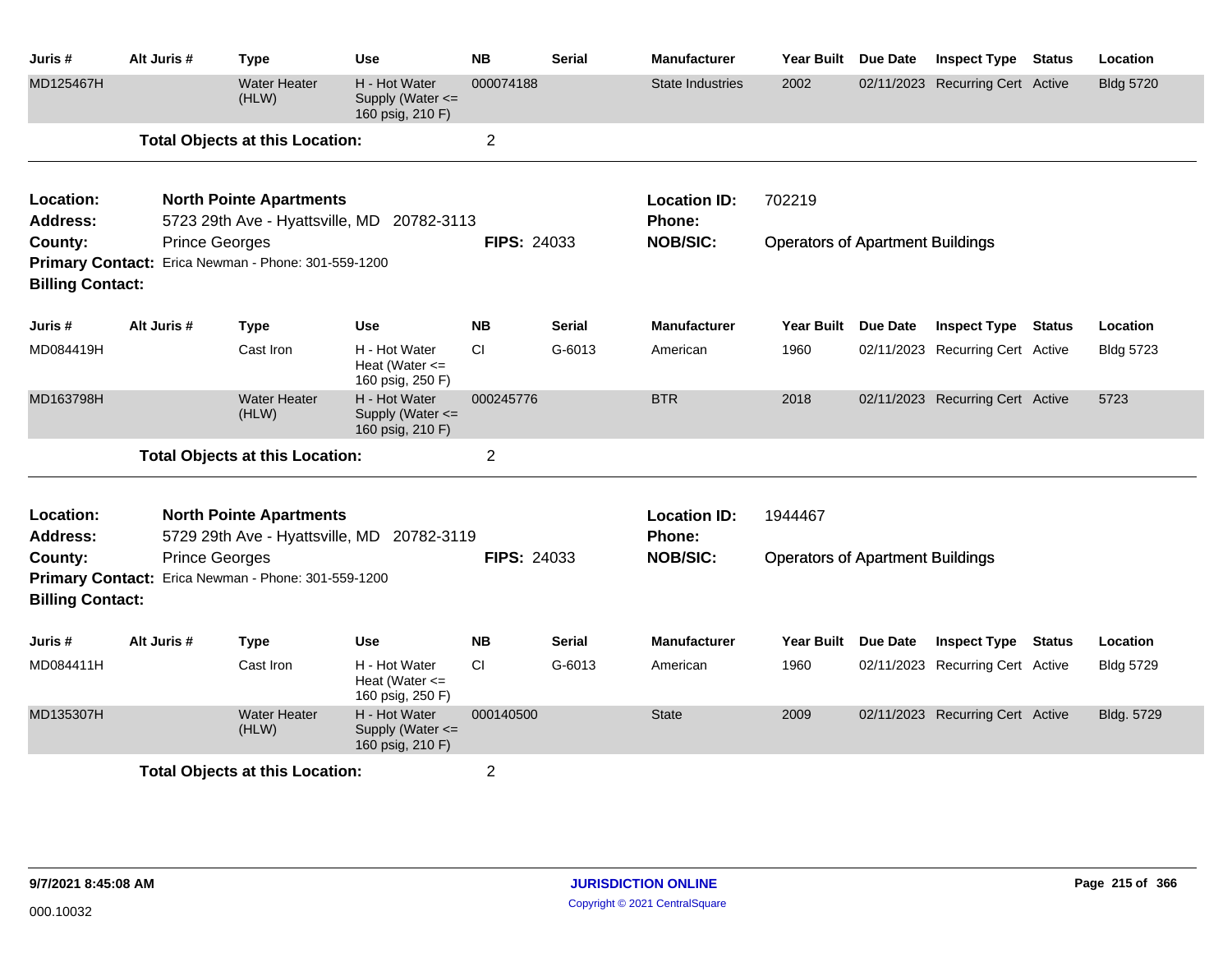| Juris # | Alt Juris # | Type | Use | NB | Serial | Manufacturer | Year Built | Due Date | Inspect Type | Status | Location |
|---|---|---|---|---|---|---|---|---|---|---|---|
| MD125467H | | Water Heater (HLW) | H - Hot Water Supply (Water <= 160 psig, 210 F) | 000074188 | | State Industries | 2002 | 02/11/2023 | Recurring Cert | Active | Bldg 5720 |

**Total Objects at this Location:** 2

---

**Location:** North Pointe Apartments
**Location ID:** 702219
**Address:** 5723 29th Ave - Hyattsville, MD 20782-3113
**Phone:**
**County:** Prince Georges
**FIPS:** 24033
**NOB/SIC:** Operators of Apartment Buildings
**Primary Contact:** Erica Newman - Phone: 301-559-1200
**Billing Contact:**

| Juris # | Alt Juris # | Type | Use | NB | Serial | Manufacturer | Year Built | Due Date | Inspect Type | Status | Location |
|---|---|---|---|---|---|---|---|---|---|---|---|
| MD084419H | | Cast Iron | H - Hot Water Heat (Water <= 160 psig, 250 F) | CI | G-6013 | American | 1960 | 02/11/2023 | Recurring Cert | Active | Bldg 5723 |
| MD163798H | | Water Heater (HLW) | H - Hot Water Supply (Water <= 160 psig, 210 F) | 000245776 | | BTR | 2018 | 02/11/2023 | Recurring Cert | Active | 5723 |

**Total Objects at this Location:** 2

---

**Location:** North Pointe Apartments
**Location ID:** 1944467
**Address:** 5729 29th Ave - Hyattsville, MD 20782-3119
**Phone:**
**County:** Prince Georges
**FIPS:** 24033
**NOB/SIC:** Operators of Apartment Buildings
**Primary Contact:** Erica Newman - Phone: 301-559-1200
**Billing Contact:**

| Juris # | Alt Juris # | Type | Use | NB | Serial | Manufacturer | Year Built | Due Date | Inspect Type | Status | Location |
|---|---|---|---|---|---|---|---|---|---|---|---|
| MD084411H | | Cast Iron | H - Hot Water Heat (Water <= 160 psig, 250 F) | CI | G-6013 | American | 1960 | 02/11/2023 | Recurring Cert | Active | Bldg 5729 |
| MD135307H | | Water Heater (HLW) | H - Hot Water Supply (Water <= 160 psig, 210 F) | 000140500 | | State | 2009 | 02/11/2023 | Recurring Cert | Active | Bldg. 5729 |

**Total Objects at this Location:** 2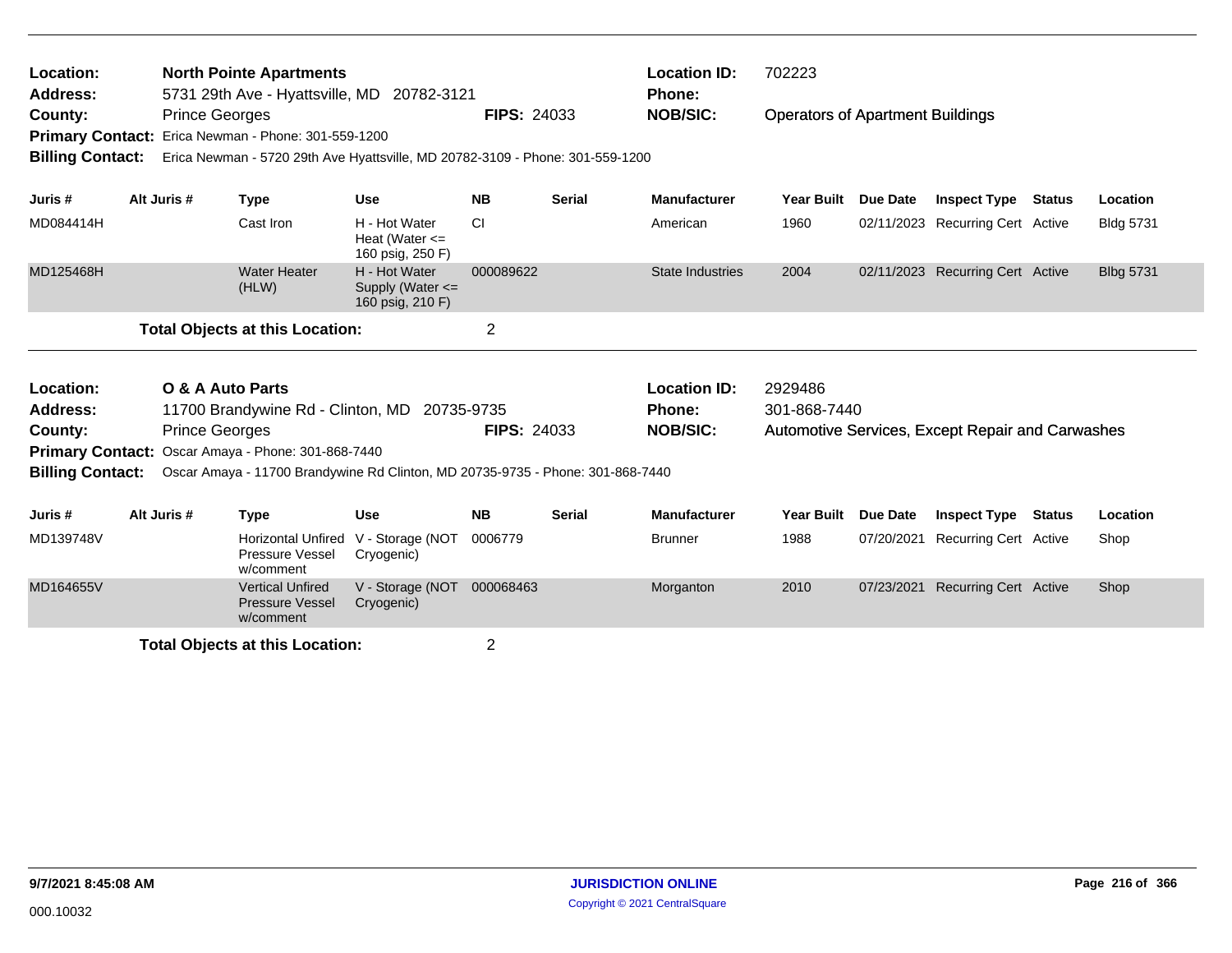**Location:** North Pointe Apartments
**Address:** 5731 29th Ave - Hyattsville, MD 20782-3121
**County:** Prince Georges **FIPS:** 24033
**Location ID:** 702223
**Phone:**
**NOB/SIC:** Operators of Apartment Buildings
**Primary Contact:** Erica Newman - Phone: 301-559-1200
**Billing Contact:** Erica Newman - 5720 29th Ave Hyattsville, MD 20782-3109 - Phone: 301-559-1200

| Juris # | Alt Juris # | Type | Use | NB | Serial | Manufacturer | Year Built | Due Date | Inspect Type | Status | Location |
|---|---|---|---|---|---|---|---|---|---|---|---|
| MD084414H | | Cast Iron | H - Hot Water Heat (Water <= 160 psig, 250 F) | CI | | American | 1960 | 02/11/2023 | Recurring Cert | Active | Bldg 5731 |
| MD125468H | | Water Heater (HLW) | H - Hot Water Supply (Water <= 160 psig, 210 F) | 000089622 | | State Industries | 2004 | 02/11/2023 | Recurring Cert | Active | Blbg 5731 |

**Total Objects at this Location:** 2

**Location:** O & A Auto Parts
**Address:** 11700 Brandywine Rd - Clinton, MD 20735-9735
**County:** Prince Georges **FIPS:** 24033
**Location ID:** 2929486
**Phone:** 301-868-7440
**NOB/SIC:** Automotive Services, Except Repair and Carwashes
**Primary Contact:** Oscar Amaya - Phone: 301-868-7440
**Billing Contact:** Oscar Amaya - 11700 Brandywine Rd Clinton, MD 20735-9735 - Phone: 301-868-7440

| Juris # | Alt Juris # | Type | Use | NB | Serial | Manufacturer | Year Built | Due Date | Inspect Type | Status | Location |
|---|---|---|---|---|---|---|---|---|---|---|---|
| MD139748V | | Horizontal Unfired Pressure Vessel w/comment | V - Storage (NOT Cryogenic) | 0006779 | | Brunner | 1988 | 07/20/2021 | Recurring Cert | Active | Shop |
| MD164655V | | Vertical Unfired Pressure Vessel w/comment | V - Storage (NOT Cryogenic) | 000068463 | | Morganton | 2010 | 07/23/2021 | Recurring Cert | Active | Shop |

**Total Objects at this Location:** 2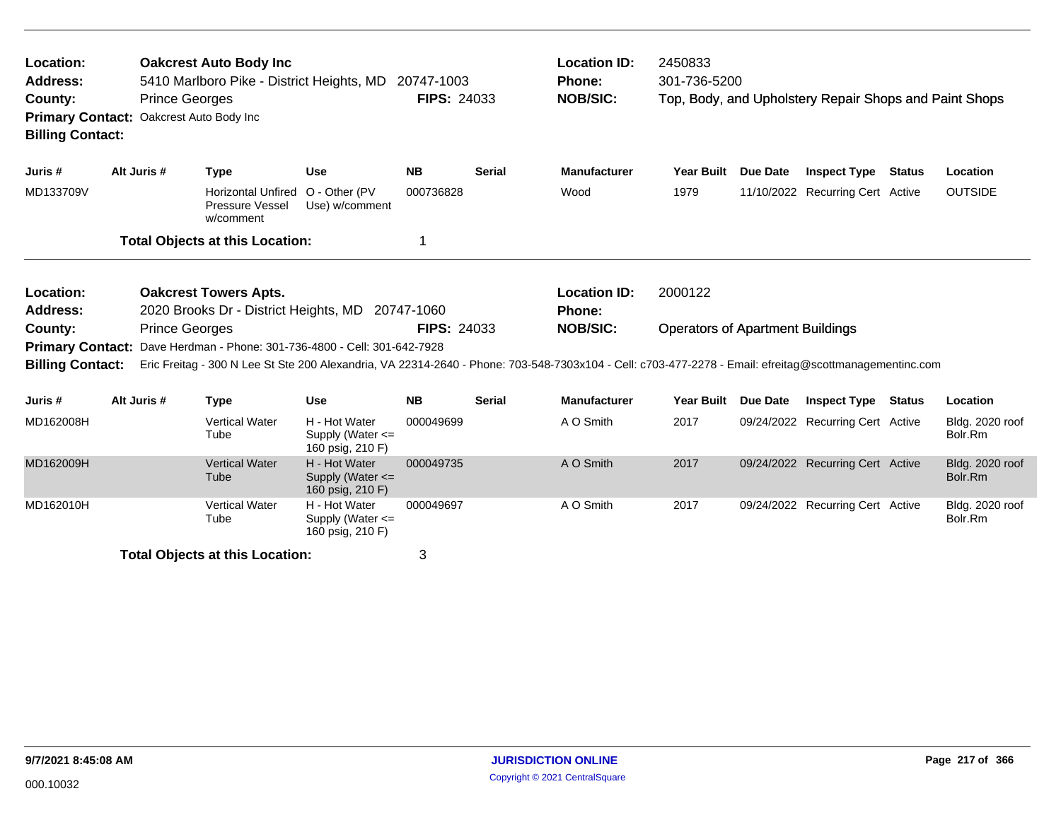**Location:** Oakcrest Auto Body Inc
**Address:** 5410 Marlboro Pike - District Heights, MD 20747-1003
**County:** Prince Georges **FIPS:** 24033
**Primary Contact:** Oakcrest Auto Body Inc
**Billing Contact:**

**Location ID:** 2450833
**Phone:** 301-736-5200
**NOB/SIC:** Top, Body, and Upholstery Repair Shops and Paint Shops

| Juris # | Alt Juris # | Type | Use | NB | Serial | Manufacturer | Year Built | Due Date | Inspect Type | Status | Location |
|---|---|---|---|---|---|---|---|---|---|---|---|
| MD133709V | | Horizontal Unfired Pressure Vessel w/comment | O - Other (PV Use) w/comment | 000736828 | | Wood | 1979 | 11/10/2022 | Recurring Cert | Active | OUTSIDE |

**Total Objects at this Location:** 1

**Location:** Oakcrest Towers Apts.
**Address:** 2020 Brooks Dr - District Heights, MD 20747-1060
**County:** Prince Georges **FIPS:** 24033
**Primary Contact:** Dave Herdman - Phone: 301-736-4800 - Cell: 301-642-7928
**Billing Contact:** Eric Freitag - 300 N Lee St Ste 200 Alexandria, VA 22314-2640 - Phone: 703-548-7303x104 - Cell: c703-477-2278 - Email: efreitag@scottmanagementinc.com

**Location ID:** 2000122
**Phone:**
**NOB/SIC:** Operators of Apartment Buildings

| Juris # | Alt Juris # | Type | Use | NB | Serial | Manufacturer | Year Built | Due Date | Inspect Type | Status | Location |
|---|---|---|---|---|---|---|---|---|---|---|---|
| MD162008H | | Vertical Water Tube | H - Hot Water Supply (Water <= 160 psig, 210 F) | 000049699 | | A O Smith | 2017 | 09/24/2022 | Recurring Cert | Active | Bldg. 2020 roof Bolr.Rm |
| MD162009H | | Vertical Water Tube | H - Hot Water Supply (Water <= 160 psig, 210 F) | 000049735 | | A O Smith | 2017 | 09/24/2022 | Recurring Cert | Active | Bldg. 2020 roof Bolr.Rm |
| MD162010H | | Vertical Water Tube | H - Hot Water Supply (Water <= 160 psig, 210 F) | 000049697 | | A O Smith | 2017 | 09/24/2022 | Recurring Cert | Active | Bldg. 2020 roof Bolr.Rm |

**Total Objects at this Location:** 3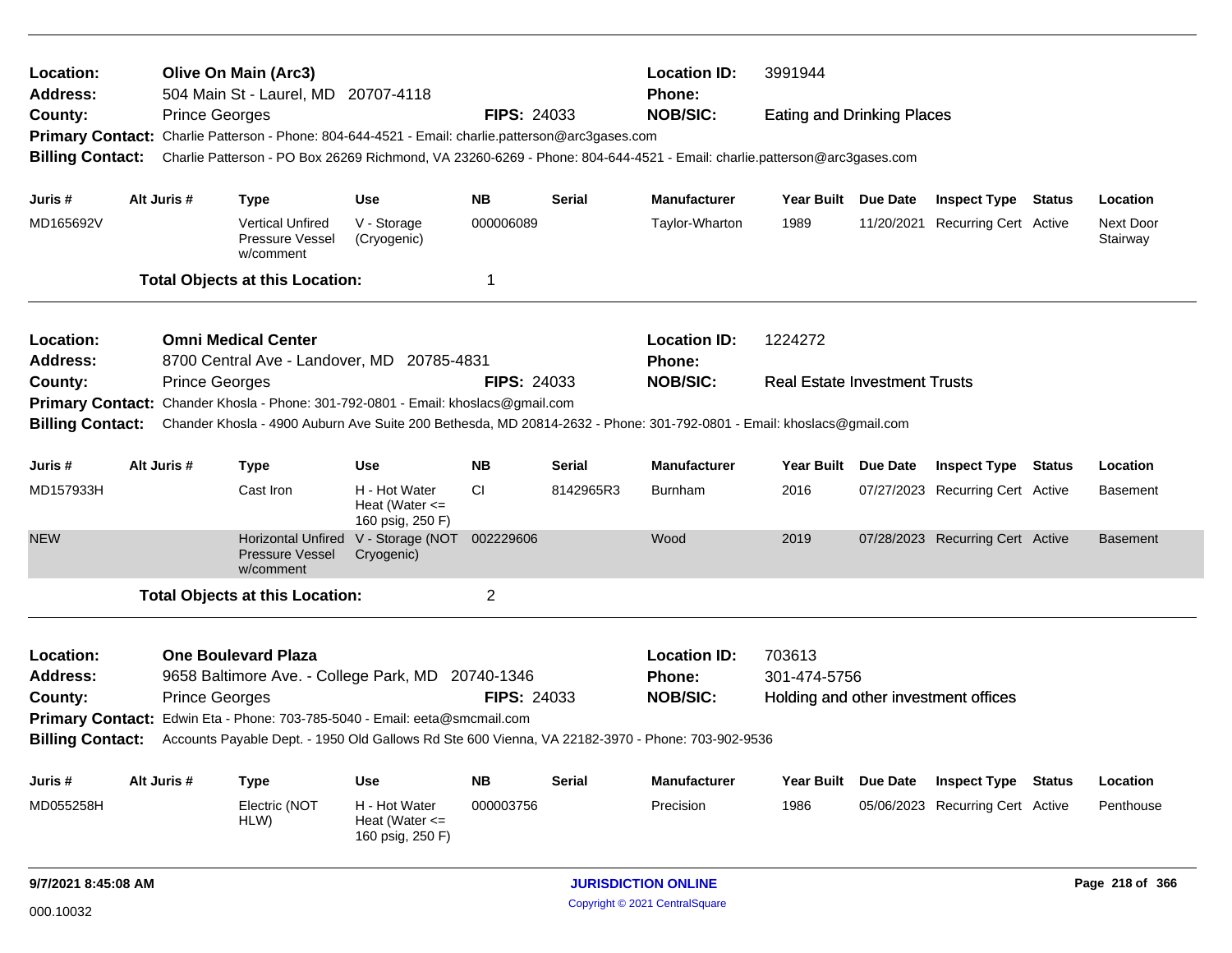**Location:** Olive On Main (Arc3) | **Location ID:** 3991944
**Address:** 504 Main St - Laurel, MD 20707-4118 | **Phone:**
**County:** Prince Georges | **FIPS:** 24033 | **NOB/SIC:** Eating and Drinking Places
**Primary Contact:** Charlie Patterson - Phone: 804-644-4521 - Email: charlie.patterson@arc3gases.com
**Billing Contact:** Charlie Patterson - PO Box 26269 Richmond, VA 23260-6269 - Phone: 804-644-4521 - Email: charlie.patterson@arc3gases.com

| Juris # | Alt Juris # | Type | Use | NB | Serial | Manufacturer | Year Built | Due Date | Inspect Type | Status | Location |
|---|---|---|---|---|---|---|---|---|---|---|---|
| MD165692V | | Vertical Unfired Pressure Vessel w/comment | V - Storage (Cryogenic) | 000006089 | | Taylor-Wharton | 1989 | 11/20/2021 | Recurring Cert | Active | Next Door Stairway |

**Total Objects at this Location:** 1

---

**Location:** Omni Medical Center | **Location ID:** 1224272
**Address:** 8700 Central Ave - Landover, MD 20785-4831 | **Phone:**
**County:** Prince Georges | **FIPS:** 24033 | **NOB/SIC:** Real Estate Investment Trusts
**Primary Contact:** Chander Khosla - Phone: 301-792-0801 - Email: khoslacs@gmail.com
**Billing Contact:** Chander Khosla - 4900 Auburn Ave Suite 200 Bethesda, MD 20814-2632 - Phone: 301-792-0801 - Email: khoslacs@gmail.com

| Juris # | Alt Juris # | Type | Use | NB | Serial | Manufacturer | Year Built | Due Date | Inspect Type | Status | Location |
|---|---|---|---|---|---|---|---|---|---|---|---|
| MD157933H | | Cast Iron | H - Hot Water Heat (Water <= 160 psig, 250 F) | CI | 8142965R3 | Burnham | 2016 | 07/27/2023 | Recurring Cert | Active | Basement |
| NEW | | Horizontal Unfired Pressure Vessel w/comment | V - Storage (NOT Cryogenic) | 002229606 | | Wood | 2019 | 07/28/2023 | Recurring Cert | Active | Basement |

**Total Objects at this Location:** 2

---

**Location:** One Boulevard Plaza | **Location ID:** 703613
**Address:** 9658 Baltimore Ave. - College Park, MD 20740-1346 | **Phone:** 301-474-5756
**County:** Prince Georges | **FIPS:** 24033 | **NOB/SIC:** Holding and other investment offices
**Primary Contact:** Edwin Eta - Phone: 703-785-5040 - Email: eeta@smcmail.com
**Billing Contact:** Accounts Payable Dept. - 1950 Old Gallows Rd Ste 600 Vienna, VA 22182-3970 - Phone: 703-902-9536

| Juris # | Alt Juris # | Type | Use | NB | Serial | Manufacturer | Year Built | Due Date | Inspect Type | Status | Location |
|---|---|---|---|---|---|---|---|---|---|---|---|
| MD055258H | | Electric (NOT HLW) | H - Hot Water Heat (Water <= 160 psig, 250 F) | 000003756 | | Precision | 1986 | 05/06/2023 | Recurring Cert | Active | Penthouse |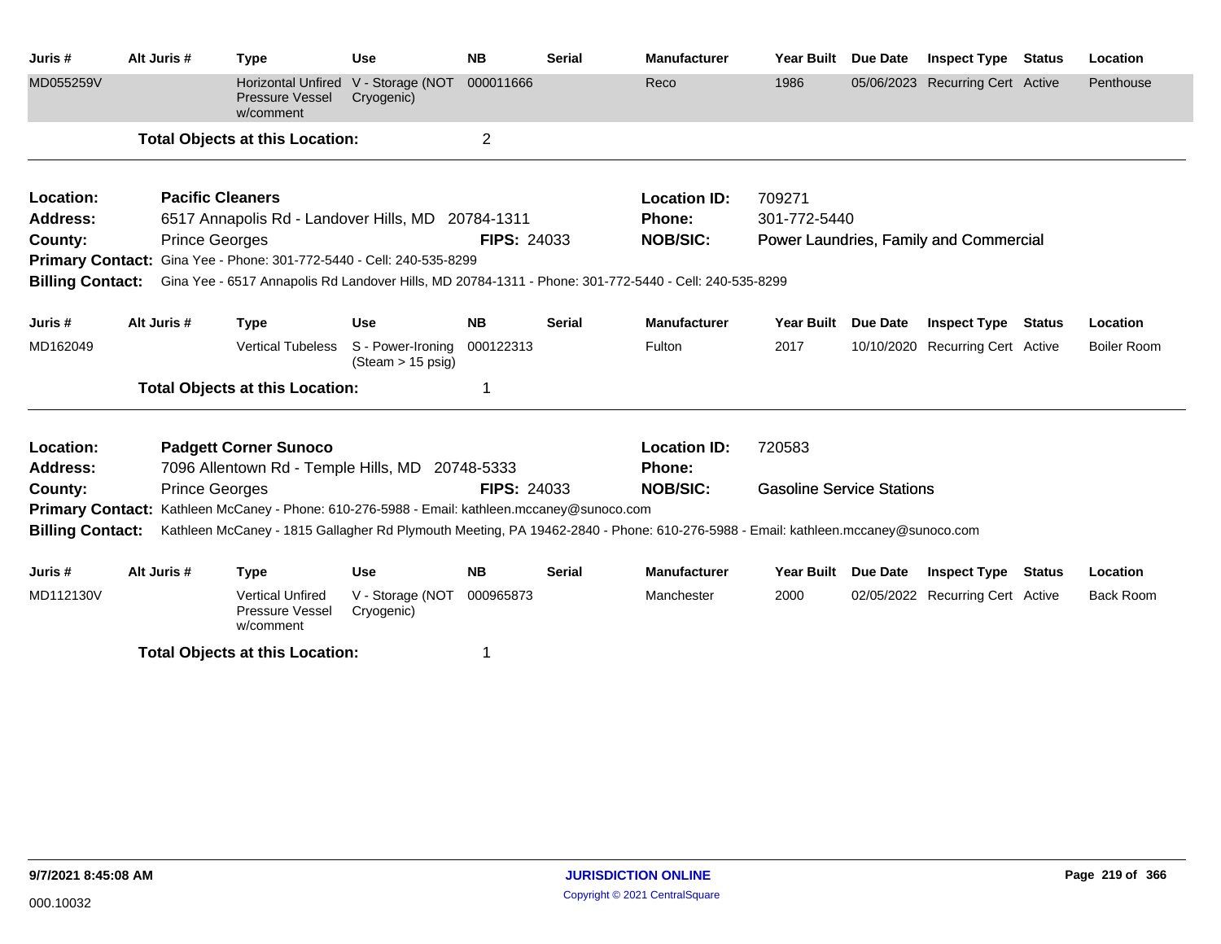| Juris # | Alt Juris # | Type | Use | NB | Serial | Manufacturer | Year Built | Due Date | Inspect Type | Status | Location |
|---|---|---|---|---|---|---|---|---|---|---|---|
| MD055259V | | Horizontal Unfired Pressure Vessel w/comment | V - Storage (NOT Cryogenic) | 000011666 | | Reco | 1986 | 05/06/2023 | Recurring Cert | Active | Penthouse |

**Total Objects at this Location:** 2

---

**Location:** Pacific Cleaners
**Location ID:** 709271
**Address:** 6517 Annapolis Rd - Landover Hills, MD 20784-1311
**Phone:** 301-772-5440
**County:** Prince Georges
**FIPS:** 24033
**NOB/SIC:** Power Laundries, Family and Commercial
**Primary Contact:** Gina Yee - Phone: 301-772-5440 - Cell: 240-535-8299
**Billing Contact:** Gina Yee - 6517 Annapolis Rd Landover Hills, MD 20784-1311 - Phone: 301-772-5440 - Cell: 240-535-8299

| Juris # | Alt Juris # | Type | Use | NB | Serial | Manufacturer | Year Built | Due Date | Inspect Type | Status | Location |
|---|---|---|---|---|---|---|---|---|---|---|---|
| MD162049 | | Vertical Tubeless | S - Power-Ironing (Steam > 15 psig) | 000122313 | | Fulton | 2017 | 10/10/2020 | Recurring Cert | Active | Boiler Room |

**Total Objects at this Location:** 1

---

**Location:** Padgett Corner Sunoco
**Location ID:** 720583
**Address:** 7096 Allentown Rd - Temple Hills, MD 20748-5333
**Phone:**
**County:** Prince Georges
**FIPS:** 24033
**NOB/SIC:** Gasoline Service Stations
**Primary Contact:** Kathleen McCaney - Phone: 610-276-5988 - Email: kathleen.mccaney@sunoco.com
**Billing Contact:** Kathleen McCaney - 1815 Gallagher Rd Plymouth Meeting, PA 19462-2840 - Phone: 610-276-5988 - Email: kathleen.mccaney@sunoco.com

| Juris # | Alt Juris # | Type | Use | NB | Serial | Manufacturer | Year Built | Due Date | Inspect Type | Status | Location |
|---|---|---|---|---|---|---|---|---|---|---|---|
| MD112130V | | Vertical Unfired Pressure Vessel w/comment | V - Storage (NOT Cryogenic) | 000965873 | | Manchester | 2000 | 02/05/2022 | Recurring Cert | Active | Back Room |

**Total Objects at this Location:** 1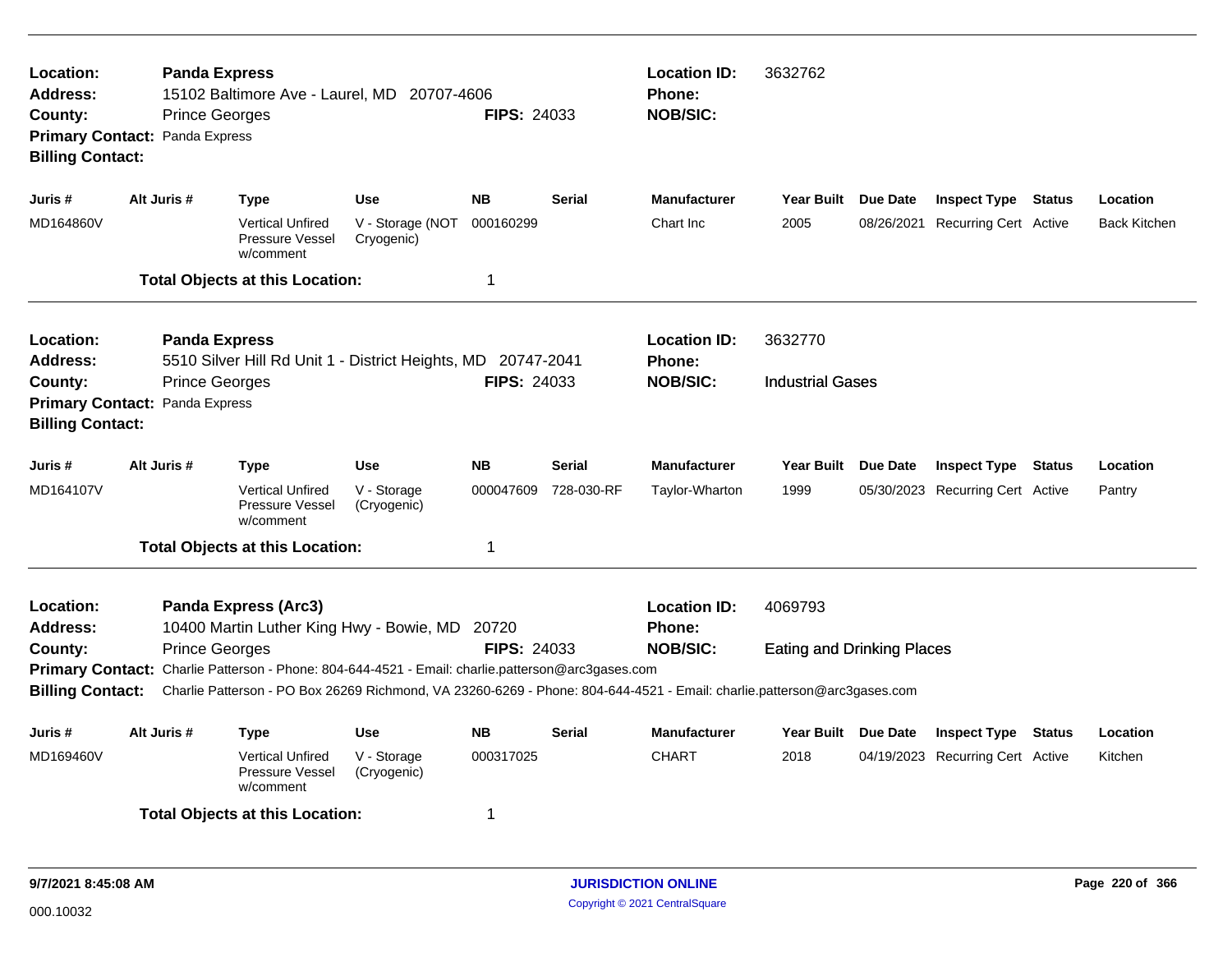**Location:** Panda Express
**Address:** 15102 Baltimore Ave - Laurel, MD 20707-4606
**County:** Prince Georges **FIPS:** 24033
**Primary Contact:** Panda Express
**Billing Contact:**

**Location ID:** 3632762
**Phone:**
**NOB/SIC:**

| Juris # | Alt Juris # | Type | Use | NB | Serial | Manufacturer | Year Built | Due Date | Inspect Type | Status | Location |
|---|---|---|---|---|---|---|---|---|---|---|---|
| MD164860V | | Vertical Unfired Pressure Vessel w/comment | V - Storage (NOT Cryogenic) | 000160299 | | Chart Inc | 2005 | 08/26/2021 | Recurring Cert | Active | Back Kitchen |

**Total Objects at this Location:** 1

---

**Location:** Panda Express
**Address:** 5510 Silver Hill Rd Unit 1 - District Heights, MD 20747-2041
**County:** Prince Georges **FIPS:** 24033
**Primary Contact:** Panda Express
**Billing Contact:**

**Location ID:** 3632770
**Phone:**
**NOB/SIC:** Industrial Gases

| Juris # | Alt Juris # | Type | Use | NB | Serial | Manufacturer | Year Built | Due Date | Inspect Type | Status | Location |
|---|---|---|---|---|---|---|---|---|---|---|---|
| MD164107V | | Vertical Unfired Pressure Vessel w/comment | V - Storage (Cryogenic) | 000047609 | 728-030-RF | Taylor-Wharton | 1999 | 05/30/2023 | Recurring Cert | Active | Pantry |

**Total Objects at this Location:** 1

---

**Location:** Panda Express (Arc3)
**Address:** 10400 Martin Luther King Hwy - Bowie, MD 20720
**County:** Prince Georges **FIPS:** 24033
**Primary Contact:** Charlie Patterson - Phone: 804-644-4521 - Email: charlie.patterson@arc3gases.com
**Billing Contact:** Charlie Patterson - PO Box 26269 Richmond, VA 23260-6269 - Phone: 804-644-4521 - Email: charlie.patterson@arc3gases.com

**Location ID:** 4069793
**Phone:**
**NOB/SIC:** Eating and Drinking Places

| Juris # | Alt Juris # | Type | Use | NB | Serial | Manufacturer | Year Built | Due Date | Inspect Type | Status | Location |
|---|---|---|---|---|---|---|---|---|---|---|---|
| MD169460V | | Vertical Unfired Pressure Vessel w/comment | V - Storage (Cryogenic) | 000317025 | | CHART | 2018 | 04/19/2023 | Recurring Cert | Active | Kitchen |

**Total Objects at this Location:** 1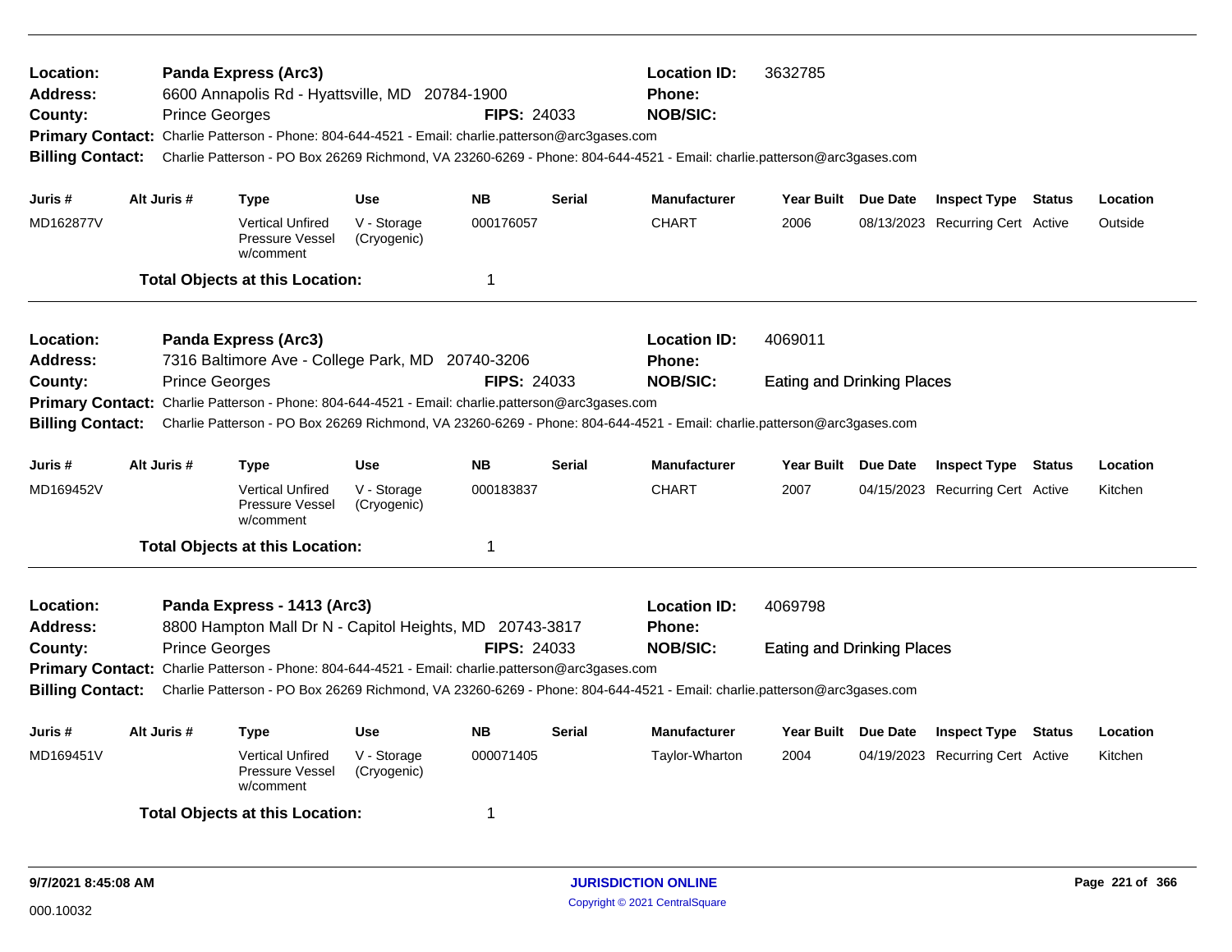**Location:** Panda Express (Arc3)
**Location ID:** 3632785
**Address:** 6600 Annapolis Rd - Hyattsville, MD 20784-1900
**Phone:**
**County:** Prince Georges
**FIPS:** 24033
**NOB/SIC:**
**Primary Contact:** Charlie Patterson - Phone: 804-644-4521 - Email: charlie.patterson@arc3gases.com
**Billing Contact:** Charlie Patterson - PO Box 26269 Richmond, VA 23260-6269 - Phone: 804-644-4521 - Email: charlie.patterson@arc3gases.com

| Juris # | Alt Juris # | Type | Use | NB | Serial | Manufacturer | Year Built | Due Date | Inspect Type | Status | Location |
|---|---|---|---|---|---|---|---|---|---|---|---|
| MD162877V | | Vertical Unfired Pressure Vessel w/comment | V - Storage (Cryogenic) | 000176057 | | CHART | 2006 | 08/13/2023 | Recurring Cert | Active | Outside |

**Total Objects at this Location:** 1

---

**Location:** Panda Express (Arc3)
**Location ID:** 4069011
**Address:** 7316 Baltimore Ave - College Park, MD 20740-3206
**Phone:**
**County:** Prince Georges
**FIPS:** 24033
**NOB/SIC:** Eating and Drinking Places
**Primary Contact:** Charlie Patterson - Phone: 804-644-4521 - Email: charlie.patterson@arc3gases.com
**Billing Contact:** Charlie Patterson - PO Box 26269 Richmond, VA 23260-6269 - Phone: 804-644-4521 - Email: charlie.patterson@arc3gases.com

| Juris # | Alt Juris # | Type | Use | NB | Serial | Manufacturer | Year Built | Due Date | Inspect Type | Status | Location |
|---|---|---|---|---|---|---|---|---|---|---|---|
| MD169452V | | Vertical Unfired Pressure Vessel w/comment | V - Storage (Cryogenic) | 000183837 | | CHART | 2007 | 04/15/2023 | Recurring Cert | Active | Kitchen |

**Total Objects at this Location:** 1

---

**Location:** Panda Express - 1413 (Arc3)
**Location ID:** 4069798
**Address:** 8800 Hampton Mall Dr N - Capitol Heights, MD 20743-3817
**Phone:**
**County:** Prince Georges
**FIPS:** 24033
**NOB/SIC:** Eating and Drinking Places
**Primary Contact:** Charlie Patterson - Phone: 804-644-4521 - Email: charlie.patterson@arc3gases.com
**Billing Contact:** Charlie Patterson - PO Box 26269 Richmond, VA 23260-6269 - Phone: 804-644-4521 - Email: charlie.patterson@arc3gases.com

| Juris # | Alt Juris # | Type | Use | NB | Serial | Manufacturer | Year Built | Due Date | Inspect Type | Status | Location |
|---|---|---|---|---|---|---|---|---|---|---|---|
| MD169451V | | Vertical Unfired Pressure Vessel w/comment | V - Storage (Cryogenic) | 000071405 | | Taylor-Wharton | 2004 | 04/19/2023 | Recurring Cert | Active | Kitchen |

**Total Objects at this Location:** 1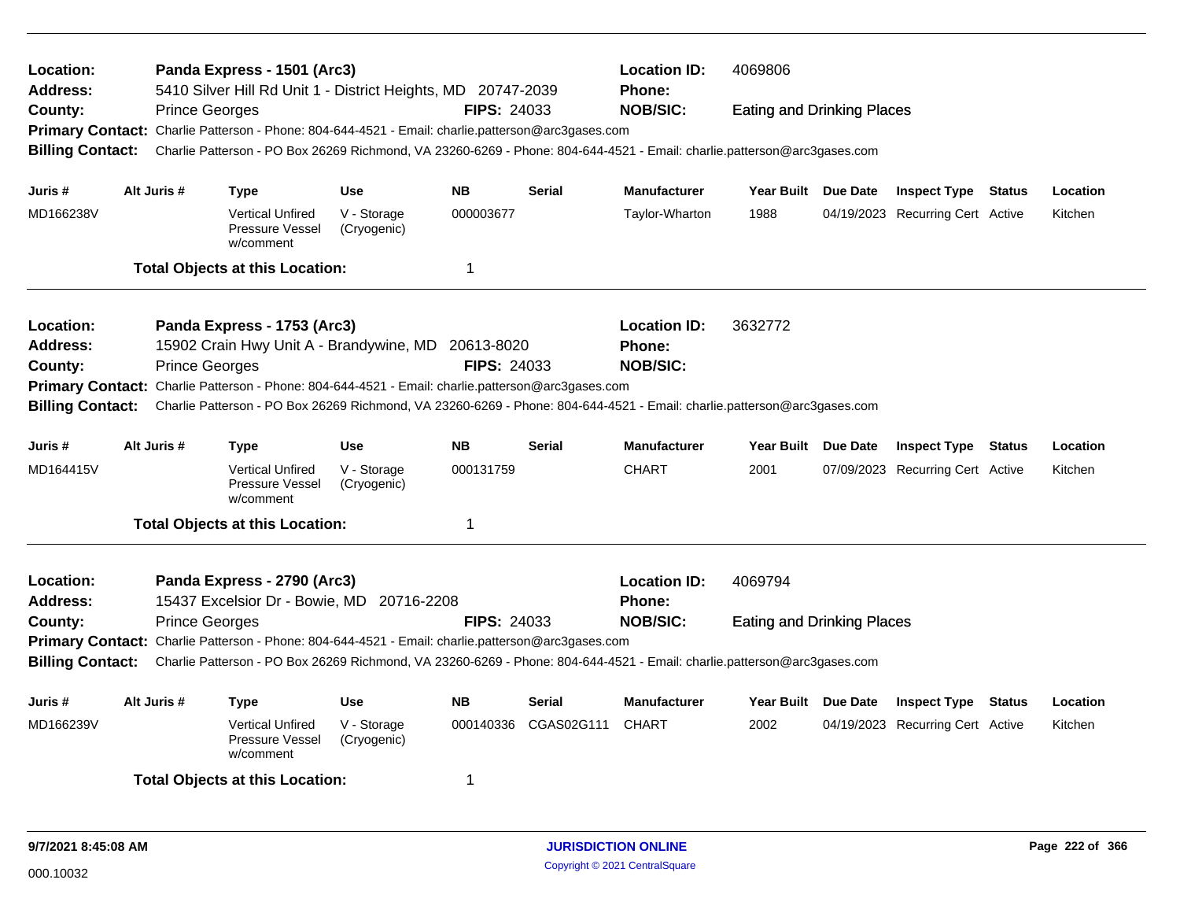**Location:** Panda Express - 1501 (Arc3) **Location ID:** 4069806
**Address:** 5410 Silver Hill Rd Unit 1 - District Heights, MD 20747-2039 **Phone:**
**County:** Prince Georges **FIPS:** 24033 **NOB/SIC:** Eating and Drinking Places
**Primary Contact:** Charlie Patterson - Phone: 804-644-4521 - Email: charlie.patterson@arc3gases.com
**Billing Contact:** Charlie Patterson - PO Box 26269 Richmond, VA 23260-6269 - Phone: 804-644-4521 - Email: charlie.patterson@arc3gases.com

| Juris # | Alt Juris # | Type | Use | NB | Serial | Manufacturer | Year Built | Due Date | Inspect Type | Status | Location |
|---|---|---|---|---|---|---|---|---|---|---|---|
| MD166238V | | Vertical Unfired Pressure Vessel w/comment | V - Storage (Cryogenic) | 000003677 | | Taylor-Wharton | 1988 | 04/19/2023 | Recurring Cert | Active | Kitchen |

**Total Objects at this Location:** 1

---

**Location:** Panda Express - 1753 (Arc3) **Location ID:** 3632772
**Address:** 15902 Crain Hwy Unit A - Brandywine, MD 20613-8020 **Phone:**
**County:** Prince Georges **FIPS:** 24033 **NOB/SIC:**
**Primary Contact:** Charlie Patterson - Phone: 804-644-4521 - Email: charlie.patterson@arc3gases.com
**Billing Contact:** Charlie Patterson - PO Box 26269 Richmond, VA 23260-6269 - Phone: 804-644-4521 - Email: charlie.patterson@arc3gases.com

| Juris # | Alt Juris # | Type | Use | NB | Serial | Manufacturer | Year Built | Due Date | Inspect Type | Status | Location |
|---|---|---|---|---|---|---|---|---|---|---|---|
| MD164415V | | Vertical Unfired Pressure Vessel w/comment | V - Storage (Cryogenic) | 000131759 | | CHART | 2001 | 07/09/2023 | Recurring Cert | Active | Kitchen |

**Total Objects at this Location:** 1

---

**Location:** Panda Express - 2790 (Arc3) **Location ID:** 4069794
**Address:** 15437 Excelsior Dr - Bowie, MD 20716-2208 **Phone:**
**County:** Prince Georges **FIPS:** 24033 **NOB/SIC:** Eating and Drinking Places
**Primary Contact:** Charlie Patterson - Phone: 804-644-4521 - Email: charlie.patterson@arc3gases.com
**Billing Contact:** Charlie Patterson - PO Box 26269 Richmond, VA 23260-6269 - Phone: 804-644-4521 - Email: charlie.patterson@arc3gases.com

| Juris # | Alt Juris # | Type | Use | NB | Serial | Manufacturer | Year Built | Due Date | Inspect Type | Status | Location |
|---|---|---|---|---|---|---|---|---|---|---|---|
| MD166239V | | Vertical Unfired Pressure Vessel w/comment | V - Storage (Cryogenic) | 000140336 | CGAS02G111 | CHART | 2002 | 04/19/2023 | Recurring Cert | Active | Kitchen |

**Total Objects at this Location:** 1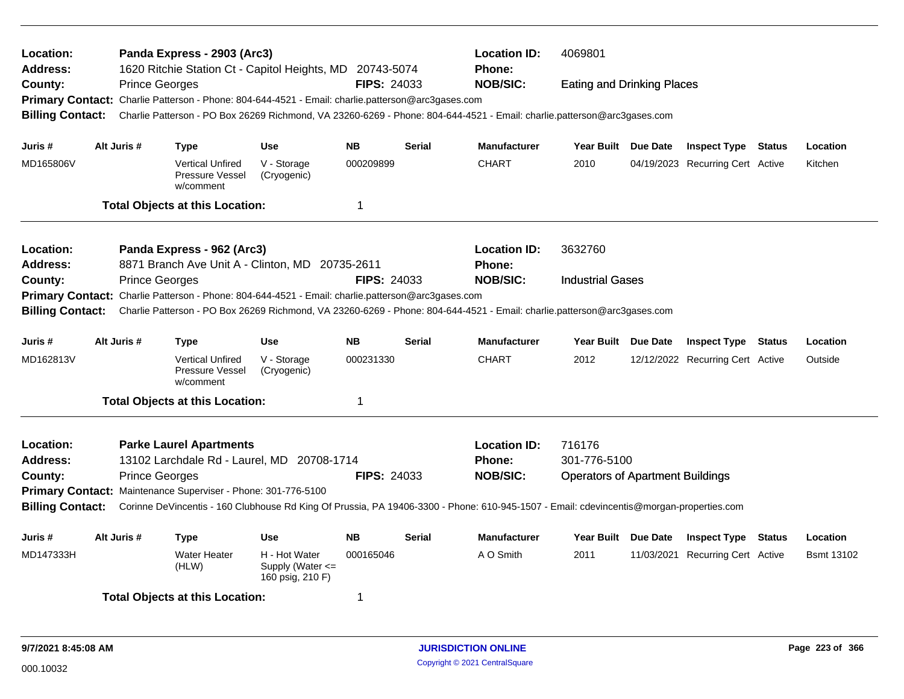**Location:** Panda Express - 2903 (Arc3) **Location ID:** 4069801
**Address:** 1620 Ritchie Station Ct - Capitol Heights, MD 20743-5074 **Phone:**
**County:** Prince Georges **FIPS:** 24033 **NOB/SIC:** Eating and Drinking Places
**Primary Contact:** Charlie Patterson - Phone: 804-644-4521 - Email: charlie.patterson@arc3gases.com
**Billing Contact:** Charlie Patterson - PO Box 26269 Richmond, VA 23260-6269 - Phone: 804-644-4521 - Email: charlie.patterson@arc3gases.com

| Juris # | Alt Juris # | Type | Use | NB | Serial | Manufacturer | Year Built | Due Date | Inspect Type | Status | Location |
|---|---|---|---|---|---|---|---|---|---|---|---|
| MD165806V | | Vertical Unfired Pressure Vessel w/comment | V - Storage (Cryogenic) | 000209899 | | CHART | 2010 | 04/19/2023 | Recurring Cert | Active | Kitchen |

**Total Objects at this Location:** 1

---

**Location:** Panda Express - 962 (Arc3) **Location ID:** 3632760
**Address:** 8871 Branch Ave Unit A - Clinton, MD 20735-2611 **Phone:**
**County:** Prince Georges **FIPS:** 24033 **NOB/SIC:** Industrial Gases
**Primary Contact:** Charlie Patterson - Phone: 804-644-4521 - Email: charlie.patterson@arc3gases.com
**Billing Contact:** Charlie Patterson - PO Box 26269 Richmond, VA 23260-6269 - Phone: 804-644-4521 - Email: charlie.patterson@arc3gases.com

| Juris # | Alt Juris # | Type | Use | NB | Serial | Manufacturer | Year Built | Due Date | Inspect Type | Status | Location |
|---|---|---|---|---|---|---|---|---|---|---|---|
| MD162813V | | Vertical Unfired Pressure Vessel w/comment | V - Storage (Cryogenic) | 000231330 | | CHART | 2012 | 12/12/2022 | Recurring Cert | Active | Outside |

**Total Objects at this Location:** 1

---

**Location:** Parke Laurel Apartments **Location ID:** 716176
**Address:** 13102 Larchdale Rd - Laurel, MD 20708-1714 **Phone:** 301-776-5100
**County:** Prince Georges **FIPS:** 24033 **NOB/SIC:** Operators of Apartment Buildings
**Primary Contact:** Maintenance Superviser - Phone: 301-776-5100
**Billing Contact:** Corinne DeVincentis - 160 Clubhouse Rd King Of Prussia, PA 19406-3300 - Phone: 610-945-1507 - Email: cdevincentis@morgan-properties.com

| Juris # | Alt Juris # | Type | Use | NB | Serial | Manufacturer | Year Built | Due Date | Inspect Type | Status | Location |
|---|---|---|---|---|---|---|---|---|---|---|---|
| MD147333H | | Water Heater (HLW) | H - Hot Water Supply (Water <= 160 psig, 210 F) | 000165046 | | A O Smith | 2011 | 11/03/2021 | Recurring Cert | Active | Bsmt 13102 |

**Total Objects at this Location:** 1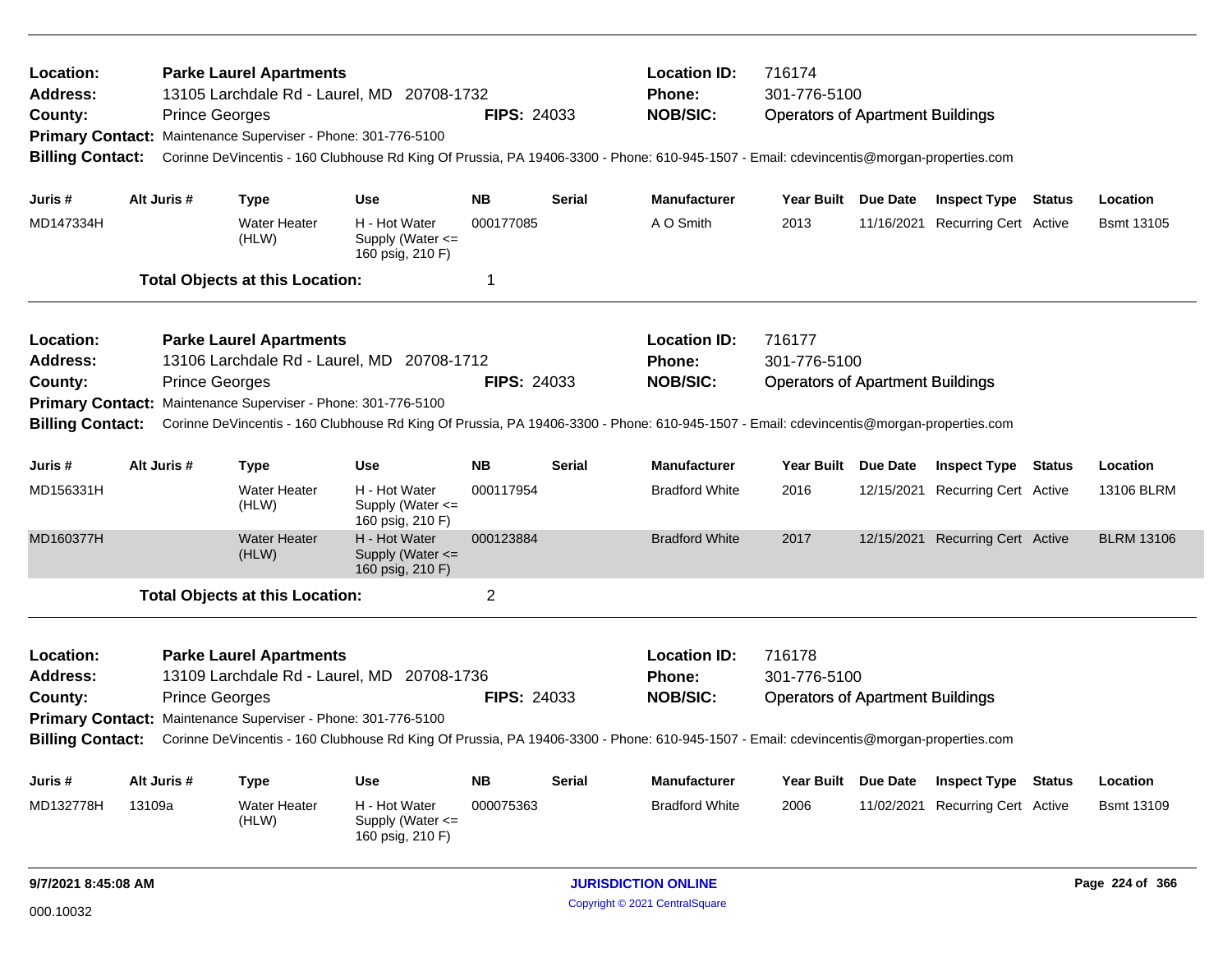**Location:** Parke Laurel Apartments
**Address:** 13105 Larchdale Rd - Laurel, MD 20708-1732
**County:** Prince Georges
**FIPS:** 24033
**Location ID:** 716174
**Phone:** 301-776-5100
**NOB/SIC:** Operators of Apartment Buildings
**Primary Contact:** Maintenance Superviser - Phone: 301-776-5100
**Billing Contact:** Corinne DeVincentis - 160 Clubhouse Rd King Of Prussia, PA 19406-3300 - Phone: 610-945-1507 - Email: cdevincentis@morgan-properties.com

| Juris # | Alt Juris # | Type | Use | NB | Serial | Manufacturer | Year Built | Due Date | Inspect Type | Status | Location |
|---|---|---|---|---|---|---|---|---|---|---|---|
| MD147334H | | Water Heater (HLW) | H - Hot Water Supply (Water <= 160 psig, 210 F) | 000177085 | | A O Smith | 2013 | 11/16/2021 | Recurring Cert | Active | Bsmt 13105 |

**Total Objects at this Location:** 1

**Location:** Parke Laurel Apartments
**Address:** 13106 Larchdale Rd - Laurel, MD 20708-1712
**County:** Prince Georges
**FIPS:** 24033
**Location ID:** 716177
**Phone:** 301-776-5100
**NOB/SIC:** Operators of Apartment Buildings
**Primary Contact:** Maintenance Superviser - Phone: 301-776-5100
**Billing Contact:** Corinne DeVincentis - 160 Clubhouse Rd King Of Prussia, PA 19406-3300 - Phone: 610-945-1507 - Email: cdevincentis@morgan-properties.com

| Juris # | Alt Juris # | Type | Use | NB | Serial | Manufacturer | Year Built | Due Date | Inspect Type | Status | Location |
|---|---|---|---|---|---|---|---|---|---|---|---|
| MD156331H | | Water Heater (HLW) | H - Hot Water Supply (Water <= 160 psig, 210 F) | 000117954 | | Bradford White | 2016 | 12/15/2021 | Recurring Cert | Active | 13106 BLRM |
| MD160377H | | Water Heater (HLW) | H - Hot Water Supply (Water <= 160 psig, 210 F) | 000123884 | | Bradford White | 2017 | 12/15/2021 | Recurring Cert | Active | BLRM 13106 |

**Total Objects at this Location:** 2

**Location:** Parke Laurel Apartments
**Address:** 13109 Larchdale Rd - Laurel, MD 20708-1736
**County:** Prince Georges
**FIPS:** 24033
**Location ID:** 716178
**Phone:** 301-776-5100
**NOB/SIC:** Operators of Apartment Buildings
**Primary Contact:** Maintenance Superviser - Phone: 301-776-5100
**Billing Contact:** Corinne DeVincentis - 160 Clubhouse Rd King Of Prussia, PA 19406-3300 - Phone: 610-945-1507 - Email: cdevincentis@morgan-properties.com

| Juris # | Alt Juris # | Type | Use | NB | Serial | Manufacturer | Year Built | Due Date | Inspect Type | Status | Location |
|---|---|---|---|---|---|---|---|---|---|---|---|
| MD132778H | 13109a | Water Heater (HLW) | H - Hot Water Supply (Water <= 160 psig, 210 F) | 000075363 | | Bradford White | 2006 | 11/02/2021 | Recurring Cert | Active | Bsmt 13109 |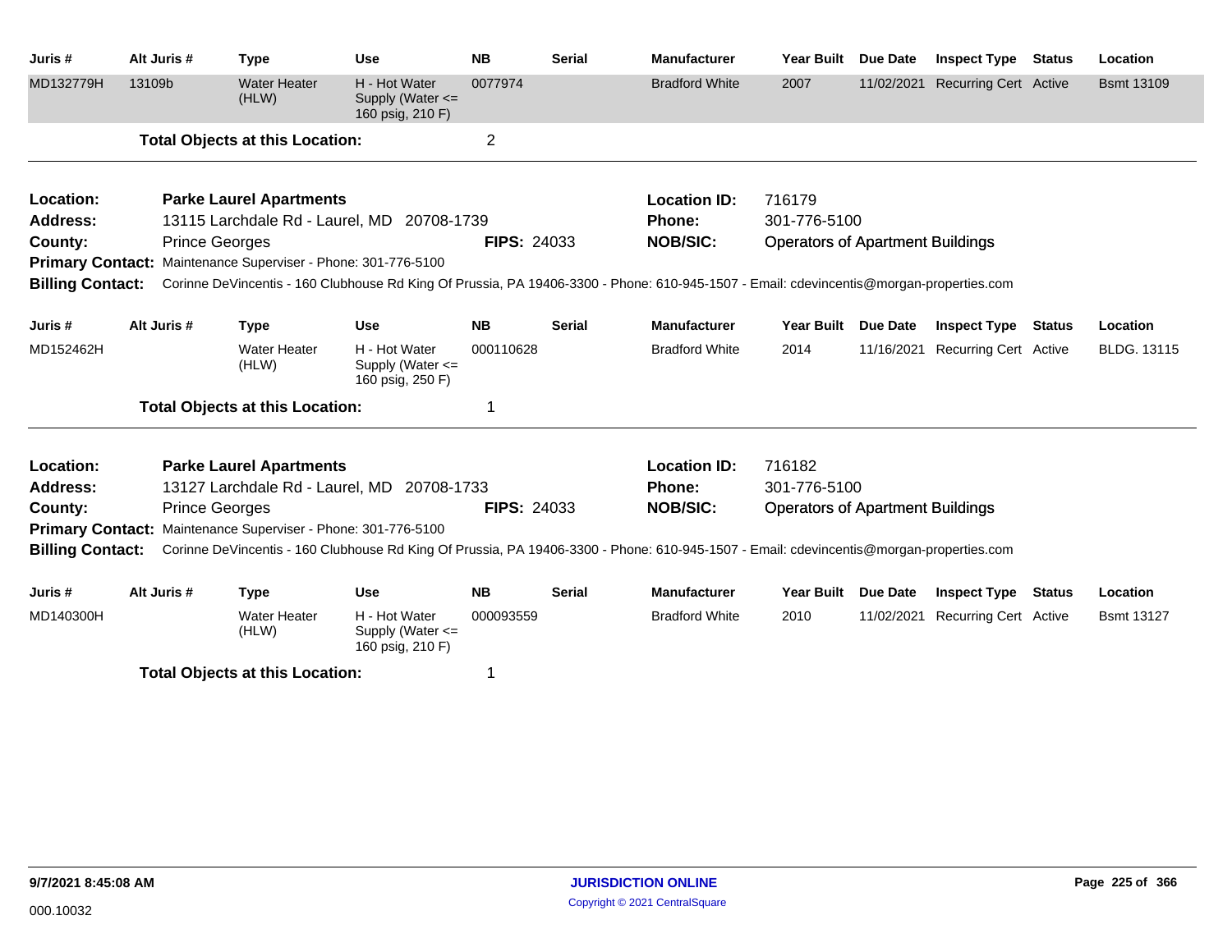| Juris # | Alt Juris # | Type | Use | NB | Serial | Manufacturer | Year Built | Due Date | Inspect Type | Status | Location |
|---|---|---|---|---|---|---|---|---|---|---|---|
| MD132779H | 13109b | Water Heater (HLW) | H - Hot Water Supply (Water <= 160 psig, 210 F) | 0077974 | | Bradford White | 2007 | 11/02/2021 | Recurring Cert | Active | Bsmt 13109 |

**Total Objects at this Location:** 2

---

**Location:** Parke Laurel Apartments
**Location ID:** 716179
**Address:** 13115 Larchdale Rd - Laurel, MD 20708-1739
**Phone:** 301-776-5100
**County:** Prince Georges
**FIPS:** 24033
**NOB/SIC:** Operators of Apartment Buildings
**Primary Contact:** Maintenance Superviser - Phone: 301-776-5100
**Billing Contact:** Corinne DeVincentis - 160 Clubhouse Rd King Of Prussia, PA 19406-3300 - Phone: 610-945-1507 - Email: cdevincentis@morgan-properties.com

| Juris # | Alt Juris # | Type | Use | NB | Serial | Manufacturer | Year Built | Due Date | Inspect Type | Status | Location |
|---|---|---|---|---|---|---|---|---|---|---|---|
| MD152462H | | Water Heater (HLW) | H - Hot Water Supply (Water <= 160 psig, 250 F) | 000110628 | | Bradford White | 2014 | 11/16/2021 | Recurring Cert | Active | BLDG. 13115 |

**Total Objects at this Location:** 1

---

**Location:** Parke Laurel Apartments
**Location ID:** 716182
**Address:** 13127 Larchdale Rd - Laurel, MD 20708-1733
**Phone:** 301-776-5100
**County:** Prince Georges
**FIPS:** 24033
**NOB/SIC:** Operators of Apartment Buildings
**Primary Contact:** Maintenance Superviser - Phone: 301-776-5100
**Billing Contact:** Corinne DeVincentis - 160 Clubhouse Rd King Of Prussia, PA 19406-3300 - Phone: 610-945-1507 - Email: cdevincentis@morgan-properties.com

| Juris # | Alt Juris # | Type | Use | NB | Serial | Manufacturer | Year Built | Due Date | Inspect Type | Status | Location |
|---|---|---|---|---|---|---|---|---|---|---|---|
| MD140300H | | Water Heater (HLW) | H - Hot Water Supply (Water <= 160 psig, 210 F) | 000093559 | | Bradford White | 2010 | 11/02/2021 | Recurring Cert | Active | Bsmt 13127 |

**Total Objects at this Location:** 1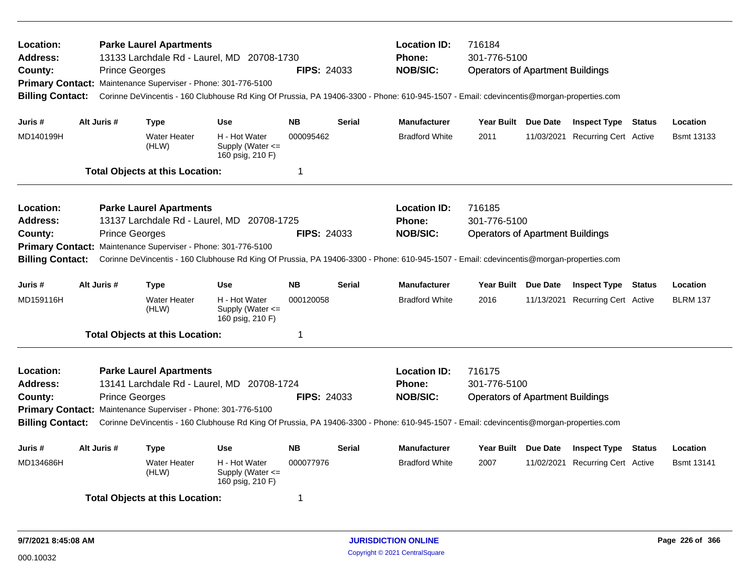| | | | |
|---|---|---|---|
| **Location:** | **Parke Laurel Apartments** | **Location ID:** | 716184 |
| **Address:** | 13133 Larchdale Rd - Laurel, MD 20708-1730 | **Phone:** | 301-776-5100 |
| **County:** | Prince Georges **FIPS:** 24033 | **NOB/SIC:** | Operators of Apartment Buildings |

**Primary Contact:** Maintenance Superviser - Phone: 301-776-5100

**Billing Contact:** Corinne DeVincentis - 160 Clubhouse Rd King Of Prussia, PA 19406-3300 - Phone: 610-945-1507 - Email: cdevincentis@morgan-properties.com

| Juris # | Alt Juris # | Type | Use | NB | Serial | Manufacturer | Year Built | Due Date | Inspect Type | Status | Location |
|---|---|---|---|---|---|---|---|---|---|---|---|
| MD140199H | | Water Heater (HLW) | H - Hot Water Supply (Water <= 160 psig, 210 F) | 000095462 | | Bradford White | 2011 | 11/03/2021 | Recurring Cert | Active | Bsmt 13133 |

**Total Objects at this Location:** 1

| | | | |
|---|---|---|---|
| **Location:** | **Parke Laurel Apartments** | **Location ID:** | 716185 |
| **Address:** | 13137 Larchdale Rd - Laurel, MD 20708-1725 | **Phone:** | 301-776-5100 |
| **County:** | Prince Georges **FIPS:** 24033 | **NOB/SIC:** | Operators of Apartment Buildings |

**Primary Contact:** Maintenance Superviser - Phone: 301-776-5100

**Billing Contact:** Corinne DeVincentis - 160 Clubhouse Rd King Of Prussia, PA 19406-3300 - Phone: 610-945-1507 - Email: cdevincentis@morgan-properties.com

| Juris # | Alt Juris # | Type | Use | NB | Serial | Manufacturer | Year Built | Due Date | Inspect Type | Status | Location |
|---|---|---|---|---|---|---|---|---|---|---|---|
| MD159116H | | Water Heater (HLW) | H - Hot Water Supply (Water <= 160 psig, 210 F) | 000120058 | | Bradford White | 2016 | 11/13/2021 | Recurring Cert | Active | BLRM 137 |

**Total Objects at this Location:** 1

| | | | |
|---|---|---|---|
| **Location:** | **Parke Laurel Apartments** | **Location ID:** | 716175 |
| **Address:** | 13141 Larchdale Rd - Laurel, MD 20708-1724 | **Phone:** | 301-776-5100 |
| **County:** | Prince Georges **FIPS:** 24033 | **NOB/SIC:** | Operators of Apartment Buildings |

**Primary Contact:** Maintenance Superviser - Phone: 301-776-5100

**Billing Contact:** Corinne DeVincentis - 160 Clubhouse Rd King Of Prussia, PA 19406-3300 - Phone: 610-945-1507 - Email: cdevincentis@morgan-properties.com

| Juris # | Alt Juris # | Type | Use | NB | Serial | Manufacturer | Year Built | Due Date | Inspect Type | Status | Location |
|---|---|---|---|---|---|---|---|---|---|---|---|
| MD134686H | | Water Heater (HLW) | H - Hot Water Supply (Water <= 160 psig, 210 F) | 000077976 | | Bradford White | 2007 | 11/02/2021 | Recurring Cert | Active | Bsmt 13141 |

**Total Objects at this Location:** 1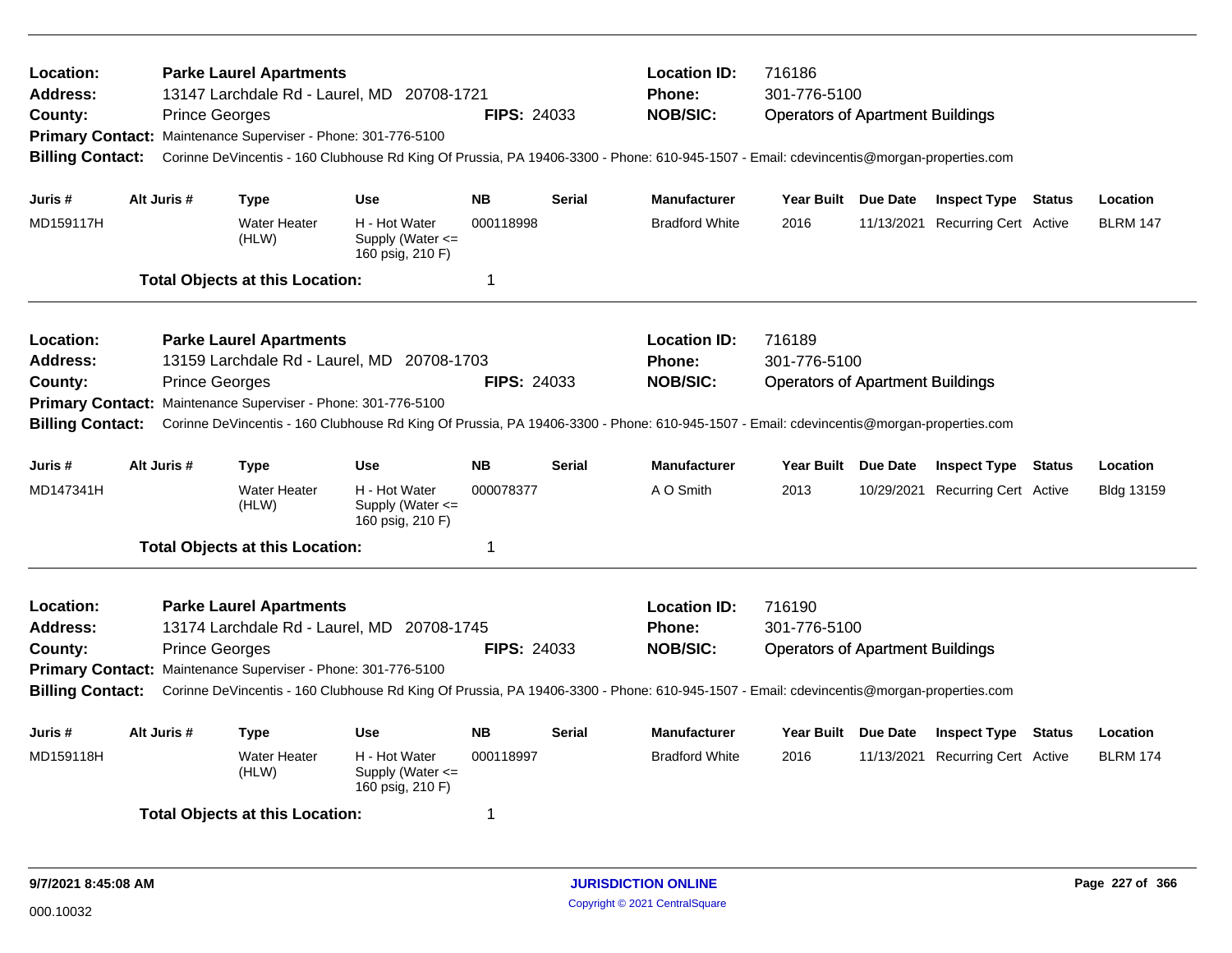**Location:** Parke Laurel Apartments
**Address:** 13147 Larchdale Rd - Laurel, MD 20708-1721
**County:** Prince Georges
**FIPS:** 24033
**Location ID:** 716186
**Phone:** 301-776-5100
**NOB/SIC:** Operators of Apartment Buildings
**Primary Contact:** Maintenance Superviser - Phone: 301-776-5100
**Billing Contact:** Corinne DeVincentis - 160 Clubhouse Rd King Of Prussia, PA 19406-3300 - Phone: 610-945-1507 - Email: cdevincentis@morgan-properties.com

| Juris # | Alt Juris # | Type | Use | NB | Serial | Manufacturer | Year Built | Due Date | Inspect Type | Status | Location |
|---|---|---|---|---|---|---|---|---|---|---|---|
| MD159117H | | Water Heater (HLW) | H - Hot Water Supply (Water <= 160 psig, 210 F) | 000118998 | | Bradford White | 2016 | 11/13/2021 | Recurring Cert | Active | BLRM 147 |

**Total Objects at this Location:** 1

---

**Location:** Parke Laurel Apartments
**Address:** 13159 Larchdale Rd - Laurel, MD 20708-1703
**County:** Prince Georges
**FIPS:** 24033
**Location ID:** 716189
**Phone:** 301-776-5100
**NOB/SIC:** Operators of Apartment Buildings
**Primary Contact:** Maintenance Superviser - Phone: 301-776-5100
**Billing Contact:** Corinne DeVincentis - 160 Clubhouse Rd King Of Prussia, PA 19406-3300 - Phone: 610-945-1507 - Email: cdevincentis@morgan-properties.com

| Juris # | Alt Juris # | Type | Use | NB | Serial | Manufacturer | Year Built | Due Date | Inspect Type | Status | Location |
|---|---|---|---|---|---|---|---|---|---|---|---|
| MD147341H | | Water Heater (HLW) | H - Hot Water Supply (Water <= 160 psig, 210 F) | 000078377 | | A O Smith | 2013 | 10/29/2021 | Recurring Cert | Active | Bldg 13159 |

**Total Objects at this Location:** 1

---

**Location:** Parke Laurel Apartments
**Address:** 13174 Larchdale Rd - Laurel, MD 20708-1745
**County:** Prince Georges
**FIPS:** 24033
**Location ID:** 716190
**Phone:** 301-776-5100
**NOB/SIC:** Operators of Apartment Buildings
**Primary Contact:** Maintenance Superviser - Phone: 301-776-5100
**Billing Contact:** Corinne DeVincentis - 160 Clubhouse Rd King Of Prussia, PA 19406-3300 - Phone: 610-945-1507 - Email: cdevincentis@morgan-properties.com

| Juris # | Alt Juris # | Type | Use | NB | Serial | Manufacturer | Year Built | Due Date | Inspect Type | Status | Location |
|---|---|---|---|---|---|---|---|---|---|---|---|
| MD159118H | | Water Heater (HLW) | H - Hot Water Supply (Water <= 160 psig, 210 F) | 000118997 | | Bradford White | 2016 | 11/13/2021 | Recurring Cert | Active | BLRM 174 |

**Total Objects at this Location:** 1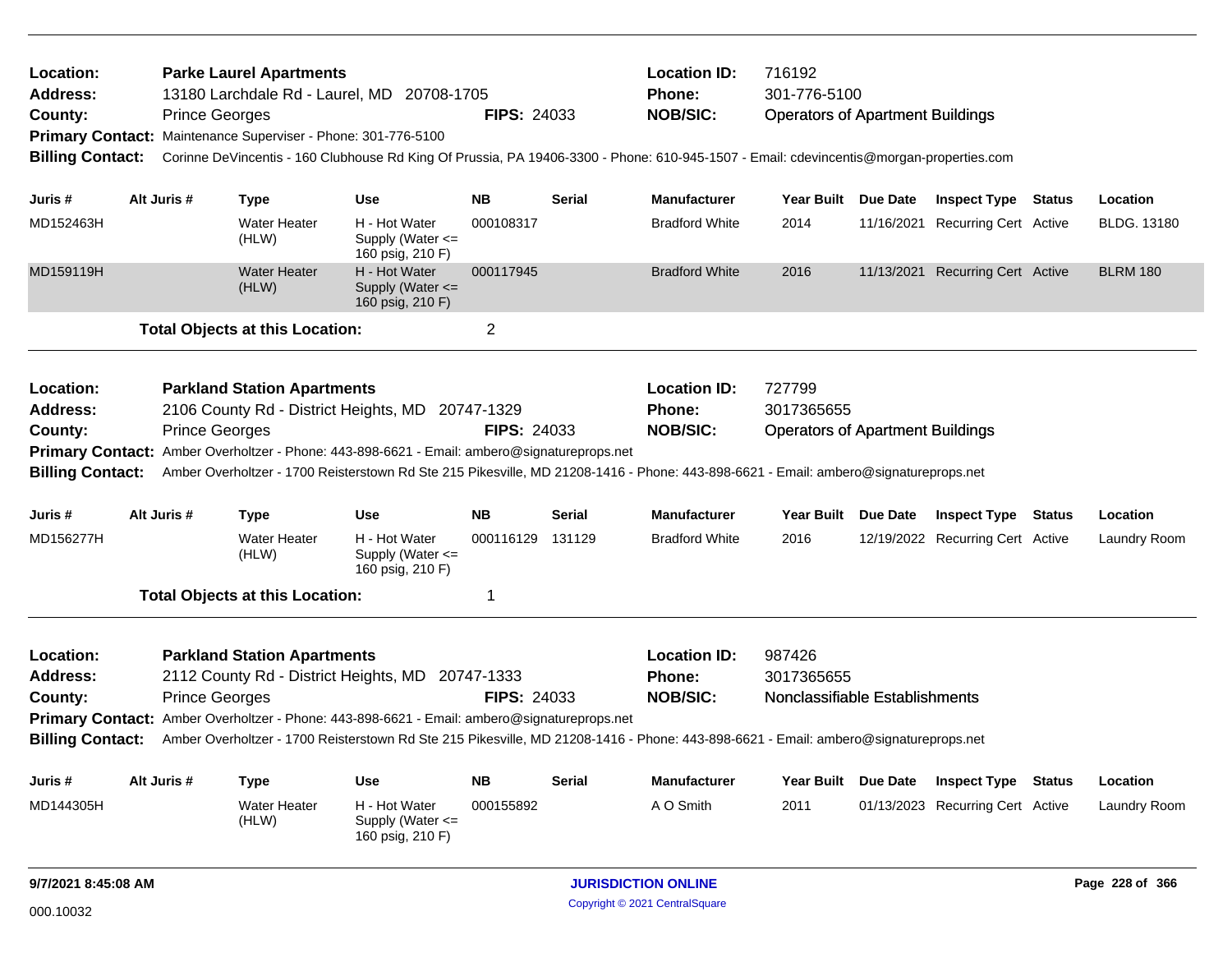**Location:** Parke Laurel Apartments
**Address:** 13180 Larchdale Rd - Laurel, MD 20708-1705
**County:** Prince Georges **FIPS:** 24033
**Location ID:** 716192
**Phone:** 301-776-5100
**NOB/SIC:** Operators of Apartment Buildings
**Primary Contact:** Maintenance Superviser - Phone: 301-776-5100
**Billing Contact:** Corinne DeVincentis - 160 Clubhouse Rd King Of Prussia, PA 19406-3300 - Phone: 610-945-1507 - Email: cdevincentis@morgan-properties.com

| Juris # | Alt Juris # | Type | Use | NB | Serial | Manufacturer | Year Built | Due Date | Inspect Type | Status | Location |
|---|---|---|---|---|---|---|---|---|---|---|---|
| MD152463H | | Water Heater (HLW) | H - Hot Water Supply (Water <= 160 psig, 210 F) | 000108317 | | Bradford White | 2014 | 11/16/2021 | Recurring Cert | Active | BLDG. 13180 |
| MD159119H | | Water Heater (HLW) | H - Hot Water Supply (Water <= 160 psig, 210 F) | 000117945 | | Bradford White | 2016 | 11/13/2021 | Recurring Cert | Active | BLRM 180 |

**Total Objects at this Location:** 2

---

**Location:** Parkland Station Apartments
**Address:** 2106 County Rd - District Heights, MD 20747-1329
**County:** Prince Georges **FIPS:** 24033
**Location ID:** 727799
**Phone:** 3017365655
**NOB/SIC:** Operators of Apartment Buildings
**Primary Contact:** Amber Overholtzer - Phone: 443-898-6621 - Email: ambero@signatureprops.net
**Billing Contact:** Amber Overholtzer - 1700 Reisterstown Rd Ste 215 Pikesville, MD 21208-1416 - Phone: 443-898-6621 - Email: ambero@signatureprops.net

| Juris # | Alt Juris # | Type | Use | NB | Serial | Manufacturer | Year Built | Due Date | Inspect Type | Status | Location |
|---|---|---|---|---|---|---|---|---|---|---|---|
| MD156277H | | Water Heater (HLW) | H - Hot Water Supply (Water <= 160 psig, 210 F) | 000116129 | 131129 | Bradford White | 2016 | 12/19/2022 | Recurring Cert | Active | Laundry Room |

**Total Objects at this Location:** 1

---

**Location:** Parkland Station Apartments
**Address:** 2112 County Rd - District Heights, MD 20747-1333
**County:** Prince Georges **FIPS:** 24033
**Location ID:** 987426
**Phone:** 3017365655
**NOB/SIC:** Nonclassifiable Establishments
**Primary Contact:** Amber Overholtzer - Phone: 443-898-6621 - Email: ambero@signatureprops.net
**Billing Contact:** Amber Overholtzer - 1700 Reisterstown Rd Ste 215 Pikesville, MD 21208-1416 - Phone: 443-898-6621 - Email: ambero@signatureprops.net

| Juris # | Alt Juris # | Type | Use | NB | Serial | Manufacturer | Year Built | Due Date | Inspect Type | Status | Location |
|---|---|---|---|---|---|---|---|---|---|---|---|
| MD144305H | | Water Heater (HLW) | H - Hot Water Supply (Water <= 160 psig, 210 F) | 000155892 | | A O Smith | 2011 | 01/13/2023 | Recurring Cert | Active | Laundry Room |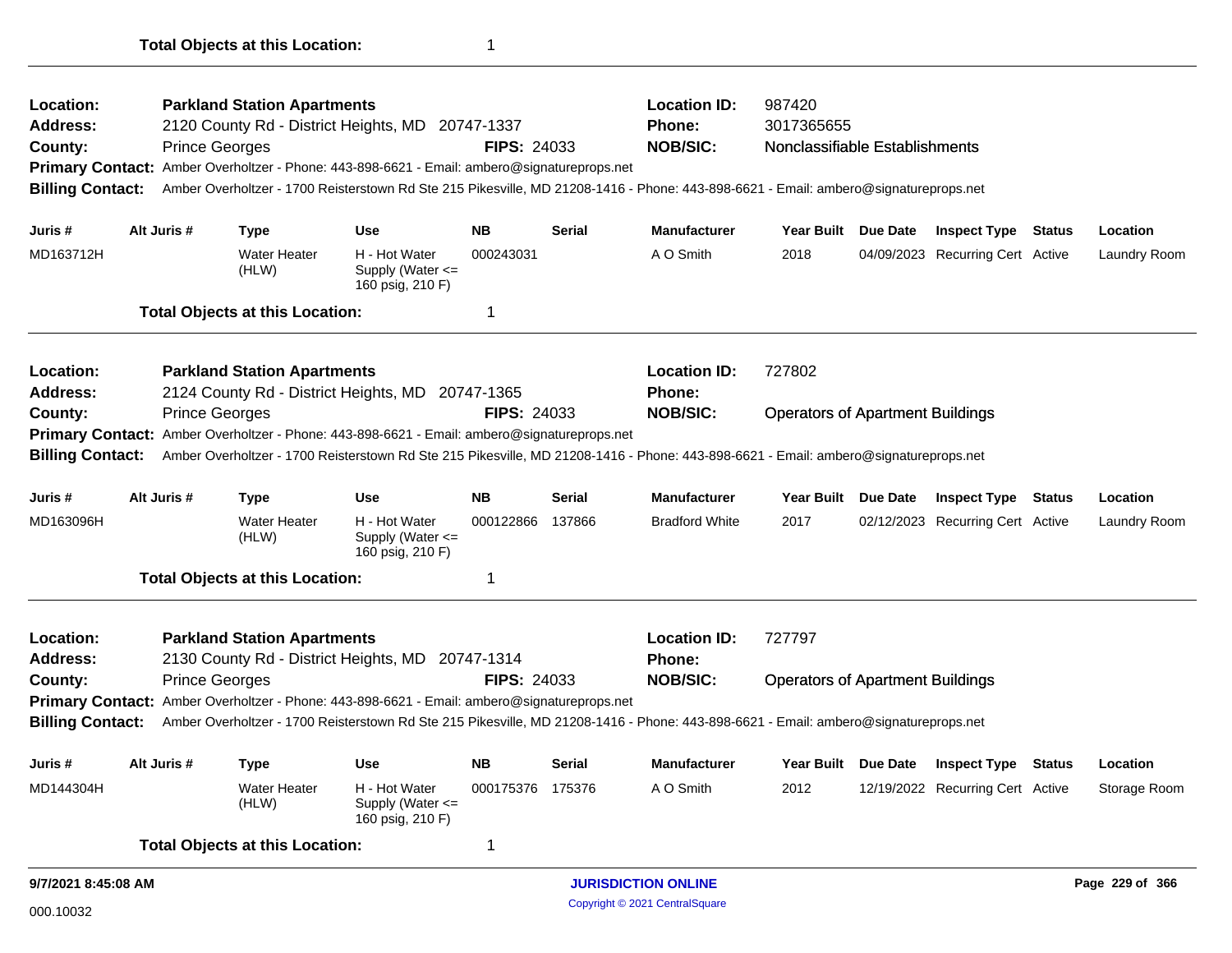**Total Objects at this Location:** 1

---

**Location:** Parkland Station Apartments
**Address:** 2120 County Rd - District Heights, MD 20747-1337
**County:** Prince Georges
**FIPS:** 24033
**Location ID:** 987420
**Phone:** 3017365655
**NOB/SIC:** Nonclassifiable Establishments
**Primary Contact:** Amber Overholtzer - Phone: 443-898-6621 - Email: ambero@signatureprops.net
**Billing Contact:** Amber Overholtzer - 1700 Reisterstown Rd Ste 215 Pikesville, MD 21208-1416 - Phone: 443-898-6621 - Email: ambero@signatureprops.net

| Juris # | Alt Juris # | Type | Use | NB | Serial | Manufacturer | Year Built | Due Date | Inspect Type | Status | Location |
|---|---|---|---|---|---|---|---|---|---|---|---|
| MD163712H | | Water Heater (HLW) | H - Hot Water Supply (Water <= 160 psig, 210 F) | 000243031 | | A O Smith | 2018 | 04/09/2023 | Recurring Cert | Active | Laundry Room |

**Total Objects at this Location:** 1

---

**Location:** Parkland Station Apartments
**Address:** 2124 County Rd - District Heights, MD 20747-1365
**County:** Prince Georges
**FIPS:** 24033
**Location ID:** 727802
**Phone:**
**NOB/SIC:** Operators of Apartment Buildings
**Primary Contact:** Amber Overholtzer - Phone: 443-898-6621 - Email: ambero@signatureprops.net
**Billing Contact:** Amber Overholtzer - 1700 Reisterstown Rd Ste 215 Pikesville, MD 21208-1416 - Phone: 443-898-6621 - Email: ambero@signatureprops.net

| Juris # | Alt Juris # | Type | Use | NB | Serial | Manufacturer | Year Built | Due Date | Inspect Type | Status | Location |
|---|---|---|---|---|---|---|---|---|---|---|---|
| MD163096H | | Water Heater (HLW) | H - Hot Water Supply (Water <= 160 psig, 210 F) | 000122866 | 137866 | Bradford White | 2017 | 02/12/2023 | Recurring Cert | Active | Laundry Room |

**Total Objects at this Location:** 1

---

**Location:** Parkland Station Apartments
**Address:** 2130 County Rd - District Heights, MD 20747-1314
**County:** Prince Georges
**FIPS:** 24033
**Location ID:** 727797
**Phone:**
**NOB/SIC:** Operators of Apartment Buildings
**Primary Contact:** Amber Overholtzer - Phone: 443-898-6621 - Email: ambero@signatureprops.net
**Billing Contact:** Amber Overholtzer - 1700 Reisterstown Rd Ste 215 Pikesville, MD 21208-1416 - Phone: 443-898-6621 - Email: ambero@signatureprops.net

| Juris # | Alt Juris # | Type | Use | NB | Serial | Manufacturer | Year Built | Due Date | Inspect Type | Status | Location |
|---|---|---|---|---|---|---|---|---|---|---|---|
| MD144304H | | Water Heater (HLW) | H - Hot Water Supply (Water <= 160 psig, 210 F) | 000175376 | 175376 | A O Smith | 2012 | 12/19/2022 | Recurring Cert | Active | Storage Room |

**Total Objects at this Location:** 1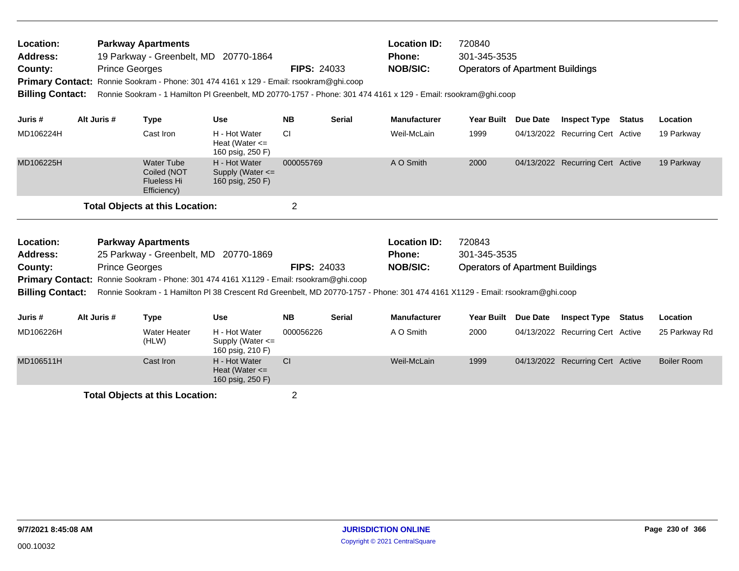**Location:** Parkway Apartments
**Address:** 19 Parkway - Greenbelt, MD 20770-1864
**County:** Prince Georges **FIPS:** 24033
**Location ID:** 720840
**Phone:** 301-345-3535
**NOB/SIC:** Operators of Apartment Buildings
**Primary Contact:** Ronnie Sookram - Phone: 301 474 4161 x 129 - Email: rsookram@ghi.coop
**Billing Contact:** Ronnie Sookram - 1 Hamilton Pl Greenbelt, MD 20770-1757 - Phone: 301 474 4161 x 129 - Email: rsookram@ghi.coop

| Juris # | Alt Juris # | Type | Use | NB | Serial | Manufacturer | Year Built | Due Date | Inspect Type | Status | Location |
|---|---|---|---|---|---|---|---|---|---|---|---|
| MD106224H | | Cast Iron | H - Hot Water Heat (Water <= 160 psig, 250 F) | CI | | Weil-McLain | 1999 | 04/13/2022 | Recurring Cert | Active | 19 Parkway |
| MD106225H | | Water Tube Coiled (NOT Flueless Hi Efficiency) | H - Hot Water Supply (Water <= 160 psig, 250 F) | 000055769 | | A O Smith | 2000 | 04/13/2022 | Recurring Cert | Active | 19 Parkway |

**Total Objects at this Location:** 2

**Location:** Parkway Apartments
**Address:** 25 Parkway - Greenbelt, MD 20770-1869
**County:** Prince Georges **FIPS:** 24033
**Location ID:** 720843
**Phone:** 301-345-3535
**NOB/SIC:** Operators of Apartment Buildings
**Primary Contact:** Ronnie Sookram - Phone: 301 474 4161 X1129 - Email: rsookram@ghi.coop
**Billing Contact:** Ronnie Sookram - 1 Hamilton Pl 38 Crescent Rd Greenbelt, MD 20770-1757 - Phone: 301 474 4161 X1129 - Email: rsookram@ghi.coop

| Juris # | Alt Juris # | Type | Use | NB | Serial | Manufacturer | Year Built | Due Date | Inspect Type | Status | Location |
|---|---|---|---|---|---|---|---|---|---|---|---|
| MD106226H | | Water Heater (HLW) | H - Hot Water Supply (Water <= 160 psig, 210 F) | 000056226 | | A O Smith | 2000 | 04/13/2022 | Recurring Cert | Active | 25 Parkway Rd |
| MD106511H | | Cast Iron | H - Hot Water Heat (Water <= 160 psig, 250 F) | CI | | Weil-McLain | 1999 | 04/13/2022 | Recurring Cert | Active | Boiler Room |

**Total Objects at this Location:** 2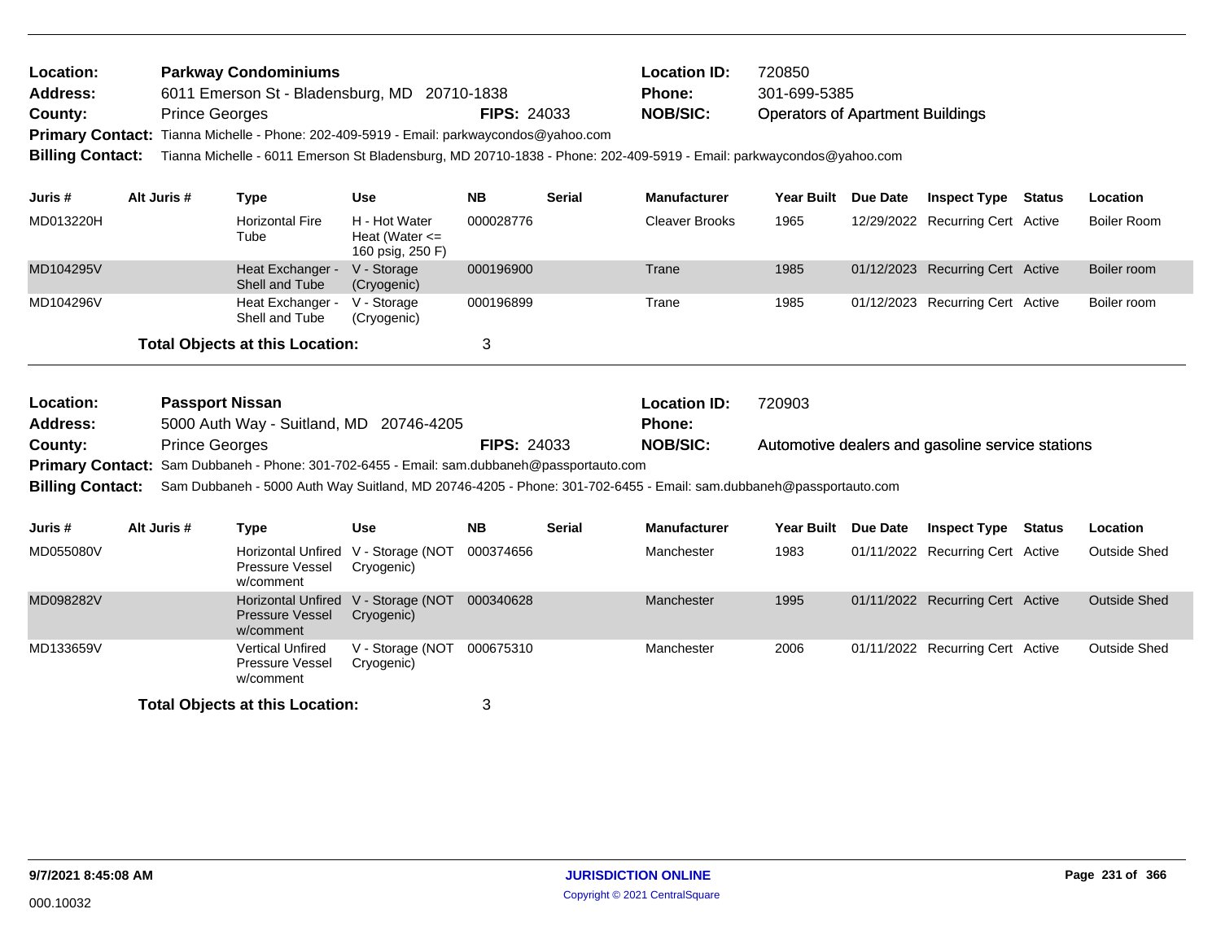**Location:** Parkway Condominiums  
**Address:** 6011 Emerson St - Bladensburg, MD 20710-1838  
**County:** Prince Georges  **FIPS:** 24033  
**Location ID:** 720850  
**Phone:** 301-699-5385  
**NOB/SIC:** Operators of Apartment Buildings  
**Primary Contact:** Tianna Michelle - Phone: 202-409-5919 - Email: parkwaycondos@yahoo.com  
**Billing Contact:** Tianna Michelle - 6011 Emerson St Bladensburg, MD 20710-1838 - Phone: 202-409-5919 - Email: parkwaycondos@yahoo.com

| Juris # | Alt Juris # | Type | Use | NB | Serial | Manufacturer | Year Built | Due Date | Inspect Type | Status | Location |
|---|---|---|---|---|---|---|---|---|---|---|---|
| MD013220H | | Horizontal Fire Tube | H - Hot Water Heat (Water <= 160 psig, 250 F) | 000028776 | | Cleaver Brooks | 1965 | 12/29/2022 | Recurring Cert | Active | Boiler Room |
| MD104295V | | Heat Exchanger - Shell and Tube | V - Storage (Cryogenic) | 000196900 | | Trane | 1985 | 01/12/2023 | Recurring Cert | Active | Boiler room |
| MD104296V | | Heat Exchanger - Shell and Tube | V - Storage (Cryogenic) | 000196899 | | Trane | 1985 | 01/12/2023 | Recurring Cert | Active | Boiler room |

**Total Objects at this Location:** 3

---

**Location:** Passport Nissan  
**Address:** 5000 Auth Way - Suitland, MD 20746-4205  
**County:** Prince Georges  **FIPS:** 24033  
**Location ID:** 720903  
**Phone:**  
**NOB/SIC:** Automotive dealers and gasoline service stations  
**Primary Contact:** Sam Dubbaneh - Phone: 301-702-6455 - Email: sam.dubbaneh@passportauto.com  
**Billing Contact:** Sam Dubbaneh - 5000 Auth Way Suitland, MD 20746-4205 - Phone: 301-702-6455 - Email: sam.dubbaneh@passportauto.com

| Juris # | Alt Juris # | Type | Use | NB | Serial | Manufacturer | Year Built | Due Date | Inspect Type | Status | Location |
|---|---|---|---|---|---|---|---|---|---|---|---|
| MD055080V | | Horizontal Unfired Pressure Vessel w/comment | V - Storage (NOT Cryogenic) | 000374656 | | Manchester | 1983 | 01/11/2022 | Recurring Cert | Active | Outside Shed |
| MD098282V | | Horizontal Unfired Pressure Vessel w/comment | V - Storage (NOT Cryogenic) | 000340628 | | Manchester | 1995 | 01/11/2022 | Recurring Cert | Active | Outside Shed |
| MD133659V | | Vertical Unfired Pressure Vessel w/comment | V - Storage (NOT Cryogenic) | 000675310 | | Manchester | 2006 | 01/11/2022 | Recurring Cert | Active | Outside Shed |

**Total Objects at this Location:** 3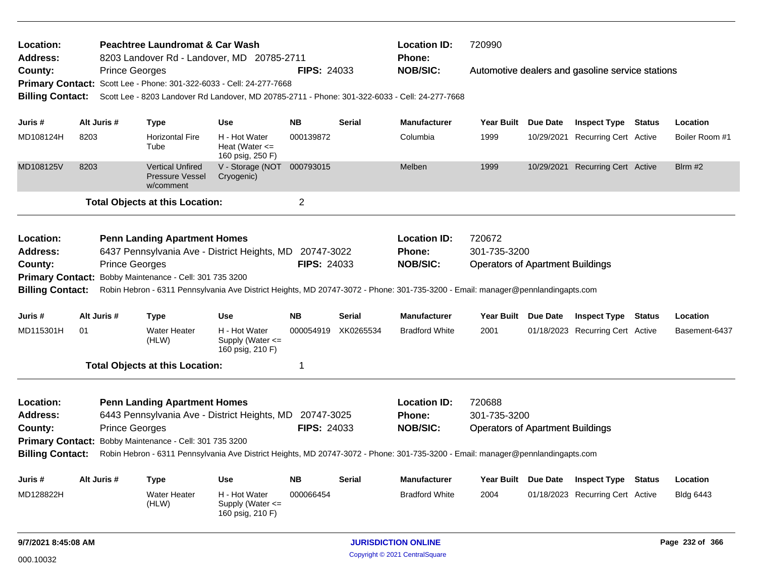**Location:** Peachtree Laundromat & Car Wash
**Address:** 8203 Landover Rd - Landover, MD 20785-2711
**County:** Prince Georges **FIPS:** 24033
**Location ID:** 720990
**Phone:**
**NOB/SIC:** Automotive dealers and gasoline service stations
**Primary Contact:** Scott Lee - Phone: 301-322-6033 - Cell: 24-277-7668
**Billing Contact:** Scott Lee - 8203 Landover Rd Landover, MD 20785-2711 - Phone: 301-322-6033 - Cell: 24-277-7668

| Juris # | Alt Juris # | Type | Use | NB | Serial | Manufacturer | Year Built | Due Date | Inspect Type | Status | Location |
|---|---|---|---|---|---|---|---|---|---|---|---|
| MD108124H | 8203 | Horizontal Fire Tube | H - Hot Water Heat (Water <= 160 psig, 250 F) | 000139872 | | Columbia | 1999 | 10/29/2021 | Recurring Cert | Active | Boiler Room #1 |
| MD108125V | 8203 | Vertical Unfired Pressure Vessel w/comment | V - Storage (NOT Cryogenic) | 000793015 | | Melben | 1999 | 10/29/2021 | Recurring Cert | Active | Blrm #2 |

**Total Objects at this Location:** 2

---

**Location:** Penn Landing Apartment Homes
**Address:** 6437 Pennsylvania Ave - District Heights, MD 20747-3022
**County:** Prince Georges **FIPS:** 24033
**Location ID:** 720672
**Phone:** 301-735-3200
**NOB/SIC:** Operators of Apartment Buildings
**Primary Contact:** Bobby Maintenance - Cell: 301 735 3200
**Billing Contact:** Robin Hebron - 6311 Pennsylvania Ave District Heights, MD 20747-3072 - Phone: 301-735-3200 - Email: manager@pennlandingapts.com

| Juris # | Alt Juris # | Type | Use | NB | Serial | Manufacturer | Year Built | Due Date | Inspect Type | Status | Location |
|---|---|---|---|---|---|---|---|---|---|---|---|
| MD115301H | 01 | Water Heater (HLW) | H - Hot Water Supply (Water <= 160 psig, 210 F) | 000054919 | XK0265534 | Bradford White | 2001 | 01/18/2023 | Recurring Cert | Active | Basement-6437 |

**Total Objects at this Location:** 1

---

**Location:** Penn Landing Apartment Homes
**Address:** 6443 Pennsylvania Ave - District Heights, MD 20747-3025
**County:** Prince Georges **FIPS:** 24033
**Location ID:** 720688
**Phone:** 301-735-3200
**NOB/SIC:** Operators of Apartment Buildings
**Primary Contact:** Bobby Maintenance - Cell: 301 735 3200
**Billing Contact:** Robin Hebron - 6311 Pennsylvania Ave District Heights, MD 20747-3072 - Phone: 301-735-3200 - Email: manager@pennlandingapts.com

| Juris # | Alt Juris # | Type | Use | NB | Serial | Manufacturer | Year Built | Due Date | Inspect Type | Status | Location |
|---|---|---|---|---|---|---|---|---|---|---|---|
| MD128822H | | Water Heater (HLW) | H - Hot Water Supply (Water <= 160 psig, 210 F) | 000066454 | | Bradford White | 2004 | 01/18/2023 | Recurring Cert | Active | Bldg 6443 |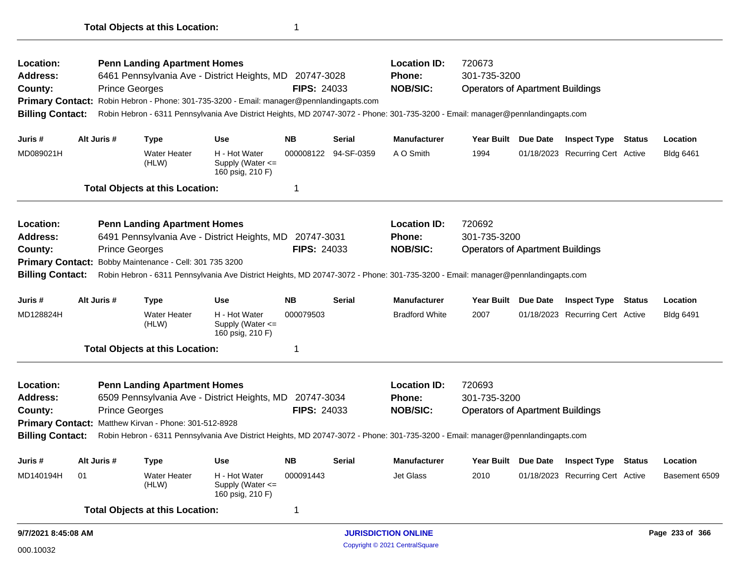**Total Objects at this Location:** 1

---

**Location:** **Penn Landing Apartment Homes** | **Location ID:** 720673
**Address:** 6461 Pennsylvania Ave - District Heights, MD 20747-3028 | **Phone:** 301-735-3200
**County:** Prince Georges | **FIPS:** 24033 | **NOB/SIC:** Operators of Apartment Buildings
**Primary Contact:** Robin Hebron - Phone: 301-735-3200 - Email: manager@pennlandingapts.com
**Billing Contact:** Robin Hebron - 6311 Pennsylvania Ave District Heights, MD 20747-3072 - Phone: 301-735-3200 - Email: manager@pennlandingapts.com

| Juris # | Alt Juris # | Type | Use | NB | Serial | Manufacturer | Year Built | Due Date | Inspect Type | Status | Location |
|---|---|---|---|---|---|---|---|---|---|---|---|
| MD089021H | | Water Heater (HLW) | H - Hot Water Supply (Water <= 160 psig, 210 F) | 000008122 | 94-SF-0359 | A O Smith | 1994 | 01/18/2023 | Recurring Cert | Active | Bldg 6461 |

**Total Objects at this Location:** 1

---

**Location:** **Penn Landing Apartment Homes** | **Location ID:** 720692
**Address:** 6491 Pennsylvania Ave - District Heights, MD 20747-3031 | **Phone:** 301-735-3200
**County:** Prince Georges | **FIPS:** 24033 | **NOB/SIC:** Operators of Apartment Buildings
**Primary Contact:** Bobby Maintenance - Cell: 301 735 3200
**Billing Contact:** Robin Hebron - 6311 Pennsylvania Ave District Heights, MD 20747-3072 - Phone: 301-735-3200 - Email: manager@pennlandingapts.com

| Juris # | Alt Juris # | Type | Use | NB | Serial | Manufacturer | Year Built | Due Date | Inspect Type | Status | Location |
|---|---|---|---|---|---|---|---|---|---|---|---|
| MD128824H | | Water Heater (HLW) | H - Hot Water Supply (Water <= 160 psig, 210 F) | 000079503 | | Bradford White | 2007 | 01/18/2023 | Recurring Cert | Active | Bldg 6491 |

**Total Objects at this Location:** 1

---

**Location:** **Penn Landing Apartment Homes** | **Location ID:** 720693
**Address:** 6509 Pennsylvania Ave - District Heights, MD 20747-3034 | **Phone:** 301-735-3200
**County:** Prince Georges | **FIPS:** 24033 | **NOB/SIC:** Operators of Apartment Buildings
**Primary Contact:** Matthew Kirvan - Phone: 301-512-8928
**Billing Contact:** Robin Hebron - 6311 Pennsylvania Ave District Heights, MD 20747-3072 - Phone: 301-735-3200 - Email: manager@pennlandingapts.com

| Juris # | Alt Juris # | Type | Use | NB | Serial | Manufacturer | Year Built | Due Date | Inspect Type | Status | Location |
|---|---|---|---|---|---|---|---|---|---|---|---|
| MD140194H | 01 | Water Heater (HLW) | H - Hot Water Supply (Water <= 160 psig, 210 F) | 000091443 | | Jet Glass | 2010 | 01/18/2023 | Recurring Cert | Active | Basement 6509 |

**Total Objects at this Location:** 1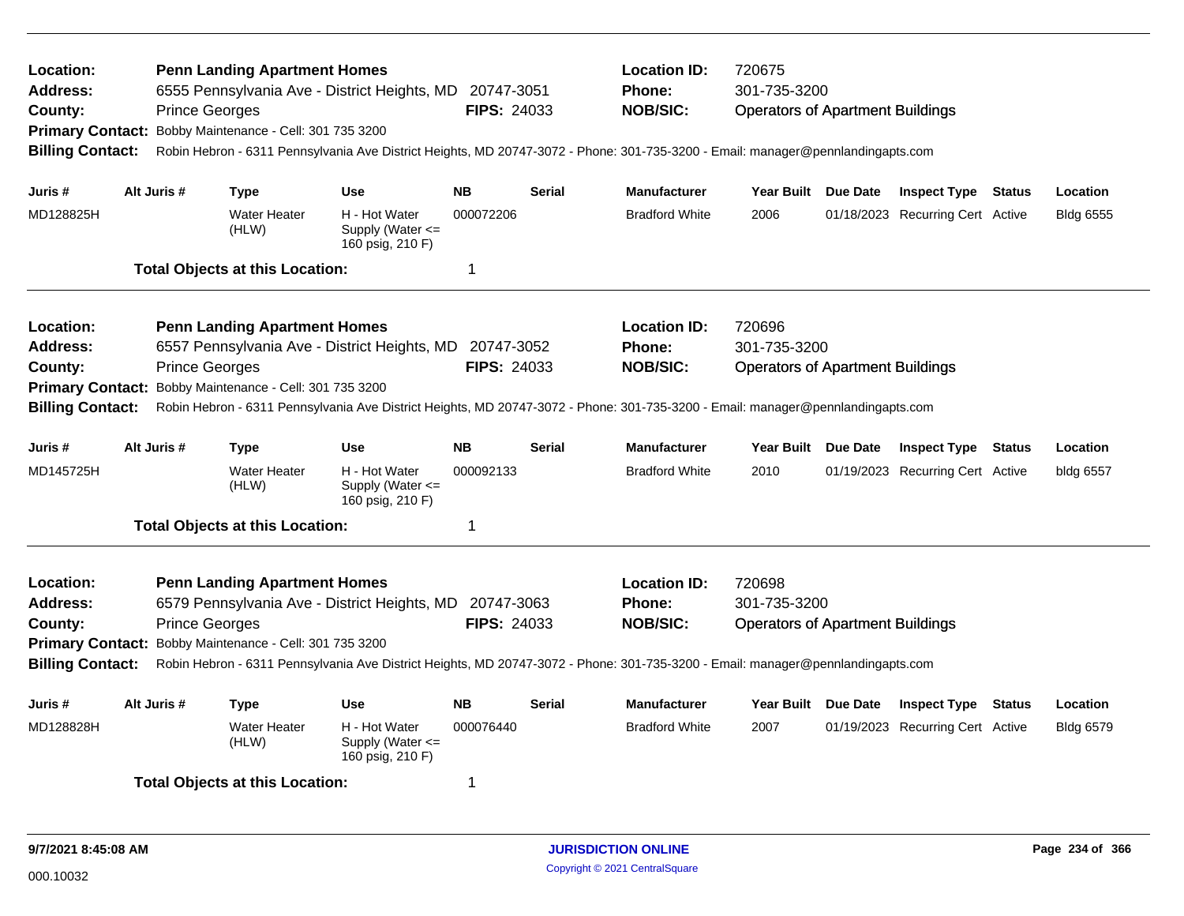**Location:** Penn Landing Apartment Homes
**Address:** 6555 Pennsylvania Ave - District Heights, MD 20747-3051
**County:** Prince Georges **FIPS:** 24033
**Primary Contact:** Bobby Maintenance - Cell: 301 735 3200
**Billing Contact:** Robin Hebron - 6311 Pennsylvania Ave District Heights, MD 20747-3072 - Phone: 301-735-3200 - Email: manager@pennlandingapts.com

**Location ID:** 720675
**Phone:** 301-735-3200
**NOB/SIC:** Operators of Apartment Buildings

| Juris # | Alt Juris # | Type | Use | NB | Serial | Manufacturer | Year Built | Due Date | Inspect Type | Status | Location |
|---|---|---|---|---|---|---|---|---|---|---|---|
| MD128825H | | Water Heater (HLW) | H - Hot Water Supply (Water <= 160 psig, 210 F) | 000072206 | | Bradford White | 2006 | 01/18/2023 | Recurring Cert | Active | Bldg 6555 |

**Total Objects at this Location:** 1

---

**Location:** Penn Landing Apartment Homes
**Address:** 6557 Pennsylvania Ave - District Heights, MD 20747-3052
**County:** Prince Georges **FIPS:** 24033
**Primary Contact:** Bobby Maintenance - Cell: 301 735 3200
**Billing Contact:** Robin Hebron - 6311 Pennsylvania Ave District Heights, MD 20747-3072 - Phone: 301-735-3200 - Email: manager@pennlandingapts.com

**Location ID:** 720696
**Phone:** 301-735-3200
**NOB/SIC:** Operators of Apartment Buildings

| Juris # | Alt Juris # | Type | Use | NB | Serial | Manufacturer | Year Built | Due Date | Inspect Type | Status | Location |
|---|---|---|---|---|---|---|---|---|---|---|---|
| MD145725H | | Water Heater (HLW) | H - Hot Water Supply (Water <= 160 psig, 210 F) | 000092133 | | Bradford White | 2010 | 01/19/2023 | Recurring Cert | Active | bldg 6557 |

**Total Objects at this Location:** 1

---

**Location:** Penn Landing Apartment Homes
**Address:** 6579 Pennsylvania Ave - District Heights, MD 20747-3063
**County:** Prince Georges **FIPS:** 24033
**Primary Contact:** Bobby Maintenance - Cell: 301 735 3200
**Billing Contact:** Robin Hebron - 6311 Pennsylvania Ave District Heights, MD 20747-3072 - Phone: 301-735-3200 - Email: manager@pennlandingapts.com

**Location ID:** 720698
**Phone:** 301-735-3200
**NOB/SIC:** Operators of Apartment Buildings

| Juris # | Alt Juris # | Type | Use | NB | Serial | Manufacturer | Year Built | Due Date | Inspect Type | Status | Location |
|---|---|---|---|---|---|---|---|---|---|---|---|
| MD128828H | | Water Heater (HLW) | H - Hot Water Supply (Water <= 160 psig, 210 F) | 000076440 | | Bradford White | 2007 | 01/19/2023 | Recurring Cert | Active | Bldg 6579 |

**Total Objects at this Location:** 1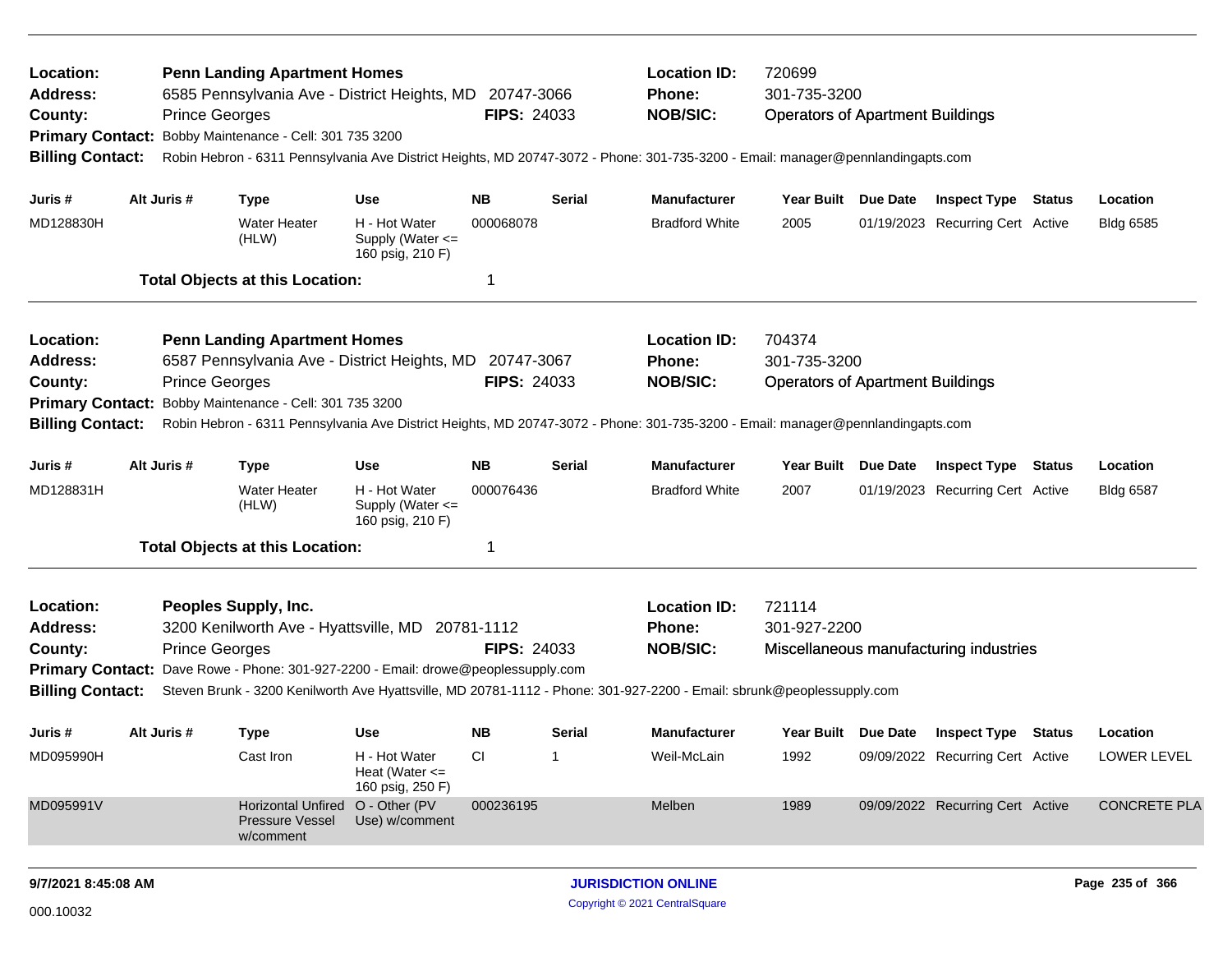**Location:** Penn Landing Apartment Homes
**Address:** 6585 Pennsylvania Ave - District Heights, MD 20747-3066
**County:** Prince Georges
**FIPS:** 24033
**Location ID:** 720699
**Phone:** 301-735-3200
**NOB/SIC:** Operators of Apartment Buildings
**Primary Contact:** Bobby Maintenance - Cell: 301 735 3200
**Billing Contact:** Robin Hebron - 6311 Pennsylvania Ave District Heights, MD 20747-3072 - Phone: 301-735-3200 - Email: manager@pennlandingapts.com

| Juris # | Alt Juris # | Type | Use | NB | Serial | Manufacturer | Year Built | Due Date | Inspect Type | Status | Location |
|---|---|---|---|---|---|---|---|---|---|---|---|
| MD128830H | | Water Heater (HLW) | H - Hot Water Supply (Water <= 160 psig, 210 F) | 000068078 | | Bradford White | 2005 | 01/19/2023 | Recurring Cert | Active | Bldg 6585 |

**Total Objects at this Location:** 1

---

**Location:** Penn Landing Apartment Homes
**Address:** 6587 Pennsylvania Ave - District Heights, MD 20747-3067
**County:** Prince Georges
**FIPS:** 24033
**Location ID:** 704374
**Phone:** 301-735-3200
**NOB/SIC:** Operators of Apartment Buildings
**Primary Contact:** Bobby Maintenance - Cell: 301 735 3200
**Billing Contact:** Robin Hebron - 6311 Pennsylvania Ave District Heights, MD 20747-3072 - Phone: 301-735-3200 - Email: manager@pennlandingapts.com

| Juris # | Alt Juris # | Type | Use | NB | Serial | Manufacturer | Year Built | Due Date | Inspect Type | Status | Location |
|---|---|---|---|---|---|---|---|---|---|---|---|
| MD128831H | | Water Heater (HLW) | H - Hot Water Supply (Water <= 160 psig, 210 F) | 000076436 | | Bradford White | 2007 | 01/19/2023 | Recurring Cert | Active | Bldg 6587 |

**Total Objects at this Location:** 1

---

**Location:** Peoples Supply, Inc.
**Address:** 3200 Kenilworth Ave - Hyattsville, MD 20781-1112
**County:** Prince Georges
**FIPS:** 24033
**Location ID:** 721114
**Phone:** 301-927-2200
**NOB/SIC:** Miscellaneous manufacturing industries
**Primary Contact:** Dave Rowe - Phone: 301-927-2200 - Email: drowe@peoplessupply.com
**Billing Contact:** Steven Brunk - 3200 Kenilworth Ave Hyattsville, MD 20781-1112 - Phone: 301-927-2200 - Email: sbrunk@peoplessupply.com

| Juris # | Alt Juris # | Type | Use | NB | Serial | Manufacturer | Year Built | Due Date | Inspect Type | Status | Location |
|---|---|---|---|---|---|---|---|---|---|---|---|
| MD095990H | | Cast Iron | H - Hot Water Heat (Water <= 160 psig, 250 F) | CI | 1 | Weil-McLain | 1992 | 09/09/2022 | Recurring Cert | Active | LOWER LEVEL |
| MD095991V | | Horizontal Unfired Pressure Vessel w/comment | O - Other (PV Use) w/comment | 000236195 | | Melben | 1989 | 09/09/2022 | Recurring Cert | Active | CONCRETE PLA |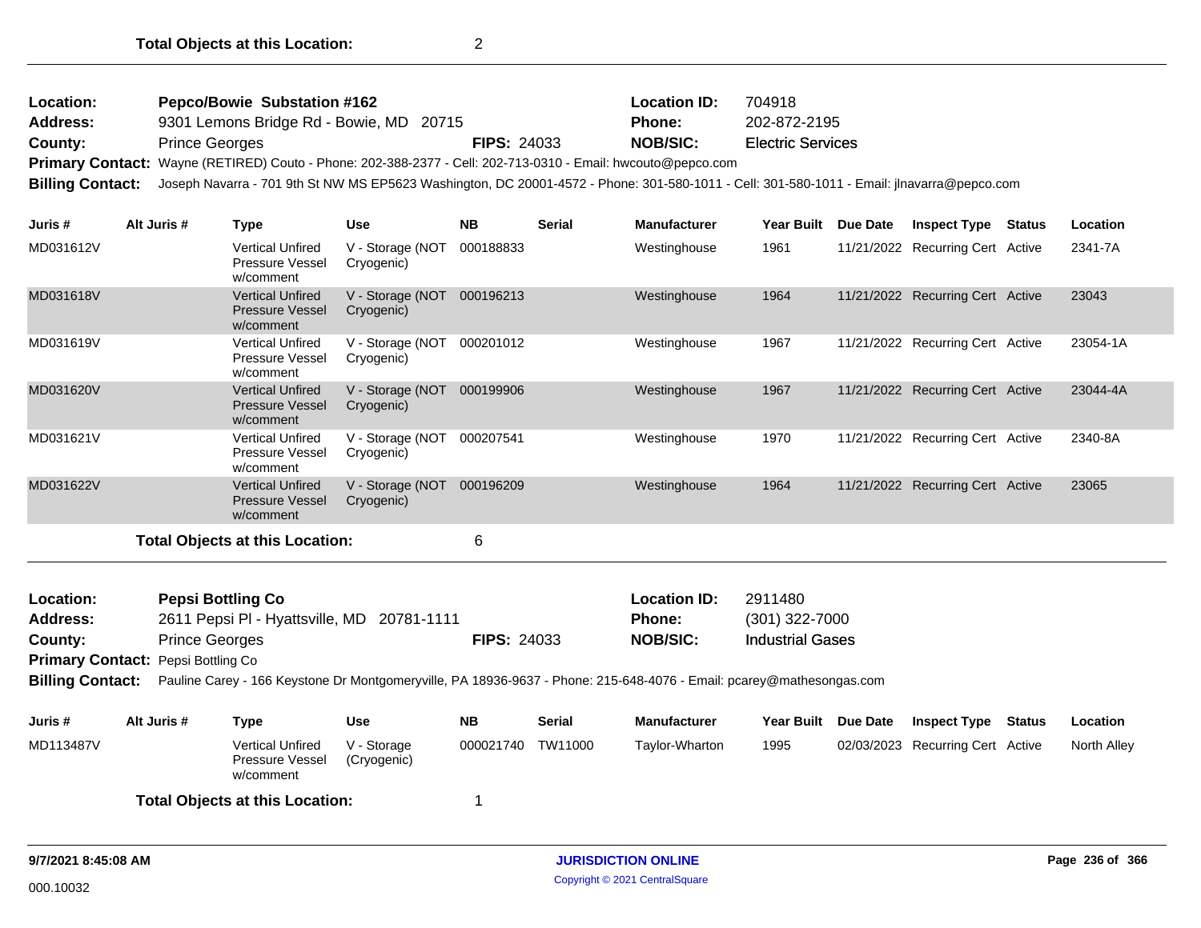**Total Objects at this Location:** 2

---

| | | | | | |
|---|---|---|---|---|---|
| **Location:** | **Pepco/Bowie Substation #162** | | | **Location ID:** | 704918 |
| **Address:** | 9301 Lemons Bridge Rd - Bowie, MD 20715 | | | **Phone:** | 202-872-2195 |
| **County:** | Prince Georges | **FIPS:** 24033 | | **NOB/SIC:** | Electric Services |

**Primary Contact:** Wayne (RETIRED) Couto - Phone: 202-388-2377 - Cell: 202-713-0310 - Email: hwcouto@pepco.com

**Billing Contact:** Joseph Navarra - 701 9th St NW MS EP5623 Washington, DC 20001-4572 - Phone: 301-580-1011 - Cell: 301-580-1011 - Email: jlnavarra@pepco.com

| Juris # | Alt Juris # | Type | Use | NB | Serial | Manufacturer | Year Built | Due Date | Inspect Type | Status | Location |
|---|---|---|---|---|---|---|---|---|---|---|---|
| MD031612V | | Vertical Unfired Pressure Vessel w/comment | V - Storage (NOT Cryogenic) | 000188833 | | Westinghouse | 1961 | 11/21/2022 | Recurring Cert | Active | 2341-7A |
| MD031618V | | Vertical Unfired Pressure Vessel w/comment | V - Storage (NOT Cryogenic) | 000196213 | | Westinghouse | 1964 | 11/21/2022 | Recurring Cert | Active | 23043 |
| MD031619V | | Vertical Unfired Pressure Vessel w/comment | V - Storage (NOT Cryogenic) | 000201012 | | Westinghouse | 1967 | 11/21/2022 | Recurring Cert | Active | 23054-1A |
| MD031620V | | Vertical Unfired Pressure Vessel w/comment | V - Storage (NOT Cryogenic) | 000199906 | | Westinghouse | 1967 | 11/21/2022 | Recurring Cert | Active | 23044-4A |
| MD031621V | | Vertical Unfired Pressure Vessel w/comment | V - Storage (NOT Cryogenic) | 000207541 | | Westinghouse | 1970 | 11/21/2022 | Recurring Cert | Active | 2340-8A |
| MD031622V | | Vertical Unfired Pressure Vessel w/comment | V - Storage (NOT Cryogenic) | 000196209 | | Westinghouse | 1964 | 11/21/2022 | Recurring Cert | Active | 23065 |

**Total Objects at this Location:** 6

---

| | | | | | |
|---|---|---|---|---|---|
| **Location:** | **Pepsi Bottling Co** | | | **Location ID:** | 2911480 |
| **Address:** | 2611 Pepsi Pl - Hyattsville, MD 20781-1111 | | | **Phone:** | (301) 322-7000 |
| **County:** | Prince Georges | **FIPS:** 24033 | | **NOB/SIC:** | Industrial Gases |

**Primary Contact:** Pepsi Bottling Co

**Billing Contact:** Pauline Carey - 166 Keystone Dr Montgomeryville, PA 18936-9637 - Phone: 215-648-4076 - Email: pcarey@mathesongas.com

| Juris # | Alt Juris # | Type | Use | NB | Serial | Manufacturer | Year Built | Due Date | Inspect Type | Status | Location |
|---|---|---|---|---|---|---|---|---|---|---|---|
| MD113487V | | Vertical Unfired Pressure Vessel w/comment | V - Storage (Cryogenic) | 000021740 | TW11000 | Taylor-Wharton | 1995 | 02/03/2023 | Recurring Cert | Active | North Alley |

**Total Objects at this Location:** 1

9/7/2021 8:45:08 AM — JURISDICTION ONLINE — Copyright © 2021 CentralSquare

000.10032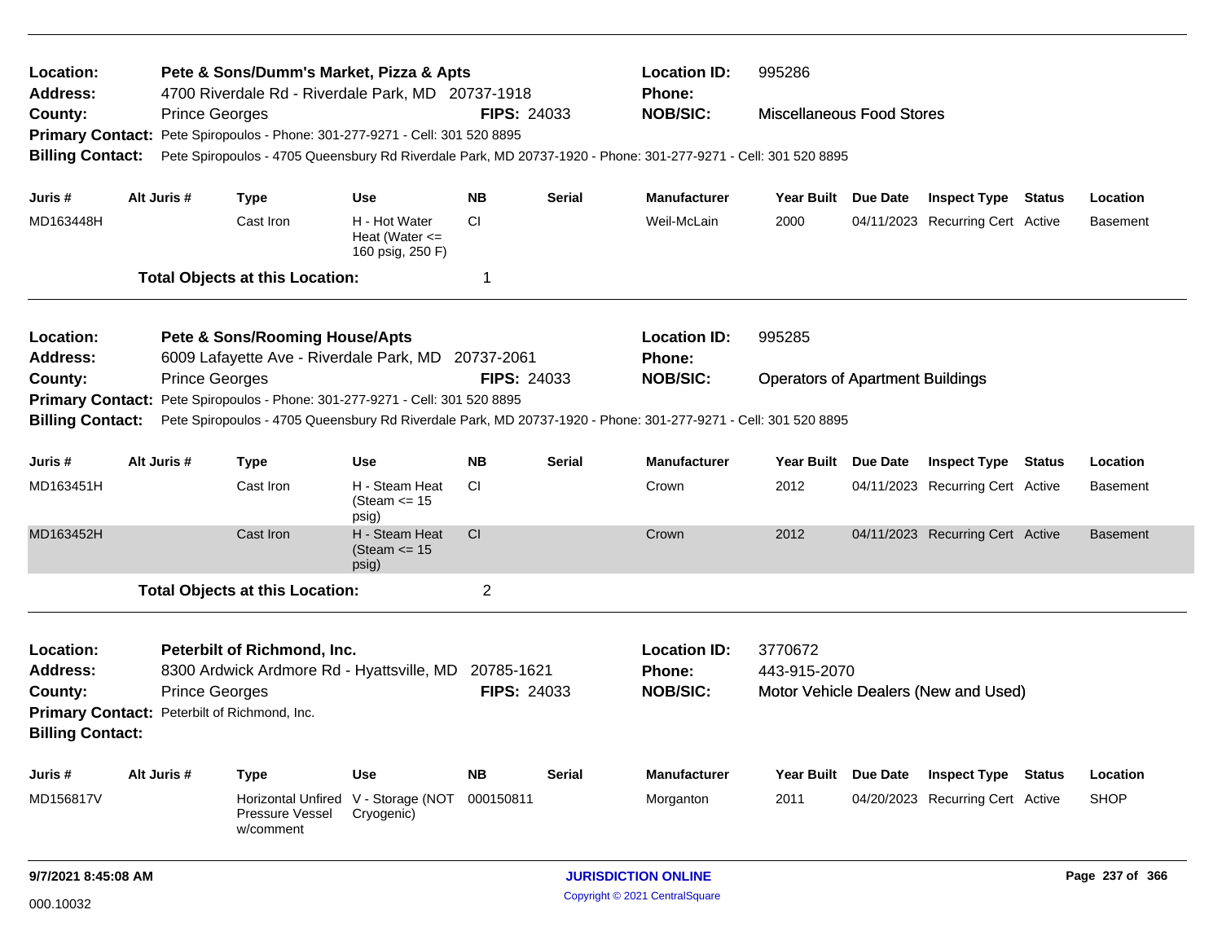**Location:** Pete & Sons/Dumm's Market, Pizza & Apts
**Location ID:** 995286
**Address:** 4700 Riverdale Rd - Riverdale Park, MD 20737-1918
**Phone:**
**County:** Prince Georges
**FIPS:** 24033
**NOB/SIC:** Miscellaneous Food Stores
**Primary Contact:** Pete Spiropoulos - Phone: 301-277-9271 - Cell: 301 520 8895
**Billing Contact:** Pete Spiropoulos - 4705 Queensbury Rd Riverdale Park, MD 20737-1920 - Phone: 301-277-9271 - Cell: 301 520 8895

| Juris # | Alt Juris # | Type | Use | NB | Serial | Manufacturer | Year Built | Due Date | Inspect Type | Status | Location |
|---|---|---|---|---|---|---|---|---|---|---|---|
| MD163448H | | Cast Iron | H - Hot Water Heat (Water <= 160 psig, 250 F) | CI | | Weil-McLain | 2000 | 04/11/2023 | Recurring Cert | Active | Basement |

**Total Objects at this Location:** 1

---

**Location:** Pete & Sons/Rooming House/Apts
**Location ID:** 995285
**Address:** 6009 Lafayette Ave - Riverdale Park, MD 20737-2061
**Phone:**
**County:** Prince Georges
**FIPS:** 24033
**NOB/SIC:** Operators of Apartment Buildings
**Primary Contact:** Pete Spiropoulos - Phone: 301-277-9271 - Cell: 301 520 8895
**Billing Contact:** Pete Spiropoulos - 4705 Queensbury Rd Riverdale Park, MD 20737-1920 - Phone: 301-277-9271 - Cell: 301 520 8895

| Juris # | Alt Juris # | Type | Use | NB | Serial | Manufacturer | Year Built | Due Date | Inspect Type | Status | Location |
|---|---|---|---|---|---|---|---|---|---|---|---|
| MD163451H | | Cast Iron | H - Steam Heat (Steam <= 15 psig) | CI | | Crown | 2012 | 04/11/2023 | Recurring Cert | Active | Basement |
| MD163452H | | Cast Iron | H - Steam Heat (Steam <= 15 psig) | CI | | Crown | 2012 | 04/11/2023 | Recurring Cert | Active | Basement |

**Total Objects at this Location:** 2

---

**Location:** Peterbilt of Richmond, Inc.
**Location ID:** 3770672
**Address:** 8300 Ardwick Ardmore Rd - Hyattsville, MD 20785-1621
**Phone:** 443-915-2070
**County:** Prince Georges
**FIPS:** 24033
**NOB/SIC:** Motor Vehicle Dealers (New and Used)
**Primary Contact:** Peterbilt of Richmond, Inc.
**Billing Contact:**

| Juris # | Alt Juris # | Type | Use | NB | Serial | Manufacturer | Year Built | Due Date | Inspect Type | Status | Location |
|---|---|---|---|---|---|---|---|---|---|---|---|
| MD156817V | | Horizontal Unfired Pressure Vessel w/comment | V - Storage (NOT Cryogenic) | 000150811 | | Morganton | 2011 | 04/20/2023 | Recurring Cert | Active | SHOP |

9/7/2021 8:45:08 AM — JURISDICTION ONLINE — Copyright © 2021 CentralSquare

000.10032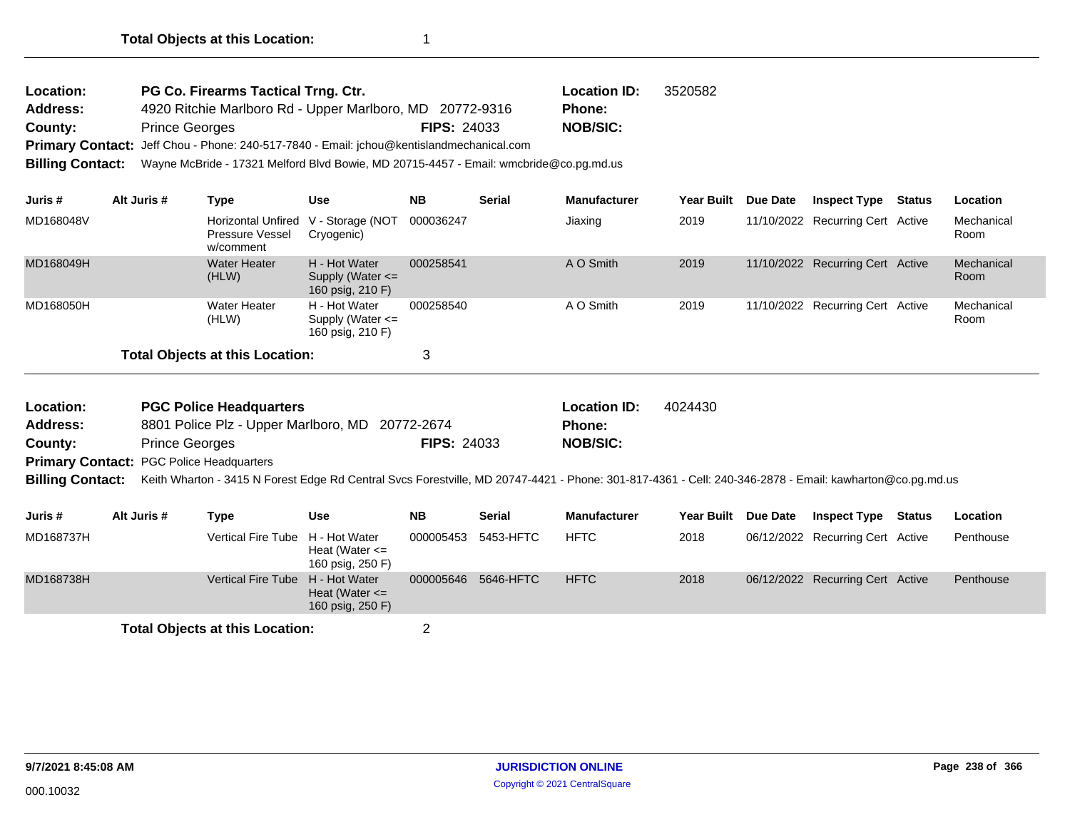**Total Objects at this Location:** 1

---

**Location:** PG Co. Firearms Tactical Trng. Ctr.
**Location ID:** 3520582
**Address:** 4920 Ritchie Marlboro Rd - Upper Marlboro, MD 20772-9316
**Phone:**
**County:** Prince Georges
**FIPS:** 24033
**NOB/SIC:**
**Primary Contact:** Jeff Chou - Phone: 240-517-7840 - Email: jchou@kentislandmechanical.com
**Billing Contact:** Wayne McBride - 17321 Melford Blvd Bowie, MD 20715-4457 - Email: wmcbride@co.pg.md.us

| Juris # | Alt Juris # | Type | Use | NB | Serial | Manufacturer | Year Built | Due Date | Inspect Type | Status | Location |
|---|---|---|---|---|---|---|---|---|---|---|---|
| MD168048V | | Horizontal Unfired Pressure Vessel w/comment | V - Storage (NOT Cryogenic) | 000036247 | | Jiaxing | 2019 | 11/10/2022 | Recurring Cert | Active | Mechanical Room |
| MD168049H | | Water Heater (HLW) | H - Hot Water Supply (Water <= 160 psig, 210 F) | 000258541 | | A O Smith | 2019 | 11/10/2022 | Recurring Cert | Active | Mechanical Room |
| MD168050H | | Water Heater (HLW) | H - Hot Water Supply (Water <= 160 psig, 210 F) | 000258540 | | A O Smith | 2019 | 11/10/2022 | Recurring Cert | Active | Mechanical Room |

**Total Objects at this Location:** 3

---

**Location:** PGC Police Headquarters
**Location ID:** 4024430
**Address:** 8801 Police Plz - Upper Marlboro, MD 20772-2674
**Phone:**
**County:** Prince Georges
**FIPS:** 24033
**NOB/SIC:**
**Primary Contact:** PGC Police Headquarters
**Billing Contact:** Keith Wharton - 3415 N Forest Edge Rd Central Svcs Forestville, MD 20747-4421 - Phone: 301-817-4361 - Cell: 240-346-2878 - Email: kawharton@co.pg.md.us

| Juris # | Alt Juris # | Type | Use | NB | Serial | Manufacturer | Year Built | Due Date | Inspect Type | Status | Location |
|---|---|---|---|---|---|---|---|---|---|---|---|
| MD168737H | | Vertical Fire Tube | H - Hot Water Heat (Water <= 160 psig, 250 F) | 000005453 | 5453-HFTC | HFTC | 2018 | 06/12/2022 | Recurring Cert | Active | Penthouse |
| MD168738H | | Vertical Fire Tube | H - Hot Water Heat (Water <= 160 psig, 250 F) | 000005646 | 5646-HFTC | HFTC | 2018 | 06/12/2022 | Recurring Cert | Active | Penthouse |

**Total Objects at this Location:** 2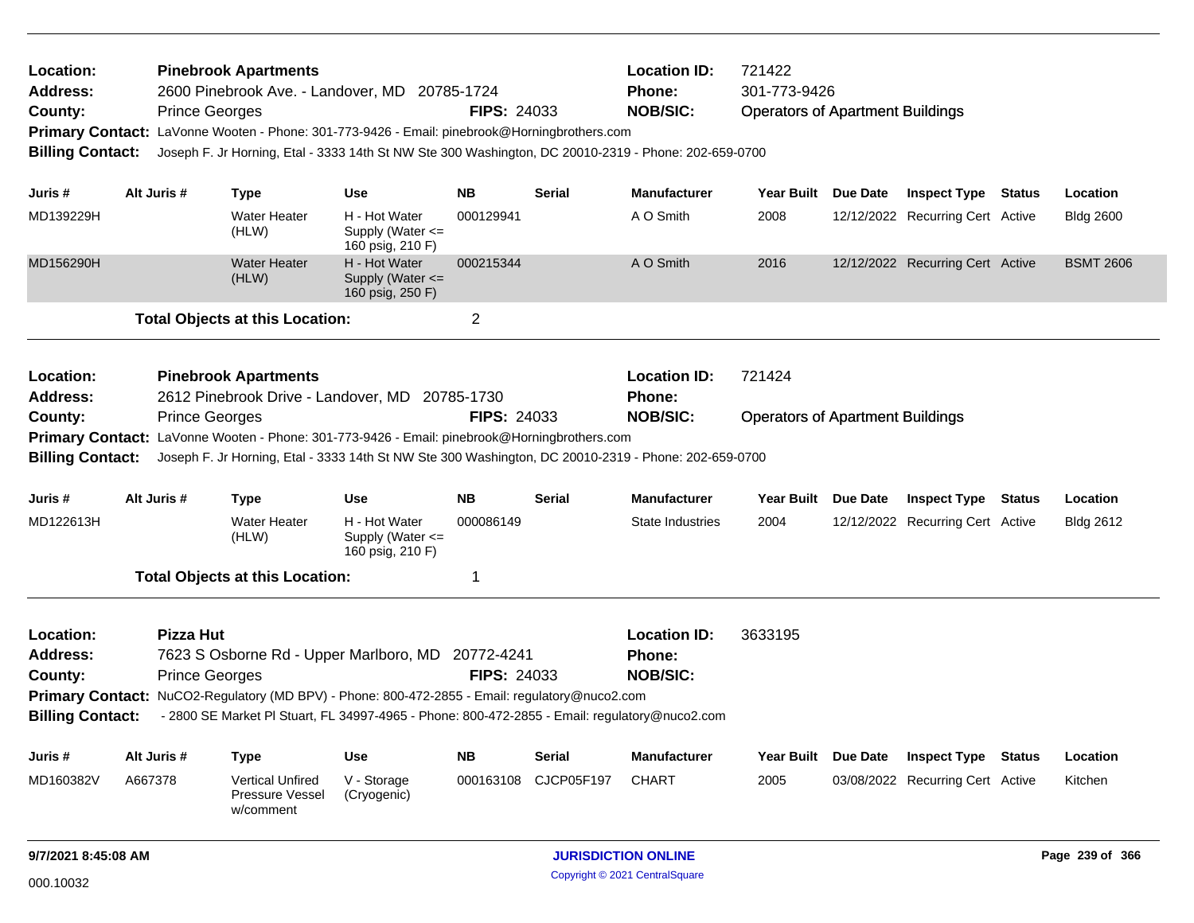**Location:** Pinebrook Apartments
**Address:** 2600 Pinebrook Ave. - Landover, MD 20785-1724
**County:** Prince Georges **FIPS:** 24033
**Location ID:** 721422
**Phone:** 301-773-9426
**NOB/SIC:** Operators of Apartment Buildings
**Primary Contact:** LaVonne Wooten - Phone: 301-773-9426 - Email: pinebrook@Horningbrothers.com
**Billing Contact:** Joseph F. Jr Horning, Etal - 3333 14th St NW Ste 300 Washington, DC 20010-2319 - Phone: 202-659-0700

| Juris # | Alt Juris # | Type | Use | NB | Serial | Manufacturer | Year Built | Due Date | Inspect Type | Status | Location |
|---|---|---|---|---|---|---|---|---|---|---|---|
| MD139229H | | Water Heater (HLW) | H - Hot Water Supply (Water <= 160 psig, 210 F) | 000129941 | | A O Smith | 2008 | 12/12/2022 | Recurring Cert | Active | Bldg 2600 |
| MD156290H | | Water Heater (HLW) | H - Hot Water Supply (Water <= 160 psig, 250 F) | 000215344 | | A O Smith | 2016 | 12/12/2022 | Recurring Cert | Active | BSMT 2606 |

**Total Objects at this Location:** 2

---

**Location:** Pinebrook Apartments
**Address:** 2612 Pinebrook Drive - Landover, MD 20785-1730
**County:** Prince Georges **FIPS:** 24033
**Location ID:** 721424
**Phone:**
**NOB/SIC:** Operators of Apartment Buildings
**Primary Contact:** LaVonne Wooten - Phone: 301-773-9426 - Email: pinebrook@Horningbrothers.com
**Billing Contact:** Joseph F. Jr Horning, Etal - 3333 14th St NW Ste 300 Washington, DC 20010-2319 - Phone: 202-659-0700

| Juris # | Alt Juris # | Type | Use | NB | Serial | Manufacturer | Year Built | Due Date | Inspect Type | Status | Location |
|---|---|---|---|---|---|---|---|---|---|---|---|
| MD122613H | | Water Heater (HLW) | H - Hot Water Supply (Water <= 160 psig, 210 F) | 000086149 | | State Industries | 2004 | 12/12/2022 | Recurring Cert | Active | Bldg 2612 |

**Total Objects at this Location:** 1

---

**Location:** Pizza Hut
**Address:** 7623 S Osborne Rd - Upper Marlboro, MD 20772-4241
**County:** Prince Georges **FIPS:** 24033
**Location ID:** 3633195
**Phone:**
**NOB/SIC:**
**Primary Contact:** NuCO2-Regulatory (MD BPV) - Phone: 800-472-2855 - Email: regulatory@nuco2.com
**Billing Contact:** - 2800 SE Market Pl Stuart, FL 34997-4965 - Phone: 800-472-2855 - Email: regulatory@nuco2.com

| Juris # | Alt Juris # | Type | Use | NB | Serial | Manufacturer | Year Built | Due Date | Inspect Type | Status | Location |
|---|---|---|---|---|---|---|---|---|---|---|---|
| MD160382V | A667378 | Vertical Unfired Pressure Vessel w/comment | V - Storage (Cryogenic) | 000163108 | CJCP05F197 | CHART | 2005 | 03/08/2022 | Recurring Cert | Active | Kitchen |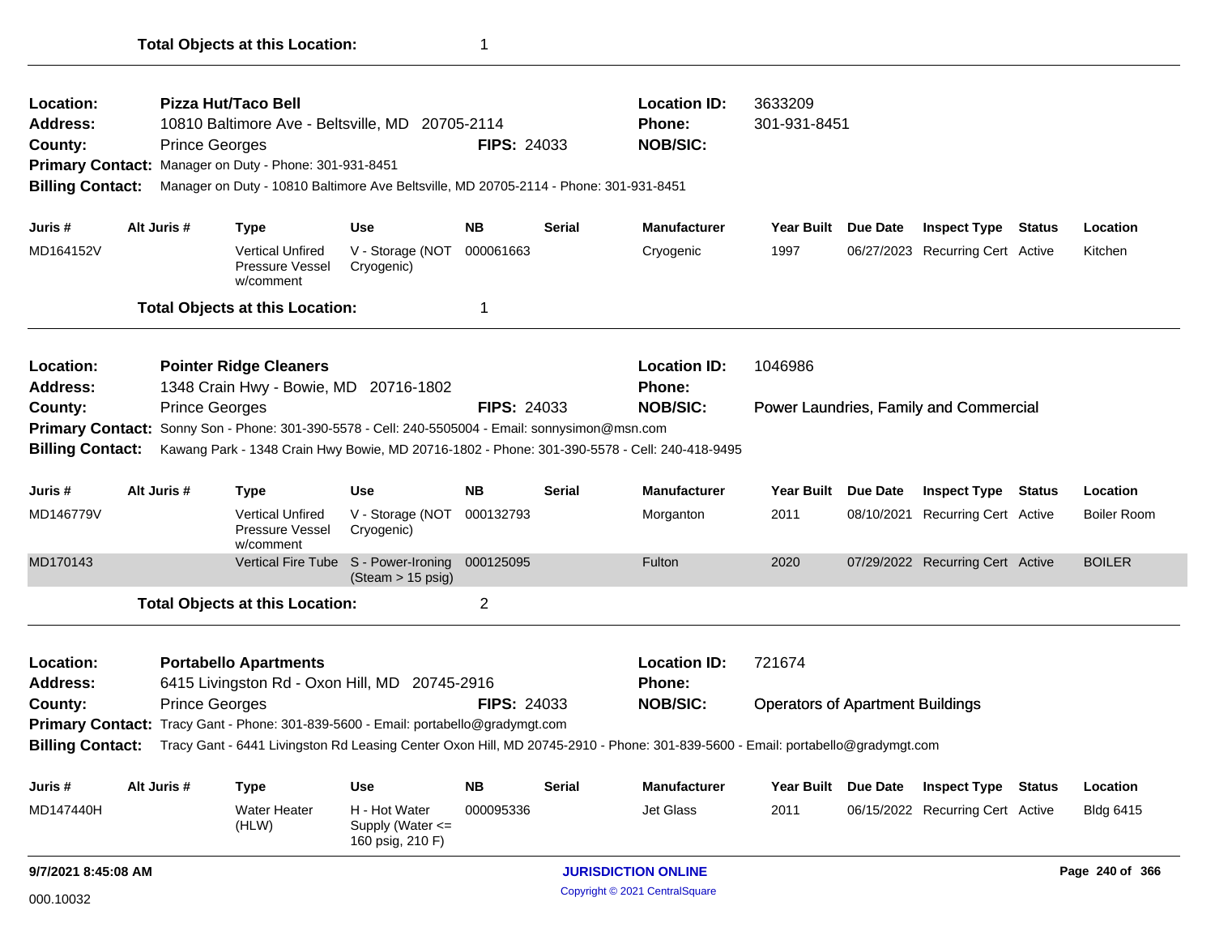**Total Objects at this Location:** 1

---

**Location:** Pizza Hut/Taco Bell
**Location ID:** 3633209
**Address:** 10810 Baltimore Ave - Beltsville, MD 20705-2114
**Phone:** 301-931-8451
**County:** Prince Georges
**FIPS:** 24033
**NOB/SIC:**
**Primary Contact:** Manager on Duty - Phone: 301-931-8451
**Billing Contact:** Manager on Duty - 10810 Baltimore Ave Beltsville, MD 20705-2114 - Phone: 301-931-8451

| Juris # | Alt Juris # | Type | Use | NB | Serial | Manufacturer | Year Built | Due Date | Inspect Type | Status | Location |
|---|---|---|---|---|---|---|---|---|---|---|---|
| MD164152V | | Vertical Unfired Pressure Vessel w/comment | V - Storage (NOT Cryogenic) | 000061663 | | Cryogenic | 1997 | 06/27/2023 | Recurring Cert | Active | Kitchen |

**Total Objects at this Location:** 1

---

**Location:** Pointer Ridge Cleaners
**Location ID:** 1046986
**Address:** 1348 Crain Hwy - Bowie, MD 20716-1802
**Phone:**
**County:** Prince Georges
**FIPS:** 24033
**NOB/SIC:** Power Laundries, Family and Commercial
**Primary Contact:** Sonny Son - Phone: 301-390-5578 - Cell: 240-5505004 - Email: sonnysimon@msn.com
**Billing Contact:** Kawang Park - 1348 Crain Hwy Bowie, MD 20716-1802 - Phone: 301-390-5578 - Cell: 240-418-9495

| Juris # | Alt Juris # | Type | Use | NB | Serial | Manufacturer | Year Built | Due Date | Inspect Type | Status | Location |
|---|---|---|---|---|---|---|---|---|---|---|---|
| MD146779V | | Vertical Unfired Pressure Vessel w/comment | V - Storage (NOT Cryogenic) | 000132793 | | Morganton | 2011 | 08/10/2021 | Recurring Cert | Active | Boiler Room |
| MD170143 | | Vertical Fire Tube | S - Power-Ironing (Steam > 15 psig) | 000125095 | | Fulton | 2020 | 07/29/2022 | Recurring Cert | Active | BOILER |

**Total Objects at this Location:** 2

---

**Location:** Portabello Apartments
**Location ID:** 721674
**Address:** 6415 Livingston Rd - Oxon Hill, MD 20745-2916
**Phone:**
**County:** Prince Georges
**FIPS:** 24033
**NOB/SIC:** Operators of Apartment Buildings
**Primary Contact:** Tracy Gant - Phone: 301-839-5600 - Email: portabello@gradymgt.com
**Billing Contact:** Tracy Gant - 6441 Livingston Rd Leasing Center Oxon Hill, MD 20745-2910 - Phone: 301-839-5600 - Email: portabello@gradymgt.com

| Juris # | Alt Juris # | Type | Use | NB | Serial | Manufacturer | Year Built | Due Date | Inspect Type | Status | Location |
|---|---|---|---|---|---|---|---|---|---|---|---|
| MD147440H | | Water Heater (HLW) | H - Hot Water Supply (Water <= 160 psig, 210 F) | 000095336 | | Jet Glass | 2011 | 06/15/2022 | Recurring Cert | Active | Bldg 6415 |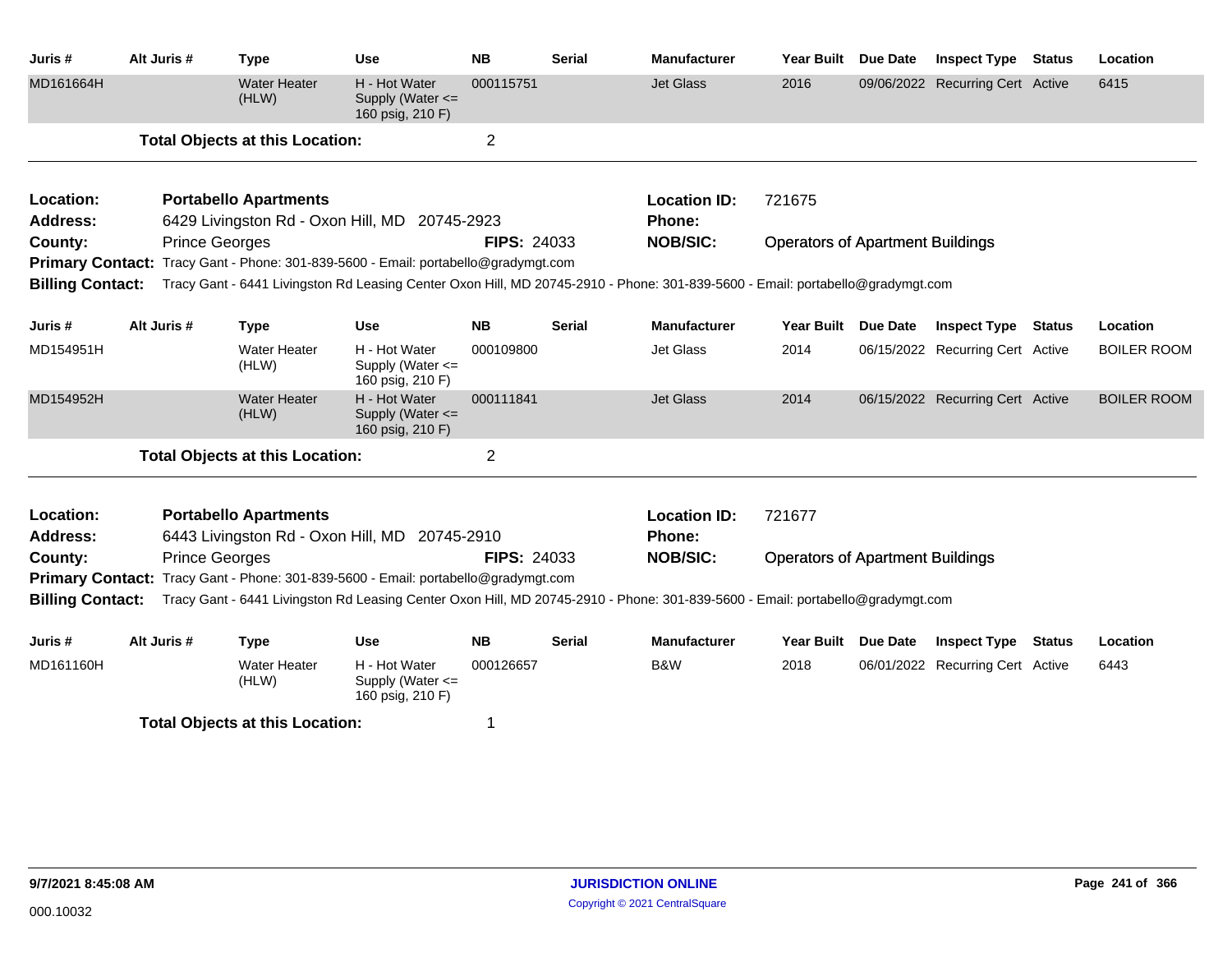| Juris # | Alt Juris # | Type | Use | NB | Serial | Manufacturer | Year Built | Due Date | Inspect Type | Status | Location |
|---|---|---|---|---|---|---|---|---|---|---|---|
| MD161664H | | Water Heater (HLW) | H - Hot Water Supply (Water <= 160 psig, 210 F) | 000115751 | | Jet Glass | 2016 | 09/06/2022 | Recurring Cert | Active | 6415 |

**Total Objects at this Location:** 2

---

**Location:** Portabello Apartments
**Location ID:** 721675
**Address:** 6429 Livingston Rd - Oxon Hill, MD 20745-2923
**Phone:**
**County:** Prince Georges
**FIPS:** 24033
**NOB/SIC:** Operators of Apartment Buildings
**Primary Contact:** Tracy Gant - Phone: 301-839-5600 - Email: portabello@gradymgt.com
**Billing Contact:** Tracy Gant - 6441 Livingston Rd Leasing Center Oxon Hill, MD 20745-2910 - Phone: 301-839-5600 - Email: portabello@gradymgt.com

| Juris # | Alt Juris # | Type | Use | NB | Serial | Manufacturer | Year Built | Due Date | Inspect Type | Status | Location |
|---|---|---|---|---|---|---|---|---|---|---|---|
| MD154951H | | Water Heater (HLW) | H - Hot Water Supply (Water <= 160 psig, 210 F) | 000109800 | | Jet Glass | 2014 | 06/15/2022 | Recurring Cert | Active | BOILER ROOM |
| MD154952H | | Water Heater (HLW) | H - Hot Water Supply (Water <= 160 psig, 210 F) | 000111841 | | Jet Glass | 2014 | 06/15/2022 | Recurring Cert | Active | BOILER ROOM |

**Total Objects at this Location:** 2

---

**Location:** Portabello Apartments
**Location ID:** 721677
**Address:** 6443 Livingston Rd - Oxon Hill, MD 20745-2910
**Phone:**
**County:** Prince Georges
**FIPS:** 24033
**NOB/SIC:** Operators of Apartment Buildings
**Primary Contact:** Tracy Gant - Phone: 301-839-5600 - Email: portabello@gradymgt.com
**Billing Contact:** Tracy Gant - 6441 Livingston Rd Leasing Center Oxon Hill, MD 20745-2910 - Phone: 301-839-5600 - Email: portabello@gradymgt.com

| Juris # | Alt Juris # | Type | Use | NB | Serial | Manufacturer | Year Built | Due Date | Inspect Type | Status | Location |
|---|---|---|---|---|---|---|---|---|---|---|---|
| MD161160H | | Water Heater (HLW) | H - Hot Water Supply (Water <= 160 psig, 210 F) | 000126657 | | B&W | 2018 | 06/01/2022 | Recurring Cert | Active | 6443 |

**Total Objects at this Location:** 1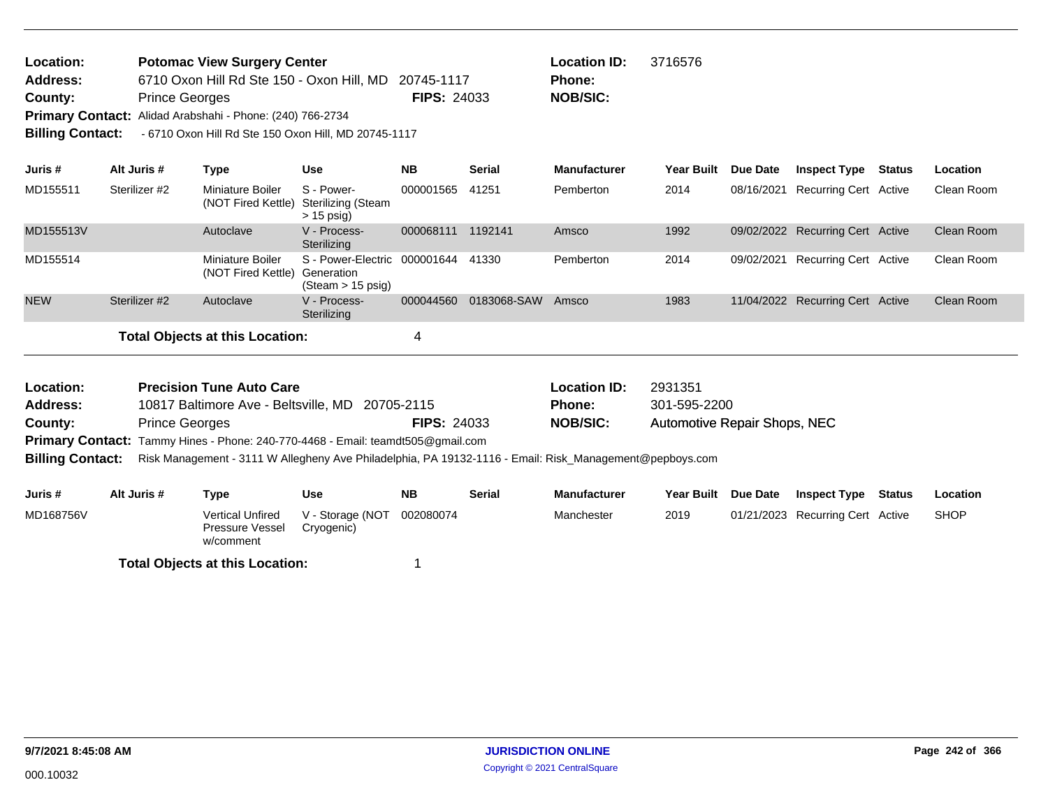**Location:** Potomac View Surgery Center
**Address:** 6710 Oxon Hill Rd Ste 150 - Oxon Hill, MD 20745-1117
**County:** Prince Georges
**FIPS:** 24033
**Location ID:** 3716576
**Phone:**
**NOB/SIC:**
**Primary Contact:** Alidad Arabshahi - Phone: (240) 766-2734
**Billing Contact:** - 6710 Oxon Hill Rd Ste 150 Oxon Hill, MD 20745-1117

| Juris # | Alt Juris # | Type | Use | NB | Serial | Manufacturer | Year Built | Due Date | Inspect Type | Status | Location |
|---|---|---|---|---|---|---|---|---|---|---|---|
| MD155511 | Sterilizer #2 | Miniature Boiler (NOT Fired Kettle) | S - Power-Sterilizing (Steam > 15 psig) | 000001565 | 41251 | Pemberton | 2014 | 08/16/2021 | Recurring Cert | Active | Clean Room |
| MD155513V | | Autoclave | V - Process-Sterilizing | 000068111 | 1192141 | Amsco | 1992 | 09/02/2022 | Recurring Cert | Active | Clean Room |
| MD155514 | | Miniature Boiler (NOT Fired Kettle) | S - Power-Electric Generation (Steam > 15 psig) | 000001644 | 41330 | Pemberton | 2014 | 09/02/2021 | Recurring Cert | Active | Clean Room |
| NEW | Sterilizer #2 | Autoclave | V - Process-Sterilizing | 000044560 | 0183068-SAW | Amsco | 1983 | 11/04/2022 | Recurring Cert | Active | Clean Room |

**Total Objects at this Location:** 4

**Location:** Precision Tune Auto Care
**Address:** 10817 Baltimore Ave - Beltsville, MD 20705-2115
**County:** Prince Georges
**FIPS:** 24033
**Location ID:** 2931351
**Phone:** 301-595-2200
**NOB/SIC:** Automotive Repair Shops, NEC
**Primary Contact:** Tammy Hines - Phone: 240-770-4468 - Email: teamdt505@gmail.com
**Billing Contact:** Risk Management - 3111 W Allegheny Ave Philadelphia, PA 19132-1116 - Email: Risk_Management@pepboys.com

| Juris # | Alt Juris # | Type | Use | NB | Serial | Manufacturer | Year Built | Due Date | Inspect Type | Status | Location |
|---|---|---|---|---|---|---|---|---|---|---|---|
| MD168756V | | Vertical Unfired Pressure Vessel w/comment | V - Storage (NOT Cryogenic) | 002080074 | | Manchester | 2019 | 01/21/2023 | Recurring Cert | Active | SHOP |

**Total Objects at this Location:** 1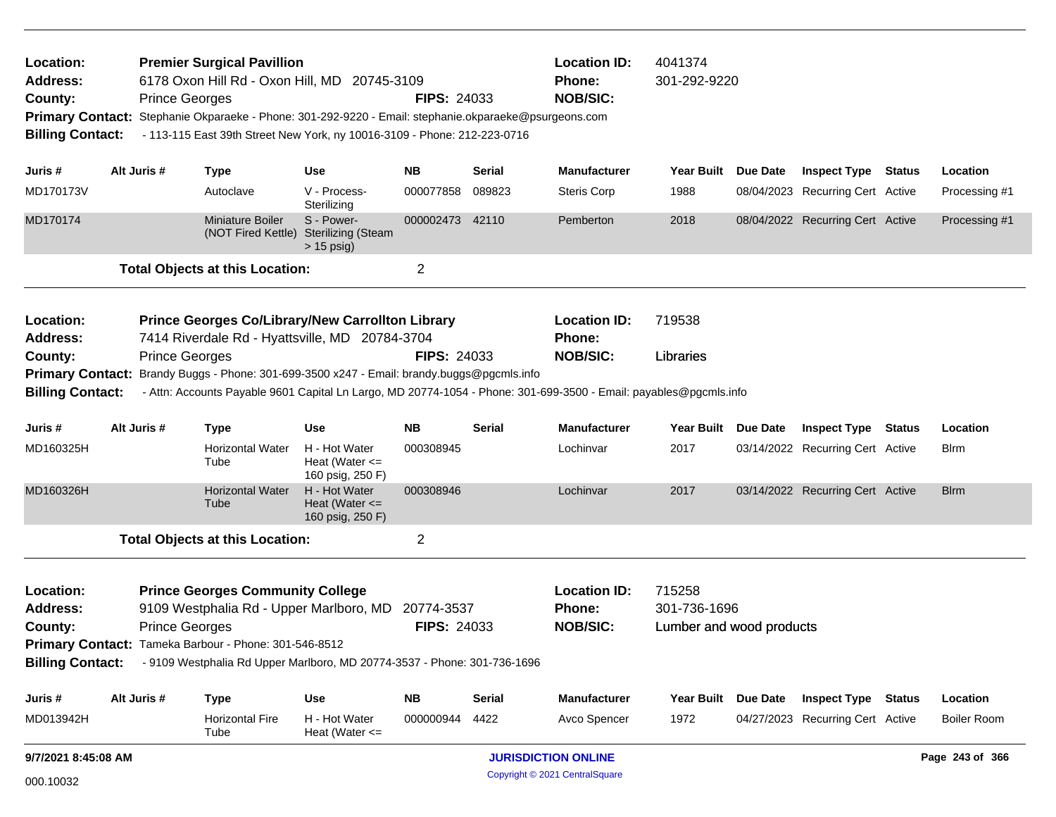**Location:** Premier Surgical Pavillion
**Location ID:** 4041374
**Address:** 6178 Oxon Hill Rd - Oxon Hill, MD 20745-3109
**Phone:** 301-292-9220
**County:** Prince Georges
**FIPS:** 24033
**NOB/SIC:**
**Primary Contact:** Stephanie Okparaeke - Phone: 301-292-9220 - Email: stephanie.okparaeke@psurgeons.com
**Billing Contact:** - 113-115 East 39th Street New York, ny 10016-3109 - Phone: 212-223-0716

| Juris # | Alt Juris # | Type | Use | NB | Serial | Manufacturer | Year Built | Due Date | Inspect Type | Status | Location |
|---|---|---|---|---|---|---|---|---|---|---|---|
| MD170173V | | Autoclave | V - Process-Sterilizing | 000077858 | 089823 | Steris Corp | 1988 | 08/04/2023 | Recurring Cert | Active | Processing #1 |
| MD170174 | | Miniature Boiler (NOT Fired Kettle) | S - Power-Sterilizing (Steam > 15 psig) | 000002473 | 42110 | Pemberton | 2018 | 08/04/2022 | Recurring Cert | Active | Processing #1 |

**Total Objects at this Location:** 2

---

**Location:** Prince Georges Co/Library/New Carrollton Library
**Location ID:** 719538
**Address:** 7414 Riverdale Rd - Hyattsville, MD 20784-3704
**Phone:**
**County:** Prince Georges
**FIPS:** 24033
**NOB/SIC:** Libraries
**Primary Contact:** Brandy Buggs - Phone: 301-699-3500 x247 - Email: brandy.buggs@pgcmls.info
**Billing Contact:** - Attn: Accounts Payable 9601 Capital Ln Largo, MD 20774-1054 - Phone: 301-699-3500 - Email: payables@pgcmls.info

| Juris # | Alt Juris # | Type | Use | NB | Serial | Manufacturer | Year Built | Due Date | Inspect Type | Status | Location |
|---|---|---|---|---|---|---|---|---|---|---|---|
| MD160325H | | Horizontal Water Tube | H - Hot Water Heat (Water <= 160 psig, 250 F) | 000308945 | | Lochinvar | 2017 | 03/14/2022 | Recurring Cert | Active | Blrm |
| MD160326H | | Horizontal Water Tube | H - Hot Water Heat (Water <= 160 psig, 250 F) | 000308946 | | Lochinvar | 2017 | 03/14/2022 | Recurring Cert | Active | Blrm |

**Total Objects at this Location:** 2

---

**Location:** Prince Georges Community College
**Location ID:** 715258
**Address:** 9109 Westphalia Rd - Upper Marlboro, MD 20774-3537
**Phone:** 301-736-1696
**County:** Prince Georges
**FIPS:** 24033
**NOB/SIC:** Lumber and wood products
**Primary Contact:** Tameka Barbour - Phone: 301-546-8512
**Billing Contact:** - 9109 Westphalia Rd Upper Marlboro, MD 20774-3537 - Phone: 301-736-1696

| Juris # | Alt Juris # | Type | Use | NB | Serial | Manufacturer | Year Built | Due Date | Inspect Type | Status | Location |
|---|---|---|---|---|---|---|---|---|---|---|---|
| MD013942H | | Horizontal Fire Tube | H - Hot Water Heat (Water <= | 000000944 | 4422 | Avco Spencer | 1972 | 04/27/2023 | Recurring Cert | Active | Boiler Room |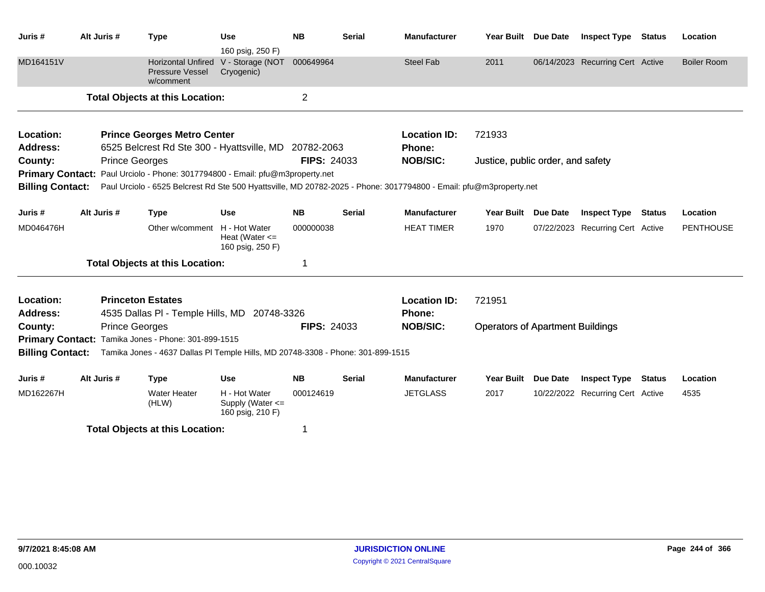| Juris # | Alt Juris # | Type | Use | NB | Serial | Manufacturer | Year Built | Due Date | Inspect Type | Status | Location |
|---|---|---|---|---|---|---|---|---|---|---|---|
| | | | 160 psig, 250 F) | | | | | | | | |
| MD164151V | | Horizontal Unfired Pressure Vessel w/comment | V - Storage (NOT Cryogenic) | 000649964 | | Steel Fab | 2011 | 06/14/2023 | Recurring Cert | Active | Boiler Room |

**Total Objects at this Location:** 2

---

**Location:** Prince Georges Metro Center
**Location ID:** 721933
**Address:** 6525 Belcrest Rd Ste 300 - Hyattsville, MD 20782-2063
**Phone:**
**County:** Prince Georges
**FIPS:** 24033
**NOB/SIC:** Justice, public order, and safety
**Primary Contact:** Paul Urciolo - Phone: 3017794800 - Email: pfu@m3property.net
**Billing Contact:** Paul Urciolo - 6525 Belcrest Rd Ste 500 Hyattsville, MD 20782-2025 - Phone: 3017794800 - Email: pfu@m3property.net

| Juris # | Alt Juris # | Type | Use | NB | Serial | Manufacturer | Year Built | Due Date | Inspect Type | Status | Location |
|---|---|---|---|---|---|---|---|---|---|---|---|
| MD046476H | | Other w/comment | H - Hot Water Heat (Water <= 160 psig, 250 F) | 000000038 | | HEAT TIMER | 1970 | 07/22/2023 | Recurring Cert | Active | PENTHOUSE |

**Total Objects at this Location:** 1

---

**Location:** Princeton Estates
**Location ID:** 721951
**Address:** 4535 Dallas Pl - Temple Hills, MD 20748-3326
**Phone:**
**County:** Prince Georges
**FIPS:** 24033
**NOB/SIC:** Operators of Apartment Buildings
**Primary Contact:** Tamika Jones - Phone: 301-899-1515
**Billing Contact:** Tamika Jones - 4637 Dallas Pl Temple Hills, MD 20748-3308 - Phone: 301-899-1515

| Juris # | Alt Juris # | Type | Use | NB | Serial | Manufacturer | Year Built | Due Date | Inspect Type | Status | Location |
|---|---|---|---|---|---|---|---|---|---|---|---|
| MD162267H | | Water Heater (HLW) | H - Hot Water Supply (Water <= 160 psig, 210 F) | 000124619 | | JETGLASS | 2017 | 10/22/2022 | Recurring Cert | Active | 4535 |

**Total Objects at this Location:** 1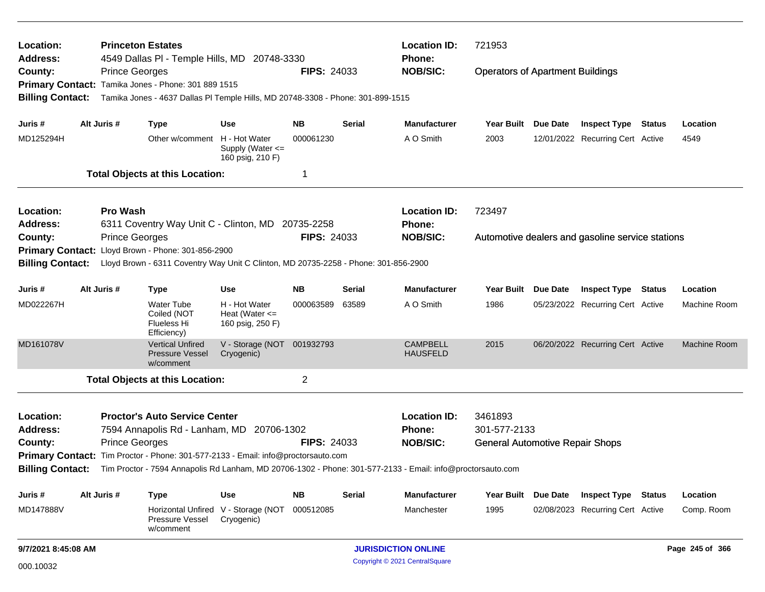**Location:** Princeton Estates
**Address:** 4549 Dallas Pl - Temple Hills, MD 20748-3330
**County:** Prince Georges
**FIPS:** 24033
**Location ID:** 721953
**Phone:**
**NOB/SIC:** Operators of Apartment Buildings
**Primary Contact:** Tamika Jones - Phone: 301 889 1515
**Billing Contact:** Tamika Jones - 4637 Dallas Pl Temple Hills, MD 20748-3308 - Phone: 301-899-1515

| Juris # | Alt Juris # | Type | Use | NB | Serial | Manufacturer | Year Built | Due Date | Inspect Type | Status | Location |
|---|---|---|---|---|---|---|---|---|---|---|---|
| MD125294H | | Other w/comment | H - Hot Water Supply (Water <= 160 psig, 210 F) | 000061230 | | A O Smith | 2003 | 12/01/2022 | Recurring Cert | Active | 4549 |

**Total Objects at this Location:** 1

---

**Location:** Pro Wash
**Address:** 6311 Coventry Way Unit C - Clinton, MD 20735-2258
**County:** Prince Georges
**FIPS:** 24033
**Location ID:** 723497
**Phone:**
**NOB/SIC:** Automotive dealers and gasoline service stations
**Primary Contact:** Lloyd Brown - Phone: 301-856-2900
**Billing Contact:** Lloyd Brown - 6311 Coventry Way Unit C Clinton, MD 20735-2258 - Phone: 301-856-2900

| Juris # | Alt Juris # | Type | Use | NB | Serial | Manufacturer | Year Built | Due Date | Inspect Type | Status | Location |
|---|---|---|---|---|---|---|---|---|---|---|---|
| MD022267H | | Water Tube Coiled (NOT Flueless Hi Efficiency) | H - Hot Water Heat (Water <= 160 psig, 250 F) | 000063589 | 63589 | A O Smith | 1986 | 05/23/2022 | Recurring Cert | Active | Machine Room |
| MD161078V | | Vertical Unfired Pressure Vessel w/comment | V - Storage (NOT Cryogenic) | 001932793 | | CAMPBELL HAUSFELD | 2015 | 06/20/2022 | Recurring Cert | Active | Machine Room |

**Total Objects at this Location:** 2

---

**Location:** Proctor's Auto Service Center
**Address:** 7594 Annapolis Rd - Lanham, MD 20706-1302
**County:** Prince Georges
**FIPS:** 24033
**Location ID:** 3461893
**Phone:** 301-577-2133
**NOB/SIC:** General Automotive Repair Shops
**Primary Contact:** Tim Proctor - Phone: 301-577-2133 - Email: info@proctorsauto.com
**Billing Contact:** Tim Proctor - 7594 Annapolis Rd Lanham, MD 20706-1302 - Phone: 301-577-2133 - Email: info@proctorsauto.com

| Juris # | Alt Juris # | Type | Use | NB | Serial | Manufacturer | Year Built | Due Date | Inspect Type | Status | Location |
|---|---|---|---|---|---|---|---|---|---|---|---|
| MD147888V | | Horizontal Unfired Pressure Vessel w/comment | V - Storage (NOT Cryogenic) | 000512085 | | Manchester | 1995 | 02/08/2023 | Recurring Cert | Active | Comp. Room |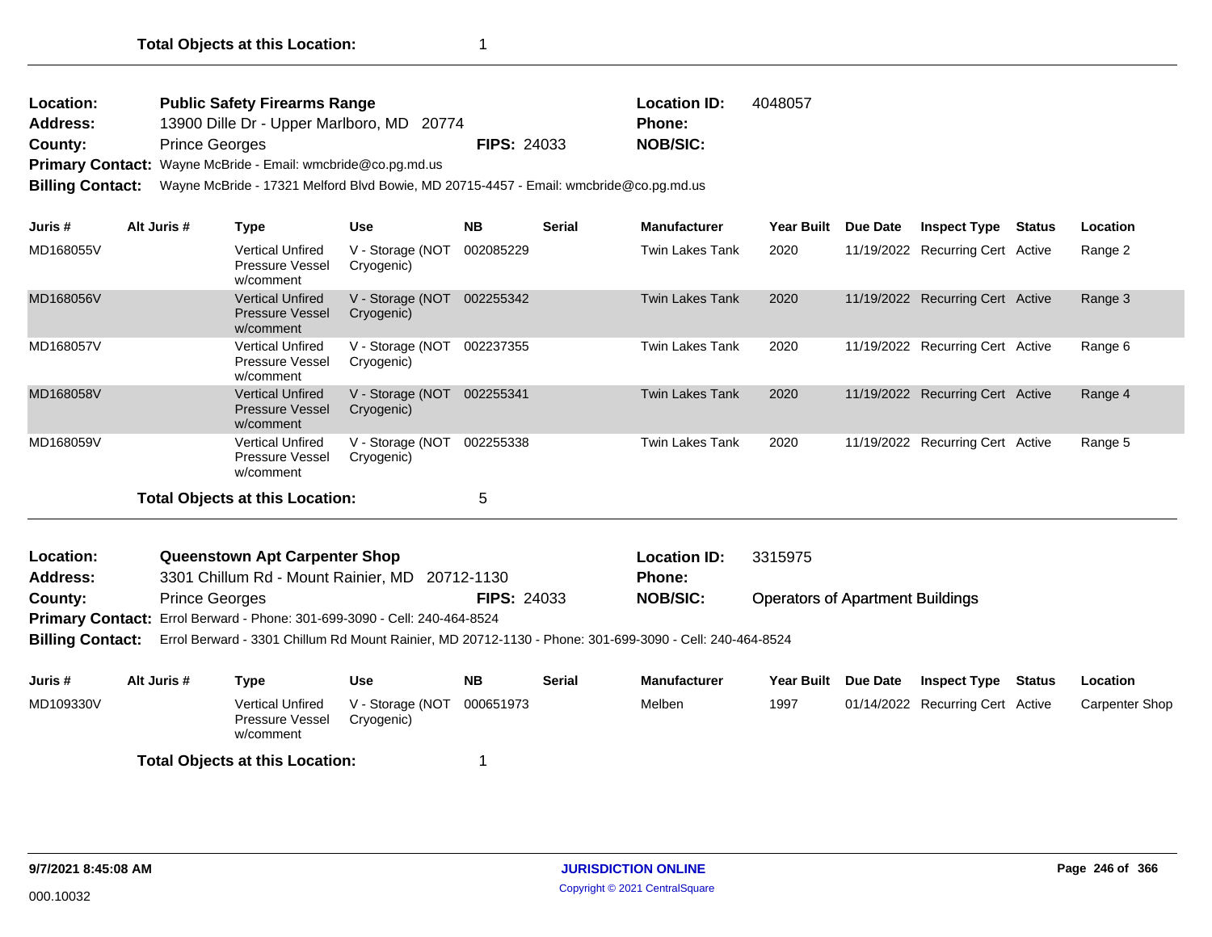**Total Objects at this Location:** 1

---

**Location:** Public Safety Firearms Range
**Location ID:** 4048057
**Address:** 13900 Dille Dr - Upper Marlboro, MD 20774
**Phone:**
**County:** Prince Georges
**FIPS:** 24033
**NOB/SIC:**
**Primary Contact:** Wayne McBride - Email: wmcbride@co.pg.md.us
**Billing Contact:** Wayne McBride - 17321 Melford Blvd Bowie, MD 20715-4457 - Email: wmcbride@co.pg.md.us

| Juris # | Alt Juris # | Type | Use | NB | Serial | Manufacturer | Year Built | Due Date | Inspect Type | Status | Location |
|---|---|---|---|---|---|---|---|---|---|---|---|
| MD168055V | | Vertical Unfired Pressure Vessel w/comment | V - Storage (NOT Cryogenic) | 002085229 | | Twin Lakes Tank | 2020 | 11/19/2022 | Recurring Cert | Active | Range 2 |
| MD168056V | | Vertical Unfired Pressure Vessel w/comment | V - Storage (NOT Cryogenic) | 002255342 | | Twin Lakes Tank | 2020 | 11/19/2022 | Recurring Cert | Active | Range 3 |
| MD168057V | | Vertical Unfired Pressure Vessel w/comment | V - Storage (NOT Cryogenic) | 002237355 | | Twin Lakes Tank | 2020 | 11/19/2022 | Recurring Cert | Active | Range 6 |
| MD168058V | | Vertical Unfired Pressure Vessel w/comment | V - Storage (NOT Cryogenic) | 002255341 | | Twin Lakes Tank | 2020 | 11/19/2022 | Recurring Cert | Active | Range 4 |
| MD168059V | | Vertical Unfired Pressure Vessel w/comment | V - Storage (NOT Cryogenic) | 002255338 | | Twin Lakes Tank | 2020 | 11/19/2022 | Recurring Cert | Active | Range 5 |

**Total Objects at this Location:** 5

---

**Location:** Queenstown Apt Carpenter Shop
**Location ID:** 3315975
**Address:** 3301 Chillum Rd - Mount Rainier, MD 20712-1130
**Phone:**
**County:** Prince Georges
**FIPS:** 24033
**NOB/SIC:** Operators of Apartment Buildings
**Primary Contact:** Errol Berward - Phone: 301-699-3090 - Cell: 240-464-8524
**Billing Contact:** Errol Berward - 3301 Chillum Rd Mount Rainier, MD 20712-1130 - Phone: 301-699-3090 - Cell: 240-464-8524

| Juris # | Alt Juris # | Type | Use | NB | Serial | Manufacturer | Year Built | Due Date | Inspect Type | Status | Location |
|---|---|---|---|---|---|---|---|---|---|---|---|
| MD109330V | | Vertical Unfired Pressure Vessel w/comment | V - Storage (NOT Cryogenic) | 000651973 | | Melben | 1997 | 01/14/2022 | Recurring Cert | Active | Carpenter Shop |

**Total Objects at this Location:** 1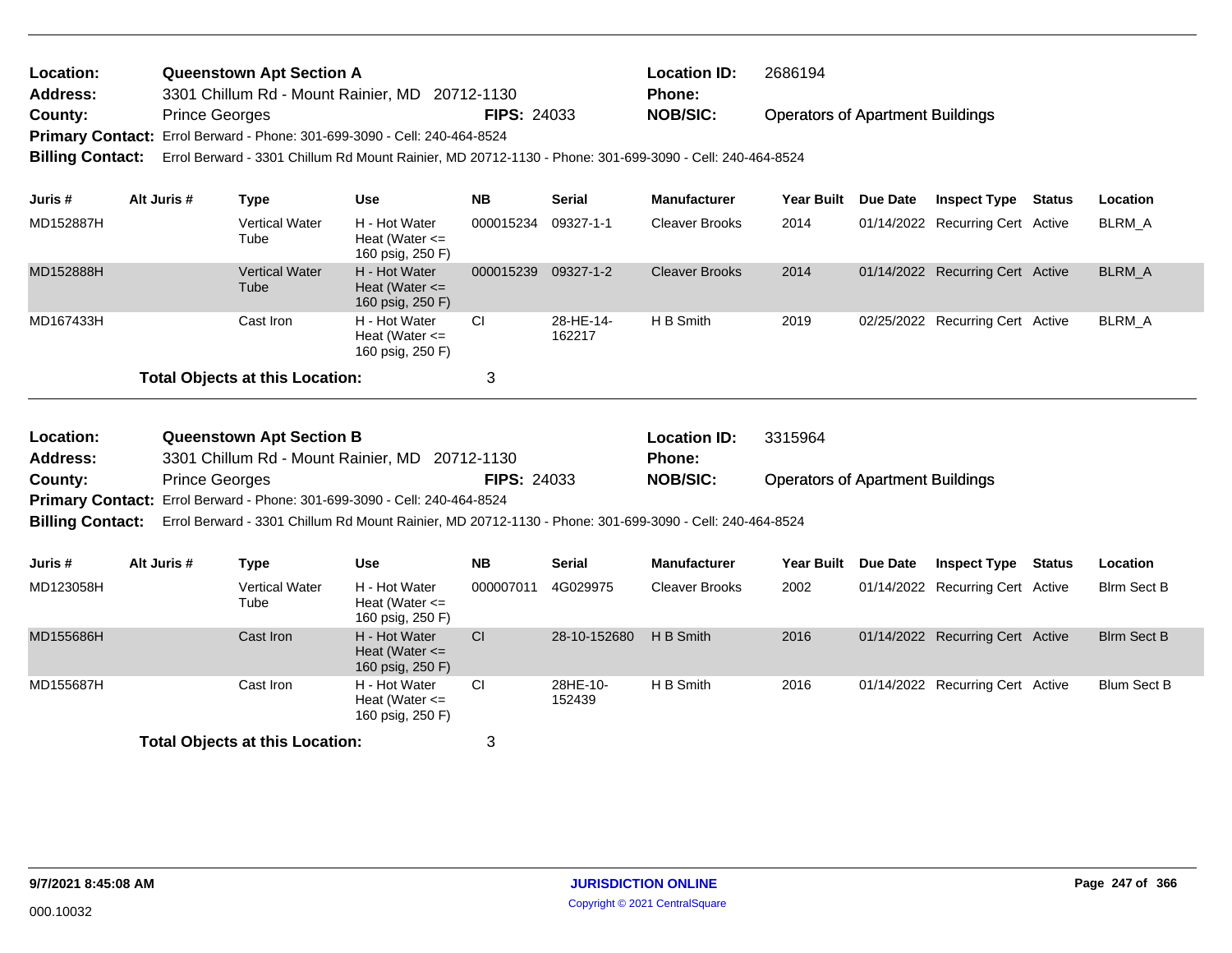**Location:** Queenstown Apt Section A | **Location ID:** 2686194
**Address:** 3301 Chillum Rd - Mount Rainier, MD 20712-1130 | **Phone:**
**County:** Prince Georges | **FIPS:** 24033 | **NOB/SIC:** Operators of Apartment Buildings
**Primary Contact:** Errol Berward - Phone: 301-699-3090 - Cell: 240-464-8524
**Billing Contact:** Errol Berward - 3301 Chillum Rd Mount Rainier, MD 20712-1130 - Phone: 301-699-3090 - Cell: 240-464-8524

| Juris # | Alt Juris # | Type | Use | NB | Serial | Manufacturer | Year Built | Due Date | Inspect Type | Status | Location |
|---|---|---|---|---|---|---|---|---|---|---|---|
| MD152887H | | Vertical Water Tube | H - Hot Water Heat (Water <= 160 psig, 250 F) | 000015234 | 09327-1-1 | Cleaver Brooks | 2014 | 01/14/2022 | Recurring Cert | Active | BLRM_A |
| MD152888H | | Vertical Water Tube | H - Hot Water Heat (Water <= 160 psig, 250 F) | 000015239 | 09327-1-2 | Cleaver Brooks | 2014 | 01/14/2022 | Recurring Cert | Active | BLRM_A |
| MD167433H | | Cast Iron | H - Hot Water Heat (Water <= 160 psig, 250 F) | CI | 28-HE-14-162217 | H B Smith | 2019 | 02/25/2022 | Recurring Cert | Active | BLRM_A |

**Total Objects at this Location:** 3

**Location:** Queenstown Apt Section B | **Location ID:** 3315964
**Address:** 3301 Chillum Rd - Mount Rainier, MD 20712-1130 | **Phone:**
**County:** Prince Georges | **FIPS:** 24033 | **NOB/SIC:** Operators of Apartment Buildings
**Primary Contact:** Errol Berward - Phone: 301-699-3090 - Cell: 240-464-8524
**Billing Contact:** Errol Berward - 3301 Chillum Rd Mount Rainier, MD 20712-1130 - Phone: 301-699-3090 - Cell: 240-464-8524

| Juris # | Alt Juris # | Type | Use | NB | Serial | Manufacturer | Year Built | Due Date | Inspect Type | Status | Location |
|---|---|---|---|---|---|---|---|---|---|---|---|
| MD123058H | | Vertical Water Tube | H - Hot Water Heat (Water <= 160 psig, 250 F) | 000007011 | 4G029975 | Cleaver Brooks | 2002 | 01/14/2022 | Recurring Cert | Active | Blrm Sect B |
| MD155686H | | Cast Iron | H - Hot Water Heat (Water <= 160 psig, 250 F) | CI | 28-10-152680 | H B Smith | 2016 | 01/14/2022 | Recurring Cert | Active | Blrm Sect B |
| MD155687H | | Cast Iron | H - Hot Water Heat (Water <= 160 psig, 250 F) | CI | 28HE-10-152439 | H B Smith | 2016 | 01/14/2022 | Recurring Cert | Active | Blum Sect B |

**Total Objects at this Location:** 3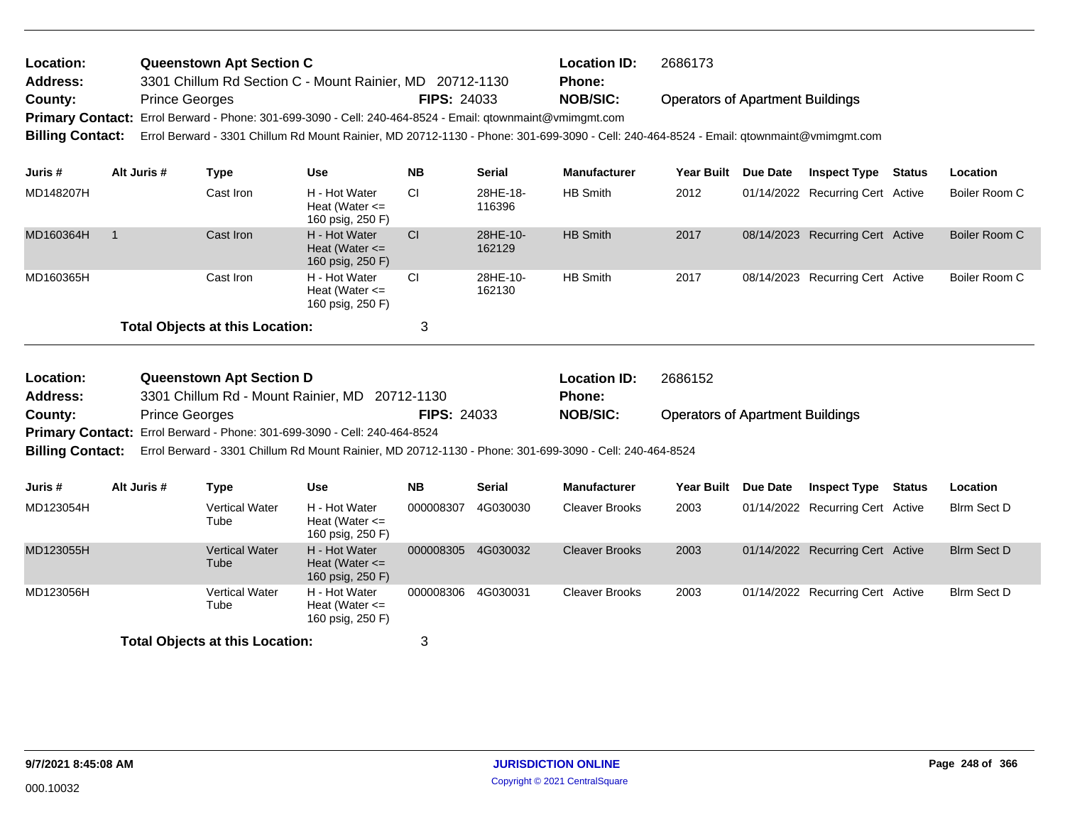**Location:** Queenstown Apt Section C
**Address:** 3301 Chillum Rd Section C - Mount Rainier, MD 20712-1130
**County:** Prince Georges **FIPS:** 24033
**Location ID:** 2686173
**Phone:**
**NOB/SIC:** Operators of Apartment Buildings
**Primary Contact:** Errol Berward - Phone: 301-699-3090 - Cell: 240-464-8524 - Email: qtownmaint@vmimgmt.com
**Billing Contact:** Errol Berward - 3301 Chillum Rd Mount Rainier, MD 20712-1130 - Phone: 301-699-3090 - Cell: 240-464-8524 - Email: qtownmaint@vmimgmt.com

| Juris # | Alt Juris # | Type | Use | NB | Serial | Manufacturer | Year Built | Due Date | Inspect Type | Status | Location |
|---|---|---|---|---|---|---|---|---|---|---|---|
| MD148207H | | Cast Iron | H - Hot Water Heat (Water <= 160 psig, 250 F) | CI | 28HE-18-116396 | HB Smith | 2012 | 01/14/2022 | Recurring Cert | Active | Boiler Room C |
| MD160364H | 1 | Cast Iron | H - Hot Water Heat (Water <= 160 psig, 250 F) | CI | 28HE-10-162129 | HB Smith | 2017 | 08/14/2023 | Recurring Cert | Active | Boiler Room C |
| MD160365H | | Cast Iron | H - Hot Water Heat (Water <= 160 psig, 250 F) | CI | 28HE-10-162130 | HB Smith | 2017 | 08/14/2023 | Recurring Cert | Active | Boiler Room C |

**Total Objects at this Location:** 3

**Location:** Queenstown Apt Section D
**Address:** 3301 Chillum Rd - Mount Rainier, MD 20712-1130
**County:** Prince Georges **FIPS:** 24033
**Location ID:** 2686152
**Phone:**
**NOB/SIC:** Operators of Apartment Buildings
**Primary Contact:** Errol Berward - Phone: 301-699-3090 - Cell: 240-464-8524
**Billing Contact:** Errol Berward - 3301 Chillum Rd Mount Rainier, MD 20712-1130 - Phone: 301-699-3090 - Cell: 240-464-8524

| Juris # | Alt Juris # | Type | Use | NB | Serial | Manufacturer | Year Built | Due Date | Inspect Type | Status | Location |
|---|---|---|---|---|---|---|---|---|---|---|---|
| MD123054H | | Vertical Water Tube | H - Hot Water Heat (Water <= 160 psig, 250 F) | 000008307 | 4G030030 | Cleaver Brooks | 2003 | 01/14/2022 | Recurring Cert | Active | Blrm Sect D |
| MD123055H | | Vertical Water Tube | H - Hot Water Heat (Water <= 160 psig, 250 F) | 000008305 | 4G030032 | Cleaver Brooks | 2003 | 01/14/2022 | Recurring Cert | Active | Blrm Sect D |
| MD123056H | | Vertical Water Tube | H - Hot Water Heat (Water <= 160 psig, 250 F) | 000008306 | 4G030031 | Cleaver Brooks | 2003 | 01/14/2022 | Recurring Cert | Active | Blrm Sect D |

**Total Objects at this Location:** 3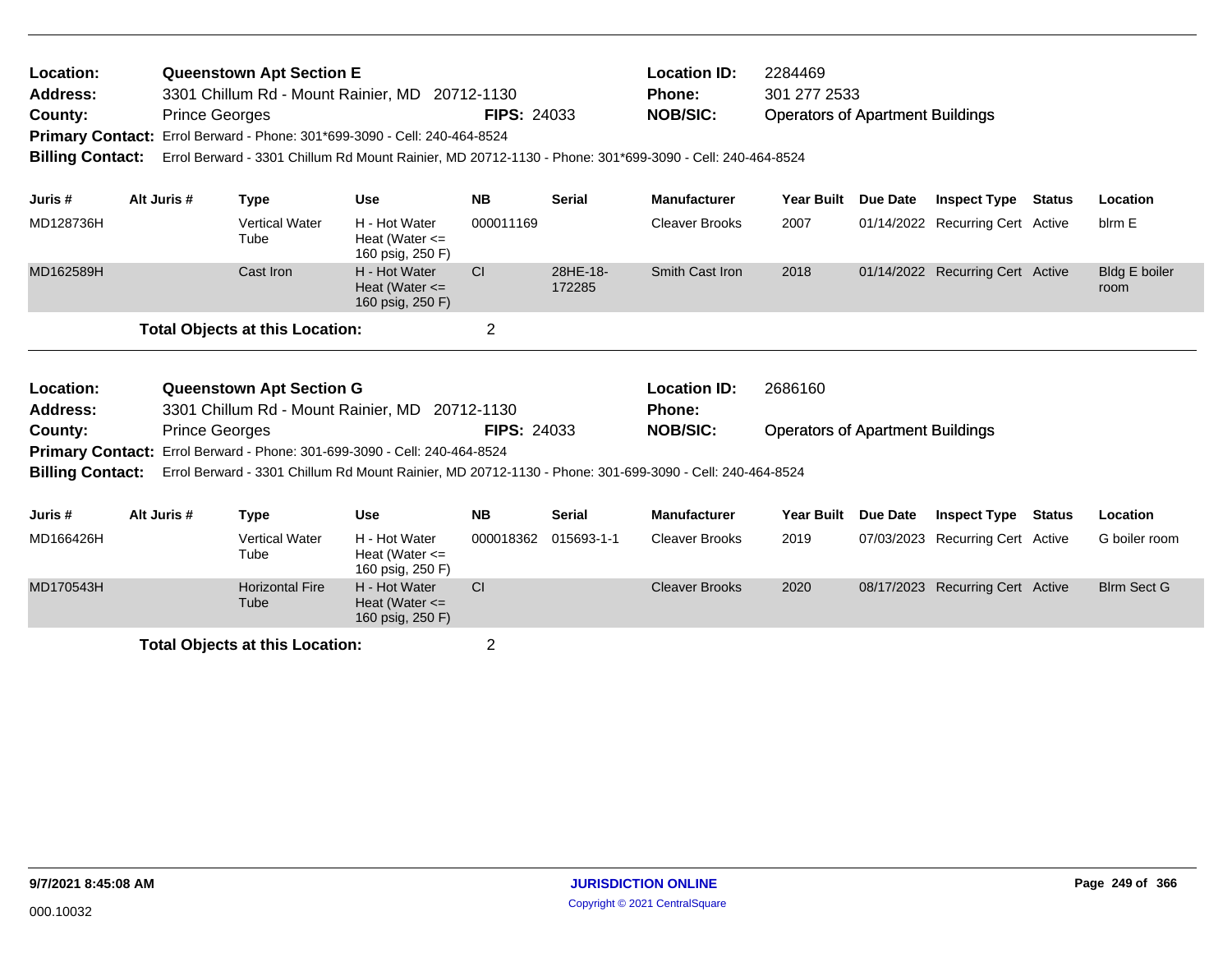| | | | |
|---|---|---|---|
| **Location:** | **Queenstown Apt Section E** | **Location ID:** | 2284469 |
| **Address:** | 3301 Chillum Rd - Mount Rainier, MD 20712-1130 | **Phone:** | 301 277 2533 |
| **County:** | Prince Georges **FIPS:** 24033 | **NOB/SIC:** | Operators of Apartment Buildings |

**Primary Contact:** Errol Berward - Phone: 301*699-3090 - Cell: 240-464-8524

**Billing Contact:** Errol Berward - 3301 Chillum Rd Mount Rainier, MD 20712-1130 - Phone: 301*699-3090 - Cell: 240-464-8524

| Juris # | Alt Juris # | Type | Use | NB | Serial | Manufacturer | Year Built | Due Date | Inspect Type | Status | Location |
|---|---|---|---|---|---|---|---|---|---|---|---|
| MD128736H | | Vertical Water Tube | H - Hot Water Heat (Water <= 160 psig, 250 F) | 000011169 | | Cleaver Brooks | 2007 | 01/14/2022 | Recurring Cert | Active | blrm E |
| MD162589H | | Cast Iron | H - Hot Water Heat (Water <= 160 psig, 250 F) | CI | 28HE-18-172285 | Smith Cast Iron | 2018 | 01/14/2022 | Recurring Cert | Active | Bldg E boiler room |

**Total Objects at this Location:** 2

| | | | |
|---|---|---|---|
| **Location:** | **Queenstown Apt Section G** | **Location ID:** | 2686160 |
| **Address:** | 3301 Chillum Rd - Mount Rainier, MD 20712-1130 | **Phone:** | |
| **County:** | Prince Georges **FIPS:** 24033 | **NOB/SIC:** | Operators of Apartment Buildings |

**Primary Contact:** Errol Berward - Phone: 301-699-3090 - Cell: 240-464-8524

**Billing Contact:** Errol Berward - 3301 Chillum Rd Mount Rainier, MD 20712-1130 - Phone: 301-699-3090 - Cell: 240-464-8524

| Juris # | Alt Juris # | Type | Use | NB | Serial | Manufacturer | Year Built | Due Date | Inspect Type | Status | Location |
|---|---|---|---|---|---|---|---|---|---|---|---|
| MD166426H | | Vertical Water Tube | H - Hot Water Heat (Water <= 160 psig, 250 F) | 000018362 | 015693-1-1 | Cleaver Brooks | 2019 | 07/03/2023 | Recurring Cert | Active | G boiler room |
| MD170543H | | Horizontal Fire Tube | H - Hot Water Heat (Water <= 160 psig, 250 F) | CI | | Cleaver Brooks | 2020 | 08/17/2023 | Recurring Cert | Active | Blrm Sect G |

**Total Objects at this Location:** 2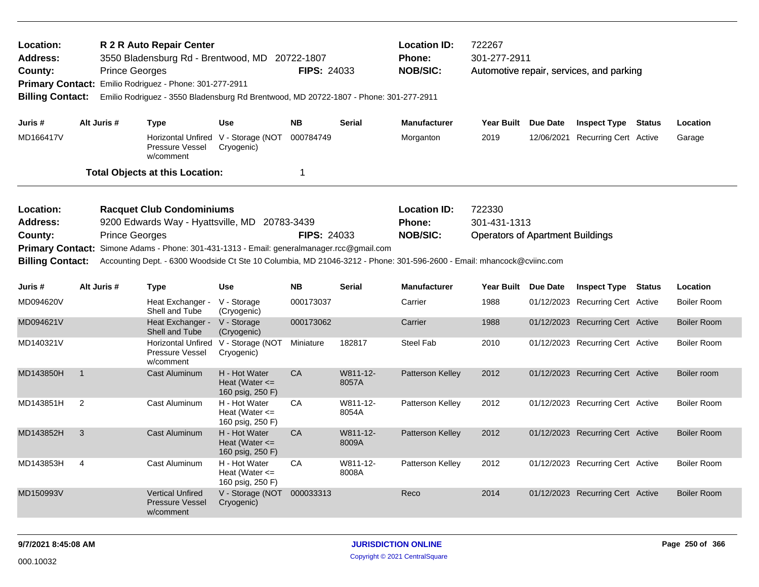| | | | | |
|---|---|---|---|---|
| **Location:** | **R 2 R Auto Repair Center** | | **Location ID:** | 722267 |
| **Address:** | 3550 Bladensburg Rd - Brentwood, MD 20722-1807 | | **Phone:** | 301-277-2911 |
| **County:** | Prince Georges | **FIPS:** 24033 | **NOB/SIC:** | Automotive repair, services, and parking |
| **Primary Contact:** | Emilio Rodriguez - Phone: 301-277-2911 | | | |
| **Billing Contact:** | Emilio Rodriguez - 3550 Bladensburg Rd Brentwood, MD 20722-1807 - Phone: 301-277-2911 | | | |

| Juris # | Alt Juris # | Type | Use | NB | Serial | Manufacturer | Year Built | Due Date | Inspect Type | Status | Location |
|---|---|---|---|---|---|---|---|---|---|---|---|
| MD166417V | | Horizontal Unfired Pressure Vessel w/comment | V - Storage (NOT Cryogenic) | 000784749 | | Morganton | 2019 | 12/06/2021 | Recurring Cert | Active | Garage |

**Total Objects at this Location:** 1

| | | | | |
|---|---|---|---|---|
| **Location:** | **Racquet Club Condominiums** | | **Location ID:** | 722330 |
| **Address:** | 9200 Edwards Way - Hyattsville, MD 20783-3439 | | **Phone:** | 301-431-1313 |
| **County:** | Prince Georges | **FIPS:** 24033 | **NOB/SIC:** | Operators of Apartment Buildings |
| **Primary Contact:** | Simone Adams - Phone: 301-431-1313 - Email: generalmanager.rcc@gmail.com | | | |
| **Billing Contact:** | Accounting Dept. - 6300 Woodside Ct Ste 10 Columbia, MD 21046-3212 - Phone: 301-596-2600 - Email: mhancock@cviinc.com | | | |

| Juris # | Alt Juris # | Type | Use | NB | Serial | Manufacturer | Year Built | Due Date | Inspect Type | Status | Location |
|---|---|---|---|---|---|---|---|---|---|---|---|
| MD094620V | | Heat Exchanger - Shell and Tube | V - Storage (Cryogenic) | 000173037 | | Carrier | 1988 | 01/12/2023 | Recurring Cert | Active | Boiler Room |
| MD094621V | | Heat Exchanger - Shell and Tube | V - Storage (Cryogenic) | 000173062 | | Carrier | 1988 | 01/12/2023 | Recurring Cert | Active | Boiler Room |
| MD140321V | | Horizontal Unfired Pressure Vessel w/comment | V - Storage (NOT Cryogenic) | Miniature | 182817 | Steel Fab | 2010 | 01/12/2023 | Recurring Cert | Active | Boiler Room |
| MD143850H | 1 | Cast Aluminum | H - Hot Water Heat (Water <= 160 psig, 250 F) | CA | W811-12-8057A | Patterson Kelley | 2012 | 01/12/2023 | Recurring Cert | Active | Boiler room |
| MD143851H | 2 | Cast Aluminum | H - Hot Water Heat (Water <= 160 psig, 250 F) | CA | W811-12-8054A | Patterson Kelley | 2012 | 01/12/2023 | Recurring Cert | Active | Boiler Room |
| MD143852H | 3 | Cast Aluminum | H - Hot Water Heat (Water <= 160 psig, 250 F) | CA | W811-12-8009A | Patterson Kelley | 2012 | 01/12/2023 | Recurring Cert | Active | Boiler Room |
| MD143853H | 4 | Cast Aluminum | H - Hot Water Heat (Water <= 160 psig, 250 F) | CA | W811-12-8008A | Patterson Kelley | 2012 | 01/12/2023 | Recurring Cert | Active | Boiler Room |
| MD150993V | | Vertical Unfired Pressure Vessel w/comment | V - Storage (NOT Cryogenic) | 000033313 | | Reco | 2014 | 01/12/2023 | Recurring Cert | Active | Boiler Room |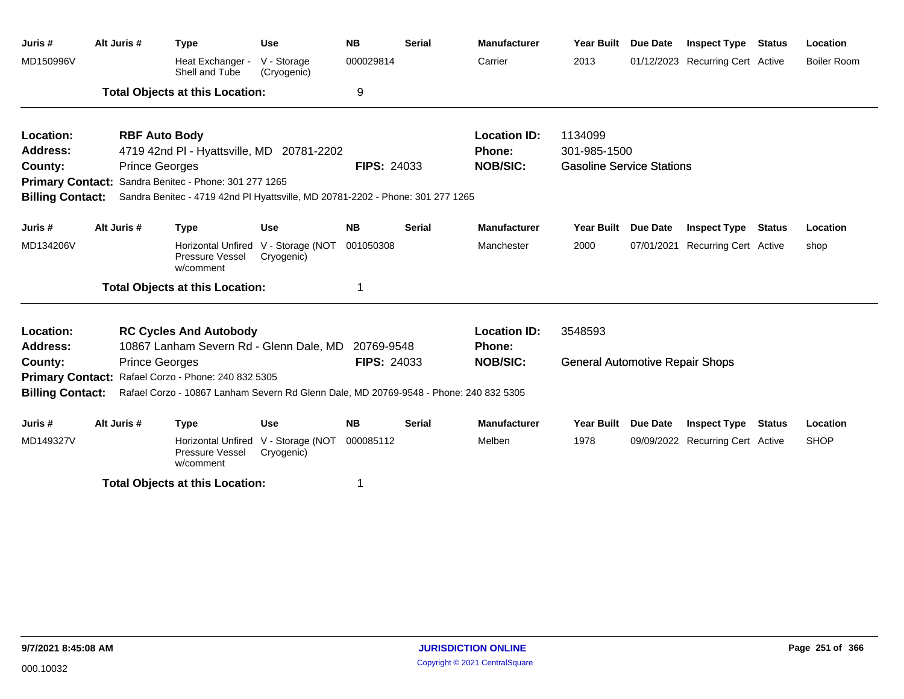| Juris # | Alt Juris # | Type | Use | NB | Serial | Manufacturer | Year Built | Due Date | Inspect Type | Status | Location |
|---|---|---|---|---|---|---|---|---|---|---|---|
| MD150996V | | Heat Exchanger - Shell and Tube | V - Storage (Cryogenic) | 000029814 | | Carrier | 2013 | 01/12/2023 | Recurring Cert | Active | Boiler Room |

**Total Objects at this Location:** 9

---

**Location:** RBF Auto Body
**Address:** 4719 42nd Pl - Hyattsville, MD 20781-2202
**County:** Prince Georges
**FIPS:** 24033
**Location ID:** 1134099
**Phone:** 301-985-1500
**NOB/SIC:** Gasoline Service Stations
**Primary Contact:** Sandra Benitec - Phone: 301 277 1265
**Billing Contact:** Sandra Benitec - 4719 42nd Pl Hyattsville, MD 20781-2202 - Phone: 301 277 1265

| Juris # | Alt Juris # | Type | Use | NB | Serial | Manufacturer | Year Built | Due Date | Inspect Type | Status | Location |
|---|---|---|---|---|---|---|---|---|---|---|---|
| MD134206V | | Horizontal Unfired Pressure Vessel w/comment | V - Storage (NOT Cryogenic) | 001050308 | | Manchester | 2000 | 07/01/2021 | Recurring Cert | Active | shop |

**Total Objects at this Location:** 1

---

**Location:** RC Cycles And Autobody
**Address:** 10867 Lanham Severn Rd - Glenn Dale, MD 20769-9548
**County:** Prince Georges
**FIPS:** 24033
**Location ID:** 3548593
**Phone:**
**NOB/SIC:** General Automotive Repair Shops
**Primary Contact:** Rafael Corzo - Phone: 240 832 5305
**Billing Contact:** Rafael Corzo - 10867 Lanham Severn Rd Glenn Dale, MD 20769-9548 - Phone: 240 832 5305

| Juris # | Alt Juris # | Type | Use | NB | Serial | Manufacturer | Year Built | Due Date | Inspect Type | Status | Location |
|---|---|---|---|---|---|---|---|---|---|---|---|
| MD149327V | | Horizontal Unfired Pressure Vessel w/comment | V - Storage (NOT Cryogenic) | 000085112 | | Melben | 1978 | 09/09/2022 | Recurring Cert | Active | SHOP |

**Total Objects at this Location:** 1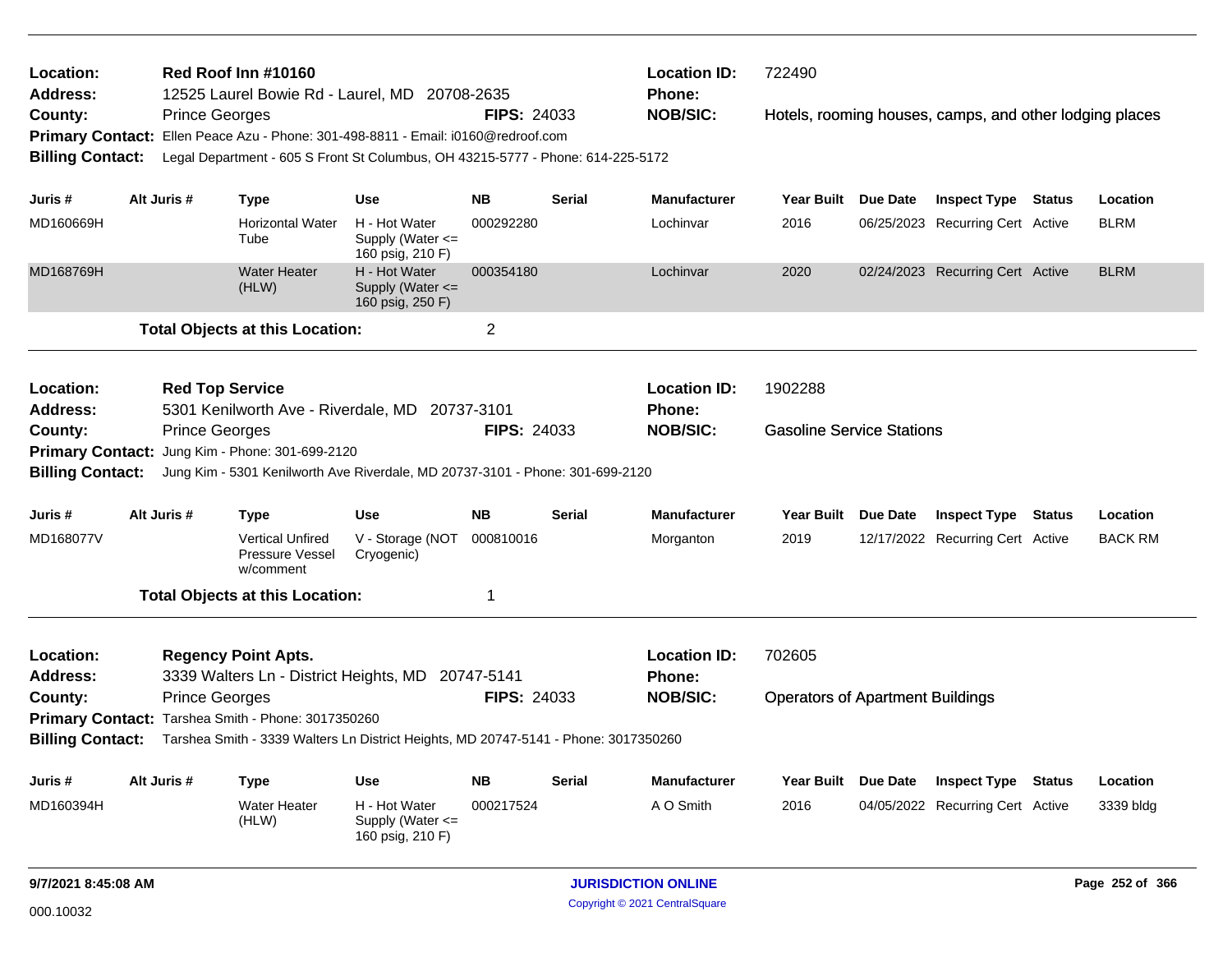**Location:** Red Roof Inn #10160
**Location ID:** 722490
**Address:** 12525 Laurel Bowie Rd - Laurel, MD 20708-2635
**Phone:**
**County:** Prince Georges
**FIPS:** 24033
**NOB/SIC:** Hotels, rooming houses, camps, and other lodging places
**Primary Contact:** Ellen Peace Azu - Phone: 301-498-8811 - Email: i0160@redroof.com
**Billing Contact:** Legal Department - 605 S Front St Columbus, OH 43215-5777 - Phone: 614-225-5172

| Juris # | Alt Juris # | Type | Use | NB | Serial | Manufacturer | Year Built | Due Date | Inspect Type | Status | Location |
|---|---|---|---|---|---|---|---|---|---|---|---|
| MD160669H | | Horizontal Water Tube | H - Hot Water Supply (Water <= 160 psig, 210 F) | 000292280 | | Lochinvar | 2016 | 06/25/2023 | Recurring Cert | Active | BLRM |
| MD168769H | | Water Heater (HLW) | H - Hot Water Supply (Water <= 160 psig, 250 F) | 000354180 | | Lochinvar | 2020 | 02/24/2023 | Recurring Cert | Active | BLRM |

**Total Objects at this Location:** 2

---

**Location:** Red Top Service
**Location ID:** 1902288
**Address:** 5301 Kenilworth Ave - Riverdale, MD 20737-3101
**Phone:**
**County:** Prince Georges
**FIPS:** 24033
**NOB/SIC:** Gasoline Service Stations
**Primary Contact:** Jung Kim - Phone: 301-699-2120
**Billing Contact:** Jung Kim - 5301 Kenilworth Ave Riverdale, MD 20737-3101 - Phone: 301-699-2120

| Juris # | Alt Juris # | Type | Use | NB | Serial | Manufacturer | Year Built | Due Date | Inspect Type | Status | Location |
|---|---|---|---|---|---|---|---|---|---|---|---|
| MD168077V | | Vertical Unfired Pressure Vessel w/comment | V - Storage (NOT Cryogenic) | 000810016 | | Morganton | 2019 | 12/17/2022 | Recurring Cert | Active | BACK RM |

**Total Objects at this Location:** 1

---

**Location:** Regency Point Apts.
**Location ID:** 702605
**Address:** 3339 Walters Ln - District Heights, MD 20747-5141
**Phone:**
**County:** Prince Georges
**FIPS:** 24033
**NOB/SIC:** Operators of Apartment Buildings
**Primary Contact:** Tarshea Smith - Phone: 3017350260
**Billing Contact:** Tarshea Smith - 3339 Walters Ln District Heights, MD 20747-5141 - Phone: 3017350260

| Juris # | Alt Juris # | Type | Use | NB | Serial | Manufacturer | Year Built | Due Date | Inspect Type | Status | Location |
|---|---|---|---|---|---|---|---|---|---|---|---|
| MD160394H | | Water Heater (HLW) | H - Hot Water Supply (Water <= 160 psig, 210 F) | 000217524 | | A O Smith | 2016 | 04/05/2022 | Recurring Cert | Active | 3339 bldg |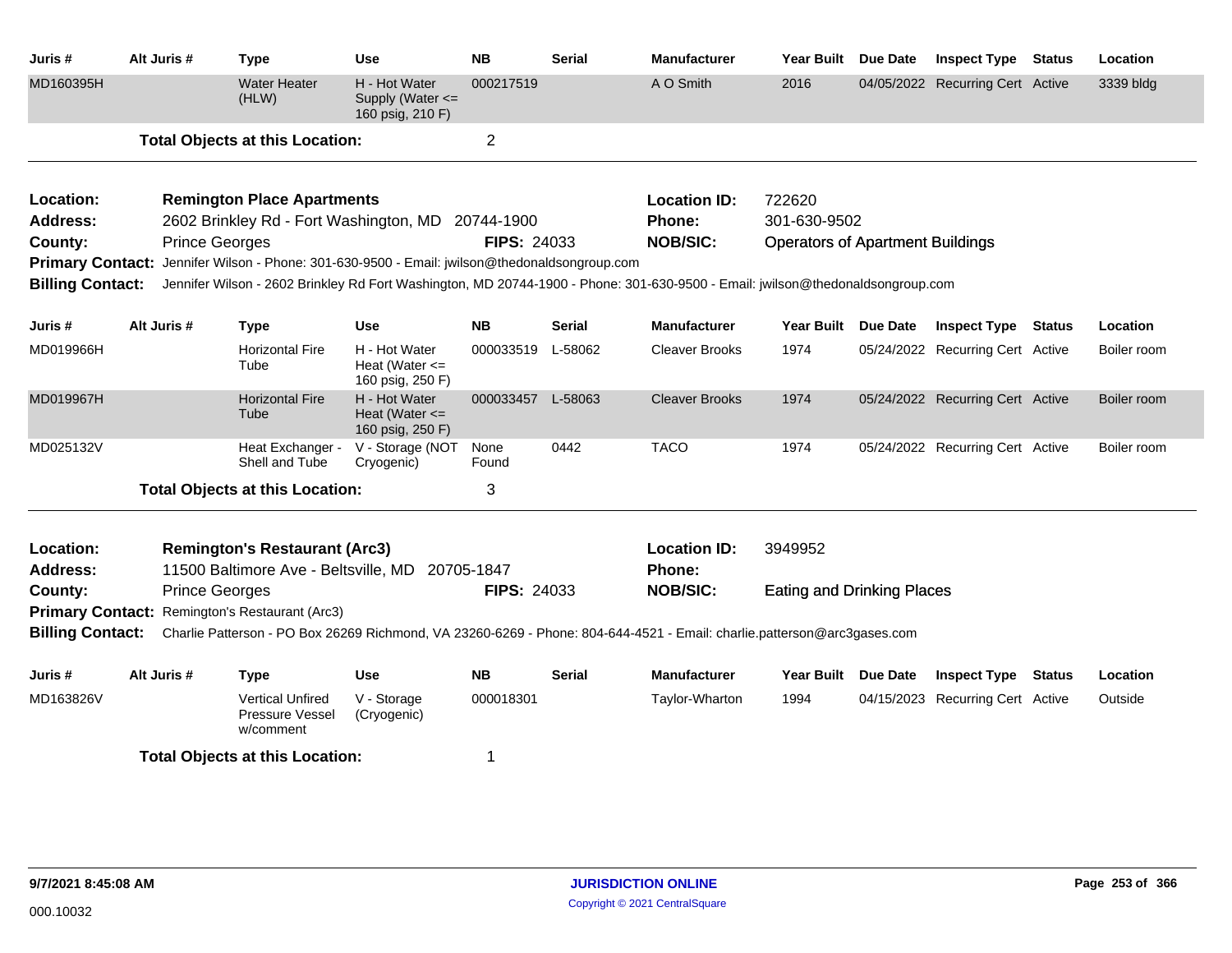| Juris # | Alt Juris # | Type | Use | NB | Serial | Manufacturer | Year Built | Due Date | Inspect Type | Status | Location |
|---|---|---|---|---|---|---|---|---|---|---|---|
| MD160395H | | Water Heater (HLW) | H - Hot Water Supply (Water <= 160 psig, 210 F) | 000217519 | | A O Smith | 2016 | 04/05/2022 | Recurring Cert | Active | 3339 bldg |

**Total Objects at this Location:** 2

---

**Location:** Remington Place Apartments
**Location ID:** 722620
**Address:** 2602 Brinkley Rd - Fort Washington, MD 20744-1900
**Phone:** 301-630-9502
**County:** Prince Georges
**FIPS:** 24033
**NOB/SIC:** Operators of Apartment Buildings
**Primary Contact:** Jennifer Wilson - Phone: 301-630-9500 - Email: jwilson@thedonaldsongroup.com
**Billing Contact:** Jennifer Wilson - 2602 Brinkley Rd Fort Washington, MD 20744-1900 - Phone: 301-630-9500 - Email: jwilson@thedonaldsongroup.com

| Juris # | Alt Juris # | Type | Use | NB | Serial | Manufacturer | Year Built | Due Date | Inspect Type | Status | Location |
|---|---|---|---|---|---|---|---|---|---|---|---|
| MD019966H | | Horizontal Fire Tube | H - Hot Water Heat (Water <= 160 psig, 250 F) | 000033519 | L-58062 | Cleaver Brooks | 1974 | 05/24/2022 | Recurring Cert | Active | Boiler room |
| MD019967H | | Horizontal Fire Tube | H - Hot Water Heat (Water <= 160 psig, 250 F) | 000033457 | L-58063 | Cleaver Brooks | 1974 | 05/24/2022 | Recurring Cert | Active | Boiler room |
| MD025132V | | Heat Exchanger - Shell and Tube | V - Storage (NOT Cryogenic) | None Found | 0442 | TACO | 1974 | 05/24/2022 | Recurring Cert | Active | Boiler room |

**Total Objects at this Location:** 3

---

**Location:** Remington's Restaurant (Arc3)
**Location ID:** 3949952
**Address:** 11500 Baltimore Ave - Beltsville, MD 20705-1847
**Phone:**
**County:** Prince Georges
**FIPS:** 24033
**NOB/SIC:** Eating and Drinking Places
**Primary Contact:** Remington's Restaurant (Arc3)
**Billing Contact:** Charlie Patterson - PO Box 26269 Richmond, VA 23260-6269 - Phone: 804-644-4521 - Email: charlie.patterson@arc3gases.com

| Juris # | Alt Juris # | Type | Use | NB | Serial | Manufacturer | Year Built | Due Date | Inspect Type | Status | Location |
|---|---|---|---|---|---|---|---|---|---|---|---|
| MD163826V | | Vertical Unfired Pressure Vessel w/comment | V - Storage (Cryogenic) | 000018301 | | Taylor-Wharton | 1994 | 04/15/2023 | Recurring Cert | Active | Outside |

**Total Objects at this Location:** 1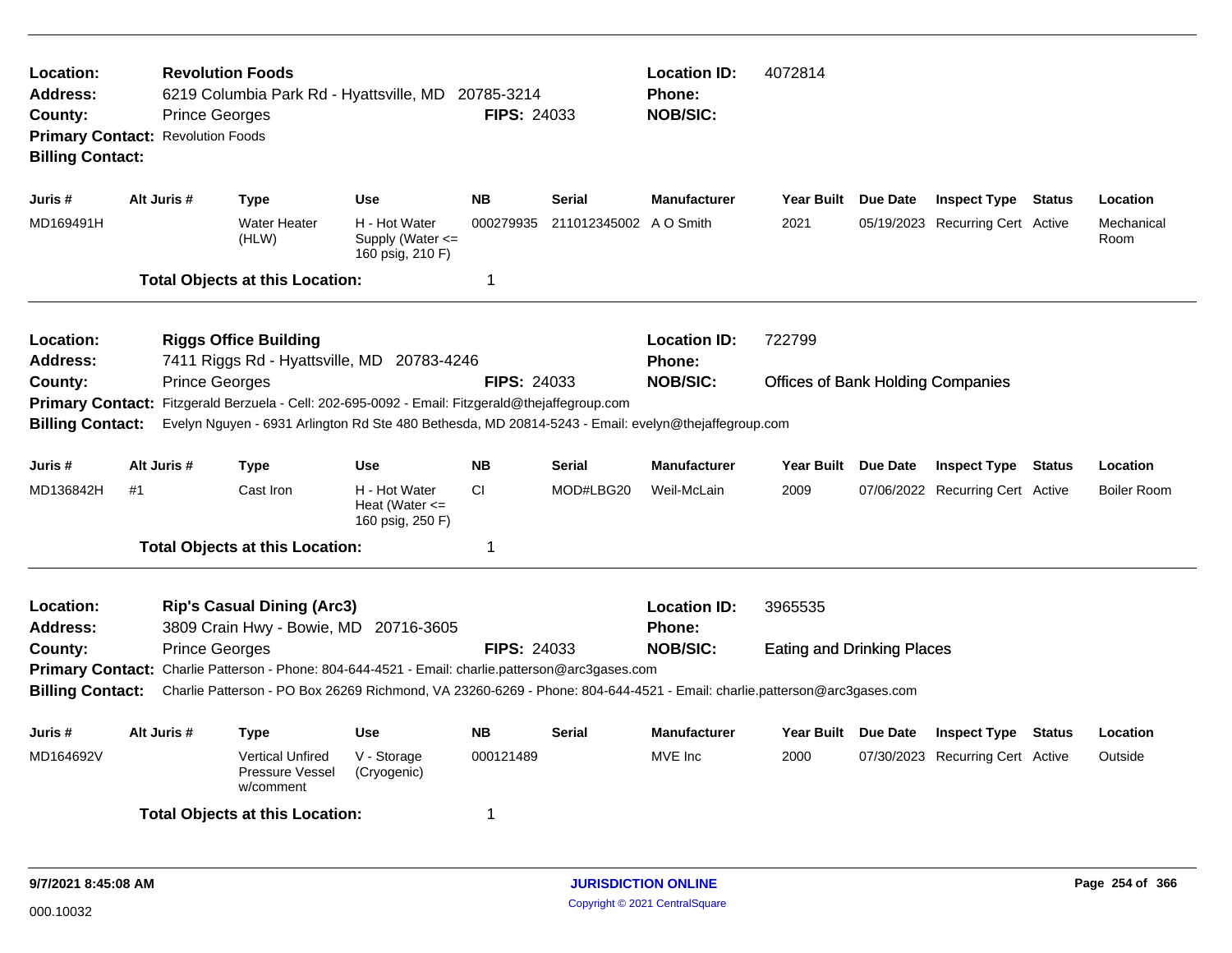| | | | |
|---|---|---|---|
| **Location:** | **Revolution Foods** | **Location ID:** | 4072814 |
| **Address:** | 6219 Columbia Park Rd - Hyattsville, MD 20785-3214 | **Phone:** | |
| **County:** | Prince Georges **FIPS:** 24033 | **NOB/SIC:** | |
| **Primary Contact:** | Revolution Foods | | |
| **Billing Contact:** | | | |

| Juris # | Alt Juris # | Type | Use | NB | Serial | Manufacturer | Year Built | Due Date | Inspect Type | Status | Location |
|---|---|---|---|---|---|---|---|---|---|---|---|
| MD169491H | | Water Heater (HLW) | H - Hot Water Supply (Water <= 160 psig, 210 F) | 000279935 | 211012345002 | A O Smith | 2021 | 05/19/2023 | Recurring Cert | Active | Mechanical Room |
| | | **Total Objects at this Location:** | | 1 | | | | | | | |

| | | | |
|---|---|---|---|
| **Location:** | **Riggs Office Building** | **Location ID:** | 722799 |
| **Address:** | 7411 Riggs Rd - Hyattsville, MD 20783-4246 | **Phone:** | |
| **County:** | Prince Georges **FIPS:** 24033 | **NOB/SIC:** | Offices of Bank Holding Companies |
| **Primary Contact:** | Fitzgerald Berzuela - Cell: 202-695-0092 - Email: Fitzgerald@thejaffegroup.com | | |
| **Billing Contact:** | Evelyn Nguyen - 6931 Arlington Rd Ste 480 Bethesda, MD 20814-5243 - Email: evelyn@thejaffegroup.com | | |

| Juris # | Alt Juris # | Type | Use | NB | Serial | Manufacturer | Year Built | Due Date | Inspect Type | Status | Location |
|---|---|---|---|---|---|---|---|---|---|---|---|
| MD136842H | #1 | Cast Iron | H - Hot Water Heat (Water <= 160 psig, 250 F) | CI | MOD#LBG20 | Weil-McLain | 2009 | 07/06/2022 | Recurring Cert | Active | Boiler Room |
| | | **Total Objects at this Location:** | | 1 | | | | | | | |

| | | | |
|---|---|---|---|
| **Location:** | **Rip's Casual Dining (Arc3)** | **Location ID:** | 3965535 |
| **Address:** | 3809 Crain Hwy - Bowie, MD 20716-3605 | **Phone:** | |
| **County:** | Prince Georges **FIPS:** 24033 | **NOB/SIC:** | Eating and Drinking Places |
| **Primary Contact:** | Charlie Patterson - Phone: 804-644-4521 - Email: charlie.patterson@arc3gases.com | | |
| **Billing Contact:** | Charlie Patterson - PO Box 26269 Richmond, VA 23260-6269 - Phone: 804-644-4521 - Email: charlie.patterson@arc3gases.com | | |

| Juris # | Alt Juris # | Type | Use | NB | Serial | Manufacturer | Year Built | Due Date | Inspect Type | Status | Location |
|---|---|---|---|---|---|---|---|---|---|---|---|
| MD164692V | | Vertical Unfired Pressure Vessel w/comment | V - Storage (Cryogenic) | 000121489 | | MVE Inc | 2000 | 07/30/2023 | Recurring Cert | Active | Outside |
| | | **Total Objects at this Location:** | | 1 | | | | | | | |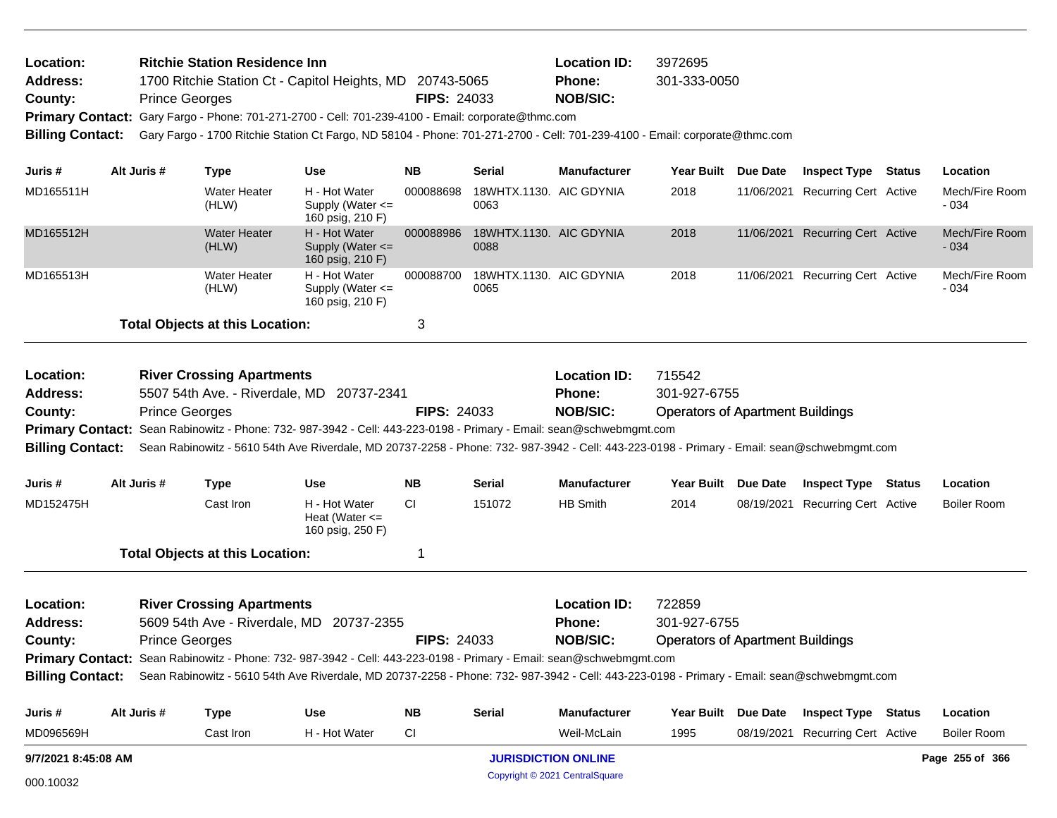**Location:** Ritchie Station Residence Inn
**Address:** 1700 Ritchie Station Ct - Capitol Heights, MD 20743-5065
**County:** Prince Georges **FIPS:** 24033
**Location ID:** 3972695
**Phone:** 301-333-0050
**NOB/SIC:**
**Primary Contact:** Gary Fargo - Phone: 701-271-2700 - Cell: 701-239-4100 - Email: corporate@thmc.com
**Billing Contact:** Gary Fargo - 1700 Ritchie Station Ct Fargo, ND 58104 - Phone: 701-271-2700 - Cell: 701-239-4100 - Email: corporate@thmc.com

| Juris # | Alt Juris # | Type | Use | NB | Serial | Manufacturer | Year Built | Due Date | Inspect Type | Status | Location |
|---|---|---|---|---|---|---|---|---|---|---|---|
| MD165511H | | Water Heater (HLW) | H - Hot Water Supply (Water <= 160 psig, 210 F) | 000088698 | 18WHTX.1130.0063 | AIC GDYNIA | 2018 | 11/06/2021 | Recurring Cert | Active | Mech/Fire Room - 034 |
| MD165512H | | Water Heater (HLW) | H - Hot Water Supply (Water <= 160 psig, 210 F) | 000088986 | 18WHTX.1130.0088 | AIC GDYNIA | 2018 | 11/06/2021 | Recurring Cert | Active | Mech/Fire Room - 034 |
| MD165513H | | Water Heater (HLW) | H - Hot Water Supply (Water <= 160 psig, 210 F) | 000088700 | 18WHTX.1130.0065 | AIC GDYNIA | 2018 | 11/06/2021 | Recurring Cert | Active | Mech/Fire Room - 034 |

**Total Objects at this Location:** 3

---

**Location:** River Crossing Apartments
**Address:** 5507 54th Ave. - Riverdale, MD 20737-2341
**County:** Prince Georges **FIPS:** 24033
**Location ID:** 715542
**Phone:** 301-927-6755
**NOB/SIC:** Operators of Apartment Buildings
**Primary Contact:** Sean Rabinowitz - Phone: 732- 987-3942 - Cell: 443-223-0198 - Primary - Email: sean@schwebmgmt.com
**Billing Contact:** Sean Rabinowitz - 5610 54th Ave Riverdale, MD 20737-2258 - Phone: 732- 987-3942 - Cell: 443-223-0198 - Primary - Email: sean@schwebmgmt.com

| Juris # | Alt Juris # | Type | Use | NB | Serial | Manufacturer | Year Built | Due Date | Inspect Type | Status | Location |
|---|---|---|---|---|---|---|---|---|---|---|---|
| MD152475H | | Cast Iron | H - Hot Water Heat (Water <= 160 psig, 250 F) | CI | 151072 | HB Smith | 2014 | 08/19/2021 | Recurring Cert | Active | Boiler Room |

**Total Objects at this Location:** 1

---

**Location:** River Crossing Apartments
**Address:** 5609 54th Ave - Riverdale, MD 20737-2355
**County:** Prince Georges **FIPS:** 24033
**Location ID:** 722859
**Phone:** 301-927-6755
**NOB/SIC:** Operators of Apartment Buildings
**Primary Contact:** Sean Rabinowitz - Phone: 732- 987-3942 - Cell: 443-223-0198 - Primary - Email: sean@schwebmgmt.com
**Billing Contact:** Sean Rabinowitz - 5610 54th Ave Riverdale, MD 20737-2258 - Phone: 732- 987-3942 - Cell: 443-223-0198 - Primary - Email: sean@schwebmgmt.com

| Juris # | Alt Juris # | Type | Use | NB | Serial | Manufacturer | Year Built | Due Date | Inspect Type | Status | Location |
|---|---|---|---|---|---|---|---|---|---|---|---|
| MD096569H | | Cast Iron | H - Hot Water | CI | | Weil-McLain | 1995 | 08/19/2021 | Recurring Cert | Active | Boiler Room |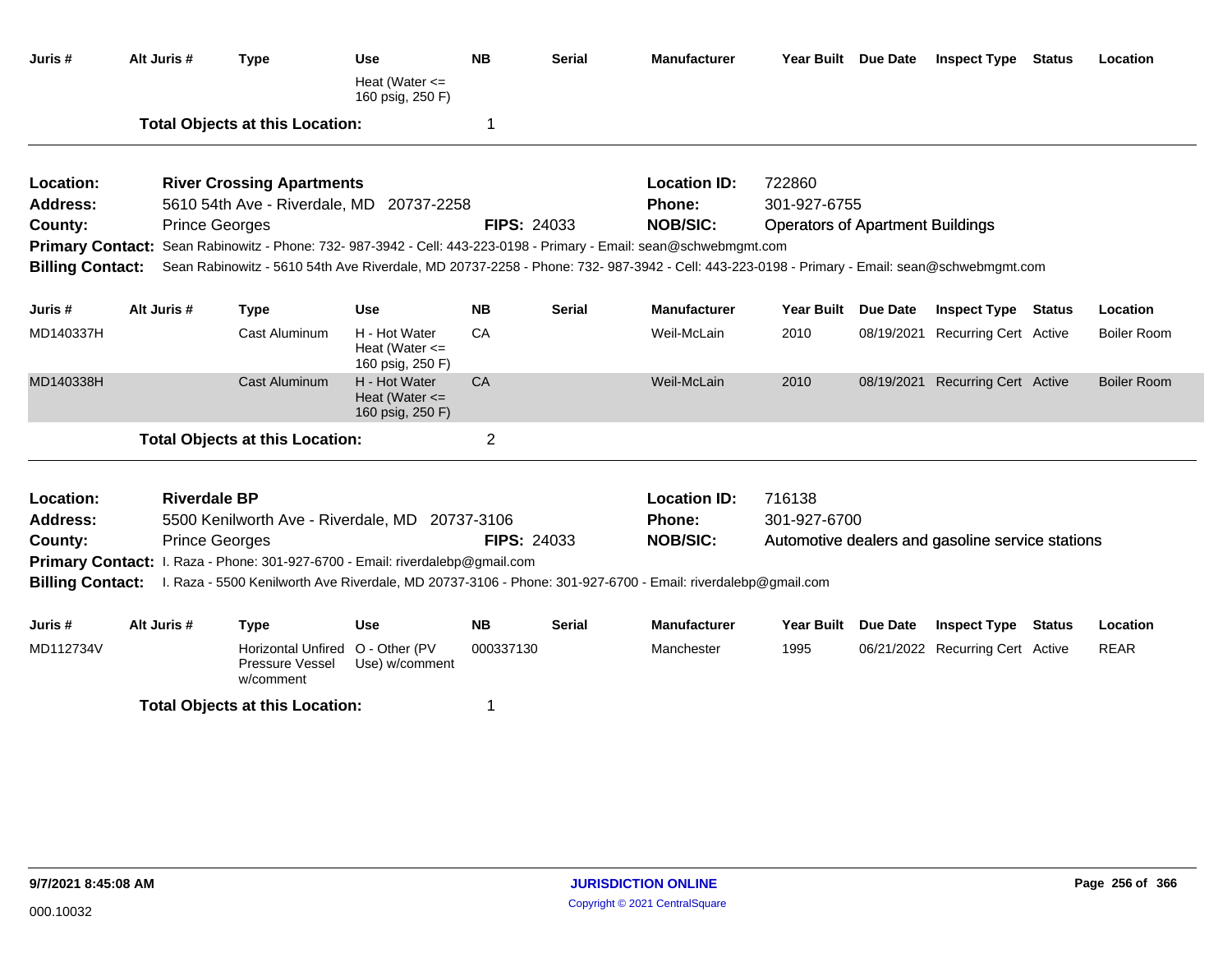| Juris # | Alt Juris # | Type | Use | NB | Serial | Manufacturer | Year Built | Due Date | Inspect Type | Status | Location |
|---|---|---|---|---|---|---|---|---|---|---|---|
| | | | Heat (Water <= 160 psig, 250 F) | | | | | | | | |

**Total Objects at this Location:** 1

---

**Location:** River Crossing Apartments  
**Location ID:** 722860  
**Address:** 5610 54th Ave - Riverdale, MD 20737-2258  
**Phone:** 301-927-6755  
**County:** Prince Georges  
**FIPS:** 24033  
**NOB/SIC:** Operators of Apartment Buildings  
**Primary Contact:** Sean Rabinowitz - Phone: 732- 987-3942 - Cell: 443-223-0198 - Primary - Email: sean@schwebmgmt.com  
**Billing Contact:** Sean Rabinowitz - 5610 54th Ave Riverdale, MD 20737-2258 - Phone: 732- 987-3942 - Cell: 443-223-0198 - Primary - Email: sean@schwebmgmt.com

| Juris # | Alt Juris # | Type | Use | NB | Serial | Manufacturer | Year Built | Due Date | Inspect Type | Status | Location |
|---|---|---|---|---|---|---|---|---|---|---|---|
| MD140337H | | Cast Aluminum | H - Hot Water Heat (Water <= 160 psig, 250 F) | CA | | Weil-McLain | 2010 | 08/19/2021 | Recurring Cert | Active | Boiler Room |
| MD140338H | | Cast Aluminum | H - Hot Water Heat (Water <= 160 psig, 250 F) | CA | | Weil-McLain | 2010 | 08/19/2021 | Recurring Cert | Active | Boiler Room |

**Total Objects at this Location:** 2

---

**Location:** Riverdale BP  
**Location ID:** 716138  
**Address:** 5500 Kenilworth Ave - Riverdale, MD 20737-3106  
**Phone:** 301-927-6700  
**County:** Prince Georges  
**FIPS:** 24033  
**NOB/SIC:** Automotive dealers and gasoline service stations  
**Primary Contact:** I. Raza - Phone: 301-927-6700 - Email: riverdalebp@gmail.com  
**Billing Contact:** I. Raza - 5500 Kenilworth Ave Riverdale, MD 20737-3106 - Phone: 301-927-6700 - Email: riverdalebp@gmail.com

| Juris # | Alt Juris # | Type | Use | NB | Serial | Manufacturer | Year Built | Due Date | Inspect Type | Status | Location |
|---|---|---|---|---|---|---|---|---|---|---|---|
| MD112734V | | Horizontal Unfired Pressure Vessel w/comment | O - Other (PV Use) w/comment | 000337130 | | Manchester | 1995 | 06/21/2022 | Recurring Cert | Active | REAR |

**Total Objects at this Location:** 1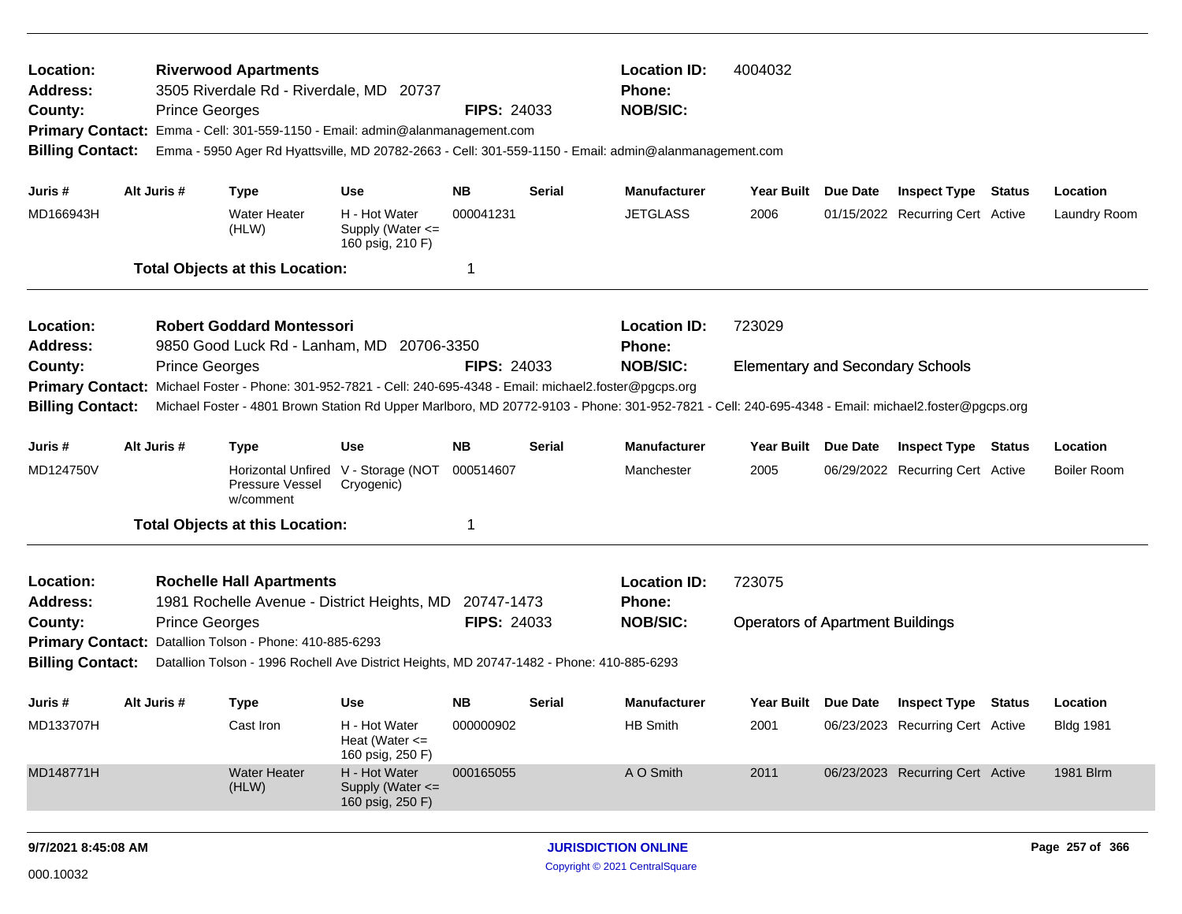**Location:** Riverwood Apartments
**Address:** 3505 Riverdale Rd - Riverdale, MD 20737
**County:** Prince Georges
**FIPS:** 24033
**Location ID:** 4004032
**Phone:**
**NOB/SIC:**
**Primary Contact:** Emma - Cell: 301-559-1150 - Email: admin@alanmanagement.com
**Billing Contact:** Emma - 5950 Ager Rd Hyattsville, MD 20782-2663 - Cell: 301-559-1150 - Email: admin@alanmanagement.com

| Juris # | Alt Juris # | Type | Use | NB | Serial | Manufacturer | Year Built | Due Date | Inspect Type | Status | Location |
|---|---|---|---|---|---|---|---|---|---|---|---|
| MD166943H | | Water Heater (HLW) | H - Hot Water Supply (Water <= 160 psig, 210 F) | 000041231 | | JETGLASS | 2006 | 01/15/2022 | Recurring Cert | Active | Laundry Room |

**Total Objects at this Location:** 1

---

**Location:** Robert Goddard Montessori
**Address:** 9850 Good Luck Rd - Lanham, MD 20706-3350
**County:** Prince Georges
**FIPS:** 24033
**Location ID:** 723029
**Phone:**
**NOB/SIC:** Elementary and Secondary Schools
**Primary Contact:** Michael Foster - Phone: 301-952-7821 - Cell: 240-695-4348 - Email: michael2.foster@pgcps.org
**Billing Contact:** Michael Foster - 4801 Brown Station Rd Upper Marlboro, MD 20772-9103 - Phone: 301-952-7821 - Cell: 240-695-4348 - Email: michael2.foster@pgcps.org

| Juris # | Alt Juris # | Type | Use | NB | Serial | Manufacturer | Year Built | Due Date | Inspect Type | Status | Location |
|---|---|---|---|---|---|---|---|---|---|---|---|
| MD124750V | | Horizontal Unfired Pressure Vessel w/comment | V - Storage (NOT Cryogenic) | 000514607 | | Manchester | 2005 | 06/29/2022 | Recurring Cert | Active | Boiler Room |

**Total Objects at this Location:** 1

---

**Location:** Rochelle Hall Apartments
**Address:** 1981 Rochelle Avenue - District Heights, MD 20747-1473
**County:** Prince Georges
**FIPS:** 24033
**Location ID:** 723075
**Phone:**
**NOB/SIC:** Operators of Apartment Buildings
**Primary Contact:** Datallion Tolson - Phone: 410-885-6293
**Billing Contact:** Datallion Tolson - 1996 Rochell Ave District Heights, MD 20747-1482 - Phone: 410-885-6293

| Juris # | Alt Juris # | Type | Use | NB | Serial | Manufacturer | Year Built | Due Date | Inspect Type | Status | Location |
|---|---|---|---|---|---|---|---|---|---|---|---|
| MD133707H | | Cast Iron | H - Hot Water Heat (Water <= 160 psig, 250 F) | 000000902 | | HB Smith | 2001 | 06/23/2023 | Recurring Cert | Active | Bldg 1981 |
| MD148771H | | Water Heater (HLW) | H - Hot Water Supply (Water <= 160 psig, 250 F) | 000165055 | | A O Smith | 2011 | 06/23/2023 | Recurring Cert | Active | 1981 Blrm |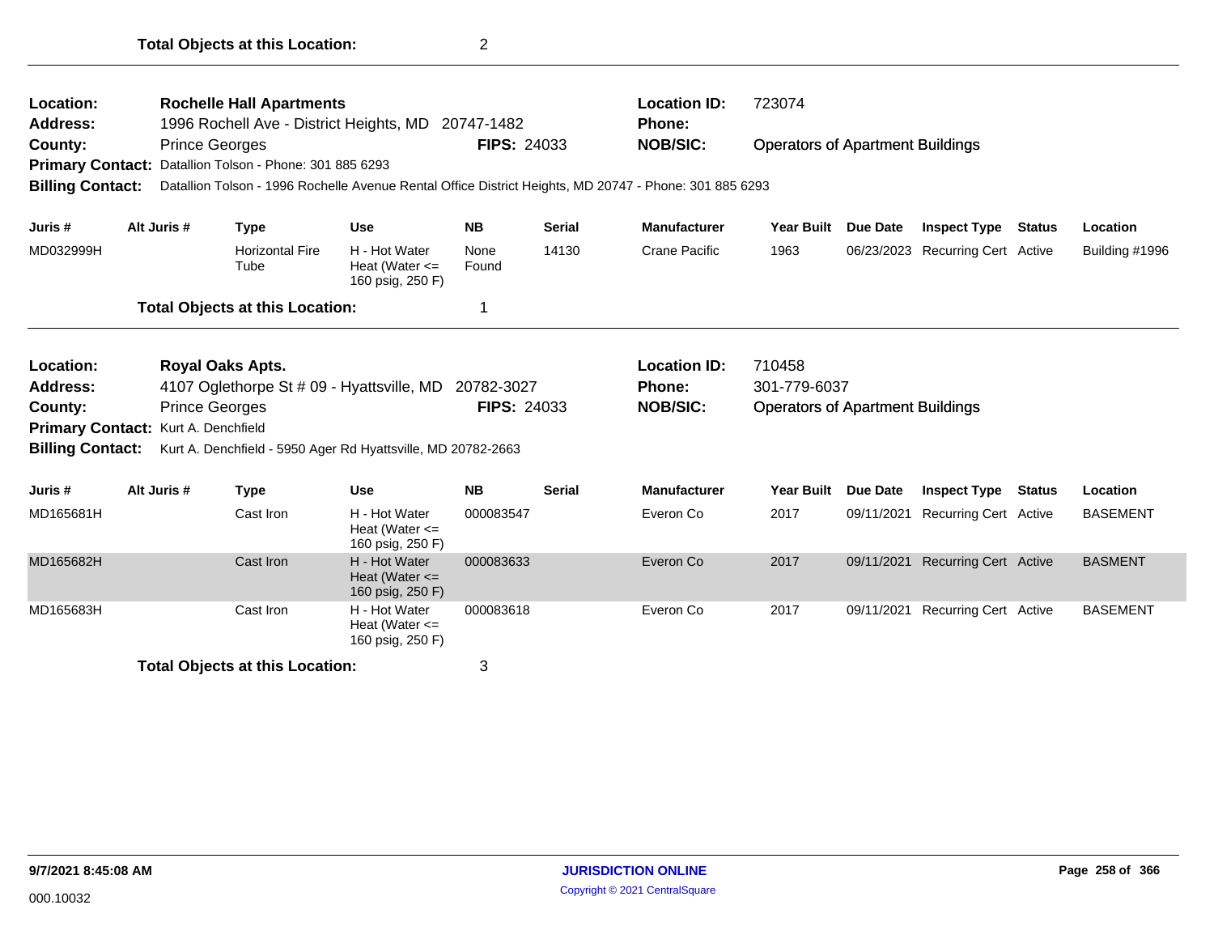**Total Objects at this Location:** 2

---

**Location:** Rochelle Hall Apartments
**Address:** 1996 Rochell Ave - District Heights, MD 20747-1482
**County:** Prince Georges **FIPS:** 24033
**Primary Contact:** Datallion Tolson - Phone: 301 885 6293
**Billing Contact:** Datallion Tolson - 1996 Rochelle Avenue Rental Office District Heights, MD 20747 - Phone: 301 885 6293

**Location ID:** 723074
**Phone:**
**NOB/SIC:** Operators of Apartment Buildings

| Juris # | Alt Juris # | Type | Use | NB | Serial | Manufacturer | Year Built | Due Date | Inspect Type | Status | Location |
|---|---|---|---|---|---|---|---|---|---|---|---|
| MD032999H | | Horizontal Fire Tube | H - Hot Water Heat (Water <= 160 psig, 250 F) | None Found | 14130 | Crane Pacific | 1963 | 06/23/2023 | Recurring Cert | Active | Building #1996 |

**Total Objects at this Location:** 1

---

**Location:** Royal Oaks Apts.
**Address:** 4107 Oglethorpe St # 09 - Hyattsville, MD 20782-3027
**County:** Prince Georges **FIPS:** 24033
**Primary Contact:** Kurt A. Denchfield
**Billing Contact:** Kurt A. Denchfield - 5950 Ager Rd Hyattsville, MD 20782-2663

**Location ID:** 710458
**Phone:** 301-779-6037
**NOB/SIC:** Operators of Apartment Buildings

| Juris # | Alt Juris # | Type | Use | NB | Serial | Manufacturer | Year Built | Due Date | Inspect Type | Status | Location |
|---|---|---|---|---|---|---|---|---|---|---|---|
| MD165681H | | Cast Iron | H - Hot Water Heat (Water <= 160 psig, 250 F) | 000083547 | | Everon Co | 2017 | 09/11/2021 | Recurring Cert | Active | BASEMENT |
| MD165682H | | Cast Iron | H - Hot Water Heat (Water <= 160 psig, 250 F) | 000083633 | | Everon Co | 2017 | 09/11/2021 | Recurring Cert | Active | BASMENT |
| MD165683H | | Cast Iron | H - Hot Water Heat (Water <= 160 psig, 250 F) | 000083618 | | Everon Co | 2017 | 09/11/2021 | Recurring Cert | Active | BASEMENT |

**Total Objects at this Location:** 3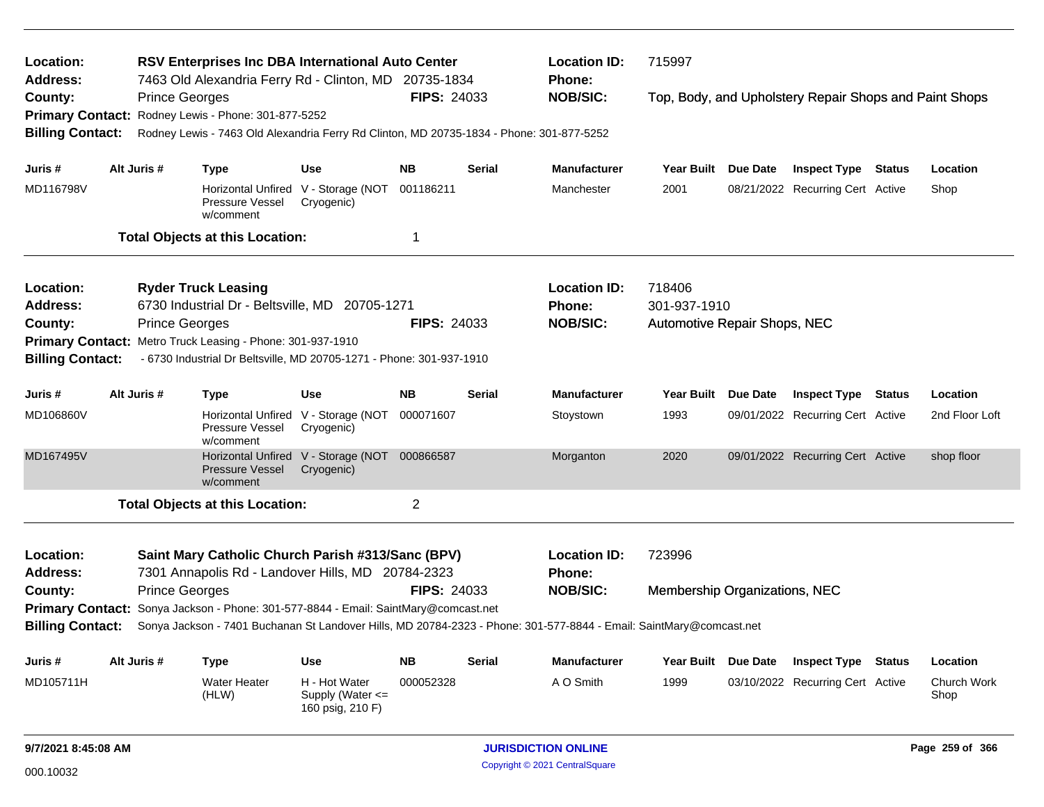**Location:** RSV Enterprises Inc DBA International Auto Center
**Location ID:** 715997
**Address:** 7463 Old Alexandria Ferry Rd - Clinton, MD 20735-1834
**Phone:**
**County:** Prince Georges
**FIPS:** 24033
**NOB/SIC:** Top, Body, and Upholstery Repair Shops and Paint Shops
**Primary Contact:** Rodney Lewis - Phone: 301-877-5252
**Billing Contact:** Rodney Lewis - 7463 Old Alexandria Ferry Rd Clinton, MD 20735-1834 - Phone: 301-877-5252

| Juris # | Alt Juris # | Type | Use | NB | Serial | Manufacturer | Year Built | Due Date | Inspect Type | Status | Location |
|---|---|---|---|---|---|---|---|---|---|---|---|
| MD116798V | | Horizontal Unfired Pressure Vessel w/comment | V - Storage (NOT Cryogenic) | 001186211 | | Manchester | 2001 | 08/21/2022 | Recurring Cert | Active | Shop |

**Total Objects at this Location:** 1

---

**Location:** Ryder Truck Leasing
**Location ID:** 718406
**Address:** 6730 Industrial Dr - Beltsville, MD 20705-1271
**Phone:** 301-937-1910
**County:** Prince Georges
**FIPS:** 24033
**NOB/SIC:** Automotive Repair Shops, NEC
**Primary Contact:** Metro Truck Leasing - Phone: 301-937-1910
**Billing Contact:** - 6730 Industrial Dr Beltsville, MD 20705-1271 - Phone: 301-937-1910

| Juris # | Alt Juris # | Type | Use | NB | Serial | Manufacturer | Year Built | Due Date | Inspect Type | Status | Location |
|---|---|---|---|---|---|---|---|---|---|---|---|
| MD106860V | | Horizontal Unfired Pressure Vessel w/comment | V - Storage (NOT Cryogenic) | 000071607 | | Stoystown | 1993 | 09/01/2022 | Recurring Cert | Active | 2nd Floor Loft |
| MD167495V | | Horizontal Unfired Pressure Vessel w/comment | V - Storage (NOT Cryogenic) | 000866587 | | Morganton | 2020 | 09/01/2022 | Recurring Cert | Active | shop floor |

**Total Objects at this Location:** 2

---

**Location:** Saint Mary Catholic Church Parish #313/Sanc (BPV)
**Location ID:** 723996
**Address:** 7301 Annapolis Rd - Landover Hills, MD 20784-2323
**Phone:**
**County:** Prince Georges
**FIPS:** 24033
**NOB/SIC:** Membership Organizations, NEC
**Primary Contact:** Sonya Jackson - Phone: 301-577-8844 - Email: SaintMary@comcast.net
**Billing Contact:** Sonya Jackson - 7401 Buchanan St Landover Hills, MD 20784-2323 - Phone: 301-577-8844 - Email: SaintMary@comcast.net

| Juris # | Alt Juris # | Type | Use | NB | Serial | Manufacturer | Year Built | Due Date | Inspect Type | Status | Location |
|---|---|---|---|---|---|---|---|---|---|---|---|
| MD105711H | | Water Heater (HLW) | H - Hot Water Supply (Water <= 160 psig, 210 F) | 000052328 | | A O Smith | 1999 | 03/10/2022 | Recurring Cert | Active | Church Work Shop |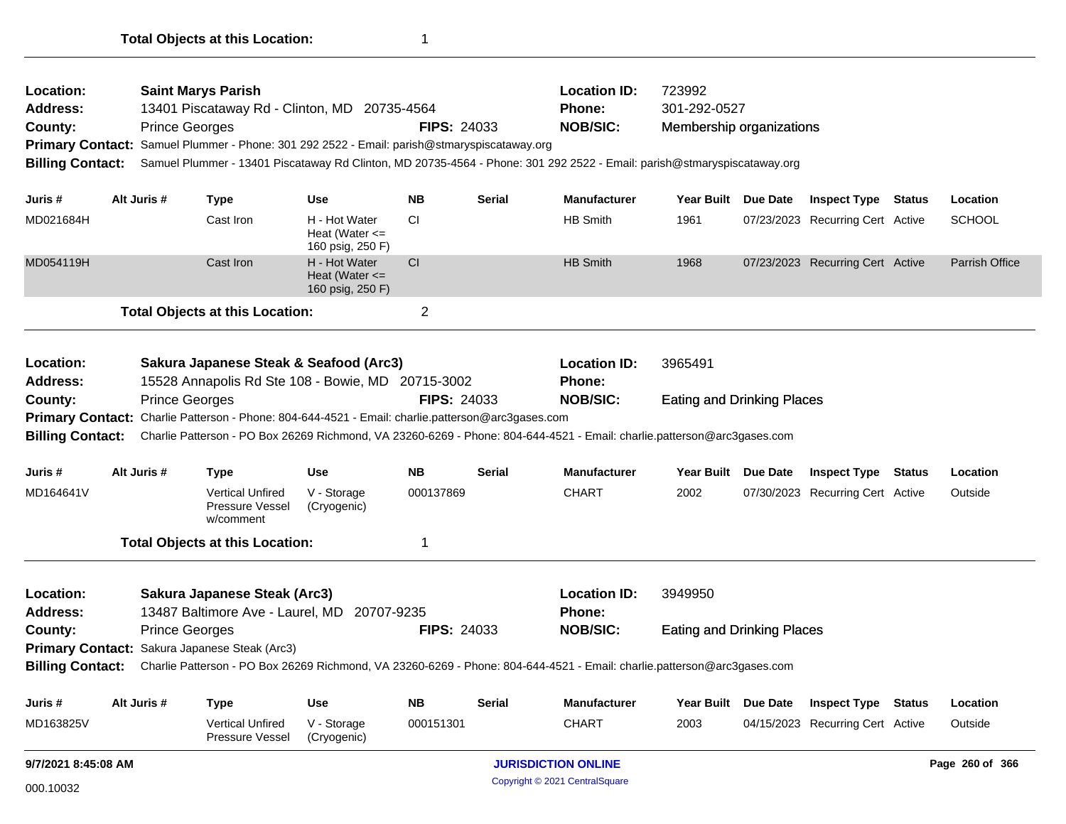**Total Objects at this Location:** 1

---

**Location:** Saint Marys Parish | **Location ID:** 723992
**Address:** 13401 Piscataway Rd - Clinton, MD 20735-4564 | **Phone:** 301-292-0527
**County:** Prince Georges | **FIPS:** 24033 | **NOB/SIC:** Membership organizations
**Primary Contact:** Samuel Plummer - Phone: 301 292 2522 - Email: parish@stmaryspiscataway.org
**Billing Contact:** Samuel Plummer - 13401 Piscataway Rd Clinton, MD 20735-4564 - Phone: 301 292 2522 - Email: parish@stmaryspiscataway.org

| Juris # | Alt Juris # | Type | Use | NB | Serial | Manufacturer | Year Built | Due Date | Inspect Type | Status | Location |
|---|---|---|---|---|---|---|---|---|---|---|---|
| MD021684H | | Cast Iron | H - Hot Water Heat (Water <= 160 psig, 250 F) | CI | | HB Smith | 1961 | 07/23/2023 | Recurring Cert | Active | SCHOOL |
| MD054119H | | Cast Iron | H - Hot Water Heat (Water <= 160 psig, 250 F) | CI | | HB Smith | 1968 | 07/23/2023 | Recurring Cert | Active | Parrish Office |

**Total Objects at this Location:** 2

---

**Location:** Sakura Japanese Steak & Seafood (Arc3) | **Location ID:** 3965491
**Address:** 15528 Annapolis Rd Ste 108 - Bowie, MD 20715-3002 | **Phone:**
**County:** Prince Georges | **FIPS:** 24033 | **NOB/SIC:** Eating and Drinking Places
**Primary Contact:** Charlie Patterson - Phone: 804-644-4521 - Email: charlie.patterson@arc3gases.com
**Billing Contact:** Charlie Patterson - PO Box 26269 Richmond, VA 23260-6269 - Phone: 804-644-4521 - Email: charlie.patterson@arc3gases.com

| Juris # | Alt Juris # | Type | Use | NB | Serial | Manufacturer | Year Built | Due Date | Inspect Type | Status | Location |
|---|---|---|---|---|---|---|---|---|---|---|---|
| MD164641V | | Vertical Unfired Pressure Vessel w/comment | V - Storage (Cryogenic) | 000137869 | | CHART | 2002 | 07/30/2023 | Recurring Cert | Active | Outside |

**Total Objects at this Location:** 1

---

**Location:** Sakura Japanese Steak (Arc3) | **Location ID:** 3949950
**Address:** 13487 Baltimore Ave - Laurel, MD 20707-9235 | **Phone:**
**County:** Prince Georges | **FIPS:** 24033 | **NOB/SIC:** Eating and Drinking Places
**Primary Contact:** Sakura Japanese Steak (Arc3)
**Billing Contact:** Charlie Patterson - PO Box 26269 Richmond, VA 23260-6269 - Phone: 804-644-4521 - Email: charlie.patterson@arc3gases.com

| Juris # | Alt Juris # | Type | Use | NB | Serial | Manufacturer | Year Built | Due Date | Inspect Type | Status | Location |
|---|---|---|---|---|---|---|---|---|---|---|---|
| MD163825V | | Vertical Unfired Pressure Vessel | V - Storage (Cryogenic) | 000151301 | | CHART | 2003 | 04/15/2023 | Recurring Cert | Active | Outside |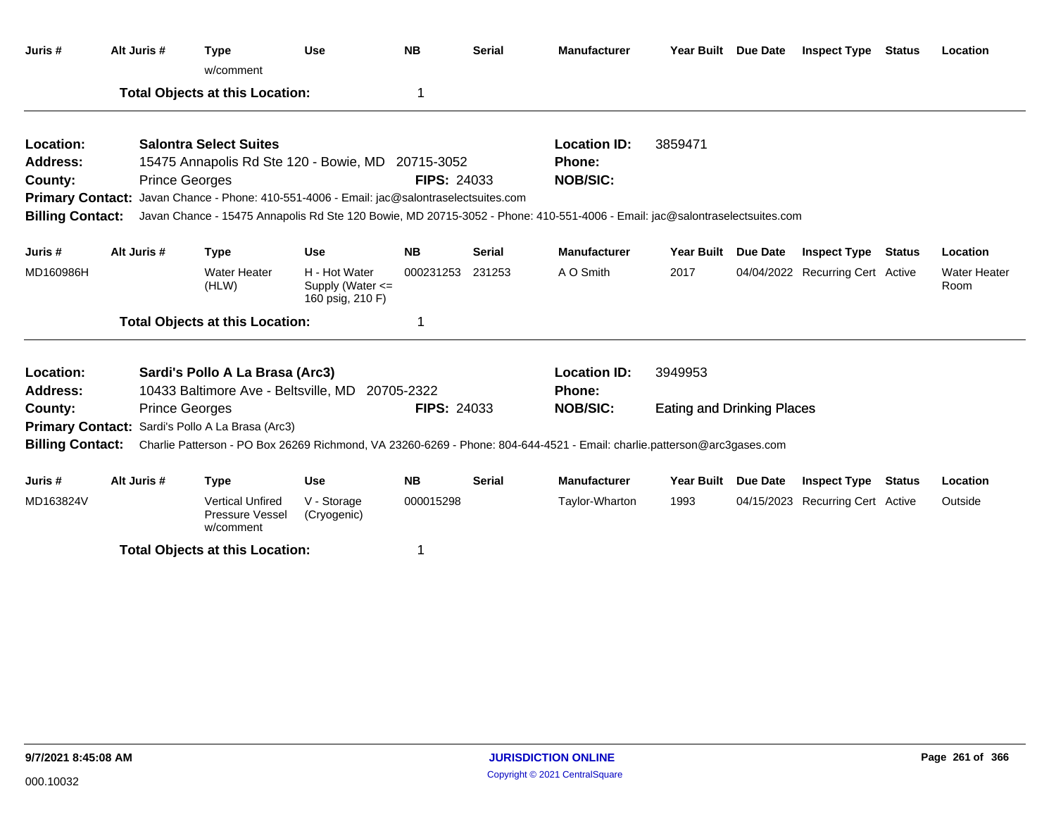| Juris # | Alt Juris # | Type | Use | NB | Serial | Manufacturer | Year Built | Due Date | Inspect Type | Status | Location |
|---|---|---|---|---|---|---|---|---|---|---|---|
| | | w/comment | | | | | | | | | |

**Total Objects at this Location:** 1

---

**Location:** Salontra Select Suites
**Location ID:** 3859471
**Address:** 15475 Annapolis Rd Ste 120 - Bowie, MD 20715-3052
**Phone:**
**County:** Prince Georges
**FIPS:** 24033
**NOB/SIC:**
**Primary Contact:** Javan Chance - Phone: 410-551-4006 - Email: jac@salontraselectsuites.com
**Billing Contact:** Javan Chance - 15475 Annapolis Rd Ste 120 Bowie, MD 20715-3052 - Phone: 410-551-4006 - Email: jac@salontraselectsuites.com

| Juris # | Alt Juris # | Type | Use | NB | Serial | Manufacturer | Year Built | Due Date | Inspect Type | Status | Location |
|---|---|---|---|---|---|---|---|---|---|---|---|
| MD160986H | | Water Heater (HLW) | H - Hot Water Supply (Water <= 160 psig, 210 F) | 000231253 | 231253 | A O Smith | 2017 | 04/04/2022 | Recurring Cert | Active | Water Heater Room |

**Total Objects at this Location:** 1

---

**Location:** Sardi's Pollo A La Brasa (Arc3)
**Location ID:** 3949953
**Address:** 10433 Baltimore Ave - Beltsville, MD 20705-2322
**Phone:**
**County:** Prince Georges
**FIPS:** 24033
**NOB/SIC:** Eating and Drinking Places
**Primary Contact:** Sardi's Pollo A La Brasa (Arc3)
**Billing Contact:** Charlie Patterson - PO Box 26269 Richmond, VA 23260-6269 - Phone: 804-644-4521 - Email: charlie.patterson@arc3gases.com

| Juris # | Alt Juris # | Type | Use | NB | Serial | Manufacturer | Year Built | Due Date | Inspect Type | Status | Location |
|---|---|---|---|---|---|---|---|---|---|---|---|
| MD163824V | | Vertical Unfired Pressure Vessel w/comment | V - Storage (Cryogenic) | 000015298 | | Taylor-Wharton | 1993 | 04/15/2023 | Recurring Cert | Active | Outside |

**Total Objects at this Location:** 1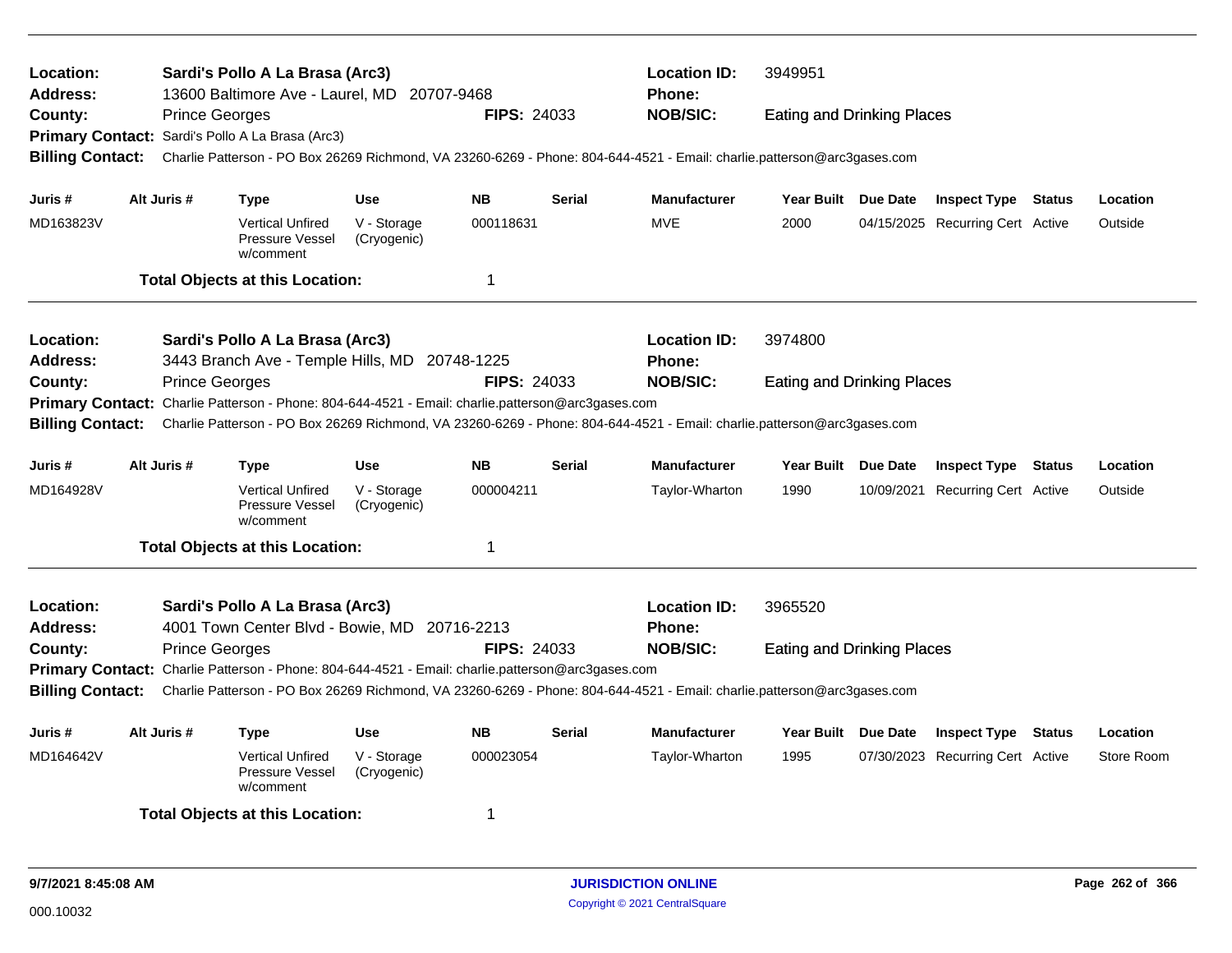**Location:** Sardi's Pollo A La Brasa (Arc3)
**Location ID:** 3949951
**Address:** 13600 Baltimore Ave - Laurel, MD 20707-9468
**Phone:**
**County:** Prince Georges
**FIPS:** 24033
**NOB/SIC:** Eating and Drinking Places
**Primary Contact:** Sardi's Pollo A La Brasa (Arc3)
**Billing Contact:** Charlie Patterson - PO Box 26269 Richmond, VA 23260-6269 - Phone: 804-644-4521 - Email: charlie.patterson@arc3gases.com

| Juris # | Alt Juris # | Type | Use | NB | Serial | Manufacturer | Year Built | Due Date | Inspect Type | Status | Location |
|---|---|---|---|---|---|---|---|---|---|---|---|
| MD163823V | | Vertical Unfired Pressure Vessel w/comment | V - Storage (Cryogenic) | 000118631 | | MVE | 2000 | 04/15/2025 | Recurring Cert | Active | Outside |

**Total Objects at this Location:** 1

---

**Location:** Sardi's Pollo A La Brasa (Arc3)
**Location ID:** 3974800
**Address:** 3443 Branch Ave - Temple Hills, MD 20748-1225
**Phone:**
**County:** Prince Georges
**FIPS:** 24033
**NOB/SIC:** Eating and Drinking Places
**Primary Contact:** Charlie Patterson - Phone: 804-644-4521 - Email: charlie.patterson@arc3gases.com
**Billing Contact:** Charlie Patterson - PO Box 26269 Richmond, VA 23260-6269 - Phone: 804-644-4521 - Email: charlie.patterson@arc3gases.com

| Juris # | Alt Juris # | Type | Use | NB | Serial | Manufacturer | Year Built | Due Date | Inspect Type | Status | Location |
|---|---|---|---|---|---|---|---|---|---|---|---|
| MD164928V | | Vertical Unfired Pressure Vessel w/comment | V - Storage (Cryogenic) | 000004211 | | Taylor-Wharton | 1990 | 10/09/2021 | Recurring Cert | Active | Outside |

**Total Objects at this Location:** 1

---

**Location:** Sardi's Pollo A La Brasa (Arc3)
**Location ID:** 3965520
**Address:** 4001 Town Center Blvd - Bowie, MD 20716-2213
**Phone:**
**County:** Prince Georges
**FIPS:** 24033
**NOB/SIC:** Eating and Drinking Places
**Primary Contact:** Charlie Patterson - Phone: 804-644-4521 - Email: charlie.patterson@arc3gases.com
**Billing Contact:** Charlie Patterson - PO Box 26269 Richmond, VA 23260-6269 - Phone: 804-644-4521 - Email: charlie.patterson@arc3gases.com

| Juris # | Alt Juris # | Type | Use | NB | Serial | Manufacturer | Year Built | Due Date | Inspect Type | Status | Location |
|---|---|---|---|---|---|---|---|---|---|---|---|
| MD164642V | | Vertical Unfired Pressure Vessel w/comment | V - Storage (Cryogenic) | 000023054 | | Taylor-Wharton | 1995 | 07/30/2023 | Recurring Cert | Active | Store Room |

**Total Objects at this Location:** 1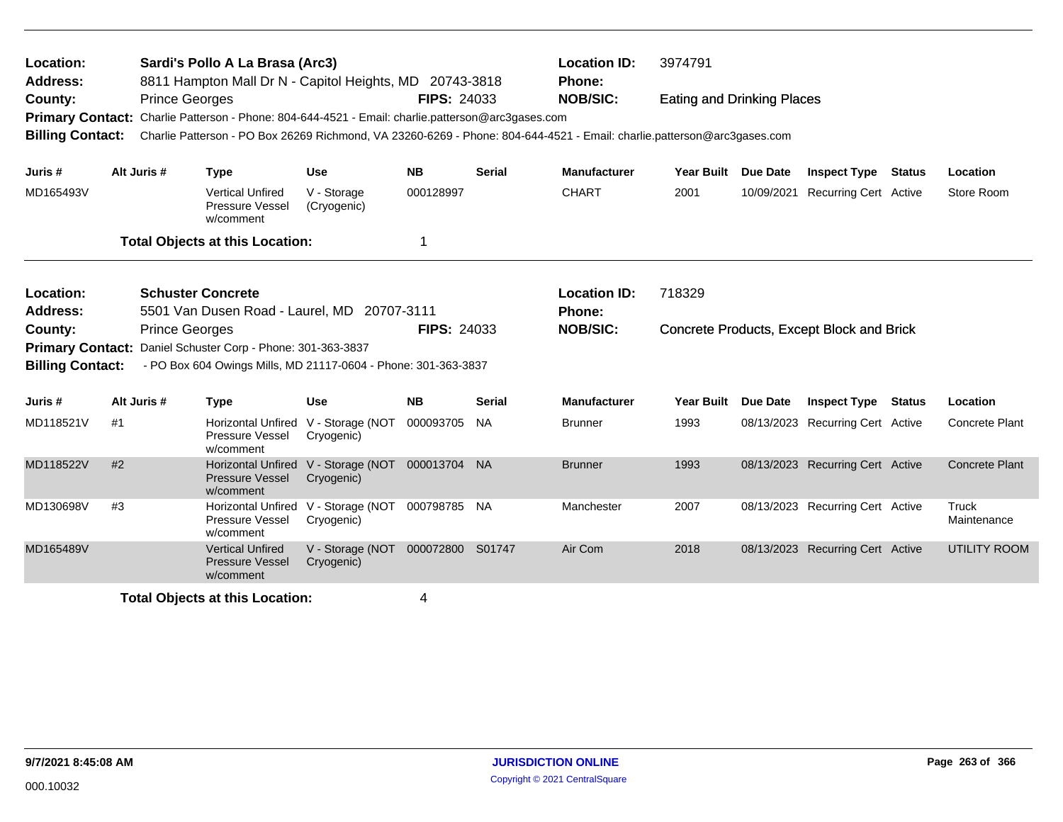**Location:** Sardi's Pollo A La Brasa (Arc3) | **Location ID:** 3974791
**Address:** 8811 Hampton Mall Dr N - Capitol Heights, MD 20743-3818 | **Phone:**
**County:** Prince Georges | **FIPS:** 24033 | **NOB/SIC:** Eating and Drinking Places
**Primary Contact:** Charlie Patterson - Phone: 804-644-4521 - Email: charlie.patterson@arc3gases.com
**Billing Contact:** Charlie Patterson - PO Box 26269 Richmond, VA 23260-6269 - Phone: 804-644-4521 - Email: charlie.patterson@arc3gases.com

| Juris # | Alt Juris # | Type | Use | NB | Serial | Manufacturer | Year Built | Due Date | Inspect Type | Status | Location |
|---|---|---|---|---|---|---|---|---|---|---|---|
| MD165493V | | Vertical Unfired Pressure Vessel w/comment | V - Storage (Cryogenic) | 000128997 | | CHART | 2001 | 10/09/2021 | Recurring Cert | Active | Store Room |

**Total Objects at this Location:** 1

---

**Location:** Schuster Concrete | **Location ID:** 718329
**Address:** 5501 Van Dusen Road - Laurel, MD 20707-3111 | **Phone:**
**County:** Prince Georges | **FIPS:** 24033 | **NOB/SIC:** Concrete Products, Except Block and Brick
**Primary Contact:** Daniel Schuster Corp - Phone: 301-363-3837
**Billing Contact:** - PO Box 604 Owings Mills, MD 21117-0604 - Phone: 301-363-3837

| Juris # | Alt Juris # | Type | Use | NB | Serial | Manufacturer | Year Built | Due Date | Inspect Type | Status | Location |
|---|---|---|---|---|---|---|---|---|---|---|---|
| MD118521V | #1 | Horizontal Unfired Pressure Vessel w/comment | V - Storage (NOT Cryogenic) | 000093705 | NA | Brunner | 1993 | 08/13/2023 | Recurring Cert | Active | Concrete Plant |
| MD118522V | #2 | Horizontal Unfired Pressure Vessel w/comment | V - Storage (NOT Cryogenic) | 000013704 | NA | Brunner | 1993 | 08/13/2023 | Recurring Cert | Active | Concrete Plant |
| MD130698V | #3 | Horizontal Unfired Pressure Vessel w/comment | V - Storage (NOT Cryogenic) | 000798785 | NA | Manchester | 2007 | 08/13/2023 | Recurring Cert | Active | Truck Maintenance |
| MD165489V | | Vertical Unfired Pressure Vessel w/comment | V - Storage (NOT Cryogenic) | 000072800 | S01747 | Air Com | 2018 | 08/13/2023 | Recurring Cert | Active | UTILITY ROOM |

**Total Objects at this Location:** 4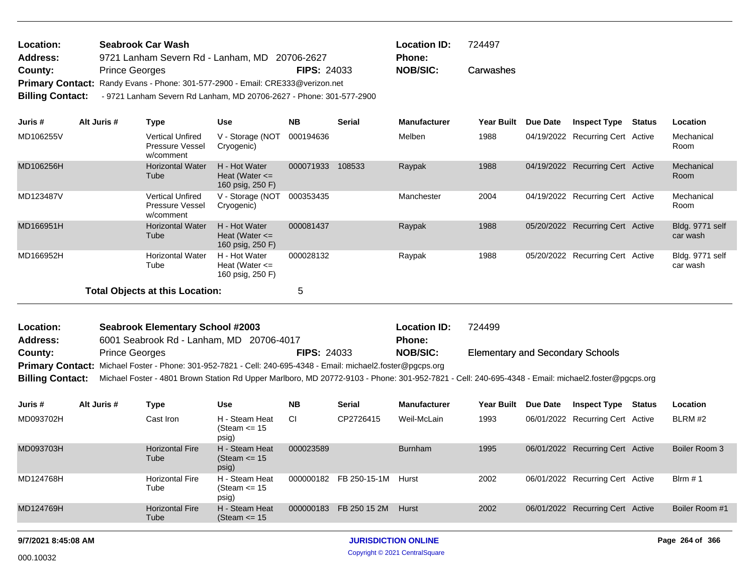**Location:** Seabrook Car Wash
**Location ID:** 724497
**Address:** 9721 Lanham Severn Rd - Lanham, MD 20706-2627
**Phone:**
**County:** Prince Georges
**FIPS:** 24033
**NOB/SIC:** Carwashes
**Primary Contact:** Randy Evans - Phone: 301-577-2900 - Email: CRE333@verizon.net
**Billing Contact:** - 9721 Lanham Severn Rd Lanham, MD 20706-2627 - Phone: 301-577-2900

| Juris # | Alt Juris # | Type | Use | NB | Serial | Manufacturer | Year Built | Due Date | Inspect Type | Status | Location |
|---|---|---|---|---|---|---|---|---|---|---|---|
| MD106255V | | Vertical Unfired Pressure Vessel w/comment | V - Storage (NOT Cryogenic) | 000194636 | | Melben | 1988 | 04/19/2022 | Recurring Cert | Active | Mechanical Room |
| MD106256H | | Horizontal Water Tube | H - Hot Water Heat (Water <= 160 psig, 250 F) | 000071933 | 108533 | Raypak | 1988 | 04/19/2022 | Recurring Cert | Active | Mechanical Room |
| MD123487V | | Vertical Unfired Pressure Vessel w/comment | V - Storage (NOT Cryogenic) | 000353435 | | Manchester | 2004 | 04/19/2022 | Recurring Cert | Active | Mechanical Room |
| MD166951H | | Horizontal Water Tube | H - Hot Water Heat (Water <= 160 psig, 250 F) | 000081437 | | Raypak | 1988 | 05/20/2022 | Recurring Cert | Active | Bldg. 9771 self car wash |
| MD166952H | | Horizontal Water Tube | H - Hot Water Heat (Water <= 160 psig, 250 F) | 000028132 | | Raypak | 1988 | 05/20/2022 | Recurring Cert | Active | Bldg. 9771 self car wash |

**Total Objects at this Location:** 5

**Location:** Seabrook Elementary School #2003
**Location ID:** 724499
**Address:** 6001 Seabrook Rd - Lanham, MD 20706-4017
**Phone:**
**County:** Prince Georges
**FIPS:** 24033
**NOB/SIC:** Elementary and Secondary Schools
**Primary Contact:** Michael Foster - Phone: 301-952-7821 - Cell: 240-695-4348 - Email: michael2.foster@pgcps.org
**Billing Contact:** Michael Foster - 4801 Brown Station Rd Upper Marlboro, MD 20772-9103 - Phone: 301-952-7821 - Cell: 240-695-4348 - Email: michael2.foster@pgcps.org

| Juris # | Alt Juris # | Type | Use | NB | Serial | Manufacturer | Year Built | Due Date | Inspect Type | Status | Location |
|---|---|---|---|---|---|---|---|---|---|---|---|
| MD093702H | | Cast Iron | H - Steam Heat (Steam <= 15 psig) | CI | CP2726415 | Weil-McLain | 1993 | 06/01/2022 | Recurring Cert | Active | BLRM #2 |
| MD093703H | | Horizontal Fire Tube | H - Steam Heat (Steam <= 15 psig) | 000023589 | | Burnham | 1995 | 06/01/2022 | Recurring Cert | Active | Boiler Room 3 |
| MD124768H | | Horizontal Fire Tube | H - Steam Heat (Steam <= 15 psig) | 000000182 | FB 250-15-1M | Hurst | 2002 | 06/01/2022 | Recurring Cert | Active | Blrm # 1 |
| MD124769H | | Horizontal Fire Tube | H - Steam Heat (Steam <= 15 | 000000183 | FB 250 15 2M | Hurst | 2002 | 06/01/2022 | Recurring Cert | Active | Boiler Room #1 |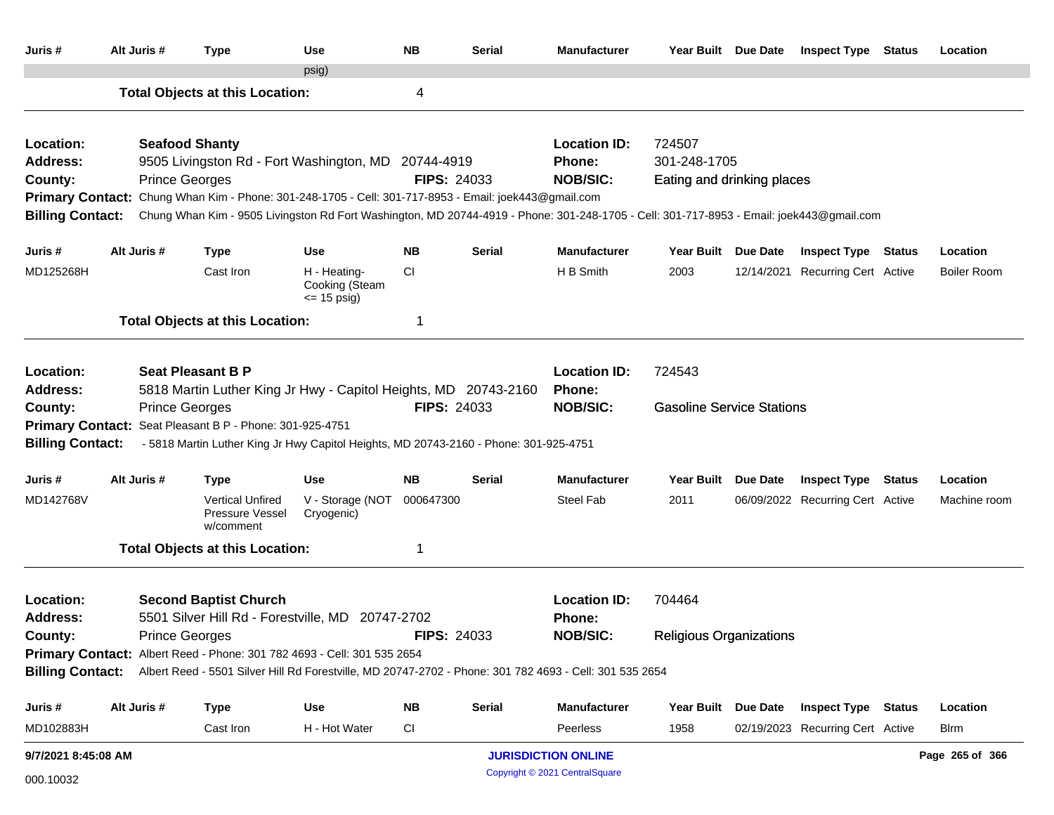| Juris # | Alt Juris # | Type | Use | NB | Serial | Manufacturer | Year Built | Due Date | Inspect Type | Status | Location |
|---|---|---|---|---|---|---|---|---|---|---|---|
| | | | psig) | | | | | | | | |

**Total Objects at this Location:** 4

---

**Location:** Seafood Shanty | **Location ID:** 724507
**Address:** 9505 Livingston Rd - Fort Washington, MD 20744-4919 | **Phone:** 301-248-1705
**County:** Prince Georges | **FIPS:** 24033 | **NOB/SIC:** Eating and drinking places
**Primary Contact:** Chung Whan Kim - Phone: 301-248-1705 - Cell: 301-717-8953 - Email: joek443@gmail.com
**Billing Contact:** Chung Whan Kim - 9505 Livingston Rd Fort Washington, MD 20744-4919 - Phone: 301-248-1705 - Cell: 301-717-8953 - Email: joek443@gmail.com

| Juris # | Alt Juris # | Type | Use | NB | Serial | Manufacturer | Year Built | Due Date | Inspect Type | Status | Location |
|---|---|---|---|---|---|---|---|---|---|---|---|
| MD125268H | | Cast Iron | H - Heating-Cooking (Steam <= 15 psig) | CI | | H B Smith | 2003 | 12/14/2021 | Recurring Cert | Active | Boiler Room |

**Total Objects at this Location:** 1

---

**Location:** Seat Pleasant B P | **Location ID:** 724543
**Address:** 5818 Martin Luther King Jr Hwy - Capitol Heights, MD 20743-2160 | **Phone:**
**County:** Prince Georges | **FIPS:** 24033 | **NOB/SIC:** Gasoline Service Stations
**Primary Contact:** Seat Pleasant B P - Phone: 301-925-4751
**Billing Contact:** - 5818 Martin Luther King Jr Hwy Capitol Heights, MD 20743-2160 - Phone: 301-925-4751

| Juris # | Alt Juris # | Type | Use | NB | Serial | Manufacturer | Year Built | Due Date | Inspect Type | Status | Location |
|---|---|---|---|---|---|---|---|---|---|---|---|
| MD142768V | | Vertical Unfired Pressure Vessel w/comment | V - Storage (NOT Cryogenic) | 000647300 | | Steel Fab | 2011 | 06/09/2022 | Recurring Cert | Active | Machine room |

**Total Objects at this Location:** 1

---

**Location:** Second Baptist Church | **Location ID:** 704464
**Address:** 5501 Silver Hill Rd - Forestville, MD 20747-2702 | **Phone:**
**County:** Prince Georges | **FIPS:** 24033 | **NOB/SIC:** Religious Organizations
**Primary Contact:** Albert Reed - Phone: 301 782 4693 - Cell: 301 535 2654
**Billing Contact:** Albert Reed - 5501 Silver Hill Rd Forestville, MD 20747-2702 - Phone: 301 782 4693 - Cell: 301 535 2654

| Juris # | Alt Juris # | Type | Use | NB | Serial | Manufacturer | Year Built | Due Date | Inspect Type | Status | Location |
|---|---|---|---|---|---|---|---|---|---|---|---|
| MD102883H | | Cast Iron | H - Hot Water | CI | | Peerless | 1958 | 02/19/2023 | Recurring Cert | Active | Blrm |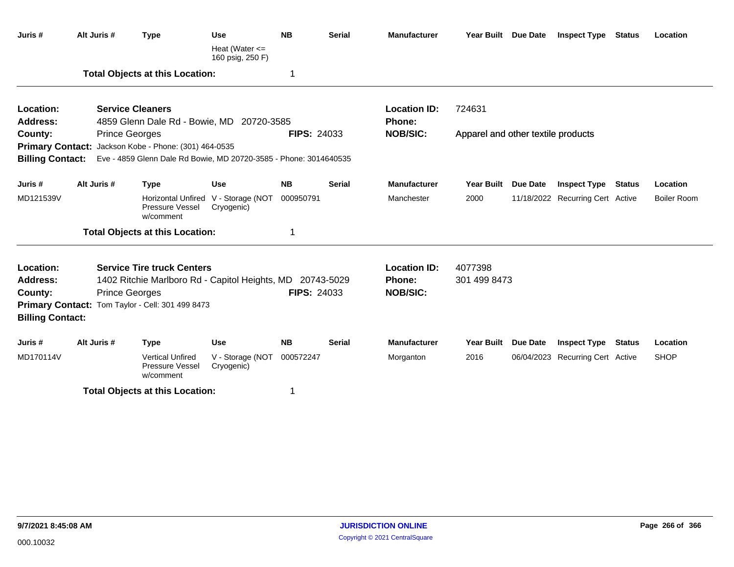| Juris # | Alt Juris # | Type | Use | NB | Serial | Manufacturer | Year Built | Due Date | Inspect Type | Status | Location |
|---|---|---|---|---|---|---|---|---|---|---|---|
| | | | Heat (Water <= 160 psig, 250 F) | | | | | | | | |

**Total Objects at this Location:** 1

---

**Location:** Service Cleaners
**Location ID:** 724631
**Address:** 4859 Glenn Dale Rd - Bowie, MD 20720-3585
**Phone:**
**County:** Prince Georges
**FIPS:** 24033
**NOB/SIC:** Apparel and other textile products
**Primary Contact:** Jackson Kobe - Phone: (301) 464-0535
**Billing Contact:** Eve - 4859 Glenn Dale Rd Bowie, MD 20720-3585 - Phone: 3014640535

| Juris # | Alt Juris # | Type | Use | NB | Serial | Manufacturer | Year Built | Due Date | Inspect Type | Status | Location |
|---|---|---|---|---|---|---|---|---|---|---|---|
| MD121539V | | Horizontal Unfired Pressure Vessel w/comment | V - Storage (NOT Cryogenic) | 000950791 | | Manchester | 2000 | 11/18/2022 | Recurring Cert | Active | Boiler Room |

**Total Objects at this Location:** 1

---

**Location:** Service Tire truck Centers
**Location ID:** 4077398
**Address:** 1402 Ritchie Marlboro Rd - Capitol Heights, MD 20743-5029
**Phone:** 301 499 8473
**County:** Prince Georges
**FIPS:** 24033
**NOB/SIC:**
**Primary Contact:** Tom Taylor - Cell: 301 499 8473
**Billing Contact:**

| Juris # | Alt Juris # | Type | Use | NB | Serial | Manufacturer | Year Built | Due Date | Inspect Type | Status | Location |
|---|---|---|---|---|---|---|---|---|---|---|---|
| MD170114V | | Vertical Unfired Pressure Vessel w/comment | V - Storage (NOT Cryogenic) | 000572247 | | Morganton | 2016 | 06/04/2023 | Recurring Cert | Active | SHOP |

**Total Objects at this Location:** 1

9/7/2021 8:45:08 AM

000.10032

JURISDICTION ONLINE

Copyright © 2021 CentralSquare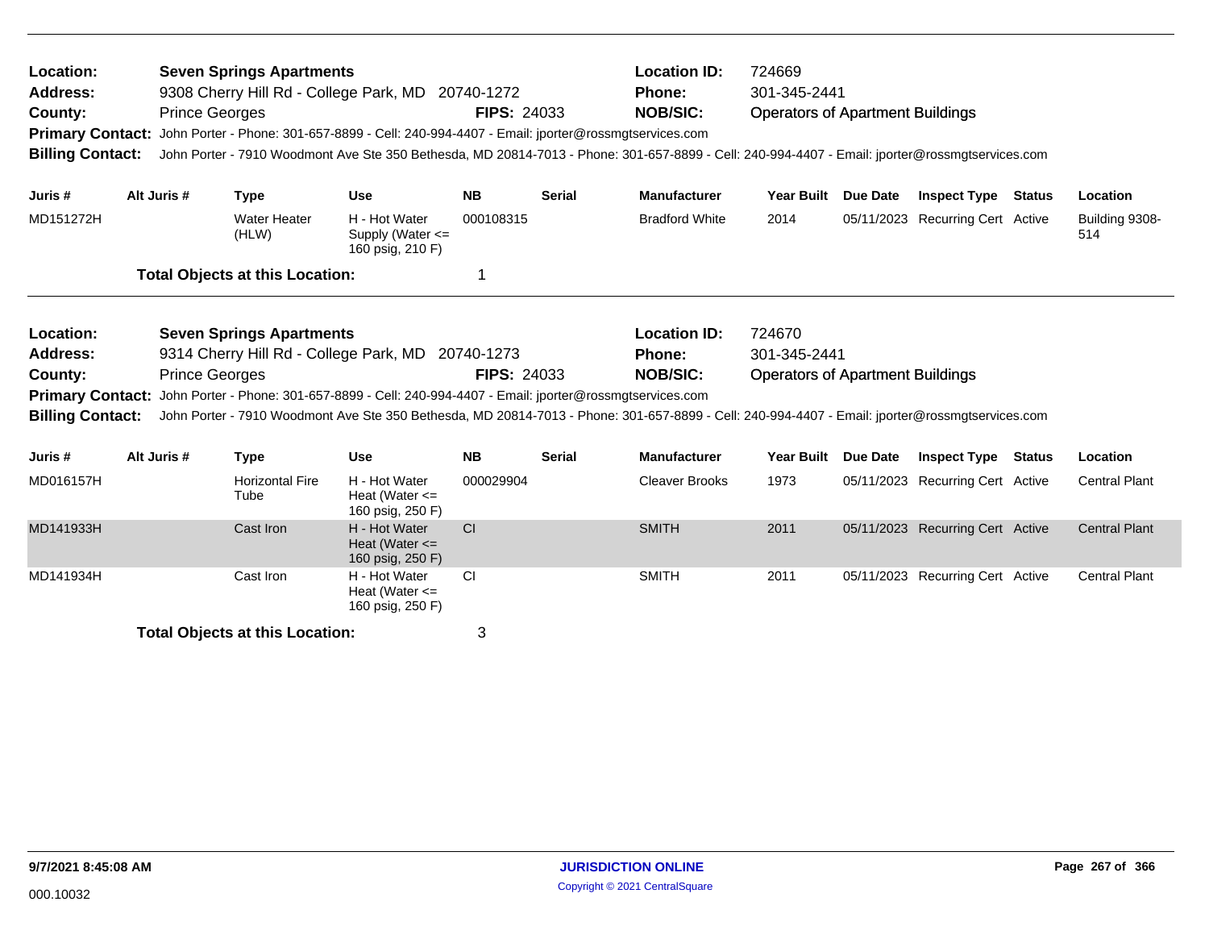**Location:** Seven Springs Apartments **Location ID:** 724669
**Address:** 9308 Cherry Hill Rd - College Park, MD 20740-1272 **Phone:** 301-345-2441
**County:** Prince Georges **FIPS:** 24033 **NOB/SIC:** Operators of Apartment Buildings
**Primary Contact:** John Porter - Phone: 301-657-8899 - Cell: 240-994-4407 - Email: jporter@rossmgtservices.com
**Billing Contact:** John Porter - 7910 Woodmont Ave Ste 350 Bethesda, MD 20814-7013 - Phone: 301-657-8899 - Cell: 240-994-4407 - Email: jporter@rossmgtservices.com

| Juris # | Alt Juris # | Type | Use | NB | Serial | Manufacturer | Year Built | Due Date | Inspect Type | Status | Location |
|---|---|---|---|---|---|---|---|---|---|---|---|
| MD151272H | | Water Heater (HLW) | H - Hot Water Supply (Water <= 160 psig, 210 F) | 000108315 | | Bradford White | 2014 | 05/11/2023 | Recurring Cert | Active | Building 9308-514 |

**Total Objects at this Location:** 1

**Location:** Seven Springs Apartments **Location ID:** 724670
**Address:** 9314 Cherry Hill Rd - College Park, MD 20740-1273 **Phone:** 301-345-2441
**County:** Prince Georges **FIPS:** 24033 **NOB/SIC:** Operators of Apartment Buildings
**Primary Contact:** John Porter - Phone: 301-657-8899 - Cell: 240-994-4407 - Email: jporter@rossmgtservices.com
**Billing Contact:** John Porter - 7910 Woodmont Ave Ste 350 Bethesda, MD 20814-7013 - Phone: 301-657-8899 - Cell: 240-994-4407 - Email: jporter@rossmgtservices.com

| Juris # | Alt Juris # | Type | Use | NB | Serial | Manufacturer | Year Built | Due Date | Inspect Type | Status | Location |
|---|---|---|---|---|---|---|---|---|---|---|---|
| MD016157H | | Horizontal Fire Tube | H - Hot Water Heat (Water <= 160 psig, 250 F) | 000029904 | | Cleaver Brooks | 1973 | 05/11/2023 | Recurring Cert | Active | Central Plant |
| MD141933H | | Cast Iron | H - Hot Water Heat (Water <= 160 psig, 250 F) | CI | | SMITH | 2011 | 05/11/2023 | Recurring Cert | Active | Central Plant |
| MD141934H | | Cast Iron | H - Hot Water Heat (Water <= 160 psig, 250 F) | CI | | SMITH | 2011 | 05/11/2023 | Recurring Cert | Active | Central Plant |

**Total Objects at this Location:** 3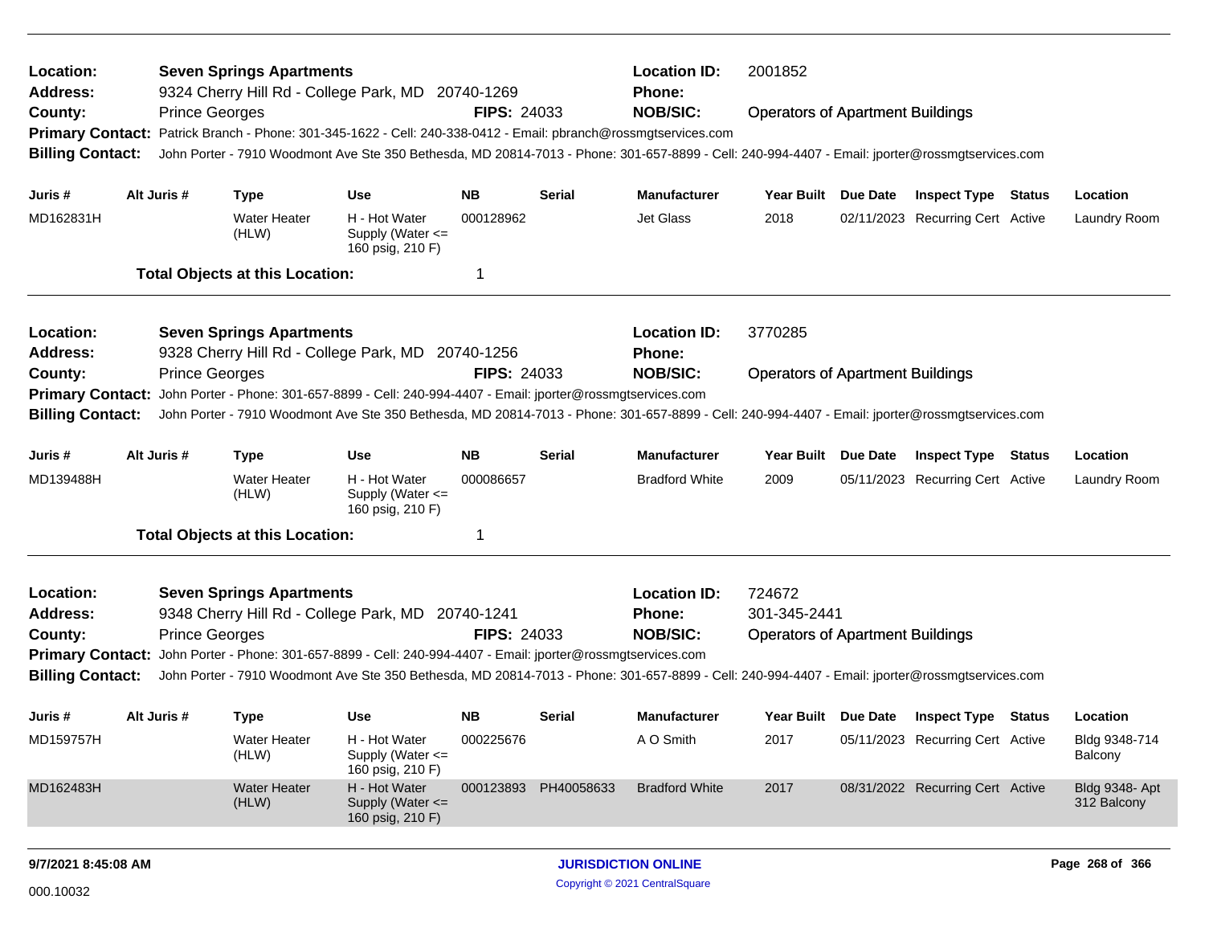**Location:** Seven Springs Apartments
**Address:** 9324 Cherry Hill Rd - College Park, MD 20740-1269
**County:** Prince Georges
**FIPS:** 24033
**Location ID:** 2001852
**Phone:**
**NOB/SIC:** Operators of Apartment Buildings
**Primary Contact:** Patrick Branch - Phone: 301-345-1622 - Cell: 240-338-0412 - Email: pbranch@rossmgtservices.com
**Billing Contact:** John Porter - 7910 Woodmont Ave Ste 350 Bethesda, MD 20814-7013 - Phone: 301-657-8899 - Cell: 240-994-4407 - Email: jporter@rossmgtservices.com

| Juris # | Alt Juris # | Type | Use | NB | Serial | Manufacturer | Year Built | Due Date | Inspect Type | Status | Location |
|---|---|---|---|---|---|---|---|---|---|---|---|
| MD162831H | | Water Heater (HLW) | H - Hot Water Supply (Water <= 160 psig, 210 F) | 000128962 | | Jet Glass | 2018 | 02/11/2023 | Recurring Cert | Active | Laundry Room |

**Total Objects at this Location:** 1

---

**Location:** Seven Springs Apartments
**Address:** 9328 Cherry Hill Rd - College Park, MD 20740-1256
**County:** Prince Georges
**FIPS:** 24033
**Location ID:** 3770285
**Phone:**
**NOB/SIC:** Operators of Apartment Buildings
**Primary Contact:** John Porter - Phone: 301-657-8899 - Cell: 240-994-4407 - Email: jporter@rossmgtservices.com
**Billing Contact:** John Porter - 7910 Woodmont Ave Ste 350 Bethesda, MD 20814-7013 - Phone: 301-657-8899 - Cell: 240-994-4407 - Email: jporter@rossmgtservices.com

| Juris # | Alt Juris # | Type | Use | NB | Serial | Manufacturer | Year Built | Due Date | Inspect Type | Status | Location |
|---|---|---|---|---|---|---|---|---|---|---|---|
| MD139488H | | Water Heater (HLW) | H - Hot Water Supply (Water <= 160 psig, 210 F) | 000086657 | | Bradford White | 2009 | 05/11/2023 | Recurring Cert | Active | Laundry Room |

**Total Objects at this Location:** 1

---

**Location:** Seven Springs Apartments
**Address:** 9348 Cherry Hill Rd - College Park, MD 20740-1241
**County:** Prince Georges
**FIPS:** 24033
**Location ID:** 724672
**Phone:** 301-345-2441
**NOB/SIC:** Operators of Apartment Buildings
**Primary Contact:** John Porter - Phone: 301-657-8899 - Cell: 240-994-4407 - Email: jporter@rossmgtservices.com
**Billing Contact:** John Porter - 7910 Woodmont Ave Ste 350 Bethesda, MD 20814-7013 - Phone: 301-657-8899 - Cell: 240-994-4407 - Email: jporter@rossmgtservices.com

| Juris # | Alt Juris # | Type | Use | NB | Serial | Manufacturer | Year Built | Due Date | Inspect Type | Status | Location |
|---|---|---|---|---|---|---|---|---|---|---|---|
| MD159757H | | Water Heater (HLW) | H - Hot Water Supply (Water <= 160 psig, 210 F) | 000225676 | | A O Smith | 2017 | 05/11/2023 | Recurring Cert | Active | Bldg 9348-714 Balcony |
| MD162483H | | Water Heater (HLW) | H - Hot Water Supply (Water <= 160 psig, 210 F) | 000123893 | PH40058633 | Bradford White | 2017 | 08/31/2022 | Recurring Cert | Active | Bldg 9348- Apt 312 Balcony |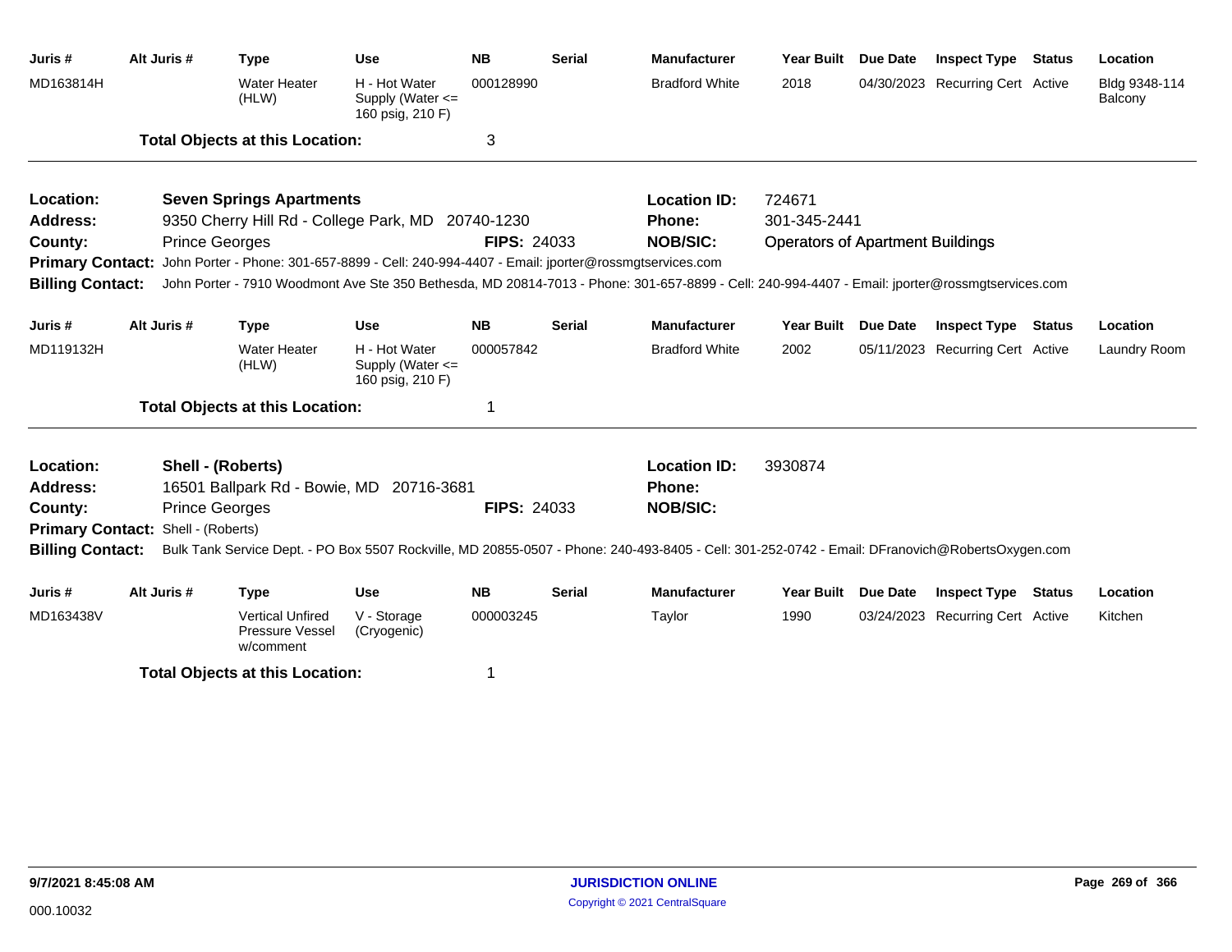| Juris # | Alt Juris # | Type | Use | NB | Serial | Manufacturer | Year Built | Due Date | Inspect Type | Status | Location |
|---|---|---|---|---|---|---|---|---|---|---|---|
| MD163814H | | Water Heater (HLW) | H - Hot Water Supply (Water <= 160 psig, 210 F) | 000128990 | | Bradford White | 2018 | 04/30/2023 | Recurring Cert | Active | Bldg 9348-114 Balcony |

**Total Objects at this Location:** 3

---

**Location:** Seven Springs Apartments
**Location ID:** 724671
**Address:** 9350 Cherry Hill Rd - College Park, MD 20740-1230
**Phone:** 301-345-2441
**County:** Prince Georges
**FIPS:** 24033
**NOB/SIC:** Operators of Apartment Buildings
**Primary Contact:** John Porter - Phone: 301-657-8899 - Cell: 240-994-4407 - Email: jporter@rossmgtservices.com
**Billing Contact:** John Porter - 7910 Woodmont Ave Ste 350 Bethesda, MD 20814-7013 - Phone: 301-657-8899 - Cell: 240-994-4407 - Email: jporter@rossmgtservices.com

| Juris # | Alt Juris # | Type | Use | NB | Serial | Manufacturer | Year Built | Due Date | Inspect Type | Status | Location |
|---|---|---|---|---|---|---|---|---|---|---|---|
| MD119132H | | Water Heater (HLW) | H - Hot Water Supply (Water <= 160 psig, 210 F) | 000057842 | | Bradford White | 2002 | 05/11/2023 | Recurring Cert | Active | Laundry Room |

**Total Objects at this Location:** 1

---

**Location:** Shell - (Roberts)
**Location ID:** 3930874
**Address:** 16501 Ballpark Rd - Bowie, MD 20716-3681
**Phone:**
**County:** Prince Georges
**FIPS:** 24033
**NOB/SIC:**
**Primary Contact:** Shell - (Roberts)
**Billing Contact:** Bulk Tank Service Dept. - PO Box 5507 Rockville, MD 20855-0507 - Phone: 240-493-8405 - Cell: 301-252-0742 - Email: DFranovich@RobertsOxygen.com

| Juris # | Alt Juris # | Type | Use | NB | Serial | Manufacturer | Year Built | Due Date | Inspect Type | Status | Location |
|---|---|---|---|---|---|---|---|---|---|---|---|
| MD163438V | | Vertical Unfired Pressure Vessel w/comment | V - Storage (Cryogenic) | 000003245 | | Taylor | 1990 | 03/24/2023 | Recurring Cert | Active | Kitchen |

**Total Objects at this Location:** 1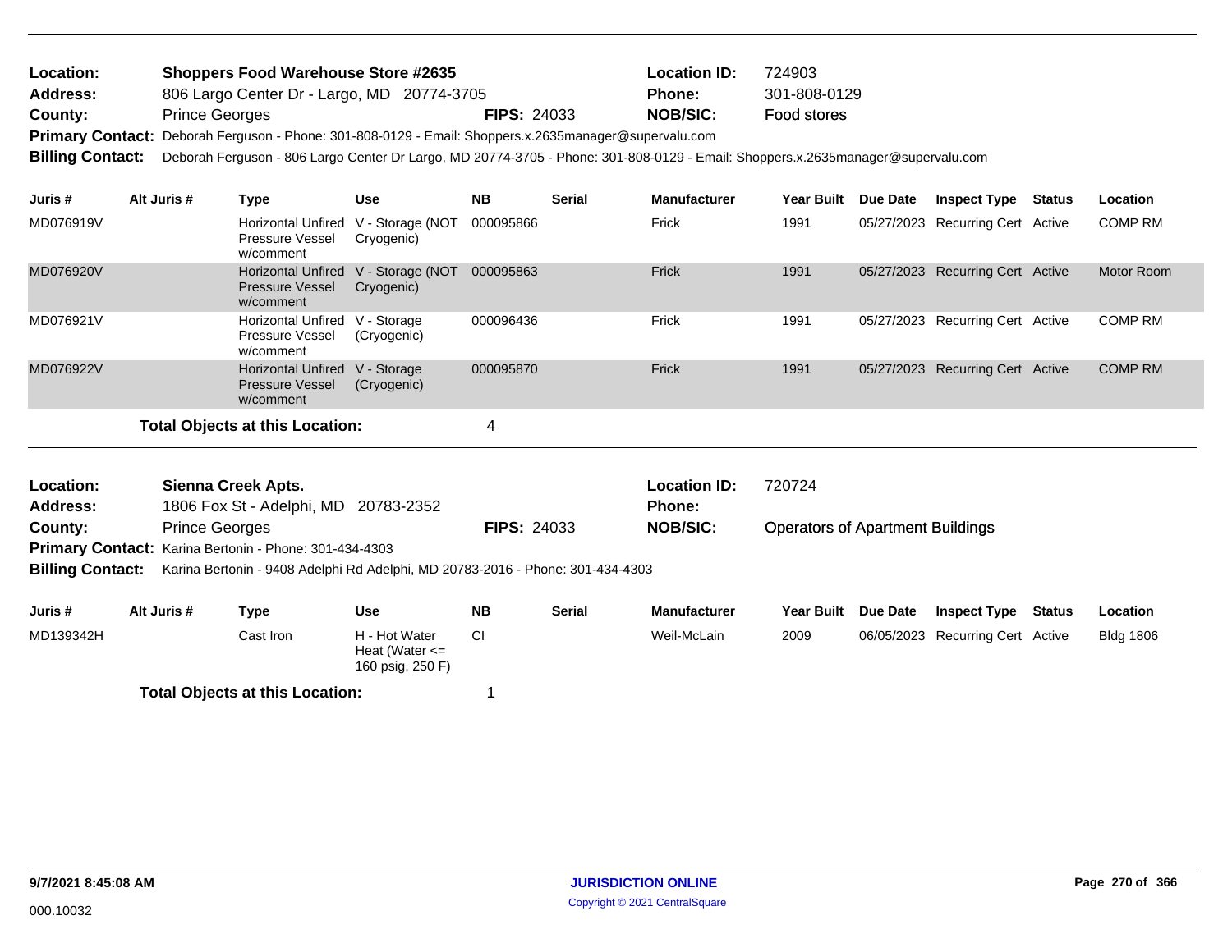**Location:** Shoppers Food Warehouse Store #2635 **Location ID:** 724903
**Address:** 806 Largo Center Dr - Largo, MD 20774-3705 **Phone:** 301-808-0129
**County:** Prince Georges **FIPS:** 24033 **NOB/SIC:** Food stores
**Primary Contact:** Deborah Ferguson - Phone: 301-808-0129 - Email: Shoppers.x.2635manager@supervalu.com
**Billing Contact:** Deborah Ferguson - 806 Largo Center Dr Largo, MD 20774-3705 - Phone: 301-808-0129 - Email: Shoppers.x.2635manager@supervalu.com

| Juris # | Alt Juris # | Type | Use | NB | Serial | Manufacturer | Year Built | Due Date | Inspect Type | Status | Location |
|---|---|---|---|---|---|---|---|---|---|---|---|
| MD076919V | | Horizontal Unfired Pressure Vessel w/comment | V - Storage (NOT Cryogenic) | 000095866 | | Frick | 1991 | 05/27/2023 | Recurring Cert | Active | COMP RM |
| MD076920V | | Horizontal Unfired Pressure Vessel w/comment | V - Storage (NOT Cryogenic) | 000095863 | | Frick | 1991 | 05/27/2023 | Recurring Cert | Active | Motor Room |
| MD076921V | | Horizontal Unfired Pressure Vessel w/comment | V - Storage (Cryogenic) | 000096436 | | Frick | 1991 | 05/27/2023 | Recurring Cert | Active | COMP RM |
| MD076922V | | Horizontal Unfired Pressure Vessel w/comment | V - Storage (Cryogenic) | 000095870 | | Frick | 1991 | 05/27/2023 | Recurring Cert | Active | COMP RM |

**Total Objects at this Location:** 4

**Location:** Sienna Creek Apts. **Location ID:** 720724
**Address:** 1806 Fox St - Adelphi, MD 20783-2352 **Phone:**
**County:** Prince Georges **FIPS:** 24033 **NOB/SIC:** Operators of Apartment Buildings
**Primary Contact:** Karina Bertonin - Phone: 301-434-4303
**Billing Contact:** Karina Bertonin - 9408 Adelphi Rd Adelphi, MD 20783-2016 - Phone: 301-434-4303

| Juris # | Alt Juris # | Type | Use | NB | Serial | Manufacturer | Year Built | Due Date | Inspect Type | Status | Location |
|---|---|---|---|---|---|---|---|---|---|---|---|
| MD139342H | | Cast Iron | H - Hot Water Heat (Water <= 160 psig, 250 F) | CI | | Weil-McLain | 2009 | 06/05/2023 | Recurring Cert | Active | Bldg 1806 |

**Total Objects at this Location:** 1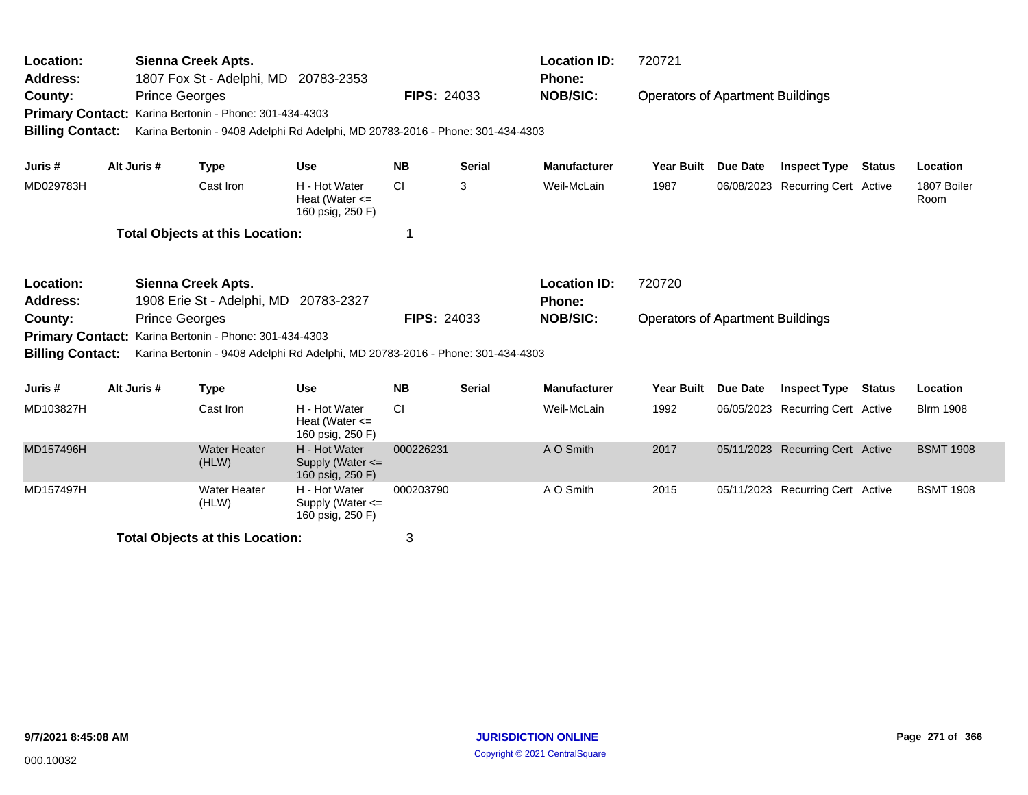**Location:** Sienna Creek Apts.
**Address:** 1807 Fox St - Adelphi, MD 20783-2353
**County:** Prince Georges
**FIPS:** 24033
**Location ID:** 720721
**Phone:**
**NOB/SIC:** Operators of Apartment Buildings
**Primary Contact:** Karina Bertonin - Phone: 301-434-4303
**Billing Contact:** Karina Bertonin - 9408 Adelphi Rd Adelphi, MD 20783-2016 - Phone: 301-434-4303

| Juris # | Alt Juris # | Type | Use | NB | Serial | Manufacturer | Year Built | Due Date | Inspect Type | Status | Location |
|---|---|---|---|---|---|---|---|---|---|---|---|
| MD029783H | | Cast Iron | H - Hot Water Heat (Water <= 160 psig, 250 F) | CI | 3 | Weil-McLain | 1987 | 06/08/2023 | Recurring Cert | Active | 1807 Boiler Room |

**Total Objects at this Location:** 1

**Location:** Sienna Creek Apts.
**Address:** 1908 Erie St - Adelphi, MD 20783-2327
**County:** Prince Georges
**FIPS:** 24033
**Location ID:** 720720
**Phone:**
**NOB/SIC:** Operators of Apartment Buildings
**Primary Contact:** Karina Bertonin - Phone: 301-434-4303
**Billing Contact:** Karina Bertonin - 9408 Adelphi Rd Adelphi, MD 20783-2016 - Phone: 301-434-4303

| Juris # | Alt Juris # | Type | Use | NB | Serial | Manufacturer | Year Built | Due Date | Inspect Type | Status | Location |
|---|---|---|---|---|---|---|---|---|---|---|---|
| MD103827H | | Cast Iron | H - Hot Water Heat (Water <= 160 psig, 250 F) | CI | | Weil-McLain | 1992 | 06/05/2023 | Recurring Cert | Active | Blrm 1908 |
| MD157496H | | Water Heater (HLW) | H - Hot Water Supply (Water <= 160 psig, 250 F) | 000226231 | | A O Smith | 2017 | 05/11/2023 | Recurring Cert | Active | BSMT 1908 |
| MD157497H | | Water Heater (HLW) | H - Hot Water Supply (Water <= 160 psig, 250 F) | 000203790 | | A O Smith | 2015 | 05/11/2023 | Recurring Cert | Active | BSMT 1908 |

**Total Objects at this Location:** 3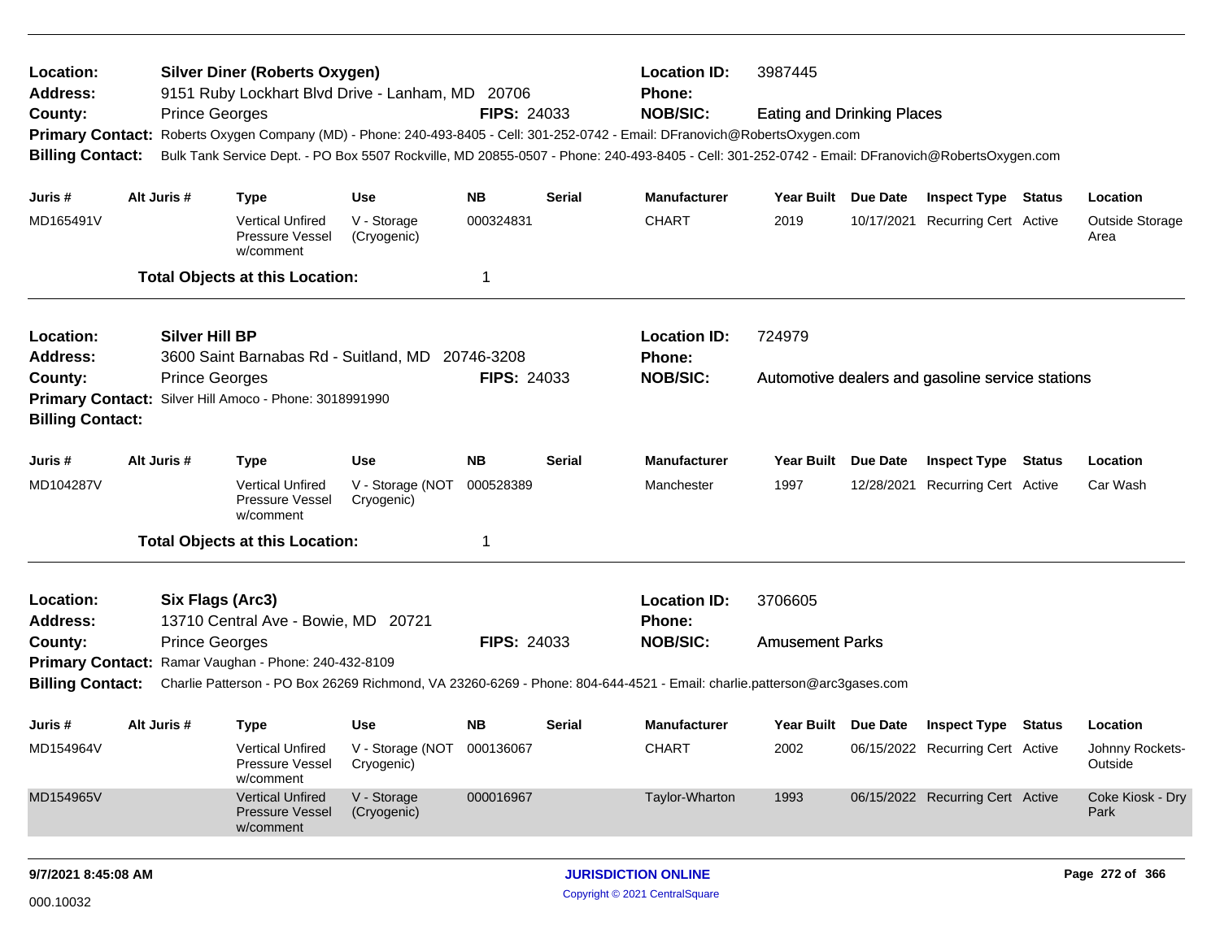**Location:** Silver Diner (Roberts Oxygen) **Location ID:** 3987445
**Address:** 9151 Ruby Lockhart Blvd Drive - Lanham, MD 20706 **Phone:**
**County:** Prince Georges **FIPS:** 24033 **NOB/SIC:** Eating and Drinking Places
**Primary Contact:** Roberts Oxygen Company (MD) - Phone: 240-493-8405 - Cell: 301-252-0742 - Email: DFranovich@RobertsOxygen.com
**Billing Contact:** Bulk Tank Service Dept. - PO Box 5507 Rockville, MD 20855-0507 - Phone: 240-493-8405 - Cell: 301-252-0742 - Email: DFranovich@RobertsOxygen.com

| Juris # | Alt Juris # | Type | Use | NB | Serial | Manufacturer | Year Built | Due Date | Inspect Type | Status | Location |
|---|---|---|---|---|---|---|---|---|---|---|---|
| MD165491V | | Vertical Unfired Pressure Vessel w/comment | V - Storage (Cryogenic) | 000324831 | | CHART | 2019 | 10/17/2021 | Recurring Cert | Active | Outside Storage Area |

**Total Objects at this Location:** 1

---

**Location:** Silver Hill BP **Location ID:** 724979
**Address:** 3600 Saint Barnabas Rd - Suitland, MD 20746-3208 **Phone:**
**County:** Prince Georges **FIPS:** 24033 **NOB/SIC:** Automotive dealers and gasoline service stations
**Primary Contact:** Silver Hill Amoco - Phone: 3018991990
**Billing Contact:**

| Juris # | Alt Juris # | Type | Use | NB | Serial | Manufacturer | Year Built | Due Date | Inspect Type | Status | Location |
|---|---|---|---|---|---|---|---|---|---|---|---|
| MD104287V | | Vertical Unfired Pressure Vessel w/comment | V - Storage (NOT Cryogenic) | 000528389 | | Manchester | 1997 | 12/28/2021 | Recurring Cert | Active | Car Wash |

**Total Objects at this Location:** 1

---

**Location:** Six Flags (Arc3) **Location ID:** 3706605
**Address:** 13710 Central Ave - Bowie, MD 20721 **Phone:**
**County:** Prince Georges **FIPS:** 24033 **NOB/SIC:** Amusement Parks
**Primary Contact:** Ramar Vaughan - Phone: 240-432-8109
**Billing Contact:** Charlie Patterson - PO Box 26269 Richmond, VA 23260-6269 - Phone: 804-644-4521 - Email: charlie.patterson@arc3gases.com

| Juris # | Alt Juris # | Type | Use | NB | Serial | Manufacturer | Year Built | Due Date | Inspect Type | Status | Location |
|---|---|---|---|---|---|---|---|---|---|---|---|
| MD154964V | | Vertical Unfired Pressure Vessel w/comment | V - Storage (NOT Cryogenic) | 000136067 | | CHART | 2002 | 06/15/2022 | Recurring Cert | Active | Johnny Rockets-Outside |
| MD154965V | | Vertical Unfired Pressure Vessel w/comment | V - Storage (Cryogenic) | 000016967 | | Taylor-Wharton | 1993 | 06/15/2022 | Recurring Cert | Active | Coke Kiosk - Dry Park |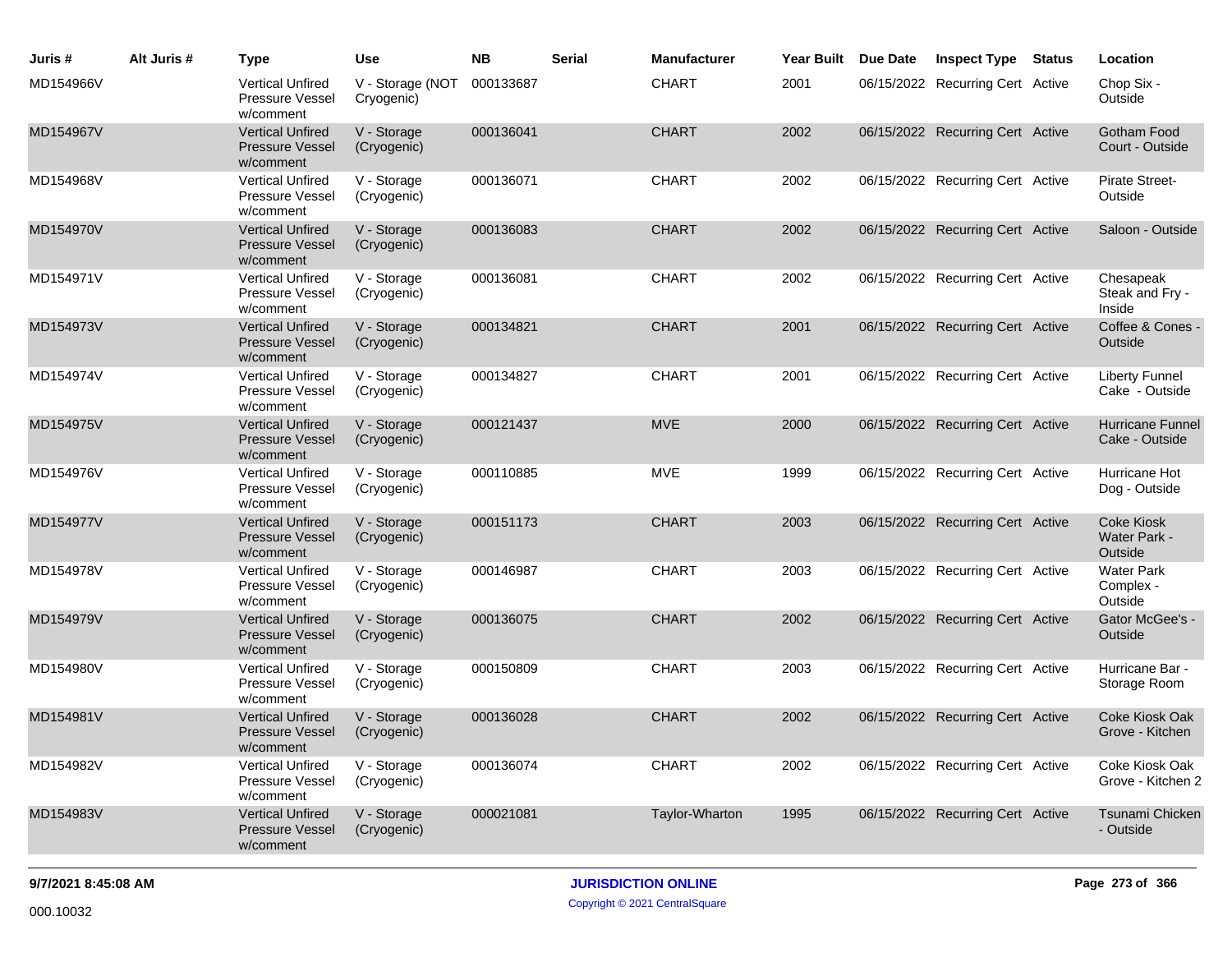| Juris # | Alt Juris # | Type | Use | NB | Serial | Manufacturer | Year Built | Due Date | Inspect Type | Status | Location |
|---|---|---|---|---|---|---|---|---|---|---|---|
| MD154966V | | Vertical Unfired Pressure Vessel w/comment | V - Storage (NOT Cryogenic) | 000133687 | | CHART | 2001 | 06/15/2022 | Recurring Cert | Active | Chop Six - Outside |
| MD154967V | | Vertical Unfired Pressure Vessel w/comment | V - Storage (Cryogenic) | 000136041 | | CHART | 2002 | 06/15/2022 | Recurring Cert | Active | Gotham Food Court - Outside |
| MD154968V | | Vertical Unfired Pressure Vessel w/comment | V - Storage (Cryogenic) | 000136071 | | CHART | 2002 | 06/15/2022 | Recurring Cert | Active | Pirate Street- Outside |
| MD154970V | | Vertical Unfired Pressure Vessel w/comment | V - Storage (Cryogenic) | 000136083 | | CHART | 2002 | 06/15/2022 | Recurring Cert | Active | Saloon - Outside |
| MD154971V | | Vertical Unfired Pressure Vessel w/comment | V - Storage (Cryogenic) | 000136081 | | CHART | 2002 | 06/15/2022 | Recurring Cert | Active | Chesapeak Steak and Fry - Inside |
| MD154973V | | Vertical Unfired Pressure Vessel w/comment | V - Storage (Cryogenic) | 000134821 | | CHART | 2001 | 06/15/2022 | Recurring Cert | Active | Coffee & Cones - Outside |
| MD154974V | | Vertical Unfired Pressure Vessel w/comment | V - Storage (Cryogenic) | 000134827 | | CHART | 2001 | 06/15/2022 | Recurring Cert | Active | Liberty Funnel Cake - Outside |
| MD154975V | | Vertical Unfired Pressure Vessel w/comment | V - Storage (Cryogenic) | 000121437 | | MVE | 2000 | 06/15/2022 | Recurring Cert | Active | Hurricane Funnel Cake - Outside |
| MD154976V | | Vertical Unfired Pressure Vessel w/comment | V - Storage (Cryogenic) | 000110885 | | MVE | 1999 | 06/15/2022 | Recurring Cert | Active | Hurricane Hot Dog - Outside |
| MD154977V | | Vertical Unfired Pressure Vessel w/comment | V - Storage (Cryogenic) | 000151173 | | CHART | 2003 | 06/15/2022 | Recurring Cert | Active | Coke Kiosk Water Park - Outside |
| MD154978V | | Vertical Unfired Pressure Vessel w/comment | V - Storage (Cryogenic) | 000146987 | | CHART | 2003 | 06/15/2022 | Recurring Cert | Active | Water Park Complex - Outside |
| MD154979V | | Vertical Unfired Pressure Vessel w/comment | V - Storage (Cryogenic) | 000136075 | | CHART | 2002 | 06/15/2022 | Recurring Cert | Active | Gator McGee's - Outside |
| MD154980V | | Vertical Unfired Pressure Vessel w/comment | V - Storage (Cryogenic) | 000150809 | | CHART | 2003 | 06/15/2022 | Recurring Cert | Active | Hurricane Bar - Storage Room |
| MD154981V | | Vertical Unfired Pressure Vessel w/comment | V - Storage (Cryogenic) | 000136028 | | CHART | 2002 | 06/15/2022 | Recurring Cert | Active | Coke Kiosk Oak Grove - Kitchen |
| MD154982V | | Vertical Unfired Pressure Vessel w/comment | V - Storage (Cryogenic) | 000136074 | | CHART | 2002 | 06/15/2022 | Recurring Cert | Active | Coke Kiosk Oak Grove - Kitchen 2 |
| MD154983V | | Vertical Unfired Pressure Vessel w/comment | V - Storage (Cryogenic) | 000021081 | | Taylor-Wharton | 1995 | 06/15/2022 | Recurring Cert | Active | Tsunami Chicken - Outside |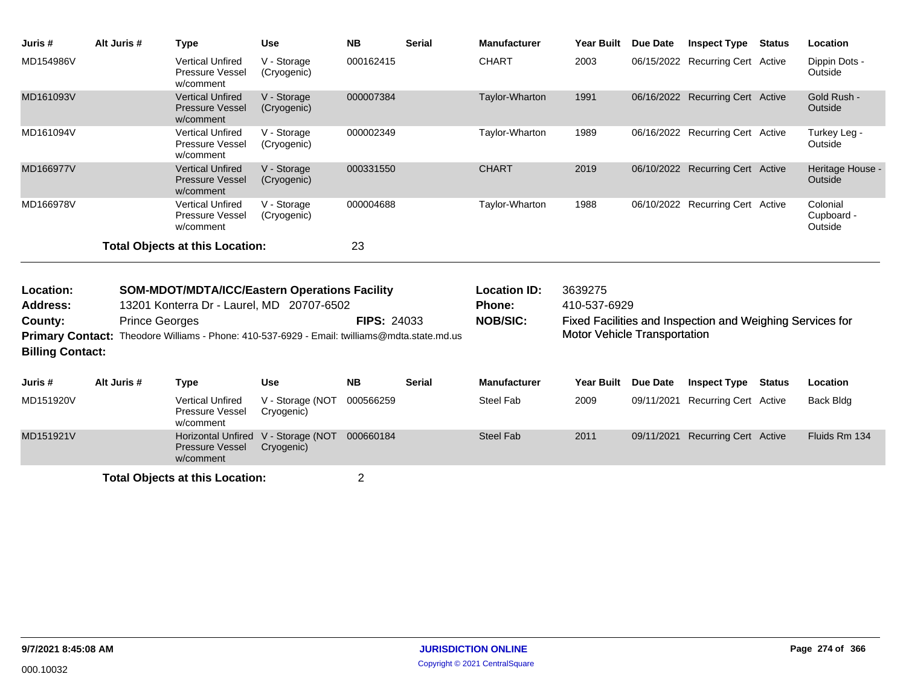| Juris # | Alt Juris # | Type | Use | NB | Serial | Manufacturer | Year Built | Due Date | Inspect Type | Status | Location |
|---|---|---|---|---|---|---|---|---|---|---|---|
| MD154986V | | Vertical Unfired Pressure Vessel w/comment | V - Storage (Cryogenic) | 000162415 | | CHART | 2003 | 06/15/2022 | Recurring Cert | Active | Dippin Dots - Outside |
| MD161093V | | Vertical Unfired Pressure Vessel w/comment | V - Storage (Cryogenic) | 000007384 | | Taylor-Wharton | 1991 | 06/16/2022 | Recurring Cert | Active | Gold Rush - Outside |
| MD161094V | | Vertical Unfired Pressure Vessel w/comment | V - Storage (Cryogenic) | 000002349 | | Taylor-Wharton | 1989 | 06/16/2022 | Recurring Cert | Active | Turkey Leg - Outside |
| MD166977V | | Vertical Unfired Pressure Vessel w/comment | V - Storage (Cryogenic) | 000331550 | | CHART | 2019 | 06/10/2022 | Recurring Cert | Active | Heritage House - Outside |
| MD166978V | | Vertical Unfired Pressure Vessel w/comment | V - Storage (Cryogenic) | 000004688 | | Taylor-Wharton | 1988 | 06/10/2022 | Recurring Cert | Active | Colonial Cupboard - Outside |

**Total Objects at this Location:** 23

---

**Location:** SOM-MDOT/MDTA/ICC/Eastern Operations Facility
**Address:** 13201 Konterra Dr - Laurel, MD 20707-6502
**County:** Prince Georges **FIPS:** 24033
**Primary Contact:** Theodore Williams - Phone: 410-537-6929 - Email: twilliams@mdta.state.md.us
**Billing Contact:**

**Location ID:** 3639275
**Phone:** 410-537-6929
**NOB/SIC:** Fixed Facilities and Inspection and Weighing Services for Motor Vehicle Transportation

| Juris # | Alt Juris # | Type | Use | NB | Serial | Manufacturer | Year Built | Due Date | Inspect Type | Status | Location |
|---|---|---|---|---|---|---|---|---|---|---|---|
| MD151920V | | Vertical Unfired Pressure Vessel w/comment | V - Storage (NOT Cryogenic) | 000566259 | | Steel Fab | 2009 | 09/11/2021 | Recurring Cert | Active | Back Bldg |
| MD151921V | | Horizontal Unfired Pressure Vessel w/comment | V - Storage (NOT Cryogenic) | 000660184 | | Steel Fab | 2011 | 09/11/2021 | Recurring Cert | Active | Fluids Rm 134 |

**Total Objects at this Location:** 2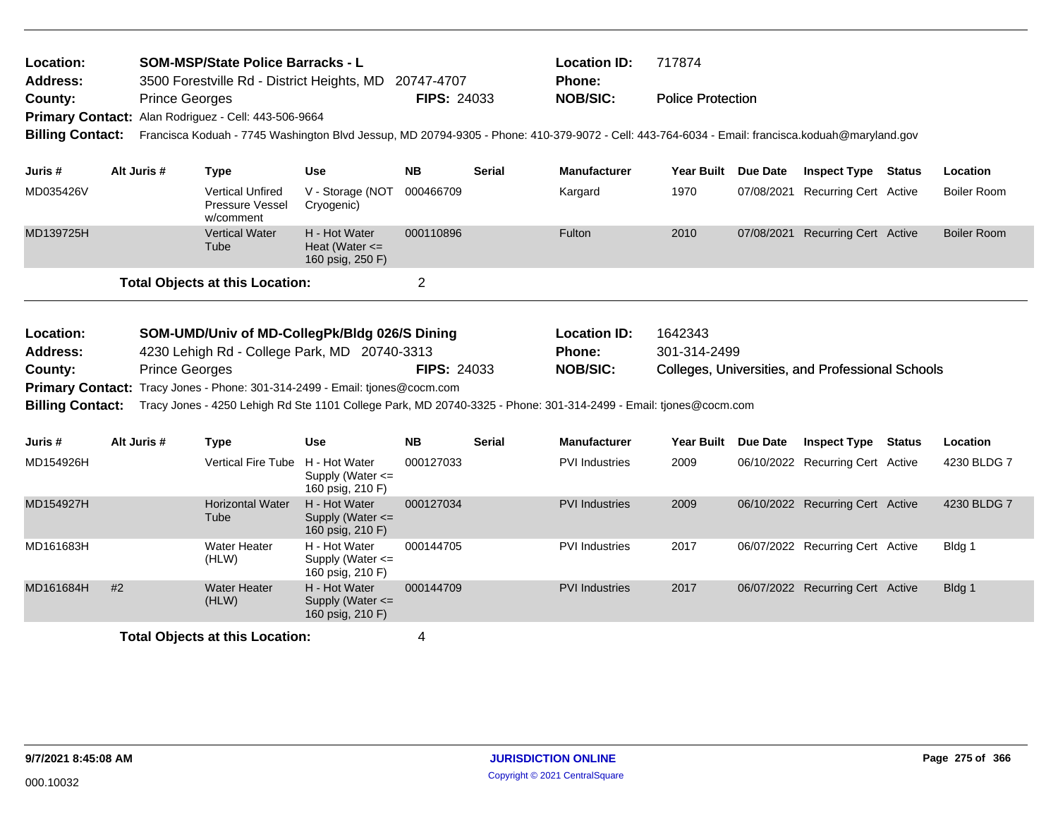**Location:** SOM-MSP/State Police Barracks - L
**Location ID:** 717874
**Address:** 3500 Forestville Rd - District Heights, MD 20747-4707
**Phone:**
**County:** Prince Georges
**FIPS:** 24033
**NOB/SIC:** Police Protection
**Primary Contact:** Alan Rodriguez - Cell: 443-506-9664
**Billing Contact:** Francisca Koduah - 7745 Washington Blvd Jessup, MD 20794-9305 - Phone: 410-379-9072 - Cell: 443-764-6034 - Email: francisca.koduah@maryland.gov

| Juris # | Alt Juris # | Type | Use | NB | Serial | Manufacturer | Year Built | Due Date | Inspect Type | Status | Location |
|---|---|---|---|---|---|---|---|---|---|---|---|
| MD035426V | | Vertical Unfired Pressure Vessel w/comment | V - Storage (NOT Cryogenic) | 000466709 | | Kargard | 1970 | 07/08/2021 | Recurring Cert | Active | Boiler Room |
| MD139725H | | Vertical Water Tube | H - Hot Water Heat (Water <= 160 psig, 250 F) | 000110896 | | Fulton | 2010 | 07/08/2021 | Recurring Cert | Active | Boiler Room |

**Total Objects at this Location:** 2

---

**Location:** SOM-UMD/Univ of MD-CollegPk/Bldg 026/S Dining
**Location ID:** 1642343
**Address:** 4230 Lehigh Rd - College Park, MD 20740-3313
**Phone:** 301-314-2499
**County:** Prince Georges
**FIPS:** 24033
**NOB/SIC:** Colleges, Universities, and Professional Schools
**Primary Contact:** Tracy Jones - Phone: 301-314-2499 - Email: tjones@cocm.com
**Billing Contact:** Tracy Jones - 4250 Lehigh Rd Ste 1101 College Park, MD 20740-3325 - Phone: 301-314-2499 - Email: tjones@cocm.com

| Juris # | Alt Juris # | Type | Use | NB | Serial | Manufacturer | Year Built | Due Date | Inspect Type | Status | Location |
|---|---|---|---|---|---|---|---|---|---|---|---|
| MD154926H | | Vertical Fire Tube | H - Hot Water Supply (Water <= 160 psig, 210 F) | 000127033 | | PVI Industries | 2009 | 06/10/2022 | Recurring Cert | Active | 4230 BLDG 7 |
| MD154927H | | Horizontal Water Tube | H - Hot Water Supply (Water <= 160 psig, 210 F) | 000127034 | | PVI Industries | 2009 | 06/10/2022 | Recurring Cert | Active | 4230 BLDG 7 |
| MD161683H | | Water Heater (HLW) | H - Hot Water Supply (Water <= 160 psig, 210 F) | 000144705 | | PVI Industries | 2017 | 06/07/2022 | Recurring Cert | Active | Bldg 1 |
| MD161684H | #2 | Water Heater (HLW) | H - Hot Water Supply (Water <= 160 psig, 210 F) | 000144709 | | PVI Industries | 2017 | 06/07/2022 | Recurring Cert | Active | Bldg 1 |

**Total Objects at this Location:** 4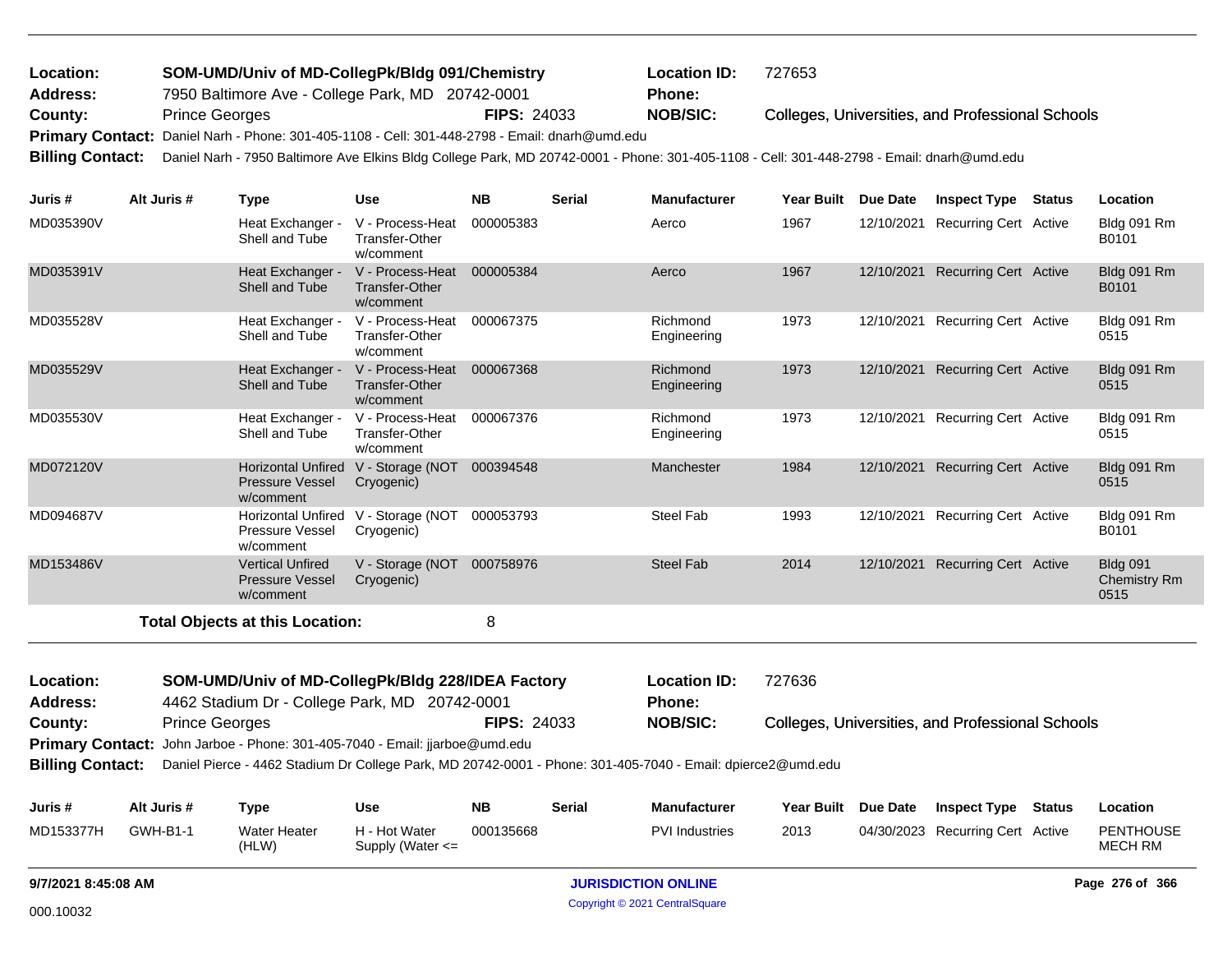**Location:** SOM-UMD/Univ of MD-CollegPk/Bldg 091/Chemistry
**Location ID:** 727653
**Address:** 7950 Baltimore Ave - College Park, MD 20742-0001
**Phone:**
**County:** Prince Georges
**FIPS:** 24033
**NOB/SIC:** Colleges, Universities, and Professional Schools
**Primary Contact:** Daniel Narh - Phone: 301-405-1108 - Cell: 301-448-2798 - Email: dnarh@umd.edu
**Billing Contact:** Daniel Narh - 7950 Baltimore Ave Elkins Bldg College Park, MD 20742-0001 - Phone: 301-405-1108 - Cell: 301-448-2798 - Email: dnarh@umd.edu

| Juris # | Alt Juris # | Type | Use | NB | Serial | Manufacturer | Year Built | Due Date | Inspect Type | Status | Location |
|---|---|---|---|---|---|---|---|---|---|---|---|
| MD035390V | | Heat Exchanger - Shell and Tube | V - Process-Heat Transfer-Other w/comment | 000005383 | | Aerco | 1967 | 12/10/2021 | Recurring Cert | Active | Bldg 091 Rm B0101 |
| MD035391V | | Heat Exchanger - Shell and Tube | V - Process-Heat Transfer-Other w/comment | 000005384 | | Aerco | 1967 | 12/10/2021 | Recurring Cert | Active | Bldg 091 Rm B0101 |
| MD035528V | | Heat Exchanger - Shell and Tube | V - Process-Heat Transfer-Other w/comment | 000067375 | | Richmond Engineering | 1973 | 12/10/2021 | Recurring Cert | Active | Bldg 091 Rm 0515 |
| MD035529V | | Heat Exchanger - Shell and Tube | V - Process-Heat Transfer-Other w/comment | 000067368 | | Richmond Engineering | 1973 | 12/10/2021 | Recurring Cert | Active | Bldg 091 Rm 0515 |
| MD035530V | | Heat Exchanger - Shell and Tube | V - Process-Heat Transfer-Other w/comment | 000067376 | | Richmond Engineering | 1973 | 12/10/2021 | Recurring Cert | Active | Bldg 091 Rm 0515 |
| MD072120V | | Horizontal Unfired Pressure Vessel w/comment | V - Storage (NOT Cryogenic) | 000394548 | | Manchester | 1984 | 12/10/2021 | Recurring Cert | Active | Bldg 091 Rm 0515 |
| MD094687V | | Horizontal Unfired Pressure Vessel w/comment | V - Storage (NOT Cryogenic) | 000053793 | | Steel Fab | 1993 | 12/10/2021 | Recurring Cert | Active | Bldg 091 Rm B0101 |
| MD153486V | | Vertical Unfired Pressure Vessel w/comment | V - Storage (NOT Cryogenic) | 000758976 | | Steel Fab | 2014 | 12/10/2021 | Recurring Cert | Active | Bldg 091 Chemistry Rm 0515 |

**Total Objects at this Location:** 8

**Location:** SOM-UMD/Univ of MD-CollegPk/Bldg 228/IDEA Factory
**Location ID:** 727636
**Address:** 4462 Stadium Dr - College Park, MD 20742-0001
**Phone:**
**County:** Prince Georges
**FIPS:** 24033
**NOB/SIC:** Colleges, Universities, and Professional Schools
**Primary Contact:** John Jarboe - Phone: 301-405-7040 - Email: jjarboe@umd.edu
**Billing Contact:** Daniel Pierce - 4462 Stadium Dr College Park, MD 20742-0001 - Phone: 301-405-7040 - Email: dpierce2@umd.edu

| Juris # | Alt Juris # | Type | Use | NB | Serial | Manufacturer | Year Built | Due Date | Inspect Type | Status | Location |
|---|---|---|---|---|---|---|---|---|---|---|---|
| MD153377H | GWH-B1-1 | Water Heater (HLW) | H - Hot Water Supply (Water <= | 000135668 | | PVI Industries | 2013 | 04/30/2023 | Recurring Cert | Active | PENTHOUSE MECH RM |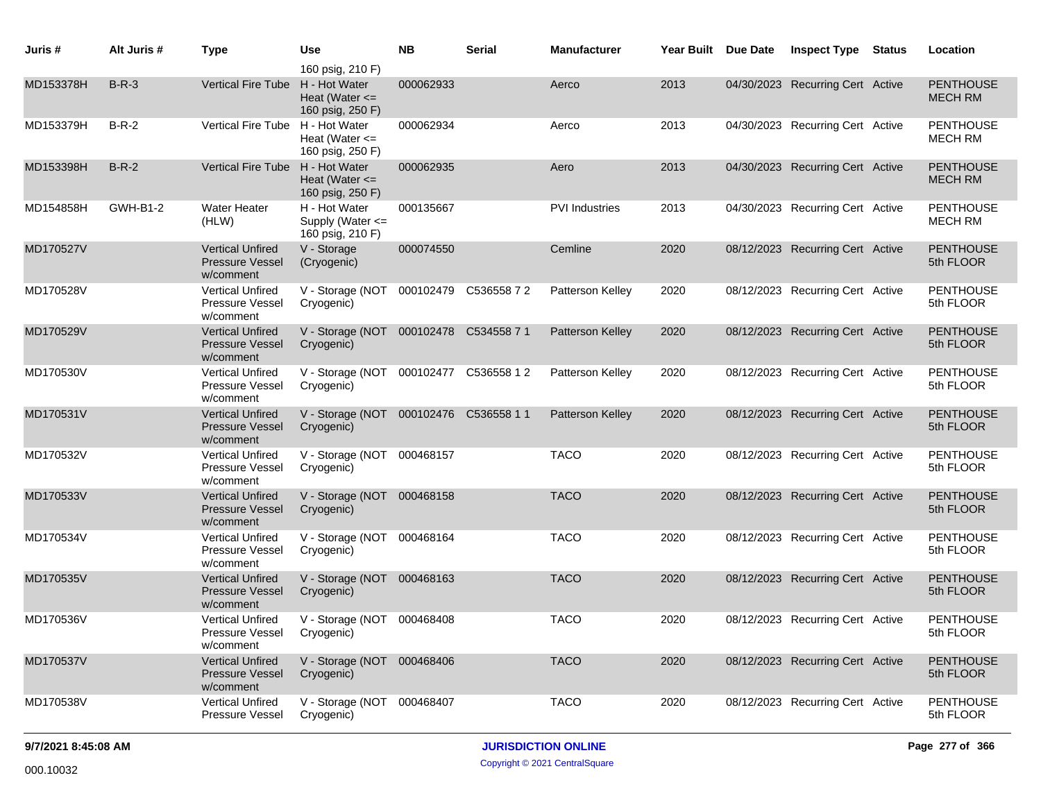| Juris # | Alt Juris # | Type | Use | NB | Serial | Manufacturer | Year Built | Due Date | Inspect Type | Status | Location |
|---|---|---|---|---|---|---|---|---|---|---|---|
| | | | 160 psig, 210 F) | | | | | | | | |
| MD153378H | B-R-3 | Vertical Fire Tube | H - Hot Water Heat (Water <= 160 psig, 250 F) | 000062933 | | Aerco | 2013 | 04/30/2023 | Recurring Cert | Active | PENTHOUSE MECH RM |
| MD153379H | B-R-2 | Vertical Fire Tube | H - Hot Water Heat (Water <= 160 psig, 250 F) | 000062934 | | Aerco | 2013 | 04/30/2023 | Recurring Cert | Active | PENTHOUSE MECH RM |
| MD153398H | B-R-2 | Vertical Fire Tube | H - Hot Water Heat (Water <= 160 psig, 250 F) | 000062935 | | Aero | 2013 | 04/30/2023 | Recurring Cert | Active | PENTHOUSE MECH RM |
| MD154858H | GWH-B1-2 | Water Heater (HLW) | H - Hot Water Supply (Water <= 160 psig, 210 F) | 000135667 | | PVI Industries | 2013 | 04/30/2023 | Recurring Cert | Active | PENTHOUSE MECH RM |
| MD170527V | | Vertical Unfired Pressure Vessel w/comment | V - Storage (Cryogenic) | 000074550 | | Cemline | 2020 | 08/12/2023 | Recurring Cert | Active | PENTHOUSE 5th FLOOR |
| MD170528V | | Vertical Unfired Pressure Vessel w/comment | V - Storage (NOT Cryogenic) | 000102479 | C536558 7 2 | Patterson Kelley | 2020 | 08/12/2023 | Recurring Cert | Active | PENTHOUSE 5th FLOOR |
| MD170529V | | Vertical Unfired Pressure Vessel w/comment | V - Storage (NOT Cryogenic) | 000102478 | C534558 7 1 | Patterson Kelley | 2020 | 08/12/2023 | Recurring Cert | Active | PENTHOUSE 5th FLOOR |
| MD170530V | | Vertical Unfired Pressure Vessel w/comment | V - Storage (NOT Cryogenic) | 000102477 | C536558 1 2 | Patterson Kelley | 2020 | 08/12/2023 | Recurring Cert | Active | PENTHOUSE 5th FLOOR |
| MD170531V | | Vertical Unfired Pressure Vessel w/comment | V - Storage (NOT Cryogenic) | 000102476 | C536558 1 1 | Patterson Kelley | 2020 | 08/12/2023 | Recurring Cert | Active | PENTHOUSE 5th FLOOR |
| MD170532V | | Vertical Unfired Pressure Vessel w/comment | V - Storage (NOT Cryogenic) | 000468157 | | TACO | 2020 | 08/12/2023 | Recurring Cert | Active | PENTHOUSE 5th FLOOR |
| MD170533V | | Vertical Unfired Pressure Vessel w/comment | V - Storage (NOT Cryogenic) | 000468158 | | TACO | 2020 | 08/12/2023 | Recurring Cert | Active | PENTHOUSE 5th FLOOR |
| MD170534V | | Vertical Unfired Pressure Vessel w/comment | V - Storage (NOT Cryogenic) | 000468164 | | TACO | 2020 | 08/12/2023 | Recurring Cert | Active | PENTHOUSE 5th FLOOR |
| MD170535V | | Vertical Unfired Pressure Vessel w/comment | V - Storage (NOT Cryogenic) | 000468163 | | TACO | 2020 | 08/12/2023 | Recurring Cert | Active | PENTHOUSE 5th FLOOR |
| MD170536V | | Vertical Unfired Pressure Vessel w/comment | V - Storage (NOT Cryogenic) | 000468408 | | TACO | 2020 | 08/12/2023 | Recurring Cert | Active | PENTHOUSE 5th FLOOR |
| MD170537V | | Vertical Unfired Pressure Vessel w/comment | V - Storage (NOT Cryogenic) | 000468406 | | TACO | 2020 | 08/12/2023 | Recurring Cert | Active | PENTHOUSE 5th FLOOR |
| MD170538V | | Vertical Unfired Pressure Vessel | V - Storage (NOT Cryogenic) | 000468407 | | TACO | 2020 | 08/12/2023 | Recurring Cert | Active | PENTHOUSE 5th FLOOR |

9/7/2021 8:45:08 AM

000.10032

JURISDICTION ONLINE

Copyright © 2021 CentralSquare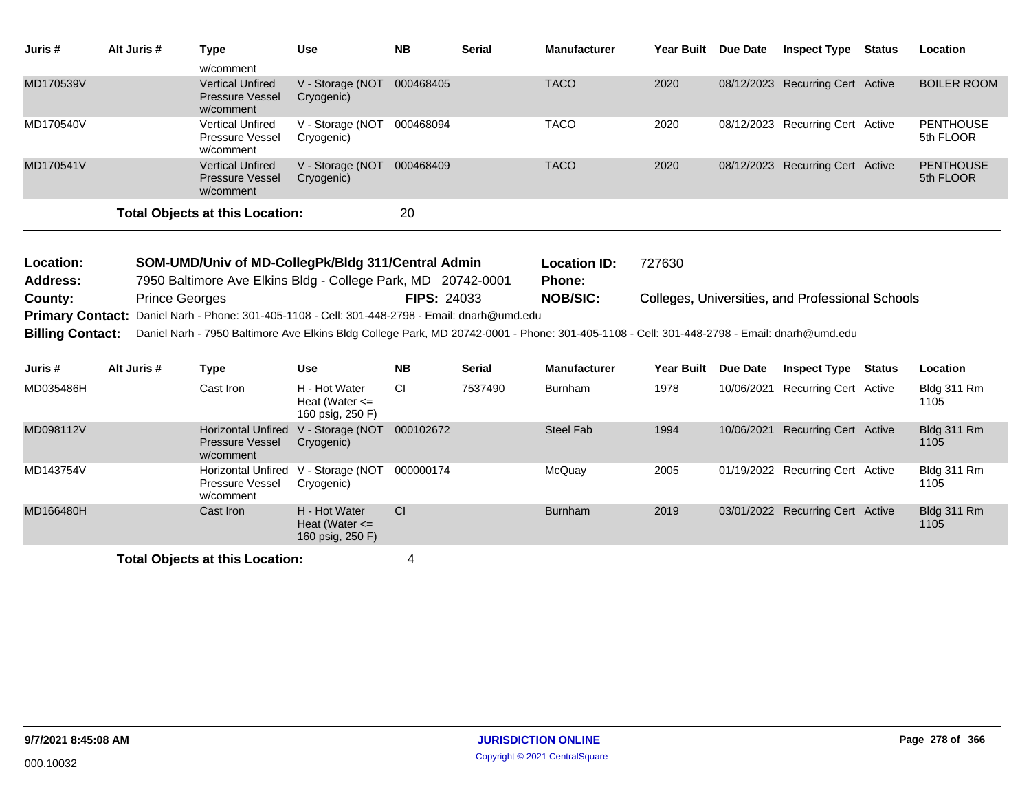| Juris # | Alt Juris # | Type | Use | NB | Serial | Manufacturer | Year Built | Due Date | Inspect Type | Status | Location |
|---|---|---|---|---|---|---|---|---|---|---|---|
| | | w/comment | | | | | | | | | |
| MD170539V | | Vertical Unfired Pressure Vessel w/comment | V - Storage (NOT Cryogenic) | 000468405 | | TACO | 2020 | 08/12/2023 | Recurring Cert | Active | BOILER ROOM |
| MD170540V | | Vertical Unfired Pressure Vessel w/comment | V - Storage (NOT Cryogenic) | 000468094 | | TACO | 2020 | 08/12/2023 | Recurring Cert | Active | PENTHOUSE 5th FLOOR |
| MD170541V | | Vertical Unfired Pressure Vessel w/comment | V - Storage (NOT Cryogenic) | 000468409 | | TACO | 2020 | 08/12/2023 | Recurring Cert | Active | PENTHOUSE 5th FLOOR |

**Total Objects at this Location:** 20

**Location:** SOM-UMD/Univ of MD-CollegPk/Bldg 311/Central Admin **Location ID:** 727630
**Address:** 7950 Baltimore Ave Elkins Bldg - College Park, MD 20742-0001 **Phone:**
**County:** Prince Georges **FIPS:** 24033 **NOB/SIC:** Colleges, Universities, and Professional Schools
**Primary Contact:** Daniel Narh - Phone: 301-405-1108 - Cell: 301-448-2798 - Email: dnarh@umd.edu
**Billing Contact:** Daniel Narh - 7950 Baltimore Ave Elkins Bldg College Park, MD 20742-0001 - Phone: 301-405-1108 - Cell: 301-448-2798 - Email: dnarh@umd.edu

| Juris # | Alt Juris # | Type | Use | NB | Serial | Manufacturer | Year Built | Due Date | Inspect Type | Status | Location |
|---|---|---|---|---|---|---|---|---|---|---|---|
| MD035486H | | Cast Iron | H - Hot Water Heat (Water <= 160 psig, 250 F) | CI | 7537490 | Burnham | 1978 | 10/06/2021 | Recurring Cert | Active | Bldg 311 Rm 1105 |
| MD098112V | | Horizontal Unfired Pressure Vessel w/comment | V - Storage (NOT Cryogenic) | 000102672 | | Steel Fab | 1994 | 10/06/2021 | Recurring Cert | Active | Bldg 311 Rm 1105 |
| MD143754V | | Horizontal Unfired Pressure Vessel w/comment | V - Storage (NOT Cryogenic) | 000000174 | | McQuay | 2005 | 01/19/2022 | Recurring Cert | Active | Bldg 311 Rm 1105 |
| MD166480H | | Cast Iron | H - Hot Water Heat (Water <= 160 psig, 250 F) | CI | | Burnham | 2019 | 03/01/2022 | Recurring Cert | Active | Bldg 311 Rm 1105 |

**Total Objects at this Location:** 4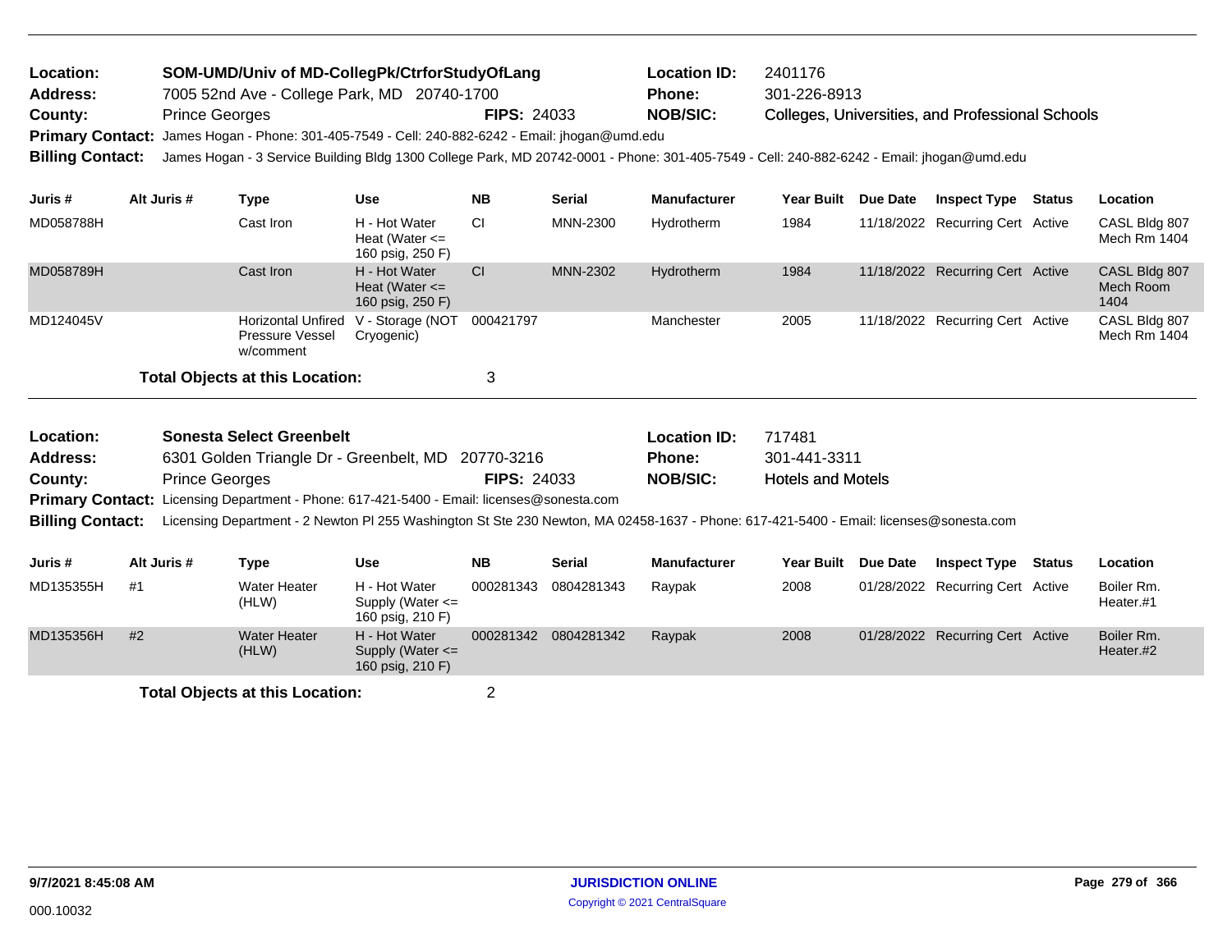| | | | |
|---|---|---|---|
| **Location:** | SOM-UMD/Univ of MD-CollegPk/CtrforStudyOfLang | **Location ID:** | 2401176 |
| **Address:** | 7005 52nd Ave - College Park, MD 20740-1700 | **Phone:** | 301-226-8913 |
| **County:** | Prince Georges **FIPS:** 24033 | **NOB/SIC:** | Colleges, Universities, and Professional Schools |

**Primary Contact:** James Hogan - Phone: 301-405-7549 - Cell: 240-882-6242 - Email: jhogan@umd.edu

**Billing Contact:** James Hogan - 3 Service Building Bldg 1300 College Park, MD 20742-0001 - Phone: 301-405-7549 - Cell: 240-882-6242 - Email: jhogan@umd.edu

| Juris # | Alt Juris # | Type | Use | NB | Serial | Manufacturer | Year Built | Due Date | Inspect Type | Status | Location |
|---|---|---|---|---|---|---|---|---|---|---|---|
| MD058788H | | Cast Iron | H - Hot Water Heat (Water <= 160 psig, 250 F) | CI | MNN-2300 | Hydrotherm | 1984 | 11/18/2022 | Recurring Cert | Active | CASL Bldg 807 Mech Rm 1404 |
| MD058789H | | Cast Iron | H - Hot Water Heat (Water <= 160 psig, 250 F) | CI | MNN-2302 | Hydrotherm | 1984 | 11/18/2022 | Recurring Cert | Active | CASL Bldg 807 Mech Room 1404 |
| MD124045V | | Horizontal Unfired Pressure Vessel w/comment | V - Storage (NOT Cryogenic) | 000421797 | | Manchester | 2005 | 11/18/2022 | Recurring Cert | Active | CASL Bldg 807 Mech Rm 1404 |

**Total Objects at this Location:** 3

| | | | |
|---|---|---|---|
| **Location:** | Sonesta Select Greenbelt | **Location ID:** | 717481 |
| **Address:** | 6301 Golden Triangle Dr - Greenbelt, MD 20770-3216 | **Phone:** | 301-441-3311 |
| **County:** | Prince Georges **FIPS:** 24033 | **NOB/SIC:** | Hotels and Motels |

**Primary Contact:** Licensing Department - Phone: 617-421-5400 - Email: licenses@sonesta.com

**Billing Contact:** Licensing Department - 2 Newton Pl 255 Washington St Ste 230 Newton, MA 02458-1637 - Phone: 617-421-5400 - Email: licenses@sonesta.com

| Juris # | Alt Juris # | Type | Use | NB | Serial | Manufacturer | Year Built | Due Date | Inspect Type | Status | Location |
|---|---|---|---|---|---|---|---|---|---|---|---|
| MD135355H | #1 | Water Heater (HLW) | H - Hot Water Supply (Water <= 160 psig, 210 F) | 000281343 | 0804281343 | Raypak | 2008 | 01/28/2022 | Recurring Cert | Active | Boiler Rm. Heater.#1 |
| MD135356H | #2 | Water Heater (HLW) | H - Hot Water Supply (Water <= 160 psig, 210 F) | 000281342 | 0804281342 | Raypak | 2008 | 01/28/2022 | Recurring Cert | Active | Boiler Rm. Heater.#2 |

**Total Objects at this Location:** 2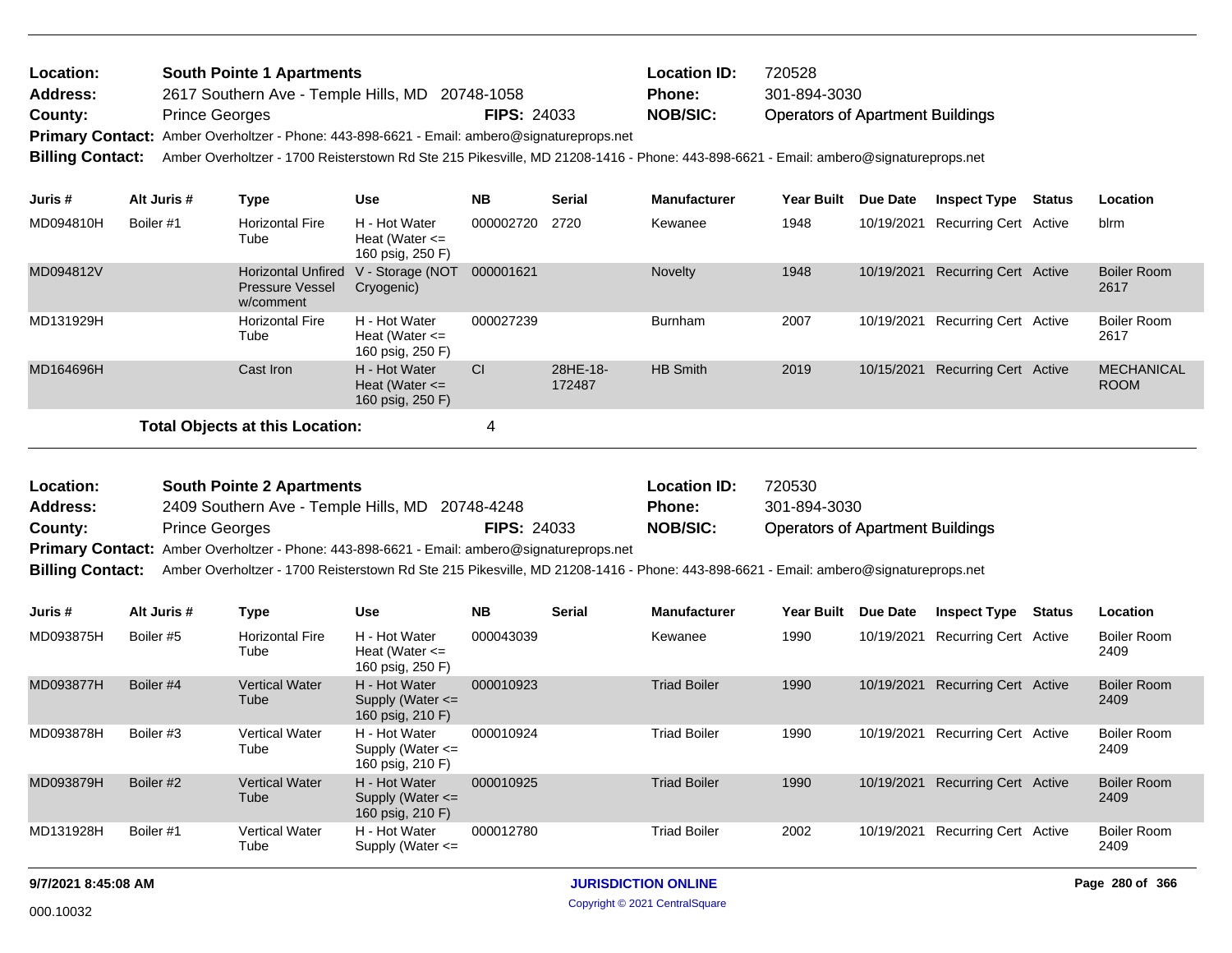**Location:** South Pointe 1 Apartments
**Address:** 2617 Southern Ave - Temple Hills, MD 20748-1058
**County:** Prince Georges **FIPS:** 24033
**Location ID:** 720528
**Phone:** 301-894-3030
**NOB/SIC:** Operators of Apartment Buildings
**Primary Contact:** Amber Overholtzer - Phone: 443-898-6621 - Email: ambero@signatureprops.net
**Billing Contact:** Amber Overholtzer - 1700 Reisterstown Rd Ste 215 Pikesville, MD 21208-1416 - Phone: 443-898-6621 - Email: ambero@signatureprops.net

| Juris # | Alt Juris # | Type | Use | NB | Serial | Manufacturer | Year Built | Due Date | Inspect Type | Status | Location |
|---|---|---|---|---|---|---|---|---|---|---|---|
| MD094810H | Boiler #1 | Horizontal Fire Tube | H - Hot Water Heat (Water <= 160 psig, 250 F) | 000002720 | 2720 | Kewanee | 1948 | 10/19/2021 | Recurring Cert | Active | blrm |
| MD094812V | | Horizontal Unfired Pressure Vessel w/comment | V - Storage (NOT Cryogenic) | 000001621 | | Novelty | 1948 | 10/19/2021 | Recurring Cert | Active | Boiler Room 2617 |
| MD131929H | | Horizontal Fire Tube | H - Hot Water Heat (Water <= 160 psig, 250 F) | 000027239 | | Burnham | 2007 | 10/19/2021 | Recurring Cert | Active | Boiler Room 2617 |
| MD164696H | | Cast Iron | H - Hot Water Heat (Water <= 160 psig, 250 F) | CI | 28HE-18-172487 | HB Smith | 2019 | 10/15/2021 | Recurring Cert | Active | MECHANICAL ROOM |

**Total Objects at this Location:** 4

**Location:** South Pointe 2 Apartments
**Address:** 2409 Southern Ave - Temple Hills, MD 20748-4248
**County:** Prince Georges **FIPS:** 24033
**Location ID:** 720530
**Phone:** 301-894-3030
**NOB/SIC:** Operators of Apartment Buildings
**Primary Contact:** Amber Overholtzer - Phone: 443-898-6621 - Email: ambero@signatureprops.net
**Billing Contact:** Amber Overholtzer - 1700 Reisterstown Rd Ste 215 Pikesville, MD 21208-1416 - Phone: 443-898-6621 - Email: ambero@signatureprops.net

| Juris # | Alt Juris # | Type | Use | NB | Serial | Manufacturer | Year Built | Due Date | Inspect Type | Status | Location |
|---|---|---|---|---|---|---|---|---|---|---|---|
| MD093875H | Boiler #5 | Horizontal Fire Tube | H - Hot Water Heat (Water <= 160 psig, 250 F) | 000043039 | | Kewanee | 1990 | 10/19/2021 | Recurring Cert | Active | Boiler Room 2409 |
| MD093877H | Boiler #4 | Vertical Water Tube | H - Hot Water Supply (Water <= 160 psig, 210 F) | 000010923 | | Triad Boiler | 1990 | 10/19/2021 | Recurring Cert | Active | Boiler Room 2409 |
| MD093878H | Boiler #3 | Vertical Water Tube | H - Hot Water Supply (Water <= 160 psig, 210 F) | 000010924 | | Triad Boiler | 1990 | 10/19/2021 | Recurring Cert | Active | Boiler Room 2409 |
| MD093879H | Boiler #2 | Vertical Water Tube | H - Hot Water Supply (Water <= 160 psig, 210 F) | 000010925 | | Triad Boiler | 1990 | 10/19/2021 | Recurring Cert | Active | Boiler Room 2409 |
| MD131928H | Boiler #1 | Vertical Water Tube | H - Hot Water Supply (Water <= | 000012780 | | Triad Boiler | 2002 | 10/19/2021 | Recurring Cert | Active | Boiler Room 2409 |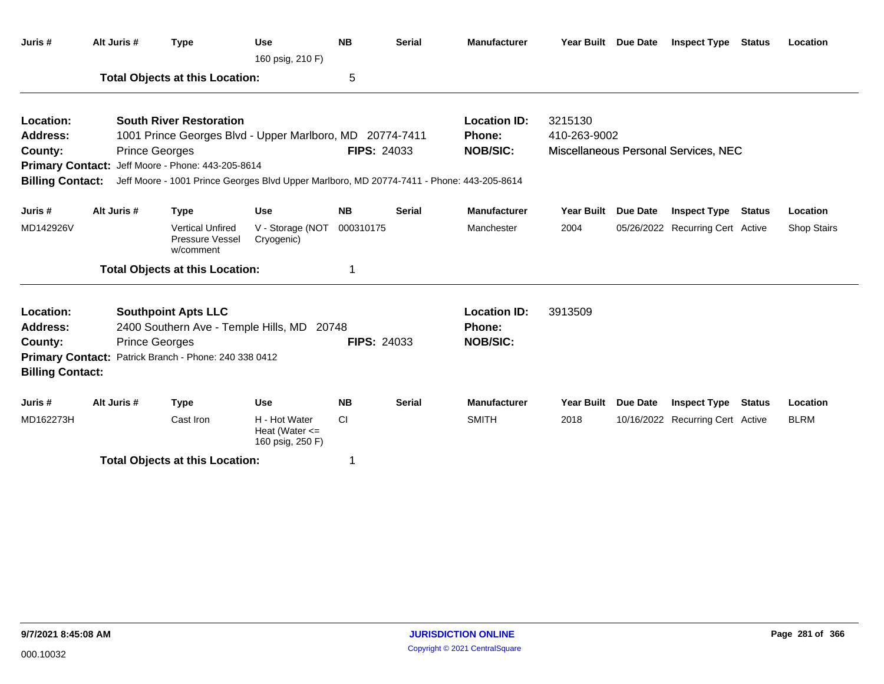| Juris # | Alt Juris # | Type | Use | NB | Serial | Manufacturer | Year Built | Due Date | Inspect Type | Status | Location |
|---|---|---|---|---|---|---|---|---|---|---|---|
| | | | 160 psig, 210 F) | | | | | | | | |

**Total Objects at this Location:** 5

---

**Location:** South River Restoration
**Address:** 1001 Prince Georges Blvd - Upper Marlboro, MD 20774-7411
**County:** Prince Georges
**FIPS:** 24033
**Location ID:** 3215130
**Phone:** 410-263-9002
**NOB/SIC:** Miscellaneous Personal Services, NEC
**Primary Contact:** Jeff Moore - Phone: 443-205-8614
**Billing Contact:** Jeff Moore - 1001 Prince Georges Blvd Upper Marlboro, MD 20774-7411 - Phone: 443-205-8614

| Juris # | Alt Juris # | Type | Use | NB | Serial | Manufacturer | Year Built | Due Date | Inspect Type | Status | Location |
|---|---|---|---|---|---|---|---|---|---|---|---|
| MD142926V | | Vertical Unfired Pressure Vessel w/comment | V - Storage (NOT Cryogenic) | 000310175 | | Manchester | 2004 | 05/26/2022 | Recurring Cert | Active | Shop Stairs |

**Total Objects at this Location:** 1

---

**Location:** Southpoint Apts LLC
**Address:** 2400 Southern Ave - Temple Hills, MD 20748
**County:** Prince Georges
**FIPS:** 24033
**Location ID:** 3913509
**Phone:**
**NOB/SIC:**
**Primary Contact:** Patrick Branch - Phone: 240 338 0412
**Billing Contact:**

| Juris # | Alt Juris # | Type | Use | NB | Serial | Manufacturer | Year Built | Due Date | Inspect Type | Status | Location |
|---|---|---|---|---|---|---|---|---|---|---|---|
| MD162273H | | Cast Iron | H - Hot Water Heat (Water <= 160 psig, 250 F) | CI | | SMITH | 2018 | 10/16/2022 | Recurring Cert | Active | BLRM |

**Total Objects at this Location:** 1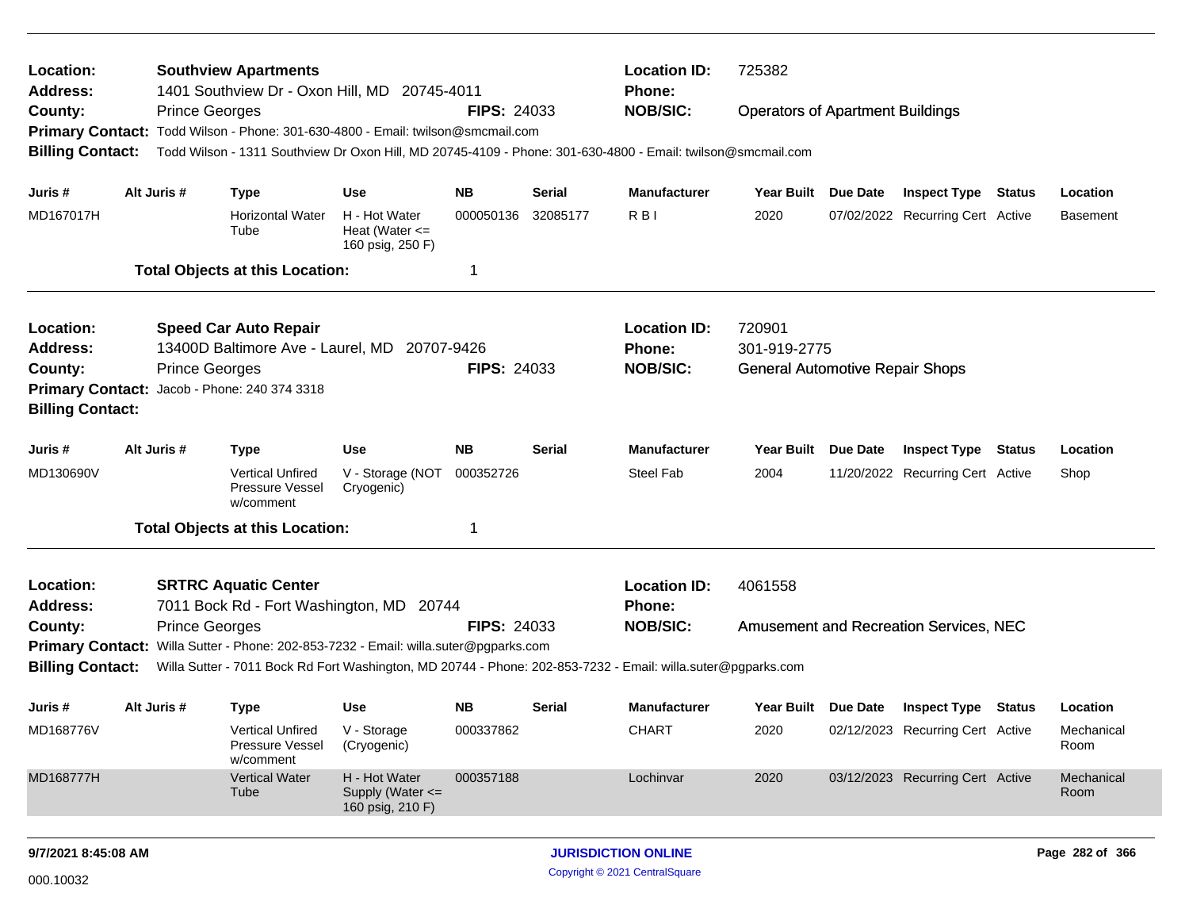**Location:** Southview Apartments
**Address:** 1401 Southview Dr - Oxon Hill, MD 20745-4011
**County:** Prince Georges **FIPS:** 24033
**Location ID:** 725382
**Phone:**
**NOB/SIC:** Operators of Apartment Buildings
**Primary Contact:** Todd Wilson - Phone: 301-630-4800 - Email: twilson@smcmail.com
**Billing Contact:** Todd Wilson - 1311 Southview Dr Oxon Hill, MD 20745-4109 - Phone: 301-630-4800 - Email: twilson@smcmail.com

| Juris # | Alt Juris # | Type | Use | NB | Serial | Manufacturer | Year Built | Due Date | Inspect Type | Status | Location |
|---|---|---|---|---|---|---|---|---|---|---|---|
| MD167017H | | Horizontal Water Tube | H - Hot Water Heat (Water <= 160 psig, 250 F) | 000050136 | 32085177 | R B I | 2020 | 07/02/2022 | Recurring Cert | Active | Basement |

**Total Objects at this Location:** 1

---

**Location:** Speed Car Auto Repair
**Address:** 13400D Baltimore Ave - Laurel, MD 20707-9426
**County:** Prince Georges **FIPS:** 24033
**Location ID:** 720901
**Phone:** 301-919-2775
**NOB/SIC:** General Automotive Repair Shops
**Primary Contact:** Jacob - Phone: 240 374 3318
**Billing Contact:**

| Juris # | Alt Juris # | Type | Use | NB | Serial | Manufacturer | Year Built | Due Date | Inspect Type | Status | Location |
|---|---|---|---|---|---|---|---|---|---|---|---|
| MD130690V | | Vertical Unfired Pressure Vessel w/comment | V - Storage (NOT Cryogenic) | 000352726 | | Steel Fab | 2004 | 11/20/2022 | Recurring Cert | Active | Shop |

**Total Objects at this Location:** 1

---

**Location:** SRTRC Aquatic Center
**Address:** 7011 Bock Rd - Fort Washington, MD 20744
**County:** Prince Georges **FIPS:** 24033
**Location ID:** 4061558
**Phone:**
**NOB/SIC:** Amusement and Recreation Services, NEC
**Primary Contact:** Willa Sutter - Phone: 202-853-7232 - Email: willa.suter@pgparks.com
**Billing Contact:** Willa Sutter - 7011 Bock Rd Fort Washington, MD 20744 - Phone: 202-853-7232 - Email: willa.suter@pgparks.com

| Juris # | Alt Juris # | Type | Use | NB | Serial | Manufacturer | Year Built | Due Date | Inspect Type | Status | Location |
|---|---|---|---|---|---|---|---|---|---|---|---|
| MD168776V | | Vertical Unfired Pressure Vessel w/comment | V - Storage (Cryogenic) | 000337862 | | CHART | 2020 | 02/12/2023 | Recurring Cert | Active | Mechanical Room |
| MD168777H | | Vertical Water Tube | H - Hot Water Supply (Water <= 160 psig, 210 F) | 000357188 | | Lochinvar | 2020 | 03/12/2023 | Recurring Cert | Active | Mechanical Room |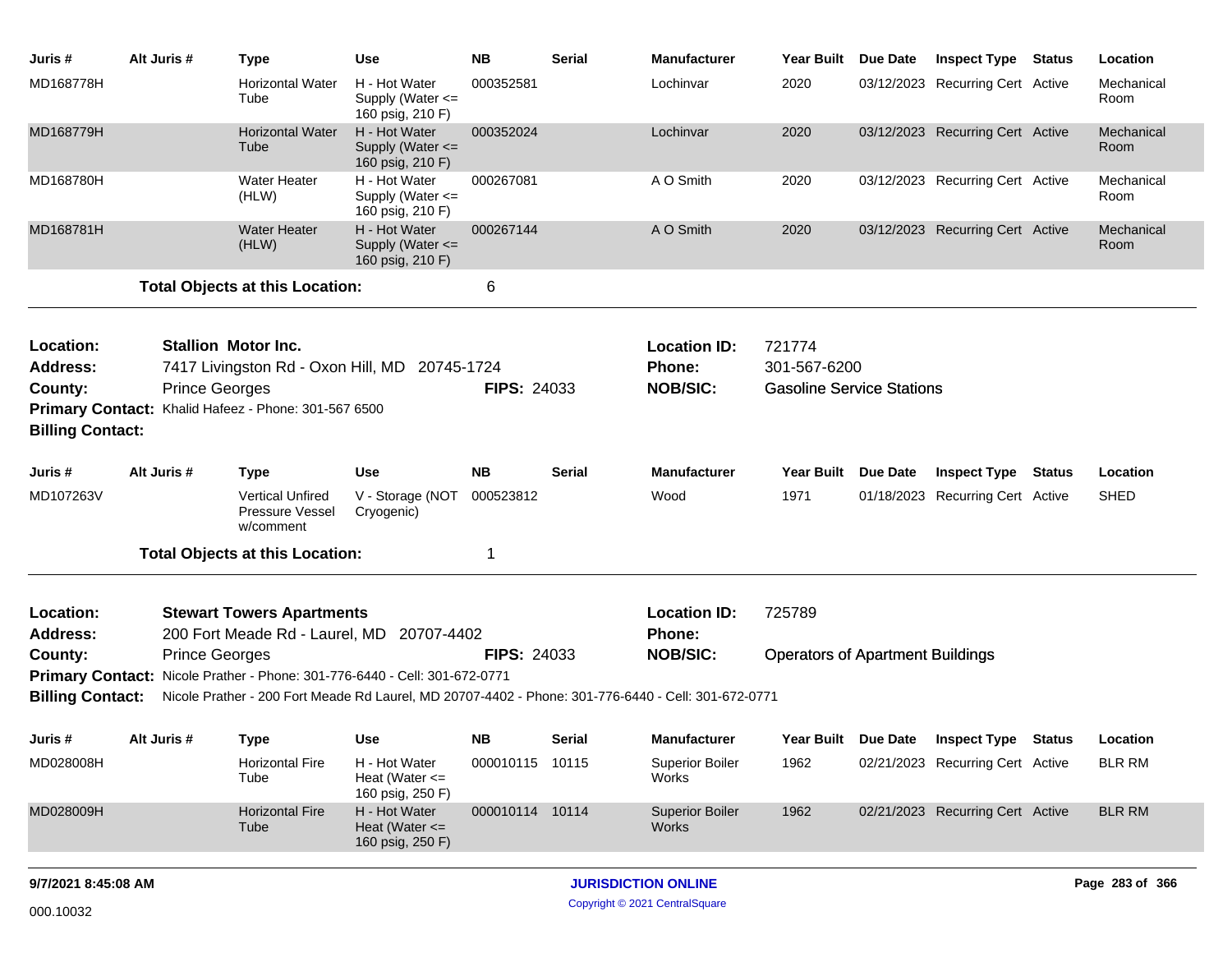| Juris # | Alt Juris # | Type | Use | NB | Serial | Manufacturer | Year Built | Due Date | Inspect Type | Status | Location |
|---|---|---|---|---|---|---|---|---|---|---|---|
| MD168778H | | Horizontal Water Tube | H - Hot Water Supply (Water <= 160 psig, 210 F) | 000352581 | | Lochinvar | 2020 | 03/12/2023 | Recurring Cert | Active | Mechanical Room |
| MD168779H | | Horizontal Water Tube | H - Hot Water Supply (Water <= 160 psig, 210 F) | 000352024 | | Lochinvar | 2020 | 03/12/2023 | Recurring Cert | Active | Mechanical Room |
| MD168780H | | Water Heater (HLW) | H - Hot Water Supply (Water <= 160 psig, 210 F) | 000267081 | | A O Smith | 2020 | 03/12/2023 | Recurring Cert | Active | Mechanical Room |
| MD168781H | | Water Heater (HLW) | H - Hot Water Supply (Water <= 160 psig, 210 F) | 000267144 | | A O Smith | 2020 | 03/12/2023 | Recurring Cert | Active | Mechanical Room |

**Total Objects at this Location:** 6

---

**Location:** Stallion Motor Inc.
**Address:** 7417 Livingston Rd - Oxon Hill, MD 20745-1724
**County:** Prince Georges **FIPS:** 24033
**Primary Contact:** Khalid Hafeez - Phone: 301-567 6500
**Billing Contact:**

**Location ID:** 721774
**Phone:** 301-567-6200
**NOB/SIC:** Gasoline Service Stations

| Juris # | Alt Juris # | Type | Use | NB | Serial | Manufacturer | Year Built | Due Date | Inspect Type | Status | Location |
|---|---|---|---|---|---|---|---|---|---|---|---|
| MD107263V | | Vertical Unfired Pressure Vessel w/comment | V - Storage (NOT Cryogenic) | 000523812 | | Wood | 1971 | 01/18/2023 | Recurring Cert | Active | SHED |

**Total Objects at this Location:** 1

---

**Location:** Stewart Towers Apartments
**Address:** 200 Fort Meade Rd - Laurel, MD 20707-4402
**County:** Prince Georges **FIPS:** 24033
**Primary Contact:** Nicole Prather - Phone: 301-776-6440 - Cell: 301-672-0771
**Billing Contact:** Nicole Prather - 200 Fort Meade Rd Laurel, MD 20707-4402 - Phone: 301-776-6440 - Cell: 301-672-0771

**Location ID:** 725789
**Phone:**
**NOB/SIC:** Operators of Apartment Buildings

| Juris # | Alt Juris # | Type | Use | NB | Serial | Manufacturer | Year Built | Due Date | Inspect Type | Status | Location |
|---|---|---|---|---|---|---|---|---|---|---|---|
| MD028008H | | Horizontal Fire Tube | H - Hot Water Heat (Water <= 160 psig, 250 F) | 000010115 | 10115 | Superior Boiler Works | 1962 | 02/21/2023 | Recurring Cert | Active | BLR RM |
| MD028009H | | Horizontal Fire Tube | H - Hot Water Heat (Water <= 160 psig, 250 F) | 000010114 | 10114 | Superior Boiler Works | 1962 | 02/21/2023 | Recurring Cert | Active | BLR RM |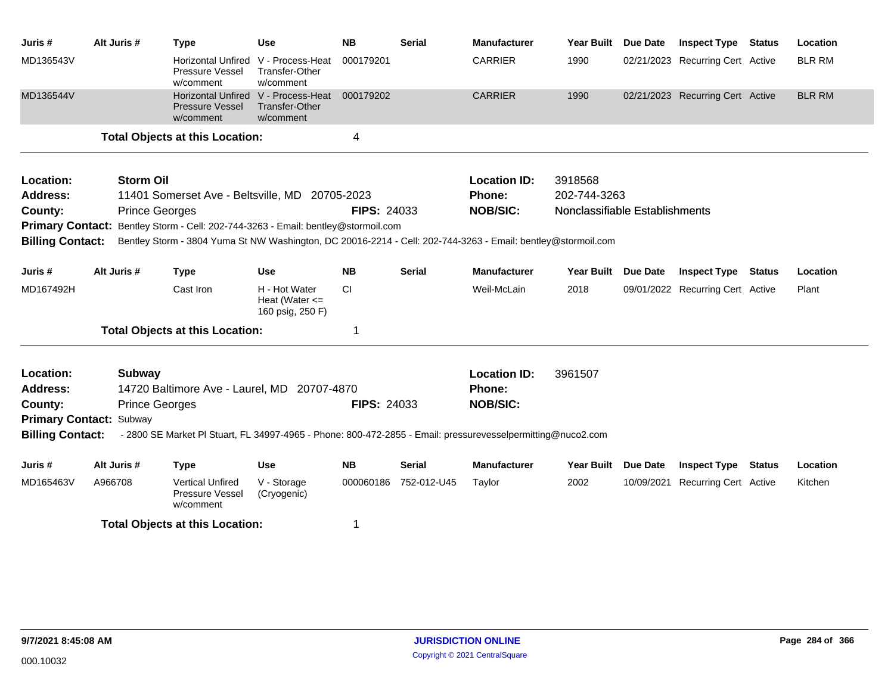| Juris # | Alt Juris # | Type | Use | NB | Serial | Manufacturer | Year Built | Due Date | Inspect Type | Status | Location |
|---|---|---|---|---|---|---|---|---|---|---|---|
| MD136543V | | Horizontal Unfired Pressure Vessel w/comment | V - Process-Heat Transfer-Other w/comment | 000179201 | | CARRIER | 1990 | 02/21/2023 | Recurring Cert | Active | BLR RM |
| MD136544V | | Horizontal Unfired Pressure Vessel w/comment | V - Process-Heat Transfer-Other w/comment | 000179202 | | CARRIER | 1990 | 02/21/2023 | Recurring Cert | Active | BLR RM |

**Total Objects at this Location:** 4

---

**Location:** Storm Oil
**Location ID:** 3918568
**Address:** 11401 Somerset Ave - Beltsville, MD 20705-2023
**Phone:** 202-744-3263
**County:** Prince Georges
**FIPS:** 24033
**NOB/SIC:** Nonclassifiable Establishments
**Primary Contact:** Bentley Storm - Cell: 202-744-3263 - Email: bentley@stormoil.com
**Billing Contact:** Bentley Storm - 3804 Yuma St NW Washington, DC 20016-2214 - Cell: 202-744-3263 - Email: bentley@stormoil.com

| Juris # | Alt Juris # | Type | Use | NB | Serial | Manufacturer | Year Built | Due Date | Inspect Type | Status | Location |
|---|---|---|---|---|---|---|---|---|---|---|---|
| MD167492H | | Cast Iron | H - Hot Water Heat (Water <= 160 psig, 250 F) | CI | | Weil-McLain | 2018 | 09/01/2022 | Recurring Cert | Active | Plant |

**Total Objects at this Location:** 1

---

**Location:** Subway
**Location ID:** 3961507
**Address:** 14720 Baltimore Ave - Laurel, MD 20707-4870
**Phone:**
**County:** Prince Georges
**FIPS:** 24033
**NOB/SIC:**
**Primary Contact:** Subway
**Billing Contact:** - 2800 SE Market Pl Stuart, FL 34997-4965 - Phone: 800-472-2855 - Email: pressurevesselpermitting@nuco2.com

| Juris # | Alt Juris # | Type | Use | NB | Serial | Manufacturer | Year Built | Due Date | Inspect Type | Status | Location |
|---|---|---|---|---|---|---|---|---|---|---|---|
| MD165463V | A966708 | Vertical Unfired Pressure Vessel w/comment | V - Storage (Cryogenic) | 000060186 | 752-012-U45 | Taylor | 2002 | 10/09/2021 | Recurring Cert | Active | Kitchen |

**Total Objects at this Location:** 1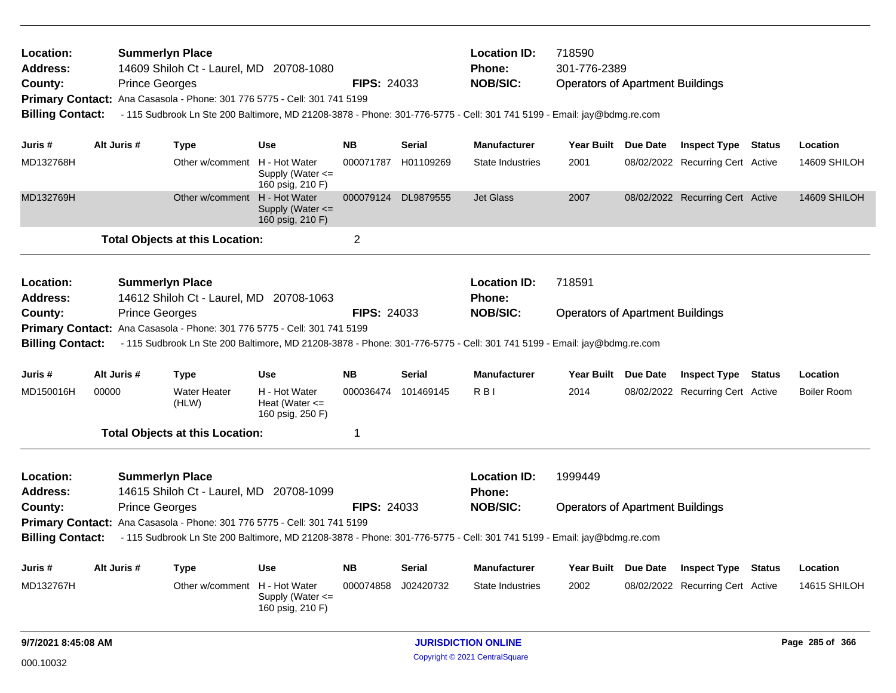**Location:** Summerlyn Place
**Address:** 14609 Shiloh Ct - Laurel, MD 20708-1080
**County:** Prince Georges
**FIPS:** 24033
**Location ID:** 718590
**Phone:** 301-776-2389
**NOB/SIC:** Operators of Apartment Buildings
**Primary Contact:** Ana Casasola - Phone: 301 776 5775 - Cell: 301 741 5199
**Billing Contact:** - 115 Sudbrook Ln Ste 200 Baltimore, MD 21208-3878 - Phone: 301-776-5775 - Cell: 301 741 5199 - Email: jay@bdmg.re.com

| Juris # | Alt Juris # | Type | Use | NB | Serial | Manufacturer | Year Built | Due Date | Inspect Type | Status | Location |
|---|---|---|---|---|---|---|---|---|---|---|---|
| MD132768H | | Other w/comment | H - Hot Water Supply (Water <= 160 psig, 210 F) | 000071787 | H01109269 | State Industries | 2001 | 08/02/2022 | Recurring Cert | Active | 14609 SHILOH |
| MD132769H | | Other w/comment | H - Hot Water Supply (Water <= 160 psig, 210 F) | 000079124 | DL9879555 | Jet Glass | 2007 | 08/02/2022 | Recurring Cert | Active | 14609 SHILOH |

**Total Objects at this Location:** 2

---

**Location:** Summerlyn Place
**Address:** 14612 Shiloh Ct - Laurel, MD 20708-1063
**County:** Prince Georges
**FIPS:** 24033
**Location ID:** 718591
**Phone:**
**NOB/SIC:** Operators of Apartment Buildings
**Primary Contact:** Ana Casasola - Phone: 301 776 5775 - Cell: 301 741 5199
**Billing Contact:** - 115 Sudbrook Ln Ste 200 Baltimore, MD 21208-3878 - Phone: 301-776-5775 - Cell: 301 741 5199 - Email: jay@bdmg.re.com

| Juris # | Alt Juris # | Type | Use | NB | Serial | Manufacturer | Year Built | Due Date | Inspect Type | Status | Location |
|---|---|---|---|---|---|---|---|---|---|---|---|
| MD150016H | 00000 | Water Heater (HLW) | H - Hot Water Heat (Water <= 160 psig, 250 F) | 000036474 | 101469145 | R B I | 2014 | 08/02/2022 | Recurring Cert | Active | Boiler Room |

**Total Objects at this Location:** 1

---

**Location:** Summerlyn Place
**Address:** 14615 Shiloh Ct - Laurel, MD 20708-1099
**County:** Prince Georges
**FIPS:** 24033
**Location ID:** 1999449
**Phone:**
**NOB/SIC:** Operators of Apartment Buildings
**Primary Contact:** Ana Casasola - Phone: 301 776 5775 - Cell: 301 741 5199
**Billing Contact:** - 115 Sudbrook Ln Ste 200 Baltimore, MD 21208-3878 - Phone: 301-776-5775 - Cell: 301 741 5199 - Email: jay@bdmg.re.com

| Juris # | Alt Juris # | Type | Use | NB | Serial | Manufacturer | Year Built | Due Date | Inspect Type | Status | Location |
|---|---|---|---|---|---|---|---|---|---|---|---|
| MD132767H | | Other w/comment | H - Hot Water Supply (Water <= 160 psig, 210 F) | 000074858 | J02420732 | State Industries | 2002 | 08/02/2022 | Recurring Cert | Active | 14615 SHILOH |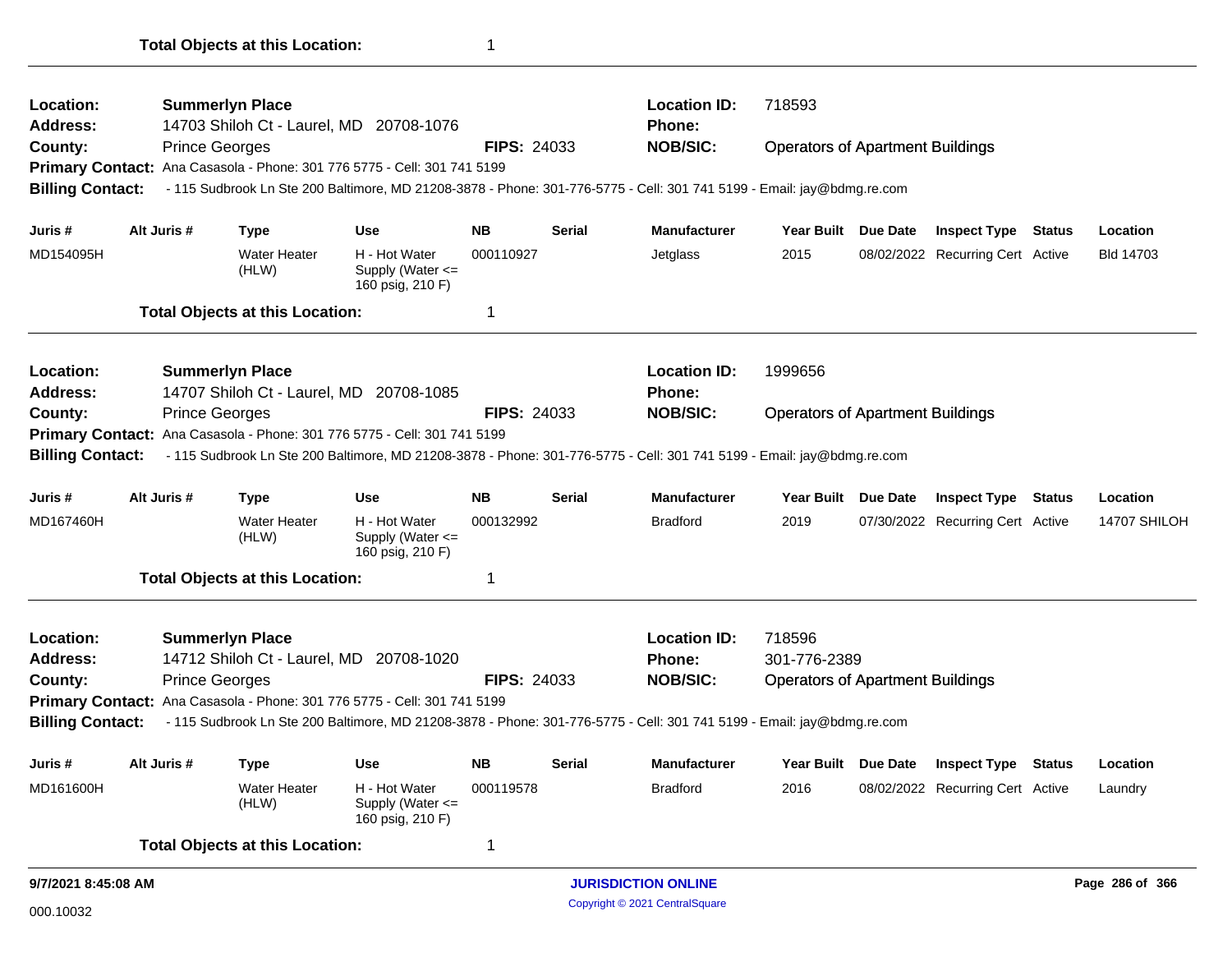**Total Objects at this Location:** 1

---

**Location:** Summerlyn Place
**Address:** 14703 Shiloh Ct - Laurel, MD 20708-1076
**County:** Prince Georges
**FIPS:** 24033
**Location ID:** 718593
**Phone:**
**NOB/SIC:** Operators of Apartment Buildings
**Primary Contact:** Ana Casasola - Phone: 301 776 5775 - Cell: 301 741 5199
**Billing Contact:** - 115 Sudbrook Ln Ste 200 Baltimore, MD 21208-3878 - Phone: 301-776-5775 - Cell: 301 741 5199 - Email: jay@bdmg.re.com

| Juris # | Alt Juris # | Type | Use | NB | Serial | Manufacturer | Year Built | Due Date | Inspect Type | Status | Location |
|---|---|---|---|---|---|---|---|---|---|---|---|
| MD154095H | | Water Heater (HLW) | H - Hot Water Supply (Water <= 160 psig, 210 F) | 000110927 | | Jetglass | 2015 | 08/02/2022 | Recurring Cert | Active | Bld 14703 |

**Total Objects at this Location:** 1

---

**Location:** Summerlyn Place
**Address:** 14707 Shiloh Ct - Laurel, MD 20708-1085
**County:** Prince Georges
**FIPS:** 24033
**Location ID:** 1999656
**Phone:**
**NOB/SIC:** Operators of Apartment Buildings
**Primary Contact:** Ana Casasola - Phone: 301 776 5775 - Cell: 301 741 5199
**Billing Contact:** - 115 Sudbrook Ln Ste 200 Baltimore, MD 21208-3878 - Phone: 301-776-5775 - Cell: 301 741 5199 - Email: jay@bdmg.re.com

| Juris # | Alt Juris # | Type | Use | NB | Serial | Manufacturer | Year Built | Due Date | Inspect Type | Status | Location |
|---|---|---|---|---|---|---|---|---|---|---|---|
| MD167460H | | Water Heater (HLW) | H - Hot Water Supply (Water <= 160 psig, 210 F) | 000132992 | | Bradford | 2019 | 07/30/2022 | Recurring Cert | Active | 14707 SHILOH |

**Total Objects at this Location:** 1

---

**Location:** Summerlyn Place
**Address:** 14712 Shiloh Ct - Laurel, MD 20708-1020
**County:** Prince Georges
**FIPS:** 24033
**Location ID:** 718596
**Phone:** 301-776-2389
**NOB/SIC:** Operators of Apartment Buildings
**Primary Contact:** Ana Casasola - Phone: 301 776 5775 - Cell: 301 741 5199
**Billing Contact:** - 115 Sudbrook Ln Ste 200 Baltimore, MD 21208-3878 - Phone: 301-776-5775 - Cell: 301 741 5199 - Email: jay@bdmg.re.com

| Juris # | Alt Juris # | Type | Use | NB | Serial | Manufacturer | Year Built | Due Date | Inspect Type | Status | Location |
|---|---|---|---|---|---|---|---|---|---|---|---|
| MD161600H | | Water Heater (HLW) | H - Hot Water Supply (Water <= 160 psig, 210 F) | 000119578 | | Bradford | 2016 | 08/02/2022 | Recurring Cert | Active | Laundry |

**Total Objects at this Location:** 1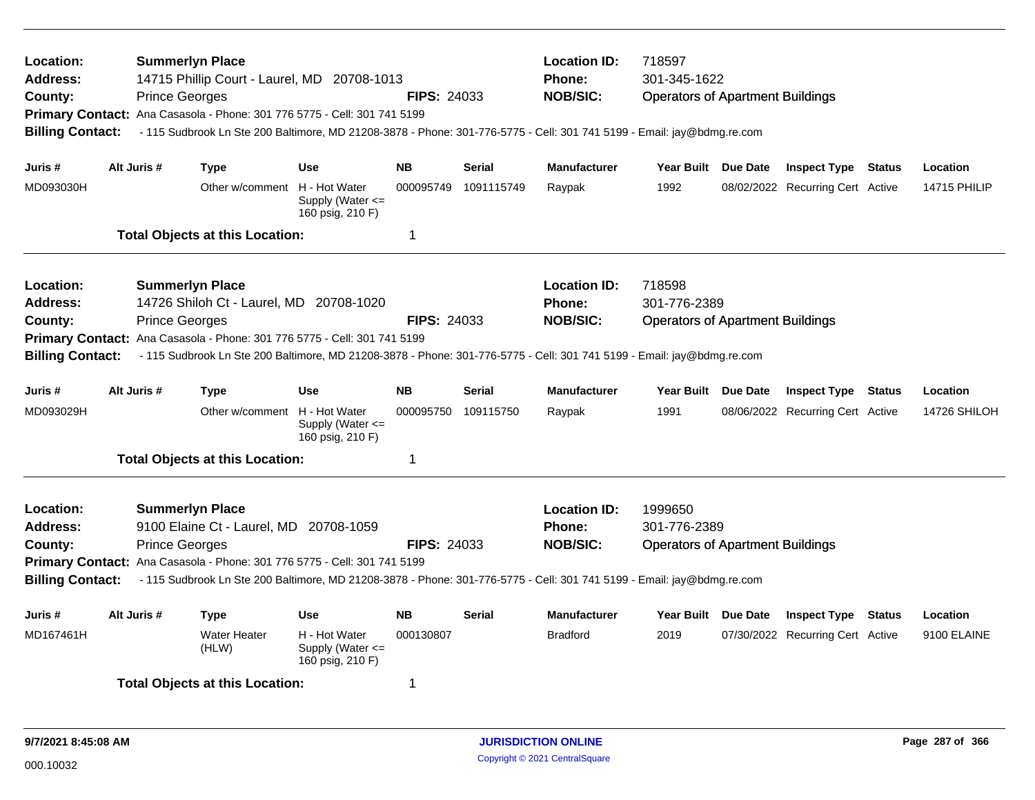**Location:** Summerlyn Place  **Location ID:** 718597
**Address:** 14715 Phillip Court - Laurel, MD 20708-1013  **Phone:** 301-345-1622
**County:** Prince Georges  **FIPS:** 24033  **NOB/SIC:** Operators of Apartment Buildings
**Primary Contact:** Ana Casasola - Phone: 301 776 5775 - Cell: 301 741 5199
**Billing Contact:** - 115 Sudbrook Ln Ste 200 Baltimore, MD 21208-3878 - Phone: 301-776-5775 - Cell: 301 741 5199 - Email: jay@bdmg.re.com

| Juris # | Alt Juris # | Type | Use | NB | Serial | Manufacturer | Year Built | Due Date | Inspect Type | Status | Location |
|---|---|---|---|---|---|---|---|---|---|---|---|
| MD093030H | | Other w/comment | H - Hot Water Supply (Water <= 160 psig, 210 F) | 000095749 | 1091115749 | Raypak | 1992 | 08/02/2022 | Recurring Cert | Active | 14715 PHILIP |

**Total Objects at this Location:** 1

---

**Location:** Summerlyn Place  **Location ID:** 718598
**Address:** 14726 Shiloh Ct - Laurel, MD 20708-1020  **Phone:** 301-776-2389
**County:** Prince Georges  **FIPS:** 24033  **NOB/SIC:** Operators of Apartment Buildings
**Primary Contact:** Ana Casasola - Phone: 301 776 5775 - Cell: 301 741 5199
**Billing Contact:** - 115 Sudbrook Ln Ste 200 Baltimore, MD 21208-3878 - Phone: 301-776-5775 - Cell: 301 741 5199 - Email: jay@bdmg.re.com

| Juris # | Alt Juris # | Type | Use | NB | Serial | Manufacturer | Year Built | Due Date | Inspect Type | Status | Location |
|---|---|---|---|---|---|---|---|---|---|---|---|
| MD093029H | | Other w/comment | H - Hot Water Supply (Water <= 160 psig, 210 F) | 000095750 | 109115750 | Raypak | 1991 | 08/06/2022 | Recurring Cert | Active | 14726 SHILOH |

**Total Objects at this Location:** 1

---

**Location:** Summerlyn Place  **Location ID:** 1999650
**Address:** 9100 Elaine Ct - Laurel, MD 20708-1059  **Phone:** 301-776-2389
**County:** Prince Georges  **FIPS:** 24033  **NOB/SIC:** Operators of Apartment Buildings
**Primary Contact:** Ana Casasola - Phone: 301 776 5775 - Cell: 301 741 5199
**Billing Contact:** - 115 Sudbrook Ln Ste 200 Baltimore, MD 21208-3878 - Phone: 301-776-5775 - Cell: 301 741 5199 - Email: jay@bdmg.re.com

| Juris # | Alt Juris # | Type | Use | NB | Serial | Manufacturer | Year Built | Due Date | Inspect Type | Status | Location |
|---|---|---|---|---|---|---|---|---|---|---|---|
| MD167461H | | Water Heater (HLW) | H - Hot Water Supply (Water <= 160 psig, 210 F) | 000130807 | | Bradford | 2019 | 07/30/2022 | Recurring Cert | Active | 9100 ELAINE |

**Total Objects at this Location:** 1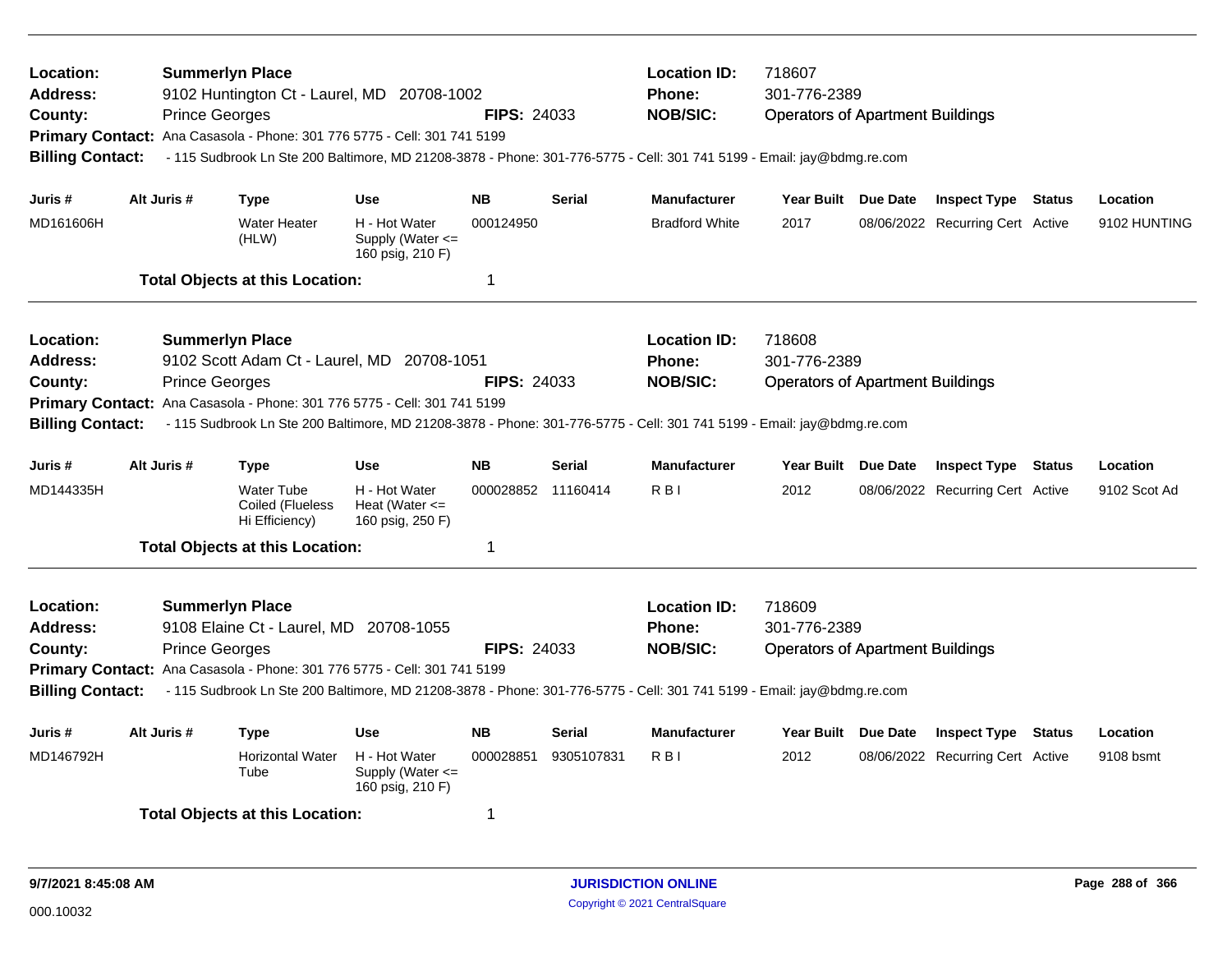**Location:** Summerlyn Place
**Address:** 9102 Huntington Ct - Laurel, MD 20708-1002
**County:** Prince Georges **FIPS:** 24033
**Location ID:** 718607
**Phone:** 301-776-2389
**NOB/SIC:** Operators of Apartment Buildings
**Primary Contact:** Ana Casasola - Phone: 301 776 5775 - Cell: 301 741 5199
**Billing Contact:** - 115 Sudbrook Ln Ste 200 Baltimore, MD 21208-3878 - Phone: 301-776-5775 - Cell: 301 741 5199 - Email: jay@bdmg.re.com

| Juris # | Alt Juris # | Type | Use | NB | Serial | Manufacturer | Year Built | Due Date | Inspect Type | Status | Location |
|---|---|---|---|---|---|---|---|---|---|---|---|
| MD161606H | | Water Heater (HLW) | H - Hot Water Supply (Water <= 160 psig, 210 F) | 000124950 | | Bradford White | 2017 | 08/06/2022 | Recurring Cert | Active | 9102 HUNTING |

**Total Objects at this Location:** 1

---

**Location:** Summerlyn Place
**Address:** 9102 Scott Adam Ct - Laurel, MD 20708-1051
**County:** Prince Georges **FIPS:** 24033
**Location ID:** 718608
**Phone:** 301-776-2389
**NOB/SIC:** Operators of Apartment Buildings
**Primary Contact:** Ana Casasola - Phone: 301 776 5775 - Cell: 301 741 5199
**Billing Contact:** - 115 Sudbrook Ln Ste 200 Baltimore, MD 21208-3878 - Phone: 301-776-5775 - Cell: 301 741 5199 - Email: jay@bdmg.re.com

| Juris # | Alt Juris # | Type | Use | NB | Serial | Manufacturer | Year Built | Due Date | Inspect Type | Status | Location |
|---|---|---|---|---|---|---|---|---|---|---|---|
| MD144335H | | Water Tube Coiled (Flueless Hi Efficiency) | H - Hot Water Heat (Water <= 160 psig, 250 F) | 000028852 | 11160414 | R B I | 2012 | 08/06/2022 | Recurring Cert | Active | 9102 Scot Ad |

**Total Objects at this Location:** 1

---

**Location:** Summerlyn Place
**Address:** 9108 Elaine Ct - Laurel, MD 20708-1055
**County:** Prince Georges **FIPS:** 24033
**Location ID:** 718609
**Phone:** 301-776-2389
**NOB/SIC:** Operators of Apartment Buildings
**Primary Contact:** Ana Casasola - Phone: 301 776 5775 - Cell: 301 741 5199
**Billing Contact:** - 115 Sudbrook Ln Ste 200 Baltimore, MD 21208-3878 - Phone: 301-776-5775 - Cell: 301 741 5199 - Email: jay@bdmg.re.com

| Juris # | Alt Juris # | Type | Use | NB | Serial | Manufacturer | Year Built | Due Date | Inspect Type | Status | Location |
|---|---|---|---|---|---|---|---|---|---|---|---|
| MD146792H | | Horizontal Water Tube | H - Hot Water Supply (Water <= 160 psig, 210 F) | 000028851 | 9305107831 | R B I | 2012 | 08/06/2022 | Recurring Cert | Active | 9108 bsmt |

**Total Objects at this Location:** 1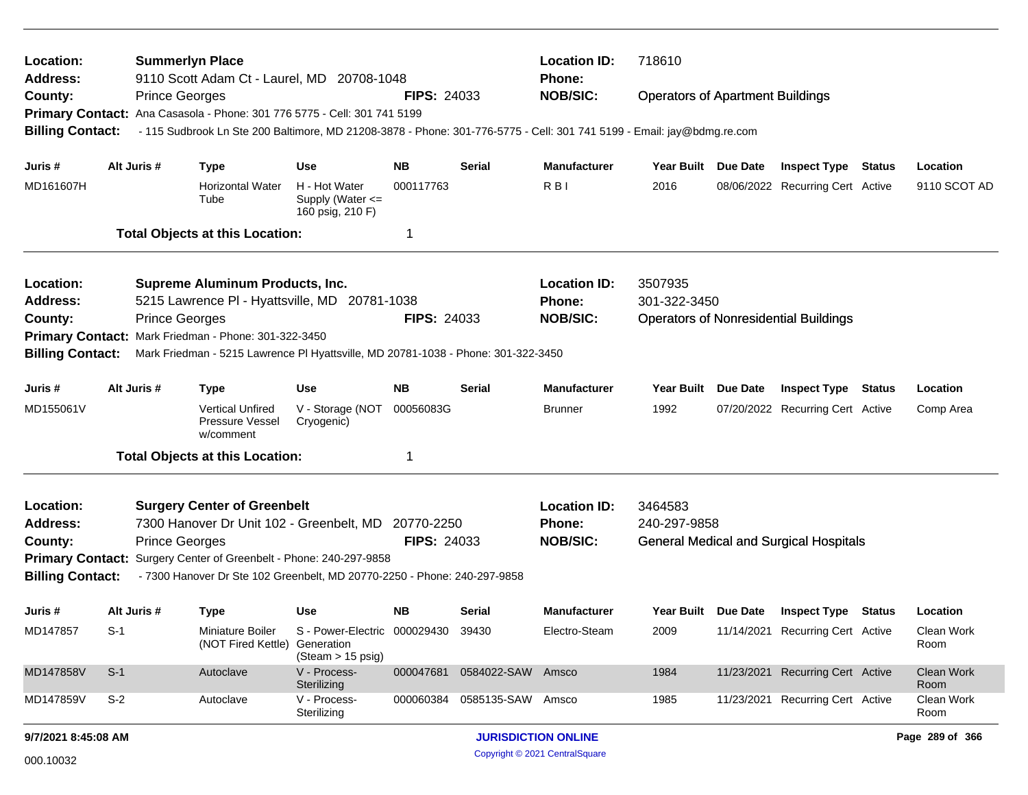**Location:** Summerlyn Place
**Address:** 9110 Scott Adam Ct - Laurel, MD 20708-1048
**County:** Prince Georges **FIPS:** 24033
**Location ID:** 718610
**Phone:**
**NOB/SIC:** Operators of Apartment Buildings
**Primary Contact:** Ana Casasola - Phone: 301 776 5775 - Cell: 301 741 5199
**Billing Contact:** - 115 Sudbrook Ln Ste 200 Baltimore, MD 21208-3878 - Phone: 301-776-5775 - Cell: 301 741 5199 - Email: jay@bdmg.re.com

| Juris # | Alt Juris # | Type | Use | NB | Serial | Manufacturer | Year Built | Due Date | Inspect Type | Status | Location |
|---|---|---|---|---|---|---|---|---|---|---|---|
| MD161607H | | Horizontal Water Tube | H - Hot Water Supply (Water <= 160 psig, 210 F) | 000117763 | | R B I | 2016 | 08/06/2022 | Recurring Cert | Active | 9110 SCOT AD |

**Total Objects at this Location:** 1

---

**Location:** Supreme Aluminum Products, Inc.
**Address:** 5215 Lawrence Pl - Hyattsville, MD 20781-1038
**County:** Prince Georges **FIPS:** 24033
**Location ID:** 3507935
**Phone:** 301-322-3450
**NOB/SIC:** Operators of Nonresidential Buildings
**Primary Contact:** Mark Friedman - Phone: 301-322-3450
**Billing Contact:** Mark Friedman - 5215 Lawrence Pl Hyattsville, MD 20781-1038 - Phone: 301-322-3450

| Juris # | Alt Juris # | Type | Use | NB | Serial | Manufacturer | Year Built | Due Date | Inspect Type | Status | Location |
|---|---|---|---|---|---|---|---|---|---|---|---|
| MD155061V | | Vertical Unfired Pressure Vessel w/comment | V - Storage (NOT Cryogenic) | 00056083G | | Brunner | 1992 | 07/20/2022 | Recurring Cert | Active | Comp Area |

**Total Objects at this Location:** 1

---

**Location:** Surgery Center of Greenbelt
**Address:** 7300 Hanover Dr Unit 102 - Greenbelt, MD 20770-2250
**County:** Prince Georges **FIPS:** 24033
**Location ID:** 3464583
**Phone:** 240-297-9858
**NOB/SIC:** General Medical and Surgical Hospitals
**Primary Contact:** Surgery Center of Greenbelt - Phone: 240-297-9858
**Billing Contact:** - 7300 Hanover Dr Ste 102 Greenbelt, MD 20770-2250 - Phone: 240-297-9858

| Juris # | Alt Juris # | Type | Use | NB | Serial | Manufacturer | Year Built | Due Date | Inspect Type | Status | Location |
|---|---|---|---|---|---|---|---|---|---|---|---|
| MD147857 | S-1 | Miniature Boiler (NOT Fired Kettle) | S - Power-Electric Generation (Steam > 15 psig) | 000029430 | 39430 | Electro-Steam | 2009 | 11/14/2021 | Recurring Cert | Active | Clean Work Room |
| MD147858V | S-1 | Autoclave | V - Process-Sterilizing | 000047681 | 0584022-SAW | Amsco | 1984 | 11/23/2021 | Recurring Cert | Active | Clean Work Room |
| MD147859V | S-2 | Autoclave | V - Process-Sterilizing | 000060384 | 0585135-SAW | Amsco | 1985 | 11/23/2021 | Recurring Cert | Active | Clean Work Room |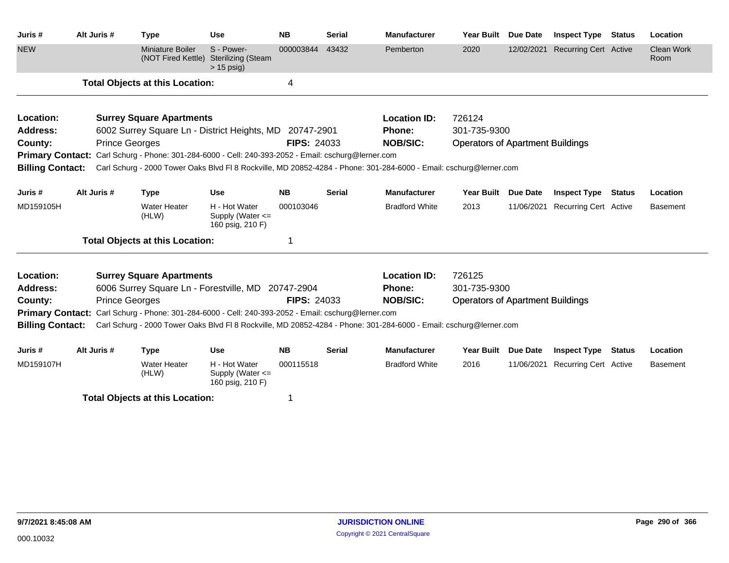| Juris # | Alt Juris # | Type | Use | NB | Serial | Manufacturer | Year Built | Due Date | Inspect Type | Status | Location |
|---|---|---|---|---|---|---|---|---|---|---|---|
| NEW | | Miniature Boiler (NOT Fired Kettle) | S - Power-Sterilizing (Steam > 15 psig) | 000003844 | 43432 | Pemberton | 2020 | 12/02/2021 | Recurring Cert | Active | Clean Work Room |

**Total Objects at this Location:** 4

---

**Location:** Surrey Square Apartments
**Location ID:** 726124
**Address:** 6002 Surrey Square Ln - District Heights, MD 20747-2901
**Phone:** 301-735-9300
**County:** Prince Georges
**FIPS:** 24033
**NOB/SIC:** Operators of Apartment Buildings
**Primary Contact:** Carl Schurg - Phone: 301-284-6000 - Cell: 240-393-2052 - Email: cschurg@lerner.com
**Billing Contact:** Carl Schurg - 2000 Tower Oaks Blvd Fl 8 Rockville, MD 20852-4284 - Phone: 301-284-6000 - Email: cschurg@lerner.com

| Juris # | Alt Juris # | Type | Use | NB | Serial | Manufacturer | Year Built | Due Date | Inspect Type | Status | Location |
|---|---|---|---|---|---|---|---|---|---|---|---|
| MD159105H | | Water Heater (HLW) | H - Hot Water Supply (Water <= 160 psig, 210 F) | 000103046 | | Bradford White | 2013 | 11/06/2021 | Recurring Cert | Active | Basement |

**Total Objects at this Location:** 1

---

**Location:** Surrey Square Apartments
**Location ID:** 726125
**Address:** 6006 Surrey Square Ln - Forestville, MD 20747-2904
**Phone:** 301-735-9300
**County:** Prince Georges
**FIPS:** 24033
**NOB/SIC:** Operators of Apartment Buildings
**Primary Contact:** Carl Schurg - Phone: 301-284-6000 - Cell: 240-393-2052 - Email: cschurg@lerner.com
**Billing Contact:** Carl Schurg - 2000 Tower Oaks Blvd Fl 8 Rockville, MD 20852-4284 - Phone: 301-284-6000 - Email: cschurg@lerner.com

| Juris # | Alt Juris # | Type | Use | NB | Serial | Manufacturer | Year Built | Due Date | Inspect Type | Status | Location |
|---|---|---|---|---|---|---|---|---|---|---|---|
| MD159107H | | Water Heater (HLW) | H - Hot Water Supply (Water <= 160 psig, 210 F) | 000115518 | | Bradford White | 2016 | 11/06/2021 | Recurring Cert | Active | Basement |

**Total Objects at this Location:** 1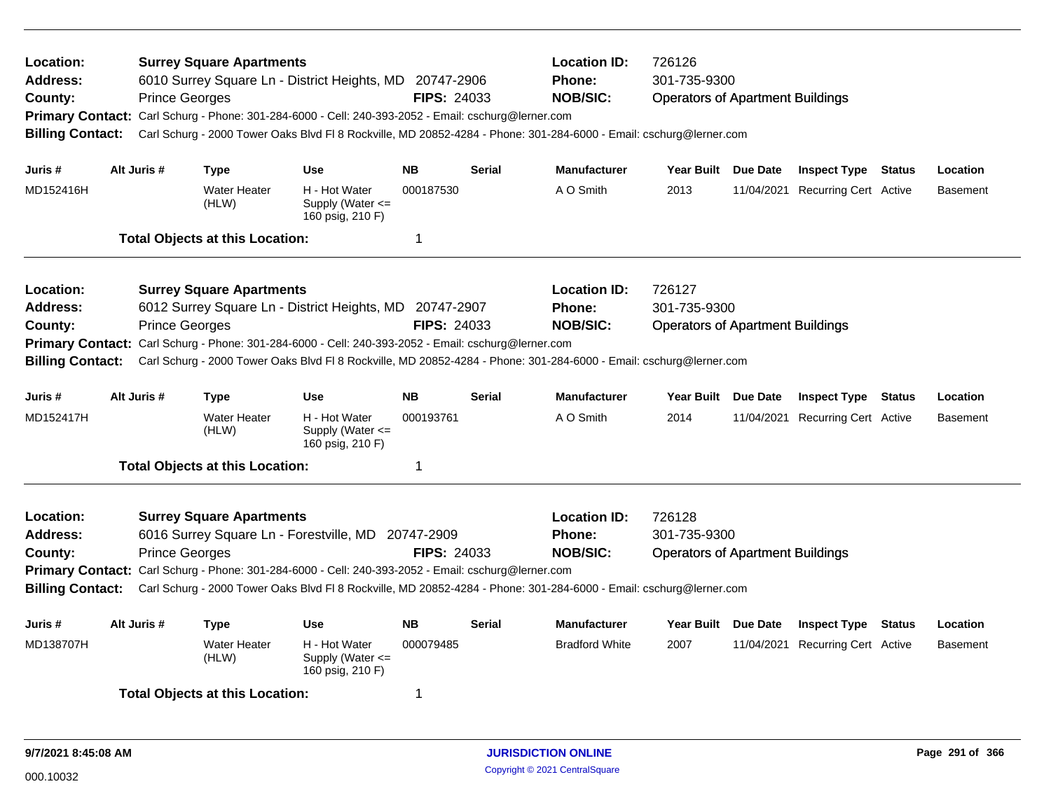**Location:** Surrey Square Apartments
**Address:** 6010 Surrey Square Ln - District Heights, MD 20747-2906
**County:** Prince Georges
**FIPS:** 24033
**Location ID:** 726126
**Phone:** 301-735-9300
**NOB/SIC:** Operators of Apartment Buildings
**Primary Contact:** Carl Schurg - Phone: 301-284-6000 - Cell: 240-393-2052 - Email: cschurg@lerner.com
**Billing Contact:** Carl Schurg - 2000 Tower Oaks Blvd Fl 8 Rockville, MD 20852-4284 - Phone: 301-284-6000 - Email: cschurg@lerner.com

| Juris # | Alt Juris # | Type | Use | NB | Serial | Manufacturer | Year Built | Due Date | Inspect Type | Status | Location |
|---|---|---|---|---|---|---|---|---|---|---|---|
| MD152416H | | Water Heater (HLW) | H - Hot Water Supply (Water <= 160 psig, 210 F) | 000187530 | | A O Smith | 2013 | 11/04/2021 | Recurring Cert | Active | Basement |

**Total Objects at this Location:** 1

---

**Location:** Surrey Square Apartments
**Address:** 6012 Surrey Square Ln - District Heights, MD 20747-2907
**County:** Prince Georges
**FIPS:** 24033
**Location ID:** 726127
**Phone:** 301-735-9300
**NOB/SIC:** Operators of Apartment Buildings
**Primary Contact:** Carl Schurg - Phone: 301-284-6000 - Cell: 240-393-2052 - Email: cschurg@lerner.com
**Billing Contact:** Carl Schurg - 2000 Tower Oaks Blvd Fl 8 Rockville, MD 20852-4284 - Phone: 301-284-6000 - Email: cschurg@lerner.com

| Juris # | Alt Juris # | Type | Use | NB | Serial | Manufacturer | Year Built | Due Date | Inspect Type | Status | Location |
|---|---|---|---|---|---|---|---|---|---|---|---|
| MD152417H | | Water Heater (HLW) | H - Hot Water Supply (Water <= 160 psig, 210 F) | 000193761 | | A O Smith | 2014 | 11/04/2021 | Recurring Cert | Active | Basement |

**Total Objects at this Location:** 1

---

**Location:** Surrey Square Apartments
**Address:** 6016 Surrey Square Ln - Forestville, MD 20747-2909
**County:** Prince Georges
**FIPS:** 24033
**Location ID:** 726128
**Phone:** 301-735-9300
**NOB/SIC:** Operators of Apartment Buildings
**Primary Contact:** Carl Schurg - Phone: 301-284-6000 - Cell: 240-393-2052 - Email: cschurg@lerner.com
**Billing Contact:** Carl Schurg - 2000 Tower Oaks Blvd Fl 8 Rockville, MD 20852-4284 - Phone: 301-284-6000 - Email: cschurg@lerner.com

| Juris # | Alt Juris # | Type | Use | NB | Serial | Manufacturer | Year Built | Due Date | Inspect Type | Status | Location |
|---|---|---|---|---|---|---|---|---|---|---|---|
| MD138707H | | Water Heater (HLW) | H - Hot Water Supply (Water <= 160 psig, 210 F) | 000079485 | | Bradford White | 2007 | 11/04/2021 | Recurring Cert | Active | Basement |

**Total Objects at this Location:** 1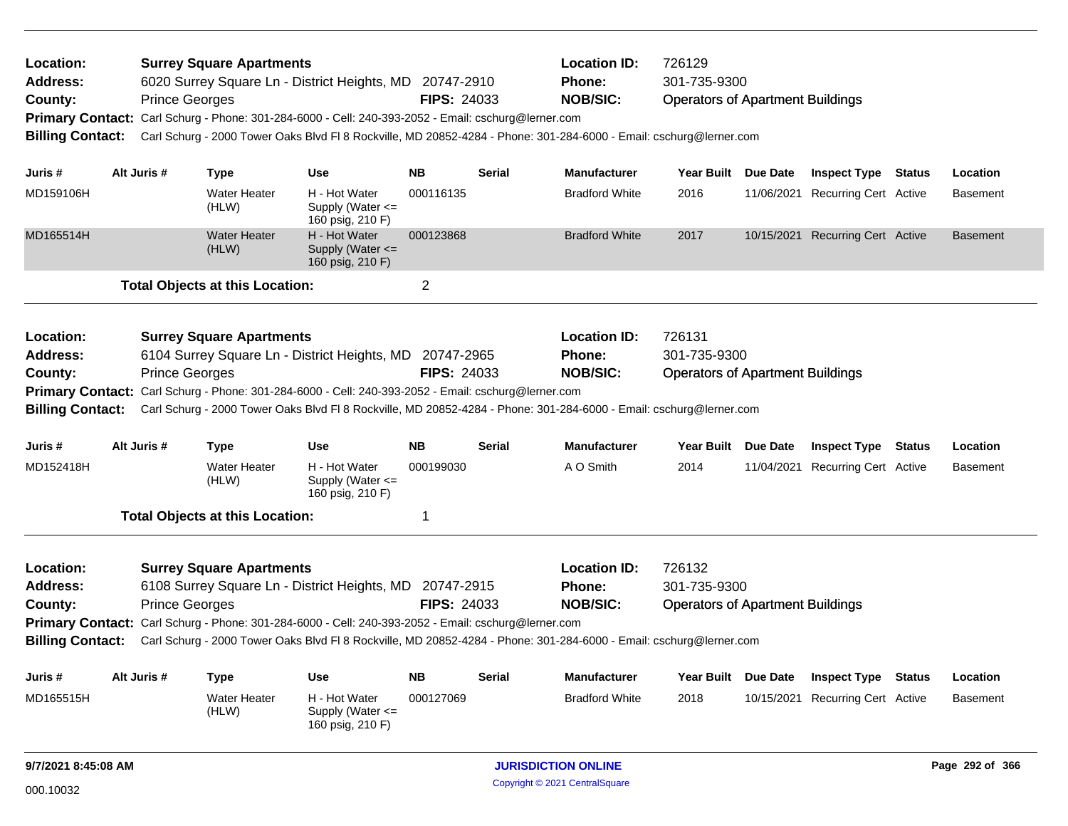**Location:** Surrey Square Apartments
**Address:** 6020 Surrey Square Ln - District Heights, MD 20747-2910
**County:** Prince Georges **FIPS:** 24033
**Location ID:** 726129
**Phone:** 301-735-9300
**NOB/SIC:** Operators of Apartment Buildings
**Primary Contact:** Carl Schurg - Phone: 301-284-6000 - Cell: 240-393-2052 - Email: cschurg@lerner.com
**Billing Contact:** Carl Schurg - 2000 Tower Oaks Blvd Fl 8 Rockville, MD 20852-4284 - Phone: 301-284-6000 - Email: cschurg@lerner.com

| Juris # | Alt Juris # | Type | Use | NB | Serial | Manufacturer | Year Built | Due Date | Inspect Type | Status | Location |
|---|---|---|---|---|---|---|---|---|---|---|---|
| MD159106H | | Water Heater (HLW) | H - Hot Water Supply (Water <= 160 psig, 210 F) | 000116135 | | Bradford White | 2016 | 11/06/2021 | Recurring Cert | Active | Basement |
| MD165514H | | Water Heater (HLW) | H - Hot Water Supply (Water <= 160 psig, 210 F) | 000123868 | | Bradford White | 2017 | 10/15/2021 | Recurring Cert | Active | Basement |

**Total Objects at this Location:** 2

---

**Location:** Surrey Square Apartments
**Address:** 6104 Surrey Square Ln - District Heights, MD 20747-2965
**County:** Prince Georges **FIPS:** 24033
**Location ID:** 726131
**Phone:** 301-735-9300
**NOB/SIC:** Operators of Apartment Buildings
**Primary Contact:** Carl Schurg - Phone: 301-284-6000 - Cell: 240-393-2052 - Email: cschurg@lerner.com
**Billing Contact:** Carl Schurg - 2000 Tower Oaks Blvd Fl 8 Rockville, MD 20852-4284 - Phone: 301-284-6000 - Email: cschurg@lerner.com

| Juris # | Alt Juris # | Type | Use | NB | Serial | Manufacturer | Year Built | Due Date | Inspect Type | Status | Location |
|---|---|---|---|---|---|---|---|---|---|---|---|
| MD152418H | | Water Heater (HLW) | H - Hot Water Supply (Water <= 160 psig, 210 F) | 000199030 | | A O Smith | 2014 | 11/04/2021 | Recurring Cert | Active | Basement |

**Total Objects at this Location:** 1

---

**Location:** Surrey Square Apartments
**Address:** 6108 Surrey Square Ln - District Heights, MD 20747-2915
**County:** Prince Georges **FIPS:** 24033
**Location ID:** 726132
**Phone:** 301-735-9300
**NOB/SIC:** Operators of Apartment Buildings
**Primary Contact:** Carl Schurg - Phone: 301-284-6000 - Cell: 240-393-2052 - Email: cschurg@lerner.com
**Billing Contact:** Carl Schurg - 2000 Tower Oaks Blvd Fl 8 Rockville, MD 20852-4284 - Phone: 301-284-6000 - Email: cschurg@lerner.com

| Juris # | Alt Juris # | Type | Use | NB | Serial | Manufacturer | Year Built | Due Date | Inspect Type | Status | Location |
|---|---|---|---|---|---|---|---|---|---|---|---|
| MD165515H | | Water Heater (HLW) | H - Hot Water Supply (Water <= 160 psig, 210 F) | 000127069 | | Bradford White | 2018 | 10/15/2021 | Recurring Cert | Active | Basement |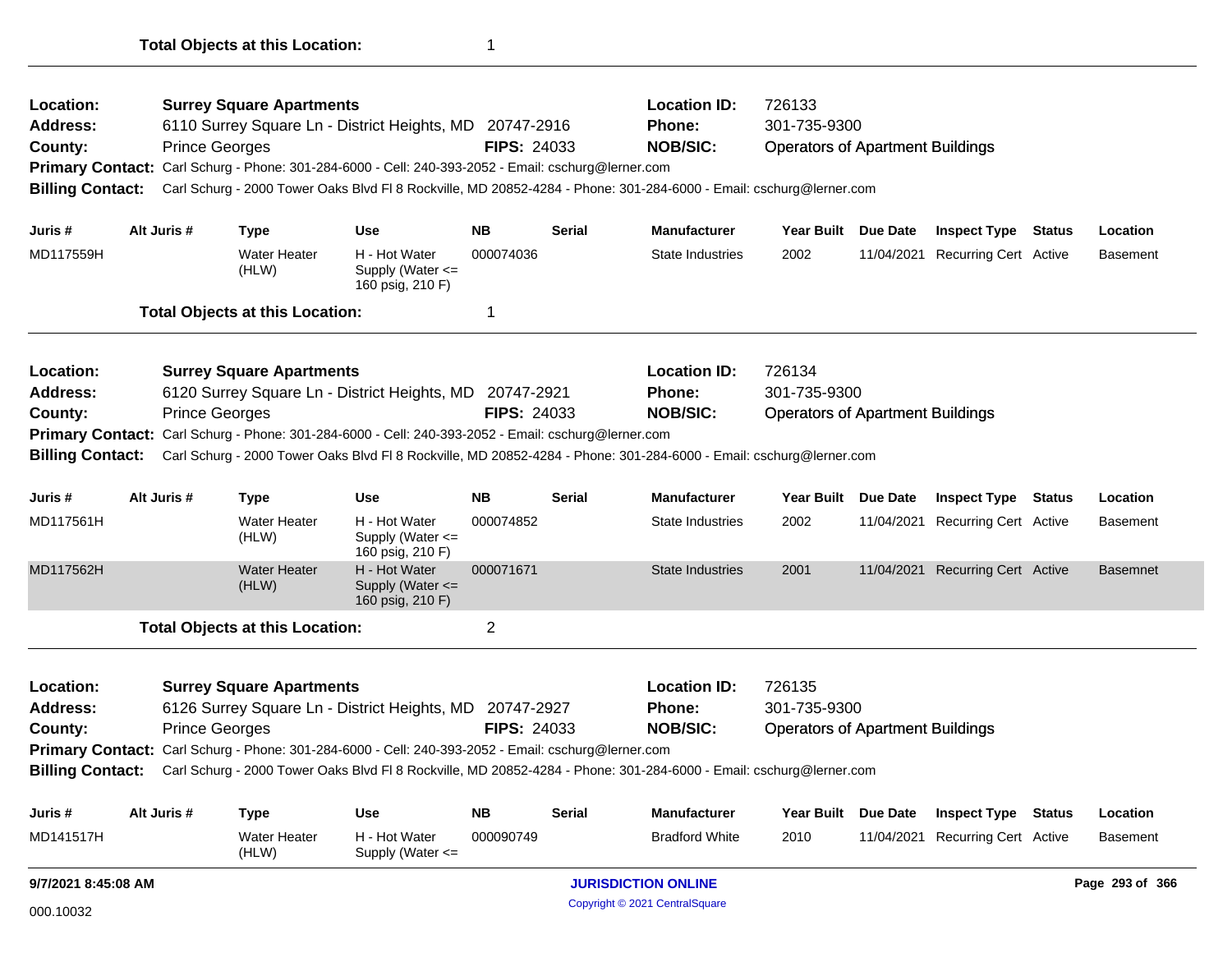**Total Objects at this Location:** 1

---

**Location:** Surrey Square Apartments
**Location ID:** 726133
**Address:** 6110 Surrey Square Ln - District Heights, MD 20747-2916
**Phone:** 301-735-9300
**County:** Prince Georges
**FIPS:** 24033
**NOB/SIC:** Operators of Apartment Buildings
**Primary Contact:** Carl Schurg - Phone: 301-284-6000 - Cell: 240-393-2052 - Email: cschurg@lerner.com
**Billing Contact:** Carl Schurg - 2000 Tower Oaks Blvd Fl 8 Rockville, MD 20852-4284 - Phone: 301-284-6000 - Email: cschurg@lerner.com

| Juris # | Alt Juris # | Type | Use | NB | Serial | Manufacturer | Year Built | Due Date | Inspect Type | Status | Location |
|---|---|---|---|---|---|---|---|---|---|---|---|
| MD117559H | | Water Heater (HLW) | H - Hot Water Supply (Water <= 160 psig, 210 F) | 000074036 | | State Industries | 2002 | 11/04/2021 | Recurring Cert | Active | Basement |

**Total Objects at this Location:** 1

---

**Location:** Surrey Square Apartments
**Location ID:** 726134
**Address:** 6120 Surrey Square Ln - District Heights, MD 20747-2921
**Phone:** 301-735-9300
**County:** Prince Georges
**FIPS:** 24033
**NOB/SIC:** Operators of Apartment Buildings
**Primary Contact:** Carl Schurg - Phone: 301-284-6000 - Cell: 240-393-2052 - Email: cschurg@lerner.com
**Billing Contact:** Carl Schurg - 2000 Tower Oaks Blvd Fl 8 Rockville, MD 20852-4284 - Phone: 301-284-6000 - Email: cschurg@lerner.com

| Juris # | Alt Juris # | Type | Use | NB | Serial | Manufacturer | Year Built | Due Date | Inspect Type | Status | Location |
|---|---|---|---|---|---|---|---|---|---|---|---|
| MD117561H | | Water Heater (HLW) | H - Hot Water Supply (Water <= 160 psig, 210 F) | 000074852 | | State Industries | 2002 | 11/04/2021 | Recurring Cert | Active | Basement |
| MD117562H | | Water Heater (HLW) | H - Hot Water Supply (Water <= 160 psig, 210 F) | 000071671 | | State Industries | 2001 | 11/04/2021 | Recurring Cert | Active | Basemnet |

**Total Objects at this Location:** 2

---

**Location:** Surrey Square Apartments
**Location ID:** 726135
**Address:** 6126 Surrey Square Ln - District Heights, MD 20747-2927
**Phone:** 301-735-9300
**County:** Prince Georges
**FIPS:** 24033
**NOB/SIC:** Operators of Apartment Buildings
**Primary Contact:** Carl Schurg - Phone: 301-284-6000 - Cell: 240-393-2052 - Email: cschurg@lerner.com
**Billing Contact:** Carl Schurg - 2000 Tower Oaks Blvd Fl 8 Rockville, MD 20852-4284 - Phone: 301-284-6000 - Email: cschurg@lerner.com

| Juris # | Alt Juris # | Type | Use | NB | Serial | Manufacturer | Year Built | Due Date | Inspect Type | Status | Location |
|---|---|---|---|---|---|---|---|---|---|---|---|
| MD141517H | | Water Heater (HLW) | H - Hot Water Supply (Water <= | 000090749 | | Bradford White | 2010 | 11/04/2021 | Recurring Cert | Active | Basement |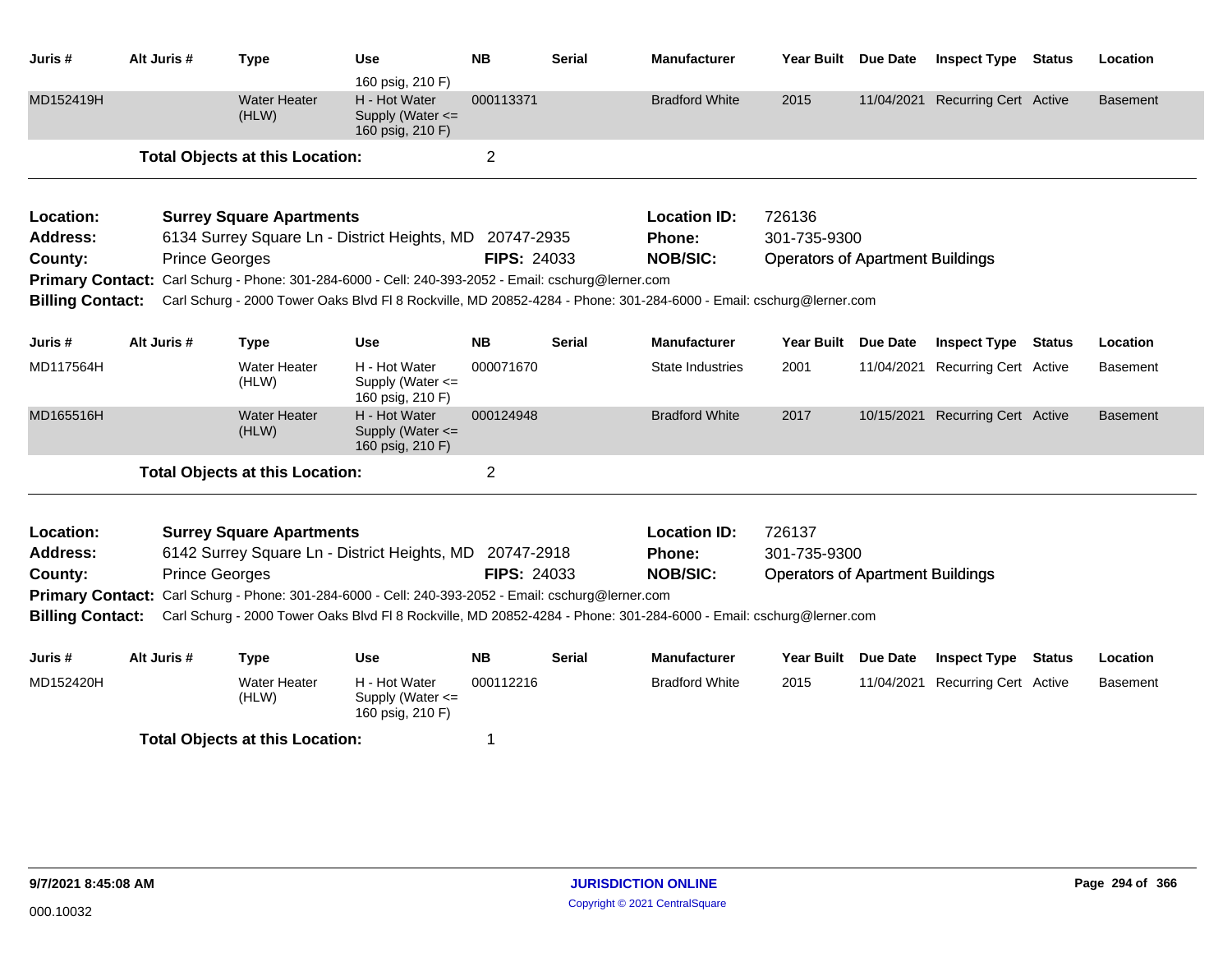| Juris # | Alt Juris # | Type | Use | NB | Serial | Manufacturer | Year Built | Due Date | Inspect Type | Status | Location |
|---|---|---|---|---|---|---|---|---|---|---|---|
| | | | 160 psig, 210 F) | | | | | | | | |
| MD152419H | | Water Heater (HLW) | H - Hot Water Supply (Water <= 160 psig, 210 F) | 000113371 | | Bradford White | 2015 | 11/04/2021 | Recurring Cert | Active | Basement |

**Total Objects at this Location:** 2

---

**Location:** Surrey Square Apartments  **Location ID:** 726136
**Address:** 6134 Surrey Square Ln - District Heights, MD 20747-2935  **Phone:** 301-735-9300
**County:** Prince Georges  **FIPS:** 24033  **NOB/SIC:** Operators of Apartment Buildings
**Primary Contact:** Carl Schurg - Phone: 301-284-6000 - Cell: 240-393-2052 - Email: cschurg@lerner.com
**Billing Contact:** Carl Schurg - 2000 Tower Oaks Blvd Fl 8 Rockville, MD 20852-4284 - Phone: 301-284-6000 - Email: cschurg@lerner.com

| Juris # | Alt Juris # | Type | Use | NB | Serial | Manufacturer | Year Built | Due Date | Inspect Type | Status | Location |
|---|---|---|---|---|---|---|---|---|---|---|---|
| MD117564H | | Water Heater (HLW) | H - Hot Water Supply (Water <= 160 psig, 210 F) | 000071670 | | State Industries | 2001 | 11/04/2021 | Recurring Cert | Active | Basement |
| MD165516H | | Water Heater (HLW) | H - Hot Water Supply (Water <= 160 psig, 210 F) | 000124948 | | Bradford White | 2017 | 10/15/2021 | Recurring Cert | Active | Basement |

**Total Objects at this Location:** 2

---

**Location:** Surrey Square Apartments  **Location ID:** 726137
**Address:** 6142 Surrey Square Ln - District Heights, MD 20747-2918  **Phone:** 301-735-9300
**County:** Prince Georges  **FIPS:** 24033  **NOB/SIC:** Operators of Apartment Buildings
**Primary Contact:** Carl Schurg - Phone: 301-284-6000 - Cell: 240-393-2052 - Email: cschurg@lerner.com
**Billing Contact:** Carl Schurg - 2000 Tower Oaks Blvd Fl 8 Rockville, MD 20852-4284 - Phone: 301-284-6000 - Email: cschurg@lerner.com

| Juris # | Alt Juris # | Type | Use | NB | Serial | Manufacturer | Year Built | Due Date | Inspect Type | Status | Location |
|---|---|---|---|---|---|---|---|---|---|---|---|
| MD152420H | | Water Heater (HLW) | H - Hot Water Supply (Water <= 160 psig, 210 F) | 000112216 | | Bradford White | 2015 | 11/04/2021 | Recurring Cert | Active | Basement |

**Total Objects at this Location:** 1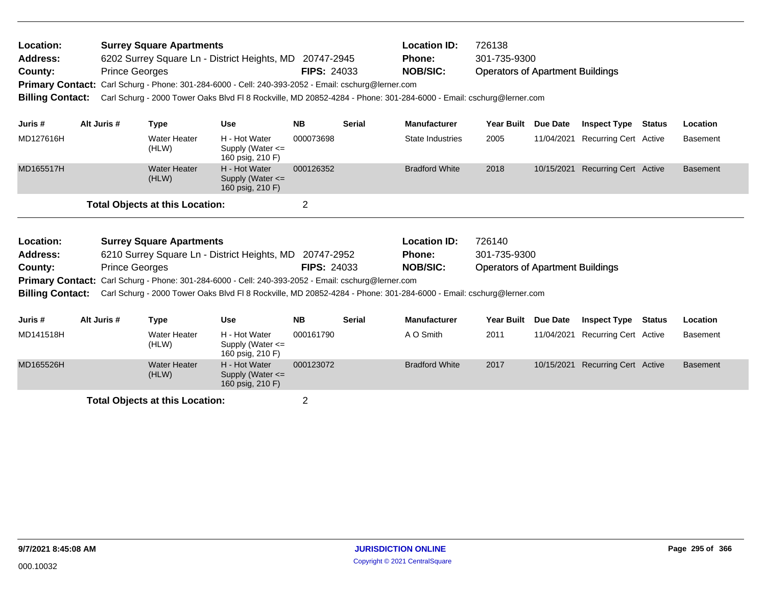**Location:** Surrey Square Apartments
**Address:** 6202 Surrey Square Ln - District Heights, MD 20747-2945
**County:** Prince Georges **FIPS:** 24033
**Location ID:** 726138
**Phone:** 301-735-9300
**NOB/SIC:** Operators of Apartment Buildings
**Primary Contact:** Carl Schurg - Phone: 301-284-6000 - Cell: 240-393-2052 - Email: cschurg@lerner.com
**Billing Contact:** Carl Schurg - 2000 Tower Oaks Blvd Fl 8 Rockville, MD 20852-4284 - Phone: 301-284-6000 - Email: cschurg@lerner.com

| Juris # | Alt Juris # | Type | Use | NB | Serial | Manufacturer | Year Built | Due Date | Inspect Type | Status | Location |
|---|---|---|---|---|---|---|---|---|---|---|---|
| MD127616H | | Water Heater (HLW) | H - Hot Water Supply (Water <= 160 psig, 210 F) | 000073698 | | State Industries | 2005 | 11/04/2021 | Recurring Cert | Active | Basement |
| MD165517H | | Water Heater (HLW) | H - Hot Water Supply (Water <= 160 psig, 210 F) | 000126352 | | Bradford White | 2018 | 10/15/2021 | Recurring Cert | Active | Basement |

**Total Objects at this Location:** 2

---

**Location:** Surrey Square Apartments
**Address:** 6210 Surrey Square Ln - District Heights, MD 20747-2952
**County:** Prince Georges **FIPS:** 24033
**Location ID:** 726140
**Phone:** 301-735-9300
**NOB/SIC:** Operators of Apartment Buildings
**Primary Contact:** Carl Schurg - Phone: 301-284-6000 - Cell: 240-393-2052 - Email: cschurg@lerner.com
**Billing Contact:** Carl Schurg - 2000 Tower Oaks Blvd Fl 8 Rockville, MD 20852-4284 - Phone: 301-284-6000 - Email: cschurg@lerner.com

| Juris # | Alt Juris # | Type | Use | NB | Serial | Manufacturer | Year Built | Due Date | Inspect Type | Status | Location |
|---|---|---|---|---|---|---|---|---|---|---|---|
| MD141518H | | Water Heater (HLW) | H - Hot Water Supply (Water <= 160 psig, 210 F) | 000161790 | | A O Smith | 2011 | 11/04/2021 | Recurring Cert | Active | Basement |
| MD165526H | | Water Heater (HLW) | H - Hot Water Supply (Water <= 160 psig, 210 F) | 000123072 | | Bradford White | 2017 | 10/15/2021 | Recurring Cert | Active | Basement |

**Total Objects at this Location:** 2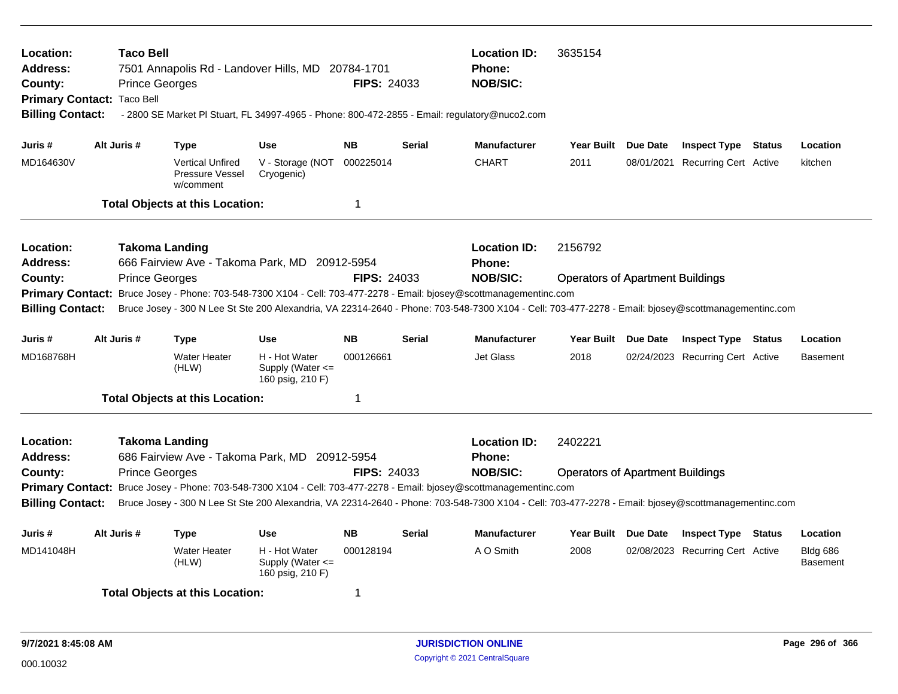**Location:** Taco Bell
**Address:** 7501 Annapolis Rd - Landover Hills, MD 20784-1701
**County:** Prince Georges **FIPS:** 24033
**Location ID:** 3635154
**Phone:**
**NOB/SIC:**
**Primary Contact:** Taco Bell
**Billing Contact:** - 2800 SE Market Pl Stuart, FL 34997-4965 - Phone: 800-472-2855 - Email: regulatory@nuco2.com

| Juris # | Alt Juris # | Type | Use | NB | Serial | Manufacturer | Year Built | Due Date | Inspect Type | Status | Location |
|---|---|---|---|---|---|---|---|---|---|---|---|
| MD164630V | | Vertical Unfired Pressure Vessel w/comment | V - Storage (NOT Cryogenic) | 000225014 | | CHART | 2011 | 08/01/2021 | Recurring Cert | Active | kitchen |

**Total Objects at this Location:** 1

---

**Location:** Takoma Landing
**Address:** 666 Fairview Ave - Takoma Park, MD 20912-5954
**County:** Prince Georges **FIPS:** 24033
**Location ID:** 2156792
**Phone:**
**NOB/SIC:** Operators of Apartment Buildings
**Primary Contact:** Bruce Josey - Phone: 703-548-7300 X104 - Cell: 703-477-2278 - Email: bjosey@scottmanagementinc.com
**Billing Contact:** Bruce Josey - 300 N Lee St Ste 200 Alexandria, VA 22314-2640 - Phone: 703-548-7300 X104 - Cell: 703-477-2278 - Email: bjosey@scottmanagementinc.com

| Juris # | Alt Juris # | Type | Use | NB | Serial | Manufacturer | Year Built | Due Date | Inspect Type | Status | Location |
|---|---|---|---|---|---|---|---|---|---|---|---|
| MD168768H | | Water Heater (HLW) | H - Hot Water Supply (Water <= 160 psig, 210 F) | 000126661 | | Jet Glass | 2018 | 02/24/2023 | Recurring Cert | Active | Basement |

**Total Objects at this Location:** 1

---

**Location:** Takoma Landing
**Address:** 686 Fairview Ave - Takoma Park, MD 20912-5954
**County:** Prince Georges **FIPS:** 24033
**Location ID:** 2402221
**Phone:**
**NOB/SIC:** Operators of Apartment Buildings
**Primary Contact:** Bruce Josey - Phone: 703-548-7300 X104 - Cell: 703-477-2278 - Email: bjosey@scottmanagementinc.com
**Billing Contact:** Bruce Josey - 300 N Lee St Ste 200 Alexandria, VA 22314-2640 - Phone: 703-548-7300 X104 - Cell: 703-477-2278 - Email: bjosey@scottmanagementinc.com

| Juris # | Alt Juris # | Type | Use | NB | Serial | Manufacturer | Year Built | Due Date | Inspect Type | Status | Location |
|---|---|---|---|---|---|---|---|---|---|---|---|
| MD141048H | | Water Heater (HLW) | H - Hot Water Supply (Water <= 160 psig, 210 F) | 000128194 | | A O Smith | 2008 | 02/08/2023 | Recurring Cert | Active | Bldg 686 Basement |

**Total Objects at this Location:** 1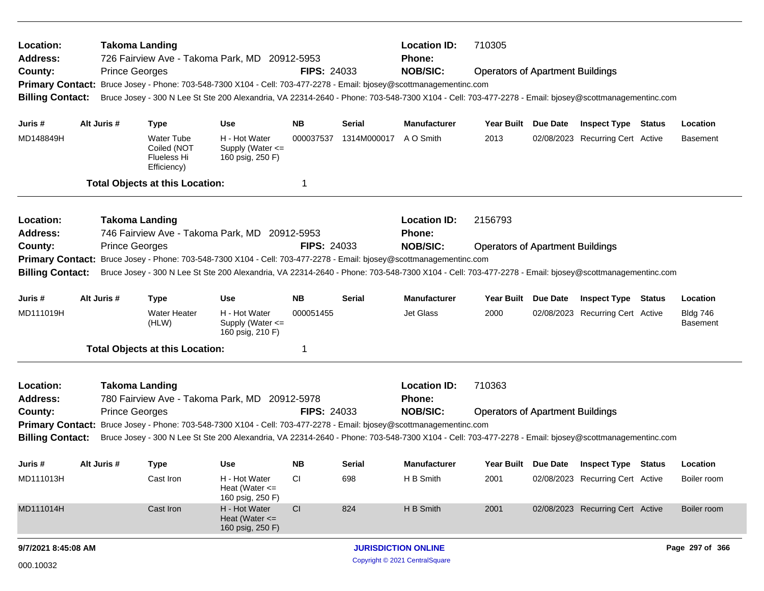**Location:** Takoma Landing
**Address:** 726 Fairview Ave - Takoma Park, MD 20912-5953
**County:** Prince Georges **FIPS:** 24033
**Location ID:** 710305
**Phone:**
**NOB/SIC:** Operators of Apartment Buildings
**Primary Contact:** Bruce Josey - Phone: 703-548-7300 X104 - Cell: 703-477-2278 - Email: bjosey@scottmanagementinc.com
**Billing Contact:** Bruce Josey - 300 N Lee St Ste 200 Alexandria, VA 22314-2640 - Phone: 703-548-7300 X104 - Cell: 703-477-2278 - Email: bjosey@scottmanagementinc.com

| Juris # | Alt Juris # | Type | Use | NB | Serial | Manufacturer | Year Built | Due Date | Inspect Type | Status | Location |
|---|---|---|---|---|---|---|---|---|---|---|---|
| MD148849H | | Water Tube Coiled (NOT Flueless Hi Efficiency) | H - Hot Water Supply (Water <= 160 psig, 250 F) | 000037537 | 1314M000017 | A O Smith | 2013 | 02/08/2023 | Recurring Cert | Active | Basement |

**Total Objects at this Location:** 1

---

**Location:** Takoma Landing
**Address:** 746 Fairview Ave - Takoma Park, MD 20912-5953
**County:** Prince Georges **FIPS:** 24033
**Location ID:** 2156793
**Phone:**
**NOB/SIC:** Operators of Apartment Buildings
**Primary Contact:** Bruce Josey - Phone: 703-548-7300 X104 - Cell: 703-477-2278 - Email: bjosey@scottmanagementinc.com
**Billing Contact:** Bruce Josey - 300 N Lee St Ste 200 Alexandria, VA 22314-2640 - Phone: 703-548-7300 X104 - Cell: 703-477-2278 - Email: bjosey@scottmanagementinc.com

| Juris # | Alt Juris # | Type | Use | NB | Serial | Manufacturer | Year Built | Due Date | Inspect Type | Status | Location |
|---|---|---|---|---|---|---|---|---|---|---|---|
| MD111019H | | Water Heater (HLW) | H - Hot Water Supply (Water <= 160 psig, 210 F) | 000051455 | | Jet Glass | 2000 | 02/08/2023 | Recurring Cert | Active | Bldg 746 Basement |

**Total Objects at this Location:** 1

---

**Location:** Takoma Landing
**Address:** 780 Fairview Ave - Takoma Park, MD 20912-5978
**County:** Prince Georges **FIPS:** 24033
**Location ID:** 710363
**Phone:**
**NOB/SIC:** Operators of Apartment Buildings
**Primary Contact:** Bruce Josey - Phone: 703-548-7300 X104 - Cell: 703-477-2278 - Email: bjosey@scottmanagementinc.com
**Billing Contact:** Bruce Josey - 300 N Lee St Ste 200 Alexandria, VA 22314-2640 - Phone: 703-548-7300 X104 - Cell: 703-477-2278 - Email: bjosey@scottmanagementinc.com

| Juris # | Alt Juris # | Type | Use | NB | Serial | Manufacturer | Year Built | Due Date | Inspect Type | Status | Location |
|---|---|---|---|---|---|---|---|---|---|---|---|
| MD111013H | | Cast Iron | H - Hot Water Heat (Water <= 160 psig, 250 F) | CI | 698 | H B Smith | 2001 | 02/08/2023 | Recurring Cert | Active | Boiler room |
| MD111014H | | Cast Iron | H - Hot Water Heat (Water <= 160 psig, 250 F) | CI | 824 | H B Smith | 2001 | 02/08/2023 | Recurring Cert | Active | Boiler room |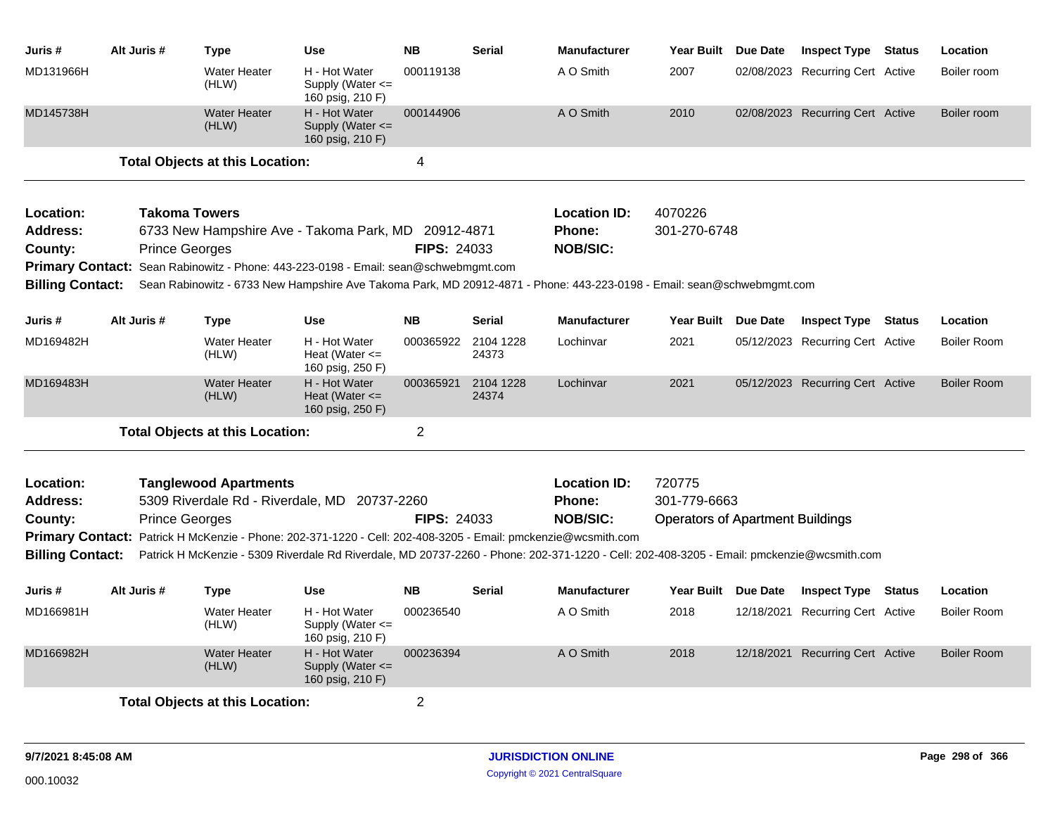| Juris # | Alt Juris # | Type | Use | NB | Serial | Manufacturer | Year Built | Due Date | Inspect Type | Status | Location |
|---|---|---|---|---|---|---|---|---|---|---|---|
| MD131966H | | Water Heater (HLW) | H - Hot Water Supply (Water <= 160 psig, 210 F) | 000119138 | | A O Smith | 2007 | 02/08/2023 | Recurring Cert | Active | Boiler room |
| MD145738H | | Water Heater (HLW) | H - Hot Water Supply (Water <= 160 psig, 210 F) | 000144906 | | A O Smith | 2010 | 02/08/2023 | Recurring Cert | Active | Boiler room |

**Total Objects at this Location:** 4

---

**Location:** Takoma Towers
**Address:** 6733 New Hampshire Ave - Takoma Park, MD 20912-4871
**County:** Prince Georges
**FIPS:** 24033
**Location ID:** 4070226
**Phone:** 301-270-6748
**NOB/SIC:**
**Primary Contact:** Sean Rabinowitz - Phone: 443-223-0198 - Email: sean@schwebmgmt.com
**Billing Contact:** Sean Rabinowitz - 6733 New Hampshire Ave Takoma Park, MD 20912-4871 - Phone: 443-223-0198 - Email: sean@schwebmgmt.com

| Juris # | Alt Juris # | Type | Use | NB | Serial | Manufacturer | Year Built | Due Date | Inspect Type | Status | Location |
|---|---|---|---|---|---|---|---|---|---|---|---|
| MD169482H | | Water Heater (HLW) | H - Hot Water Heat (Water <= 160 psig, 250 F) | 000365922 | 2104 1228 24373 | Lochinvar | 2021 | 05/12/2023 | Recurring Cert | Active | Boiler Room |
| MD169483H | | Water Heater (HLW) | H - Hot Water Heat (Water <= 160 psig, 250 F) | 000365921 | 2104 1228 24374 | Lochinvar | 2021 | 05/12/2023 | Recurring Cert | Active | Boiler Room |

**Total Objects at this Location:** 2

---

**Location:** Tanglewood Apartments
**Address:** 5309 Riverdale Rd - Riverdale, MD 20737-2260
**County:** Prince Georges
**FIPS:** 24033
**Location ID:** 720775
**Phone:** 301-779-6663
**NOB/SIC:** Operators of Apartment Buildings
**Primary Contact:** Patrick H McKenzie - Phone: 202-371-1220 - Cell: 202-408-3205 - Email: pmckenzie@wcsmith.com
**Billing Contact:** Patrick H McKenzie - 5309 Riverdale Rd Riverdale, MD 20737-2260 - Phone: 202-371-1220 - Cell: 202-408-3205 - Email: pmckenzie@wcsmith.com

| Juris # | Alt Juris # | Type | Use | NB | Serial | Manufacturer | Year Built | Due Date | Inspect Type | Status | Location |
|---|---|---|---|---|---|---|---|---|---|---|---|
| MD166981H | | Water Heater (HLW) | H - Hot Water Supply (Water <= 160 psig, 210 F) | 000236540 | | A O Smith | 2018 | 12/18/2021 | Recurring Cert | Active | Boiler Room |
| MD166982H | | Water Heater (HLW) | H - Hot Water Supply (Water <= 160 psig, 210 F) | 000236394 | | A O Smith | 2018 | 12/18/2021 | Recurring Cert | Active | Boiler Room |

**Total Objects at this Location:** 2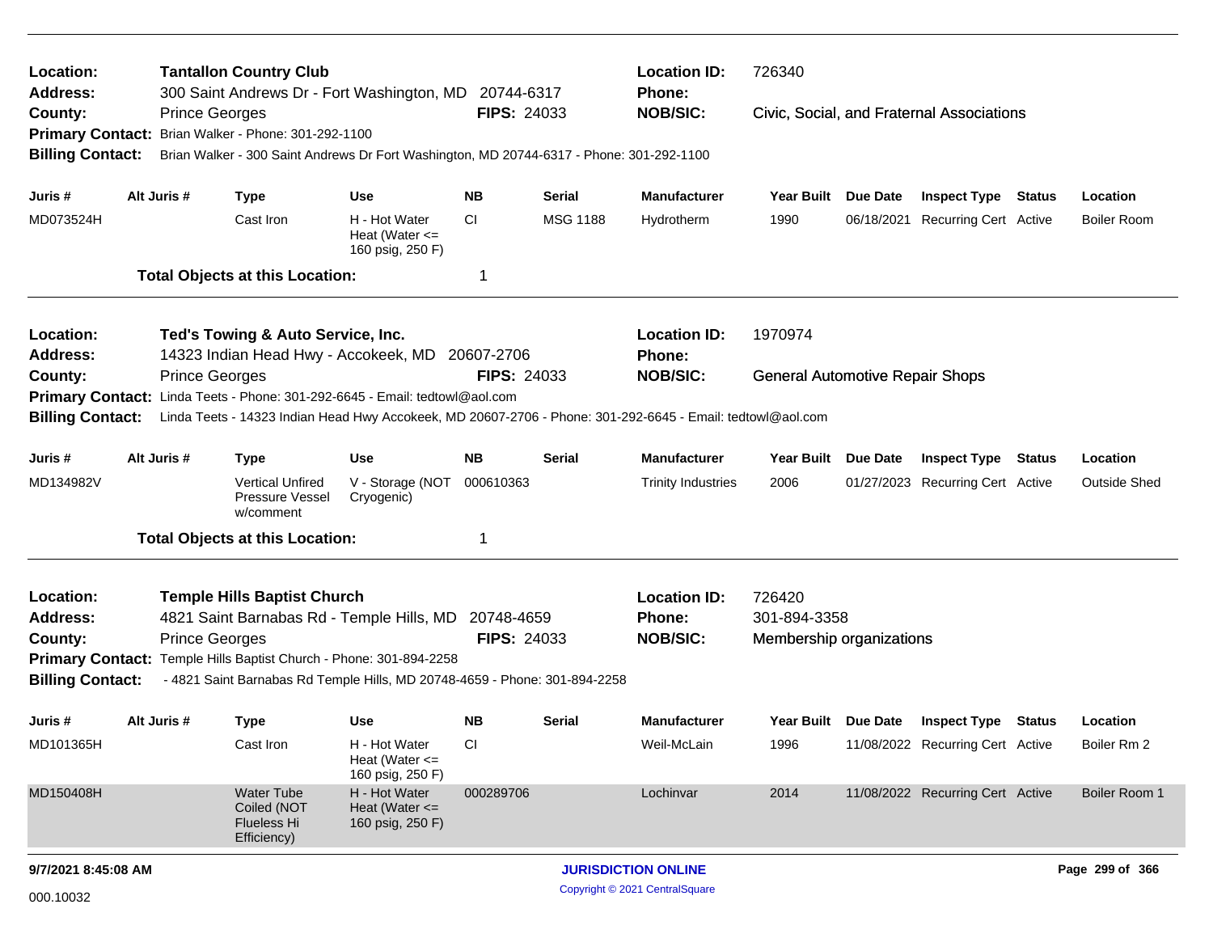**Location:** Tantallon Country Club
**Location ID:** 726340
**Address:** 300 Saint Andrews Dr - Fort Washington, MD 20744-6317
**Phone:**
**County:** Prince Georges
**FIPS:** 24033
**NOB/SIC:** Civic, Social, and Fraternal Associations
**Primary Contact:** Brian Walker - Phone: 301-292-1100
**Billing Contact:** Brian Walker - 300 Saint Andrews Dr Fort Washington, MD 20744-6317 - Phone: 301-292-1100

| Juris # | Alt Juris # | Type | Use | NB | Serial | Manufacturer | Year Built | Due Date | Inspect Type | Status | Location |
|---|---|---|---|---|---|---|---|---|---|---|---|
| MD073524H | | Cast Iron | H - Hot Water Heat (Water <= 160 psig, 250 F) | CI | MSG 1188 | Hydrotherm | 1990 | 06/18/2021 | Recurring Cert | Active | Boiler Room |

**Total Objects at this Location:** 1

---

**Location:** Ted's Towing & Auto Service, Inc.
**Location ID:** 1970974
**Address:** 14323 Indian Head Hwy - Accokeek, MD 20607-2706
**Phone:**
**County:** Prince Georges
**FIPS:** 24033
**NOB/SIC:** General Automotive Repair Shops
**Primary Contact:** Linda Teets - Phone: 301-292-6645 - Email: tedtowl@aol.com
**Billing Contact:** Linda Teets - 14323 Indian Head Hwy Accokeek, MD 20607-2706 - Phone: 301-292-6645 - Email: tedtowl@aol.com

| Juris # | Alt Juris # | Type | Use | NB | Serial | Manufacturer | Year Built | Due Date | Inspect Type | Status | Location |
|---|---|---|---|---|---|---|---|---|---|---|---|
| MD134982V | | Vertical Unfired Pressure Vessel w/comment | V - Storage (NOT Cryogenic) | 000610363 | | Trinity Industries | 2006 | 01/27/2023 | Recurring Cert | Active | Outside Shed |

**Total Objects at this Location:** 1

---

**Location:** Temple Hills Baptist Church
**Location ID:** 726420
**Address:** 4821 Saint Barnabas Rd - Temple Hills, MD 20748-4659
**Phone:** 301-894-3358
**County:** Prince Georges
**FIPS:** 24033
**NOB/SIC:** Membership organizations
**Primary Contact:** Temple Hills Baptist Church - Phone: 301-894-2258
**Billing Contact:** - 4821 Saint Barnabas Rd Temple Hills, MD 20748-4659 - Phone: 301-894-2258

| Juris # | Alt Juris # | Type | Use | NB | Serial | Manufacturer | Year Built | Due Date | Inspect Type | Status | Location |
|---|---|---|---|---|---|---|---|---|---|---|---|
| MD101365H | | Cast Iron | H - Hot Water Heat (Water <= 160 psig, 250 F) | CI | | Weil-McLain | 1996 | 11/08/2022 | Recurring Cert | Active | Boiler Rm 2 |
| MD150408H | | Water Tube Coiled (NOT Flueless Hi Efficiency) | H - Hot Water Heat (Water <= 160 psig, 250 F) | 000289706 | | Lochinvar | 2014 | 11/08/2022 | Recurring Cert | Active | Boiler Room 1 |

9/7/2021 8:45:08 AM

JURISDICTION ONLINE

Copyright © 2021 CentralSquare

000.10032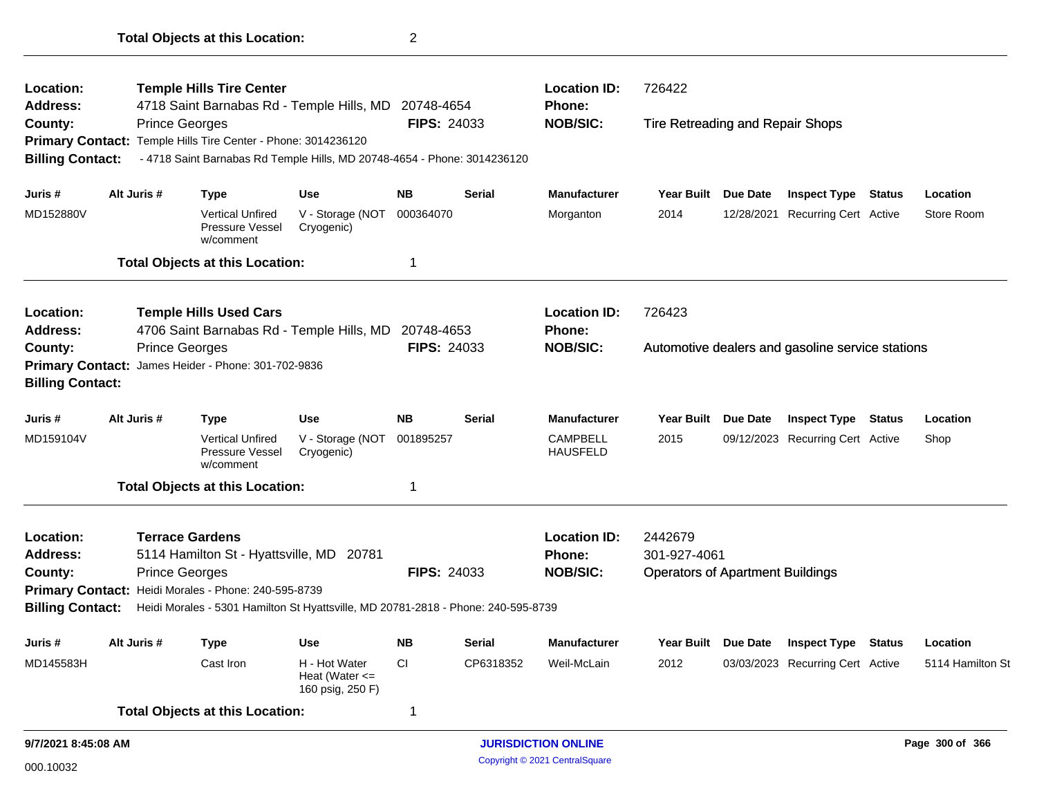**Total Objects at this Location:** 2

---

**Location:** Temple Hills Tire Center
**Address:** 4718 Saint Barnabas Rd - Temple Hills, MD 20748-4654
**County:** Prince Georges
**FIPS:** 24033
**Location ID:** 726422
**Phone:**
**NOB/SIC:** Tire Retreading and Repair Shops
**Primary Contact:** Temple Hills Tire Center - Phone: 3014236120
**Billing Contact:** - 4718 Saint Barnabas Rd Temple Hills, MD 20748-4654 - Phone: 3014236120

| Juris # | Alt Juris # | Type | Use | NB | Serial | Manufacturer | Year Built | Due Date | Inspect Type | Status | Location |
|---|---|---|---|---|---|---|---|---|---|---|---|
| MD152880V | | Vertical Unfired Pressure Vessel w/comment | V - Storage (NOT Cryogenic) | 000364070 | | Morganton | 2014 | 12/28/2021 | Recurring Cert | Active | Store Room |

**Total Objects at this Location:** 1

---

**Location:** Temple Hills Used Cars
**Address:** 4706 Saint Barnabas Rd - Temple Hills, MD 20748-4653
**County:** Prince Georges
**FIPS:** 24033
**Location ID:** 726423
**Phone:**
**NOB/SIC:** Automotive dealers and gasoline service stations
**Primary Contact:** James Heider - Phone: 301-702-9836
**Billing Contact:**

| Juris # | Alt Juris # | Type | Use | NB | Serial | Manufacturer | Year Built | Due Date | Inspect Type | Status | Location |
|---|---|---|---|---|---|---|---|---|---|---|---|
| MD159104V | | Vertical Unfired Pressure Vessel w/comment | V - Storage (NOT Cryogenic) | 001895257 | | CAMPBELL HAUSFELD | 2015 | 09/12/2023 | Recurring Cert | Active | Shop |

**Total Objects at this Location:** 1

---

**Location:** Terrace Gardens
**Address:** 5114 Hamilton St - Hyattsville, MD 20781
**County:** Prince Georges
**FIPS:** 24033
**Location ID:** 2442679
**Phone:** 301-927-4061
**NOB/SIC:** Operators of Apartment Buildings
**Primary Contact:** Heidi Morales - Phone: 240-595-8739
**Billing Contact:** Heidi Morales - 5301 Hamilton St Hyattsville, MD 20781-2818 - Phone: 240-595-8739

| Juris # | Alt Juris # | Type | Use | NB | Serial | Manufacturer | Year Built | Due Date | Inspect Type | Status | Location |
|---|---|---|---|---|---|---|---|---|---|---|---|
| MD145583H | | Cast Iron | H - Hot Water Heat (Water <= 160 psig, 250 F) | CI | CP6318352 | Weil-McLain | 2012 | 03/03/2023 | Recurring Cert | Active | 5114 Hamilton St |

**Total Objects at this Location:** 1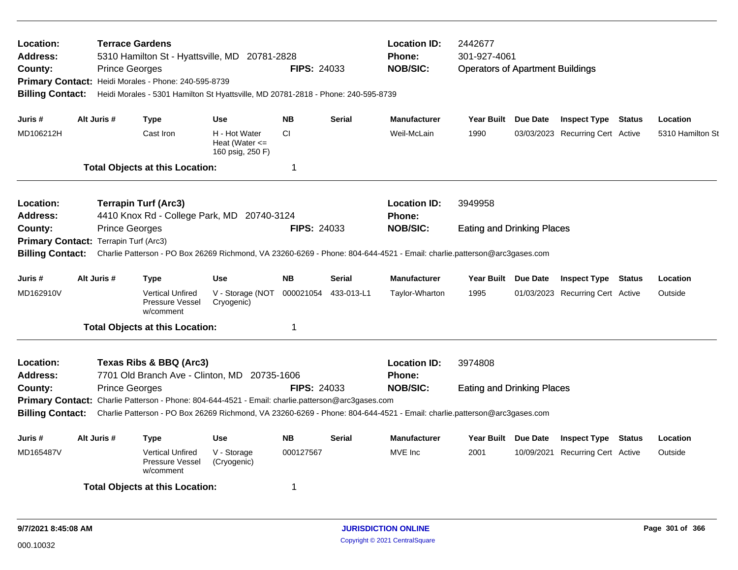**Location:** Terrace Gardens
**Address:** 5310 Hamilton St - Hyattsville, MD 20781-2828
**County:** Prince Georges **FIPS:** 24033
**Location ID:** 2442677
**Phone:** 301-927-4061
**NOB/SIC:** Operators of Apartment Buildings
**Primary Contact:** Heidi Morales - Phone: 240-595-8739
**Billing Contact:** Heidi Morales - 5301 Hamilton St Hyattsville, MD 20781-2818 - Phone: 240-595-8739

| Juris # | Alt Juris # | Type | Use | NB | Serial | Manufacturer | Year Built | Due Date | Inspect Type | Status | Location |
|---|---|---|---|---|---|---|---|---|---|---|---|
| MD106212H | | Cast Iron | H - Hot Water Heat (Water <= 160 psig, 250 F) | CI | | Weil-McLain | 1990 | 03/03/2023 | Recurring Cert | Active | 5310 Hamilton St |

**Total Objects at this Location:** 1

---

**Location:** Terrapin Turf (Arc3)
**Address:** 4410 Knox Rd - College Park, MD 20740-3124
**County:** Prince Georges **FIPS:** 24033
**Location ID:** 3949958
**Phone:**
**NOB/SIC:** Eating and Drinking Places
**Primary Contact:** Terrapin Turf (Arc3)
**Billing Contact:** Charlie Patterson - PO Box 26269 Richmond, VA 23260-6269 - Phone: 804-644-4521 - Email: charlie.patterson@arc3gases.com

| Juris # | Alt Juris # | Type | Use | NB | Serial | Manufacturer | Year Built | Due Date | Inspect Type | Status | Location |
|---|---|---|---|---|---|---|---|---|---|---|---|
| MD162910V | | Vertical Unfired Pressure Vessel w/comment | V - Storage (NOT Cryogenic) | 000021054 | 433-013-L1 | Taylor-Wharton | 1995 | 01/03/2023 | Recurring Cert | Active | Outside |

**Total Objects at this Location:** 1

---

**Location:** Texas Ribs & BBQ (Arc3)
**Address:** 7701 Old Branch Ave - Clinton, MD 20735-1606
**County:** Prince Georges **FIPS:** 24033
**Location ID:** 3974808
**Phone:**
**NOB/SIC:** Eating and Drinking Places
**Primary Contact:** Charlie Patterson - Phone: 804-644-4521 - Email: charlie.patterson@arc3gases.com
**Billing Contact:** Charlie Patterson - PO Box 26269 Richmond, VA 23260-6269 - Phone: 804-644-4521 - Email: charlie.patterson@arc3gases.com

| Juris # | Alt Juris # | Type | Use | NB | Serial | Manufacturer | Year Built | Due Date | Inspect Type | Status | Location |
|---|---|---|---|---|---|---|---|---|---|---|---|
| MD165487V | | Vertical Unfired Pressure Vessel w/comment | V - Storage (Cryogenic) | 000127567 | | MVE Inc | 2001 | 10/09/2021 | Recurring Cert | Active | Outside |

**Total Objects at this Location:** 1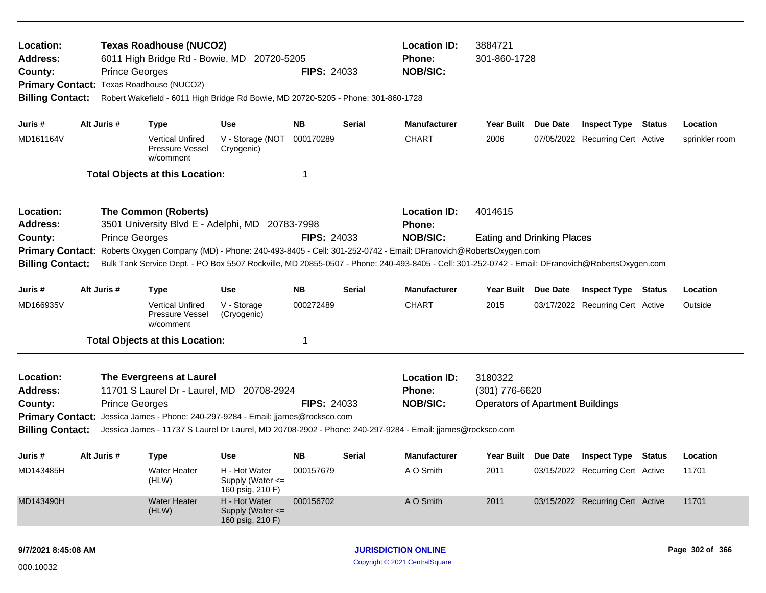**Location:** Texas Roadhouse (NUCO2)
**Address:** 6011 High Bridge Rd - Bowie, MD 20720-5205
**County:** Prince Georges
**FIPS:** 24033
**Location ID:** 3884721
**Phone:** 301-860-1728
**NOB/SIC:**
**Primary Contact:** Texas Roadhouse (NUCO2)
**Billing Contact:** Robert Wakefield - 6011 High Bridge Rd Bowie, MD 20720-5205 - Phone: 301-860-1728

| Juris # | Alt Juris # | Type | Use | NB | Serial | Manufacturer | Year Built | Due Date | Inspect Type | Status | Location |
|---|---|---|---|---|---|---|---|---|---|---|---|
| MD161164V | | Vertical Unfired Pressure Vessel w/comment | V - Storage (NOT Cryogenic) | 000170289 | | CHART | 2006 | 07/05/2022 | Recurring Cert | Active | sprinkler room |

**Total Objects at this Location:** 1

---

**Location:** The Common (Roberts)
**Address:** 3501 University Blvd E - Adelphi, MD 20783-7998
**County:** Prince Georges
**FIPS:** 24033
**Location ID:** 4014615
**Phone:**
**NOB/SIC:** Eating and Drinking Places
**Primary Contact:** Roberts Oxygen Company (MD) - Phone: 240-493-8405 - Cell: 301-252-0742 - Email: DFranovich@RobertsOxygen.com
**Billing Contact:** Bulk Tank Service Dept. - PO Box 5507 Rockville, MD 20855-0507 - Phone: 240-493-8405 - Cell: 301-252-0742 - Email: DFranovich@RobertsOxygen.com

| Juris # | Alt Juris # | Type | Use | NB | Serial | Manufacturer | Year Built | Due Date | Inspect Type | Status | Location |
|---|---|---|---|---|---|---|---|---|---|---|---|
| MD166935V | | Vertical Unfired Pressure Vessel w/comment | V - Storage (Cryogenic) | 000272489 | | CHART | 2015 | 03/17/2022 | Recurring Cert | Active | Outside |

**Total Objects at this Location:** 1

---

**Location:** The Evergreens at Laurel
**Address:** 11701 S Laurel Dr - Laurel, MD 20708-2924
**County:** Prince Georges
**FIPS:** 24033
**Location ID:** 3180322
**Phone:** (301) 776-6620
**NOB/SIC:** Operators of Apartment Buildings
**Primary Contact:** Jessica James - Phone: 240-297-9284 - Email: jjames@rocksco.com
**Billing Contact:** Jessica James - 11737 S Laurel Dr Laurel, MD 20708-2902 - Phone: 240-297-9284 - Email: jjames@rocksco.com

| Juris # | Alt Juris # | Type | Use | NB | Serial | Manufacturer | Year Built | Due Date | Inspect Type | Status | Location |
|---|---|---|---|---|---|---|---|---|---|---|---|
| MD143485H | | Water Heater (HLW) | H - Hot Water Supply (Water <= 160 psig, 210 F) | 000157679 | | A O Smith | 2011 | 03/15/2022 | Recurring Cert | Active | 11701 |
| MD143490H | | Water Heater (HLW) | H - Hot Water Supply (Water <= 160 psig, 210 F) | 000156702 | | A O Smith | 2011 | 03/15/2022 | Recurring Cert | Active | 11701 |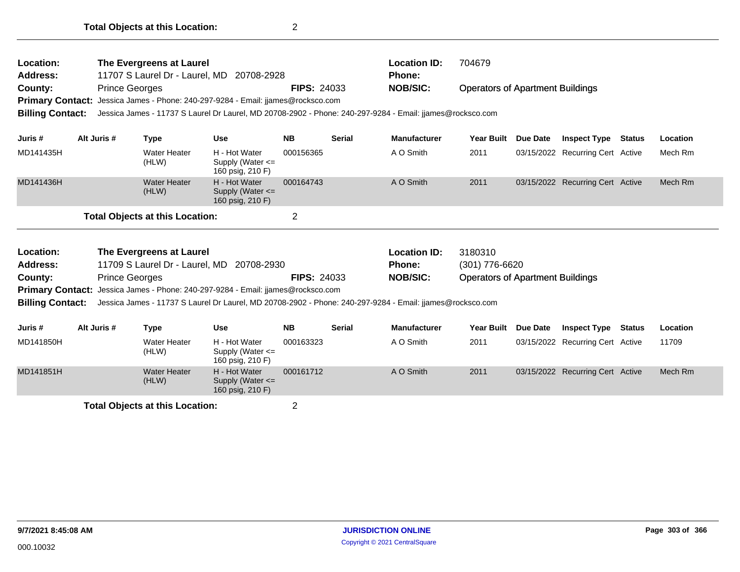**Total Objects at this Location:** 2

---

**Location:** **The Evergreens at Laurel**  
**Address:** 11707 S Laurel Dr - Laurel, MD 20708-2928  
**County:** Prince Georges  
**FIPS:** 24033  
**Location ID:** 704679  
**Phone:**  
**NOB/SIC:** Operators of Apartment Buildings  
**Primary Contact:** Jessica James - Phone: 240-297-9284 - Email: jjames@rocksco.com  
**Billing Contact:** Jessica James - 11737 S Laurel Dr Laurel, MD 20708-2902 - Phone: 240-297-9284 - Email: jjames@rocksco.com

| Juris # | Alt Juris # | Type | Use | NB | Serial | Manufacturer | Year Built | Due Date | Inspect Type | Status | Location |
|---|---|---|---|---|---|---|---|---|---|---|---|
| MD141435H | | Water Heater (HLW) | H - Hot Water Supply (Water <= 160 psig, 210 F) | 000156365 | | A O Smith | 2011 | 03/15/2022 | Recurring Cert | Active | Mech Rm |
| MD141436H | | Water Heater (HLW) | H - Hot Water Supply (Water <= 160 psig, 210 F) | 000164743 | | A O Smith | 2011 | 03/15/2022 | Recurring Cert | Active | Mech Rm |

**Total Objects at this Location:** 2

---

**Location:** **The Evergreens at Laurel**  
**Address:** 11709 S Laurel Dr - Laurel, MD 20708-2930  
**County:** Prince Georges  
**FIPS:** 24033  
**Location ID:** 3180310  
**Phone:** (301) 776-6620  
**NOB/SIC:** Operators of Apartment Buildings  
**Primary Contact:** Jessica James - Phone: 240-297-9284 - Email: jjames@rocksco.com  
**Billing Contact:** Jessica James - 11737 S Laurel Dr Laurel, MD 20708-2902 - Phone: 240-297-9284 - Email: jjames@rocksco.com

| Juris # | Alt Juris # | Type | Use | NB | Serial | Manufacturer | Year Built | Due Date | Inspect Type | Status | Location |
|---|---|---|---|---|---|---|---|---|---|---|---|
| MD141850H | | Water Heater (HLW) | H - Hot Water Supply (Water <= 160 psig, 210 F) | 000163323 | | A O Smith | 2011 | 03/15/2022 | Recurring Cert | Active | 11709 |
| MD141851H | | Water Heater (HLW) | H - Hot Water Supply (Water <= 160 psig, 210 F) | 000161712 | | A O Smith | 2011 | 03/15/2022 | Recurring Cert | Active | Mech Rm |

**Total Objects at this Location:** 2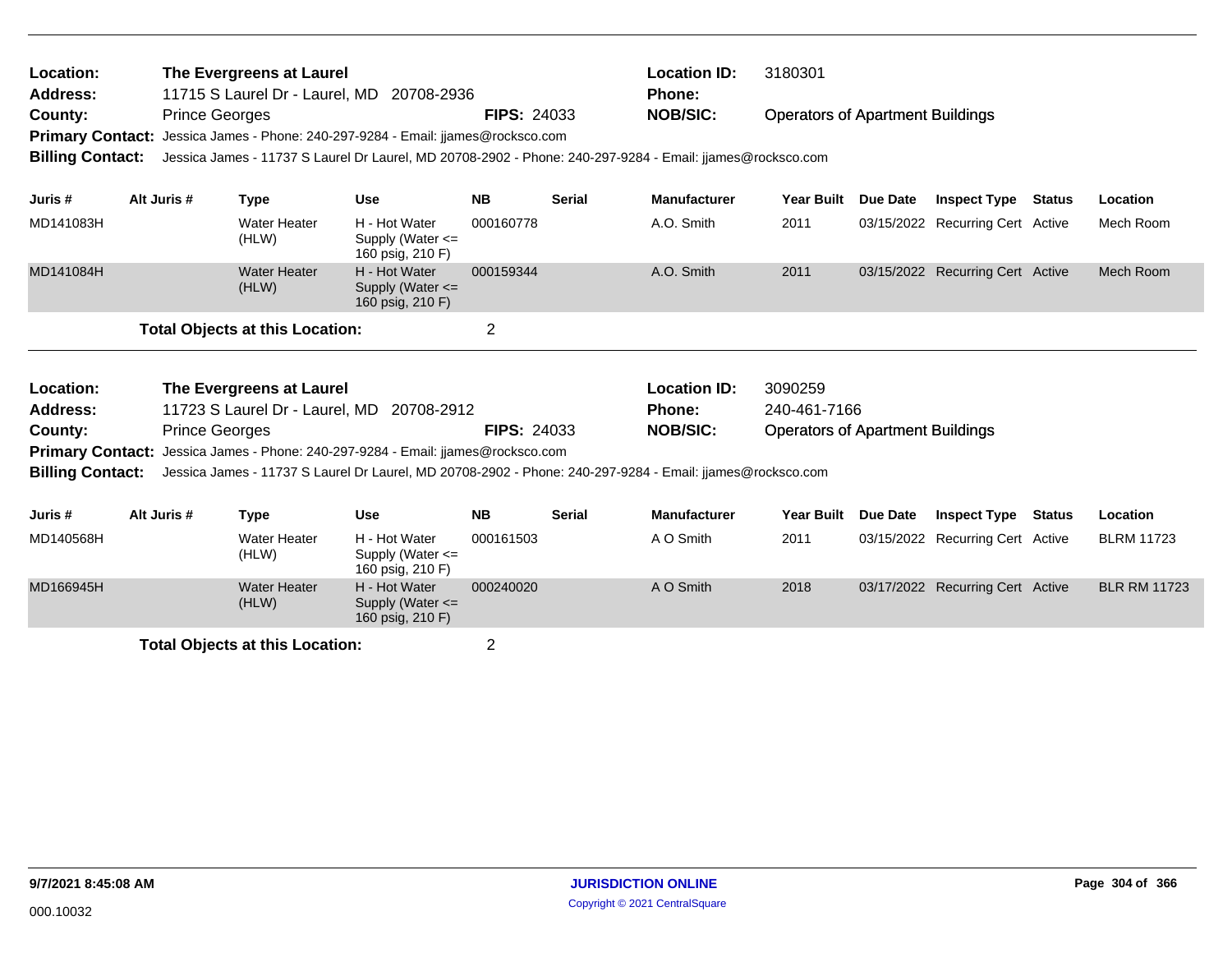**Location:** The Evergreens at Laurel
**Address:** 11715 S Laurel Dr - Laurel, MD 20708-2936
**County:** Prince Georges **FIPS:** 24033
**Location ID:** 3180301
**Phone:**
**NOB/SIC:** Operators of Apartment Buildings
**Primary Contact:** Jessica James - Phone: 240-297-9284 - Email: jjames@rocksco.com
**Billing Contact:** Jessica James - 11737 S Laurel Dr Laurel, MD 20708-2902 - Phone: 240-297-9284 - Email: jjames@rocksco.com

| Juris # | Alt Juris # | Type | Use | NB | Serial | Manufacturer | Year Built | Due Date | Inspect Type | Status | Location |
|---|---|---|---|---|---|---|---|---|---|---|---|
| MD141083H | | Water Heater (HLW) | H - Hot Water Supply (Water <= 160 psig, 210 F) | 000160778 | | A.O. Smith | 2011 | 03/15/2022 | Recurring Cert | Active | Mech Room |
| MD141084H | | Water Heater (HLW) | H - Hot Water Supply (Water <= 160 psig, 210 F) | 000159344 | | A.O. Smith | 2011 | 03/15/2022 | Recurring Cert | Active | Mech Room |

**Total Objects at this Location:** 2

**Location:** The Evergreens at Laurel
**Address:** 11723 S Laurel Dr - Laurel, MD 20708-2912
**County:** Prince Georges **FIPS:** 24033
**Location ID:** 3090259
**Phone:** 240-461-7166
**NOB/SIC:** Operators of Apartment Buildings
**Primary Contact:** Jessica James - Phone: 240-297-9284 - Email: jjames@rocksco.com
**Billing Contact:** Jessica James - 11737 S Laurel Dr Laurel, MD 20708-2902 - Phone: 240-297-9284 - Email: jjames@rocksco.com

| Juris # | Alt Juris # | Type | Use | NB | Serial | Manufacturer | Year Built | Due Date | Inspect Type | Status | Location |
|---|---|---|---|---|---|---|---|---|---|---|---|
| MD140568H | | Water Heater (HLW) | H - Hot Water Supply (Water <= 160 psig, 210 F) | 000161503 | | A O Smith | 2011 | 03/15/2022 | Recurring Cert | Active | BLRM 11723 |
| MD166945H | | Water Heater (HLW) | H - Hot Water Supply (Water <= 160 psig, 210 F) | 000240020 | | A O Smith | 2018 | 03/17/2022 | Recurring Cert | Active | BLR RM 11723 |

**Total Objects at this Location:** 2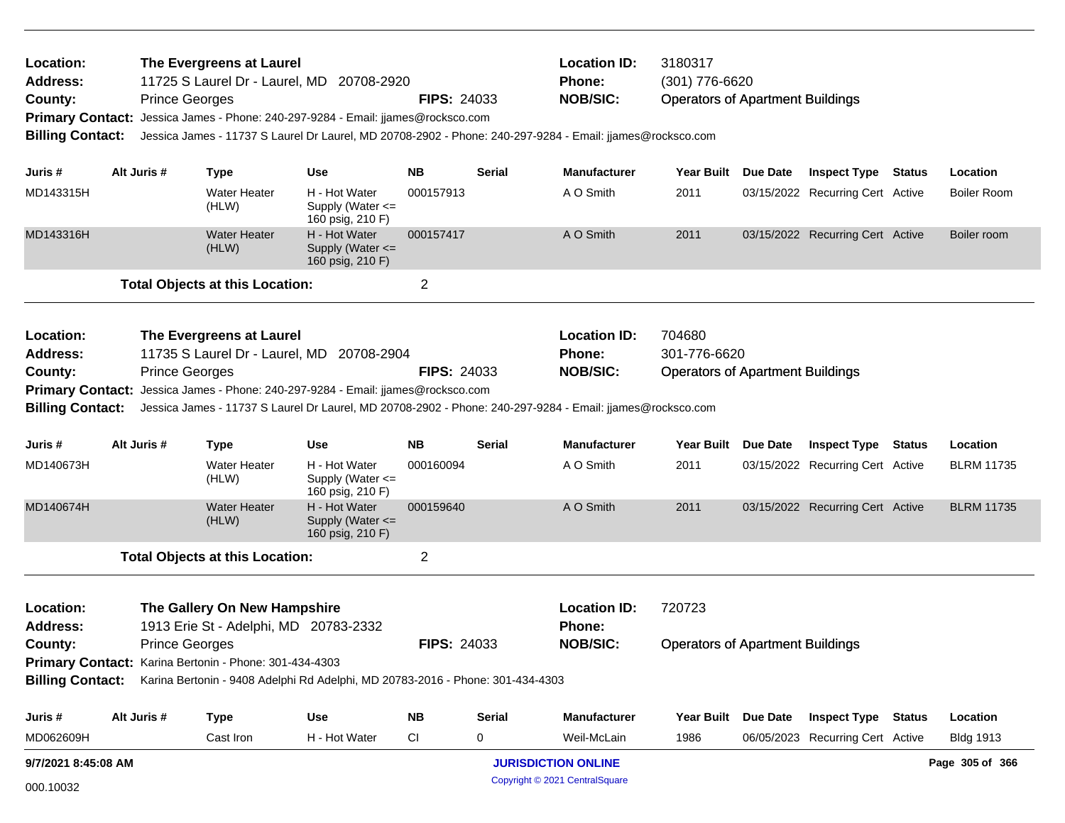**Location:** The Evergreens at Laurel
**Address:** 11725 S Laurel Dr - Laurel, MD 20708-2920
**County:** Prince Georges **FIPS:** 24033
**Location ID:** 3180317
**Phone:** (301) 776-6620
**NOB/SIC:** Operators of Apartment Buildings
**Primary Contact:** Jessica James - Phone: 240-297-9284 - Email: jjames@rocksco.com
**Billing Contact:** Jessica James - 11737 S Laurel Dr Laurel, MD 20708-2902 - Phone: 240-297-9284 - Email: jjames@rocksco.com

| Juris # | Alt Juris # | Type | Use | NB | Serial | Manufacturer | Year Built | Due Date | Inspect Type | Status | Location |
|---|---|---|---|---|---|---|---|---|---|---|---|
| MD143315H | | Water Heater (HLW) | H - Hot Water Supply (Water <= 160 psig, 210 F) | 000157913 | | A O Smith | 2011 | 03/15/2022 | Recurring Cert | Active | Boiler Room |
| MD143316H | | Water Heater (HLW) | H - Hot Water Supply (Water <= 160 psig, 210 F) | 000157417 | | A O Smith | 2011 | 03/15/2022 | Recurring Cert | Active | Boiler room |

**Total Objects at this Location:** 2

---

**Location:** The Evergreens at Laurel
**Address:** 11735 S Laurel Dr - Laurel, MD 20708-2904
**County:** Prince Georges **FIPS:** 24033
**Location ID:** 704680
**Phone:** 301-776-6620
**NOB/SIC:** Operators of Apartment Buildings
**Primary Contact:** Jessica James - Phone: 240-297-9284 - Email: jjames@rocksco.com
**Billing Contact:** Jessica James - 11737 S Laurel Dr Laurel, MD 20708-2902 - Phone: 240-297-9284 - Email: jjames@rocksco.com

| Juris # | Alt Juris # | Type | Use | NB | Serial | Manufacturer | Year Built | Due Date | Inspect Type | Status | Location |
|---|---|---|---|---|---|---|---|---|---|---|---|
| MD140673H | | Water Heater (HLW) | H - Hot Water Supply (Water <= 160 psig, 210 F) | 000160094 | | A O Smith | 2011 | 03/15/2022 | Recurring Cert | Active | BLRM 11735 |
| MD140674H | | Water Heater (HLW) | H - Hot Water Supply (Water <= 160 psig, 210 F) | 000159640 | | A O Smith | 2011 | 03/15/2022 | Recurring Cert | Active | BLRM 11735 |

**Total Objects at this Location:** 2

---

**Location:** The Gallery On New Hampshire
**Address:** 1913 Erie St - Adelphi, MD 20783-2332
**County:** Prince Georges **FIPS:** 24033
**Location ID:** 720723
**Phone:**
**NOB/SIC:** Operators of Apartment Buildings
**Primary Contact:** Karina Bertonin - Phone: 301-434-4303
**Billing Contact:** Karina Bertonin - 9408 Adelphi Rd Adelphi, MD 20783-2016 - Phone: 301-434-4303

| Juris # | Alt Juris # | Type | Use | NB | Serial | Manufacturer | Year Built | Due Date | Inspect Type | Status | Location |
|---|---|---|---|---|---|---|---|---|---|---|---|
| MD062609H | | Cast Iron | H - Hot Water | CI | 0 | Weil-McLain | 1986 | 06/05/2023 | Recurring Cert | Active | Bldg 1913 |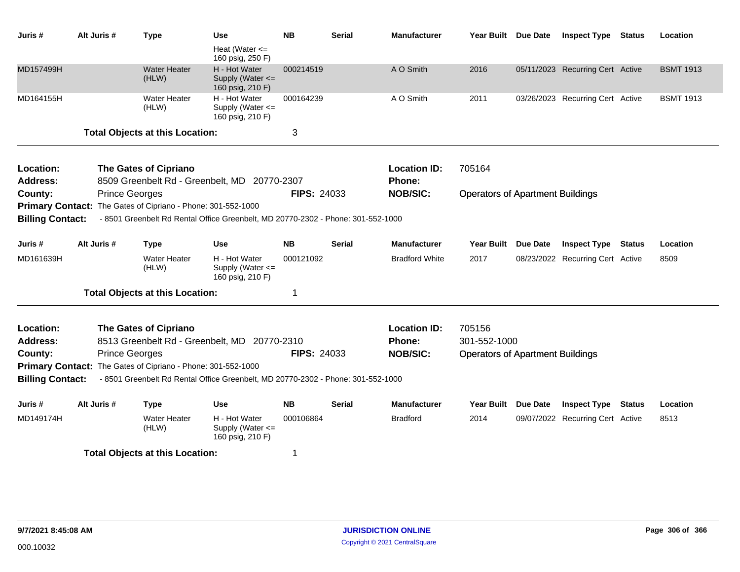| Juris # | Alt Juris # | Type | Use | NB | Serial | Manufacturer | Year Built | Due Date | Inspect Type | Status | Location |
|---|---|---|---|---|---|---|---|---|---|---|---|
| | | | Heat (Water <= 160 psig, 250 F) | | | | | | | | |
| MD157499H | | Water Heater (HLW) | H - Hot Water Supply (Water <= 160 psig, 210 F) | 000214519 | | A O Smith | 2016 | 05/11/2023 | Recurring Cert | Active | BSMT 1913 |
| MD164155H | | Water Heater (HLW) | H - Hot Water Supply (Water <= 160 psig, 210 F) | 000164239 | | A O Smith | 2011 | 03/26/2023 | Recurring Cert | Active | BSMT 1913 |

**Total Objects at this Location:** 3

---

**Location:** The Gates of Cipriano  
**Location ID:** 705164  
**Address:** 8509 Greenbelt Rd - Greenbelt, MD 20770-2307  
**Phone:**  
**County:** Prince Georges  
**FIPS:** 24033  
**NOB/SIC:** Operators of Apartment Buildings  
**Primary Contact:** The Gates of Cipriano - Phone: 301-552-1000  
**Billing Contact:** - 8501 Greenbelt Rd Rental Office Greenbelt, MD 20770-2302 - Phone: 301-552-1000

| Juris # | Alt Juris # | Type | Use | NB | Serial | Manufacturer | Year Built | Due Date | Inspect Type | Status | Location |
|---|---|---|---|---|---|---|---|---|---|---|---|
| MD161639H | | Water Heater (HLW) | H - Hot Water Supply (Water <= 160 psig, 210 F) | 000121092 | | Bradford White | 2017 | 08/23/2022 | Recurring Cert | Active | 8509 |

**Total Objects at this Location:** 1

---

**Location:** The Gates of Cipriano  
**Location ID:** 705156  
**Address:** 8513 Greenbelt Rd - Greenbelt, MD 20770-2310  
**Phone:** 301-552-1000  
**County:** Prince Georges  
**FIPS:** 24033  
**NOB/SIC:** Operators of Apartment Buildings  
**Primary Contact:** The Gates of Cipriano - Phone: 301-552-1000  
**Billing Contact:** - 8501 Greenbelt Rd Rental Office Greenbelt, MD 20770-2302 - Phone: 301-552-1000

| Juris # | Alt Juris # | Type | Use | NB | Serial | Manufacturer | Year Built | Due Date | Inspect Type | Status | Location |
|---|---|---|---|---|---|---|---|---|---|---|---|
| MD149174H | | Water Heater (HLW) | H - Hot Water Supply (Water <= 160 psig, 210 F) | 000106864 | | Bradford | 2014 | 09/07/2022 | Recurring Cert | Active | 8513 |

**Total Objects at this Location:** 1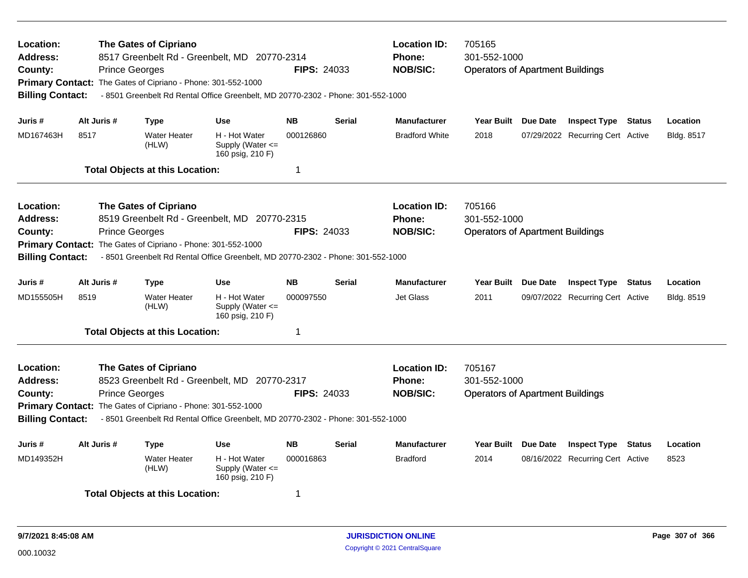**Location:** The Gates of Cipriano  
**Address:** 8517 Greenbelt Rd - Greenbelt, MD 20770-2314  
**County:** Prince Georges  
**FIPS:** 24033  
**Location ID:** 705165  
**Phone:** 301-552-1000  
**NOB/SIC:** Operators of Apartment Buildings  
**Primary Contact:** The Gates of Cipriano - Phone: 301-552-1000  
**Billing Contact:** - 8501 Greenbelt Rd Rental Office Greenbelt, MD 20770-2302 - Phone: 301-552-1000

| Juris # | Alt Juris # | Type | Use | NB | Serial | Manufacturer | Year Built | Due Date | Inspect Type | Status | Location |
|---|---|---|---|---|---|---|---|---|---|---|---|
| MD167463H | 8517 | Water Heater (HLW) | H - Hot Water Supply (Water <= 160 psig, 210 F) | 000126860 | | Bradford White | 2018 | 07/29/2022 | Recurring Cert | Active | Bldg. 8517 |

**Total Objects at this Location:** 1

---

**Location:** The Gates of Cipriano  
**Address:** 8519 Greenbelt Rd - Greenbelt, MD 20770-2315  
**County:** Prince Georges  
**FIPS:** 24033  
**Location ID:** 705166  
**Phone:** 301-552-1000  
**NOB/SIC:** Operators of Apartment Buildings  
**Primary Contact:** The Gates of Cipriano - Phone: 301-552-1000  
**Billing Contact:** - 8501 Greenbelt Rd Rental Office Greenbelt, MD 20770-2302 - Phone: 301-552-1000

| Juris # | Alt Juris # | Type | Use | NB | Serial | Manufacturer | Year Built | Due Date | Inspect Type | Status | Location |
|---|---|---|---|---|---|---|---|---|---|---|---|
| MD155505H | 8519 | Water Heater (HLW) | H - Hot Water Supply (Water <= 160 psig, 210 F) | 000097550 | | Jet Glass | 2011 | 09/07/2022 | Recurring Cert | Active | Bldg. 8519 |

**Total Objects at this Location:** 1

---

**Location:** The Gates of Cipriano  
**Address:** 8523 Greenbelt Rd - Greenbelt, MD 20770-2317  
**County:** Prince Georges  
**FIPS:** 24033  
**Location ID:** 705167  
**Phone:** 301-552-1000  
**NOB/SIC:** Operators of Apartment Buildings  
**Primary Contact:** The Gates of Cipriano - Phone: 301-552-1000  
**Billing Contact:** - 8501 Greenbelt Rd Rental Office Greenbelt, MD 20770-2302 - Phone: 301-552-1000

| Juris # | Alt Juris # | Type | Use | NB | Serial | Manufacturer | Year Built | Due Date | Inspect Type | Status | Location |
|---|---|---|---|---|---|---|---|---|---|---|---|
| MD149352H | | Water Heater (HLW) | H - Hot Water Supply (Water <= 160 psig, 210 F) | 000016863 | | Bradford | 2014 | 08/16/2022 | Recurring Cert | Active | 8523 |

**Total Objects at this Location:** 1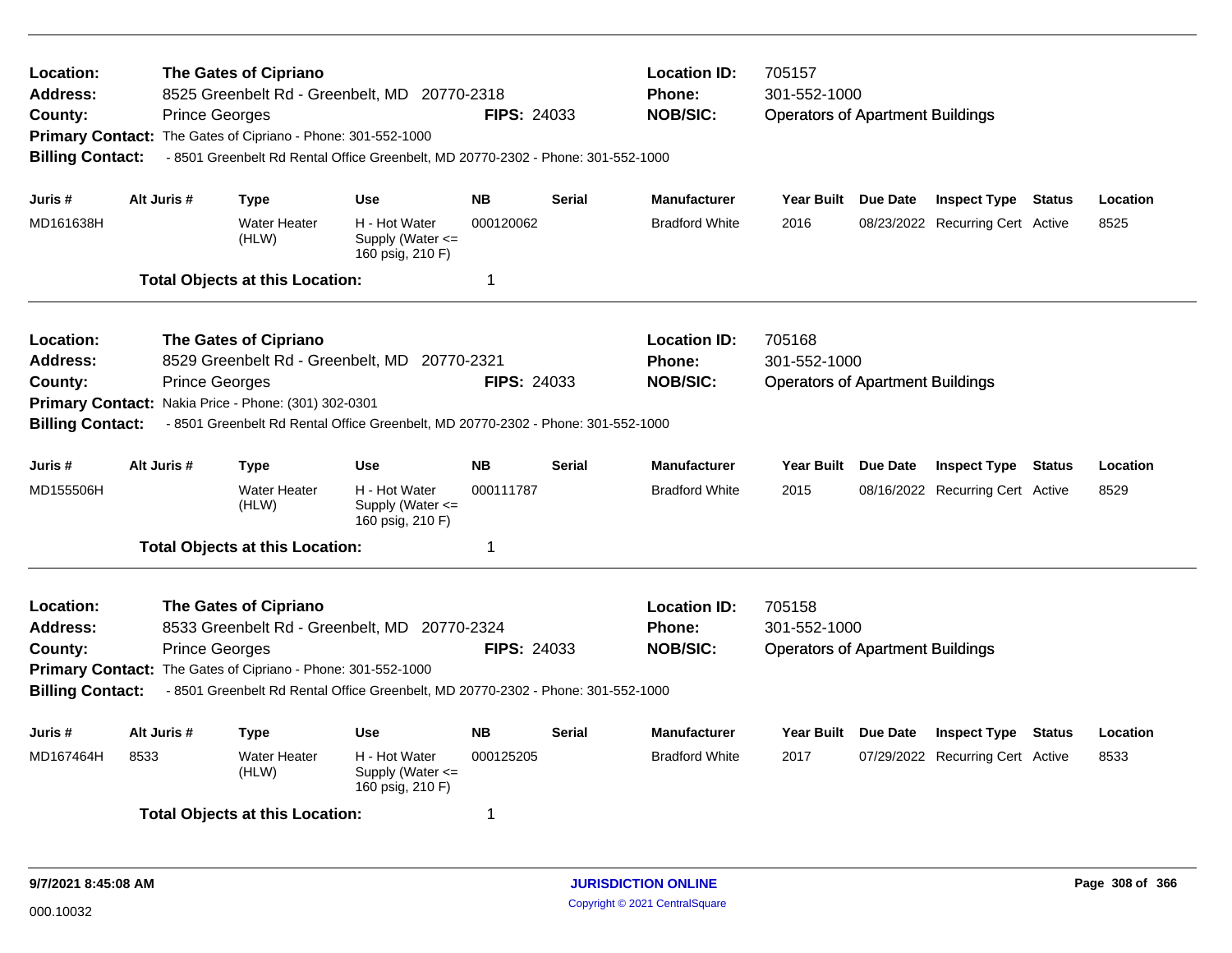**Location:** The Gates of Cipriano
**Address:** 8525 Greenbelt Rd - Greenbelt, MD 20770-2318
**County:** Prince Georges **FIPS:** 24033
**Primary Contact:** The Gates of Cipriano - Phone: 301-552-1000
**Billing Contact:** - 8501 Greenbelt Rd Rental Office Greenbelt, MD 20770-2302 - Phone: 301-552-1000
**Location ID:** 705157
**Phone:** 301-552-1000
**NOB/SIC:** Operators of Apartment Buildings

| Juris # | Alt Juris # | Type | Use | NB | Serial | Manufacturer | Year Built | Due Date | Inspect Type | Status | Location |
|---|---|---|---|---|---|---|---|---|---|---|---|
| MD161638H | | Water Heater (HLW) | H - Hot Water Supply (Water <= 160 psig, 210 F) | 000120062 | | Bradford White | 2016 | 08/23/2022 | Recurring Cert | Active | 8525 |

**Total Objects at this Location:** 1

---

**Location:** The Gates of Cipriano
**Address:** 8529 Greenbelt Rd - Greenbelt, MD 20770-2321
**County:** Prince Georges **FIPS:** 24033
**Primary Contact:** Nakia Price - Phone: (301) 302-0301
**Billing Contact:** - 8501 Greenbelt Rd Rental Office Greenbelt, MD 20770-2302 - Phone: 301-552-1000
**Location ID:** 705168
**Phone:** 301-552-1000
**NOB/SIC:** Operators of Apartment Buildings

| Juris # | Alt Juris # | Type | Use | NB | Serial | Manufacturer | Year Built | Due Date | Inspect Type | Status | Location |
|---|---|---|---|---|---|---|---|---|---|---|---|
| MD155506H | | Water Heater (HLW) | H - Hot Water Supply (Water <= 160 psig, 210 F) | 000111787 | | Bradford White | 2015 | 08/16/2022 | Recurring Cert | Active | 8529 |

**Total Objects at this Location:** 1

---

**Location:** The Gates of Cipriano
**Address:** 8533 Greenbelt Rd - Greenbelt, MD 20770-2324
**County:** Prince Georges **FIPS:** 24033
**Primary Contact:** The Gates of Cipriano - Phone: 301-552-1000
**Billing Contact:** - 8501 Greenbelt Rd Rental Office Greenbelt, MD 20770-2302 - Phone: 301-552-1000
**Location ID:** 705158
**Phone:** 301-552-1000
**NOB/SIC:** Operators of Apartment Buildings

| Juris # | Alt Juris # | Type | Use | NB | Serial | Manufacturer | Year Built | Due Date | Inspect Type | Status | Location |
|---|---|---|---|---|---|---|---|---|---|---|---|
| MD167464H | 8533 | Water Heater (HLW) | H - Hot Water Supply (Water <= 160 psig, 210 F) | 000125205 | | Bradford White | 2017 | 07/29/2022 | Recurring Cert | Active | 8533 |

**Total Objects at this Location:** 1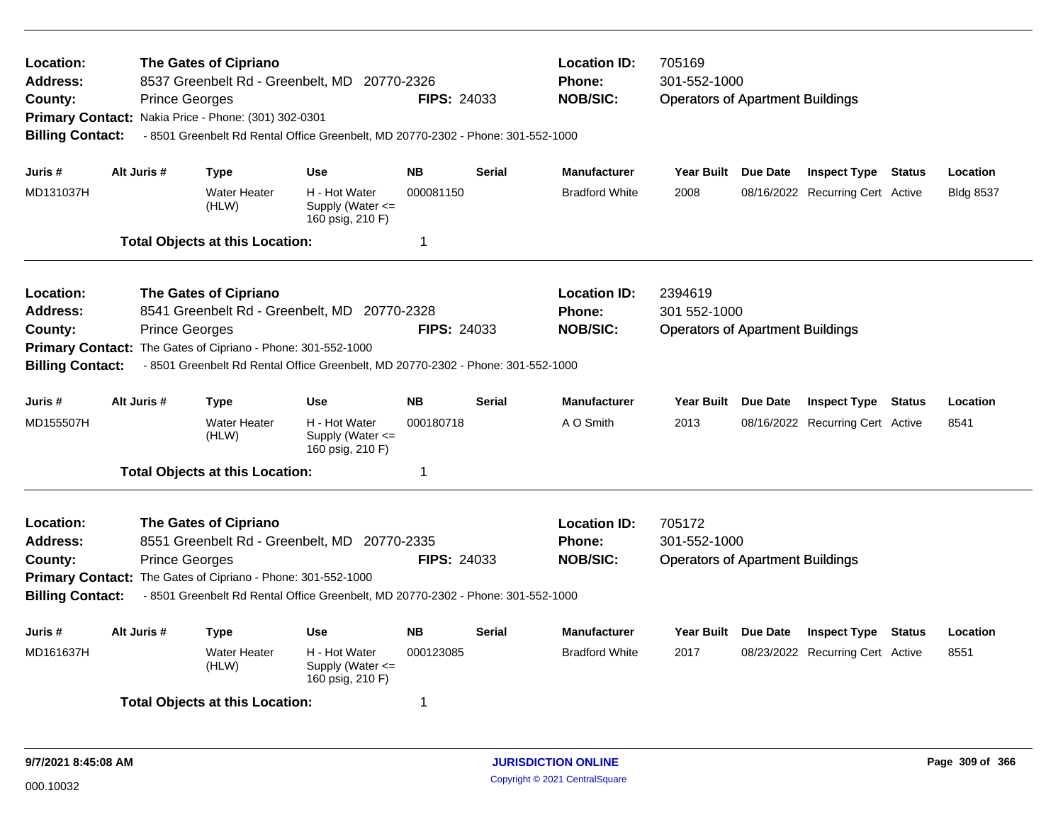**Location:** The Gates of Cipriano
**Address:** 8537 Greenbelt Rd - Greenbelt, MD 20770-2326
**County:** Prince Georges
**FIPS:** 24033
**Location ID:** 705169
**Phone:** 301-552-1000
**NOB/SIC:** Operators of Apartment Buildings
**Primary Contact:** Nakia Price - Phone: (301) 302-0301
**Billing Contact:** - 8501 Greenbelt Rd Rental Office Greenbelt, MD 20770-2302 - Phone: 301-552-1000

| Juris # | Alt Juris # | Type | Use | NB | Serial | Manufacturer | Year Built | Due Date | Inspect Type | Status | Location |
|---|---|---|---|---|---|---|---|---|---|---|---|
| MD131037H | | Water Heater (HLW) | H - Hot Water Supply (Water <= 160 psig, 210 F) | 000081150 | | Bradford White | 2008 | 08/16/2022 | Recurring Cert | Active | Bldg 8537 |

**Total Objects at this Location:** 1

---

**Location:** The Gates of Cipriano
**Address:** 8541 Greenbelt Rd - Greenbelt, MD 20770-2328
**County:** Prince Georges
**FIPS:** 24033
**Location ID:** 2394619
**Phone:** 301 552-1000
**NOB/SIC:** Operators of Apartment Buildings
**Primary Contact:** The Gates of Cipriano - Phone: 301-552-1000
**Billing Contact:** - 8501 Greenbelt Rd Rental Office Greenbelt, MD 20770-2302 - Phone: 301-552-1000

| Juris # | Alt Juris # | Type | Use | NB | Serial | Manufacturer | Year Built | Due Date | Inspect Type | Status | Location |
|---|---|---|---|---|---|---|---|---|---|---|---|
| MD155507H | | Water Heater (HLW) | H - Hot Water Supply (Water <= 160 psig, 210 F) | 000180718 | | A O Smith | 2013 | 08/16/2022 | Recurring Cert | Active | 8541 |

**Total Objects at this Location:** 1

---

**Location:** The Gates of Cipriano
**Address:** 8551 Greenbelt Rd - Greenbelt, MD 20770-2335
**County:** Prince Georges
**FIPS:** 24033
**Location ID:** 705172
**Phone:** 301-552-1000
**NOB/SIC:** Operators of Apartment Buildings
**Primary Contact:** The Gates of Cipriano - Phone: 301-552-1000
**Billing Contact:** - 8501 Greenbelt Rd Rental Office Greenbelt, MD 20770-2302 - Phone: 301-552-1000

| Juris # | Alt Juris # | Type | Use | NB | Serial | Manufacturer | Year Built | Due Date | Inspect Type | Status | Location |
|---|---|---|---|---|---|---|---|---|---|---|---|
| MD161637H | | Water Heater (HLW) | H - Hot Water Supply (Water <= 160 psig, 210 F) | 000123085 | | Bradford White | 2017 | 08/23/2022 | Recurring Cert | Active | 8551 |

**Total Objects at this Location:** 1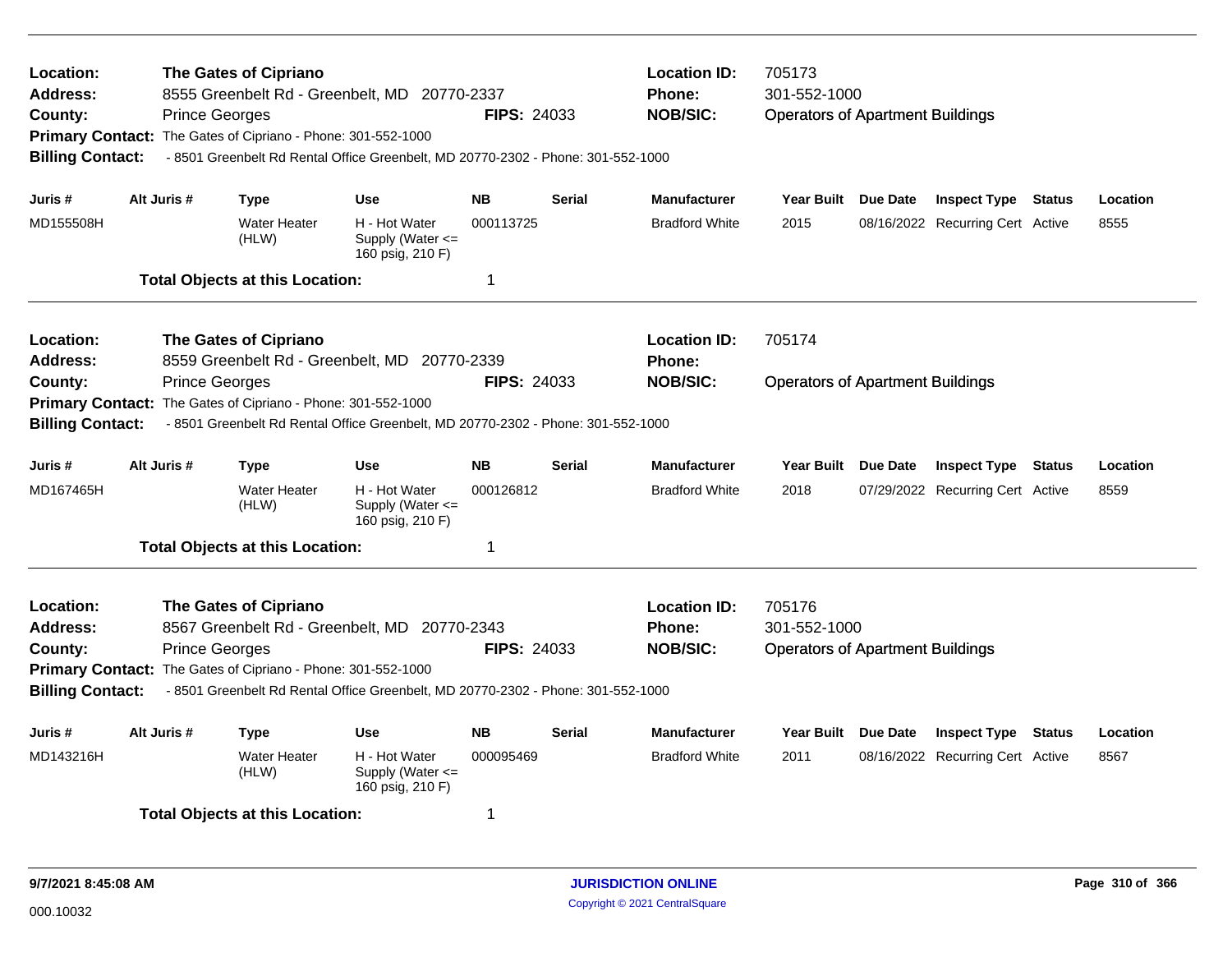**Location:** The Gates of Cipriano
**Address:** 8555 Greenbelt Rd - Greenbelt, MD 20770-2337
**County:** Prince Georges
**FIPS:** 24033
**Location ID:** 705173
**Phone:** 301-552-1000
**NOB/SIC:** Operators of Apartment Buildings
**Primary Contact:** The Gates of Cipriano - Phone: 301-552-1000
**Billing Contact:** - 8501 Greenbelt Rd Rental Office Greenbelt, MD 20770-2302 - Phone: 301-552-1000

| Juris # | Alt Juris # | Type | Use | NB | Serial | Manufacturer | Year Built | Due Date | Inspect Type | Status | Location |
|---|---|---|---|---|---|---|---|---|---|---|---|
| MD155508H | | Water Heater (HLW) | H - Hot Water Supply (Water <= 160 psig, 210 F) | 000113725 | | Bradford White | 2015 | 08/16/2022 | Recurring Cert | Active | 8555 |

**Total Objects at this Location:** 1

---

**Location:** The Gates of Cipriano
**Address:** 8559 Greenbelt Rd - Greenbelt, MD 20770-2339
**County:** Prince Georges
**FIPS:** 24033
**Location ID:** 705174
**Phone:**
**NOB/SIC:** Operators of Apartment Buildings
**Primary Contact:** The Gates of Cipriano - Phone: 301-552-1000
**Billing Contact:** - 8501 Greenbelt Rd Rental Office Greenbelt, MD 20770-2302 - Phone: 301-552-1000

| Juris # | Alt Juris # | Type | Use | NB | Serial | Manufacturer | Year Built | Due Date | Inspect Type | Status | Location |
|---|---|---|---|---|---|---|---|---|---|---|---|
| MD167465H | | Water Heater (HLW) | H - Hot Water Supply (Water <= 160 psig, 210 F) | 000126812 | | Bradford White | 2018 | 07/29/2022 | Recurring Cert | Active | 8559 |

**Total Objects at this Location:** 1

---

**Location:** The Gates of Cipriano
**Address:** 8567 Greenbelt Rd - Greenbelt, MD 20770-2343
**County:** Prince Georges
**FIPS:** 24033
**Location ID:** 705176
**Phone:** 301-552-1000
**NOB/SIC:** Operators of Apartment Buildings
**Primary Contact:** The Gates of Cipriano - Phone: 301-552-1000
**Billing Contact:** - 8501 Greenbelt Rd Rental Office Greenbelt, MD 20770-2302 - Phone: 301-552-1000

| Juris # | Alt Juris # | Type | Use | NB | Serial | Manufacturer | Year Built | Due Date | Inspect Type | Status | Location |
|---|---|---|---|---|---|---|---|---|---|---|---|
| MD143216H | | Water Heater (HLW) | H - Hot Water Supply (Water <= 160 psig, 210 F) | 000095469 | | Bradford White | 2011 | 08/16/2022 | Recurring Cert | Active | 8567 |

**Total Objects at this Location:** 1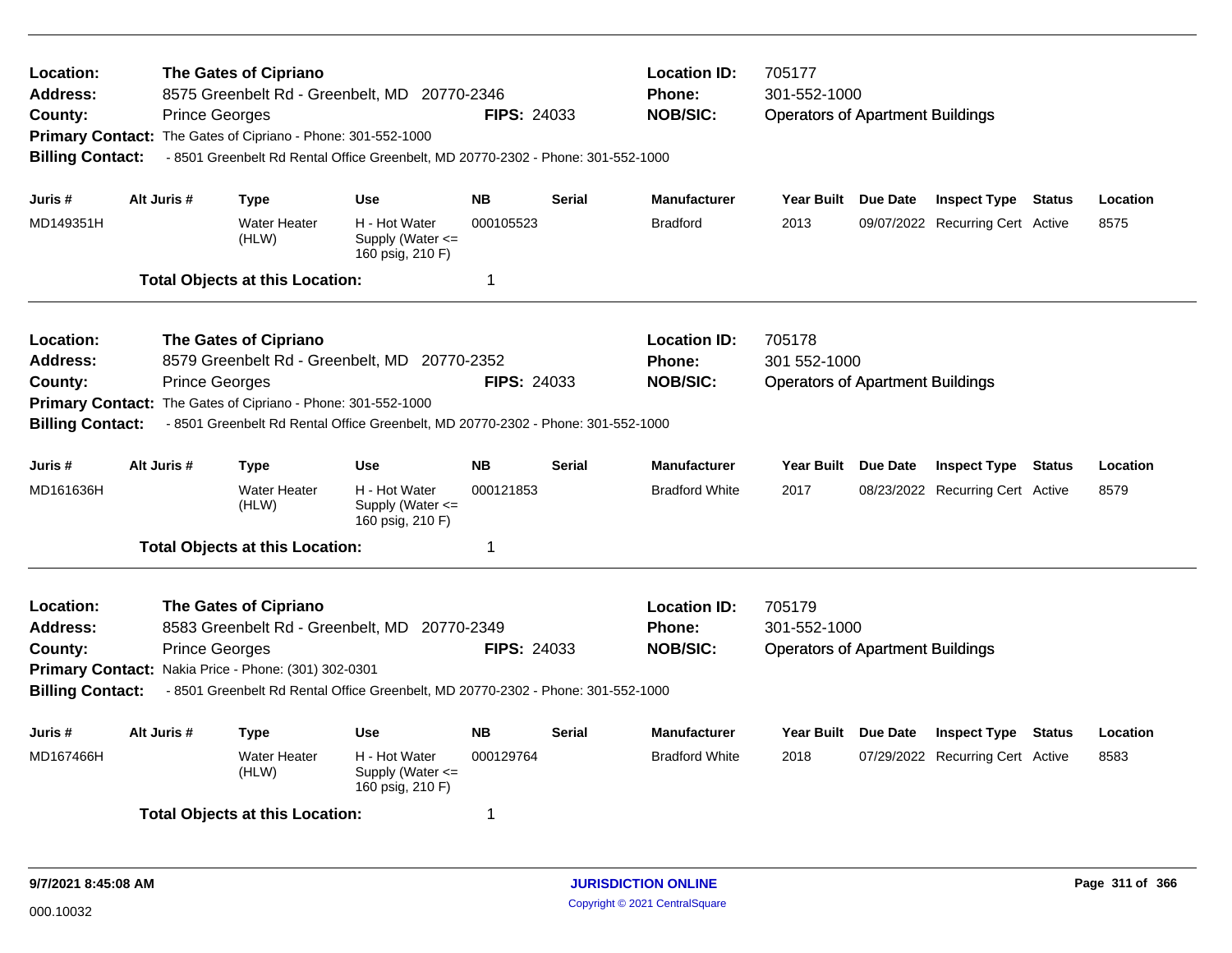**Location:** The Gates of Cipriano | **Location ID:** 705177
**Address:** 8575 Greenbelt Rd - Greenbelt, MD 20770-2346 | **Phone:** 301-552-1000
**County:** Prince Georges | **FIPS:** 24033 | **NOB/SIC:** Operators of Apartment Buildings
**Primary Contact:** The Gates of Cipriano - Phone: 301-552-1000
**Billing Contact:** - 8501 Greenbelt Rd Rental Office Greenbelt, MD 20770-2302 - Phone: 301-552-1000

| Juris # | Alt Juris # | Type | Use | NB | Serial | Manufacturer | Year Built | Due Date | Inspect Type | Status | Location |
|---|---|---|---|---|---|---|---|---|---|---|---|
| MD149351H | | Water Heater (HLW) | H - Hot Water Supply (Water <= 160 psig, 210 F) | 000105523 | | Bradford | 2013 | 09/07/2022 | Recurring Cert | Active | 8575 |

**Total Objects at this Location:** 1

---

**Location:** The Gates of Cipriano | **Location ID:** 705178
**Address:** 8579 Greenbelt Rd - Greenbelt, MD 20770-2352 | **Phone:** 301 552-1000
**County:** Prince Georges | **FIPS:** 24033 | **NOB/SIC:** Operators of Apartment Buildings
**Primary Contact:** The Gates of Cipriano - Phone: 301-552-1000
**Billing Contact:** - 8501 Greenbelt Rd Rental Office Greenbelt, MD 20770-2302 - Phone: 301-552-1000

| Juris # | Alt Juris # | Type | Use | NB | Serial | Manufacturer | Year Built | Due Date | Inspect Type | Status | Location |
|---|---|---|---|---|---|---|---|---|---|---|---|
| MD161636H | | Water Heater (HLW) | H - Hot Water Supply (Water <= 160 psig, 210 F) | 000121853 | | Bradford White | 2017 | 08/23/2022 | Recurring Cert | Active | 8579 |

**Total Objects at this Location:** 1

---

**Location:** The Gates of Cipriano | **Location ID:** 705179
**Address:** 8583 Greenbelt Rd - Greenbelt, MD 20770-2349 | **Phone:** 301-552-1000
**County:** Prince Georges | **FIPS:** 24033 | **NOB/SIC:** Operators of Apartment Buildings
**Primary Contact:** Nakia Price - Phone: (301) 302-0301
**Billing Contact:** - 8501 Greenbelt Rd Rental Office Greenbelt, MD 20770-2302 - Phone: 301-552-1000

| Juris # | Alt Juris # | Type | Use | NB | Serial | Manufacturer | Year Built | Due Date | Inspect Type | Status | Location |
|---|---|---|---|---|---|---|---|---|---|---|---|
| MD167466H | | Water Heater (HLW) | H - Hot Water Supply (Water <= 160 psig, 210 F) | 000129764 | | Bradford White | 2018 | 07/29/2022 | Recurring Cert | Active | 8583 |

**Total Objects at this Location:** 1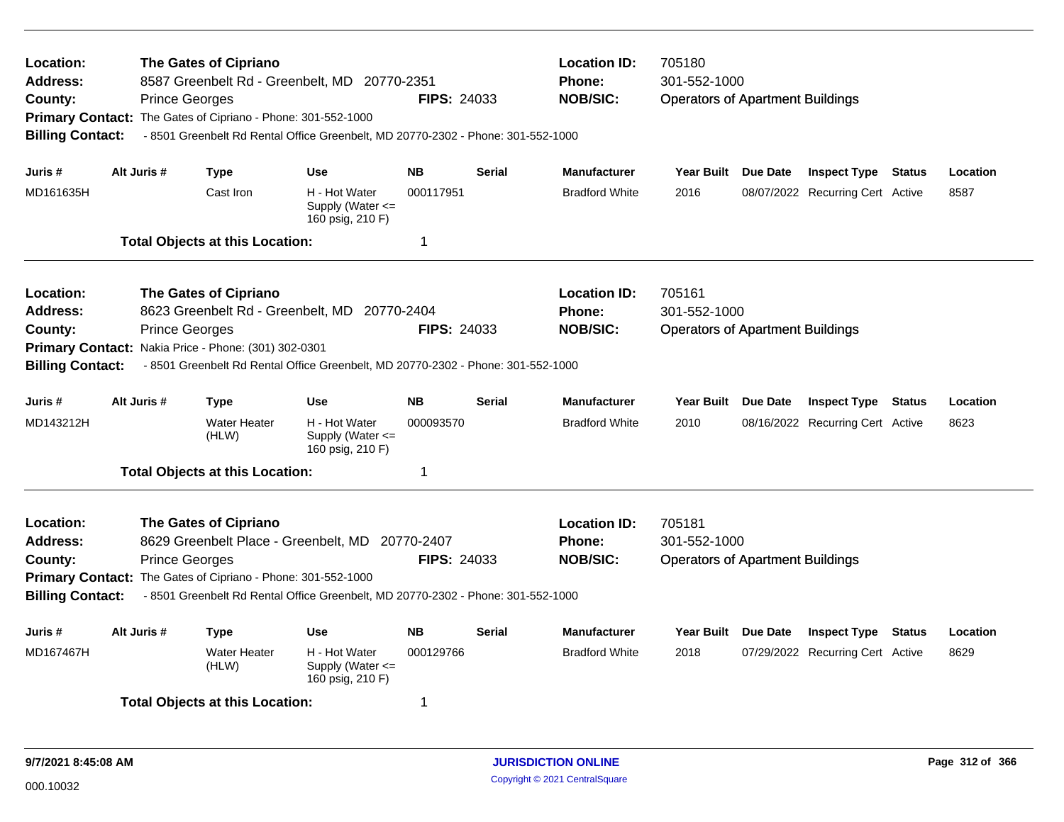**Location:** The Gates of Cipriano
**Address:** 8587 Greenbelt Rd - Greenbelt, MD 20770-2351
**County:** Prince Georges **FIPS:** 24033
**Primary Contact:** The Gates of Cipriano - Phone: 301-552-1000
**Billing Contact:** - 8501 Greenbelt Rd Rental Office Greenbelt, MD 20770-2302 - Phone: 301-552-1000

**Location ID:** 705180
**Phone:** 301-552-1000
**NOB/SIC:** Operators of Apartment Buildings

| Juris # | Alt Juris # | Type | Use | NB | Serial | Manufacturer | Year Built | Due Date | Inspect Type | Status | Location |
|---|---|---|---|---|---|---|---|---|---|---|---|
| MD161635H | | Cast Iron | H - Hot Water Supply (Water <= 160 psig, 210 F) | 000117951 | | Bradford White | 2016 | 08/07/2022 | Recurring Cert | Active | 8587 |

**Total Objects at this Location:** 1

---

**Location:** The Gates of Cipriano
**Address:** 8623 Greenbelt Rd - Greenbelt, MD 20770-2404
**County:** Prince Georges **FIPS:** 24033
**Primary Contact:** Nakia Price - Phone: (301) 302-0301
**Billing Contact:** - 8501 Greenbelt Rd Rental Office Greenbelt, MD 20770-2302 - Phone: 301-552-1000

**Location ID:** 705161
**Phone:** 301-552-1000
**NOB/SIC:** Operators of Apartment Buildings

| Juris # | Alt Juris # | Type | Use | NB | Serial | Manufacturer | Year Built | Due Date | Inspect Type | Status | Location |
|---|---|---|---|---|---|---|---|---|---|---|---|
| MD143212H | | Water Heater (HLW) | H - Hot Water Supply (Water <= 160 psig, 210 F) | 000093570 | | Bradford White | 2010 | 08/16/2022 | Recurring Cert | Active | 8623 |

**Total Objects at this Location:** 1

---

**Location:** The Gates of Cipriano
**Address:** 8629 Greenbelt Place - Greenbelt, MD 20770-2407
**County:** Prince Georges **FIPS:** 24033
**Primary Contact:** The Gates of Cipriano - Phone: 301-552-1000
**Billing Contact:** - 8501 Greenbelt Rd Rental Office Greenbelt, MD 20770-2302 - Phone: 301-552-1000

**Location ID:** 705181
**Phone:** 301-552-1000
**NOB/SIC:** Operators of Apartment Buildings

| Juris # | Alt Juris # | Type | Use | NB | Serial | Manufacturer | Year Built | Due Date | Inspect Type | Status | Location |
|---|---|---|---|---|---|---|---|---|---|---|---|
| MD167467H | | Water Heater (HLW) | H - Hot Water Supply (Water <= 160 psig, 210 F) | 000129766 | | Bradford White | 2018 | 07/29/2022 | Recurring Cert | Active | 8629 |

**Total Objects at this Location:** 1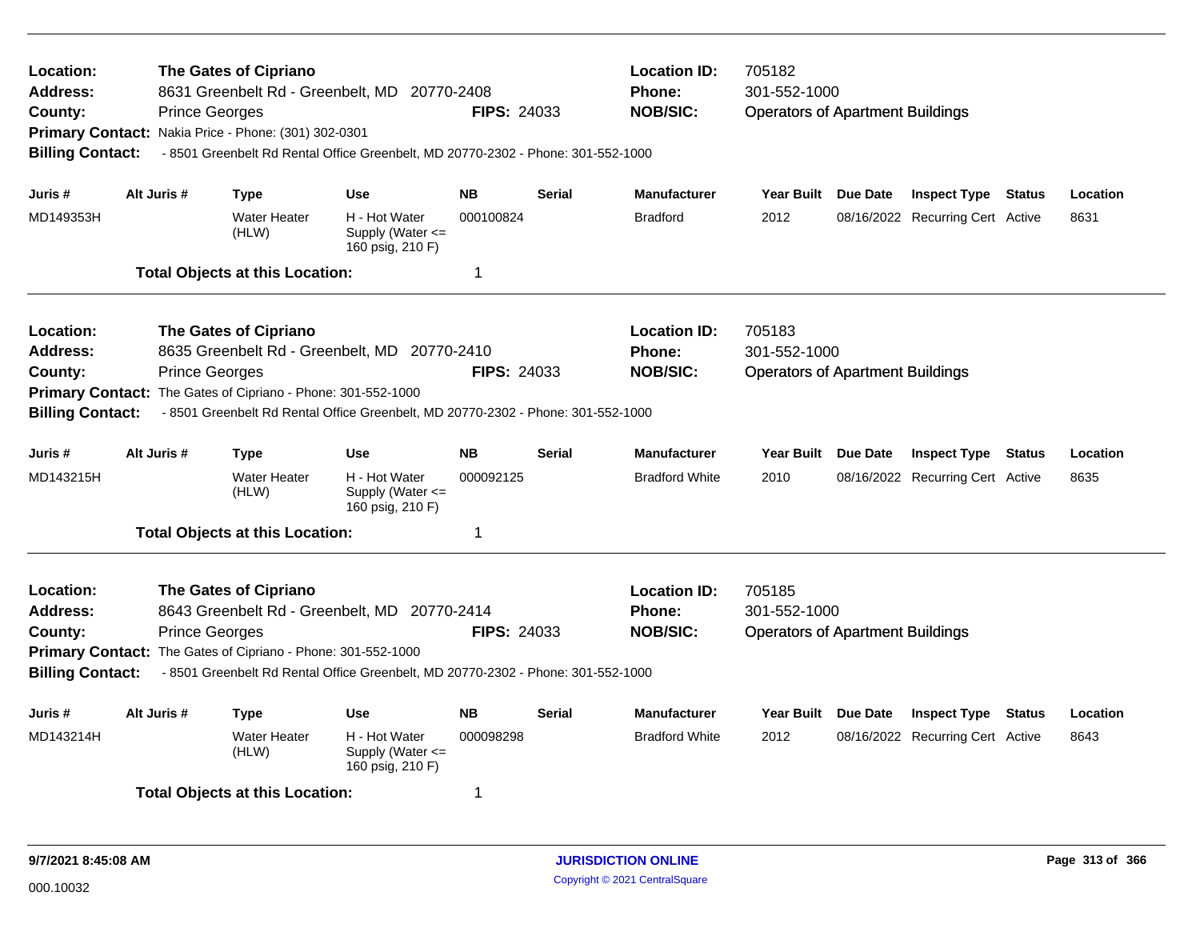**Location:** The Gates of Cipriano
**Address:** 8631 Greenbelt Rd - Greenbelt, MD 20770-2408
**County:** Prince Georges
**FIPS:** 24033
**Location ID:** 705182
**Phone:** 301-552-1000
**NOB/SIC:** Operators of Apartment Buildings
**Primary Contact:** Nakia Price - Phone: (301) 302-0301
**Billing Contact:** - 8501 Greenbelt Rd Rental Office Greenbelt, MD 20770-2302 - Phone: 301-552-1000

| Juris # | Alt Juris # | Type | Use | NB | Serial | Manufacturer | Year Built | Due Date | Inspect Type | Status | Location |
|---|---|---|---|---|---|---|---|---|---|---|---|
| MD149353H | | Water Heater (HLW) | H - Hot Water Supply (Water <= 160 psig, 210 F) | 000100824 | | Bradford | 2012 | 08/16/2022 | Recurring Cert | Active | 8631 |

**Total Objects at this Location:** 1

---

**Location:** The Gates of Cipriano
**Address:** 8635 Greenbelt Rd - Greenbelt, MD 20770-2410
**County:** Prince Georges
**FIPS:** 24033
**Location ID:** 705183
**Phone:** 301-552-1000
**NOB/SIC:** Operators of Apartment Buildings
**Primary Contact:** The Gates of Cipriano - Phone: 301-552-1000
**Billing Contact:** - 8501 Greenbelt Rd Rental Office Greenbelt, MD 20770-2302 - Phone: 301-552-1000

| Juris # | Alt Juris # | Type | Use | NB | Serial | Manufacturer | Year Built | Due Date | Inspect Type | Status | Location |
|---|---|---|---|---|---|---|---|---|---|---|---|
| MD143215H | | Water Heater (HLW) | H - Hot Water Supply (Water <= 160 psig, 210 F) | 000092125 | | Bradford White | 2010 | 08/16/2022 | Recurring Cert | Active | 8635 |

**Total Objects at this Location:** 1

---

**Location:** The Gates of Cipriano
**Address:** 8643 Greenbelt Rd - Greenbelt, MD 20770-2414
**County:** Prince Georges
**FIPS:** 24033
**Location ID:** 705185
**Phone:** 301-552-1000
**NOB/SIC:** Operators of Apartment Buildings
**Primary Contact:** The Gates of Cipriano - Phone: 301-552-1000
**Billing Contact:** - 8501 Greenbelt Rd Rental Office Greenbelt, MD 20770-2302 - Phone: 301-552-1000

| Juris # | Alt Juris # | Type | Use | NB | Serial | Manufacturer | Year Built | Due Date | Inspect Type | Status | Location |
|---|---|---|---|---|---|---|---|---|---|---|---|
| MD143214H | | Water Heater (HLW) | H - Hot Water Supply (Water <= 160 psig, 210 F) | 000098298 | | Bradford White | 2012 | 08/16/2022 | Recurring Cert | Active | 8643 |

**Total Objects at this Location:** 1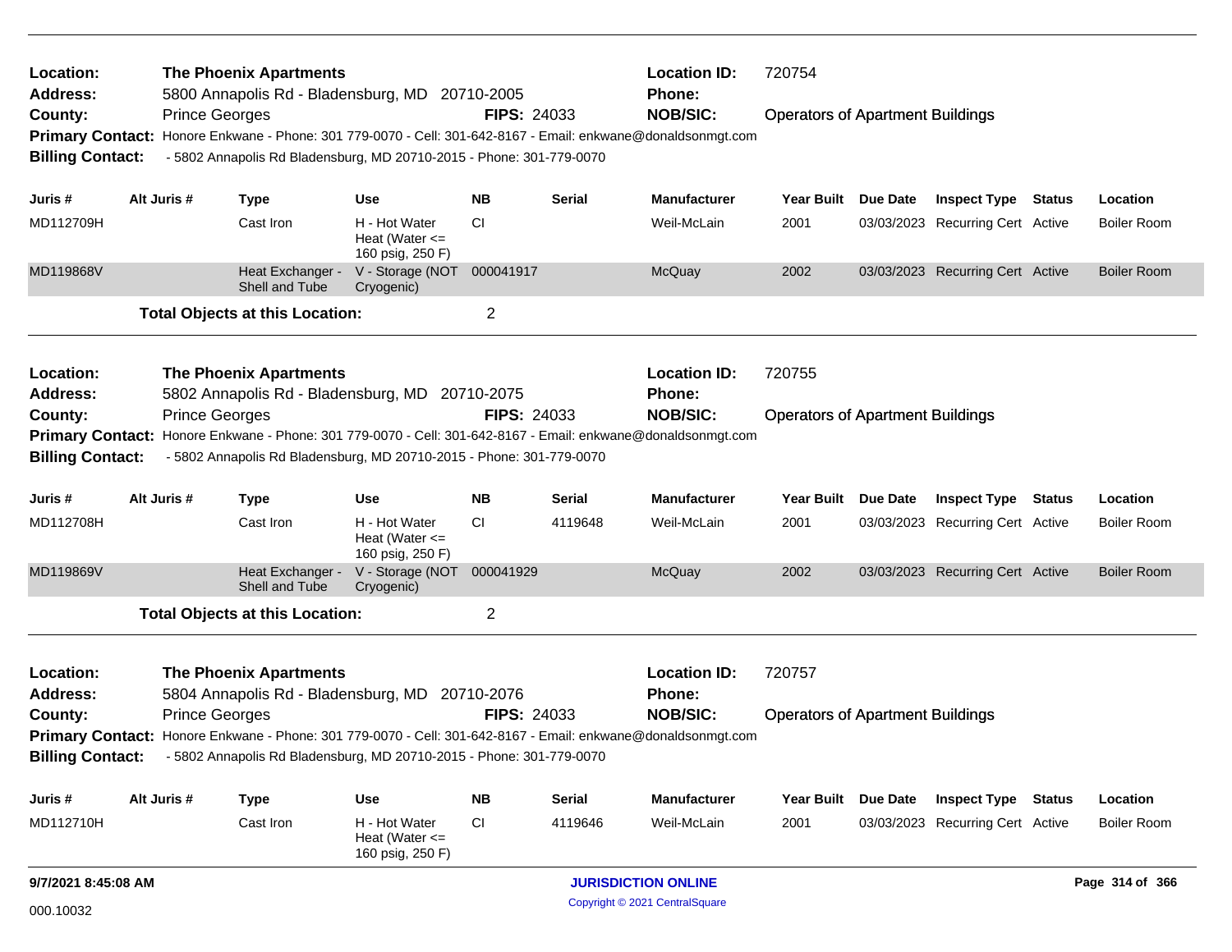**Location:** The Phoenix Apartments
**Location ID:** 720754
**Address:** 5800 Annapolis Rd - Bladensburg, MD 20710-2005
**Phone:**
**County:** Prince Georges
**FIPS:** 24033
**NOB/SIC:** Operators of Apartment Buildings
**Primary Contact:** Honore Enkwane - Phone: 301 779-0070 - Cell: 301-642-8167 - Email: enkwane@donaldsonmgt.com
**Billing Contact:** - 5802 Annapolis Rd Bladensburg, MD 20710-2015 - Phone: 301-779-0070

| Juris # | Alt Juris # | Type | Use | NB | Serial | Manufacturer | Year Built | Due Date | Inspect Type | Status | Location |
|---|---|---|---|---|---|---|---|---|---|---|---|
| MD112709H | | Cast Iron | H - Hot Water Heat (Water <= 160 psig, 250 F) | CI | | Weil-McLain | 2001 | 03/03/2023 | Recurring Cert | Active | Boiler Room |
| MD119868V | | Heat Exchanger - Shell and Tube | V - Storage (NOT Cryogenic) | 000041917 | | McQuay | 2002 | 03/03/2023 | Recurring Cert | Active | Boiler Room |

**Total Objects at this Location:** 2

---

**Location:** The Phoenix Apartments
**Location ID:** 720755
**Address:** 5802 Annapolis Rd - Bladensburg, MD 20710-2075
**Phone:**
**County:** Prince Georges
**FIPS:** 24033
**NOB/SIC:** Operators of Apartment Buildings
**Primary Contact:** Honore Enkwane - Phone: 301 779-0070 - Cell: 301-642-8167 - Email: enkwane@donaldsonmgt.com
**Billing Contact:** - 5802 Annapolis Rd Bladensburg, MD 20710-2015 - Phone: 301-779-0070

| Juris # | Alt Juris # | Type | Use | NB | Serial | Manufacturer | Year Built | Due Date | Inspect Type | Status | Location |
|---|---|---|---|---|---|---|---|---|---|---|---|
| MD112708H | | Cast Iron | H - Hot Water Heat (Water <= 160 psig, 250 F) | CI | 4119648 | Weil-McLain | 2001 | 03/03/2023 | Recurring Cert | Active | Boiler Room |
| MD119869V | | Heat Exchanger - Shell and Tube | V - Storage (NOT Cryogenic) | 000041929 | | McQuay | 2002 | 03/03/2023 | Recurring Cert | Active | Boiler Room |

**Total Objects at this Location:** 2

---

**Location:** The Phoenix Apartments
**Location ID:** 720757
**Address:** 5804 Annapolis Rd - Bladensburg, MD 20710-2076
**Phone:**
**County:** Prince Georges
**FIPS:** 24033
**NOB/SIC:** Operators of Apartment Buildings
**Primary Contact:** Honore Enkwane - Phone: 301 779-0070 - Cell: 301-642-8167 - Email: enkwane@donaldsonmgt.com
**Billing Contact:** - 5802 Annapolis Rd Bladensburg, MD 20710-2015 - Phone: 301-779-0070

| Juris # | Alt Juris # | Type | Use | NB | Serial | Manufacturer | Year Built | Due Date | Inspect Type | Status | Location |
|---|---|---|---|---|---|---|---|---|---|---|---|
| MD112710H | | Cast Iron | H - Hot Water Heat (Water <= 160 psig, 250 F) | CI | 4119646 | Weil-McLain | 2001 | 03/03/2023 | Recurring Cert | Active | Boiler Room |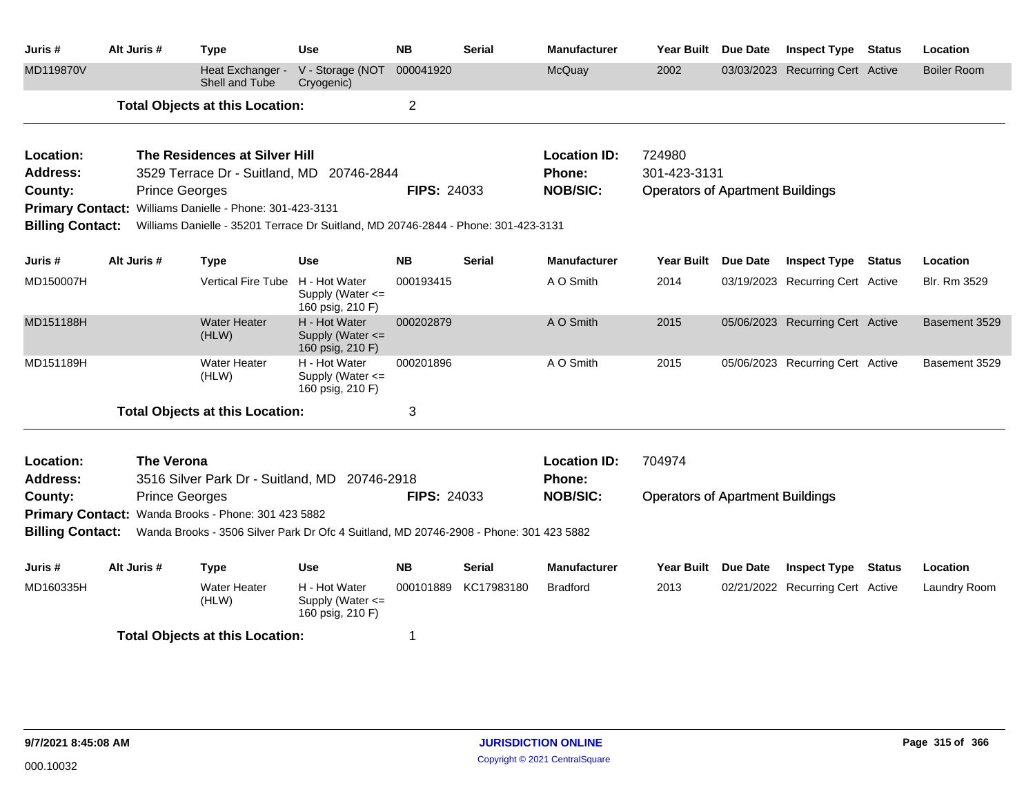| Juris # | Alt Juris # | Type | Use | NB | Serial | Manufacturer | Year Built | Due Date | Inspect Type | Status | Location |
|---|---|---|---|---|---|---|---|---|---|---|---|
| MD119870V | | Heat Exchanger - Shell and Tube | V - Storage (NOT Cryogenic) | 000041920 | | McQuay | 2002 | 03/03/2023 | Recurring Cert | Active | Boiler Room |

**Total Objects at this Location:** 2

---

**Location:** The Residences at Silver Hill
**Location ID:** 724980
**Address:** 3529 Terrace Dr - Suitland, MD 20746-2844
**Phone:** 301-423-3131
**County:** Prince Georges
**FIPS:** 24033
**NOB/SIC:** Operators of Apartment Buildings
**Primary Contact:** Williams Danielle - Phone: 301-423-3131
**Billing Contact:** Williams Danielle - 35201 Terrace Dr Suitland, MD 20746-2844 - Phone: 301-423-3131

| Juris # | Alt Juris # | Type | Use | NB | Serial | Manufacturer | Year Built | Due Date | Inspect Type | Status | Location |
|---|---|---|---|---|---|---|---|---|---|---|---|
| MD150007H | | Vertical Fire Tube | H - Hot Water Supply (Water <= 160 psig, 210 F) | 000193415 | | A O Smith | 2014 | 03/19/2023 | Recurring Cert | Active | Blr. Rm 3529 |
| MD151188H | | Water Heater (HLW) | H - Hot Water Supply (Water <= 160 psig, 210 F) | 000202879 | | A O Smith | 2015 | 05/06/2023 | Recurring Cert | Active | Basement 3529 |
| MD151189H | | Water Heater (HLW) | H - Hot Water Supply (Water <= 160 psig, 210 F) | 000201896 | | A O Smith | 2015 | 05/06/2023 | Recurring Cert | Active | Basement 3529 |

**Total Objects at this Location:** 3

---

**Location:** The Verona
**Location ID:** 704974
**Address:** 3516 Silver Park Dr - Suitland, MD 20746-2918
**Phone:**
**County:** Prince Georges
**FIPS:** 24033
**NOB/SIC:** Operators of Apartment Buildings
**Primary Contact:** Wanda Brooks - Phone: 301 423 5882
**Billing Contact:** Wanda Brooks - 3506 Silver Park Dr Ofc 4 Suitland, MD 20746-2908 - Phone: 301 423 5882

| Juris # | Alt Juris # | Type | Use | NB | Serial | Manufacturer | Year Built | Due Date | Inspect Type | Status | Location |
|---|---|---|---|---|---|---|---|---|---|---|---|
| MD160335H | | Water Heater (HLW) | H - Hot Water Supply (Water <= 160 psig, 210 F) | 000101889 | KC17983180 | Bradford | 2013 | 02/21/2022 | Recurring Cert | Active | Laundry Room |

**Total Objects at this Location:** 1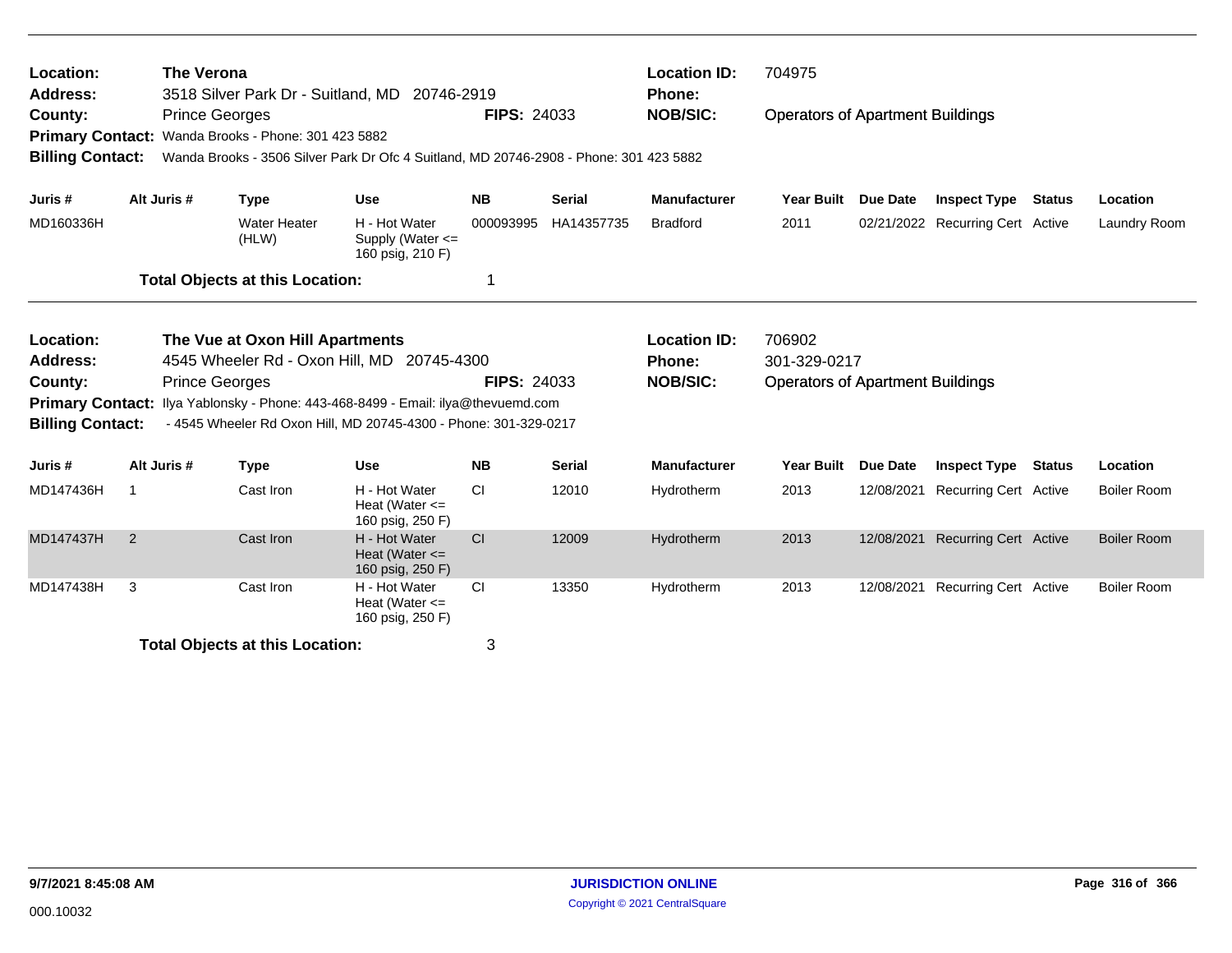**Location:** The Verona
**Address:** 3518 Silver Park Dr - Suitland, MD 20746-2919
**County:** Prince Georges
**FIPS:** 24033
**Location ID:** 704975
**Phone:**
**NOB/SIC:** Operators of Apartment Buildings
**Primary Contact:** Wanda Brooks - Phone: 301 423 5882
**Billing Contact:** Wanda Brooks - 3506 Silver Park Dr Ofc 4 Suitland, MD 20746-2908 - Phone: 301 423 5882

| Juris # | Alt Juris # | Type | Use | NB | Serial | Manufacturer | Year Built | Due Date | Inspect Type | Status | Location |
|---|---|---|---|---|---|---|---|---|---|---|---|
| MD160336H | | Water Heater (HLW) | H - Hot Water Supply (Water <= 160 psig, 210 F) | 000093995 | HA14357735 | Bradford | 2011 | 02/21/2022 | Recurring Cert | Active | Laundry Room |

**Total Objects at this Location:** 1

---

**Location:** The Vue at Oxon Hill Apartments
**Address:** 4545 Wheeler Rd - Oxon Hill, MD 20745-4300
**County:** Prince Georges
**FIPS:** 24033
**Location ID:** 706902
**Phone:** 301-329-0217
**NOB/SIC:** Operators of Apartment Buildings
**Primary Contact:** Ilya Yablonsky - Phone: 443-468-8499 - Email: ilya@thevuemd.com
**Billing Contact:** - 4545 Wheeler Rd Oxon Hill, MD 20745-4300 - Phone: 301-329-0217

| Juris # | Alt Juris # | Type | Use | NB | Serial | Manufacturer | Year Built | Due Date | Inspect Type | Status | Location |
|---|---|---|---|---|---|---|---|---|---|---|---|
| MD147436H | 1 | Cast Iron | H - Hot Water Heat (Water <= 160 psig, 250 F) | CI | 12010 | Hydrotherm | 2013 | 12/08/2021 | Recurring Cert | Active | Boiler Room |
| MD147437H | 2 | Cast Iron | H - Hot Water Heat (Water <= 160 psig, 250 F) | CI | 12009 | Hydrotherm | 2013 | 12/08/2021 | Recurring Cert | Active | Boiler Room |
| MD147438H | 3 | Cast Iron | H - Hot Water Heat (Water <= 160 psig, 250 F) | CI | 13350 | Hydrotherm | 2013 | 12/08/2021 | Recurring Cert | Active | Boiler Room |

**Total Objects at this Location:** 3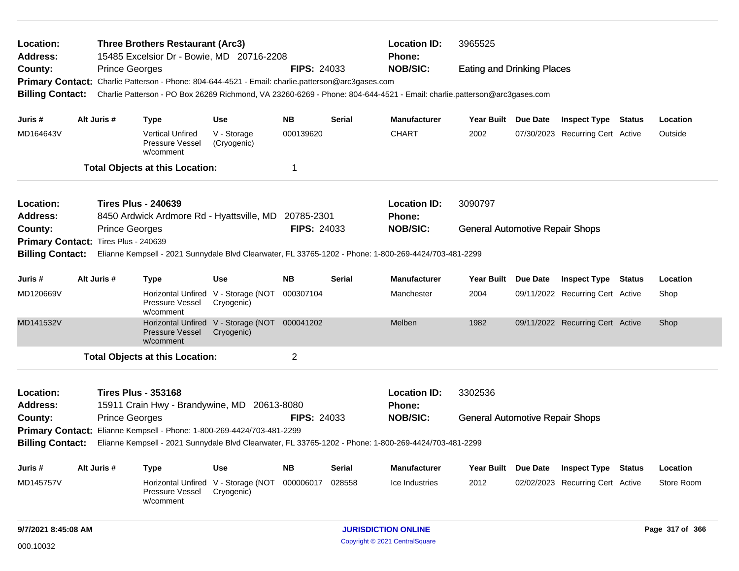**Location:** Three Brothers Restaurant (Arc3) **Location ID:** 3965525
**Address:** 15485 Excelsior Dr - Bowie, MD 20716-2208 **Phone:**
**County:** Prince Georges **FIPS:** 24033 **NOB/SIC:** Eating and Drinking Places
**Primary Contact:** Charlie Patterson - Phone: 804-644-4521 - Email: charlie.patterson@arc3gases.com
**Billing Contact:** Charlie Patterson - PO Box 26269 Richmond, VA 23260-6269 - Phone: 804-644-4521 - Email: charlie.patterson@arc3gases.com

| Juris # | Alt Juris # | Type | Use | NB | Serial | Manufacturer | Year Built | Due Date | Inspect Type | Status | Location |
|---|---|---|---|---|---|---|---|---|---|---|---|
| MD164643V | | Vertical Unfired Pressure Vessel w/comment | V - Storage (Cryogenic) | 000139620 | | CHART | 2002 | 07/30/2023 | Recurring Cert | Active | Outside |

**Total Objects at this Location:** 1

---

**Location:** Tires Plus - 240639 **Location ID:** 3090797
**Address:** 8450 Ardwick Ardmore Rd - Hyattsville, MD 20785-2301 **Phone:**
**County:** Prince Georges **FIPS:** 24033 **NOB/SIC:** General Automotive Repair Shops
**Primary Contact:** Tires Plus - 240639
**Billing Contact:** Elianne Kempsell - 2021 Sunnydale Blvd Clearwater, FL 33765-1202 - Phone: 1-800-269-4424/703-481-2299

| Juris # | Alt Juris # | Type | Use | NB | Serial | Manufacturer | Year Built | Due Date | Inspect Type | Status | Location |
|---|---|---|---|---|---|---|---|---|---|---|---|
| MD120669V | | Horizontal Unfired Pressure Vessel w/comment | V - Storage (NOT Cryogenic) | 000307104 | | Manchester | 2004 | 09/11/2022 | Recurring Cert | Active | Shop |
| MD141532V | | Horizontal Unfired Pressure Vessel w/comment | V - Storage (NOT Cryogenic) | 000041202 | | Melben | 1982 | 09/11/2022 | Recurring Cert | Active | Shop |

**Total Objects at this Location:** 2

---

**Location:** Tires Plus - 353168 **Location ID:** 3302536
**Address:** 15911 Crain Hwy - Brandywine, MD 20613-8080 **Phone:**
**County:** Prince Georges **FIPS:** 24033 **NOB/SIC:** General Automotive Repair Shops
**Primary Contact:** Elianne Kempsell - Phone: 1-800-269-4424/703-481-2299
**Billing Contact:** Elianne Kempsell - 2021 Sunnydale Blvd Clearwater, FL 33765-1202 - Phone: 1-800-269-4424/703-481-2299

| Juris # | Alt Juris # | Type | Use | NB | Serial | Manufacturer | Year Built | Due Date | Inspect Type | Status | Location |
|---|---|---|---|---|---|---|---|---|---|---|---|
| MD145757V | | Horizontal Unfired Pressure Vessel w/comment | V - Storage (NOT Cryogenic) | 000006017 | 028558 | Ice Industries | 2012 | 02/02/2023 | Recurring Cert | Active | Store Room |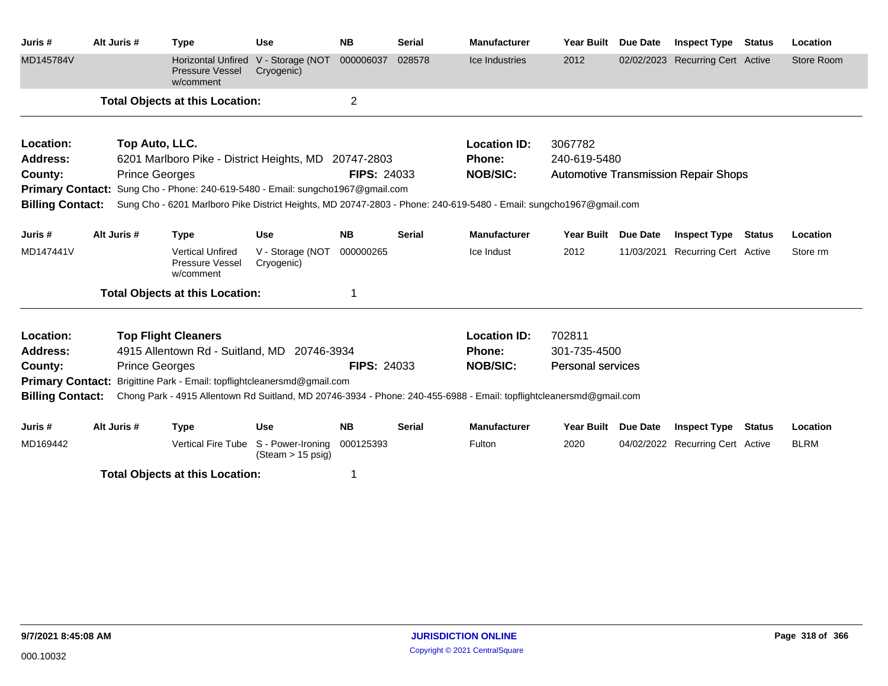| Juris # | Alt Juris # | Type | Use | NB | Serial | Manufacturer | Year Built | Due Date | Inspect Type | Status | Location |
|---|---|---|---|---|---|---|---|---|---|---|---|
| MD145784V | | Horizontal Unfired Pressure Vessel w/comment | V - Storage (NOT Cryogenic) | 000006037 | 028578 | Ice Industries | 2012 | 02/02/2023 | Recurring Cert | Active | Store Room |

**Total Objects at this Location:** 2

---

**Location:** Top Auto, LLC.
**Address:** 6201 Marlboro Pike - District Heights, MD 20747-2803
**County:** Prince Georges
**FIPS:** 24033
**Location ID:** 3067782
**Phone:** 240-619-5480
**NOB/SIC:** Automotive Transmission Repair Shops
**Primary Contact:** Sung Cho - Phone: 240-619-5480 - Email: sungcho1967@gmail.com
**Billing Contact:** Sung Cho - 6201 Marlboro Pike District Heights, MD 20747-2803 - Phone: 240-619-5480 - Email: sungcho1967@gmail.com

| Juris # | Alt Juris # | Type | Use | NB | Serial | Manufacturer | Year Built | Due Date | Inspect Type | Status | Location |
|---|---|---|---|---|---|---|---|---|---|---|---|
| MD147441V | | Vertical Unfired Pressure Vessel w/comment | V - Storage (NOT Cryogenic) | 000000265 | | Ice Indust | 2012 | 11/03/2021 | Recurring Cert | Active | Store rm |

**Total Objects at this Location:** 1

---

**Location:** Top Flight Cleaners
**Address:** 4915 Allentown Rd - Suitland, MD 20746-3934
**County:** Prince Georges
**FIPS:** 24033
**Location ID:** 702811
**Phone:** 301-735-4500
**NOB/SIC:** Personal services
**Primary Contact:** Brigittine Park - Email: topflightcleanersmd@gmail.com
**Billing Contact:** Chong Park - 4915 Allentown Rd Suitland, MD 20746-3934 - Phone: 240-455-6988 - Email: topflightcleanersmd@gmail.com

| Juris # | Alt Juris # | Type | Use | NB | Serial | Manufacturer | Year Built | Due Date | Inspect Type | Status | Location |
|---|---|---|---|---|---|---|---|---|---|---|---|
| MD169442 | | Vertical Fire Tube | S - Power-Ironing (Steam > 15 psig) | 000125393 | | Fulton | 2020 | 04/02/2022 | Recurring Cert | Active | BLRM |

**Total Objects at this Location:** 1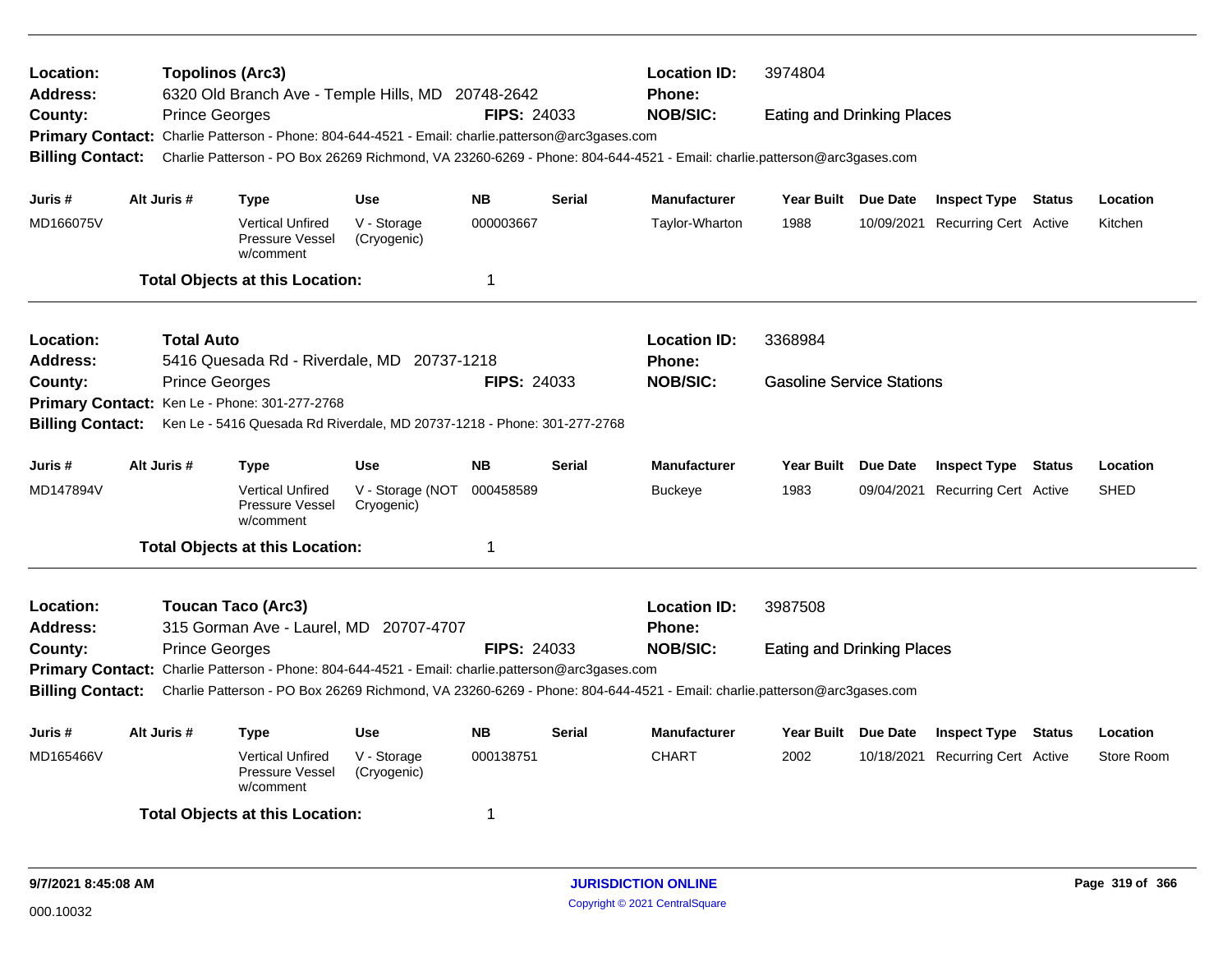**Location:** Topolinos (Arc3) **Location ID:** 3974804
**Address:** 6320 Old Branch Ave - Temple Hills, MD 20748-2642 **Phone:**
**County:** Prince Georges **FIPS:** 24033 **NOB/SIC:** Eating and Drinking Places
**Primary Contact:** Charlie Patterson - Phone: 804-644-4521 - Email: charlie.patterson@arc3gases.com
**Billing Contact:** Charlie Patterson - PO Box 26269 Richmond, VA 23260-6269 - Phone: 804-644-4521 - Email: charlie.patterson@arc3gases.com

| Juris # | Alt Juris # | Type | Use | NB | Serial | Manufacturer | Year Built | Due Date | Inspect Type | Status | Location |
|---|---|---|---|---|---|---|---|---|---|---|---|
| MD166075V | | Vertical Unfired Pressure Vessel w/comment | V - Storage (Cryogenic) | 000003667 | | Taylor-Wharton | 1988 | 10/09/2021 | Recurring Cert | Active | Kitchen |

**Total Objects at this Location:** 1

---

**Location:** Total Auto **Location ID:** 3368984
**Address:** 5416 Quesada Rd - Riverdale, MD 20737-1218 **Phone:**
**County:** Prince Georges **FIPS:** 24033 **NOB/SIC:** Gasoline Service Stations
**Primary Contact:** Ken Le - Phone: 301-277-2768
**Billing Contact:** Ken Le - 5416 Quesada Rd Riverdale, MD 20737-1218 - Phone: 301-277-2768

| Juris # | Alt Juris # | Type | Use | NB | Serial | Manufacturer | Year Built | Due Date | Inspect Type | Status | Location |
|---|---|---|---|---|---|---|---|---|---|---|---|
| MD147894V | | Vertical Unfired Pressure Vessel w/comment | V - Storage (NOT Cryogenic) | 000458589 | | Buckeye | 1983 | 09/04/2021 | Recurring Cert | Active | SHED |

**Total Objects at this Location:** 1

---

**Location:** Toucan Taco (Arc3) **Location ID:** 3987508
**Address:** 315 Gorman Ave - Laurel, MD 20707-4707 **Phone:**
**County:** Prince Georges **FIPS:** 24033 **NOB/SIC:** Eating and Drinking Places
**Primary Contact:** Charlie Patterson - Phone: 804-644-4521 - Email: charlie.patterson@arc3gases.com
**Billing Contact:** Charlie Patterson - PO Box 26269 Richmond, VA 23260-6269 - Phone: 804-644-4521 - Email: charlie.patterson@arc3gases.com

| Juris # | Alt Juris # | Type | Use | NB | Serial | Manufacturer | Year Built | Due Date | Inspect Type | Status | Location |
|---|---|---|---|---|---|---|---|---|---|---|---|
| MD165466V | | Vertical Unfired Pressure Vessel w/comment | V - Storage (Cryogenic) | 000138751 | | CHART | 2002 | 10/18/2021 | Recurring Cert | Active | Store Room |

**Total Objects at this Location:** 1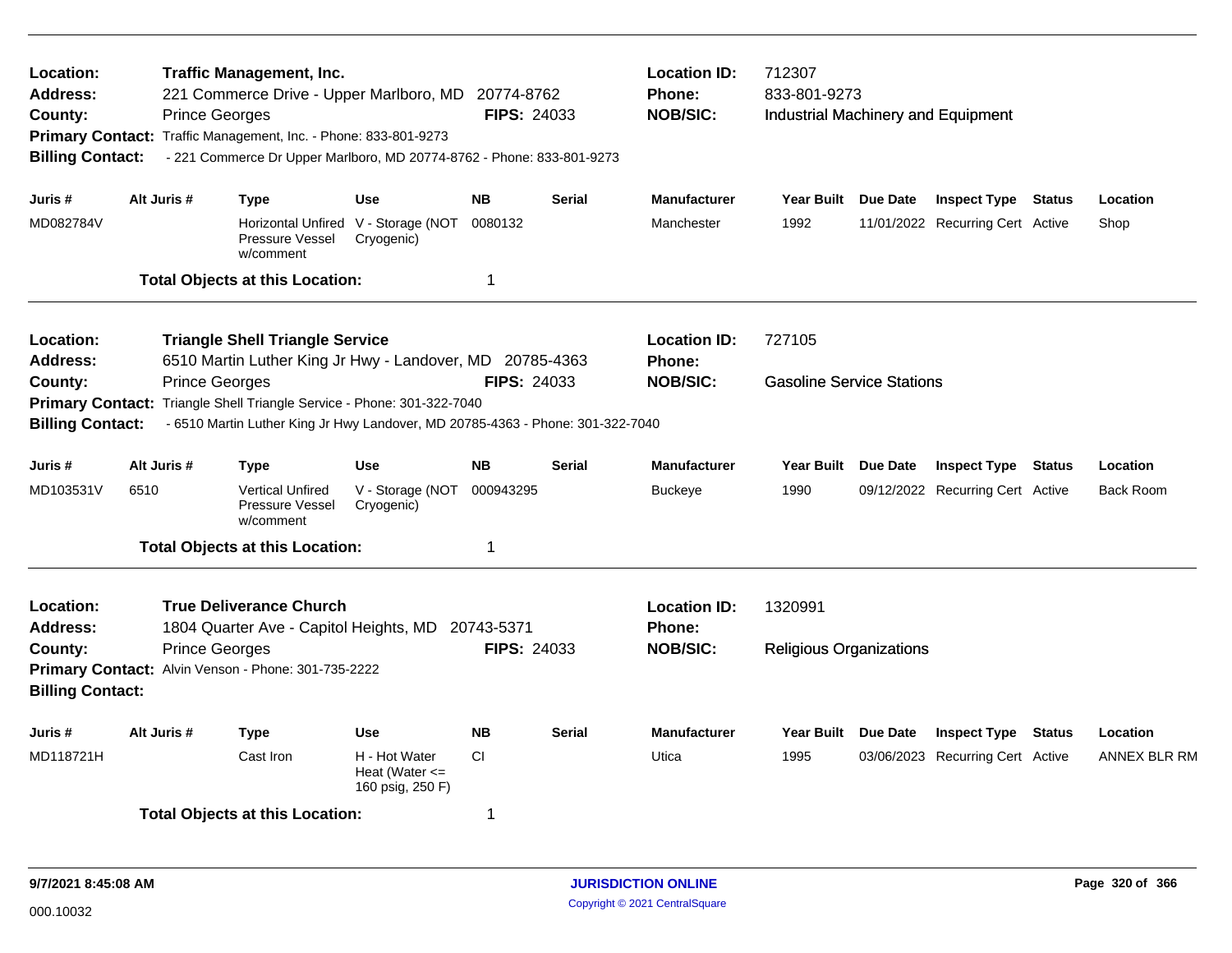**Location:** Traffic Management, Inc.
**Address:** 221 Commerce Drive - Upper Marlboro, MD 20774-8762
**County:** Prince Georges **FIPS:** 24033
**Primary Contact:** Traffic Management, Inc. - Phone: 833-801-9273
**Billing Contact:** - 221 Commerce Dr Upper Marlboro, MD 20774-8762 - Phone: 833-801-9273

**Location ID:** 712307
**Phone:** 833-801-9273
**NOB/SIC:** Industrial Machinery and Equipment

| Juris # | Alt Juris # | Type | Use | NB | Serial | Manufacturer | Year Built | Due Date | Inspect Type | Status | Location |
|---|---|---|---|---|---|---|---|---|---|---|---|
| MD082784V | | Horizontal Unfired Pressure Vessel w/comment | V - Storage (NOT Cryogenic) | 0080132 | | Manchester | 1992 | 11/01/2022 | Recurring Cert | Active | Shop |

**Total Objects at this Location:** 1

---

**Location:** Triangle Shell Triangle Service
**Address:** 6510 Martin Luther King Jr Hwy - Landover, MD 20785-4363
**County:** Prince Georges **FIPS:** 24033
**Primary Contact:** Triangle Shell Triangle Service - Phone: 301-322-7040
**Billing Contact:** - 6510 Martin Luther King Jr Hwy Landover, MD 20785-4363 - Phone: 301-322-7040

**Location ID:** 727105
**Phone:**
**NOB/SIC:** Gasoline Service Stations

| Juris # | Alt Juris # | Type | Use | NB | Serial | Manufacturer | Year Built | Due Date | Inspect Type | Status | Location |
|---|---|---|---|---|---|---|---|---|---|---|---|
| MD103531V | 6510 | Vertical Unfired Pressure Vessel w/comment | V - Storage (NOT Cryogenic) | 000943295 | | Buckeye | 1990 | 09/12/2022 | Recurring Cert | Active | Back Room |

**Total Objects at this Location:** 1

---

**Location:** True Deliverance Church
**Address:** 1804 Quarter Ave - Capitol Heights, MD 20743-5371
**County:** Prince Georges **FIPS:** 24033
**Primary Contact:** Alvin Venson - Phone: 301-735-2222
**Billing Contact:**

**Location ID:** 1320991
**Phone:**
**NOB/SIC:** Religious Organizations

| Juris # | Alt Juris # | Type | Use | NB | Serial | Manufacturer | Year Built | Due Date | Inspect Type | Status | Location |
|---|---|---|---|---|---|---|---|---|---|---|---|
| MD118721H | | Cast Iron | H - Hot Water Heat (Water <= 160 psig, 250 F) | CI | | Utica | 1995 | 03/06/2023 | Recurring Cert | Active | ANNEX BLR RM |

**Total Objects at this Location:** 1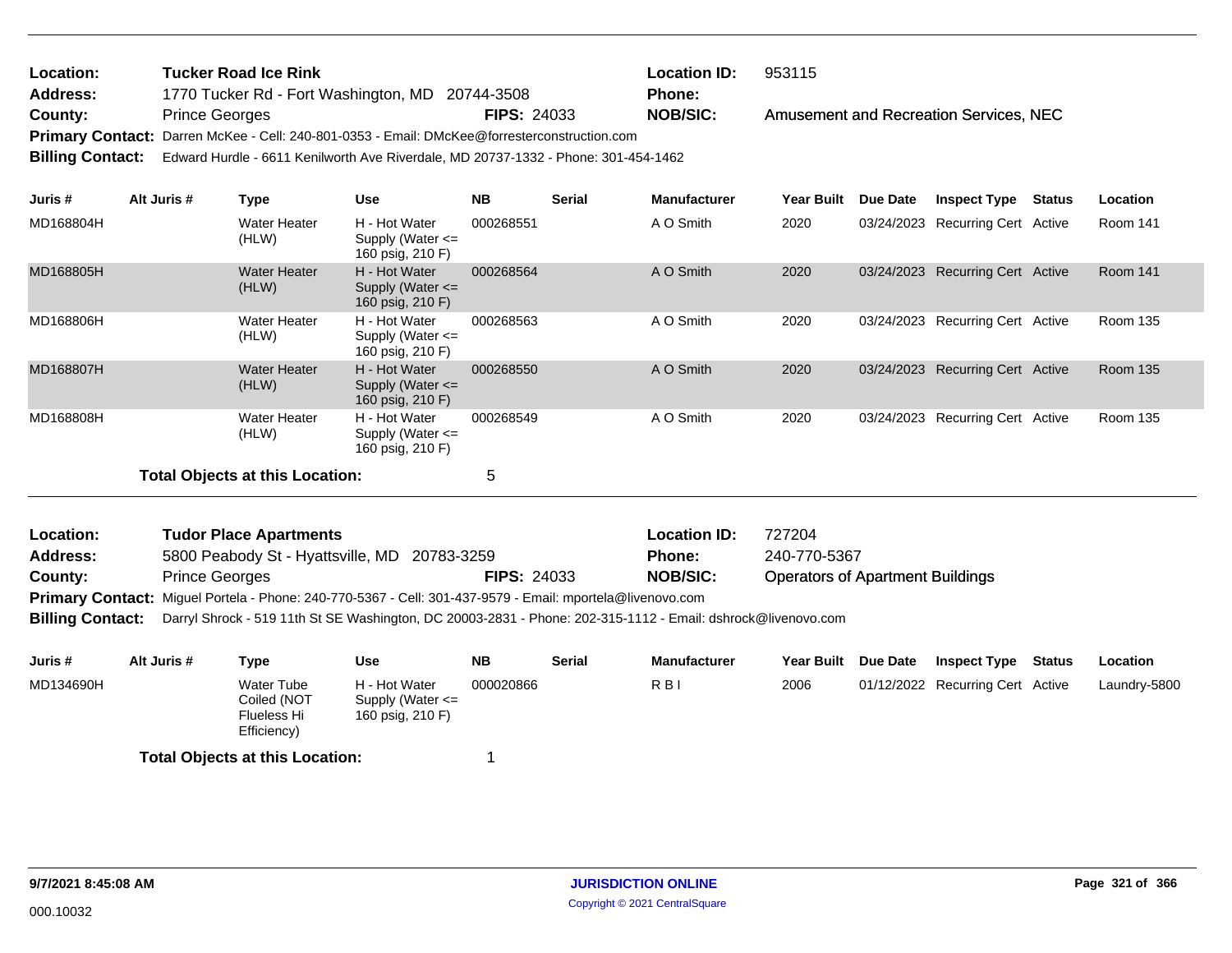**Location:** Tucker Road Ice Rink
**Address:** 1770 Tucker Rd - Fort Washington, MD 20744-3508
**County:** Prince Georges **FIPS:** 24033
**Location ID:** 953115
**Phone:**
**NOB/SIC:** Amusement and Recreation Services, NEC
**Primary Contact:** Darren McKee - Cell: 240-801-0353 - Email: DMcKee@forresterconstruction.com
**Billing Contact:** Edward Hurdle - 6611 Kenilworth Ave Riverdale, MD 20737-1332 - Phone: 301-454-1462

| Juris # | Alt Juris # | Type | Use | NB | Serial | Manufacturer | Year Built | Due Date | Inspect Type | Status | Location |
|---|---|---|---|---|---|---|---|---|---|---|---|
| MD168804H | | Water Heater (HLW) | H - Hot Water Supply (Water <= 160 psig, 210 F) | 000268551 | | A O Smith | 2020 | 03/24/2023 | Recurring Cert | Active | Room 141 |
| MD168805H | | Water Heater (HLW) | H - Hot Water Supply (Water <= 160 psig, 210 F) | 000268564 | | A O Smith | 2020 | 03/24/2023 | Recurring Cert | Active | Room 141 |
| MD168806H | | Water Heater (HLW) | H - Hot Water Supply (Water <= 160 psig, 210 F) | 000268563 | | A O Smith | 2020 | 03/24/2023 | Recurring Cert | Active | Room 135 |
| MD168807H | | Water Heater (HLW) | H - Hot Water Supply (Water <= 160 psig, 210 F) | 000268550 | | A O Smith | 2020 | 03/24/2023 | Recurring Cert | Active | Room 135 |
| MD168808H | | Water Heater (HLW) | H - Hot Water Supply (Water <= 160 psig, 210 F) | 000268549 | | A O Smith | 2020 | 03/24/2023 | Recurring Cert | Active | Room 135 |

**Total Objects at this Location:** 5

**Location:** Tudor Place Apartments
**Address:** 5800 Peabody St - Hyattsville, MD 20783-3259
**County:** Prince Georges **FIPS:** 24033
**Location ID:** 727204
**Phone:** 240-770-5367
**NOB/SIC:** Operators of Apartment Buildings
**Primary Contact:** Miguel Portela - Phone: 240-770-5367 - Cell: 301-437-9579 - Email: mportela@livenovo.com
**Billing Contact:** Darryl Shrock - 519 11th St SE Washington, DC 20003-2831 - Phone: 202-315-1112 - Email: dshrock@livenovo.com

| Juris # | Alt Juris # | Type | Use | NB | Serial | Manufacturer | Year Built | Due Date | Inspect Type | Status | Location |
|---|---|---|---|---|---|---|---|---|---|---|---|
| MD134690H | | Water Tube Coiled (NOT Flueless Hi Efficiency) | H - Hot Water Supply (Water <= 160 psig, 210 F) | 000020866 | | R B I | 2006 | 01/12/2022 | Recurring Cert | Active | Laundry-5800 |

**Total Objects at this Location:** 1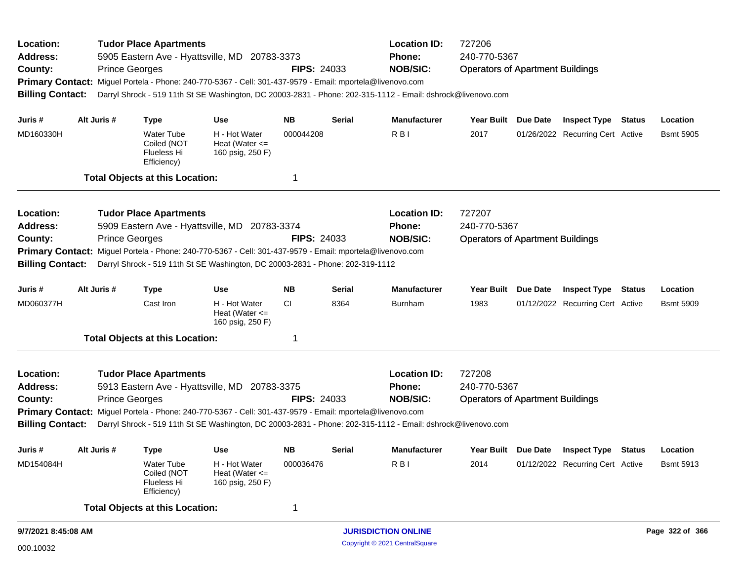**Location:** Tudor Place Apartments
**Address:** 5905 Eastern Ave - Hyattsville, MD 20783-3373
**County:** Prince Georges **FIPS:** 24033
**Location ID:** 727206
**Phone:** 240-770-5367
**NOB/SIC:** Operators of Apartment Buildings
**Primary Contact:** Miguel Portela - Phone: 240-770-5367 - Cell: 301-437-9579 - Email: mportela@livenovo.com
**Billing Contact:** Darryl Shrock - 519 11th St SE Washington, DC 20003-2831 - Phone: 202-315-1112 - Email: dshrock@livenovo.com

| Juris # | Alt Juris # | Type | Use | NB | Serial | Manufacturer | Year Built | Due Date | Inspect Type | Status | Location |
|---|---|---|---|---|---|---|---|---|---|---|---|
| MD160330H | | Water Tube Coiled (NOT Flueless Hi Efficiency) | H - Hot Water Heat (Water <= 160 psig, 250 F) | 000044208 | | R B I | 2017 | 01/26/2022 | Recurring Cert | Active | Bsmt 5905 |

**Total Objects at this Location:** 1

---

**Location:** Tudor Place Apartments
**Address:** 5909 Eastern Ave - Hyattsville, MD 20783-3374
**County:** Prince Georges **FIPS:** 24033
**Location ID:** 727207
**Phone:** 240-770-5367
**NOB/SIC:** Operators of Apartment Buildings
**Primary Contact:** Miguel Portela - Phone: 240-770-5367 - Cell: 301-437-9579 - Email: mportela@livenovo.com
**Billing Contact:** Darryl Shrock - 519 11th St SE Washington, DC 20003-2831 - Phone: 202-319-1112

| Juris # | Alt Juris # | Type | Use | NB | Serial | Manufacturer | Year Built | Due Date | Inspect Type | Status | Location |
|---|---|---|---|---|---|---|---|---|---|---|---|
| MD060377H | | Cast Iron | H - Hot Water Heat (Water <= 160 psig, 250 F) | CI | 8364 | Burnham | 1983 | 01/12/2022 | Recurring Cert | Active | Bsmt 5909 |

**Total Objects at this Location:** 1

---

**Location:** Tudor Place Apartments
**Address:** 5913 Eastern Ave - Hyattsville, MD 20783-3375
**County:** Prince Georges **FIPS:** 24033
**Location ID:** 727208
**Phone:** 240-770-5367
**NOB/SIC:** Operators of Apartment Buildings
**Primary Contact:** Miguel Portela - Phone: 240-770-5367 - Cell: 301-437-9579 - Email: mportela@livenovo.com
**Billing Contact:** Darryl Shrock - 519 11th St SE Washington, DC 20003-2831 - Phone: 202-315-1112 - Email: dshrock@livenovo.com

| Juris # | Alt Juris # | Type | Use | NB | Serial | Manufacturer | Year Built | Due Date | Inspect Type | Status | Location |
|---|---|---|---|---|---|---|---|---|---|---|---|
| MD154084H | | Water Tube Coiled (NOT Flueless Hi Efficiency) | H - Hot Water Heat (Water <= 160 psig, 250 F) | 000036476 | | R B I | 2014 | 01/12/2022 | Recurring Cert | Active | Bsmt 5913 |

**Total Objects at this Location:** 1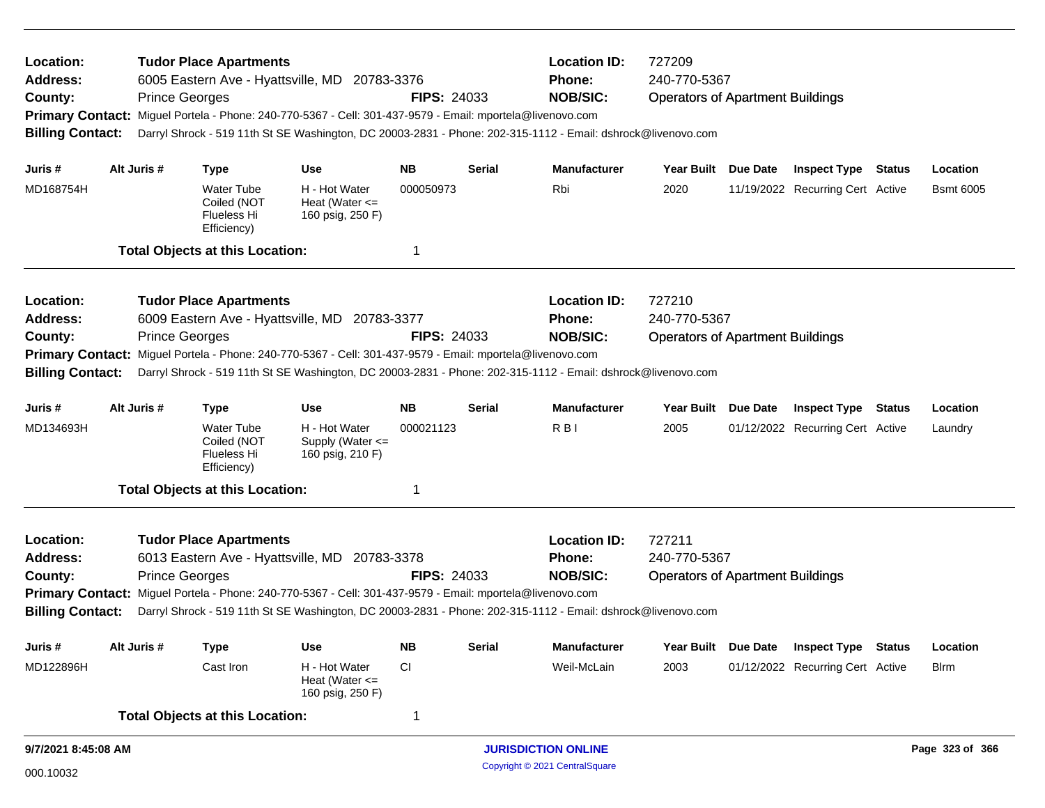| | | | |
|---|---|---|---|
| **Location:** | **Tudor Place Apartments** | **Location ID:** | 727209 |
| **Address:** | 6005 Eastern Ave - Hyattsville, MD 20783-3376 | **Phone:** | 240-770-5367 |
| **County:** | Prince Georges **FIPS:** 24033 | **NOB/SIC:** | Operators of Apartment Buildings |

**Primary Contact:** Miguel Portela - Phone: 240-770-5367 - Cell: 301-437-9579 - Email: mportela@livenovo.com

**Billing Contact:** Darryl Shrock - 519 11th St SE Washington, DC 20003-2831 - Phone: 202-315-1112 - Email: dshrock@livenovo.com

| Juris # | Alt Juris # | Type | Use | NB | Serial | Manufacturer | Year Built | Due Date | Inspect Type | Status | Location |
|---|---|---|---|---|---|---|---|---|---|---|---|
| MD168754H | | Water Tube Coiled (NOT Flueless Hi Efficiency) | H - Hot Water Heat (Water <= 160 psig, 250 F) | 000050973 | | Rbi | 2020 | 11/19/2022 | Recurring Cert | Active | Bsmt 6005 |

**Total Objects at this Location:** 1

| | | | |
|---|---|---|---|
| **Location:** | **Tudor Place Apartments** | **Location ID:** | 727210 |
| **Address:** | 6009 Eastern Ave - Hyattsville, MD 20783-3377 | **Phone:** | 240-770-5367 |
| **County:** | Prince Georges **FIPS:** 24033 | **NOB/SIC:** | Operators of Apartment Buildings |

**Primary Contact:** Miguel Portela - Phone: 240-770-5367 - Cell: 301-437-9579 - Email: mportela@livenovo.com

**Billing Contact:** Darryl Shrock - 519 11th St SE Washington, DC 20003-2831 - Phone: 202-315-1112 - Email: dshrock@livenovo.com

| Juris # | Alt Juris # | Type | Use | NB | Serial | Manufacturer | Year Built | Due Date | Inspect Type | Status | Location |
|---|---|---|---|---|---|---|---|---|---|---|---|
| MD134693H | | Water Tube Coiled (NOT Flueless Hi Efficiency) | H - Hot Water Supply (Water <= 160 psig, 210 F) | 000021123 | | R B I | 2005 | 01/12/2022 | Recurring Cert | Active | Laundry |

**Total Objects at this Location:** 1

| | | | |
|---|---|---|---|
| **Location:** | **Tudor Place Apartments** | **Location ID:** | 727211 |
| **Address:** | 6013 Eastern Ave - Hyattsville, MD 20783-3378 | **Phone:** | 240-770-5367 |
| **County:** | Prince Georges **FIPS:** 24033 | **NOB/SIC:** | Operators of Apartment Buildings |

**Primary Contact:** Miguel Portela - Phone: 240-770-5367 - Cell: 301-437-9579 - Email: mportela@livenovo.com

**Billing Contact:** Darryl Shrock - 519 11th St SE Washington, DC 20003-2831 - Phone: 202-315-1112 - Email: dshrock@livenovo.com

| Juris # | Alt Juris # | Type | Use | NB | Serial | Manufacturer | Year Built | Due Date | Inspect Type | Status | Location |
|---|---|---|---|---|---|---|---|---|---|---|---|
| MD122896H | | Cast Iron | H - Hot Water Heat (Water <= 160 psig, 250 F) | CI | | Weil-McLain | 2003 | 01/12/2022 | Recurring Cert | Active | Blrm |

**Total Objects at this Location:** 1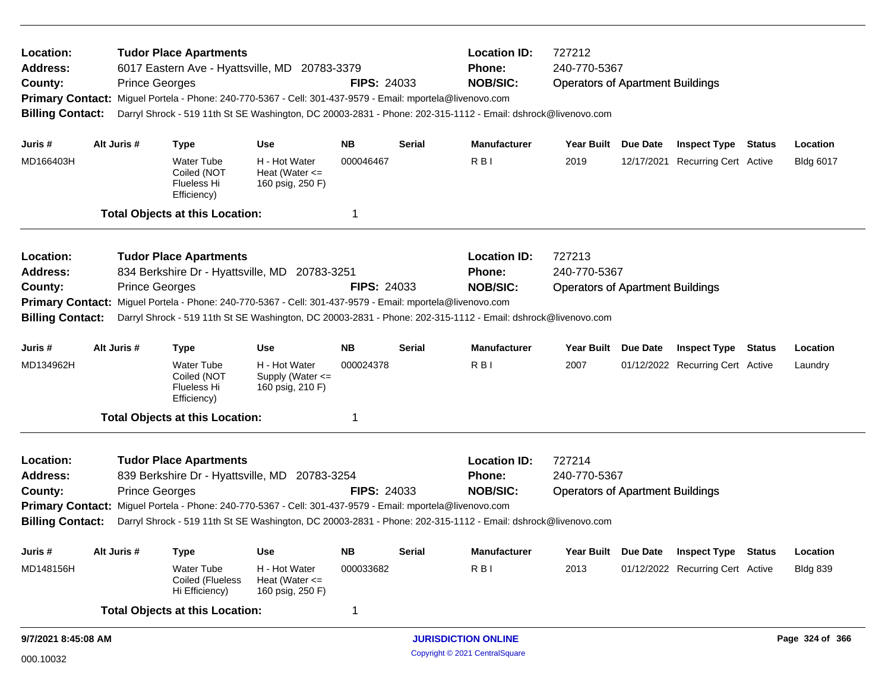**Location:** Tudor Place Apartments
**Address:** 6017 Eastern Ave - Hyattsville, MD 20783-3379
**County:** Prince Georges **FIPS:** 24033
**Location ID:** 727212
**Phone:** 240-770-5367
**NOB/SIC:** Operators of Apartment Buildings
**Primary Contact:** Miguel Portela - Phone: 240-770-5367 - Cell: 301-437-9579 - Email: mportela@livenovo.com
**Billing Contact:** Darryl Shrock - 519 11th St SE Washington, DC 20003-2831 - Phone: 202-315-1112 - Email: dshrock@livenovo.com

| Juris # | Alt Juris # | Type | Use | NB | Serial | Manufacturer | Year Built | Due Date | Inspect Type | Status | Location |
|---|---|---|---|---|---|---|---|---|---|---|---|
| MD166403H | | Water Tube Coiled (NOT Flueless Hi Efficiency) | H - Hot Water Heat (Water <= 160 psig, 250 F) | 000046467 | | R B I | 2019 | 12/17/2021 | Recurring Cert | Active | Bldg 6017 |

**Total Objects at this Location:** 1

---

**Location:** Tudor Place Apartments
**Address:** 834 Berkshire Dr - Hyattsville, MD 20783-3251
**County:** Prince Georges **FIPS:** 24033
**Location ID:** 727213
**Phone:** 240-770-5367
**NOB/SIC:** Operators of Apartment Buildings
**Primary Contact:** Miguel Portela - Phone: 240-770-5367 - Cell: 301-437-9579 - Email: mportela@livenovo.com
**Billing Contact:** Darryl Shrock - 519 11th St SE Washington, DC 20003-2831 - Phone: 202-315-1112 - Email: dshrock@livenovo.com

| Juris # | Alt Juris # | Type | Use | NB | Serial | Manufacturer | Year Built | Due Date | Inspect Type | Status | Location |
|---|---|---|---|---|---|---|---|---|---|---|---|
| MD134962H | | Water Tube Coiled (NOT Flueless Hi Efficiency) | H - Hot Water Supply (Water <= 160 psig, 210 F) | 000024378 | | R B I | 2007 | 01/12/2022 | Recurring Cert | Active | Laundry |

**Total Objects at this Location:** 1

---

**Location:** Tudor Place Apartments
**Address:** 839 Berkshire Dr - Hyattsville, MD 20783-3254
**County:** Prince Georges **FIPS:** 24033
**Location ID:** 727214
**Phone:** 240-770-5367
**NOB/SIC:** Operators of Apartment Buildings
**Primary Contact:** Miguel Portela - Phone: 240-770-5367 - Cell: 301-437-9579 - Email: mportela@livenovo.com
**Billing Contact:** Darryl Shrock - 519 11th St SE Washington, DC 20003-2831 - Phone: 202-315-1112 - Email: dshrock@livenovo.com

| Juris # | Alt Juris # | Type | Use | NB | Serial | Manufacturer | Year Built | Due Date | Inspect Type | Status | Location |
|---|---|---|---|---|---|---|---|---|---|---|---|
| MD148156H | | Water Tube Coiled (Flueless Hi Efficiency) | H - Hot Water Heat (Water <= 160 psig, 250 F) | 000033682 | | R B I | 2013 | 01/12/2022 | Recurring Cert | Active | Bldg 839 |

**Total Objects at this Location:** 1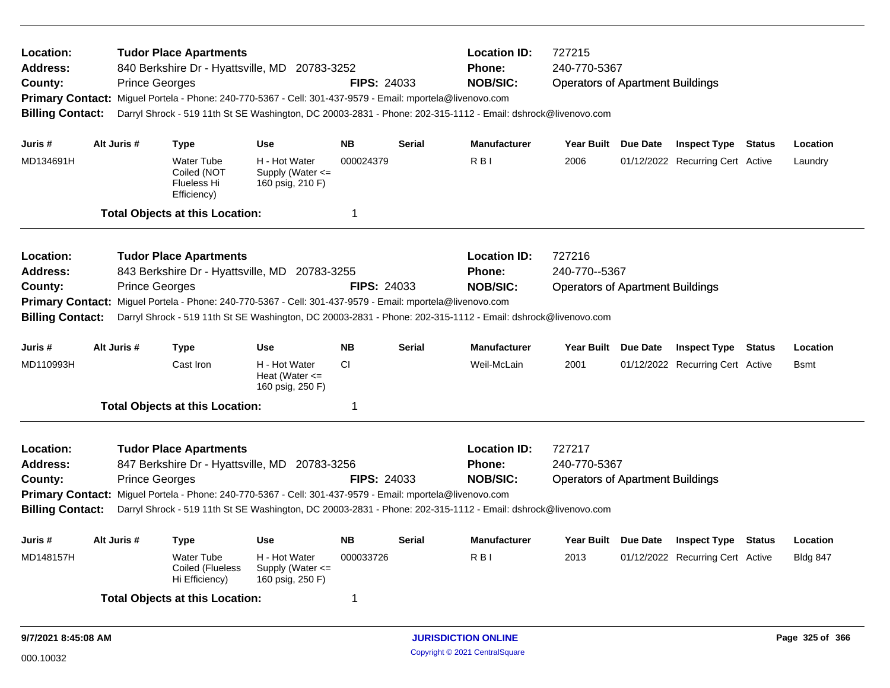**Location:** Tudor Place Apartments | **Location ID:** 727215
**Address:** 840 Berkshire Dr - Hyattsville, MD 20783-3252 | **Phone:** 240-770-5367
**County:** Prince Georges | **FIPS:** 24033 | **NOB/SIC:** Operators of Apartment Buildings
**Primary Contact:** Miguel Portela - Phone: 240-770-5367 - Cell: 301-437-9579 - Email: mportela@livenovo.com
**Billing Contact:** Darryl Shrock - 519 11th St SE Washington, DC 20003-2831 - Phone: 202-315-1112 - Email: dshrock@livenovo.com

| Juris # | Alt Juris # | Type | Use | NB | Serial | Manufacturer | Year Built | Due Date | Inspect Type | Status | Location |
|---|---|---|---|---|---|---|---|---|---|---|---|
| MD134691H | | Water Tube Coiled (NOT Flueless Hi Efficiency) | H - Hot Water Supply (Water <= 160 psig, 210 F) | 000024379 | | R B I | 2006 | 01/12/2022 | Recurring Cert | Active | Laundry |

**Total Objects at this Location:** 1

---

**Location:** Tudor Place Apartments | **Location ID:** 727216
**Address:** 843 Berkshire Dr - Hyattsville, MD 20783-3255 | **Phone:** 240-770--5367
**County:** Prince Georges | **FIPS:** 24033 | **NOB/SIC:** Operators of Apartment Buildings
**Primary Contact:** Miguel Portela - Phone: 240-770-5367 - Cell: 301-437-9579 - Email: mportela@livenovo.com
**Billing Contact:** Darryl Shrock - 519 11th St SE Washington, DC 20003-2831 - Phone: 202-315-1112 - Email: dshrock@livenovo.com

| Juris # | Alt Juris # | Type | Use | NB | Serial | Manufacturer | Year Built | Due Date | Inspect Type | Status | Location |
|---|---|---|---|---|---|---|---|---|---|---|---|
| MD110993H | | Cast Iron | H - Hot Water Heat (Water <= 160 psig, 250 F) | CI | | Weil-McLain | 2001 | 01/12/2022 | Recurring Cert | Active | Bsmt |

**Total Objects at this Location:** 1

---

**Location:** Tudor Place Apartments | **Location ID:** 727217
**Address:** 847 Berkshire Dr - Hyattsville, MD 20783-3256 | **Phone:** 240-770-5367
**County:** Prince Georges | **FIPS:** 24033 | **NOB/SIC:** Operators of Apartment Buildings
**Primary Contact:** Miguel Portela - Phone: 240-770-5367 - Cell: 301-437-9579 - Email: mportela@livenovo.com
**Billing Contact:** Darryl Shrock - 519 11th St SE Washington, DC 20003-2831 - Phone: 202-315-1112 - Email: dshrock@livenovo.com

| Juris # | Alt Juris # | Type | Use | NB | Serial | Manufacturer | Year Built | Due Date | Inspect Type | Status | Location |
|---|---|---|---|---|---|---|---|---|---|---|---|
| MD148157H | | Water Tube Coiled (Flueless Hi Efficiency) | H - Hot Water Supply (Water <= 160 psig, 250 F) | 000033726 | | R B I | 2013 | 01/12/2022 | Recurring Cert | Active | Bldg 847 |

**Total Objects at this Location:** 1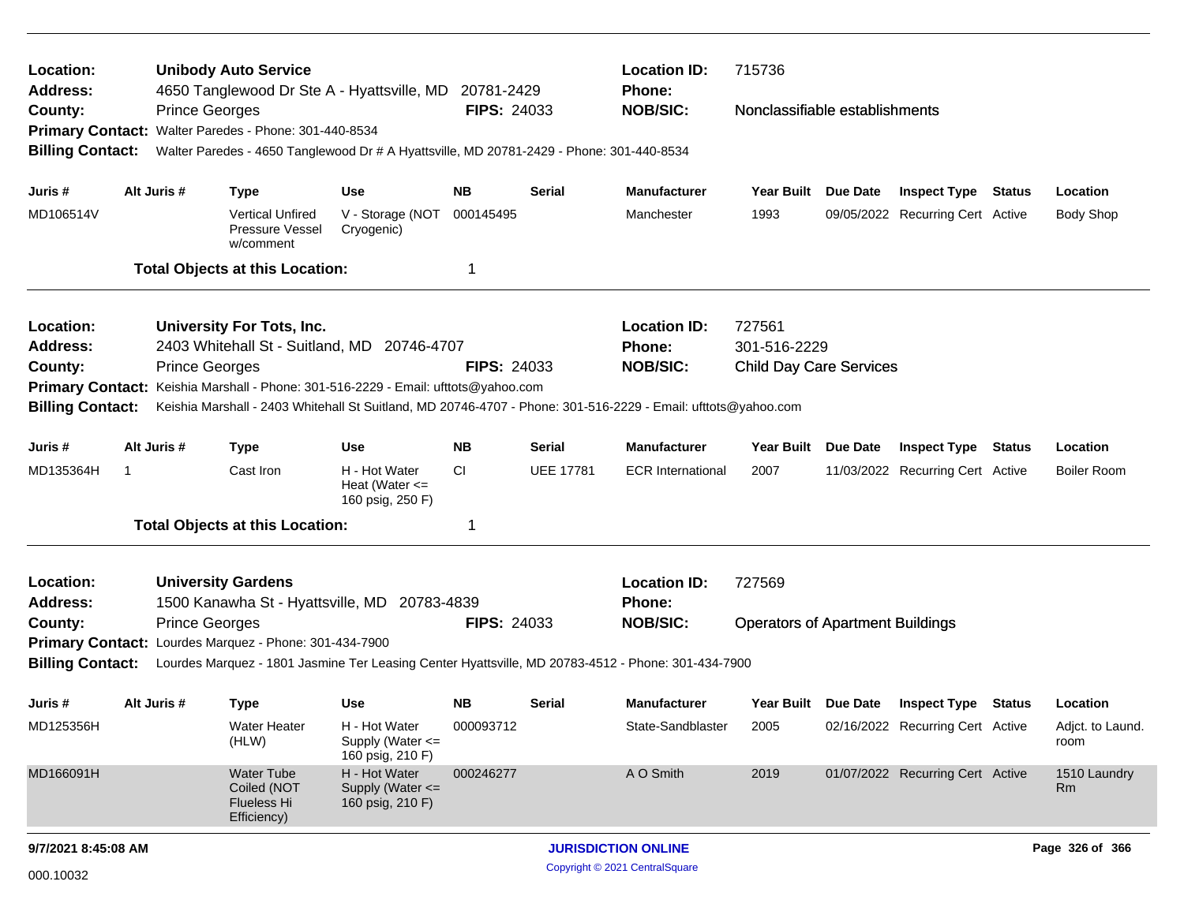**Location:** Unibody Auto Service | **Location ID:** 715736
**Address:** 4650 Tanglewood Dr Ste A - Hyattsville, MD 20781-2429 | **Phone:**
**County:** Prince Georges | **FIPS:** 24033 | **NOB/SIC:** Nonclassifiable establishments
**Primary Contact:** Walter Paredes - Phone: 301-440-8534
**Billing Contact:** Walter Paredes - 4650 Tanglewood Dr # A Hyattsville, MD 20781-2429 - Phone: 301-440-8534

| Juris # | Alt Juris # | Type | Use | NB | Serial | Manufacturer | Year Built | Due Date | Inspect Type | Status | Location |
|---|---|---|---|---|---|---|---|---|---|---|---|
| MD106514V | | Vertical Unfired Pressure Vessel w/comment | V - Storage (NOT Cryogenic) | 000145495 | | Manchester | 1993 | 09/05/2022 | Recurring Cert | Active | Body Shop |

**Total Objects at this Location:** 1

---

**Location:** University For Tots, Inc. | **Location ID:** 727561
**Address:** 2403 Whitehall St - Suitland, MD 20746-4707 | **Phone:** 301-516-2229
**County:** Prince Georges | **FIPS:** 24033 | **NOB/SIC:** Child Day Care Services
**Primary Contact:** Keishia Marshall - Phone: 301-516-2229 - Email: ufttots@yahoo.com
**Billing Contact:** Keishia Marshall - 2403 Whitehall St Suitland, MD 20746-4707 - Phone: 301-516-2229 - Email: ufttots@yahoo.com

| Juris # | Alt Juris # | Type | Use | NB | Serial | Manufacturer | Year Built | Due Date | Inspect Type | Status | Location |
|---|---|---|---|---|---|---|---|---|---|---|---|
| MD135364H | 1 | Cast Iron | H - Hot Water Heat (Water <= 160 psig, 250 F) | CI | UEE 17781 | ECR International | 2007 | 11/03/2022 | Recurring Cert | Active | Boiler Room |

**Total Objects at this Location:** 1

---

**Location:** University Gardens | **Location ID:** 727569
**Address:** 1500 Kanawha St - Hyattsville, MD 20783-4839 | **Phone:**
**County:** Prince Georges | **FIPS:** 24033 | **NOB/SIC:** Operators of Apartment Buildings
**Primary Contact:** Lourdes Marquez - Phone: 301-434-7900
**Billing Contact:** Lourdes Marquez - 1801 Jasmine Ter Leasing Center Hyattsville, MD 20783-4512 - Phone: 301-434-7900

| Juris # | Alt Juris # | Type | Use | NB | Serial | Manufacturer | Year Built | Due Date | Inspect Type | Status | Location |
|---|---|---|---|---|---|---|---|---|---|---|---|
| MD125356H | | Water Heater (HLW) | H - Hot Water Supply (Water <= 160 psig, 210 F) | 000093712 | | State-Sandblaster | 2005 | 02/16/2022 | Recurring Cert | Active | Adjct. to Laund. room |
| MD166091H | | Water Tube Coiled (NOT Flueless Hi Efficiency) | H - Hot Water Supply (Water <= 160 psig, 210 F) | 000246277 | | A O Smith | 2019 | 01/07/2022 | Recurring Cert | Active | 1510 Laundry Rm |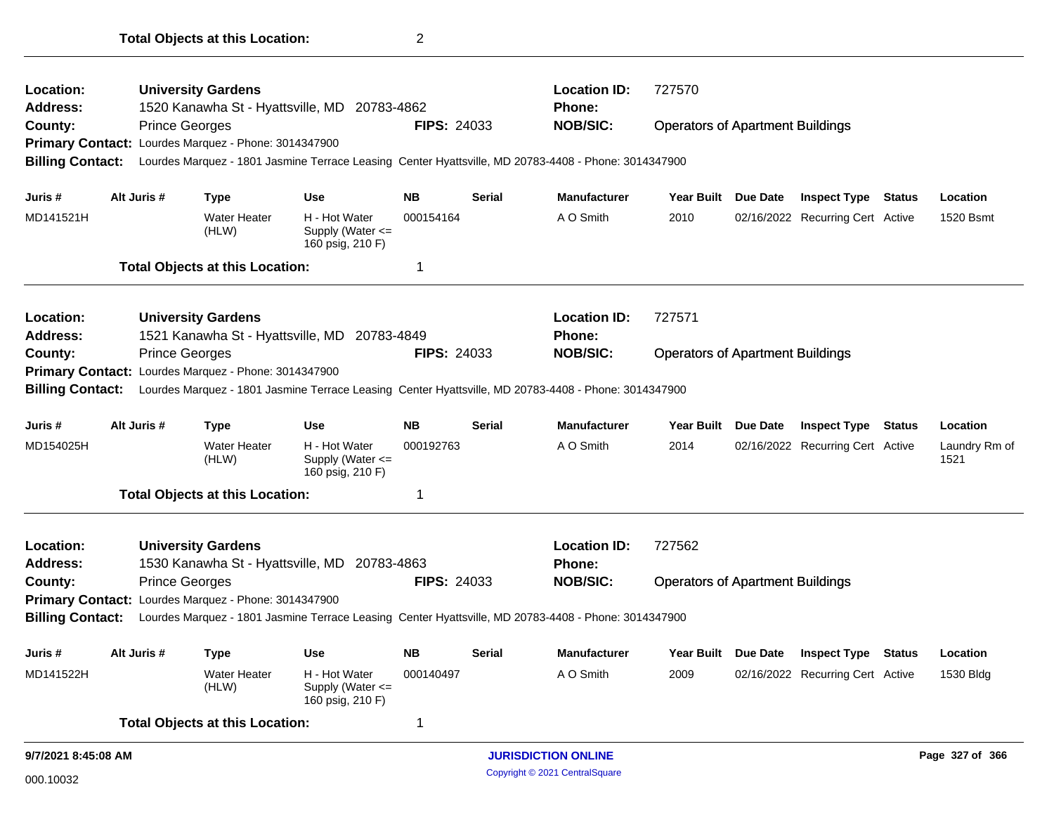**Total Objects at this Location:** 2

---

| | | | |
|---|---|---|---|
| **Location:** | **University Gardens** | **Location ID:** | 727570 |
| **Address:** | 1520 Kanawha St - Hyattsville, MD 20783-4862 | **Phone:** | |
| **County:** | Prince Georges **FIPS:** 24033 | **NOB/SIC:** | Operators of Apartment Buildings |
| **Primary Contact:** | Lourdes Marquez - Phone: 3014347900 | | |
| **Billing Contact:** | Lourdes Marquez - 1801 Jasmine Terrace Leasing Center Hyattsville, MD 20783-4408 - Phone: 3014347900 | | |

| Juris # | Alt Juris # | Type | Use | NB | Serial | Manufacturer | Year Built | Due Date | Inspect Type | Status | Location |
|---|---|---|---|---|---|---|---|---|---|---|---|
| MD141521H | | Water Heater (HLW) | H - Hot Water Supply (Water <= 160 psig, 210 F) | 000154164 | | A O Smith | 2010 | 02/16/2022 | Recurring Cert | Active | 1520 Bsmt |

**Total Objects at this Location:** 1

---

| | | | |
|---|---|---|---|
| **Location:** | **University Gardens** | **Location ID:** | 727571 |
| **Address:** | 1521 Kanawha St - Hyattsville, MD 20783-4849 | **Phone:** | |
| **County:** | Prince Georges **FIPS:** 24033 | **NOB/SIC:** | Operators of Apartment Buildings |
| **Primary Contact:** | Lourdes Marquez - Phone: 3014347900 | | |
| **Billing Contact:** | Lourdes Marquez - 1801 Jasmine Terrace Leasing Center Hyattsville, MD 20783-4408 - Phone: 3014347900 | | |

| Juris # | Alt Juris # | Type | Use | NB | Serial | Manufacturer | Year Built | Due Date | Inspect Type | Status | Location |
|---|---|---|---|---|---|---|---|---|---|---|---|
| MD154025H | | Water Heater (HLW) | H - Hot Water Supply (Water <= 160 psig, 210 F) | 000192763 | | A O Smith | 2014 | 02/16/2022 | Recurring Cert | Active | Laundry Rm of 1521 |

**Total Objects at this Location:** 1

---

| | | | |
|---|---|---|---|
| **Location:** | **University Gardens** | **Location ID:** | 727562 |
| **Address:** | 1530 Kanawha St - Hyattsville, MD 20783-4863 | **Phone:** | |
| **County:** | Prince Georges **FIPS:** 24033 | **NOB/SIC:** | Operators of Apartment Buildings |
| **Primary Contact:** | Lourdes Marquez - Phone: 3014347900 | | |
| **Billing Contact:** | Lourdes Marquez - 1801 Jasmine Terrace Leasing Center Hyattsville, MD 20783-4408 - Phone: 3014347900 | | |

| Juris # | Alt Juris # | Type | Use | NB | Serial | Manufacturer | Year Built | Due Date | Inspect Type | Status | Location |
|---|---|---|---|---|---|---|---|---|---|---|---|
| MD141522H | | Water Heater (HLW) | H - Hot Water Supply (Water <= 160 psig, 210 F) | 000140497 | | A O Smith | 2009 | 02/16/2022 | Recurring Cert | Active | 1530 Bldg |

**Total Objects at this Location:** 1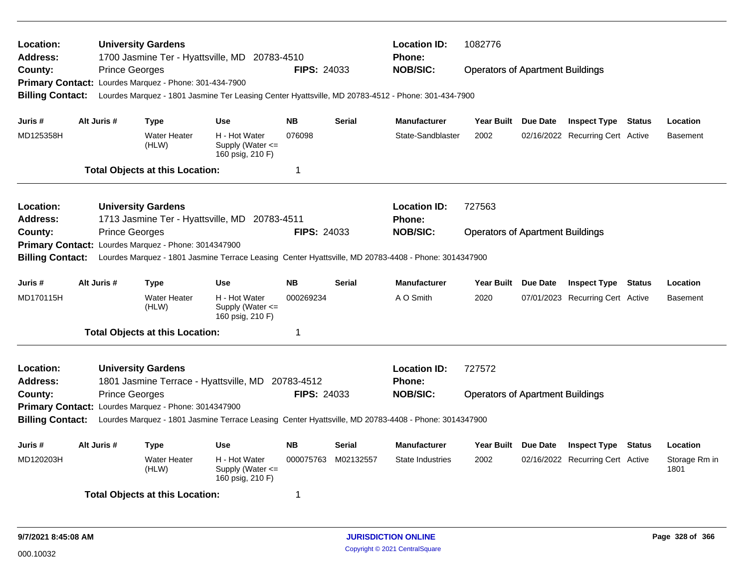**Location:** University Gardens
**Address:** 1700 Jasmine Ter - Hyattsville, MD 20783-4510
**County:** Prince Georges
**FIPS:** 24033
**Location ID:** 1082776
**Phone:**
**NOB/SIC:** Operators of Apartment Buildings
**Primary Contact:** Lourdes Marquez - Phone: 301-434-7900
**Billing Contact:** Lourdes Marquez - 1801 Jasmine Ter Leasing Center Hyattsville, MD 20783-4512 - Phone: 301-434-7900

| Juris # | Alt Juris # | Type | Use | NB | Serial | Manufacturer | Year Built | Due Date | Inspect Type | Status | Location |
|---|---|---|---|---|---|---|---|---|---|---|---|
| MD125358H | | Water Heater (HLW) | H - Hot Water Supply (Water <= 160 psig, 210 F) | 076098 | | State-Sandblaster | 2002 | 02/16/2022 | Recurring Cert | Active | Basement |

**Total Objects at this Location:** 1

---

**Location:** University Gardens
**Address:** 1713 Jasmine Ter - Hyattsville, MD 20783-4511
**County:** Prince Georges
**FIPS:** 24033
**Location ID:** 727563
**Phone:**
**NOB/SIC:** Operators of Apartment Buildings
**Primary Contact:** Lourdes Marquez - Phone: 3014347900
**Billing Contact:** Lourdes Marquez - 1801 Jasmine Terrace Leasing Center Hyattsville, MD 20783-4408 - Phone: 3014347900

| Juris # | Alt Juris # | Type | Use | NB | Serial | Manufacturer | Year Built | Due Date | Inspect Type | Status | Location |
|---|---|---|---|---|---|---|---|---|---|---|---|
| MD170115H | | Water Heater (HLW) | H - Hot Water Supply (Water <= 160 psig, 210 F) | 000269234 | | A O Smith | 2020 | 07/01/2023 | Recurring Cert | Active | Basement |

**Total Objects at this Location:** 1

---

**Location:** University Gardens
**Address:** 1801 Jasmine Terrace - Hyattsville, MD 20783-4512
**County:** Prince Georges
**FIPS:** 24033
**Location ID:** 727572
**Phone:**
**NOB/SIC:** Operators of Apartment Buildings
**Primary Contact:** Lourdes Marquez - Phone: 3014347900
**Billing Contact:** Lourdes Marquez - 1801 Jasmine Terrace Leasing Center Hyattsville, MD 20783-4408 - Phone: 3014347900

| Juris # | Alt Juris # | Type | Use | NB | Serial | Manufacturer | Year Built | Due Date | Inspect Type | Status | Location |
|---|---|---|---|---|---|---|---|---|---|---|---|
| MD120203H | | Water Heater (HLW) | H - Hot Water Supply (Water <= 160 psig, 210 F) | 000075763 | M02132557 | State Industries | 2002 | 02/16/2022 | Recurring Cert | Active | Storage Rm in 1801 |

**Total Objects at this Location:** 1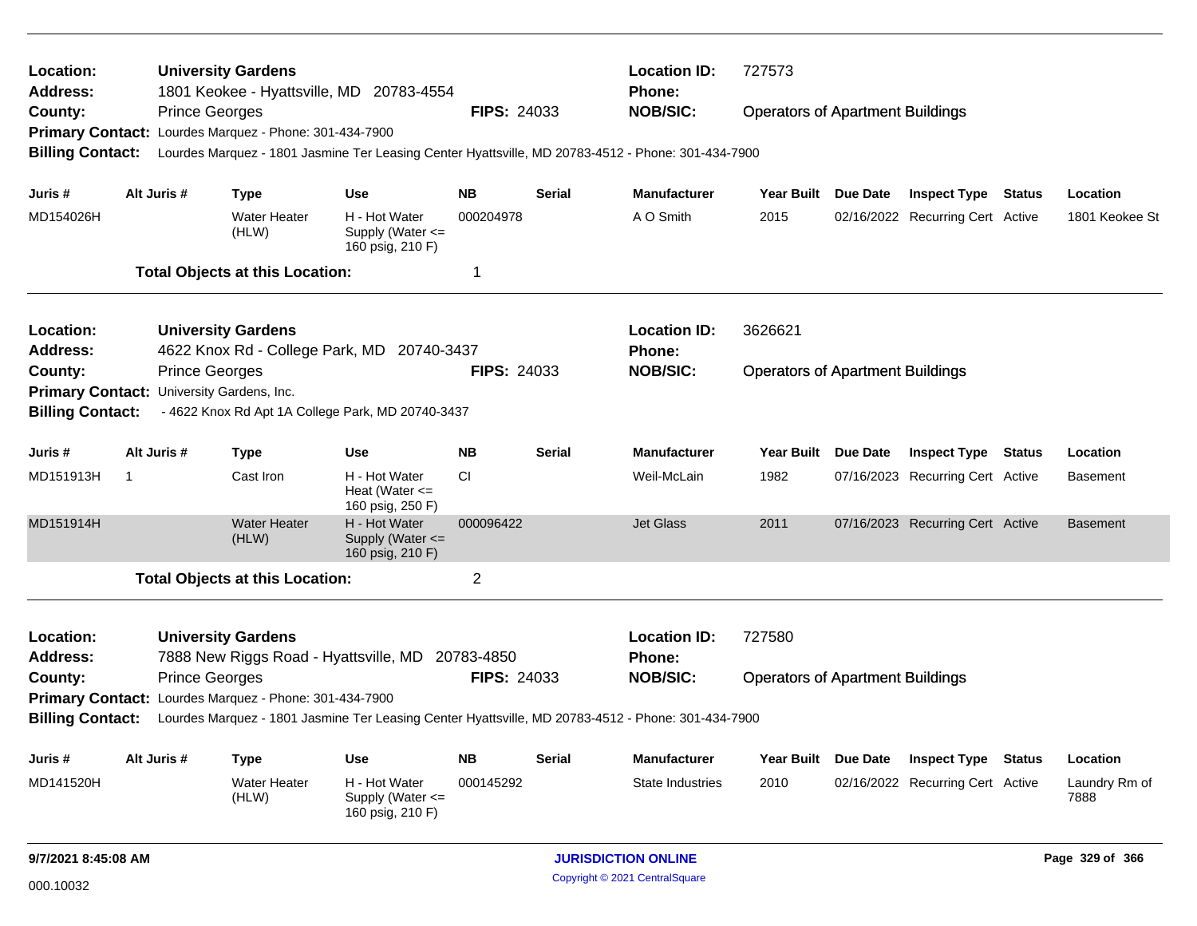**Location:** University Gardens
**Address:** 1801 Keokee - Hyattsville, MD 20783-4554
**County:** Prince Georges
**FIPS:** 24033
**Location ID:** 727573
**Phone:**
**NOB/SIC:** Operators of Apartment Buildings
**Primary Contact:** Lourdes Marquez - Phone: 301-434-7900
**Billing Contact:** Lourdes Marquez - 1801 Jasmine Ter Leasing Center Hyattsville, MD 20783-4512 - Phone: 301-434-7900

| Juris # | Alt Juris # | Type | Use | NB | Serial | Manufacturer | Year Built | Due Date | Inspect Type | Status | Location |
|---|---|---|---|---|---|---|---|---|---|---|---|
| MD154026H | | Water Heater (HLW) | H - Hot Water Supply (Water <= 160 psig, 210 F) | 000204978 | | A O Smith | 2015 | 02/16/2022 | Recurring Cert | Active | 1801 Keokee St |

**Total Objects at this Location:** 1

---

**Location:** University Gardens
**Address:** 4622 Knox Rd - College Park, MD 20740-3437
**County:** Prince Georges
**FIPS:** 24033
**Location ID:** 3626621
**Phone:**
**NOB/SIC:** Operators of Apartment Buildings
**Primary Contact:** University Gardens, Inc.
**Billing Contact:** - 4622 Knox Rd Apt 1A College Park, MD 20740-3437

| Juris # | Alt Juris # | Type | Use | NB | Serial | Manufacturer | Year Built | Due Date | Inspect Type | Status | Location |
|---|---|---|---|---|---|---|---|---|---|---|---|
| MD151913H | 1 | Cast Iron | H - Hot Water Heat (Water <= 160 psig, 250 F) | CI | | Weil-McLain | 1982 | 07/16/2023 | Recurring Cert | Active | Basement |
| MD151914H | | Water Heater (HLW) | H - Hot Water Supply (Water <= 160 psig, 210 F) | 000096422 | | Jet Glass | 2011 | 07/16/2023 | Recurring Cert | Active | Basement |

**Total Objects at this Location:** 2

---

**Location:** University Gardens
**Address:** 7888 New Riggs Road - Hyattsville, MD 20783-4850
**County:** Prince Georges
**FIPS:** 24033
**Location ID:** 727580
**Phone:**
**NOB/SIC:** Operators of Apartment Buildings
**Primary Contact:** Lourdes Marquez - Phone: 301-434-7900
**Billing Contact:** Lourdes Marquez - 1801 Jasmine Ter Leasing Center Hyattsville, MD 20783-4512 - Phone: 301-434-7900

| Juris # | Alt Juris # | Type | Use | NB | Serial | Manufacturer | Year Built | Due Date | Inspect Type | Status | Location |
|---|---|---|---|---|---|---|---|---|---|---|---|
| MD141520H | | Water Heater (HLW) | H - Hot Water Supply (Water <= 160 psig, 210 F) | 000145292 | | State Industries | 2010 | 02/16/2022 | Recurring Cert | Active | Laundry Rm of 7888 |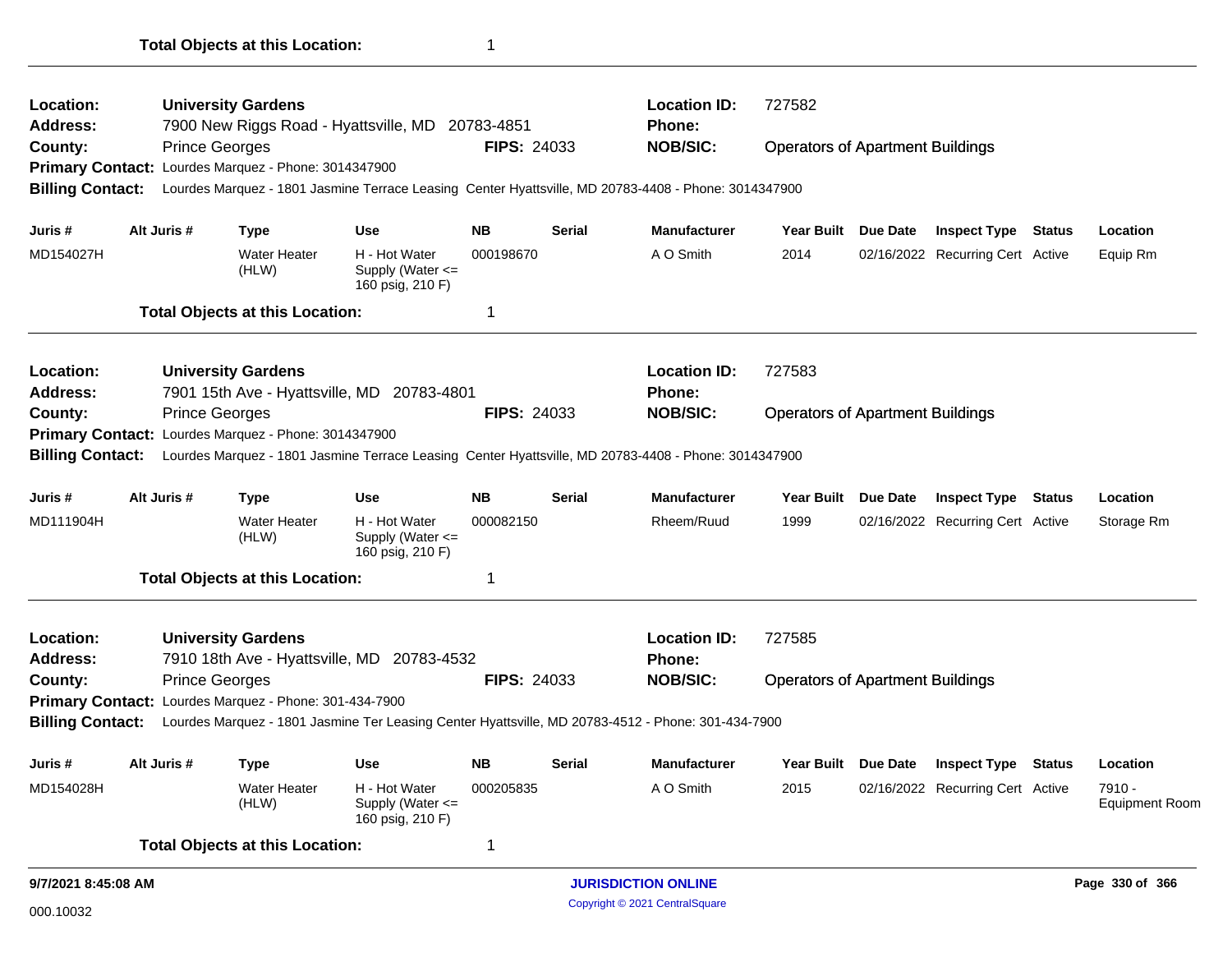**Total Objects at this Location:** 1

---

**Location:** University Gardens
**Location ID:** 727582
**Address:** 7900 New Riggs Road - Hyattsville, MD 20783-4851
**Phone:**
**County:** Prince Georges
**FIPS:** 24033
**NOB/SIC:** Operators of Apartment Buildings
**Primary Contact:** Lourdes Marquez - Phone: 3014347900
**Billing Contact:** Lourdes Marquez - 1801 Jasmine Terrace Leasing Center Hyattsville, MD 20783-4408 - Phone: 3014347900

| Juris # | Alt Juris # | Type | Use | NB | Serial | Manufacturer | Year Built | Due Date | Inspect Type | Status | Location |
|---|---|---|---|---|---|---|---|---|---|---|---|
| MD154027H | | Water Heater (HLW) | H - Hot Water Supply (Water <= 160 psig, 210 F) | 000198670 | | A O Smith | 2014 | 02/16/2022 | Recurring Cert | Active | Equip Rm |

**Total Objects at this Location:** 1

---

**Location:** University Gardens
**Location ID:** 727583
**Address:** 7901 15th Ave - Hyattsville, MD 20783-4801
**Phone:**
**County:** Prince Georges
**FIPS:** 24033
**NOB/SIC:** Operators of Apartment Buildings
**Primary Contact:** Lourdes Marquez - Phone: 3014347900
**Billing Contact:** Lourdes Marquez - 1801 Jasmine Terrace Leasing Center Hyattsville, MD 20783-4408 - Phone: 3014347900

| Juris # | Alt Juris # | Type | Use | NB | Serial | Manufacturer | Year Built | Due Date | Inspect Type | Status | Location |
|---|---|---|---|---|---|---|---|---|---|---|---|
| MD111904H | | Water Heater (HLW) | H - Hot Water Supply (Water <= 160 psig, 210 F) | 000082150 | | Rheem/Ruud | 1999 | 02/16/2022 | Recurring Cert | Active | Storage Rm |

**Total Objects at this Location:** 1

---

**Location:** University Gardens
**Location ID:** 727585
**Address:** 7910 18th Ave - Hyattsville, MD 20783-4532
**Phone:**
**County:** Prince Georges
**FIPS:** 24033
**NOB/SIC:** Operators of Apartment Buildings
**Primary Contact:** Lourdes Marquez - Phone: 301-434-7900
**Billing Contact:** Lourdes Marquez - 1801 Jasmine Ter Leasing Center Hyattsville, MD 20783-4512 - Phone: 301-434-7900

| Juris # | Alt Juris # | Type | Use | NB | Serial | Manufacturer | Year Built | Due Date | Inspect Type | Status | Location |
|---|---|---|---|---|---|---|---|---|---|---|---|
| MD154028H | | Water Heater (HLW) | H - Hot Water Supply (Water <= 160 psig, 210 F) | 000205835 | | A O Smith | 2015 | 02/16/2022 | Recurring Cert | Active | 7910 - Equipment Room |

**Total Objects at this Location:** 1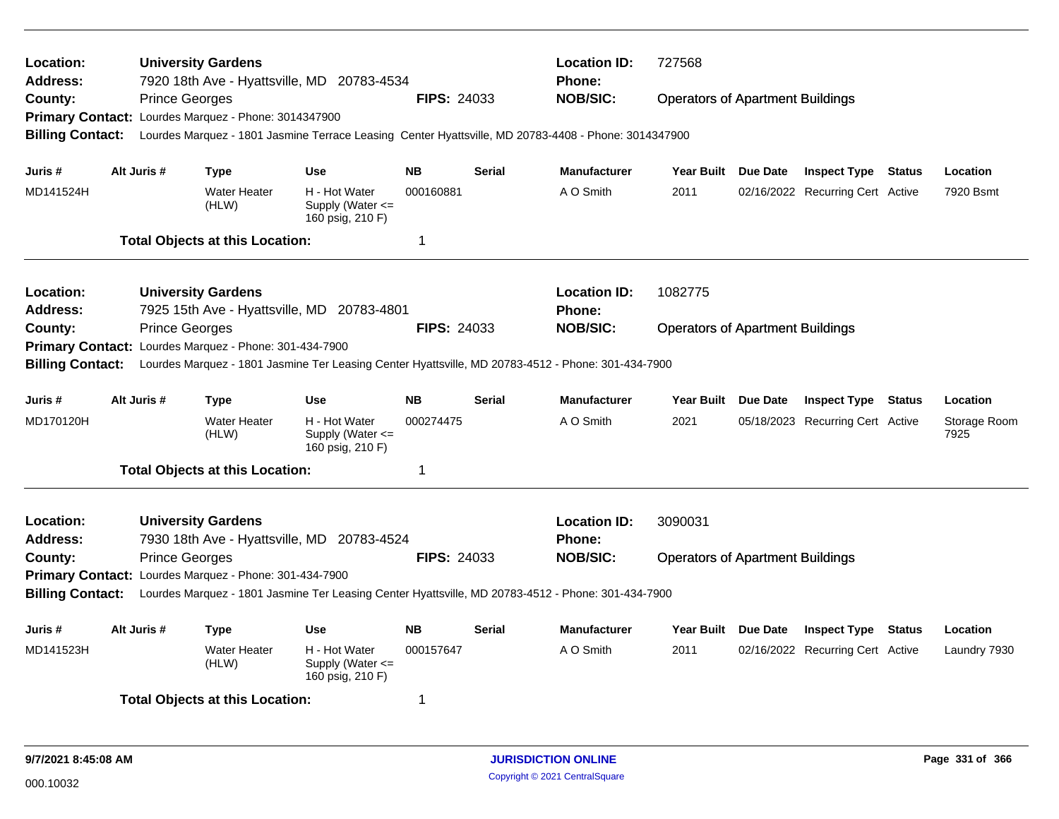**Location:** University Gardens
**Address:** 7920 18th Ave - Hyattsville, MD 20783-4534
**County:** Prince Georges
**FIPS:** 24033
**Location ID:** 727568
**Phone:**
**NOB/SIC:** Operators of Apartment Buildings
**Primary Contact:** Lourdes Marquez - Phone: 3014347900
**Billing Contact:** Lourdes Marquez - 1801 Jasmine Terrace Leasing Center Hyattsville, MD 20783-4408 - Phone: 3014347900

| Juris # | Alt Juris # | Type | Use | NB | Serial | Manufacturer | Year Built | Due Date | Inspect Type | Status | Location |
|---|---|---|---|---|---|---|---|---|---|---|---|
| MD141524H | | Water Heater (HLW) | H - Hot Water Supply (Water <= 160 psig, 210 F) | 000160881 | | A O Smith | 2011 | 02/16/2022 | Recurring Cert | Active | 7920 Bsmt |

**Total Objects at this Location:** 1

---

**Location:** University Gardens
**Address:** 7925 15th Ave - Hyattsville, MD 20783-4801
**County:** Prince Georges
**FIPS:** 24033
**Location ID:** 1082775
**Phone:**
**NOB/SIC:** Operators of Apartment Buildings
**Primary Contact:** Lourdes Marquez - Phone: 301-434-7900
**Billing Contact:** Lourdes Marquez - 1801 Jasmine Ter Leasing Center Hyattsville, MD 20783-4512 - Phone: 301-434-7900

| Juris # | Alt Juris # | Type | Use | NB | Serial | Manufacturer | Year Built | Due Date | Inspect Type | Status | Location |
|---|---|---|---|---|---|---|---|---|---|---|---|
| MD170120H | | Water Heater (HLW) | H - Hot Water Supply (Water <= 160 psig, 210 F) | 000274475 | | A O Smith | 2021 | 05/18/2023 | Recurring Cert | Active | Storage Room 7925 |

**Total Objects at this Location:** 1

---

**Location:** University Gardens
**Address:** 7930 18th Ave - Hyattsville, MD 20783-4524
**County:** Prince Georges
**FIPS:** 24033
**Location ID:** 3090031
**Phone:**
**NOB/SIC:** Operators of Apartment Buildings
**Primary Contact:** Lourdes Marquez - Phone: 301-434-7900
**Billing Contact:** Lourdes Marquez - 1801 Jasmine Ter Leasing Center Hyattsville, MD 20783-4512 - Phone: 301-434-7900

| Juris # | Alt Juris # | Type | Use | NB | Serial | Manufacturer | Year Built | Due Date | Inspect Type | Status | Location |
|---|---|---|---|---|---|---|---|---|---|---|---|
| MD141523H | | Water Heater (HLW) | H - Hot Water Supply (Water <= 160 psig, 210 F) | 000157647 | | A O Smith | 2011 | 02/16/2022 | Recurring Cert | Active | Laundry 7930 |

**Total Objects at this Location:** 1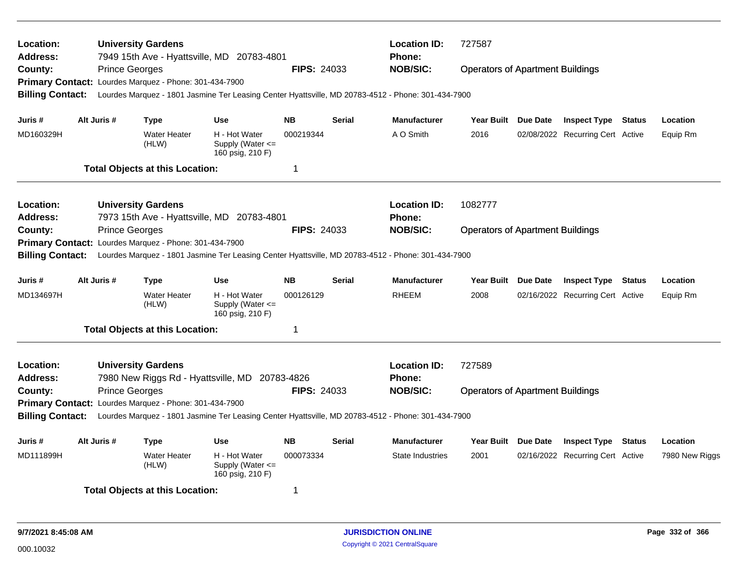**Location:** University Gardens  
**Address:** 7949 15th Ave - Hyattsville, MD 20783-4801  
**County:** Prince Georges  
**FIPS:** 24033  
**Location ID:** 727587  
**Phone:**  
**NOB/SIC:** Operators of Apartment Buildings  
**Primary Contact:** Lourdes Marquez - Phone: 301-434-7900  
**Billing Contact:** Lourdes Marquez - 1801 Jasmine Ter Leasing Center Hyattsville, MD 20783-4512 - Phone: 301-434-7900

| Juris # | Alt Juris # | Type | Use | NB | Serial | Manufacturer | Year Built | Due Date | Inspect Type | Status | Location |
|---|---|---|---|---|---|---|---|---|---|---|---|
| MD160329H | | Water Heater (HLW) | H - Hot Water Supply (Water <= 160 psig, 210 F) | 000219344 | | A O Smith | 2016 | 02/08/2022 | Recurring Cert | Active | Equip Rm |

**Total Objects at this Location:** 1

---

**Location:** University Gardens  
**Address:** 7973 15th Ave - Hyattsville, MD 20783-4801  
**County:** Prince Georges  
**FIPS:** 24033  
**Location ID:** 1082777  
**Phone:**  
**NOB/SIC:** Operators of Apartment Buildings  
**Primary Contact:** Lourdes Marquez - Phone: 301-434-7900  
**Billing Contact:** Lourdes Marquez - 1801 Jasmine Ter Leasing Center Hyattsville, MD 20783-4512 - Phone: 301-434-7900

| Juris # | Alt Juris # | Type | Use | NB | Serial | Manufacturer | Year Built | Due Date | Inspect Type | Status | Location |
|---|---|---|---|---|---|---|---|---|---|---|---|
| MD134697H | | Water Heater (HLW) | H - Hot Water Supply (Water <= 160 psig, 210 F) | 000126129 | | RHEEM | 2008 | 02/16/2022 | Recurring Cert | Active | Equip Rm |

**Total Objects at this Location:** 1

---

**Location:** University Gardens  
**Address:** 7980 New Riggs Rd - Hyattsville, MD 20783-4826  
**County:** Prince Georges  
**FIPS:** 24033  
**Location ID:** 727589  
**Phone:**  
**NOB/SIC:** Operators of Apartment Buildings  
**Primary Contact:** Lourdes Marquez - Phone: 301-434-7900  
**Billing Contact:** Lourdes Marquez - 1801 Jasmine Ter Leasing Center Hyattsville, MD 20783-4512 - Phone: 301-434-7900

| Juris # | Alt Juris # | Type | Use | NB | Serial | Manufacturer | Year Built | Due Date | Inspect Type | Status | Location |
|---|---|---|---|---|---|---|---|---|---|---|---|
| MD111899H | | Water Heater (HLW) | H - Hot Water Supply (Water <= 160 psig, 210 F) | 000073334 | | State Industries | 2001 | 02/16/2022 | Recurring Cert | Active | 7980 New Riggs |

**Total Objects at this Location:** 1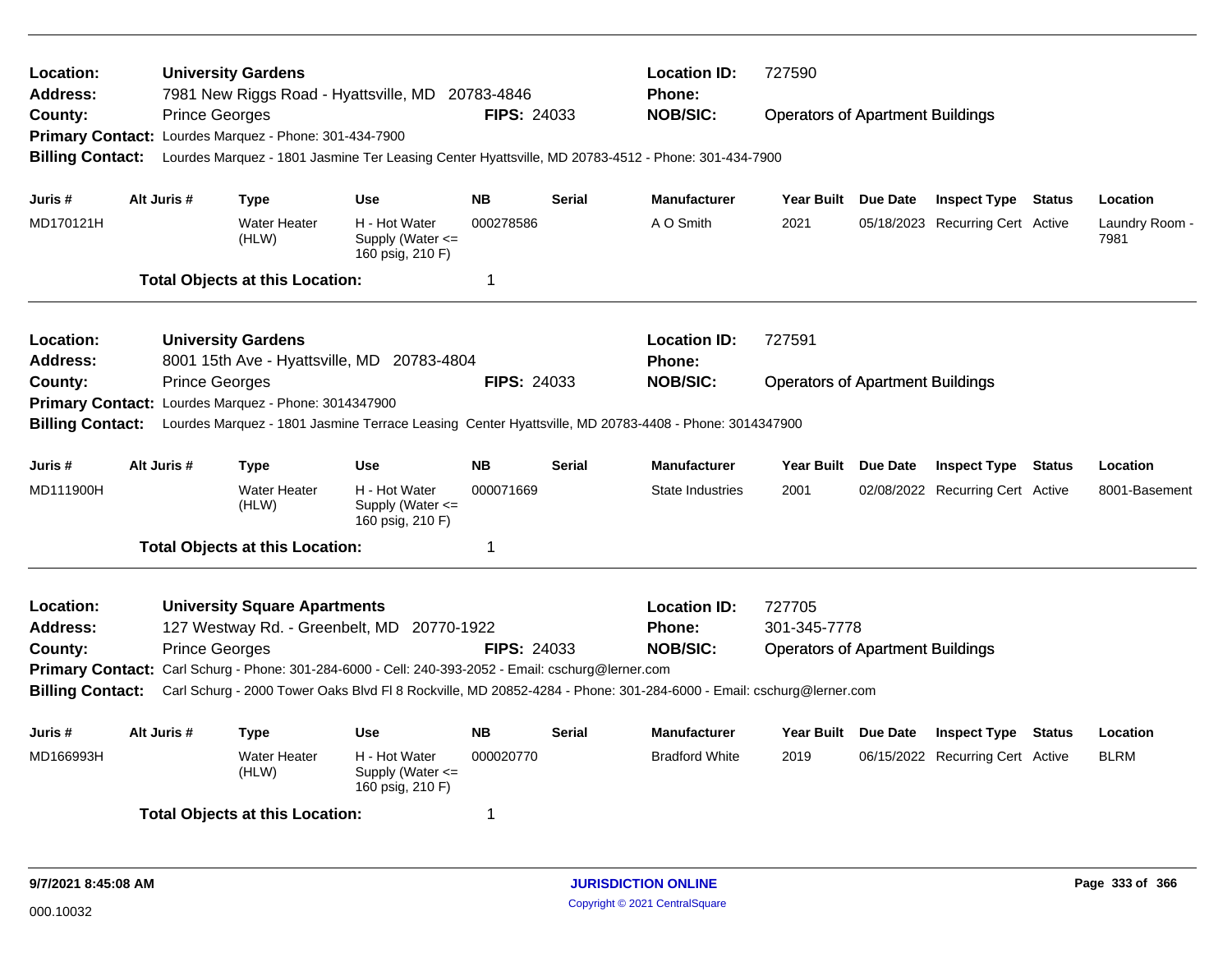**Location:** University Gardens
**Address:** 7981 New Riggs Road - Hyattsville, MD 20783-4846
**County:** Prince Georges
**FIPS:** 24033
**Location ID:** 727590
**Phone:**
**NOB/SIC:** Operators of Apartment Buildings
**Primary Contact:** Lourdes Marquez - Phone: 301-434-7900
**Billing Contact:** Lourdes Marquez - 1801 Jasmine Ter Leasing Center Hyattsville, MD 20783-4512 - Phone: 301-434-7900

| Juris # | Alt Juris # | Type | Use | NB | Serial | Manufacturer | Year Built | Due Date | Inspect Type | Status | Location |
|---|---|---|---|---|---|---|---|---|---|---|---|
| MD170121H | | Water Heater (HLW) | H - Hot Water Supply (Water <= 160 psig, 210 F) | 000278586 | | A O Smith | 2021 | 05/18/2023 | Recurring Cert | Active | Laundry Room - 7981 |

**Total Objects at this Location:** 1

---

**Location:** University Gardens
**Address:** 8001 15th Ave - Hyattsville, MD 20783-4804
**County:** Prince Georges
**FIPS:** 24033
**Location ID:** 727591
**Phone:**
**NOB/SIC:** Operators of Apartment Buildings
**Primary Contact:** Lourdes Marquez - Phone: 3014347900
**Billing Contact:** Lourdes Marquez - 1801 Jasmine Terrace Leasing Center Hyattsville, MD 20783-4408 - Phone: 3014347900

| Juris # | Alt Juris # | Type | Use | NB | Serial | Manufacturer | Year Built | Due Date | Inspect Type | Status | Location |
|---|---|---|---|---|---|---|---|---|---|---|---|
| MD111900H | | Water Heater (HLW) | H - Hot Water Supply (Water <= 160 psig, 210 F) | 000071669 | | State Industries | 2001 | 02/08/2022 | Recurring Cert | Active | 8001-Basement |

**Total Objects at this Location:** 1

---

**Location:** University Square Apartments
**Address:** 127 Westway Rd. - Greenbelt, MD 20770-1922
**County:** Prince Georges
**FIPS:** 24033
**Location ID:** 727705
**Phone:** 301-345-7778
**NOB/SIC:** Operators of Apartment Buildings
**Primary Contact:** Carl Schurg - Phone: 301-284-6000 - Cell: 240-393-2052 - Email: cschurg@lerner.com
**Billing Contact:** Carl Schurg - 2000 Tower Oaks Blvd Fl 8 Rockville, MD 20852-4284 - Phone: 301-284-6000 - Email: cschurg@lerner.com

| Juris # | Alt Juris # | Type | Use | NB | Serial | Manufacturer | Year Built | Due Date | Inspect Type | Status | Location |
|---|---|---|---|---|---|---|---|---|---|---|---|
| MD166993H | | Water Heater (HLW) | H - Hot Water Supply (Water <= 160 psig, 210 F) | 000020770 | | Bradford White | 2019 | 06/15/2022 | Recurring Cert | Active | BLRM |

**Total Objects at this Location:** 1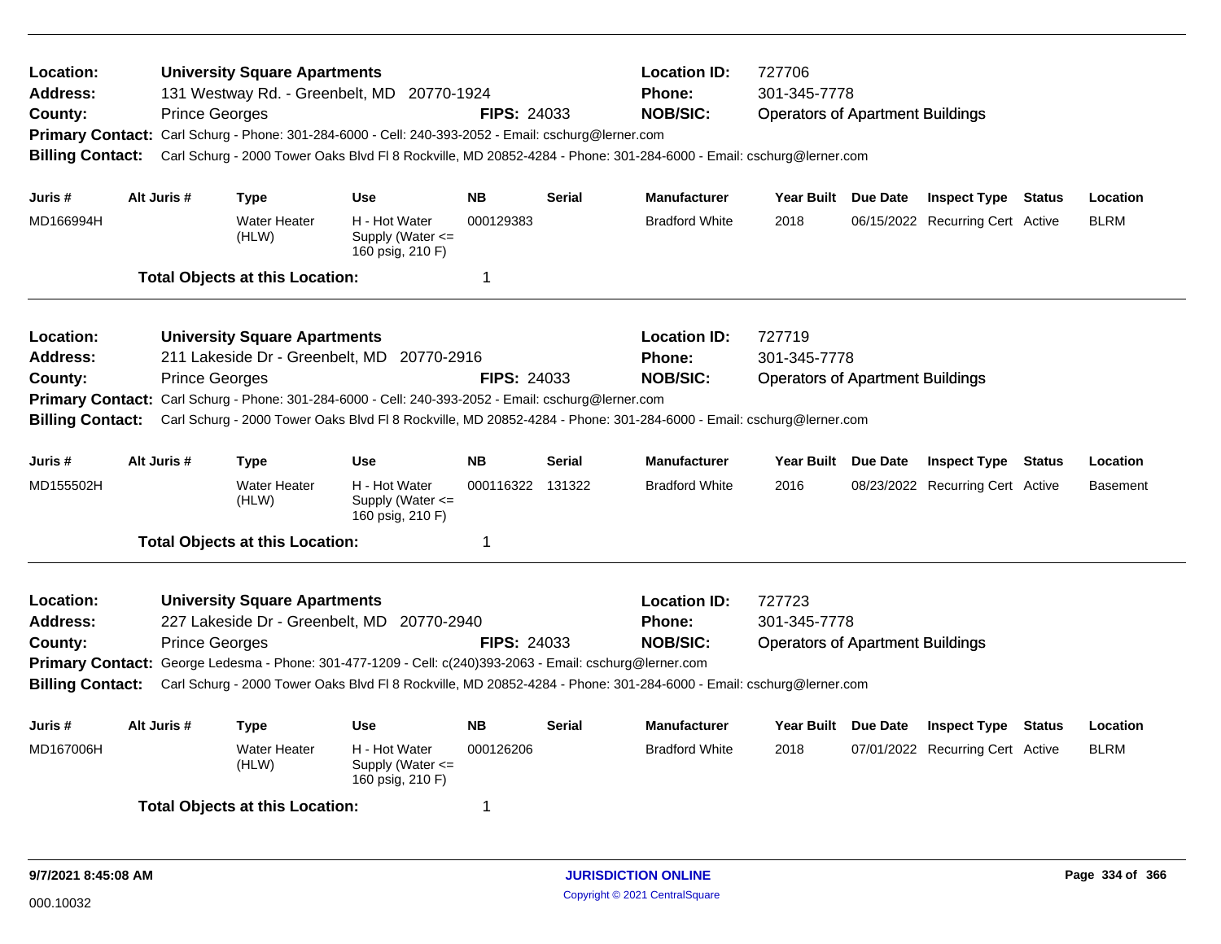**Location:** University Square Apartments
**Address:** 131 Westway Rd. - Greenbelt, MD 20770-1924
**County:** Prince Georges
**FIPS:** 24033
**Location ID:** 727706
**Phone:** 301-345-7778
**NOB/SIC:** Operators of Apartment Buildings
**Primary Contact:** Carl Schurg - Phone: 301-284-6000 - Cell: 240-393-2052 - Email: cschurg@lerner.com
**Billing Contact:** Carl Schurg - 2000 Tower Oaks Blvd Fl 8 Rockville, MD 20852-4284 - Phone: 301-284-6000 - Email: cschurg@lerner.com

| Juris # | Alt Juris # | Type | Use | NB | Serial | Manufacturer | Year Built | Due Date | Inspect Type | Status | Location |
|---|---|---|---|---|---|---|---|---|---|---|---|
| MD166994H | | Water Heater (HLW) | H - Hot Water Supply (Water <= 160 psig, 210 F) | 000129383 | | Bradford White | 2018 | 06/15/2022 | Recurring Cert | Active | BLRM |

**Total Objects at this Location:** 1

---

**Location:** University Square Apartments
**Address:** 211 Lakeside Dr - Greenbelt, MD 20770-2916
**County:** Prince Georges
**FIPS:** 24033
**Location ID:** 727719
**Phone:** 301-345-7778
**NOB/SIC:** Operators of Apartment Buildings
**Primary Contact:** Carl Schurg - Phone: 301-284-6000 - Cell: 240-393-2052 - Email: cschurg@lerner.com
**Billing Contact:** Carl Schurg - 2000 Tower Oaks Blvd Fl 8 Rockville, MD 20852-4284 - Phone: 301-284-6000 - Email: cschurg@lerner.com

| Juris # | Alt Juris # | Type | Use | NB | Serial | Manufacturer | Year Built | Due Date | Inspect Type | Status | Location |
|---|---|---|---|---|---|---|---|---|---|---|---|
| MD155502H | | Water Heater (HLW) | H - Hot Water Supply (Water <= 160 psig, 210 F) | 000116322 | 131322 | Bradford White | 2016 | 08/23/2022 | Recurring Cert | Active | Basement |

**Total Objects at this Location:** 1

---

**Location:** University Square Apartments
**Address:** 227 Lakeside Dr - Greenbelt, MD 20770-2940
**County:** Prince Georges
**FIPS:** 24033
**Location ID:** 727723
**Phone:** 301-345-7778
**NOB/SIC:** Operators of Apartment Buildings
**Primary Contact:** George Ledesma - Phone: 301-477-1209 - Cell: c(240)393-2063 - Email: cschurg@lerner.com
**Billing Contact:** Carl Schurg - 2000 Tower Oaks Blvd Fl 8 Rockville, MD 20852-4284 - Phone: 301-284-6000 - Email: cschurg@lerner.com

| Juris # | Alt Juris # | Type | Use | NB | Serial | Manufacturer | Year Built | Due Date | Inspect Type | Status | Location |
|---|---|---|---|---|---|---|---|---|---|---|---|
| MD167006H | | Water Heater (HLW) | H - Hot Water Supply (Water <= 160 psig, 210 F) | 000126206 | | Bradford White | 2018 | 07/01/2022 | Recurring Cert | Active | BLRM |

**Total Objects at this Location:** 1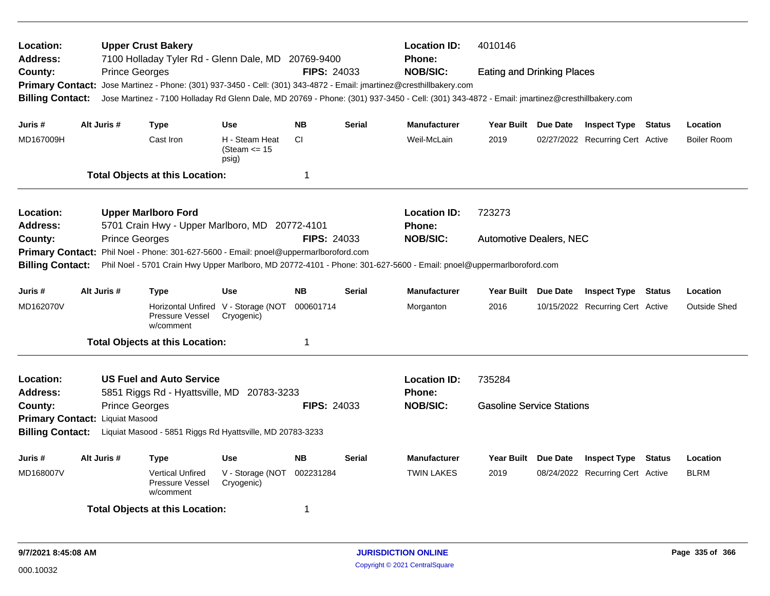**Location:** **Upper Crust Bakery** | **Location ID:** 4010146
**Address:** 7100 Holladay Tyler Rd - Glenn Dale, MD 20769-9400 | **Phone:**
**County:** Prince Georges | **FIPS:** 24033 | **NOB/SIC:** Eating and Drinking Places
**Primary Contact:** Jose Martinez - Phone: (301) 937-3450 - Cell: (301) 343-4872 - Email: jmartinez@cresthillbakery.com
**Billing Contact:** Jose Martinez - 7100 Holladay Rd Glenn Dale, MD 20769 - Phone: (301) 937-3450 - Cell: (301) 343-4872 - Email: jmartinez@cresthillbakery.com

| Juris # | Alt Juris # | Type | Use | NB | Serial | Manufacturer | Year Built | Due Date | Inspect Type | Status | Location |
|---|---|---|---|---|---|---|---|---|---|---|---|
| MD167009H | | Cast Iron | H - Steam Heat (Steam <= 15 psig) | CI | | Weil-McLain | 2019 | 02/27/2022 | Recurring Cert | Active | Boiler Room |

**Total Objects at this Location:** 1

---

**Location:** **Upper Marlboro Ford** | **Location ID:** 723273
**Address:** 5701 Crain Hwy - Upper Marlboro, MD 20772-4101 | **Phone:**
**County:** Prince Georges | **FIPS:** 24033 | **NOB/SIC:** Automotive Dealers, NEC
**Primary Contact:** Phil Noel - Phone: 301-627-5600 - Email: pnoel@uppermarlboroford.com
**Billing Contact:** Phil Noel - 5701 Crain Hwy Upper Marlboro, MD 20772-4101 - Phone: 301-627-5600 - Email: pnoel@uppermarlboroford.com

| Juris # | Alt Juris # | Type | Use | NB | Serial | Manufacturer | Year Built | Due Date | Inspect Type | Status | Location |
|---|---|---|---|---|---|---|---|---|---|---|---|
| MD162070V | | Horizontal Unfired Pressure Vessel w/comment | V - Storage (NOT Cryogenic) | 000601714 | | Morganton | 2016 | 10/15/2022 | Recurring Cert | Active | Outside Shed |

**Total Objects at this Location:** 1

---

**Location:** **US Fuel and Auto Service** | **Location ID:** 735284
**Address:** 5851 Riggs Rd - Hyattsville, MD 20783-3233 | **Phone:**
**County:** Prince Georges | **FIPS:** 24033 | **NOB/SIC:** Gasoline Service Stations
**Primary Contact:** Liquiat Masood
**Billing Contact:** Liquiat Masood - 5851 Riggs Rd Hyattsville, MD 20783-3233

| Juris # | Alt Juris # | Type | Use | NB | Serial | Manufacturer | Year Built | Due Date | Inspect Type | Status | Location |
|---|---|---|---|---|---|---|---|---|---|---|---|
| MD168007V | | Vertical Unfired Pressure Vessel w/comment | V - Storage (NOT Cryogenic) | 002231284 | | TWIN LAKES | 2019 | 08/24/2022 | Recurring Cert | Active | BLRM |

**Total Objects at this Location:** 1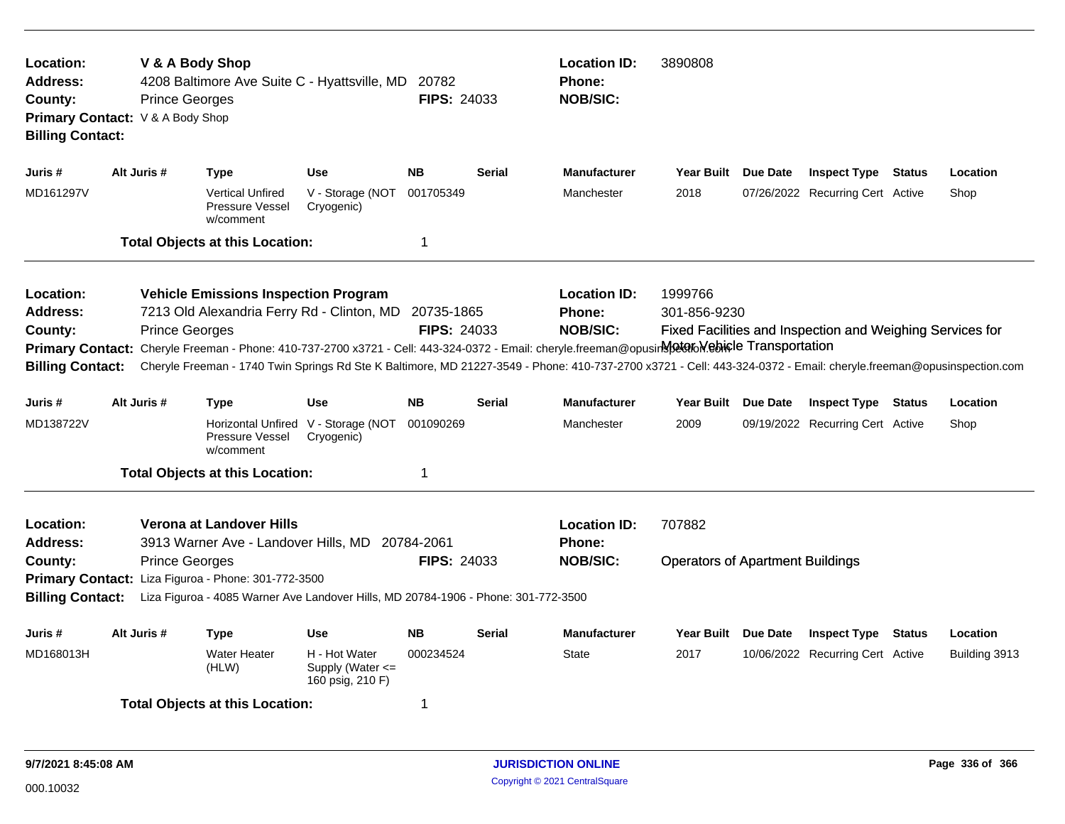**Location:** V & A Body Shop
**Address:** 4208 Baltimore Ave Suite C - Hyattsville, MD 20782
**County:** Prince Georges
**FIPS:** 24033
**Location ID:** 3890808
**Phone:**
**NOB/SIC:**
**Primary Contact:** V & A Body Shop
**Billing Contact:**

| Juris # | Alt Juris # | Type | Use | NB | Serial | Manufacturer | Year Built | Due Date | Inspect Type | Status | Location |
|---|---|---|---|---|---|---|---|---|---|---|---|
| MD161297V | | Vertical Unfired Pressure Vessel w/comment | V - Storage (NOT Cryogenic) | 001705349 | | Manchester | 2018 | 07/26/2022 | Recurring Cert | Active | Shop |

**Total Objects at this Location:** 1

---

**Location:** Vehicle Emissions Inspection Program
**Address:** 7213 Old Alexandria Ferry Rd - Clinton, MD 20735-1865
**County:** Prince Georges
**FIPS:** 24033
**Location ID:** 1999766
**Phone:** 301-856-9230
**NOB/SIC:** Fixed Facilities and Inspection and Weighing Services for Motor Vehicle Transportation
**Primary Contact:** Cheryle Freeman - Phone: 410-737-2700 x3721 - Cell: 443-324-0372 - Email: cheryle.freeman@opusinspection.com
**Billing Contact:** Cheryle Freeman - 1740 Twin Springs Rd Ste K Baltimore, MD 21227-3549 - Phone: 410-737-2700 x3721 - Cell: 443-324-0372 - Email: cheryle.freeman@opusinspection.com

| Juris # | Alt Juris # | Type | Use | NB | Serial | Manufacturer | Year Built | Due Date | Inspect Type | Status | Location |
|---|---|---|---|---|---|---|---|---|---|---|---|
| MD138722V | | Horizontal Unfired Pressure Vessel w/comment | V - Storage (NOT Cryogenic) | 001090269 | | Manchester | 2009 | 09/19/2022 | Recurring Cert | Active | Shop |

**Total Objects at this Location:** 1

---

**Location:** Verona at Landover Hills
**Address:** 3913 Warner Ave - Landover Hills, MD 20784-2061
**County:** Prince Georges
**FIPS:** 24033
**Location ID:** 707882
**Phone:**
**NOB/SIC:** Operators of Apartment Buildings
**Primary Contact:** Liza Figuroa - Phone: 301-772-3500
**Billing Contact:** Liza Figuroa - 4085 Warner Ave Landover Hills, MD 20784-1906 - Phone: 301-772-3500

| Juris # | Alt Juris # | Type | Use | NB | Serial | Manufacturer | Year Built | Due Date | Inspect Type | Status | Location |
|---|---|---|---|---|---|---|---|---|---|---|---|
| MD168013H | | Water Heater (HLW) | H - Hot Water Supply (Water <= 160 psig, 210 F) | 000234524 | | State | 2017 | 10/06/2022 | Recurring Cert | Active | Building 3913 |

**Total Objects at this Location:** 1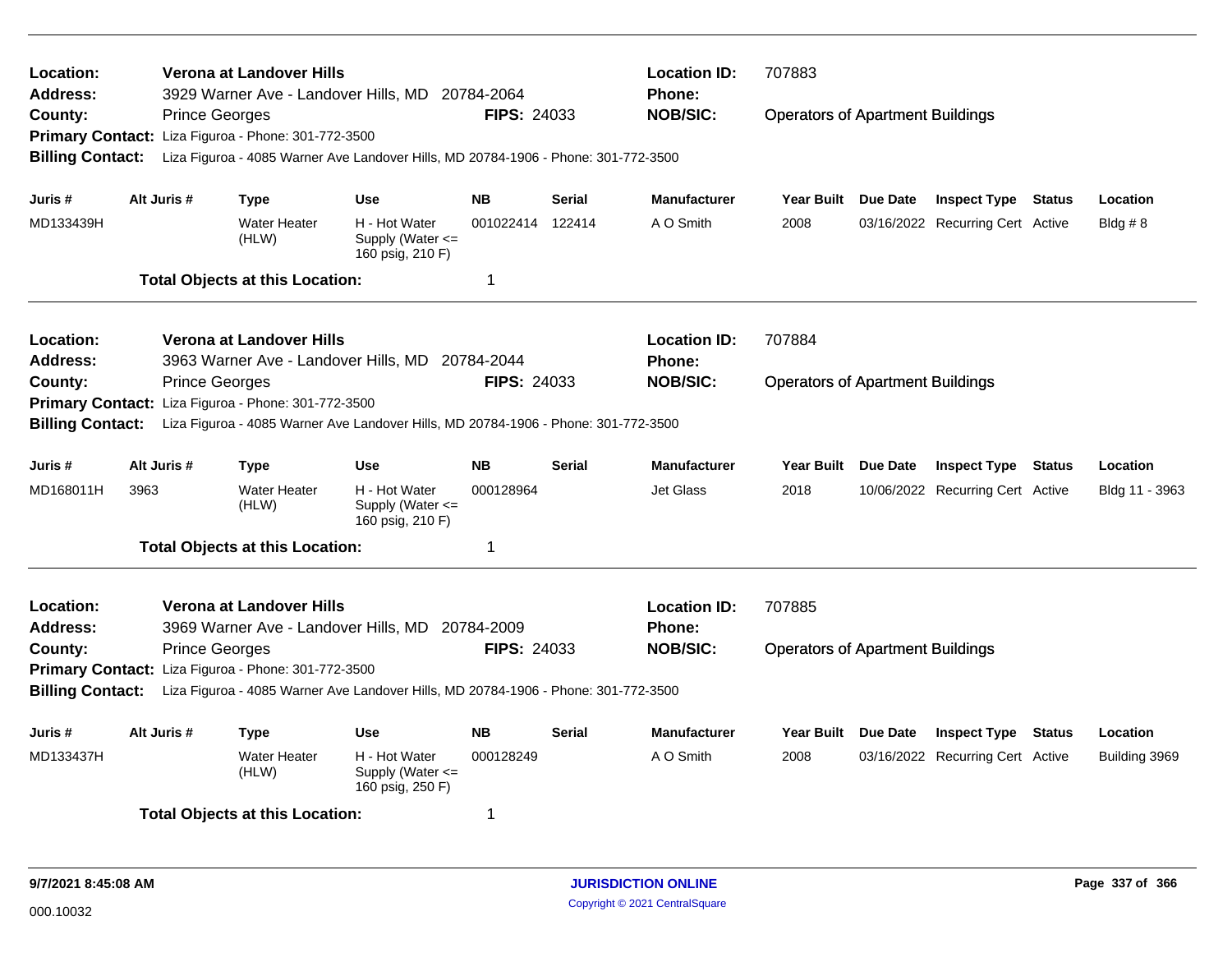| | | | |
|---|---|---|---|
| **Location:** | **Verona at Landover Hills** | **Location ID:** | 707883 |
| **Address:** | 3929 Warner Ave - Landover Hills, MD 20784-2064 | **Phone:** | |
| **County:** | Prince Georges **FIPS:** 24033 | **NOB/SIC:** | Operators of Apartment Buildings |
| **Primary Contact:** | Liza Figuroa - Phone: 301-772-3500 | | |
| **Billing Contact:** | Liza Figuroa - 4085 Warner Ave Landover Hills, MD 20784-1906 - Phone: 301-772-3500 | | |

| Juris # | Alt Juris # | Type | Use | NB | Serial | Manufacturer | Year Built | Due Date | Inspect Type | Status | Location |
|---|---|---|---|---|---|---|---|---|---|---|---|
| MD133439H | | Water Heater (HLW) | H - Hot Water Supply (Water <= 160 psig, 210 F) | 001022414 | 122414 | A O Smith | 2008 | 03/16/2022 | Recurring Cert | Active | Bldg # 8 |

**Total Objects at this Location:** 1

| | | | |
|---|---|---|---|
| **Location:** | **Verona at Landover Hills** | **Location ID:** | 707884 |
| **Address:** | 3963 Warner Ave - Landover Hills, MD 20784-2044 | **Phone:** | |
| **County:** | Prince Georges **FIPS:** 24033 | **NOB/SIC:** | Operators of Apartment Buildings |
| **Primary Contact:** | Liza Figuroa - Phone: 301-772-3500 | | |
| **Billing Contact:** | Liza Figuroa - 4085 Warner Ave Landover Hills, MD 20784-1906 - Phone: 301-772-3500 | | |

| Juris # | Alt Juris # | Type | Use | NB | Serial | Manufacturer | Year Built | Due Date | Inspect Type | Status | Location |
|---|---|---|---|---|---|---|---|---|---|---|---|
| MD168011H | 3963 | Water Heater (HLW) | H - Hot Water Supply (Water <= 160 psig, 210 F) | 000128964 | | Jet Glass | 2018 | 10/06/2022 | Recurring Cert | Active | Bldg 11 - 3963 |

**Total Objects at this Location:** 1

| | | | |
|---|---|---|---|
| **Location:** | **Verona at Landover Hills** | **Location ID:** | 707885 |
| **Address:** | 3969 Warner Ave - Landover Hills, MD 20784-2009 | **Phone:** | |
| **County:** | Prince Georges **FIPS:** 24033 | **NOB/SIC:** | Operators of Apartment Buildings |
| **Primary Contact:** | Liza Figuroa - Phone: 301-772-3500 | | |
| **Billing Contact:** | Liza Figuroa - 4085 Warner Ave Landover Hills, MD 20784-1906 - Phone: 301-772-3500 | | |

| Juris # | Alt Juris # | Type | Use | NB | Serial | Manufacturer | Year Built | Due Date | Inspect Type | Status | Location |
|---|---|---|---|---|---|---|---|---|---|---|---|
| MD133437H | | Water Heater (HLW) | H - Hot Water Supply (Water <= 160 psig, 250 F) | 000128249 | | A O Smith | 2008 | 03/16/2022 | Recurring Cert | Active | Building 3969 |

**Total Objects at this Location:** 1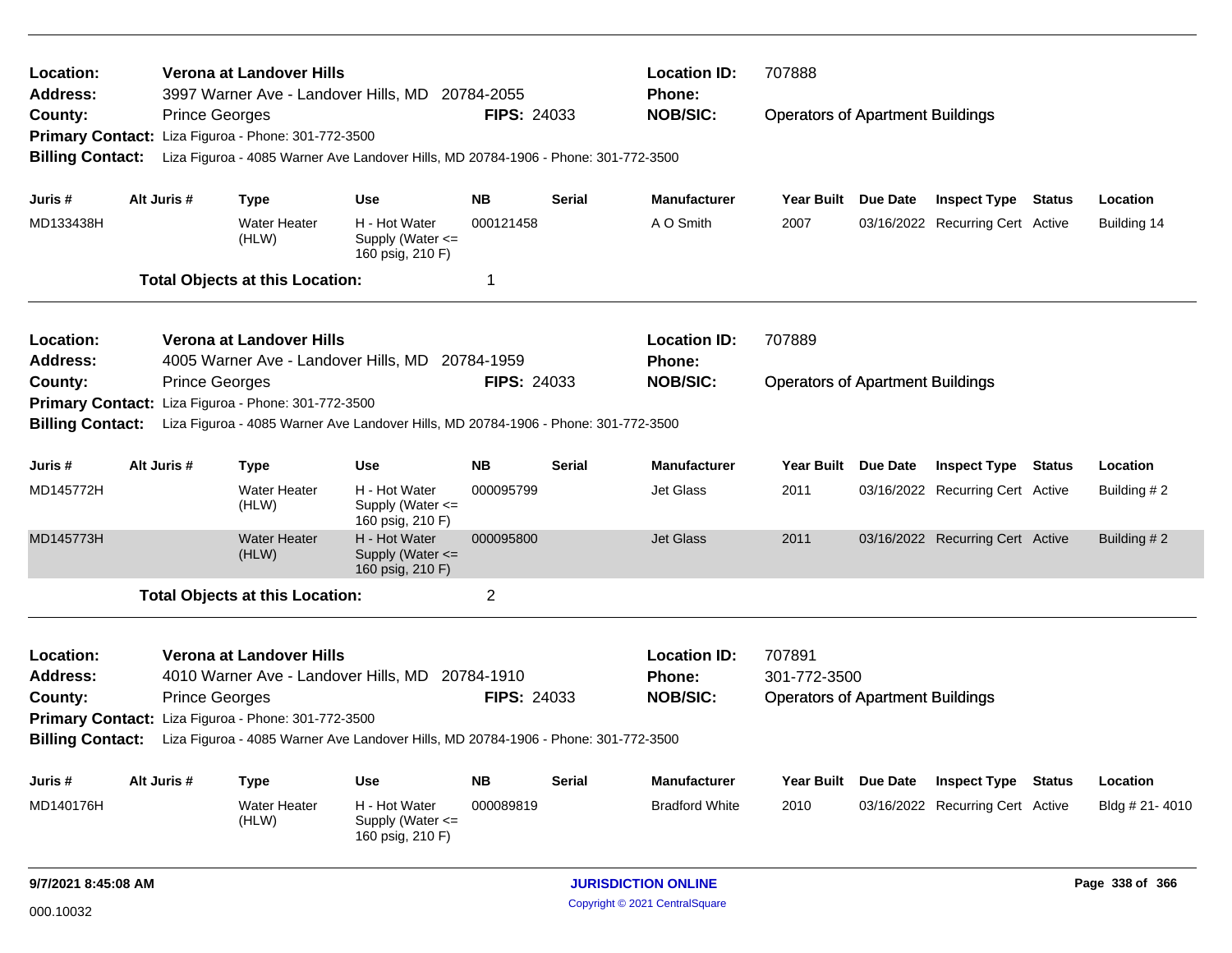**Location:** Verona at Landover Hills | **Location ID:** 707888
**Address:** 3997 Warner Ave - Landover Hills, MD 20784-2055 | **Phone:**
**County:** Prince Georges | **FIPS:** 24033 | **NOB/SIC:** Operators of Apartment Buildings
**Primary Contact:** Liza Figuroa - Phone: 301-772-3500
**Billing Contact:** Liza Figuroa - 4085 Warner Ave Landover Hills, MD 20784-1906 - Phone: 301-772-3500

| Juris # | Alt Juris # | Type | Use | NB | Serial | Manufacturer | Year Built | Due Date | Inspect Type | Status | Location |
|---|---|---|---|---|---|---|---|---|---|---|---|
| MD133438H | | Water Heater (HLW) | H - Hot Water Supply (Water <= 160 psig, 210 F) | 000121458 | | A O Smith | 2007 | 03/16/2022 | Recurring Cert | Active | Building 14 |

**Total Objects at this Location:** 1

---

**Location:** Verona at Landover Hills | **Location ID:** 707889
**Address:** 4005 Warner Ave - Landover Hills, MD 20784-1959 | **Phone:**
**County:** Prince Georges | **FIPS:** 24033 | **NOB/SIC:** Operators of Apartment Buildings
**Primary Contact:** Liza Figuroa - Phone: 301-772-3500
**Billing Contact:** Liza Figuroa - 4085 Warner Ave Landover Hills, MD 20784-1906 - Phone: 301-772-3500

| Juris # | Alt Juris # | Type | Use | NB | Serial | Manufacturer | Year Built | Due Date | Inspect Type | Status | Location |
|---|---|---|---|---|---|---|---|---|---|---|---|
| MD145772H | | Water Heater (HLW) | H - Hot Water Supply (Water <= 160 psig, 210 F) | 000095799 | | Jet Glass | 2011 | 03/16/2022 | Recurring Cert | Active | Building # 2 |
| MD145773H | | Water Heater (HLW) | H - Hot Water Supply (Water <= 160 psig, 210 F) | 000095800 | | Jet Glass | 2011 | 03/16/2022 | Recurring Cert | Active | Building # 2 |

**Total Objects at this Location:** 2

---

**Location:** Verona at Landover Hills | **Location ID:** 707891
**Address:** 4010 Warner Ave - Landover Hills, MD 20784-1910 | **Phone:** 301-772-3500
**County:** Prince Georges | **FIPS:** 24033 | **NOB/SIC:** Operators of Apartment Buildings
**Primary Contact:** Liza Figuroa - Phone: 301-772-3500
**Billing Contact:** Liza Figuroa - 4085 Warner Ave Landover Hills, MD 20784-1906 - Phone: 301-772-3500

| Juris # | Alt Juris # | Type | Use | NB | Serial | Manufacturer | Year Built | Due Date | Inspect Type | Status | Location |
|---|---|---|---|---|---|---|---|---|---|---|---|
| MD140176H | | Water Heater (HLW) | H - Hot Water Supply (Water <= 160 psig, 210 F) | 000089819 | | Bradford White | 2010 | 03/16/2022 | Recurring Cert | Active | Bldg # 21- 4010 |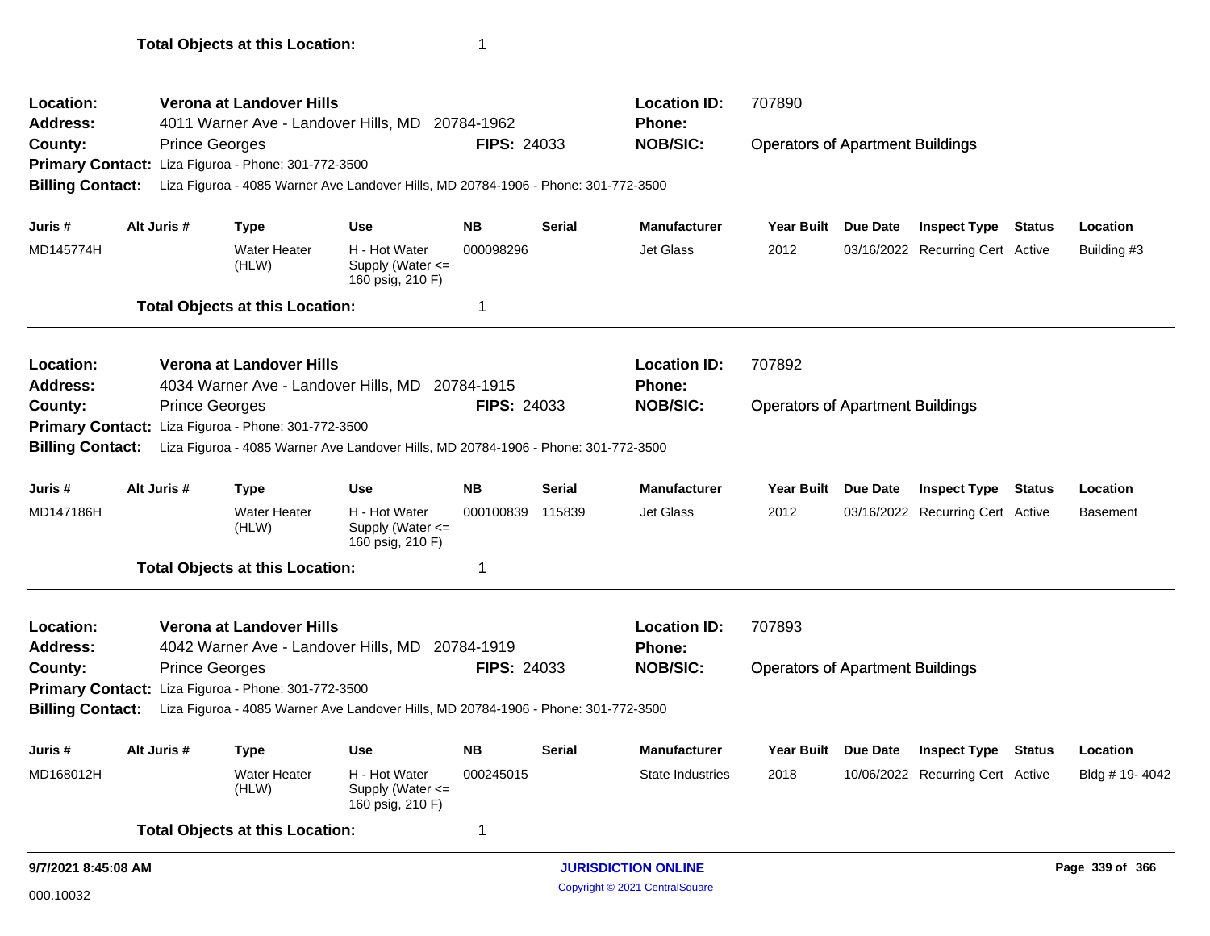**Total Objects at this Location:** 1

---

**Location:** Verona at Landover Hills  
**Location ID:** 707890  
**Address:** 4011 Warner Ave - Landover Hills, MD 20784-1962  
**Phone:**  
**County:** Prince Georges  
**FIPS:** 24033  
**NOB/SIC:** Operators of Apartment Buildings  
**Primary Contact:** Liza Figuroa - Phone: 301-772-3500  
**Billing Contact:** Liza Figuroa - 4085 Warner Ave Landover Hills, MD 20784-1906 - Phone: 301-772-3500

| Juris # | Alt Juris # | Type | Use | NB | Serial | Manufacturer | Year Built | Due Date | Inspect Type | Status | Location |
|---|---|---|---|---|---|---|---|---|---|---|---|
| MD145774H | | Water Heater (HLW) | H - Hot Water Supply (Water <= 160 psig, 210 F) | 000098296 | | Jet Glass | 2012 | 03/16/2022 | Recurring Cert | Active | Building #3 |

**Total Objects at this Location:** 1

---

**Location:** Verona at Landover Hills  
**Location ID:** 707892  
**Address:** 4034 Warner Ave - Landover Hills, MD 20784-1915  
**Phone:**  
**County:** Prince Georges  
**FIPS:** 24033  
**NOB/SIC:** Operators of Apartment Buildings  
**Primary Contact:** Liza Figuroa - Phone: 301-772-3500  
**Billing Contact:** Liza Figuroa - 4085 Warner Ave Landover Hills, MD 20784-1906 - Phone: 301-772-3500

| Juris # | Alt Juris # | Type | Use | NB | Serial | Manufacturer | Year Built | Due Date | Inspect Type | Status | Location |
|---|---|---|---|---|---|---|---|---|---|---|---|
| MD147186H | | Water Heater (HLW) | H - Hot Water Supply (Water <= 160 psig, 210 F) | 000100839 | 115839 | Jet Glass | 2012 | 03/16/2022 | Recurring Cert | Active | Basement |

**Total Objects at this Location:** 1

---

**Location:** Verona at Landover Hills  
**Location ID:** 707893  
**Address:** 4042 Warner Ave - Landover Hills, MD 20784-1919  
**Phone:**  
**County:** Prince Georges  
**FIPS:** 24033  
**NOB/SIC:** Operators of Apartment Buildings  
**Primary Contact:** Liza Figuroa - Phone: 301-772-3500  
**Billing Contact:** Liza Figuroa - 4085 Warner Ave Landover Hills, MD 20784-1906 - Phone: 301-772-3500

| Juris # | Alt Juris # | Type | Use | NB | Serial | Manufacturer | Year Built | Due Date | Inspect Type | Status | Location |
|---|---|---|---|---|---|---|---|---|---|---|---|
| MD168012H | | Water Heater (HLW) | H - Hot Water Supply (Water <= 160 psig, 210 F) | 000245015 | | State Industries | 2018 | 10/06/2022 | Recurring Cert | Active | Bldg # 19- 4042 |

**Total Objects at this Location:** 1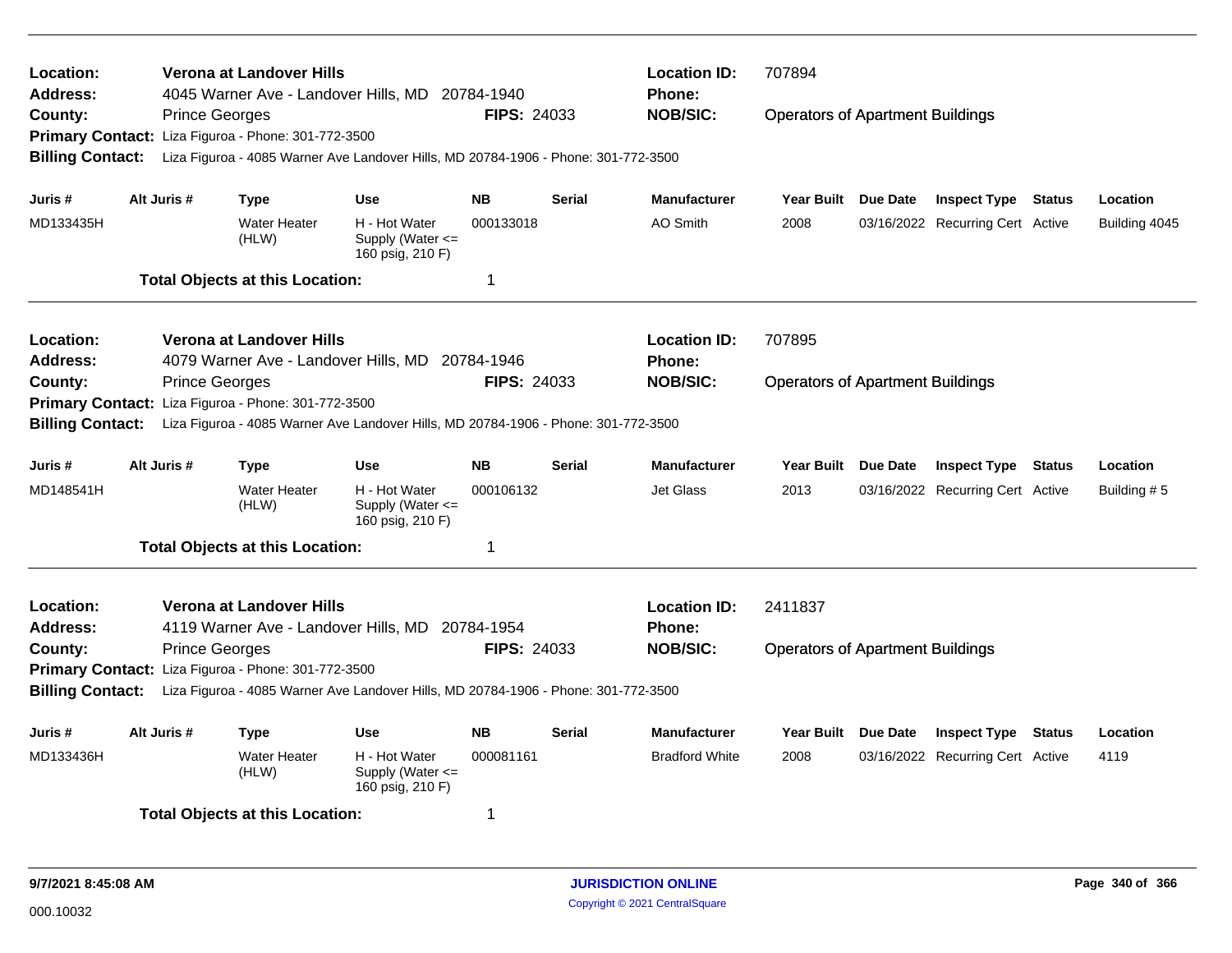**Location:** Verona at Landover Hills
**Address:** 4045 Warner Ave - Landover Hills, MD 20784-1940
**County:** Prince Georges
**FIPS:** 24033
**Location ID:** 707894
**Phone:**
**NOB/SIC:** Operators of Apartment Buildings
**Primary Contact:** Liza Figuroa - Phone: 301-772-3500
**Billing Contact:** Liza Figuroa - 4085 Warner Ave Landover Hills, MD 20784-1906 - Phone: 301-772-3500

| Juris # | Alt Juris # | Type | Use | NB | Serial | Manufacturer | Year Built | Due Date | Inspect Type | Status | Location |
|---|---|---|---|---|---|---|---|---|---|---|---|
| MD133435H | | Water Heater (HLW) | H - Hot Water Supply (Water <= 160 psig, 210 F) | 000133018 | | AO Smith | 2008 | 03/16/2022 | Recurring Cert | Active | Building 4045 |

**Total Objects at this Location:** 1

---

**Location:** Verona at Landover Hills
**Address:** 4079 Warner Ave - Landover Hills, MD 20784-1946
**County:** Prince Georges
**FIPS:** 24033
**Location ID:** 707895
**Phone:**
**NOB/SIC:** Operators of Apartment Buildings
**Primary Contact:** Liza Figuroa - Phone: 301-772-3500
**Billing Contact:** Liza Figuroa - 4085 Warner Ave Landover Hills, MD 20784-1906 - Phone: 301-772-3500

| Juris # | Alt Juris # | Type | Use | NB | Serial | Manufacturer | Year Built | Due Date | Inspect Type | Status | Location |
|---|---|---|---|---|---|---|---|---|---|---|---|
| MD148541H | | Water Heater (HLW) | H - Hot Water Supply (Water <= 160 psig, 210 F) | 000106132 | | Jet Glass | 2013 | 03/16/2022 | Recurring Cert | Active | Building # 5 |

**Total Objects at this Location:** 1

---

**Location:** Verona at Landover Hills
**Address:** 4119 Warner Ave - Landover Hills, MD 20784-1954
**County:** Prince Georges
**FIPS:** 24033
**Location ID:** 2411837
**Phone:**
**NOB/SIC:** Operators of Apartment Buildings
**Primary Contact:** Liza Figuroa - Phone: 301-772-3500
**Billing Contact:** Liza Figuroa - 4085 Warner Ave Landover Hills, MD 20784-1906 - Phone: 301-772-3500

| Juris # | Alt Juris # | Type | Use | NB | Serial | Manufacturer | Year Built | Due Date | Inspect Type | Status | Location |
|---|---|---|---|---|---|---|---|---|---|---|---|
| MD133436H | | Water Heater (HLW) | H - Hot Water Supply (Water <= 160 psig, 210 F) | 000081161 | | Bradford White | 2008 | 03/16/2022 | Recurring Cert | Active | 4119 |

**Total Objects at this Location:** 1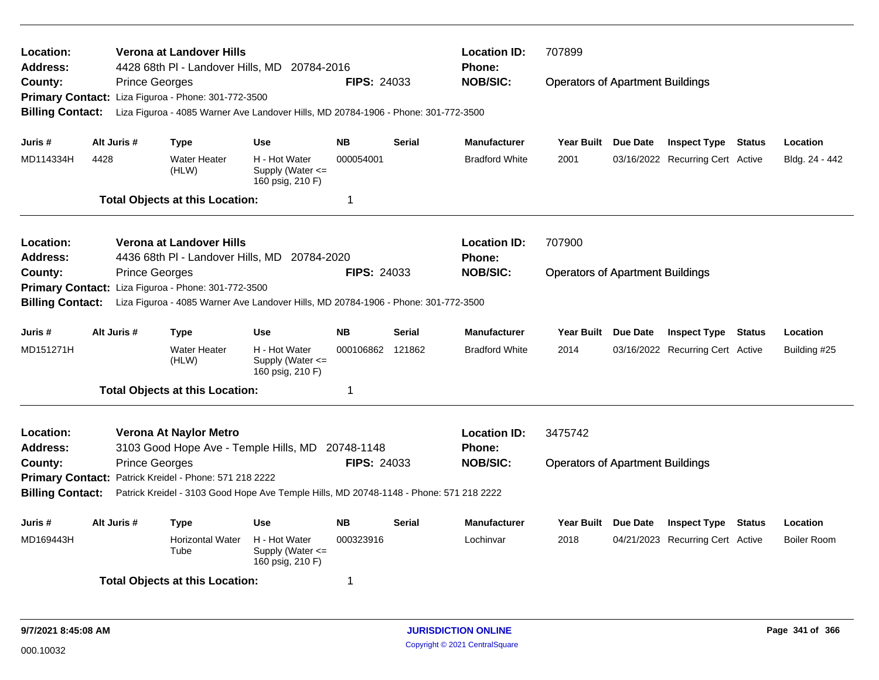| | | | |
|---|---|---|---|
| **Location:** | **Verona at Landover Hills** | **Location ID:** | 707899 |
| **Address:** | 4428 68th Pl - Landover Hills, MD 20784-2016 | **Phone:** | |
| **County:** | Prince Georges **FIPS:** 24033 | **NOB/SIC:** | Operators of Apartment Buildings |
| **Primary Contact:** | Liza Figuroa - Phone: 301-772-3500 | | |
| **Billing Contact:** | Liza Figuroa - 4085 Warner Ave Landover Hills, MD 20784-1906 - Phone: 301-772-3500 | | |

| Juris # | Alt Juris # | Type | Use | NB | Serial | Manufacturer | Year Built | Due Date | Inspect Type | Status | Location |
|---|---|---|---|---|---|---|---|---|---|---|---|
| MD114334H | 4428 | Water Heater (HLW) | H - Hot Water Supply (Water <= 160 psig, 210 F) | 000054001 | | Bradford White | 2001 | 03/16/2022 | Recurring Cert | Active | Bldg. 24 - 442 |

**Total Objects at this Location:** 1

| | | | |
|---|---|---|---|
| **Location:** | **Verona at Landover Hills** | **Location ID:** | 707900 |
| **Address:** | 4436 68th Pl - Landover Hills, MD 20784-2020 | **Phone:** | |
| **County:** | Prince Georges **FIPS:** 24033 | **NOB/SIC:** | Operators of Apartment Buildings |
| **Primary Contact:** | Liza Figuroa - Phone: 301-772-3500 | | |
| **Billing Contact:** | Liza Figuroa - 4085 Warner Ave Landover Hills, MD 20784-1906 - Phone: 301-772-3500 | | |

| Juris # | Alt Juris # | Type | Use | NB | Serial | Manufacturer | Year Built | Due Date | Inspect Type | Status | Location |
|---|---|---|---|---|---|---|---|---|---|---|---|
| MD151271H | | Water Heater (HLW) | H - Hot Water Supply (Water <= 160 psig, 210 F) | 000106862 | 121862 | Bradford White | 2014 | 03/16/2022 | Recurring Cert | Active | Building #25 |

**Total Objects at this Location:** 1

| | | | |
|---|---|---|---|
| **Location:** | **Verona At Naylor Metro** | **Location ID:** | 3475742 |
| **Address:** | 3103 Good Hope Ave - Temple Hills, MD 20748-1148 | **Phone:** | |
| **County:** | Prince Georges **FIPS:** 24033 | **NOB/SIC:** | Operators of Apartment Buildings |
| **Primary Contact:** | Patrick Kreidel - Phone: 571 218 2222 | | |
| **Billing Contact:** | Patrick Kreidel - 3103 Good Hope Ave Temple Hills, MD 20748-1148 - Phone: 571 218 2222 | | |

| Juris # | Alt Juris # | Type | Use | NB | Serial | Manufacturer | Year Built | Due Date | Inspect Type | Status | Location |
|---|---|---|---|---|---|---|---|---|---|---|---|
| MD169443H | | Horizontal Water Tube | H - Hot Water Supply (Water <= 160 psig, 210 F) | 000323916 | | Lochinvar | 2018 | 04/21/2023 | Recurring Cert | Active | Boiler Room |

**Total Objects at this Location:** 1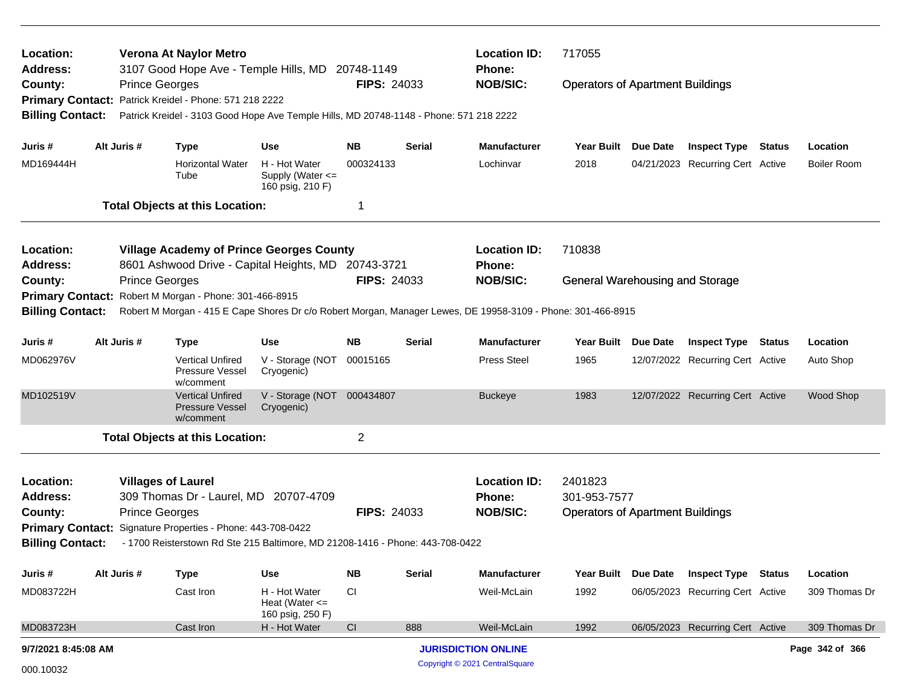**Location:** Verona At Naylor Metro | **Location ID:** 717055
**Address:** 3107 Good Hope Ave - Temple Hills, MD 20748-1149 | **Phone:**
**County:** Prince Georges | **FIPS:** 24033 | **NOB/SIC:** Operators of Apartment Buildings
**Primary Contact:** Patrick Kreidel - Phone: 571 218 2222
**Billing Contact:** Patrick Kreidel - 3103 Good Hope Ave Temple Hills, MD 20748-1148 - Phone: 571 218 2222

| Juris # | Alt Juris # | Type | Use | NB | Serial | Manufacturer | Year Built | Due Date | Inspect Type | Status | Location |
|---|---|---|---|---|---|---|---|---|---|---|---|
| MD169444H | | Horizontal Water Tube | H - Hot Water Supply (Water <= 160 psig, 210 F) | 000324133 | | Lochinvar | 2018 | 04/21/2023 | Recurring Cert | Active | Boiler Room |

**Total Objects at this Location:** 1

---

**Location:** Village Academy of Prince Georges County | **Location ID:** 710838
**Address:** 8601 Ashwood Drive - Capital Heights, MD 20743-3721 | **Phone:**
**County:** Prince Georges | **FIPS:** 24033 | **NOB/SIC:** General Warehousing and Storage
**Primary Contact:** Robert M Morgan - Phone: 301-466-8915
**Billing Contact:** Robert M Morgan - 415 E Cape Shores Dr c/o Robert Morgan, Manager Lewes, DE 19958-3109 - Phone: 301-466-8915

| Juris # | Alt Juris # | Type | Use | NB | Serial | Manufacturer | Year Built | Due Date | Inspect Type | Status | Location |
|---|---|---|---|---|---|---|---|---|---|---|---|
| MD062976V | | Vertical Unfired Pressure Vessel w/comment | V - Storage (NOT Cryogenic) | 00015165 | | Press Steel | 1965 | 12/07/2022 | Recurring Cert | Active | Auto Shop |
| MD102519V | | Vertical Unfired Pressure Vessel w/comment | V - Storage (NOT Cryogenic) | 000434807 | | Buckeye | 1983 | 12/07/2022 | Recurring Cert | Active | Wood Shop |

**Total Objects at this Location:** 2

---

**Location:** Villages of Laurel | **Location ID:** 2401823
**Address:** 309 Thomas Dr - Laurel, MD 20707-4709 | **Phone:** 301-953-7577
**County:** Prince Georges | **FIPS:** 24033 | **NOB/SIC:** Operators of Apartment Buildings
**Primary Contact:** Signature Properties - Phone: 443-708-0422
**Billing Contact:** - 1700 Reisterstown Rd Ste 215 Baltimore, MD 21208-1416 - Phone: 443-708-0422

| Juris # | Alt Juris # | Type | Use | NB | Serial | Manufacturer | Year Built | Due Date | Inspect Type | Status | Location |
|---|---|---|---|---|---|---|---|---|---|---|---|
| MD083722H | | Cast Iron | H - Hot Water Heat (Water <= 160 psig, 250 F) | CI | | Weil-McLain | 1992 | 06/05/2023 | Recurring Cert | Active | 309 Thomas Dr |
| MD083723H | | Cast Iron | H - Hot Water | CI | 888 | Weil-McLain | 1992 | 06/05/2023 | Recurring Cert | Active | 309 Thomas Dr |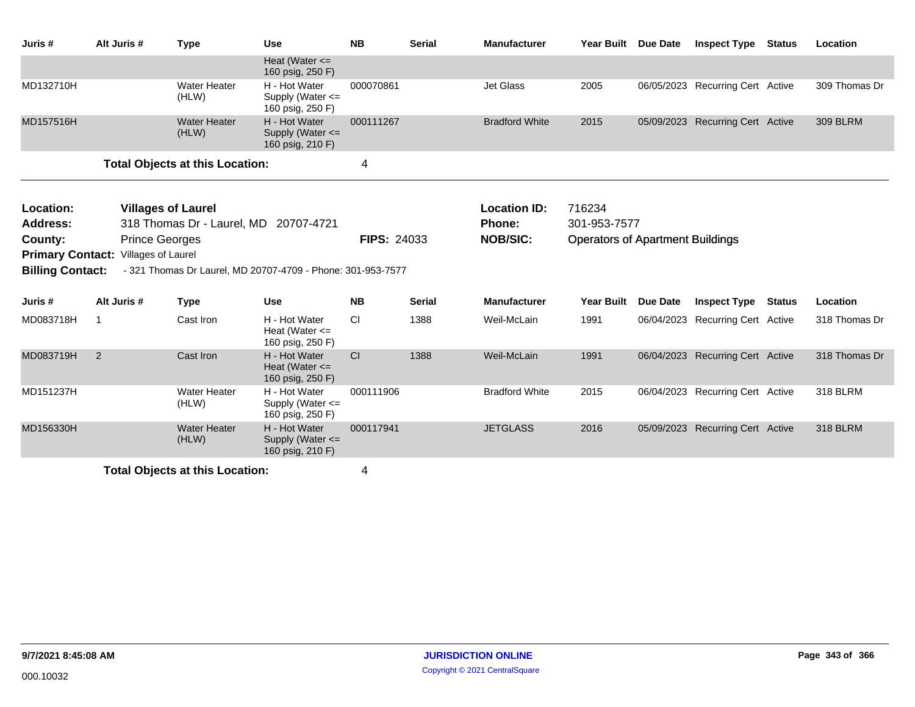| Juris # | Alt Juris # | Type | Use | NB | Serial | Manufacturer | Year Built | Due Date | Inspect Type | Status | Location |
|---|---|---|---|---|---|---|---|---|---|---|---|
| | | | Heat (Water <= 160 psig, 250 F) | | | | | | | | |
| MD132710H | | Water Heater (HLW) | H - Hot Water Supply (Water <= 160 psig, 250 F) | 000070861 | | Jet Glass | 2005 | 06/05/2023 | Recurring Cert | Active | 309 Thomas Dr |
| MD157516H | | Water Heater (HLW) | H - Hot Water Supply (Water <= 160 psig, 210 F) | 000111267 | | Bradford White | 2015 | 05/09/2023 | Recurring Cert | Active | 309 BLRM |

**Total Objects at this Location:** 4

---

**Location:** Villages of Laurel
**Address:** 318 Thomas Dr - Laurel, MD 20707-4721
**County:** Prince Georges
**FIPS:** 24033
**Location ID:** 716234
**Phone:** 301-953-7577
**NOB/SIC:** Operators of Apartment Buildings
**Primary Contact:** Villages of Laurel
**Billing Contact:** - 321 Thomas Dr Laurel, MD 20707-4709 - Phone: 301-953-7577

| Juris # | Alt Juris # | Type | Use | NB | Serial | Manufacturer | Year Built | Due Date | Inspect Type | Status | Location |
|---|---|---|---|---|---|---|---|---|---|---|---|
| MD083718H | 1 | Cast Iron | H - Hot Water Heat (Water <= 160 psig, 250 F) | CI | 1388 | Weil-McLain | 1991 | 06/04/2023 | Recurring Cert | Active | 318 Thomas Dr |
| MD083719H | 2 | Cast Iron | H - Hot Water Heat (Water <= 160 psig, 250 F) | CI | 1388 | Weil-McLain | 1991 | 06/04/2023 | Recurring Cert | Active | 318 Thomas Dr |
| MD151237H | | Water Heater (HLW) | H - Hot Water Supply (Water <= 160 psig, 250 F) | 000111906 | | Bradford White | 2015 | 06/04/2023 | Recurring Cert | Active | 318 BLRM |
| MD156330H | | Water Heater (HLW) | H - Hot Water Supply (Water <= 160 psig, 210 F) | 000117941 | | JETGLASS | 2016 | 05/09/2023 | Recurring Cert | Active | 318 BLRM |

**Total Objects at this Location:** 4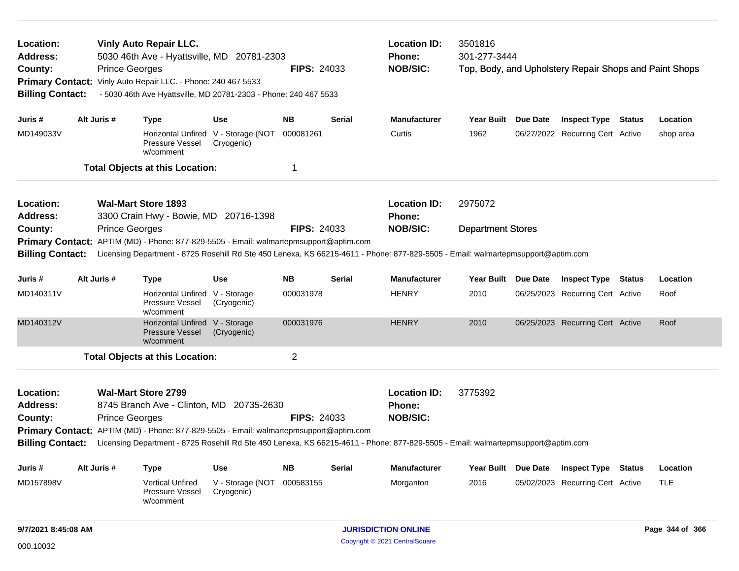**Location:** Vinly Auto Repair LLC.
**Address:** 5030 46th Ave - Hyattsville, MD 20781-2303
**County:** Prince Georges **FIPS:** 24033
**Primary Contact:** Vinly Auto Repair LLC. - Phone: 240 467 5533
**Billing Contact:** - 5030 46th Ave Hyattsville, MD 20781-2303 - Phone: 240 467 5533
**Location ID:** 3501816
**Phone:** 301-277-3444
**NOB/SIC:** Top, Body, and Upholstery Repair Shops and Paint Shops

| Juris # | Alt Juris # | Type | Use | NB | Serial | Manufacturer | Year Built | Due Date | Inspect Type | Status | Location |
|---|---|---|---|---|---|---|---|---|---|---|---|
| MD149033V | | Horizontal Unfired Pressure Vessel w/comment | V - Storage (NOT Cryogenic) | 000081261 | | Curtis | 1962 | 06/27/2022 | Recurring Cert | Active | shop area |

**Total Objects at this Location:** 1

---

**Location:** Wal-Mart Store 1893
**Address:** 3300 Crain Hwy - Bowie, MD 20716-1398
**County:** Prince Georges **FIPS:** 24033
**Primary Contact:** APTIM (MD) - Phone: 877-829-5505 - Email: walmartepmsupport@aptim.com
**Billing Contact:** Licensing Department - 8725 Rosehill Rd Ste 450 Lenexa, KS 66215-4611 - Phone: 877-829-5505 - Email: walmartepmsupport@aptim.com
**Location ID:** 2975072
**Phone:**
**NOB/SIC:** Department Stores

| Juris # | Alt Juris # | Type | Use | NB | Serial | Manufacturer | Year Built | Due Date | Inspect Type | Status | Location |
|---|---|---|---|---|---|---|---|---|---|---|---|
| MD140311V | | Horizontal Unfired Pressure Vessel w/comment | V - Storage (Cryogenic) | 000031978 | | HENRY | 2010 | 06/25/2023 | Recurring Cert | Active | Roof |
| MD140312V | | Horizontal Unfired Pressure Vessel w/comment | V - Storage (Cryogenic) | 000031976 | | HENRY | 2010 | 06/25/2023 | Recurring Cert | Active | Roof |

**Total Objects at this Location:** 2

---

**Location:** Wal-Mart Store 2799
**Address:** 8745 Branch Ave - Clinton, MD 20735-2630
**County:** Prince Georges **FIPS:** 24033
**Primary Contact:** APTIM (MD) - Phone: 877-829-5505 - Email: walmartepmsupport@aptim.com
**Billing Contact:** Licensing Department - 8725 Rosehill Rd Ste 450 Lenexa, KS 66215-4611 - Phone: 877-829-5505 - Email: walmartepmsupport@aptim.com
**Location ID:** 3775392
**Phone:**
**NOB/SIC:**

| Juris # | Alt Juris # | Type | Use | NB | Serial | Manufacturer | Year Built | Due Date | Inspect Type | Status | Location |
|---|---|---|---|---|---|---|---|---|---|---|---|
| MD157898V | | Vertical Unfired Pressure Vessel w/comment | V - Storage (NOT Cryogenic) | 000583155 | | Morganton | 2016 | 05/02/2023 | Recurring Cert | Active | TLE |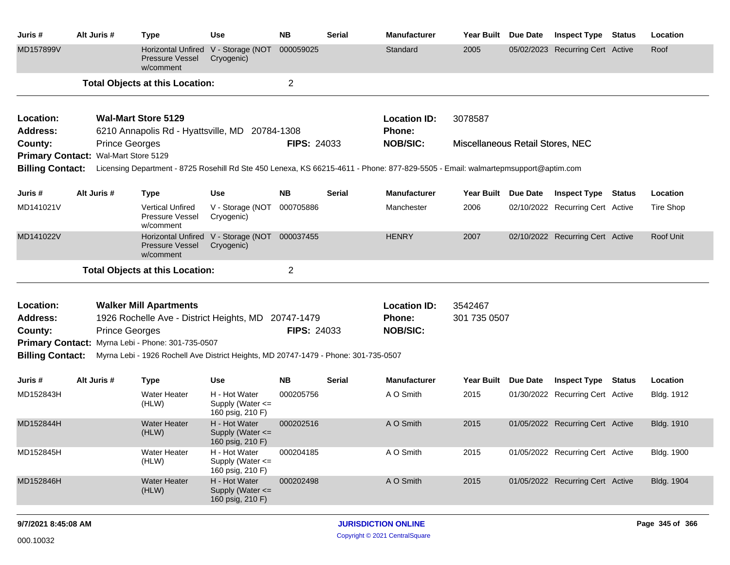| Juris # | Alt Juris # | Type | Use | NB | Serial | Manufacturer | Year Built | Due Date | Inspect Type | Status | Location |
|---|---|---|---|---|---|---|---|---|---|---|---|
| MD157899V | | Horizontal Unfired Pressure Vessel w/comment | V - Storage (NOT Cryogenic) | 000059025 | | Standard | 2005 | 05/02/2023 | Recurring Cert | Active | Roof |

**Total Objects at this Location:** 2

---

**Location:** Wal-Mart Store 5129
**Location ID:** 3078587
**Address:** 6210 Annapolis Rd - Hyattsville, MD 20784-1308
**Phone:**
**County:** Prince Georges
**FIPS:** 24033
**NOB/SIC:** Miscellaneous Retail Stores, NEC
**Primary Contact:** Wal-Mart Store 5129
**Billing Contact:** Licensing Department - 8725 Rosehill Rd Ste 450 Lenexa, KS 66215-4611 - Phone: 877-829-5505 - Email: walmartepmsupport@aptim.com

| Juris # | Alt Juris # | Type | Use | NB | Serial | Manufacturer | Year Built | Due Date | Inspect Type | Status | Location |
|---|---|---|---|---|---|---|---|---|---|---|---|
| MD141021V | | Vertical Unfired Pressure Vessel w/comment | V - Storage (NOT Cryogenic) | 000705886 | | Manchester | 2006 | 02/10/2022 | Recurring Cert | Active | Tire Shop |
| MD141022V | | Horizontal Unfired Pressure Vessel w/comment | V - Storage (NOT Cryogenic) | 000037455 | | HENRY | 2007 | 02/10/2022 | Recurring Cert | Active | Roof Unit |

**Total Objects at this Location:** 2

---

**Location:** Walker Mill Apartments
**Location ID:** 3542467
**Address:** 1926 Rochelle Ave - District Heights, MD 20747-1479
**Phone:** 301 735 0507
**County:** Prince Georges
**FIPS:** 24033
**NOB/SIC:**
**Primary Contact:** Myrna Lebi - Phone: 301-735-0507
**Billing Contact:** Myrna Lebi - 1926 Rochell Ave District Heights, MD 20747-1479 - Phone: 301-735-0507

| Juris # | Alt Juris # | Type | Use | NB | Serial | Manufacturer | Year Built | Due Date | Inspect Type | Status | Location |
|---|---|---|---|---|---|---|---|---|---|---|---|
| MD152843H | | Water Heater (HLW) | H - Hot Water Supply (Water <= 160 psig, 210 F) | 000205756 | | A O Smith | 2015 | 01/30/2022 | Recurring Cert | Active | Bldg. 1912 |
| MD152844H | | Water Heater (HLW) | H - Hot Water Supply (Water <= 160 psig, 210 F) | 000202516 | | A O Smith | 2015 | 01/05/2022 | Recurring Cert | Active | Bldg. 1910 |
| MD152845H | | Water Heater (HLW) | H - Hot Water Supply (Water <= 160 psig, 210 F) | 000204185 | | A O Smith | 2015 | 01/05/2022 | Recurring Cert | Active | Bldg. 1900 |
| MD152846H | | Water Heater (HLW) | H - Hot Water Supply (Water <= 160 psig, 210 F) | 000202498 | | A O Smith | 2015 | 01/05/2022 | Recurring Cert | Active | Bldg. 1904 |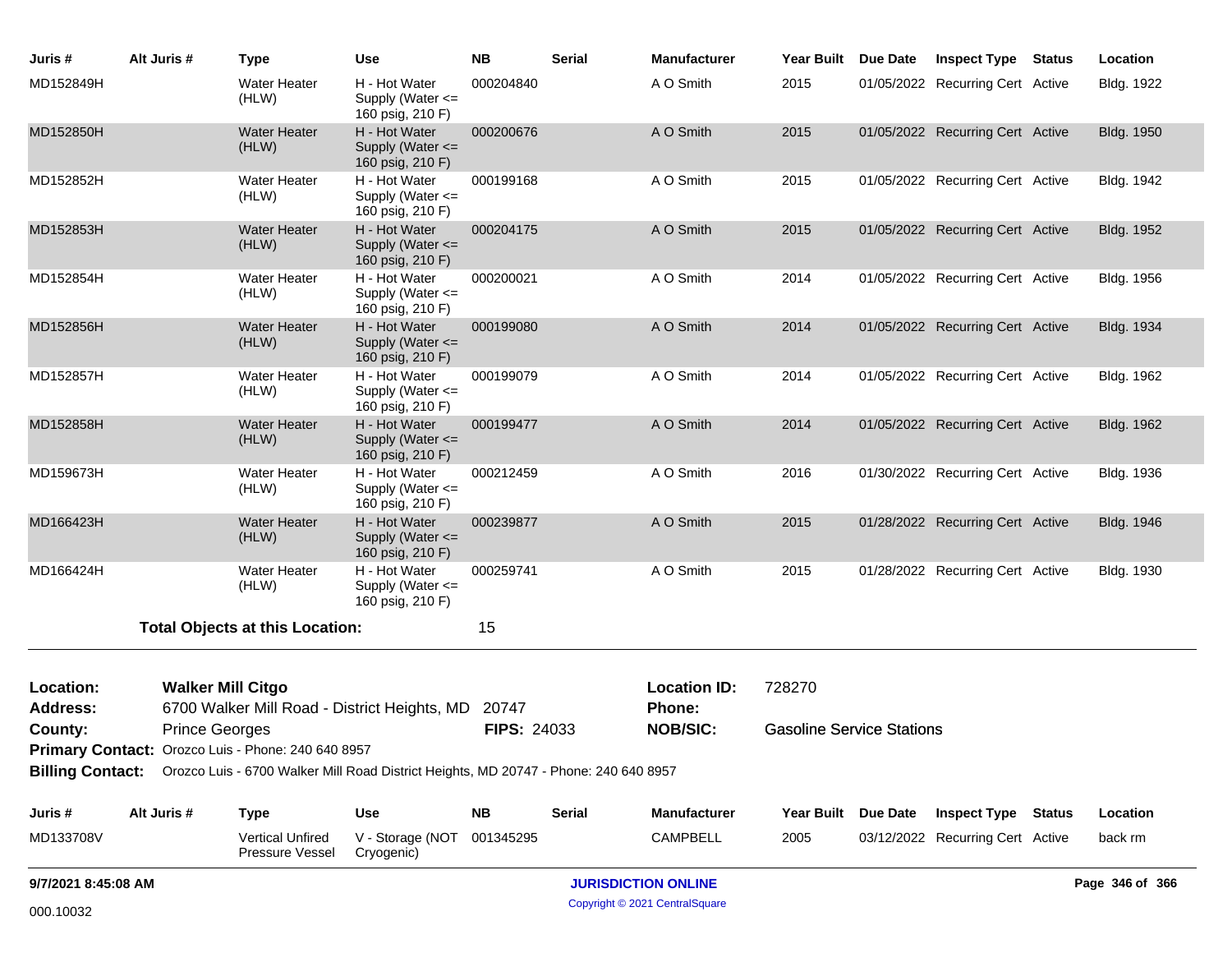| Juris # | Alt Juris # | Type | Use | NB | Serial | Manufacturer | Year Built | Due Date | Inspect Type | Status | Location |
|---|---|---|---|---|---|---|---|---|---|---|---|
| MD152849H | | Water Heater (HLW) | H - Hot Water Supply (Water <= 160 psig, 210 F) | 000204840 | | A O Smith | 2015 | 01/05/2022 | Recurring Cert | Active | Bldg. 1922 |
| MD152850H | | Water Heater (HLW) | H - Hot Water Supply (Water <= 160 psig, 210 F) | 000200676 | | A O Smith | 2015 | 01/05/2022 | Recurring Cert | Active | Bldg. 1950 |
| MD152852H | | Water Heater (HLW) | H - Hot Water Supply (Water <= 160 psig, 210 F) | 000199168 | | A O Smith | 2015 | 01/05/2022 | Recurring Cert | Active | Bldg. 1942 |
| MD152853H | | Water Heater (HLW) | H - Hot Water Supply (Water <= 160 psig, 210 F) | 000204175 | | A O Smith | 2015 | 01/05/2022 | Recurring Cert | Active | Bldg. 1952 |
| MD152854H | | Water Heater (HLW) | H - Hot Water Supply (Water <= 160 psig, 210 F) | 000200021 | | A O Smith | 2014 | 01/05/2022 | Recurring Cert | Active | Bldg. 1956 |
| MD152856H | | Water Heater (HLW) | H - Hot Water Supply (Water <= 160 psig, 210 F) | 000199080 | | A O Smith | 2014 | 01/05/2022 | Recurring Cert | Active | Bldg. 1934 |
| MD152857H | | Water Heater (HLW) | H - Hot Water Supply (Water <= 160 psig, 210 F) | 000199079 | | A O Smith | 2014 | 01/05/2022 | Recurring Cert | Active | Bldg. 1962 |
| MD152858H | | Water Heater (HLW) | H - Hot Water Supply (Water <= 160 psig, 210 F) | 000199477 | | A O Smith | 2014 | 01/05/2022 | Recurring Cert | Active | Bldg. 1962 |
| MD159673H | | Water Heater (HLW) | H - Hot Water Supply (Water <= 160 psig, 210 F) | 000212459 | | A O Smith | 2016 | 01/30/2022 | Recurring Cert | Active | Bldg. 1936 |
| MD166423H | | Water Heater (HLW) | H - Hot Water Supply (Water <= 160 psig, 210 F) | 000239877 | | A O Smith | 2015 | 01/28/2022 | Recurring Cert | Active | Bldg. 1946 |
| MD166424H | | Water Heater (HLW) | H - Hot Water Supply (Water <= 160 psig, 210 F) | 000259741 | | A O Smith | 2015 | 01/28/2022 | Recurring Cert | Active | Bldg. 1930 |

**Total Objects at this Location:** 15

**Location:** Walker Mill Citgo
**Location ID:** 728270
**Address:** 6700 Walker Mill Road - District Heights, MD 20747
**Phone:**
**County:** Prince Georges
**FIPS:** 24033
**NOB/SIC:** Gasoline Service Stations
**Primary Contact:** Orozco Luis - Phone: 240 640 8957
**Billing Contact:** Orozco Luis - 6700 Walker Mill Road District Heights, MD 20747 - Phone: 240 640 8957

| Juris # | Alt Juris # | Type | Use | NB | Serial | Manufacturer | Year Built | Due Date | Inspect Type | Status | Location |
|---|---|---|---|---|---|---|---|---|---|---|---|
| MD133708V | | Vertical Unfired Pressure Vessel | V - Storage (NOT Cryogenic) | 001345295 | | CAMPBELL | 2005 | 03/12/2022 | Recurring Cert | Active | back rm |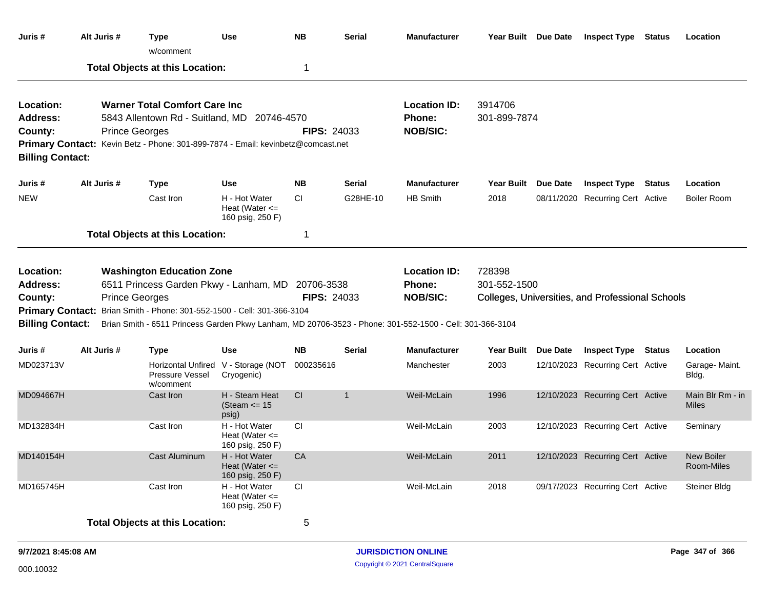| Juris # | Alt Juris # | Type | Use | NB | Serial | Manufacturer | Year Built | Due Date | Inspect Type | Status | Location |
|---|---|---|---|---|---|---|---|---|---|---|---|
| | | w/comment | | | | | | | | | |
| | **Total Objects at this Location:** | | | 1 | | | | | | | |

**Location:** Warner Total Comfort Care Inc
**Address:** 5843 Allentown Rd - Suitland, MD 20746-4570
**County:** Prince Georges **FIPS:** 24033
**Location ID:** 3914706
**Phone:** 301-899-7874
**NOB/SIC:**
**Primary Contact:** Kevin Betz - Phone: 301-899-7874 - Email: kevinbetz@comcast.net
**Billing Contact:**

| Juris # | Alt Juris # | Type | Use | NB | Serial | Manufacturer | Year Built | Due Date | Inspect Type | Status | Location |
|---|---|---|---|---|---|---|---|---|---|---|---|
| NEW | | Cast Iron | H - Hot Water Heat (Water <= 160 psig, 250 F) | CI | G28HE-10 | HB Smith | 2018 | 08/11/2020 | Recurring Cert | Active | Boiler Room |
| | **Total Objects at this Location:** | | | 1 | | | | | | | |

**Location:** Washington Education Zone
**Address:** 6511 Princess Garden Pkwy - Lanham, MD 20706-3538
**County:** Prince Georges **FIPS:** 24033
**Location ID:** 728398
**Phone:** 301-552-1500
**NOB/SIC:** Colleges, Universities, and Professional Schools
**Primary Contact:** Brian Smith - Phone: 301-552-1500 - Cell: 301-366-3104
**Billing Contact:** Brian Smith - 6511 Princess Garden Pkwy Lanham, MD 20706-3523 - Phone: 301-552-1500 - Cell: 301-366-3104

| Juris # | Alt Juris # | Type | Use | NB | Serial | Manufacturer | Year Built | Due Date | Inspect Type | Status | Location |
|---|---|---|---|---|---|---|---|---|---|---|---|
| MD023713V | | Horizontal Unfired Pressure Vessel w/comment | V - Storage (NOT Cryogenic) | 000235616 | | Manchester | 2003 | 12/10/2023 | Recurring Cert | Active | Garage- Maint. Bldg. |
| MD094667H | | Cast Iron | H - Steam Heat (Steam <= 15 psig) | CI | 1 | Weil-McLain | 1996 | 12/10/2023 | Recurring Cert | Active | Main Blr Rm - in Miles |
| MD132834H | | Cast Iron | H - Hot Water Heat (Water <= 160 psig, 250 F) | CI | | Weil-McLain | 2003 | 12/10/2023 | Recurring Cert | Active | Seminary |
| MD140154H | | Cast Aluminum | H - Hot Water Heat (Water <= 160 psig, 250 F) | CA | | Weil-McLain | 2011 | 12/10/2023 | Recurring Cert | Active | New Boiler Room-Miles |
| MD165745H | | Cast Iron | H - Hot Water Heat (Water <= 160 psig, 250 F) | CI | | Weil-McLain | 2018 | 09/17/2023 | Recurring Cert | Active | Steiner Bldg |
| | **Total Objects at this Location:** | | | 5 | | | | | | | |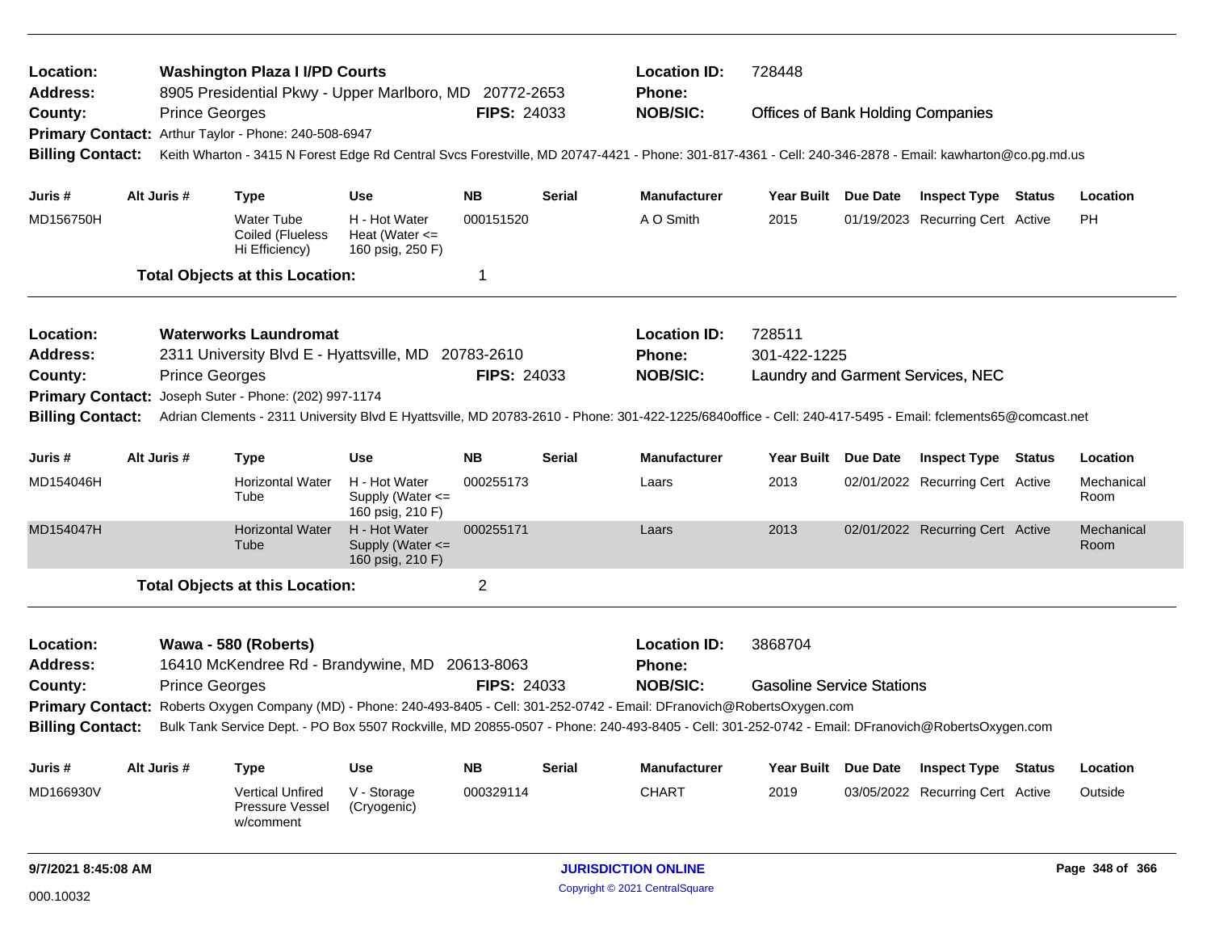**Location:** Washington Plaza I I/PD Courts
**Address:** 8905 Presidential Pkwy - Upper Marlboro, MD 20772-2653
**County:** Prince Georges **FIPS:** 24033
**Location ID:** 728448
**Phone:**
**NOB/SIC:** Offices of Bank Holding Companies
**Primary Contact:** Arthur Taylor - Phone: 240-508-6947
**Billing Contact:** Keith Wharton - 3415 N Forest Edge Rd Central Svcs Forestville, MD 20747-4421 - Phone: 301-817-4361 - Cell: 240-346-2878 - Email: kawharton@co.pg.md.us

| Juris # | Alt Juris # | Type | Use | NB | Serial | Manufacturer | Year Built | Due Date | Inspect Type | Status | Location |
|---|---|---|---|---|---|---|---|---|---|---|---|
| MD156750H | | Water Tube Coiled (Flueless Hi Efficiency) | H - Hot Water Heat (Water <= 160 psig, 250 F) | 000151520 | | A O Smith | 2015 | 01/19/2023 | Recurring Cert | Active | PH |

**Total Objects at this Location:** 1

---

**Location:** Waterworks Laundromat
**Address:** 2311 University Blvd E - Hyattsville, MD 20783-2610
**County:** Prince Georges **FIPS:** 24033
**Location ID:** 728511
**Phone:** 301-422-1225
**NOB/SIC:** Laundry and Garment Services, NEC
**Primary Contact:** Joseph Suter - Phone: (202) 997-1174
**Billing Contact:** Adrian Clements - 2311 University Blvd E Hyattsville, MD 20783-2610 - Phone: 301-422-1225/6840office - Cell: 240-417-5495 - Email: fclements65@comcast.net

| Juris # | Alt Juris # | Type | Use | NB | Serial | Manufacturer | Year Built | Due Date | Inspect Type | Status | Location |
|---|---|---|---|---|---|---|---|---|---|---|---|
| MD154046H | | Horizontal Water Tube | H - Hot Water Supply (Water <= 160 psig, 210 F) | 000255173 | | Laars | 2013 | 02/01/2022 | Recurring Cert | Active | Mechanical Room |
| MD154047H | | Horizontal Water Tube | H - Hot Water Supply (Water <= 160 psig, 210 F) | 000255171 | | Laars | 2013 | 02/01/2022 | Recurring Cert | Active | Mechanical Room |

**Total Objects at this Location:** 2

---

**Location:** Wawa - 580 (Roberts)
**Address:** 16410 McKendree Rd - Brandywine, MD 20613-8063
**County:** Prince Georges **FIPS:** 24033
**Location ID:** 3868704
**Phone:**
**NOB/SIC:** Gasoline Service Stations
**Primary Contact:** Roberts Oxygen Company (MD) - Phone: 240-493-8405 - Cell: 301-252-0742 - Email: DFranovich@RobertsOxygen.com
**Billing Contact:** Bulk Tank Service Dept. - PO Box 5507 Rockville, MD 20855-0507 - Phone: 240-493-8405 - Cell: 301-252-0742 - Email: DFranovich@RobertsOxygen.com

| Juris # | Alt Juris # | Type | Use | NB | Serial | Manufacturer | Year Built | Due Date | Inspect Type | Status | Location |
|---|---|---|---|---|---|---|---|---|---|---|---|
| MD166930V | | Vertical Unfired Pressure Vessel w/comment | V - Storage (Cryogenic) | 000329114 | | CHART | 2019 | 03/05/2022 | Recurring Cert | Active | Outside |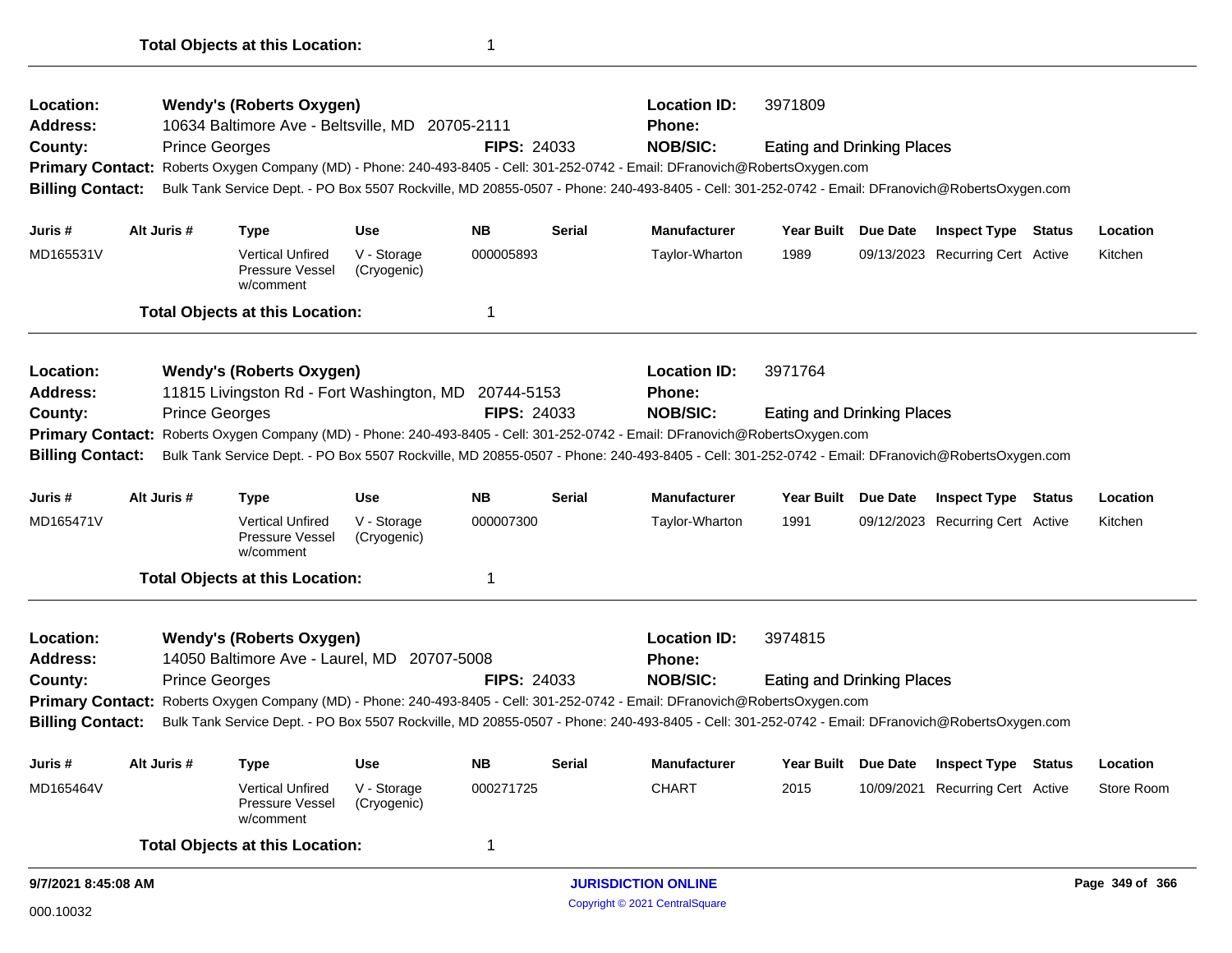**Total Objects at this Location:** 1

---

**Location:** Wendy's (Roberts Oxygen)
**Location ID:** 3971809
**Address:** 10634 Baltimore Ave - Beltsville, MD 20705-2111
**Phone:**
**County:** Prince Georges
**FIPS:** 24033
**NOB/SIC:** Eating and Drinking Places
**Primary Contact:** Roberts Oxygen Company (MD) - Phone: 240-493-8405 - Cell: 301-252-0742 - Email: DFranovich@RobertsOxygen.com
**Billing Contact:** Bulk Tank Service Dept. - PO Box 5507 Rockville, MD 20855-0507 - Phone: 240-493-8405 - Cell: 301-252-0742 - Email: DFranovich@RobertsOxygen.com

| Juris # | Alt Juris # | Type | Use | NB | Serial | Manufacturer | Year Built | Due Date | Inspect Type | Status | Location |
|---|---|---|---|---|---|---|---|---|---|---|---|
| MD165531V | | Vertical Unfired Pressure Vessel w/comment | V - Storage (Cryogenic) | 000005893 | | Taylor-Wharton | 1989 | 09/13/2023 | Recurring Cert | Active | Kitchen |

**Total Objects at this Location:** 1

---

**Location:** Wendy's (Roberts Oxygen)
**Location ID:** 3971764
**Address:** 11815 Livingston Rd - Fort Washington, MD 20744-5153
**Phone:**
**County:** Prince Georges
**FIPS:** 24033
**NOB/SIC:** Eating and Drinking Places
**Primary Contact:** Roberts Oxygen Company (MD) - Phone: 240-493-8405 - Cell: 301-252-0742 - Email: DFranovich@RobertsOxygen.com
**Billing Contact:** Bulk Tank Service Dept. - PO Box 5507 Rockville, MD 20855-0507 - Phone: 240-493-8405 - Cell: 301-252-0742 - Email: DFranovich@RobertsOxygen.com

| Juris # | Alt Juris # | Type | Use | NB | Serial | Manufacturer | Year Built | Due Date | Inspect Type | Status | Location |
|---|---|---|---|---|---|---|---|---|---|---|---|
| MD165471V | | Vertical Unfired Pressure Vessel w/comment | V - Storage (Cryogenic) | 000007300 | | Taylor-Wharton | 1991 | 09/12/2023 | Recurring Cert | Active | Kitchen |

**Total Objects at this Location:** 1

---

**Location:** Wendy's (Roberts Oxygen)
**Location ID:** 3974815
**Address:** 14050 Baltimore Ave - Laurel, MD 20707-5008
**Phone:**
**County:** Prince Georges
**FIPS:** 24033
**NOB/SIC:** Eating and Drinking Places
**Primary Contact:** Roberts Oxygen Company (MD) - Phone: 240-493-8405 - Cell: 301-252-0742 - Email: DFranovich@RobertsOxygen.com
**Billing Contact:** Bulk Tank Service Dept. - PO Box 5507 Rockville, MD 20855-0507 - Phone: 240-493-8405 - Cell: 301-252-0742 - Email: DFranovich@RobertsOxygen.com

| Juris # | Alt Juris # | Type | Use | NB | Serial | Manufacturer | Year Built | Due Date | Inspect Type | Status | Location |
|---|---|---|---|---|---|---|---|---|---|---|---|
| MD165464V | | Vertical Unfired Pressure Vessel w/comment | V - Storage (Cryogenic) | 000271725 | | CHART | 2015 | 10/09/2021 | Recurring Cert | Active | Store Room |

**Total Objects at this Location:** 1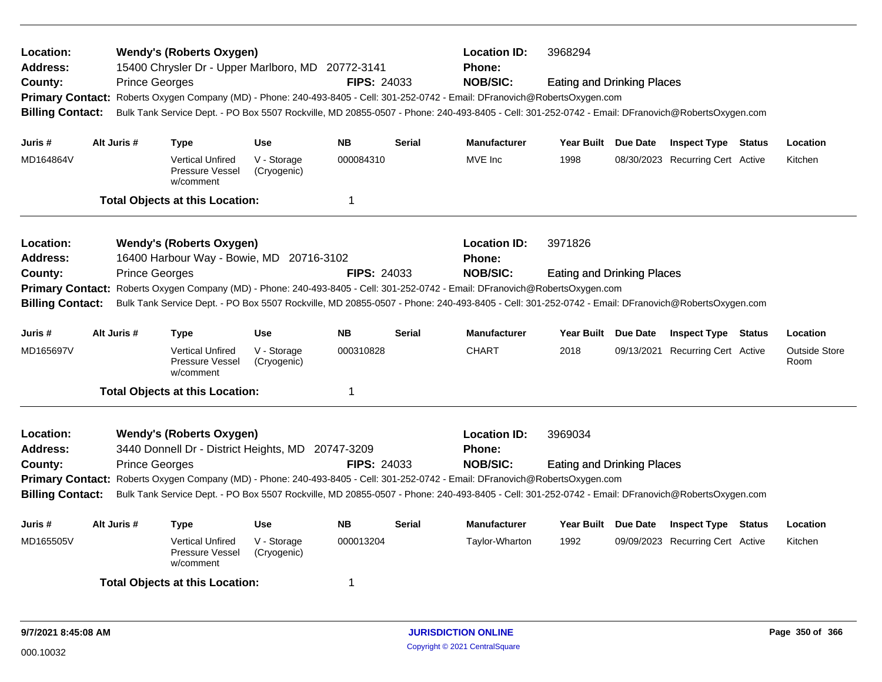**Location:** Wendy's (Roberts Oxygen) **Location ID:** 3968294
**Address:** 15400 Chrysler Dr - Upper Marlboro, MD 20772-3141 **Phone:**
**County:** Prince Georges **FIPS:** 24033 **NOB/SIC:** Eating and Drinking Places
**Primary Contact:** Roberts Oxygen Company (MD) - Phone: 240-493-8405 - Cell: 301-252-0742 - Email: DFranovich@RobertsOxygen.com
**Billing Contact:** Bulk Tank Service Dept. - PO Box 5507 Rockville, MD 20855-0507 - Phone: 240-493-8405 - Cell: 301-252-0742 - Email: DFranovich@RobertsOxygen.com

| Juris # | Alt Juris # | Type | Use | NB | Serial | Manufacturer | Year Built | Due Date | Inspect Type | Status | Location |
|---|---|---|---|---|---|---|---|---|---|---|---|
| MD164864V | | Vertical Unfired Pressure Vessel w/comment | V - Storage (Cryogenic) | 000084310 | | MVE Inc | 1998 | 08/30/2023 | Recurring Cert | Active | Kitchen |

**Total Objects at this Location:** 1

**Location:** Wendy's (Roberts Oxygen) **Location ID:** 3971826
**Address:** 16400 Harbour Way - Bowie, MD 20716-3102 **Phone:**
**County:** Prince Georges **FIPS:** 24033 **NOB/SIC:** Eating and Drinking Places
**Primary Contact:** Roberts Oxygen Company (MD) - Phone: 240-493-8405 - Cell: 301-252-0742 - Email: DFranovich@RobertsOxygen.com
**Billing Contact:** Bulk Tank Service Dept. - PO Box 5507 Rockville, MD 20855-0507 - Phone: 240-493-8405 - Cell: 301-252-0742 - Email: DFranovich@RobertsOxygen.com

| Juris # | Alt Juris # | Type | Use | NB | Serial | Manufacturer | Year Built | Due Date | Inspect Type | Status | Location |
|---|---|---|---|---|---|---|---|---|---|---|---|
| MD165697V | | Vertical Unfired Pressure Vessel w/comment | V - Storage (Cryogenic) | 000310828 | | CHART | 2018 | 09/13/2021 | Recurring Cert | Active | Outside Store Room |

**Total Objects at this Location:** 1

**Location:** Wendy's (Roberts Oxygen) **Location ID:** 3969034
**Address:** 3440 Donnell Dr - District Heights, MD 20747-3209 **Phone:**
**County:** Prince Georges **FIPS:** 24033 **NOB/SIC:** Eating and Drinking Places
**Primary Contact:** Roberts Oxygen Company (MD) - Phone: 240-493-8405 - Cell: 301-252-0742 - Email: DFranovich@RobertsOxygen.com
**Billing Contact:** Bulk Tank Service Dept. - PO Box 5507 Rockville, MD 20855-0507 - Phone: 240-493-8405 - Cell: 301-252-0742 - Email: DFranovich@RobertsOxygen.com

| Juris # | Alt Juris # | Type | Use | NB | Serial | Manufacturer | Year Built | Due Date | Inspect Type | Status | Location |
|---|---|---|---|---|---|---|---|---|---|---|---|
| MD165505V | | Vertical Unfired Pressure Vessel w/comment | V - Storage (Cryogenic) | 000013204 | | Taylor-Wharton | 1992 | 09/09/2023 | Recurring Cert | Active | Kitchen |

**Total Objects at this Location:** 1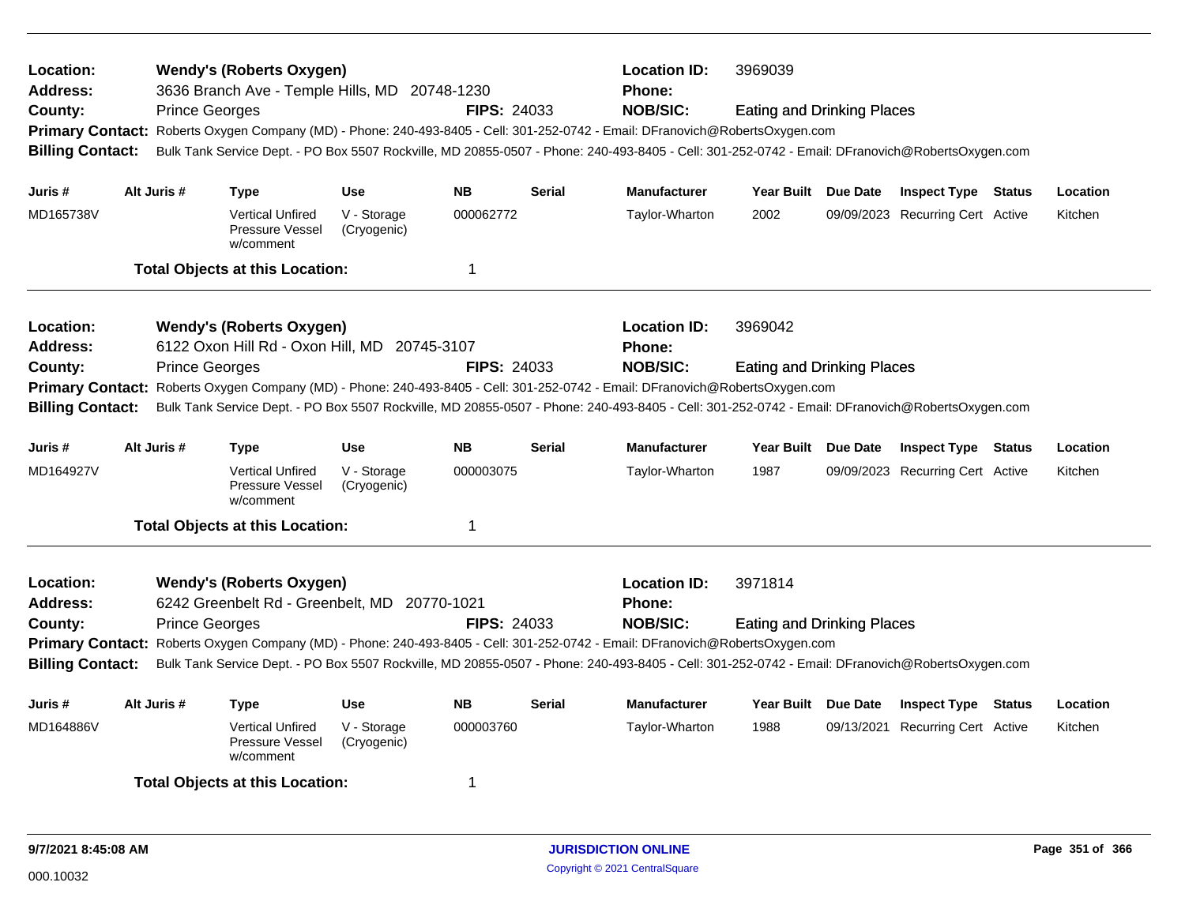**Location:** Wendy's (Roberts Oxygen)
**Address:** 3636 Branch Ave - Temple Hills, MD 20748-1230
**County:** Prince Georges **FIPS:** 24033
**Location ID:** 3969039
**Phone:**
**NOB/SIC:** Eating and Drinking Places
**Primary Contact:** Roberts Oxygen Company (MD) - Phone: 240-493-8405 - Cell: 301-252-0742 - Email: DFranovich@RobertsOxygen.com
**Billing Contact:** Bulk Tank Service Dept. - PO Box 5507 Rockville, MD 20855-0507 - Phone: 240-493-8405 - Cell: 301-252-0742 - Email: DFranovich@RobertsOxygen.com

| Juris # | Alt Juris # | Type | Use | NB | Serial | Manufacturer | Year Built | Due Date | Inspect Type | Status | Location |
|---|---|---|---|---|---|---|---|---|---|---|---|
| MD165738V | | Vertical Unfired Pressure Vessel w/comment | V - Storage (Cryogenic) | 000062772 | | Taylor-Wharton | 2002 | 09/09/2023 | Recurring Cert | Active | Kitchen |

**Total Objects at this Location:** 1

---

**Location:** Wendy's (Roberts Oxygen)
**Address:** 6122 Oxon Hill Rd - Oxon Hill, MD 20745-3107
**County:** Prince Georges **FIPS:** 24033
**Location ID:** 3969042
**Phone:**
**NOB/SIC:** Eating and Drinking Places
**Primary Contact:** Roberts Oxygen Company (MD) - Phone: 240-493-8405 - Cell: 301-252-0742 - Email: DFranovich@RobertsOxygen.com
**Billing Contact:** Bulk Tank Service Dept. - PO Box 5507 Rockville, MD 20855-0507 - Phone: 240-493-8405 - Cell: 301-252-0742 - Email: DFranovich@RobertsOxygen.com

| Juris # | Alt Juris # | Type | Use | NB | Serial | Manufacturer | Year Built | Due Date | Inspect Type | Status | Location |
|---|---|---|---|---|---|---|---|---|---|---|---|
| MD164927V | | Vertical Unfired Pressure Vessel w/comment | V - Storage (Cryogenic) | 000003075 | | Taylor-Wharton | 1987 | 09/09/2023 | Recurring Cert | Active | Kitchen |

**Total Objects at this Location:** 1

---

**Location:** Wendy's (Roberts Oxygen)
**Address:** 6242 Greenbelt Rd - Greenbelt, MD 20770-1021
**County:** Prince Georges **FIPS:** 24033
**Location ID:** 3971814
**Phone:**
**NOB/SIC:** Eating and Drinking Places
**Primary Contact:** Roberts Oxygen Company (MD) - Phone: 240-493-8405 - Cell: 301-252-0742 - Email: DFranovich@RobertsOxygen.com
**Billing Contact:** Bulk Tank Service Dept. - PO Box 5507 Rockville, MD 20855-0507 - Phone: 240-493-8405 - Cell: 301-252-0742 - Email: DFranovich@RobertsOxygen.com

| Juris # | Alt Juris # | Type | Use | NB | Serial | Manufacturer | Year Built | Due Date | Inspect Type | Status | Location |
|---|---|---|---|---|---|---|---|---|---|---|---|
| MD164886V | | Vertical Unfired Pressure Vessel w/comment | V - Storage (Cryogenic) | 000003760 | | Taylor-Wharton | 1988 | 09/13/2021 | Recurring Cert | Active | Kitchen |

**Total Objects at this Location:** 1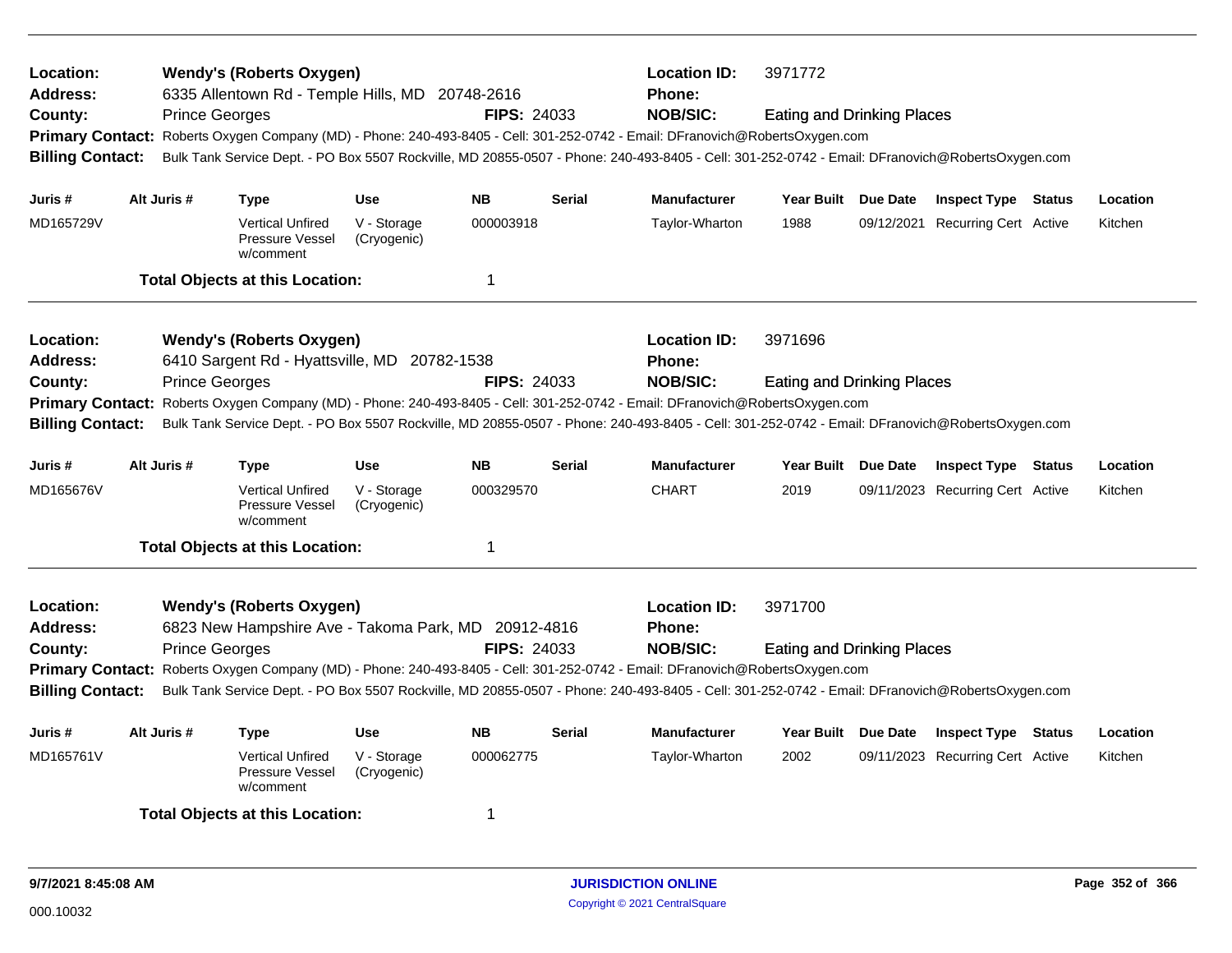**Location:** Wendy's (Roberts Oxygen) **Location ID:** 3971772
**Address:** 6335 Allentown Rd - Temple Hills, MD 20748-2616 **Phone:**
**County:** Prince Georges **FIPS:** 24033 **NOB/SIC:** Eating and Drinking Places
**Primary Contact:** Roberts Oxygen Company (MD) - Phone: 240-493-8405 - Cell: 301-252-0742 - Email: DFranovich@RobertsOxygen.com
**Billing Contact:** Bulk Tank Service Dept. - PO Box 5507 Rockville, MD 20855-0507 - Phone: 240-493-8405 - Cell: 301-252-0742 - Email: DFranovich@RobertsOxygen.com

| Juris # | Alt Juris # | Type | Use | NB | Serial | Manufacturer | Year Built | Due Date | Inspect Type | Status | Location |
|---|---|---|---|---|---|---|---|---|---|---|---|
| MD165729V | | Vertical Unfired Pressure Vessel w/comment | V - Storage (Cryogenic) | 000003918 | | Taylor-Wharton | 1988 | 09/12/2021 | Recurring Cert | Active | Kitchen |

**Total Objects at this Location:** 1

---

**Location:** Wendy's (Roberts Oxygen) **Location ID:** 3971696
**Address:** 6410 Sargent Rd - Hyattsville, MD 20782-1538 **Phone:**
**County:** Prince Georges **FIPS:** 24033 **NOB/SIC:** Eating and Drinking Places
**Primary Contact:** Roberts Oxygen Company (MD) - Phone: 240-493-8405 - Cell: 301-252-0742 - Email: DFranovich@RobertsOxygen.com
**Billing Contact:** Bulk Tank Service Dept. - PO Box 5507 Rockville, MD 20855-0507 - Phone: 240-493-8405 - Cell: 301-252-0742 - Email: DFranovich@RobertsOxygen.com

| Juris # | Alt Juris # | Type | Use | NB | Serial | Manufacturer | Year Built | Due Date | Inspect Type | Status | Location |
|---|---|---|---|---|---|---|---|---|---|---|---|
| MD165676V | | Vertical Unfired Pressure Vessel w/comment | V - Storage (Cryogenic) | 000329570 | | CHART | 2019 | 09/11/2023 | Recurring Cert | Active | Kitchen |

**Total Objects at this Location:** 1

---

**Location:** Wendy's (Roberts Oxygen) **Location ID:** 3971700
**Address:** 6823 New Hampshire Ave - Takoma Park, MD 20912-4816 **Phone:**
**County:** Prince Georges **FIPS:** 24033 **NOB/SIC:** Eating and Drinking Places
**Primary Contact:** Roberts Oxygen Company (MD) - Phone: 240-493-8405 - Cell: 301-252-0742 - Email: DFranovich@RobertsOxygen.com
**Billing Contact:** Bulk Tank Service Dept. - PO Box 5507 Rockville, MD 20855-0507 - Phone: 240-493-8405 - Cell: 301-252-0742 - Email: DFranovich@RobertsOxygen.com

| Juris # | Alt Juris # | Type | Use | NB | Serial | Manufacturer | Year Built | Due Date | Inspect Type | Status | Location |
|---|---|---|---|---|---|---|---|---|---|---|---|
| MD165761V | | Vertical Unfired Pressure Vessel w/comment | V - Storage (Cryogenic) | 000062775 | | Taylor-Wharton | 2002 | 09/11/2023 | Recurring Cert | Active | Kitchen |

**Total Objects at this Location:** 1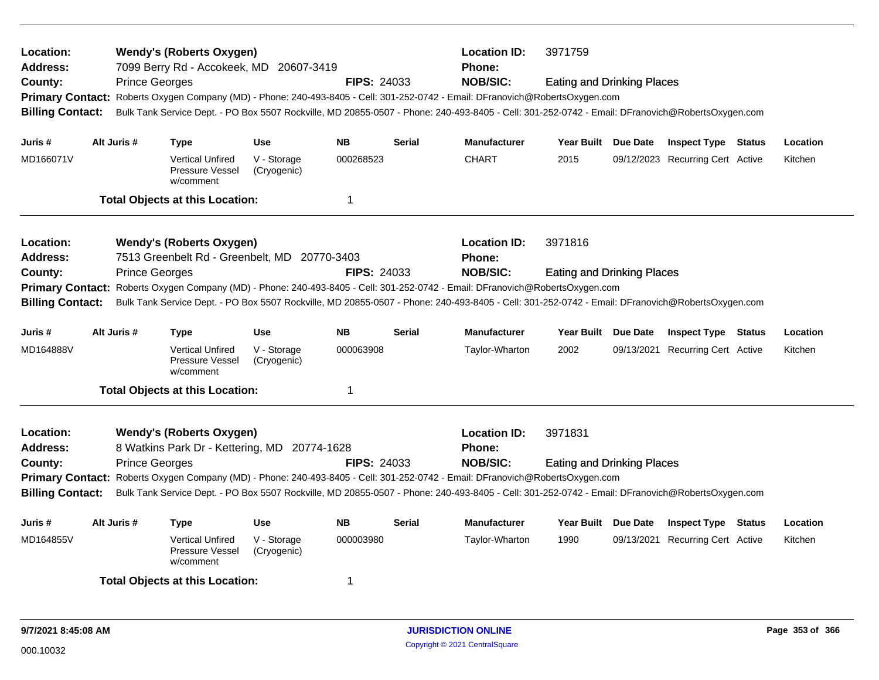**Location:** Wendy's (Roberts Oxygen) **Location ID:** 3971759
**Address:** 7099 Berry Rd - Accokeek, MD 20607-3419 **Phone:**
**County:** Prince Georges **FIPS:** 24033 **NOB/SIC:** Eating and Drinking Places
**Primary Contact:** Roberts Oxygen Company (MD) - Phone: 240-493-8405 - Cell: 301-252-0742 - Email: DFranovich@RobertsOxygen.com
**Billing Contact:** Bulk Tank Service Dept. - PO Box 5507 Rockville, MD 20855-0507 - Phone: 240-493-8405 - Cell: 301-252-0742 - Email: DFranovich@RobertsOxygen.com

| Juris # | Alt Juris # | Type | Use | NB | Serial | Manufacturer | Year Built | Due Date | Inspect Type | Status | Location |
|---|---|---|---|---|---|---|---|---|---|---|---|
| MD166071V | | Vertical Unfired Pressure Vessel w/comment | V - Storage (Cryogenic) | 000268523 | | CHART | 2015 | 09/12/2023 | Recurring Cert | Active | Kitchen |

**Total Objects at this Location:** 1

---

**Location:** Wendy's (Roberts Oxygen) **Location ID:** 3971816
**Address:** 7513 Greenbelt Rd - Greenbelt, MD 20770-3403 **Phone:**
**County:** Prince Georges **FIPS:** 24033 **NOB/SIC:** Eating and Drinking Places
**Primary Contact:** Roberts Oxygen Company (MD) - Phone: 240-493-8405 - Cell: 301-252-0742 - Email: DFranovich@RobertsOxygen.com
**Billing Contact:** Bulk Tank Service Dept. - PO Box 5507 Rockville, MD 20855-0507 - Phone: 240-493-8405 - Cell: 301-252-0742 - Email: DFranovich@RobertsOxygen.com

| Juris # | Alt Juris # | Type | Use | NB | Serial | Manufacturer | Year Built | Due Date | Inspect Type | Status | Location |
|---|---|---|---|---|---|---|---|---|---|---|---|
| MD164888V | | Vertical Unfired Pressure Vessel w/comment | V - Storage (Cryogenic) | 000063908 | | Taylor-Wharton | 2002 | 09/13/2021 | Recurring Cert | Active | Kitchen |

**Total Objects at this Location:** 1

---

**Location:** Wendy's (Roberts Oxygen) **Location ID:** 3971831
**Address:** 8 Watkins Park Dr - Kettering, MD 20774-1628 **Phone:**
**County:** Prince Georges **FIPS:** 24033 **NOB/SIC:** Eating and Drinking Places
**Primary Contact:** Roberts Oxygen Company (MD) - Phone: 240-493-8405 - Cell: 301-252-0742 - Email: DFranovich@RobertsOxygen.com
**Billing Contact:** Bulk Tank Service Dept. - PO Box 5507 Rockville, MD 20855-0507 - Phone: 240-493-8405 - Cell: 301-252-0742 - Email: DFranovich@RobertsOxygen.com

| Juris # | Alt Juris # | Type | Use | NB | Serial | Manufacturer | Year Built | Due Date | Inspect Type | Status | Location |
|---|---|---|---|---|---|---|---|---|---|---|---|
| MD164855V | | Vertical Unfired Pressure Vessel w/comment | V - Storage (Cryogenic) | 000003980 | | Taylor-Wharton | 1990 | 09/13/2021 | Recurring Cert | Active | Kitchen |

**Total Objects at this Location:** 1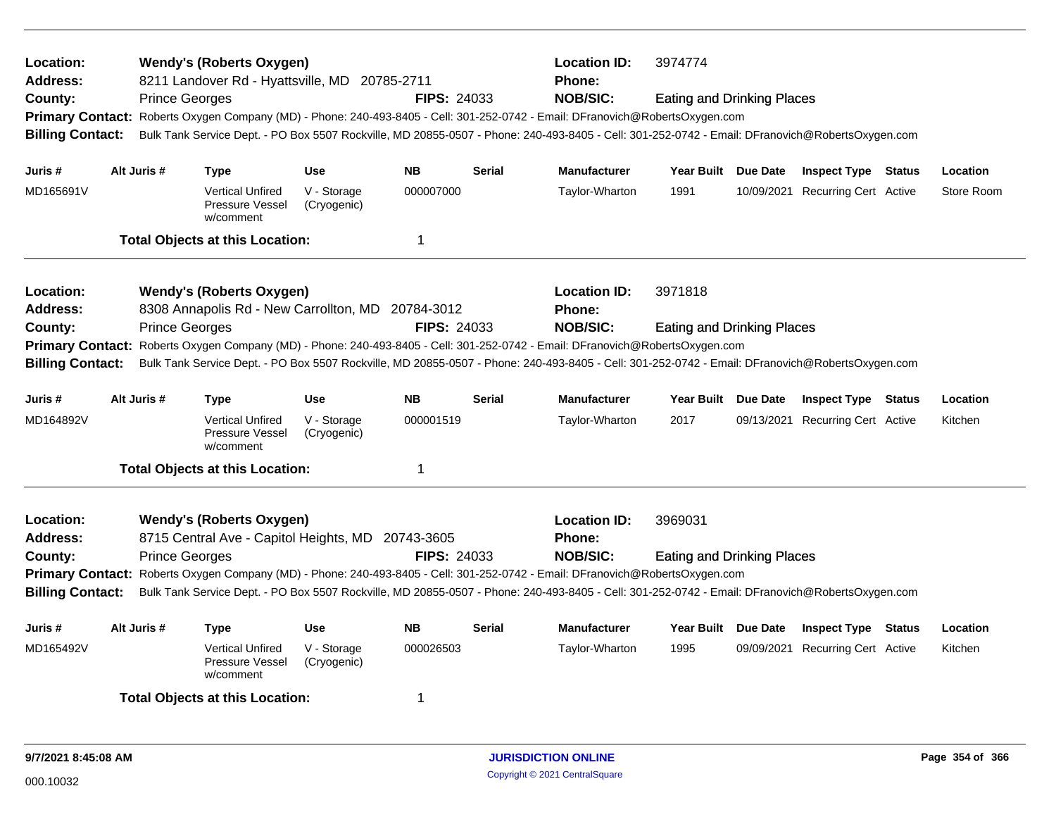**Location:** Wendy's (Roberts Oxygen) **Location ID:** 3974774
**Address:** 8211 Landover Rd - Hyattsville, MD 20785-2711 **Phone:**
**County:** Prince Georges **FIPS:** 24033 **NOB/SIC:** Eating and Drinking Places
**Primary Contact:** Roberts Oxygen Company (MD) - Phone: 240-493-8405 - Cell: 301-252-0742 - Email: DFranovich@RobertsOxygen.com
**Billing Contact:** Bulk Tank Service Dept. - PO Box 5507 Rockville, MD 20855-0507 - Phone: 240-493-8405 - Cell: 301-252-0742 - Email: DFranovich@RobertsOxygen.com

| Juris # | Alt Juris # | Type | Use | NB | Serial | Manufacturer | Year Built | Due Date | Inspect Type | Status | Location |
|---|---|---|---|---|---|---|---|---|---|---|---|
| MD165691V | | Vertical Unfired Pressure Vessel w/comment | V - Storage (Cryogenic) | 000007000 | | Taylor-Wharton | 1991 | 10/09/2021 | Recurring Cert | Active | Store Room |

**Total Objects at this Location:** 1

---

**Location:** Wendy's (Roberts Oxygen) **Location ID:** 3971818
**Address:** 8308 Annapolis Rd - New Carrollton, MD 20784-3012 **Phone:**
**County:** Prince Georges **FIPS:** 24033 **NOB/SIC:** Eating and Drinking Places
**Primary Contact:** Roberts Oxygen Company (MD) - Phone: 240-493-8405 - Cell: 301-252-0742 - Email: DFranovich@RobertsOxygen.com
**Billing Contact:** Bulk Tank Service Dept. - PO Box 5507 Rockville, MD 20855-0507 - Phone: 240-493-8405 - Cell: 301-252-0742 - Email: DFranovich@RobertsOxygen.com

| Juris # | Alt Juris # | Type | Use | NB | Serial | Manufacturer | Year Built | Due Date | Inspect Type | Status | Location |
|---|---|---|---|---|---|---|---|---|---|---|---|
| MD164892V | | Vertical Unfired Pressure Vessel w/comment | V - Storage (Cryogenic) | 000001519 | | Taylor-Wharton | 2017 | 09/13/2021 | Recurring Cert | Active | Kitchen |

**Total Objects at this Location:** 1

---

**Location:** Wendy's (Roberts Oxygen) **Location ID:** 3969031
**Address:** 8715 Central Ave - Capitol Heights, MD 20743-3605 **Phone:**
**County:** Prince Georges **FIPS:** 24033 **NOB/SIC:** Eating and Drinking Places
**Primary Contact:** Roberts Oxygen Company (MD) - Phone: 240-493-8405 - Cell: 301-252-0742 - Email: DFranovich@RobertsOxygen.com
**Billing Contact:** Bulk Tank Service Dept. - PO Box 5507 Rockville, MD 20855-0507 - Phone: 240-493-8405 - Cell: 301-252-0742 - Email: DFranovich@RobertsOxygen.com

| Juris # | Alt Juris # | Type | Use | NB | Serial | Manufacturer | Year Built | Due Date | Inspect Type | Status | Location |
|---|---|---|---|---|---|---|---|---|---|---|---|
| MD165492V | | Vertical Unfired Pressure Vessel w/comment | V - Storage (Cryogenic) | 000026503 | | Taylor-Wharton | 1995 | 09/09/2021 | Recurring Cert | Active | Kitchen |

**Total Objects at this Location:** 1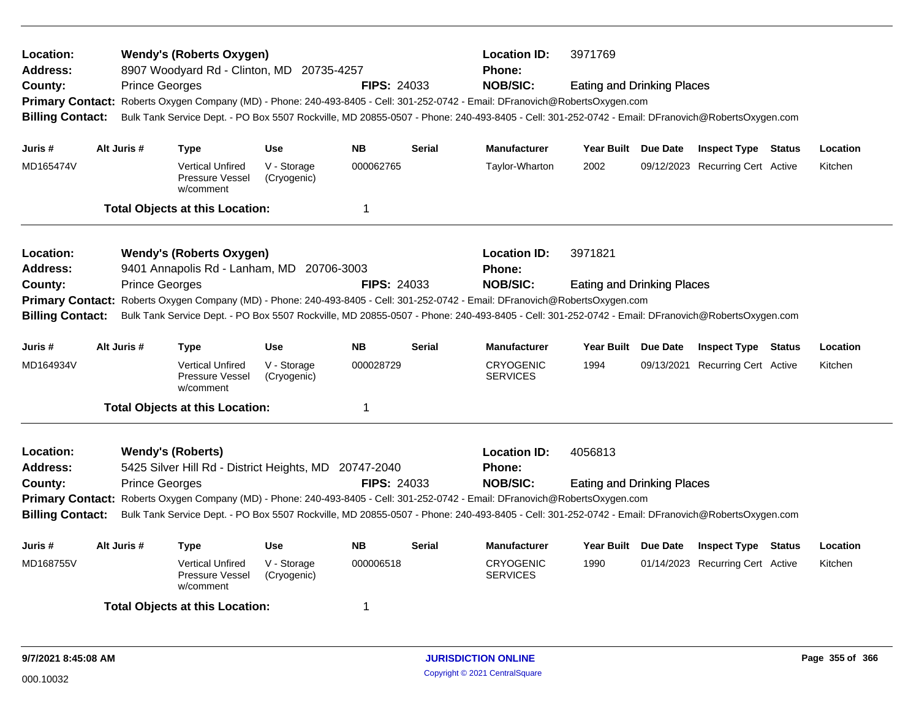**Location:** Wendy's (Roberts Oxygen) **Location ID:** 3971769
**Address:** 8907 Woodyard Rd - Clinton, MD 20735-4257 **Phone:**
**County:** Prince Georges **FIPS:** 24033 **NOB/SIC:** Eating and Drinking Places
**Primary Contact:** Roberts Oxygen Company (MD) - Phone: 240-493-8405 - Cell: 301-252-0742 - Email: DFranovich@RobertsOxygen.com
**Billing Contact:** Bulk Tank Service Dept. - PO Box 5507 Rockville, MD 20855-0507 - Phone: 240-493-8405 - Cell: 301-252-0742 - Email: DFranovich@RobertsOxygen.com

| Juris # | Alt Juris # | Type | Use | NB | Serial | Manufacturer | Year Built | Due Date | Inspect Type | Status | Location |
|---|---|---|---|---|---|---|---|---|---|---|---|
| MD165474V | | Vertical Unfired Pressure Vessel w/comment | V - Storage (Cryogenic) | 000062765 | | Taylor-Wharton | 2002 | 09/12/2023 | Recurring Cert | Active | Kitchen |

**Total Objects at this Location:** 1

**Location:** Wendy's (Roberts Oxygen) **Location ID:** 3971821
**Address:** 9401 Annapolis Rd - Lanham, MD 20706-3003 **Phone:**
**County:** Prince Georges **FIPS:** 24033 **NOB/SIC:** Eating and Drinking Places
**Primary Contact:** Roberts Oxygen Company (MD) - Phone: 240-493-8405 - Cell: 301-252-0742 - Email: DFranovich@RobertsOxygen.com
**Billing Contact:** Bulk Tank Service Dept. - PO Box 5507 Rockville, MD 20855-0507 - Phone: 240-493-8405 - Cell: 301-252-0742 - Email: DFranovich@RobertsOxygen.com

| Juris # | Alt Juris # | Type | Use | NB | Serial | Manufacturer | Year Built | Due Date | Inspect Type | Status | Location |
|---|---|---|---|---|---|---|---|---|---|---|---|
| MD164934V | | Vertical Unfired Pressure Vessel w/comment | V - Storage (Cryogenic) | 000028729 | | CRYOGENIC SERVICES | 1994 | 09/13/2021 | Recurring Cert | Active | Kitchen |

**Total Objects at this Location:** 1

**Location:** Wendy's (Roberts) **Location ID:** 4056813
**Address:** 5425 Silver Hill Rd - District Heights, MD 20747-2040 **Phone:**
**County:** Prince Georges **FIPS:** 24033 **NOB/SIC:** Eating and Drinking Places
**Primary Contact:** Roberts Oxygen Company (MD) - Phone: 240-493-8405 - Cell: 301-252-0742 - Email: DFranovich@RobertsOxygen.com
**Billing Contact:** Bulk Tank Service Dept. - PO Box 5507 Rockville, MD 20855-0507 - Phone: 240-493-8405 - Cell: 301-252-0742 - Email: DFranovich@RobertsOxygen.com

| Juris # | Alt Juris # | Type | Use | NB | Serial | Manufacturer | Year Built | Due Date | Inspect Type | Status | Location |
|---|---|---|---|---|---|---|---|---|---|---|---|
| MD168755V | | Vertical Unfired Pressure Vessel w/comment | V - Storage (Cryogenic) | 000006518 | | CRYOGENIC SERVICES | 1990 | 01/14/2023 | Recurring Cert | Active | Kitchen |

**Total Objects at this Location:** 1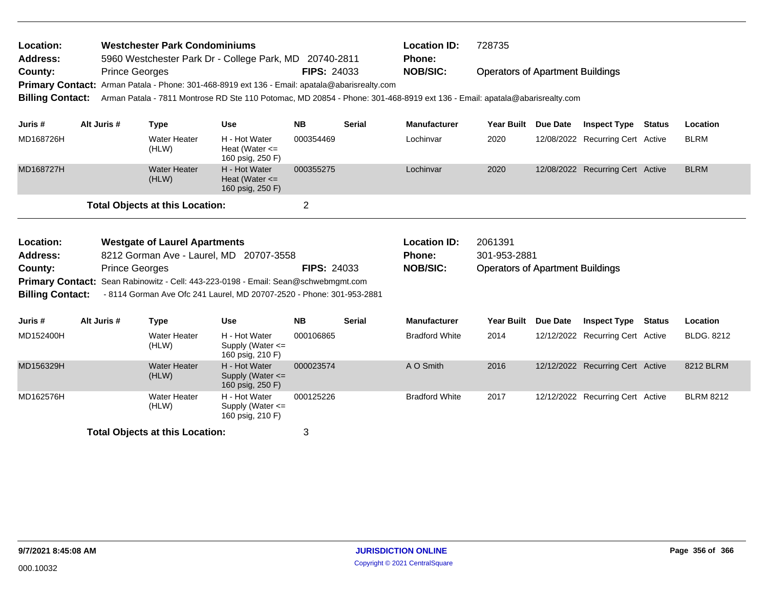**Location:** Westchester Park Condominiums
**Address:** 5960 Westchester Park Dr - College Park, MD 20740-2811
**County:** Prince Georges **FIPS:** 24033
**Location ID:** 728735
**Phone:**
**NOB/SIC:** Operators of Apartment Buildings
**Primary Contact:** Arman Patala - Phone: 301-468-8919 ext 136 - Email: apatala@abarisrealty.com
**Billing Contact:** Arman Patala - 7811 Montrose RD Ste 110 Potomac, MD 20854 - Phone: 301-468-8919 ext 136 - Email: apatala@abarisrealty.com

| Juris # | Alt Juris # | Type | Use | NB | Serial | Manufacturer | Year Built | Due Date | Inspect Type | Status | Location |
|---|---|---|---|---|---|---|---|---|---|---|---|
| MD168726H | | Water Heater (HLW) | H - Hot Water Heat (Water <= 160 psig, 250 F) | 000354469 | | Lochinvar | 2020 | 12/08/2022 | Recurring Cert | Active | BLRM |
| MD168727H | | Water Heater (HLW) | H - Hot Water Heat (Water <= 160 psig, 250 F) | 000355275 | | Lochinvar | 2020 | 12/08/2022 | Recurring Cert | Active | BLRM |

**Total Objects at this Location:** 2

**Location:** Westgate of Laurel Apartments
**Address:** 8212 Gorman Ave - Laurel, MD 20707-3558
**County:** Prince Georges **FIPS:** 24033
**Location ID:** 2061391
**Phone:** 301-953-2881
**NOB/SIC:** Operators of Apartment Buildings
**Primary Contact:** Sean Rabinowitz - Cell: 443-223-0198 - Email: Sean@schwebmgmt.com
**Billing Contact:** - 8114 Gorman Ave Ofc 241 Laurel, MD 20707-2520 - Phone: 301-953-2881

| Juris # | Alt Juris # | Type | Use | NB | Serial | Manufacturer | Year Built | Due Date | Inspect Type | Status | Location |
|---|---|---|---|---|---|---|---|---|---|---|---|
| MD152400H | | Water Heater (HLW) | H - Hot Water Supply (Water <= 160 psig, 210 F) | 000106865 | | Bradford White | 2014 | 12/12/2022 | Recurring Cert | Active | BLDG. 8212 |
| MD156329H | | Water Heater (HLW) | H - Hot Water Supply (Water <= 160 psig, 250 F) | 000023574 | | A O Smith | 2016 | 12/12/2022 | Recurring Cert | Active | 8212 BLRM |
| MD162576H | | Water Heater (HLW) | H - Hot Water Supply (Water <= 160 psig, 210 F) | 000125226 | | Bradford White | 2017 | 12/12/2022 | Recurring Cert | Active | BLRM 8212 |

**Total Objects at this Location:** 3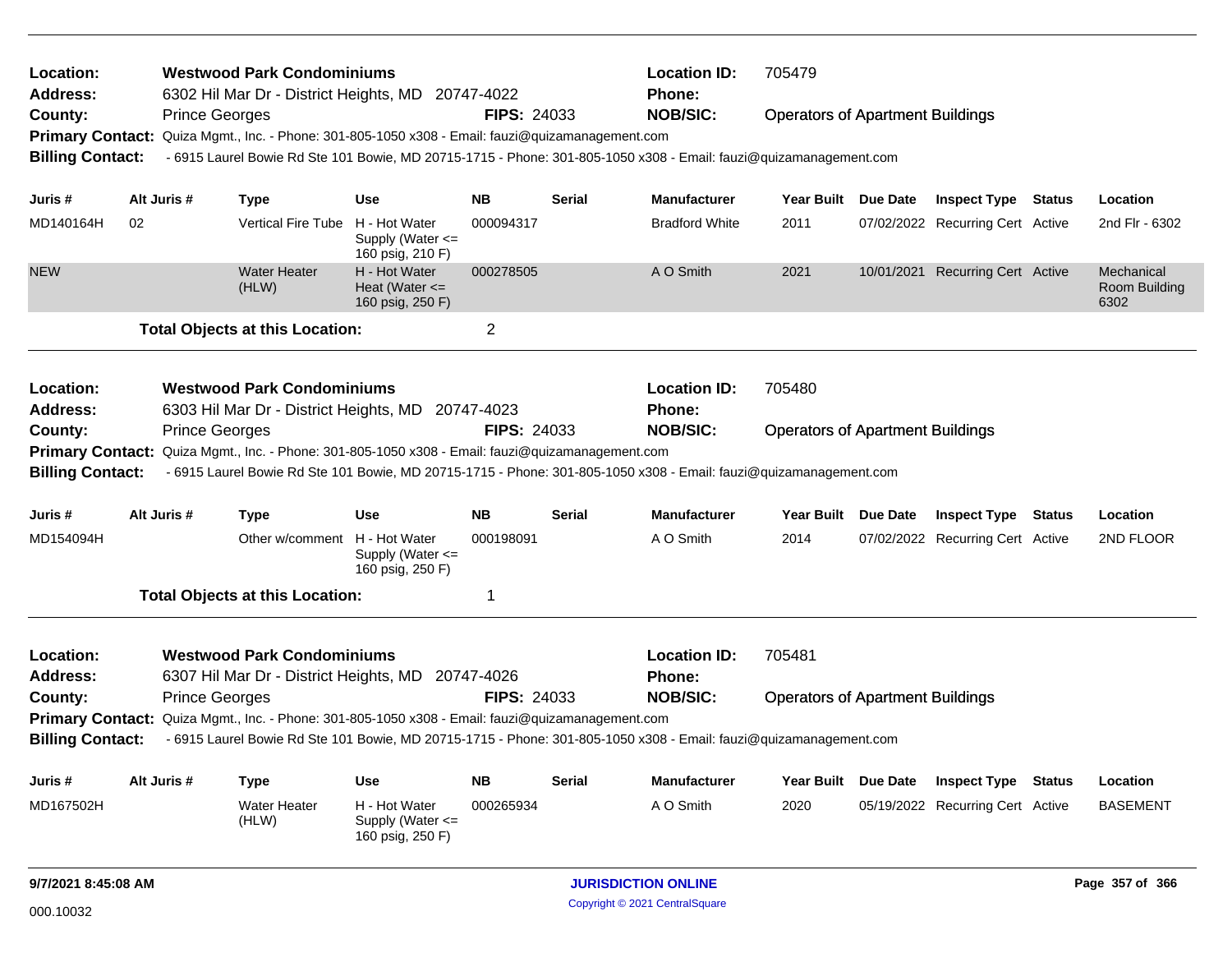**Location:** Westwood Park Condominiums
**Address:** 6302 Hil Mar Dr - District Heights, MD 20747-4022
**County:** Prince Georges **FIPS:** 24033
**Location ID:** 705479
**Phone:**
**NOB/SIC:** Operators of Apartment Buildings
**Primary Contact:** Quiza Mgmt., Inc. - Phone: 301-805-1050 x308 - Email: fauzi@quizamanagement.com
**Billing Contact:** - 6915 Laurel Bowie Rd Ste 101 Bowie, MD 20715-1715 - Phone: 301-805-1050 x308 - Email: fauzi@quizamanagement.com

| Juris # | Alt Juris # | Type | Use | NB | Serial | Manufacturer | Year Built | Due Date | Inspect Type | Status | Location |
|---|---|---|---|---|---|---|---|---|---|---|---|
| MD140164H | 02 | Vertical Fire Tube | H - Hot Water Supply (Water <= 160 psig, 210 F) | 000094317 | | Bradford White | 2011 | 07/02/2022 | Recurring Cert | Active | 2nd Flr - 6302 |
| NEW | | Water Heater (HLW) | H - Hot Water Heat (Water <= 160 psig, 250 F) | 000278505 | | A O Smith | 2021 | 10/01/2021 | Recurring Cert | Active | Mechanical Room Building 6302 |

**Total Objects at this Location:** 2

---

**Location:** Westwood Park Condominiums
**Address:** 6303 Hil Mar Dr - District Heights, MD 20747-4023
**County:** Prince Georges **FIPS:** 24033
**Location ID:** 705480
**Phone:**
**NOB/SIC:** Operators of Apartment Buildings
**Primary Contact:** Quiza Mgmt., Inc. - Phone: 301-805-1050 x308 - Email: fauzi@quizamanagement.com
**Billing Contact:** - 6915 Laurel Bowie Rd Ste 101 Bowie, MD 20715-1715 - Phone: 301-805-1050 x308 - Email: fauzi@quizamanagement.com

| Juris # | Alt Juris # | Type | Use | NB | Serial | Manufacturer | Year Built | Due Date | Inspect Type | Status | Location |
|---|---|---|---|---|---|---|---|---|---|---|---|
| MD154094H | | Other w/comment | H - Hot Water Supply (Water <= 160 psig, 250 F) | 000198091 | | A O Smith | 2014 | 07/02/2022 | Recurring Cert | Active | 2ND FLOOR |

**Total Objects at this Location:** 1

---

**Location:** Westwood Park Condominiums
**Address:** 6307 Hil Mar Dr - District Heights, MD 20747-4026
**County:** Prince Georges **FIPS:** 24033
**Location ID:** 705481
**Phone:**
**NOB/SIC:** Operators of Apartment Buildings
**Primary Contact:** Quiza Mgmt., Inc. - Phone: 301-805-1050 x308 - Email: fauzi@quizamanagement.com
**Billing Contact:** - 6915 Laurel Bowie Rd Ste 101 Bowie, MD 20715-1715 - Phone: 301-805-1050 x308 - Email: fauzi@quizamanagement.com

| Juris # | Alt Juris # | Type | Use | NB | Serial | Manufacturer | Year Built | Due Date | Inspect Type | Status | Location |
|---|---|---|---|---|---|---|---|---|---|---|---|
| MD167502H | | Water Heater (HLW) | H - Hot Water Supply (Water <= 160 psig, 250 F) | 000265934 | | A O Smith | 2020 | 05/19/2022 | Recurring Cert | Active | BASEMENT |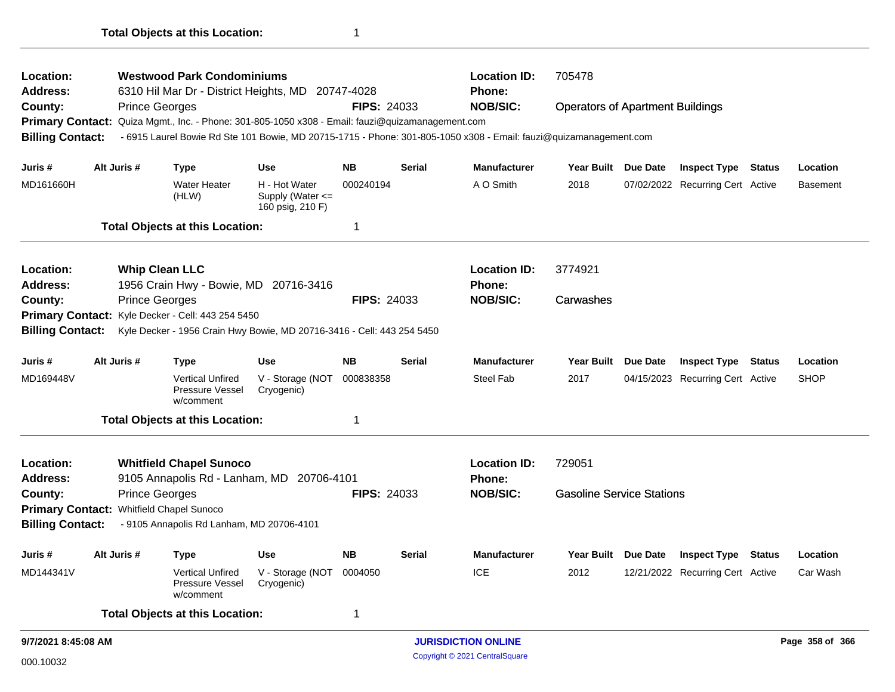**Total Objects at this Location:** 1

---

**Location:** Westwood Park Condominiums
**Location ID:** 705478
**Address:** 6310 Hil Mar Dr - District Heights, MD 20747-4028
**Phone:**
**County:** Prince Georges
**FIPS:** 24033
**NOB/SIC:** Operators of Apartment Buildings
**Primary Contact:** Quiza Mgmt., Inc. - Phone: 301-805-1050 x308 - Email: fauzi@quizamanagement.com
**Billing Contact:** - 6915 Laurel Bowie Rd Ste 101 Bowie, MD 20715-1715 - Phone: 301-805-1050 x308 - Email: fauzi@quizamanagement.com

| Juris # | Alt Juris # | Type | Use | NB | Serial | Manufacturer | Year Built | Due Date | Inspect Type | Status | Location |
|---|---|---|---|---|---|---|---|---|---|---|---|
| MD161660H | | Water Heater (HLW) | H - Hot Water Supply (Water <= 160 psig, 210 F) | 000240194 | | A O Smith | 2018 | 07/02/2022 | Recurring Cert | Active | Basement |

**Total Objects at this Location:** 1

---

**Location:** Whip Clean LLC
**Location ID:** 3774921
**Address:** 1956 Crain Hwy - Bowie, MD 20716-3416
**Phone:**
**County:** Prince Georges
**FIPS:** 24033
**NOB/SIC:** Carwashes
**Primary Contact:** Kyle Decker - Cell: 443 254 5450
**Billing Contact:** Kyle Decker - 1956 Crain Hwy Bowie, MD 20716-3416 - Cell: 443 254 5450

| Juris # | Alt Juris # | Type | Use | NB | Serial | Manufacturer | Year Built | Due Date | Inspect Type | Status | Location |
|---|---|---|---|---|---|---|---|---|---|---|---|
| MD169448V | | Vertical Unfired Pressure Vessel w/comment | V - Storage (NOT Cryogenic) | 000838358 | | Steel Fab | 2017 | 04/15/2023 | Recurring Cert | Active | SHOP |

**Total Objects at this Location:** 1

---

**Location:** Whitfield Chapel Sunoco
**Location ID:** 729051
**Address:** 9105 Annapolis Rd - Lanham, MD 20706-4101
**Phone:**
**County:** Prince Georges
**FIPS:** 24033
**NOB/SIC:** Gasoline Service Stations
**Primary Contact:** Whitfield Chapel Sunoco
**Billing Contact:** - 9105 Annapolis Rd Lanham, MD 20706-4101

| Juris # | Alt Juris # | Type | Use | NB | Serial | Manufacturer | Year Built | Due Date | Inspect Type | Status | Location |
|---|---|---|---|---|---|---|---|---|---|---|---|
| MD144341V | | Vertical Unfired Pressure Vessel w/comment | V - Storage (NOT Cryogenic) | 0004050 | | ICE | 2012 | 12/21/2022 | Recurring Cert | Active | Car Wash |

**Total Objects at this Location:** 1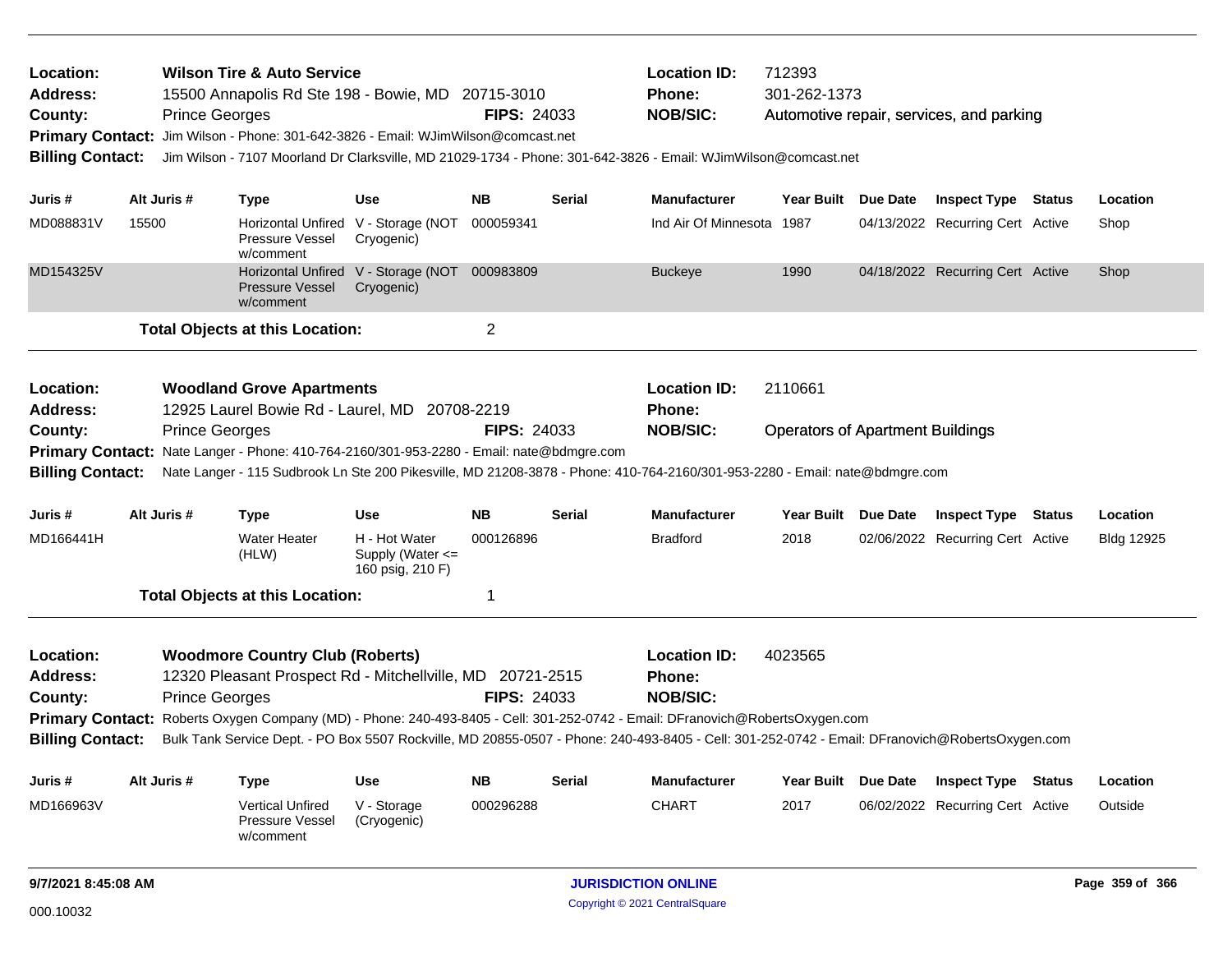**Location:** Wilson Tire & Auto Service
**Location ID:** 712393
**Address:** 15500 Annapolis Rd Ste 198 - Bowie, MD 20715-3010
**Phone:** 301-262-1373
**County:** Prince Georges
**FIPS:** 24033
**NOB/SIC:** Automotive repair, services, and parking
**Primary Contact:** Jim Wilson - Phone: 301-642-3826 - Email: WJimWilson@comcast.net
**Billing Contact:** Jim Wilson - 7107 Moorland Dr Clarksville, MD 21029-1734 - Phone: 301-642-3826 - Email: WJimWilson@comcast.net

| Juris # | Alt Juris # | Type | Use | NB | Serial | Manufacturer | Year Built | Due Date | Inspect Type | Status | Location |
|---|---|---|---|---|---|---|---|---|---|---|---|
| MD088831V | 15500 | Horizontal Unfired Pressure Vessel w/comment | V - Storage (NOT Cryogenic) | 000059341 | | Ind Air Of Minnesota | 1987 | 04/13/2022 | Recurring Cert | Active | Shop |
| MD154325V | | Horizontal Unfired Pressure Vessel w/comment | V - Storage (NOT Cryogenic) | 000983809 | | Buckeye | 1990 | 04/18/2022 | Recurring Cert | Active | Shop |

**Total Objects at this Location:** 2

---

**Location:** Woodland Grove Apartments
**Location ID:** 2110661
**Address:** 12925 Laurel Bowie Rd - Laurel, MD 20708-2219
**Phone:**
**County:** Prince Georges
**FIPS:** 24033
**NOB/SIC:** Operators of Apartment Buildings
**Primary Contact:** Nate Langer - Phone: 410-764-2160/301-953-2280 - Email: nate@bdmgre.com
**Billing Contact:** Nate Langer - 115 Sudbrook Ln Ste 200 Pikesville, MD 21208-3878 - Phone: 410-764-2160/301-953-2280 - Email: nate@bdmgre.com

| Juris # | Alt Juris # | Type | Use | NB | Serial | Manufacturer | Year Built | Due Date | Inspect Type | Status | Location |
|---|---|---|---|---|---|---|---|---|---|---|---|
| MD166441H | | Water Heater (HLW) | H - Hot Water Supply (Water <= 160 psig, 210 F) | 000126896 | | Bradford | 2018 | 02/06/2022 | Recurring Cert | Active | Bldg 12925 |

**Total Objects at this Location:** 1

---

**Location:** Woodmore Country Club (Roberts)
**Location ID:** 4023565
**Address:** 12320 Pleasant Prospect Rd - Mitchellville, MD 20721-2515
**Phone:**
**County:** Prince Georges
**FIPS:** 24033
**NOB/SIC:**
**Primary Contact:** Roberts Oxygen Company (MD) - Phone: 240-493-8405 - Cell: 301-252-0742 - Email: DFranovich@RobertsOxygen.com
**Billing Contact:** Bulk Tank Service Dept. - PO Box 5507 Rockville, MD 20855-0507 - Phone: 240-493-8405 - Cell: 301-252-0742 - Email: DFranovich@RobertsOxygen.com

| Juris # | Alt Juris # | Type | Use | NB | Serial | Manufacturer | Year Built | Due Date | Inspect Type | Status | Location |
|---|---|---|---|---|---|---|---|---|---|---|---|
| MD166963V | | Vertical Unfired Pressure Vessel w/comment | V - Storage (Cryogenic) | 000296288 | | CHART | 2017 | 06/02/2022 | Recurring Cert | Active | Outside |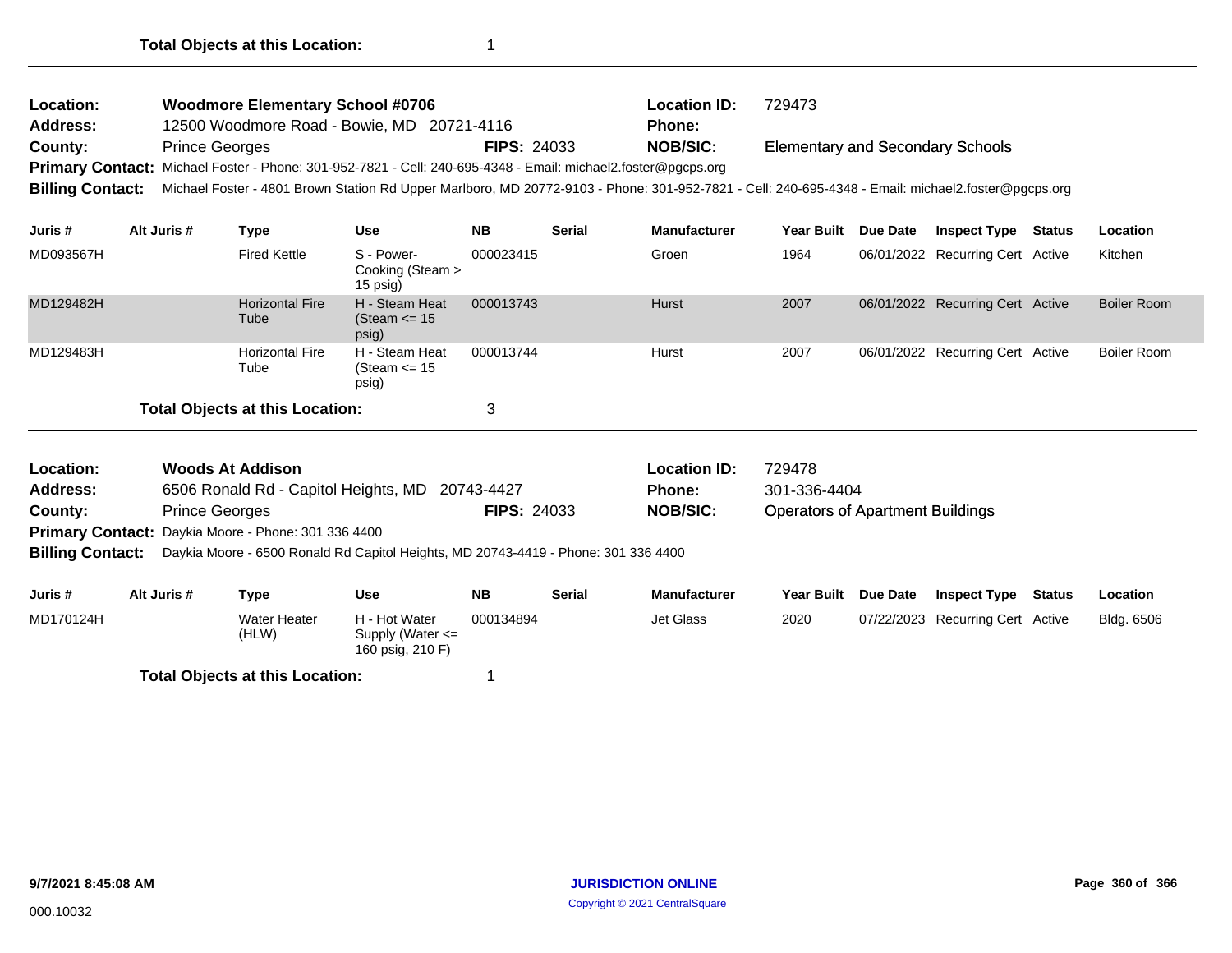**Total Objects at this Location:** 1

---

| | | | | |
|---|---|---|---|---|
| **Location:** | **Woodmore Elementary School #0706** | | **Location ID:** | 729473 |
| **Address:** | 12500 Woodmore Road - Bowie, MD 20721-4116 | | **Phone:** | |
| **County:** | Prince Georges | **FIPS:** 24033 | **NOB/SIC:** | Elementary and Secondary Schools |

**Primary Contact:** Michael Foster - Phone: 301-952-7821 - Cell: 240-695-4348 - Email: michael2.foster@pgcps.org

**Billing Contact:** Michael Foster - 4801 Brown Station Rd Upper Marlboro, MD 20772-9103 - Phone: 301-952-7821 - Cell: 240-695-4348 - Email: michael2.foster@pgcps.org

| Juris # | Alt Juris # | Type | Use | NB | Serial | Manufacturer | Year Built | Due Date | Inspect Type | Status | Location |
|---|---|---|---|---|---|---|---|---|---|---|---|
| MD093567H | | Fired Kettle | S - Power-Cooking (Steam > 15 psig) | 000023415 | | Groen | 1964 | 06/01/2022 | Recurring Cert | Active | Kitchen |
| MD129482H | | Horizontal Fire Tube | H - Steam Heat (Steam <= 15 psig) | 000013743 | | Hurst | 2007 | 06/01/2022 | Recurring Cert | Active | Boiler Room |
| MD129483H | | Horizontal Fire Tube | H - Steam Heat (Steam <= 15 psig) | 000013744 | | Hurst | 2007 | 06/01/2022 | Recurring Cert | Active | Boiler Room |

**Total Objects at this Location:** 3

---

| | | | | |
|---|---|---|---|---|
| **Location:** | **Woods At Addison** | | **Location ID:** | 729478 |
| **Address:** | 6506 Ronald Rd - Capitol Heights, MD 20743-4427 | | **Phone:** | 301-336-4404 |
| **County:** | Prince Georges | **FIPS:** 24033 | **NOB/SIC:** | Operators of Apartment Buildings |

**Primary Contact:** Daykia Moore - Phone: 301 336 4400

**Billing Contact:** Daykia Moore - 6500 Ronald Rd Capitol Heights, MD 20743-4419 - Phone: 301 336 4400

| Juris # | Alt Juris # | Type | Use | NB | Serial | Manufacturer | Year Built | Due Date | Inspect Type | Status | Location |
|---|---|---|---|---|---|---|---|---|---|---|---|
| MD170124H | | Water Heater (HLW) | H - Hot Water Supply (Water <= 160 psig, 210 F) | 000134894 | | Jet Glass | 2020 | 07/22/2023 | Recurring Cert | Active | Bldg. 6506 |

**Total Objects at this Location:** 1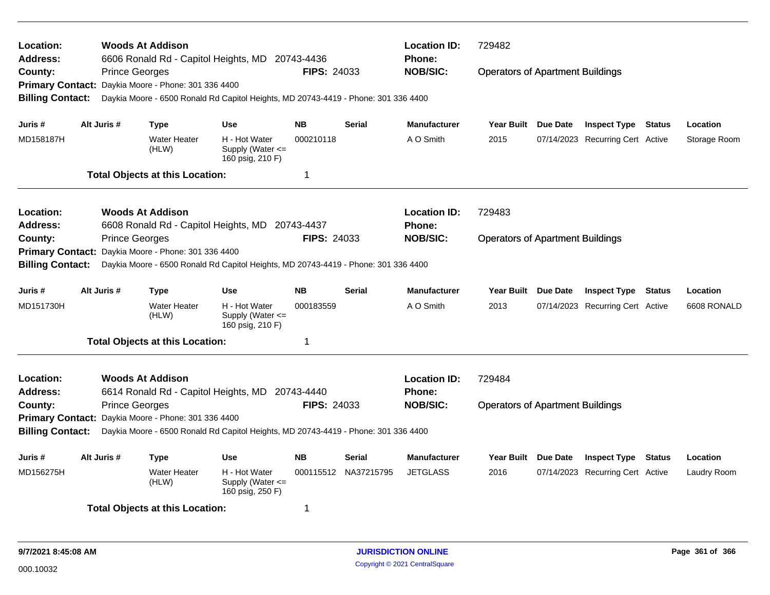**Location:** Woods At Addison
**Address:** 6606 Ronald Rd - Capitol Heights, MD 20743-4436
**County:** Prince Georges
**FIPS:** 24033
**Location ID:** 729482
**Phone:**
**NOB/SIC:** Operators of Apartment Buildings
**Primary Contact:** Daykia Moore - Phone: 301 336 4400
**Billing Contact:** Daykia Moore - 6500 Ronald Rd Capitol Heights, MD 20743-4419 - Phone: 301 336 4400

| Juris # | Alt Juris # | Type | Use | NB | Serial | Manufacturer | Year Built | Due Date | Inspect Type | Status | Location |
|---|---|---|---|---|---|---|---|---|---|---|---|
| MD158187H | | Water Heater (HLW) | H - Hot Water Supply (Water <= 160 psig, 210 F) | 000210118 | | A O Smith | 2015 | 07/14/2023 | Recurring Cert | Active | Storage Room |

**Total Objects at this Location:** 1

---

**Location:** Woods At Addison
**Address:** 6608 Ronald Rd - Capitol Heights, MD 20743-4437
**County:** Prince Georges
**FIPS:** 24033
**Location ID:** 729483
**Phone:**
**NOB/SIC:** Operators of Apartment Buildings
**Primary Contact:** Daykia Moore - Phone: 301 336 4400
**Billing Contact:** Daykia Moore - 6500 Ronald Rd Capitol Heights, MD 20743-4419 - Phone: 301 336 4400

| Juris # | Alt Juris # | Type | Use | NB | Serial | Manufacturer | Year Built | Due Date | Inspect Type | Status | Location |
|---|---|---|---|---|---|---|---|---|---|---|---|
| MD151730H | | Water Heater (HLW) | H - Hot Water Supply (Water <= 160 psig, 210 F) | 000183559 | | A O Smith | 2013 | 07/14/2023 | Recurring Cert | Active | 6608 RONALD |

**Total Objects at this Location:** 1

---

**Location:** Woods At Addison
**Address:** 6614 Ronald Rd - Capitol Heights, MD 20743-4440
**County:** Prince Georges
**FIPS:** 24033
**Location ID:** 729484
**Phone:**
**NOB/SIC:** Operators of Apartment Buildings
**Primary Contact:** Daykia Moore - Phone: 301 336 4400
**Billing Contact:** Daykia Moore - 6500 Ronald Rd Capitol Heights, MD 20743-4419 - Phone: 301 336 4400

| Juris # | Alt Juris # | Type | Use | NB | Serial | Manufacturer | Year Built | Due Date | Inspect Type | Status | Location |
|---|---|---|---|---|---|---|---|---|---|---|---|
| MD156275H | | Water Heater (HLW) | H - Hot Water Supply (Water <= 160 psig, 250 F) | 000115512 | NA37215795 | JETGLASS | 2016 | 07/14/2023 | Recurring Cert | Active | Laudry Room |

**Total Objects at this Location:** 1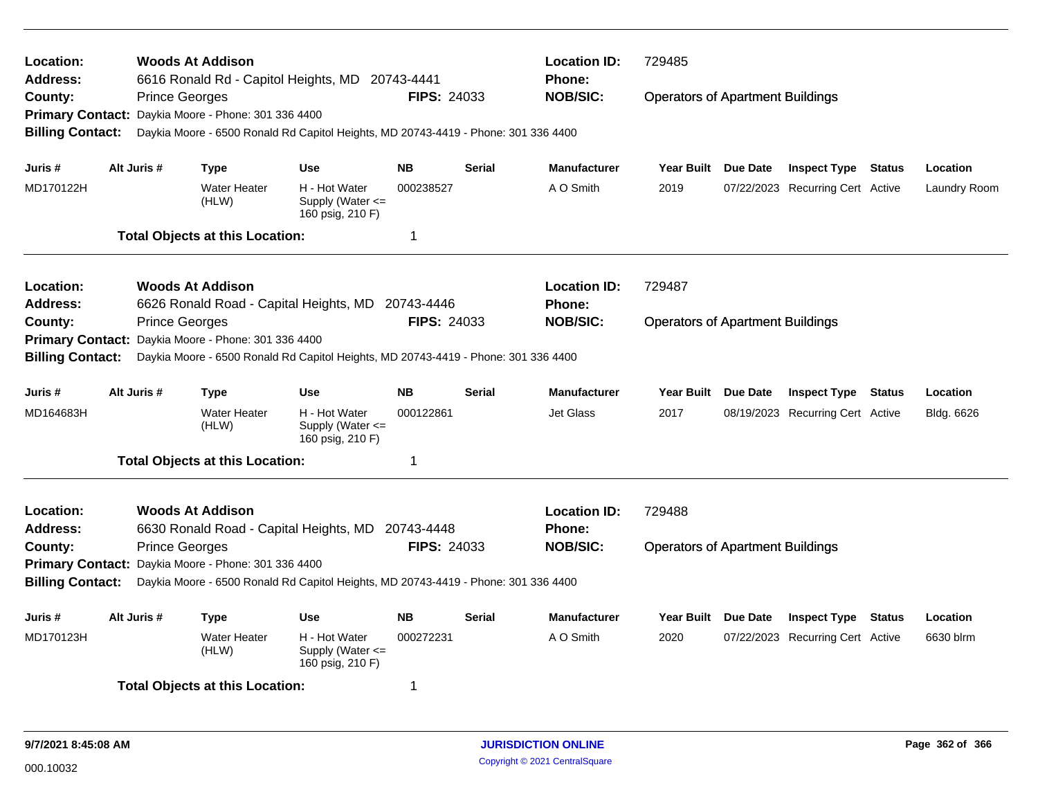| | | | |
|---|---|---|---|
| **Location:** | **Woods At Addison** | **Location ID:** | 729485 |
| **Address:** | 6616 Ronald Rd - Capitol Heights, MD 20743-4441 | **Phone:** | |
| **County:** | Prince Georges **FIPS:** 24033 | **NOB/SIC:** | Operators of Apartment Buildings |
| **Primary Contact:** | Daykia Moore - Phone: 301 336 4400 | | |
| **Billing Contact:** | Daykia Moore - 6500 Ronald Rd Capitol Heights, MD 20743-4419 - Phone: 301 336 4400 | | |

| Juris # | Alt Juris # | Type | Use | NB | Serial | Manufacturer | Year Built | Due Date | Inspect Type | Status | Location |
|---|---|---|---|---|---|---|---|---|---|---|---|
| MD170122H | | Water Heater (HLW) | H - Hot Water Supply (Water <= 160 psig, 210 F) | 000238527 | | A O Smith | 2019 | 07/22/2023 | Recurring Cert | Active | Laundry Room |

**Total Objects at this Location:** 1

| | | | |
|---|---|---|---|
| **Location:** | **Woods At Addison** | **Location ID:** | 729487 |
| **Address:** | 6626 Ronald Road - Capital Heights, MD 20743-4446 | **Phone:** | |
| **County:** | Prince Georges **FIPS:** 24033 | **NOB/SIC:** | Operators of Apartment Buildings |
| **Primary Contact:** | Daykia Moore - Phone: 301 336 4400 | | |
| **Billing Contact:** | Daykia Moore - 6500 Ronald Rd Capitol Heights, MD 20743-4419 - Phone: 301 336 4400 | | |

| Juris # | Alt Juris # | Type | Use | NB | Serial | Manufacturer | Year Built | Due Date | Inspect Type | Status | Location |
|---|---|---|---|---|---|---|---|---|---|---|---|
| MD164683H | | Water Heater (HLW) | H - Hot Water Supply (Water <= 160 psig, 210 F) | 000122861 | | Jet Glass | 2017 | 08/19/2023 | Recurring Cert | Active | Bldg. 6626 |

**Total Objects at this Location:** 1

| | | | |
|---|---|---|---|
| **Location:** | **Woods At Addison** | **Location ID:** | 729488 |
| **Address:** | 6630 Ronald Road - Capital Heights, MD 20743-4448 | **Phone:** | |
| **County:** | Prince Georges **FIPS:** 24033 | **NOB/SIC:** | Operators of Apartment Buildings |
| **Primary Contact:** | Daykia Moore - Phone: 301 336 4400 | | |
| **Billing Contact:** | Daykia Moore - 6500 Ronald Rd Capitol Heights, MD 20743-4419 - Phone: 301 336 4400 | | |

| Juris # | Alt Juris # | Type | Use | NB | Serial | Manufacturer | Year Built | Due Date | Inspect Type | Status | Location |
|---|---|---|---|---|---|---|---|---|---|---|---|
| MD170123H | | Water Heater (HLW) | H - Hot Water Supply (Water <= 160 psig, 210 F) | 000272231 | | A O Smith | 2020 | 07/22/2023 | Recurring Cert | Active | 6630 blrm |

**Total Objects at this Location:** 1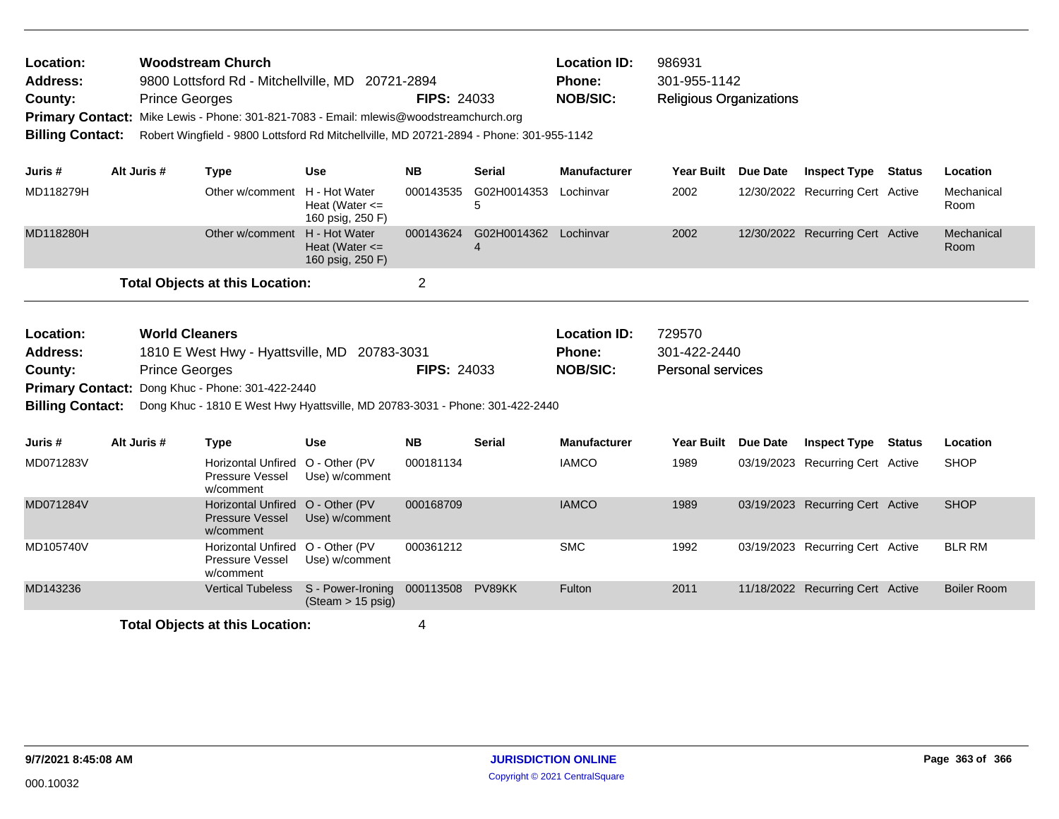**Location:** Woodstream Church **Location ID:** 986931
**Address:** 9800 Lottsford Rd - Mitchellville, MD 20721-2894 **Phone:** 301-955-1142
**County:** Prince Georges **FIPS:** 24033 **NOB/SIC:** Religious Organizations
**Primary Contact:** Mike Lewis - Phone: 301-821-7083 - Email: mlewis@woodstreamchurch.org
**Billing Contact:** Robert Wingfield - 9800 Lottsford Rd Mitchellville, MD 20721-2894 - Phone: 301-955-1142

| Juris # | Alt Juris # | Type | Use | NB | Serial | Manufacturer | Year Built | Due Date | Inspect Type | Status | Location |
|---|---|---|---|---|---|---|---|---|---|---|---|
| MD118279H | | Other w/comment | H - Hot Water Heat (Water <= 160 psig, 250 F) | 000143535 | G02H00143535 | Lochinvar | 2002 | 12/30/2022 | Recurring Cert | Active | Mechanical Room |
| MD118280H | | Other w/comment | H - Hot Water Heat (Water <= 160 psig, 250 F) | 000143624 | G02H00143624 | Lochinvar | 2002 | 12/30/2022 | Recurring Cert | Active | Mechanical Room |

**Total Objects at this Location:** 2

**Location:** World Cleaners **Location ID:** 729570
**Address:** 1810 E West Hwy - Hyattsville, MD 20783-3031 **Phone:** 301-422-2440
**County:** Prince Georges **FIPS:** 24033 **NOB/SIC:** Personal services
**Primary Contact:** Dong Khuc - Phone: 301-422-2440
**Billing Contact:** Dong Khuc - 1810 E West Hwy Hyattsville, MD 20783-3031 - Phone: 301-422-2440

| Juris # | Alt Juris # | Type | Use | NB | Serial | Manufacturer | Year Built | Due Date | Inspect Type | Status | Location |
|---|---|---|---|---|---|---|---|---|---|---|---|
| MD071283V | | Horizontal Unfired Pressure Vessel w/comment | O - Other (PV Use) w/comment | 000181134 | | IAMCO | 1989 | 03/19/2023 | Recurring Cert | Active | SHOP |
| MD071284V | | Horizontal Unfired Pressure Vessel w/comment | O - Other (PV Use) w/comment | 000168709 | | IAMCO | 1989 | 03/19/2023 | Recurring Cert | Active | SHOP |
| MD105740V | | Horizontal Unfired Pressure Vessel w/comment | O - Other (PV Use) w/comment | 000361212 | | SMC | 1992 | 03/19/2023 | Recurring Cert | Active | BLR RM |
| MD143236 | | Vertical Tubeless | S - Power-Ironing (Steam > 15 psig) | 000113508 | PV89KK | Fulton | 2011 | 11/18/2022 | Recurring Cert | Active | Boiler Room |

**Total Objects at this Location:** 4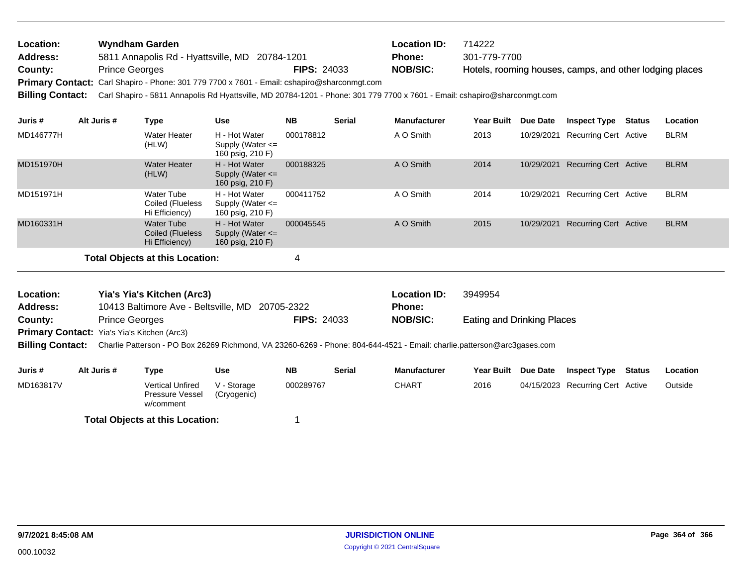**Location:** Wyndham Garden  
**Address:** 5811 Annapolis Rd - Hyattsville, MD 20784-1201  
**County:** Prince Georges  **FIPS:** 24033  
**Location ID:** 714222  
**Phone:** 301-779-7700  
**NOB/SIC:** Hotels, rooming houses, camps, and other lodging places  
**Primary Contact:** Carl Shapiro - Phone: 301 779 7700 x 7601 - Email: cshapiro@sharconmgt.com  
**Billing Contact:** Carl Shapiro - 5811 Annapolis Rd Hyattsville, MD 20784-1201 - Phone: 301 779 7700 x 7601 - Email: cshapiro@sharconmgt.com

| Juris # | Alt Juris # | Type | Use | NB | Serial | Manufacturer | Year Built | Due Date | Inspect Type | Status | Location |
|---|---|---|---|---|---|---|---|---|---|---|---|
| MD146777H | | Water Heater (HLW) | H - Hot Water Supply (Water <= 160 psig, 210 F) | 000178812 | | A O Smith | 2013 | 10/29/2021 | Recurring Cert | Active | BLRM |
| MD151970H | | Water Heater (HLW) | H - Hot Water Supply (Water <= 160 psig, 210 F) | 000188325 | | A O Smith | 2014 | 10/29/2021 | Recurring Cert | Active | BLRM |
| MD151971H | | Water Tube Coiled (Flueless Hi Efficiency) | H - Hot Water Supply (Water <= 160 psig, 210 F) | 000411752 | | A O Smith | 2014 | 10/29/2021 | Recurring Cert | Active | BLRM |
| MD160331H | | Water Tube Coiled (Flueless Hi Efficiency) | H - Hot Water Supply (Water <= 160 psig, 210 F) | 000045545 | | A O Smith | 2015 | 10/29/2021 | Recurring Cert | Active | BLRM |

**Total Objects at this Location:** 4

---

**Location:** Yia's Yia's Kitchen (Arc3)  
**Address:** 10413 Baltimore Ave - Beltsville, MD 20705-2322  
**County:** Prince Georges  **FIPS:** 24033  
**Location ID:** 3949954  
**Phone:**  
**NOB/SIC:** Eating and Drinking Places  
**Primary Contact:** Yia's Yia's Kitchen (Arc3)  
**Billing Contact:** Charlie Patterson - PO Box 26269 Richmond, VA 23260-6269 - Phone: 804-644-4521 - Email: charlie.patterson@arc3gases.com

| Juris # | Alt Juris # | Type | Use | NB | Serial | Manufacturer | Year Built | Due Date | Inspect Type | Status | Location |
|---|---|---|---|---|---|---|---|---|---|---|---|
| MD163817V | | Vertical Unfired Pressure Vessel w/comment | V - Storage (Cryogenic) | 000289767 | | CHART | 2016 | 04/15/2023 | Recurring Cert | Active | Outside |

**Total Objects at this Location:** 1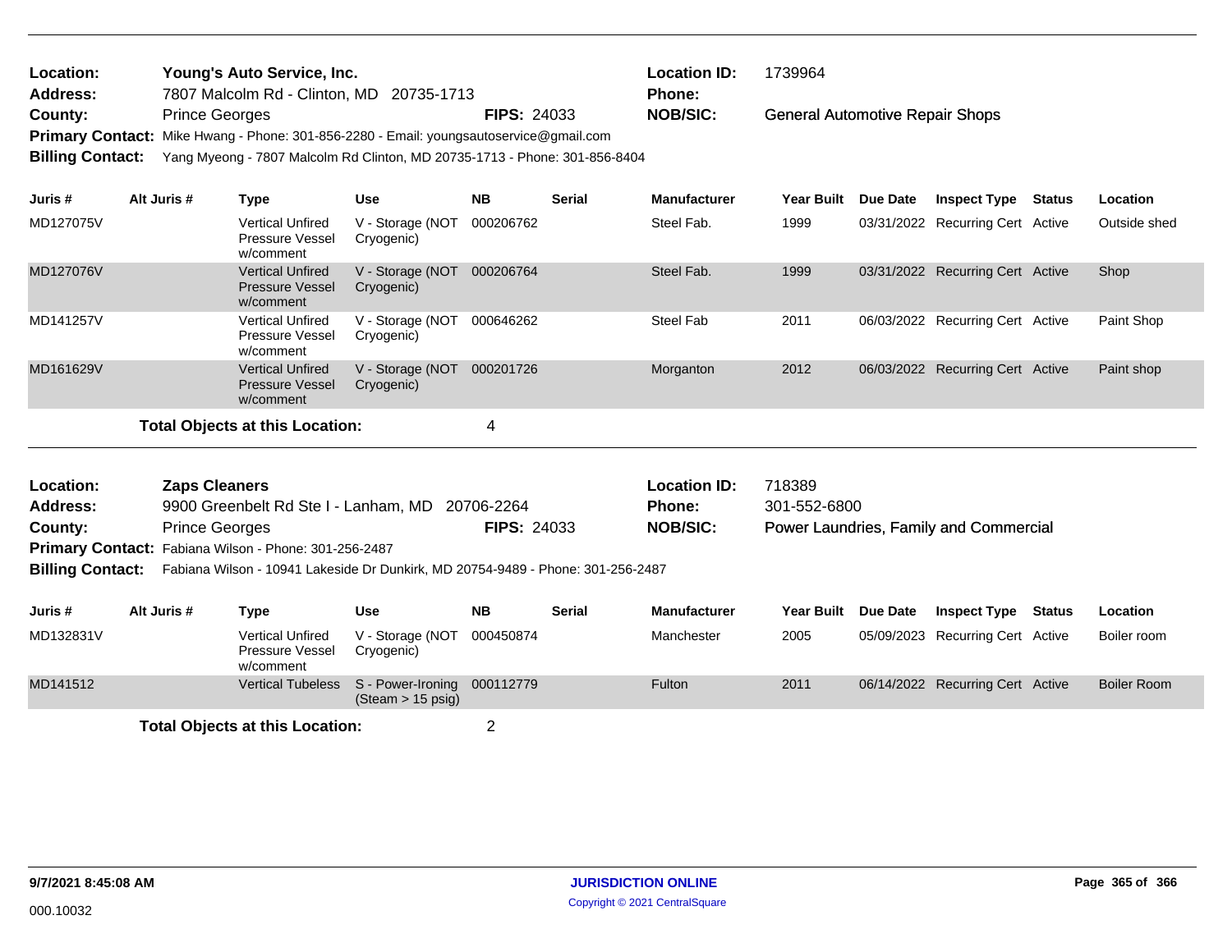**Location:** Young's Auto Service, Inc.
**Address:** 7807 Malcolm Rd - Clinton, MD 20735-1713
**County:** Prince Georges **FIPS:** 24033
**Primary Contact:** Mike Hwang - Phone: 301-856-2280 - Email: youngsautoservice@gmail.com
**Billing Contact:** Yang Myeong - 7807 Malcolm Rd Clinton, MD 20735-1713 - Phone: 301-856-8404

**Location ID:** 1739964
**Phone:**
**NOB/SIC:** General Automotive Repair Shops

| Juris # | Alt Juris # | Type | Use | NB | Serial | Manufacturer | Year Built | Due Date | Inspect Type | Status | Location |
|---|---|---|---|---|---|---|---|---|---|---|---|
| MD127075V | | Vertical Unfired Pressure Vessel w/comment | V - Storage (NOT Cryogenic) | 000206762 | | Steel Fab. | 1999 | 03/31/2022 | Recurring Cert | Active | Outside shed |
| MD127076V | | Vertical Unfired Pressure Vessel w/comment | V - Storage (NOT Cryogenic) | 000206764 | | Steel Fab. | 1999 | 03/31/2022 | Recurring Cert | Active | Shop |
| MD141257V | | Vertical Unfired Pressure Vessel w/comment | V - Storage (NOT Cryogenic) | 000646262 | | Steel Fab | 2011 | 06/03/2022 | Recurring Cert | Active | Paint Shop |
| MD161629V | | Vertical Unfired Pressure Vessel w/comment | V - Storage (NOT Cryogenic) | 000201726 | | Morganton | 2012 | 06/03/2022 | Recurring Cert | Active | Paint shop |

**Total Objects at this Location:** 4

---

**Location:** Zaps Cleaners
**Address:** 9900 Greenbelt Rd Ste I - Lanham, MD 20706-2264
**County:** Prince Georges **FIPS:** 24033
**Primary Contact:** Fabiana Wilson - Phone: 301-256-2487
**Billing Contact:** Fabiana Wilson - 10941 Lakeside Dr Dunkirk, MD 20754-9489 - Phone: 301-256-2487

**Location ID:** 718389
**Phone:** 301-552-6800
**NOB/SIC:** Power Laundries, Family and Commercial

| Juris # | Alt Juris # | Type | Use | NB | Serial | Manufacturer | Year Built | Due Date | Inspect Type | Status | Location |
|---|---|---|---|---|---|---|---|---|---|---|---|
| MD132831V | | Vertical Unfired Pressure Vessel w/comment | V - Storage (NOT Cryogenic) | 000450874 | | Manchester | 2005 | 05/09/2023 | Recurring Cert | Active | Boiler room |
| MD141512 | | Vertical Tubeless | S - Power-Ironing (Steam > 15 psig) | 000112779 | | Fulton | 2011 | 06/14/2022 | Recurring Cert | Active | Boiler Room |

**Total Objects at this Location:** 2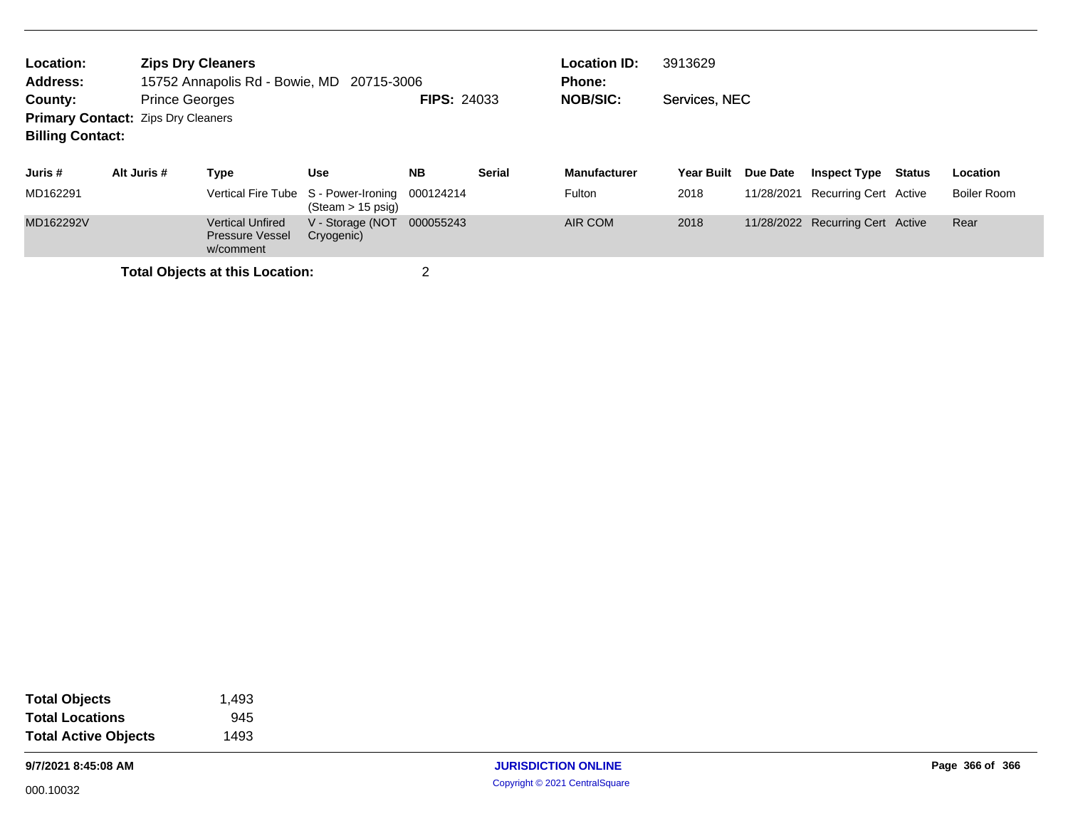**Location:** **Zips Dry Cleaners** **Location ID:** 3913629
**Address:** 15752 Annapolis Rd - Bowie, MD 20715-3006 **Phone:**
**County:** Prince Georges **FIPS:** 24033 **NOB/SIC:** Services, NEC
**Primary Contact:** Zips Dry Cleaners
**Billing Contact:**

| Juris # | Alt Juris # | Type | Use | NB | Serial | Manufacturer | Year Built | Due Date | Inspect Type | Status | Location |
|---|---|---|---|---|---|---|---|---|---|---|---|
| MD162291 | | Vertical Fire Tube | S - Power-Ironing (Steam > 15 psig) | 000124214 | | Fulton | 2018 | 11/28/2021 | Recurring Cert | Active | Boiler Room |
| MD162292V | | Vertical Unfired Pressure Vessel w/comment | V - Storage (NOT Cryogenic) | 000055243 | | AIR COM | 2018 | 11/28/2022 | Recurring Cert | Active | Rear |

**Total Objects at this Location:** 2

| | |
|---|---|
| **Total Objects** | 1,493 |
| **Total Locations** | 945 |
| **Total Active Objects** | 1493 |

**9/7/2021 8:45:08 AM**

000.10032